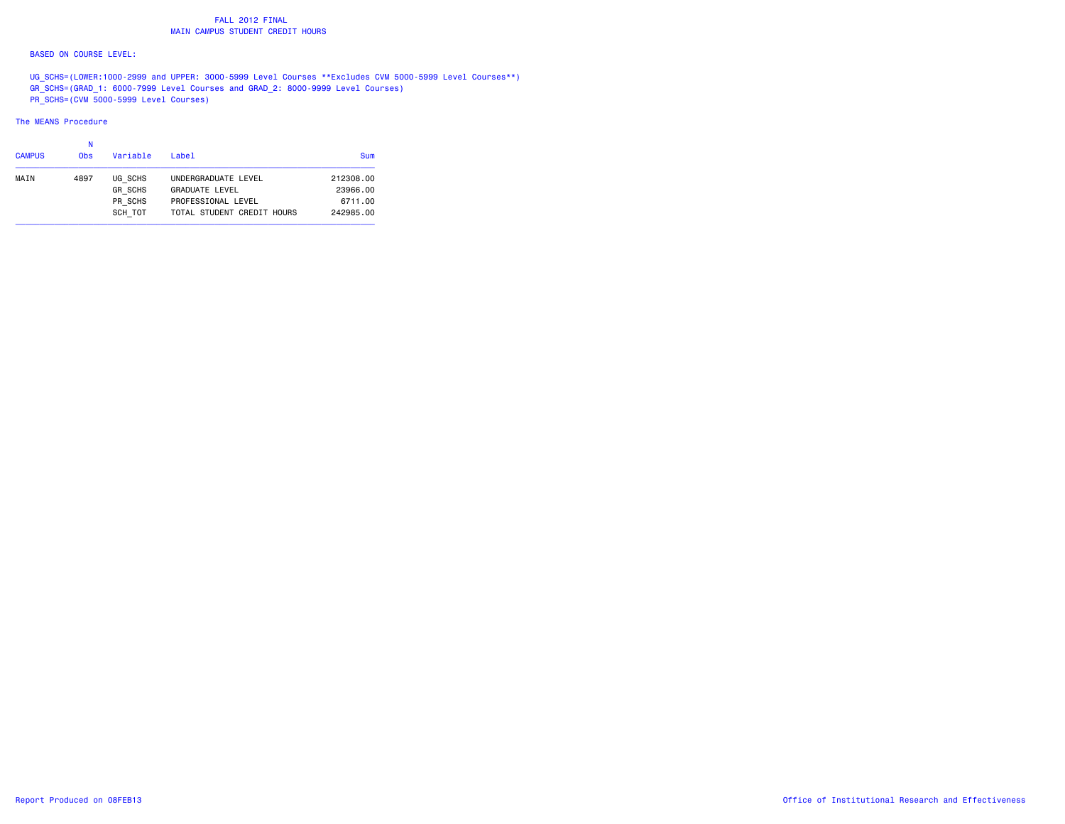# FALL 2012 FINAL
## MAIN CAMPUS STUDENT CREDIT HOURS

BASED ON COURSE LEVEL:

UG_SCHS=(LOWER:1000-2999 and UPPER: 3000-5999 Level Courses **Excludes CVM 5000-5999 Level Courses**)
GR_SCHS=(GRAD_1: 6000-7999 Level Courses and GRAD_2: 8000-9999 Level Courses)
PR_SCHS=(CVM 5000-5999 Level Courses)

The MEANS Procedure

| CAMPUS | N Obs | Variable | Label | Sum |
|---|---|---|---|---|
| MAIN | 4897 | UG_SCHS | UNDERGRADUATE LEVEL | 212308.00 |
| | | GR_SCHS | GRADUATE LEVEL | 23966.00 |
| | | PR_SCHS | PROFESSIONAL LEVEL | 6711.00 |
| | | SCH_TOT | TOTAL STUDENT CREDIT HOURS | 242985.00 |

Report Produced on 08FEB13

Office of Institutional Research and Effectiveness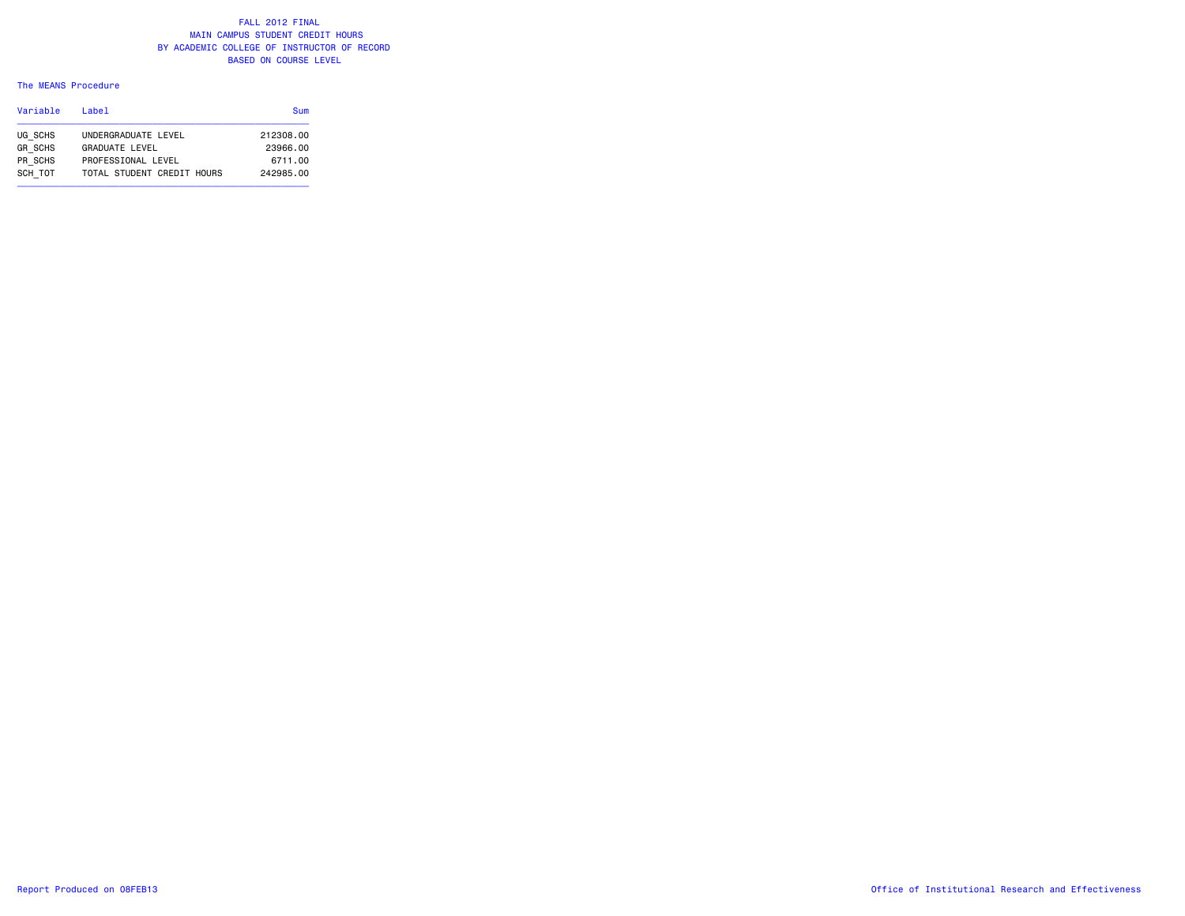# FALL 2012 FINAL
## MAIN CAMPUS STUDENT CREDIT HOURS
## BY ACADEMIC COLLEGE OF INSTRUCTOR OF RECORD
## BASED ON COURSE LEVEL

The MEANS Procedure

| Variable | Label | Sum |
|---|---|---|
| UG_SCHS | UNDERGRADUATE LEVEL | 212308.00 |
| GR_SCHS | GRADUATE LEVEL | 23966.00 |
| PR_SCHS | PROFESSIONAL LEVEL | 6711.00 |
| SCH_TOT | TOTAL STUDENT CREDIT HOURS | 242985.00 |

Report Produced on 08FEB13

Office of Institutional Research and Effectiveness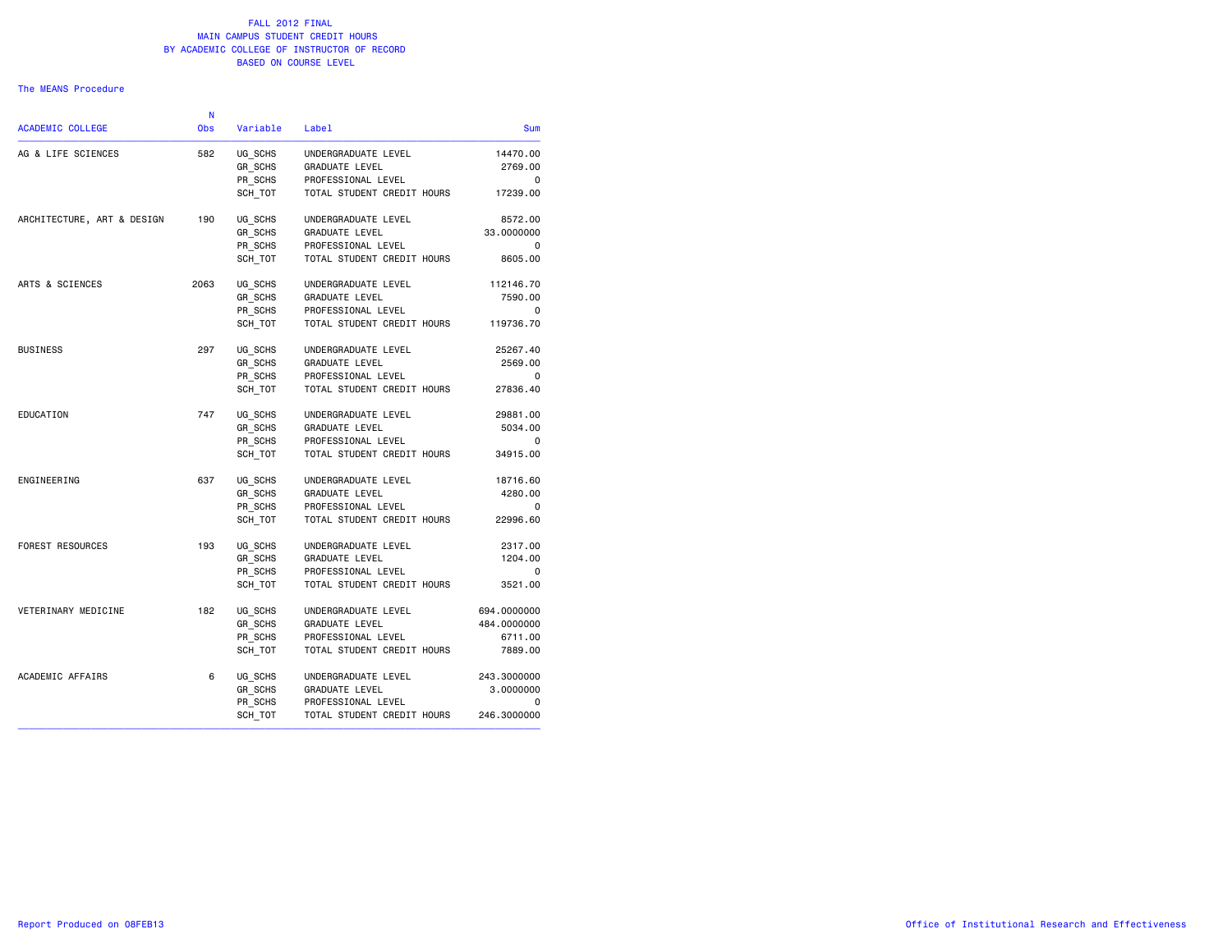FALL 2012 FINAL
MAIN CAMPUS STUDENT CREDIT HOURS
BY ACADEMIC COLLEGE OF INSTRUCTOR OF RECORD
BASED ON COURSE LEVEL

The MEANS Procedure

| ACADEMIC COLLEGE | N Obs | Variable | Label | Sum |
|---|---|---|---|---|
| AG & LIFE SCIENCES | 582 | UG_SCHS | UNDERGRADUATE LEVEL | 14470.00 |
| | | GR_SCHS | GRADUATE LEVEL | 2769.00 |
| | | PR_SCHS | PROFESSIONAL LEVEL | 0 |
| | | SCH_TOT | TOTAL STUDENT CREDIT HOURS | 17239.00 |
| ARCHITECTURE, ART & DESIGN | 190 | UG_SCHS | UNDERGRADUATE LEVEL | 8572.00 |
| | | GR_SCHS | GRADUATE LEVEL | 33.0000000 |
| | | PR_SCHS | PROFESSIONAL LEVEL | 0 |
| | | SCH_TOT | TOTAL STUDENT CREDIT HOURS | 8605.00 |
| ARTS & SCIENCES | 2063 | UG_SCHS | UNDERGRADUATE LEVEL | 112146.70 |
| | | GR_SCHS | GRADUATE LEVEL | 7590.00 |
| | | PR_SCHS | PROFESSIONAL LEVEL | 0 |
| | | SCH_TOT | TOTAL STUDENT CREDIT HOURS | 119736.70 |
| BUSINESS | 297 | UG_SCHS | UNDERGRADUATE LEVEL | 25267.40 |
| | | GR_SCHS | GRADUATE LEVEL | 2569.00 |
| | | PR_SCHS | PROFESSIONAL LEVEL | 0 |
| | | SCH_TOT | TOTAL STUDENT CREDIT HOURS | 27836.40 |
| EDUCATION | 747 | UG_SCHS | UNDERGRADUATE LEVEL | 29881.00 |
| | | GR_SCHS | GRADUATE LEVEL | 5034.00 |
| | | PR_SCHS | PROFESSIONAL LEVEL | 0 |
| | | SCH_TOT | TOTAL STUDENT CREDIT HOURS | 34915.00 |
| ENGINEERING | 637 | UG_SCHS | UNDERGRADUATE LEVEL | 18716.60 |
| | | GR_SCHS | GRADUATE LEVEL | 4280.00 |
| | | PR_SCHS | PROFESSIONAL LEVEL | 0 |
| | | SCH_TOT | TOTAL STUDENT CREDIT HOURS | 22996.60 |
| FOREST RESOURCES | 193 | UG_SCHS | UNDERGRADUATE LEVEL | 2317.00 |
| | | GR_SCHS | GRADUATE LEVEL | 1204.00 |
| | | PR_SCHS | PROFESSIONAL LEVEL | 0 |
| | | SCH_TOT | TOTAL STUDENT CREDIT HOURS | 3521.00 |
| VETERINARY MEDICINE | 182 | UG_SCHS | UNDERGRADUATE LEVEL | 694.0000000 |
| | | GR_SCHS | GRADUATE LEVEL | 484.0000000 |
| | | PR_SCHS | PROFESSIONAL LEVEL | 6711.00 |
| | | SCH_TOT | TOTAL STUDENT CREDIT HOURS | 7889.00 |
| ACADEMIC AFFAIRS | 6 | UG_SCHS | UNDERGRADUATE LEVEL | 243.3000000 |
| | | GR_SCHS | GRADUATE LEVEL | 3.0000000 |
| | | PR_SCHS | PROFESSIONAL LEVEL | 0 |
| | | SCH_TOT | TOTAL STUDENT CREDIT HOURS | 246.3000000 |

Report Produced on 08FEB13 Office of Institutional Research and Effectiveness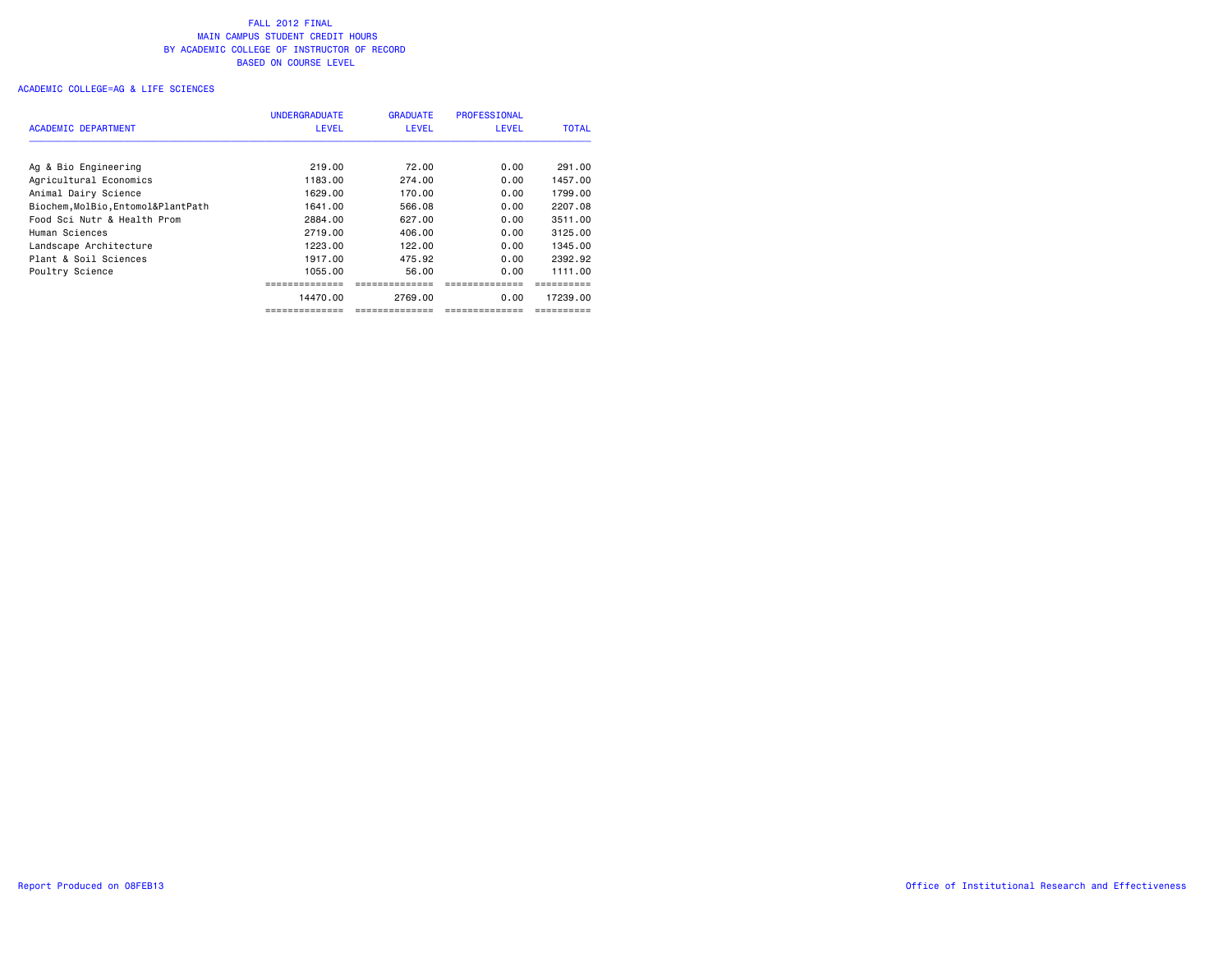# FALL 2012 FINAL
## MAIN CAMPUS STUDENT CREDIT HOURS
## BY ACADEMIC COLLEGE OF INSTRUCTOR OF RECORD
## BASED ON COURSE LEVEL

ACADEMIC COLLEGE=AG & LIFE SCIENCES

| ACADEMIC DEPARTMENT | UNDERGRADUATE LEVEL | GRADUATE LEVEL | PROFESSIONAL LEVEL | TOTAL |
|---|---|---|---|---|
| Ag & Bio Engineering | 219.00 | 72.00 | 0.00 | 291.00 |
| Agricultural Economics | 1183.00 | 274.00 | 0.00 | 1457.00 |
| Animal Dairy Science | 1629.00 | 170.00 | 0.00 | 1799.00 |
| Biochem,MolBio,Entomol&PlantPath | 1641.00 | 566.08 | 0.00 | 2207.08 |
| Food Sci Nutr & Health Prom | 2884.00 | 627.00 | 0.00 | 3511.00 |
| Human Sciences | 2719.00 | 406.00 | 0.00 | 3125.00 |
| Landscape Architecture | 1223.00 | 122.00 | 0.00 | 1345.00 |
| Plant & Soil Sciences | 1917.00 | 475.92 | 0.00 | 2392.92 |
| Poultry Science | 1055.00 | 56.00 | 0.00 | 1111.00 |
| | 14470.00 | 2769.00 | 0.00 | 17239.00 |

Report Produced on 08FEB13

Office of Institutional Research and Effectiveness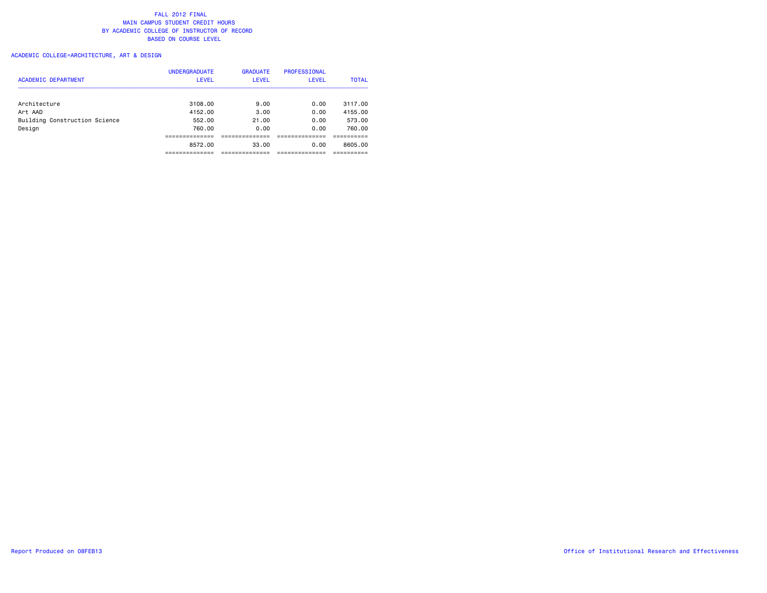# FALL 2012 FINAL
## MAIN CAMPUS STUDENT CREDIT HOURS
## BY ACADEMIC COLLEGE OF INSTRUCTOR OF RECORD
## BASED ON COURSE LEVEL

ACADEMIC COLLEGE=ARCHITECTURE, ART & DESIGN

| ACADEMIC DEPARTMENT | UNDERGRADUATE LEVEL | GRADUATE LEVEL | PROFESSIONAL LEVEL | TOTAL |
|---|---|---|---|---|
| Architecture | 3108.00 | 9.00 | 0.00 | 3117.00 |
| Art AAD | 4152.00 | 3.00 | 0.00 | 4155.00 |
| Building Construction Science | 552.00 | 21.00 | 0.00 | 573.00 |
| Design | 760.00 | 0.00 | 0.00 | 760.00 |
| | 8572.00 | 33.00 | 0.00 | 8605.00 |

Report Produced on 08FEB13

Office of Institutional Research and Effectiveness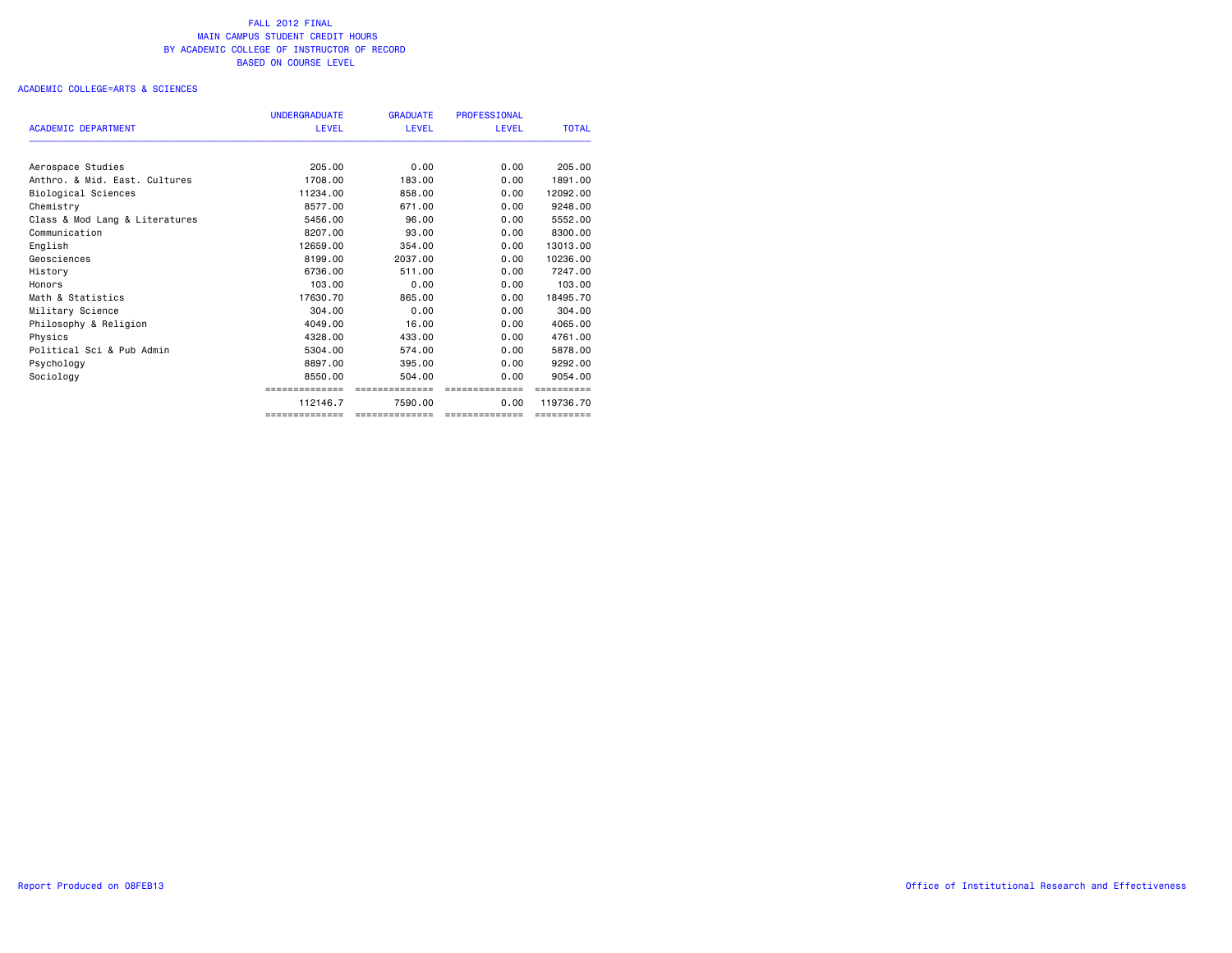FALL 2012 FINAL
MAIN CAMPUS STUDENT CREDIT HOURS
BY ACADEMIC COLLEGE OF INSTRUCTOR OF RECORD
BASED ON COURSE LEVEL

ACADEMIC COLLEGE=ARTS & SCIENCES

| ACADEMIC DEPARTMENT | UNDERGRADUATE LEVEL | GRADUATE LEVEL | PROFESSIONAL LEVEL | TOTAL |
|---|---|---|---|---|
| Aerospace Studies | 205.00 | 0.00 | 0.00 | 205.00 |
| Anthro. & Mid. East. Cultures | 1708.00 | 183.00 | 0.00 | 1891.00 |
| Biological Sciences | 11234.00 | 858.00 | 0.00 | 12092.00 |
| Chemistry | 8577.00 | 671.00 | 0.00 | 9248.00 |
| Class & Mod Lang & Literatures | 5456.00 | 96.00 | 0.00 | 5552.00 |
| Communication | 8207.00 | 93.00 | 0.00 | 8300.00 |
| English | 12659.00 | 354.00 | 0.00 | 13013.00 |
| Geosciences | 8199.00 | 2037.00 | 0.00 | 10236.00 |
| History | 6736.00 | 511.00 | 0.00 | 7247.00 |
| Honors | 103.00 | 0.00 | 0.00 | 103.00 |
| Math & Statistics | 17630.70 | 865.00 | 0.00 | 18495.70 |
| Military Science | 304.00 | 0.00 | 0.00 | 304.00 |
| Philosophy & Religion | 4049.00 | 16.00 | 0.00 | 4065.00 |
| Physics | 4328.00 | 433.00 | 0.00 | 4761.00 |
| Political Sci & Pub Admin | 5304.00 | 574.00 | 0.00 | 5878.00 |
| Psychology | 8897.00 | 395.00 | 0.00 | 9292.00 |
| Sociology | 8550.00 | 504.00 | 0.00 | 9054.00 |
| | 112146.7 | 7590.00 | 0.00 | 119736.70 |

Report Produced on 08FEB13

Office of Institutional Research and Effectiveness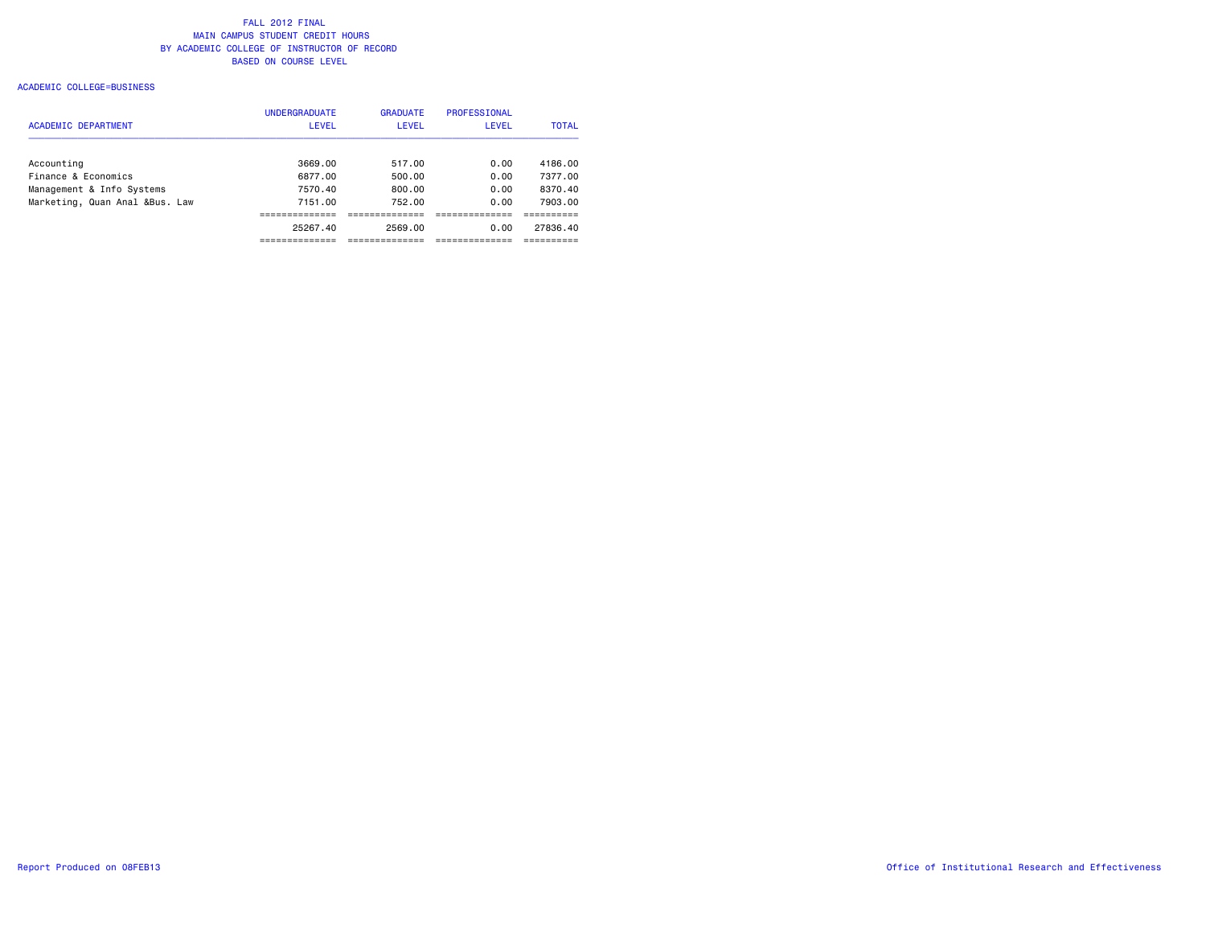# FALL 2012 FINAL
# MAIN CAMPUS STUDENT CREDIT HOURS
# BY ACADEMIC COLLEGE OF INSTRUCTOR OF RECORD
# BASED ON COURSE LEVEL

ACADEMIC COLLEGE=BUSINESS

| ACADEMIC DEPARTMENT | UNDERGRADUATE LEVEL | GRADUATE LEVEL | PROFESSIONAL LEVEL | TOTAL |
|---|---|---|---|---|
| Accounting | 3669.00 | 517.00 | 0.00 | 4186.00 |
| Finance & Economics | 6877.00 | 500.00 | 0.00 | 7377.00 |
| Management & Info Systems | 7570.40 | 800.00 | 0.00 | 8370.40 |
| Marketing, Quan Anal &Bus. Law | 7151.00 | 752.00 | 0.00 | 7903.00 |
| | 25267.40 | 2569.00 | 0.00 | 27836.40 |

Report Produced on 08FEB13

Office of Institutional Research and Effectiveness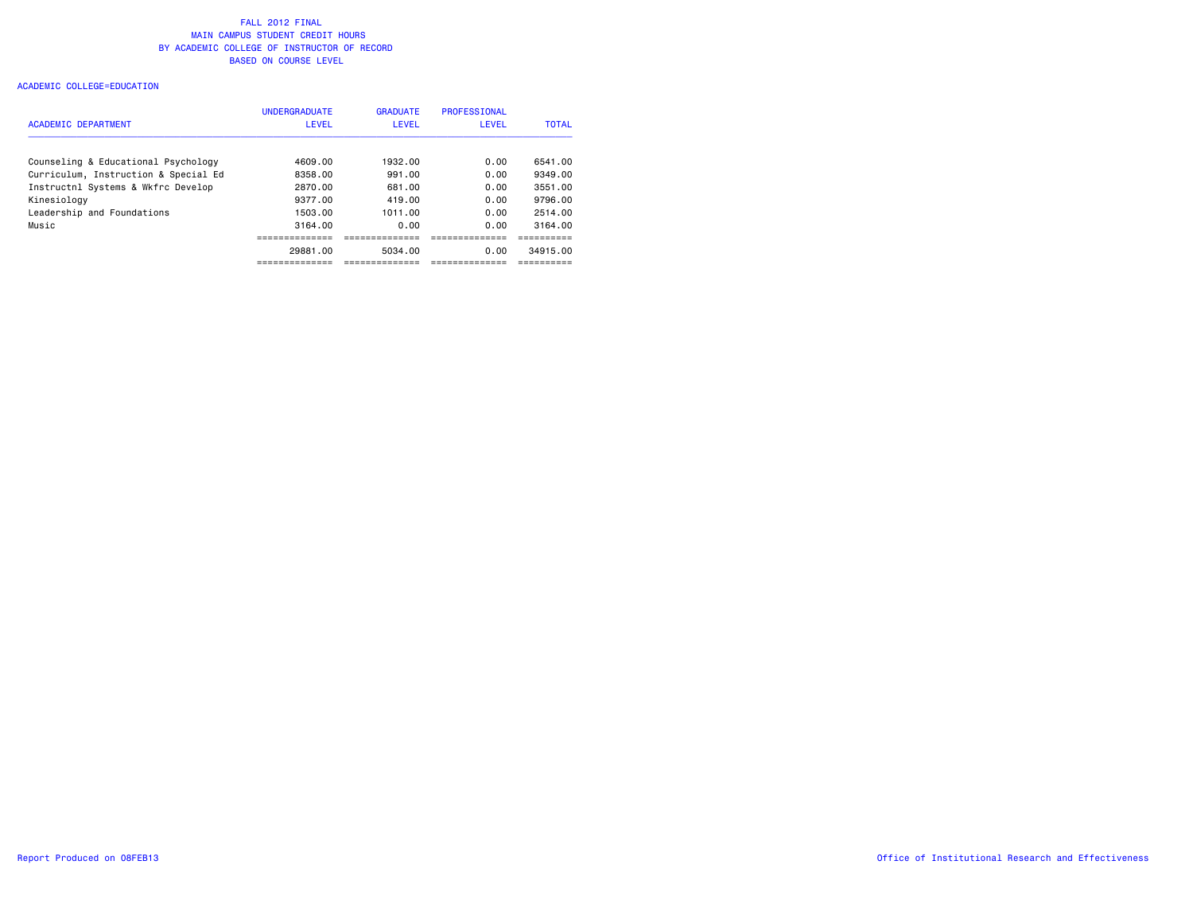# FALL 2012 FINAL
## MAIN CAMPUS STUDENT CREDIT HOURS
## BY ACADEMIC COLLEGE OF INSTRUCTOR OF RECORD
## BASED ON COURSE LEVEL

ACADEMIC COLLEGE=EDUCATION

| ACADEMIC DEPARTMENT | UNDERGRADUATE LEVEL | GRADUATE LEVEL | PROFESSIONAL LEVEL | TOTAL |
|---|---|---|---|---|
| Counseling & Educational Psychology | 4609.00 | 1932.00 | 0.00 | 6541.00 |
| Curriculum, Instruction & Special Ed | 8358.00 | 991.00 | 0.00 | 9349.00 |
| Instructnl Systems & Wkfrc Develop | 2870.00 | 681.00 | 0.00 | 3551.00 |
| Kinesiology | 9377.00 | 419.00 | 0.00 | 9796.00 |
| Leadership and Foundations | 1503.00 | 1011.00 | 0.00 | 2514.00 |
| Music | 3164.00 | 0.00 | 0.00 | 3164.00 |
| | 29881.00 | 5034.00 | 0.00 | 34915.00 |

Report Produced on 08FEB13

Office of Institutional Research and Effectiveness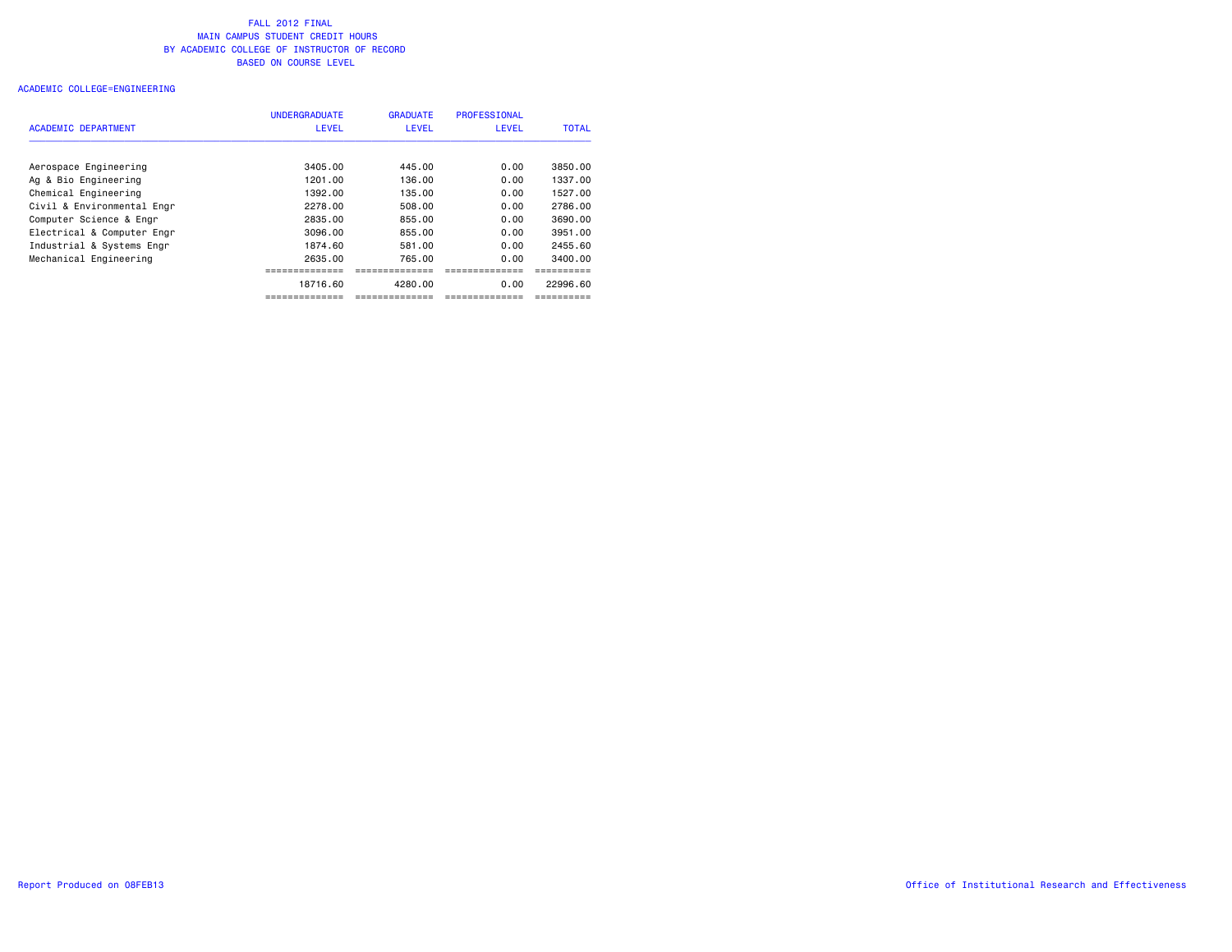# FALL 2012 FINAL
## MAIN CAMPUS STUDENT CREDIT HOURS
## BY ACADEMIC COLLEGE OF INSTRUCTOR OF RECORD
## BASED ON COURSE LEVEL

ACADEMIC COLLEGE=ENGINEERING

| ACADEMIC DEPARTMENT | UNDERGRADUATE LEVEL | GRADUATE LEVEL | PROFESSIONAL LEVEL | TOTAL |
|---|---|---|---|---|
| Aerospace Engineering | 3405.00 | 445.00 | 0.00 | 3850.00 |
| Ag & Bio Engineering | 1201.00 | 136.00 | 0.00 | 1337.00 |
| Chemical Engineering | 1392.00 | 135.00 | 0.00 | 1527.00 |
| Civil & Environmental Engr | 2278.00 | 508.00 | 0.00 | 2786.00 |
| Computer Science & Engr | 2835.00 | 855.00 | 0.00 | 3690.00 |
| Electrical & Computer Engr | 3096.00 | 855.00 | 0.00 | 3951.00 |
| Industrial & Systems Engr | 1874.60 | 581.00 | 0.00 | 2455.60 |
| Mechanical Engineering | 2635.00 | 765.00 | 0.00 | 3400.00 |
| | 18716.60 | 4280.00 | 0.00 | 22996.60 |

Report Produced on 08FEB13

Office of Institutional Research and Effectiveness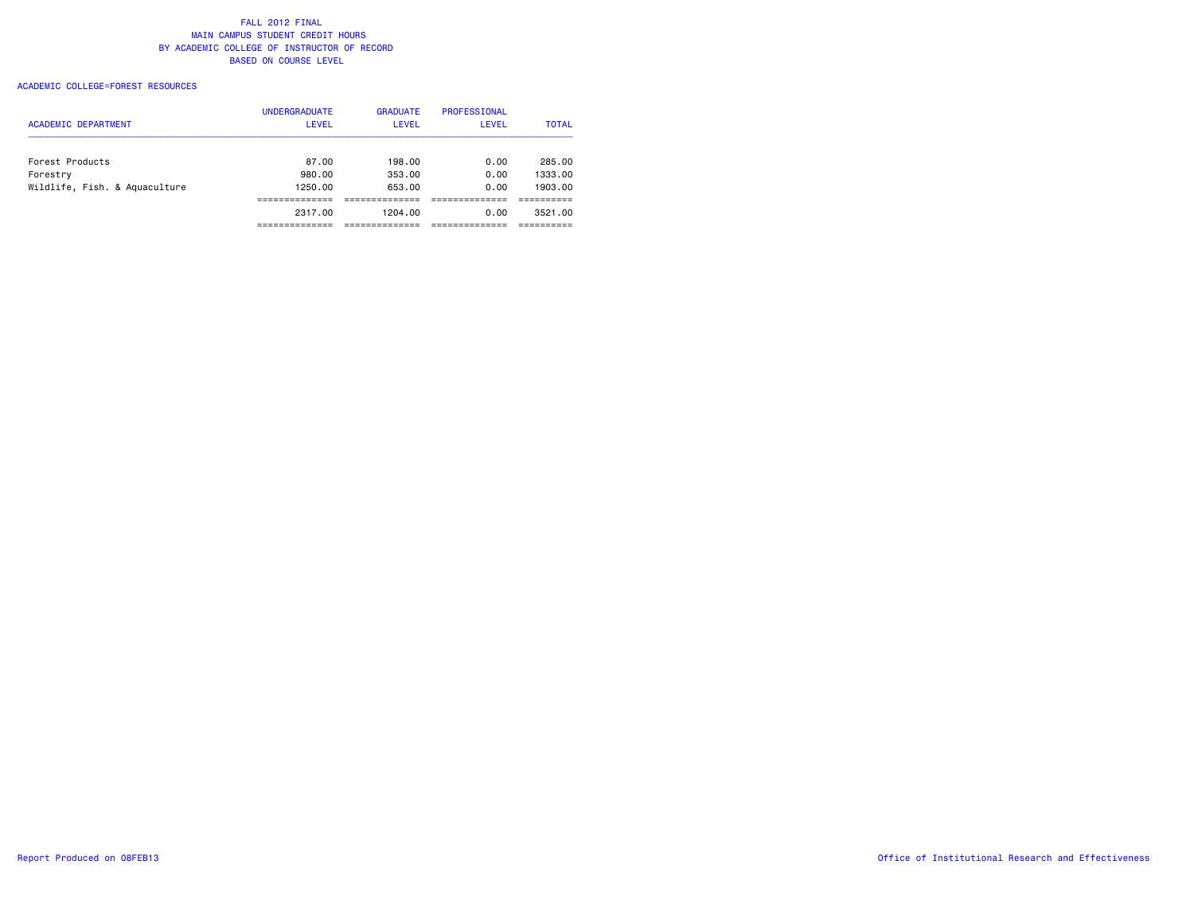# FALL 2012 FINAL
## MAIN CAMPUS STUDENT CREDIT HOURS
## BY ACADEMIC COLLEGE OF INSTRUCTOR OF RECORD
## BASED ON COURSE LEVEL

ACADEMIC COLLEGE=FOREST RESOURCES

| ACADEMIC DEPARTMENT | UNDERGRADUATE LEVEL | GRADUATE LEVEL | PROFESSIONAL LEVEL | TOTAL |
|---|---|---|---|---|
| Forest Products | 87.00 | 198.00 | 0.00 | 285.00 |
| Forestry | 980.00 | 353.00 | 0.00 | 1333.00 |
| Wildlife, Fish. & Aquaculture | 1250.00 | 653.00 | 0.00 | 1903.00 |
| | 2317.00 | 1204.00 | 0.00 | 3521.00 |

Report Produced on 08FEB13

Office of Institutional Research and Effectiveness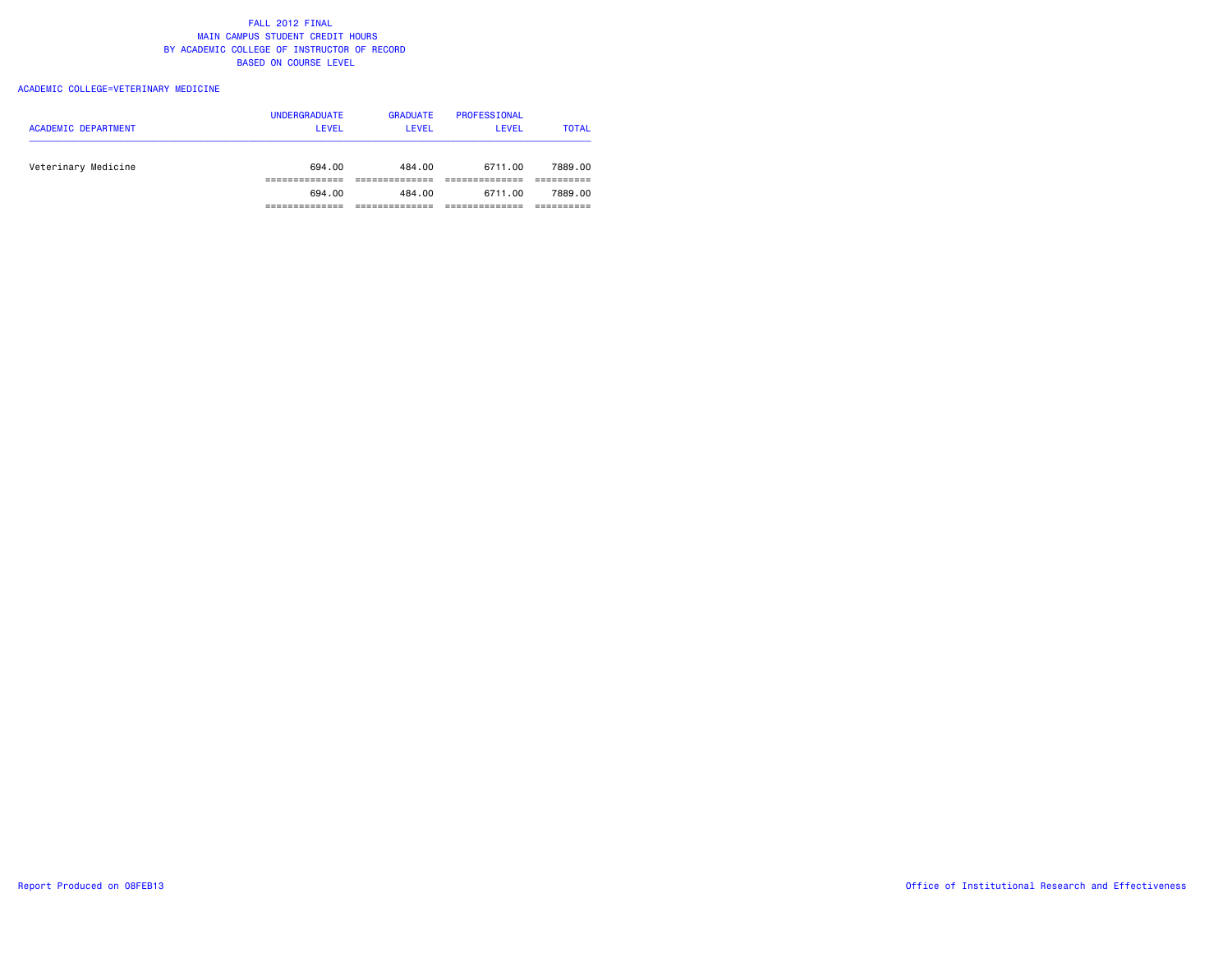# FALL 2012 FINAL
# MAIN CAMPUS STUDENT CREDIT HOURS
# BY ACADEMIC COLLEGE OF INSTRUCTOR OF RECORD
# BASED ON COURSE LEVEL

ACADEMIC COLLEGE=VETERINARY MEDICINE

| ACADEMIC DEPARTMENT | UNDERGRADUATE LEVEL | GRADUATE LEVEL | PROFESSIONAL LEVEL | TOTAL |
|---|---|---|---|---|
| Veterinary Medicine | 694.00 | 484.00 | 6711.00 | 7889.00 |
| | ============== | ============== | ============== | ========== |
| | 694.00 | 484.00 | 6711.00 | 7889.00 |
| | ============== | ============== | ============== | ========== |

Report Produced on 08FEB13

Office of Institutional Research and Effectiveness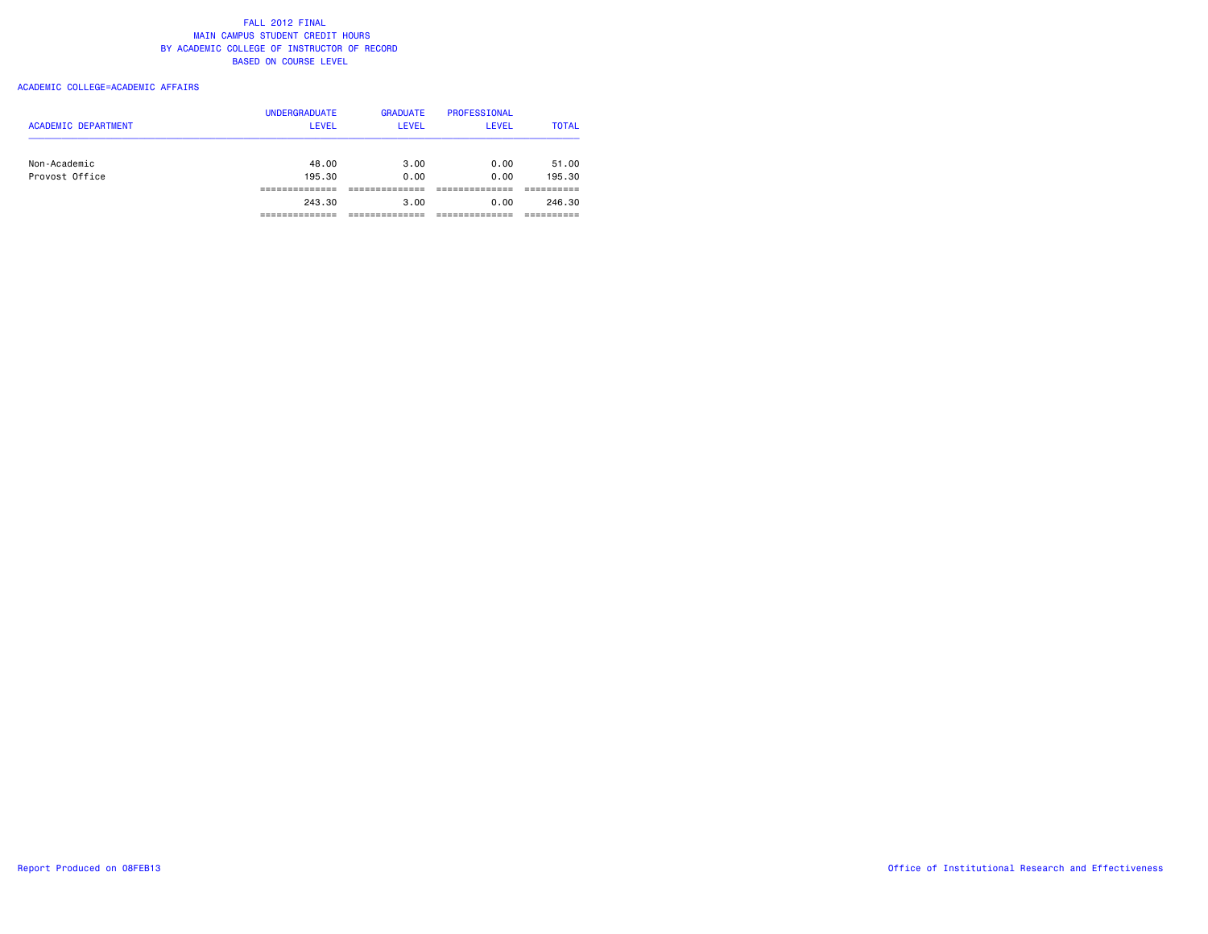FALL 2012 FINAL
MAIN CAMPUS STUDENT CREDIT HOURS
BY ACADEMIC COLLEGE OF INSTRUCTOR OF RECORD
BASED ON COURSE LEVEL

ACADEMIC COLLEGE=ACADEMIC AFFAIRS

| ACADEMIC DEPARTMENT | UNDERGRADUATE LEVEL | GRADUATE LEVEL | PROFESSIONAL LEVEL | TOTAL |
|---|---|---|---|---|
| Non-Academic | 48.00 | 3.00 | 0.00 | 51.00 |
| Provost Office | 195.30 | 0.00 | 0.00 | 195.30 |
| | 243.30 | 3.00 | 0.00 | 246.30 |

Report Produced on 08FEB13

Office of Institutional Research and Effectiveness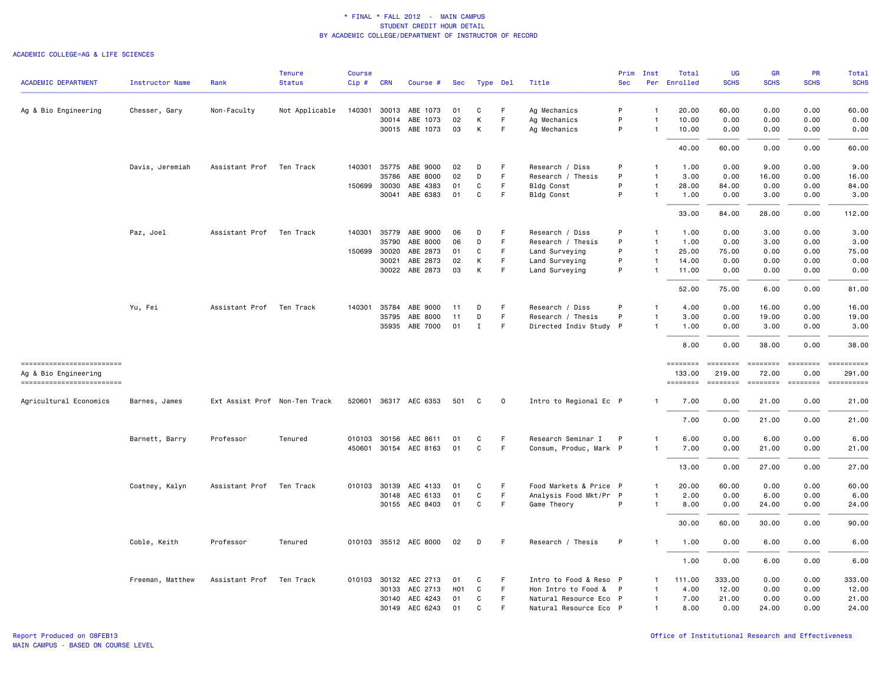\* FINAL \* FALL 2012 - MAIN CAMPUS
STUDENT CREDIT HOUR DETAIL
BY ACADEMIC COLLEGE/DEPARTMENT OF INSTRUCTOR OF RECORD

ACADEMIC COLLEGE=AG & LIFE SCIENCES

| ACADEMIC DEPARTMENT | Instructor Name | Rank | Tenure Status | Course Cip # | CRN | Course # | Sec | Type | Del | Title | Prim Sec | Inst Per | Total Enrolled | UG SCHS | GR SCHS | PR SCHS | Total SCHS |
|---|---|---|---|---|---|---|---|---|---|---|---|---|---|---|---|---|---|
| Ag & Bio Engineering | Chesser, Gary | Non-Faculty | Not Applicable | 140301 | 30013 | ABE 1073 | 01 | C | F | Ag Mechanics | P | 1 | 20.00 | 60.00 | 0.00 | 0.00 | 60.00 |
| | | | | | 30014 | ABE 1073 | 02 | K | F | Ag Mechanics | P | 1 | 10.00 | 0.00 | 0.00 | 0.00 | 0.00 |
| | | | | | 30015 | ABE 1073 | 03 | K | F | Ag Mechanics | P | 1 | 10.00 | 0.00 | 0.00 | 0.00 | 0.00 |
| | | | | | | | | | | | | | 40.00 | 60.00 | 0.00 | 0.00 | 60.00 |
| | Davis, Jeremiah | Assistant Prof | Ten Track | 140301 | 35775 | ABE 9000 | 02 | D | F | Research / Diss | P | 1 | 1.00 | 0.00 | 9.00 | 0.00 | 9.00 |
| | | | | | 35786 | ABE 8000 | 02 | D | F | Research / Thesis | P | 1 | 3.00 | 0.00 | 16.00 | 0.00 | 16.00 |
| | | | | 150699 | 30030 | ABE 4383 | 01 | C | F | Bldg Const | P | 1 | 28.00 | 84.00 | 0.00 | 0.00 | 84.00 |
| | | | | | 30041 | ABE 6383 | 01 | C | F | Bldg Const | P | 1 | 1.00 | 0.00 | 3.00 | 0.00 | 3.00 |
| | | | | | | | | | | | | | 33.00 | 84.00 | 28.00 | 0.00 | 112.00 |
| | Paz, Joel | Assistant Prof | Ten Track | 140301 | 35779 | ABE 9000 | 06 | D | F | Research / Diss | P | 1 | 1.00 | 0.00 | 3.00 | 0.00 | 3.00 |
| | | | | | 35790 | ABE 8000 | 06 | D | F | Research / Thesis | P | 1 | 1.00 | 0.00 | 3.00 | 0.00 | 3.00 |
| | | | | 150699 | 30020 | ABE 2873 | 01 | C | F | Land Surveying | P | 1 | 25.00 | 75.00 | 0.00 | 0.00 | 75.00 |
| | | | | | 30021 | ABE 2873 | 02 | K | F | Land Surveying | P | 1 | 14.00 | 0.00 | 0.00 | 0.00 | 0.00 |
| | | | | | 30022 | ABE 2873 | 03 | K | F | Land Surveying | P | 1 | 11.00 | 0.00 | 0.00 | 0.00 | 0.00 |
| | | | | | | | | | | | | | 52.00 | 75.00 | 6.00 | 0.00 | 81.00 |
| | Yu, Fei | Assistant Prof | Ten Track | 140301 | 35784 | ABE 9000 | 11 | D | F | Research / Diss | P | 1 | 4.00 | 0.00 | 16.00 | 0.00 | 16.00 |
| | | | | | 35795 | ABE 8000 | 11 | D | F | Research / Thesis | P | 1 | 3.00 | 0.00 | 19.00 | 0.00 | 19.00 |
| | | | | | 35935 | ABE 7000 | 01 | I | F | Directed Indiv Study | P | 1 | 1.00 | 0.00 | 3.00 | 0.00 | 3.00 |
| | | | | | | | | | | | | | 8.00 | 0.00 | 38.00 | 0.00 | 38.00 |
| Ag & Bio Engineering | | | | | | | | | | | | | 133.00 | 219.00 | 72.00 | 0.00 | 291.00 |
| Agricultural Economics | Barnes, James | Ext Assist Prof | Non-Ten Track | 520601 | 36317 | AEC 6353 | 501 | C | O | Intro to Regional Ec | P | 1 | 7.00 | 0.00 | 21.00 | 0.00 | 21.00 |
| | | | | | | | | | | | | | 7.00 | 0.00 | 21.00 | 0.00 | 21.00 |
| | Barnett, Barry | Professor | Tenured | 010103 | 30156 | AEC 8611 | 01 | C | F | Research Seminar I | P | 1 | 6.00 | 0.00 | 6.00 | 0.00 | 6.00 |
| | | | | 450601 | 30154 | AEC 8163 | 01 | C | F | Consum, Produc, Mark | P | 1 | 7.00 | 0.00 | 21.00 | 0.00 | 21.00 |
| | | | | | | | | | | | | | 13.00 | 0.00 | 27.00 | 0.00 | 27.00 |
| | Coatney, Kalyn | Assistant Prof | Ten Track | 010103 | 30139 | AEC 4133 | 01 | C | F | Food Markets & Price | P | 1 | 20.00 | 60.00 | 0.00 | 0.00 | 60.00 |
| | | | | | 30148 | AEC 6133 | 01 | C | F | Analysis Food Mkt/Pr | P | 1 | 2.00 | 0.00 | 6.00 | 0.00 | 6.00 |
| | | | | | 30155 | AEC 8403 | 01 | C | F | Game Theory | P | 1 | 8.00 | 0.00 | 24.00 | 0.00 | 24.00 |
| | | | | | | | | | | | | | 30.00 | 60.00 | 30.00 | 0.00 | 90.00 |
| | Coble, Keith | Professor | Tenured | 010103 | 35512 | AEC 8000 | 02 | D | F | Research / Thesis | P | 1 | 1.00 | 0.00 | 6.00 | 0.00 | 6.00 |
| | | | | | | | | | | | | | 1.00 | 0.00 | 6.00 | 0.00 | 6.00 |
| | Freeman, Matthew | Assistant Prof | Ten Track | 010103 | 30132 | AEC 2713 | 01 | C | F | Intro to Food & Reso | P | 1 | 111.00 | 333.00 | 0.00 | 0.00 | 333.00 |
| | | | | | 30133 | AEC 2713 | H01 | C | F | Hon Intro to Food & | P | 1 | 4.00 | 12.00 | 0.00 | 0.00 | 12.00 |
| | | | | | 30140 | AEC 4243 | 01 | C | F | Natural Resource Eco | P | 1 | 7.00 | 21.00 | 0.00 | 0.00 | 21.00 |
| | | | | | 30149 | AEC 6243 | 01 | C | F | Natural Resource Eco | P | 1 | 8.00 | 0.00 | 24.00 | 0.00 | 24.00 |

Report Produced on 08FEB13
MAIN CAMPUS - BASED ON COURSE LEVEL

Office of Institutional Research and Effectiveness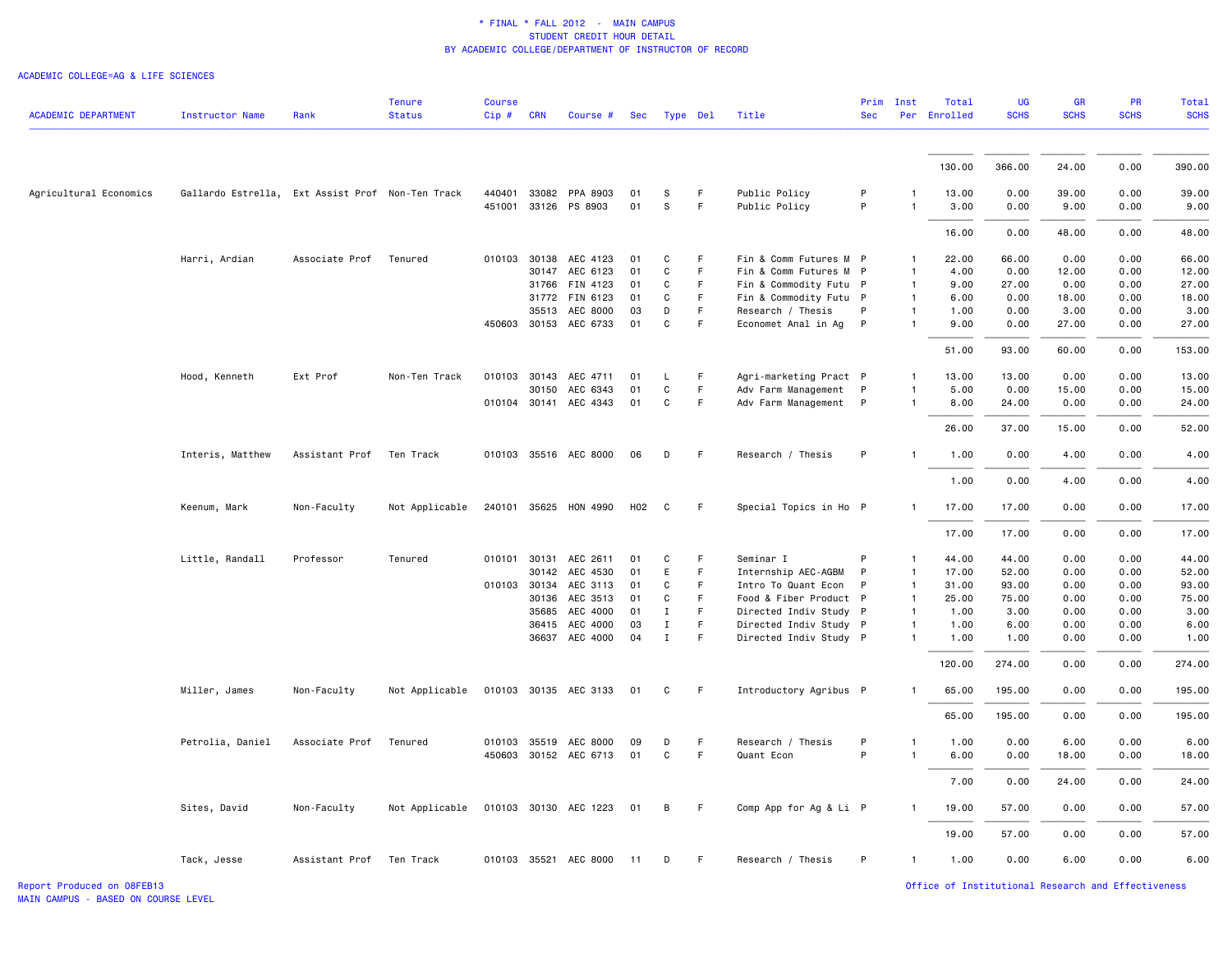\* FINAL \* FALL 2012 - MAIN CAMPUS
STUDENT CREDIT HOUR DETAIL
BY ACADEMIC COLLEGE/DEPARTMENT OF INSTRUCTOR OF RECORD

ACADEMIC COLLEGE=AG & LIFE SCIENCES

| ACADEMIC DEPARTMENT | Instructor Name | Rank | Tenure Status | Course Cip # | CRN | Course # | Sec | Type | Del | Title | Prim Sec | Inst Per | Total Enrolled | UG SCHS | GR SCHS | PR SCHS | Total SCHS |
|---|---|---|---|---|---|---|---|---|---|---|---|---|---|---|---|---|---|
| | | | | | | | | | | | | | 130.00 | 366.00 | 24.00 | 0.00 | 390.00 |
| Agricultural Economics | Gallardo Estrella, | Ext Assist Prof | Non-Ten Track | 440401 | 33082 | PPA 8903 | 01 | S | F | Public Policy | P | 1 | 13.00 | 0.00 | 39.00 | 0.00 | 39.00 |
| | | | | 451001 | 33126 | PS 8903 | 01 | S | F | Public Policy | P | 1 | 3.00 | 0.00 | 9.00 | 0.00 | 9.00 |
| | | | | | | | | | | | | | 16.00 | 0.00 | 48.00 | 0.00 | 48.00 |
| | Harri, Ardian | Associate Prof | Tenured | 010103 | 30138 | AEC 4123 | 01 | C | F | Fin & Comm Futures M | P | 1 | 22.00 | 66.00 | 0.00 | 0.00 | 66.00 |
| | | | | | 30147 | AEC 6123 | 01 | C | F | Fin & Comm Futures M | P | 1 | 4.00 | 0.00 | 12.00 | 0.00 | 12.00 |
| | | | | | 31766 | FIN 4123 | 01 | C | F | Fin & Commodity Futu | P | 1 | 9.00 | 27.00 | 0.00 | 0.00 | 27.00 |
| | | | | | 31772 | FIN 6123 | 01 | C | F | Fin & Commodity Futu | P | 1 | 6.00 | 0.00 | 18.00 | 0.00 | 18.00 |
| | | | | | 35513 | AEC 8000 | 03 | D | F | Research / Thesis | P | 1 | 1.00 | 0.00 | 3.00 | 0.00 | 3.00 |
| | | | | 450603 | 30153 | AEC 6733 | 01 | C | F | Economet Anal in Ag | P | 1 | 9.00 | 0.00 | 27.00 | 0.00 | 27.00 |
| | | | | | | | | | | | | | 51.00 | 93.00 | 60.00 | 0.00 | 153.00 |
| | Hood, Kenneth | Ext Prof | Non-Ten Track | 010103 | 30143 | AEC 4711 | 01 | L | F | Agri-marketing Pract | P | 1 | 13.00 | 13.00 | 0.00 | 0.00 | 13.00 |
| | | | | | 30150 | AEC 6343 | 01 | C | F | Adv Farm Management | P | 1 | 5.00 | 0.00 | 15.00 | 0.00 | 15.00 |
| | | | | 010104 | 30141 | AEC 4343 | 01 | C | F | Adv Farm Management | P | 1 | 8.00 | 24.00 | 0.00 | 0.00 | 24.00 |
| | | | | | | | | | | | | | 26.00 | 37.00 | 15.00 | 0.00 | 52.00 |
| | Interis, Matthew | Assistant Prof | Ten Track | 010103 | 35516 | AEC 8000 | 06 | D | F | Research / Thesis | P | 1 | 1.00 | 0.00 | 4.00 | 0.00 | 4.00 |
| | | | | | | | | | | | | | 1.00 | 0.00 | 4.00 | 0.00 | 4.00 |
| | Keenum, Mark | Non-Faculty | Not Applicable | 240101 | 35625 | HON 4990 | H02 | C | F | Special Topics in Ho | P | 1 | 17.00 | 17.00 | 0.00 | 0.00 | 17.00 |
| | | | | | | | | | | | | | 17.00 | 17.00 | 0.00 | 0.00 | 17.00 |
| | Little, Randall | Professor | Tenured | 010101 | 30131 | AEC 2611 | 01 | C | F | Seminar I | P | 1 | 44.00 | 44.00 | 0.00 | 0.00 | 44.00 |
| | | | | | 30142 | AEC 4530 | 01 | E | F | Internship AEC-AGBM | P | 1 | 17.00 | 52.00 | 0.00 | 0.00 | 52.00 |
| | | | | 010103 | 30134 | AEC 3113 | 01 | C | F | Intro To Quant Econ | P | 1 | 31.00 | 93.00 | 0.00 | 0.00 | 93.00 |
| | | | | | 30136 | AEC 3513 | 01 | C | F | Food & Fiber Product | P | 1 | 25.00 | 75.00 | 0.00 | 0.00 | 75.00 |
| | | | | | 35685 | AEC 4000 | 01 | I | F | Directed Indiv Study | P | 1 | 1.00 | 3.00 | 0.00 | 0.00 | 3.00 |
| | | | | | 36415 | AEC 4000 | 03 | I | F | Directed Indiv Study | P | 1 | 1.00 | 6.00 | 0.00 | 0.00 | 6.00 |
| | | | | | 36637 | AEC 4000 | 04 | I | F | Directed Indiv Study | P | 1 | 1.00 | 1.00 | 0.00 | 0.00 | 1.00 |
| | | | | | | | | | | | | | 120.00 | 274.00 | 0.00 | 0.00 | 274.00 |
| | Miller, James | Non-Faculty | Not Applicable | 010103 | 30135 | AEC 3133 | 01 | C | F | Introductory Agribus | P | 1 | 65.00 | 195.00 | 0.00 | 0.00 | 195.00 |
| | | | | | | | | | | | | | 65.00 | 195.00 | 0.00 | 0.00 | 195.00 |
| | Petrolia, Daniel | Associate Prof | Tenured | 010103 | 35519 | AEC 8000 | 09 | D | F | Research / Thesis | P | 1 | 1.00 | 0.00 | 6.00 | 0.00 | 6.00 |
| | | | | 450603 | 30152 | AEC 6713 | 01 | C | F | Quant Econ | P | 1 | 6.00 | 0.00 | 18.00 | 0.00 | 18.00 |
| | | | | | | | | | | | | | 7.00 | 0.00 | 24.00 | 0.00 | 24.00 |
| | Sites, David | Non-Faculty | Not Applicable | 010103 | 30130 | AEC 1223 | 01 | B | F | Comp App for Ag & Li | P | 1 | 19.00 | 57.00 | 0.00 | 0.00 | 57.00 |
| | | | | | | | | | | | | | 19.00 | 57.00 | 0.00 | 0.00 | 57.00 |
| | Tack, Jesse | Assistant Prof | Ten Track | 010103 | 35521 | AEC 8000 | 11 | D | F | Research / Thesis | P | 1 | 1.00 | 0.00 | 6.00 | 0.00 | 6.00 |

Report Produced on 08FEB13
MAIN CAMPUS - BASED ON COURSE LEVEL

Office of Institutional Research and Effectiveness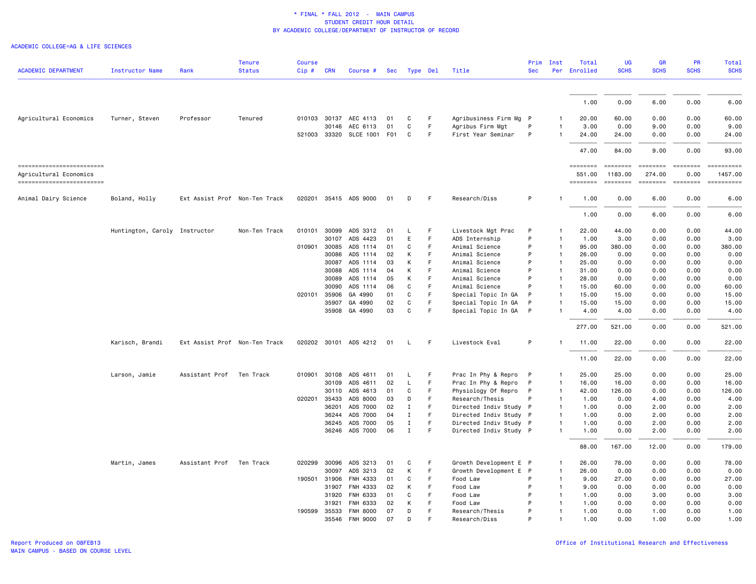# * FINAL * FALL 2012 - MAIN CAMPUS
## STUDENT CREDIT HOUR DETAIL
### BY ACADEMIC COLLEGE/DEPARTMENT OF INSTRUCTOR OF RECORD

ACADEMIC COLLEGE=AG & LIFE SCIENCES

| ACADEMIC DEPARTMENT | Instructor Name | Rank | Tenure Status | Course Cip # | CRN | Course # | Sec | Type | Del | Title | Prim Sec | Inst Per | Total Enrolled | UG SCHS | GR SCHS | PR SCHS | Total SCHS |
|---|---|---|---|---|---|---|---|---|---|---|---|---|---|---|---|---|---|
| | | | | | | | | | | | | | 1.00 | 0.00 | 6.00 | 0.00 | 6.00 |
| Agricultural Economics | Turner, Steven | Professor | Tenured | 010103 | 30137 | AEC 4113 | 01 | C | F | Agribusiness Firm Mg | P | 1 | 20.00 | 60.00 | 0.00 | 0.00 | 60.00 |
| | | | | | 30146 | AEC 6113 | 01 | C | F | Agribus Firm Mgt | P | 1 | 3.00 | 0.00 | 9.00 | 0.00 | 9.00 |
| | | | | 521003 | 33320 | SLCE 1001 | F01 | C | F | First Year Seminar | P | 1 | 24.00 | 24.00 | 0.00 | 0.00 | 24.00 |
| | | | | | | | | | | | | | 47.00 | 84.00 | 9.00 | 0.00 | 93.00 |
| Agricultural Economics | | | | | | | | | | | | | 551.00 | 1183.00 | 274.00 | 0.00 | 1457.00 |
| Animal Dairy Science | Boland, Holly | Ext Assist Prof | Non-Ten Track | 020201 | 35415 | ADS 9000 | 01 | D | F | Research/Diss | P | 1 | 1.00 | 0.00 | 6.00 | 0.00 | 6.00 |
| | | | | | | | | | | | | | 1.00 | 0.00 | 6.00 | 0.00 | 6.00 |
| | Huntington, Caroly | Instructor | Non-Ten Track | 010101 | 30099 | ADS 3312 | 01 | L | F | Livestock Mgt Prac | P | 1 | 22.00 | 44.00 | 0.00 | 0.00 | 44.00 |
| | | | | | 30107 | ADS 4423 | 01 | E | F | ADS Internship | P | 1 | 1.00 | 3.00 | 0.00 | 0.00 | 3.00 |
| | | | | 010901 | 30085 | ADS 1114 | 01 | C | F | Animal Science | P | 1 | 95.00 | 380.00 | 0.00 | 0.00 | 380.00 |
| | | | | | 30086 | ADS 1114 | 02 | K | F | Animal Science | P | 1 | 26.00 | 0.00 | 0.00 | 0.00 | 0.00 |
| | | | | | 30087 | ADS 1114 | 03 | K | F | Animal Science | P | 1 | 25.00 | 0.00 | 0.00 | 0.00 | 0.00 |
| | | | | | 30088 | ADS 1114 | 04 | K | F | Animal Science | P | 1 | 31.00 | 0.00 | 0.00 | 0.00 | 0.00 |
| | | | | | 30089 | ADS 1114 | 05 | K | F | Animal Science | P | 1 | 28.00 | 0.00 | 0.00 | 0.00 | 0.00 |
| | | | | | 30090 | ADS 1114 | 06 | C | F | Animal Science | P | 1 | 15.00 | 60.00 | 0.00 | 0.00 | 60.00 |
| | | | | 020101 | 35906 | GA 4990 | 01 | C | F | Special Topic In GA | P | 1 | 15.00 | 15.00 | 0.00 | 0.00 | 15.00 |
| | | | | | 35907 | GA 4990 | 02 | C | F | Special Topic In GA | P | 1 | 15.00 | 15.00 | 0.00 | 0.00 | 15.00 |
| | | | | | 35908 | GA 4990 | 03 | C | F | Special Topic In GA | P | 1 | 4.00 | 4.00 | 0.00 | 0.00 | 4.00 |
| | | | | | | | | | | | | | 277.00 | 521.00 | 0.00 | 0.00 | 521.00 |
| | Karisch, Brandi | Ext Assist Prof | Non-Ten Track | 020202 | 30101 | ADS 4212 | 01 | L | F | Livestock Eval | P | 1 | 11.00 | 22.00 | 0.00 | 0.00 | 22.00 |
| | | | | | | | | | | | | | 11.00 | 22.00 | 0.00 | 0.00 | 22.00 |
| | Larson, Jamie | Assistant Prof | Ten Track | 010901 | 30108 | ADS 4611 | 01 | L | F | Prac In Phy & Repro | P | 1 | 25.00 | 25.00 | 0.00 | 0.00 | 25.00 |
| | | | | | 30109 | ADS 4611 | 02 | L | F | Prac In Phy & Repro | P | 1 | 16.00 | 16.00 | 0.00 | 0.00 | 16.00 |
| | | | | | 30110 | ADS 4613 | 01 | C | F | Physiology Of Repro | P | 1 | 42.00 | 126.00 | 0.00 | 0.00 | 126.00 |
| | | | | 020201 | 35433 | ADS 8000 | 03 | D | F | Research/Thesis | P | 1 | 1.00 | 0.00 | 4.00 | 0.00 | 4.00 |
| | | | | | 36201 | ADS 7000 | 02 | I | F | Directed Indiv Study | P | 1 | 1.00 | 0.00 | 2.00 | 0.00 | 2.00 |
| | | | | | 36244 | ADS 7000 | 04 | I | F | Directed Indiv Study | P | 1 | 1.00 | 0.00 | 2.00 | 0.00 | 2.00 |
| | | | | | 36245 | ADS 7000 | 05 | I | F | Directed Indiv Study | P | 1 | 1.00 | 0.00 | 2.00 | 0.00 | 2.00 |
| | | | | | 36246 | ADS 7000 | 06 | I | F | Directed Indiv Study | P | 1 | 1.00 | 0.00 | 2.00 | 0.00 | 2.00 |
| | | | | | | | | | | | | | 88.00 | 167.00 | 12.00 | 0.00 | 179.00 |
| | Martin, James | Assistant Prof | Ten Track | 020299 | 30096 | ADS 3213 | 01 | C | F | Growth Development E | P | 1 | 26.00 | 78.00 | 0.00 | 0.00 | 78.00 |
| | | | | | 30097 | ADS 3213 | 02 | K | F | Growth Development E | P | 1 | 26.00 | 0.00 | 0.00 | 0.00 | 0.00 |
| | | | | 190501 | 31906 | FNH 4333 | 01 | C | F | Food Law | P | 1 | 9.00 | 27.00 | 0.00 | 0.00 | 27.00 |
| | | | | | 31907 | FNH 4333 | 02 | K | F | Food Law | P | 1 | 9.00 | 0.00 | 0.00 | 0.00 | 0.00 |
| | | | | | 31920 | FNH 6333 | 01 | C | F | Food Law | P | 1 | 1.00 | 0.00 | 3.00 | 0.00 | 3.00 |
| | | | | | 31921 | FNH 6333 | 02 | K | F | Food Law | P | 1 | 1.00 | 0.00 | 0.00 | 0.00 | 0.00 |
| | | | | 190599 | 35533 | FNH 8000 | 07 | D | F | Research/Thesis | P | 1 | 1.00 | 0.00 | 1.00 | 0.00 | 1.00 |
| | | | | | 35546 | FNH 9000 | 07 | D | F | Research/Diss | P | 1 | 1.00 | 0.00 | 1.00 | 0.00 | 1.00 |

Report Produced on 08FEB13
MAIN CAMPUS - BASED ON COURSE LEVEL

Office of Institutional Research and Effectiveness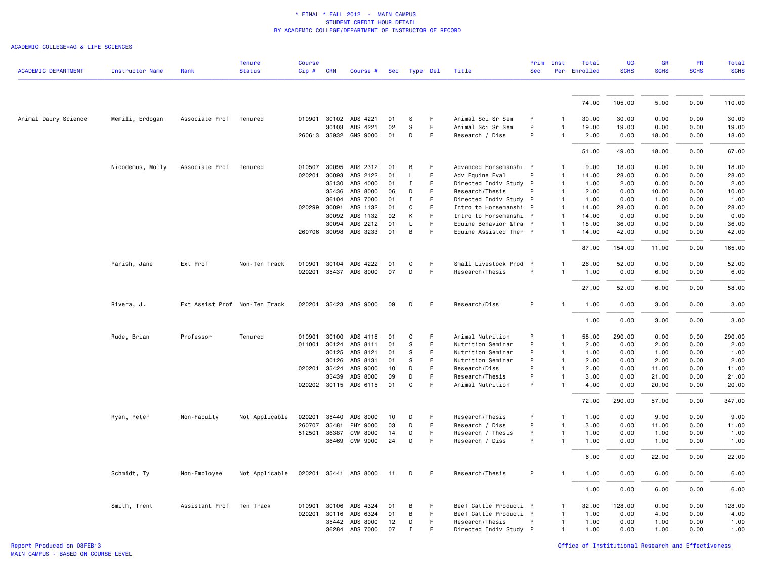* FINAL * FALL 2012 - MAIN CAMPUS
STUDENT CREDIT HOUR DETAIL
BY ACADEMIC COLLEGE/DEPARTMENT OF INSTRUCTOR OF RECORD

ACADEMIC COLLEGE=AG & LIFE SCIENCES

| ACADEMIC DEPARTMENT | Instructor Name | Rank | Tenure Status | Course Cip # | CRN | Course # | Sec | Type | Del | Title | Prim Sec | Inst Per | Total Enrolled | UG SCHS | GR SCHS | PR SCHS | Total SCHS |
|---|---|---|---|---|---|---|---|---|---|---|---|---|---|---|---|---|---|
| | | | | | | | | | | | | | 74.00 | 105.00 | 5.00 | 0.00 | 110.00 |
| Animal Dairy Science | Memili, Erdogan | Associate Prof | Tenured | 010901 | 30102 | ADS 4221 | 01 | S | F | Animal Sci Sr Sem | P | 1 | 30.00 | 30.00 | 0.00 | 0.00 | 30.00 |
| | | | | | 30103 | ADS 4221 | 02 | S | F | Animal Sci Sr Sem | P | 1 | 19.00 | 19.00 | 0.00 | 0.00 | 19.00 |
| | | | | 260613 | 35932 | GNS 9000 | 01 | D | F | Research / Diss | P | 1 | 2.00 | 0.00 | 18.00 | 0.00 | 18.00 |
| | | | | | | | | | | | | | 51.00 | 49.00 | 18.00 | 0.00 | 67.00 |
| | Nicodemus, Molly | Associate Prof | Tenured | 010507 | 30095 | ADS 2312 | 01 | B | F | Advanced Horsemanshi | P | 1 | 9.00 | 18.00 | 0.00 | 0.00 | 18.00 |
| | | | | 020201 | 30093 | ADS 2122 | 01 | L | F | Adv Equine Eval | P | 1 | 14.00 | 28.00 | 0.00 | 0.00 | 28.00 |
| | | | | | 35130 | ADS 4000 | 01 | I | F | Directed Indiv Study | P | 1 | 1.00 | 2.00 | 0.00 | 0.00 | 2.00 |
| | | | | | 35436 | ADS 8000 | 06 | D | F | Research/Thesis | P | 1 | 2.00 | 0.00 | 10.00 | 0.00 | 10.00 |
| | | | | | 36104 | ADS 7000 | 01 | I | F | Directed Indiv Study | P | 1 | 1.00 | 0.00 | 1.00 | 0.00 | 1.00 |
| | | | | 020299 | 30091 | ADS 1132 | 01 | C | F | Intro to Horsemanshi | P | 1 | 14.00 | 28.00 | 0.00 | 0.00 | 28.00 |
| | | | | | 30092 | ADS 1132 | 02 | K | F | Intro to Horsemanshi | P | 1 | 14.00 | 0.00 | 0.00 | 0.00 | 0.00 |
| | | | | | 30094 | ADS 2212 | 01 | L | F | Equine Behavior &Tra | P | 1 | 18.00 | 36.00 | 0.00 | 0.00 | 36.00 |
| | | | | 260706 | 30098 | ADS 3233 | 01 | B | F | Equine Assisted Ther | P | 1 | 14.00 | 42.00 | 0.00 | 0.00 | 42.00 |
| | | | | | | | | | | | | | 87.00 | 154.00 | 11.00 | 0.00 | 165.00 |
| | Parish, Jane | Ext Prof | Non-Ten Track | 010901 | 30104 | ADS 4222 | 01 | C | F | Small Livestock Prod | P | 1 | 26.00 | 52.00 | 0.00 | 0.00 | 52.00 |
| | | | | 020201 | 35437 | ADS 8000 | 07 | D | F | Research/Thesis | P | 1 | 1.00 | 0.00 | 6.00 | 0.00 | 6.00 |
| | | | | | | | | | | | | | 27.00 | 52.00 | 6.00 | 0.00 | 58.00 |
| | Rivera, J. | Ext Assist Prof | Non-Ten Track | 020201 | 35423 | ADS 9000 | 09 | D | F | Research/Diss | P | 1 | 1.00 | 0.00 | 3.00 | 0.00 | 3.00 |
| | | | | | | | | | | | | | 1.00 | 0.00 | 3.00 | 0.00 | 3.00 |
| | Rude, Brian | Professor | Tenured | 010901 | 30100 | ADS 4115 | 01 | C | F | Animal Nutrition | P | 1 | 58.00 | 290.00 | 0.00 | 0.00 | 290.00 |
| | | | | 011001 | 30124 | ADS 8111 | 01 | S | F | Nutrition Seminar | P | 1 | 2.00 | 0.00 | 2.00 | 0.00 | 2.00 |
| | | | | | 30125 | ADS 8121 | 01 | S | F | Nutrition Seminar | P | 1 | 1.00 | 0.00 | 1.00 | 0.00 | 1.00 |
| | | | | | 30126 | ADS 8131 | 01 | S | F | Nutrition Seminar | P | 1 | 2.00 | 0.00 | 2.00 | 0.00 | 2.00 |
| | | | | 020201 | 35424 | ADS 9000 | 10 | D | F | Research/Diss | P | 1 | 2.00 | 0.00 | 11.00 | 0.00 | 11.00 |
| | | | | | 35439 | ADS 8000 | 09 | D | F | Research/Thesis | P | 1 | 3.00 | 0.00 | 21.00 | 0.00 | 21.00 |
| | | | | 020202 | 30115 | ADS 6115 | 01 | C | F | Animal Nutrition | P | 1 | 4.00 | 0.00 | 20.00 | 0.00 | 20.00 |
| | | | | | | | | | | | | | 72.00 | 290.00 | 57.00 | 0.00 | 347.00 |
| | Ryan, Peter | Non-Faculty | Not Applicable | 020201 | 35440 | ADS 8000 | 10 | D | F | Research/Thesis | P | 1 | 1.00 | 0.00 | 9.00 | 0.00 | 9.00 |
| | | | | 260707 | 35481 | PHY 9000 | 03 | D | F | Research / Diss | P | 1 | 3.00 | 0.00 | 11.00 | 0.00 | 11.00 |
| | | | | 512501 | 36387 | CVM 8000 | 14 | D | F | Research / Thesis | P | 1 | 1.00 | 0.00 | 1.00 | 0.00 | 1.00 |
| | | | | | 36469 | CVM 9000 | 24 | D | F | Research / Diss | P | 1 | 1.00 | 0.00 | 1.00 | 0.00 | 1.00 |
| | | | | | | | | | | | | | 6.00 | 0.00 | 22.00 | 0.00 | 22.00 |
| | Schmidt, Ty | Non-Employee | Not Applicable | 020201 | 35441 | ADS 8000 | 11 | D | F | Research/Thesis | P | 1 | 1.00 | 0.00 | 6.00 | 0.00 | 6.00 |
| | | | | | | | | | | | | | 1.00 | 0.00 | 6.00 | 0.00 | 6.00 |
| | Smith, Trent | Assistant Prof | Ten Track | 010901 | 30106 | ADS 4324 | 01 | B | F | Beef Cattle Producti | P | 1 | 32.00 | 128.00 | 0.00 | 0.00 | 128.00 |
| | | | | 020201 | 30116 | ADS 6324 | 01 | B | F | Beef Cattle Producti | P | 1 | 1.00 | 0.00 | 4.00 | 0.00 | 4.00 |
| | | | | | 35442 | ADS 8000 | 12 | D | F | Research/Thesis | P | 1 | 1.00 | 0.00 | 1.00 | 0.00 | 1.00 |
| | | | | | 36284 | ADS 7000 | 07 | I | F | Directed Indiv Study | P | 1 | 1.00 | 0.00 | 1.00 | 0.00 | 1.00 |

Report Produced on 08FEB13
MAIN CAMPUS - BASED ON COURSE LEVEL

Office of Institutional Research and Effectiveness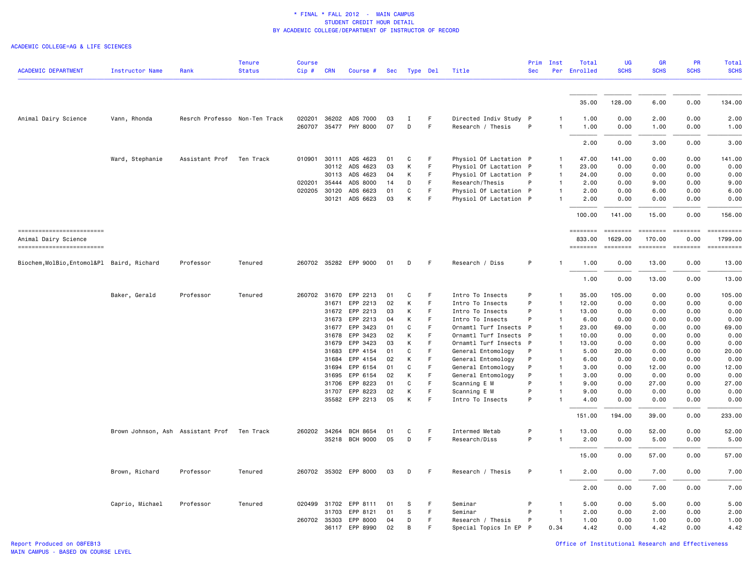\* FINAL \* FALL 2012 - MAIN CAMPUS
STUDENT CREDIT HOUR DETAIL
BY ACADEMIC COLLEGE/DEPARTMENT OF INSTRUCTOR OF RECORD

ACADEMIC COLLEGE=AG & LIFE SCIENCES

| ACADEMIC DEPARTMENT | Instructor Name | Rank | Tenure Status | Course Cip # | CRN | Course # | Sec | Type | Del | Title | Prim Sec | Inst Per | Total Enrolled | UG SCHS | GR SCHS | PR SCHS | Total SCHS |
|---|---|---|---|---|---|---|---|---|---|---|---|---|---|---|---|---|---|
| | | | | | | | | | | | | | 35.00 | 128.00 | 6.00 | 0.00 | 134.00 |
| Animal Dairy Science | Vann, Rhonda | Resrch Professo | Non-Ten Track | 020201 | 36202 | ADS 7000 | 03 | I | F | Directed Indiv Study | P | 1 | 1.00 | 0.00 | 2.00 | 0.00 | 2.00 |
| | | | | 260707 | 35477 | PHY 8000 | 07 | D | F | Research / Thesis | P | 1 | 1.00 | 0.00 | 1.00 | 0.00 | 1.00 |
| | | | | | | | | | | | | | 2.00 | 0.00 | 3.00 | 0.00 | 3.00 |
| | Ward, Stephanie | Assistant Prof | Ten Track | 010901 | 30111 | ADS 4623 | 01 | C | F | Physiol Of Lactation | P | 1 | 47.00 | 141.00 | 0.00 | 0.00 | 141.00 |
| | | | | | 30112 | ADS 4623 | 03 | K | F | Physiol Of Lactation | P | 1 | 23.00 | 0.00 | 0.00 | 0.00 | 0.00 |
| | | | | | 30113 | ADS 4623 | 04 | K | F | Physiol Of Lactation | P | 1 | 24.00 | 0.00 | 0.00 | 0.00 | 0.00 |
| | | | | 020201 | 35444 | ADS 8000 | 14 | D | F | Research/Thesis | P | 1 | 2.00 | 0.00 | 9.00 | 0.00 | 9.00 |
| | | | | 020205 | 30120 | ADS 6623 | 01 | C | F | Physiol Of Lactation | P | 1 | 2.00 | 0.00 | 6.00 | 0.00 | 6.00 |
| | | | | | 30121 | ADS 6623 | 03 | K | F | Physiol Of Lactation | P | 1 | 2.00 | 0.00 | 0.00 | 0.00 | 0.00 |
| | | | | | | | | | | | | | 100.00 | 141.00 | 15.00 | 0.00 | 156.00 |
| Animal Dairy Science | | | | | | | | | | | | | 833.00 | 1629.00 | 170.00 | 0.00 | 1799.00 |
| Biochem,MolBio,Entomol&Pl | Baird, Richard | Professor | Tenured | 260702 | 35282 | EPP 9000 | 01 | D | F | Research / Diss | P | 1 | 1.00 | 0.00 | 13.00 | 0.00 | 13.00 |
| | | | | | | | | | | | | | 1.00 | 0.00 | 13.00 | 0.00 | 13.00 |
| | Baker, Gerald | Professor | Tenured | 260702 | 31670 | EPP 2213 | 01 | C | F | Intro To Insects | P | 1 | 35.00 | 105.00 | 0.00 | 0.00 | 105.00 |
| | | | | | 31671 | EPP 2213 | 02 | K | F | Intro To Insects | P | 1 | 12.00 | 0.00 | 0.00 | 0.00 | 0.00 |
| | | | | | 31672 | EPP 2213 | 03 | K | F | Intro To Insects | P | 1 | 13.00 | 0.00 | 0.00 | 0.00 | 0.00 |
| | | | | | 31673 | EPP 2213 | 04 | K | F | Intro To Insects | P | 1 | 6.00 | 0.00 | 0.00 | 0.00 | 0.00 |
| | | | | | 31677 | EPP 3423 | 01 | C | F | Ornamtl Turf Insects | P | 1 | 23.00 | 69.00 | 0.00 | 0.00 | 69.00 |
| | | | | | 31678 | EPP 3423 | 02 | K | F | Ornamtl Turf Insects | P | 1 | 10.00 | 0.00 | 0.00 | 0.00 | 0.00 |
| | | | | | 31679 | EPP 3423 | 03 | K | F | Ornamtl Turf Insects | P | 1 | 13.00 | 0.00 | 0.00 | 0.00 | 0.00 |
| | | | | | 31683 | EPP 4154 | 01 | C | F | General Entomology | P | 1 | 5.00 | 20.00 | 0.00 | 0.00 | 20.00 |
| | | | | | 31684 | EPP 4154 | 02 | K | F | General Entomology | P | 1 | 6.00 | 0.00 | 0.00 | 0.00 | 0.00 |
| | | | | | 31694 | EPP 6154 | 01 | C | F | General Entomology | P | 1 | 3.00 | 0.00 | 12.00 | 0.00 | 12.00 |
| | | | | | 31695 | EPP 6154 | 02 | K | F | General Entomology | P | 1 | 3.00 | 0.00 | 0.00 | 0.00 | 0.00 |
| | | | | | 31706 | EPP 8223 | 01 | C | F | Scanning E M | P | 1 | 9.00 | 0.00 | 27.00 | 0.00 | 27.00 |
| | | | | | 31707 | EPP 8223 | 02 | K | F | Scanning E M | P | 1 | 9.00 | 0.00 | 0.00 | 0.00 | 0.00 |
| | | | | | 35582 | EPP 2213 | 05 | K | F | Intro To Insects | P | 1 | 4.00 | 0.00 | 0.00 | 0.00 | 0.00 |
| | | | | | | | | | | | | | 151.00 | 194.00 | 39.00 | 0.00 | 233.00 |
| | Brown Johnson, Ash | Assistant Prof | Ten Track | 260202 | 34264 | BCH 8654 | 01 | C | F | Intermed Metab | P | 1 | 13.00 | 0.00 | 52.00 | 0.00 | 52.00 |
| | | | | | 35218 | BCH 9000 | 05 | D | F | Research/Diss | P | 1 | 2.00 | 0.00 | 5.00 | 0.00 | 5.00 |
| | | | | | | | | | | | | | 15.00 | 0.00 | 57.00 | 0.00 | 57.00 |
| | Brown, Richard | Professor | Tenured | 260702 | 35302 | EPP 8000 | 03 | D | F | Research / Thesis | P | 1 | 2.00 | 0.00 | 7.00 | 0.00 | 7.00 |
| | | | | | | | | | | | | | 2.00 | 0.00 | 7.00 | 0.00 | 7.00 |
| | Caprio, Michael | Professor | Tenured | 020499 | 31702 | EPP 8111 | 01 | S | F | Seminar | P | 1 | 5.00 | 0.00 | 5.00 | 0.00 | 5.00 |
| | | | | | 31703 | EPP 8121 | 01 | S | F | Seminar | P | 1 | 2.00 | 0.00 | 2.00 | 0.00 | 2.00 |
| | | | | 260702 | 35303 | EPP 8000 | 04 | D | F | Research / Thesis | P | 1 | 1.00 | 0.00 | 1.00 | 0.00 | 1.00 |
| | | | | | 36117 | EPP 8990 | 02 | B | F | Special Topics In EP | P | 0.34 | 4.42 | 0.00 | 4.42 | 0.00 | 4.42 |

Report Produced on 08FEB13
MAIN CAMPUS - BASED ON COURSE LEVEL

Office of Institutional Research and Effectiveness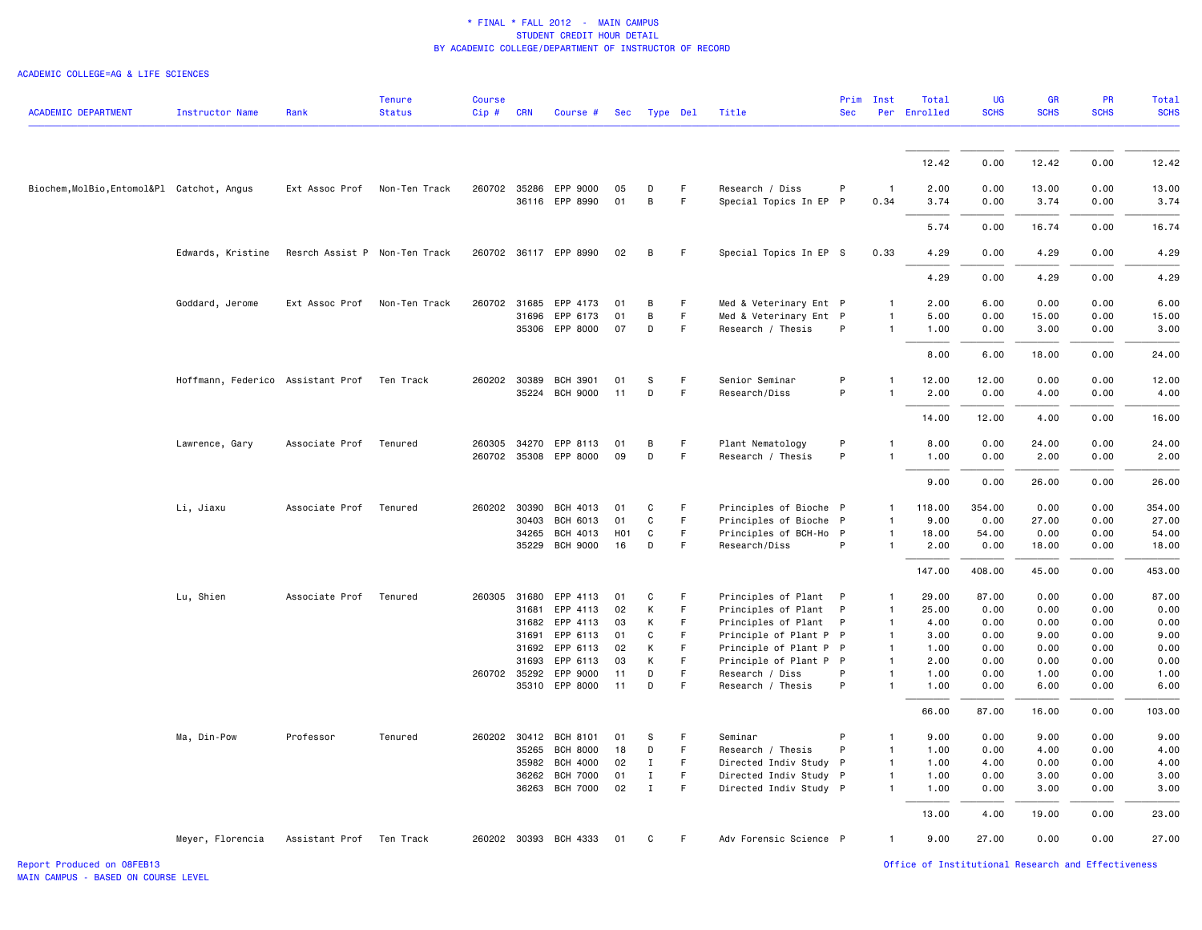\* FINAL \* FALL 2012 - MAIN CAMPUS
STUDENT CREDIT HOUR DETAIL
BY ACADEMIC COLLEGE/DEPARTMENT OF INSTRUCTOR OF RECORD

ACADEMIC COLLEGE=AG & LIFE SCIENCES

| ACADEMIC DEPARTMENT | Instructor Name | Rank | Tenure Status | Course Cip # | CRN | Course # | Sec | Type | Del | Title | Prim Sec | Inst Per | Total Enrolled | UG SCHS | GR SCHS | PR SCHS | Total SCHS |
|---|---|---|---|---|---|---|---|---|---|---|---|---|---|---|---|---|---|
| | | | | | | | | | | | | | 12.42 | 0.00 | 12.42 | 0.00 | 12.42 |
| Biochem,MolBio,Entomol&Pl | Catchot, Angus | Ext Assoc Prof | Non-Ten Track | 260702 | 35286 | EPP 9000 | 05 | D | F | Research / Diss | P | 1 | 2.00 | 0.00 | 13.00 | 0.00 | 13.00 |
| | | | | | 36116 | EPP 8990 | 01 | B | F | Special Topics In EP | P | 0.34 | 3.74 | 0.00 | 3.74 | 0.00 | 3.74 |
| | | | | | | | | | | | | | 5.74 | 0.00 | 16.74 | 0.00 | 16.74 |
| | Edwards, Kristine | Resrch Assist P | Non-Ten Track | 260702 | 36117 | EPP 8990 | 02 | B | F | Special Topics In EP | S | 0.33 | 4.29 | 0.00 | 4.29 | 0.00 | 4.29 |
| | | | | | | | | | | | | | 4.29 | 0.00 | 4.29 | 0.00 | 4.29 |
| | Goddard, Jerome | Ext Assoc Prof | Non-Ten Track | 260702 | 31685 | EPP 4173 | 01 | B | F | Med & Veterinary Ent | P | 1 | 2.00 | 6.00 | 0.00 | 0.00 | 6.00 |
| | | | | | 31696 | EPP 6173 | 01 | B | F | Med & Veterinary Ent | P | 1 | 5.00 | 0.00 | 15.00 | 0.00 | 15.00 |
| | | | | | 35306 | EPP 8000 | 07 | D | F | Research / Thesis | P | 1 | 1.00 | 0.00 | 3.00 | 0.00 | 3.00 |
| | | | | | | | | | | | | | 8.00 | 6.00 | 18.00 | 0.00 | 24.00 |
| | Hoffmann, Federico | Assistant Prof | Ten Track | 260202 | 30389 | BCH 3901 | 01 | S | F | Senior Seminar | P | 1 | 12.00 | 12.00 | 0.00 | 0.00 | 12.00 |
| | | | | | 35224 | BCH 9000 | 11 | D | F | Research/Diss | P | 1 | 2.00 | 0.00 | 4.00 | 0.00 | 4.00 |
| | | | | | | | | | | | | | 14.00 | 12.00 | 4.00 | 0.00 | 16.00 |
| | Lawrence, Gary | Associate Prof | Tenured | 260305 | 34270 | EPP 8113 | 01 | B | F | Plant Nematology | P | 1 | 8.00 | 0.00 | 24.00 | 0.00 | 24.00 |
| | | | | 260702 | 35308 | EPP 8000 | 09 | D | F | Research / Thesis | P | 1 | 1.00 | 0.00 | 2.00 | 0.00 | 2.00 |
| | | | | | | | | | | | | | 9.00 | 0.00 | 26.00 | 0.00 | 26.00 |
| | Li, Jiaxu | Associate Prof | Tenured | 260202 | 30390 | BCH 4013 | 01 | C | F | Principles of Bioche | P | 1 | 118.00 | 354.00 | 0.00 | 0.00 | 354.00 |
| | | | | | 30403 | BCH 6013 | 01 | C | F | Principles of Bioche | P | 1 | 9.00 | 0.00 | 27.00 | 0.00 | 27.00 |
| | | | | | 34265 | BCH 4013 | H01 | C | F | Principles of BCH-Ho | P | 1 | 18.00 | 54.00 | 0.00 | 0.00 | 54.00 |
| | | | | | 35229 | BCH 9000 | 16 | D | F | Research/Diss | P | 1 | 2.00 | 0.00 | 18.00 | 0.00 | 18.00 |
| | | | | | | | | | | | | | 147.00 | 408.00 | 45.00 | 0.00 | 453.00 |
| | Lu, Shien | Associate Prof | Tenured | 260305 | 31680 | EPP 4113 | 01 | C | F | Principles of Plant | P | 1 | 29.00 | 87.00 | 0.00 | 0.00 | 87.00 |
| | | | | | 31681 | EPP 4113 | 02 | K | F | Principles of Plant | P | 1 | 25.00 | 0.00 | 0.00 | 0.00 | 0.00 |
| | | | | | 31682 | EPP 4113 | 03 | K | F | Principles of Plant | P | 1 | 4.00 | 0.00 | 0.00 | 0.00 | 0.00 |
| | | | | | 31691 | EPP 6113 | 01 | C | F | Principle of Plant P | P | 1 | 3.00 | 0.00 | 9.00 | 0.00 | 9.00 |
| | | | | | 31692 | EPP 6113 | 02 | K | F | Principle of Plant P | P | 1 | 1.00 | 0.00 | 0.00 | 0.00 | 0.00 |
| | | | | | 31693 | EPP 6113 | 03 | K | F | Principle of Plant P | P | 1 | 2.00 | 0.00 | 0.00 | 0.00 | 0.00 |
| | | | | 260702 | 35292 | EPP 9000 | 11 | D | F | Research / Diss | P | 1 | 1.00 | 0.00 | 1.00 | 0.00 | 1.00 |
| | | | | | 35310 | EPP 8000 | 11 | D | F | Research / Thesis | P | 1 | 1.00 | 0.00 | 6.00 | 0.00 | 6.00 |
| | | | | | | | | | | | | | 66.00 | 87.00 | 16.00 | 0.00 | 103.00 |
| | Ma, Din-Pow | Professor | Tenured | 260202 | 30412 | BCH 8101 | 01 | S | F | Seminar | P | 1 | 9.00 | 0.00 | 9.00 | 0.00 | 9.00 |
| | | | | | 35265 | BCH 8000 | 18 | D | F | Research / Thesis | P | 1 | 1.00 | 0.00 | 4.00 | 0.00 | 4.00 |
| | | | | | 35982 | BCH 4000 | 02 | I | F | Directed Indiv Study | P | 1 | 1.00 | 4.00 | 0.00 | 0.00 | 4.00 |
| | | | | | 36262 | BCH 7000 | 01 | I | F | Directed Indiv Study | P | 1 | 1.00 | 0.00 | 3.00 | 0.00 | 3.00 |
| | | | | | 36263 | BCH 7000 | 02 | I | F | Directed Indiv Study | P | 1 | 1.00 | 0.00 | 3.00 | 0.00 | 3.00 |
| | | | | | | | | | | | | | 13.00 | 4.00 | 19.00 | 0.00 | 23.00 |
| | Meyer, Florencia | Assistant Prof | Ten Track | 260202 | 30393 | BCH 4333 | 01 | C | F | Adv Forensic Science | P | 1 | 9.00 | 27.00 | 0.00 | 0.00 | 27.00 |

Report Produced on 08FEB13
MAIN CAMPUS - BASED ON COURSE LEVEL

Office of Institutional Research and Effectiveness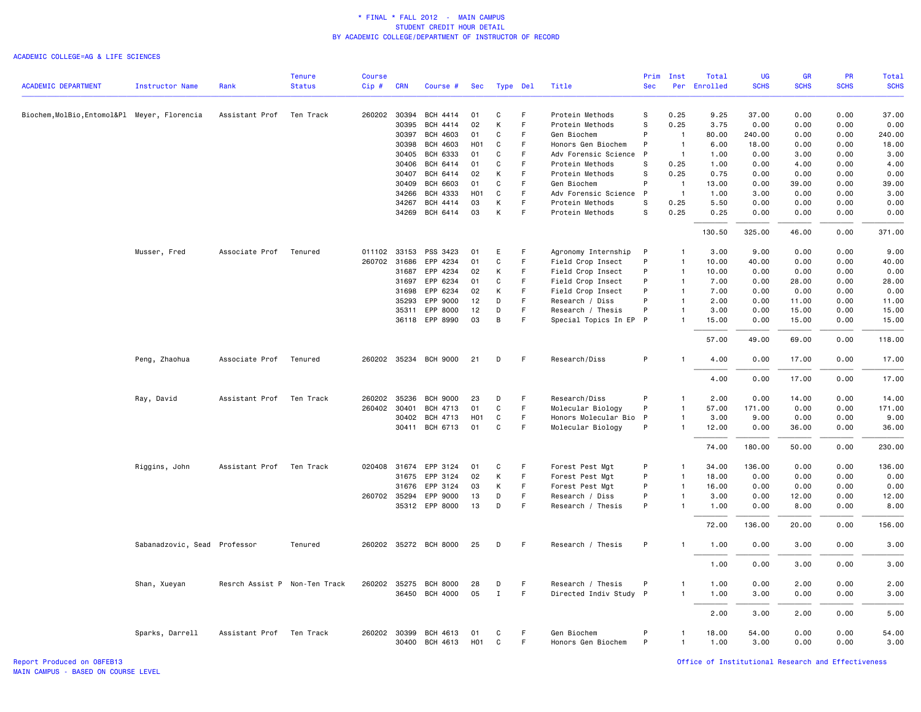\* FINAL \* FALL 2012 - MAIN CAMPUS
STUDENT CREDIT HOUR DETAIL
BY ACADEMIC COLLEGE/DEPARTMENT OF INSTRUCTOR OF RECORD

ACADEMIC COLLEGE=AG & LIFE SCIENCES

| ACADEMIC DEPARTMENT | Instructor Name | Rank | Tenure Status | Course Cip # | CRN | Course # | Sec | Type | Del | Title | Prim Sec | Inst Per | Total Enrolled | UG SCHS | GR SCHS | PR SCHS | Total SCHS |
|---|---|---|---|---|---|---|---|---|---|---|---|---|---|---|---|---|---|
| Biochem,MolBio,Entomol&Pl | Meyer, Florencia | Assistant Prof | Ten Track | 260202 | 30394 | BCH 4414 | 01 | C | F | Protein Methods | S | 0.25 | 9.25 | 37.00 | 0.00 | 0.00 | 37.00 |
| | | | | | 30395 | BCH 4414 | 02 | K | F | Protein Methods | S | 0.25 | 3.75 | 0.00 | 0.00 | 0.00 | 0.00 |
| | | | | | 30397 | BCH 4603 | 01 | C | F | Gen Biochem | P | 1 | 80.00 | 240.00 | 0.00 | 0.00 | 240.00 |
| | | | | | 30398 | BCH 4603 | H01 | C | F | Honors Gen Biochem | P | 1 | 6.00 | 18.00 | 0.00 | 0.00 | 18.00 |
| | | | | | 30405 | BCH 6333 | 01 | C | F | Adv Forensic Science | P | 1 | 1.00 | 0.00 | 3.00 | 0.00 | 3.00 |
| | | | | | 30406 | BCH 6414 | 01 | C | F | Protein Methods | S | 0.25 | 1.00 | 0.00 | 4.00 | 0.00 | 4.00 |
| | | | | | 30407 | BCH 6414 | 02 | K | F | Protein Methods | S | 0.25 | 0.75 | 0.00 | 0.00 | 0.00 | 0.00 |
| | | | | | 30409 | BCH 6603 | 01 | C | F | Gen Biochem | P | 1 | 13.00 | 0.00 | 39.00 | 0.00 | 39.00 |
| | | | | | 34266 | BCH 4333 | H01 | C | F | Adv Forensic Science | P | 1 | 1.00 | 3.00 | 0.00 | 0.00 | 3.00 |
| | | | | | 34267 | BCH 4414 | 03 | K | F | Protein Methods | S | 0.25 | 5.50 | 0.00 | 0.00 | 0.00 | 0.00 |
| | | | | | 34269 | BCH 6414 | 03 | K | F | Protein Methods | S | 0.25 | 0.25 | 0.00 | 0.00 | 0.00 | 0.00 |
| | | | | | | | | | | | | | 130.50 | 325.00 | 46.00 | 0.00 | 371.00 |
| | Musser, Fred | Associate Prof | Tenured | 011102 | 33153 | PSS 3423 | 01 | E | F | Agronomy Internship | P | 1 | 3.00 | 9.00 | 0.00 | 0.00 | 9.00 |
| | | | | 260702 | 31686 | EPP 4234 | 01 | C | F | Field Crop Insect | P | 1 | 10.00 | 40.00 | 0.00 | 0.00 | 40.00 |
| | | | | | 31687 | EPP 4234 | 02 | K | F | Field Crop Insect | P | 1 | 10.00 | 0.00 | 0.00 | 0.00 | 0.00 |
| | | | | | 31697 | EPP 6234 | 01 | C | F | Field Crop Insect | P | 1 | 7.00 | 0.00 | 28.00 | 0.00 | 28.00 |
| | | | | | 31698 | EPP 6234 | 02 | K | F | Field Crop Insect | P | 1 | 7.00 | 0.00 | 0.00 | 0.00 | 0.00 |
| | | | | | 35293 | EPP 9000 | 12 | D | F | Research / Diss | P | 1 | 2.00 | 0.00 | 11.00 | 0.00 | 11.00 |
| | | | | | 35311 | EPP 8000 | 12 | D | F | Research / Thesis | P | 1 | 3.00 | 0.00 | 15.00 | 0.00 | 15.00 |
| | | | | | 36118 | EPP 8990 | 03 | B | F | Special Topics In EP | P | 1 | 15.00 | 0.00 | 15.00 | 0.00 | 15.00 |
| | | | | | | | | | | | | | 57.00 | 49.00 | 69.00 | 0.00 | 118.00 |
| | Peng, Zhaohua | Associate Prof | Tenured | 260202 | 35234 | BCH 9000 | 21 | D | F | Research/Diss | P | 1 | 4.00 | 0.00 | 17.00 | 0.00 | 17.00 |
| | | | | | | | | | | | | | 4.00 | 0.00 | 17.00 | 0.00 | 17.00 |
| | Ray, David | Assistant Prof | Ten Track | 260202 | 35236 | BCH 9000 | 23 | D | F | Research/Diss | P | 1 | 2.00 | 0.00 | 14.00 | 0.00 | 14.00 |
| | | | | 260402 | 30401 | BCH 4713 | 01 | C | F | Molecular Biology | P | 1 | 57.00 | 171.00 | 0.00 | 0.00 | 171.00 |
| | | | | | 30402 | BCH 4713 | H01 | C | F | Honors Molecular Bio | P | 1 | 3.00 | 9.00 | 0.00 | 0.00 | 9.00 |
| | | | | | 30411 | BCH 6713 | 01 | C | F | Molecular Biology | P | 1 | 12.00 | 0.00 | 36.00 | 0.00 | 36.00 |
| | | | | | | | | | | | | | 74.00 | 180.00 | 50.00 | 0.00 | 230.00 |
| | Riggins, John | Assistant Prof | Ten Track | 020408 | 31674 | EPP 3124 | 01 | C | F | Forest Pest Mgt | P | 1 | 34.00 | 136.00 | 0.00 | 0.00 | 136.00 |
| | | | | | 31675 | EPP 3124 | 02 | K | F | Forest Pest Mgt | P | 1 | 18.00 | 0.00 | 0.00 | 0.00 | 0.00 |
| | | | | | 31676 | EPP 3124 | 03 | K | F | Forest Pest Mgt | P | 1 | 16.00 | 0.00 | 0.00 | 0.00 | 0.00 |
| | | | | 260702 | 35294 | EPP 9000 | 13 | D | F | Research / Diss | P | 1 | 3.00 | 0.00 | 12.00 | 0.00 | 12.00 |
| | | | | | 35312 | EPP 8000 | 13 | D | F | Research / Thesis | P | 1 | 1.00 | 0.00 | 8.00 | 0.00 | 8.00 |
| | | | | | | | | | | | | | 72.00 | 136.00 | 20.00 | 0.00 | 156.00 |
| | Sabanadzovic, Sead | Professor | Tenured | 260202 | 35272 | BCH 8000 | 25 | D | F | Research / Thesis | P | 1 | 1.00 | 0.00 | 3.00 | 0.00 | 3.00 |
| | | | | | | | | | | | | | 1.00 | 0.00 | 3.00 | 0.00 | 3.00 |
| | Shan, Xueyan | Resrch Assist P | Non-Ten Track | 260202 | 35275 | BCH 8000 | 28 | D | F | Research / Thesis | P | 1 | 1.00 | 0.00 | 2.00 | 0.00 | 2.00 |
| | | | | | 36450 | BCH 4000 | 05 | I | F | Directed Indiv Study | P | 1 | 1.00 | 3.00 | 0.00 | 0.00 | 3.00 |
| | | | | | | | | | | | | | 2.00 | 3.00 | 2.00 | 0.00 | 5.00 |
| | Sparks, Darrell | Assistant Prof | Ten Track | 260202 | 30399 | BCH 4613 | 01 | C | F | Gen Biochem | P | 1 | 18.00 | 54.00 | 0.00 | 0.00 | 54.00 |
| | | | | | 30400 | BCH 4613 | H01 | C | F | Honors Gen Biochem | P | 1 | 1.00 | 3.00 | 0.00 | 0.00 | 3.00 |

Report Produced on 08FEB13
MAIN CAMPUS - BASED ON COURSE LEVEL

Office of Institutional Research and Effectiveness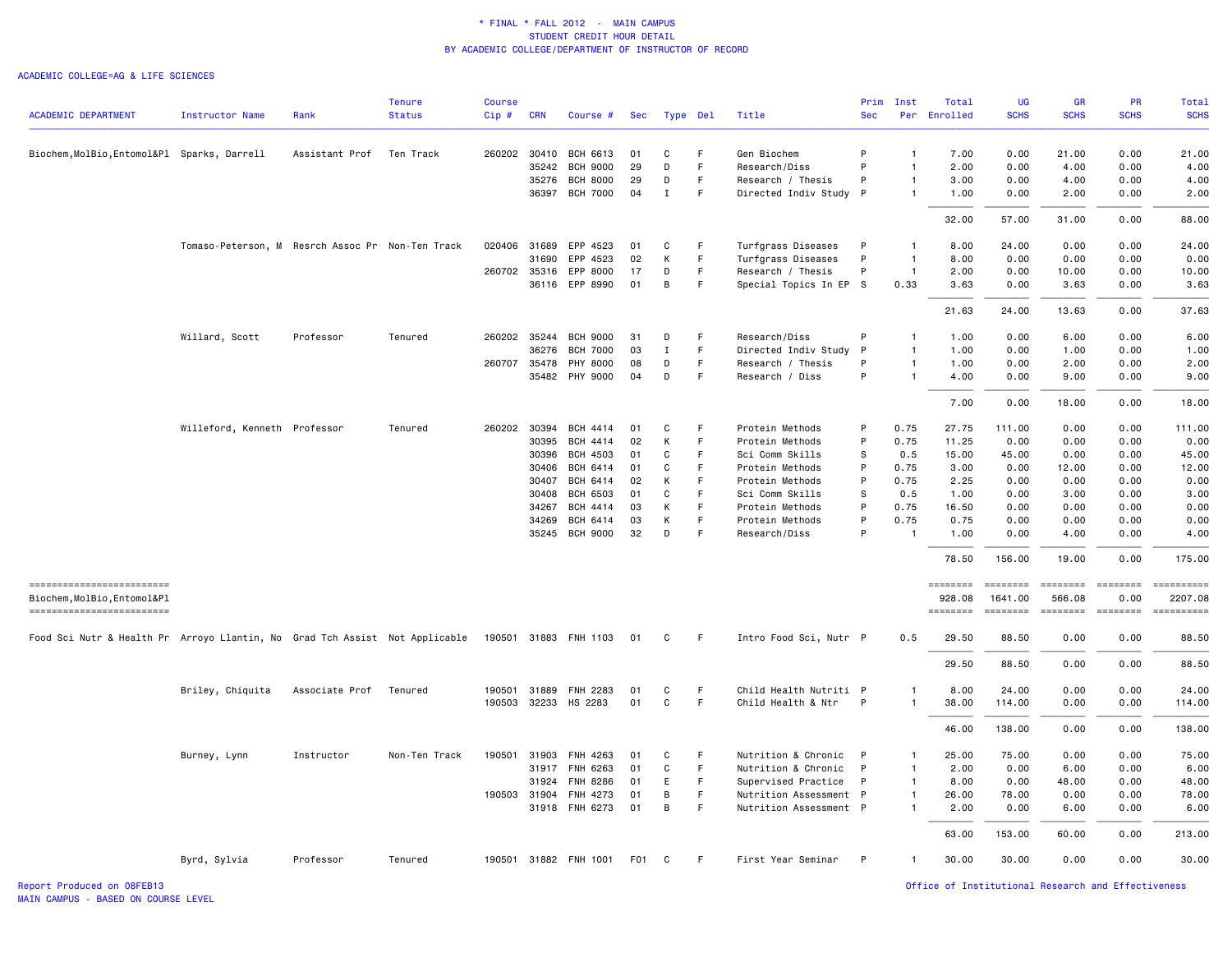\* FINAL \* FALL 2012 - MAIN CAMPUS
STUDENT CREDIT HOUR DETAIL
BY ACADEMIC COLLEGE/DEPARTMENT OF INSTRUCTOR OF RECORD

ACADEMIC COLLEGE=AG & LIFE SCIENCES

| ACADEMIC DEPARTMENT | Instructor Name | Rank | Tenure Status | Course Cip # | CRN | Course # | Sec | Type | Del | Title | Prim Sec | Inst Per | Total Enrolled | UG SCHS | GR SCHS | PR SCHS | Total SCHS |
|---|---|---|---|---|---|---|---|---|---|---|---|---|---|---|---|---|---|
| Biochem,MolBio,Entomol&Pl | Sparks, Darrell | Assistant Prof | Ten Track | 260202 | 30410 | BCH 6613 | 01 | C | F | Gen Biochem | P | 1 | 7.00 | 0.00 | 21.00 | 0.00 | 21.00 |
| | | | | | 35242 | BCH 9000 | 29 | D | F | Research/Diss | P | 1 | 2.00 | 0.00 | 4.00 | 0.00 | 4.00 |
| | | | | | 35276 | BCH 8000 | 29 | D | F | Research / Thesis | P | 1 | 3.00 | 0.00 | 4.00 | 0.00 | 4.00 |
| | | | | | 36397 | BCH 7000 | 04 | I | F | Directed Indiv Study | P | 1 | 1.00 | 0.00 | 2.00 | 0.00 | 2.00 |
| | | | | | | | | | | | | | 32.00 | 57.00 | 31.00 | 0.00 | 88.00 |
| | Tomaso-Peterson, M | Resrch Assoc Pr | Non-Ten Track | 020406 | 31689 | EPP 4523 | 01 | C | F | Turfgrass Diseases | P | 1 | 8.00 | 24.00 | 0.00 | 0.00 | 24.00 |
| | | | | | 31690 | EPP 4523 | 02 | K | F | Turfgrass Diseases | P | 1 | 8.00 | 0.00 | 0.00 | 0.00 | 0.00 |
| | | | | 260702 | 35316 | EPP 8000 | 17 | D | F | Research / Thesis | P | 1 | 2.00 | 0.00 | 10.00 | 0.00 | 10.00 |
| | | | | | 36116 | EPP 8990 | 01 | B | F | Special Topics In EP | S | 0.33 | 3.63 | 0.00 | 3.63 | 0.00 | 3.63 |
| | | | | | | | | | | | | | 21.63 | 24.00 | 13.63 | 0.00 | 37.63 |
| | Willard, Scott | Professor | Tenured | 260202 | 35244 | BCH 9000 | 31 | D | F | Research/Diss | P | 1 | 1.00 | 0.00 | 6.00 | 0.00 | 6.00 |
| | | | | | 36276 | BCH 7000 | 03 | I | F | Directed Indiv Study | P | 1 | 1.00 | 0.00 | 1.00 | 0.00 | 1.00 |
| | | | | 260707 | 35478 | PHY 8000 | 08 | D | F | Research / Thesis | P | 1 | 1.00 | 0.00 | 2.00 | 0.00 | 2.00 |
| | | | | | 35482 | PHY 9000 | 04 | D | F | Research / Diss | P | 1 | 4.00 | 0.00 | 9.00 | 0.00 | 9.00 |
| | | | | | | | | | | | | | 7.00 | 0.00 | 18.00 | 0.00 | 18.00 |
| | Willeford, Kenneth | Professor | Tenured | 260202 | 30394 | BCH 4414 | 01 | C | F | Protein Methods | P | 0.75 | 27.75 | 111.00 | 0.00 | 0.00 | 111.00 |
| | | | | | 30395 | BCH 4414 | 02 | K | F | Protein Methods | P | 0.75 | 11.25 | 0.00 | 0.00 | 0.00 | 0.00 |
| | | | | | 30396 | BCH 4503 | 01 | C | F | Sci Comm Skills | S | 0.5 | 15.00 | 45.00 | 0.00 | 0.00 | 45.00 |
| | | | | | 30406 | BCH 6414 | 01 | C | F | Protein Methods | P | 0.75 | 3.00 | 0.00 | 12.00 | 0.00 | 12.00 |
| | | | | | 30407 | BCH 6414 | 02 | K | F | Protein Methods | P | 0.75 | 2.25 | 0.00 | 0.00 | 0.00 | 0.00 |
| | | | | | 30408 | BCH 6503 | 01 | C | F | Sci Comm Skills | S | 0.5 | 1.00 | 0.00 | 3.00 | 0.00 | 3.00 |
| | | | | | 34267 | BCH 4414 | 03 | K | F | Protein Methods | P | 0.75 | 16.50 | 0.00 | 0.00 | 0.00 | 0.00 |
| | | | | | 34269 | BCH 6414 | 03 | K | F | Protein Methods | P | 0.75 | 0.75 | 0.00 | 0.00 | 0.00 | 0.00 |
| | | | | | 35245 | BCH 9000 | 32 | D | F | Research/Diss | P | 1 | 1.00 | 0.00 | 4.00 | 0.00 | 4.00 |
| | | | | | | | | | | | | | 78.50 | 156.00 | 19.00 | 0.00 | 175.00 |
| Biochem,MolBio,Entomol&Pl | | | | | | | | | | | | | 928.08 | 1641.00 | 566.08 | 0.00 | 2207.08 |
| Food Sci Nutr & Health Pr | Arroyo Llantin, No | Grad Tch Assist | Not Applicable | 190501 | 31883 | FNH 1103 | 01 | C | F | Intro Food Sci, Nutr | P | 0.5 | 29.50 | 88.50 | 0.00 | 0.00 | 88.50 |
| | | | | | | | | | | | | | 29.50 | 88.50 | 0.00 | 0.00 | 88.50 |
| | Briley, Chiquita | Associate Prof | Tenured | 190501 | 31889 | FNH 2283 | 01 | C | F | Child Health Nutriti | P | 1 | 8.00 | 24.00 | 0.00 | 0.00 | 24.00 |
| | | | | 190503 | 32233 | HS 2283 | 01 | C | F | Child Health & Ntr | P | 1 | 38.00 | 114.00 | 0.00 | 0.00 | 114.00 |
| | | | | | | | | | | | | | 46.00 | 138.00 | 0.00 | 0.00 | 138.00 |
| | Burney, Lynn | Instructor | Non-Ten Track | 190501 | 31903 | FNH 4263 | 01 | C | F | Nutrition & Chronic | P | 1 | 25.00 | 75.00 | 0.00 | 0.00 | 75.00 |
| | | | | | 31917 | FNH 6263 | 01 | C | F | Nutrition & Chronic | P | 1 | 2.00 | 0.00 | 6.00 | 0.00 | 6.00 |
| | | | | | 31924 | FNH 8286 | 01 | E | F | Supervised Practice | P | 1 | 8.00 | 0.00 | 48.00 | 0.00 | 48.00 |
| | | | | 190503 | 31904 | FNH 4273 | 01 | B | F | Nutrition Assessment | P | 1 | 26.00 | 78.00 | 0.00 | 0.00 | 78.00 |
| | | | | | 31918 | FNH 6273 | 01 | B | F | Nutrition Assessment | P | 1 | 2.00 | 0.00 | 6.00 | 0.00 | 6.00 |
| | | | | | | | | | | | | | 63.00 | 153.00 | 60.00 | 0.00 | 213.00 |
| | Byrd, Sylvia | Professor | Tenured | 190501 | 31882 | FNH 1001 | F01 | C | F | First Year Seminar | P | 1 | 30.00 | 30.00 | 0.00 | 0.00 | 30.00 |

Report Produced on 08FEB13
MAIN CAMPUS - BASED ON COURSE LEVEL

Office of Institutional Research and Effectiveness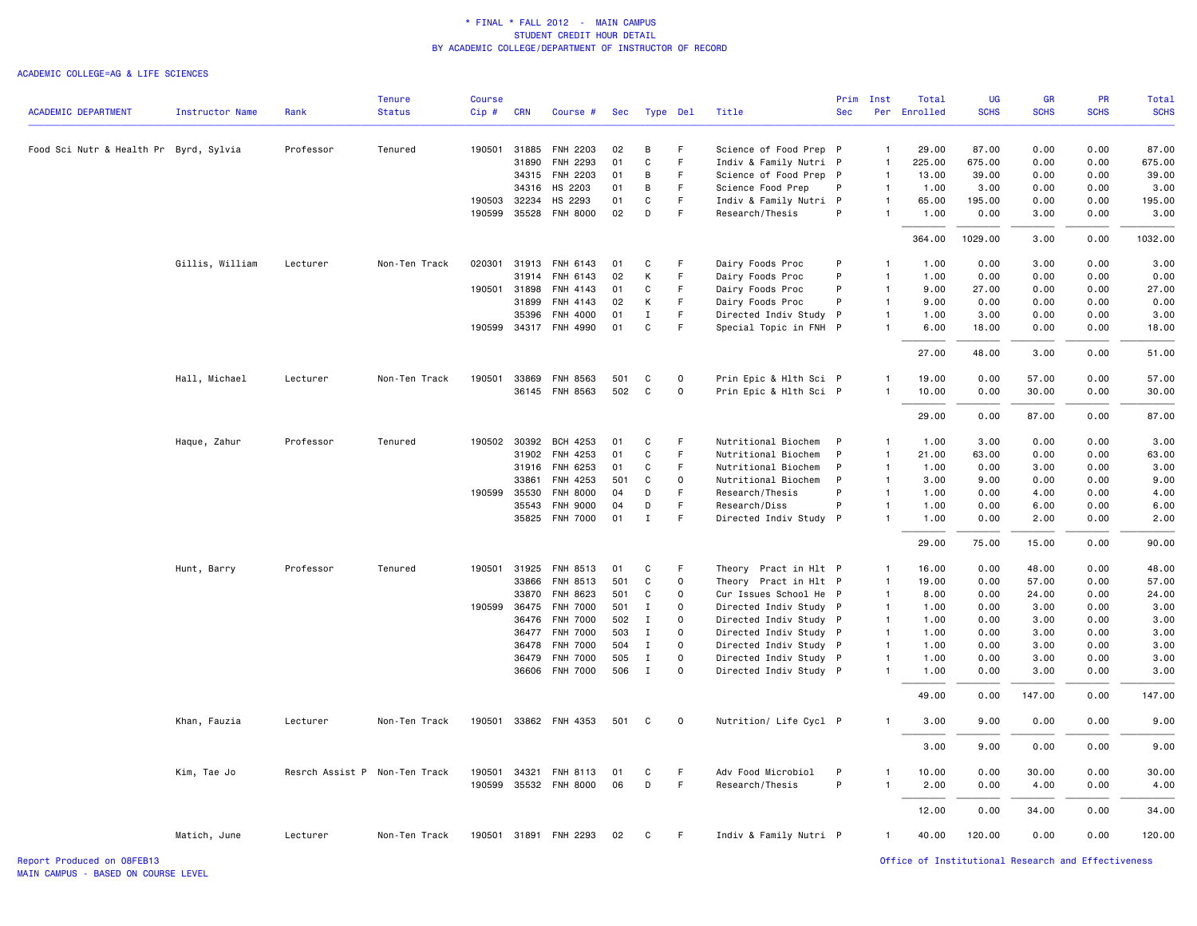* FINAL * FALL 2012 - MAIN CAMPUS
STUDENT CREDIT HOUR DETAIL
BY ACADEMIC COLLEGE/DEPARTMENT OF INSTRUCTOR OF RECORD

ACADEMIC COLLEGE=AG & LIFE SCIENCES

| ACADEMIC DEPARTMENT | Instructor Name | Rank | Tenure Status | Course Cip # | CRN | Course # | Sec | Type | Del | Title | Prim Sec | Inst Per | Total Enrolled | UG SCHS | GR SCHS | PR SCHS | Total SCHS |
|---|---|---|---|---|---|---|---|---|---|---|---|---|---|---|---|---|---|
| Food Sci Nutr & Health Pr | Byrd, Sylvia | Professor | Tenured | 190501 | 31885 | FNH 2203 | 02 | B | F | Science of Food Prep | P | 1 | 29.00 | 87.00 | 0.00 | 0.00 | 87.00 |
| | | | | | 31890 | FNH 2293 | 01 | C | F | Indiv & Family Nutri | P | 1 | 225.00 | 675.00 | 0.00 | 0.00 | 675.00 |
| | | | | | 34315 | FNH 2203 | 01 | B | F | Science of Food Prep | P | 1 | 13.00 | 39.00 | 0.00 | 0.00 | 39.00 |
| | | | | | 34316 | HS 2203 | 01 | B | F | Science Food Prep | P | 1 | 1.00 | 3.00 | 0.00 | 0.00 | 3.00 |
| | | | | 190503 | 32234 | HS 2293 | 01 | C | F | Indiv & Family Nutri | P | 1 | 65.00 | 195.00 | 0.00 | 0.00 | 195.00 |
| | | | | 190599 | 35528 | FNH 8000 | 02 | D | F | Research/Thesis | P | 1 | 1.00 | 0.00 | 3.00 | 0.00 | 3.00 |
| | | | | | | | | | | | | | 364.00 | 1029.00 | 3.00 | 0.00 | 1032.00 |
| | Gillis, William | Lecturer | Non-Ten Track | 020301 | 31913 | FNH 6143 | 01 | C | F | Dairy Foods Proc | P | 1 | 1.00 | 0.00 | 3.00 | 0.00 | 3.00 |
| | | | | | 31914 | FNH 6143 | 02 | K | F | Dairy Foods Proc | P | 1 | 1.00 | 0.00 | 0.00 | 0.00 | 0.00 |
| | | | | 190501 | 31898 | FNH 4143 | 01 | C | F | Dairy Foods Proc | P | 1 | 9.00 | 27.00 | 0.00 | 0.00 | 27.00 |
| | | | | | 31899 | FNH 4143 | 02 | K | F | Dairy Foods Proc | P | 1 | 9.00 | 0.00 | 0.00 | 0.00 | 0.00 |
| | | | | | 35396 | FNH 4000 | 01 | I | F | Directed Indiv Study | P | 1 | 1.00 | 3.00 | 0.00 | 0.00 | 3.00 |
| | | | | 190599 | 34317 | FNH 4990 | 01 | C | F | Special Topic in FNH | P | 1 | 6.00 | 18.00 | 0.00 | 0.00 | 18.00 |
| | | | | | | | | | | | | | 27.00 | 48.00 | 3.00 | 0.00 | 51.00 |
| | Hall, Michael | Lecturer | Non-Ten Track | 190501 | 33869 | FNH 8563 | 501 | C | O | Prin Epic & Hlth Sci | P | 1 | 19.00 | 0.00 | 57.00 | 0.00 | 57.00 |
| | | | | | 36145 | FNH 8563 | 502 | C | O | Prin Epic & Hlth Sci | P | 1 | 10.00 | 0.00 | 30.00 | 0.00 | 30.00 |
| | | | | | | | | | | | | | 29.00 | 0.00 | 87.00 | 0.00 | 87.00 |
| | Haque, Zahur | Professor | Tenured | 190502 | 30392 | BCH 4253 | 01 | C | F | Nutritional Biochem | P | 1 | 1.00 | 3.00 | 0.00 | 0.00 | 3.00 |
| | | | | | 31902 | FNH 4253 | 01 | C | F | Nutritional Biochem | P | 1 | 21.00 | 63.00 | 0.00 | 0.00 | 63.00 |
| | | | | | 31916 | FNH 6253 | 01 | C | F | Nutritional Biochem | P | 1 | 1.00 | 0.00 | 3.00 | 0.00 | 3.00 |
| | | | | | 33861 | FNH 4253 | 501 | C | O | Nutritional Biochem | P | 1 | 3.00 | 9.00 | 0.00 | 0.00 | 9.00 |
| | | | | 190599 | 35530 | FNH 8000 | 04 | D | F | Research/Thesis | P | 1 | 1.00 | 0.00 | 4.00 | 0.00 | 4.00 |
| | | | | | 35543 | FNH 9000 | 04 | D | F | Research/Diss | P | 1 | 1.00 | 0.00 | 6.00 | 0.00 | 6.00 |
| | | | | | 35825 | FNH 7000 | 01 | I | F | Directed Indiv Study | P | 1 | 1.00 | 0.00 | 2.00 | 0.00 | 2.00 |
| | | | | | | | | | | | | | 29.00 | 75.00 | 15.00 | 0.00 | 90.00 |
| | Hunt, Barry | Professor | Tenured | 190501 | 31925 | FNH 8513 | 01 | C | F | Theory Pract in Hlt | P | 1 | 16.00 | 0.00 | 48.00 | 0.00 | 48.00 |
| | | | | | 33866 | FNH 8513 | 501 | C | O | Theory Pract in Hlt | P | 1 | 19.00 | 0.00 | 57.00 | 0.00 | 57.00 |
| | | | | | 33870 | FNH 8623 | 501 | C | O | Cur Issues School He | P | 1 | 8.00 | 0.00 | 24.00 | 0.00 | 24.00 |
| | | | | 190599 | 36475 | FNH 7000 | 501 | I | O | Directed Indiv Study | P | 1 | 1.00 | 0.00 | 3.00 | 0.00 | 3.00 |
| | | | | | 36476 | FNH 7000 | 502 | I | O | Directed Indiv Study | P | 1 | 1.00 | 0.00 | 3.00 | 0.00 | 3.00 |
| | | | | | 36477 | FNH 7000 | 503 | I | O | Directed Indiv Study | P | 1 | 1.00 | 0.00 | 3.00 | 0.00 | 3.00 |
| | | | | | 36478 | FNH 7000 | 504 | I | O | Directed Indiv Study | P | 1 | 1.00 | 0.00 | 3.00 | 0.00 | 3.00 |
| | | | | | 36479 | FNH 7000 | 505 | I | O | Directed Indiv Study | P | 1 | 1.00 | 0.00 | 3.00 | 0.00 | 3.00 |
| | | | | | 36606 | FNH 7000 | 506 | I | O | Directed Indiv Study | P | 1 | 1.00 | 0.00 | 3.00 | 0.00 | 3.00 |
| | | | | | | | | | | | | | 49.00 | 0.00 | 147.00 | 0.00 | 147.00 |
| | Khan, Fauzia | Lecturer | Non-Ten Track | 190501 | 33862 | FNH 4353 | 501 | C | O | Nutrition/ Life Cycl | P | 1 | 3.00 | 9.00 | 0.00 | 0.00 | 9.00 |
| | | | | | | | | | | | | | 3.00 | 9.00 | 0.00 | 0.00 | 9.00 |
| | Kim, Tae Jo | Resrch Assist P | Non-Ten Track | 190501 | 34321 | FNH 8113 | 01 | C | F | Adv Food Microbiol | P | 1 | 10.00 | 0.00 | 30.00 | 0.00 | 30.00 |
| | | | | 190599 | 35532 | FNH 8000 | 06 | D | F | Research/Thesis | P | 1 | 2.00 | 0.00 | 4.00 | 0.00 | 4.00 |
| | | | | | | | | | | | | | 12.00 | 0.00 | 34.00 | 0.00 | 34.00 |
| | Matich, June | Lecturer | Non-Ten Track | 190501 | 31891 | FNH 2293 | 02 | C | F | Indiv & Family Nutri | P | 1 | 40.00 | 120.00 | 0.00 | 0.00 | 120.00 |

Report Produced on 08FEB13
MAIN CAMPUS - BASED ON COURSE LEVEL

Office of Institutional Research and Effectiveness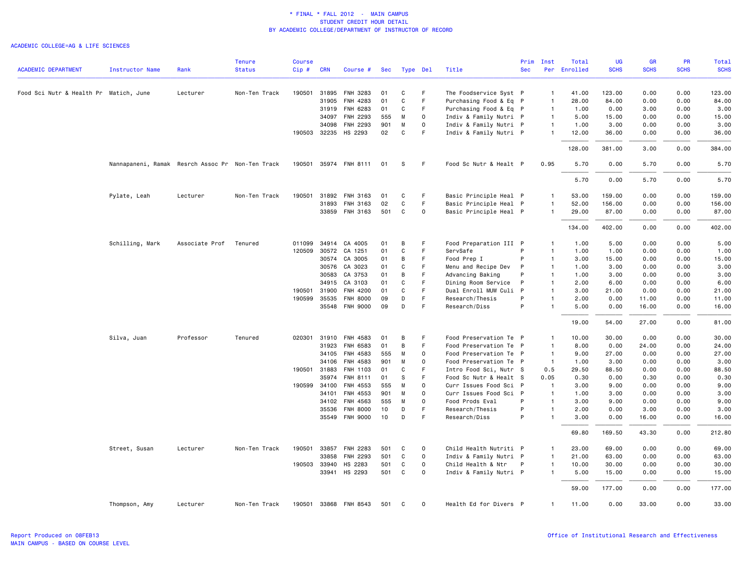\* FINAL \* FALL 2012 - MAIN CAMPUS
STUDENT CREDIT HOUR DETAIL
BY ACADEMIC COLLEGE/DEPARTMENT OF INSTRUCTOR OF RECORD

ACADEMIC COLLEGE=AG & LIFE SCIENCES

| ACADEMIC DEPARTMENT | Instructor Name | Rank | Tenure Status | Course Cip # | CRN | Course # | Sec | Type | Del | Title | Prim Sec | Inst Per | Total Enrolled | UG SCHS | GR SCHS | PR SCHS | Total SCHS |
|---|---|---|---|---|---|---|---|---|---|---|---|---|---|---|---|---|---|
| Food Sci Nutr & Health Pr | Matich, June | Lecturer | Non-Ten Track | 190501 | 31895 | FNH 3283 | 01 | C | F | The Foodservice Syst | P | 1 | 41.00 | 123.00 | 0.00 | 0.00 | 123.00 |
| | | | | | 31905 | FNH 4283 | 01 | C | F | Purchasing Food & Eq | P | 1 | 28.00 | 84.00 | 0.00 | 0.00 | 84.00 |
| | | | | | 31919 | FNH 6283 | 01 | C | F | Purchasing Food & Eq | P | 1 | 1.00 | 0.00 | 3.00 | 0.00 | 3.00 |
| | | | | | 34097 | FNH 2293 | 555 | M | O | Indiv & Family Nutri | P | 1 | 5.00 | 15.00 | 0.00 | 0.00 | 15.00 |
| | | | | | 34098 | FNH 2293 | 901 | M | O | Indiv & Family Nutri | P | 1 | 1.00 | 3.00 | 0.00 | 0.00 | 3.00 |
| | | | | 190503 | 32235 | HS 2293 | 02 | C | F | Indiv & Family Nutri | P | 1 | 12.00 | 36.00 | 0.00 | 0.00 | 36.00 |
| | | | | | | | | | | | | | 128.00 | 381.00 | 3.00 | 0.00 | 384.00 |
| | Nannapaneni, Ramak | Resrch Assoc Pr | Non-Ten Track | 190501 | 35974 | FNH 8111 | 01 | S | F | Food Sc Nutr & Healt | P | 0.95 | 5.70 | 0.00 | 5.70 | 0.00 | 5.70 |
| | | | | | | | | | | | | | 5.70 | 0.00 | 5.70 | 0.00 | 5.70 |
| | Pylate, Leah | Lecturer | Non-Ten Track | 190501 | 31892 | FNH 3163 | 01 | C | F | Basic Principle Heal | P | 1 | 53.00 | 159.00 | 0.00 | 0.00 | 159.00 |
| | | | | | 31893 | FNH 3163 | 02 | C | F | Basic Principle Heal | P | 1 | 52.00 | 156.00 | 0.00 | 0.00 | 156.00 |
| | | | | | 33859 | FNH 3163 | 501 | C | O | Basic Principle Heal | P | 1 | 29.00 | 87.00 | 0.00 | 0.00 | 87.00 |
| | | | | | | | | | | | | | 134.00 | 402.00 | 0.00 | 0.00 | 402.00 |
| | Schilling, Mark | Associate Prof | Tenured | 011099 | 34914 | CA 4005 | 01 | B | F | Food Preparation III | P | 1 | 1.00 | 5.00 | 0.00 | 0.00 | 5.00 |
| | | | | 120509 | 30572 | CA 1251 | 01 | C | F | ServSafe | P | 1 | 1.00 | 1.00 | 0.00 | 0.00 | 1.00 |
| | | | | | 30574 | CA 3005 | 01 | B | F | Food Prep I | P | 1 | 3.00 | 15.00 | 0.00 | 0.00 | 15.00 |
| | | | | | 30576 | CA 3023 | 01 | C | F | Menu and Recipe Dev | P | 1 | 1.00 | 3.00 | 0.00 | 0.00 | 3.00 |
| | | | | | 30583 | CA 3753 | 01 | B | F | Advancing Baking | P | 1 | 1.00 | 3.00 | 0.00 | 0.00 | 3.00 |
| | | | | | 34915 | CA 3103 | 01 | C | F | Dining Room Service | P | 1 | 2.00 | 6.00 | 0.00 | 0.00 | 6.00 |
| | | | | 190501 | 31900 | FNH 4200 | 01 | C | F | Dual Enroll MUW Culi | P | 1 | 3.00 | 21.00 | 0.00 | 0.00 | 21.00 |
| | | | | 190599 | 35535 | FNH 8000 | 09 | D | F | Research/Thesis | P | 1 | 2.00 | 0.00 | 11.00 | 0.00 | 11.00 |
| | | | | | 35548 | FNH 9000 | 09 | D | F | Research/Diss | P | 1 | 5.00 | 0.00 | 16.00 | 0.00 | 16.00 |
| | | | | | | | | | | | | | 19.00 | 54.00 | 27.00 | 0.00 | 81.00 |
| | Silva, Juan | Professor | Tenured | 020301 | 31910 | FNH 4583 | 01 | B | F | Food Preservation Te | P | 1 | 10.00 | 30.00 | 0.00 | 0.00 | 30.00 |
| | | | | | 31923 | FNH 6583 | 01 | B | F | Food Preservation Te | P | 1 | 8.00 | 0.00 | 24.00 | 0.00 | 24.00 |
| | | | | | 34105 | FNH 4583 | 555 | M | O | Food Preservation Te | P | 1 | 9.00 | 27.00 | 0.00 | 0.00 | 27.00 |
| | | | | | 34106 | FNH 4583 | 901 | M | O | Food Preservation Te | P | 1 | 1.00 | 3.00 | 0.00 | 0.00 | 3.00 |
| | | | | 190501 | 31883 | FNH 1103 | 01 | C | F | Intro Food Sci, Nutr | S | 0.5 | 29.50 | 88.50 | 0.00 | 0.00 | 88.50 |
| | | | | | 35974 | FNH 8111 | 01 | S | F | Food Sc Nutr & Healt | S | 0.05 | 0.30 | 0.00 | 0.30 | 0.00 | 0.30 |
| | | | | 190599 | 34100 | FNH 4553 | 555 | M | O | Curr Issues Food Sci | P | 1 | 3.00 | 9.00 | 0.00 | 0.00 | 9.00 |
| | | | | | 34101 | FNH 4553 | 901 | M | O | Curr Issues Food Sci | P | 1 | 1.00 | 3.00 | 0.00 | 0.00 | 3.00 |
| | | | | | 34102 | FNH 4563 | 555 | M | O | Food Prods Eval | P | 1 | 3.00 | 9.00 | 0.00 | 0.00 | 9.00 |
| | | | | | 35536 | FNH 8000 | 10 | D | F | Research/Thesis | P | 1 | 2.00 | 0.00 | 3.00 | 0.00 | 3.00 |
| | | | | | 35549 | FNH 9000 | 10 | D | F | Research/Diss | P | 1 | 3.00 | 0.00 | 16.00 | 0.00 | 16.00 |
| | | | | | | | | | | | | | 69.80 | 169.50 | 43.30 | 0.00 | 212.80 |
| | Street, Susan | Lecturer | Non-Ten Track | 190501 | 33857 | FNH 2283 | 501 | C | O | Child Health Nutriti | P | 1 | 23.00 | 69.00 | 0.00 | 0.00 | 69.00 |
| | | | | | 33858 | FNH 2293 | 501 | C | O | Indiv & Family Nutri | P | 1 | 21.00 | 63.00 | 0.00 | 0.00 | 63.00 |
| | | | | 190503 | 33940 | HS 2283 | 501 | C | O | Child Health & Ntr | P | 1 | 10.00 | 30.00 | 0.00 | 0.00 | 30.00 |
| | | | | | 33941 | HS 2293 | 501 | C | O | Indiv & Family Nutri | P | 1 | 5.00 | 15.00 | 0.00 | 0.00 | 15.00 |
| | | | | | | | | | | | | | 59.00 | 177.00 | 0.00 | 0.00 | 177.00 |
| | Thompson, Amy | Lecturer | Non-Ten Track | 190501 | 33868 | FNH 8543 | 501 | C | O | Health Ed for Divers | P | 1 | 11.00 | 0.00 | 33.00 | 0.00 | 33.00 |

Report Produced on 08FEB13
MAIN CAMPUS - BASED ON COURSE LEVEL

Office of Institutional Research and Effectiveness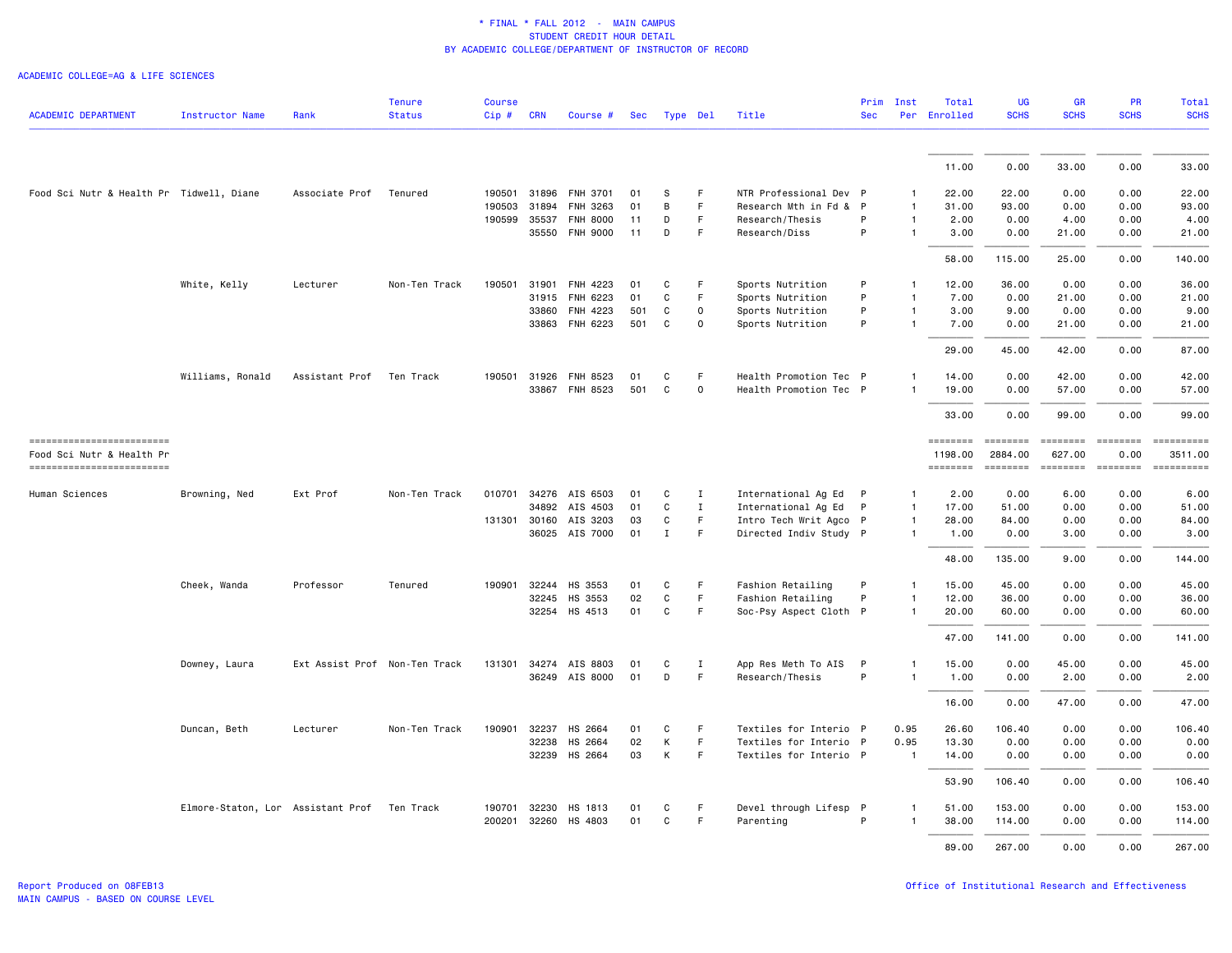\* FINAL \* FALL 2012 - MAIN CAMPUS
STUDENT CREDIT HOUR DETAIL
BY ACADEMIC COLLEGE/DEPARTMENT OF INSTRUCTOR OF RECORD

ACADEMIC COLLEGE=AG & LIFE SCIENCES

| ACADEMIC DEPARTMENT | Instructor Name | Rank | Tenure Status | Course Cip # | CRN | Course # | Sec | Type | Del | Title | Prim Sec | Inst Per | Total Enrolled | UG SCHS | GR SCHS | PR SCHS | Total SCHS |
|---|---|---|---|---|---|---|---|---|---|---|---|---|---|---|---|---|---|
| | | | | | | | | | | | | | 11.00 | 0.00 | 33.00 | 0.00 | 33.00 |
| Food Sci Nutr & Health Pr | Tidwell, Diane | Associate Prof | Tenured | 190501 | 31896 | FNH 3701 | 01 | S | F | NTR Professional Dev | P | 1 | 22.00 | 22.00 | 0.00 | 0.00 | 22.00 |
| | | | | 190503 | 31894 | FNH 3263 | 01 | B | F | Research Mth in Fd & | P | 1 | 31.00 | 93.00 | 0.00 | 0.00 | 93.00 |
| | | | | 190599 | 35537 | FNH 8000 | 11 | D | F | Research/Thesis | P | 1 | 2.00 | 0.00 | 4.00 | 0.00 | 4.00 |
| | | | | | 35550 | FNH 9000 | 11 | D | F | Research/Diss | P | 1 | 3.00 | 0.00 | 21.00 | 0.00 | 21.00 |
| | | | | | | | | | | | | | 58.00 | 115.00 | 25.00 | 0.00 | 140.00 |
| | White, Kelly | Lecturer | Non-Ten Track | 190501 | 31901 | FNH 4223 | 01 | C | F | Sports Nutrition | P | 1 | 12.00 | 36.00 | 0.00 | 0.00 | 36.00 |
| | | | | | 31915 | FNH 6223 | 01 | C | F | Sports Nutrition | P | 1 | 7.00 | 0.00 | 21.00 | 0.00 | 21.00 |
| | | | | | 33860 | FNH 4223 | 501 | C | O | Sports Nutrition | P | 1 | 3.00 | 9.00 | 0.00 | 0.00 | 9.00 |
| | | | | | 33863 | FNH 6223 | 501 | C | O | Sports Nutrition | P | 1 | 7.00 | 0.00 | 21.00 | 0.00 | 21.00 |
| | | | | | | | | | | | | | 29.00 | 45.00 | 42.00 | 0.00 | 87.00 |
| | Williams, Ronald | Assistant Prof | Ten Track | 190501 | 31926 | FNH 8523 | 01 | C | F | Health Promotion Tec | P | 1 | 14.00 | 0.00 | 42.00 | 0.00 | 42.00 |
| | | | | | 33867 | FNH 8523 | 501 | C | O | Health Promotion Tec | P | 1 | 19.00 | 0.00 | 57.00 | 0.00 | 57.00 |
| | | | | | | | | | | | | | 33.00 | 0.00 | 99.00 | 0.00 | 99.00 |
| Food Sci Nutr & Health Pr | | | | | | | | | | | | | 1198.00 | 2884.00 | 627.00 | 0.00 | 3511.00 |
| Human Sciences | Browning, Ned | Ext Prof | Non-Ten Track | 010701 | 34276 | AIS 6503 | 01 | C | I | International Ag Ed | P | 1 | 2.00 | 0.00 | 6.00 | 0.00 | 6.00 |
| | | | | | 34892 | AIS 4503 | 01 | C | I | International Ag Ed | P | 1 | 17.00 | 51.00 | 0.00 | 0.00 | 51.00 |
| | | | | 131301 | 30160 | AIS 3203 | 03 | C | F | Intro Tech Writ Agco | P | 1 | 28.00 | 84.00 | 0.00 | 0.00 | 84.00 |
| | | | | | 36025 | AIS 7000 | 01 | I | F | Directed Indiv Study | P | 1 | 1.00 | 0.00 | 3.00 | 0.00 | 3.00 |
| | | | | | | | | | | | | | 48.00 | 135.00 | 9.00 | 0.00 | 144.00 |
| | Cheek, Wanda | Professor | Tenured | 190901 | 32244 | HS 3553 | 01 | C | F | Fashion Retailing | P | 1 | 15.00 | 45.00 | 0.00 | 0.00 | 45.00 |
| | | | | | 32245 | HS 3553 | 02 | C | F | Fashion Retailing | P | 1 | 12.00 | 36.00 | 0.00 | 0.00 | 36.00 |
| | | | | | 32254 | HS 4513 | 01 | C | F | Soc-Psy Aspect Cloth | P | 1 | 20.00 | 60.00 | 0.00 | 0.00 | 60.00 |
| | | | | | | | | | | | | | 47.00 | 141.00 | 0.00 | 0.00 | 141.00 |
| | Downey, Laura | Ext Assist Prof | Non-Ten Track | 131301 | 34274 | AIS 8803 | 01 | C | I | App Res Meth To AIS | P | 1 | 15.00 | 0.00 | 45.00 | 0.00 | 45.00 |
| | | | | | 36249 | AIS 8000 | 01 | D | F | Research/Thesis | P | 1 | 1.00 | 0.00 | 2.00 | 0.00 | 2.00 |
| | | | | | | | | | | | | | 16.00 | 0.00 | 47.00 | 0.00 | 47.00 |
| | Duncan, Beth | Lecturer | Non-Ten Track | 190901 | 32237 | HS 2664 | 01 | C | F | Textiles for Interio | P | 0.95 | 26.60 | 106.40 | 0.00 | 0.00 | 106.40 |
| | | | | | 32238 | HS 2664 | 02 | K | F | Textiles for Interio | P | 0.95 | 13.30 | 0.00 | 0.00 | 0.00 | 0.00 |
| | | | | | 32239 | HS 2664 | 03 | K | F | Textiles for Interio | P | 1 | 14.00 | 0.00 | 0.00 | 0.00 | 0.00 |
| | | | | | | | | | | | | | 53.90 | 106.40 | 0.00 | 0.00 | 106.40 |
| | Elmore-Staton, Lor | Assistant Prof | Ten Track | 190701 | 32230 | HS 1813 | 01 | C | F | Devel through Lifesp | P | 1 | 51.00 | 153.00 | 0.00 | 0.00 | 153.00 |
| | | | | 200201 | 32260 | HS 4803 | 01 | C | F | Parenting | P | 1 | 38.00 | 114.00 | 0.00 | 0.00 | 114.00 |
| | | | | | | | | | | | | | 89.00 | 267.00 | 0.00 | 0.00 | 267.00 |

Report Produced on 08FEB13
MAIN CAMPUS - BASED ON COURSE LEVEL

Office of Institutional Research and Effectiveness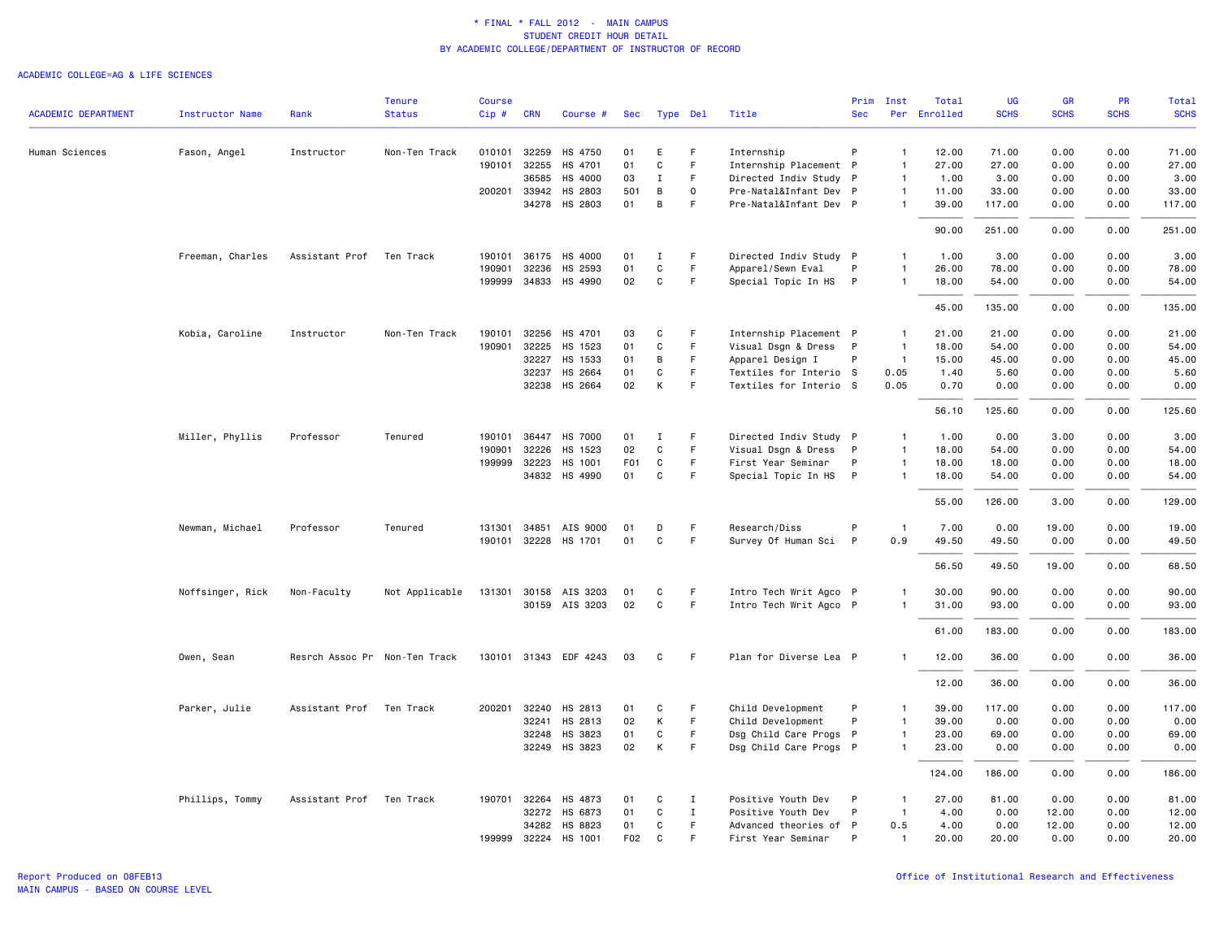\* FINAL \* FALL 2012 - MAIN CAMPUS
STUDENT CREDIT HOUR DETAIL
BY ACADEMIC COLLEGE/DEPARTMENT OF INSTRUCTOR OF RECORD

ACADEMIC COLLEGE=AG & LIFE SCIENCES

| ACADEMIC DEPARTMENT | Instructor Name | Rank | Tenure Status | Course Cip # | CRN | Course # | Sec | Type | Del | Title | Prim Sec | Inst Per | Total Enrolled | UG SCHS | GR SCHS | PR SCHS | Total SCHS |
|---|---|---|---|---|---|---|---|---|---|---|---|---|---|---|---|---|---|
| Human Sciences | Fason, Angel | Instructor | Non-Ten Track | 010101 | 32259 | HS 4750 | 01 | E | F | Internship | P | 1 | 12.00 | 71.00 | 0.00 | 0.00 | 71.00 |
| | | | | 190101 | 32255 | HS 4701 | 01 | C | F | Internship Placement | P | 1 | 27.00 | 27.00 | 0.00 | 0.00 | 27.00 |
| | | | | | 36585 | HS 4000 | 03 | I | F | Directed Indiv Study | P | 1 | 1.00 | 3.00 | 0.00 | 0.00 | 3.00 |
| | | | | 200201 | 33942 | HS 2803 | 501 | B | O | Pre-Natal&Infant Dev | P | 1 | 11.00 | 33.00 | 0.00 | 0.00 | 33.00 |
| | | | | | 34278 | HS 2803 | 01 | B | F | Pre-Natal&Infant Dev | P | 1 | 39.00 | 117.00 | 0.00 | 0.00 | 117.00 |
| | | | | | | | | | | | | | 90.00 | 251.00 | 0.00 | 0.00 | 251.00 |
| | Freeman, Charles | Assistant Prof | Ten Track | 190101 | 36175 | HS 4000 | 01 | I | F | Directed Indiv Study | P | 1 | 1.00 | 3.00 | 0.00 | 0.00 | 3.00 |
| | | | | 190901 | 32236 | HS 2593 | 01 | C | F | Apparel/Sewn Eval | P | 1 | 26.00 | 78.00 | 0.00 | 0.00 | 78.00 |
| | | | | 199999 | 34833 | HS 4990 | 02 | C | F | Special Topic In HS | P | 1 | 18.00 | 54.00 | 0.00 | 0.00 | 54.00 |
| | | | | | | | | | | | | | 45.00 | 135.00 | 0.00 | 0.00 | 135.00 |
| | Kobia, Caroline | Instructor | Non-Ten Track | 190101 | 32256 | HS 4701 | 03 | C | F | Internship Placement | P | 1 | 21.00 | 21.00 | 0.00 | 0.00 | 21.00 |
| | | | | 190901 | 32225 | HS 1523 | 01 | C | F | Visual Dsgn & Dress | P | 1 | 18.00 | 54.00 | 0.00 | 0.00 | 54.00 |
| | | | | | 32227 | HS 1533 | 01 | B | F | Apparel Design I | P | 1 | 15.00 | 45.00 | 0.00 | 0.00 | 45.00 |
| | | | | | 32237 | HS 2664 | 01 | C | F | Textiles for Interio | S | 0.05 | 1.40 | 5.60 | 0.00 | 0.00 | 5.60 |
| | | | | | 32238 | HS 2664 | 02 | K | F | Textiles for Interio | S | 0.05 | 0.70 | 0.00 | 0.00 | 0.00 | 0.00 |
| | | | | | | | | | | | | | 56.10 | 125.60 | 0.00 | 0.00 | 125.60 |
| | Miller, Phyllis | Professor | Tenured | 190101 | 36447 | HS 7000 | 01 | I | F | Directed Indiv Study | P | 1 | 1.00 | 0.00 | 3.00 | 0.00 | 3.00 |
| | | | | 190901 | 32226 | HS 1523 | 02 | C | F | Visual Dsgn & Dress | P | 1 | 18.00 | 54.00 | 0.00 | 0.00 | 54.00 |
| | | | | 199999 | 32223 | HS 1001 | F01 | C | F | First Year Seminar | P | 1 | 18.00 | 18.00 | 0.00 | 0.00 | 18.00 |
| | | | | | 34832 | HS 4990 | 01 | C | F | Special Topic In HS | P | 1 | 18.00 | 54.00 | 0.00 | 0.00 | 54.00 |
| | | | | | | | | | | | | | 55.00 | 126.00 | 3.00 | 0.00 | 129.00 |
| | Newman, Michael | Professor | Tenured | 131301 | 34851 | AIS 9000 | 01 | D | F | Research/Diss | P | 1 | 7.00 | 0.00 | 19.00 | 0.00 | 19.00 |
| | | | | 190101 | 32228 | HS 1701 | 01 | C | F | Survey Of Human Sci | P | 0.9 | 49.50 | 49.50 | 0.00 | 0.00 | 49.50 |
| | | | | | | | | | | | | | 56.50 | 49.50 | 19.00 | 0.00 | 68.50 |
| | Noffsinger, Rick | Non-Faculty | Not Applicable | 131301 | 30158 | AIS 3203 | 01 | C | F | Intro Tech Writ Agco | P | 1 | 30.00 | 90.00 | 0.00 | 0.00 | 90.00 |
| | | | | | 30159 | AIS 3203 | 02 | C | F | Intro Tech Writ Agco | P | 1 | 31.00 | 93.00 | 0.00 | 0.00 | 93.00 |
| | | | | | | | | | | | | | 61.00 | 183.00 | 0.00 | 0.00 | 183.00 |
| | Owen, Sean | Resrch Assoc Pr | Non-Ten Track | 130101 | 31343 | EDF 4243 | 03 | C | F | Plan for Diverse Lea | P | 1 | 12.00 | 36.00 | 0.00 | 0.00 | 36.00 |
| | | | | | | | | | | | | | 12.00 | 36.00 | 0.00 | 0.00 | 36.00 |
| | Parker, Julie | Assistant Prof | Ten Track | 200201 | 32240 | HS 2813 | 01 | C | F | Child Development | P | 1 | 39.00 | 117.00 | 0.00 | 0.00 | 117.00 |
| | | | | | 32241 | HS 2813 | 02 | K | F | Child Development | P | 1 | 39.00 | 0.00 | 0.00 | 0.00 | 0.00 |
| | | | | | 32248 | HS 3823 | 01 | C | F | Dsg Child Care Progs | P | 1 | 23.00 | 69.00 | 0.00 | 0.00 | 69.00 |
| | | | | | 32249 | HS 3823 | 02 | K | F | Dsg Child Care Progs | P | 1 | 23.00 | 0.00 | 0.00 | 0.00 | 0.00 |
| | | | | | | | | | | | | | 124.00 | 186.00 | 0.00 | 0.00 | 186.00 |
| | Phillips, Tommy | Assistant Prof | Ten Track | 190701 | 32264 | HS 4873 | 01 | C | I | Positive Youth Dev | P | 1 | 27.00 | 81.00 | 0.00 | 0.00 | 81.00 |
| | | | | | 32272 | HS 6873 | 01 | C | I | Positive Youth Dev | P | 1 | 4.00 | 0.00 | 12.00 | 0.00 | 12.00 |
| | | | | | 34282 | HS 8823 | 01 | C | F | Advanced theories of | P | 0.5 | 4.00 | 0.00 | 12.00 | 0.00 | 12.00 |
| | | | | 199999 | 32224 | HS 1001 | F02 | C | F | First Year Seminar | P | 1 | 20.00 | 20.00 | 0.00 | 0.00 | 20.00 |

Report Produced on 08FEB13
MAIN CAMPUS - BASED ON COURSE LEVEL

Office of Institutional Research and Effectiveness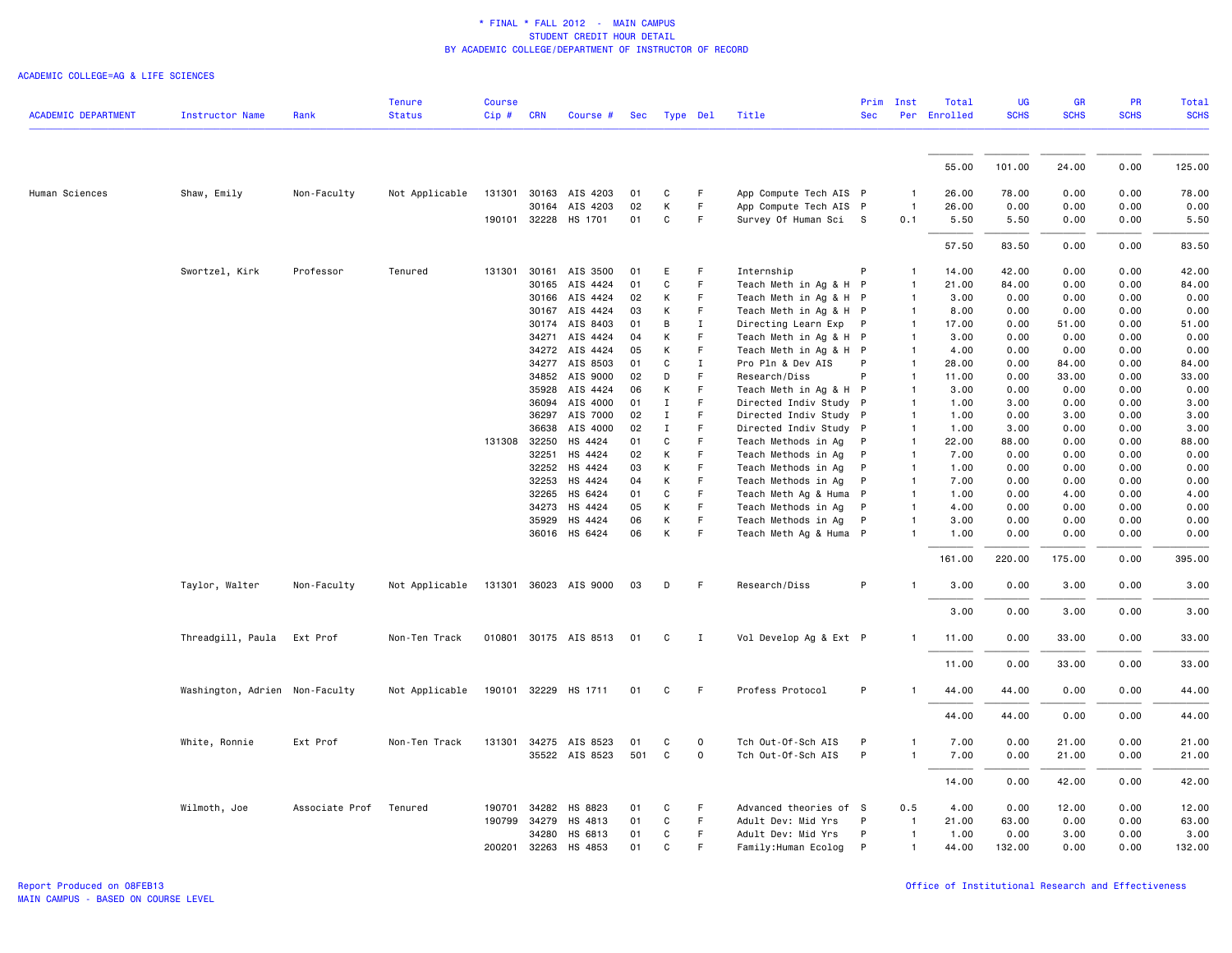* FINAL * FALL 2012 - MAIN CAMPUS
STUDENT CREDIT HOUR DETAIL
BY ACADEMIC COLLEGE/DEPARTMENT OF INSTRUCTOR OF RECORD

ACADEMIC COLLEGE=AG & LIFE SCIENCES

| ACADEMIC DEPARTMENT | Instructor Name | Rank | Tenure Status | Course Cip # | CRN | Course # | Sec | Type | Del | Title | Prim Sec | Inst Per | Total Enrolled | UG SCHS | GR SCHS | PR SCHS | Total SCHS |
|---|---|---|---|---|---|---|---|---|---|---|---|---|---|---|---|---|---|
| | | | | | | | | | | | | | 55.00 | 101.00 | 24.00 | 0.00 | 125.00 |
| Human Sciences | Shaw, Emily | Non-Faculty | Not Applicable | 131301 | 30163 | AIS 4203 | 01 | C | F | App Compute Tech AIS | P | 1 | 26.00 | 78.00 | 0.00 | 0.00 | 78.00 |
| | | | | | 30164 | AIS 4203 | 02 | K | F | App Compute Tech AIS | P | 1 | 26.00 | 0.00 | 0.00 | 0.00 | 0.00 |
| | | | | 190101 | 32228 | HS 1701 | 01 | C | F | Survey Of Human Sci | S | 0.1 | 5.50 | 5.50 | 0.00 | 0.00 | 5.50 |
| | | | | | | | | | | | | | 57.50 | 83.50 | 0.00 | 0.00 | 83.50 |
| | Swortzel, Kirk | Professor | Tenured | 131301 | 30161 | AIS 3500 | 01 | E | F | Internship | P | 1 | 14.00 | 42.00 | 0.00 | 0.00 | 42.00 |
| | | | | | 30165 | AIS 4424 | 01 | C | F | Teach Meth in Ag & H | P | 1 | 21.00 | 84.00 | 0.00 | 0.00 | 84.00 |
| | | | | | 30166 | AIS 4424 | 02 | K | F | Teach Meth in Ag & H | P | 1 | 3.00 | 0.00 | 0.00 | 0.00 | 0.00 |
| | | | | | 30167 | AIS 4424 | 03 | K | F | Teach Meth in Ag & H | P | 1 | 8.00 | 0.00 | 0.00 | 0.00 | 0.00 |
| | | | | | 30174 | AIS 8403 | 01 | B | I | Directing Learn Exp | P | 1 | 17.00 | 0.00 | 51.00 | 0.00 | 51.00 |
| | | | | | 34271 | AIS 4424 | 04 | K | F | Teach Meth in Ag & H | P | 1 | 3.00 | 0.00 | 0.00 | 0.00 | 0.00 |
| | | | | | 34272 | AIS 4424 | 05 | K | F | Teach Meth in Ag & H | P | 1 | 4.00 | 0.00 | 0.00 | 0.00 | 0.00 |
| | | | | | 34277 | AIS 8503 | 01 | C | I | Pro Pln & Dev AIS | P | 1 | 28.00 | 0.00 | 84.00 | 0.00 | 84.00 |
| | | | | | 34852 | AIS 9000 | 02 | D | F | Research/Diss | P | 1 | 11.00 | 0.00 | 33.00 | 0.00 | 33.00 |
| | | | | | 35928 | AIS 4424 | 06 | K | F | Teach Meth in Ag & H | P | 1 | 3.00 | 0.00 | 0.00 | 0.00 | 0.00 |
| | | | | | 36094 | AIS 4000 | 01 | I | F | Directed Indiv Study | P | 1 | 1.00 | 3.00 | 0.00 | 0.00 | 3.00 |
| | | | | | 36297 | AIS 7000 | 02 | I | F | Directed Indiv Study | P | 1 | 1.00 | 0.00 | 3.00 | 0.00 | 3.00 |
| | | | | | 36638 | AIS 4000 | 02 | I | F | Directed Indiv Study | P | 1 | 1.00 | 3.00 | 0.00 | 0.00 | 3.00 |
| | | | | 131308 | 32250 | HS 4424 | 01 | C | F | Teach Methods in Ag | P | 1 | 22.00 | 88.00 | 0.00 | 0.00 | 88.00 |
| | | | | | 32251 | HS 4424 | 02 | K | F | Teach Methods in Ag | P | 1 | 7.00 | 0.00 | 0.00 | 0.00 | 0.00 |
| | | | | | 32252 | HS 4424 | 03 | K | F | Teach Methods in Ag | P | 1 | 1.00 | 0.00 | 0.00 | 0.00 | 0.00 |
| | | | | | 32253 | HS 4424 | 04 | K | F | Teach Methods in Ag | P | 1 | 7.00 | 0.00 | 0.00 | 0.00 | 0.00 |
| | | | | | 32265 | HS 6424 | 01 | C | F | Teach Meth Ag & Huma | P | 1 | 1.00 | 0.00 | 4.00 | 0.00 | 4.00 |
| | | | | | 34273 | HS 4424 | 05 | K | F | Teach Methods in Ag | P | 1 | 4.00 | 0.00 | 0.00 | 0.00 | 0.00 |
| | | | | | 35929 | HS 4424 | 06 | K | F | Teach Methods in Ag | P | 1 | 3.00 | 0.00 | 0.00 | 0.00 | 0.00 |
| | | | | | 36016 | HS 6424 | 06 | K | F | Teach Meth Ag & Huma | P | 1 | 1.00 | 0.00 | 0.00 | 0.00 | 0.00 |
| | | | | | | | | | | | | | 161.00 | 220.00 | 175.00 | 0.00 | 395.00 |
| | Taylor, Walter | Non-Faculty | Not Applicable | 131301 | 36023 | AIS 9000 | 03 | D | F | Research/Diss | P | 1 | 3.00 | 0.00 | 3.00 | 0.00 | 3.00 |
| | | | | | | | | | | | | | 3.00 | 0.00 | 3.00 | 0.00 | 3.00 |
| | Threadgill, Paula | Ext Prof | Non-Ten Track | 010801 | 30175 | AIS 8513 | 01 | C | I | Vol Develop Ag & Ext | P | 1 | 11.00 | 0.00 | 33.00 | 0.00 | 33.00 |
| | | | | | | | | | | | | | 11.00 | 0.00 | 33.00 | 0.00 | 33.00 |
| | Washington, Adrien | Non-Faculty | Not Applicable | 190101 | 32229 | HS 1711 | 01 | C | F | Profess Protocol | P | 1 | 44.00 | 44.00 | 0.00 | 0.00 | 44.00 |
| | | | | | | | | | | | | | 44.00 | 44.00 | 0.00 | 0.00 | 44.00 |
| | White, Ronnie | Ext Prof | Non-Ten Track | 131301 | 34275 | AIS 8523 | 01 | C | O | Tch Out-Of-Sch AIS | P | 1 | 7.00 | 0.00 | 21.00 | 0.00 | 21.00 |
| | | | | | 35522 | AIS 8523 | 501 | C | O | Tch Out-Of-Sch AIS | P | 1 | 7.00 | 0.00 | 21.00 | 0.00 | 21.00 |
| | | | | | | | | | | | | | 14.00 | 0.00 | 42.00 | 0.00 | 42.00 |
| | Wilmoth, Joe | Associate Prof | Tenured | 190701 | 34282 | HS 8823 | 01 | C | F | Advanced theories of | S | 0.5 | 4.00 | 0.00 | 12.00 | 0.00 | 12.00 |
| | | | | 190799 | 34279 | HS 4813 | 01 | C | F | Adult Dev: Mid Yrs | P | 1 | 21.00 | 63.00 | 0.00 | 0.00 | 63.00 |
| | | | | | 34280 | HS 6813 | 01 | C | F | Adult Dev: Mid Yrs | P | 1 | 1.00 | 0.00 | 3.00 | 0.00 | 3.00 |
| | | | | 200201 | 32263 | HS 4853 | 01 | C | F | Family:Human Ecolog | P | 1 | 44.00 | 132.00 | 0.00 | 0.00 | 132.00 |

Report Produced on 08FEB13
MAIN CAMPUS - BASED ON COURSE LEVEL

Office of Institutional Research and Effectiveness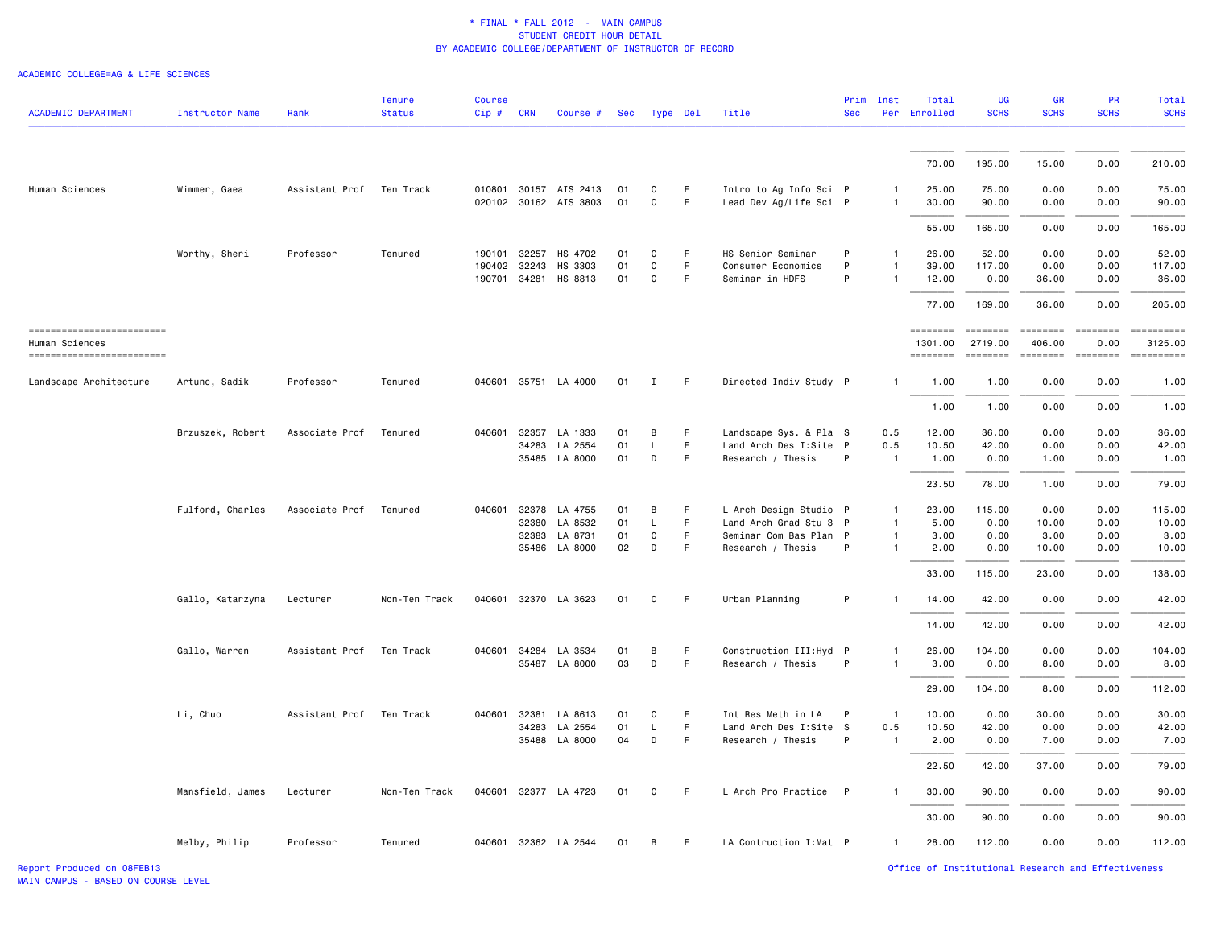\* FINAL \* FALL 2012 - MAIN CAMPUS
STUDENT CREDIT HOUR DETAIL
BY ACADEMIC COLLEGE/DEPARTMENT OF INSTRUCTOR OF RECORD

ACADEMIC COLLEGE=AG & LIFE SCIENCES

| ACADEMIC DEPARTMENT | Instructor Name | Rank | Tenure Status | Course Cip # | CRN | Course # | Sec | Type | Del | Title | Prim Sec | Inst Per | Total Enrolled | UG SCHS | GR SCHS | PR SCHS | Total SCHS |
|---|---|---|---|---|---|---|---|---|---|---|---|---|---|---|---|---|---|
| | | | | | | | | | | | | | 70.00 | 195.00 | 15.00 | 0.00 | 210.00 |
| Human Sciences | Wimmer, Gaea | Assistant Prof | Ten Track | 010801 | 30157 | AIS 2413 | 01 | C | F | Intro to Ag Info Sci | P | 1 | 25.00 | 75.00 | 0.00 | 0.00 | 75.00 |
| | | | | 020102 | 30162 | AIS 3803 | 01 | C | F | Lead Dev Ag/Life Sci | P | 1 | 30.00 | 90.00 | 0.00 | 0.00 | 90.00 |
| | | | | | | | | | | | | | 55.00 | 165.00 | 0.00 | 0.00 | 165.00 |
| | Worthy, Sheri | Professor | Tenured | 190101 | 32257 | HS 4702 | 01 | C | F | HS Senior Seminar | P | 1 | 26.00 | 52.00 | 0.00 | 0.00 | 52.00 |
| | | | | 190402 | 32243 | HS 3303 | 01 | C | F | Consumer Economics | P | 1 | 39.00 | 117.00 | 0.00 | 0.00 | 117.00 |
| | | | | 190701 | 34281 | HS 8813 | 01 | C | F | Seminar in HDFS | P | 1 | 12.00 | 0.00 | 36.00 | 0.00 | 36.00 |
| | | | | | | | | | | | | | 77.00 | 169.00 | 36.00 | 0.00 | 205.00 |
| Human Sciences | | | | | | | | | | | | | 1301.00 | 2719.00 | 406.00 | 0.00 | 3125.00 |
| Landscape Architecture | Artunc, Sadik | Professor | Tenured | 040601 | 35751 | LA 4000 | 01 | I | F | Directed Indiv Study | P | 1 | 1.00 | 1.00 | 0.00 | 0.00 | 1.00 |
| | | | | | | | | | | | | | 1.00 | 1.00 | 0.00 | 0.00 | 1.00 |
| | Brzuszek, Robert | Associate Prof | Tenured | 040601 | 32357 | LA 1333 | 01 | B | F | Landscape Sys. & Pla | S | 0.5 | 12.00 | 36.00 | 0.00 | 0.00 | 36.00 |
| | | | | | 34283 | LA 2554 | 01 | L | F | Land Arch Des I:Site | P | 0.5 | 10.50 | 42.00 | 0.00 | 0.00 | 42.00 |
| | | | | | 35485 | LA 8000 | 01 | D | F | Research / Thesis | P | 1 | 1.00 | 0.00 | 1.00 | 0.00 | 1.00 |
| | | | | | | | | | | | | | 23.50 | 78.00 | 1.00 | 0.00 | 79.00 |
| | Fulford, Charles | Associate Prof | Tenured | 040601 | 32378 | LA 4755 | 01 | B | F | L Arch Design Studio | P | 1 | 23.00 | 115.00 | 0.00 | 0.00 | 115.00 |
| | | | | | 32380 | LA 8532 | 01 | L | F | Land Arch Grad Stu 3 | P | 1 | 5.00 | 0.00 | 10.00 | 0.00 | 10.00 |
| | | | | | 32383 | LA 8731 | 01 | C | F | Seminar Com Bas Plan | P | 1 | 3.00 | 0.00 | 3.00 | 0.00 | 3.00 |
| | | | | | 35486 | LA 8000 | 02 | D | F | Research / Thesis | P | 1 | 2.00 | 0.00 | 10.00 | 0.00 | 10.00 |
| | | | | | | | | | | | | | 33.00 | 115.00 | 23.00 | 0.00 | 138.00 |
| | Gallo, Katarzyna | Lecturer | Non-Ten Track | 040601 | 32370 | LA 3623 | 01 | C | F | Urban Planning | P | 1 | 14.00 | 42.00 | 0.00 | 0.00 | 42.00 |
| | | | | | | | | | | | | | 14.00 | 42.00 | 0.00 | 0.00 | 42.00 |
| | Gallo, Warren | Assistant Prof | Ten Track | 040601 | 34284 | LA 3534 | 01 | B | F | Construction III:Hyd | P | 1 | 26.00 | 104.00 | 0.00 | 0.00 | 104.00 |
| | | | | | 35487 | LA 8000 | 03 | D | F | Research / Thesis | P | 1 | 3.00 | 0.00 | 8.00 | 0.00 | 8.00 |
| | | | | | | | | | | | | | 29.00 | 104.00 | 8.00 | 0.00 | 112.00 |
| | Li, Chuo | Assistant Prof | Ten Track | 040601 | 32381 | LA 8613 | 01 | C | F | Int Res Meth in LA | P | 1 | 10.00 | 0.00 | 30.00 | 0.00 | 30.00 |
| | | | | | 34283 | LA 2554 | 01 | L | F | Land Arch Des I:Site | S | 0.5 | 10.50 | 42.00 | 0.00 | 0.00 | 42.00 |
| | | | | | 35488 | LA 8000 | 04 | D | F | Research / Thesis | P | 1 | 2.00 | 0.00 | 7.00 | 0.00 | 7.00 |
| | | | | | | | | | | | | | 22.50 | 42.00 | 37.00 | 0.00 | 79.00 |
| | Mansfield, James | Lecturer | Non-Ten Track | 040601 | 32377 | LA 4723 | 01 | C | F | L Arch Pro Practice | P | 1 | 30.00 | 90.00 | 0.00 | 0.00 | 90.00 |
| | | | | | | | | | | | | | 30.00 | 90.00 | 0.00 | 0.00 | 90.00 |
| | Melby, Philip | Professor | Tenured | 040601 | 32362 | LA 2544 | 01 | B | F | LA Contruction I:Mat | P | 1 | 28.00 | 112.00 | 0.00 | 0.00 | 112.00 |

Report Produced on 08FEB13
MAIN CAMPUS - BASED ON COURSE LEVEL

Office of Institutional Research and Effectiveness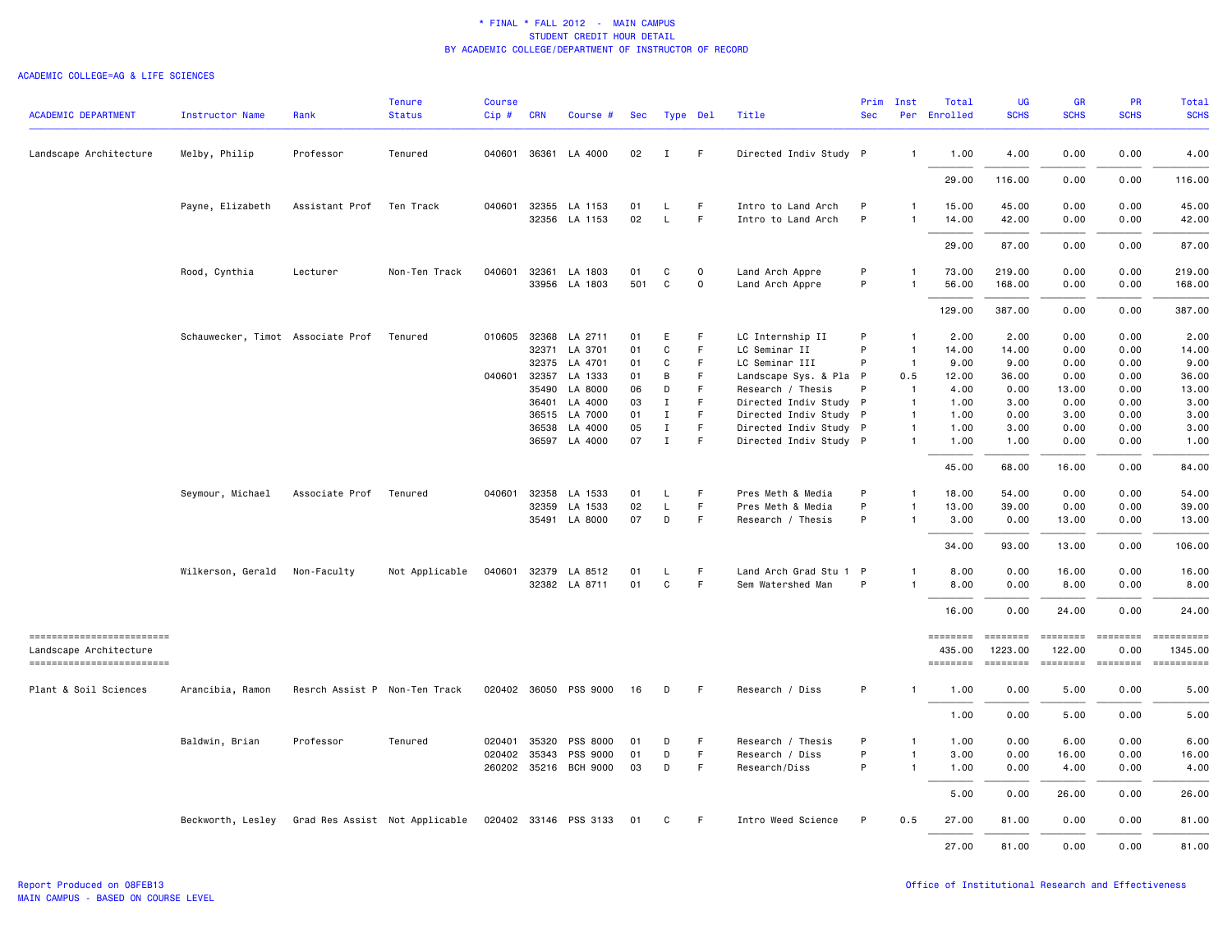\* FINAL \* FALL 2012 - MAIN CAMPUS
STUDENT CREDIT HOUR DETAIL
BY ACADEMIC COLLEGE/DEPARTMENT OF INSTRUCTOR OF RECORD

ACADEMIC COLLEGE=AG & LIFE SCIENCES

| ACADEMIC DEPARTMENT | Instructor Name | Rank | Tenure Status | Course Cip # | CRN | Course # | Sec | Type | Del | Title | Prim Sec | Inst Per | Total Enrolled | UG SCHS | GR SCHS | PR SCHS | Total SCHS |
|---|---|---|---|---|---|---|---|---|---|---|---|---|---|---|---|---|---|
| Landscape Architecture | Melby, Philip | Professor | Tenured | 040601 | 36361 | LA 4000 | 02 | I | F | Directed Indiv Study | P | 1 | 1.00 | 4.00 | 0.00 | 0.00 | 4.00 |
| | | | | | | | | | | | | | 29.00 | 116.00 | 0.00 | 0.00 | 116.00 |
| | Payne, Elizabeth | Assistant Prof | Ten Track | 040601 | 32355 | LA 1153 | 01 | L | F | Intro to Land Arch | P | 1 | 15.00 | 45.00 | 0.00 | 0.00 | 45.00 |
| | | | | | 32356 | LA 1153 | 02 | L | F | Intro to Land Arch | P | 1 | 14.00 | 42.00 | 0.00 | 0.00 | 42.00 |
| | | | | | | | | | | | | | 29.00 | 87.00 | 0.00 | 0.00 | 87.00 |
| | Rood, Cynthia | Lecturer | Non-Ten Track | 040601 | 32361 | LA 1803 | 01 | C | O | Land Arch Appre | P | 1 | 73.00 | 219.00 | 0.00 | 0.00 | 219.00 |
| | | | | | 33956 | LA 1803 | 501 | C | O | Land Arch Appre | P | 1 | 56.00 | 168.00 | 0.00 | 0.00 | 168.00 |
| | | | | | | | | | | | | | 129.00 | 387.00 | 0.00 | 0.00 | 387.00 |
| | Schauwecker, Timot | Associate Prof | Tenured | 010605 | 32368 | LA 2711 | 01 | E | F | LC Internship II | P | 1 | 2.00 | 2.00 | 0.00 | 0.00 | 2.00 |
| | | | | | 32371 | LA 3701 | 01 | C | F | LC Seminar II | P | 1 | 14.00 | 14.00 | 0.00 | 0.00 | 14.00 |
| | | | | | 32375 | LA 4701 | 01 | C | F | LC Seminar III | P | 1 | 9.00 | 9.00 | 0.00 | 0.00 | 9.00 |
| | | | | 040601 | 32357 | LA 1333 | 01 | B | F | Landscape Sys. & Pla | P | 0.5 | 12.00 | 36.00 | 0.00 | 0.00 | 36.00 |
| | | | | | 35490 | LA 8000 | 06 | D | F | Research / Thesis | P | 1 | 4.00 | 0.00 | 13.00 | 0.00 | 13.00 |
| | | | | | 36401 | LA 4000 | 03 | I | F | Directed Indiv Study | P | 1 | 1.00 | 3.00 | 0.00 | 0.00 | 3.00 |
| | | | | | 36515 | LA 7000 | 01 | I | F | Directed Indiv Study | P | 1 | 1.00 | 0.00 | 3.00 | 0.00 | 3.00 |
| | | | | | 36538 | LA 4000 | 05 | I | F | Directed Indiv Study | P | 1 | 1.00 | 3.00 | 0.00 | 0.00 | 3.00 |
| | | | | | 36597 | LA 4000 | 07 | I | F | Directed Indiv Study | P | 1 | 1.00 | 1.00 | 0.00 | 0.00 | 1.00 |
| | | | | | | | | | | | | | 45.00 | 68.00 | 16.00 | 0.00 | 84.00 |
| | Seymour, Michael | Associate Prof | Tenured | 040601 | 32358 | LA 1533 | 01 | L | F | Pres Meth & Media | P | 1 | 18.00 | 54.00 | 0.00 | 0.00 | 54.00 |
| | | | | | 32359 | LA 1533 | 02 | L | F | Pres Meth & Media | P | 1 | 13.00 | 39.00 | 0.00 | 0.00 | 39.00 |
| | | | | | 35491 | LA 8000 | 07 | D | F | Research / Thesis | P | 1 | 3.00 | 0.00 | 13.00 | 0.00 | 13.00 |
| | | | | | | | | | | | | | 34.00 | 93.00 | 13.00 | 0.00 | 106.00 |
| | Wilkerson, Gerald | Non-Faculty | Not Applicable | 040601 | 32379 | LA 8512 | 01 | L | F | Land Arch Grad Stu 1 | P | 1 | 8.00 | 0.00 | 16.00 | 0.00 | 16.00 |
| | | | | | 32382 | LA 8711 | 01 | C | F | Sem Watershed Man | P | 1 | 8.00 | 0.00 | 8.00 | 0.00 | 8.00 |
| | | | | | | | | | | | | | 16.00 | 0.00 | 24.00 | 0.00 | 24.00 |
| Landscape Architecture | | | | | | | | | | | | | 435.00 | 1223.00 | 122.00 | 0.00 | 1345.00 |
| Plant & Soil Sciences | Arancibia, Ramon | Resrch Assist P | Non-Ten Track | 020402 | 36050 | PSS 9000 | 16 | D | F | Research / Diss | P | 1 | 1.00 | 0.00 | 5.00 | 0.00 | 5.00 |
| | | | | | | | | | | | | | 1.00 | 0.00 | 5.00 | 0.00 | 5.00 |
| | Baldwin, Brian | Professor | Tenured | 020401 | 35320 | PSS 8000 | 01 | D | F | Research / Thesis | P | 1 | 1.00 | 0.00 | 6.00 | 0.00 | 6.00 |
| | | | | 020402 | 35343 | PSS 9000 | 01 | D | F | Research / Diss | P | 1 | 3.00 | 0.00 | 16.00 | 0.00 | 16.00 |
| | | | | 260202 | 35216 | BCH 9000 | 03 | D | F | Research/Diss | P | 1 | 1.00 | 0.00 | 4.00 | 0.00 | 4.00 |
| | | | | | | | | | | | | | 5.00 | 0.00 | 26.00 | 0.00 | 26.00 |
| | Beckworth, Lesley | Grad Res Assist | Not Applicable | 020402 | 33146 | PSS 3133 | 01 | C | F | Intro Weed Science | P | 0.5 | 27.00 | 81.00 | 0.00 | 0.00 | 81.00 |
| | | | | | | | | | | | | | 27.00 | 81.00 | 0.00 | 0.00 | 81.00 |

Report Produced on 08FEB13
MAIN CAMPUS - BASED ON COURSE LEVEL

Office of Institutional Research and Effectiveness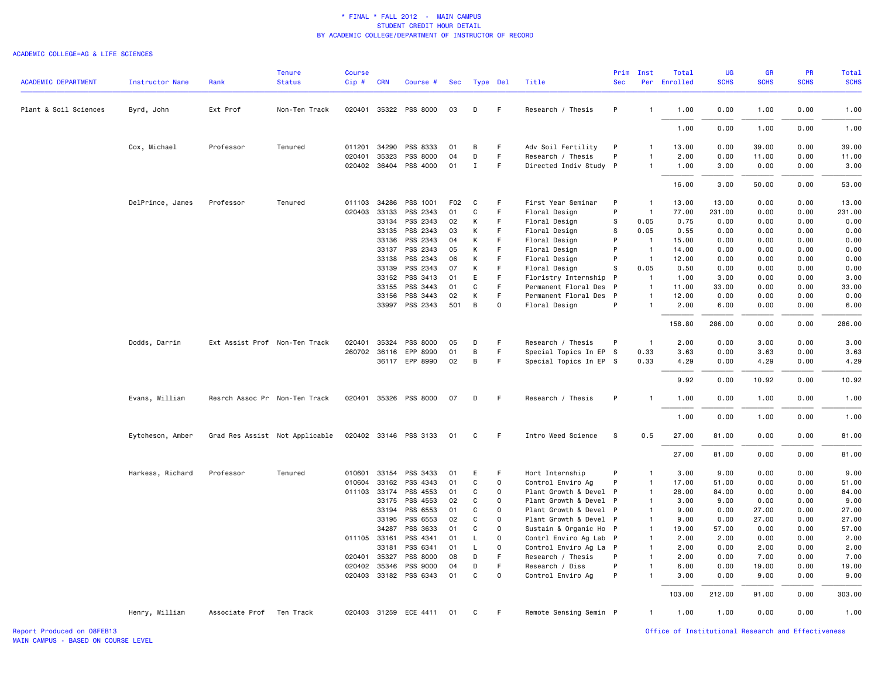\* FINAL \* FALL 2012 - MAIN CAMPUS
STUDENT CREDIT HOUR DETAIL
BY ACADEMIC COLLEGE/DEPARTMENT OF INSTRUCTOR OF RECORD

ACADEMIC COLLEGE=AG & LIFE SCIENCES

| ACADEMIC DEPARTMENT | Instructor Name | Rank | Tenure Status | Course Cip # | CRN | Course # | Sec | Type | Del | Title | Prim Sec | Inst Per | Total Enrolled | UG SCHS | GR SCHS | PR SCHS | Total SCHS |
|---|---|---|---|---|---|---|---|---|---|---|---|---|---|---|---|---|---|
| Plant & Soil Sciences | Byrd, John | Ext Prof | Non-Ten Track | 020401 | 35322 | PSS 8000 | 03 | D | F | Research / Thesis | P | 1 | 1.00 | 0.00 | 1.00 | 0.00 | 1.00 |
| | | | | | | | | | | | | | 1.00 | 0.00 | 1.00 | 0.00 | 1.00 |
| | Cox, Michael | Professor | Tenured | 011201 | 34290 | PSS 8333 | 01 | B | F | Adv Soil Fertility | P | 1 | 13.00 | 0.00 | 39.00 | 0.00 | 39.00 |
| | | | | 020401 | 35323 | PSS 8000 | 04 | D | F | Research / Thesis | P | 1 | 2.00 | 0.00 | 11.00 | 0.00 | 11.00 |
| | | | | 020402 | 36404 | PSS 4000 | 01 | I | F | Directed Indiv Study | P | 1 | 1.00 | 3.00 | 0.00 | 0.00 | 3.00 |
| | | | | | | | | | | | | | 16.00 | 3.00 | 50.00 | 0.00 | 53.00 |
| | DelPrince, James | Professor | Tenured | 011103 | 34286 | PSS 1001 | F02 | C | F | First Year Seminar | P | 1 | 13.00 | 13.00 | 0.00 | 0.00 | 13.00 |
| | | | | 020403 | 33133 | PSS 2343 | 01 | C | F | Floral Design | P | 1 | 77.00 | 231.00 | 0.00 | 0.00 | 231.00 |
| | | | | | 33134 | PSS 2343 | 02 | K | F | Floral Design | S | 0.05 | 0.75 | 0.00 | 0.00 | 0.00 | 0.00 |
| | | | | | 33135 | PSS 2343 | 03 | K | F | Floral Design | S | 0.05 | 0.55 | 0.00 | 0.00 | 0.00 | 0.00 |
| | | | | | 33136 | PSS 2343 | 04 | K | F | Floral Design | P | 1 | 15.00 | 0.00 | 0.00 | 0.00 | 0.00 |
| | | | | | 33137 | PSS 2343 | 05 | K | F | Floral Design | P | 1 | 14.00 | 0.00 | 0.00 | 0.00 | 0.00 |
| | | | | | 33138 | PSS 2343 | 06 | K | F | Floral Design | P | 1 | 12.00 | 0.00 | 0.00 | 0.00 | 0.00 |
| | | | | | 33139 | PSS 2343 | 07 | K | F | Floral Design | S | 0.05 | 0.50 | 0.00 | 0.00 | 0.00 | 0.00 |
| | | | | | 33152 | PSS 3413 | 01 | E | F | Floristry Internship | P | 1 | 1.00 | 3.00 | 0.00 | 0.00 | 3.00 |
| | | | | | 33155 | PSS 3443 | 01 | C | F | Permanent Floral Des | P | 1 | 11.00 | 33.00 | 0.00 | 0.00 | 33.00 |
| | | | | | 33156 | PSS 3443 | 02 | K | F | Permanent Floral Des | P | 1 | 12.00 | 0.00 | 0.00 | 0.00 | 0.00 |
| | | | | | 33997 | PSS 2343 | 501 | B | O | Floral Design | P | 1 | 2.00 | 6.00 | 0.00 | 0.00 | 6.00 |
| | | | | | | | | | | | | | 158.80 | 286.00 | 0.00 | 0.00 | 286.00 |
| | Dodds, Darrin | Ext Assist Prof | Non-Ten Track | 020401 | 35324 | PSS 8000 | 05 | D | F | Research / Thesis | P | 1 | 2.00 | 0.00 | 3.00 | 0.00 | 3.00 |
| | | | | 260702 | 36116 | EPP 8990 | 01 | B | F | Special Topics In EP | S | 0.33 | 3.63 | 0.00 | 3.63 | 0.00 | 3.63 |
| | | | | | 36117 | EPP 8990 | 02 | B | F | Special Topics In EP | S | 0.33 | 4.29 | 0.00 | 4.29 | 0.00 | 4.29 |
| | | | | | | | | | | | | | 9.92 | 0.00 | 10.92 | 0.00 | 10.92 |
| | Evans, William | Resrch Assoc Pr | Non-Ten Track | 020401 | 35326 | PSS 8000 | 07 | D | F | Research / Thesis | P | 1 | 1.00 | 0.00 | 1.00 | 0.00 | 1.00 |
| | | | | | | | | | | | | | 1.00 | 0.00 | 1.00 | 0.00 | 1.00 |
| | Eytcheson, Amber | Grad Res Assist | Not Applicable | 020402 | 33146 | PSS 3133 | 01 | C | F | Intro Weed Science | S | 0.5 | 27.00 | 81.00 | 0.00 | 0.00 | 81.00 |
| | | | | | | | | | | | | | 27.00 | 81.00 | 0.00 | 0.00 | 81.00 |
| | Harkess, Richard | Professor | Tenured | 010601 | 33154 | PSS 3433 | 01 | E | F | Hort Internship | P | 1 | 3.00 | 9.00 | 0.00 | 0.00 | 9.00 |
| | | | | 010604 | 33162 | PSS 4343 | 01 | C | O | Control Enviro Ag | P | 1 | 17.00 | 51.00 | 0.00 | 0.00 | 51.00 |
| | | | | 011103 | 33174 | PSS 4553 | 01 | C | O | Plant Growth & Devel | P | 1 | 28.00 | 84.00 | 0.00 | 0.00 | 84.00 |
| | | | | | 33175 | PSS 4553 | 02 | C | O | Plant Growth & Devel | P | 1 | 3.00 | 9.00 | 0.00 | 0.00 | 9.00 |
| | | | | | 33194 | PSS 6553 | 01 | C | O | Plant Growth & Devel | P | 1 | 9.00 | 0.00 | 27.00 | 0.00 | 27.00 |
| | | | | | 33195 | PSS 6553 | 02 | C | O | Plant Growth & Devel | P | 1 | 9.00 | 0.00 | 27.00 | 0.00 | 27.00 |
| | | | | | 34287 | PSS 3633 | 01 | C | O | Sustain & Organic Ho | P | 1 | 19.00 | 57.00 | 0.00 | 0.00 | 57.00 |
| | | | | 011105 | 33161 | PSS 4341 | 01 | L | O | Contrl Enviro Ag Lab | P | 1 | 2.00 | 2.00 | 0.00 | 0.00 | 2.00 |
| | | | | | 33181 | PSS 6341 | 01 | L | O | Control Enviro Ag La | P | 1 | 2.00 | 0.00 | 2.00 | 0.00 | 2.00 |
| | | | | 020401 | 35327 | PSS 8000 | 08 | D | F | Research / Thesis | P | 1 | 2.00 | 0.00 | 7.00 | 0.00 | 7.00 |
| | | | | 020402 | 35346 | PSS 9000 | 04 | D | F | Research / Diss | P | 1 | 6.00 | 0.00 | 19.00 | 0.00 | 19.00 |
| | | | | 020403 | 33182 | PSS 6343 | 01 | C | O | Control Enviro Ag | P | 1 | 3.00 | 0.00 | 9.00 | 0.00 | 9.00 |
| | | | | | | | | | | | | | 103.00 | 212.00 | 91.00 | 0.00 | 303.00 |
| | Henry, William | Associate Prof | Ten Track | 020403 | 31259 | ECE 4411 | 01 | C | F | Remote Sensing Semin | P | 1 | 1.00 | 1.00 | 0.00 | 0.00 | 1.00 |

Report Produced on 08FEB13
MAIN CAMPUS - BASED ON COURSE LEVEL
Office of Institutional Research and Effectiveness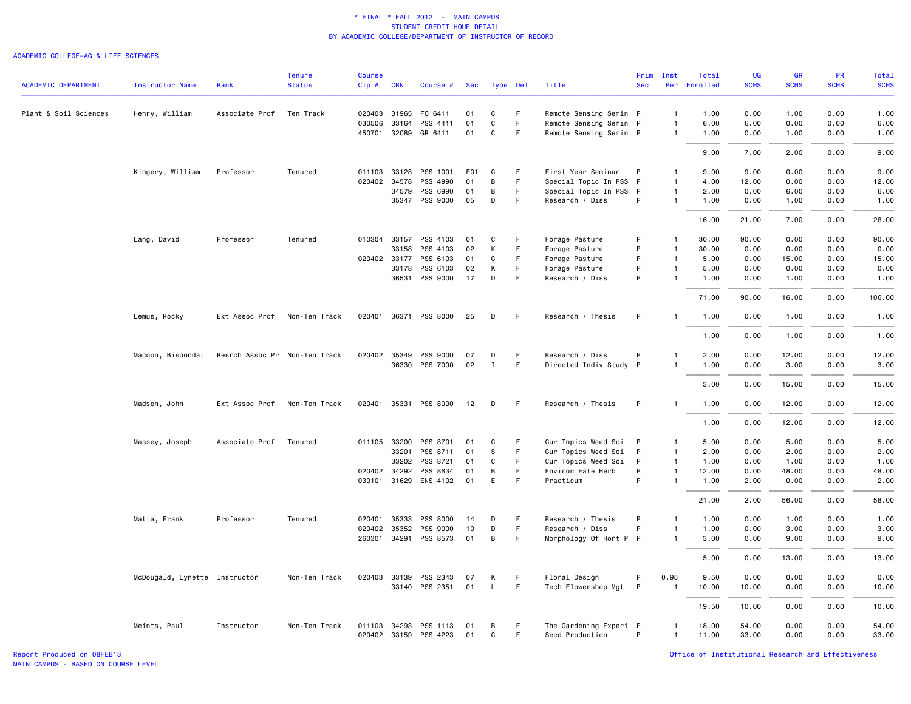\* FINAL \* FALL 2012 - MAIN CAMPUS
STUDENT CREDIT HOUR DETAIL
BY ACADEMIC COLLEGE/DEPARTMENT OF INSTRUCTOR OF RECORD

ACADEMIC COLLEGE=AG & LIFE SCIENCES

| ACADEMIC DEPARTMENT | Instructor Name | Rank | Tenure Status | Course Cip # | CRN | Course # | Sec | Type | Del | Title | Prim Sec | Inst Per | Total Enrolled | UG SCHS | GR SCHS | PR SCHS | Total SCHS |
|---|---|---|---|---|---|---|---|---|---|---|---|---|---|---|---|---|---|
| Plant & Soil Sciences | Henry, William | Associate Prof | Ten Track | 020403 | 31965 | FO 6411 | 01 | C | F | Remote Sensing Semin | P | 1 | 1.00 | 0.00 | 1.00 | 0.00 | 1.00 |
| | | | | 030506 | 33164 | PSS 4411 | 01 | C | F | Remote Sensing Semin | P | 1 | 6.00 | 6.00 | 0.00 | 0.00 | 6.00 |
| | | | | 450701 | 32089 | GR 6411 | 01 | C | F | Remote Sensing Semin | P | 1 | 1.00 | 0.00 | 1.00 | 0.00 | 1.00 |
| | | | | | | | | | | | | | 9.00 | 7.00 | 2.00 | 0.00 | 9.00 |
| | Kingery, William | Professor | Tenured | 011103 | 33128 | PSS 1001 | F01 | C | F | First Year Seminar | P | 1 | 9.00 | 9.00 | 0.00 | 0.00 | 9.00 |
| | | | | 020402 | 34578 | PSS 4990 | 01 | B | F | Special Topic In PSS | P | 1 | 4.00 | 12.00 | 0.00 | 0.00 | 12.00 |
| | | | | | 34579 | PSS 6990 | 01 | B | F | Special Topic In PSS | P | 1 | 2.00 | 0.00 | 6.00 | 0.00 | 6.00 |
| | | | | | 35347 | PSS 9000 | 05 | D | F | Research / Diss | P | 1 | 1.00 | 0.00 | 1.00 | 0.00 | 1.00 |
| | | | | | | | | | | | | | 16.00 | 21.00 | 7.00 | 0.00 | 28.00 |
| | Lang, David | Professor | Tenured | 010304 | 33157 | PSS 4103 | 01 | C | F | Forage Pasture | P | 1 | 30.00 | 90.00 | 0.00 | 0.00 | 90.00 |
| | | | | | 33158 | PSS 4103 | 02 | K | F | Forage Pasture | P | 1 | 30.00 | 0.00 | 0.00 | 0.00 | 0.00 |
| | | | | 020402 | 33177 | PSS 6103 | 01 | C | F | Forage Pasture | P | 1 | 5.00 | 0.00 | 15.00 | 0.00 | 15.00 |
| | | | | | 33178 | PSS 6103 | 02 | K | F | Forage Pasture | P | 1 | 5.00 | 0.00 | 0.00 | 0.00 | 0.00 |
| | | | | | 36531 | PSS 9000 | 17 | D | F | Research / Diss | P | 1 | 1.00 | 0.00 | 1.00 | 0.00 | 1.00 |
| | | | | | | | | | | | | | 71.00 | 90.00 | 16.00 | 0.00 | 106.00 |
| | Lemus, Rocky | Ext Assoc Prof | Non-Ten Track | 020401 | 36371 | PSS 8000 | 25 | D | F | Research / Thesis | P | 1 | 1.00 | 0.00 | 1.00 | 0.00 | 1.00 |
| | | | | | | | | | | | | | 1.00 | 0.00 | 1.00 | 0.00 | 1.00 |
| | Macoon, Bisoondat | Resrch Assoc Pr | Non-Ten Track | 020402 | 35349 | PSS 9000 | 07 | D | F | Research / Diss | P | 1 | 2.00 | 0.00 | 12.00 | 0.00 | 12.00 |
| | | | | | 36330 | PSS 7000 | 02 | I | F | Directed Indiv Study | P | 1 | 1.00 | 0.00 | 3.00 | 0.00 | 3.00 |
| | | | | | | | | | | | | | 3.00 | 0.00 | 15.00 | 0.00 | 15.00 |
| | Madsen, John | Ext Assoc Prof | Non-Ten Track | 020401 | 35331 | PSS 8000 | 12 | D | F | Research / Thesis | P | 1 | 1.00 | 0.00 | 12.00 | 0.00 | 12.00 |
| | | | | | | | | | | | | | 1.00 | 0.00 | 12.00 | 0.00 | 12.00 |
| | Massey, Joseph | Associate Prof | Tenured | 011105 | 33200 | PSS 8701 | 01 | C | F | Cur Topics Weed Sci | P | 1 | 5.00 | 0.00 | 5.00 | 0.00 | 5.00 |
| | | | | | 33201 | PSS 8711 | 01 | S | F | Cur Topics Weed Sci | P | 1 | 2.00 | 0.00 | 2.00 | 0.00 | 2.00 |
| | | | | | 33202 | PSS 8721 | 01 | C | F | Cur Topics Weed Sci | P | 1 | 1.00 | 0.00 | 1.00 | 0.00 | 1.00 |
| | | | | 020402 | 34292 | PSS 8634 | 01 | B | F | Environ Fate Herb | P | 1 | 12.00 | 0.00 | 48.00 | 0.00 | 48.00 |
| | | | | 030101 | 31629 | ENS 4102 | 01 | E | F | Practicum | P | 1 | 1.00 | 2.00 | 0.00 | 0.00 | 2.00 |
| | | | | | | | | | | | | | 21.00 | 2.00 | 56.00 | 0.00 | 58.00 |
| | Matta, Frank | Professor | Tenured | 020401 | 35333 | PSS 8000 | 14 | D | F | Research / Thesis | P | 1 | 1.00 | 0.00 | 1.00 | 0.00 | 1.00 |
| | | | | 020402 | 35352 | PSS 9000 | 10 | D | F | Research / Diss | P | 1 | 1.00 | 0.00 | 3.00 | 0.00 | 3.00 |
| | | | | 260301 | 34291 | PSS 8573 | 01 | B | F | Morphology Of Hort P | P | 1 | 3.00 | 0.00 | 9.00 | 0.00 | 9.00 |
| | | | | | | | | | | | | | 5.00 | 0.00 | 13.00 | 0.00 | 13.00 |
| | McDougald, Lynette | Instructor | Non-Ten Track | 020403 | 33139 | PSS 2343 | 07 | K | F | Floral Design | P | 0.95 | 9.50 | 0.00 | 0.00 | 0.00 | 0.00 |
| | | | | | 33140 | PSS 2351 | 01 | L | F | Tech Flowershop Mgt | P | 1 | 10.00 | 10.00 | 0.00 | 0.00 | 10.00 |
| | | | | | | | | | | | | | 19.50 | 10.00 | 0.00 | 0.00 | 10.00 |
| | Meints, Paul | Instructor | Non-Ten Track | 011103 | 34293 | PSS 1113 | 01 | B | F | The Gardening Experi | P | 1 | 18.00 | 54.00 | 0.00 | 0.00 | 54.00 |
| | | | | 020402 | 33159 | PSS 4223 | 01 | C | F | Seed Production | P | 1 | 11.00 | 33.00 | 0.00 | 0.00 | 33.00 |

Report Produced on 08FEB13
MAIN CAMPUS - BASED ON COURSE LEVEL

Office of Institutional Research and Effectiveness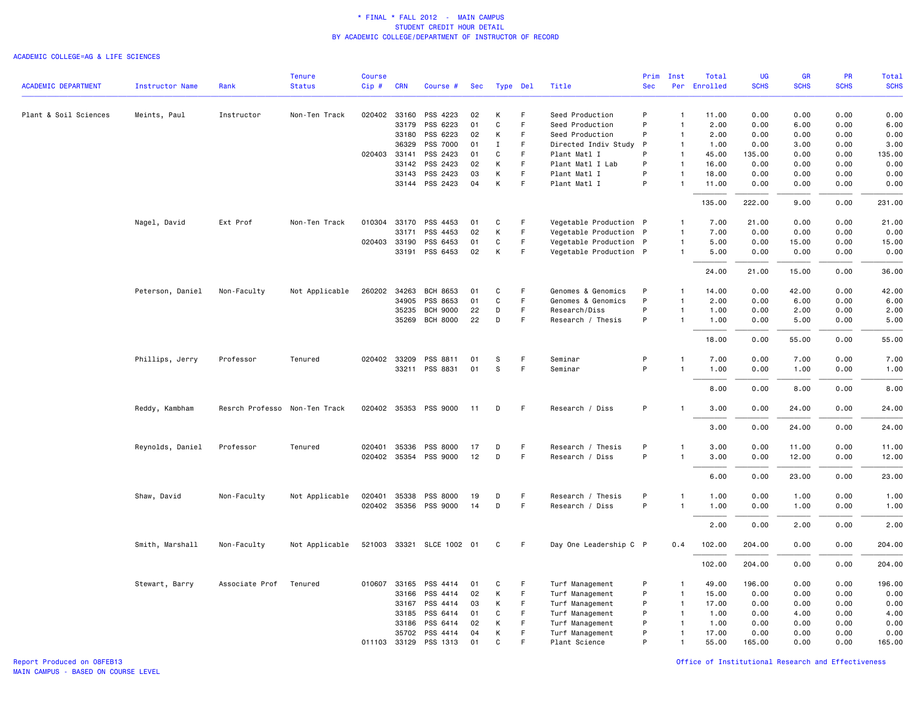\* FINAL \* FALL 2012 - MAIN CAMPUS
STUDENT CREDIT HOUR DETAIL
BY ACADEMIC COLLEGE/DEPARTMENT OF INSTRUCTOR OF RECORD

ACADEMIC COLLEGE=AG & LIFE SCIENCES

| ACADEMIC DEPARTMENT | Instructor Name | Rank | Tenure Status | Course Cip # | CRN | Course # | Sec | Type | Del | Title | Prim Sec | Inst Per | Total Enrolled | UG SCHS | GR SCHS | PR SCHS | Total SCHS |
|---|---|---|---|---|---|---|---|---|---|---|---|---|---|---|---|---|---|
| Plant & Soil Sciences | Meints, Paul | Instructor | Non-Ten Track | 020402 | 33160 | PSS 4223 | 02 | K | F | Seed Production | P | 1 | 11.00 | 0.00 | 0.00 | 0.00 | 0.00 |
| | | | | | 33179 | PSS 6223 | 01 | C | F | Seed Production | P | 1 | 2.00 | 0.00 | 6.00 | 0.00 | 6.00 |
| | | | | | 33180 | PSS 6223 | 02 | K | F | Seed Production | P | 1 | 2.00 | 0.00 | 0.00 | 0.00 | 0.00 |
| | | | | | 36329 | PSS 7000 | 01 | I | F | Directed Indiv Study | P | 1 | 1.00 | 0.00 | 3.00 | 0.00 | 3.00 |
| | | | | 020403 | 33141 | PSS 2423 | 01 | C | F | Plant Matl I | P | 1 | 45.00 | 135.00 | 0.00 | 0.00 | 135.00 |
| | | | | | 33142 | PSS 2423 | 02 | K | F | Plant Matl I Lab | P | 1 | 16.00 | 0.00 | 0.00 | 0.00 | 0.00 |
| | | | | | 33143 | PSS 2423 | 03 | K | F | Plant Matl I | P | 1 | 18.00 | 0.00 | 0.00 | 0.00 | 0.00 |
| | | | | | 33144 | PSS 2423 | 04 | K | F | Plant Matl I | P | 1 | 11.00 | 0.00 | 0.00 | 0.00 | 0.00 |
| | | | | | | | | | | | | | 135.00 | 222.00 | 9.00 | 0.00 | 231.00 |
| | Nagel, David | Ext Prof | Non-Ten Track | 010304 | 33170 | PSS 4453 | 01 | C | F | Vegetable Production | P | 1 | 7.00 | 21.00 | 0.00 | 0.00 | 21.00 |
| | | | | | 33171 | PSS 4453 | 02 | K | F | Vegetable Production | P | 1 | 7.00 | 0.00 | 0.00 | 0.00 | 0.00 |
| | | | | 020403 | 33190 | PSS 6453 | 01 | C | F | Vegetable Production | P | 1 | 5.00 | 0.00 | 15.00 | 0.00 | 15.00 |
| | | | | | 33191 | PSS 6453 | 02 | K | F | Vegetable Production | P | 1 | 5.00 | 0.00 | 0.00 | 0.00 | 0.00 |
| | | | | | | | | | | | | | 24.00 | 21.00 | 15.00 | 0.00 | 36.00 |
| | Peterson, Daniel | Non-Faculty | Not Applicable | 260202 | 34263 | BCH 8653 | 01 | C | F | Genomes & Genomics | P | 1 | 14.00 | 0.00 | 42.00 | 0.00 | 42.00 |
| | | | | | 34905 | PSS 8653 | 01 | C | F | Genomes & Genomics | P | 1 | 2.00 | 0.00 | 6.00 | 0.00 | 6.00 |
| | | | | | 35235 | BCH 9000 | 22 | D | F | Research/Diss | P | 1 | 1.00 | 0.00 | 2.00 | 0.00 | 2.00 |
| | | | | | 35269 | BCH 8000 | 22 | D | F | Research / Thesis | P | 1 | 1.00 | 0.00 | 5.00 | 0.00 | 5.00 |
| | | | | | | | | | | | | | 18.00 | 0.00 | 55.00 | 0.00 | 55.00 |
| | Phillips, Jerry | Professor | Tenured | 020402 | 33209 | PSS 8811 | 01 | S | F | Seminar | P | 1 | 7.00 | 0.00 | 7.00 | 0.00 | 7.00 |
| | | | | | 33211 | PSS 8831 | 01 | S | F | Seminar | P | 1 | 1.00 | 0.00 | 1.00 | 0.00 | 1.00 |
| | | | | | | | | | | | | | 8.00 | 0.00 | 8.00 | 0.00 | 8.00 |
| | Reddy, Kambham | Resrch Professo | Non-Ten Track | 020402 | 35353 | PSS 9000 | 11 | D | F | Research / Diss | P | 1 | 3.00 | 0.00 | 24.00 | 0.00 | 24.00 |
| | | | | | | | | | | | | | 3.00 | 0.00 | 24.00 | 0.00 | 24.00 |
| | Reynolds, Daniel | Professor | Tenured | 020401 | 35336 | PSS 8000 | 17 | D | F | Research / Thesis | P | 1 | 3.00 | 0.00 | 11.00 | 0.00 | 11.00 |
| | | | | 020402 | 35354 | PSS 9000 | 12 | D | F | Research / Diss | P | 1 | 3.00 | 0.00 | 12.00 | 0.00 | 12.00 |
| | | | | | | | | | | | | | 6.00 | 0.00 | 23.00 | 0.00 | 23.00 |
| | Shaw, David | Non-Faculty | Not Applicable | 020401 | 35338 | PSS 8000 | 19 | D | F | Research / Thesis | P | 1 | 1.00 | 0.00 | 1.00 | 0.00 | 1.00 |
| | | | | 020402 | 35356 | PSS 9000 | 14 | D | F | Research / Diss | P | 1 | 1.00 | 0.00 | 1.00 | 0.00 | 1.00 |
| | | | | | | | | | | | | | 2.00 | 0.00 | 2.00 | 0.00 | 2.00 |
| | Smith, Marshall | Non-Faculty | Not Applicable | 521003 | 33321 | SLCE 1002 | 01 | C | F | Day One Leadership C | P | 0.4 | 102.00 | 204.00 | 0.00 | 0.00 | 204.00 |
| | | | | | | | | | | | | | 102.00 | 204.00 | 0.00 | 0.00 | 204.00 |
| | Stewart, Barry | Associate Prof | Tenured | 010607 | 33165 | PSS 4414 | 01 | C | F | Turf Management | P | 1 | 49.00 | 196.00 | 0.00 | 0.00 | 196.00 |
| | | | | | 33166 | PSS 4414 | 02 | K | F | Turf Management | P | 1 | 15.00 | 0.00 | 0.00 | 0.00 | 0.00 |
| | | | | | 33167 | PSS 4414 | 03 | K | F | Turf Management | P | 1 | 17.00 | 0.00 | 0.00 | 0.00 | 0.00 |
| | | | | | 33185 | PSS 6414 | 01 | C | F | Turf Management | P | 1 | 1.00 | 0.00 | 4.00 | 0.00 | 4.00 |
| | | | | | 33186 | PSS 6414 | 02 | K | F | Turf Management | P | 1 | 1.00 | 0.00 | 0.00 | 0.00 | 0.00 |
| | | | | | 35702 | PSS 4414 | 04 | K | F | Turf Management | P | 1 | 17.00 | 0.00 | 0.00 | 0.00 | 0.00 |
| | | | | 011103 | 33129 | PSS 1313 | 01 | C | F | Plant Science | P | 1 | 55.00 | 165.00 | 0.00 | 0.00 | 165.00 |

Report Produced on 08FEB13
MAIN CAMPUS - BASED ON COURSE LEVEL

Office of Institutional Research and Effectiveness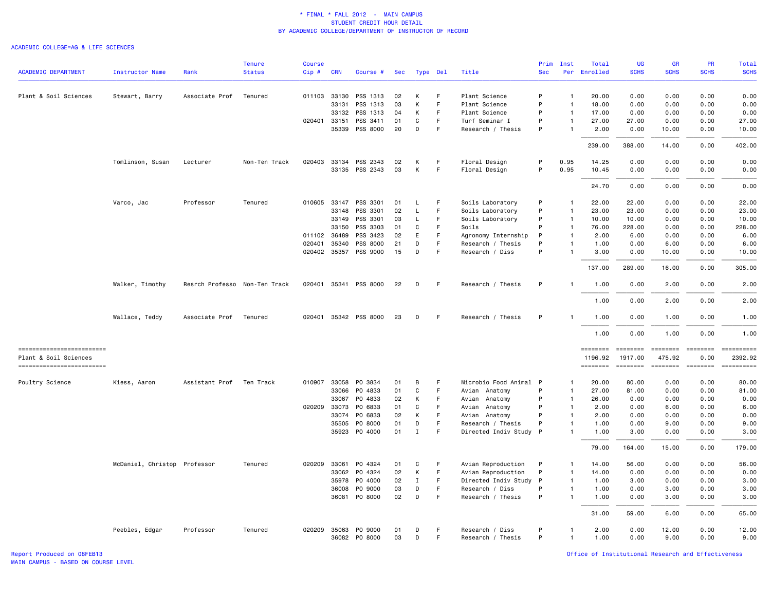\* FINAL \* FALL 2012 - MAIN CAMPUS
STUDENT CREDIT HOUR DETAIL
BY ACADEMIC COLLEGE/DEPARTMENT OF INSTRUCTOR OF RECORD

ACADEMIC COLLEGE=AG & LIFE SCIENCES

| ACADEMIC DEPARTMENT | Instructor Name | Rank | Tenure Status | Course Cip # | CRN | Course # | Sec | Type | Del | Title | Prim Sec | Inst Per | Total Enrolled | UG SCHS | GR SCHS | PR SCHS | Total SCHS |
|---|---|---|---|---|---|---|---|---|---|---|---|---|---|---|---|---|---|
| Plant & Soil Sciences | Stewart, Barry | Associate Prof | Tenured | 011103 | 33130 | PSS 1313 | 02 | K | F | Plant Science | P | 1 | 20.00 | 0.00 | 0.00 | 0.00 | 0.00 |
| | | | | | 33131 | PSS 1313 | 03 | K | F | Plant Science | P | 1 | 18.00 | 0.00 | 0.00 | 0.00 | 0.00 |
| | | | | | 33132 | PSS 1313 | 04 | K | F | Plant Science | P | 1 | 17.00 | 0.00 | 0.00 | 0.00 | 0.00 |
| | | | | 020401 | 33151 | PSS 3411 | 01 | C | F | Turf Seminar I | P | 1 | 27.00 | 27.00 | 0.00 | 0.00 | 27.00 |
| | | | | | 35339 | PSS 8000 | 20 | D | F | Research / Thesis | P | 1 | 2.00 | 0.00 | 10.00 | 0.00 | 10.00 |
| | | | | | | | | | | | | | 239.00 | 388.00 | 14.00 | 0.00 | 402.00 |
| | Tomlinson, Susan | Lecturer | Non-Ten Track | 020403 | 33134 | PSS 2343 | 02 | K | F | Floral Design | P | 0.95 | 14.25 | 0.00 | 0.00 | 0.00 | 0.00 |
| | | | | | 33135 | PSS 2343 | 03 | K | F | Floral Design | P | 0.95 | 10.45 | 0.00 | 0.00 | 0.00 | 0.00 |
| | | | | | | | | | | | | | 24.70 | 0.00 | 0.00 | 0.00 | 0.00 |
| | Varco, Jac | Professor | Tenured | 010605 | 33147 | PSS 3301 | 01 | L | F | Soils Laboratory | P | 1 | 22.00 | 22.00 | 0.00 | 0.00 | 22.00 |
| | | | | | 33148 | PSS 3301 | 02 | L | F | Soils Laboratory | P | 1 | 23.00 | 23.00 | 0.00 | 0.00 | 23.00 |
| | | | | | 33149 | PSS 3301 | 03 | L | F | Soils Laboratory | P | 1 | 10.00 | 10.00 | 0.00 | 0.00 | 10.00 |
| | | | | | 33150 | PSS 3303 | 01 | C | F | Soils | P | 1 | 76.00 | 228.00 | 0.00 | 0.00 | 228.00 |
| | | | | 011102 | 36489 | PSS 3423 | 02 | E | F | Agronomy Internship | P | 1 | 2.00 | 6.00 | 0.00 | 0.00 | 6.00 |
| | | | | 020401 | 35340 | PSS 8000 | 21 | D | F | Research / Thesis | P | 1 | 1.00 | 0.00 | 6.00 | 0.00 | 6.00 |
| | | | | 020402 | 35357 | PSS 9000 | 15 | D | F | Research / Diss | P | 1 | 3.00 | 0.00 | 10.00 | 0.00 | 10.00 |
| | | | | | | | | | | | | | 137.00 | 289.00 | 16.00 | 0.00 | 305.00 |
| | Walker, Timothy | Resrch Professo | Non-Ten Track | 020401 | 35341 | PSS 8000 | 22 | D | F | Research / Thesis | P | 1 | 1.00 | 0.00 | 2.00 | 0.00 | 2.00 |
| | | | | | | | | | | | | | 1.00 | 0.00 | 2.00 | 0.00 | 2.00 |
| | Wallace, Teddy | Associate Prof | Tenured | 020401 | 35342 | PSS 8000 | 23 | D | F | Research / Thesis | P | 1 | 1.00 | 0.00 | 1.00 | 0.00 | 1.00 |
| | | | | | | | | | | | | | 1.00 | 0.00 | 1.00 | 0.00 | 1.00 |
| Plant & Soil Sciences | | | | | | | | | | | | | 1196.92 | 1917.00 | 475.92 | 0.00 | 2392.92 |
| Poultry Science | Kiess, Aaron | Assistant Prof | Ten Track | 010907 | 33058 | PO 3834 | 01 | B | F | Microbio Food Animal | P | 1 | 20.00 | 80.00 | 0.00 | 0.00 | 80.00 |
| | | | | | 33066 | PO 4833 | 01 | C | F | Avian Anatomy | P | 1 | 27.00 | 81.00 | 0.00 | 0.00 | 81.00 |
| | | | | | 33067 | PO 4833 | 02 | K | F | Avian Anatomy | P | 1 | 26.00 | 0.00 | 0.00 | 0.00 | 0.00 |
| | | | | 020209 | 33073 | PO 6833 | 01 | C | F | Avian Anatomy | P | 1 | 2.00 | 0.00 | 6.00 | 0.00 | 6.00 |
| | | | | | 33074 | PO 6833 | 02 | K | F | Avian Anatomy | P | 1 | 2.00 | 0.00 | 0.00 | 0.00 | 0.00 |
| | | | | | 35505 | PO 8000 | 01 | D | F | Research / Thesis | P | 1 | 1.00 | 0.00 | 9.00 | 0.00 | 9.00 |
| | | | | | 35923 | PO 4000 | 01 | I | F | Directed Indiv Study | P | 1 | 1.00 | 3.00 | 0.00 | 0.00 | 3.00 |
| | | | | | | | | | | | | | 79.00 | 164.00 | 15.00 | 0.00 | 179.00 |
| | McDaniel, Christop | Professor | Tenured | 020209 | 33061 | PO 4324 | 01 | C | F | Avian Reproduction | P | 1 | 14.00 | 56.00 | 0.00 | 0.00 | 56.00 |
| | | | | | 33062 | PO 4324 | 02 | K | F | Avian Reproduction | P | 1 | 14.00 | 0.00 | 0.00 | 0.00 | 0.00 |
| | | | | | 35978 | PO 4000 | 02 | I | F | Directed Indiv Study | P | 1 | 1.00 | 3.00 | 0.00 | 0.00 | 3.00 |
| | | | | | 36008 | PO 9000 | 03 | D | F | Research / Diss | P | 1 | 1.00 | 0.00 | 3.00 | 0.00 | 3.00 |
| | | | | | 36081 | PO 8000 | 02 | D | F | Research / Thesis | P | 1 | 1.00 | 0.00 | 3.00 | 0.00 | 3.00 |
| | | | | | | | | | | | | | 31.00 | 59.00 | 6.00 | 0.00 | 65.00 |
| | Peebles, Edgar | Professor | Tenured | 020209 | 35063 | PO 9000 | 01 | D | F | Research / Diss | P | 1 | 2.00 | 0.00 | 12.00 | 0.00 | 12.00 |
| | | | | | 36082 | PO 8000 | 03 | D | F | Research / Thesis | P | 1 | 1.00 | 0.00 | 9.00 | 0.00 | 9.00 |

Report Produced on 08FEB13
MAIN CAMPUS - BASED ON COURSE LEVEL

Office of Institutional Research and Effectiveness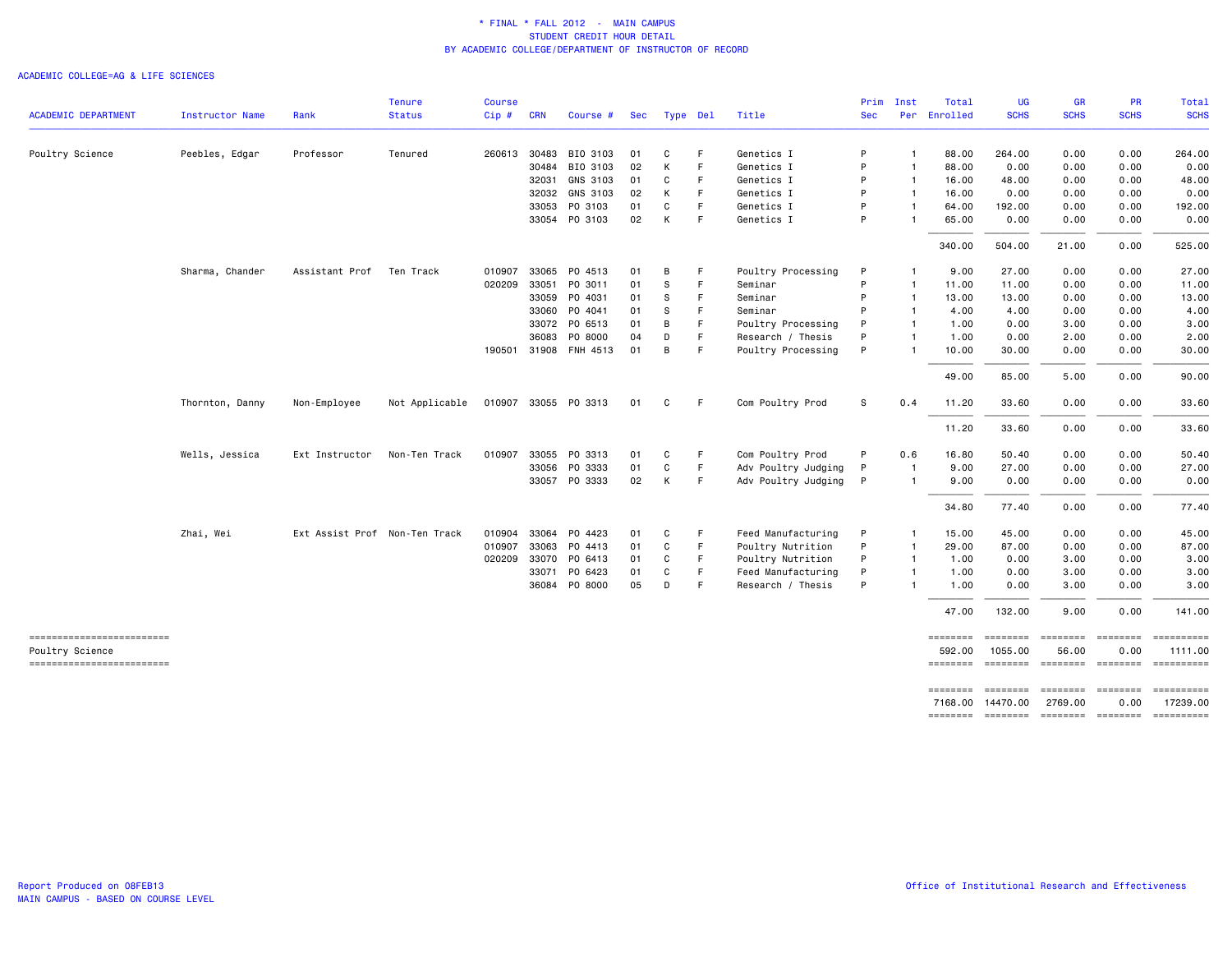\* FINAL \* FALL 2012 - MAIN CAMPUS
STUDENT CREDIT HOUR DETAIL
BY ACADEMIC COLLEGE/DEPARTMENT OF INSTRUCTOR OF RECORD

ACADEMIC COLLEGE=AG & LIFE SCIENCES

| ACADEMIC DEPARTMENT | Instructor Name | Rank | Tenure Status | Course Cip # | CRN | Course # | Sec | Type | Del | Title | Prim Sec | Inst Per | Total Enrolled | UG SCHS | GR SCHS | PR SCHS | Total SCHS |
|---|---|---|---|---|---|---|---|---|---|---|---|---|---|---|---|---|---|
| Poultry Science | Peebles, Edgar | Professor | Tenured | 260613 | 30483 | BIO 3103 | 01 | C | F | Genetics I | P | 1 | 88.00 | 264.00 | 0.00 | 0.00 | 264.00 |
| | | | | | 30484 | BIO 3103 | 02 | K | F | Genetics I | P | 1 | 88.00 | 0.00 | 0.00 | 0.00 | 0.00 |
| | | | | | 32031 | GNS 3103 | 01 | C | F | Genetics I | P | 1 | 16.00 | 48.00 | 0.00 | 0.00 | 48.00 |
| | | | | | 32032 | GNS 3103 | 02 | K | F | Genetics I | P | 1 | 16.00 | 0.00 | 0.00 | 0.00 | 0.00 |
| | | | | | 33053 | PO 3103 | 01 | C | F | Genetics I | P | 1 | 64.00 | 192.00 | 0.00 | 0.00 | 192.00 |
| | | | | | 33054 | PO 3103 | 02 | K | F | Genetics I | P | 1 | 65.00 | 0.00 | 0.00 | 0.00 | 0.00 |
| | | | | | | | | | | | | | 340.00 | 504.00 | 21.00 | 0.00 | 525.00 |
| | Sharma, Chander | Assistant Prof | Ten Track | 010907 | 33065 | PO 4513 | 01 | B | F | Poultry Processing | P | 1 | 9.00 | 27.00 | 0.00 | 0.00 | 27.00 |
| | | | | 020209 | 33051 | PO 3011 | 01 | S | F | Seminar | P | 1 | 11.00 | 11.00 | 0.00 | 0.00 | 11.00 |
| | | | | | 33059 | PO 4031 | 01 | S | F | Seminar | P | 1 | 13.00 | 13.00 | 0.00 | 0.00 | 13.00 |
| | | | | | 33060 | PO 4041 | 01 | S | F | Seminar | P | 1 | 4.00 | 4.00 | 0.00 | 0.00 | 4.00 |
| | | | | | 33072 | PO 6513 | 01 | B | F | Poultry Processing | P | 1 | 1.00 | 0.00 | 3.00 | 0.00 | 3.00 |
| | | | | | 36083 | PO 8000 | 04 | D | F | Research / Thesis | P | 1 | 1.00 | 0.00 | 2.00 | 0.00 | 2.00 |
| | | | | 190501 | 31908 | FNH 4513 | 01 | B | F | Poultry Processing | P | 1 | 10.00 | 30.00 | 0.00 | 0.00 | 30.00 |
| | | | | | | | | | | | | | 49.00 | 85.00 | 5.00 | 0.00 | 90.00 |
| | Thornton, Danny | Non-Employee | Not Applicable | 010907 | 33055 | PO 3313 | 01 | C | F | Com Poultry Prod | S | 0.4 | 11.20 | 33.60 | 0.00 | 0.00 | 33.60 |
| | | | | | | | | | | | | | 11.20 | 33.60 | 0.00 | 0.00 | 33.60 |
| | Wells, Jessica | Ext Instructor | Non-Ten Track | 010907 | 33055 | PO 3313 | 01 | C | F | Com Poultry Prod | P | 0.6 | 16.80 | 50.40 | 0.00 | 0.00 | 50.40 |
| | | | | | 33056 | PO 3333 | 01 | C | F | Adv Poultry Judging | P | 1 | 9.00 | 27.00 | 0.00 | 0.00 | 27.00 |
| | | | | | 33057 | PO 3333 | 02 | K | F | Adv Poultry Judging | P | 1 | 9.00 | 0.00 | 0.00 | 0.00 | 0.00 |
| | | | | | | | | | | | | | 34.80 | 77.40 | 0.00 | 0.00 | 77.40 |
| | Zhai, Wei | Ext Assist Prof | Non-Ten Track | 010904 | 33064 | PO 4423 | 01 | C | F | Feed Manufacturing | P | 1 | 15.00 | 45.00 | 0.00 | 0.00 | 45.00 |
| | | | | 010907 | 33063 | PO 4413 | 01 | C | F | Poultry Nutrition | P | 1 | 29.00 | 87.00 | 0.00 | 0.00 | 87.00 |
| | | | | 020209 | 33070 | PO 6413 | 01 | C | F | Poultry Nutrition | P | 1 | 1.00 | 0.00 | 3.00 | 0.00 | 3.00 |
| | | | | | 33071 | PO 6423 | 01 | C | F | Feed Manufacturing | P | 1 | 1.00 | 0.00 | 3.00 | 0.00 | 3.00 |
| | | | | | 36084 | PO 8000 | 05 | D | F | Research / Thesis | P | 1 | 1.00 | 0.00 | 3.00 | 0.00 | 3.00 |
| | | | | | | | | | | | | | 47.00 | 132.00 | 9.00 | 0.00 | 141.00 |
| Poultry Science | | | | | | | | | | | | | 592.00 | 1055.00 | 56.00 | 0.00 | 1111.00 |
| | | | | | | | | | | | | | 7168.00 | 14470.00 | 2769.00 | 0.00 | 17239.00 |

Report Produced on 08FEB13
MAIN CAMPUS - BASED ON COURSE LEVEL

Office of Institutional Research and Effectiveness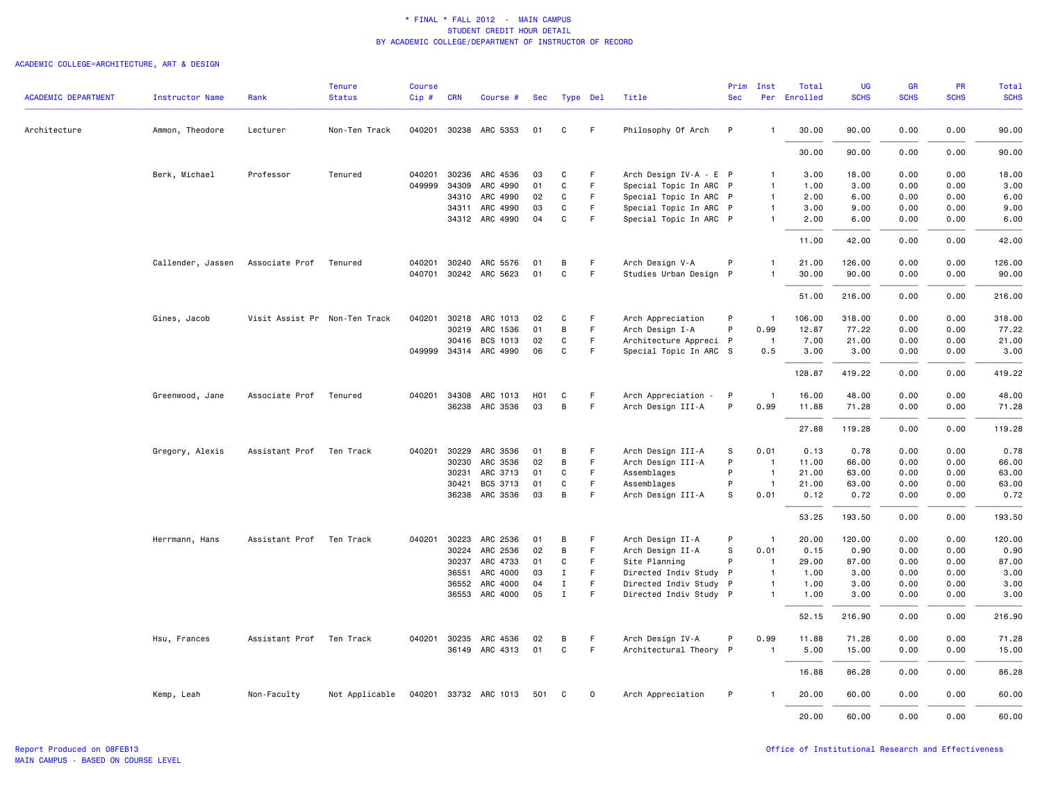# * FINAL * FALL 2012 - MAIN CAMPUS
## STUDENT CREDIT HOUR DETAIL
### BY ACADEMIC COLLEGE/DEPARTMENT OF INSTRUCTOR OF RECORD

ACADEMIC COLLEGE=ARCHITECTURE, ART & DESIGN

| ACADEMIC DEPARTMENT | Instructor Name | Rank | Tenure Status | Course Cip # | CRN | Course # | Sec | Type | Del | Title | Prim Sec | Inst Per | Total Enrolled | UG SCHS | GR SCHS | PR SCHS | Total SCHS |
|---|---|---|---|---|---|---|---|---|---|---|---|---|---|---|---|---|---|
| Architecture | Ammon, Theodore | Lecturer | Non-Ten Track | 040201 | 30238 | ARC 5353 | 01 | C | F | Philosophy Of Arch | P | 1 | 30.00 | 90.00 | 0.00 | 0.00 | 90.00 |
| | | | | | | | | | | | | | 30.00 | 90.00 | 0.00 | 0.00 | 90.00 |
| | Berk, Michael | Professor | Tenured | 040201 | 30236 | ARC 4536 | 03 | C | F | Arch Design IV-A - E | P | 1 | 3.00 | 18.00 | 0.00 | 0.00 | 18.00 |
| | | | | 049999 | 34309 | ARC 4990 | 01 | C | F | Special Topic In ARC | P | 1 | 1.00 | 3.00 | 0.00 | 0.00 | 3.00 |
| | | | | | 34310 | ARC 4990 | 02 | C | F | Special Topic In ARC | P | 1 | 2.00 | 6.00 | 0.00 | 0.00 | 6.00 |
| | | | | | 34311 | ARC 4990 | 03 | C | F | Special Topic In ARC | P | 1 | 3.00 | 9.00 | 0.00 | 0.00 | 9.00 |
| | | | | | 34312 | ARC 4990 | 04 | C | F | Special Topic In ARC | P | 1 | 2.00 | 6.00 | 0.00 | 0.00 | 6.00 |
| | | | | | | | | | | | | | 11.00 | 42.00 | 0.00 | 0.00 | 42.00 |
| | Callender, Jassen | Associate Prof | Tenured | 040201 | 30240 | ARC 5576 | 01 | B | F | Arch Design V-A | P | 1 | 21.00 | 126.00 | 0.00 | 0.00 | 126.00 |
| | | | | 040701 | 30242 | ARC 5623 | 01 | C | F | Studies Urban Design | P | 1 | 30.00 | 90.00 | 0.00 | 0.00 | 90.00 |
| | | | | | | | | | | | | | 51.00 | 216.00 | 0.00 | 0.00 | 216.00 |
| | Gines, Jacob | Visit Assist Pr | Non-Ten Track | 040201 | 30218 | ARC 1013 | 02 | C | F | Arch Appreciation | P | 1 | 106.00 | 318.00 | 0.00 | 0.00 | 318.00 |
| | | | | | 30219 | ARC 1536 | 01 | B | F | Arch Design I-A | P | 0.99 | 12.87 | 77.22 | 0.00 | 0.00 | 77.22 |
| | | | | | 30416 | BCS 1013 | 02 | C | F | Architecture Appreci | P | 1 | 7.00 | 21.00 | 0.00 | 0.00 | 21.00 |
| | | | | 049999 | 34314 | ARC 4990 | 06 | C | F | Special Topic In ARC | S | 0.5 | 3.00 | 3.00 | 0.00 | 0.00 | 3.00 |
| | | | | | | | | | | | | | 128.87 | 419.22 | 0.00 | 0.00 | 419.22 |
| | Greenwood, Jane | Associate Prof | Tenured | 040201 | 34308 | ARC 1013 | H01 | C | F | Arch Appreciation - | P | 1 | 16.00 | 48.00 | 0.00 | 0.00 | 48.00 |
| | | | | | 36238 | ARC 3536 | 03 | B | F | Arch Design III-A | P | 0.99 | 11.88 | 71.28 | 0.00 | 0.00 | 71.28 |
| | | | | | | | | | | | | | 27.88 | 119.28 | 0.00 | 0.00 | 119.28 |
| | Gregory, Alexis | Assistant Prof | Ten Track | 040201 | 30229 | ARC 3536 | 01 | B | F | Arch Design III-A | S | 0.01 | 0.13 | 0.78 | 0.00 | 0.00 | 0.78 |
| | | | | | 30230 | ARC 3536 | 02 | B | F | Arch Design III-A | P | 1 | 11.00 | 66.00 | 0.00 | 0.00 | 66.00 |
| | | | | | 30231 | ARC 3713 | 01 | C | F | Assemblages | P | 1 | 21.00 | 63.00 | 0.00 | 0.00 | 63.00 |
| | | | | | 30421 | BCS 3713 | 01 | C | F | Assemblages | P | 1 | 21.00 | 63.00 | 0.00 | 0.00 | 63.00 |
| | | | | | 36238 | ARC 3536 | 03 | B | F | Arch Design III-A | S | 0.01 | 0.12 | 0.72 | 0.00 | 0.00 | 0.72 |
| | | | | | | | | | | | | | 53.25 | 193.50 | 0.00 | 0.00 | 193.50 |
| | Herrmann, Hans | Assistant Prof | Ten Track | 040201 | 30223 | ARC 2536 | 01 | B | F | Arch Design II-A | P | 1 | 20.00 | 120.00 | 0.00 | 0.00 | 120.00 |
| | | | | | 30224 | ARC 2536 | 02 | B | F | Arch Design II-A | S | 0.01 | 0.15 | 0.90 | 0.00 | 0.00 | 0.90 |
| | | | | | 30237 | ARC 4733 | 01 | C | F | Site Planning | P | 1 | 29.00 | 87.00 | 0.00 | 0.00 | 87.00 |
| | | | | | 36551 | ARC 4000 | 03 | I | F | Directed Indiv Study | P | 1 | 1.00 | 3.00 | 0.00 | 0.00 | 3.00 |
| | | | | | 36552 | ARC 4000 | 04 | I | F | Directed Indiv Study | P | 1 | 1.00 | 3.00 | 0.00 | 0.00 | 3.00 |
| | | | | | 36553 | ARC 4000 | 05 | I | F | Directed Indiv Study | P | 1 | 1.00 | 3.00 | 0.00 | 0.00 | 3.00 |
| | | | | | | | | | | | | | 52.15 | 216.90 | 0.00 | 0.00 | 216.90 |
| | Hsu, Frances | Assistant Prof | Ten Track | 040201 | 30235 | ARC 4536 | 02 | B | F | Arch Design IV-A | P | 0.99 | 11.88 | 71.28 | 0.00 | 0.00 | 71.28 |
| | | | | | 36149 | ARC 4313 | 01 | C | F | Architectural Theory | P | 1 | 5.00 | 15.00 | 0.00 | 0.00 | 15.00 |
| | | | | | | | | | | | | | 16.88 | 86.28 | 0.00 | 0.00 | 86.28 |
| | Kemp, Leah | Non-Faculty | Not Applicable | 040201 | 33732 | ARC 1013 | 501 | C | O | Arch Appreciation | P | 1 | 20.00 | 60.00 | 0.00 | 0.00 | 60.00 |
| | | | | | | | | | | | | | 20.00 | 60.00 | 0.00 | 0.00 | 60.00 |

Report Produced on 08FEB13
MAIN CAMPUS - BASED ON COURSE LEVEL

Office of Institutional Research and Effectiveness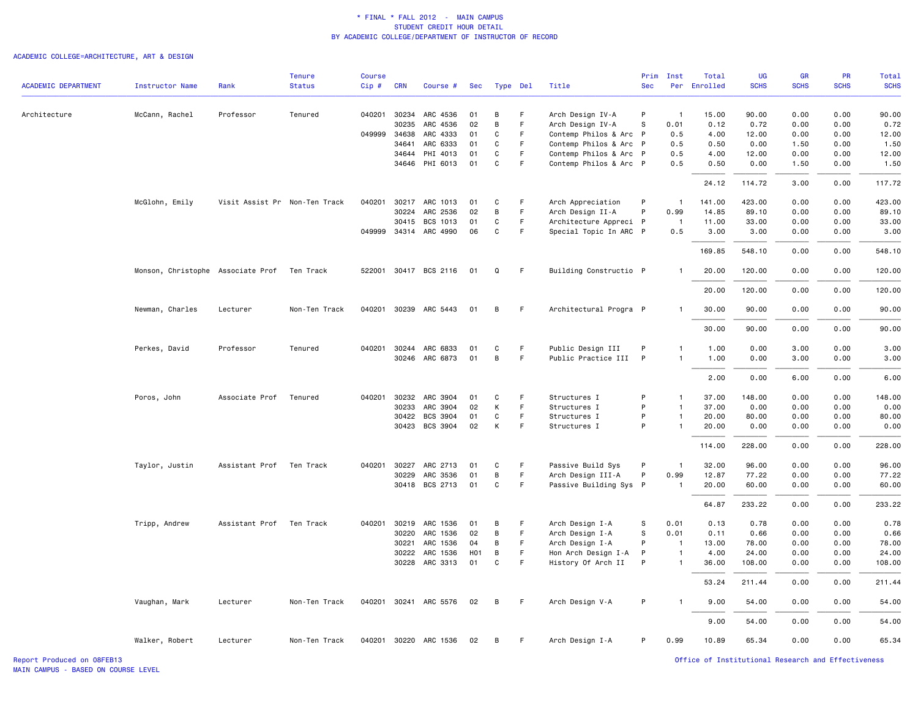\* FINAL \* FALL 2012 - MAIN CAMPUS
STUDENT CREDIT HOUR DETAIL
BY ACADEMIC COLLEGE/DEPARTMENT OF INSTRUCTOR OF RECORD

ACADEMIC COLLEGE=ARCHITECTURE, ART & DESIGN

| ACADEMIC DEPARTMENT | Instructor Name | Rank | Tenure Status | Course Cip # | CRN | Course # | Sec | Type | Del | Title | Prim Sec | Inst Per | Total Enrolled | UG SCHS | GR SCHS | PR SCHS | Total SCHS |
|---|---|---|---|---|---|---|---|---|---|---|---|---|---|---|---|---|---|
| Architecture | McCann, Rachel | Professor | Tenured | 040201 | 30234 | ARC 4536 | 01 | B | F | Arch Design IV-A | P | 1 | 15.00 | 90.00 | 0.00 | 0.00 | 90.00 |
| | | | | | 30235 | ARC 4536 | 02 | B | F | Arch Design IV-A | S | 0.01 | 0.12 | 0.72 | 0.00 | 0.00 | 0.72 |
| | | | | 049999 | 34638 | ARC 4333 | 01 | C | F | Contemp Philos & Arc | P | 0.5 | 4.00 | 12.00 | 0.00 | 0.00 | 12.00 |
| | | | | | 34641 | ARC 6333 | 01 | C | F | Contemp Philos & Arc | P | 0.5 | 0.50 | 0.00 | 1.50 | 0.00 | 1.50 |
| | | | | | 34644 | PHI 4013 | 01 | C | F | Contemp Philos & Arc | P | 0.5 | 4.00 | 12.00 | 0.00 | 0.00 | 12.00 |
| | | | | | 34646 | PHI 6013 | 01 | C | F | Contemp Philos & Arc | P | 0.5 | 0.50 | 0.00 | 1.50 | 0.00 | 1.50 |
| | | | | | | | | | | | | | 24.12 | 114.72 | 3.00 | 0.00 | 117.72 |
| | McGlohn, Emily | Visit Assist Pr | Non-Ten Track | 040201 | 30217 | ARC 1013 | 01 | C | F | Arch Appreciation | P | 1 | 141.00 | 423.00 | 0.00 | 0.00 | 423.00 |
| | | | | | 30224 | ARC 2536 | 02 | B | F | Arch Design II-A | P | 0.99 | 14.85 | 89.10 | 0.00 | 0.00 | 89.10 |
| | | | | | 30415 | BCS 1013 | 01 | C | F | Architecture Appreci | P | 1 | 11.00 | 33.00 | 0.00 | 0.00 | 33.00 |
| | | | | 049999 | 34314 | ARC 4990 | 06 | C | F | Special Topic In ARC | P | 0.5 | 3.00 | 3.00 | 0.00 | 0.00 | 3.00 |
| | | | | | | | | | | | | | 169.85 | 548.10 | 0.00 | 0.00 | 548.10 |
| | Monson, Christophe | Associate Prof | Ten Track | 522001 | 30417 | BCS 2116 | 01 | Q | F | Building Constructio | P | 1 | 20.00 | 120.00 | 0.00 | 0.00 | 120.00 |
| | | | | | | | | | | | | | 20.00 | 120.00 | 0.00 | 0.00 | 120.00 |
| | Newman, Charles | Lecturer | Non-Ten Track | 040201 | 30239 | ARC 5443 | 01 | B | F | Architectural Progra | P | 1 | 30.00 | 90.00 | 0.00 | 0.00 | 90.00 |
| | | | | | | | | | | | | | 30.00 | 90.00 | 0.00 | 0.00 | 90.00 |
| | Perkes, David | Professor | Tenured | 040201 | 30244 | ARC 6833 | 01 | C | F | Public Design III | P | 1 | 1.00 | 0.00 | 3.00 | 0.00 | 3.00 |
| | | | | | 30246 | ARC 6873 | 01 | B | F | Public Practice III | P | 1 | 1.00 | 0.00 | 3.00 | 0.00 | 3.00 |
| | | | | | | | | | | | | | 2.00 | 0.00 | 6.00 | 0.00 | 6.00 |
| | Poros, John | Associate Prof | Tenured | 040201 | 30232 | ARC 3904 | 01 | C | F | Structures I | P | 1 | 37.00 | 148.00 | 0.00 | 0.00 | 148.00 |
| | | | | | 30233 | ARC 3904 | 02 | K | F | Structures I | P | 1 | 37.00 | 0.00 | 0.00 | 0.00 | 0.00 |
| | | | | | 30422 | BCS 3904 | 01 | C | F | Structures I | P | 1 | 20.00 | 80.00 | 0.00 | 0.00 | 80.00 |
| | | | | | 30423 | BCS 3904 | 02 | K | F | Structures I | P | 1 | 20.00 | 0.00 | 0.00 | 0.00 | 0.00 |
| | | | | | | | | | | | | | 114.00 | 228.00 | 0.00 | 0.00 | 228.00 |
| | Taylor, Justin | Assistant Prof | Ten Track | 040201 | 30227 | ARC 2713 | 01 | C | F | Passive Build Sys | P | 1 | 32.00 | 96.00 | 0.00 | 0.00 | 96.00 |
| | | | | | 30229 | ARC 3536 | 01 | B | F | Arch Design III-A | P | 0.99 | 12.87 | 77.22 | 0.00 | 0.00 | 77.22 |
| | | | | | 30418 | BCS 2713 | 01 | C | F | Passive Building Sys | P | 1 | 20.00 | 60.00 | 0.00 | 0.00 | 60.00 |
| | | | | | | | | | | | | | 64.87 | 233.22 | 0.00 | 0.00 | 233.22 |
| | Tripp, Andrew | Assistant Prof | Ten Track | 040201 | 30219 | ARC 1536 | 01 | B | F | Arch Design I-A | S | 0.01 | 0.13 | 0.78 | 0.00 | 0.00 | 0.78 |
| | | | | | 30220 | ARC 1536 | 02 | B | F | Arch Design I-A | S | 0.01 | 0.11 | 0.66 | 0.00 | 0.00 | 0.66 |
| | | | | | 30221 | ARC 1536 | 04 | B | F | Arch Design I-A | P | 1 | 13.00 | 78.00 | 0.00 | 0.00 | 78.00 |
| | | | | | 30222 | ARC 1536 | H01 | B | F | Hon Arch Design I-A | P | 1 | 4.00 | 24.00 | 0.00 | 0.00 | 24.00 |
| | | | | | 30228 | ARC 3313 | 01 | C | F | History Of Arch II | P | 1 | 36.00 | 108.00 | 0.00 | 0.00 | 108.00 |
| | | | | | | | | | | | | | 53.24 | 211.44 | 0.00 | 0.00 | 211.44 |
| | Vaughan, Mark | Lecturer | Non-Ten Track | 040201 | 30241 | ARC 5576 | 02 | B | F | Arch Design V-A | P | 1 | 9.00 | 54.00 | 0.00 | 0.00 | 54.00 |
| | | | | | | | | | | | | | 9.00 | 54.00 | 0.00 | 0.00 | 54.00 |
| | Walker, Robert | Lecturer | Non-Ten Track | 040201 | 30220 | ARC 1536 | 02 | B | F | Arch Design I-A | P | 0.99 | 10.89 | 65.34 | 0.00 | 0.00 | 65.34 |

Report Produced on 08FEB13
MAIN CAMPUS - BASED ON COURSE LEVEL

Office of Institutional Research and Effectiveness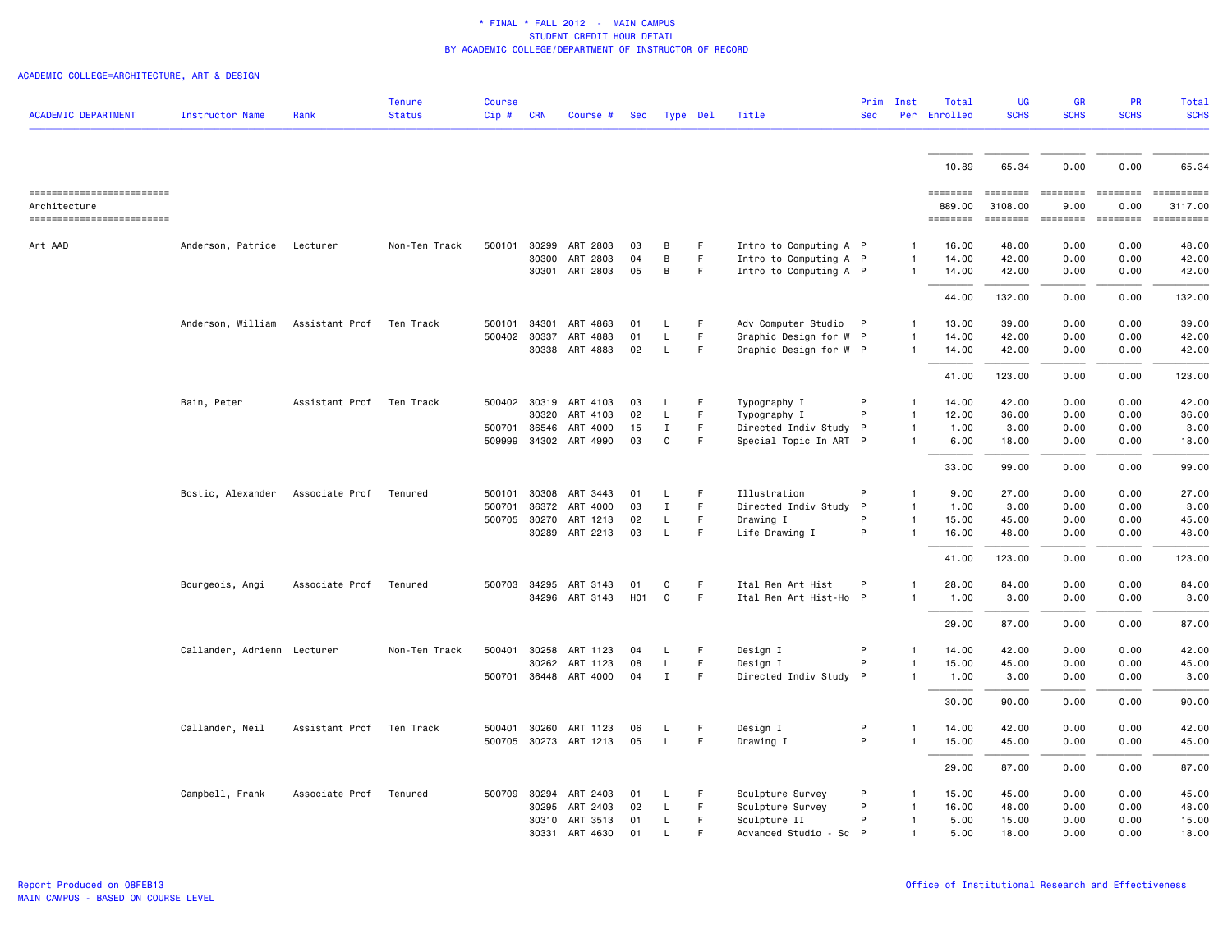\* FINAL \* FALL 2012 - MAIN CAMPUS
STUDENT CREDIT HOUR DETAIL
BY ACADEMIC COLLEGE/DEPARTMENT OF INSTRUCTOR OF RECORD

ACADEMIC COLLEGE=ARCHITECTURE, ART & DESIGN

| ACADEMIC DEPARTMENT | Instructor Name | Rank | Tenure Status | Course Cip # | CRN | Course # | Sec | Type | Del | Title | Prim Sec | Inst Per | Total Enrolled | UG SCHS | GR SCHS | PR SCHS | Total SCHS |
|---|---|---|---|---|---|---|---|---|---|---|---|---|---|---|---|---|---|
| | | | | | | | | | | | | | 10.89 | 65.34 | 0.00 | 0.00 | 65.34 |
| Architecture | | | | | | | | | | | | | 889.00 | 3108.00 | 9.00 | 0.00 | 3117.00 |
| Art AAD | Anderson, Patrice | Lecturer | Non-Ten Track | 500101 | 30299 | ART 2803 | 03 | B | F | Intro to Computing A | P | 1 | 16.00 | 48.00 | 0.00 | 0.00 | 48.00 |
| | | | | | 30300 | ART 2803 | 04 | B | F | Intro to Computing A | P | 1 | 14.00 | 42.00 | 0.00 | 0.00 | 42.00 |
| | | | | | 30301 | ART 2803 | 05 | B | F | Intro to Computing A | P | 1 | 14.00 | 42.00 | 0.00 | 0.00 | 42.00 |
| | | | | | | | | | | | | | 44.00 | 132.00 | 0.00 | 0.00 | 132.00 |
| | Anderson, William | Assistant Prof | Ten Track | 500101 | 34301 | ART 4863 | 01 | L | F | Adv Computer Studio | P | 1 | 13.00 | 39.00 | 0.00 | 0.00 | 39.00 |
| | | | | 500402 | 30337 | ART 4883 | 01 | L | F | Graphic Design for W | P | 1 | 14.00 | 42.00 | 0.00 | 0.00 | 42.00 |
| | | | | | 30338 | ART 4883 | 02 | L | F | Graphic Design for W | P | 1 | 14.00 | 42.00 | 0.00 | 0.00 | 42.00 |
| | | | | | | | | | | | | | 41.00 | 123.00 | 0.00 | 0.00 | 123.00 |
| | Bain, Peter | Assistant Prof | Ten Track | 500402 | 30319 | ART 4103 | 03 | L | F | Typography I | P | 1 | 14.00 | 42.00 | 0.00 | 0.00 | 42.00 |
| | | | | | 30320 | ART 4103 | 02 | L | F | Typography I | P | 1 | 12.00 | 36.00 | 0.00 | 0.00 | 36.00 |
| | | | | 500701 | 36546 | ART 4000 | 15 | I | F | Directed Indiv Study | P | 1 | 1.00 | 3.00 | 0.00 | 0.00 | 3.00 |
| | | | | 509999 | 34302 | ART 4990 | 03 | C | F | Special Topic In ART | P | 1 | 6.00 | 18.00 | 0.00 | 0.00 | 18.00 |
| | | | | | | | | | | | | | 33.00 | 99.00 | 0.00 | 0.00 | 99.00 |
| | Bostic, Alexander | Associate Prof | Tenured | 500101 | 30308 | ART 3443 | 01 | L | F | Illustration | P | 1 | 9.00 | 27.00 | 0.00 | 0.00 | 27.00 |
| | | | | 500701 | 36372 | ART 4000 | 03 | I | F | Directed Indiv Study | P | 1 | 1.00 | 3.00 | 0.00 | 0.00 | 3.00 |
| | | | | 500705 | 30270 | ART 1213 | 02 | L | F | Drawing I | P | 1 | 15.00 | 45.00 | 0.00 | 0.00 | 45.00 |
| | | | | | 30289 | ART 2213 | 03 | L | F | Life Drawing I | P | 1 | 16.00 | 48.00 | 0.00 | 0.00 | 48.00 |
| | | | | | | | | | | | | | 41.00 | 123.00 | 0.00 | 0.00 | 123.00 |
| | Bourgeois, Angi | Associate Prof | Tenured | 500703 | 34295 | ART 3143 | 01 | C | F | Ital Ren Art Hist | P | 1 | 28.00 | 84.00 | 0.00 | 0.00 | 84.00 |
| | | | | | 34296 | ART 3143 | H01 | C | F | Ital Ren Art Hist-Ho | P | 1 | 1.00 | 3.00 | 0.00 | 0.00 | 3.00 |
| | | | | | | | | | | | | | 29.00 | 87.00 | 0.00 | 0.00 | 87.00 |
| | Callander, Adrienn | Lecturer | Non-Ten Track | 500401 | 30258 | ART 1123 | 04 | L | F | Design I | P | 1 | 14.00 | 42.00 | 0.00 | 0.00 | 42.00 |
| | | | | | 30262 | ART 1123 | 08 | L | F | Design I | P | 1 | 15.00 | 45.00 | 0.00 | 0.00 | 45.00 |
| | | | | 500701 | 36448 | ART 4000 | 04 | I | F | Directed Indiv Study | P | 1 | 1.00 | 3.00 | 0.00 | 0.00 | 3.00 |
| | | | | | | | | | | | | | 30.00 | 90.00 | 0.00 | 0.00 | 90.00 |
| | Callander, Neil | Assistant Prof | Ten Track | 500401 | 30260 | ART 1123 | 06 | L | F | Design I | P | 1 | 14.00 | 42.00 | 0.00 | 0.00 | 42.00 |
| | | | | 500705 | 30273 | ART 1213 | 05 | L | F | Drawing I | P | 1 | 15.00 | 45.00 | 0.00 | 0.00 | 45.00 |
| | | | | | | | | | | | | | 29.00 | 87.00 | 0.00 | 0.00 | 87.00 |
| | Campbell, Frank | Associate Prof | Tenured | 500709 | 30294 | ART 2403 | 01 | L | F | Sculpture Survey | P | 1 | 15.00 | 45.00 | 0.00 | 0.00 | 45.00 |
| | | | | | 30295 | ART 2403 | 02 | L | F | Sculpture Survey | P | 1 | 16.00 | 48.00 | 0.00 | 0.00 | 48.00 |
| | | | | | 30310 | ART 3513 | 01 | L | F | Sculpture II | P | 1 | 5.00 | 15.00 | 0.00 | 0.00 | 15.00 |
| | | | | | 30331 | ART 4630 | 01 | L | F | Advanced Studio - Sc | P | 1 | 5.00 | 18.00 | 0.00 | 0.00 | 18.00 |

Report Produced on 08FEB13
MAIN CAMPUS - BASED ON COURSE LEVEL

Office of Institutional Research and Effectiveness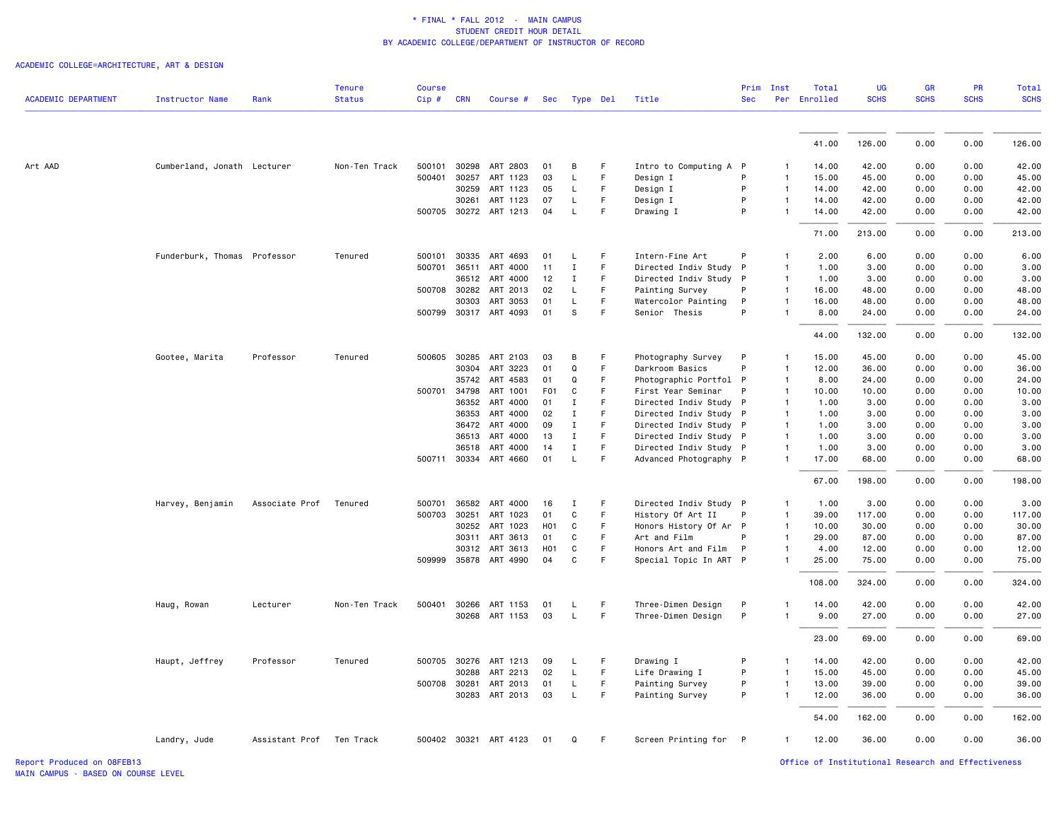\* FINAL \* FALL 2012 - MAIN CAMPUS
STUDENT CREDIT HOUR DETAIL
BY ACADEMIC COLLEGE/DEPARTMENT OF INSTRUCTOR OF RECORD

ACADEMIC COLLEGE=ARCHITECTURE, ART & DESIGN

| ACADEMIC DEPARTMENT | Instructor Name | Rank | Tenure Status | Course Cip # | CRN | Course # | Sec | Type | Del | Title | Prim Sec | Inst Per | Total Enrolled | UG SCHS | GR SCHS | PR SCHS | Total SCHS |
|---|---|---|---|---|---|---|---|---|---|---|---|---|---|---|---|---|---|
| | | | | | | | | | | | | | 41.00 | 126.00 | 0.00 | 0.00 | 126.00 |
| Art AAD | Cumberland, Jonath | Lecturer | Non-Ten Track | 500101 | 30298 | ART 2803 | 01 | B | F | Intro to Computing A | P | 1 | 14.00 | 42.00 | 0.00 | 0.00 | 42.00 |
| | | | | 500401 | 30257 | ART 1123 | 03 | L | F | Design I | P | 1 | 15.00 | 45.00 | 0.00 | 0.00 | 45.00 |
| | | | | | 30259 | ART 1123 | 05 | L | F | Design I | P | 1 | 14.00 | 42.00 | 0.00 | 0.00 | 42.00 |
| | | | | | 30261 | ART 1123 | 07 | L | F | Design I | P | 1 | 14.00 | 42.00 | 0.00 | 0.00 | 42.00 |
| | | | | 500705 | 30272 | ART 1213 | 04 | L | F | Drawing I | P | 1 | 14.00 | 42.00 | 0.00 | 0.00 | 42.00 |
| | | | | | | | | | | | | | 71.00 | 213.00 | 0.00 | 0.00 | 213.00 |
| | Funderburk, Thomas | Professor | Tenured | 500101 | 30335 | ART 4693 | 01 | L | F | Intern-Fine Art | P | 1 | 2.00 | 6.00 | 0.00 | 0.00 | 6.00 |
| | | | | 500701 | 36511 | ART 4000 | 11 | I | F | Directed Indiv Study | P | 1 | 1.00 | 3.00 | 0.00 | 0.00 | 3.00 |
| | | | | | 36512 | ART 4000 | 12 | I | F | Directed Indiv Study | P | 1 | 1.00 | 3.00 | 0.00 | 0.00 | 3.00 |
| | | | | 500708 | 30282 | ART 2013 | 02 | L | F | Painting Survey | P | 1 | 16.00 | 48.00 | 0.00 | 0.00 | 48.00 |
| | | | | | 30303 | ART 3053 | 01 | L | F | Watercolor Painting | P | 1 | 16.00 | 48.00 | 0.00 | 0.00 | 48.00 |
| | | | | 500799 | 30317 | ART 4093 | 01 | S | F | Senior Thesis | P | 1 | 8.00 | 24.00 | 0.00 | 0.00 | 24.00 |
| | | | | | | | | | | | | | 44.00 | 132.00 | 0.00 | 0.00 | 132.00 |
| | Gootee, Marita | Professor | Tenured | 500605 | 30285 | ART 2103 | 03 | B | F | Photography Survey | P | 1 | 15.00 | 45.00 | 0.00 | 0.00 | 45.00 |
| | | | | | 30304 | ART 3223 | 01 | Q | F | Darkroom Basics | P | 1 | 12.00 | 36.00 | 0.00 | 0.00 | 36.00 |
| | | | | | 35742 | ART 4583 | 01 | Q | F | Photographic Portfol | P | 1 | 8.00 | 24.00 | 0.00 | 0.00 | 24.00 |
| | | | | 500701 | 34798 | ART 1001 | F01 | C | F | First Year Seminar | P | 1 | 10.00 | 10.00 | 0.00 | 0.00 | 10.00 |
| | | | | | 36352 | ART 4000 | 01 | I | F | Directed Indiv Study | P | 1 | 1.00 | 3.00 | 0.00 | 0.00 | 3.00 |
| | | | | | 36353 | ART 4000 | 02 | I | F | Directed Indiv Study | P | 1 | 1.00 | 3.00 | 0.00 | 0.00 | 3.00 |
| | | | | | 36472 | ART 4000 | 09 | I | F | Directed Indiv Study | P | 1 | 1.00 | 3.00 | 0.00 | 0.00 | 3.00 |
| | | | | | 36513 | ART 4000 | 13 | I | F | Directed Indiv Study | P | 1 | 1.00 | 3.00 | 0.00 | 0.00 | 3.00 |
| | | | | | 36518 | ART 4000 | 14 | I | F | Directed Indiv Study | P | 1 | 1.00 | 3.00 | 0.00 | 0.00 | 3.00 |
| | | | | 500711 | 30334 | ART 4660 | 01 | L | F | Advanced Photography | P | 1 | 17.00 | 68.00 | 0.00 | 0.00 | 68.00 |
| | | | | | | | | | | | | | 67.00 | 198.00 | 0.00 | 0.00 | 198.00 |
| | Harvey, Benjamin | Associate Prof | Tenured | 500701 | 36582 | ART 4000 | 16 | I | F | Directed Indiv Study | P | 1 | 1.00 | 3.00 | 0.00 | 0.00 | 3.00 |
| | | | | 500703 | 30251 | ART 1023 | 01 | C | F | History Of Art II | P | 1 | 39.00 | 117.00 | 0.00 | 0.00 | 117.00 |
| | | | | | 30252 | ART 1023 | H01 | C | F | Honors History Of Ar | P | 1 | 10.00 | 30.00 | 0.00 | 0.00 | 30.00 |
| | | | | | 30311 | ART 3613 | 01 | C | F | Art and Film | P | 1 | 29.00 | 87.00 | 0.00 | 0.00 | 87.00 |
| | | | | | 30312 | ART 3613 | H01 | C | F | Honors Art and Film | P | 1 | 4.00 | 12.00 | 0.00 | 0.00 | 12.00 |
| | | | | 509999 | 35878 | ART 4990 | 04 | C | F | Special Topic In ART | P | 1 | 25.00 | 75.00 | 0.00 | 0.00 | 75.00 |
| | | | | | | | | | | | | | 108.00 | 324.00 | 0.00 | 0.00 | 324.00 |
| | Haug, Rowan | Lecturer | Non-Ten Track | 500401 | 30266 | ART 1153 | 01 | L | F | Three-Dimen Design | P | 1 | 14.00 | 42.00 | 0.00 | 0.00 | 42.00 |
| | | | | | 30268 | ART 1153 | 03 | L | F | Three-Dimen Design | P | 1 | 9.00 | 27.00 | 0.00 | 0.00 | 27.00 |
| | | | | | | | | | | | | | 23.00 | 69.00 | 0.00 | 0.00 | 69.00 |
| | Haupt, Jeffrey | Professor | Tenured | 500705 | 30276 | ART 1213 | 09 | L | F | Drawing I | P | 1 | 14.00 | 42.00 | 0.00 | 0.00 | 42.00 |
| | | | | | 30288 | ART 2213 | 02 | L | F | Life Drawing I | P | 1 | 15.00 | 45.00 | 0.00 | 0.00 | 45.00 |
| | | | | 500708 | 30281 | ART 2013 | 01 | L | F | Painting Survey | P | 1 | 13.00 | 39.00 | 0.00 | 0.00 | 39.00 |
| | | | | | 30283 | ART 2013 | 03 | L | F | Painting Survey | P | 1 | 12.00 | 36.00 | 0.00 | 0.00 | 36.00 |
| | | | | | | | | | | | | | 54.00 | 162.00 | 0.00 | 0.00 | 162.00 |
| | Landry, Jude | Assistant Prof | Ten Track | 500402 | 30321 | ART 4123 | 01 | Q | F | Screen Printing for | P | 1 | 12.00 | 36.00 | 0.00 | 0.00 | 36.00 |

Report Produced on 08FEB13
MAIN CAMPUS - BASED ON COURSE LEVEL

Office of Institutional Research and Effectiveness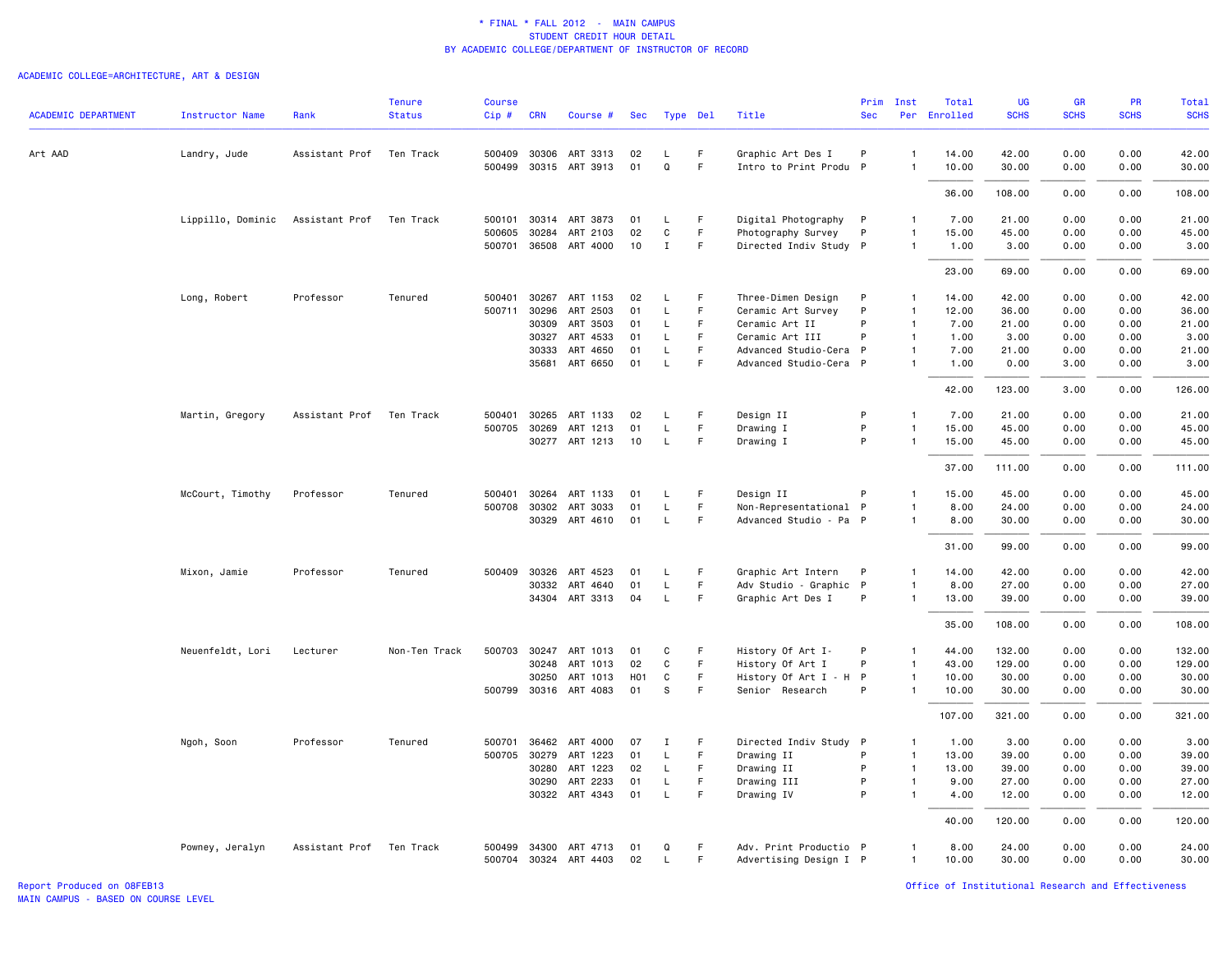\* FINAL \* FALL 2012 - MAIN CAMPUS
STUDENT CREDIT HOUR DETAIL
BY ACADEMIC COLLEGE/DEPARTMENT OF INSTRUCTOR OF RECORD

ACADEMIC COLLEGE=ARCHITECTURE, ART & DESIGN

| ACADEMIC DEPARTMENT | Instructor Name | Rank | Tenure Status | Course Cip # | CRN | Course # | Sec | Type | Del | Title | Prim Sec | Inst Per | Total Enrolled | UG SCHS | GR SCHS | PR SCHS | Total SCHS |
|---|---|---|---|---|---|---|---|---|---|---|---|---|---|---|---|---|---|
| Art AAD | Landry, Jude | Assistant Prof | Ten Track | 500409 | 30306 | ART 3313 | 02 | L | F | Graphic Art Des I | P | 1 | 14.00 | 42.00 | 0.00 | 0.00 | 42.00 |
| | | | | 500499 | 30315 | ART 3913 | 01 | Q | F | Intro to Print Produ | P | 1 | 10.00 | 30.00 | 0.00 | 0.00 | 30.00 |
| | | | | | | | | | | | | | 36.00 | 108.00 | 0.00 | 0.00 | 108.00 |
| | Lippillo, Dominic | Assistant Prof | Ten Track | 500101 | 30314 | ART 3873 | 01 | L | F | Digital Photography | P | 1 | 7.00 | 21.00 | 0.00 | 0.00 | 21.00 |
| | | | | 500605 | 30284 | ART 2103 | 02 | C | F | Photography Survey | P | 1 | 15.00 | 45.00 | 0.00 | 0.00 | 45.00 |
| | | | | 500701 | 36508 | ART 4000 | 10 | I | F | Directed Indiv Study | P | 1 | 1.00 | 3.00 | 0.00 | 0.00 | 3.00 |
| | | | | | | | | | | | | | 23.00 | 69.00 | 0.00 | 0.00 | 69.00 |
| | Long, Robert | Professor | Tenured | 500401 | 30267 | ART 1153 | 02 | L | F | Three-Dimen Design | P | 1 | 14.00 | 42.00 | 0.00 | 0.00 | 42.00 |
| | | | | 500711 | 30296 | ART 2503 | 01 | L | F | Ceramic Art Survey | P | 1 | 12.00 | 36.00 | 0.00 | 0.00 | 36.00 |
| | | | | | 30309 | ART 3503 | 01 | L | F | Ceramic Art II | P | 1 | 7.00 | 21.00 | 0.00 | 0.00 | 21.00 |
| | | | | | 30327 | ART 4533 | 01 | L | F | Ceramic Art III | P | 1 | 1.00 | 3.00 | 0.00 | 0.00 | 3.00 |
| | | | | | 30333 | ART 4650 | 01 | L | F | Advanced Studio-Cera | P | 1 | 7.00 | 21.00 | 0.00 | 0.00 | 21.00 |
| | | | | | 35681 | ART 6650 | 01 | L | F | Advanced Studio-Cera | P | 1 | 1.00 | 0.00 | 3.00 | 0.00 | 3.00 |
| | | | | | | | | | | | | | 42.00 | 123.00 | 3.00 | 0.00 | 126.00 |
| | Martin, Gregory | Assistant Prof | Ten Track | 500401 | 30265 | ART 1133 | 02 | L | F | Design II | P | 1 | 7.00 | 21.00 | 0.00 | 0.00 | 21.00 |
| | | | | 500705 | 30269 | ART 1213 | 01 | L | F | Drawing I | P | 1 | 15.00 | 45.00 | 0.00 | 0.00 | 45.00 |
| | | | | | 30277 | ART 1213 | 10 | L | F | Drawing I | P | 1 | 15.00 | 45.00 | 0.00 | 0.00 | 45.00 |
| | | | | | | | | | | | | | 37.00 | 111.00 | 0.00 | 0.00 | 111.00 |
| | McCourt, Timothy | Professor | Tenured | 500401 | 30264 | ART 1133 | 01 | L | F | Design II | P | 1 | 15.00 | 45.00 | 0.00 | 0.00 | 45.00 |
| | | | | 500708 | 30302 | ART 3033 | 01 | L | F | Non-Representational | P | 1 | 8.00 | 24.00 | 0.00 | 0.00 | 24.00 |
| | | | | | 30329 | ART 4610 | 01 | L | F | Advanced Studio - Pa | P | 1 | 8.00 | 30.00 | 0.00 | 0.00 | 30.00 |
| | | | | | | | | | | | | | 31.00 | 99.00 | 0.00 | 0.00 | 99.00 |
| | Mixon, Jamie | Professor | Tenured | 500409 | 30326 | ART 4523 | 01 | L | F | Graphic Art Intern | P | 1 | 14.00 | 42.00 | 0.00 | 0.00 | 42.00 |
| | | | | | 30332 | ART 4640 | 01 | L | F | Adv Studio - Graphic | P | 1 | 8.00 | 27.00 | 0.00 | 0.00 | 27.00 |
| | | | | | 34304 | ART 3313 | 04 | L | F | Graphic Art Des I | P | 1 | 13.00 | 39.00 | 0.00 | 0.00 | 39.00 |
| | | | | | | | | | | | | | 35.00 | 108.00 | 0.00 | 0.00 | 108.00 |
| | Neuenfeldt, Lori | Lecturer | Non-Ten Track | 500703 | 30247 | ART 1013 | 01 | C | F | History Of Art I- | P | 1 | 44.00 | 132.00 | 0.00 | 0.00 | 132.00 |
| | | | | | 30248 | ART 1013 | 02 | C | F | History Of Art I | P | 1 | 43.00 | 129.00 | 0.00 | 0.00 | 129.00 |
| | | | | | 30250 | ART 1013 | H01 | C | F | History Of Art I - H | P | 1 | 10.00 | 30.00 | 0.00 | 0.00 | 30.00 |
| | | | | 500799 | 30316 | ART 4083 | 01 | S | F | Senior Research | P | 1 | 10.00 | 30.00 | 0.00 | 0.00 | 30.00 |
| | | | | | | | | | | | | | 107.00 | 321.00 | 0.00 | 0.00 | 321.00 |
| | Ngoh, Soon | Professor | Tenured | 500701 | 36462 | ART 4000 | 07 | I | F | Directed Indiv Study | P | 1 | 1.00 | 3.00 | 0.00 | 0.00 | 3.00 |
| | | | | 500705 | 30279 | ART 1223 | 01 | L | F | Drawing II | P | 1 | 13.00 | 39.00 | 0.00 | 0.00 | 39.00 |
| | | | | | 30280 | ART 1223 | 02 | L | F | Drawing II | P | 1 | 13.00 | 39.00 | 0.00 | 0.00 | 39.00 |
| | | | | | 30290 | ART 2233 | 01 | L | F | Drawing III | P | 1 | 9.00 | 27.00 | 0.00 | 0.00 | 27.00 |
| | | | | | 30322 | ART 4343 | 01 | L | F | Drawing IV | P | 1 | 4.00 | 12.00 | 0.00 | 0.00 | 12.00 |
| | | | | | | | | | | | | | 40.00 | 120.00 | 0.00 | 0.00 | 120.00 |
| | Powney, Jeralyn | Assistant Prof | Ten Track | 500499 | 34300 | ART 4713 | 01 | Q | F | Adv. Print Productio | P | 1 | 8.00 | 24.00 | 0.00 | 0.00 | 24.00 |
| | | | | 500704 | 30324 | ART 4403 | 02 | L | F | Advertising Design I | P | 1 | 10.00 | 30.00 | 0.00 | 0.00 | 30.00 |

Report Produced on 08FEB13
MAIN CAMPUS - BASED ON COURSE LEVEL

Office of Institutional Research and Effectiveness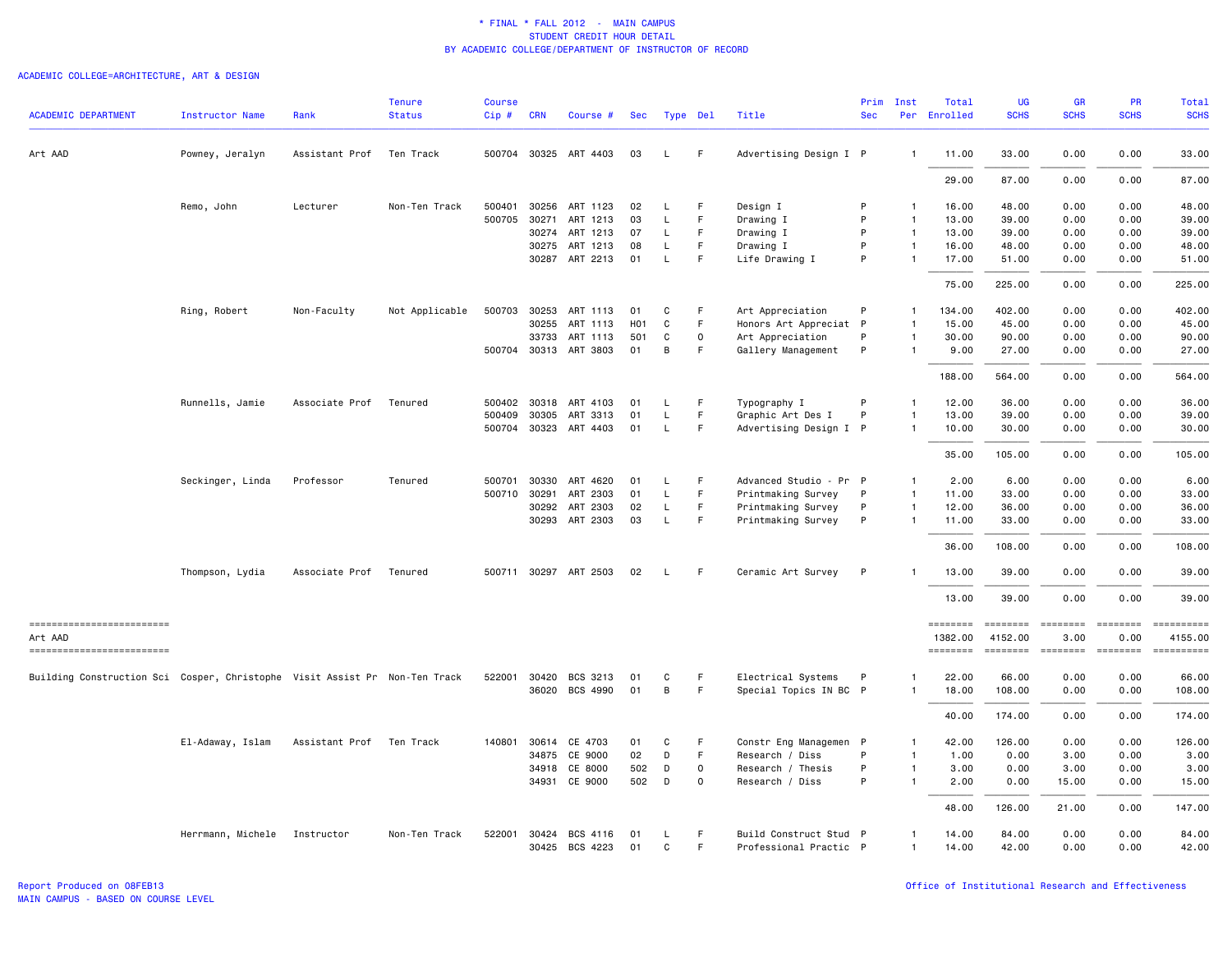\* FINAL \* FALL 2012 - MAIN CAMPUS
STUDENT CREDIT HOUR DETAIL
BY ACADEMIC COLLEGE/DEPARTMENT OF INSTRUCTOR OF RECORD

ACADEMIC COLLEGE=ARCHITECTURE, ART & DESIGN

| ACADEMIC DEPARTMENT | Instructor Name | Rank | Tenure Status | Course Cip # | CRN | Course # | Sec | Type | Del | Title | Prim Sec | Inst Per | Total Enrolled | UG SCHS | GR SCHS | PR SCHS | Total SCHS |
|---|---|---|---|---|---|---|---|---|---|---|---|---|---|---|---|---|---|
| Art AAD | Powney, Jeralyn | Assistant Prof | Ten Track | 500704 | 30325 | ART 4403 | 03 | L | F | Advertising Design I | P | 1 | 11.00 | 33.00 | 0.00 | 0.00 | 33.00 |
| | | | | | | | | | | | | | 29.00 | 87.00 | 0.00 | 0.00 | 87.00 |
| | Remo, John | Lecturer | Non-Ten Track | 500401 | 30256 | ART 1123 | 02 | L | F | Design I | P | 1 | 16.00 | 48.00 | 0.00 | 0.00 | 48.00 |
| | | | | 500705 | 30271 | ART 1213 | 03 | L | F | Drawing I | P | 1 | 13.00 | 39.00 | 0.00 | 0.00 | 39.00 |
| | | | | | 30274 | ART 1213 | 07 | L | F | Drawing I | P | 1 | 13.00 | 39.00 | 0.00 | 0.00 | 39.00 |
| | | | | | 30275 | ART 1213 | 08 | L | F | Drawing I | P | 1 | 16.00 | 48.00 | 0.00 | 0.00 | 48.00 |
| | | | | | 30287 | ART 2213 | 01 | L | F | Life Drawing I | P | 1 | 17.00 | 51.00 | 0.00 | 0.00 | 51.00 |
| | | | | | | | | | | | | | 75.00 | 225.00 | 0.00 | 0.00 | 225.00 |
| | Ring, Robert | Non-Faculty | Not Applicable | 500703 | 30253 | ART 1113 | 01 | C | F | Art Appreciation | P | 1 | 134.00 | 402.00 | 0.00 | 0.00 | 402.00 |
| | | | | | 30255 | ART 1113 | H01 | C | F | Honors Art Appreciat | P | 1 | 15.00 | 45.00 | 0.00 | 0.00 | 45.00 |
| | | | | | 33733 | ART 1113 | 501 | C | O | Art Appreciation | P | 1 | 30.00 | 90.00 | 0.00 | 0.00 | 90.00 |
| | | | | 500704 | 30313 | ART 3803 | 01 | B | F | Gallery Management | P | 1 | 9.00 | 27.00 | 0.00 | 0.00 | 27.00 |
| | | | | | | | | | | | | | 188.00 | 564.00 | 0.00 | 0.00 | 564.00 |
| | Runnells, Jamie | Associate Prof | Tenured | 500402 | 30318 | ART 4103 | 01 | L | F | Typography I | P | 1 | 12.00 | 36.00 | 0.00 | 0.00 | 36.00 |
| | | | | 500409 | 30305 | ART 3313 | 01 | L | F | Graphic Art Des I | P | 1 | 13.00 | 39.00 | 0.00 | 0.00 | 39.00 |
| | | | | 500704 | 30323 | ART 4403 | 01 | L | F | Advertising Design I | P | 1 | 10.00 | 30.00 | 0.00 | 0.00 | 30.00 |
| | | | | | | | | | | | | | 35.00 | 105.00 | 0.00 | 0.00 | 105.00 |
| | Seckinger, Linda | Professor | Tenured | 500701 | 30330 | ART 4620 | 01 | L | F | Advanced Studio - Pr | P | 1 | 2.00 | 6.00 | 0.00 | 0.00 | 6.00 |
| | | | | 500710 | 30291 | ART 2303 | 01 | L | F | Printmaking Survey | P | 1 | 11.00 | 33.00 | 0.00 | 0.00 | 33.00 |
| | | | | | 30292 | ART 2303 | 02 | L | F | Printmaking Survey | P | 1 | 12.00 | 36.00 | 0.00 | 0.00 | 36.00 |
| | | | | | 30293 | ART 2303 | 03 | L | F | Printmaking Survey | P | 1 | 11.00 | 33.00 | 0.00 | 0.00 | 33.00 |
| | | | | | | | | | | | | | 36.00 | 108.00 | 0.00 | 0.00 | 108.00 |
| | Thompson, Lydia | Associate Prof | Tenured | 500711 | 30297 | ART 2503 | 02 | L | F | Ceramic Art Survey | P | 1 | 13.00 | 39.00 | 0.00 | 0.00 | 39.00 |
| | | | | | | | | | | | | | 13.00 | 39.00 | 0.00 | 0.00 | 39.00 |
| Art AAD | | | | | | | | | | | | | 1382.00 | 4152.00 | 3.00 | 0.00 | 4155.00 |
| Building Construction Sci | Cosper, Christophe | Visit Assist Pr | Non-Ten Track | 522001 | 30420 | BCS 3213 | 01 | C | F | Electrical Systems | P | 1 | 22.00 | 66.00 | 0.00 | 0.00 | 66.00 |
| | | | | | 36020 | BCS 4990 | 01 | B | F | Special Topics IN BC | P | 1 | 18.00 | 108.00 | 0.00 | 0.00 | 108.00 |
| | | | | | | | | | | | | | 40.00 | 174.00 | 0.00 | 0.00 | 174.00 |
| | El-Adaway, Islam | Assistant Prof | Ten Track | 140801 | 30614 | CE 4703 | 01 | C | F | Constr Eng Managemen | P | 1 | 42.00 | 126.00 | 0.00 | 0.00 | 126.00 |
| | | | | | 34875 | CE 9000 | 02 | D | F | Research / Diss | P | 1 | 1.00 | 0.00 | 3.00 | 0.00 | 3.00 |
| | | | | | 34918 | CE 8000 | 502 | D | O | Research / Thesis | P | 1 | 3.00 | 0.00 | 3.00 | 0.00 | 3.00 |
| | | | | | 34931 | CE 9000 | 502 | D | O | Research / Diss | P | 1 | 2.00 | 0.00 | 15.00 | 0.00 | 15.00 |
| | | | | | | | | | | | | | 48.00 | 126.00 | 21.00 | 0.00 | 147.00 |
| | Herrmann, Michele | Instructor | Non-Ten Track | 522001 | 30424 | BCS 4116 | 01 | L | F | Build Construct Stud | P | 1 | 14.00 | 84.00 | 0.00 | 0.00 | 84.00 |
| | | | | | 30425 | BCS 4223 | 01 | C | F | Professional Practic | P | 1 | 14.00 | 42.00 | 0.00 | 0.00 | 42.00 |

Report Produced on 08FEB13
MAIN CAMPUS - BASED ON COURSE LEVEL

Office of Institutional Research and Effectiveness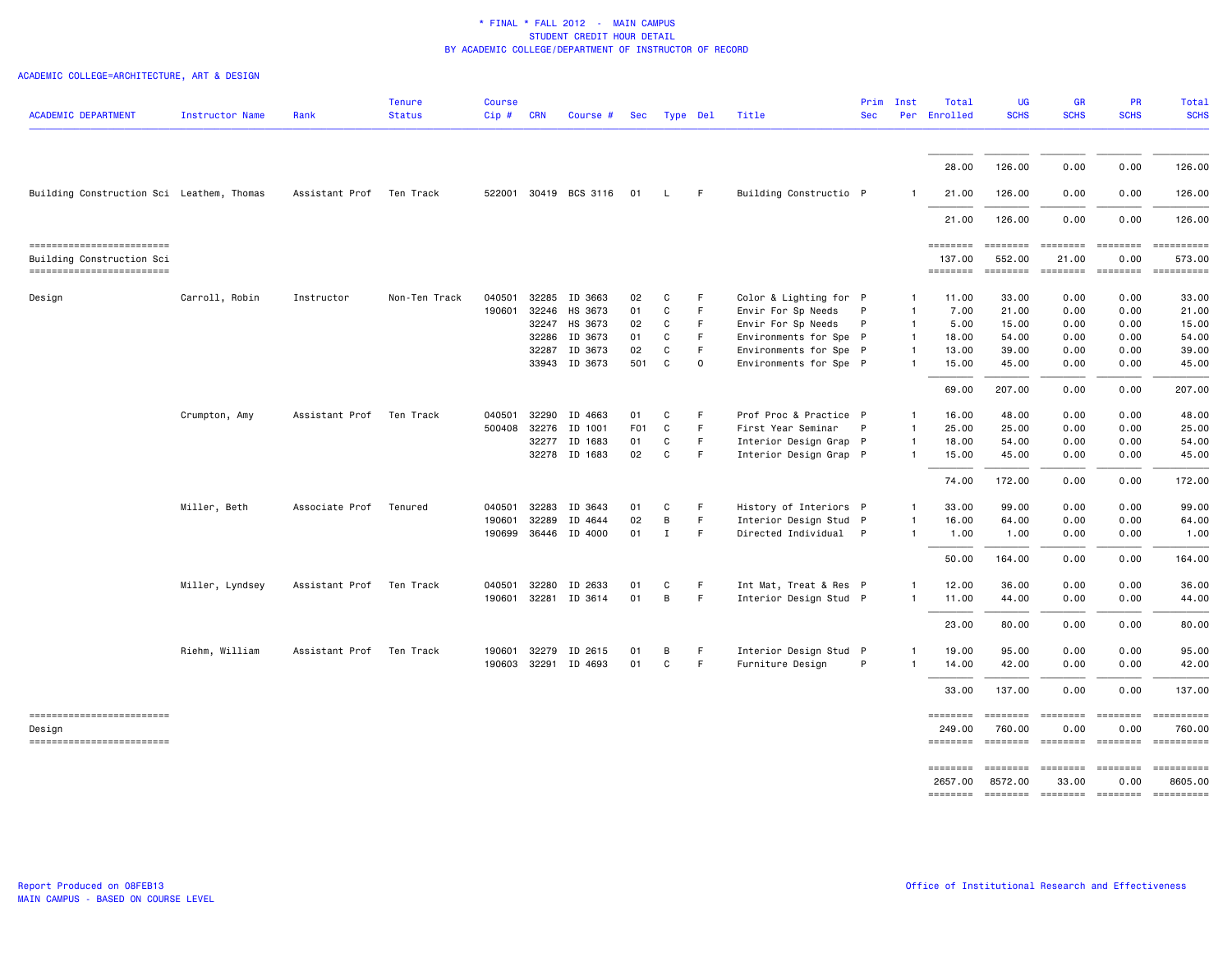\* FINAL \* FALL 2012 - MAIN CAMPUS
STUDENT CREDIT HOUR DETAIL
BY ACADEMIC COLLEGE/DEPARTMENT OF INSTRUCTOR OF RECORD

ACADEMIC COLLEGE=ARCHITECTURE, ART & DESIGN

| ACADEMIC DEPARTMENT | Instructor Name | Rank | Tenure Status | Course Cip # | CRN | Course # | Sec | Type | Del | Title | Prim Sec | Inst Per | Total Enrolled | UG SCHS | GR SCHS | PR SCHS | Total SCHS |
|---|---|---|---|---|---|---|---|---|---|---|---|---|---|---|---|---|---|
| | | | | | | | | | | | | | 28.00 | 126.00 | 0.00 | 0.00 | 126.00 |
| Building Construction Sci | Leathem, Thomas | Assistant Prof | Ten Track | 522001 | 30419 | BCS 3116 | 01 | L | F | Building Constructio | P | 1 | 21.00 | 126.00 | 0.00 | 0.00 | 126.00 |
| | | | | | | | | | | | | | 21.00 | 126.00 | 0.00 | 0.00 | 126.00 |
| Building Construction Sci | | | | | | | | | | | | | 137.00 | 552.00 | 21.00 | 0.00 | 573.00 |
| Design | Carroll, Robin | Instructor | Non-Ten Track | 040501 | 32285 | ID 3663 | 02 | C | F | Color & Lighting for | P | 1 | 11.00 | 33.00 | 0.00 | 0.00 | 33.00 |
| | | | | 190601 | 32246 | HS 3673 | 01 | C | F | Envir For Sp Needs | P | 1 | 7.00 | 21.00 | 0.00 | 0.00 | 21.00 |
| | | | | | 32247 | HS 3673 | 02 | C | F | Envir For Sp Needs | P | 1 | 5.00 | 15.00 | 0.00 | 0.00 | 15.00 |
| | | | | | 32286 | ID 3673 | 01 | C | F | Environments for Spe | P | 1 | 18.00 | 54.00 | 0.00 | 0.00 | 54.00 |
| | | | | | 32287 | ID 3673 | 02 | C | F | Environments for Spe | P | 1 | 13.00 | 39.00 | 0.00 | 0.00 | 39.00 |
| | | | | | 33943 | ID 3673 | 501 | C | O | Environments for Spe | P | 1 | 15.00 | 45.00 | 0.00 | 0.00 | 45.00 |
| | | | | | | | | | | | | | 69.00 | 207.00 | 0.00 | 0.00 | 207.00 |
| | Crumpton, Amy | Assistant Prof | Ten Track | 040501 | 32290 | ID 4663 | 01 | C | F | Prof Proc & Practice | P | 1 | 16.00 | 48.00 | 0.00 | 0.00 | 48.00 |
| | | | | 500408 | 32276 | ID 1001 | F01 | C | F | First Year Seminar | P | 1 | 25.00 | 25.00 | 0.00 | 0.00 | 25.00 |
| | | | | | 32277 | ID 1683 | 01 | C | F | Interior Design Grap | P | 1 | 18.00 | 54.00 | 0.00 | 0.00 | 54.00 |
| | | | | | 32278 | ID 1683 | 02 | C | F | Interior Design Grap | P | 1 | 15.00 | 45.00 | 0.00 | 0.00 | 45.00 |
| | | | | | | | | | | | | | 74.00 | 172.00 | 0.00 | 0.00 | 172.00 |
| | Miller, Beth | Associate Prof | Tenured | 040501 | 32283 | ID 3643 | 01 | C | F | History of Interiors | P | 1 | 33.00 | 99.00 | 0.00 | 0.00 | 99.00 |
| | | | | 190601 | 32289 | ID 4644 | 02 | B | F | Interior Design Stud | P | 1 | 16.00 | 64.00 | 0.00 | 0.00 | 64.00 |
| | | | | 190699 | 36446 | ID 4000 | 01 | I | F | Directed Individual | P | 1 | 1.00 | 1.00 | 0.00 | 0.00 | 1.00 |
| | | | | | | | | | | | | | 50.00 | 164.00 | 0.00 | 0.00 | 164.00 |
| | Miller, Lyndsey | Assistant Prof | Ten Track | 040501 | 32280 | ID 2633 | 01 | C | F | Int Mat, Treat & Res | P | 1 | 12.00 | 36.00 | 0.00 | 0.00 | 36.00 |
| | | | | 190601 | 32281 | ID 3614 | 01 | B | F | Interior Design Stud | P | 1 | 11.00 | 44.00 | 0.00 | 0.00 | 44.00 |
| | | | | | | | | | | | | | 23.00 | 80.00 | 0.00 | 0.00 | 80.00 |
| | Riehm, William | Assistant Prof | Ten Track | 190601 | 32279 | ID 2615 | 01 | B | F | Interior Design Stud | P | 1 | 19.00 | 95.00 | 0.00 | 0.00 | 95.00 |
| | | | | 190603 | 32291 | ID 4693 | 01 | C | F | Furniture Design | P | 1 | 14.00 | 42.00 | 0.00 | 0.00 | 42.00 |
| | | | | | | | | | | | | | 33.00 | 137.00 | 0.00 | 0.00 | 137.00 |
| Design | | | | | | | | | | | | | 249.00 | 760.00 | 0.00 | 0.00 | 760.00 |
| | | | | | | | | | | | | | 2657.00 | 8572.00 | 33.00 | 0.00 | 8605.00 |

Report Produced on 08FEB13
MAIN CAMPUS - BASED ON COURSE LEVEL

Office of Institutional Research and Effectiveness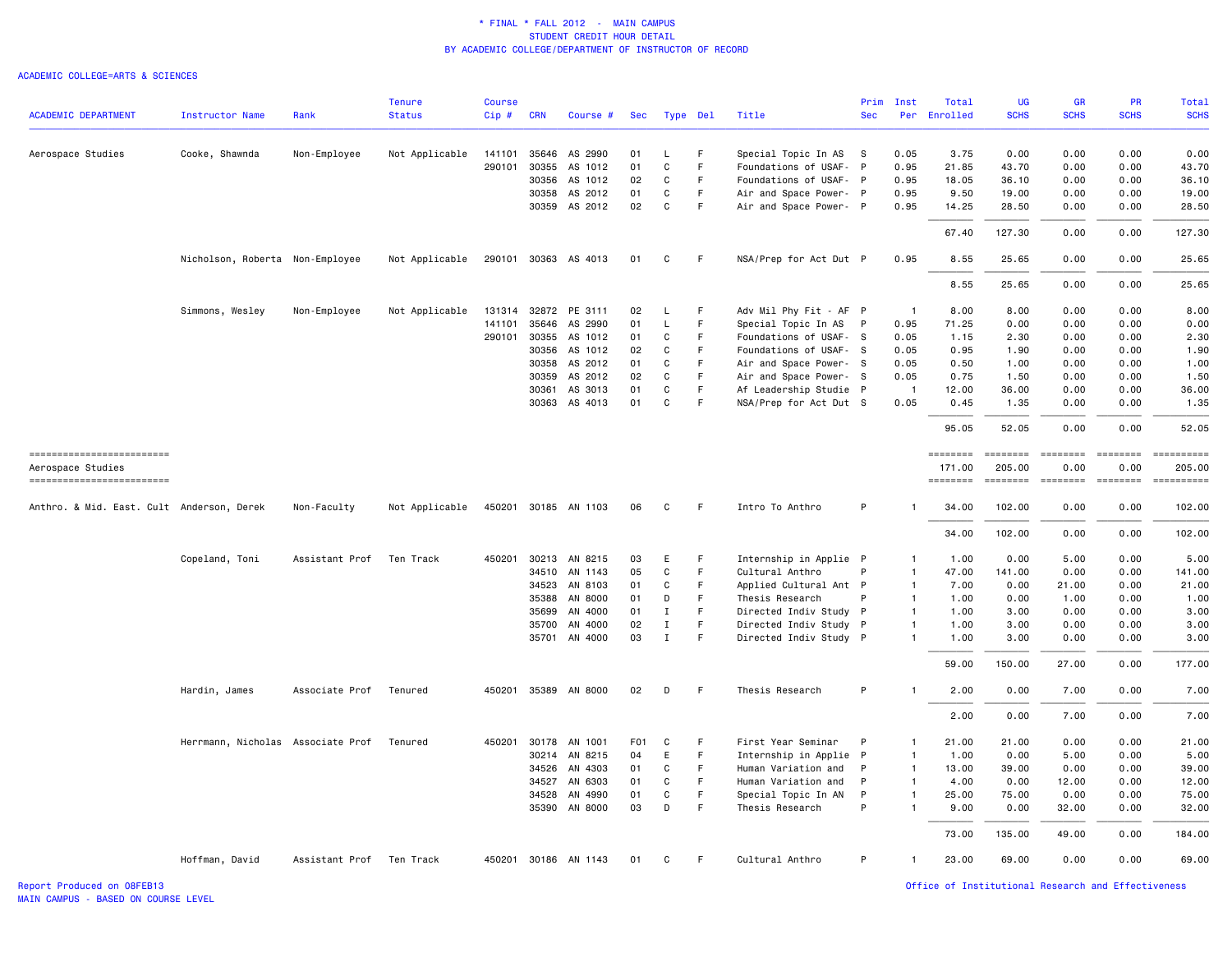# * FINAL * FALL 2012 - MAIN CAMPUS
## STUDENT CREDIT HOUR DETAIL
### BY ACADEMIC COLLEGE/DEPARTMENT OF INSTRUCTOR OF RECORD

ACADEMIC COLLEGE=ARTS & SCIENCES

| ACADEMIC DEPARTMENT | Instructor Name | Rank | Tenure Status | Course Cip # | CRN | Course # | Sec | Type | Del | Title | Prim Sec | Inst Per | Total Enrolled | UG SCHS | GR SCHS | PR SCHS | Total SCHS |
|---|---|---|---|---|---|---|---|---|---|---|---|---|---|---|---|---|---|
| Aerospace Studies | Cooke, Shawnda | Non-Employee | Not Applicable | 141101 | 35646 | AS 2990 | 01 | L | F | Special Topic In AS | S | 0.05 | 3.75 | 0.00 | 0.00 | 0.00 | 0.00 |
| | | | | 290101 | 30355 | AS 1012 | 01 | C | F | Foundations of USAF- | P | 0.95 | 21.85 | 43.70 | 0.00 | 0.00 | 43.70 |
| | | | | | 30356 | AS 1012 | 02 | C | F | Foundations of USAF- | P | 0.95 | 18.05 | 36.10 | 0.00 | 0.00 | 36.10 |
| | | | | | 30358 | AS 2012 | 01 | C | F | Air and Space Power- | P | 0.95 | 9.50 | 19.00 | 0.00 | 0.00 | 19.00 |
| | | | | | 30359 | AS 2012 | 02 | C | F | Air and Space Power- | P | 0.95 | 14.25 | 28.50 | 0.00 | 0.00 | 28.50 |
| | | | | | | | | | | | | | 67.40 | 127.30 | 0.00 | 0.00 | 127.30 |
| | Nicholson, Roberta | Non-Employee | Not Applicable | 290101 | 30363 | AS 4013 | 01 | C | F | NSA/Prep for Act Dut | P | 0.95 | 8.55 | 25.65 | 0.00 | 0.00 | 25.65 |
| | | | | | | | | | | | | | 8.55 | 25.65 | 0.00 | 0.00 | 25.65 |
| | Simmons, Wesley | Non-Employee | Not Applicable | 131314 | 32872 | PE 3111 | 02 | L | F | Adv Mil Phy Fit - AF | P | 1 | 8.00 | 8.00 | 0.00 | 0.00 | 8.00 |
| | | | | 141101 | 35646 | AS 2990 | 01 | L | F | Special Topic In AS | P | 0.95 | 71.25 | 0.00 | 0.00 | 0.00 | 0.00 |
| | | | | 290101 | 30355 | AS 1012 | 01 | C | F | Foundations of USAF- | S | 0.05 | 1.15 | 2.30 | 0.00 | 0.00 | 2.30 |
| | | | | | 30356 | AS 1012 | 02 | C | F | Foundations of USAF- | S | 0.05 | 0.95 | 1.90 | 0.00 | 0.00 | 1.90 |
| | | | | | 30358 | AS 2012 | 01 | C | F | Air and Space Power- | S | 0.05 | 0.50 | 1.00 | 0.00 | 0.00 | 1.00 |
| | | | | | 30359 | AS 2012 | 02 | C | F | Air and Space Power- | S | 0.05 | 0.75 | 1.50 | 0.00 | 0.00 | 1.50 |
| | | | | | 30361 | AS 3013 | 01 | C | F | Af Leadership Studie | P | 1 | 12.00 | 36.00 | 0.00 | 0.00 | 36.00 |
| | | | | | 30363 | AS 4013 | 01 | C | F | NSA/Prep for Act Dut | S | 0.05 | 0.45 | 1.35 | 0.00 | 0.00 | 1.35 |
| | | | | | | | | | | | | | 95.05 | 52.05 | 0.00 | 0.00 | 52.05 |
| Aerospace Studies | | | | | | | | | | | | | 171.00 | 205.00 | 0.00 | 0.00 | 205.00 |
| Anthro. & Mid. East. Cult | Anderson, Derek | Non-Faculty | Not Applicable | 450201 | 30185 | AN 1103 | 06 | C | F | Intro To Anthro | P | 1 | 34.00 | 102.00 | 0.00 | 0.00 | 102.00 |
| | | | | | | | | | | | | | 34.00 | 102.00 | 0.00 | 0.00 | 102.00 |
| | Copeland, Toni | Assistant Prof | Ten Track | 450201 | 30213 | AN 8215 | 03 | E | F | Internship in Applie | P | 1 | 1.00 | 0.00 | 5.00 | 0.00 | 5.00 |
| | | | | | 34510 | AN 1143 | 05 | C | F | Cultural Anthro | P | 1 | 47.00 | 141.00 | 0.00 | 0.00 | 141.00 |
| | | | | | 34523 | AN 8103 | 01 | C | F | Applied Cultural Ant | P | 1 | 7.00 | 0.00 | 21.00 | 0.00 | 21.00 |
| | | | | | 35388 | AN 8000 | 01 | D | F | Thesis Research | P | 1 | 1.00 | 0.00 | 1.00 | 0.00 | 1.00 |
| | | | | | 35699 | AN 4000 | 01 | I | F | Directed Indiv Study | P | 1 | 1.00 | 3.00 | 0.00 | 0.00 | 3.00 |
| | | | | | 35700 | AN 4000 | 02 | I | F | Directed Indiv Study | P | 1 | 1.00 | 3.00 | 0.00 | 0.00 | 3.00 |
| | | | | | 35701 | AN 4000 | 03 | I | F | Directed Indiv Study | P | 1 | 1.00 | 3.00 | 0.00 | 0.00 | 3.00 |
| | | | | | | | | | | | | | 59.00 | 150.00 | 27.00 | 0.00 | 177.00 |
| | Hardin, James | Associate Prof | Tenured | 450201 | 35389 | AN 8000 | 02 | D | F | Thesis Research | P | 1 | 2.00 | 0.00 | 7.00 | 0.00 | 7.00 |
| | | | | | | | | | | | | | 2.00 | 0.00 | 7.00 | 0.00 | 7.00 |
| | Herrmann, Nicholas | Associate Prof | Tenured | 450201 | 30178 | AN 1001 | F01 | C | F | First Year Seminar | P | 1 | 21.00 | 21.00 | 0.00 | 0.00 | 21.00 |
| | | | | | 30214 | AN 8215 | 04 | E | F | Internship in Applie | P | 1 | 1.00 | 0.00 | 5.00 | 0.00 | 5.00 |
| | | | | | 34526 | AN 4303 | 01 | C | F | Human Variation and | P | 1 | 13.00 | 39.00 | 0.00 | 0.00 | 39.00 |
| | | | | | 34527 | AN 6303 | 01 | C | F | Human Variation and | P | 1 | 4.00 | 0.00 | 12.00 | 0.00 | 12.00 |
| | | | | | 34528 | AN 4990 | 01 | C | F | Special Topic In AN | P | 1 | 25.00 | 75.00 | 0.00 | 0.00 | 75.00 |
| | | | | | 35390 | AN 8000 | 03 | D | F | Thesis Research | P | 1 | 9.00 | 0.00 | 32.00 | 0.00 | 32.00 |
| | | | | | | | | | | | | | 73.00 | 135.00 | 49.00 | 0.00 | 184.00 |
| | Hoffman, David | Assistant Prof | Ten Track | 450201 | 30186 | AN 1143 | 01 | C | F | Cultural Anthro | P | 1 | 23.00 | 69.00 | 0.00 | 0.00 | 69.00 |

Report Produced on 08FEB13
MAIN CAMPUS - BASED ON COURSE LEVEL

Office of Institutional Research and Effectiveness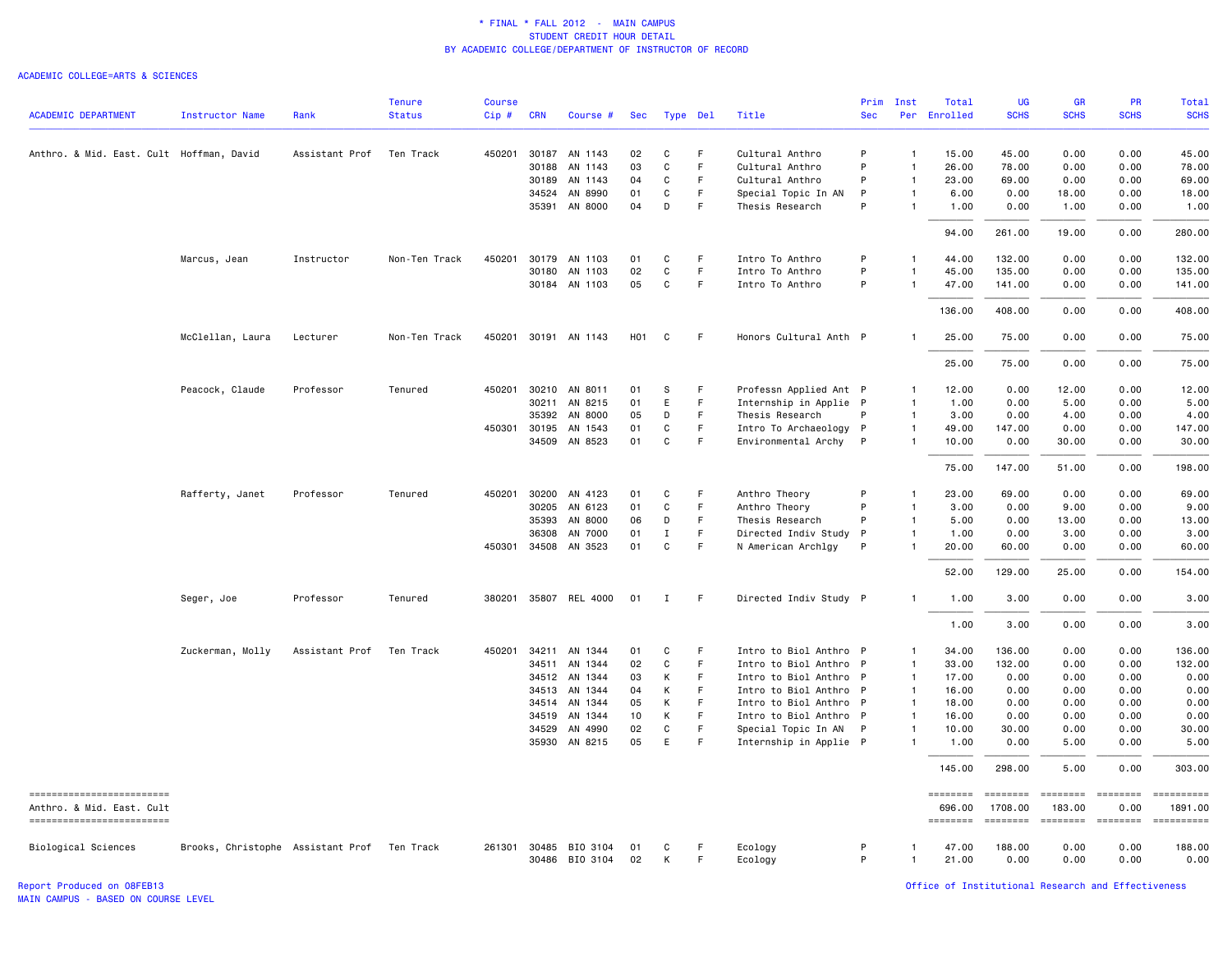\* FINAL \* FALL 2012 - MAIN CAMPUS
STUDENT CREDIT HOUR DETAIL
BY ACADEMIC COLLEGE/DEPARTMENT OF INSTRUCTOR OF RECORD

ACADEMIC COLLEGE=ARTS & SCIENCES

| ACADEMIC DEPARTMENT | Instructor Name | Rank | Tenure Status | Course Cip # | CRN | Course # | Sec | Type | Del | Title | Prim Sec | Inst Per | Total Enrolled | UG SCHS | GR SCHS | PR SCHS | Total SCHS |
|---|---|---|---|---|---|---|---|---|---|---|---|---|---|---|---|---|---|
| Anthro. & Mid. East. Cult | Hoffman, David | Assistant Prof | Ten Track | 450201 | 30187 | AN 1143 | 02 | C | F | Cultural Anthro | P | 1 | 15.00 | 45.00 | 0.00 | 0.00 | 45.00 |
| | | | | | 30188 | AN 1143 | 03 | C | F | Cultural Anthro | P | 1 | 26.00 | 78.00 | 0.00 | 0.00 | 78.00 |
| | | | | | 30189 | AN 1143 | 04 | C | F | Cultural Anthro | P | 1 | 23.00 | 69.00 | 0.00 | 0.00 | 69.00 |
| | | | | | 34524 | AN 8990 | 01 | C | F | Special Topic In AN | P | 1 | 6.00 | 0.00 | 18.00 | 0.00 | 18.00 |
| | | | | | 35391 | AN 8000 | 04 | D | F | Thesis Research | P | 1 | 1.00 | 0.00 | 1.00 | 0.00 | 1.00 |
| | | | | | | | | | | | | | 94.00 | 261.00 | 19.00 | 0.00 | 280.00 |
| | Marcus, Jean | Instructor | Non-Ten Track | 450201 | 30179 | AN 1103 | 01 | C | F | Intro To Anthro | P | 1 | 44.00 | 132.00 | 0.00 | 0.00 | 132.00 |
| | | | | | 30180 | AN 1103 | 02 | C | F | Intro To Anthro | P | 1 | 45.00 | 135.00 | 0.00 | 0.00 | 135.00 |
| | | | | | 30184 | AN 1103 | 05 | C | F | Intro To Anthro | P | 1 | 47.00 | 141.00 | 0.00 | 0.00 | 141.00 |
| | | | | | | | | | | | | | 136.00 | 408.00 | 0.00 | 0.00 | 408.00 |
| | McClellan, Laura | Lecturer | Non-Ten Track | 450201 | 30191 | AN 1143 | H01 | C | F | Honors Cultural Anth | P | 1 | 25.00 | 75.00 | 0.00 | 0.00 | 75.00 |
| | | | | | | | | | | | | | 25.00 | 75.00 | 0.00 | 0.00 | 75.00 |
| | Peacock, Claude | Professor | Tenured | 450201 | 30210 | AN 8011 | 01 | S | F | Professn Applied Ant | P | 1 | 12.00 | 0.00 | 12.00 | 0.00 | 12.00 |
| | | | | | 30211 | AN 8215 | 01 | E | F | Internship in Applie | P | 1 | 1.00 | 0.00 | 5.00 | 0.00 | 5.00 |
| | | | | | 35392 | AN 8000 | 05 | D | F | Thesis Research | P | 1 | 3.00 | 0.00 | 4.00 | 0.00 | 4.00 |
| | | | | 450301 | 30195 | AN 1543 | 01 | C | F | Intro To Archaeology | P | 1 | 49.00 | 147.00 | 0.00 | 0.00 | 147.00 |
| | | | | | 34509 | AN 8523 | 01 | C | F | Environmental Archy | P | 1 | 10.00 | 0.00 | 30.00 | 0.00 | 30.00 |
| | | | | | | | | | | | | | 75.00 | 147.00 | 51.00 | 0.00 | 198.00 |
| | Rafferty, Janet | Professor | Tenured | 450201 | 30200 | AN 4123 | 01 | C | F | Anthro Theory | P | 1 | 23.00 | 69.00 | 0.00 | 0.00 | 69.00 |
| | | | | | 30205 | AN 6123 | 01 | C | F | Anthro Theory | P | 1 | 3.00 | 0.00 | 9.00 | 0.00 | 9.00 |
| | | | | | 35393 | AN 8000 | 06 | D | F | Thesis Research | P | 1 | 5.00 | 0.00 | 13.00 | 0.00 | 13.00 |
| | | | | | 36308 | AN 7000 | 01 | I | F | Directed Indiv Study | P | 1 | 1.00 | 0.00 | 3.00 | 0.00 | 3.00 |
| | | | | 450301 | 34508 | AN 3523 | 01 | C | F | N American Archlgy | P | 1 | 20.00 | 60.00 | 0.00 | 0.00 | 60.00 |
| | | | | | | | | | | | | | 52.00 | 129.00 | 25.00 | 0.00 | 154.00 |
| | Seger, Joe | Professor | Tenured | 380201 | 35807 | REL 4000 | 01 | I | F | Directed Indiv Study | P | 1 | 1.00 | 3.00 | 0.00 | 0.00 | 3.00 |
| | | | | | | | | | | | | | 1.00 | 3.00 | 0.00 | 0.00 | 3.00 |
| | Zuckerman, Molly | Assistant Prof | Ten Track | 450201 | 34211 | AN 1344 | 01 | C | F | Intro to Biol Anthro | P | 1 | 34.00 | 136.00 | 0.00 | 0.00 | 136.00 |
| | | | | | 34511 | AN 1344 | 02 | C | F | Intro to Biol Anthro | P | 1 | 33.00 | 132.00 | 0.00 | 0.00 | 132.00 |
| | | | | | 34512 | AN 1344 | 03 | K | F | Intro to Biol Anthro | P | 1 | 17.00 | 0.00 | 0.00 | 0.00 | 0.00 |
| | | | | | 34513 | AN 1344 | 04 | K | F | Intro to Biol Anthro | P | 1 | 16.00 | 0.00 | 0.00 | 0.00 | 0.00 |
| | | | | | 34514 | AN 1344 | 05 | K | F | Intro to Biol Anthro | P | 1 | 18.00 | 0.00 | 0.00 | 0.00 | 0.00 |
| | | | | | 34519 | AN 1344 | 10 | K | F | Intro to Biol Anthro | P | 1 | 16.00 | 0.00 | 0.00 | 0.00 | 0.00 |
| | | | | | 34529 | AN 4990 | 02 | C | F | Special Topic In AN | P | 1 | 10.00 | 30.00 | 0.00 | 0.00 | 30.00 |
| | | | | | 35930 | AN 8215 | 05 | E | F | Internship in Applie | P | 1 | 1.00 | 0.00 | 5.00 | 0.00 | 5.00 |
| | | | | | | | | | | | | | 145.00 | 298.00 | 5.00 | 0.00 | 303.00 |
| Anthro. & Mid. East. Cult | | | | | | | | | | | | | 696.00 | 1708.00 | 183.00 | 0.00 | 1891.00 |
| Biological Sciences | Brooks, Christophe | Assistant Prof | Ten Track | 261301 | 30485 | BIO 3104 | 01 | C | F | Ecology | P | 1 | 47.00 | 188.00 | 0.00 | 0.00 | 188.00 |
| | | | | | 30486 | BIO 3104 | 02 | K | F | Ecology | P | 1 | 21.00 | 0.00 | 0.00 | 0.00 | 0.00 |

Report Produced on 08FEB13
MAIN CAMPUS - BASED ON COURSE LEVEL

Office of Institutional Research and Effectiveness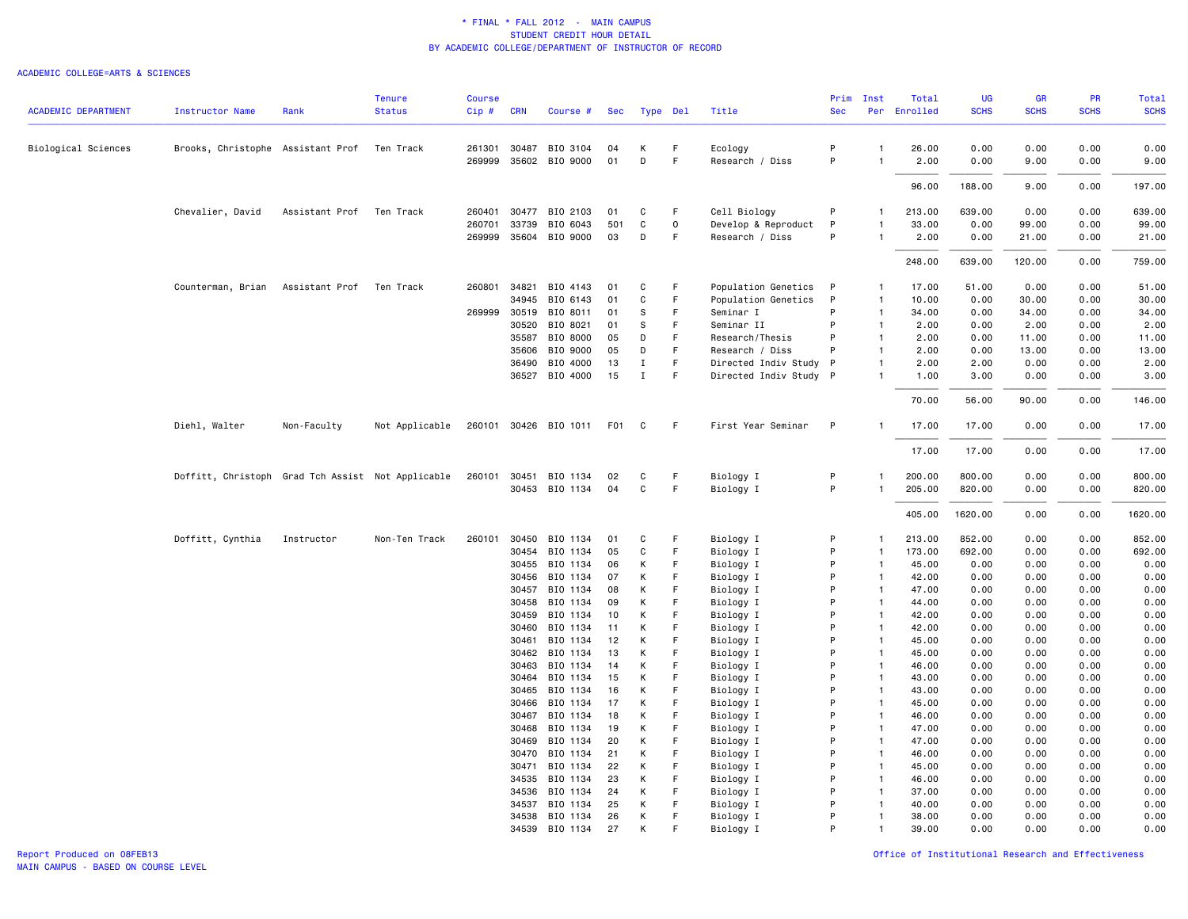\* FINAL \* FALL 2012 - MAIN CAMPUS
STUDENT CREDIT HOUR DETAIL
BY ACADEMIC COLLEGE/DEPARTMENT OF INSTRUCTOR OF RECORD

ACADEMIC COLLEGE=ARTS & SCIENCES

| ACADEMIC DEPARTMENT | Instructor Name | Rank | Tenure Status | Course Cip # | CRN | Course # | Sec | Type | Del | Title | Prim Sec | Inst Per | Total Enrolled | UG SCHS | GR SCHS | PR SCHS | Total SCHS |
|---|---|---|---|---|---|---|---|---|---|---|---|---|---|---|---|---|---|
| Biological Sciences | Brooks, Christophe | Assistant Prof | Ten Track | 261301 | 30487 | BIO 3104 | 04 | K | F | Ecology | P | 1 | 26.00 | 0.00 | 0.00 | 0.00 | 0.00 |
| | | | | 269999 | 35602 | BIO 9000 | 01 | D | F | Research / Diss | P | 1 | 2.00 | 0.00 | 9.00 | 0.00 | 9.00 |
| | | | | | | | | | | | | | 96.00 | 188.00 | 9.00 | 0.00 | 197.00 |
| | Chevalier, David | Assistant Prof | Ten Track | 260401 | 30477 | BIO 2103 | 01 | C | F | Cell Biology | P | 1 | 213.00 | 639.00 | 0.00 | 0.00 | 639.00 |
| | | | | 260701 | 33739 | BIO 6043 | 501 | C | O | Develop & Reproduct | P | 1 | 33.00 | 0.00 | 99.00 | 0.00 | 99.00 |
| | | | | 269999 | 35604 | BIO 9000 | 03 | D | F | Research / Diss | P | 1 | 2.00 | 0.00 | 21.00 | 0.00 | 21.00 |
| | | | | | | | | | | | | | 248.00 | 639.00 | 120.00 | 0.00 | 759.00 |
| | Counterman, Brian | Assistant Prof | Ten Track | 260801 | 34821 | BIO 4143 | 01 | C | F | Population Genetics | P | 1 | 17.00 | 51.00 | 0.00 | 0.00 | 51.00 |
| | | | | | 34945 | BIO 6143 | 01 | C | F | Population Genetics | P | 1 | 10.00 | 0.00 | 30.00 | 0.00 | 30.00 |
| | | | | 269999 | 30519 | BIO 8011 | 01 | S | F | Seminar I | P | 1 | 34.00 | 0.00 | 34.00 | 0.00 | 34.00 |
| | | | | | 30520 | BIO 8021 | 01 | S | F | Seminar II | P | 1 | 2.00 | 0.00 | 2.00 | 0.00 | 2.00 |
| | | | | | 35587 | BIO 8000 | 05 | D | F | Research/Thesis | P | 1 | 2.00 | 0.00 | 11.00 | 0.00 | 11.00 |
| | | | | | 35606 | BIO 9000 | 05 | D | F | Research / Diss | P | 1 | 2.00 | 0.00 | 13.00 | 0.00 | 13.00 |
| | | | | | 36490 | BIO 4000 | 13 | I | F | Directed Indiv Study | P | 1 | 2.00 | 2.00 | 0.00 | 0.00 | 2.00 |
| | | | | | 36527 | BIO 4000 | 15 | I | F | Directed Indiv Study | P | 1 | 1.00 | 3.00 | 0.00 | 0.00 | 3.00 |
| | | | | | | | | | | | | | 70.00 | 56.00 | 90.00 | 0.00 | 146.00 |
| | Diehl, Walter | Non-Faculty | Not Applicable | 260101 | 30426 | BIO 1011 | F01 | C | F | First Year Seminar | P | 1 | 17.00 | 17.00 | 0.00 | 0.00 | 17.00 |
| | | | | | | | | | | | | | 17.00 | 17.00 | 0.00 | 0.00 | 17.00 |
| | Doffitt, Christoph | Grad Tch Assist | Not Applicable | 260101 | 30451 | BIO 1134 | 02 | C | F | Biology I | P | 1 | 200.00 | 800.00 | 0.00 | 0.00 | 800.00 |
| | | | | | 30453 | BIO 1134 | 04 | C | F | Biology I | P | 1 | 205.00 | 820.00 | 0.00 | 0.00 | 820.00 |
| | | | | | | | | | | | | | 405.00 | 1620.00 | 0.00 | 0.00 | 1620.00 |
| | Doffitt, Cynthia | Instructor | Non-Ten Track | 260101 | 30450 | BIO 1134 | 01 | C | F | Biology I | P | 1 | 213.00 | 852.00 | 0.00 | 0.00 | 852.00 |
| | | | | | 30454 | BIO 1134 | 05 | C | F | Biology I | P | 1 | 173.00 | 692.00 | 0.00 | 0.00 | 692.00 |
| | | | | | 30455 | BIO 1134 | 06 | K | F | Biology I | P | 1 | 45.00 | 0.00 | 0.00 | 0.00 | 0.00 |
| | | | | | 30456 | BIO 1134 | 07 | K | F | Biology I | P | 1 | 42.00 | 0.00 | 0.00 | 0.00 | 0.00 |
| | | | | | 30457 | BIO 1134 | 08 | K | F | Biology I | P | 1 | 47.00 | 0.00 | 0.00 | 0.00 | 0.00 |
| | | | | | 30458 | BIO 1134 | 09 | K | F | Biology I | P | 1 | 44.00 | 0.00 | 0.00 | 0.00 | 0.00 |
| | | | | | 30459 | BIO 1134 | 10 | K | F | Biology I | P | 1 | 42.00 | 0.00 | 0.00 | 0.00 | 0.00 |
| | | | | | 30460 | BIO 1134 | 11 | K | F | Biology I | P | 1 | 42.00 | 0.00 | 0.00 | 0.00 | 0.00 |
| | | | | | 30461 | BIO 1134 | 12 | K | F | Biology I | P | 1 | 45.00 | 0.00 | 0.00 | 0.00 | 0.00 |
| | | | | | 30462 | BIO 1134 | 13 | K | F | Biology I | P | 1 | 45.00 | 0.00 | 0.00 | 0.00 | 0.00 |
| | | | | | 30463 | BIO 1134 | 14 | K | F | Biology I | P | 1 | 46.00 | 0.00 | 0.00 | 0.00 | 0.00 |
| | | | | | 30464 | BIO 1134 | 15 | K | F | Biology I | P | 1 | 43.00 | 0.00 | 0.00 | 0.00 | 0.00 |
| | | | | | 30465 | BIO 1134 | 16 | K | F | Biology I | P | 1 | 43.00 | 0.00 | 0.00 | 0.00 | 0.00 |
| | | | | | 30466 | BIO 1134 | 17 | K | F | Biology I | P | 1 | 45.00 | 0.00 | 0.00 | 0.00 | 0.00 |
| | | | | | 30467 | BIO 1134 | 18 | K | F | Biology I | P | 1 | 46.00 | 0.00 | 0.00 | 0.00 | 0.00 |
| | | | | | 30468 | BIO 1134 | 19 | K | F | Biology I | P | 1 | 47.00 | 0.00 | 0.00 | 0.00 | 0.00 |
| | | | | | 30469 | BIO 1134 | 20 | K | F | Biology I | P | 1 | 47.00 | 0.00 | 0.00 | 0.00 | 0.00 |
| | | | | | 30470 | BIO 1134 | 21 | K | F | Biology I | P | 1 | 46.00 | 0.00 | 0.00 | 0.00 | 0.00 |
| | | | | | 30471 | BIO 1134 | 22 | K | F | Biology I | P | 1 | 45.00 | 0.00 | 0.00 | 0.00 | 0.00 |
| | | | | | 34535 | BIO 1134 | 23 | K | F | Biology I | P | 1 | 46.00 | 0.00 | 0.00 | 0.00 | 0.00 |
| | | | | | 34536 | BIO 1134 | 24 | K | F | Biology I | P | 1 | 37.00 | 0.00 | 0.00 | 0.00 | 0.00 |
| | | | | | 34537 | BIO 1134 | 25 | K | F | Biology I | P | 1 | 40.00 | 0.00 | 0.00 | 0.00 | 0.00 |
| | | | | | 34538 | BIO 1134 | 26 | K | F | Biology I | P | 1 | 38.00 | 0.00 | 0.00 | 0.00 | 0.00 |
| | | | | | 34539 | BIO 1134 | 27 | K | F | Biology I | P | 1 | 39.00 | 0.00 | 0.00 | 0.00 | 0.00 |

Report Produced on 08FEB13
MAIN CAMPUS - BASED ON COURSE LEVEL

Office of Institutional Research and Effectiveness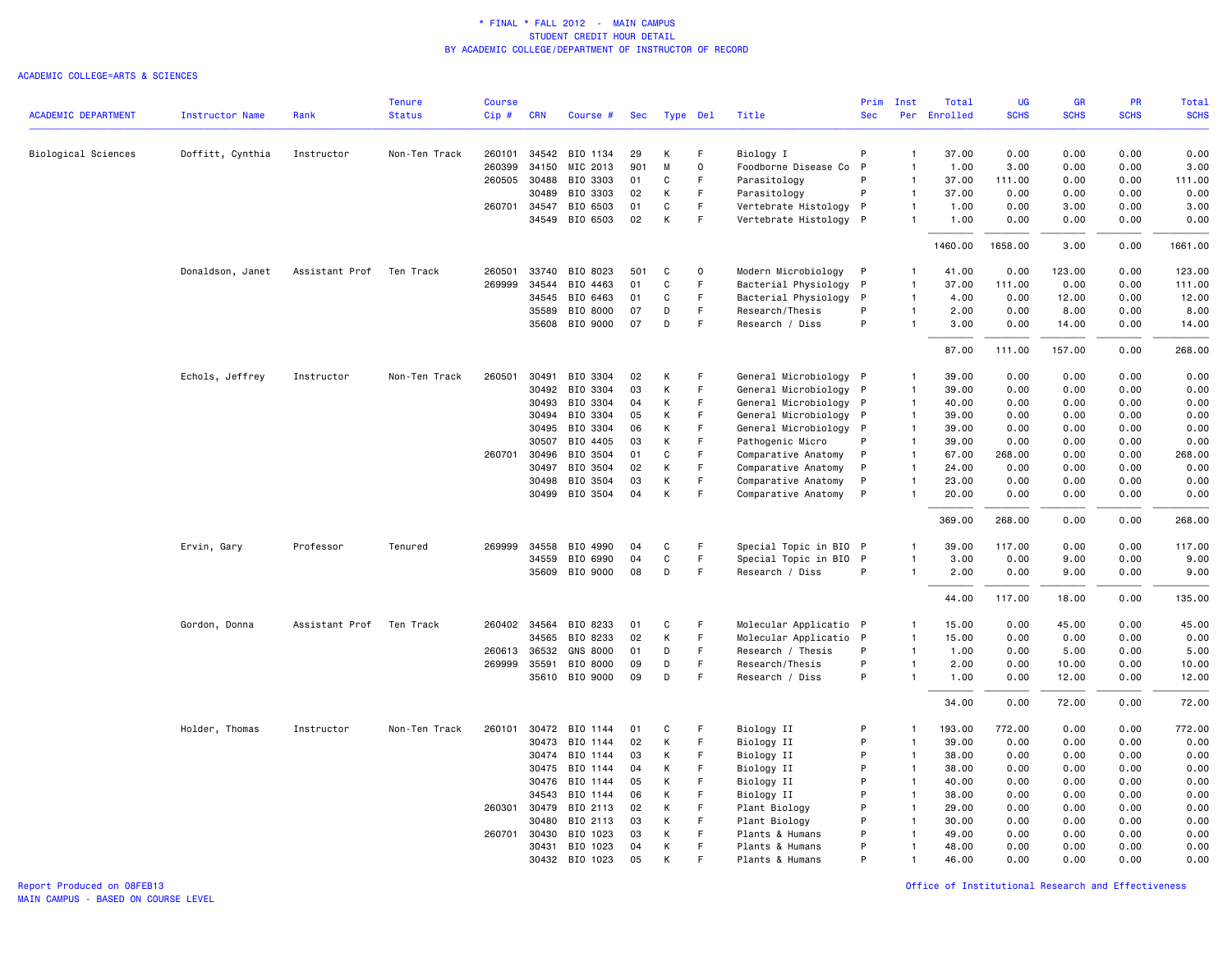\* FINAL \* FALL 2012 - MAIN CAMPUS
STUDENT CREDIT HOUR DETAIL
BY ACADEMIC COLLEGE/DEPARTMENT OF INSTRUCTOR OF RECORD

ACADEMIC COLLEGE=ARTS & SCIENCES

| ACADEMIC DEPARTMENT | Instructor Name | Rank | Tenure Status | Course Cip # | CRN | Course # | Sec | Type | Del | Title | Prim Sec | Inst Per | Total Enrolled | UG SCHS | GR SCHS | PR SCHS | Total SCHS |
|---|---|---|---|---|---|---|---|---|---|---|---|---|---|---|---|---|---|
| Biological Sciences | Doffitt, Cynthia | Instructor | Non-Ten Track | 260101 | 34542 | BIO 1134 | 29 | K | F | Biology I | P | 1 | 37.00 | 0.00 | 0.00 | 0.00 | 0.00 |
| | | | | 260399 | 34150 | MIC 2013 | 901 | M | O | Foodborne Disease Co | P | 1 | 1.00 | 3.00 | 0.00 | 0.00 | 3.00 |
| | | | | 260505 | 30488 | BIO 3303 | 01 | C | F | Parasitology | P | 1 | 37.00 | 111.00 | 0.00 | 0.00 | 111.00 |
| | | | | | 30489 | BIO 3303 | 02 | K | F | Parasitology | P | 1 | 37.00 | 0.00 | 0.00 | 0.00 | 0.00 |
| | | | | 260701 | 34547 | BIO 6503 | 01 | C | F | Vertebrate Histology | P | 1 | 1.00 | 0.00 | 3.00 | 0.00 | 3.00 |
| | | | | | 34549 | BIO 6503 | 02 | K | F | Vertebrate Histology | P | 1 | 1.00 | 0.00 | 0.00 | 0.00 | 0.00 |
| | | | | | | | | | | | | | 1460.00 | 1658.00 | 3.00 | 0.00 | 1661.00 |
| | Donaldson, Janet | Assistant Prof | Ten Track | 260501 | 33740 | BIO 8023 | 501 | C | O | Modern Microbiology | P | 1 | 41.00 | 0.00 | 123.00 | 0.00 | 123.00 |
| | | | | 269999 | 34544 | BIO 4463 | 01 | C | F | Bacterial Physiology | P | 1 | 37.00 | 111.00 | 0.00 | 0.00 | 111.00 |
| | | | | | 34545 | BIO 6463 | 01 | C | F | Bacterial Physiology | P | 1 | 4.00 | 0.00 | 12.00 | 0.00 | 12.00 |
| | | | | | 35589 | BIO 8000 | 07 | D | F | Research/Thesis | P | 1 | 2.00 | 0.00 | 8.00 | 0.00 | 8.00 |
| | | | | | 35608 | BIO 9000 | 07 | D | F | Research / Diss | P | 1 | 3.00 | 0.00 | 14.00 | 0.00 | 14.00 |
| | | | | | | | | | | | | | 87.00 | 111.00 | 157.00 | 0.00 | 268.00 |
| | Echols, Jeffrey | Instructor | Non-Ten Track | 260501 | 30491 | BIO 3304 | 02 | K | F | General Microbiology | P | 1 | 39.00 | 0.00 | 0.00 | 0.00 | 0.00 |
| | | | | | 30492 | BIO 3304 | 03 | K | F | General Microbiology | P | 1 | 39.00 | 0.00 | 0.00 | 0.00 | 0.00 |
| | | | | | 30493 | BIO 3304 | 04 | K | F | General Microbiology | P | 1 | 40.00 | 0.00 | 0.00 | 0.00 | 0.00 |
| | | | | | 30494 | BIO 3304 | 05 | K | F | General Microbiology | P | 1 | 39.00 | 0.00 | 0.00 | 0.00 | 0.00 |
| | | | | | 30495 | BIO 3304 | 06 | K | F | General Microbiology | P | 1 | 39.00 | 0.00 | 0.00 | 0.00 | 0.00 |
| | | | | | 30507 | BIO 4405 | 03 | K | F | Pathogenic Micro | P | 1 | 39.00 | 0.00 | 0.00 | 0.00 | 0.00 |
| | | | | 260701 | 30496 | BIO 3504 | 01 | C | F | Comparative Anatomy | P | 1 | 67.00 | 268.00 | 0.00 | 0.00 | 268.00 |
| | | | | | 30497 | BIO 3504 | 02 | K | F | Comparative Anatomy | P | 1 | 24.00 | 0.00 | 0.00 | 0.00 | 0.00 |
| | | | | | 30498 | BIO 3504 | 03 | K | F | Comparative Anatomy | P | 1 | 23.00 | 0.00 | 0.00 | 0.00 | 0.00 |
| | | | | | 30499 | BIO 3504 | 04 | K | F | Comparative Anatomy | P | 1 | 20.00 | 0.00 | 0.00 | 0.00 | 0.00 |
| | | | | | | | | | | | | | 369.00 | 268.00 | 0.00 | 0.00 | 268.00 |
| | Ervin, Gary | Professor | Tenured | 269999 | 34558 | BIO 4990 | 04 | C | F | Special Topic in BIO | P | 1 | 39.00 | 117.00 | 0.00 | 0.00 | 117.00 |
| | | | | | 34559 | BIO 6990 | 04 | C | F | Special Topic in BIO | P | 1 | 3.00 | 0.00 | 9.00 | 0.00 | 9.00 |
| | | | | | 35609 | BIO 9000 | 08 | D | F | Research / Diss | P | 1 | 2.00 | 0.00 | 9.00 | 0.00 | 9.00 |
| | | | | | | | | | | | | | 44.00 | 117.00 | 18.00 | 0.00 | 135.00 |
| | Gordon, Donna | Assistant Prof | Ten Track | 260402 | 34564 | BIO 8233 | 01 | C | F | Molecular Applicatio | P | 1 | 15.00 | 0.00 | 45.00 | 0.00 | 45.00 |
| | | | | | 34565 | BIO 8233 | 02 | K | F | Molecular Applicatio | P | 1 | 15.00 | 0.00 | 0.00 | 0.00 | 0.00 |
| | | | | 260613 | 36532 | GNS 8000 | 01 | D | F | Research / Thesis | P | 1 | 1.00 | 0.00 | 5.00 | 0.00 | 5.00 |
| | | | | 269999 | 35591 | BIO 8000 | 09 | D | F | Research/Thesis | P | 1 | 2.00 | 0.00 | 10.00 | 0.00 | 10.00 |
| | | | | | 35610 | BIO 9000 | 09 | D | F | Research / Diss | P | 1 | 1.00 | 0.00 | 12.00 | 0.00 | 12.00 |
| | | | | | | | | | | | | | 34.00 | 0.00 | 72.00 | 0.00 | 72.00 |
| | Holder, Thomas | Instructor | Non-Ten Track | 260101 | 30472 | BIO 1144 | 01 | C | F | Biology II | P | 1 | 193.00 | 772.00 | 0.00 | 0.00 | 772.00 |
| | | | | | 30473 | BIO 1144 | 02 | K | F | Biology II | P | 1 | 39.00 | 0.00 | 0.00 | 0.00 | 0.00 |
| | | | | | 30474 | BIO 1144 | 03 | K | F | Biology II | P | 1 | 38.00 | 0.00 | 0.00 | 0.00 | 0.00 |
| | | | | | 30475 | BIO 1144 | 04 | K | F | Biology II | P | 1 | 38.00 | 0.00 | 0.00 | 0.00 | 0.00 |
| | | | | | 30476 | BIO 1144 | 05 | K | F | Biology II | P | 1 | 40.00 | 0.00 | 0.00 | 0.00 | 0.00 |
| | | | | | 34543 | BIO 1144 | 06 | K | F | Biology II | P | 1 | 38.00 | 0.00 | 0.00 | 0.00 | 0.00 |
| | | | | 260301 | 30479 | BIO 2113 | 02 | K | F | Plant Biology | P | 1 | 29.00 | 0.00 | 0.00 | 0.00 | 0.00 |
| | | | | | 30480 | BIO 2113 | 03 | K | F | Plant Biology | P | 1 | 30.00 | 0.00 | 0.00 | 0.00 | 0.00 |
| | | | | 260701 | 30430 | BIO 1023 | 03 | K | F | Plants & Humans | P | 1 | 49.00 | 0.00 | 0.00 | 0.00 | 0.00 |
| | | | | | 30431 | BIO 1023 | 04 | K | F | Plants & Humans | P | 1 | 48.00 | 0.00 | 0.00 | 0.00 | 0.00 |
| | | | | | 30432 | BIO 1023 | 05 | K | F | Plants & Humans | P | 1 | 46.00 | 0.00 | 0.00 | 0.00 | 0.00 |

Report Produced on 08FEB13
MAIN CAMPUS - BASED ON COURSE LEVEL

Office of Institutional Research and Effectiveness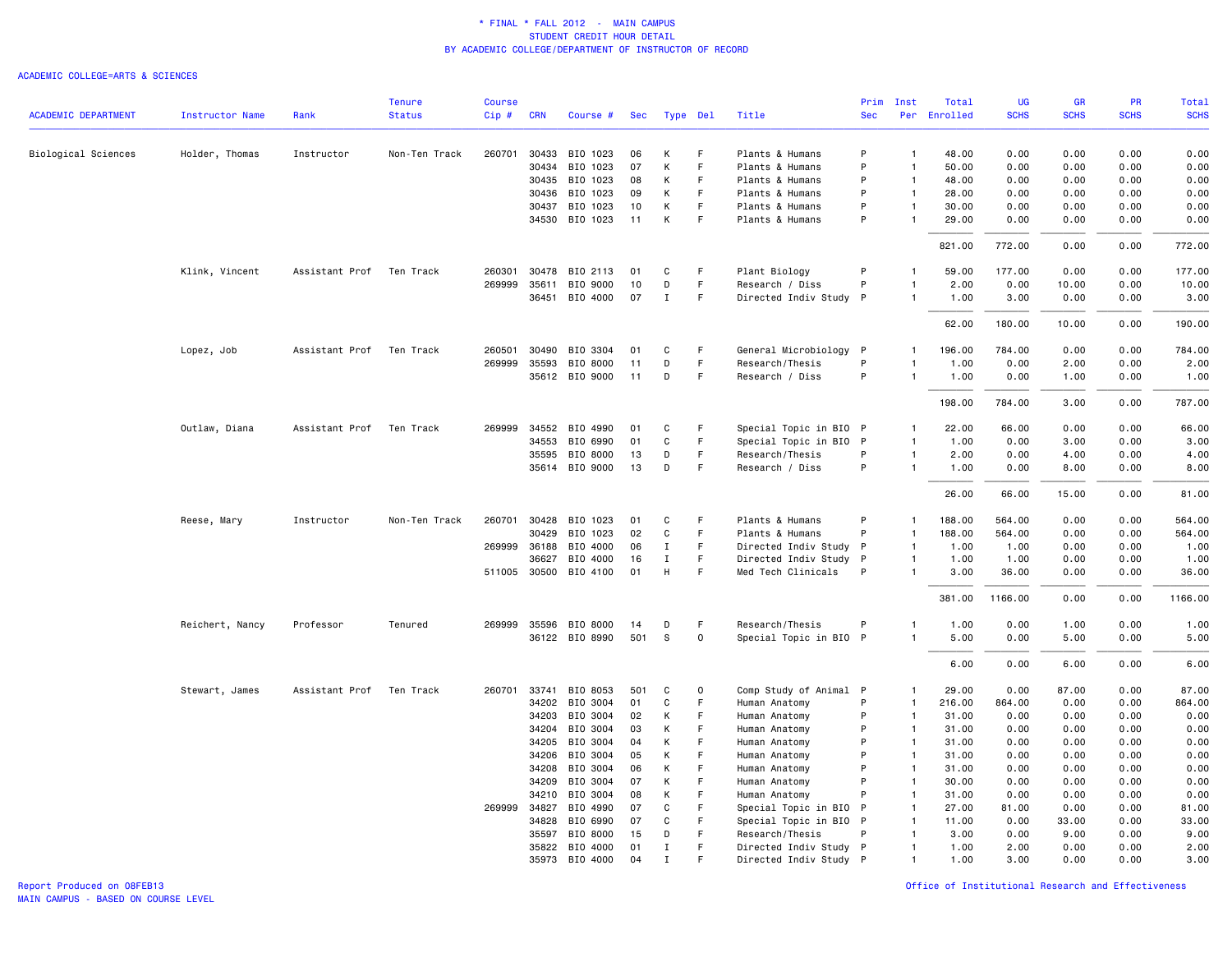\* FINAL \* FALL 2012 - MAIN CAMPUS
STUDENT CREDIT HOUR DETAIL
BY ACADEMIC COLLEGE/DEPARTMENT OF INSTRUCTOR OF RECORD

ACADEMIC COLLEGE=ARTS & SCIENCES

| ACADEMIC DEPARTMENT | Instructor Name | Rank | Tenure Status | Course Cip # | CRN | Course # | Sec | Type | Del | Title | Prim Sec | Inst Per | Total Enrolled | UG SCHS | GR SCHS | PR SCHS | Total SCHS |
|---|---|---|---|---|---|---|---|---|---|---|---|---|---|---|---|---|---|
| Biological Sciences | Holder, Thomas | Instructor | Non-Ten Track | 260701 | 30433 | BIO 1023 | 06 | K | F | Plants & Humans | P | 1 | 48.00 | 0.00 | 0.00 | 0.00 | 0.00 |
| | | | | | 30434 | BIO 1023 | 07 | K | F | Plants & Humans | P | 1 | 50.00 | 0.00 | 0.00 | 0.00 | 0.00 |
| | | | | | 30435 | BIO 1023 | 08 | K | F | Plants & Humans | P | 1 | 48.00 | 0.00 | 0.00 | 0.00 | 0.00 |
| | | | | | 30436 | BIO 1023 | 09 | K | F | Plants & Humans | P | 1 | 28.00 | 0.00 | 0.00 | 0.00 | 0.00 |
| | | | | | 30437 | BIO 1023 | 10 | K | F | Plants & Humans | P | 1 | 30.00 | 0.00 | 0.00 | 0.00 | 0.00 |
| | | | | | 34530 | BIO 1023 | 11 | K | F | Plants & Humans | P | 1 | 29.00 | 0.00 | 0.00 | 0.00 | 0.00 |
| | | | | | | | | | | | | | 821.00 | 772.00 | 0.00 | 0.00 | 772.00 |
| | Klink, Vincent | Assistant Prof | Ten Track | 260301 | 30478 | BIO 2113 | 01 | C | F | Plant Biology | P | 1 | 59.00 | 177.00 | 0.00 | 0.00 | 177.00 |
| | | | | 269999 | 35611 | BIO 9000 | 10 | D | F | Research / Diss | P | 1 | 2.00 | 0.00 | 10.00 | 0.00 | 10.00 |
| | | | | | 36451 | BIO 4000 | 07 | I | F | Directed Indiv Study | P | 1 | 1.00 | 3.00 | 0.00 | 0.00 | 3.00 |
| | | | | | | | | | | | | | 62.00 | 180.00 | 10.00 | 0.00 | 190.00 |
| | Lopez, Job | Assistant Prof | Ten Track | 260501 | 30490 | BIO 3304 | 01 | C | F | General Microbiology | P | 1 | 196.00 | 784.00 | 0.00 | 0.00 | 784.00 |
| | | | | 269999 | 35593 | BIO 8000 | 11 | D | F | Research/Thesis | P | 1 | 1.00 | 0.00 | 2.00 | 0.00 | 2.00 |
| | | | | | 35612 | BIO 9000 | 11 | D | F | Research / Diss | P | 1 | 1.00 | 0.00 | 1.00 | 0.00 | 1.00 |
| | | | | | | | | | | | | | 198.00 | 784.00 | 3.00 | 0.00 | 787.00 |
| | Outlaw, Diana | Assistant Prof | Ten Track | 269999 | 34552 | BIO 4990 | 01 | C | F | Special Topic in BIO | P | 1 | 22.00 | 66.00 | 0.00 | 0.00 | 66.00 |
| | | | | | 34553 | BIO 6990 | 01 | C | F | Special Topic in BIO | P | 1 | 1.00 | 0.00 | 3.00 | 0.00 | 3.00 |
| | | | | | 35595 | BIO 8000 | 13 | D | F | Research/Thesis | P | 1 | 2.00 | 0.00 | 4.00 | 0.00 | 4.00 |
| | | | | | 35614 | BIO 9000 | 13 | D | F | Research / Diss | P | 1 | 1.00 | 0.00 | 8.00 | 0.00 | 8.00 |
| | | | | | | | | | | | | | 26.00 | 66.00 | 15.00 | 0.00 | 81.00 |
| | Reese, Mary | Instructor | Non-Ten Track | 260701 | 30428 | BIO 1023 | 01 | C | F | Plants & Humans | P | 1 | 188.00 | 564.00 | 0.00 | 0.00 | 564.00 |
| | | | | | 30429 | BIO 1023 | 02 | C | F | Plants & Humans | P | 1 | 188.00 | 564.00 | 0.00 | 0.00 | 564.00 |
| | | | | 269999 | 36188 | BIO 4000 | 06 | I | F | Directed Indiv Study | P | 1 | 1.00 | 1.00 | 0.00 | 0.00 | 1.00 |
| | | | | | 36627 | BIO 4000 | 16 | I | F | Directed Indiv Study | P | 1 | 1.00 | 1.00 | 0.00 | 0.00 | 1.00 |
| | | | | 511005 | 30500 | BIO 4100 | 01 | H | F | Med Tech Clinicals | P | 1 | 3.00 | 36.00 | 0.00 | 0.00 | 36.00 |
| | | | | | | | | | | | | | 381.00 | 1166.00 | 0.00 | 0.00 | 1166.00 |
| | Reichert, Nancy | Professor | Tenured | 269999 | 35596 | BIO 8000 | 14 | D | F | Research/Thesis | P | 1 | 1.00 | 0.00 | 1.00 | 0.00 | 1.00 |
| | | | | | 36122 | BIO 8990 | 501 | S | O | Special Topic in BIO | P | 1 | 5.00 | 0.00 | 5.00 | 0.00 | 5.00 |
| | | | | | | | | | | | | | 6.00 | 0.00 | 6.00 | 0.00 | 6.00 |
| | Stewart, James | Assistant Prof | Ten Track | 260701 | 33741 | BIO 8053 | 501 | C | O | Comp Study of Animal | P | 1 | 29.00 | 0.00 | 87.00 | 0.00 | 87.00 |
| | | | | | 34202 | BIO 3004 | 01 | C | F | Human Anatomy | P | 1 | 216.00 | 864.00 | 0.00 | 0.00 | 864.00 |
| | | | | | 34203 | BIO 3004 | 02 | K | F | Human Anatomy | P | 1 | 31.00 | 0.00 | 0.00 | 0.00 | 0.00 |
| | | | | | 34204 | BIO 3004 | 03 | K | F | Human Anatomy | P | 1 | 31.00 | 0.00 | 0.00 | 0.00 | 0.00 |
| | | | | | 34205 | BIO 3004 | 04 | K | F | Human Anatomy | P | 1 | 31.00 | 0.00 | 0.00 | 0.00 | 0.00 |
| | | | | | 34206 | BIO 3004 | 05 | K | F | Human Anatomy | P | 1 | 31.00 | 0.00 | 0.00 | 0.00 | 0.00 |
| | | | | | 34208 | BIO 3004 | 06 | K | F | Human Anatomy | P | 1 | 31.00 | 0.00 | 0.00 | 0.00 | 0.00 |
| | | | | | 34209 | BIO 3004 | 07 | K | F | Human Anatomy | P | 1 | 30.00 | 0.00 | 0.00 | 0.00 | 0.00 |
| | | | | | 34210 | BIO 3004 | 08 | K | F | Human Anatomy | P | 1 | 31.00 | 0.00 | 0.00 | 0.00 | 0.00 |
| | | | | 269999 | 34827 | BIO 4990 | 07 | C | F | Special Topic in BIO | P | 1 | 27.00 | 81.00 | 0.00 | 0.00 | 81.00 |
| | | | | | 34828 | BIO 6990 | 07 | C | F | Special Topic in BIO | P | 1 | 11.00 | 0.00 | 33.00 | 0.00 | 33.00 |
| | | | | | 35597 | BIO 8000 | 15 | D | F | Research/Thesis | P | 1 | 3.00 | 0.00 | 9.00 | 0.00 | 9.00 |
| | | | | | 35822 | BIO 4000 | 01 | I | F | Directed Indiv Study | P | 1 | 1.00 | 2.00 | 0.00 | 0.00 | 2.00 |
| | | | | | 35973 | BIO 4000 | 04 | I | F | Directed Indiv Study | P | 1 | 1.00 | 3.00 | 0.00 | 0.00 | 3.00 |

Report Produced on 08FEB13
MAIN CAMPUS - BASED ON COURSE LEVEL

Office of Institutional Research and Effectiveness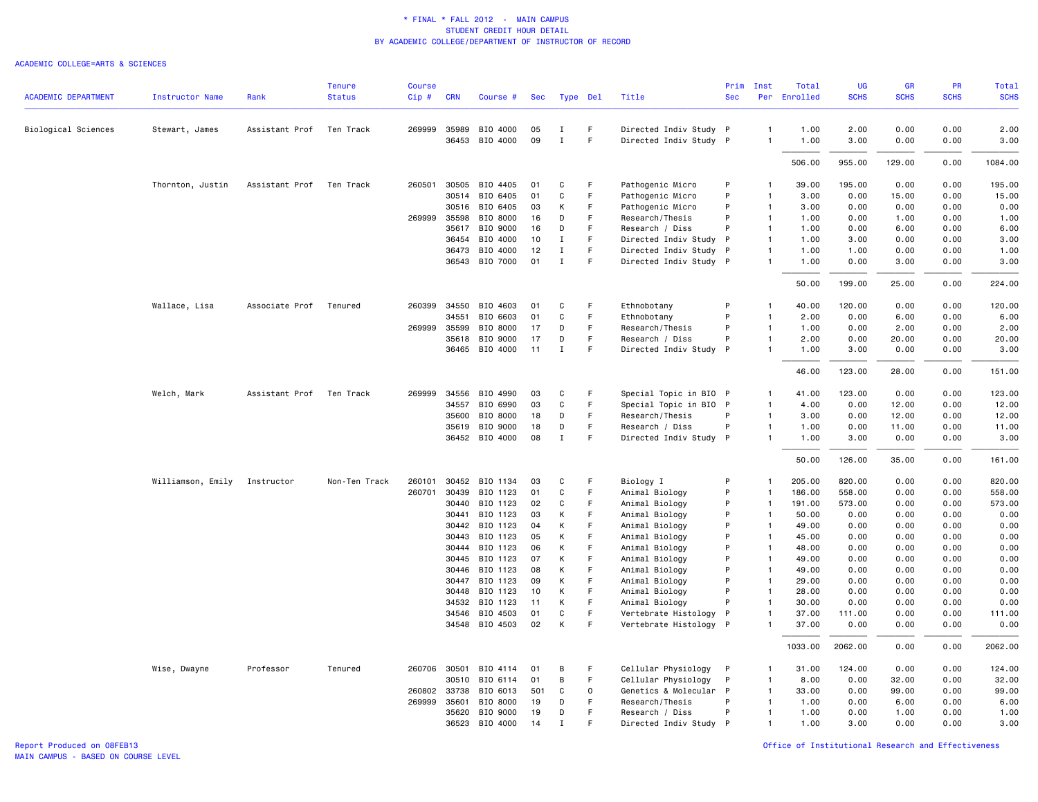\* FINAL \* FALL 2012 - MAIN CAMPUS
STUDENT CREDIT HOUR DETAIL
BY ACADEMIC COLLEGE/DEPARTMENT OF INSTRUCTOR OF RECORD

ACADEMIC COLLEGE=ARTS & SCIENCES

| ACADEMIC DEPARTMENT | Instructor Name | Rank | Tenure Status | Course Cip # | CRN | Course # | Sec | Type | Del | Title | Prim Sec | Inst Per | Total Enrolled | UG SCHS | GR SCHS | PR SCHS | Total SCHS |
|---|---|---|---|---|---|---|---|---|---|---|---|---|---|---|---|---|---|
| Biological Sciences | Stewart, James | Assistant Prof | Ten Track | 269999 | 35989 | BIO 4000 | 05 | I | F | Directed Indiv Study | P | 1 | 1.00 | 2.00 | 0.00 | 0.00 | 2.00 |
| | | | | | 36453 | BIO 4000 | 09 | I | F | Directed Indiv Study | P | 1 | 1.00 | 3.00 | 0.00 | 0.00 | 3.00 |
| | | | | | | | | | | | | | 506.00 | 955.00 | 129.00 | 0.00 | 1084.00 |
| | Thornton, Justin | Assistant Prof | Ten Track | 260501 | 30505 | BIO 4405 | 01 | C | F | Pathogenic Micro | P | 1 | 39.00 | 195.00 | 0.00 | 0.00 | 195.00 |
| | | | | | 30514 | BIO 6405 | 01 | C | F | Pathogenic Micro | P | 1 | 3.00 | 0.00 | 15.00 | 0.00 | 15.00 |
| | | | | | 30516 | BIO 6405 | 03 | K | F | Pathogenic Micro | P | 1 | 3.00 | 0.00 | 0.00 | 0.00 | 0.00 |
| | | | | 269999 | 35598 | BIO 8000 | 16 | D | F | Research/Thesis | P | 1 | 1.00 | 0.00 | 1.00 | 0.00 | 1.00 |
| | | | | | 35617 | BIO 9000 | 16 | D | F | Research / Diss | P | 1 | 1.00 | 0.00 | 6.00 | 0.00 | 6.00 |
| | | | | | 36454 | BIO 4000 | 10 | I | F | Directed Indiv Study | P | 1 | 1.00 | 3.00 | 0.00 | 0.00 | 3.00 |
| | | | | | 36473 | BIO 4000 | 12 | I | F | Directed Indiv Study | P | 1 | 1.00 | 1.00 | 0.00 | 0.00 | 1.00 |
| | | | | | 36543 | BIO 7000 | 01 | I | F | Directed Indiv Study | P | 1 | 1.00 | 0.00 | 3.00 | 0.00 | 3.00 |
| | | | | | | | | | | | | | 50.00 | 199.00 | 25.00 | 0.00 | 224.00 |
| | Wallace, Lisa | Associate Prof | Tenured | 260399 | 34550 | BIO 4603 | 01 | C | F | Ethnobotany | P | 1 | 40.00 | 120.00 | 0.00 | 0.00 | 120.00 |
| | | | | | 34551 | BIO 6603 | 01 | C | F | Ethnobotany | P | 1 | 2.00 | 0.00 | 6.00 | 0.00 | 6.00 |
| | | | | 269999 | 35599 | BIO 8000 | 17 | D | F | Research/Thesis | P | 1 | 1.00 | 0.00 | 2.00 | 0.00 | 2.00 |
| | | | | | 35618 | BIO 9000 | 17 | D | F | Research / Diss | P | 1 | 2.00 | 0.00 | 20.00 | 0.00 | 20.00 |
| | | | | | 36465 | BIO 4000 | 11 | I | F | Directed Indiv Study | P | 1 | 1.00 | 3.00 | 0.00 | 0.00 | 3.00 |
| | | | | | | | | | | | | | 46.00 | 123.00 | 28.00 | 0.00 | 151.00 |
| | Welch, Mark | Assistant Prof | Ten Track | 269999 | 34556 | BIO 4990 | 03 | C | F | Special Topic in BIO | P | 1 | 41.00 | 123.00 | 0.00 | 0.00 | 123.00 |
| | | | | | 34557 | BIO 6990 | 03 | C | F | Special Topic in BIO | P | 1 | 4.00 | 0.00 | 12.00 | 0.00 | 12.00 |
| | | | | | 35600 | BIO 8000 | 18 | D | F | Research/Thesis | P | 1 | 3.00 | 0.00 | 12.00 | 0.00 | 12.00 |
| | | | | | 35619 | BIO 9000 | 18 | D | F | Research / Diss | P | 1 | 1.00 | 0.00 | 11.00 | 0.00 | 11.00 |
| | | | | | 36452 | BIO 4000 | 08 | I | F | Directed Indiv Study | P | 1 | 1.00 | 3.00 | 0.00 | 0.00 | 3.00 |
| | | | | | | | | | | | | | 50.00 | 126.00 | 35.00 | 0.00 | 161.00 |
| | Williamson, Emily | Instructor | Non-Ten Track | 260101 | 30452 | BIO 1134 | 03 | C | F | Biology I | P | 1 | 205.00 | 820.00 | 0.00 | 0.00 | 820.00 |
| | | | | 260701 | 30439 | BIO 1123 | 01 | C | F | Animal Biology | P | 1 | 186.00 | 558.00 | 0.00 | 0.00 | 558.00 |
| | | | | | 30440 | BIO 1123 | 02 | C | F | Animal Biology | P | 1 | 191.00 | 573.00 | 0.00 | 0.00 | 573.00 |
| | | | | | 30441 | BIO 1123 | 03 | K | F | Animal Biology | P | 1 | 50.00 | 0.00 | 0.00 | 0.00 | 0.00 |
| | | | | | 30442 | BIO 1123 | 04 | K | F | Animal Biology | P | 1 | 49.00 | 0.00 | 0.00 | 0.00 | 0.00 |
| | | | | | 30443 | BIO 1123 | 05 | K | F | Animal Biology | P | 1 | 45.00 | 0.00 | 0.00 | 0.00 | 0.00 |
| | | | | | 30444 | BIO 1123 | 06 | K | F | Animal Biology | P | 1 | 48.00 | 0.00 | 0.00 | 0.00 | 0.00 |
| | | | | | 30445 | BIO 1123 | 07 | K | F | Animal Biology | P | 1 | 49.00 | 0.00 | 0.00 | 0.00 | 0.00 |
| | | | | | 30446 | BIO 1123 | 08 | K | F | Animal Biology | P | 1 | 49.00 | 0.00 | 0.00 | 0.00 | 0.00 |
| | | | | | 30447 | BIO 1123 | 09 | K | F | Animal Biology | P | 1 | 29.00 | 0.00 | 0.00 | 0.00 | 0.00 |
| | | | | | 30448 | BIO 1123 | 10 | K | F | Animal Biology | P | 1 | 28.00 | 0.00 | 0.00 | 0.00 | 0.00 |
| | | | | | 34532 | BIO 1123 | 11 | K | F | Animal Biology | P | 1 | 30.00 | 0.00 | 0.00 | 0.00 | 0.00 |
| | | | | | 34546 | BIO 4503 | 01 | C | F | Vertebrate Histology | P | 1 | 37.00 | 111.00 | 0.00 | 0.00 | 111.00 |
| | | | | | 34548 | BIO 4503 | 02 | K | F | Vertebrate Histology | P | 1 | 37.00 | 0.00 | 0.00 | 0.00 | 0.00 |
| | | | | | | | | | | | | | 1033.00 | 2062.00 | 0.00 | 0.00 | 2062.00 |
| | Wise, Dwayne | Professor | Tenured | 260706 | 30501 | BIO 4114 | 01 | B | F | Cellular Physiology | P | 1 | 31.00 | 124.00 | 0.00 | 0.00 | 124.00 |
| | | | | | 30510 | BIO 6114 | 01 | B | F | Cellular Physiology | P | 1 | 8.00 | 0.00 | 32.00 | 0.00 | 32.00 |
| | | | | 260802 | 33738 | BIO 6013 | 501 | C | O | Genetics & Molecular | P | 1 | 33.00 | 0.00 | 99.00 | 0.00 | 99.00 |
| | | | | 269999 | 35601 | BIO 8000 | 19 | D | F | Research/Thesis | P | 1 | 1.00 | 0.00 | 6.00 | 0.00 | 6.00 |
| | | | | | 35620 | BIO 9000 | 19 | D | F | Research / Diss | P | 1 | 1.00 | 0.00 | 1.00 | 0.00 | 1.00 |
| | | | | | 36523 | BIO 4000 | 14 | I | F | Directed Indiv Study | P | 1 | 1.00 | 3.00 | 0.00 | 0.00 | 3.00 |

Report Produced on 08FEB13
MAIN CAMPUS - BASED ON COURSE LEVEL

Office of Institutional Research and Effectiveness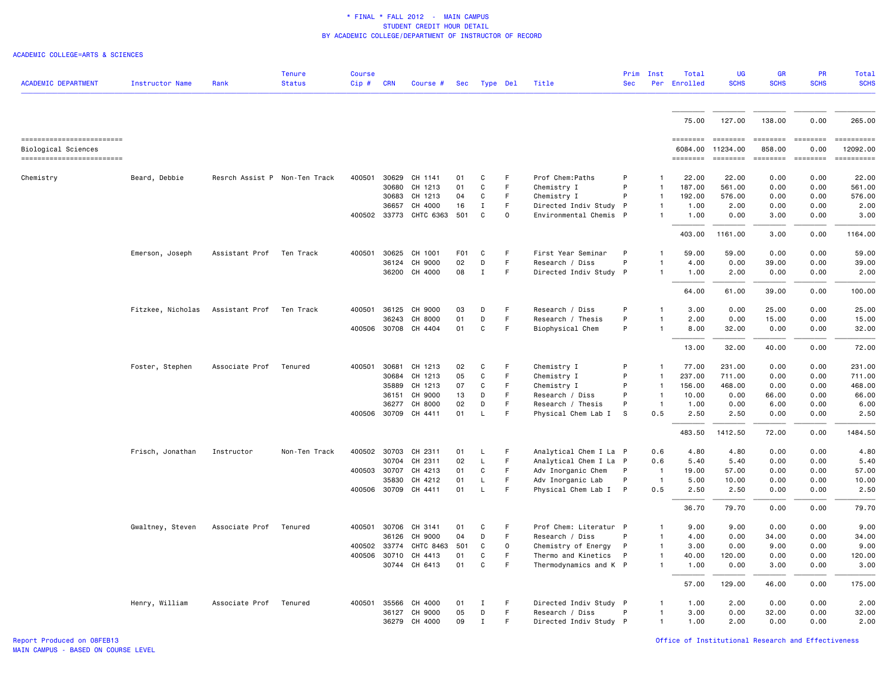\* FINAL \* FALL 2012 - MAIN CAMPUS
STUDENT CREDIT HOUR DETAIL
BY ACADEMIC COLLEGE/DEPARTMENT OF INSTRUCTOR OF RECORD

ACADEMIC COLLEGE=ARTS & SCIENCES

| ACADEMIC DEPARTMENT | Instructor Name | Rank | Tenure Status | Course Cip # | CRN | Course # | Sec | Type | Del | Title | Prim Sec | Inst Per | Total Enrolled | UG SCHS | GR SCHS | PR SCHS | Total SCHS |
|---|---|---|---|---|---|---|---|---|---|---|---|---|---|---|---|---|---|
| | | | | | | | | | | | | | 75.00 | 127.00 | 138.00 | 0.00 | 265.00 |
| Biological Sciences | | | | | | | | | | | | | 6084.00 | 11234.00 | 858.00 | 0.00 | 12092.00 |
| Chemistry | Beard, Debbie | Resrch Assist P | Non-Ten Track | 400501 | 30629 | CH 1141 | 01 | C | F | Prof Chem:Paths | P | 1 | 22.00 | 22.00 | 0.00 | 0.00 | 22.00 |
| | | | | | 30680 | CH 1213 | 01 | C | F | Chemistry I | P | 1 | 187.00 | 561.00 | 0.00 | 0.00 | 561.00 |
| | | | | | 30683 | CH 1213 | 04 | C | F | Chemistry I | P | 1 | 192.00 | 576.00 | 0.00 | 0.00 | 576.00 |
| | | | | | 36657 | CH 4000 | 16 | I | F | Directed Indiv Study | P | 1 | 1.00 | 2.00 | 0.00 | 0.00 | 2.00 |
| | | | | 400502 | 33773 | CHTC 6363 | 501 | C | O | Environmental Chemis | P | 1 | 1.00 | 0.00 | 3.00 | 0.00 | 3.00 |
| | | | | | | | | | | | | | 403.00 | 1161.00 | 3.00 | 0.00 | 1164.00 |
| | Emerson, Joseph | Assistant Prof | Ten Track | 400501 | 30625 | CH 1001 | F01 | C | F | First Year Seminar | P | 1 | 59.00 | 59.00 | 0.00 | 0.00 | 59.00 |
| | | | | | 36124 | CH 9000 | 02 | D | F | Research / Diss | P | 1 | 4.00 | 0.00 | 39.00 | 0.00 | 39.00 |
| | | | | | 36200 | CH 4000 | 08 | I | F | Directed Indiv Study | P | 1 | 1.00 | 2.00 | 0.00 | 0.00 | 2.00 |
| | | | | | | | | | | | | | 64.00 | 61.00 | 39.00 | 0.00 | 100.00 |
| | Fitzkee, Nicholas | Assistant Prof | Ten Track | 400501 | 36125 | CH 9000 | 03 | D | F | Research / Diss | P | 1 | 3.00 | 0.00 | 25.00 | 0.00 | 25.00 |
| | | | | | 36243 | CH 8000 | 01 | D | F | Research / Thesis | P | 1 | 2.00 | 0.00 | 15.00 | 0.00 | 15.00 |
| | | | | 400506 | 30708 | CH 4404 | 01 | C | F | Biophysical Chem | P | 1 | 8.00 | 32.00 | 0.00 | 0.00 | 32.00 |
| | | | | | | | | | | | | | 13.00 | 32.00 | 40.00 | 0.00 | 72.00 |
| | Foster, Stephen | Associate Prof | Tenured | 400501 | 30681 | CH 1213 | 02 | C | F | Chemistry I | P | 1 | 77.00 | 231.00 | 0.00 | 0.00 | 231.00 |
| | | | | | 30684 | CH 1213 | 05 | C | F | Chemistry I | P | 1 | 237.00 | 711.00 | 0.00 | 0.00 | 711.00 |
| | | | | | 35889 | CH 1213 | 07 | C | F | Chemistry I | P | 1 | 156.00 | 468.00 | 0.00 | 0.00 | 468.00 |
| | | | | | 36151 | CH 9000 | 13 | D | F | Research / Diss | P | 1 | 10.00 | 0.00 | 66.00 | 0.00 | 66.00 |
| | | | | | 36277 | CH 8000 | 02 | D | F | Research / Thesis | P | 1 | 1.00 | 0.00 | 6.00 | 0.00 | 6.00 |
| | | | | 400506 | 30709 | CH 4411 | 01 | L | F | Physical Chem Lab I | S | 0.5 | 2.50 | 2.50 | 0.00 | 0.00 | 2.50 |
| | | | | | | | | | | | | | 483.50 | 1412.50 | 72.00 | 0.00 | 1484.50 |
| | Frisch, Jonathan | Instructor | Non-Ten Track | 400502 | 30703 | CH 2311 | 01 | L | F | Analytical Chem I La | P | 0.6 | 4.80 | 4.80 | 0.00 | 0.00 | 4.80 |
| | | | | | 30704 | CH 2311 | 02 | L | F | Analytical Chem I La | P | 0.6 | 5.40 | 5.40 | 0.00 | 0.00 | 5.40 |
| | | | | 400503 | 30707 | CH 4213 | 01 | C | F | Adv Inorganic Chem | P | 1 | 19.00 | 57.00 | 0.00 | 0.00 | 57.00 |
| | | | | | 35830 | CH 4212 | 01 | L | F | Adv Inorganic Lab | P | 1 | 5.00 | 10.00 | 0.00 | 0.00 | 10.00 |
| | | | | 400506 | 30709 | CH 4411 | 01 | L | F | Physical Chem Lab I | P | 0.5 | 2.50 | 2.50 | 0.00 | 0.00 | 2.50 |
| | | | | | | | | | | | | | 36.70 | 79.70 | 0.00 | 0.00 | 79.70 |
| | Gwaltney, Steven | Associate Prof | Tenured | 400501 | 30706 | CH 3141 | 01 | C | F | Prof Chem: Literatur | P | 1 | 9.00 | 9.00 | 0.00 | 0.00 | 9.00 |
| | | | | | 36126 | CH 9000 | 04 | D | F | Research / Diss | P | 1 | 4.00 | 0.00 | 34.00 | 0.00 | 34.00 |
| | | | | 400502 | 33774 | CHTC 8463 | 501 | C | O | Chemistry of Energy | P | 1 | 3.00 | 0.00 | 9.00 | 0.00 | 9.00 |
| | | | | 400506 | 30710 | CH 4413 | 01 | C | F | Thermo and Kinetics | P | 1 | 40.00 | 120.00 | 0.00 | 0.00 | 120.00 |
| | | | | | 30744 | CH 6413 | 01 | C | F | Thermodynamics and K | P | 1 | 1.00 | 0.00 | 3.00 | 0.00 | 3.00 |
| | | | | | | | | | | | | | 57.00 | 129.00 | 46.00 | 0.00 | 175.00 |
| | Henry, William | Associate Prof | Tenured | 400501 | 35566 | CH 4000 | 01 | I | F | Directed Indiv Study | P | 1 | 1.00 | 2.00 | 0.00 | 0.00 | 2.00 |
| | | | | | 36127 | CH 9000 | 05 | D | F | Research / Diss | P | 1 | 3.00 | 0.00 | 32.00 | 0.00 | 32.00 |
| | | | | | 36279 | CH 4000 | 09 | I | F | Directed Indiv Study | P | 1 | 1.00 | 2.00 | 0.00 | 0.00 | 2.00 |

Report Produced on 08FEB13
MAIN CAMPUS - BASED ON COURSE LEVEL

Office of Institutional Research and Effectiveness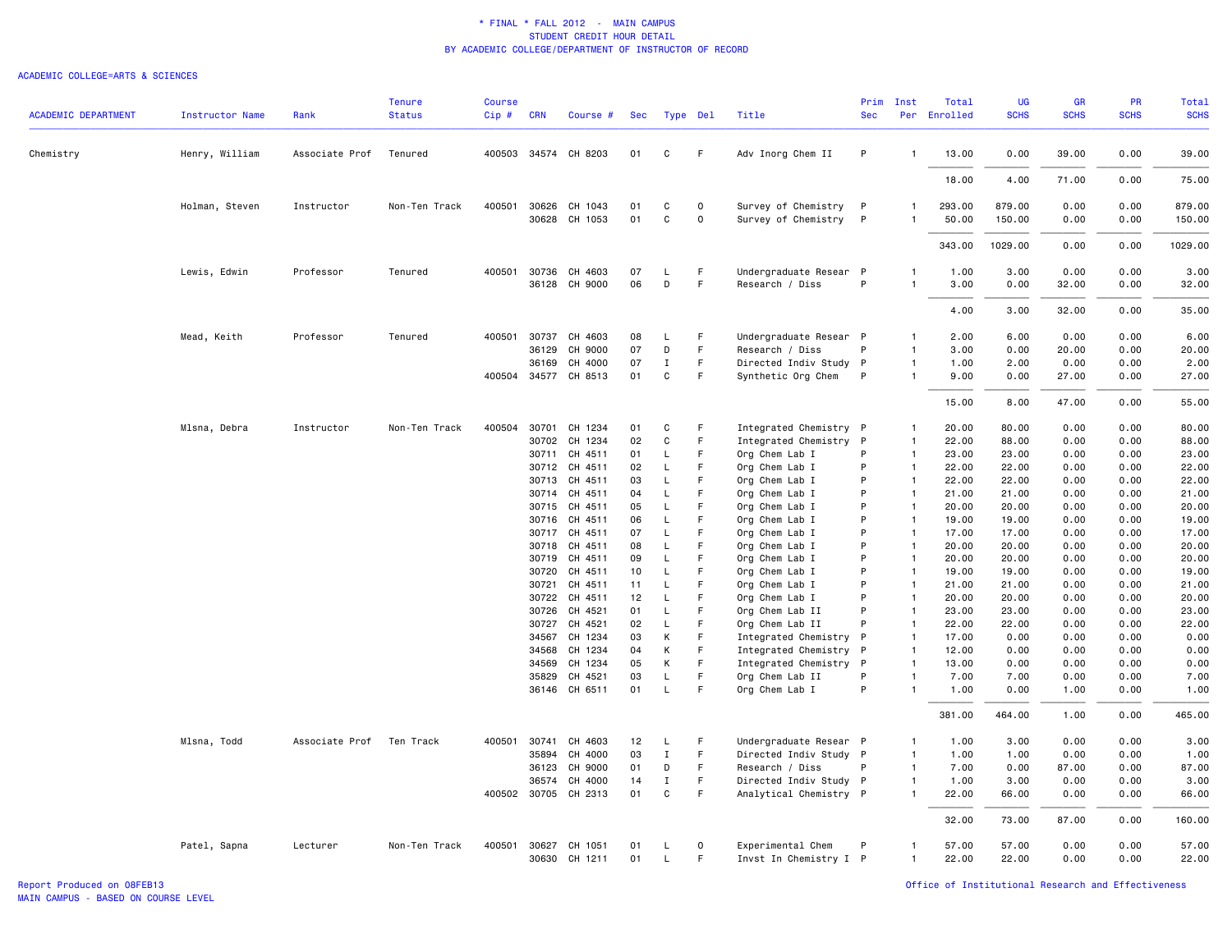\* FINAL \* FALL 2012 - MAIN CAMPUS
STUDENT CREDIT HOUR DETAIL
BY ACADEMIC COLLEGE/DEPARTMENT OF INSTRUCTOR OF RECORD

ACADEMIC COLLEGE=ARTS & SCIENCES

| ACADEMIC DEPARTMENT | Instructor Name | Rank | Tenure Status | Course Cip # | CRN | Course # | Sec | Type | Del | Title | Prim Sec | Inst Per | Total Enrolled | UG SCHS | GR SCHS | PR SCHS | Total SCHS |
|---|---|---|---|---|---|---|---|---|---|---|---|---|---|---|---|---|---|
| Chemistry | Henry, William | Associate Prof | Tenured | 400503 | 34574 | CH 8203 | 01 | C | F | Adv Inorg Chem II | P | 1 | 13.00 | 0.00 | 39.00 | 0.00 | 39.00 |
| | | | | | | | | | | | | | 18.00 | 4.00 | 71.00 | 0.00 | 75.00 |
| | Holman, Steven | Instructor | Non-Ten Track | 400501 | 30626 | CH 1043 | 01 | C | O | Survey of Chemistry | P | 1 | 293.00 | 879.00 | 0.00 | 0.00 | 879.00 |
| | | | | | 30628 | CH 1053 | 01 | C | O | Survey of Chemistry | P | 1 | 50.00 | 150.00 | 0.00 | 0.00 | 150.00 |
| | | | | | | | | | | | | | 343.00 | 1029.00 | 0.00 | 0.00 | 1029.00 |
| | Lewis, Edwin | Professor | Tenured | 400501 | 30736 | CH 4603 | 07 | L | F | Undergraduate Resear | P | 1 | 1.00 | 3.00 | 0.00 | 0.00 | 3.00 |
| | | | | | 36128 | CH 9000 | 06 | D | F | Research / Diss | P | 1 | 3.00 | 0.00 | 32.00 | 0.00 | 32.00 |
| | | | | | | | | | | | | | 4.00 | 3.00 | 32.00 | 0.00 | 35.00 |
| | Mead, Keith | Professor | Tenured | 400501 | 30737 | CH 4603 | 08 | L | F | Undergraduate Resear | P | 1 | 2.00 | 6.00 | 0.00 | 0.00 | 6.00 |
| | | | | | 36129 | CH 9000 | 07 | D | F | Research / Diss | P | 1 | 3.00 | 0.00 | 20.00 | 0.00 | 20.00 |
| | | | | | 36169 | CH 4000 | 07 | I | F | Directed Indiv Study | P | 1 | 1.00 | 2.00 | 0.00 | 0.00 | 2.00 |
| | | | | 400504 | 34577 | CH 8513 | 01 | C | F | Synthetic Org Chem | P | 1 | 9.00 | 0.00 | 27.00 | 0.00 | 27.00 |
| | | | | | | | | | | | | | 15.00 | 8.00 | 47.00 | 0.00 | 55.00 |
| | Mlsna, Debra | Instructor | Non-Ten Track | 400504 | 30701 | CH 1234 | 01 | C | F | Integrated Chemistry | P | 1 | 20.00 | 80.00 | 0.00 | 0.00 | 80.00 |
| | | | | | 30702 | CH 1234 | 02 | C | F | Integrated Chemistry | P | 1 | 22.00 | 88.00 | 0.00 | 0.00 | 88.00 |
| | | | | | 30711 | CH 4511 | 01 | L | F | Org Chem Lab I | P | 1 | 23.00 | 23.00 | 0.00 | 0.00 | 23.00 |
| | | | | | 30712 | CH 4511 | 02 | L | F | Org Chem Lab I | P | 1 | 22.00 | 22.00 | 0.00 | 0.00 | 22.00 |
| | | | | | 30713 | CH 4511 | 03 | L | F | Org Chem Lab I | P | 1 | 22.00 | 22.00 | 0.00 | 0.00 | 22.00 |
| | | | | | 30714 | CH 4511 | 04 | L | F | Org Chem Lab I | P | 1 | 21.00 | 21.00 | 0.00 | 0.00 | 21.00 |
| | | | | | 30715 | CH 4511 | 05 | L | F | Org Chem Lab I | P | 1 | 20.00 | 20.00 | 0.00 | 0.00 | 20.00 |
| | | | | | 30716 | CH 4511 | 06 | L | F | Org Chem Lab I | P | 1 | 19.00 | 19.00 | 0.00 | 0.00 | 19.00 |
| | | | | | 30717 | CH 4511 | 07 | L | F | Org Chem Lab I | P | 1 | 17.00 | 17.00 | 0.00 | 0.00 | 17.00 |
| | | | | | 30718 | CH 4511 | 08 | L | F | Org Chem Lab I | P | 1 | 20.00 | 20.00 | 0.00 | 0.00 | 20.00 |
| | | | | | 30719 | CH 4511 | 09 | L | F | Org Chem Lab I | P | 1 | 20.00 | 20.00 | 0.00 | 0.00 | 20.00 |
| | | | | | 30720 | CH 4511 | 10 | L | F | Org Chem Lab I | P | 1 | 19.00 | 19.00 | 0.00 | 0.00 | 19.00 |
| | | | | | 30721 | CH 4511 | 11 | L | F | Org Chem Lab I | P | 1 | 21.00 | 21.00 | 0.00 | 0.00 | 21.00 |
| | | | | | 30722 | CH 4511 | 12 | L | F | Org Chem Lab I | P | 1 | 20.00 | 20.00 | 0.00 | 0.00 | 20.00 |
| | | | | | 30726 | CH 4521 | 01 | L | F | Org Chem Lab II | P | 1 | 23.00 | 23.00 | 0.00 | 0.00 | 23.00 |
| | | | | | 30727 | CH 4521 | 02 | L | F | Org Chem Lab II | P | 1 | 22.00 | 22.00 | 0.00 | 0.00 | 22.00 |
| | | | | | 34567 | CH 1234 | 03 | K | F | Integrated Chemistry | P | 1 | 17.00 | 0.00 | 0.00 | 0.00 | 0.00 |
| | | | | | 34568 | CH 1234 | 04 | K | F | Integrated Chemistry | P | 1 | 12.00 | 0.00 | 0.00 | 0.00 | 0.00 |
| | | | | | 34569 | CH 1234 | 05 | K | F | Integrated Chemistry | P | 1 | 13.00 | 0.00 | 0.00 | 0.00 | 0.00 |
| | | | | | 35829 | CH 4521 | 03 | L | F | Org Chem Lab II | P | 1 | 7.00 | 7.00 | 0.00 | 0.00 | 7.00 |
| | | | | | 36146 | CH 6511 | 01 | L | F | Org Chem Lab I | P | 1 | 1.00 | 0.00 | 1.00 | 0.00 | 1.00 |
| | | | | | | | | | | | | | 381.00 | 464.00 | 1.00 | 0.00 | 465.00 |
| | Mlsna, Todd | Associate Prof | Ten Track | 400501 | 30741 | CH 4603 | 12 | L | F | Undergraduate Resear | P | 1 | 1.00 | 3.00 | 0.00 | 0.00 | 3.00 |
| | | | | | 35894 | CH 4000 | 03 | I | F | Directed Indiv Study | P | 1 | 1.00 | 1.00 | 0.00 | 0.00 | 1.00 |
| | | | | | 36123 | CH 9000 | 01 | D | F | Research / Diss | P | 1 | 7.00 | 0.00 | 87.00 | 0.00 | 87.00 |
| | | | | | 36574 | CH 4000 | 14 | I | F | Directed Indiv Study | P | 1 | 1.00 | 3.00 | 0.00 | 0.00 | 3.00 |
| | | | | 400502 | 30705 | CH 2313 | 01 | C | F | Analytical Chemistry | P | 1 | 22.00 | 66.00 | 0.00 | 0.00 | 66.00 |
| | | | | | | | | | | | | | 32.00 | 73.00 | 87.00 | 0.00 | 160.00 |
| | Patel, Sapna | Lecturer | Non-Ten Track | 400501 | 30627 | CH 1051 | 01 | L | O | Experimental Chem | P | 1 | 57.00 | 57.00 | 0.00 | 0.00 | 57.00 |
| | | | | | 30630 | CH 1211 | 01 | L | F | Invst In Chemistry I | P | 1 | 22.00 | 22.00 | 0.00 | 0.00 | 22.00 |

Report Produced on 08FEB13
MAIN CAMPUS - BASED ON COURSE LEVEL

Office of Institutional Research and Effectiveness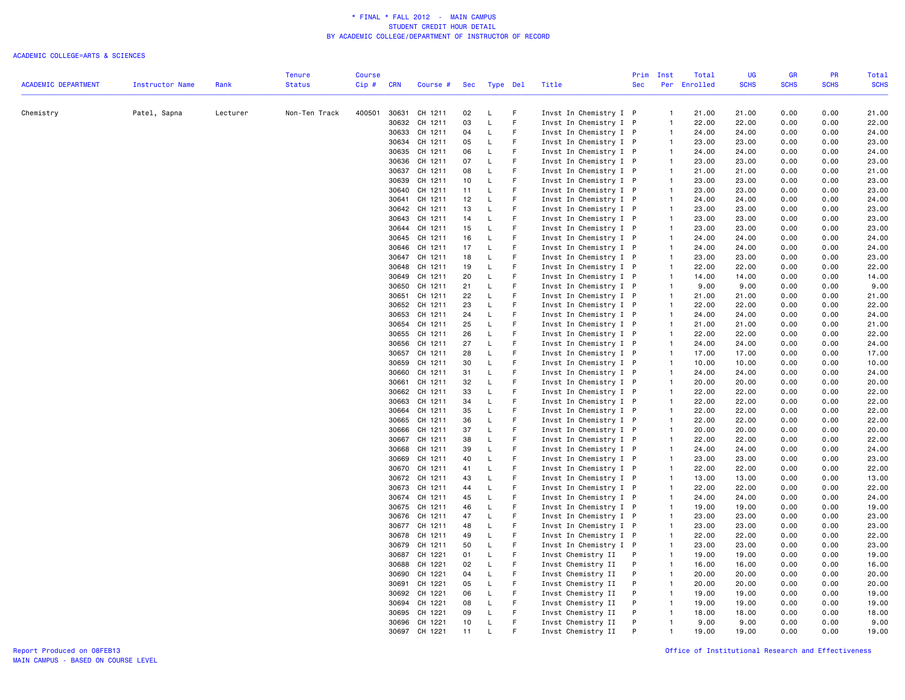\* FINAL \* FALL 2012 - MAIN CAMPUS
STUDENT CREDIT HOUR DETAIL
BY ACADEMIC COLLEGE/DEPARTMENT OF INSTRUCTOR OF RECORD

ACADEMIC COLLEGE=ARTS & SCIENCES

| ACADEMIC DEPARTMENT | Instructor Name | Rank | Tenure Status | Course Cip # | CRN | Course # | Sec | Type | Del | Title | Prim Sec | Inst Per | Total Enrolled | UG SCHS | GR SCHS | PR SCHS | Total SCHS |
|---|---|---|---|---|---|---|---|---|---|---|---|---|---|---|---|---|---|
| Chemistry | Patel, Sapna | Lecturer | Non-Ten Track | 400501 | 30631 | CH 1211 | 02 | L | F | Invst In Chemistry I | P | 1 | 21.00 | 21.00 | 0.00 | 0.00 | 21.00 |
| | | | | | 30632 | CH 1211 | 03 | L | F | Invst In Chemistry I | P | 1 | 22.00 | 22.00 | 0.00 | 0.00 | 22.00 |
| | | | | | 30633 | CH 1211 | 04 | L | F | Invst In Chemistry I | P | 1 | 24.00 | 24.00 | 0.00 | 0.00 | 24.00 |
| | | | | | 30634 | CH 1211 | 05 | L | F | Invst In Chemistry I | P | 1 | 23.00 | 23.00 | 0.00 | 0.00 | 23.00 |
| | | | | | 30635 | CH 1211 | 06 | L | F | Invst In Chemistry I | P | 1 | 24.00 | 24.00 | 0.00 | 0.00 | 24.00 |
| | | | | | 30636 | CH 1211 | 07 | L | F | Invst In Chemistry I | P | 1 | 23.00 | 23.00 | 0.00 | 0.00 | 23.00 |
| | | | | | 30637 | CH 1211 | 08 | L | F | Invst In Chemistry I | P | 1 | 21.00 | 21.00 | 0.00 | 0.00 | 21.00 |
| | | | | | 30639 | CH 1211 | 10 | L | F | Invst In Chemistry I | P | 1 | 23.00 | 23.00 | 0.00 | 0.00 | 23.00 |
| | | | | | 30640 | CH 1211 | 11 | L | F | Invst In Chemistry I | P | 1 | 23.00 | 23.00 | 0.00 | 0.00 | 23.00 |
| | | | | | 30641 | CH 1211 | 12 | L | F | Invst In Chemistry I | P | 1 | 24.00 | 24.00 | 0.00 | 0.00 | 24.00 |
| | | | | | 30642 | CH 1211 | 13 | L | F | Invst In Chemistry I | P | 1 | 23.00 | 23.00 | 0.00 | 0.00 | 23.00 |
| | | | | | 30643 | CH 1211 | 14 | L | F | Invst In Chemistry I | P | 1 | 23.00 | 23.00 | 0.00 | 0.00 | 23.00 |
| | | | | | 30644 | CH 1211 | 15 | L | F | Invst In Chemistry I | P | 1 | 23.00 | 23.00 | 0.00 | 0.00 | 23.00 |
| | | | | | 30645 | CH 1211 | 16 | L | F | Invst In Chemistry I | P | 1 | 24.00 | 24.00 | 0.00 | 0.00 | 24.00 |
| | | | | | 30646 | CH 1211 | 17 | L | F | Invst In Chemistry I | P | 1 | 24.00 | 24.00 | 0.00 | 0.00 | 24.00 |
| | | | | | 30647 | CH 1211 | 18 | L | F | Invst In Chemistry I | P | 1 | 23.00 | 23.00 | 0.00 | 0.00 | 23.00 |
| | | | | | 30648 | CH 1211 | 19 | L | F | Invst In Chemistry I | P | 1 | 22.00 | 22.00 | 0.00 | 0.00 | 22.00 |
| | | | | | 30649 | CH 1211 | 20 | L | F | Invst In Chemistry I | P | 1 | 14.00 | 14.00 | 0.00 | 0.00 | 14.00 |
| | | | | | 30650 | CH 1211 | 21 | L | F | Invst In Chemistry I | P | 1 | 9.00 | 9.00 | 0.00 | 0.00 | 9.00 |
| | | | | | 30651 | CH 1211 | 22 | L | F | Invst In Chemistry I | P | 1 | 21.00 | 21.00 | 0.00 | 0.00 | 21.00 |
| | | | | | 30652 | CH 1211 | 23 | L | F | Invst In Chemistry I | P | 1 | 22.00 | 22.00 | 0.00 | 0.00 | 22.00 |
| | | | | | 30653 | CH 1211 | 24 | L | F | Invst In Chemistry I | P | 1 | 24.00 | 24.00 | 0.00 | 0.00 | 24.00 |
| | | | | | 30654 | CH 1211 | 25 | L | F | Invst In Chemistry I | P | 1 | 21.00 | 21.00 | 0.00 | 0.00 | 21.00 |
| | | | | | 30655 | CH 1211 | 26 | L | F | Invst In Chemistry I | P | 1 | 22.00 | 22.00 | 0.00 | 0.00 | 22.00 |
| | | | | | 30656 | CH 1211 | 27 | L | F | Invst In Chemistry I | P | 1 | 24.00 | 24.00 | 0.00 | 0.00 | 24.00 |
| | | | | | 30657 | CH 1211 | 28 | L | F | Invst In Chemistry I | P | 1 | 17.00 | 17.00 | 0.00 | 0.00 | 17.00 |
| | | | | | 30659 | CH 1211 | 30 | L | F | Invst In Chemistry I | P | 1 | 10.00 | 10.00 | 0.00 | 0.00 | 10.00 |
| | | | | | 30660 | CH 1211 | 31 | L | F | Invst In Chemistry I | P | 1 | 24.00 | 24.00 | 0.00 | 0.00 | 24.00 |
| | | | | | 30661 | CH 1211 | 32 | L | F | Invst In Chemistry I | P | 1 | 20.00 | 20.00 | 0.00 | 0.00 | 20.00 |
| | | | | | 30662 | CH 1211 | 33 | L | F | Invst In Chemistry I | P | 1 | 22.00 | 22.00 | 0.00 | 0.00 | 22.00 |
| | | | | | 30663 | CH 1211 | 34 | L | F | Invst In Chemistry I | P | 1 | 22.00 | 22.00 | 0.00 | 0.00 | 22.00 |
| | | | | | 30664 | CH 1211 | 35 | L | F | Invst In Chemistry I | P | 1 | 22.00 | 22.00 | 0.00 | 0.00 | 22.00 |
| | | | | | 30665 | CH 1211 | 36 | L | F | Invst In Chemistry I | P | 1 | 22.00 | 22.00 | 0.00 | 0.00 | 22.00 |
| | | | | | 30666 | CH 1211 | 37 | L | F | Invst In Chemistry I | P | 1 | 20.00 | 20.00 | 0.00 | 0.00 | 20.00 |
| | | | | | 30667 | CH 1211 | 38 | L | F | Invst In Chemistry I | P | 1 | 22.00 | 22.00 | 0.00 | 0.00 | 22.00 |
| | | | | | 30668 | CH 1211 | 39 | L | F | Invst In Chemistry I | P | 1 | 24.00 | 24.00 | 0.00 | 0.00 | 24.00 |
| | | | | | 30669 | CH 1211 | 40 | L | F | Invst In Chemistry I | P | 1 | 23.00 | 23.00 | 0.00 | 0.00 | 23.00 |
| | | | | | 30670 | CH 1211 | 41 | L | F | Invst In Chemistry I | P | 1 | 22.00 | 22.00 | 0.00 | 0.00 | 22.00 |
| | | | | | 30672 | CH 1211 | 43 | L | F | Invst In Chemistry I | P | 1 | 13.00 | 13.00 | 0.00 | 0.00 | 13.00 |
| | | | | | 30673 | CH 1211 | 44 | L | F | Invst In Chemistry I | P | 1 | 22.00 | 22.00 | 0.00 | 0.00 | 22.00 |
| | | | | | 30674 | CH 1211 | 45 | L | F | Invst In Chemistry I | P | 1 | 24.00 | 24.00 | 0.00 | 0.00 | 24.00 |
| | | | | | 30675 | CH 1211 | 46 | L | F | Invst In Chemistry I | P | 1 | 19.00 | 19.00 | 0.00 | 0.00 | 19.00 |
| | | | | | 30676 | CH 1211 | 47 | L | F | Invst In Chemistry I | P | 1 | 23.00 | 23.00 | 0.00 | 0.00 | 23.00 |
| | | | | | 30677 | CH 1211 | 48 | L | F | Invst In Chemistry I | P | 1 | 23.00 | 23.00 | 0.00 | 0.00 | 23.00 |
| | | | | | 30678 | CH 1211 | 49 | L | F | Invst In Chemistry I | P | 1 | 22.00 | 22.00 | 0.00 | 0.00 | 22.00 |
| | | | | | 30679 | CH 1211 | 50 | L | F | Invst In Chemistry I | P | 1 | 23.00 | 23.00 | 0.00 | 0.00 | 23.00 |
| | | | | | 30687 | CH 1221 | 01 | L | F | Invst Chemistry II | P | 1 | 19.00 | 19.00 | 0.00 | 0.00 | 19.00 |
| | | | | | 30688 | CH 1221 | 02 | L | F | Invst Chemistry II | P | 1 | 16.00 | 16.00 | 0.00 | 0.00 | 16.00 |
| | | | | | 30690 | CH 1221 | 04 | L | F | Invst Chemistry II | P | 1 | 20.00 | 20.00 | 0.00 | 0.00 | 20.00 |
| | | | | | 30691 | CH 1221 | 05 | L | F | Invst Chemistry II | P | 1 | 20.00 | 20.00 | 0.00 | 0.00 | 20.00 |
| | | | | | 30692 | CH 1221 | 06 | L | F | Invst Chemistry II | P | 1 | 19.00 | 19.00 | 0.00 | 0.00 | 19.00 |
| | | | | | 30694 | CH 1221 | 08 | L | F | Invst Chemistry II | P | 1 | 19.00 | 19.00 | 0.00 | 0.00 | 19.00 |
| | | | | | 30695 | CH 1221 | 09 | L | F | Invst Chemistry II | P | 1 | 18.00 | 18.00 | 0.00 | 0.00 | 18.00 |
| | | | | | 30696 | CH 1221 | 10 | L | F | Invst Chemistry II | P | 1 | 9.00 | 9.00 | 0.00 | 0.00 | 9.00 |
| | | | | | 30697 | CH 1221 | 11 | L | F | Invst Chemistry II | P | 1 | 19.00 | 19.00 | 0.00 | 0.00 | 19.00 |

Report Produced on 08FEB13
MAIN CAMPUS - BASED ON COURSE LEVEL

Office of Institutional Research and Effectiveness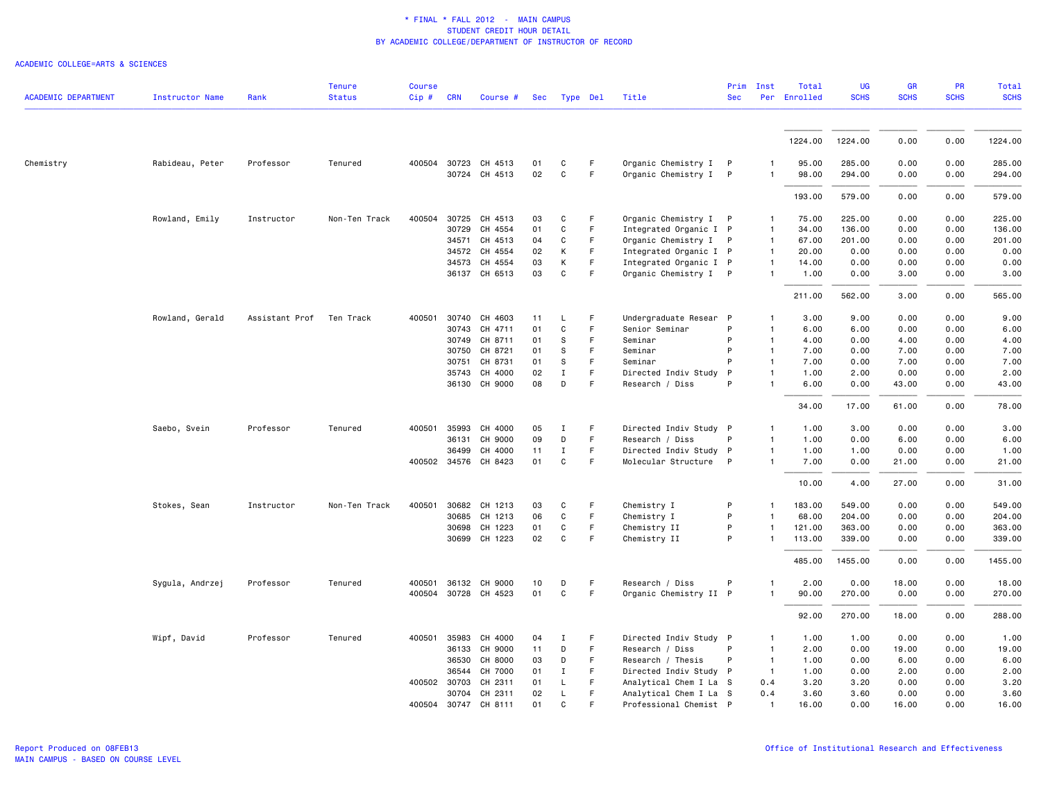\* FINAL \* FALL 2012 - MAIN CAMPUS
STUDENT CREDIT HOUR DETAIL
BY ACADEMIC COLLEGE/DEPARTMENT OF INSTRUCTOR OF RECORD

ACADEMIC COLLEGE=ARTS & SCIENCES

| ACADEMIC DEPARTMENT | Instructor Name | Rank | Tenure Status | Course Cip # | CRN | Course # | Sec | Type | Del | Title | Prim Sec | Inst Per | Total Enrolled | UG SCHS | GR SCHS | PR SCHS | Total SCHS |
|---|---|---|---|---|---|---|---|---|---|---|---|---|---|---|---|---|---|
| | | | | | | | | | | | | | 1224.00 | 1224.00 | 0.00 | 0.00 | 1224.00 |
| Chemistry | Rabideau, Peter | Professor | Tenured | 400504 | 30723 | CH 4513 | 01 | C | F | Organic Chemistry I | P | 1 | 95.00 | 285.00 | 0.00 | 0.00 | 285.00 |
| | | | | | 30724 | CH 4513 | 02 | C | F | Organic Chemistry I | P | 1 | 98.00 | 294.00 | 0.00 | 0.00 | 294.00 |
| | | | | | | | | | | | | | 193.00 | 579.00 | 0.00 | 0.00 | 579.00 |
| | Rowland, Emily | Instructor | Non-Ten Track | 400504 | 30725 | CH 4513 | 03 | C | F | Organic Chemistry I | P | 1 | 75.00 | 225.00 | 0.00 | 0.00 | 225.00 |
| | | | | | 30729 | CH 4554 | 01 | C | F | Integrated Organic I | P | 1 | 34.00 | 136.00 | 0.00 | 0.00 | 136.00 |
| | | | | | 34571 | CH 4513 | 04 | C | F | Organic Chemistry I | P | 1 | 67.00 | 201.00 | 0.00 | 0.00 | 201.00 |
| | | | | | 34572 | CH 4554 | 02 | K | F | Integrated Organic I | P | 1 | 20.00 | 0.00 | 0.00 | 0.00 | 0.00 |
| | | | | | 34573 | CH 4554 | 03 | K | F | Integrated Organic I | P | 1 | 14.00 | 0.00 | 0.00 | 0.00 | 0.00 |
| | | | | | 36137 | CH 6513 | 03 | C | F | Organic Chemistry I | P | 1 | 1.00 | 0.00 | 3.00 | 0.00 | 3.00 |
| | | | | | | | | | | | | | 211.00 | 562.00 | 3.00 | 0.00 | 565.00 |
| | Rowland, Gerald | Assistant Prof | Ten Track | 400501 | 30740 | CH 4603 | 11 | L | F | Undergraduate Resear | P | 1 | 3.00 | 9.00 | 0.00 | 0.00 | 9.00 |
| | | | | | 30743 | CH 4711 | 01 | C | F | Senior Seminar | P | 1 | 6.00 | 6.00 | 0.00 | 0.00 | 6.00 |
| | | | | | 30749 | CH 8711 | 01 | S | F | Seminar | P | 1 | 4.00 | 0.00 | 4.00 | 0.00 | 4.00 |
| | | | | | 30750 | CH 8721 | 01 | S | F | Seminar | P | 1 | 7.00 | 0.00 | 7.00 | 0.00 | 7.00 |
| | | | | | 30751 | CH 8731 | 01 | S | F | Seminar | P | 1 | 7.00 | 0.00 | 7.00 | 0.00 | 7.00 |
| | | | | | 35743 | CH 4000 | 02 | I | F | Directed Indiv Study | P | 1 | 1.00 | 2.00 | 0.00 | 0.00 | 2.00 |
| | | | | | 36130 | CH 9000 | 08 | D | F | Research / Diss | P | 1 | 6.00 | 0.00 | 43.00 | 0.00 | 43.00 |
| | | | | | | | | | | | | | 34.00 | 17.00 | 61.00 | 0.00 | 78.00 |
| | Saebo, Svein | Professor | Tenured | 400501 | 35993 | CH 4000 | 05 | I | F | Directed Indiv Study | P | 1 | 1.00 | 3.00 | 0.00 | 0.00 | 3.00 |
| | | | | | 36131 | CH 9000 | 09 | D | F | Research / Diss | P | 1 | 1.00 | 0.00 | 6.00 | 0.00 | 6.00 |
| | | | | | 36499 | CH 4000 | 11 | I | F | Directed Indiv Study | P | 1 | 1.00 | 1.00 | 0.00 | 0.00 | 1.00 |
| | | | | 400502 | 34576 | CH 8423 | 01 | C | F | Molecular Structure | P | 1 | 7.00 | 0.00 | 21.00 | 0.00 | 21.00 |
| | | | | | | | | | | | | | 10.00 | 4.00 | 27.00 | 0.00 | 31.00 |
| | Stokes, Sean | Instructor | Non-Ten Track | 400501 | 30682 | CH 1213 | 03 | C | F | Chemistry I | P | 1 | 183.00 | 549.00 | 0.00 | 0.00 | 549.00 |
| | | | | | 30685 | CH 1213 | 06 | C | F | Chemistry I | P | 1 | 68.00 | 204.00 | 0.00 | 0.00 | 204.00 |
| | | | | | 30698 | CH 1223 | 01 | C | F | Chemistry II | P | 1 | 121.00 | 363.00 | 0.00 | 0.00 | 363.00 |
| | | | | | 30699 | CH 1223 | 02 | C | F | Chemistry II | P | 1 | 113.00 | 339.00 | 0.00 | 0.00 | 339.00 |
| | | | | | | | | | | | | | 485.00 | 1455.00 | 0.00 | 0.00 | 1455.00 |
| | Sygula, Andrzej | Professor | Tenured | 400501 | 36132 | CH 9000 | 10 | D | F | Research / Diss | P | 1 | 2.00 | 0.00 | 18.00 | 0.00 | 18.00 |
| | | | | 400504 | 30728 | CH 4523 | 01 | C | F | Organic Chemistry II | P | 1 | 90.00 | 270.00 | 0.00 | 0.00 | 270.00 |
| | | | | | | | | | | | | | 92.00 | 270.00 | 18.00 | 0.00 | 288.00 |
| | Wipf, David | Professor | Tenured | 400501 | 35983 | CH 4000 | 04 | I | F | Directed Indiv Study | P | 1 | 1.00 | 1.00 | 0.00 | 0.00 | 1.00 |
| | | | | | 36133 | CH 9000 | 11 | D | F | Research / Diss | P | 1 | 2.00 | 0.00 | 19.00 | 0.00 | 19.00 |
| | | | | | 36530 | CH 8000 | 03 | D | F | Research / Thesis | P | 1 | 1.00 | 0.00 | 6.00 | 0.00 | 6.00 |
| | | | | | 36544 | CH 7000 | 01 | I | F | Directed Indiv Study | P | 1 | 1.00 | 0.00 | 2.00 | 0.00 | 2.00 |
| | | | | 400502 | 30703 | CH 2311 | 01 | L | F | Analytical Chem I La | S | 0.4 | 3.20 | 3.20 | 0.00 | 0.00 | 3.20 |
| | | | | | 30704 | CH 2311 | 02 | L | F | Analytical Chem I La | S | 0.4 | 3.60 | 3.60 | 0.00 | 0.00 | 3.60 |
| | | | | 400504 | 30747 | CH 8111 | 01 | C | F | Professional Chemist | P | 1 | 16.00 | 0.00 | 16.00 | 0.00 | 16.00 |

Report Produced on 08FEB13
MAIN CAMPUS - BASED ON COURSE LEVEL

Office of Institutional Research and Effectiveness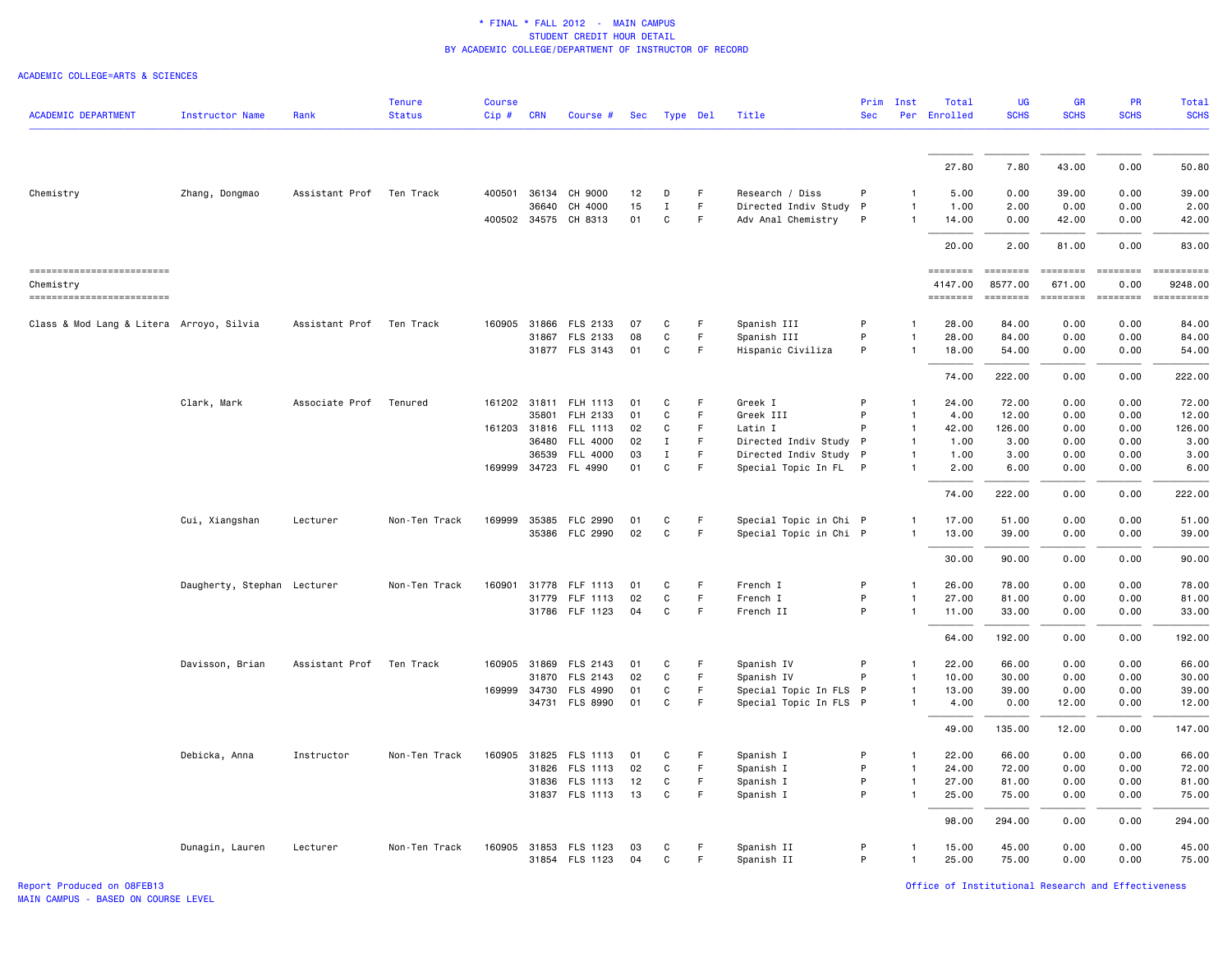# * FINAL * FALL 2012 - MAIN CAMPUS
## STUDENT CREDIT HOUR DETAIL
### BY ACADEMIC COLLEGE/DEPARTMENT OF INSTRUCTOR OF RECORD

ACADEMIC COLLEGE=ARTS & SCIENCES

| ACADEMIC DEPARTMENT | Instructor Name | Rank | Tenure Status | Course Cip # | CRN | Course # | Sec | Type | Del | Title | Prim Sec | Inst Per | Total Enrolled | UG SCHS | GR SCHS | PR SCHS | Total SCHS |
|---|---|---|---|---|---|---|---|---|---|---|---|---|---|---|---|---|---|
| | | | | | | | | | | | | | 27.80 | 7.80 | 43.00 | 0.00 | 50.80 |
| Chemistry | Zhang, Dongmao | Assistant Prof | Ten Track | 400501 | 36134 | CH 9000 | 12 | D | F | Research / Diss | P | 1 | 5.00 | 0.00 | 39.00 | 0.00 | 39.00 |
| | | | | | 36640 | CH 4000 | 15 | I | F | Directed Indiv Study | P | 1 | 1.00 | 2.00 | 0.00 | 0.00 | 2.00 |
| | | | | 400502 | 34575 | CH 8313 | 01 | C | F | Adv Anal Chemistry | P | 1 | 14.00 | 0.00 | 42.00 | 0.00 | 42.00 |
| | | | | | | | | | | | | | 20.00 | 2.00 | 81.00 | 0.00 | 83.00 |
| Chemistry | | | | | | | | | | | | | 4147.00 | 8577.00 | 671.00 | 0.00 | 9248.00 |
| Class & Mod Lang & Litera | Arroyo, Silvia | Assistant Prof | Ten Track | 160905 | 31866 | FLS 2133 | 07 | C | F | Spanish III | P | 1 | 28.00 | 84.00 | 0.00 | 0.00 | 84.00 |
| | | | | | 31867 | FLS 2133 | 08 | C | F | Spanish III | P | 1 | 28.00 | 84.00 | 0.00 | 0.00 | 84.00 |
| | | | | | 31877 | FLS 3143 | 01 | C | F | Hispanic Civiliza | P | 1 | 18.00 | 54.00 | 0.00 | 0.00 | 54.00 |
| | | | | | | | | | | | | | 74.00 | 222.00 | 0.00 | 0.00 | 222.00 |
| | Clark, Mark | Associate Prof | Tenured | 161202 | 31811 | FLH 1113 | 01 | C | F | Greek I | P | 1 | 24.00 | 72.00 | 0.00 | 0.00 | 72.00 |
| | | | | | 35801 | FLH 2133 | 01 | C | F | Greek III | P | 1 | 4.00 | 12.00 | 0.00 | 0.00 | 12.00 |
| | | | | 161203 | 31816 | FLL 1113 | 02 | C | F | Latin I | P | 1 | 42.00 | 126.00 | 0.00 | 0.00 | 126.00 |
| | | | | | 36480 | FLL 4000 | 02 | I | F | Directed Indiv Study | P | 1 | 1.00 | 3.00 | 0.00 | 0.00 | 3.00 |
| | | | | | 36539 | FLL 4000 | 03 | I | F | Directed Indiv Study | P | 1 | 1.00 | 3.00 | 0.00 | 0.00 | 3.00 |
| | | | | 169999 | 34723 | FL 4990 | 01 | C | F | Special Topic In FL | P | 1 | 2.00 | 6.00 | 0.00 | 0.00 | 6.00 |
| | | | | | | | | | | | | | 74.00 | 222.00 | 0.00 | 0.00 | 222.00 |
| | Cui, Xiangshan | Lecturer | Non-Ten Track | 169999 | 35385 | FLC 2990 | 01 | C | F | Special Topic in Chi | P | 1 | 17.00 | 51.00 | 0.00 | 0.00 | 51.00 |
| | | | | | 35386 | FLC 2990 | 02 | C | F | Special Topic in Chi | P | 1 | 13.00 | 39.00 | 0.00 | 0.00 | 39.00 |
| | | | | | | | | | | | | | 30.00 | 90.00 | 0.00 | 0.00 | 90.00 |
| | Daugherty, Stephan | Lecturer | Non-Ten Track | 160901 | 31778 | FLF 1113 | 01 | C | F | French I | P | 1 | 26.00 | 78.00 | 0.00 | 0.00 | 78.00 |
| | | | | | 31779 | FLF 1113 | 02 | C | F | French I | P | 1 | 27.00 | 81.00 | 0.00 | 0.00 | 81.00 |
| | | | | | 31786 | FLF 1123 | 04 | C | F | French II | P | 1 | 11.00 | 33.00 | 0.00 | 0.00 | 33.00 |
| | | | | | | | | | | | | | 64.00 | 192.00 | 0.00 | 0.00 | 192.00 |
| | Davisson, Brian | Assistant Prof | Ten Track | 160905 | 31869 | FLS 2143 | 01 | C | F | Spanish IV | P | 1 | 22.00 | 66.00 | 0.00 | 0.00 | 66.00 |
| | | | | | 31870 | FLS 2143 | 02 | C | F | Spanish IV | P | 1 | 10.00 | 30.00 | 0.00 | 0.00 | 30.00 |
| | | | | 169999 | 34730 | FLS 4990 | 01 | C | F | Special Topic In FLS | P | 1 | 13.00 | 39.00 | 0.00 | 0.00 | 39.00 |
| | | | | | 34731 | FLS 8990 | 01 | C | F | Special Topic In FLS | P | 1 | 4.00 | 0.00 | 12.00 | 0.00 | 12.00 |
| | | | | | | | | | | | | | 49.00 | 135.00 | 12.00 | 0.00 | 147.00 |
| | Debicka, Anna | Instructor | Non-Ten Track | 160905 | 31825 | FLS 1113 | 01 | C | F | Spanish I | P | 1 | 22.00 | 66.00 | 0.00 | 0.00 | 66.00 |
| | | | | | 31826 | FLS 1113 | 02 | C | F | Spanish I | P | 1 | 24.00 | 72.00 | 0.00 | 0.00 | 72.00 |
| | | | | | 31836 | FLS 1113 | 12 | C | F | Spanish I | P | 1 | 27.00 | 81.00 | 0.00 | 0.00 | 81.00 |
| | | | | | 31837 | FLS 1113 | 13 | C | F | Spanish I | P | 1 | 25.00 | 75.00 | 0.00 | 0.00 | 75.00 |
| | | | | | | | | | | | | | 98.00 | 294.00 | 0.00 | 0.00 | 294.00 |
| | Dunagin, Lauren | Lecturer | Non-Ten Track | 160905 | 31853 | FLS 1123 | 03 | C | F | Spanish II | P | 1 | 15.00 | 45.00 | 0.00 | 0.00 | 45.00 |
| | | | | | 31854 | FLS 1123 | 04 | C | F | Spanish II | P | 1 | 25.00 | 75.00 | 0.00 | 0.00 | 75.00 |

Report Produced on 08FEB13
MAIN CAMPUS - BASED ON COURSE LEVEL

Office of Institutional Research and Effectiveness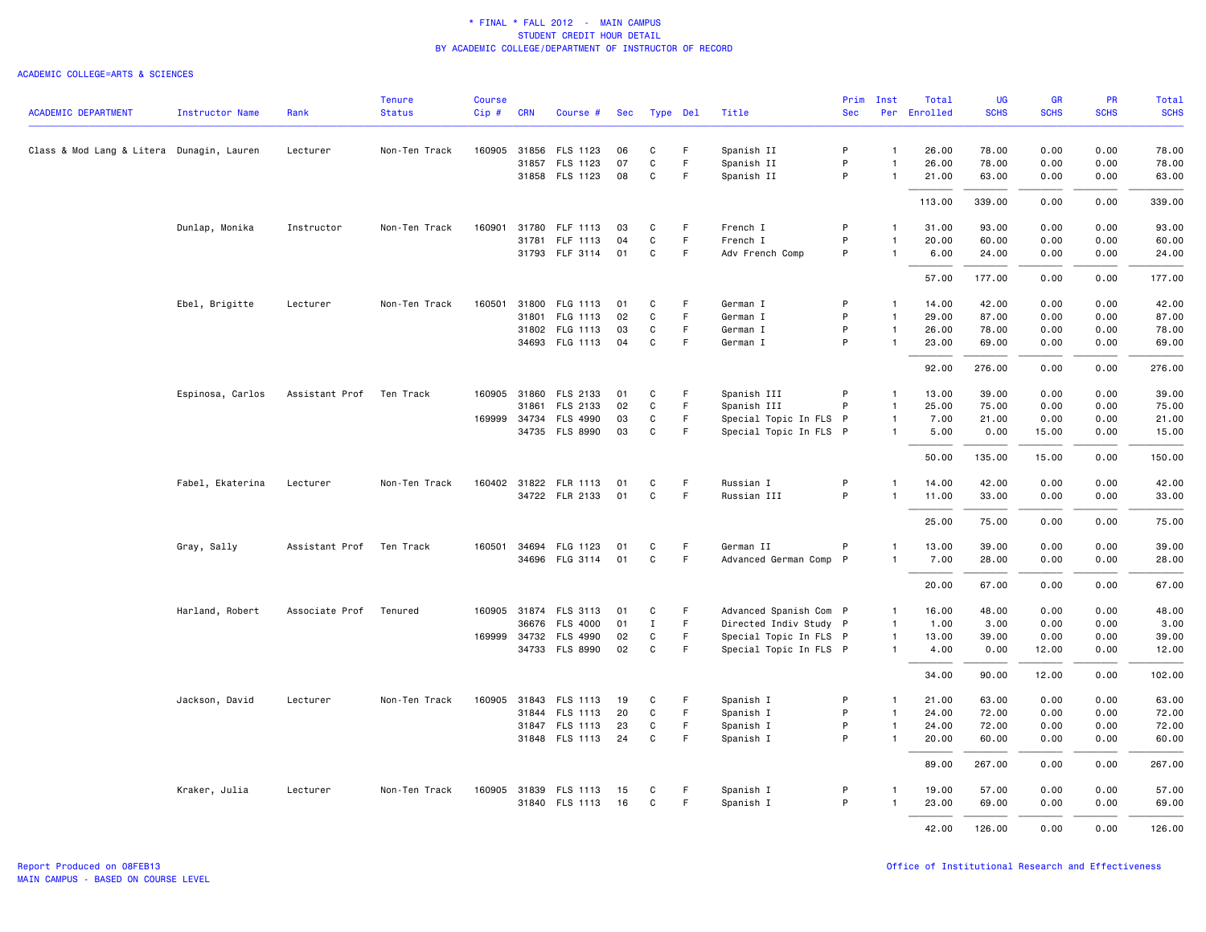# * FINAL * FALL 2012 - MAIN CAMPUS
## STUDENT CREDIT HOUR DETAIL
## BY ACADEMIC COLLEGE/DEPARTMENT OF INSTRUCTOR OF RECORD

ACADEMIC COLLEGE=ARTS & SCIENCES

| ACADEMIC DEPARTMENT | Instructor Name | Rank | Tenure Status | Course Cip # | CRN | Course # | Sec | Type | Del | Title | Prim Sec | Inst Per | Total Enrolled | UG SCHS | GR SCHS | PR SCHS | Total SCHS |
|---|---|---|---|---|---|---|---|---|---|---|---|---|---|---|---|---|---|
| Class & Mod Lang & Litera | Dunagin, Lauren | Lecturer | Non-Ten Track | 160905 | 31856 | FLS 1123 | 06 | C | F | Spanish II | P | 1 | 26.00 | 78.00 | 0.00 | 0.00 | 78.00 |
| | | | | | 31857 | FLS 1123 | 07 | C | F | Spanish II | P | 1 | 26.00 | 78.00 | 0.00 | 0.00 | 78.00 |
| | | | | | 31858 | FLS 1123 | 08 | C | F | Spanish II | P | 1 | 21.00 | 63.00 | 0.00 | 0.00 | 63.00 |
| | | | | | | | | | | | | | 113.00 | 339.00 | 0.00 | 0.00 | 339.00 |
| | Dunlap, Monika | Instructor | Non-Ten Track | 160901 | 31780 | FLF 1113 | 03 | C | F | French I | P | 1 | 31.00 | 93.00 | 0.00 | 0.00 | 93.00 |
| | | | | | 31781 | FLF 1113 | 04 | C | F | French I | P | 1 | 20.00 | 60.00 | 0.00 | 0.00 | 60.00 |
| | | | | | 31793 | FLF 3114 | 01 | C | F | Adv French Comp | P | 1 | 6.00 | 24.00 | 0.00 | 0.00 | 24.00 |
| | | | | | | | | | | | | | 57.00 | 177.00 | 0.00 | 0.00 | 177.00 |
| | Ebel, Brigitte | Lecturer | Non-Ten Track | 160501 | 31800 | FLG 1113 | 01 | C | F | German I | P | 1 | 14.00 | 42.00 | 0.00 | 0.00 | 42.00 |
| | | | | | 31801 | FLG 1113 | 02 | C | F | German I | P | 1 | 29.00 | 87.00 | 0.00 | 0.00 | 87.00 |
| | | | | | 31802 | FLG 1113 | 03 | C | F | German I | P | 1 | 26.00 | 78.00 | 0.00 | 0.00 | 78.00 |
| | | | | | 34693 | FLG 1113 | 04 | C | F | German I | P | 1 | 23.00 | 69.00 | 0.00 | 0.00 | 69.00 |
| | | | | | | | | | | | | | 92.00 | 276.00 | 0.00 | 0.00 | 276.00 |
| | Espinosa, Carlos | Assistant Prof | Ten Track | 160905 | 31860 | FLS 2133 | 01 | C | F | Spanish III | P | 1 | 13.00 | 39.00 | 0.00 | 0.00 | 39.00 |
| | | | | | 31861 | FLS 2133 | 02 | C | F | Spanish III | P | 1 | 25.00 | 75.00 | 0.00 | 0.00 | 75.00 |
| | | | | 169999 | 34734 | FLS 4990 | 03 | C | F | Special Topic In FLS | P | 1 | 7.00 | 21.00 | 0.00 | 0.00 | 21.00 |
| | | | | | 34735 | FLS 8990 | 03 | C | F | Special Topic In FLS | P | 1 | 5.00 | 0.00 | 15.00 | 0.00 | 15.00 |
| | | | | | | | | | | | | | 50.00 | 135.00 | 15.00 | 0.00 | 150.00 |
| | Fabel, Ekaterina | Lecturer | Non-Ten Track | 160402 | 31822 | FLR 1113 | 01 | C | F | Russian I | P | 1 | 14.00 | 42.00 | 0.00 | 0.00 | 42.00 |
| | | | | | 34722 | FLR 2133 | 01 | C | F | Russian III | P | 1 | 11.00 | 33.00 | 0.00 | 0.00 | 33.00 |
| | | | | | | | | | | | | | 25.00 | 75.00 | 0.00 | 0.00 | 75.00 |
| | Gray, Sally | Assistant Prof | Ten Track | 160501 | 34694 | FLG 1123 | 01 | C | F | German II | P | 1 | 13.00 | 39.00 | 0.00 | 0.00 | 39.00 |
| | | | | | 34696 | FLG 3114 | 01 | C | F | Advanced German Comp | P | 1 | 7.00 | 28.00 | 0.00 | 0.00 | 28.00 |
| | | | | | | | | | | | | | 20.00 | 67.00 | 0.00 | 0.00 | 67.00 |
| | Harland, Robert | Associate Prof | Tenured | 160905 | 31874 | FLS 3113 | 01 | C | F | Advanced Spanish Com | P | 1 | 16.00 | 48.00 | 0.00 | 0.00 | 48.00 |
| | | | | | 36676 | FLS 4000 | 01 | I | F | Directed Indiv Study | P | 1 | 1.00 | 3.00 | 0.00 | 0.00 | 3.00 |
| | | | | 169999 | 34732 | FLS 4990 | 02 | C | F | Special Topic In FLS | P | 1 | 13.00 | 39.00 | 0.00 | 0.00 | 39.00 |
| | | | | | 34733 | FLS 8990 | 02 | C | F | Special Topic In FLS | P | 1 | 4.00 | 0.00 | 12.00 | 0.00 | 12.00 |
| | | | | | | | | | | | | | 34.00 | 90.00 | 12.00 | 0.00 | 102.00 |
| | Jackson, David | Lecturer | Non-Ten Track | 160905 | 31843 | FLS 1113 | 19 | C | F | Spanish I | P | 1 | 21.00 | 63.00 | 0.00 | 0.00 | 63.00 |
| | | | | | 31844 | FLS 1113 | 20 | C | F | Spanish I | P | 1 | 24.00 | 72.00 | 0.00 | 0.00 | 72.00 |
| | | | | | 31847 | FLS 1113 | 23 | C | F | Spanish I | P | 1 | 24.00 | 72.00 | 0.00 | 0.00 | 72.00 |
| | | | | | 31848 | FLS 1113 | 24 | C | F | Spanish I | P | 1 | 20.00 | 60.00 | 0.00 | 0.00 | 60.00 |
| | | | | | | | | | | | | | 89.00 | 267.00 | 0.00 | 0.00 | 267.00 |
| | Kraker, Julia | Lecturer | Non-Ten Track | 160905 | 31839 | FLS 1113 | 15 | C | F | Spanish I | P | 1 | 19.00 | 57.00 | 0.00 | 0.00 | 57.00 |
| | | | | | 31840 | FLS 1113 | 16 | C | F | Spanish I | P | 1 | 23.00 | 69.00 | 0.00 | 0.00 | 69.00 |
| | | | | | | | | | | | | | 42.00 | 126.00 | 0.00 | 0.00 | 126.00 |

Report Produced on 08FEB13
MAIN CAMPUS - BASED ON COURSE LEVEL

Office of Institutional Research and Effectiveness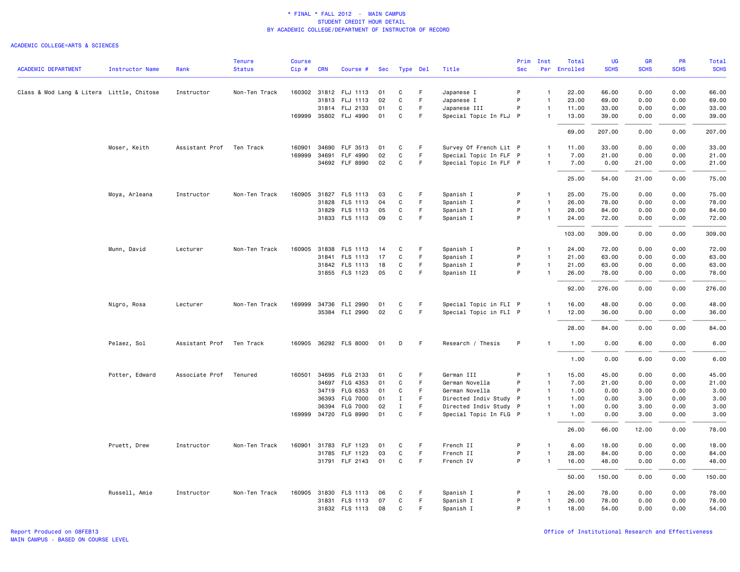\* FINAL \* FALL 2012 - MAIN CAMPUS
STUDENT CREDIT HOUR DETAIL
BY ACADEMIC COLLEGE/DEPARTMENT OF INSTRUCTOR OF RECORD

ACADEMIC COLLEGE=ARTS & SCIENCES

| ACADEMIC DEPARTMENT | Instructor Name | Rank | Tenure Status | Course Cip # | CRN | Course # | Sec | Type | Del | Title | Prim Sec | Inst Per | Total Enrolled | UG SCHS | GR SCHS | PR SCHS | Total SCHS |
|---|---|---|---|---|---|---|---|---|---|---|---|---|---|---|---|---|---|
| Class & Mod Lang & Litera | Little, Chitose | Instructor | Non-Ten Track | 160302 | 31812 | FLJ 1113 | 01 | C | F | Japanese I | P | 1 | 22.00 | 66.00 | 0.00 | 0.00 | 66.00 |
| | | | | | 31813 | FLJ 1113 | 02 | C | F | Japanese I | P | 1 | 23.00 | 69.00 | 0.00 | 0.00 | 69.00 |
| | | | | | 31814 | FLJ 2133 | 01 | C | F | Japanese III | P | 1 | 11.00 | 33.00 | 0.00 | 0.00 | 33.00 |
| | | | | 169999 | 35802 | FLJ 4990 | 01 | C | F | Special Topic In FLJ | P | 1 | 13.00 | 39.00 | 0.00 | 0.00 | 39.00 |
| | | | | | | | | | | | | | 69.00 | 207.00 | 0.00 | 0.00 | 207.00 |
| | Moser, Keith | Assistant Prof | Ten Track | 160901 | 34690 | FLF 3513 | 01 | C | F | Survey Of French Lit | P | 1 | 11.00 | 33.00 | 0.00 | 0.00 | 33.00 |
| | | | | 169999 | 34691 | FLF 4990 | 02 | C | F | Special Topic In FLF | P | 1 | 7.00 | 21.00 | 0.00 | 0.00 | 21.00 |
| | | | | | 34692 | FLF 8990 | 02 | C | F | Special Topic In FLF | P | 1 | 7.00 | 0.00 | 21.00 | 0.00 | 21.00 |
| | | | | | | | | | | | | | 25.00 | 54.00 | 21.00 | 0.00 | 75.00 |
| | Moya, Arleana | Instructor | Non-Ten Track | 160905 | 31827 | FLS 1113 | 03 | C | F | Spanish I | P | 1 | 25.00 | 75.00 | 0.00 | 0.00 | 75.00 |
| | | | | | 31828 | FLS 1113 | 04 | C | F | Spanish I | P | 1 | 26.00 | 78.00 | 0.00 | 0.00 | 78.00 |
| | | | | | 31829 | FLS 1113 | 05 | C | F | Spanish I | P | 1 | 28.00 | 84.00 | 0.00 | 0.00 | 84.00 |
| | | | | | 31833 | FLS 1113 | 09 | C | F | Spanish I | P | 1 | 24.00 | 72.00 | 0.00 | 0.00 | 72.00 |
| | | | | | | | | | | | | | 103.00 | 309.00 | 0.00 | 0.00 | 309.00 |
| | Munn, David | Lecturer | Non-Ten Track | 160905 | 31838 | FLS 1113 | 14 | C | F | Spanish I | P | 1 | 24.00 | 72.00 | 0.00 | 0.00 | 72.00 |
| | | | | | 31841 | FLS 1113 | 17 | C | F | Spanish I | P | 1 | 21.00 | 63.00 | 0.00 | 0.00 | 63.00 |
| | | | | | 31842 | FLS 1113 | 18 | C | F | Spanish I | P | 1 | 21.00 | 63.00 | 0.00 | 0.00 | 63.00 |
| | | | | | 31855 | FLS 1123 | 05 | C | F | Spanish II | P | 1 | 26.00 | 78.00 | 0.00 | 0.00 | 78.00 |
| | | | | | | | | | | | | | 92.00 | 276.00 | 0.00 | 0.00 | 276.00 |
| | Nigro, Rosa | Lecturer | Non-Ten Track | 169999 | 34736 | FLI 2990 | 01 | C | F | Special Topic in FLI | P | 1 | 16.00 | 48.00 | 0.00 | 0.00 | 48.00 |
| | | | | | 35384 | FLI 2990 | 02 | C | F | Special Topic in FLI | P | 1 | 12.00 | 36.00 | 0.00 | 0.00 | 36.00 |
| | | | | | | | | | | | | | 28.00 | 84.00 | 0.00 | 0.00 | 84.00 |
| | Pelaez, Sol | Assistant Prof | Ten Track | 160905 | 36292 | FLS 8000 | 01 | D | F | Research / Thesis | P | 1 | 1.00 | 0.00 | 6.00 | 0.00 | 6.00 |
| | | | | | | | | | | | | | 1.00 | 0.00 | 6.00 | 0.00 | 6.00 |
| | Potter, Edward | Associate Prof | Tenured | 160501 | 34695 | FLG 2133 | 01 | C | F | German III | P | 1 | 15.00 | 45.00 | 0.00 | 0.00 | 45.00 |
| | | | | | 34697 | FLG 4353 | 01 | C | F | German Novella | P | 1 | 7.00 | 21.00 | 0.00 | 0.00 | 21.00 |
| | | | | | 34719 | FLG 6353 | 01 | C | F | German Novella | P | 1 | 1.00 | 0.00 | 3.00 | 0.00 | 3.00 |
| | | | | | 36393 | FLG 7000 | 01 | I | F | Directed Indiv Study | P | 1 | 1.00 | 0.00 | 3.00 | 0.00 | 3.00 |
| | | | | | 36394 | FLG 7000 | 02 | I | F | Directed Indiv Study | P | 1 | 1.00 | 0.00 | 3.00 | 0.00 | 3.00 |
| | | | | 169999 | 34720 | FLG 8990 | 01 | C | F | Special Topic In FLG | P | 1 | 1.00 | 0.00 | 3.00 | 0.00 | 3.00 |
| | | | | | | | | | | | | | 26.00 | 66.00 | 12.00 | 0.00 | 78.00 |
| | Pruett, Drew | Instructor | Non-Ten Track | 160901 | 31783 | FLF 1123 | 01 | C | F | French II | P | 1 | 6.00 | 18.00 | 0.00 | 0.00 | 18.00 |
| | | | | | 31785 | FLF 1123 | 03 | C | F | French II | P | 1 | 28.00 | 84.00 | 0.00 | 0.00 | 84.00 |
| | | | | | 31791 | FLF 2143 | 01 | C | F | French IV | P | 1 | 16.00 | 48.00 | 0.00 | 0.00 | 48.00 |
| | | | | | | | | | | | | | 50.00 | 150.00 | 0.00 | 0.00 | 150.00 |
| | Russell, Amie | Instructor | Non-Ten Track | 160905 | 31830 | FLS 1113 | 06 | C | F | Spanish I | P | 1 | 26.00 | 78.00 | 0.00 | 0.00 | 78.00 |
| | | | | | 31831 | FLS 1113 | 07 | C | F | Spanish I | P | 1 | 26.00 | 78.00 | 0.00 | 0.00 | 78.00 |
| | | | | | 31832 | FLS 1113 | 08 | C | F | Spanish I | P | 1 | 18.00 | 54.00 | 0.00 | 0.00 | 54.00 |

Report Produced on 08FEB13
MAIN CAMPUS - BASED ON COURSE LEVEL

Office of Institutional Research and Effectiveness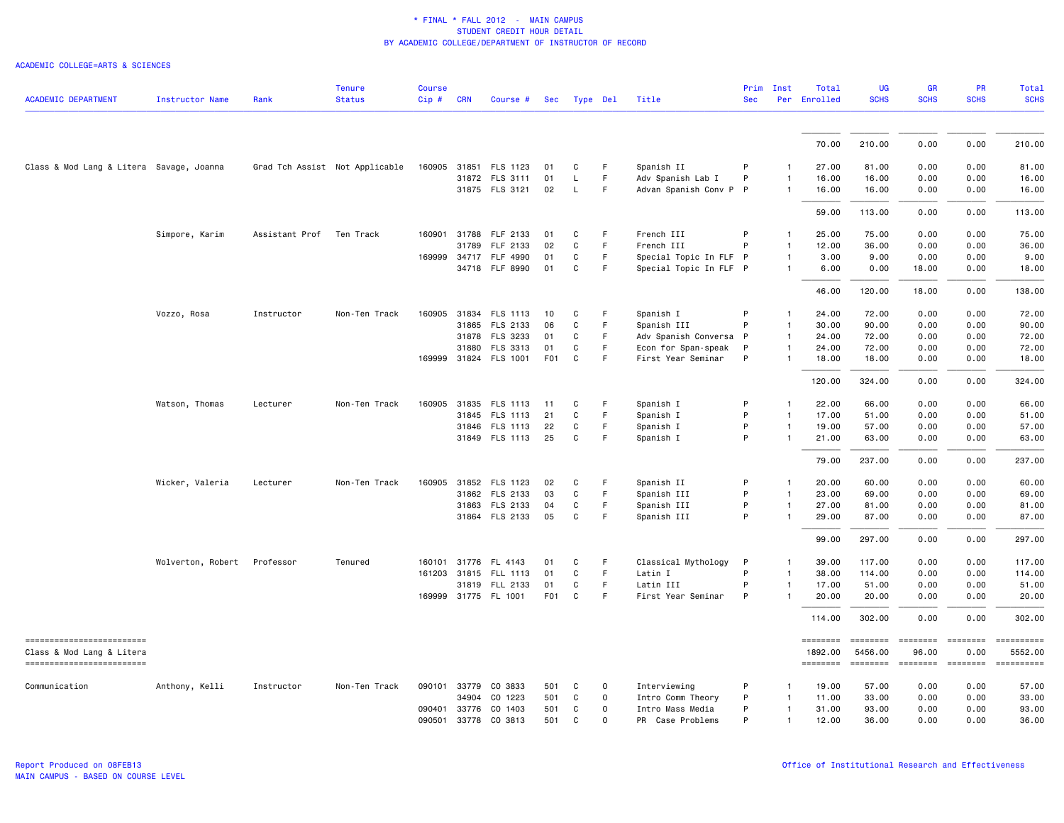\* FINAL \* FALL 2012 - MAIN CAMPUS
STUDENT CREDIT HOUR DETAIL
BY ACADEMIC COLLEGE/DEPARTMENT OF INSTRUCTOR OF RECORD

ACADEMIC COLLEGE=ARTS & SCIENCES

| ACADEMIC DEPARTMENT | Instructor Name | Rank | Tenure Status | Course Cip # | CRN | Course # | Sec | Type | Del | Title | Prim Sec | Inst Per | Total Enrolled | UG SCHS | GR SCHS | PR SCHS | Total SCHS |
|---|---|---|---|---|---|---|---|---|---|---|---|---|---|---|---|---|---|
| | | | | | | | | | | | | | 70.00 | 210.00 | 0.00 | 0.00 | 210.00 |
| Class & Mod Lang & Litera | Savage, Joanna | Grad Tch Assist | Not Applicable | 160905 | 31851 | FLS 1123 | 01 | C | F | Spanish II | P | 1 | 27.00 | 81.00 | 0.00 | 0.00 | 81.00 |
| | | | | | 31872 | FLS 3111 | 01 | L | F | Adv Spanish Lab I | P | 1 | 16.00 | 16.00 | 0.00 | 0.00 | 16.00 |
| | | | | | 31875 | FLS 3121 | 02 | L | F | Advan Spanish Conv P | P | 1 | 16.00 | 16.00 | 0.00 | 0.00 | 16.00 |
| | | | | | | | | | | | | | 59.00 | 113.00 | 0.00 | 0.00 | 113.00 |
| | Simpore, Karim | Assistant Prof | Ten Track | 160901 | 31788 | FLF 2133 | 01 | C | F | French III | P | 1 | 25.00 | 75.00 | 0.00 | 0.00 | 75.00 |
| | | | | | 31789 | FLF 2133 | 02 | C | F | French III | P | 1 | 12.00 | 36.00 | 0.00 | 0.00 | 36.00 |
| | | | | 169999 | 34717 | FLF 4990 | 01 | C | F | Special Topic In FLF | P | 1 | 3.00 | 9.00 | 0.00 | 0.00 | 9.00 |
| | | | | | 34718 | FLF 8990 | 01 | C | F | Special Topic In FLF | P | 1 | 6.00 | 0.00 | 18.00 | 0.00 | 18.00 |
| | | | | | | | | | | | | | 46.00 | 120.00 | 18.00 | 0.00 | 138.00 |
| | Vozzo, Rosa | Instructor | Non-Ten Track | 160905 | 31834 | FLS 1113 | 10 | C | F | Spanish I | P | 1 | 24.00 | 72.00 | 0.00 | 0.00 | 72.00 |
| | | | | | 31865 | FLS 2133 | 06 | C | F | Spanish III | P | 1 | 30.00 | 90.00 | 0.00 | 0.00 | 90.00 |
| | | | | | 31878 | FLS 3233 | 01 | C | F | Adv Spanish Conversa | P | 1 | 24.00 | 72.00 | 0.00 | 0.00 | 72.00 |
| | | | | | 31880 | FLS 3313 | 01 | C | F | Econ for Span-speak | P | 1 | 24.00 | 72.00 | 0.00 | 0.00 | 72.00 |
| | | | | 169999 | 31824 | FLS 1001 | F01 | C | F | First Year Seminar | P | 1 | 18.00 | 18.00 | 0.00 | 0.00 | 18.00 |
| | | | | | | | | | | | | | 120.00 | 324.00 | 0.00 | 0.00 | 324.00 |
| | Watson, Thomas | Lecturer | Non-Ten Track | 160905 | 31835 | FLS 1113 | 11 | C | F | Spanish I | P | 1 | 22.00 | 66.00 | 0.00 | 0.00 | 66.00 |
| | | | | | 31845 | FLS 1113 | 21 | C | F | Spanish I | P | 1 | 17.00 | 51.00 | 0.00 | 0.00 | 51.00 |
| | | | | | 31846 | FLS 1113 | 22 | C | F | Spanish I | P | 1 | 19.00 | 57.00 | 0.00 | 0.00 | 57.00 |
| | | | | | 31849 | FLS 1113 | 25 | C | F | Spanish I | P | 1 | 21.00 | 63.00 | 0.00 | 0.00 | 63.00 |
| | | | | | | | | | | | | | 79.00 | 237.00 | 0.00 | 0.00 | 237.00 |
| | Wicker, Valeria | Lecturer | Non-Ten Track | 160905 | 31852 | FLS 1123 | 02 | C | F | Spanish II | P | 1 | 20.00 | 60.00 | 0.00 | 0.00 | 60.00 |
| | | | | | 31862 | FLS 2133 | 03 | C | F | Spanish III | P | 1 | 23.00 | 69.00 | 0.00 | 0.00 | 69.00 |
| | | | | | 31863 | FLS 2133 | 04 | C | F | Spanish III | P | 1 | 27.00 | 81.00 | 0.00 | 0.00 | 81.00 |
| | | | | | 31864 | FLS 2133 | 05 | C | F | Spanish III | P | 1 | 29.00 | 87.00 | 0.00 | 0.00 | 87.00 |
| | | | | | | | | | | | | | 99.00 | 297.00 | 0.00 | 0.00 | 297.00 |
| | Wolverton, Robert | Professor | Tenured | 160101 | 31776 | FL 4143 | 01 | C | F | Classical Mythology | P | 1 | 39.00 | 117.00 | 0.00 | 0.00 | 117.00 |
| | | | | 161203 | 31815 | FLL 1113 | 01 | C | F | Latin I | P | 1 | 38.00 | 114.00 | 0.00 | 0.00 | 114.00 |
| | | | | | 31819 | FLL 2133 | 01 | C | F | Latin III | P | 1 | 17.00 | 51.00 | 0.00 | 0.00 | 51.00 |
| | | | | 169999 | 31775 | FL 1001 | F01 | C | F | First Year Seminar | P | 1 | 20.00 | 20.00 | 0.00 | 0.00 | 20.00 |
| | | | | | | | | | | | | | 114.00 | 302.00 | 0.00 | 0.00 | 302.00 |
| Class & Mod Lang & Litera | | | | | | | | | | | | | 1892.00 | 5456.00 | 96.00 | 0.00 | 5552.00 |
| Communication | Anthony, Kelli | Instructor | Non-Ten Track | 090101 | 33779 | CO 3833 | 501 | C | O | Interviewing | P | 1 | 19.00 | 57.00 | 0.00 | 0.00 | 57.00 |
| | | | | | 34904 | CO 1223 | 501 | C | O | Intro Comm Theory | P | 1 | 11.00 | 33.00 | 0.00 | 0.00 | 33.00 |
| | | | | 090401 | 33776 | CO 1403 | 501 | C | O | Intro Mass Media | P | 1 | 31.00 | 93.00 | 0.00 | 0.00 | 93.00 |
| | | | | 090501 | 33778 | CO 3813 | 501 | C | O | PR Case Problems | P | 1 | 12.00 | 36.00 | 0.00 | 0.00 | 36.00 |

Report Produced on 08FEB13
MAIN CAMPUS - BASED ON COURSE LEVEL

Office of Institutional Research and Effectiveness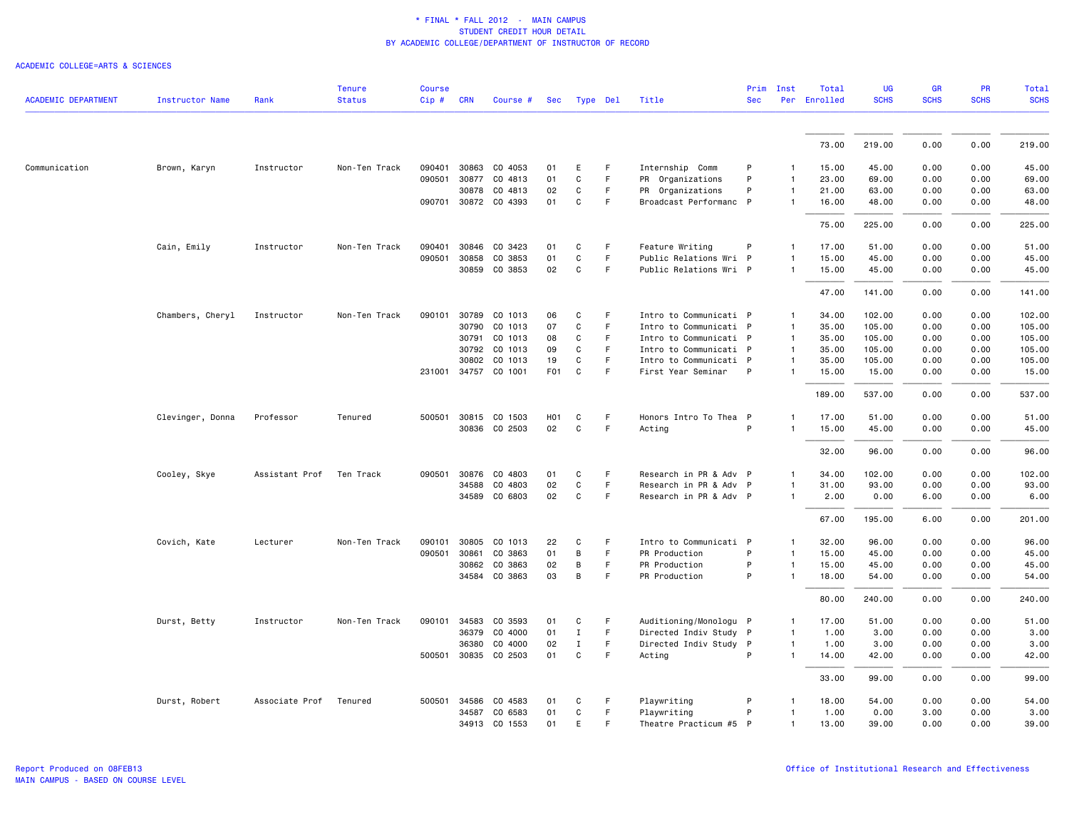\* FINAL \* FALL 2012 - MAIN CAMPUS
STUDENT CREDIT HOUR DETAIL
BY ACADEMIC COLLEGE/DEPARTMENT OF INSTRUCTOR OF RECORD

ACADEMIC COLLEGE=ARTS & SCIENCES

| ACADEMIC DEPARTMENT | Instructor Name | Rank | Tenure Status | Course Cip # | CRN | Course # | Sec | Type | Del | Title | Prim Sec | Inst Per | Total Enrolled | UG SCHS | GR SCHS | PR SCHS | Total SCHS |
|---|---|---|---|---|---|---|---|---|---|---|---|---|---|---|---|---|---|
| | | | | | | | | | | | | | 73.00 | 219.00 | 0.00 | 0.00 | 219.00 |
| Communication | Brown, Karyn | Instructor | Non-Ten Track | 090401 | 30863 | CO 4053 | 01 | E | F | Internship Comm | P | 1 | 15.00 | 45.00 | 0.00 | 0.00 | 45.00 |
| | | | | 090501 | 30877 | CO 4813 | 01 | C | F | PR Organizations | P | 1 | 23.00 | 69.00 | 0.00 | 0.00 | 69.00 |
| | | | | | 30878 | CO 4813 | 02 | C | F | PR Organizations | P | 1 | 21.00 | 63.00 | 0.00 | 0.00 | 63.00 |
| | | | | 090701 | 30872 | CO 4393 | 01 | C | F | Broadcast Performanc | P | 1 | 16.00 | 48.00 | 0.00 | 0.00 | 48.00 |
| | | | | | | | | | | | | | 75.00 | 225.00 | 0.00 | 0.00 | 225.00 |
| | Cain, Emily | Instructor | Non-Ten Track | 090401 | 30846 | CO 3423 | 01 | C | F | Feature Writing | P | 1 | 17.00 | 51.00 | 0.00 | 0.00 | 51.00 |
| | | | | 090501 | 30858 | CO 3853 | 01 | C | F | Public Relations Wri | P | 1 | 15.00 | 45.00 | 0.00 | 0.00 | 45.00 |
| | | | | | 30859 | CO 3853 | 02 | C | F | Public Relations Wri | P | 1 | 15.00 | 45.00 | 0.00 | 0.00 | 45.00 |
| | | | | | | | | | | | | | 47.00 | 141.00 | 0.00 | 0.00 | 141.00 |
| | Chambers, Cheryl | Instructor | Non-Ten Track | 090101 | 30789 | CO 1013 | 06 | C | F | Intro to Communicati | P | 1 | 34.00 | 102.00 | 0.00 | 0.00 | 102.00 |
| | | | | | 30790 | CO 1013 | 07 | C | F | Intro to Communicati | P | 1 | 35.00 | 105.00 | 0.00 | 0.00 | 105.00 |
| | | | | | 30791 | CO 1013 | 08 | C | F | Intro to Communicati | P | 1 | 35.00 | 105.00 | 0.00 | 0.00 | 105.00 |
| | | | | | 30792 | CO 1013 | 09 | C | F | Intro to Communicati | P | 1 | 35.00 | 105.00 | 0.00 | 0.00 | 105.00 |
| | | | | | 30802 | CO 1013 | 19 | C | F | Intro to Communicati | P | 1 | 35.00 | 105.00 | 0.00 | 0.00 | 105.00 |
| | | | | 231001 | 34757 | CO 1001 | F01 | C | F | First Year Seminar | P | 1 | 15.00 | 15.00 | 0.00 | 0.00 | 15.00 |
| | | | | | | | | | | | | | 189.00 | 537.00 | 0.00 | 0.00 | 537.00 |
| | Clevinger, Donna | Professor | Tenured | 500501 | 30815 | CO 1503 | H01 | C | F | Honors Intro To Thea | P | 1 | 17.00 | 51.00 | 0.00 | 0.00 | 51.00 |
| | | | | | 30836 | CO 2503 | 02 | C | F | Acting | P | 1 | 15.00 | 45.00 | 0.00 | 0.00 | 45.00 |
| | | | | | | | | | | | | | 32.00 | 96.00 | 0.00 | 0.00 | 96.00 |
| | Cooley, Skye | Assistant Prof | Ten Track | 090501 | 30876 | CO 4803 | 01 | C | F | Research in PR & Adv | P | 1 | 34.00 | 102.00 | 0.00 | 0.00 | 102.00 |
| | | | | | 34588 | CO 4803 | 02 | C | F | Research in PR & Adv | P | 1 | 31.00 | 93.00 | 0.00 | 0.00 | 93.00 |
| | | | | | 34589 | CO 6803 | 02 | C | F | Research in PR & Adv | P | 1 | 2.00 | 0.00 | 6.00 | 0.00 | 6.00 |
| | | | | | | | | | | | | | 67.00 | 195.00 | 6.00 | 0.00 | 201.00 |
| | Covich, Kate | Lecturer | Non-Ten Track | 090101 | 30805 | CO 1013 | 22 | C | F | Intro to Communicati | P | 1 | 32.00 | 96.00 | 0.00 | 0.00 | 96.00 |
| | | | | 090501 | 30861 | CO 3863 | 01 | B | F | PR Production | P | 1 | 15.00 | 45.00 | 0.00 | 0.00 | 45.00 |
| | | | | | 30862 | CO 3863 | 02 | B | F | PR Production | P | 1 | 15.00 | 45.00 | 0.00 | 0.00 | 45.00 |
| | | | | | 34584 | CO 3863 | 03 | B | F | PR Production | P | 1 | 18.00 | 54.00 | 0.00 | 0.00 | 54.00 |
| | | | | | | | | | | | | | 80.00 | 240.00 | 0.00 | 0.00 | 240.00 |
| | Durst, Betty | Instructor | Non-Ten Track | 090101 | 34583 | CO 3593 | 01 | C | F | Auditioning/Monologu | P | 1 | 17.00 | 51.00 | 0.00 | 0.00 | 51.00 |
| | | | | | 36379 | CO 4000 | 01 | I | F | Directed Indiv Study | P | 1 | 1.00 | 3.00 | 0.00 | 0.00 | 3.00 |
| | | | | | 36380 | CO 4000 | 02 | I | F | Directed Indiv Study | P | 1 | 1.00 | 3.00 | 0.00 | 0.00 | 3.00 |
| | | | | 500501 | 30835 | CO 2503 | 01 | C | F | Acting | P | 1 | 14.00 | 42.00 | 0.00 | 0.00 | 42.00 |
| | | | | | | | | | | | | | 33.00 | 99.00 | 0.00 | 0.00 | 99.00 |
| | Durst, Robert | Associate Prof | Tenured | 500501 | 34586 | CO 4583 | 01 | C | F | Playwriting | P | 1 | 18.00 | 54.00 | 0.00 | 0.00 | 54.00 |
| | | | | | 34587 | CO 6583 | 01 | C | F | Playwriting | P | 1 | 1.00 | 0.00 | 3.00 | 0.00 | 3.00 |
| | | | | | 34913 | CO 1553 | 01 | E | F | Theatre Practicum #5 | P | 1 | 13.00 | 39.00 | 0.00 | 0.00 | 39.00 |

Report Produced on 08FEB13
MAIN CAMPUS - BASED ON COURSE LEVEL

Office of Institutional Research and Effectiveness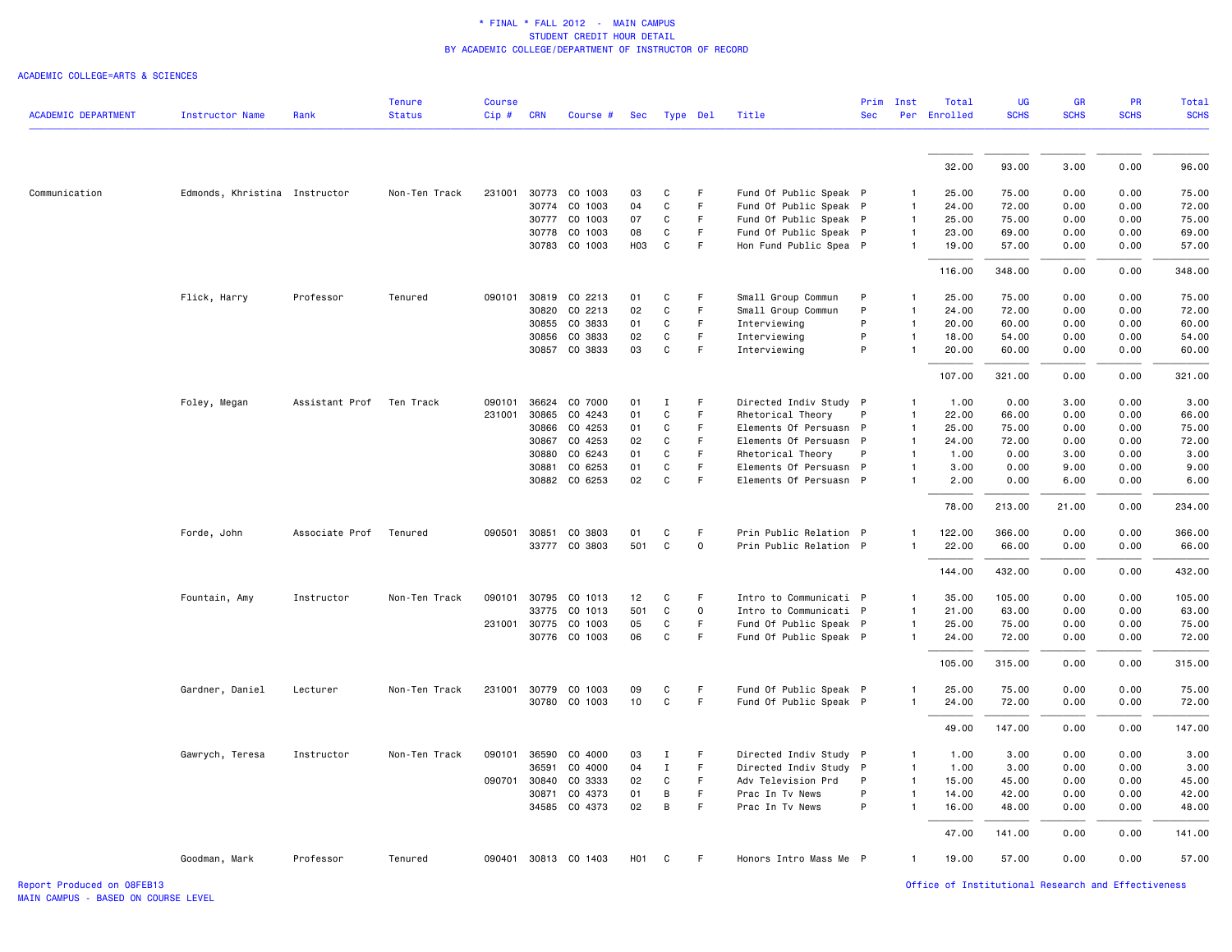# * FINAL * FALL 2012 - MAIN CAMPUS
## STUDENT CREDIT HOUR DETAIL
### BY ACADEMIC COLLEGE/DEPARTMENT OF INSTRUCTOR OF RECORD

ACADEMIC COLLEGE=ARTS & SCIENCES

| ACADEMIC DEPARTMENT | Instructor Name | Rank | Tenure Status | Course Cip # | CRN | Course # | Sec | Type | Del | Title | Prim Sec | Inst Per | Total Enrolled | UG SCHS | GR SCHS | PR SCHS | Total SCHS |
|---|---|---|---|---|---|---|---|---|---|---|---|---|---|---|---|---|---|
| | | | | | | | | | | | | | 32.00 | 93.00 | 3.00 | 0.00 | 96.00 |
| Communication | Edmonds, Khristina | Instructor | Non-Ten Track | 231001 | 30773 | CO 1003 | 03 | C | F | Fund Of Public Speak | P | 1 | 25.00 | 75.00 | 0.00 | 0.00 | 75.00 |
| | | | | | 30774 | CO 1003 | 04 | C | F | Fund Of Public Speak | P | 1 | 24.00 | 72.00 | 0.00 | 0.00 | 72.00 |
| | | | | | 30777 | CO 1003 | 07 | C | F | Fund Of Public Speak | P | 1 | 25.00 | 75.00 | 0.00 | 0.00 | 75.00 |
| | | | | | 30778 | CO 1003 | 08 | C | F | Fund Of Public Speak | P | 1 | 23.00 | 69.00 | 0.00 | 0.00 | 69.00 |
| | | | | | 30783 | CO 1003 | H03 | C | F | Hon Fund Public Spea | P | 1 | 19.00 | 57.00 | 0.00 | 0.00 | 57.00 |
| | | | | | | | | | | | | | 116.00 | 348.00 | 0.00 | 0.00 | 348.00 |
| | Flick, Harry | Professor | Tenured | 090101 | 30819 | CO 2213 | 01 | C | F | Small Group Commun | P | 1 | 25.00 | 75.00 | 0.00 | 0.00 | 75.00 |
| | | | | | 30820 | CO 2213 | 02 | C | F | Small Group Commun | P | 1 | 24.00 | 72.00 | 0.00 | 0.00 | 72.00 |
| | | | | | 30855 | CO 3833 | 01 | C | F | Interviewing | P | 1 | 20.00 | 60.00 | 0.00 | 0.00 | 60.00 |
| | | | | | 30856 | CO 3833 | 02 | C | F | Interviewing | P | 1 | 18.00 | 54.00 | 0.00 | 0.00 | 54.00 |
| | | | | | 30857 | CO 3833 | 03 | C | F | Interviewing | P | 1 | 20.00 | 60.00 | 0.00 | 0.00 | 60.00 |
| | | | | | | | | | | | | | 107.00 | 321.00 | 0.00 | 0.00 | 321.00 |
| | Foley, Megan | Assistant Prof | Ten Track | 090101 | 36624 | CO 7000 | 01 | I | F | Directed Indiv Study | P | 1 | 1.00 | 0.00 | 3.00 | 0.00 | 3.00 |
| | | | | 231001 | 30865 | CO 4243 | 01 | C | F | Rhetorical Theory | P | 1 | 22.00 | 66.00 | 0.00 | 0.00 | 66.00 |
| | | | | | 30866 | CO 4253 | 01 | C | F | Elements Of Persuasn | P | 1 | 25.00 | 75.00 | 0.00 | 0.00 | 75.00 |
| | | | | | 30867 | CO 4253 | 02 | C | F | Elements Of Persuasn | P | 1 | 24.00 | 72.00 | 0.00 | 0.00 | 72.00 |
| | | | | | 30880 | CO 6243 | 01 | C | F | Rhetorical Theory | P | 1 | 1.00 | 0.00 | 3.00 | 0.00 | 3.00 |
| | | | | | 30881 | CO 6253 | 01 | C | F | Elements Of Persuasn | P | 1 | 3.00 | 0.00 | 9.00 | 0.00 | 9.00 |
| | | | | | 30882 | CO 6253 | 02 | C | F | Elements Of Persuasn | P | 1 | 2.00 | 0.00 | 6.00 | 0.00 | 6.00 |
| | | | | | | | | | | | | | 78.00 | 213.00 | 21.00 | 0.00 | 234.00 |
| | Forde, John | Associate Prof | Tenured | 090501 | 30851 | CO 3803 | 01 | C | F | Prin Public Relation | P | 1 | 122.00 | 366.00 | 0.00 | 0.00 | 366.00 |
| | | | | | 33777 | CO 3803 | 501 | C | O | Prin Public Relation | P | 1 | 22.00 | 66.00 | 0.00 | 0.00 | 66.00 |
| | | | | | | | | | | | | | 144.00 | 432.00 | 0.00 | 0.00 | 432.00 |
| | Fountain, Amy | Instructor | Non-Ten Track | 090101 | 30795 | CO 1013 | 12 | C | F | Intro to Communicati | P | 1 | 35.00 | 105.00 | 0.00 | 0.00 | 105.00 |
| | | | | | 33775 | CO 1013 | 501 | C | O | Intro to Communicati | P | 1 | 21.00 | 63.00 | 0.00 | 0.00 | 63.00 |
| | | | | 231001 | 30775 | CO 1003 | 05 | C | F | Fund Of Public Speak | P | 1 | 25.00 | 75.00 | 0.00 | 0.00 | 75.00 |
| | | | | | 30776 | CO 1003 | 06 | C | F | Fund Of Public Speak | P | 1 | 24.00 | 72.00 | 0.00 | 0.00 | 72.00 |
| | | | | | | | | | | | | | 105.00 | 315.00 | 0.00 | 0.00 | 315.00 |
| | Gardner, Daniel | Lecturer | Non-Ten Track | 231001 | 30779 | CO 1003 | 09 | C | F | Fund Of Public Speak | P | 1 | 25.00 | 75.00 | 0.00 | 0.00 | 75.00 |
| | | | | | 30780 | CO 1003 | 10 | C | F | Fund Of Public Speak | P | 1 | 24.00 | 72.00 | 0.00 | 0.00 | 72.00 |
| | | | | | | | | | | | | | 49.00 | 147.00 | 0.00 | 0.00 | 147.00 |
| | Gawrych, Teresa | Instructor | Non-Ten Track | 090101 | 36590 | CO 4000 | 03 | I | F | Directed Indiv Study | P | 1 | 1.00 | 3.00 | 0.00 | 0.00 | 3.00 |
| | | | | | 36591 | CO 4000 | 04 | I | F | Directed Indiv Study | P | 1 | 1.00 | 3.00 | 0.00 | 0.00 | 3.00 |
| | | | | 090701 | 30840 | CO 3333 | 02 | C | F | Adv Television Prd | P | 1 | 15.00 | 45.00 | 0.00 | 0.00 | 45.00 |
| | | | | | 30871 | CO 4373 | 01 | B | F | Prac In Tv News | P | 1 | 14.00 | 42.00 | 0.00 | 0.00 | 42.00 |
| | | | | | 34585 | CO 4373 | 02 | B | F | Prac In Tv News | P | 1 | 16.00 | 48.00 | 0.00 | 0.00 | 48.00 |
| | | | | | | | | | | | | | 47.00 | 141.00 | 0.00 | 0.00 | 141.00 |
| | Goodman, Mark | Professor | Tenured | 090401 | 30813 | CO 1403 | H01 | C | F | Honors Intro Mass Me | P | 1 | 19.00 | 57.00 | 0.00 | 0.00 | 57.00 |

Report Produced on 08FEB13
MAIN CAMPUS - BASED ON COURSE LEVEL

Office of Institutional Research and Effectiveness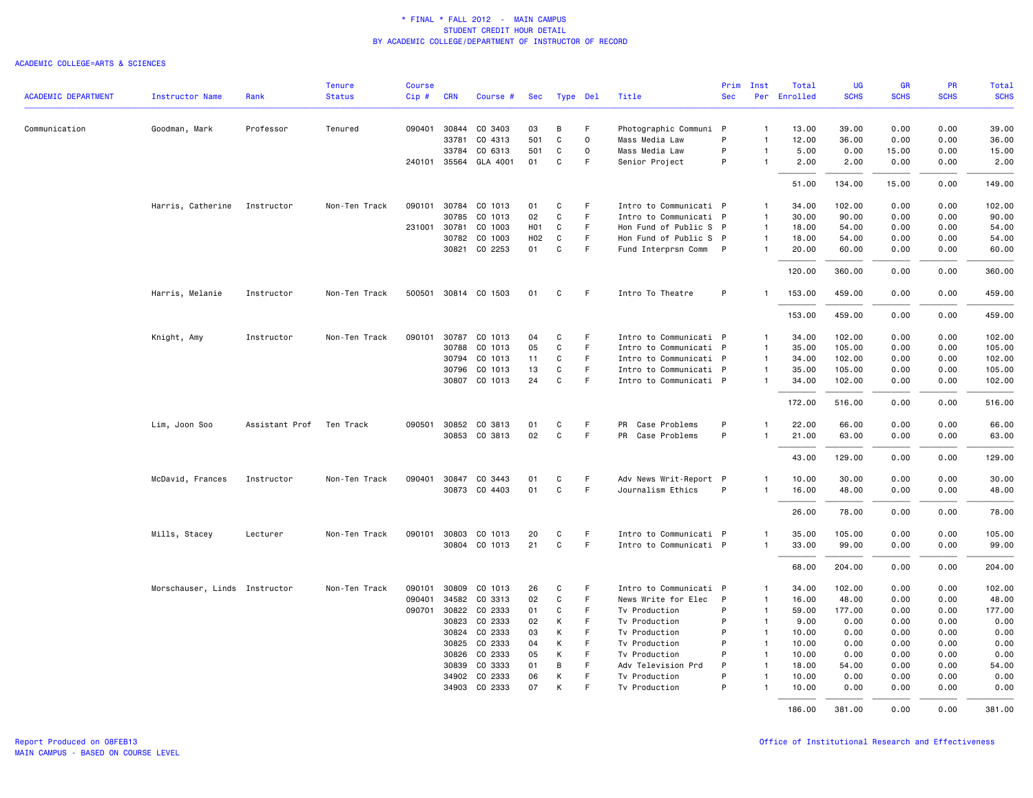* FINAL * FALL 2012 - MAIN CAMPUS
STUDENT CREDIT HOUR DETAIL
BY ACADEMIC COLLEGE/DEPARTMENT OF INSTRUCTOR OF RECORD

ACADEMIC COLLEGE=ARTS & SCIENCES

| ACADEMIC DEPARTMENT | Instructor Name | Rank | Tenure Status | Course Cip # | CRN | Course # | Sec | Type | Del | Title | Prim Sec | Inst Per | Total Enrolled | UG SCHS | GR SCHS | PR SCHS | Total SCHS |
|---|---|---|---|---|---|---|---|---|---|---|---|---|---|---|---|---|---|
| Communication | Goodman, Mark | Professor | Tenured | 090401 | 30844 | CO 3403 | 03 | B | F | Photographic Communi | P | 1 | 13.00 | 39.00 | 0.00 | 0.00 | 39.00 |
| | | | | | 33781 | CO 4313 | 501 | C | O | Mass Media Law | P | 1 | 12.00 | 36.00 | 0.00 | 0.00 | 36.00 |
| | | | | | 33784 | CO 6313 | 501 | C | O | Mass Media Law | P | 1 | 5.00 | 0.00 | 15.00 | 0.00 | 15.00 |
| | | | | 240101 | 35564 | GLA 4001 | 01 | C | F | Senior Project | P | 1 | 2.00 | 2.00 | 0.00 | 0.00 | 2.00 |
| | | | | | | | | | | | | | 51.00 | 134.00 | 15.00 | 0.00 | 149.00 |
| | Harris, Catherine | Instructor | Non-Ten Track | 090101 | 30784 | CO 1013 | 01 | C | F | Intro to Communicati | P | 1 | 34.00 | 102.00 | 0.00 | 0.00 | 102.00 |
| | | | | | 30785 | CO 1013 | 02 | C | F | Intro to Communicati | P | 1 | 30.00 | 90.00 | 0.00 | 0.00 | 90.00 |
| | | | | 231001 | 30781 | CO 1003 | H01 | C | F | Hon Fund of Public S | P | 1 | 18.00 | 54.00 | 0.00 | 0.00 | 54.00 |
| | | | | | 30782 | CO 1003 | H02 | C | F | Hon Fund of Public S | P | 1 | 18.00 | 54.00 | 0.00 | 0.00 | 54.00 |
| | | | | | 30821 | CO 2253 | 01 | C | F | Fund Interprsn Comm | P | 1 | 20.00 | 60.00 | 0.00 | 0.00 | 60.00 |
| | | | | | | | | | | | | | 120.00 | 360.00 | 0.00 | 0.00 | 360.00 |
| | Harris, Melanie | Instructor | Non-Ten Track | 500501 | 30814 | CO 1503 | 01 | C | F | Intro To Theatre | P | 1 | 153.00 | 459.00 | 0.00 | 0.00 | 459.00 |
| | | | | | | | | | | | | | 153.00 | 459.00 | 0.00 | 0.00 | 459.00 |
| | Knight, Amy | Instructor | Non-Ten Track | 090101 | 30787 | CO 1013 | 04 | C | F | Intro to Communicati | P | 1 | 34.00 | 102.00 | 0.00 | 0.00 | 102.00 |
| | | | | | 30788 | CO 1013 | 05 | C | F | Intro to Communicati | P | 1 | 35.00 | 105.00 | 0.00 | 0.00 | 105.00 |
| | | | | | 30794 | CO 1013 | 11 | C | F | Intro to Communicati | P | 1 | 34.00 | 102.00 | 0.00 | 0.00 | 102.00 |
| | | | | | 30796 | CO 1013 | 13 | C | F | Intro to Communicati | P | 1 | 35.00 | 105.00 | 0.00 | 0.00 | 105.00 |
| | | | | | 30807 | CO 1013 | 24 | C | F | Intro to Communicati | P | 1 | 34.00 | 102.00 | 0.00 | 0.00 | 102.00 |
| | | | | | | | | | | | | | 172.00 | 516.00 | 0.00 | 0.00 | 516.00 |
| | Lim, Joon Soo | Assistant Prof | Ten Track | 090501 | 30852 | CO 3813 | 01 | C | F | PR Case Problems | P | 1 | 22.00 | 66.00 | 0.00 | 0.00 | 66.00 |
| | | | | | 30853 | CO 3813 | 02 | C | F | PR Case Problems | P | 1 | 21.00 | 63.00 | 0.00 | 0.00 | 63.00 |
| | | | | | | | | | | | | | 43.00 | 129.00 | 0.00 | 0.00 | 129.00 |
| | McDavid, Frances | Instructor | Non-Ten Track | 090401 | 30847 | CO 3443 | 01 | C | F | Adv News Writ-Report | P | 1 | 10.00 | 30.00 | 0.00 | 0.00 | 30.00 |
| | | | | | 30873 | CO 4403 | 01 | C | F | Journalism Ethics | P | 1 | 16.00 | 48.00 | 0.00 | 0.00 | 48.00 |
| | | | | | | | | | | | | | 26.00 | 78.00 | 0.00 | 0.00 | 78.00 |
| | Mills, Stacey | Lecturer | Non-Ten Track | 090101 | 30803 | CO 1013 | 20 | C | F | Intro to Communicati | P | 1 | 35.00 | 105.00 | 0.00 | 0.00 | 105.00 |
| | | | | | 30804 | CO 1013 | 21 | C | F | Intro to Communicati | P | 1 | 33.00 | 99.00 | 0.00 | 0.00 | 99.00 |
| | | | | | | | | | | | | | 68.00 | 204.00 | 0.00 | 0.00 | 204.00 |
| | Morschauser, Linds | Instructor | Non-Ten Track | 090101 | 30809 | CO 1013 | 26 | C | F | Intro to Communicati | P | 1 | 34.00 | 102.00 | 0.00 | 0.00 | 102.00 |
| | | | | 090401 | 34582 | CO 3313 | 02 | C | F | News Write for Elec | P | 1 | 16.00 | 48.00 | 0.00 | 0.00 | 48.00 |
| | | | | 090701 | 30822 | CO 2333 | 01 | C | F | Tv Production | P | 1 | 59.00 | 177.00 | 0.00 | 0.00 | 177.00 |
| | | | | | 30823 | CO 2333 | 02 | K | F | Tv Production | P | 1 | 9.00 | 0.00 | 0.00 | 0.00 | 0.00 |
| | | | | | 30824 | CO 2333 | 03 | K | F | Tv Production | P | 1 | 10.00 | 0.00 | 0.00 | 0.00 | 0.00 |
| | | | | | 30825 | CO 2333 | 04 | K | F | Tv Production | P | 1 | 10.00 | 0.00 | 0.00 | 0.00 | 0.00 |
| | | | | | 30826 | CO 2333 | 05 | K | F | Tv Production | P | 1 | 10.00 | 0.00 | 0.00 | 0.00 | 0.00 |
| | | | | | 30839 | CO 3333 | 01 | B | F | Adv Television Prd | P | 1 | 18.00 | 54.00 | 0.00 | 0.00 | 54.00 |
| | | | | | 34902 | CO 2333 | 06 | K | F | Tv Production | P | 1 | 10.00 | 0.00 | 0.00 | 0.00 | 0.00 |
| | | | | | 34903 | CO 2333 | 07 | K | F | Tv Production | P | 1 | 10.00 | 0.00 | 0.00 | 0.00 | 0.00 |
| | | | | | | | | | | | | | 186.00 | 381.00 | 0.00 | 0.00 | 381.00 |

Report Produced on 08FEB13
MAIN CAMPUS - BASED ON COURSE LEVEL

Office of Institutional Research and Effectiveness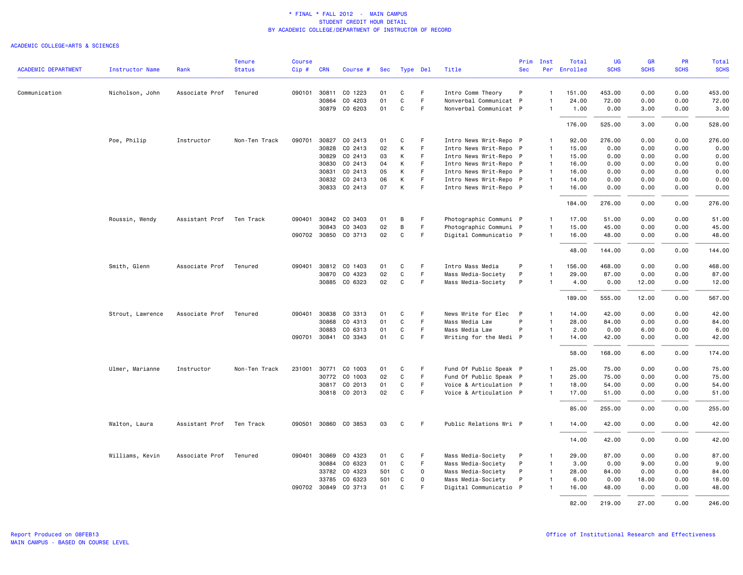\* FINAL \* FALL 2012 - MAIN CAMPUS
STUDENT CREDIT HOUR DETAIL
BY ACADEMIC COLLEGE/DEPARTMENT OF INSTRUCTOR OF RECORD

ACADEMIC COLLEGE=ARTS & SCIENCES

| ACADEMIC DEPARTMENT | Instructor Name | Rank | Tenure Status | Course Cip # | CRN | Course # | Sec | Type | Del | Title | Prim Sec | Inst Per | Total Enrolled | UG SCHS | GR SCHS | PR SCHS | Total SCHS |
|---|---|---|---|---|---|---|---|---|---|---|---|---|---|---|---|---|---|
| Communication | Nicholson, John | Associate Prof | Tenured | 090101 | 30811 | CO 1223 | 01 | C | F | Intro Comm Theory | P | 1 | 151.00 | 453.00 | 0.00 | 0.00 | 453.00 |
| | | | | | 30864 | CO 4203 | 01 | C | F | Nonverbal Communicat | P | 1 | 24.00 | 72.00 | 0.00 | 0.00 | 72.00 |
| | | | | | 30879 | CO 6203 | 01 | C | F | Nonverbal Communicat | P | 1 | 1.00 | 0.00 | 3.00 | 0.00 | 3.00 |
| | | | | | | | | | | | | | 176.00 | 525.00 | 3.00 | 0.00 | 528.00 |
| | Poe, Philip | Instructor | Non-Ten Track | 090701 | 30827 | CO 2413 | 01 | C | F | Intro News Writ-Repo | P | 1 | 92.00 | 276.00 | 0.00 | 0.00 | 276.00 |
| | | | | | 30828 | CO 2413 | 02 | K | F | Intro News Writ-Repo | P | 1 | 15.00 | 0.00 | 0.00 | 0.00 | 0.00 |
| | | | | | 30829 | CO 2413 | 03 | K | F | Intro News Writ-Repo | P | 1 | 15.00 | 0.00 | 0.00 | 0.00 | 0.00 |
| | | | | | 30830 | CO 2413 | 04 | K | F | Intro News Writ-Repo | P | 1 | 16.00 | 0.00 | 0.00 | 0.00 | 0.00 |
| | | | | | 30831 | CO 2413 | 05 | K | F | Intro News Writ-Repo | P | 1 | 16.00 | 0.00 | 0.00 | 0.00 | 0.00 |
| | | | | | 30832 | CO 2413 | 06 | K | F | Intro News Writ-Repo | P | 1 | 14.00 | 0.00 | 0.00 | 0.00 | 0.00 |
| | | | | | 30833 | CO 2413 | 07 | K | F | Intro News Writ-Repo | P | 1 | 16.00 | 0.00 | 0.00 | 0.00 | 0.00 |
| | | | | | | | | | | | | | 184.00 | 276.00 | 0.00 | 0.00 | 276.00 |
| | Roussin, Wendy | Assistant Prof | Ten Track | 090401 | 30842 | CO 3403 | 01 | B | F | Photographic Communi | P | 1 | 17.00 | 51.00 | 0.00 | 0.00 | 51.00 |
| | | | | | 30843 | CO 3403 | 02 | B | F | Photographic Communi | P | 1 | 15.00 | 45.00 | 0.00 | 0.00 | 45.00 |
| | | | | 090702 | 30850 | CO 3713 | 02 | C | F | Digital Communicatio | P | 1 | 16.00 | 48.00 | 0.00 | 0.00 | 48.00 |
| | | | | | | | | | | | | | 48.00 | 144.00 | 0.00 | 0.00 | 144.00 |
| | Smith, Glenn | Associate Prof | Tenured | 090401 | 30812 | CO 1403 | 01 | C | F | Intro Mass Media | P | 1 | 156.00 | 468.00 | 0.00 | 0.00 | 468.00 |
| | | | | | 30870 | CO 4323 | 02 | C | F | Mass Media-Society | P | 1 | 29.00 | 87.00 | 0.00 | 0.00 | 87.00 |
| | | | | | 30885 | CO 6323 | 02 | C | F | Mass Media-Society | P | 1 | 4.00 | 0.00 | 12.00 | 0.00 | 12.00 |
| | | | | | | | | | | | | | 189.00 | 555.00 | 12.00 | 0.00 | 567.00 |
| | Strout, Lawrence | Associate Prof | Tenured | 090401 | 30838 | CO 3313 | 01 | C | F | News Write for Elec | P | 1 | 14.00 | 42.00 | 0.00 | 0.00 | 42.00 |
| | | | | | 30868 | CO 4313 | 01 | C | F | Mass Media Law | P | 1 | 28.00 | 84.00 | 0.00 | 0.00 | 84.00 |
| | | | | | 30883 | CO 6313 | 01 | C | F | Mass Media Law | P | 1 | 2.00 | 0.00 | 6.00 | 0.00 | 6.00 |
| | | | | 090701 | 30841 | CO 3343 | 01 | C | F | Writing for the Medi | P | 1 | 14.00 | 42.00 | 0.00 | 0.00 | 42.00 |
| | | | | | | | | | | | | | 58.00 | 168.00 | 6.00 | 0.00 | 174.00 |
| | Ulmer, Marianne | Instructor | Non-Ten Track | 231001 | 30771 | CO 1003 | 01 | C | F | Fund Of Public Speak | P | 1 | 25.00 | 75.00 | 0.00 | 0.00 | 75.00 |
| | | | | | 30772 | CO 1003 | 02 | C | F | Fund Of Public Speak | P | 1 | 25.00 | 75.00 | 0.00 | 0.00 | 75.00 |
| | | | | | 30817 | CO 2013 | 01 | C | F | Voice & Articulation | P | 1 | 18.00 | 54.00 | 0.00 | 0.00 | 54.00 |
| | | | | | 30818 | CO 2013 | 02 | C | F | Voice & Articulation | P | 1 | 17.00 | 51.00 | 0.00 | 0.00 | 51.00 |
| | | | | | | | | | | | | | 85.00 | 255.00 | 0.00 | 0.00 | 255.00 |
| | Walton, Laura | Assistant Prof | Ten Track | 090501 | 30860 | CO 3853 | 03 | C | F | Public Relations Wri | P | 1 | 14.00 | 42.00 | 0.00 | 0.00 | 42.00 |
| | | | | | | | | | | | | | 14.00 | 42.00 | 0.00 | 0.00 | 42.00 |
| | Williams, Kevin | Associate Prof | Tenured | 090401 | 30869 | CO 4323 | 01 | C | F | Mass Media-Society | P | 1 | 29.00 | 87.00 | 0.00 | 0.00 | 87.00 |
| | | | | | 30884 | CO 6323 | 01 | C | F | Mass Media-Society | P | 1 | 3.00 | 0.00 | 9.00 | 0.00 | 9.00 |
| | | | | | 33782 | CO 4323 | 501 | C | O | Mass Media-Society | P | 1 | 28.00 | 84.00 | 0.00 | 0.00 | 84.00 |
| | | | | | 33785 | CO 6323 | 501 | C | O | Mass Media-Society | P | 1 | 6.00 | 0.00 | 18.00 | 0.00 | 18.00 |
| | | | | 090702 | 30849 | CO 3713 | 01 | C | F | Digital Communicatio | P | 1 | 16.00 | 48.00 | 0.00 | 0.00 | 48.00 |
| | | | | | | | | | | | | | 82.00 | 219.00 | 27.00 | 0.00 | 246.00 |

Report Produced on 08FEB13
MAIN CAMPUS - BASED ON COURSE LEVEL

Office of Institutional Research and Effectiveness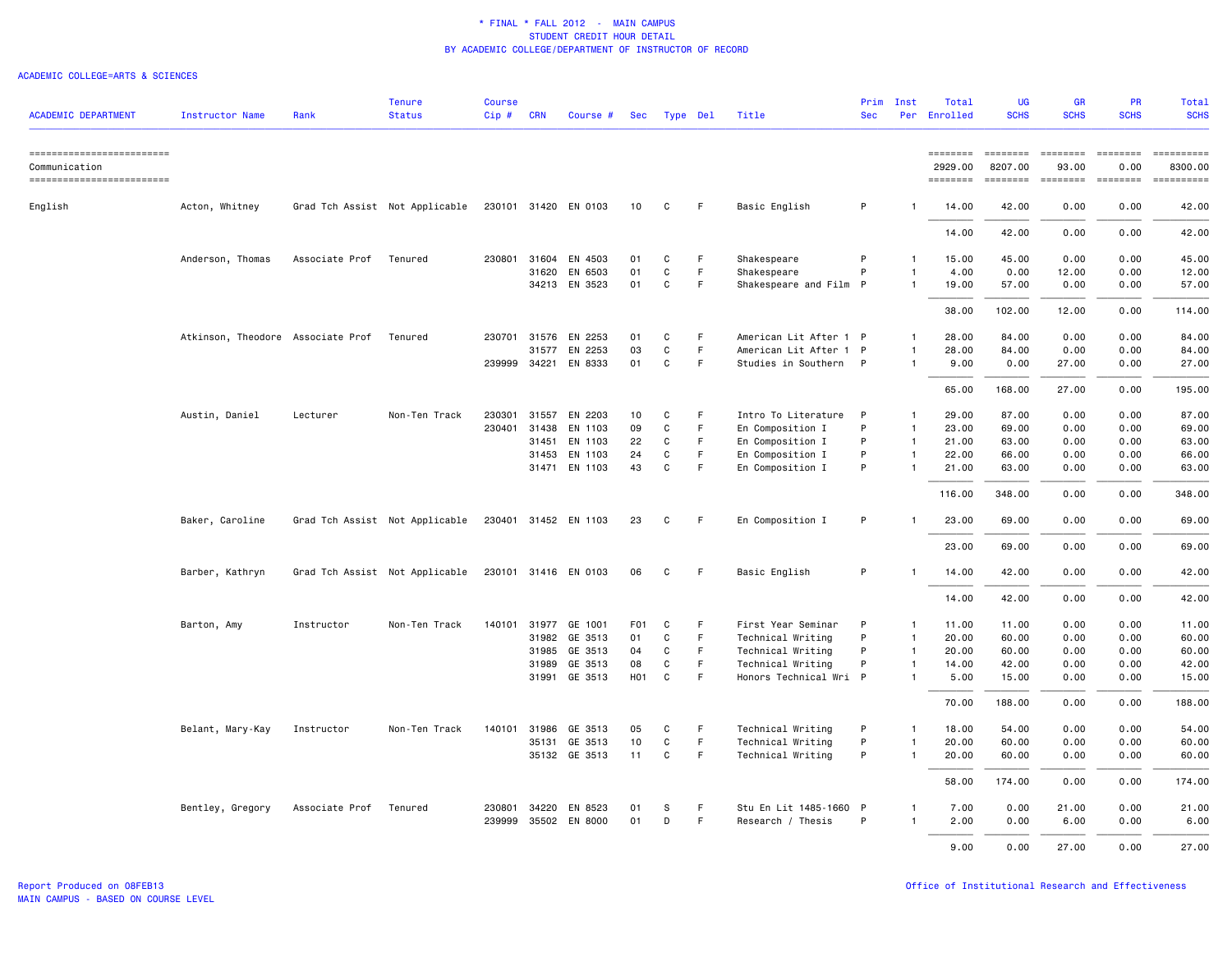\* FINAL \* FALL 2012 - MAIN CAMPUS
STUDENT CREDIT HOUR DETAIL
BY ACADEMIC COLLEGE/DEPARTMENT OF INSTRUCTOR OF RECORD

ACADEMIC COLLEGE=ARTS & SCIENCES

| ACADEMIC DEPARTMENT | Instructor Name | Rank | Tenure Status | Course Cip # | CRN | Course # | Sec | Type | Del | Title | Prim Sec | Inst Per | Total Enrolled | UG SCHS | GR SCHS | PR SCHS | Total SCHS |
|---|---|---|---|---|---|---|---|---|---|---|---|---|---|---|---|---|---|
| Communication | | | | | | | | | | | | | 2929.00 | 8207.00 | 93.00 | 0.00 | 8300.00 |
| English | Acton, Whitney | Grad Tch Assist | Not Applicable | 230101 | 31420 | EN 0103 | 10 | C | F | Basic English | P | 1 | 14.00 | 42.00 | 0.00 | 0.00 | 42.00 |
| | | | | | | | | | | | | | 14.00 | 42.00 | 0.00 | 0.00 | 42.00 |
| | Anderson, Thomas | Associate Prof | Tenured | 230801 | 31604 | EN 4503 | 01 | C | F | Shakespeare | P | 1 | 15.00 | 45.00 | 0.00 | 0.00 | 45.00 |
| | | | | | 31620 | EN 6503 | 01 | C | F | Shakespeare | P | 1 | 4.00 | 0.00 | 12.00 | 0.00 | 12.00 |
| | | | | | 34213 | EN 3523 | 01 | C | F | Shakespeare and Film | P | 1 | 19.00 | 57.00 | 0.00 | 0.00 | 57.00 |
| | | | | | | | | | | | | | 38.00 | 102.00 | 12.00 | 0.00 | 114.00 |
| | Atkinson, Theodore | Associate Prof | Tenured | 230701 | 31576 | EN 2253 | 01 | C | F | American Lit After 1 | P | 1 | 28.00 | 84.00 | 0.00 | 0.00 | 84.00 |
| | | | | | 31577 | EN 2253 | 03 | C | F | American Lit After 1 | P | 1 | 28.00 | 84.00 | 0.00 | 0.00 | 84.00 |
| | | | | 239999 | 34221 | EN 8333 | 01 | C | F | Studies in Southern | P | 1 | 9.00 | 0.00 | 27.00 | 0.00 | 27.00 |
| | | | | | | | | | | | | | 65.00 | 168.00 | 27.00 | 0.00 | 195.00 |
| | Austin, Daniel | Lecturer | Non-Ten Track | 230301 | 31557 | EN 2203 | 10 | C | F | Intro To Literature | P | 1 | 29.00 | 87.00 | 0.00 | 0.00 | 87.00 |
| | | | | 230401 | 31438 | EN 1103 | 09 | C | F | En Composition I | P | 1 | 23.00 | 69.00 | 0.00 | 0.00 | 69.00 |
| | | | | | 31451 | EN 1103 | 22 | C | F | En Composition I | P | 1 | 21.00 | 63.00 | 0.00 | 0.00 | 63.00 |
| | | | | | 31453 | EN 1103 | 24 | C | F | En Composition I | P | 1 | 22.00 | 66.00 | 0.00 | 0.00 | 66.00 |
| | | | | | 31471 | EN 1103 | 43 | C | F | En Composition I | P | 1 | 21.00 | 63.00 | 0.00 | 0.00 | 63.00 |
| | | | | | | | | | | | | | 116.00 | 348.00 | 0.00 | 0.00 | 348.00 |
| | Baker, Caroline | Grad Tch Assist | Not Applicable | 230401 | 31452 | EN 1103 | 23 | C | F | En Composition I | P | 1 | 23.00 | 69.00 | 0.00 | 0.00 | 69.00 |
| | | | | | | | | | | | | | 23.00 | 69.00 | 0.00 | 0.00 | 69.00 |
| | Barber, Kathryn | Grad Tch Assist | Not Applicable | 230101 | 31416 | EN 0103 | 06 | C | F | Basic English | P | 1 | 14.00 | 42.00 | 0.00 | 0.00 | 42.00 |
| | | | | | | | | | | | | | 14.00 | 42.00 | 0.00 | 0.00 | 42.00 |
| | Barton, Amy | Instructor | Non-Ten Track | 140101 | 31977 | GE 1001 | F01 | C | F | First Year Seminar | P | 1 | 11.00 | 11.00 | 0.00 | 0.00 | 11.00 |
| | | | | | 31982 | GE 3513 | 01 | C | F | Technical Writing | P | 1 | 20.00 | 60.00 | 0.00 | 0.00 | 60.00 |
| | | | | | 31985 | GE 3513 | 04 | C | F | Technical Writing | P | 1 | 20.00 | 60.00 | 0.00 | 0.00 | 60.00 |
| | | | | | 31989 | GE 3513 | 08 | C | F | Technical Writing | P | 1 | 14.00 | 42.00 | 0.00 | 0.00 | 42.00 |
| | | | | | 31991 | GE 3513 | H01 | C | F | Honors Technical Wri | P | 1 | 5.00 | 15.00 | 0.00 | 0.00 | 15.00 |
| | | | | | | | | | | | | | 70.00 | 188.00 | 0.00 | 0.00 | 188.00 |
| | Belant, Mary-Kay | Instructor | Non-Ten Track | 140101 | 31986 | GE 3513 | 05 | C | F | Technical Writing | P | 1 | 18.00 | 54.00 | 0.00 | 0.00 | 54.00 |
| | | | | | 35131 | GE 3513 | 10 | C | F | Technical Writing | P | 1 | 20.00 | 60.00 | 0.00 | 0.00 | 60.00 |
| | | | | | 35132 | GE 3513 | 11 | C | F | Technical Writing | P | 1 | 20.00 | 60.00 | 0.00 | 0.00 | 60.00 |
| | | | | | | | | | | | | | 58.00 | 174.00 | 0.00 | 0.00 | 174.00 |
| | Bentley, Gregory | Associate Prof | Tenured | 230801 | 34220 | EN 8523 | 01 | S | F | Stu En Lit 1485-1660 | P | 1 | 7.00 | 0.00 | 21.00 | 0.00 | 21.00 |
| | | | | 239999 | 35502 | EN 8000 | 01 | D | F | Research / Thesis | P | 1 | 2.00 | 0.00 | 6.00 | 0.00 | 6.00 |
| | | | | | | | | | | | | | 9.00 | 0.00 | 27.00 | 0.00 | 27.00 |

Report Produced on 08FEB13
MAIN CAMPUS - BASED ON COURSE LEVEL

Office of Institutional Research and Effectiveness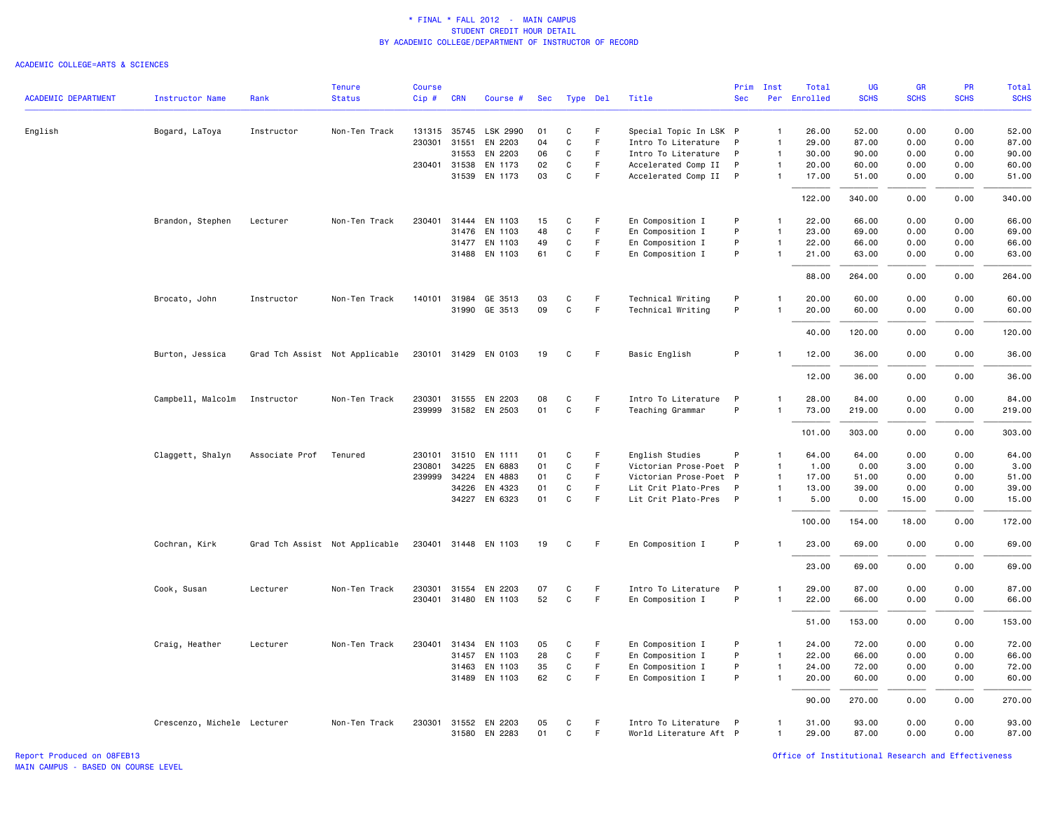\* FINAL \* FALL 2012 - MAIN CAMPUS
STUDENT CREDIT HOUR DETAIL
BY ACADEMIC COLLEGE/DEPARTMENT OF INSTRUCTOR OF RECORD

ACADEMIC COLLEGE=ARTS & SCIENCES

| ACADEMIC DEPARTMENT | Instructor Name | Rank | Tenure Status | Course Cip # | CRN | Course # | Sec | Type | Del | Title | Prim Sec | Inst Per | Total Enrolled | UG SCHS | GR SCHS | PR SCHS | Total SCHS |
|---|---|---|---|---|---|---|---|---|---|---|---|---|---|---|---|---|---|
| English | Bogard, LaToya | Instructor | Non-Ten Track | 131315 | 35745 | LSK 2990 | 01 | C | F | Special Topic In LSK | P | 1 | 26.00 | 52.00 | 0.00 | 0.00 | 52.00 |
| | | | | 230301 | 31551 | EN 2203 | 04 | C | F | Intro To Literature | P | 1 | 29.00 | 87.00 | 0.00 | 0.00 | 87.00 |
| | | | | | 31553 | EN 2203 | 06 | C | F | Intro To Literature | P | 1 | 30.00 | 90.00 | 0.00 | 0.00 | 90.00 |
| | | | | 230401 | 31538 | EN 1173 | 02 | C | F | Accelerated Comp II | P | 1 | 20.00 | 60.00 | 0.00 | 0.00 | 60.00 |
| | | | | | 31539 | EN 1173 | 03 | C | F | Accelerated Comp II | P | 1 | 17.00 | 51.00 | 0.00 | 0.00 | 51.00 |
| | | | | | | | | | | | | | 122.00 | 340.00 | 0.00 | 0.00 | 340.00 |
| | Brandon, Stephen | Lecturer | Non-Ten Track | 230401 | 31444 | EN 1103 | 15 | C | F | En Composition I | P | 1 | 22.00 | 66.00 | 0.00 | 0.00 | 66.00 |
| | | | | | 31476 | EN 1103 | 48 | C | F | En Composition I | P | 1 | 23.00 | 69.00 | 0.00 | 0.00 | 69.00 |
| | | | | | 31477 | EN 1103 | 49 | C | F | En Composition I | P | 1 | 22.00 | 66.00 | 0.00 | 0.00 | 66.00 |
| | | | | | 31488 | EN 1103 | 61 | C | F | En Composition I | P | 1 | 21.00 | 63.00 | 0.00 | 0.00 | 63.00 |
| | | | | | | | | | | | | | 88.00 | 264.00 | 0.00 | 0.00 | 264.00 |
| | Brocato, John | Instructor | Non-Ten Track | 140101 | 31984 | GE 3513 | 03 | C | F | Technical Writing | P | 1 | 20.00 | 60.00 | 0.00 | 0.00 | 60.00 |
| | | | | | 31990 | GE 3513 | 09 | C | F | Technical Writing | P | 1 | 20.00 | 60.00 | 0.00 | 0.00 | 60.00 |
| | | | | | | | | | | | | | 40.00 | 120.00 | 0.00 | 0.00 | 120.00 |
| | Burton, Jessica | Grad Tch Assist | Not Applicable | 230101 | 31429 | EN 0103 | 19 | C | F | Basic English | P | 1 | 12.00 | 36.00 | 0.00 | 0.00 | 36.00 |
| | | | | | | | | | | | | | 12.00 | 36.00 | 0.00 | 0.00 | 36.00 |
| | Campbell, Malcolm | Instructor | Non-Ten Track | 230301 | 31555 | EN 2203 | 08 | C | F | Intro To Literature | P | 1 | 28.00 | 84.00 | 0.00 | 0.00 | 84.00 |
| | | | | 239999 | 31582 | EN 2503 | 01 | C | F | Teaching Grammar | P | 1 | 73.00 | 219.00 | 0.00 | 0.00 | 219.00 |
| | | | | | | | | | | | | | 101.00 | 303.00 | 0.00 | 0.00 | 303.00 |
| | Claggett, Shalyn | Associate Prof | Tenured | 230101 | 31510 | EN 1111 | 01 | C | F | English Studies | P | 1 | 64.00 | 64.00 | 0.00 | 0.00 | 64.00 |
| | | | | 230801 | 34225 | EN 6883 | 01 | C | F | Victorian Prose-Poet | P | 1 | 1.00 | 0.00 | 3.00 | 0.00 | 3.00 |
| | | | | 239999 | 34224 | EN 4883 | 01 | C | F | Victorian Prose-Poet | P | 1 | 17.00 | 51.00 | 0.00 | 0.00 | 51.00 |
| | | | | | 34226 | EN 4323 | 01 | C | F | Lit Crit Plato-Pres | P | 1 | 13.00 | 39.00 | 0.00 | 0.00 | 39.00 |
| | | | | | 34227 | EN 6323 | 01 | C | F | Lit Crit Plato-Pres | P | 1 | 5.00 | 0.00 | 15.00 | 0.00 | 15.00 |
| | | | | | | | | | | | | | 100.00 | 154.00 | 18.00 | 0.00 | 172.00 |
| | Cochran, Kirk | Grad Tch Assist | Not Applicable | 230401 | 31448 | EN 1103 | 19 | C | F | En Composition I | P | 1 | 23.00 | 69.00 | 0.00 | 0.00 | 69.00 |
| | | | | | | | | | | | | | 23.00 | 69.00 | 0.00 | 0.00 | 69.00 |
| | Cook, Susan | Lecturer | Non-Ten Track | 230301 | 31554 | EN 2203 | 07 | C | F | Intro To Literature | P | 1 | 29.00 | 87.00 | 0.00 | 0.00 | 87.00 |
| | | | | 230401 | 31480 | EN 1103 | 52 | C | F | En Composition I | P | 1 | 22.00 | 66.00 | 0.00 | 0.00 | 66.00 |
| | | | | | | | | | | | | | 51.00 | 153.00 | 0.00 | 0.00 | 153.00 |
| | Craig, Heather | Lecturer | Non-Ten Track | 230401 | 31434 | EN 1103 | 05 | C | F | En Composition I | P | 1 | 24.00 | 72.00 | 0.00 | 0.00 | 72.00 |
| | | | | | 31457 | EN 1103 | 28 | C | F | En Composition I | P | 1 | 22.00 | 66.00 | 0.00 | 0.00 | 66.00 |
| | | | | | 31463 | EN 1103 | 35 | C | F | En Composition I | P | 1 | 24.00 | 72.00 | 0.00 | 0.00 | 72.00 |
| | | | | | 31489 | EN 1103 | 62 | C | F | En Composition I | P | 1 | 20.00 | 60.00 | 0.00 | 0.00 | 60.00 |
| | | | | | | | | | | | | | 90.00 | 270.00 | 0.00 | 0.00 | 270.00 |
| | Crescenzo, Michele | Lecturer | Non-Ten Track | 230301 | 31552 | EN 2203 | 05 | C | F | Intro To Literature | P | 1 | 31.00 | 93.00 | 0.00 | 0.00 | 93.00 |
| | | | | | 31580 | EN 2283 | 01 | C | F | World Literature Aft | P | 1 | 29.00 | 87.00 | 0.00 | 0.00 | 87.00 |

Report Produced on 08FEB13
MAIN CAMPUS - BASED ON COURSE LEVEL

Office of Institutional Research and Effectiveness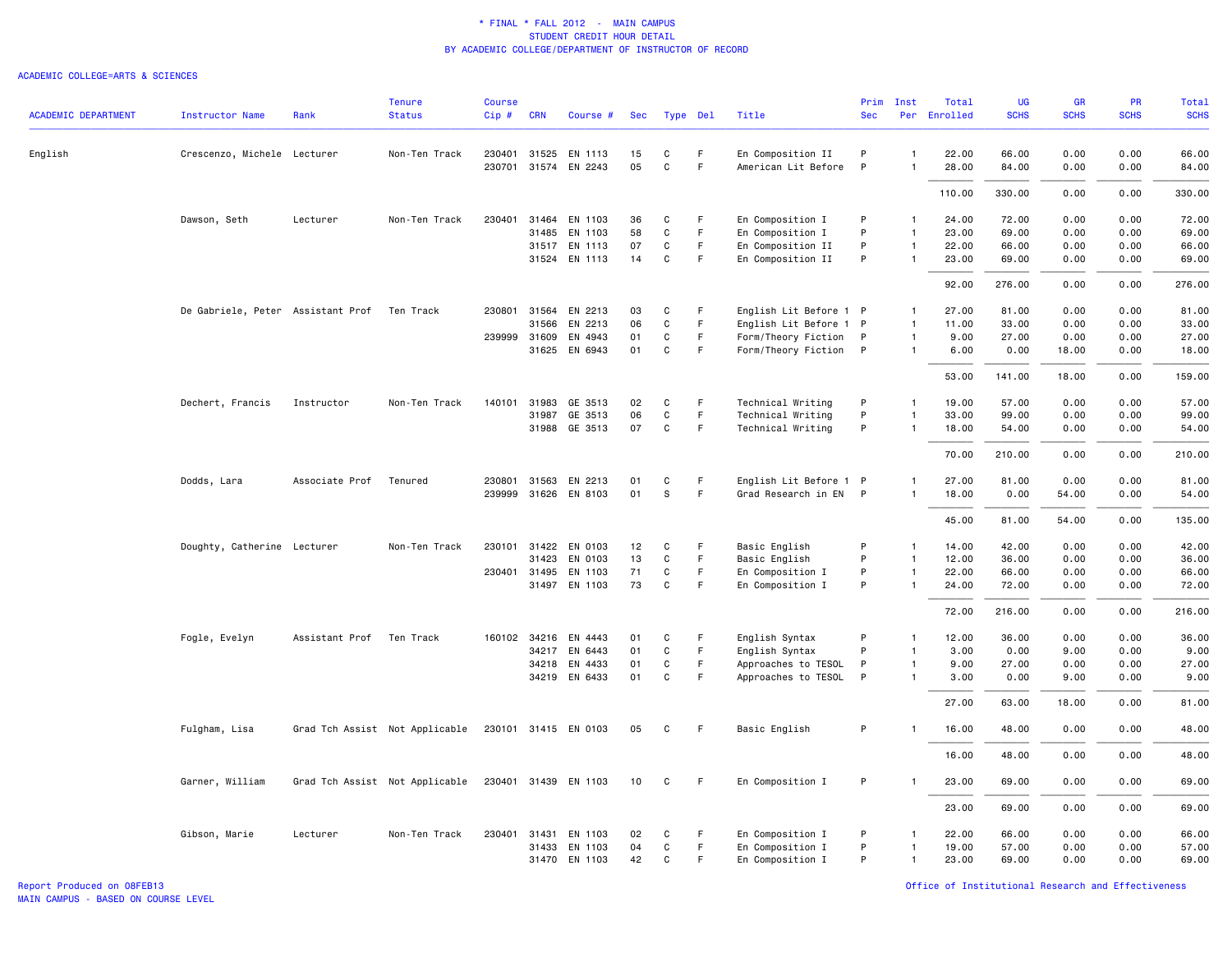\* FINAL \* FALL 2012 - MAIN CAMPUS
STUDENT CREDIT HOUR DETAIL
BY ACADEMIC COLLEGE/DEPARTMENT OF INSTRUCTOR OF RECORD

ACADEMIC COLLEGE=ARTS & SCIENCES

| ACADEMIC DEPARTMENT | Instructor Name | Rank | Tenure Status | Course Cip # | CRN | Course # | Sec | Type | Del | Title | Prim Sec | Inst Per | Total Enrolled | UG SCHS | GR SCHS | PR SCHS | Total SCHS |
|---|---|---|---|---|---|---|---|---|---|---|---|---|---|---|---|---|---|
| English | Crescenzo, Michele | Lecturer | Non-Ten Track | 230401 | 31525 | EN 1113 | 15 | C | F | En Composition II | P | 1 | 22.00 | 66.00 | 0.00 | 0.00 | 66.00 |
| | | | | 230701 | 31574 | EN 2243 | 05 | C | F | American Lit Before | P | 1 | 28.00 | 84.00 | 0.00 | 0.00 | 84.00 |
| | | | | | | | | | | | | | 110.00 | 330.00 | 0.00 | 0.00 | 330.00 |
| | Dawson, Seth | Lecturer | Non-Ten Track | 230401 | 31464 | EN 1103 | 36 | C | F | En Composition I | P | 1 | 24.00 | 72.00 | 0.00 | 0.00 | 72.00 |
| | | | | | 31485 | EN 1103 | 58 | C | F | En Composition I | P | 1 | 23.00 | 69.00 | 0.00 | 0.00 | 69.00 |
| | | | | | 31517 | EN 1113 | 07 | C | F | En Composition II | P | 1 | 22.00 | 66.00 | 0.00 | 0.00 | 66.00 |
| | | | | | 31524 | EN 1113 | 14 | C | F | En Composition II | P | 1 | 23.00 | 69.00 | 0.00 | 0.00 | 69.00 |
| | | | | | | | | | | | | | 92.00 | 276.00 | 0.00 | 0.00 | 276.00 |
| | De Gabriele, Peter | Assistant Prof | Ten Track | 230801 | 31564 | EN 2213 | 03 | C | F | English Lit Before 1 | P | 1 | 27.00 | 81.00 | 0.00 | 0.00 | 81.00 |
| | | | | | 31566 | EN 2213 | 06 | C | F | English Lit Before 1 | P | 1 | 11.00 | 33.00 | 0.00 | 0.00 | 33.00 |
| | | | | 239999 | 31609 | EN 4943 | 01 | C | F | Form/Theory Fiction | P | 1 | 9.00 | 27.00 | 0.00 | 0.00 | 27.00 |
| | | | | | 31625 | EN 6943 | 01 | C | F | Form/Theory Fiction | P | 1 | 6.00 | 0.00 | 18.00 | 0.00 | 18.00 |
| | | | | | | | | | | | | | 53.00 | 141.00 | 18.00 | 0.00 | 159.00 |
| | Dechert, Francis | Instructor | Non-Ten Track | 140101 | 31983 | GE 3513 | 02 | C | F | Technical Writing | P | 1 | 19.00 | 57.00 | 0.00 | 0.00 | 57.00 |
| | | | | | 31987 | GE 3513 | 06 | C | F | Technical Writing | P | 1 | 33.00 | 99.00 | 0.00 | 0.00 | 99.00 |
| | | | | | 31988 | GE 3513 | 07 | C | F | Technical Writing | P | 1 | 18.00 | 54.00 | 0.00 | 0.00 | 54.00 |
| | | | | | | | | | | | | | 70.00 | 210.00 | 0.00 | 0.00 | 210.00 |
| | Dodds, Lara | Associate Prof | Tenured | 230801 | 31563 | EN 2213 | 01 | C | F | English Lit Before 1 | P | 1 | 27.00 | 81.00 | 0.00 | 0.00 | 81.00 |
| | | | | 239999 | 31626 | EN 8103 | 01 | S | F | Grad Research in EN | P | 1 | 18.00 | 0.00 | 54.00 | 0.00 | 54.00 |
| | | | | | | | | | | | | | 45.00 | 81.00 | 54.00 | 0.00 | 135.00 |
| | Doughty, Catherine | Lecturer | Non-Ten Track | 230101 | 31422 | EN 0103 | 12 | C | F | Basic English | P | 1 | 14.00 | 42.00 | 0.00 | 0.00 | 42.00 |
| | | | | | 31423 | EN 0103 | 13 | C | F | Basic English | P | 1 | 12.00 | 36.00 | 0.00 | 0.00 | 36.00 |
| | | | | 230401 | 31495 | EN 1103 | 71 | C | F | En Composition I | P | 1 | 22.00 | 66.00 | 0.00 | 0.00 | 66.00 |
| | | | | | 31497 | EN 1103 | 73 | C | F | En Composition I | P | 1 | 24.00 | 72.00 | 0.00 | 0.00 | 72.00 |
| | | | | | | | | | | | | | 72.00 | 216.00 | 0.00 | 0.00 | 216.00 |
| | Fogle, Evelyn | Assistant Prof | Ten Track | 160102 | 34216 | EN 4443 | 01 | C | F | English Syntax | P | 1 | 12.00 | 36.00 | 0.00 | 0.00 | 36.00 |
| | | | | | 34217 | EN 6443 | 01 | C | F | English Syntax | P | 1 | 3.00 | 0.00 | 9.00 | 0.00 | 9.00 |
| | | | | | 34218 | EN 4433 | 01 | C | F | Approaches to TESOL | P | 1 | 9.00 | 27.00 | 0.00 | 0.00 | 27.00 |
| | | | | | 34219 | EN 6433 | 01 | C | F | Approaches to TESOL | P | 1 | 3.00 | 0.00 | 9.00 | 0.00 | 9.00 |
| | | | | | | | | | | | | | 27.00 | 63.00 | 18.00 | 0.00 | 81.00 |
| | Fulgham, Lisa | Grad Tch Assist | Not Applicable | 230101 | 31415 | EN 0103 | 05 | C | F | Basic English | P | 1 | 16.00 | 48.00 | 0.00 | 0.00 | 48.00 |
| | | | | | | | | | | | | | 16.00 | 48.00 | 0.00 | 0.00 | 48.00 |
| | Garner, William | Grad Tch Assist | Not Applicable | 230401 | 31439 | EN 1103 | 10 | C | F | En Composition I | P | 1 | 23.00 | 69.00 | 0.00 | 0.00 | 69.00 |
| | | | | | | | | | | | | | 23.00 | 69.00 | 0.00 | 0.00 | 69.00 |
| | Gibson, Marie | Lecturer | Non-Ten Track | 230401 | 31431 | EN 1103 | 02 | C | F | En Composition I | P | 1 | 22.00 | 66.00 | 0.00 | 0.00 | 66.00 |
| | | | | | 31433 | EN 1103 | 04 | C | F | En Composition I | P | 1 | 19.00 | 57.00 | 0.00 | 0.00 | 57.00 |
| | | | | | 31470 | EN 1103 | 42 | C | F | En Composition I | P | 1 | 23.00 | 69.00 | 0.00 | 0.00 | 69.00 |

Report Produced on 08FEB13
MAIN CAMPUS - BASED ON COURSE LEVEL

Office of Institutional Research and Effectiveness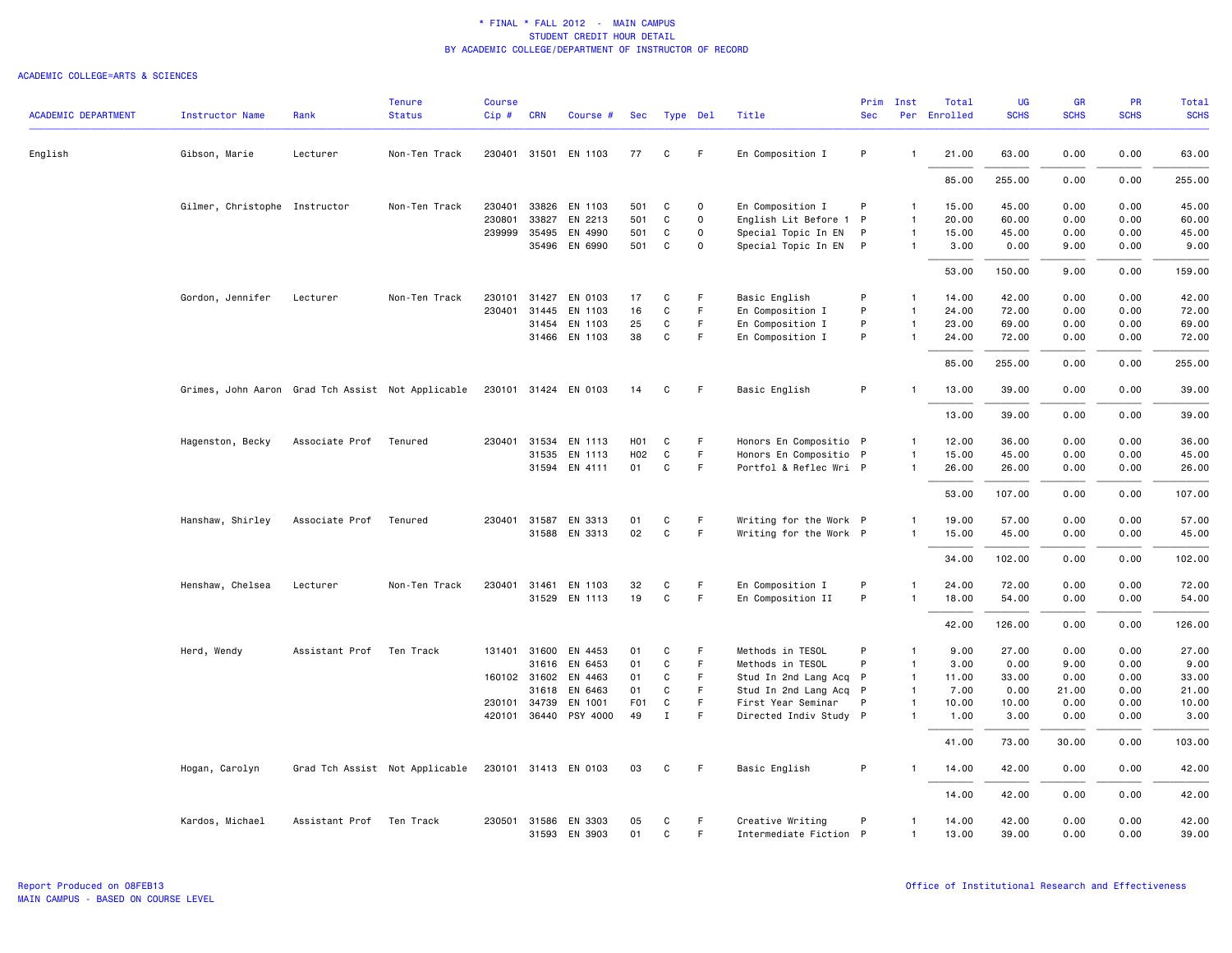# * FINAL * FALL 2012 - MAIN CAMPUS
## STUDENT CREDIT HOUR DETAIL
## BY ACADEMIC COLLEGE/DEPARTMENT OF INSTRUCTOR OF RECORD

ACADEMIC COLLEGE=ARTS & SCIENCES

| ACADEMIC DEPARTMENT | Instructor Name | Rank | Tenure Status | Course Cip # | CRN | Course # | Sec | Type | Del | Title | Prim Sec | Inst Per | Total Enrolled | UG SCHS | GR SCHS | PR SCHS | Total SCHS |
|---|---|---|---|---|---|---|---|---|---|---|---|---|---|---|---|---|---|
| English | Gibson, Marie | Lecturer | Non-Ten Track | 230401 | 31501 | EN 1103 | 77 | C | F | En Composition I | P | 1 | 21.00 | 63.00 | 0.00 | 0.00 | 63.00 |
| | | | | | | | | | | | | | 85.00 | 255.00 | 0.00 | 0.00 | 255.00 |
| | Gilmer, Christophe | Instructor | Non-Ten Track | 230401 | 33826 | EN 1103 | 501 | C | O | En Composition I | P | 1 | 15.00 | 45.00 | 0.00 | 0.00 | 45.00 |
| | | | | 230801 | 33827 | EN 2213 | 501 | C | O | English Lit Before 1 | P | 1 | 20.00 | 60.00 | 0.00 | 0.00 | 60.00 |
| | | | | 239999 | 35495 | EN 4990 | 501 | C | O | Special Topic In EN | P | 1 | 15.00 | 45.00 | 0.00 | 0.00 | 45.00 |
| | | | | | 35496 | EN 6990 | 501 | C | O | Special Topic In EN | P | 1 | 3.00 | 0.00 | 9.00 | 0.00 | 9.00 |
| | | | | | | | | | | | | | 53.00 | 150.00 | 9.00 | 0.00 | 159.00 |
| | Gordon, Jennifer | Lecturer | Non-Ten Track | 230101 | 31427 | EN 0103 | 17 | C | F | Basic English | P | 1 | 14.00 | 42.00 | 0.00 | 0.00 | 42.00 |
| | | | | 230401 | 31445 | EN 1103 | 16 | C | F | En Composition I | P | 1 | 24.00 | 72.00 | 0.00 | 0.00 | 72.00 |
| | | | | | 31454 | EN 1103 | 25 | C | F | En Composition I | P | 1 | 23.00 | 69.00 | 0.00 | 0.00 | 69.00 |
| | | | | | 31466 | EN 1103 | 38 | C | F | En Composition I | P | 1 | 24.00 | 72.00 | 0.00 | 0.00 | 72.00 |
| | | | | | | | | | | | | | 85.00 | 255.00 | 0.00 | 0.00 | 255.00 |
| | Grimes, John Aaron | Grad Tch Assist | Not Applicable | 230101 | 31424 | EN 0103 | 14 | C | F | Basic English | P | 1 | 13.00 | 39.00 | 0.00 | 0.00 | 39.00 |
| | | | | | | | | | | | | | 13.00 | 39.00 | 0.00 | 0.00 | 39.00 |
| | Hagenston, Becky | Associate Prof | Tenured | 230401 | 31534 | EN 1113 | H01 | C | F | Honors En Compositio | P | 1 | 12.00 | 36.00 | 0.00 | 0.00 | 36.00 |
| | | | | | 31535 | EN 1113 | H02 | C | F | Honors En Compositio | P | 1 | 15.00 | 45.00 | 0.00 | 0.00 | 45.00 |
| | | | | | 31594 | EN 4111 | 01 | C | F | Portfol & Reflec Wri | P | 1 | 26.00 | 26.00 | 0.00 | 0.00 | 26.00 |
| | | | | | | | | | | | | | 53.00 | 107.00 | 0.00 | 0.00 | 107.00 |
| | Hanshaw, Shirley | Associate Prof | Tenured | 230401 | 31587 | EN 3313 | 01 | C | F | Writing for the Work | P | 1 | 19.00 | 57.00 | 0.00 | 0.00 | 57.00 |
| | | | | | 31588 | EN 3313 | 02 | C | F | Writing for the Work | P | 1 | 15.00 | 45.00 | 0.00 | 0.00 | 45.00 |
| | | | | | | | | | | | | | 34.00 | 102.00 | 0.00 | 0.00 | 102.00 |
| | Henshaw, Chelsea | Lecturer | Non-Ten Track | 230401 | 31461 | EN 1103 | 32 | C | F | En Composition I | P | 1 | 24.00 | 72.00 | 0.00 | 0.00 | 72.00 |
| | | | | | 31529 | EN 1113 | 19 | C | F | En Composition II | P | 1 | 18.00 | 54.00 | 0.00 | 0.00 | 54.00 |
| | | | | | | | | | | | | | 42.00 | 126.00 | 0.00 | 0.00 | 126.00 |
| | Herd, Wendy | Assistant Prof | Ten Track | 131401 | 31600 | EN 4453 | 01 | C | F | Methods in TESOL | P | 1 | 9.00 | 27.00 | 0.00 | 0.00 | 27.00 |
| | | | | | 31616 | EN 6453 | 01 | C | F | Methods in TESOL | P | 1 | 3.00 | 0.00 | 9.00 | 0.00 | 9.00 |
| | | | | 160102 | 31602 | EN 4463 | 01 | C | F | Stud In 2nd Lang Acq | P | 1 | 11.00 | 33.00 | 0.00 | 0.00 | 33.00 |
| | | | | | 31618 | EN 6463 | 01 | C | F | Stud In 2nd Lang Acq | P | 1 | 7.00 | 0.00 | 21.00 | 0.00 | 21.00 |
| | | | | 230101 | 34739 | EN 1001 | F01 | C | F | First Year Seminar | P | 1 | 10.00 | 10.00 | 0.00 | 0.00 | 10.00 |
| | | | | 420101 | 36440 | PSY 4000 | 49 | I | F | Directed Indiv Study | P | 1 | 1.00 | 3.00 | 0.00 | 0.00 | 3.00 |
| | | | | | | | | | | | | | 41.00 | 73.00 | 30.00 | 0.00 | 103.00 |
| | Hogan, Carolyn | Grad Tch Assist | Not Applicable | 230101 | 31413 | EN 0103 | 03 | C | F | Basic English | P | 1 | 14.00 | 42.00 | 0.00 | 0.00 | 42.00 |
| | | | | | | | | | | | | | 14.00 | 42.00 | 0.00 | 0.00 | 42.00 |
| | Kardos, Michael | Assistant Prof | Ten Track | 230501 | 31586 | EN 3303 | 05 | C | F | Creative Writing | P | 1 | 14.00 | 42.00 | 0.00 | 0.00 | 42.00 |
| | | | | | 31593 | EN 3903 | 01 | C | F | Intermediate Fiction | P | 1 | 13.00 | 39.00 | 0.00 | 0.00 | 39.00 |

Report Produced on 08FEB13
MAIN CAMPUS - BASED ON COURSE LEVEL

Office of Institutional Research and Effectiveness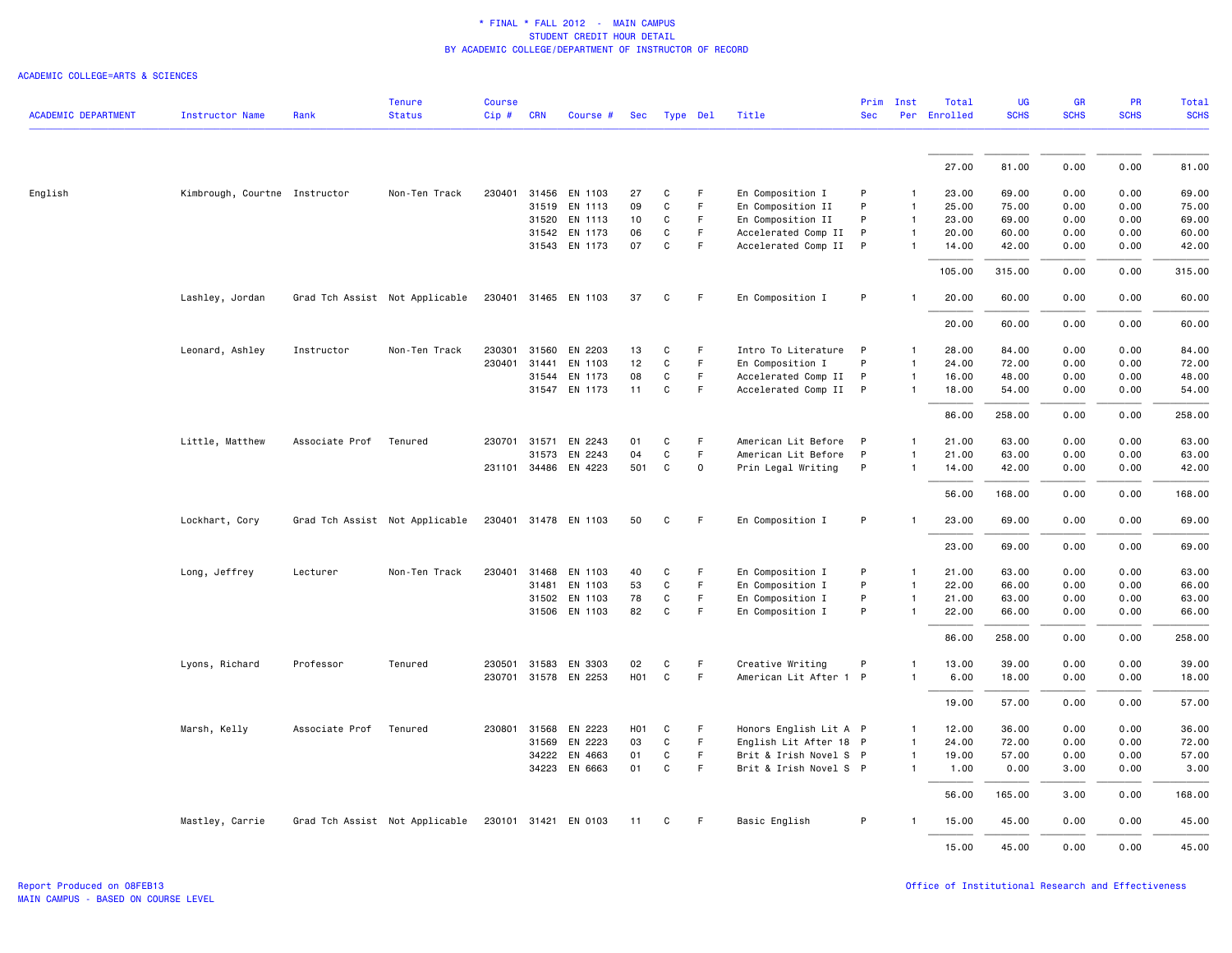# * FINAL * FALL 2012 - MAIN CAMPUS
## STUDENT CREDIT HOUR DETAIL
## BY ACADEMIC COLLEGE/DEPARTMENT OF INSTRUCTOR OF RECORD

ACADEMIC COLLEGE=ARTS & SCIENCES

| ACADEMIC DEPARTMENT | Instructor Name | Rank | Tenure Status | Course Cip # | CRN | Course # | Sec | Type | Del | Title | Prim Sec | Inst Per | Total Enrolled | UG SCHS | GR SCHS | PR SCHS | Total SCHS |
|---|---|---|---|---|---|---|---|---|---|---|---|---|---|---|---|---|---|
| | | | | | | | | | | | | | 27.00 | 81.00 | 0.00 | 0.00 | 81.00 |
| English | Kimbrough, Courtne | Instructor | Non-Ten Track | 230401 | 31456 | EN 1103 | 27 | C | F | En Composition I | P | 1 | 23.00 | 69.00 | 0.00 | 0.00 | 69.00 |
| | | | | | 31519 | EN 1113 | 09 | C | F | En Composition II | P | 1 | 25.00 | 75.00 | 0.00 | 0.00 | 75.00 |
| | | | | | 31520 | EN 1113 | 10 | C | F | En Composition II | P | 1 | 23.00 | 69.00 | 0.00 | 0.00 | 69.00 |
| | | | | | 31542 | EN 1173 | 06 | C | F | Accelerated Comp II | P | 1 | 20.00 | 60.00 | 0.00 | 0.00 | 60.00 |
| | | | | | 31543 | EN 1173 | 07 | C | F | Accelerated Comp II | P | 1 | 14.00 | 42.00 | 0.00 | 0.00 | 42.00 |
| | | | | | | | | | | | | | 105.00 | 315.00 | 0.00 | 0.00 | 315.00 |
| | Lashley, Jordan | Grad Tch Assist | Not Applicable | 230401 | 31465 | EN 1103 | 37 | C | F | En Composition I | P | 1 | 20.00 | 60.00 | 0.00 | 0.00 | 60.00 |
| | | | | | | | | | | | | | 20.00 | 60.00 | 0.00 | 0.00 | 60.00 |
| | Leonard, Ashley | Instructor | Non-Ten Track | 230301 | 31560 | EN 2203 | 13 | C | F | Intro To Literature | P | 1 | 28.00 | 84.00 | 0.00 | 0.00 | 84.00 |
| | | | | 230401 | 31441 | EN 1103 | 12 | C | F | En Composition I | P | 1 | 24.00 | 72.00 | 0.00 | 0.00 | 72.00 |
| | | | | | 31544 | EN 1173 | 08 | C | F | Accelerated Comp II | P | 1 | 16.00 | 48.00 | 0.00 | 0.00 | 48.00 |
| | | | | | 31547 | EN 1173 | 11 | C | F | Accelerated Comp II | P | 1 | 18.00 | 54.00 | 0.00 | 0.00 | 54.00 |
| | | | | | | | | | | | | | 86.00 | 258.00 | 0.00 | 0.00 | 258.00 |
| | Little, Matthew | Associate Prof | Tenured | 230701 | 31571 | EN 2243 | 01 | C | F | American Lit Before | P | 1 | 21.00 | 63.00 | 0.00 | 0.00 | 63.00 |
| | | | | | 31573 | EN 2243 | 04 | C | F | American Lit Before | P | 1 | 21.00 | 63.00 | 0.00 | 0.00 | 63.00 |
| | | | | 231101 | 34486 | EN 4223 | 501 | C | O | Prin Legal Writing | P | 1 | 14.00 | 42.00 | 0.00 | 0.00 | 42.00 |
| | | | | | | | | | | | | | 56.00 | 168.00 | 0.00 | 0.00 | 168.00 |
| | Lockhart, Cory | Grad Tch Assist | Not Applicable | 230401 | 31478 | EN 1103 | 50 | C | F | En Composition I | P | 1 | 23.00 | 69.00 | 0.00 | 0.00 | 69.00 |
| | | | | | | | | | | | | | 23.00 | 69.00 | 0.00 | 0.00 | 69.00 |
| | Long, Jeffrey | Lecturer | Non-Ten Track | 230401 | 31468 | EN 1103 | 40 | C | F | En Composition I | P | 1 | 21.00 | 63.00 | 0.00 | 0.00 | 63.00 |
| | | | | | 31481 | EN 1103 | 53 | C | F | En Composition I | P | 1 | 22.00 | 66.00 | 0.00 | 0.00 | 66.00 |
| | | | | | 31502 | EN 1103 | 78 | C | F | En Composition I | P | 1 | 21.00 | 63.00 | 0.00 | 0.00 | 63.00 |
| | | | | | 31506 | EN 1103 | 82 | C | F | En Composition I | P | 1 | 22.00 | 66.00 | 0.00 | 0.00 | 66.00 |
| | | | | | | | | | | | | | 86.00 | 258.00 | 0.00 | 0.00 | 258.00 |
| | Lyons, Richard | Professor | Tenured | 230501 | 31583 | EN 3303 | 02 | C | F | Creative Writing | P | 1 | 13.00 | 39.00 | 0.00 | 0.00 | 39.00 |
| | | | | 230701 | 31578 | EN 2253 | H01 | C | F | American Lit After 1 | P | 1 | 6.00 | 18.00 | 0.00 | 0.00 | 18.00 |
| | | | | | | | | | | | | | 19.00 | 57.00 | 0.00 | 0.00 | 57.00 |
| | Marsh, Kelly | Associate Prof | Tenured | 230801 | 31568 | EN 2223 | H01 | C | F | Honors English Lit A | P | 1 | 12.00 | 36.00 | 0.00 | 0.00 | 36.00 |
| | | | | | 31569 | EN 2223 | 03 | C | F | English Lit After 18 | P | 1 | 24.00 | 72.00 | 0.00 | 0.00 | 72.00 |
| | | | | | 34222 | EN 4663 | 01 | C | F | Brit & Irish Novel S | P | 1 | 19.00 | 57.00 | 0.00 | 0.00 | 57.00 |
| | | | | | 34223 | EN 6663 | 01 | C | F | Brit & Irish Novel S | P | 1 | 1.00 | 0.00 | 3.00 | 0.00 | 3.00 |
| | | | | | | | | | | | | | 56.00 | 165.00 | 3.00 | 0.00 | 168.00 |
| | Mastley, Carrie | Grad Tch Assist | Not Applicable | 230101 | 31421 | EN 0103 | 11 | C | F | Basic English | P | 1 | 15.00 | 45.00 | 0.00 | 0.00 | 45.00 |
| | | | | | | | | | | | | | 15.00 | 45.00 | 0.00 | 0.00 | 45.00 |

Report Produced on 08FEB13
MAIN CAMPUS - BASED ON COURSE LEVEL

Office of Institutional Research and Effectiveness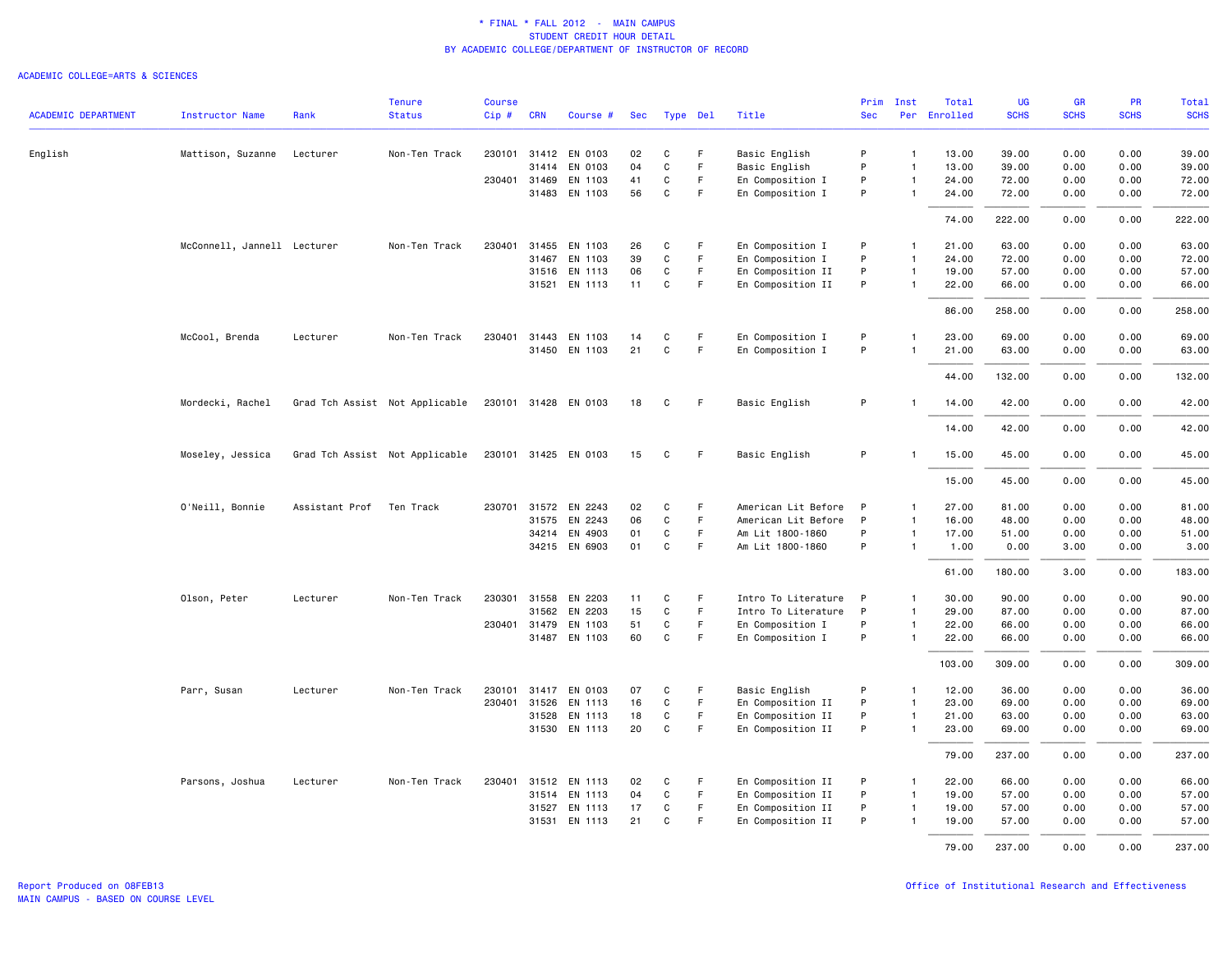\* FINAL \* FALL 2012 - MAIN CAMPUS
STUDENT CREDIT HOUR DETAIL
BY ACADEMIC COLLEGE/DEPARTMENT OF INSTRUCTOR OF RECORD

ACADEMIC COLLEGE=ARTS & SCIENCES

| ACADEMIC DEPARTMENT | Instructor Name | Rank | Tenure Status | Course Cip # | CRN | Course # | Sec | Type | Del | Title | Prim Sec | Inst Per | Total Enrolled | UG SCHS | GR SCHS | PR SCHS | Total SCHS |
|---|---|---|---|---|---|---|---|---|---|---|---|---|---|---|---|---|---|
| English | Mattison, Suzanne | Lecturer | Non-Ten Track | 230101 | 31412 | EN 0103 | 02 | C | F | Basic English | P | 1 | 13.00 | 39.00 | 0.00 | 0.00 | 39.00 |
| | | | | | 31414 | EN 0103 | 04 | C | F | Basic English | P | 1 | 13.00 | 39.00 | 0.00 | 0.00 | 39.00 |
| | | | | 230401 | 31469 | EN 1103 | 41 | C | F | En Composition I | P | 1 | 24.00 | 72.00 | 0.00 | 0.00 | 72.00 |
| | | | | | 31483 | EN 1103 | 56 | C | F | En Composition I | P | 1 | 24.00 | 72.00 | 0.00 | 0.00 | 72.00 |
| | | | | | | | | | | | | | 74.00 | 222.00 | 0.00 | 0.00 | 222.00 |
| | McConnell, Jannell | Lecturer | Non-Ten Track | 230401 | 31455 | EN 1103 | 26 | C | F | En Composition I | P | 1 | 21.00 | 63.00 | 0.00 | 0.00 | 63.00 |
| | | | | | 31467 | EN 1103 | 39 | C | F | En Composition I | P | 1 | 24.00 | 72.00 | 0.00 | 0.00 | 72.00 |
| | | | | | 31516 | EN 1113 | 06 | C | F | En Composition II | P | 1 | 19.00 | 57.00 | 0.00 | 0.00 | 57.00 |
| | | | | | 31521 | EN 1113 | 11 | C | F | En Composition II | P | 1 | 22.00 | 66.00 | 0.00 | 0.00 | 66.00 |
| | | | | | | | | | | | | | 86.00 | 258.00 | 0.00 | 0.00 | 258.00 |
| | McCool, Brenda | Lecturer | Non-Ten Track | 230401 | 31443 | EN 1103 | 14 | C | F | En Composition I | P | 1 | 23.00 | 69.00 | 0.00 | 0.00 | 69.00 |
| | | | | | 31450 | EN 1103 | 21 | C | F | En Composition I | P | 1 | 21.00 | 63.00 | 0.00 | 0.00 | 63.00 |
| | | | | | | | | | | | | | 44.00 | 132.00 | 0.00 | 0.00 | 132.00 |
| | Mordecki, Rachel | Grad Tch Assist | Not Applicable | 230101 | 31428 | EN 0103 | 18 | C | F | Basic English | P | 1 | 14.00 | 42.00 | 0.00 | 0.00 | 42.00 |
| | | | | | | | | | | | | | 14.00 | 42.00 | 0.00 | 0.00 | 42.00 |
| | Moseley, Jessica | Grad Tch Assist | Not Applicable | 230101 | 31425 | EN 0103 | 15 | C | F | Basic English | P | 1 | 15.00 | 45.00 | 0.00 | 0.00 | 45.00 |
| | | | | | | | | | | | | | 15.00 | 45.00 | 0.00 | 0.00 | 45.00 |
| | O'Neill, Bonnie | Assistant Prof | Ten Track | 230701 | 31572 | EN 2243 | 02 | C | F | American Lit Before | P | 1 | 27.00 | 81.00 | 0.00 | 0.00 | 81.00 |
| | | | | | 31575 | EN 2243 | 06 | C | F | American Lit Before | P | 1 | 16.00 | 48.00 | 0.00 | 0.00 | 48.00 |
| | | | | | 34214 | EN 4903 | 01 | C | F | Am Lit 1800-1860 | P | 1 | 17.00 | 51.00 | 0.00 | 0.00 | 51.00 |
| | | | | | 34215 | EN 6903 | 01 | C | F | Am Lit 1800-1860 | P | 1 | 1.00 | 0.00 | 3.00 | 0.00 | 3.00 |
| | | | | | | | | | | | | | 61.00 | 180.00 | 3.00 | 0.00 | 183.00 |
| | Olson, Peter | Lecturer | Non-Ten Track | 230301 | 31558 | EN 2203 | 11 | C | F | Intro To Literature | P | 1 | 30.00 | 90.00 | 0.00 | 0.00 | 90.00 |
| | | | | | 31562 | EN 2203 | 15 | C | F | Intro To Literature | P | 1 | 29.00 | 87.00 | 0.00 | 0.00 | 87.00 |
| | | | | 230401 | 31479 | EN 1103 | 51 | C | F | En Composition I | P | 1 | 22.00 | 66.00 | 0.00 | 0.00 | 66.00 |
| | | | | | 31487 | EN 1103 | 60 | C | F | En Composition I | P | 1 | 22.00 | 66.00 | 0.00 | 0.00 | 66.00 |
| | | | | | | | | | | | | | 103.00 | 309.00 | 0.00 | 0.00 | 309.00 |
| | Parr, Susan | Lecturer | Non-Ten Track | 230101 | 31417 | EN 0103 | 07 | C | F | Basic English | P | 1 | 12.00 | 36.00 | 0.00 | 0.00 | 36.00 |
| | | | | 230401 | 31526 | EN 1113 | 16 | C | F | En Composition II | P | 1 | 23.00 | 69.00 | 0.00 | 0.00 | 69.00 |
| | | | | | 31528 | EN 1113 | 18 | C | F | En Composition II | P | 1 | 21.00 | 63.00 | 0.00 | 0.00 | 63.00 |
| | | | | | 31530 | EN 1113 | 20 | C | F | En Composition II | P | 1 | 23.00 | 69.00 | 0.00 | 0.00 | 69.00 |
| | | | | | | | | | | | | | 79.00 | 237.00 | 0.00 | 0.00 | 237.00 |
| | Parsons, Joshua | Lecturer | Non-Ten Track | 230401 | 31512 | EN 1113 | 02 | C | F | En Composition II | P | 1 | 22.00 | 66.00 | 0.00 | 0.00 | 66.00 |
| | | | | | 31514 | EN 1113 | 04 | C | F | En Composition II | P | 1 | 19.00 | 57.00 | 0.00 | 0.00 | 57.00 |
| | | | | | 31527 | EN 1113 | 17 | C | F | En Composition II | P | 1 | 19.00 | 57.00 | 0.00 | 0.00 | 57.00 |
| | | | | | 31531 | EN 1113 | 21 | C | F | En Composition II | P | 1 | 19.00 | 57.00 | 0.00 | 0.00 | 57.00 |
| | | | | | | | | | | | | | 79.00 | 237.00 | 0.00 | 0.00 | 237.00 |

Report Produced on 08FEB13
MAIN CAMPUS - BASED ON COURSE LEVEL

Office of Institutional Research and Effectiveness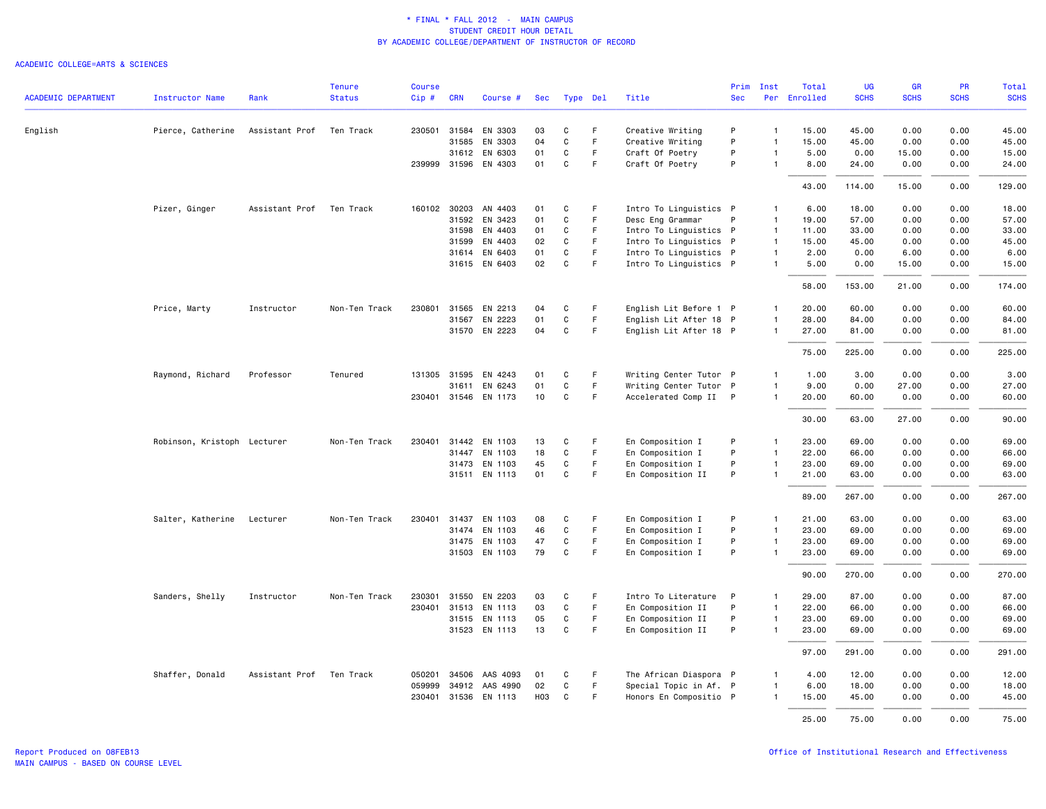\* FINAL \* FALL 2012 - MAIN CAMPUS
STUDENT CREDIT HOUR DETAIL
BY ACADEMIC COLLEGE/DEPARTMENT OF INSTRUCTOR OF RECORD

ACADEMIC COLLEGE=ARTS & SCIENCES

| ACADEMIC DEPARTMENT | Instructor Name | Rank | Tenure Status | Course Cip # | CRN | Course # | Sec | Type | Del | Title | Prim Sec | Inst Per | Total Enrolled | UG SCHS | GR SCHS | PR SCHS | Total SCHS |
|---|---|---|---|---|---|---|---|---|---|---|---|---|---|---|---|---|---|
| English | Pierce, Catherine | Assistant Prof | Ten Track | 230501 | 31584 | EN 3303 | 03 | C | F | Creative Writing | P | 1 | 15.00 | 45.00 | 0.00 | 0.00 | 45.00 |
| | | | | | 31585 | EN 3303 | 04 | C | F | Creative Writing | P | 1 | 15.00 | 45.00 | 0.00 | 0.00 | 45.00 |
| | | | | | 31612 | EN 6303 | 01 | C | F | Craft Of Poetry | P | 1 | 5.00 | 0.00 | 15.00 | 0.00 | 15.00 |
| | | | | 239999 | 31596 | EN 4303 | 01 | C | F | Craft Of Poetry | P | 1 | 8.00 | 24.00 | 0.00 | 0.00 | 24.00 |
| | | | | | | | | | | | | | 43.00 | 114.00 | 15.00 | 0.00 | 129.00 |
| | Pizer, Ginger | Assistant Prof | Ten Track | 160102 | 30203 | AN 4403 | 01 | C | F | Intro To Linguistics | P | 1 | 6.00 | 18.00 | 0.00 | 0.00 | 18.00 |
| | | | | | 31592 | EN 3423 | 01 | C | F | Desc Eng Grammar | P | 1 | 19.00 | 57.00 | 0.00 | 0.00 | 57.00 |
| | | | | | 31598 | EN 4403 | 01 | C | F | Intro To Linguistics | P | 1 | 11.00 | 33.00 | 0.00 | 0.00 | 33.00 |
| | | | | | 31599 | EN 4403 | 02 | C | F | Intro To Linguistics | P | 1 | 15.00 | 45.00 | 0.00 | 0.00 | 45.00 |
| | | | | | 31614 | EN 6403 | 01 | C | F | Intro To Linguistics | P | 1 | 2.00 | 0.00 | 6.00 | 0.00 | 6.00 |
| | | | | | 31615 | EN 6403 | 02 | C | F | Intro To Linguistics | P | 1 | 5.00 | 0.00 | 15.00 | 0.00 | 15.00 |
| | | | | | | | | | | | | | 58.00 | 153.00 | 21.00 | 0.00 | 174.00 |
| | Price, Marty | Instructor | Non-Ten Track | 230801 | 31565 | EN 2213 | 04 | C | F | English Lit Before 1 | P | 1 | 20.00 | 60.00 | 0.00 | 0.00 | 60.00 |
| | | | | | 31567 | EN 2223 | 01 | C | F | English Lit After 18 | P | 1 | 28.00 | 84.00 | 0.00 | 0.00 | 84.00 |
| | | | | | 31570 | EN 2223 | 04 | C | F | English Lit After 18 | P | 1 | 27.00 | 81.00 | 0.00 | 0.00 | 81.00 |
| | | | | | | | | | | | | | 75.00 | 225.00 | 0.00 | 0.00 | 225.00 |
| | Raymond, Richard | Professor | Tenured | 131305 | 31595 | EN 4243 | 01 | C | F | Writing Center Tutor | P | 1 | 1.00 | 3.00 | 0.00 | 0.00 | 3.00 |
| | | | | | 31611 | EN 6243 | 01 | C | F | Writing Center Tutor | P | 1 | 9.00 | 0.00 | 27.00 | 0.00 | 27.00 |
| | | | | 230401 | 31546 | EN 1173 | 10 | C | F | Accelerated Comp II | P | 1 | 20.00 | 60.00 | 0.00 | 0.00 | 60.00 |
| | | | | | | | | | | | | | 30.00 | 63.00 | 27.00 | 0.00 | 90.00 |
| | Robinson, Kristoph | Lecturer | Non-Ten Track | 230401 | 31442 | EN 1103 | 13 | C | F | En Composition I | P | 1 | 23.00 | 69.00 | 0.00 | 0.00 | 69.00 |
| | | | | | 31447 | EN 1103 | 18 | C | F | En Composition I | P | 1 | 22.00 | 66.00 | 0.00 | 0.00 | 66.00 |
| | | | | | 31473 | EN 1103 | 45 | C | F | En Composition I | P | 1 | 23.00 | 69.00 | 0.00 | 0.00 | 69.00 |
| | | | | | 31511 | EN 1113 | 01 | C | F | En Composition II | P | 1 | 21.00 | 63.00 | 0.00 | 0.00 | 63.00 |
| | | | | | | | | | | | | | 89.00 | 267.00 | 0.00 | 0.00 | 267.00 |
| | Salter, Katherine | Lecturer | Non-Ten Track | 230401 | 31437 | EN 1103 | 08 | C | F | En Composition I | P | 1 | 21.00 | 63.00 | 0.00 | 0.00 | 63.00 |
| | | | | | 31474 | EN 1103 | 46 | C | F | En Composition I | P | 1 | 23.00 | 69.00 | 0.00 | 0.00 | 69.00 |
| | | | | | 31475 | EN 1103 | 47 | C | F | En Composition I | P | 1 | 23.00 | 69.00 | 0.00 | 0.00 | 69.00 |
| | | | | | 31503 | EN 1103 | 79 | C | F | En Composition I | P | 1 | 23.00 | 69.00 | 0.00 | 0.00 | 69.00 |
| | | | | | | | | | | | | | 90.00 | 270.00 | 0.00 | 0.00 | 270.00 |
| | Sanders, Shelly | Instructor | Non-Ten Track | 230301 | 31550 | EN 2203 | 03 | C | F | Intro To Literature | P | 1 | 29.00 | 87.00 | 0.00 | 0.00 | 87.00 |
| | | | | 230401 | 31513 | EN 1113 | 03 | C | F | En Composition II | P | 1 | 22.00 | 66.00 | 0.00 | 0.00 | 66.00 |
| | | | | | 31515 | EN 1113 | 05 | C | F | En Composition II | P | 1 | 23.00 | 69.00 | 0.00 | 0.00 | 69.00 |
| | | | | | 31523 | EN 1113 | 13 | C | F | En Composition II | P | 1 | 23.00 | 69.00 | 0.00 | 0.00 | 69.00 |
| | | | | | | | | | | | | | 97.00 | 291.00 | 0.00 | 0.00 | 291.00 |
| | Shaffer, Donald | Assistant Prof | Ten Track | 050201 | 34506 | AAS 4093 | 01 | C | F | The African Diaspora | P | 1 | 4.00 | 12.00 | 0.00 | 0.00 | 12.00 |
| | | | | 059999 | 34912 | AAS 4990 | 02 | C | F | Special Topic in Af. | P | 1 | 6.00 | 18.00 | 0.00 | 0.00 | 18.00 |
| | | | | 230401 | 31536 | EN 1113 | H03 | C | F | Honors En Compositio | P | 1 | 15.00 | 45.00 | 0.00 | 0.00 | 45.00 |
| | | | | | | | | | | | | | 25.00 | 75.00 | 0.00 | 0.00 | 75.00 |

Report Produced on 08FEB13
MAIN CAMPUS - BASED ON COURSE LEVEL

Office of Institutional Research and Effectiveness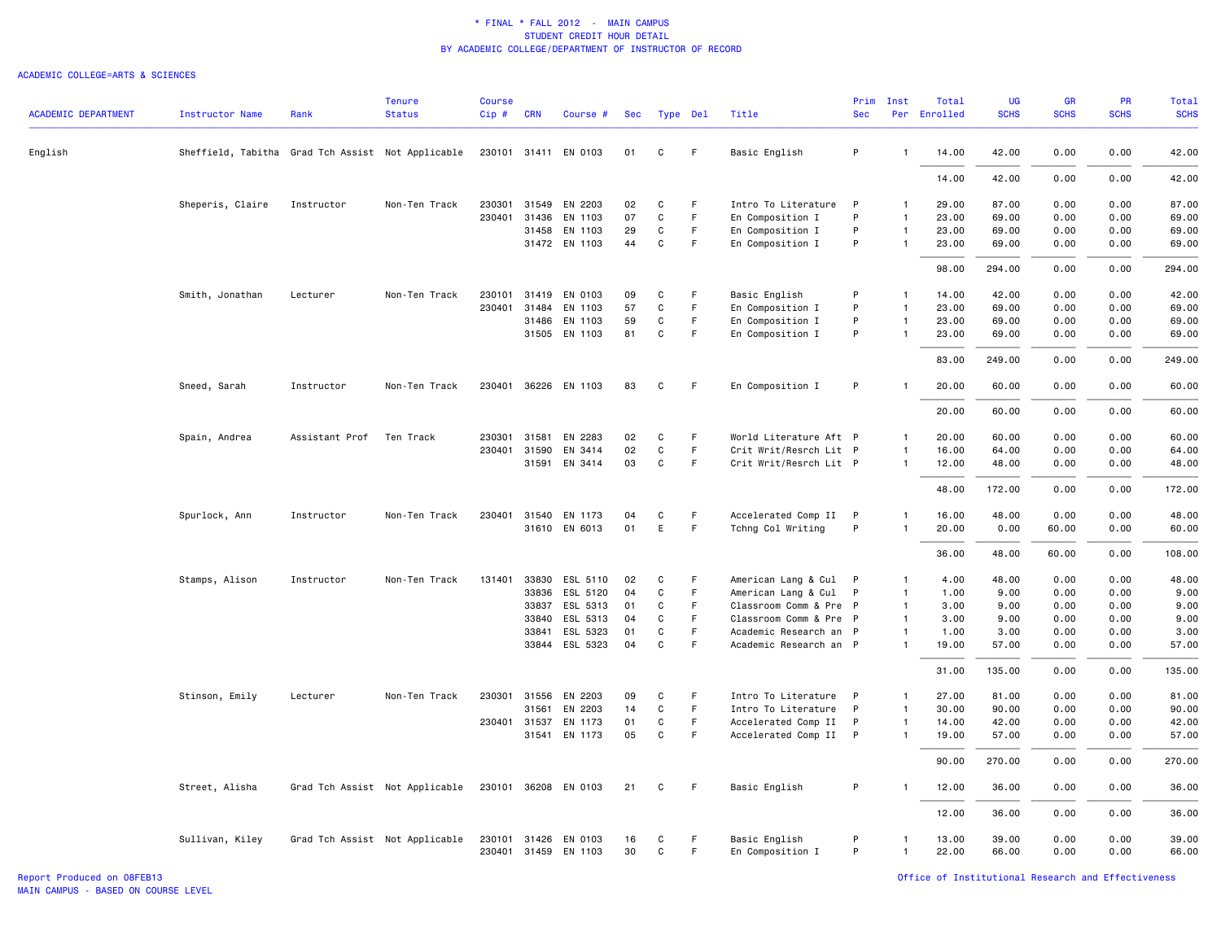\* FINAL \* FALL 2012 - MAIN CAMPUS
STUDENT CREDIT HOUR DETAIL
BY ACADEMIC COLLEGE/DEPARTMENT OF INSTRUCTOR OF RECORD

ACADEMIC COLLEGE=ARTS & SCIENCES

| ACADEMIC DEPARTMENT | Instructor Name | Rank | Tenure Status | Course Cip # | CRN | Course # | Sec | Type | Del | Title | Prim Sec | Inst Per | Total Enrolled | UG SCHS | GR SCHS | PR SCHS | Total SCHS |
|---|---|---|---|---|---|---|---|---|---|---|---|---|---|---|---|---|---|
| English | Sheffield, Tabitha | Grad Tch Assist | Not Applicable | 230101 | 31411 | EN 0103 | 01 | C | F | Basic English | P | 1 | 14.00 | 42.00 | 0.00 | 0.00 | 42.00 |
| | | | | | | | | | | | | | 14.00 | 42.00 | 0.00 | 0.00 | 42.00 |
| | Sheperis, Claire | Instructor | Non-Ten Track | 230301 | 31549 | EN 2203 | 02 | C | F | Intro To Literature | P | 1 | 29.00 | 87.00 | 0.00 | 0.00 | 87.00 |
| | | | | 230401 | 31436 | EN 1103 | 07 | C | F | En Composition I | P | 1 | 23.00 | 69.00 | 0.00 | 0.00 | 69.00 |
| | | | | | 31458 | EN 1103 | 29 | C | F | En Composition I | P | 1 | 23.00 | 69.00 | 0.00 | 0.00 | 69.00 |
| | | | | | 31472 | EN 1103 | 44 | C | F | En Composition I | P | 1 | 23.00 | 69.00 | 0.00 | 0.00 | 69.00 |
| | | | | | | | | | | | | | 98.00 | 294.00 | 0.00 | 0.00 | 294.00 |
| | Smith, Jonathan | Lecturer | Non-Ten Track | 230101 | 31419 | EN 0103 | 09 | C | F | Basic English | P | 1 | 14.00 | 42.00 | 0.00 | 0.00 | 42.00 |
| | | | | 230401 | 31484 | EN 1103 | 57 | C | F | En Composition I | P | 1 | 23.00 | 69.00 | 0.00 | 0.00 | 69.00 |
| | | | | | 31486 | EN 1103 | 59 | C | F | En Composition I | P | 1 | 23.00 | 69.00 | 0.00 | 0.00 | 69.00 |
| | | | | | 31505 | EN 1103 | 81 | C | F | En Composition I | P | 1 | 23.00 | 69.00 | 0.00 | 0.00 | 69.00 |
| | | | | | | | | | | | | | 83.00 | 249.00 | 0.00 | 0.00 | 249.00 |
| | Sneed, Sarah | Instructor | Non-Ten Track | 230401 | 36226 | EN 1103 | 83 | C | F | En Composition I | P | 1 | 20.00 | 60.00 | 0.00 | 0.00 | 60.00 |
| | | | | | | | | | | | | | 20.00 | 60.00 | 0.00 | 0.00 | 60.00 |
| | Spain, Andrea | Assistant Prof | Ten Track | 230301 | 31581 | EN 2283 | 02 | C | F | World Literature Aft | P | 1 | 20.00 | 60.00 | 0.00 | 0.00 | 60.00 |
| | | | | 230401 | 31590 | EN 3414 | 02 | C | F | Crit Writ/Resrch Lit | P | 1 | 16.00 | 64.00 | 0.00 | 0.00 | 64.00 |
| | | | | | 31591 | EN 3414 | 03 | C | F | Crit Writ/Resrch Lit | P | 1 | 12.00 | 48.00 | 0.00 | 0.00 | 48.00 |
| | | | | | | | | | | | | | 48.00 | 172.00 | 0.00 | 0.00 | 172.00 |
| | Spurlock, Ann | Instructor | Non-Ten Track | 230401 | 31540 | EN 1173 | 04 | C | F | Accelerated Comp II | P | 1 | 16.00 | 48.00 | 0.00 | 0.00 | 48.00 |
| | | | | | 31610 | EN 6013 | 01 | E | F | Tchng Col Writing | P | 1 | 20.00 | 0.00 | 60.00 | 0.00 | 60.00 |
| | | | | | | | | | | | | | 36.00 | 48.00 | 60.00 | 0.00 | 108.00 |
| | Stamps, Alison | Instructor | Non-Ten Track | 131401 | 33830 | ESL 5110 | 02 | C | F | American Lang & Cul | P | 1 | 4.00 | 48.00 | 0.00 | 0.00 | 48.00 |
| | | | | | 33836 | ESL 5120 | 04 | C | F | American Lang & Cul | P | 1 | 1.00 | 9.00 | 0.00 | 0.00 | 9.00 |
| | | | | | 33837 | ESL 5313 | 01 | C | F | Classroom Comm & Pre | P | 1 | 3.00 | 9.00 | 0.00 | 0.00 | 9.00 |
| | | | | | 33840 | ESL 5313 | 04 | C | F | Classroom Comm & Pre | P | 1 | 3.00 | 9.00 | 0.00 | 0.00 | 9.00 |
| | | | | | 33841 | ESL 5323 | 01 | C | F | Academic Research an | P | 1 | 1.00 | 3.00 | 0.00 | 0.00 | 3.00 |
| | | | | | 33844 | ESL 5323 | 04 | C | F | Academic Research an | P | 1 | 19.00 | 57.00 | 0.00 | 0.00 | 57.00 |
| | | | | | | | | | | | | | 31.00 | 135.00 | 0.00 | 0.00 | 135.00 |
| | Stinson, Emily | Lecturer | Non-Ten Track | 230301 | 31556 | EN 2203 | 09 | C | F | Intro To Literature | P | 1 | 27.00 | 81.00 | 0.00 | 0.00 | 81.00 |
| | | | | | 31561 | EN 2203 | 14 | C | F | Intro To Literature | P | 1 | 30.00 | 90.00 | 0.00 | 0.00 | 90.00 |
| | | | | 230401 | 31537 | EN 1173 | 01 | C | F | Accelerated Comp II | P | 1 | 14.00 | 42.00 | 0.00 | 0.00 | 42.00 |
| | | | | | 31541 | EN 1173 | 05 | C | F | Accelerated Comp II | P | 1 | 19.00 | 57.00 | 0.00 | 0.00 | 57.00 |
| | | | | | | | | | | | | | 90.00 | 270.00 | 0.00 | 0.00 | 270.00 |
| | Street, Alisha | Grad Tch Assist | Not Applicable | 230101 | 36208 | EN 0103 | 21 | C | F | Basic English | P | 1 | 12.00 | 36.00 | 0.00 | 0.00 | 36.00 |
| | | | | | | | | | | | | | 12.00 | 36.00 | 0.00 | 0.00 | 36.00 |
| | Sullivan, Kiley | Grad Tch Assist | Not Applicable | 230101 | 31426 | EN 0103 | 16 | C | F | Basic English | P | 1 | 13.00 | 39.00 | 0.00 | 0.00 | 39.00 |
| | | | | 230401 | 31459 | EN 1103 | 30 | C | F | En Composition I | P | 1 | 22.00 | 66.00 | 0.00 | 0.00 | 66.00 |

Report Produced on 08FEB13
MAIN CAMPUS - BASED ON COURSE LEVEL
Office of Institutional Research and Effectiveness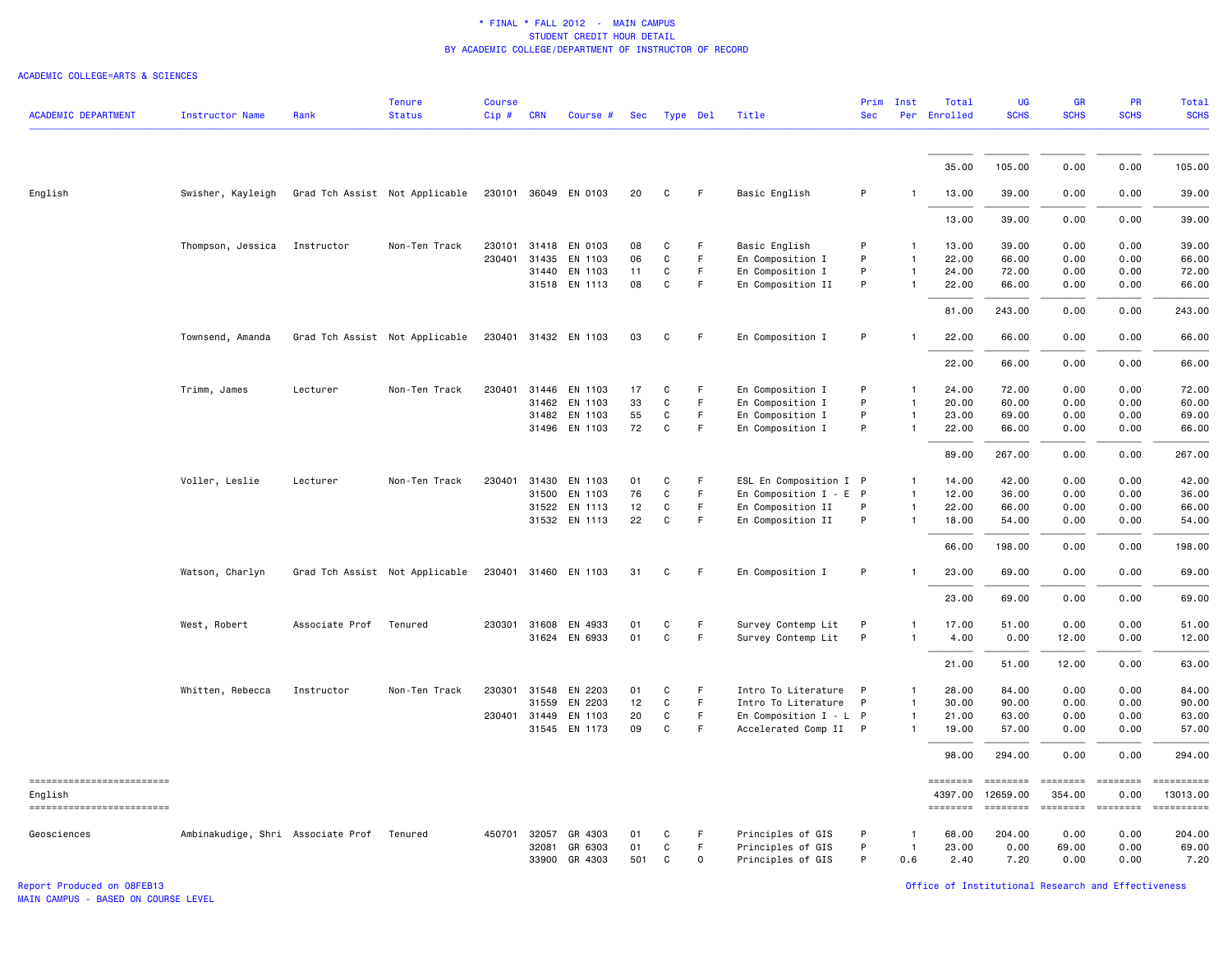* FINAL * FALL 2012 - MAIN CAMPUS
STUDENT CREDIT HOUR DETAIL
BY ACADEMIC COLLEGE/DEPARTMENT OF INSTRUCTOR OF RECORD

ACADEMIC COLLEGE=ARTS & SCIENCES

| ACADEMIC DEPARTMENT | Instructor Name | Rank | Tenure Status | Course Cip # | CRN | Course # | Sec | Type | Del | Title | Prim Sec | Inst Per | Total Enrolled | UG SCHS | GR SCHS | PR SCHS | Total SCHS |
|---|---|---|---|---|---|---|---|---|---|---|---|---|---|---|---|---|---|
| | | | | | | | | | | | | | 35.00 | 105.00 | 0.00 | 0.00 | 105.00 |
| English | Swisher, Kayleigh | Grad Tch Assist | Not Applicable | 230101 | 36049 | EN 0103 | 20 | C | F | Basic English | P | 1 | 13.00 | 39.00 | 0.00 | 0.00 | 39.00 |
| | | | | | | | | | | | | | 13.00 | 39.00 | 0.00 | 0.00 | 39.00 |
| | Thompson, Jessica | Instructor | Non-Ten Track | 230101 | 31418 | EN 0103 | 08 | C | F | Basic English | P | 1 | 13.00 | 39.00 | 0.00 | 0.00 | 39.00 |
| | | | | 230401 | 31435 | EN 1103 | 06 | C | F | En Composition I | P | 1 | 22.00 | 66.00 | 0.00 | 0.00 | 66.00 |
| | | | | | 31440 | EN 1103 | 11 | C | F | En Composition I | P | 1 | 24.00 | 72.00 | 0.00 | 0.00 | 72.00 |
| | | | | | 31518 | EN 1113 | 08 | C | F | En Composition II | P | 1 | 22.00 | 66.00 | 0.00 | 0.00 | 66.00 |
| | | | | | | | | | | | | | 81.00 | 243.00 | 0.00 | 0.00 | 243.00 |
| | Townsend, Amanda | Grad Tch Assist | Not Applicable | 230401 | 31432 | EN 1103 | 03 | C | F | En Composition I | P | 1 | 22.00 | 66.00 | 0.00 | 0.00 | 66.00 |
| | | | | | | | | | | | | | 22.00 | 66.00 | 0.00 | 0.00 | 66.00 |
| | Trimm, James | Lecturer | Non-Ten Track | 230401 | 31446 | EN 1103 | 17 | C | F | En Composition I | P | 1 | 24.00 | 72.00 | 0.00 | 0.00 | 72.00 |
| | | | | | 31462 | EN 1103 | 33 | C | F | En Composition I | P | 1 | 20.00 | 60.00 | 0.00 | 0.00 | 60.00 |
| | | | | | 31482 | EN 1103 | 55 | C | F | En Composition I | P | 1 | 23.00 | 69.00 | 0.00 | 0.00 | 69.00 |
| | | | | | 31496 | EN 1103 | 72 | C | F | En Composition I | P | 1 | 22.00 | 66.00 | 0.00 | 0.00 | 66.00 |
| | | | | | | | | | | | | | 89.00 | 267.00 | 0.00 | 0.00 | 267.00 |
| | Voller, Leslie | Lecturer | Non-Ten Track | 230401 | 31430 | EN 1103 | 01 | C | F | ESL En Composition I | P | 1 | 14.00 | 42.00 | 0.00 | 0.00 | 42.00 |
| | | | | | 31500 | EN 1103 | 76 | C | F | En Composition I - E | P | 1 | 12.00 | 36.00 | 0.00 | 0.00 | 36.00 |
| | | | | | 31522 | EN 1113 | 12 | C | F | En Composition II | P | 1 | 22.00 | 66.00 | 0.00 | 0.00 | 66.00 |
| | | | | | 31532 | EN 1113 | 22 | C | F | En Composition II | P | 1 | 18.00 | 54.00 | 0.00 | 0.00 | 54.00 |
| | | | | | | | | | | | | | 66.00 | 198.00 | 0.00 | 0.00 | 198.00 |
| | Watson, Charlyn | Grad Tch Assist | Not Applicable | 230401 | 31460 | EN 1103 | 31 | C | F | En Composition I | P | 1 | 23.00 | 69.00 | 0.00 | 0.00 | 69.00 |
| | | | | | | | | | | | | | 23.00 | 69.00 | 0.00 | 0.00 | 69.00 |
| | West, Robert | Associate Prof | Tenured | 230301 | 31608 | EN 4933 | 01 | C | F | Survey Contemp Lit | P | 1 | 17.00 | 51.00 | 0.00 | 0.00 | 51.00 |
| | | | | | 31624 | EN 6933 | 01 | C | F | Survey Contemp Lit | P | 1 | 4.00 | 0.00 | 12.00 | 0.00 | 12.00 |
| | | | | | | | | | | | | | 21.00 | 51.00 | 12.00 | 0.00 | 63.00 |
| | Whitten, Rebecca | Instructor | Non-Ten Track | 230301 | 31548 | EN 2203 | 01 | C | F | Intro To Literature | P | 1 | 28.00 | 84.00 | 0.00 | 0.00 | 84.00 |
| | | | | | 31559 | EN 2203 | 12 | C | F | Intro To Literature | P | 1 | 30.00 | 90.00 | 0.00 | 0.00 | 90.00 |
| | | | | 230401 | 31449 | EN 1103 | 20 | C | F | En Composition I - L | P | 1 | 21.00 | 63.00 | 0.00 | 0.00 | 63.00 |
| | | | | | 31545 | EN 1173 | 09 | C | F | Accelerated Comp II | P | 1 | 19.00 | 57.00 | 0.00 | 0.00 | 57.00 |
| | | | | | | | | | | | | | 98.00 | 294.00 | 0.00 | 0.00 | 294.00 |
| English | | | | | | | | | | | | | 4397.00 | 12659.00 | 354.00 | 0.00 | 13013.00 |
| Geosciences | Ambinakudige, Shri | Associate Prof | Tenured | 450701 | 32057 | GR 4303 | 01 | C | F | Principles of GIS | P | 1 | 68.00 | 204.00 | 0.00 | 0.00 | 204.00 |
| | | | | | 32081 | GR 6303 | 01 | C | F | Principles of GIS | P | 1 | 23.00 | 0.00 | 69.00 | 0.00 | 69.00 |
| | | | | | 33900 | GR 4303 | 501 | C | O | Principles of GIS | P | 0.6 | 2.40 | 7.20 | 0.00 | 0.00 | 7.20 |

Report Produced on 08FEB13
MAIN CAMPUS - BASED ON COURSE LEVEL

Office of Institutional Research and Effectiveness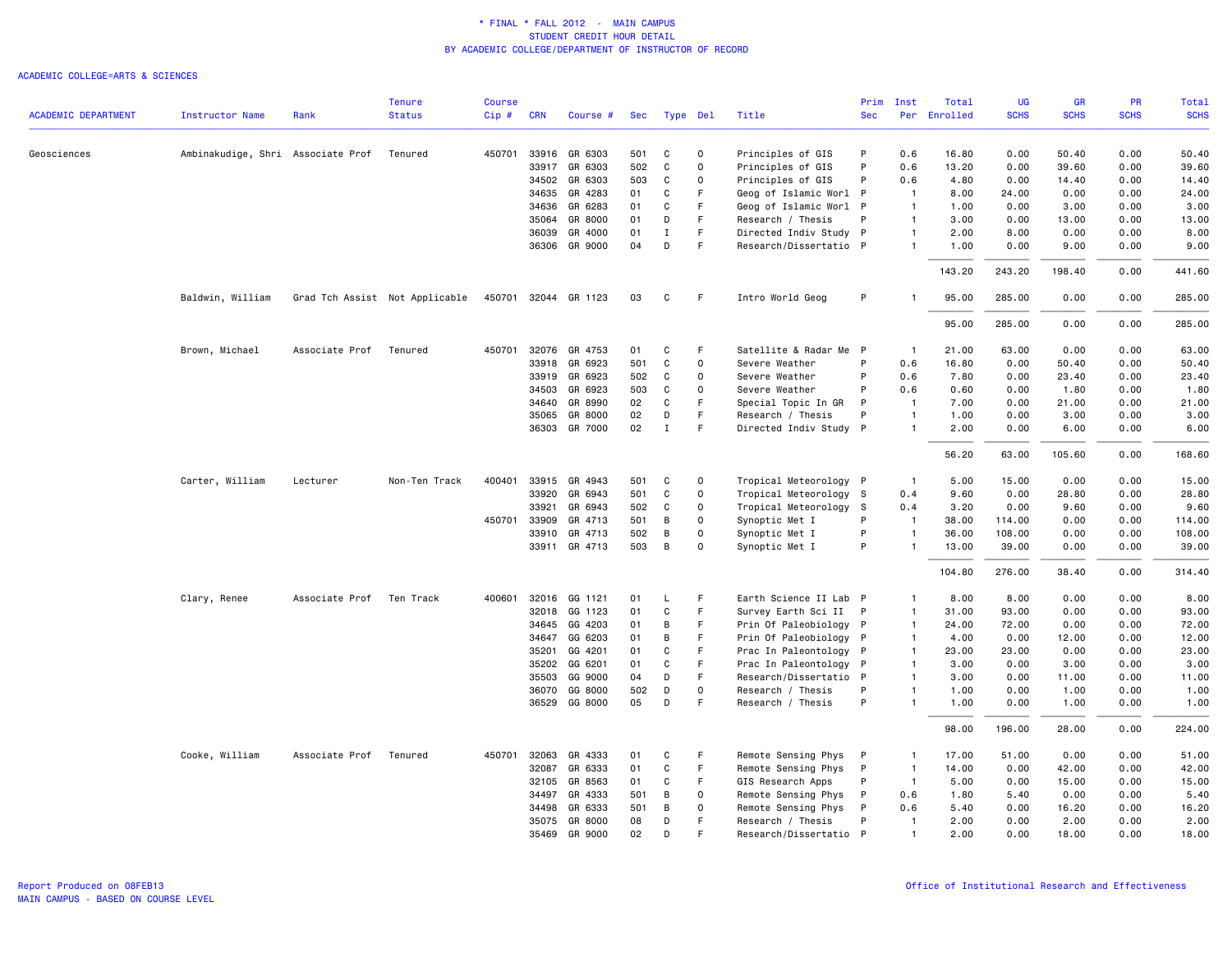\* FINAL \* FALL 2012 - MAIN CAMPUS
STUDENT CREDIT HOUR DETAIL
BY ACADEMIC COLLEGE/DEPARTMENT OF INSTRUCTOR OF RECORD

ACADEMIC COLLEGE=ARTS & SCIENCES

| ACADEMIC DEPARTMENT | Instructor Name | Rank | Tenure Status | Course Cip # | CRN | Course # | Sec | Type | Del | Title | Prim Sec | Inst Per | Total Enrolled | UG SCHS | GR SCHS | PR SCHS | Total SCHS |
|---|---|---|---|---|---|---|---|---|---|---|---|---|---|---|---|---|---|
| Geosciences | Ambinakudige, Shri | Associate Prof | Tenured | 450701 | 33916 | GR 6303 | 501 | C | O | Principles of GIS | P | 0.6 | 16.80 | 0.00 | 50.40 | 0.00 | 50.40 |
| | | | | | 33917 | GR 6303 | 502 | C | O | Principles of GIS | P | 0.6 | 13.20 | 0.00 | 39.60 | 0.00 | 39.60 |
| | | | | | 34502 | GR 6303 | 503 | C | O | Principles of GIS | P | 0.6 | 4.80 | 0.00 | 14.40 | 0.00 | 14.40 |
| | | | | | 34635 | GR 4283 | 01 | C | F | Geog of Islamic Worl | P | 1 | 8.00 | 24.00 | 0.00 | 0.00 | 24.00 |
| | | | | | 34636 | GR 6283 | 01 | C | F | Geog of Islamic Worl | P | 1 | 1.00 | 0.00 | 3.00 | 0.00 | 3.00 |
| | | | | | 35064 | GR 8000 | 01 | D | F | Research / Thesis | P | 1 | 3.00 | 0.00 | 13.00 | 0.00 | 13.00 |
| | | | | | 36039 | GR 4000 | 01 | I | F | Directed Indiv Study | P | 1 | 2.00 | 8.00 | 0.00 | 0.00 | 8.00 |
| | | | | | 36306 | GR 9000 | 04 | D | F | Research/Dissertatio | P | 1 | 1.00 | 0.00 | 9.00 | 0.00 | 9.00 |
| | | | | | | | | | | | | | 143.20 | 243.20 | 198.40 | 0.00 | 441.60 |
| | Baldwin, William | Grad Tch Assist | Not Applicable | 450701 | 32044 | GR 1123 | 03 | C | F | Intro World Geog | P | 1 | 95.00 | 285.00 | 0.00 | 0.00 | 285.00 |
| | | | | | | | | | | | | | 95.00 | 285.00 | 0.00 | 0.00 | 285.00 |
| | Brown, Michael | Associate Prof | Tenured | 450701 | 32076 | GR 4753 | 01 | C | F | Satellite & Radar Me | P | 1 | 21.00 | 63.00 | 0.00 | 0.00 | 63.00 |
| | | | | | 33918 | GR 6923 | 501 | C | O | Severe Weather | P | 0.6 | 16.80 | 0.00 | 50.40 | 0.00 | 50.40 |
| | | | | | 33919 | GR 6923 | 502 | C | O | Severe Weather | P | 0.6 | 7.80 | 0.00 | 23.40 | 0.00 | 23.40 |
| | | | | | 34503 | GR 6923 | 503 | C | O | Severe Weather | P | 0.6 | 0.60 | 0.00 | 1.80 | 0.00 | 1.80 |
| | | | | | 34640 | GR 8990 | 02 | C | F | Special Topic In GR | P | 1 | 7.00 | 0.00 | 21.00 | 0.00 | 21.00 |
| | | | | | 35065 | GR 8000 | 02 | D | F | Research / Thesis | P | 1 | 1.00 | 0.00 | 3.00 | 0.00 | 3.00 |
| | | | | | 36303 | GR 7000 | 02 | I | F | Directed Indiv Study | P | 1 | 2.00 | 0.00 | 6.00 | 0.00 | 6.00 |
| | | | | | | | | | | | | | 56.20 | 63.00 | 105.60 | 0.00 | 168.60 |
| | Carter, William | Lecturer | Non-Ten Track | 400401 | 33915 | GR 4943 | 501 | C | O | Tropical Meteorology | P | 1 | 5.00 | 15.00 | 0.00 | 0.00 | 15.00 |
| | | | | | 33920 | GR 6943 | 501 | C | O | Tropical Meteorology | S | 0.4 | 9.60 | 0.00 | 28.80 | 0.00 | 28.80 |
| | | | | | 33921 | GR 6943 | 502 | C | O | Tropical Meteorology | S | 0.4 | 3.20 | 0.00 | 9.60 | 0.00 | 9.60 |
| | | | | 450701 | 33909 | GR 4713 | 501 | B | O | Synoptic Met I | P | 1 | 38.00 | 114.00 | 0.00 | 0.00 | 114.00 |
| | | | | | 33910 | GR 4713 | 502 | B | O | Synoptic Met I | P | 1 | 36.00 | 108.00 | 0.00 | 0.00 | 108.00 |
| | | | | | 33911 | GR 4713 | 503 | B | O | Synoptic Met I | P | 1 | 13.00 | 39.00 | 0.00 | 0.00 | 39.00 |
| | | | | | | | | | | | | | 104.80 | 276.00 | 38.40 | 0.00 | 314.40 |
| | Clary, Renee | Associate Prof | Ten Track | 400601 | 32016 | GG 1121 | 01 | L | F | Earth Science II Lab | P | 1 | 8.00 | 8.00 | 0.00 | 0.00 | 8.00 |
| | | | | | 32018 | GG 1123 | 01 | C | F | Survey Earth Sci II | P | 1 | 31.00 | 93.00 | 0.00 | 0.00 | 93.00 |
| | | | | | 34645 | GG 4203 | 01 | B | F | Prin Of Paleobiology | P | 1 | 24.00 | 72.00 | 0.00 | 0.00 | 72.00 |
| | | | | | 34647 | GG 6203 | 01 | B | F | Prin Of Paleobiology | P | 1 | 4.00 | 0.00 | 12.00 | 0.00 | 12.00 |
| | | | | | 35201 | GG 4201 | 01 | C | F | Prac In Paleontology | P | 1 | 23.00 | 23.00 | 0.00 | 0.00 | 23.00 |
| | | | | | 35202 | GG 6201 | 01 | C | F | Prac In Paleontology | P | 1 | 3.00 | 0.00 | 3.00 | 0.00 | 3.00 |
| | | | | | 35503 | GG 9000 | 04 | D | F | Research/Dissertatio | P | 1 | 3.00 | 0.00 | 11.00 | 0.00 | 11.00 |
| | | | | | 36070 | GG 8000 | 502 | D | O | Research / Thesis | P | 1 | 1.00 | 0.00 | 1.00 | 0.00 | 1.00 |
| | | | | | 36529 | GG 8000 | 05 | D | F | Research / Thesis | P | 1 | 1.00 | 0.00 | 1.00 | 0.00 | 1.00 |
| | | | | | | | | | | | | | 98.00 | 196.00 | 28.00 | 0.00 | 224.00 |
| | Cooke, William | Associate Prof | Tenured | 450701 | 32063 | GR 4333 | 01 | C | F | Remote Sensing Phys | P | 1 | 17.00 | 51.00 | 0.00 | 0.00 | 51.00 |
| | | | | | 32087 | GR 6333 | 01 | C | F | Remote Sensing Phys | P | 1 | 14.00 | 0.00 | 42.00 | 0.00 | 42.00 |
| | | | | | 32105 | GR 8563 | 01 | C | F | GIS Research Apps | P | 1 | 5.00 | 0.00 | 15.00 | 0.00 | 15.00 |
| | | | | | 34497 | GR 4333 | 501 | B | O | Remote Sensing Phys | P | 0.6 | 1.80 | 5.40 | 0.00 | 0.00 | 5.40 |
| | | | | | 34498 | GR 6333 | 501 | B | O | Remote Sensing Phys | P | 0.6 | 5.40 | 0.00 | 16.20 | 0.00 | 16.20 |
| | | | | | 35075 | GR 8000 | 08 | D | F | Research / Thesis | P | 1 | 2.00 | 0.00 | 2.00 | 0.00 | 2.00 |
| | | | | | 35469 | GR 9000 | 02 | D | F | Research/Dissertatio | P | 1 | 2.00 | 0.00 | 18.00 | 0.00 | 18.00 |

Report Produced on 08FEB13
MAIN CAMPUS - BASED ON COURSE LEVEL

Office of Institutional Research and Effectiveness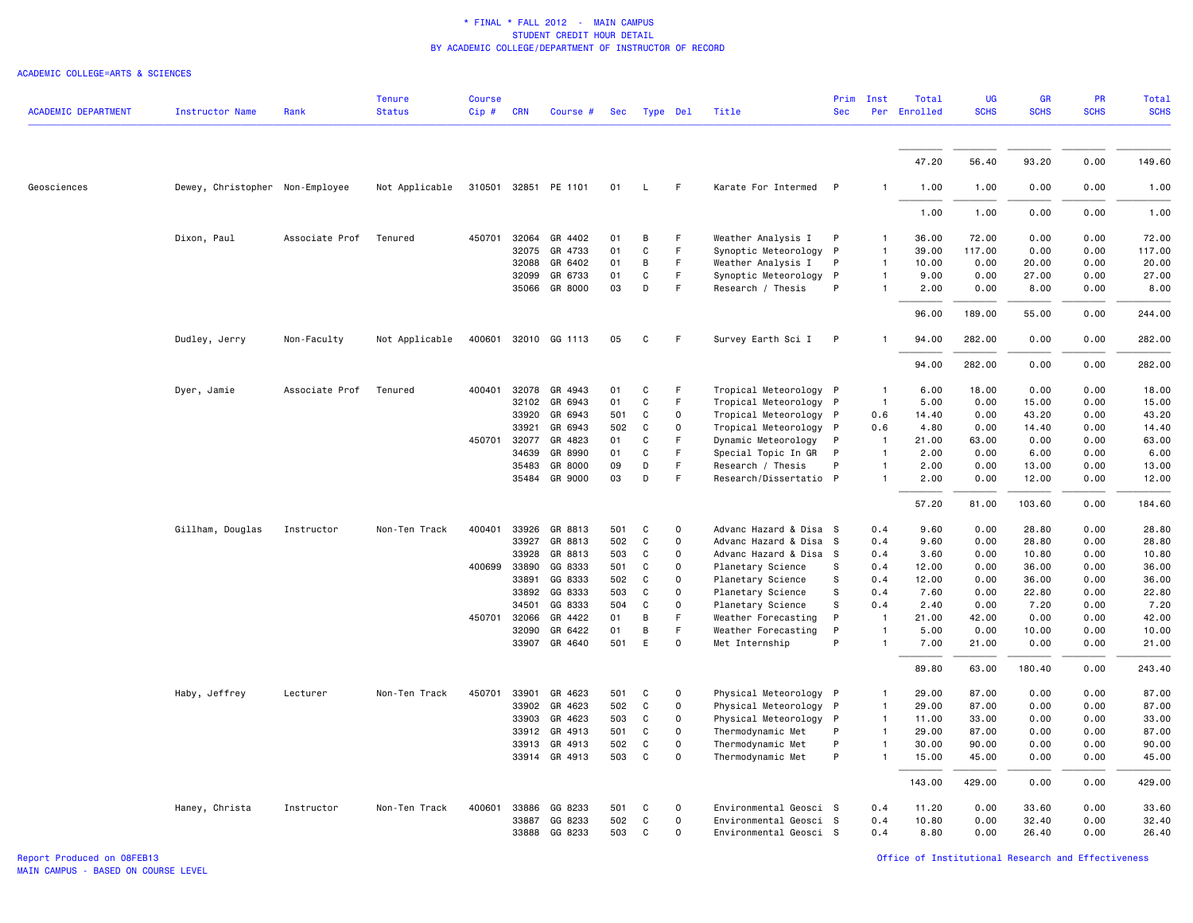\* FINAL \* FALL 2012 - MAIN CAMPUS
STUDENT CREDIT HOUR DETAIL
BY ACADEMIC COLLEGE/DEPARTMENT OF INSTRUCTOR OF RECORD

ACADEMIC COLLEGE=ARTS & SCIENCES

| ACADEMIC DEPARTMENT | Instructor Name | Rank | Tenure Status | Course Cip # | CRN | Course # | Sec | Type | Del | Title | Prim Sec | Inst Per | Total Enrolled | UG SCHS | GR SCHS | PR SCHS | Total SCHS |
|---|---|---|---|---|---|---|---|---|---|---|---|---|---|---|---|---|---|
| | | | | | | | | | | | | | 47.20 | 56.40 | 93.20 | 0.00 | 149.60 |
| Geosciences | Dewey, Christopher | Non-Employee | Not Applicable | 310501 | 32851 | PE 1101 | 01 | L | F | Karate For Intermed | P | 1 | 1.00 | 1.00 | 0.00 | 0.00 | 1.00 |
| | | | | | | | | | | | | | 1.00 | 1.00 | 0.00 | 0.00 | 1.00 |
| | Dixon, Paul | Associate Prof | Tenured | 450701 | 32064 | GR 4402 | 01 | B | F | Weather Analysis I | P | 1 | 36.00 | 72.00 | 0.00 | 0.00 | 72.00 |
| | | | | | 32075 | GR 4733 | 01 | C | F | Synoptic Meteorology | P | 1 | 39.00 | 117.00 | 0.00 | 0.00 | 117.00 |
| | | | | | 32088 | GR 6402 | 01 | B | F | Weather Analysis I | P | 1 | 10.00 | 0.00 | 20.00 | 0.00 | 20.00 |
| | | | | | 32099 | GR 6733 | 01 | C | F | Synoptic Meteorology | P | 1 | 9.00 | 0.00 | 27.00 | 0.00 | 27.00 |
| | | | | | 35066 | GR 8000 | 03 | D | F | Research / Thesis | P | 1 | 2.00 | 0.00 | 8.00 | 0.00 | 8.00 |
| | | | | | | | | | | | | | 96.00 | 189.00 | 55.00 | 0.00 | 244.00 |
| | Dudley, Jerry | Non-Faculty | Not Applicable | 400601 | 32010 | GG 1113 | 05 | C | F | Survey Earth Sci I | P | 1 | 94.00 | 282.00 | 0.00 | 0.00 | 282.00 |
| | | | | | | | | | | | | | 94.00 | 282.00 | 0.00 | 0.00 | 282.00 |
| | Dyer, Jamie | Associate Prof | Tenured | 400401 | 32078 | GR 4943 | 01 | C | F | Tropical Meteorology | P | 1 | 6.00 | 18.00 | 0.00 | 0.00 | 18.00 |
| | | | | | 32102 | GR 6943 | 01 | C | F | Tropical Meteorology | P | 1 | 5.00 | 0.00 | 15.00 | 0.00 | 15.00 |
| | | | | | 33920 | GR 6943 | 501 | C | O | Tropical Meteorology | P | 0.6 | 14.40 | 0.00 | 43.20 | 0.00 | 43.20 |
| | | | | | 33921 | GR 6943 | 502 | C | O | Tropical Meteorology | P | 0.6 | 4.80 | 0.00 | 14.40 | 0.00 | 14.40 |
| | | | | 450701 | 32077 | GR 4823 | 01 | C | F | Dynamic Meteorology | P | 1 | 21.00 | 63.00 | 0.00 | 0.00 | 63.00 |
| | | | | | 34639 | GR 8990 | 01 | C | F | Special Topic In GR | P | 1 | 2.00 | 0.00 | 6.00 | 0.00 | 6.00 |
| | | | | | 35483 | GR 8000 | 09 | D | F | Research / Thesis | P | 1 | 2.00 | 0.00 | 13.00 | 0.00 | 13.00 |
| | | | | | 35484 | GR 9000 | 03 | D | F | Research/Dissertatio | P | 1 | 2.00 | 0.00 | 12.00 | 0.00 | 12.00 |
| | | | | | | | | | | | | | 57.20 | 81.00 | 103.60 | 0.00 | 184.60 |
| | Gillham, Douglas | Instructor | Non-Ten Track | 400401 | 33926 | GR 8813 | 501 | C | O | Advanc Hazard & Disa | S | 0.4 | 9.60 | 0.00 | 28.80 | 0.00 | 28.80 |
| | | | | | 33927 | GR 8813 | 502 | C | O | Advanc Hazard & Disa | S | 0.4 | 9.60 | 0.00 | 28.80 | 0.00 | 28.80 |
| | | | | | 33928 | GR 8813 | 503 | C | O | Advanc Hazard & Disa | S | 0.4 | 3.60 | 0.00 | 10.80 | 0.00 | 10.80 |
| | | | | 400699 | 33890 | GG 8333 | 501 | C | O | Planetary Science | S | 0.4 | 12.00 | 0.00 | 36.00 | 0.00 | 36.00 |
| | | | | | 33891 | GG 8333 | 502 | C | O | Planetary Science | S | 0.4 | 12.00 | 0.00 | 36.00 | 0.00 | 36.00 |
| | | | | | 33892 | GG 8333 | 503 | C | O | Planetary Science | S | 0.4 | 7.60 | 0.00 | 22.80 | 0.00 | 22.80 |
| | | | | | 34501 | GG 8333 | 504 | C | O | Planetary Science | S | 0.4 | 2.40 | 0.00 | 7.20 | 0.00 | 7.20 |
| | | | | 450701 | 32066 | GR 4422 | 01 | B | F | Weather Forecasting | P | 1 | 21.00 | 42.00 | 0.00 | 0.00 | 42.00 |
| | | | | | 32090 | GR 6422 | 01 | B | F | Weather Forecasting | P | 1 | 5.00 | 0.00 | 10.00 | 0.00 | 10.00 |
| | | | | | 33907 | GR 4640 | 501 | E | O | Met Internship | P | 1 | 7.00 | 21.00 | 0.00 | 0.00 | 21.00 |
| | | | | | | | | | | | | | 89.80 | 63.00 | 180.40 | 0.00 | 243.40 |
| | Haby, Jeffrey | Lecturer | Non-Ten Track | 450701 | 33901 | GR 4623 | 501 | C | O | Physical Meteorology | P | 1 | 29.00 | 87.00 | 0.00 | 0.00 | 87.00 |
| | | | | | 33902 | GR 4623 | 502 | C | O | Physical Meteorology | P | 1 | 29.00 | 87.00 | 0.00 | 0.00 | 87.00 |
| | | | | | 33903 | GR 4623 | 503 | C | O | Physical Meteorology | P | 1 | 11.00 | 33.00 | 0.00 | 0.00 | 33.00 |
| | | | | | 33912 | GR 4913 | 501 | C | O | Thermodynamic Met | P | 1 | 29.00 | 87.00 | 0.00 | 0.00 | 87.00 |
| | | | | | 33913 | GR 4913 | 502 | C | O | Thermodynamic Met | P | 1 | 30.00 | 90.00 | 0.00 | 0.00 | 90.00 |
| | | | | | 33914 | GR 4913 | 503 | C | O | Thermodynamic Met | P | 1 | 15.00 | 45.00 | 0.00 | 0.00 | 45.00 |
| | | | | | | | | | | | | | 143.00 | 429.00 | 0.00 | 0.00 | 429.00 |
| | Haney, Christa | Instructor | Non-Ten Track | 400601 | 33886 | GG 8233 | 501 | C | O | Environmental Geosci | S | 0.4 | 11.20 | 0.00 | 33.60 | 0.00 | 33.60 |
| | | | | | 33887 | GG 8233 | 502 | C | O | Environmental Geosci | S | 0.4 | 10.80 | 0.00 | 32.40 | 0.00 | 32.40 |
| | | | | | 33888 | GG 8233 | 503 | C | O | Environmental Geosci | S | 0.4 | 8.80 | 0.00 | 26.40 | 0.00 | 26.40 |

Report Produced on 08FEB13
MAIN CAMPUS - BASED ON COURSE LEVEL

Office of Institutional Research and Effectiveness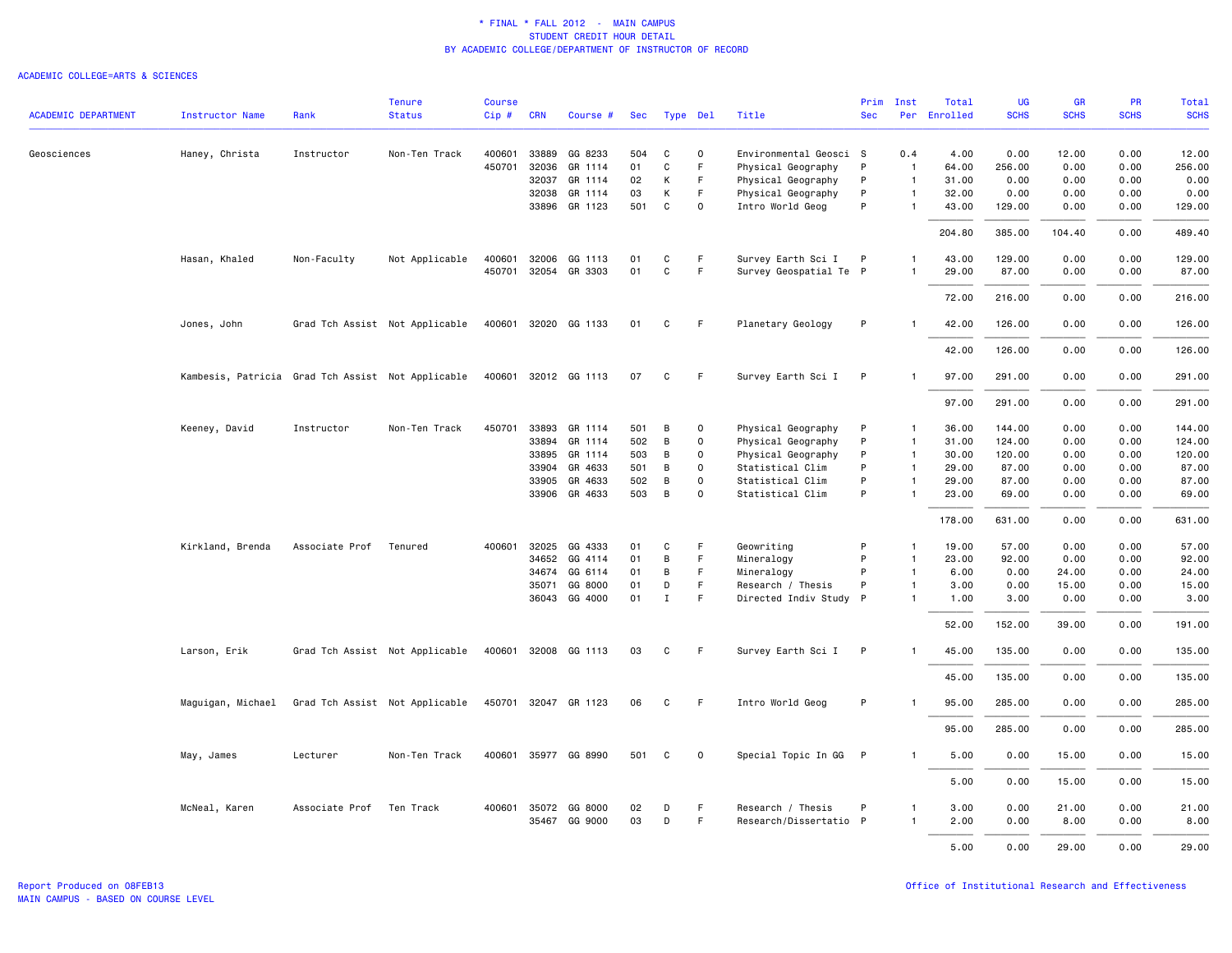\* FINAL \* FALL 2012 - MAIN CAMPUS
STUDENT CREDIT HOUR DETAIL
BY ACADEMIC COLLEGE/DEPARTMENT OF INSTRUCTOR OF RECORD

ACADEMIC COLLEGE=ARTS & SCIENCES

| ACADEMIC DEPARTMENT | Instructor Name | Rank | Tenure Status | Course Cip # | CRN | Course # | Sec | Type | Del | Title | Prim Sec | Inst Per | Total Enrolled | UG SCHS | GR SCHS | PR SCHS | Total SCHS |
|---|---|---|---|---|---|---|---|---|---|---|---|---|---|---|---|---|---|
| Geosciences | Haney, Christa | Instructor | Non-Ten Track | 400601 | 33889 | GG 8233 | 504 | C | O | Environmental Geosci | S | 0.4 | 4.00 | 0.00 | 12.00 | 0.00 | 12.00 |
| | | | | 450701 | 32036 | GR 1114 | 01 | C | F | Physical Geography | P | 1 | 64.00 | 256.00 | 0.00 | 0.00 | 256.00 |
| | | | | | 32037 | GR 1114 | 02 | K | F | Physical Geography | P | 1 | 31.00 | 0.00 | 0.00 | 0.00 | 0.00 |
| | | | | | 32038 | GR 1114 | 03 | K | F | Physical Geography | P | 1 | 32.00 | 0.00 | 0.00 | 0.00 | 0.00 |
| | | | | | 33896 | GR 1123 | 501 | C | O | Intro World Geog | P | 1 | 43.00 | 129.00 | 0.00 | 0.00 | 129.00 |
| | | | | | | | | | | | | | 204.80 | 385.00 | 104.40 | 0.00 | 489.40 |
| | Hasan, Khaled | Non-Faculty | Not Applicable | 400601 | 32006 | GG 1113 | 01 | C | F | Survey Earth Sci I | P | 1 | 43.00 | 129.00 | 0.00 | 0.00 | 129.00 |
| | | | | 450701 | 32054 | GR 3303 | 01 | C | F | Survey Geospatial Te | P | 1 | 29.00 | 87.00 | 0.00 | 0.00 | 87.00 |
| | | | | | | | | | | | | | 72.00 | 216.00 | 0.00 | 0.00 | 216.00 |
| | Jones, John | Grad Tch Assist | Not Applicable | 400601 | 32020 | GG 1133 | 01 | C | F | Planetary Geology | P | 1 | 42.00 | 126.00 | 0.00 | 0.00 | 126.00 |
| | | | | | | | | | | | | | 42.00 | 126.00 | 0.00 | 0.00 | 126.00 |
| | Kambesis, Patricia | Grad Tch Assist | Not Applicable | 400601 | 32012 | GG 1113 | 07 | C | F | Survey Earth Sci I | P | 1 | 97.00 | 291.00 | 0.00 | 0.00 | 291.00 |
| | | | | | | | | | | | | | 97.00 | 291.00 | 0.00 | 0.00 | 291.00 |
| | Keeney, David | Instructor | Non-Ten Track | 450701 | 33893 | GR 1114 | 501 | B | O | Physical Geography | P | 1 | 36.00 | 144.00 | 0.00 | 0.00 | 144.00 |
| | | | | | 33894 | GR 1114 | 502 | B | O | Physical Geography | P | 1 | 31.00 | 124.00 | 0.00 | 0.00 | 124.00 |
| | | | | | 33895 | GR 1114 | 503 | B | O | Physical Geography | P | 1 | 30.00 | 120.00 | 0.00 | 0.00 | 120.00 |
| | | | | | 33904 | GR 4633 | 501 | B | O | Statistical Clim | P | 1 | 29.00 | 87.00 | 0.00 | 0.00 | 87.00 |
| | | | | | 33905 | GR 4633 | 502 | B | O | Statistical Clim | P | 1 | 29.00 | 87.00 | 0.00 | 0.00 | 87.00 |
| | | | | | 33906 | GR 4633 | 503 | B | O | Statistical Clim | P | 1 | 23.00 | 69.00 | 0.00 | 0.00 | 69.00 |
| | | | | | | | | | | | | | 178.00 | 631.00 | 0.00 | 0.00 | 631.00 |
| | Kirkland, Brenda | Associate Prof | Tenured | 400601 | 32025 | GG 4333 | 01 | C | F | Geowriting | P | 1 | 19.00 | 57.00 | 0.00 | 0.00 | 57.00 |
| | | | | | 34652 | GG 4114 | 01 | B | F | Mineralogy | P | 1 | 23.00 | 92.00 | 0.00 | 0.00 | 92.00 |
| | | | | | 34674 | GG 6114 | 01 | B | F | Mineralogy | P | 1 | 6.00 | 0.00 | 24.00 | 0.00 | 24.00 |
| | | | | | 35071 | GG 8000 | 01 | D | F | Research / Thesis | P | 1 | 3.00 | 0.00 | 15.00 | 0.00 | 15.00 |
| | | | | | 36043 | GG 4000 | 01 | I | F | Directed Indiv Study | P | 1 | 1.00 | 3.00 | 0.00 | 0.00 | 3.00 |
| | | | | | | | | | | | | | 52.00 | 152.00 | 39.00 | 0.00 | 191.00 |
| | Larson, Erik | Grad Tch Assist | Not Applicable | 400601 | 32008 | GG 1113 | 03 | C | F | Survey Earth Sci I | P | 1 | 45.00 | 135.00 | 0.00 | 0.00 | 135.00 |
| | | | | | | | | | | | | | 45.00 | 135.00 | 0.00 | 0.00 | 135.00 |
| | Maguigan, Michael | Grad Tch Assist | Not Applicable | 450701 | 32047 | GR 1123 | 06 | C | F | Intro World Geog | P | 1 | 95.00 | 285.00 | 0.00 | 0.00 | 285.00 |
| | | | | | | | | | | | | | 95.00 | 285.00 | 0.00 | 0.00 | 285.00 |
| | May, James | Lecturer | Non-Ten Track | 400601 | 35977 | GG 8990 | 501 | C | O | Special Topic In GG | P | 1 | 5.00 | 0.00 | 15.00 | 0.00 | 15.00 |
| | | | | | | | | | | | | | 5.00 | 0.00 | 15.00 | 0.00 | 15.00 |
| | McNeal, Karen | Associate Prof | Ten Track | 400601 | 35072 | GG 8000 | 02 | D | F | Research / Thesis | P | 1 | 3.00 | 0.00 | 21.00 | 0.00 | 21.00 |
| | | | | | 35467 | GG 9000 | 03 | D | F | Research/Dissertatio | P | 1 | 2.00 | 0.00 | 8.00 | 0.00 | 8.00 |
| | | | | | | | | | | | | | 5.00 | 0.00 | 29.00 | 0.00 | 29.00 |

Report Produced on 08FEB13
MAIN CAMPUS - BASED ON COURSE LEVEL

Office of Institutional Research and Effectiveness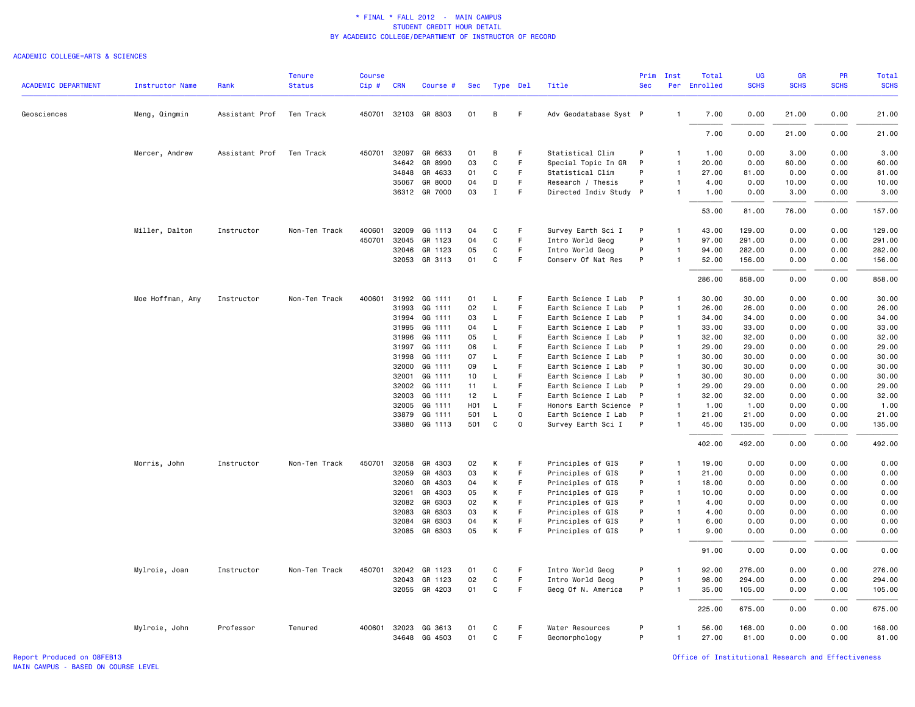\* FINAL \* FALL 2012 - MAIN CAMPUS
STUDENT CREDIT HOUR DETAIL
BY ACADEMIC COLLEGE/DEPARTMENT OF INSTRUCTOR OF RECORD

ACADEMIC COLLEGE=ARTS & SCIENCES

| ACADEMIC DEPARTMENT | Instructor Name | Rank | Tenure Status | Course Cip # | CRN | Course # | Sec | Type | Del | Title | Prim Sec | Inst Per | Total Enrolled | UG SCHS | GR SCHS | PR SCHS | Total SCHS |
|---|---|---|---|---|---|---|---|---|---|---|---|---|---|---|---|---|---|
| Geosciences | Meng, Qingmin | Assistant Prof | Ten Track | 450701 | 32103 | GR 8303 | 01 | B | F | Adv Geodatabase Syst | P | 1 | 7.00 | 0.00 | 21.00 | 0.00 | 21.00 |
| | | | | | | | | | | | | | 7.00 | 0.00 | 21.00 | 0.00 | 21.00 |
| | Mercer, Andrew | Assistant Prof | Ten Track | 450701 | 32097 | GR 6633 | 01 | B | F | Statistical Clim | P | 1 | 1.00 | 0.00 | 3.00 | 0.00 | 3.00 |
| | | | | | 34642 | GR 8990 | 03 | C | F | Special Topic In GR | P | 1 | 20.00 | 0.00 | 60.00 | 0.00 | 60.00 |
| | | | | | 34848 | GR 4633 | 01 | C | F | Statistical Clim | P | 1 | 27.00 | 81.00 | 0.00 | 0.00 | 81.00 |
| | | | | | 35067 | GR 8000 | 04 | D | F | Research / Thesis | P | 1 | 4.00 | 0.00 | 10.00 | 0.00 | 10.00 |
| | | | | | 36312 | GR 7000 | 03 | I | F | Directed Indiv Study | P | 1 | 1.00 | 0.00 | 3.00 | 0.00 | 3.00 |
| | | | | | | | | | | | | | 53.00 | 81.00 | 76.00 | 0.00 | 157.00 |
| | Miller, Dalton | Instructor | Non-Ten Track | 400601 | 32009 | GG 1113 | 04 | C | F | Survey Earth Sci I | P | 1 | 43.00 | 129.00 | 0.00 | 0.00 | 129.00 |
| | | | | 450701 | 32045 | GR 1123 | 04 | C | F | Intro World Geog | P | 1 | 97.00 | 291.00 | 0.00 | 0.00 | 291.00 |
| | | | | | 32046 | GR 1123 | 05 | C | F | Intro World Geog | P | 1 | 94.00 | 282.00 | 0.00 | 0.00 | 282.00 |
| | | | | | 32053 | GR 3113 | 01 | C | F | Conserv Of Nat Res | P | 1 | 52.00 | 156.00 | 0.00 | 0.00 | 156.00 |
| | | | | | | | | | | | | | 286.00 | 858.00 | 0.00 | 0.00 | 858.00 |
| | Moe Hoffman, Amy | Instructor | Non-Ten Track | 400601 | 31992 | GG 1111 | 01 | L | F | Earth Science I Lab | P | 1 | 30.00 | 30.00 | 0.00 | 0.00 | 30.00 |
| | | | | | 31993 | GG 1111 | 02 | L | F | Earth Science I Lab | P | 1 | 26.00 | 26.00 | 0.00 | 0.00 | 26.00 |
| | | | | | 31994 | GG 1111 | 03 | L | F | Earth Science I Lab | P | 1 | 34.00 | 34.00 | 0.00 | 0.00 | 34.00 |
| | | | | | 31995 | GG 1111 | 04 | L | F | Earth Science I Lab | P | 1 | 33.00 | 33.00 | 0.00 | 0.00 | 33.00 |
| | | | | | 31996 | GG 1111 | 05 | L | F | Earth Science I Lab | P | 1 | 32.00 | 32.00 | 0.00 | 0.00 | 32.00 |
| | | | | | 31997 | GG 1111 | 06 | L | F | Earth Science I Lab | P | 1 | 29.00 | 29.00 | 0.00 | 0.00 | 29.00 |
| | | | | | 31998 | GG 1111 | 07 | L | F | Earth Science I Lab | P | 1 | 30.00 | 30.00 | 0.00 | 0.00 | 30.00 |
| | | | | | 32000 | GG 1111 | 09 | L | F | Earth Science I Lab | P | 1 | 30.00 | 30.00 | 0.00 | 0.00 | 30.00 |
| | | | | | 32001 | GG 1111 | 10 | L | F | Earth Science I Lab | P | 1 | 30.00 | 30.00 | 0.00 | 0.00 | 30.00 |
| | | | | | 32002 | GG 1111 | 11 | L | F | Earth Science I Lab | P | 1 | 29.00 | 29.00 | 0.00 | 0.00 | 29.00 |
| | | | | | 32003 | GG 1111 | 12 | L | F | Earth Science I Lab | P | 1 | 32.00 | 32.00 | 0.00 | 0.00 | 32.00 |
| | | | | | 32005 | GG 1111 | H01 | L | F | Honors Earth Science | P | 1 | 1.00 | 1.00 | 0.00 | 0.00 | 1.00 |
| | | | | | 33879 | GG 1111 | 501 | L | O | Earth Science I Lab | P | 1 | 21.00 | 21.00 | 0.00 | 0.00 | 21.00 |
| | | | | | 33880 | GG 1113 | 501 | C | O | Survey Earth Sci I | P | 1 | 45.00 | 135.00 | 0.00 | 0.00 | 135.00 |
| | | | | | | | | | | | | | 402.00 | 492.00 | 0.00 | 0.00 | 492.00 |
| | Morris, John | Instructor | Non-Ten Track | 450701 | 32058 | GR 4303 | 02 | K | F | Principles of GIS | P | 1 | 19.00 | 0.00 | 0.00 | 0.00 | 0.00 |
| | | | | | 32059 | GR 4303 | 03 | K | F | Principles of GIS | P | 1 | 21.00 | 0.00 | 0.00 | 0.00 | 0.00 |
| | | | | | 32060 | GR 4303 | 04 | K | F | Principles of GIS | P | 1 | 18.00 | 0.00 | 0.00 | 0.00 | 0.00 |
| | | | | | 32061 | GR 4303 | 05 | K | F | Principles of GIS | P | 1 | 10.00 | 0.00 | 0.00 | 0.00 | 0.00 |
| | | | | | 32082 | GR 6303 | 02 | K | F | Principles of GIS | P | 1 | 4.00 | 0.00 | 0.00 | 0.00 | 0.00 |
| | | | | | 32083 | GR 6303 | 03 | K | F | Principles of GIS | P | 1 | 4.00 | 0.00 | 0.00 | 0.00 | 0.00 |
| | | | | | 32084 | GR 6303 | 04 | K | F | Principles of GIS | P | 1 | 6.00 | 0.00 | 0.00 | 0.00 | 0.00 |
| | | | | | 32085 | GR 6303 | 05 | K | F | Principles of GIS | P | 1 | 9.00 | 0.00 | 0.00 | 0.00 | 0.00 |
| | | | | | | | | | | | | | 91.00 | 0.00 | 0.00 | 0.00 | 0.00 |
| | Mylroie, Joan | Instructor | Non-Ten Track | 450701 | 32042 | GR 1123 | 01 | C | F | Intro World Geog | P | 1 | 92.00 | 276.00 | 0.00 | 0.00 | 276.00 |
| | | | | | 32043 | GR 1123 | 02 | C | F | Intro World Geog | P | 1 | 98.00 | 294.00 | 0.00 | 0.00 | 294.00 |
| | | | | | 32055 | GR 4203 | 01 | C | F | Geog Of N. America | P | 1 | 35.00 | 105.00 | 0.00 | 0.00 | 105.00 |
| | | | | | | | | | | | | | 225.00 | 675.00 | 0.00 | 0.00 | 675.00 |
| | Mylroie, John | Professor | Tenured | 400601 | 32023 | GG 3613 | 01 | C | F | Water Resources | P | 1 | 56.00 | 168.00 | 0.00 | 0.00 | 168.00 |
| | | | | | 34648 | GG 4503 | 01 | C | F | Geomorphology | P | 1 | 27.00 | 81.00 | 0.00 | 0.00 | 81.00 |

Report Produced on 08FEB13
MAIN CAMPUS - BASED ON COURSE LEVEL

Office of Institutional Research and Effectiveness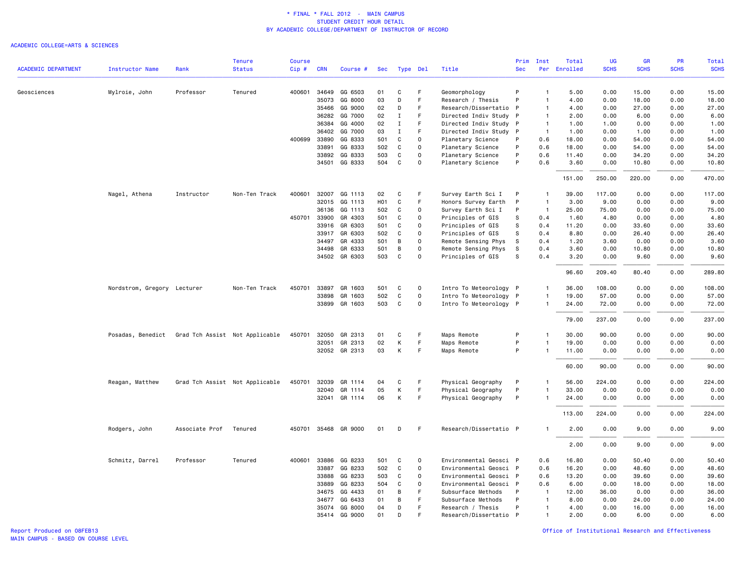\* FINAL \* FALL 2012 - MAIN CAMPUS
STUDENT CREDIT HOUR DETAIL
BY ACADEMIC COLLEGE/DEPARTMENT OF INSTRUCTOR OF RECORD

ACADEMIC COLLEGE=ARTS & SCIENCES

| ACADEMIC DEPARTMENT | Instructor Name | Rank | Tenure Status | Course Cip # | CRN | Course # | Sec | Type | Del | Title | Prim Sec | Inst Per | Total Enrolled | UG SCHS | GR SCHS | PR SCHS | Total SCHS |
|---|---|---|---|---|---|---|---|---|---|---|---|---|---|---|---|---|---|
| Geosciences | Mylroie, John | Professor | Tenured | 400601 | 34649 | GG 6503 | 01 | C | F | Geomorphology | P | 1 | 5.00 | 0.00 | 15.00 | 0.00 | 15.00 |
| | | | | | 35073 | GG 8000 | 03 | D | F | Research / Thesis | P | 1 | 4.00 | 0.00 | 18.00 | 0.00 | 18.00 |
| | | | | | 35466 | GG 9000 | 02 | D | F | Research/Dissertatio | P | 1 | 4.00 | 0.00 | 27.00 | 0.00 | 27.00 |
| | | | | | 36282 | GG 7000 | 02 | I | F | Directed Indiv Study | P | 1 | 2.00 | 0.00 | 6.00 | 0.00 | 6.00 |
| | | | | | 36384 | GG 4000 | 02 | I | F | Directed Indiv Study | P | 1 | 1.00 | 1.00 | 0.00 | 0.00 | 1.00 |
| | | | | | 36402 | GG 7000 | 03 | I | F | Directed Indiv Study | P | 1 | 1.00 | 0.00 | 1.00 | 0.00 | 1.00 |
| | | | | 400699 | 33890 | GG 8333 | 501 | C | O | Planetary Science | P | 0.6 | 18.00 | 0.00 | 54.00 | 0.00 | 54.00 |
| | | | | | 33891 | GG 8333 | 502 | C | O | Planetary Science | P | 0.6 | 18.00 | 0.00 | 54.00 | 0.00 | 54.00 |
| | | | | | 33892 | GG 8333 | 503 | C | O | Planetary Science | P | 0.6 | 11.40 | 0.00 | 34.20 | 0.00 | 34.20 |
| | | | | | 34501 | GG 8333 | 504 | C | O | Planetary Science | P | 0.6 | 3.60 | 0.00 | 10.80 | 0.00 | 10.80 |
| | | | | | | | | | | | | | 151.00 | 250.00 | 220.00 | 0.00 | 470.00 |
| | Nagel, Athena | Instructor | Non-Ten Track | 400601 | 32007 | GG 1113 | 02 | C | F | Survey Earth Sci I | P | 1 | 39.00 | 117.00 | 0.00 | 0.00 | 117.00 |
| | | | | | 32015 | GG 1113 | H01 | C | F | Honors Survey Earth | P | 1 | 3.00 | 9.00 | 0.00 | 0.00 | 9.00 |
| | | | | | 36136 | GG 1113 | 502 | C | O | Survey Earth Sci I | P | 1 | 25.00 | 75.00 | 0.00 | 0.00 | 75.00 |
| | | | | 450701 | 33900 | GR 4303 | 501 | C | O | Principles of GIS | S | 0.4 | 1.60 | 4.80 | 0.00 | 0.00 | 4.80 |
| | | | | | 33916 | GR 6303 | 501 | C | O | Principles of GIS | S | 0.4 | 11.20 | 0.00 | 33.60 | 0.00 | 33.60 |
| | | | | | 33917 | GR 6303 | 502 | C | O | Principles of GIS | S | 0.4 | 8.80 | 0.00 | 26.40 | 0.00 | 26.40 |
| | | | | | 34497 | GR 4333 | 501 | B | O | Remote Sensing Phys | S | 0.4 | 1.20 | 3.60 | 0.00 | 0.00 | 3.60 |
| | | | | | 34498 | GR 6333 | 501 | B | O | Remote Sensing Phys | S | 0.4 | 3.60 | 0.00 | 10.80 | 0.00 | 10.80 |
| | | | | | 34502 | GR 6303 | 503 | C | O | Principles of GIS | S | 0.4 | 3.20 | 0.00 | 9.60 | 0.00 | 9.60 |
| | | | | | | | | | | | | | 96.60 | 209.40 | 80.40 | 0.00 | 289.80 |
| | Nordstrom, Gregory | Lecturer | Non-Ten Track | 450701 | 33897 | GR 1603 | 501 | C | O | Intro To Meteorology | P | 1 | 36.00 | 108.00 | 0.00 | 0.00 | 108.00 |
| | | | | | 33898 | GR 1603 | 502 | C | O | Intro To Meteorology | P | 1 | 19.00 | 57.00 | 0.00 | 0.00 | 57.00 |
| | | | | | 33899 | GR 1603 | 503 | C | O | Intro To Meteorology | P | 1 | 24.00 | 72.00 | 0.00 | 0.00 | 72.00 |
| | | | | | | | | | | | | | 79.00 | 237.00 | 0.00 | 0.00 | 237.00 |
| | Posadas, Benedict | Grad Tch Assist | Not Applicable | 450701 | 32050 | GR 2313 | 01 | C | F | Maps Remote | P | 1 | 30.00 | 90.00 | 0.00 | 0.00 | 90.00 |
| | | | | | 32051 | GR 2313 | 02 | K | F | Maps Remote | P | 1 | 19.00 | 0.00 | 0.00 | 0.00 | 0.00 |
| | | | | | 32052 | GR 2313 | 03 | K | F | Maps Remote | P | 1 | 11.00 | 0.00 | 0.00 | 0.00 | 0.00 |
| | | | | | | | | | | | | | 60.00 | 90.00 | 0.00 | 0.00 | 90.00 |
| | Reagan, Matthew | Grad Tch Assist | Not Applicable | 450701 | 32039 | GR 1114 | 04 | C | F | Physical Geography | P | 1 | 56.00 | 224.00 | 0.00 | 0.00 | 224.00 |
| | | | | | 32040 | GR 1114 | 05 | K | F | Physical Geography | P | 1 | 33.00 | 0.00 | 0.00 | 0.00 | 0.00 |
| | | | | | 32041 | GR 1114 | 06 | K | F | Physical Geography | P | 1 | 24.00 | 0.00 | 0.00 | 0.00 | 0.00 |
| | | | | | | | | | | | | | 113.00 | 224.00 | 0.00 | 0.00 | 224.00 |
| | Rodgers, John | Associate Prof | Tenured | 450701 | 35468 | GR 9000 | 01 | D | F | Research/Dissertatio | P | 1 | 2.00 | 0.00 | 9.00 | 0.00 | 9.00 |
| | | | | | | | | | | | | | 2.00 | 0.00 | 9.00 | 0.00 | 9.00 |
| | Schmitz, Darrel | Professor | Tenured | 400601 | 33886 | GG 8233 | 501 | C | O | Environmental Geosci | P | 0.6 | 16.80 | 0.00 | 50.40 | 0.00 | 50.40 |
| | | | | | 33887 | GG 8233 | 502 | C | O | Environmental Geosci | P | 0.6 | 16.20 | 0.00 | 48.60 | 0.00 | 48.60 |
| | | | | | 33888 | GG 8233 | 503 | C | O | Environmental Geosci | P | 0.6 | 13.20 | 0.00 | 39.60 | 0.00 | 39.60 |
| | | | | | 33889 | GG 8233 | 504 | C | O | Environmental Geosci | P | 0.6 | 6.00 | 0.00 | 18.00 | 0.00 | 18.00 |
| | | | | | 34675 | GG 4433 | 01 | B | F | Subsurface Methods | P | 1 | 12.00 | 36.00 | 0.00 | 0.00 | 36.00 |
| | | | | | 34677 | GG 6433 | 01 | B | F | Subsurface Methods | P | 1 | 8.00 | 0.00 | 24.00 | 0.00 | 24.00 |
| | | | | | 35074 | GG 8000 | 04 | D | F | Research / Thesis | P | 1 | 4.00 | 0.00 | 16.00 | 0.00 | 16.00 |
| | | | | | 35414 | GG 9000 | 01 | D | F | Research/Dissertatio | P | 1 | 2.00 | 0.00 | 6.00 | 0.00 | 6.00 |

Report Produced on 08FEB13
MAIN CAMPUS - BASED ON COURSE LEVEL

Office of Institutional Research and Effectiveness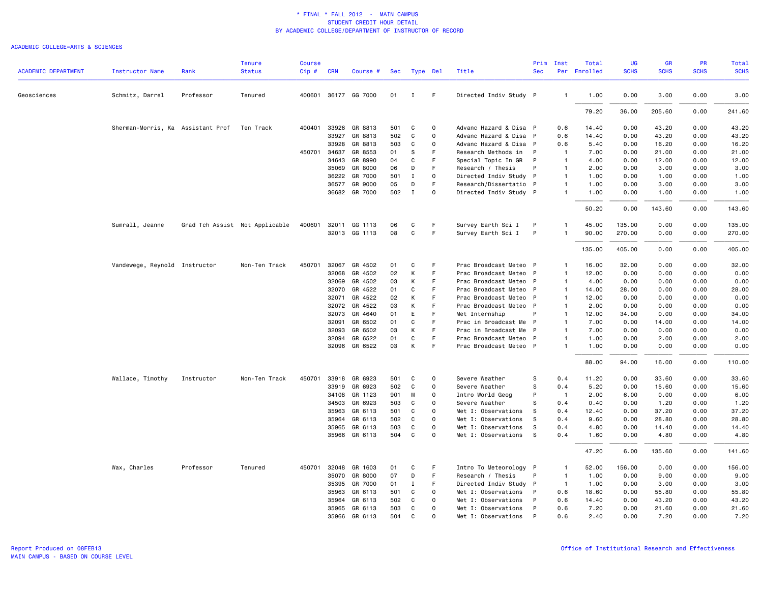\* FINAL \* FALL 2012 - MAIN CAMPUS
STUDENT CREDIT HOUR DETAIL
BY ACADEMIC COLLEGE/DEPARTMENT OF INSTRUCTOR OF RECORD

ACADEMIC COLLEGE=ARTS & SCIENCES

| ACADEMIC DEPARTMENT | Instructor Name | Rank | Tenure Status | Course Cip # | CRN | Course # | Sec | Type | Del | Title | Prim Sec | Inst Per | Total Enrolled | UG SCHS | GR SCHS | PR SCHS | Total SCHS |
|---|---|---|---|---|---|---|---|---|---|---|---|---|---|---|---|---|---|
| Geosciences | Schmitz, Darrel | Professor | Tenured | 400601 | 36177 | GG 7000 | 01 | I | F | Directed Indiv Study | P | 1 | 1.00 | 0.00 | 3.00 | 0.00 | 3.00 |
| | | | | | | | | | | | | | 79.20 | 36.00 | 205.60 | 0.00 | 241.60 |
| | Sherman-Morris, Ka | Assistant Prof | Ten Track | 400401 | 33926 | GR 8813 | 501 | C | O | Advanc Hazard & Disa | P | 0.6 | 14.40 | 0.00 | 43.20 | 0.00 | 43.20 |
| | | | | | 33927 | GR 8813 | 502 | C | O | Advanc Hazard & Disa | P | 0.6 | 14.40 | 0.00 | 43.20 | 0.00 | 43.20 |
| | | | | | 33928 | GR 8813 | 503 | C | O | Advanc Hazard & Disa | P | 0.6 | 5.40 | 0.00 | 16.20 | 0.00 | 16.20 |
| | | | | 450701 | 34637 | GR 8553 | 01 | S | F | Research Methods in | P | 1 | 7.00 | 0.00 | 21.00 | 0.00 | 21.00 |
| | | | | | 34643 | GR 8990 | 04 | C | F | Special Topic In GR | P | 1 | 4.00 | 0.00 | 12.00 | 0.00 | 12.00 |
| | | | | | 35069 | GR 8000 | 06 | D | F | Research / Thesis | P | 1 | 2.00 | 0.00 | 3.00 | 0.00 | 3.00 |
| | | | | | 36222 | GR 7000 | 501 | I | O | Directed Indiv Study | P | 1 | 1.00 | 0.00 | 1.00 | 0.00 | 1.00 |
| | | | | | 36577 | GR 9000 | 05 | D | F | Research/Dissertatio | P | 1 | 1.00 | 0.00 | 3.00 | 0.00 | 3.00 |
| | | | | | 36682 | GR 7000 | 502 | I | O | Directed Indiv Study | P | 1 | 1.00 | 0.00 | 1.00 | 0.00 | 1.00 |
| | | | | | | | | | | | | | 50.20 | 0.00 | 143.60 | 0.00 | 143.60 |
| | Sumrall, Jeanne | Grad Tch Assist | Not Applicable | 400601 | 32011 | GG 1113 | 06 | C | F | Survey Earth Sci I | P | 1 | 45.00 | 135.00 | 0.00 | 0.00 | 135.00 |
| | | | | | 32013 | GG 1113 | 08 | C | F | Survey Earth Sci I | P | 1 | 90.00 | 270.00 | 0.00 | 0.00 | 270.00 |
| | | | | | | | | | | | | | 135.00 | 405.00 | 0.00 | 0.00 | 405.00 |
| | Vandewege, Reynold | Instructor | Non-Ten Track | 450701 | 32067 | GR 4502 | 01 | C | F | Prac Broadcast Meteo | P | 1 | 16.00 | 32.00 | 0.00 | 0.00 | 32.00 |
| | | | | | 32068 | GR 4502 | 02 | K | F | Prac Broadcast Meteo | P | 1 | 12.00 | 0.00 | 0.00 | 0.00 | 0.00 |
| | | | | | 32069 | GR 4502 | 03 | K | F | Prac Broadcast Meteo | P | 1 | 4.00 | 0.00 | 0.00 | 0.00 | 0.00 |
| | | | | | 32070 | GR 4522 | 01 | C | F | Prac Broadcast Meteo | P | 1 | 14.00 | 28.00 | 0.00 | 0.00 | 28.00 |
| | | | | | 32071 | GR 4522 | 02 | K | F | Prac Broadcast Meteo | P | 1 | 12.00 | 0.00 | 0.00 | 0.00 | 0.00 |
| | | | | | 32072 | GR 4522 | 03 | K | F | Prac Broadcast Meteo | P | 1 | 2.00 | 0.00 | 0.00 | 0.00 | 0.00 |
| | | | | | 32073 | GR 4640 | 01 | E | F | Met Internship | P | 1 | 12.00 | 34.00 | 0.00 | 0.00 | 34.00 |
| | | | | | 32091 | GR 6502 | 01 | C | F | Prac in Broadcast Me | P | 1 | 7.00 | 0.00 | 14.00 | 0.00 | 14.00 |
| | | | | | 32093 | GR 6502 | 03 | K | F | Prac in Broadcast Me | P | 1 | 7.00 | 0.00 | 0.00 | 0.00 | 0.00 |
| | | | | | 32094 | GR 6522 | 01 | C | F | Prac Broadcast Meteo | P | 1 | 1.00 | 0.00 | 2.00 | 0.00 | 2.00 |
| | | | | | 32096 | GR 6522 | 03 | K | F | Prac Broadcast Meteo | P | 1 | 1.00 | 0.00 | 0.00 | 0.00 | 0.00 |
| | | | | | | | | | | | | | 88.00 | 94.00 | 16.00 | 0.00 | 110.00 |
| | Wallace, Timothy | Instructor | Non-Ten Track | 450701 | 33918 | GR 6923 | 501 | C | O | Severe Weather | S | 0.4 | 11.20 | 0.00 | 33.60 | 0.00 | 33.60 |
| | | | | | 33919 | GR 6923 | 502 | C | O | Severe Weather | S | 0.4 | 5.20 | 0.00 | 15.60 | 0.00 | 15.60 |
| | | | | | 34108 | GR 1123 | 901 | M | O | Intro World Geog | P | 1 | 2.00 | 6.00 | 0.00 | 0.00 | 6.00 |
| | | | | | 34503 | GR 6923 | 503 | C | O | Severe Weather | S | 0.4 | 0.40 | 0.00 | 1.20 | 0.00 | 1.20 |
| | | | | | 35963 | GR 6113 | 501 | C | O | Met I: Observations | S | 0.4 | 12.40 | 0.00 | 37.20 | 0.00 | 37.20 |
| | | | | | 35964 | GR 6113 | 502 | C | O | Met I: Observations | S | 0.4 | 9.60 | 0.00 | 28.80 | 0.00 | 28.80 |
| | | | | | 35965 | GR 6113 | 503 | C | O | Met I: Observations | S | 0.4 | 4.80 | 0.00 | 14.40 | 0.00 | 14.40 |
| | | | | | 35966 | GR 6113 | 504 | C | O | Met I: Observations | S | 0.4 | 1.60 | 0.00 | 4.80 | 0.00 | 4.80 |
| | | | | | | | | | | | | | 47.20 | 6.00 | 135.60 | 0.00 | 141.60 |
| | Wax, Charles | Professor | Tenured | 450701 | 32048 | GR 1603 | 01 | C | F | Intro To Meteorology | P | 1 | 52.00 | 156.00 | 0.00 | 0.00 | 156.00 |
| | | | | | 35070 | GR 8000 | 07 | D | F | Research / Thesis | P | 1 | 1.00 | 0.00 | 9.00 | 0.00 | 9.00 |
| | | | | | 35395 | GR 7000 | 01 | I | F | Directed Indiv Study | P | 1 | 1.00 | 0.00 | 3.00 | 0.00 | 3.00 |
| | | | | | 35963 | GR 6113 | 501 | C | O | Met I: Observations | P | 0.6 | 18.60 | 0.00 | 55.80 | 0.00 | 55.80 |
| | | | | | 35964 | GR 6113 | 502 | C | O | Met I: Observations | P | 0.6 | 14.40 | 0.00 | 43.20 | 0.00 | 43.20 |
| | | | | | 35965 | GR 6113 | 503 | C | O | Met I: Observations | P | 0.6 | 7.20 | 0.00 | 21.60 | 0.00 | 21.60 |
| | | | | | 35966 | GR 6113 | 504 | C | O | Met I: Observations | P | 0.6 | 2.40 | 0.00 | 7.20 | 0.00 | 7.20 |

Report Produced on 08FEB13
MAIN CAMPUS - BASED ON COURSE LEVEL

Office of Institutional Research and Effectiveness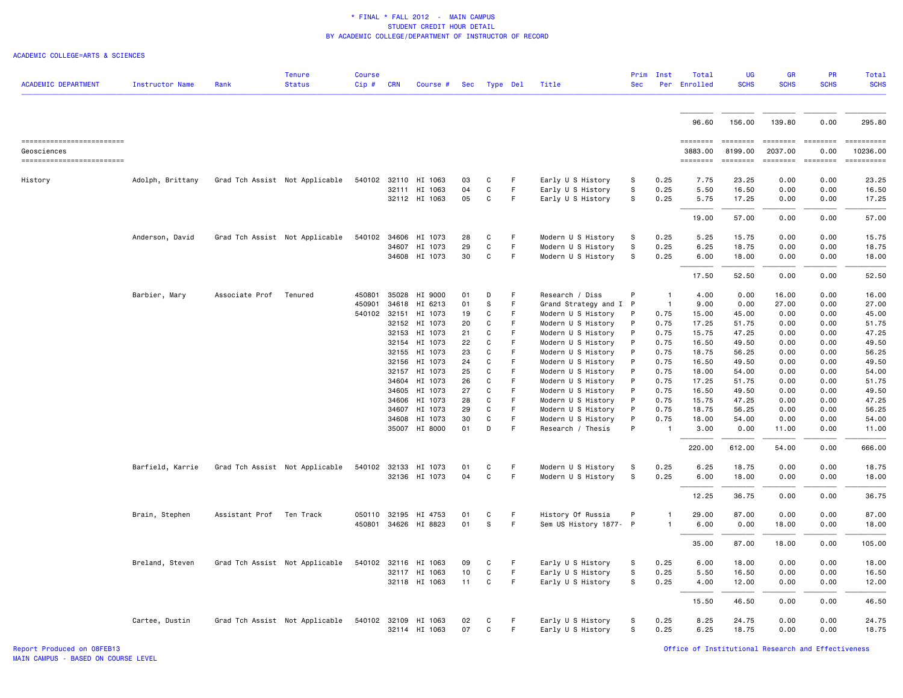* FINAL * FALL 2012 - MAIN CAMPUS
STUDENT CREDIT HOUR DETAIL
BY ACADEMIC COLLEGE/DEPARTMENT OF INSTRUCTOR OF RECORD

ACADEMIC COLLEGE=ARTS & SCIENCES

| ACADEMIC DEPARTMENT | Instructor Name | Rank | Tenure Status | Course Cip # | CRN | Course # | Sec | Type | Del | Title | Prim Sec | Inst Per | Total Enrolled | UG SCHS | GR SCHS | PR SCHS | Total SCHS |
|---|---|---|---|---|---|---|---|---|---|---|---|---|---|---|---|---|---|
| | | | | | | | | | | | | | 96.60 | 156.00 | 139.80 | 0.00 | 295.80 |
| Geosciences | | | | | | | | | | | | | 3883.00 | 8199.00 | 2037.00 | 0.00 | 10236.00 |
| History | Adolph, Brittany | Grad Tch Assist | Not Applicable | 540102 | 32110 | HI 1063 | 03 | C | F | Early U S History | S | 0.25 | 7.75 | 23.25 | 0.00 | 0.00 | 23.25 |
| | | | | | 32111 | HI 1063 | 04 | C | F | Early U S History | S | 0.25 | 5.50 | 16.50 | 0.00 | 0.00 | 16.50 |
| | | | | | 32112 | HI 1063 | 05 | C | F | Early U S History | S | 0.25 | 5.75 | 17.25 | 0.00 | 0.00 | 17.25 |
| | | | | | | | | | | | | | 19.00 | 57.00 | 0.00 | 0.00 | 57.00 |
| | Anderson, David | Grad Tch Assist | Not Applicable | 540102 | 34606 | HI 1073 | 28 | C | F | Modern U S History | S | 0.25 | 5.25 | 15.75 | 0.00 | 0.00 | 15.75 |
| | | | | | 34607 | HI 1073 | 29 | C | F | Modern U S History | S | 0.25 | 6.25 | 18.75 | 0.00 | 0.00 | 18.75 |
| | | | | | 34608 | HI 1073 | 30 | C | F | Modern U S History | S | 0.25 | 6.00 | 18.00 | 0.00 | 0.00 | 18.00 |
| | | | | | | | | | | | | | 17.50 | 52.50 | 0.00 | 0.00 | 52.50 |
| | Barbier, Mary | Associate Prof | Tenured | 450801 | 35028 | HI 9000 | 01 | D | F | Research / Diss | P | 1 | 4.00 | 0.00 | 16.00 | 0.00 | 16.00 |
| | | | | 450901 | 34618 | HI 6213 | 01 | S | F | Grand Strategy and I | P | 1 | 9.00 | 0.00 | 27.00 | 0.00 | 27.00 |
| | | | | 540102 | 32151 | HI 1073 | 19 | C | F | Modern U S History | P | 0.75 | 15.00 | 45.00 | 0.00 | 0.00 | 45.00 |
| | | | | | 32152 | HI 1073 | 20 | C | F | Modern U S History | P | 0.75 | 17.25 | 51.75 | 0.00 | 0.00 | 51.75 |
| | | | | | 32153 | HI 1073 | 21 | C | F | Modern U S History | P | 0.75 | 15.75 | 47.25 | 0.00 | 0.00 | 47.25 |
| | | | | | 32154 | HI 1073 | 22 | C | F | Modern U S History | P | 0.75 | 16.50 | 49.50 | 0.00 | 0.00 | 49.50 |
| | | | | | 32155 | HI 1073 | 23 | C | F | Modern U S History | P | 0.75 | 18.75 | 56.25 | 0.00 | 0.00 | 56.25 |
| | | | | | 32156 | HI 1073 | 24 | C | F | Modern U S History | P | 0.75 | 16.50 | 49.50 | 0.00 | 0.00 | 49.50 |
| | | | | | 32157 | HI 1073 | 25 | C | F | Modern U S History | P | 0.75 | 18.00 | 54.00 | 0.00 | 0.00 | 54.00 |
| | | | | | 34604 | HI 1073 | 26 | C | F | Modern U S History | P | 0.75 | 17.25 | 51.75 | 0.00 | 0.00 | 51.75 |
| | | | | | 34605 | HI 1073 | 27 | C | F | Modern U S History | P | 0.75 | 16.50 | 49.50 | 0.00 | 0.00 | 49.50 |
| | | | | | 34606 | HI 1073 | 28 | C | F | Modern U S History | P | 0.75 | 15.75 | 47.25 | 0.00 | 0.00 | 47.25 |
| | | | | | 34607 | HI 1073 | 29 | C | F | Modern U S History | P | 0.75 | 18.75 | 56.25 | 0.00 | 0.00 | 56.25 |
| | | | | | 34608 | HI 1073 | 30 | C | F | Modern U S History | P | 0.75 | 18.00 | 54.00 | 0.00 | 0.00 | 54.00 |
| | | | | | 35007 | HI 8000 | 01 | D | F | Research / Thesis | P | 1 | 3.00 | 0.00 | 11.00 | 0.00 | 11.00 |
| | | | | | | | | | | | | | 220.00 | 612.00 | 54.00 | 0.00 | 666.00 |
| | Barfield, Karrie | Grad Tch Assist | Not Applicable | 540102 | 32133 | HI 1073 | 01 | C | F | Modern U S History | S | 0.25 | 6.25 | 18.75 | 0.00 | 0.00 | 18.75 |
| | | | | | 32136 | HI 1073 | 04 | C | F | Modern U S History | S | 0.25 | 6.00 | 18.00 | 0.00 | 0.00 | 18.00 |
| | | | | | | | | | | | | | 12.25 | 36.75 | 0.00 | 0.00 | 36.75 |
| | Brain, Stephen | Assistant Prof | Ten Track | 050110 | 32195 | HI 4753 | 01 | C | F | History Of Russia | P | 1 | 29.00 | 87.00 | 0.00 | 0.00 | 87.00 |
| | | | | 450801 | 34626 | HI 8823 | 01 | S | F | Sem US History 1877- | P | 1 | 6.00 | 0.00 | 18.00 | 0.00 | 18.00 |
| | | | | | | | | | | | | | 35.00 | 87.00 | 18.00 | 0.00 | 105.00 |
| | Breland, Steven | Grad Tch Assist | Not Applicable | 540102 | 32116 | HI 1063 | 09 | C | F | Early U S History | S | 0.25 | 6.00 | 18.00 | 0.00 | 0.00 | 18.00 |
| | | | | | 32117 | HI 1063 | 10 | C | F | Early U S History | S | 0.25 | 5.50 | 16.50 | 0.00 | 0.00 | 16.50 |
| | | | | | 32118 | HI 1063 | 11 | C | F | Early U S History | S | 0.25 | 4.00 | 12.00 | 0.00 | 0.00 | 12.00 |
| | | | | | | | | | | | | | 15.50 | 46.50 | 0.00 | 0.00 | 46.50 |
| | Cartee, Dustin | Grad Tch Assist | Not Applicable | 540102 | 32109 | HI 1063 | 02 | C | F | Early U S History | S | 0.25 | 8.25 | 24.75 | 0.00 | 0.00 | 24.75 |
| | | | | | 32114 | HI 1063 | 07 | C | F | Early U S History | S | 0.25 | 6.25 | 18.75 | 0.00 | 0.00 | 18.75 |

Report Produced on 08FEB13
MAIN CAMPUS - BASED ON COURSE LEVEL

Office of Institutional Research and Effectiveness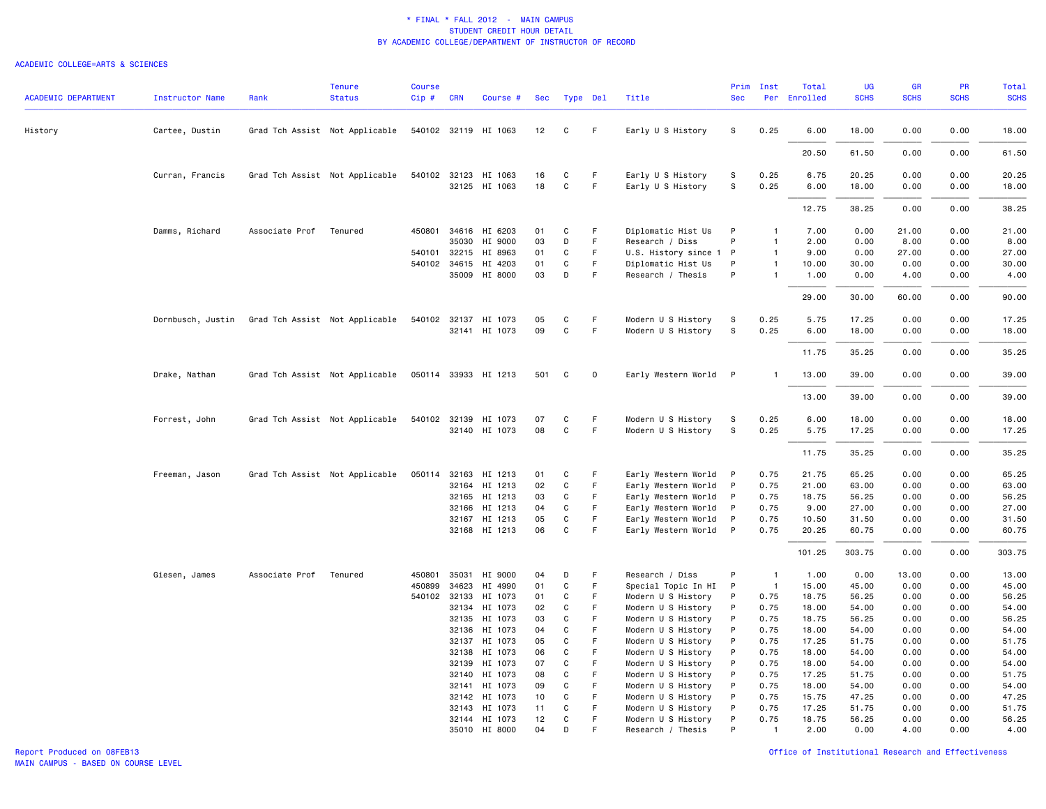# * FINAL * FALL 2012 - MAIN CAMPUS
## STUDENT CREDIT HOUR DETAIL
### BY ACADEMIC COLLEGE/DEPARTMENT OF INSTRUCTOR OF RECORD

ACADEMIC COLLEGE=ARTS & SCIENCES

| ACADEMIC DEPARTMENT | Instructor Name | Rank | Tenure Status | Course Cip # | CRN | Course # | Sec | Type | Del | Title | Prim Sec | Inst Per | Total Enrolled | UG SCHS | GR SCHS | PR SCHS | Total SCHS |
|---|---|---|---|---|---|---|---|---|---|---|---|---|---|---|---|---|---|
| History | Cartee, Dustin | Grad Tch Assist | Not Applicable | 540102 | 32119 | HI 1063 | 12 | C | F | Early U S History | S | 0.25 | 6.00 | 18.00 | 0.00 | 0.00 | 18.00 |
| | | | | | | | | | | | | | 20.50 | 61.50 | 0.00 | 0.00 | 61.50 |
| | Curran, Francis | Grad Tch Assist | Not Applicable | 540102 | 32123 | HI 1063 | 16 | C | F | Early U S History | S | 0.25 | 6.75 | 20.25 | 0.00 | 0.00 | 20.25 |
| | | | | | 32125 | HI 1063 | 18 | C | F | Early U S History | S | 0.25 | 6.00 | 18.00 | 0.00 | 0.00 | 18.00 |
| | | | | | | | | | | | | | 12.75 | 38.25 | 0.00 | 0.00 | 38.25 |
| | Damms, Richard | Associate Prof | Tenured | 450801 | 34616 | HI 6203 | 01 | C | F | Diplomatic Hist Us | P | 1 | 7.00 | 0.00 | 21.00 | 0.00 | 21.00 |
| | | | | | 35030 | HI 9000 | 03 | D | F | Research / Diss | P | 1 | 2.00 | 0.00 | 8.00 | 0.00 | 8.00 |
| | | | | 540101 | 32215 | HI 8963 | 01 | C | F | U.S. History since 1 | P | 1 | 9.00 | 0.00 | 27.00 | 0.00 | 27.00 |
| | | | | 540102 | 34615 | HI 4203 | 01 | C | F | Diplomatic Hist Us | P | 1 | 10.00 | 30.00 | 0.00 | 0.00 | 30.00 |
| | | | | | 35009 | HI 8000 | 03 | D | F | Research / Thesis | P | 1 | 1.00 | 0.00 | 4.00 | 0.00 | 4.00 |
| | | | | | | | | | | | | | 29.00 | 30.00 | 60.00 | 0.00 | 90.00 |
| | Dornbusch, Justin | Grad Tch Assist | Not Applicable | 540102 | 32137 | HI 1073 | 05 | C | F | Modern U S History | S | 0.25 | 5.75 | 17.25 | 0.00 | 0.00 | 17.25 |
| | | | | | 32141 | HI 1073 | 09 | C | F | Modern U S History | S | 0.25 | 6.00 | 18.00 | 0.00 | 0.00 | 18.00 |
| | | | | | | | | | | | | | 11.75 | 35.25 | 0.00 | 0.00 | 35.25 |
| | Drake, Nathan | Grad Tch Assist | Not Applicable | 050114 | 33933 | HI 1213 | 501 | C | O | Early Western World | P | 1 | 13.00 | 39.00 | 0.00 | 0.00 | 39.00 |
| | | | | | | | | | | | | | 13.00 | 39.00 | 0.00 | 0.00 | 39.00 |
| | Forrest, John | Grad Tch Assist | Not Applicable | 540102 | 32139 | HI 1073 | 07 | C | F | Modern U S History | S | 0.25 | 6.00 | 18.00 | 0.00 | 0.00 | 18.00 |
| | | | | | 32140 | HI 1073 | 08 | C | F | Modern U S History | S | 0.25 | 5.75 | 17.25 | 0.00 | 0.00 | 17.25 |
| | | | | | | | | | | | | | 11.75 | 35.25 | 0.00 | 0.00 | 35.25 |
| | Freeman, Jason | Grad Tch Assist | Not Applicable | 050114 | 32163 | HI 1213 | 01 | C | F | Early Western World | P | 0.75 | 21.75 | 65.25 | 0.00 | 0.00 | 65.25 |
| | | | | | 32164 | HI 1213 | 02 | C | F | Early Western World | P | 0.75 | 21.00 | 63.00 | 0.00 | 0.00 | 63.00 |
| | | | | | 32165 | HI 1213 | 03 | C | F | Early Western World | P | 0.75 | 18.75 | 56.25 | 0.00 | 0.00 | 56.25 |
| | | | | | 32166 | HI 1213 | 04 | C | F | Early Western World | P | 0.75 | 9.00 | 27.00 | 0.00 | 0.00 | 27.00 |
| | | | | | 32167 | HI 1213 | 05 | C | F | Early Western World | P | 0.75 | 10.50 | 31.50 | 0.00 | 0.00 | 31.50 |
| | | | | | 32168 | HI 1213 | 06 | C | F | Early Western World | P | 0.75 | 20.25 | 60.75 | 0.00 | 0.00 | 60.75 |
| | | | | | | | | | | | | | 101.25 | 303.75 | 0.00 | 0.00 | 303.75 |
| | Giesen, James | Associate Prof | Tenured | 450801 | 35031 | HI 9000 | 04 | D | F | Research / Diss | P | 1 | 1.00 | 0.00 | 13.00 | 0.00 | 13.00 |
| | | | | 450899 | 34623 | HI 4990 | 01 | C | F | Special Topic In HI | P | 1 | 15.00 | 45.00 | 0.00 | 0.00 | 45.00 |
| | | | | 540102 | 32133 | HI 1073 | 01 | C | F | Modern U S History | P | 0.75 | 18.75 | 56.25 | 0.00 | 0.00 | 56.25 |
| | | | | | 32134 | HI 1073 | 02 | C | F | Modern U S History | P | 0.75 | 18.00 | 54.00 | 0.00 | 0.00 | 54.00 |
| | | | | | 32135 | HI 1073 | 03 | C | F | Modern U S History | P | 0.75 | 18.75 | 56.25 | 0.00 | 0.00 | 56.25 |
| | | | | | 32136 | HI 1073 | 04 | C | F | Modern U S History | P | 0.75 | 18.00 | 54.00 | 0.00 | 0.00 | 54.00 |
| | | | | | 32137 | HI 1073 | 05 | C | F | Modern U S History | P | 0.75 | 17.25 | 51.75 | 0.00 | 0.00 | 51.75 |
| | | | | | 32138 | HI 1073 | 06 | C | F | Modern U S History | P | 0.75 | 18.00 | 54.00 | 0.00 | 0.00 | 54.00 |
| | | | | | 32139 | HI 1073 | 07 | C | F | Modern U S History | P | 0.75 | 18.00 | 54.00 | 0.00 | 0.00 | 54.00 |
| | | | | | 32140 | HI 1073 | 08 | C | F | Modern U S History | P | 0.75 | 17.25 | 51.75 | 0.00 | 0.00 | 51.75 |
| | | | | | 32141 | HI 1073 | 09 | C | F | Modern U S History | P | 0.75 | 18.00 | 54.00 | 0.00 | 0.00 | 54.00 |
| | | | | | 32142 | HI 1073 | 10 | C | F | Modern U S History | P | 0.75 | 15.75 | 47.25 | 0.00 | 0.00 | 47.25 |
| | | | | | 32143 | HI 1073 | 11 | C | F | Modern U S History | P | 0.75 | 17.25 | 51.75 | 0.00 | 0.00 | 51.75 |
| | | | | | 32144 | HI 1073 | 12 | C | F | Modern U S History | P | 0.75 | 18.75 | 56.25 | 0.00 | 0.00 | 56.25 |
| | | | | | 35010 | HI 8000 | 04 | D | F | Research / Thesis | P | 1 | 2.00 | 0.00 | 4.00 | 0.00 | 4.00 |

Report Produced on 08FEB13
MAIN CAMPUS - BASED ON COURSE LEVEL

Office of Institutional Research and Effectiveness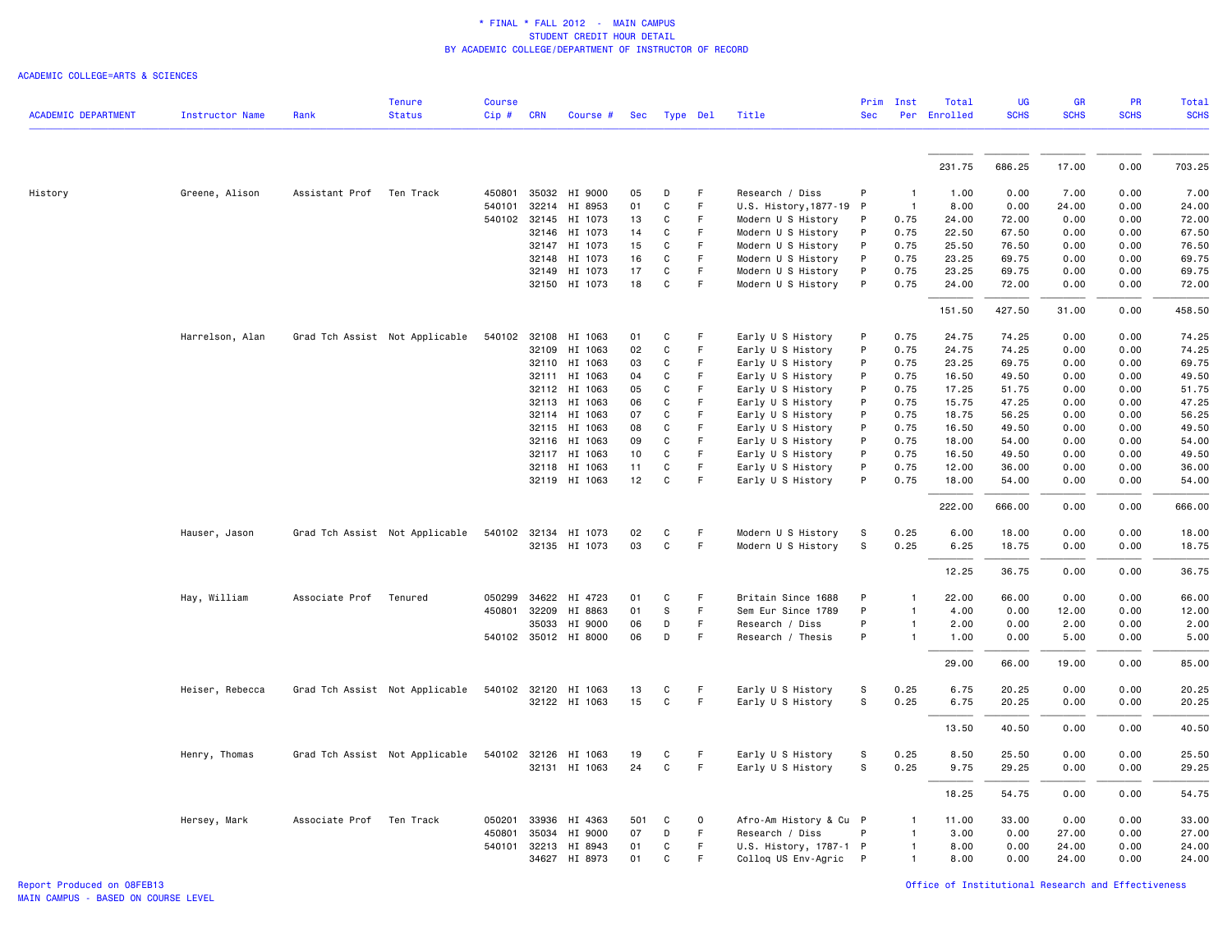\* FINAL \* FALL 2012 - MAIN CAMPUS
STUDENT CREDIT HOUR DETAIL
BY ACADEMIC COLLEGE/DEPARTMENT OF INSTRUCTOR OF RECORD

ACADEMIC COLLEGE=ARTS & SCIENCES

| ACADEMIC DEPARTMENT | Instructor Name | Rank | Tenure Status | Course Cip # | CRN | Course # | Sec | Type | Del | Title | Prim Sec | Inst Per | Total Enrolled | UG SCHS | GR SCHS | PR SCHS | Total SCHS |
|---|---|---|---|---|---|---|---|---|---|---|---|---|---|---|---|---|---|
| | | | | | | | | | | | | | 231.75 | 686.25 | 17.00 | 0.00 | 703.25 |
| History | Greene, Alison | Assistant Prof | Ten Track | 450801 | 35032 | HI 9000 | 05 | D | F | Research / Diss | P | 1 | 1.00 | 0.00 | 7.00 | 0.00 | 7.00 |
| | | | | 540101 | 32214 | HI 8953 | 01 | C | F | U.S. History,1877-19 | P | 1 | 8.00 | 0.00 | 24.00 | 0.00 | 24.00 |
| | | | | 540102 | 32145 | HI 1073 | 13 | C | F | Modern U S History | P | 0.75 | 24.00 | 72.00 | 0.00 | 0.00 | 72.00 |
| | | | | | 32146 | HI 1073 | 14 | C | F | Modern U S History | P | 0.75 | 22.50 | 67.50 | 0.00 | 0.00 | 67.50 |
| | | | | | 32147 | HI 1073 | 15 | C | F | Modern U S History | P | 0.75 | 25.50 | 76.50 | 0.00 | 0.00 | 76.50 |
| | | | | | 32148 | HI 1073 | 16 | C | F | Modern U S History | P | 0.75 | 23.25 | 69.75 | 0.00 | 0.00 | 69.75 |
| | | | | | 32149 | HI 1073 | 17 | C | F | Modern U S History | P | 0.75 | 23.25 | 69.75 | 0.00 | 0.00 | 69.75 |
| | | | | | 32150 | HI 1073 | 18 | C | F | Modern U S History | P | 0.75 | 24.00 | 72.00 | 0.00 | 0.00 | 72.00 |
| | | | | | | | | | | | | | 151.50 | 427.50 | 31.00 | 0.00 | 458.50 |
| | Harrelson, Alan | Grad Tch Assist | Not Applicable | 540102 | 32108 | HI 1063 | 01 | C | F | Early U S History | P | 0.75 | 24.75 | 74.25 | 0.00 | 0.00 | 74.25 |
| | | | | | 32109 | HI 1063 | 02 | C | F | Early U S History | P | 0.75 | 24.75 | 74.25 | 0.00 | 0.00 | 74.25 |
| | | | | | 32110 | HI 1063 | 03 | C | F | Early U S History | P | 0.75 | 23.25 | 69.75 | 0.00 | 0.00 | 69.75 |
| | | | | | 32111 | HI 1063 | 04 | C | F | Early U S History | P | 0.75 | 16.50 | 49.50 | 0.00 | 0.00 | 49.50 |
| | | | | | 32112 | HI 1063 | 05 | C | F | Early U S History | P | 0.75 | 17.25 | 51.75 | 0.00 | 0.00 | 51.75 |
| | | | | | 32113 | HI 1063 | 06 | C | F | Early U S History | P | 0.75 | 15.75 | 47.25 | 0.00 | 0.00 | 47.25 |
| | | | | | 32114 | HI 1063 | 07 | C | F | Early U S History | P | 0.75 | 18.75 | 56.25 | 0.00 | 0.00 | 56.25 |
| | | | | | 32115 | HI 1063 | 08 | C | F | Early U S History | P | 0.75 | 16.50 | 49.50 | 0.00 | 0.00 | 49.50 |
| | | | | | 32116 | HI 1063 | 09 | C | F | Early U S History | P | 0.75 | 18.00 | 54.00 | 0.00 | 0.00 | 54.00 |
| | | | | | 32117 | HI 1063 | 10 | C | F | Early U S History | P | 0.75 | 16.50 | 49.50 | 0.00 | 0.00 | 49.50 |
| | | | | | 32118 | HI 1063 | 11 | C | F | Early U S History | P | 0.75 | 12.00 | 36.00 | 0.00 | 0.00 | 36.00 |
| | | | | | 32119 | HI 1063 | 12 | C | F | Early U S History | P | 0.75 | 18.00 | 54.00 | 0.00 | 0.00 | 54.00 |
| | | | | | | | | | | | | | 222.00 | 666.00 | 0.00 | 0.00 | 666.00 |
| | Hauser, Jason | Grad Tch Assist | Not Applicable | 540102 | 32134 | HI 1073 | 02 | C | F | Modern U S History | S | 0.25 | 6.00 | 18.00 | 0.00 | 0.00 | 18.00 |
| | | | | | 32135 | HI 1073 | 03 | C | F | Modern U S History | S | 0.25 | 6.25 | 18.75 | 0.00 | 0.00 | 18.75 |
| | | | | | | | | | | | | | 12.25 | 36.75 | 0.00 | 0.00 | 36.75 |
| | Hay, William | Associate Prof | Tenured | 050299 | 34622 | HI 4723 | 01 | C | F | Britain Since 1688 | P | 1 | 22.00 | 66.00 | 0.00 | 0.00 | 66.00 |
| | | | | 450801 | 32209 | HI 8863 | 01 | S | F | Sem Eur Since 1789 | P | 1 | 4.00 | 0.00 | 12.00 | 0.00 | 12.00 |
| | | | | | 35033 | HI 9000 | 06 | D | F | Research / Diss | P | 1 | 2.00 | 0.00 | 2.00 | 0.00 | 2.00 |
| | | | | 540102 | 35012 | HI 8000 | 06 | D | F | Research / Thesis | P | 1 | 1.00 | 0.00 | 5.00 | 0.00 | 5.00 |
| | | | | | | | | | | | | | 29.00 | 66.00 | 19.00 | 0.00 | 85.00 |
| | Heiser, Rebecca | Grad Tch Assist | Not Applicable | 540102 | 32120 | HI 1063 | 13 | C | F | Early U S History | S | 0.25 | 6.75 | 20.25 | 0.00 | 0.00 | 20.25 |
| | | | | | 32122 | HI 1063 | 15 | C | F | Early U S History | S | 0.25 | 6.75 | 20.25 | 0.00 | 0.00 | 20.25 |
| | | | | | | | | | | | | | 13.50 | 40.50 | 0.00 | 0.00 | 40.50 |
| | Henry, Thomas | Grad Tch Assist | Not Applicable | 540102 | 32126 | HI 1063 | 19 | C | F | Early U S History | S | 0.25 | 8.50 | 25.50 | 0.00 | 0.00 | 25.50 |
| | | | | | 32131 | HI 1063 | 24 | C | F | Early U S History | S | 0.25 | 9.75 | 29.25 | 0.00 | 0.00 | 29.25 |
| | | | | | | | | | | | | | 18.25 | 54.75 | 0.00 | 0.00 | 54.75 |
| | Hersey, Mark | Associate Prof | Ten Track | 050201 | 33936 | HI 4363 | 501 | C | O | Afro-Am History & Cu | P | 1 | 11.00 | 33.00 | 0.00 | 0.00 | 33.00 |
| | | | | 450801 | 35034 | HI 9000 | 07 | D | F | Research / Diss | P | 1 | 3.00 | 0.00 | 27.00 | 0.00 | 27.00 |
| | | | | 540101 | 32213 | HI 8943 | 01 | C | F | U.S. History, 1787-1 | P | 1 | 8.00 | 0.00 | 24.00 | 0.00 | 24.00 |
| | | | | | 34627 | HI 8973 | 01 | C | F | Colloq US Env-Agric | P | 1 | 8.00 | 0.00 | 24.00 | 0.00 | 24.00 |

Report Produced on 08FEB13
MAIN CAMPUS - BASED ON COURSE LEVEL

Office of Institutional Research and Effectiveness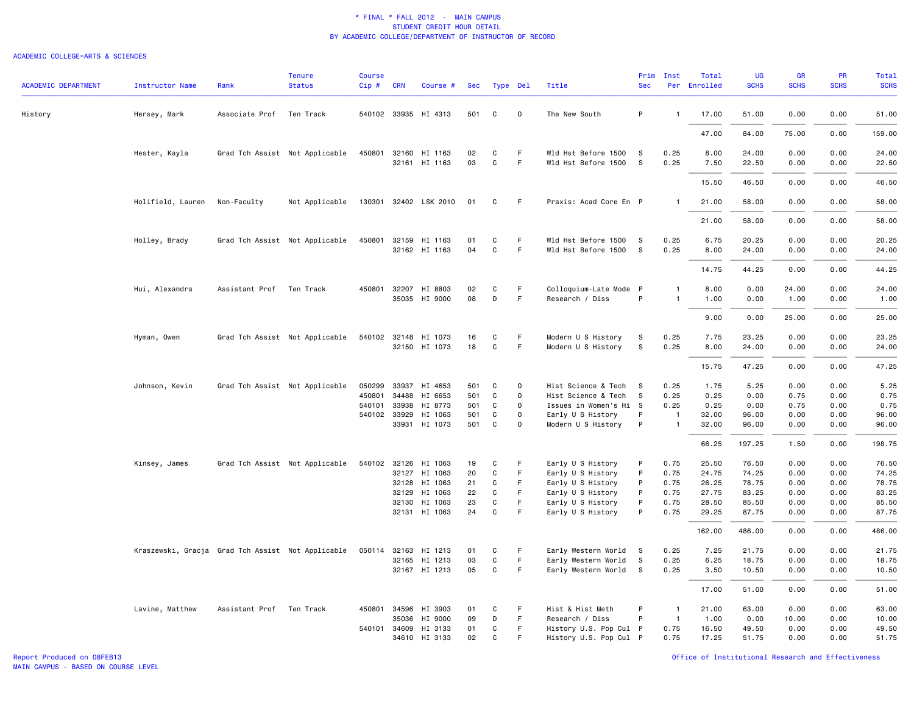\* FINAL \* FALL 2012 - MAIN CAMPUS
STUDENT CREDIT HOUR DETAIL
BY ACADEMIC COLLEGE/DEPARTMENT OF INSTRUCTOR OF RECORD

ACADEMIC COLLEGE=ARTS & SCIENCES

| ACADEMIC DEPARTMENT | Instructor Name | Rank | Tenure Status | Course Cip # | CRN | Course # | Sec | Type | Del | Title | Prim Sec | Inst Per | Total Enrolled | UG SCHS | GR SCHS | PR SCHS | Total SCHS |
|---|---|---|---|---|---|---|---|---|---|---|---|---|---|---|---|---|---|
| History | Hersey, Mark | Associate Prof | Ten Track | 540102 | 33935 | HI 4313 | 501 | C | O | The New South | P | 1 | 17.00 | 51.00 | 0.00 | 0.00 | 51.00 |
| | | | | | | | | | | | | | 47.00 | 84.00 | 75.00 | 0.00 | 159.00 |
| | Hester, Kayla | Grad Tch Assist | Not Applicable | 450801 | 32160 | HI 1163 | 02 | C | F | Wld Hst Before 1500 | S | 0.25 | 8.00 | 24.00 | 0.00 | 0.00 | 24.00 |
| | | | | | 32161 | HI 1163 | 03 | C | F | Wld Hst Before 1500 | S | 0.25 | 7.50 | 22.50 | 0.00 | 0.00 | 22.50 |
| | | | | | | | | | | | | | 15.50 | 46.50 | 0.00 | 0.00 | 46.50 |
| | Holifield, Lauren | Non-Faculty | Not Applicable | 130301 | 32402 | LSK 2010 | 01 | C | F | Praxis: Acad Core En | P | 1 | 21.00 | 58.00 | 0.00 | 0.00 | 58.00 |
| | | | | | | | | | | | | | 21.00 | 58.00 | 0.00 | 0.00 | 58.00 |
| | Holley, Brady | Grad Tch Assist | Not Applicable | 450801 | 32159 | HI 1163 | 01 | C | F | Wld Hst Before 1500 | S | 0.25 | 6.75 | 20.25 | 0.00 | 0.00 | 20.25 |
| | | | | | 32162 | HI 1163 | 04 | C | F | Wld Hst Before 1500 | S | 0.25 | 8.00 | 24.00 | 0.00 | 0.00 | 24.00 |
| | | | | | | | | | | | | | 14.75 | 44.25 | 0.00 | 0.00 | 44.25 |
| | Hui, Alexandra | Assistant Prof | Ten Track | 450801 | 32207 | HI 8803 | 02 | C | F | Colloquium-Late Mode | P | 1 | 8.00 | 0.00 | 24.00 | 0.00 | 24.00 |
| | | | | | 35035 | HI 9000 | 08 | D | F | Research / Diss | P | 1 | 1.00 | 0.00 | 1.00 | 0.00 | 1.00 |
| | | | | | | | | | | | | | 9.00 | 0.00 | 25.00 | 0.00 | 25.00 |
| | Hyman, Owen | Grad Tch Assist | Not Applicable | 540102 | 32148 | HI 1073 | 16 | C | F | Modern U S History | S | 0.25 | 7.75 | 23.25 | 0.00 | 0.00 | 23.25 |
| | | | | | 32150 | HI 1073 | 18 | C | F | Modern U S History | S | 0.25 | 8.00 | 24.00 | 0.00 | 0.00 | 24.00 |
| | | | | | | | | | | | | | 15.75 | 47.25 | 0.00 | 0.00 | 47.25 |
| | Johnson, Kevin | Grad Tch Assist | Not Applicable | 050299 | 33937 | HI 4653 | 501 | C | O | Hist Science & Tech | S | 0.25 | 1.75 | 5.25 | 0.00 | 0.00 | 5.25 |
| | | | | 450801 | 34488 | HI 6653 | 501 | C | O | Hist Science & Tech | S | 0.25 | 0.25 | 0.00 | 0.75 | 0.00 | 0.75 |
| | | | | 540101 | 33938 | HI 8773 | 501 | C | O | Issues in Women's Hi | S | 0.25 | 0.25 | 0.00 | 0.75 | 0.00 | 0.75 |
| | | | | 540102 | 33929 | HI 1063 | 501 | C | O | Early U S History | P | 1 | 32.00 | 96.00 | 0.00 | 0.00 | 96.00 |
| | | | | | 33931 | HI 1073 | 501 | C | O | Modern U S History | P | 1 | 32.00 | 96.00 | 0.00 | 0.00 | 96.00 |
| | | | | | | | | | | | | | 66.25 | 197.25 | 1.50 | 0.00 | 198.75 |
| | Kinsey, James | Grad Tch Assist | Not Applicable | 540102 | 32126 | HI 1063 | 19 | C | F | Early U S History | P | 0.75 | 25.50 | 76.50 | 0.00 | 0.00 | 76.50 |
| | | | | | 32127 | HI 1063 | 20 | C | F | Early U S History | P | 0.75 | 24.75 | 74.25 | 0.00 | 0.00 | 74.25 |
| | | | | | 32128 | HI 1063 | 21 | C | F | Early U S History | P | 0.75 | 26.25 | 78.75 | 0.00 | 0.00 | 78.75 |
| | | | | | 32129 | HI 1063 | 22 | C | F | Early U S History | P | 0.75 | 27.75 | 83.25 | 0.00 | 0.00 | 83.25 |
| | | | | | 32130 | HI 1063 | 23 | C | F | Early U S History | P | 0.75 | 28.50 | 85.50 | 0.00 | 0.00 | 85.50 |
| | | | | | 32131 | HI 1063 | 24 | C | F | Early U S History | P | 0.75 | 29.25 | 87.75 | 0.00 | 0.00 | 87.75 |
| | | | | | | | | | | | | | 162.00 | 486.00 | 0.00 | 0.00 | 486.00 |
| | Kraszewski, Gracja | Grad Tch Assist | Not Applicable | 050114 | 32163 | HI 1213 | 01 | C | F | Early Western World | S | 0.25 | 7.25 | 21.75 | 0.00 | 0.00 | 21.75 |
| | | | | | 32165 | HI 1213 | 03 | C | F | Early Western World | S | 0.25 | 6.25 | 18.75 | 0.00 | 0.00 | 18.75 |
| | | | | | 32167 | HI 1213 | 05 | C | F | Early Western World | S | 0.25 | 3.50 | 10.50 | 0.00 | 0.00 | 10.50 |
| | | | | | | | | | | | | | 17.00 | 51.00 | 0.00 | 0.00 | 51.00 |
| | Lavine, Matthew | Assistant Prof | Ten Track | 450801 | 34596 | HI 3903 | 01 | C | F | Hist & Hist Meth | P | 1 | 21.00 | 63.00 | 0.00 | 0.00 | 63.00 |
| | | | | | 35036 | HI 9000 | 09 | D | F | Research / Diss | P | 1 | 1.00 | 0.00 | 10.00 | 0.00 | 10.00 |
| | | | | 540101 | 34609 | HI 3133 | 01 | C | F | History U.S. Pop Cul | P | 0.75 | 16.50 | 49.50 | 0.00 | 0.00 | 49.50 |
| | | | | | 34610 | HI 3133 | 02 | C | F | History U.S. Pop Cul | P | 0.75 | 17.25 | 51.75 | 0.00 | 0.00 | 51.75 |

Report Produced on 08FEB13
MAIN CAMPUS - BASED ON COURSE LEVEL

Office of Institutional Research and Effectiveness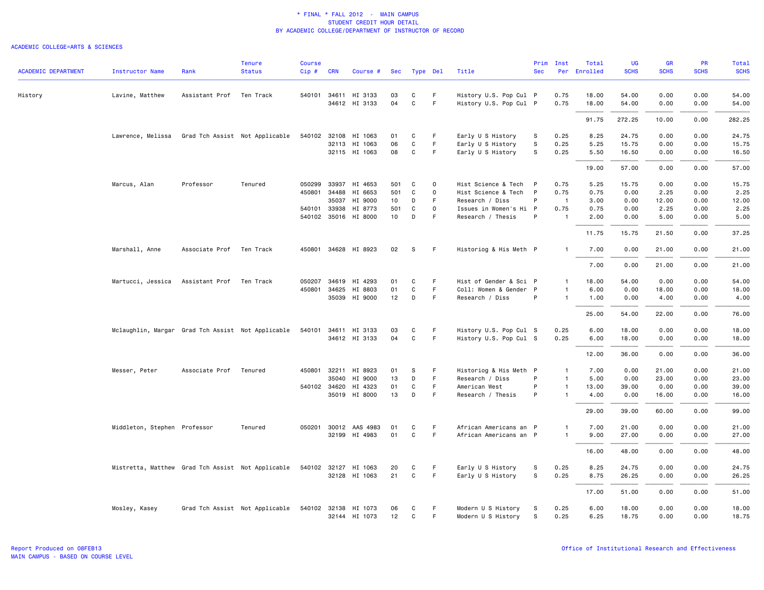\* FINAL \* FALL 2012 - MAIN CAMPUS
STUDENT CREDIT HOUR DETAIL
BY ACADEMIC COLLEGE/DEPARTMENT OF INSTRUCTOR OF RECORD

ACADEMIC COLLEGE=ARTS & SCIENCES

| ACADEMIC DEPARTMENT | Instructor Name | Rank | Tenure Status | Course Cip # | CRN | Course # | Sec | Type | Del | Title | Prim Sec | Inst Per | Total Enrolled | UG SCHS | GR SCHS | PR SCHS | Total SCHS |
|---|---|---|---|---|---|---|---|---|---|---|---|---|---|---|---|---|---|
| History | Lavine, Matthew | Assistant Prof | Ten Track | 540101 | 34611 | HI 3133 | 03 | C | F | History U.S. Pop Cul | P | 0.75 | 18.00 | 54.00 | 0.00 | 0.00 | 54.00 |
| | | | | | 34612 | HI 3133 | 04 | C | F | History U.S. Pop Cul | P | 0.75 | 18.00 | 54.00 | 0.00 | 0.00 | 54.00 |
| | | | | | | | | | | | | | 91.75 | 272.25 | 10.00 | 0.00 | 282.25 |
| | Lawrence, Melissa | Grad Tch Assist | Not Applicable | 540102 | 32108 | HI 1063 | 01 | C | F | Early U S History | S | 0.25 | 8.25 | 24.75 | 0.00 | 0.00 | 24.75 |
| | | | | | 32113 | HI 1063 | 06 | C | F | Early U S History | S | 0.25 | 5.25 | 15.75 | 0.00 | 0.00 | 15.75 |
| | | | | | 32115 | HI 1063 | 08 | C | F | Early U S History | S | 0.25 | 5.50 | 16.50 | 0.00 | 0.00 | 16.50 |
| | | | | | | | | | | | | | 19.00 | 57.00 | 0.00 | 0.00 | 57.00 |
| | Marcus, Alan | Professor | Tenured | 050299 | 33937 | HI 4653 | 501 | C | O | Hist Science & Tech | P | 0.75 | 5.25 | 15.75 | 0.00 | 0.00 | 15.75 |
| | | | | 450801 | 34488 | HI 6653 | 501 | C | O | Hist Science & Tech | P | 0.75 | 0.75 | 0.00 | 2.25 | 0.00 | 2.25 |
| | | | | | 35037 | HI 9000 | 10 | D | F | Research / Diss | P | 1 | 3.00 | 0.00 | 12.00 | 0.00 | 12.00 |
| | | | | 540101 | 33938 | HI 8773 | 501 | C | O | Issues in Women's Hi | P | 0.75 | 0.75 | 0.00 | 2.25 | 0.00 | 2.25 |
| | | | | 540102 | 35016 | HI 8000 | 10 | D | F | Research / Thesis | P | 1 | 2.00 | 0.00 | 5.00 | 0.00 | 5.00 |
| | | | | | | | | | | | | | 11.75 | 15.75 | 21.50 | 0.00 | 37.25 |
| | Marshall, Anne | Associate Prof | Ten Track | 450801 | 34628 | HI 8923 | 02 | S | F | Historiog & His Meth | P | 1 | 7.00 | 0.00 | 21.00 | 0.00 | 21.00 |
| | | | | | | | | | | | | | 7.00 | 0.00 | 21.00 | 0.00 | 21.00 |
| | Martucci, Jessica | Assistant Prof | Ten Track | 050207 | 34619 | HI 4293 | 01 | C | F | Hist of Gender & Sci | P | 1 | 18.00 | 54.00 | 0.00 | 0.00 | 54.00 |
| | | | | 450801 | 34625 | HI 8803 | 01 | C | F | Coll: Women & Gender | P | 1 | 6.00 | 0.00 | 18.00 | 0.00 | 18.00 |
| | | | | | 35039 | HI 9000 | 12 | D | F | Research / Diss | P | 1 | 1.00 | 0.00 | 4.00 | 0.00 | 4.00 |
| | | | | | | | | | | | | | 25.00 | 54.00 | 22.00 | 0.00 | 76.00 |
| | Mclaughlin, Margar | Grad Tch Assist | Not Applicable | 540101 | 34611 | HI 3133 | 03 | C | F | History U.S. Pop Cul | S | 0.25 | 6.00 | 18.00 | 0.00 | 0.00 | 18.00 |
| | | | | | 34612 | HI 3133 | 04 | C | F | History U.S. Pop Cul | S | 0.25 | 6.00 | 18.00 | 0.00 | 0.00 | 18.00 |
| | | | | | | | | | | | | | 12.00 | 36.00 | 0.00 | 0.00 | 36.00 |
| | Messer, Peter | Associate Prof | Tenured | 450801 | 32211 | HI 8923 | 01 | S | F | Historiog & His Meth | P | 1 | 7.00 | 0.00 | 21.00 | 0.00 | 21.00 |
| | | | | | 35040 | HI 9000 | 13 | D | F | Research / Diss | P | 1 | 5.00 | 0.00 | 23.00 | 0.00 | 23.00 |
| | | | | 540102 | 34620 | HI 4323 | 01 | C | F | American West | P | 1 | 13.00 | 39.00 | 0.00 | 0.00 | 39.00 |
| | | | | | 35019 | HI 8000 | 13 | D | F | Research / Thesis | P | 1 | 4.00 | 0.00 | 16.00 | 0.00 | 16.00 |
| | | | | | | | | | | | | | 29.00 | 39.00 | 60.00 | 0.00 | 99.00 |
| | Middleton, Stephen | Professor | Tenured | 050201 | 30012 | AAS 4983 | 01 | C | F | African Americans an | P | 1 | 7.00 | 21.00 | 0.00 | 0.00 | 21.00 |
| | | | | | 32199 | HI 4983 | 01 | C | F | African Americans an | P | 1 | 9.00 | 27.00 | 0.00 | 0.00 | 27.00 |
| | | | | | | | | | | | | | 16.00 | 48.00 | 0.00 | 0.00 | 48.00 |
| | Mistretta, Matthew | Grad Tch Assist | Not Applicable | 540102 | 32127 | HI 1063 | 20 | C | F | Early U S History | S | 0.25 | 8.25 | 24.75 | 0.00 | 0.00 | 24.75 |
| | | | | | 32128 | HI 1063 | 21 | C | F | Early U S History | S | 0.25 | 8.75 | 26.25 | 0.00 | 0.00 | 26.25 |
| | | | | | | | | | | | | | 17.00 | 51.00 | 0.00 | 0.00 | 51.00 |
| | Mosley, Kasey | Grad Tch Assist | Not Applicable | 540102 | 32138 | HI 1073 | 06 | C | F | Modern U S History | S | 0.25 | 6.00 | 18.00 | 0.00 | 0.00 | 18.00 |
| | | | | | 32144 | HI 1073 | 12 | C | F | Modern U S History | S | 0.25 | 6.25 | 18.75 | 0.00 | 0.00 | 18.75 |

Report Produced on 08FEB13
MAIN CAMPUS - BASED ON COURSE LEVEL

Office of Institutional Research and Effectiveness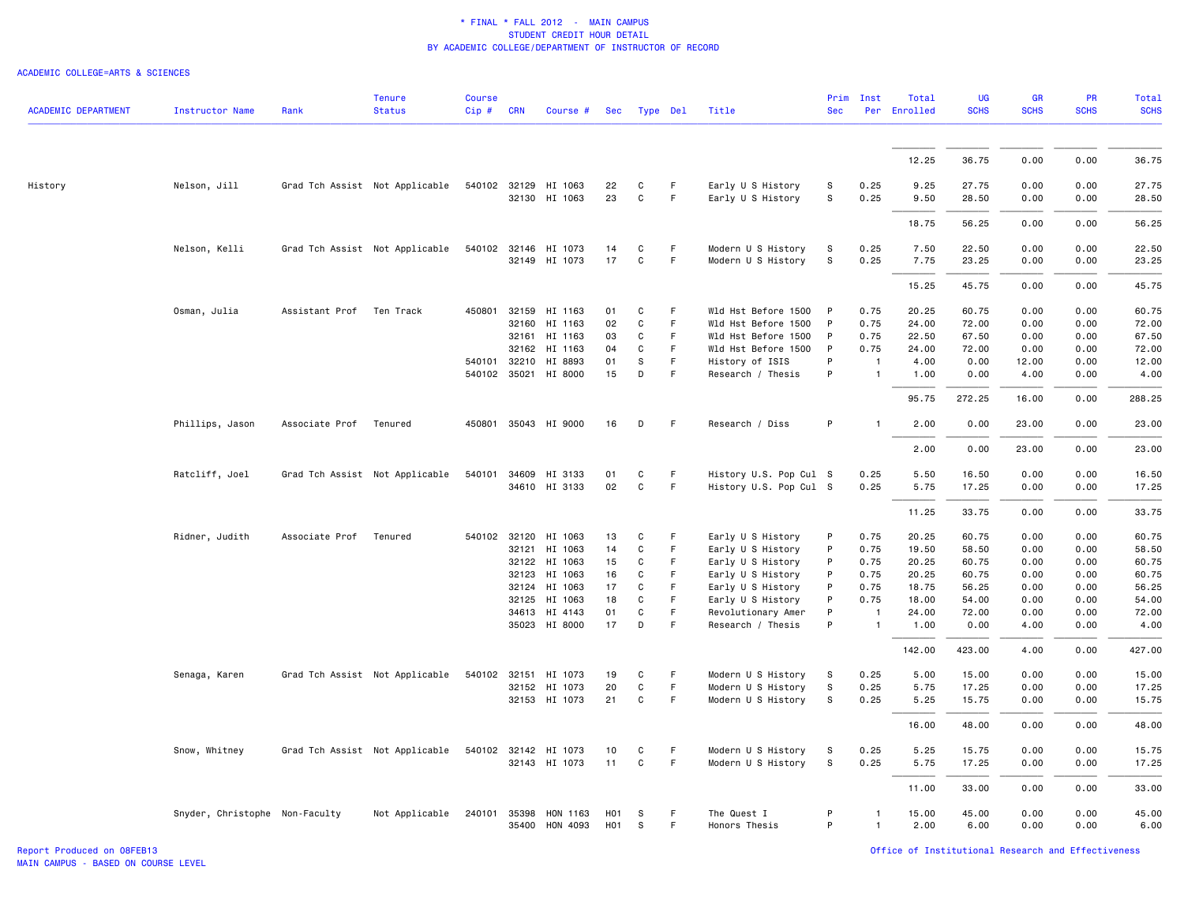\* FINAL \* FALL 2012 - MAIN CAMPUS
STUDENT CREDIT HOUR DETAIL
BY ACADEMIC COLLEGE/DEPARTMENT OF INSTRUCTOR OF RECORD

ACADEMIC COLLEGE=ARTS & SCIENCES

| ACADEMIC DEPARTMENT | Instructor Name | Rank | Tenure Status | Course Cip # | CRN | Course # | Sec | Type | Del | Title | Prim Sec | Inst Per | Total Enrolled | UG SCHS | GR SCHS | PR SCHS | Total SCHS |
|---|---|---|---|---|---|---|---|---|---|---|---|---|---|---|---|---|---|
| | | | | | | | | | | | | | 12.25 | 36.75 | 0.00 | 0.00 | 36.75 |
| History | Nelson, Jill | Grad Tch Assist | Not Applicable | 540102 | 32129 | HI 1063 | 22 | C | F | Early U S History | S | 0.25 | 9.25 | 27.75 | 0.00 | 0.00 | 27.75 |
| | | | | | 32130 | HI 1063 | 23 | C | F | Early U S History | S | 0.25 | 9.50 | 28.50 | 0.00 | 0.00 | 28.50 |
| | | | | | | | | | | | | | 18.75 | 56.25 | 0.00 | 0.00 | 56.25 |
| | Nelson, Kelli | Grad Tch Assist | Not Applicable | 540102 | 32146 | HI 1073 | 14 | C | F | Modern U S History | S | 0.25 | 7.50 | 22.50 | 0.00 | 0.00 | 22.50 |
| | | | | | 32149 | HI 1073 | 17 | C | F | Modern U S History | S | 0.25 | 7.75 | 23.25 | 0.00 | 0.00 | 23.25 |
| | | | | | | | | | | | | | 15.25 | 45.75 | 0.00 | 0.00 | 45.75 |
| | Osman, Julia | Assistant Prof | Ten Track | 450801 | 32159 | HI 1163 | 01 | C | F | Wld Hst Before 1500 | P | 0.75 | 20.25 | 60.75 | 0.00 | 0.00 | 60.75 |
| | | | | | 32160 | HI 1163 | 02 | C | F | Wld Hst Before 1500 | P | 0.75 | 24.00 | 72.00 | 0.00 | 0.00 | 72.00 |
| | | | | | 32161 | HI 1163 | 03 | C | F | Wld Hst Before 1500 | P | 0.75 | 22.50 | 67.50 | 0.00 | 0.00 | 67.50 |
| | | | | | 32162 | HI 1163 | 04 | C | F | Wld Hst Before 1500 | P | 0.75 | 24.00 | 72.00 | 0.00 | 0.00 | 72.00 |
| | | | | 540101 | 32210 | HI 8893 | 01 | S | F | History of ISIS | P | 1 | 4.00 | 0.00 | 12.00 | 0.00 | 12.00 |
| | | | | 540102 | 35021 | HI 8000 | 15 | D | F | Research / Thesis | P | 1 | 1.00 | 0.00 | 4.00 | 0.00 | 4.00 |
| | | | | | | | | | | | | | 95.75 | 272.25 | 16.00 | 0.00 | 288.25 |
| | Phillips, Jason | Associate Prof | Tenured | 450801 | 35043 | HI 9000 | 16 | D | F | Research / Diss | P | 1 | 2.00 | 0.00 | 23.00 | 0.00 | 23.00 |
| | | | | | | | | | | | | | 2.00 | 0.00 | 23.00 | 0.00 | 23.00 |
| | Ratcliff, Joel | Grad Tch Assist | Not Applicable | 540101 | 34609 | HI 3133 | 01 | C | F | History U.S. Pop Cul | S | 0.25 | 5.50 | 16.50 | 0.00 | 0.00 | 16.50 |
| | | | | | 34610 | HI 3133 | 02 | C | F | History U.S. Pop Cul | S | 0.25 | 5.75 | 17.25 | 0.00 | 0.00 | 17.25 |
| | | | | | | | | | | | | | 11.25 | 33.75 | 0.00 | 0.00 | 33.75 |
| | Ridner, Judith | Associate Prof | Tenured | 540102 | 32120 | HI 1063 | 13 | C | F | Early U S History | P | 0.75 | 20.25 | 60.75 | 0.00 | 0.00 | 60.75 |
| | | | | | 32121 | HI 1063 | 14 | C | F | Early U S History | P | 0.75 | 19.50 | 58.50 | 0.00 | 0.00 | 58.50 |
| | | | | | 32122 | HI 1063 | 15 | C | F | Early U S History | P | 0.75 | 20.25 | 60.75 | 0.00 | 0.00 | 60.75 |
| | | | | | 32123 | HI 1063 | 16 | C | F | Early U S History | P | 0.75 | 20.25 | 60.75 | 0.00 | 0.00 | 60.75 |
| | | | | | 32124 | HI 1063 | 17 | C | F | Early U S History | P | 0.75 | 18.75 | 56.25 | 0.00 | 0.00 | 56.25 |
| | | | | | 32125 | HI 1063 | 18 | C | F | Early U S History | P | 0.75 | 18.00 | 54.00 | 0.00 | 0.00 | 54.00 |
| | | | | | 34613 | HI 4143 | 01 | C | F | Revolutionary Amer | P | 1 | 24.00 | 72.00 | 0.00 | 0.00 | 72.00 |
| | | | | | 35023 | HI 8000 | 17 | D | F | Research / Thesis | P | 1 | 1.00 | 0.00 | 4.00 | 0.00 | 4.00 |
| | | | | | | | | | | | | | 142.00 | 423.00 | 4.00 | 0.00 | 427.00 |
| | Senaga, Karen | Grad Tch Assist | Not Applicable | 540102 | 32151 | HI 1073 | 19 | C | F | Modern U S History | S | 0.25 | 5.00 | 15.00 | 0.00 | 0.00 | 15.00 |
| | | | | | 32152 | HI 1073 | 20 | C | F | Modern U S History | S | 0.25 | 5.75 | 17.25 | 0.00 | 0.00 | 17.25 |
| | | | | | 32153 | HI 1073 | 21 | C | F | Modern U S History | S | 0.25 | 5.25 | 15.75 | 0.00 | 0.00 | 15.75 |
| | | | | | | | | | | | | | 16.00 | 48.00 | 0.00 | 0.00 | 48.00 |
| | Snow, Whitney | Grad Tch Assist | Not Applicable | 540102 | 32142 | HI 1073 | 10 | C | F | Modern U S History | S | 0.25 | 5.25 | 15.75 | 0.00 | 0.00 | 15.75 |
| | | | | | 32143 | HI 1073 | 11 | C | F | Modern U S History | S | 0.25 | 5.75 | 17.25 | 0.00 | 0.00 | 17.25 |
| | | | | | | | | | | | | | 11.00 | 33.00 | 0.00 | 0.00 | 33.00 |
| | Snyder, Christophe | Non-Faculty | Not Applicable | 240101 | 35398 | HON 1163 | H01 | S | F | The Quest I | P | 1 | 15.00 | 45.00 | 0.00 | 0.00 | 45.00 |
| | | | | | 35400 | HON 4093 | H01 | S | F | Honors Thesis | P | 1 | 2.00 | 6.00 | 0.00 | 0.00 | 6.00 |

Report Produced on 08FEB13
MAIN CAMPUS - BASED ON COURSE LEVEL

Office of Institutional Research and Effectiveness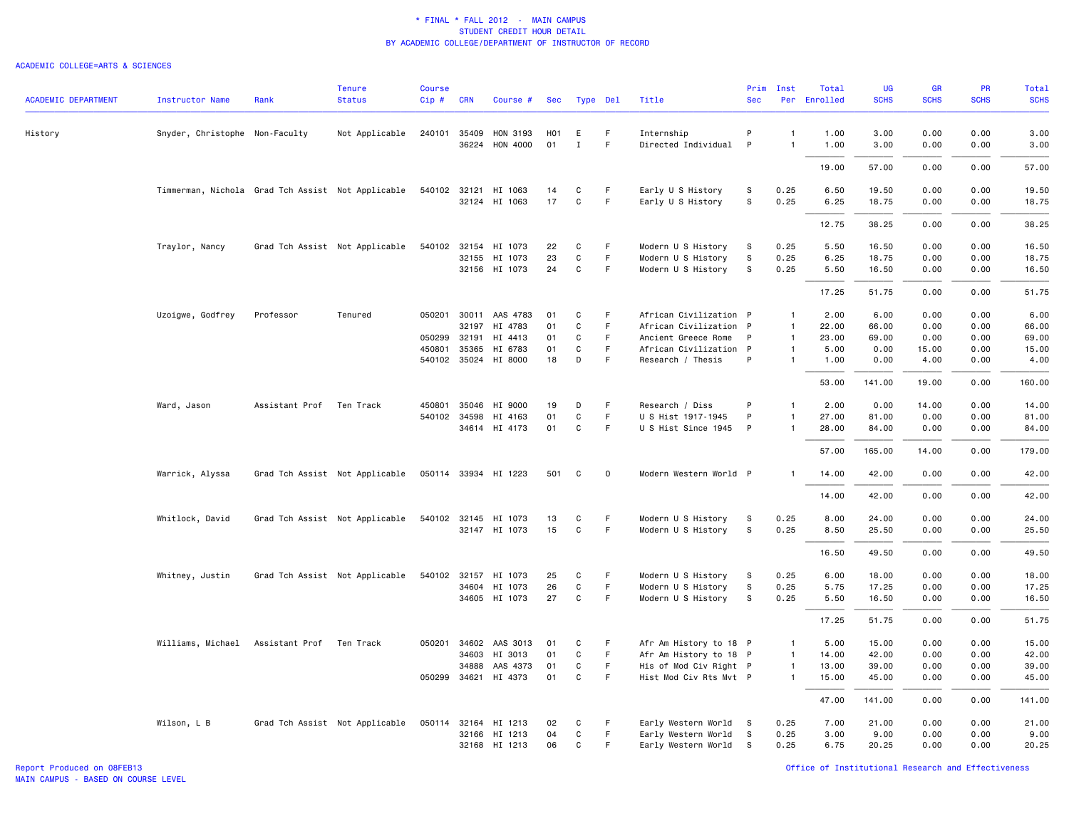\* FINAL \* FALL 2012 - MAIN CAMPUS
STUDENT CREDIT HOUR DETAIL
BY ACADEMIC COLLEGE/DEPARTMENT OF INSTRUCTOR OF RECORD

ACADEMIC COLLEGE=ARTS & SCIENCES

| ACADEMIC DEPARTMENT | Instructor Name | Rank | Tenure Status | Course Cip # | CRN | Course # | Sec | Type | Del | Title | Prim Sec | Inst Per | Total Enrolled | UG SCHS | GR SCHS | PR SCHS | Total SCHS |
|---|---|---|---|---|---|---|---|---|---|---|---|---|---|---|---|---|---|
| History | Snyder, Christophe | Non-Faculty | Not Applicable | 240101 | 35409 | HON 3193 | H01 | E | F | Internship | P | 1 | 1.00 | 3.00 | 0.00 | 0.00 | 3.00 |
| | | | | | 36224 | HON 4000 | 01 | I | F | Directed Individual | P | 1 | 1.00 | 3.00 | 0.00 | 0.00 | 3.00 |
| | | | | | | | | | | | | | 19.00 | 57.00 | 0.00 | 0.00 | 57.00 |
| | Timmerman, Nichola | Grad Tch Assist | Not Applicable | 540102 | 32121 | HI 1063 | 14 | C | F | Early U S History | S | 0.25 | 6.50 | 19.50 | 0.00 | 0.00 | 19.50 |
| | | | | | 32124 | HI 1063 | 17 | C | F | Early U S History | S | 0.25 | 6.25 | 18.75 | 0.00 | 0.00 | 18.75 |
| | | | | | | | | | | | | | 12.75 | 38.25 | 0.00 | 0.00 | 38.25 |
| | Traylor, Nancy | Grad Tch Assist | Not Applicable | 540102 | 32154 | HI 1073 | 22 | C | F | Modern U S History | S | 0.25 | 5.50 | 16.50 | 0.00 | 0.00 | 16.50 |
| | | | | | 32155 | HI 1073 | 23 | C | F | Modern U S History | S | 0.25 | 6.25 | 18.75 | 0.00 | 0.00 | 18.75 |
| | | | | | 32156 | HI 1073 | 24 | C | F | Modern U S History | S | 0.25 | 5.50 | 16.50 | 0.00 | 0.00 | 16.50 |
| | | | | | | | | | | | | | 17.25 | 51.75 | 0.00 | 0.00 | 51.75 |
| | Uzoigwe, Godfrey | Professor | Tenured | 050201 | 30011 | AAS 4783 | 01 | C | F | African Civilization | P | 1 | 2.00 | 6.00 | 0.00 | 0.00 | 6.00 |
| | | | | | 32197 | HI 4783 | 01 | C | F | African Civilization | P | 1 | 22.00 | 66.00 | 0.00 | 0.00 | 66.00 |
| | | | | 050299 | 32191 | HI 4413 | 01 | C | F | Ancient Greece Rome | P | 1 | 23.00 | 69.00 | 0.00 | 0.00 | 69.00 |
| | | | | 450801 | 35365 | HI 6783 | 01 | C | F | African Civilization | P | 1 | 5.00 | 0.00 | 15.00 | 0.00 | 15.00 |
| | | | | 540102 | 35024 | HI 8000 | 18 | D | F | Research / Thesis | P | 1 | 1.00 | 0.00 | 4.00 | 0.00 | 4.00 |
| | | | | | | | | | | | | | 53.00 | 141.00 | 19.00 | 0.00 | 160.00 |
| | Ward, Jason | Assistant Prof | Ten Track | 450801 | 35046 | HI 9000 | 19 | D | F | Research / Diss | P | 1 | 2.00 | 0.00 | 14.00 | 0.00 | 14.00 |
| | | | | 540102 | 34598 | HI 4163 | 01 | C | F | U S Hist 1917-1945 | P | 1 | 27.00 | 81.00 | 0.00 | 0.00 | 81.00 |
| | | | | | 34614 | HI 4173 | 01 | C | F | U S Hist Since 1945 | P | 1 | 28.00 | 84.00 | 0.00 | 0.00 | 84.00 |
| | | | | | | | | | | | | | 57.00 | 165.00 | 14.00 | 0.00 | 179.00 |
| | Warrick, Alyssa | Grad Tch Assist | Not Applicable | 050114 | 33934 | HI 1223 | 501 | C | O | Modern Western World | P | 1 | 14.00 | 42.00 | 0.00 | 0.00 | 42.00 |
| | | | | | | | | | | | | | 14.00 | 42.00 | 0.00 | 0.00 | 42.00 |
| | Whitlock, David | Grad Tch Assist | Not Applicable | 540102 | 32145 | HI 1073 | 13 | C | F | Modern U S History | S | 0.25 | 8.00 | 24.00 | 0.00 | 0.00 | 24.00 |
| | | | | | 32147 | HI 1073 | 15 | C | F | Modern U S History | S | 0.25 | 8.50 | 25.50 | 0.00 | 0.00 | 25.50 |
| | | | | | | | | | | | | | 16.50 | 49.50 | 0.00 | 0.00 | 49.50 |
| | Whitney, Justin | Grad Tch Assist | Not Applicable | 540102 | 32157 | HI 1073 | 25 | C | F | Modern U S History | S | 0.25 | 6.00 | 18.00 | 0.00 | 0.00 | 18.00 |
| | | | | | 34604 | HI 1073 | 26 | C | F | Modern U S History | S | 0.25 | 5.75 | 17.25 | 0.00 | 0.00 | 17.25 |
| | | | | | 34605 | HI 1073 | 27 | C | F | Modern U S History | S | 0.25 | 5.50 | 16.50 | 0.00 | 0.00 | 16.50 |
| | | | | | | | | | | | | | 17.25 | 51.75 | 0.00 | 0.00 | 51.75 |
| | Williams, Michael | Assistant Prof | Ten Track | 050201 | 34602 | AAS 3013 | 01 | C | F | Afr Am History to 18 | P | 1 | 5.00 | 15.00 | 0.00 | 0.00 | 15.00 |
| | | | | | 34603 | HI 3013 | 01 | C | F | Afr Am History to 18 | P | 1 | 14.00 | 42.00 | 0.00 | 0.00 | 42.00 |
| | | | | | 34888 | AAS 4373 | 01 | C | F | His of Mod Civ Right | P | 1 | 13.00 | 39.00 | 0.00 | 0.00 | 39.00 |
| | | | | 050299 | 34621 | HI 4373 | 01 | C | F | Hist Mod Civ Rts Mvt | P | 1 | 15.00 | 45.00 | 0.00 | 0.00 | 45.00 |
| | | | | | | | | | | | | | 47.00 | 141.00 | 0.00 | 0.00 | 141.00 |
| | Wilson, L B | Grad Tch Assist | Not Applicable | 050114 | 32164 | HI 1213 | 02 | C | F | Early Western World | S | 0.25 | 7.00 | 21.00 | 0.00 | 0.00 | 21.00 |
| | | | | | 32166 | HI 1213 | 04 | C | F | Early Western World | S | 0.25 | 3.00 | 9.00 | 0.00 | 0.00 | 9.00 |
| | | | | | 32168 | HI 1213 | 06 | C | F | Early Western World | S | 0.25 | 6.75 | 20.25 | 0.00 | 0.00 | 20.25 |

Report Produced on 08FEB13
MAIN CAMPUS - BASED ON COURSE LEVEL

Office of Institutional Research and Effectiveness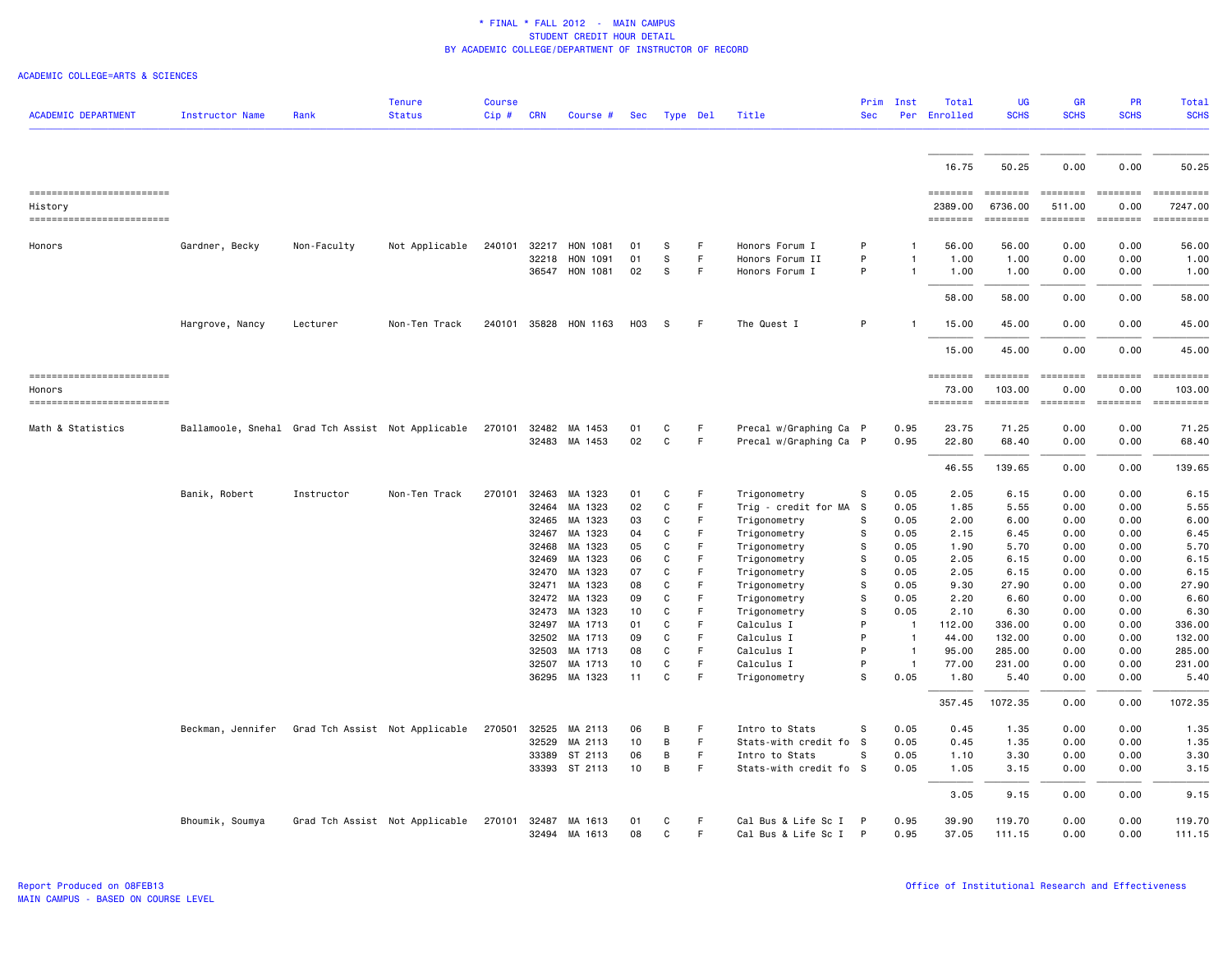\* FINAL \* FALL 2012 - MAIN CAMPUS
STUDENT CREDIT HOUR DETAIL
BY ACADEMIC COLLEGE/DEPARTMENT OF INSTRUCTOR OF RECORD

ACADEMIC COLLEGE=ARTS & SCIENCES

| ACADEMIC DEPARTMENT | Instructor Name | Rank | Tenure Status | Course Cip # | CRN | Course # | Sec | Type | Del | Title | Prim Sec | Inst Per | Total Enrolled | UG SCHS | GR SCHS | PR SCHS | Total SCHS |
|---|---|---|---|---|---|---|---|---|---|---|---|---|---|---|---|---|---|
| | | | | | | | | | | | | | 16.75 | 50.25 | 0.00 | 0.00 | 50.25 |
| History | | | | | | | | | | | | | 2389.00 | 6736.00 | 511.00 | 0.00 | 7247.00 |
| Honors | Gardner, Becky | Non-Faculty | Not Applicable | 240101 | 32217 | HON 1081 | 01 | S | F | Honors Forum I | P | 1 | 56.00 | 56.00 | 0.00 | 0.00 | 56.00 |
| | | | | | 32218 | HON 1091 | 01 | S | F | Honors Forum II | P | 1 | 1.00 | 1.00 | 0.00 | 0.00 | 1.00 |
| | | | | | 36547 | HON 1081 | 02 | S | F | Honors Forum I | P | 1 | 1.00 | 1.00 | 0.00 | 0.00 | 1.00 |
| | | | | | | | | | | | | | 58.00 | 58.00 | 0.00 | 0.00 | 58.00 |
| | Hargrove, Nancy | Lecturer | Non-Ten Track | 240101 | 35828 | HON 1163 | H03 | S | F | The Quest I | P | 1 | 15.00 | 45.00 | 0.00 | 0.00 | 45.00 |
| | | | | | | | | | | | | | 15.00 | 45.00 | 0.00 | 0.00 | 45.00 |
| Honors | | | | | | | | | | | | | 73.00 | 103.00 | 0.00 | 0.00 | 103.00 |
| Math & Statistics | Ballamoole, Snehal | Grad Tch Assist | Not Applicable | 270101 | 32482 | MA 1453 | 01 | C | F | Precal w/Graphing Ca | P | 0.95 | 23.75 | 71.25 | 0.00 | 0.00 | 71.25 |
| | | | | | 32483 | MA 1453 | 02 | C | F | Precal w/Graphing Ca | P | 0.95 | 22.80 | 68.40 | 0.00 | 0.00 | 68.40 |
| | | | | | | | | | | | | | 46.55 | 139.65 | 0.00 | 0.00 | 139.65 |
| | Banik, Robert | Instructor | Non-Ten Track | 270101 | 32463 | MA 1323 | 01 | C | F | Trigonometry | S | 0.05 | 2.05 | 6.15 | 0.00 | 0.00 | 6.15 |
| | | | | | 32464 | MA 1323 | 02 | C | F | Trig - credit for MA | S | 0.05 | 1.85 | 5.55 | 0.00 | 0.00 | 5.55 |
| | | | | | 32465 | MA 1323 | 03 | C | F | Trigonometry | S | 0.05 | 2.00 | 6.00 | 0.00 | 0.00 | 6.00 |
| | | | | | 32467 | MA 1323 | 04 | C | F | Trigonometry | S | 0.05 | 2.15 | 6.45 | 0.00 | 0.00 | 6.45 |
| | | | | | 32468 | MA 1323 | 05 | C | F | Trigonometry | S | 0.05 | 1.90 | 5.70 | 0.00 | 0.00 | 5.70 |
| | | | | | 32469 | MA 1323 | 06 | C | F | Trigonometry | S | 0.05 | 2.05 | 6.15 | 0.00 | 0.00 | 6.15 |
| | | | | | 32470 | MA 1323 | 07 | C | F | Trigonometry | S | 0.05 | 2.05 | 6.15 | 0.00 | 0.00 | 6.15 |
| | | | | | 32471 | MA 1323 | 08 | C | F | Trigonometry | S | 0.05 | 9.30 | 27.90 | 0.00 | 0.00 | 27.90 |
| | | | | | 32472 | MA 1323 | 09 | C | F | Trigonometry | S | 0.05 | 2.20 | 6.60 | 0.00 | 0.00 | 6.60 |
| | | | | | 32473 | MA 1323 | 10 | C | F | Trigonometry | S | 0.05 | 2.10 | 6.30 | 0.00 | 0.00 | 6.30 |
| | | | | | 32497 | MA 1713 | 01 | C | F | Calculus I | P | 1 | 112.00 | 336.00 | 0.00 | 0.00 | 336.00 |
| | | | | | 32502 | MA 1713 | 09 | C | F | Calculus I | P | 1 | 44.00 | 132.00 | 0.00 | 0.00 | 132.00 |
| | | | | | 32503 | MA 1713 | 08 | C | F | Calculus I | P | 1 | 95.00 | 285.00 | 0.00 | 0.00 | 285.00 |
| | | | | | 32507 | MA 1713 | 10 | C | F | Calculus I | P | 1 | 77.00 | 231.00 | 0.00 | 0.00 | 231.00 |
| | | | | | 36295 | MA 1323 | 11 | C | F | Trigonometry | S | 0.05 | 1.80 | 5.40 | 0.00 | 0.00 | 5.40 |
| | | | | | | | | | | | | | 357.45 | 1072.35 | 0.00 | 0.00 | 1072.35 |
| | Beckman, Jennifer | Grad Tch Assist | Not Applicable | 270501 | 32525 | MA 2113 | 06 | B | F | Intro to Stats | S | 0.05 | 0.45 | 1.35 | 0.00 | 0.00 | 1.35 |
| | | | | | 32529 | MA 2113 | 10 | B | F | Stats-with credit fo | S | 0.05 | 0.45 | 1.35 | 0.00 | 0.00 | 1.35 |
| | | | | | 33389 | ST 2113 | 06 | B | F | Intro to Stats | S | 0.05 | 1.10 | 3.30 | 0.00 | 0.00 | 3.30 |
| | | | | | 33393 | ST 2113 | 10 | B | F | Stats-with credit fo | S | 0.05 | 1.05 | 3.15 | 0.00 | 0.00 | 3.15 |
| | | | | | | | | | | | | | 3.05 | 9.15 | 0.00 | 0.00 | 9.15 |
| | Bhoumik, Soumya | Grad Tch Assist | Not Applicable | 270101 | 32487 | MA 1613 | 01 | C | F | Cal Bus & Life Sc I | P | 0.95 | 39.90 | 119.70 | 0.00 | 0.00 | 119.70 |
| | | | | | 32494 | MA 1613 | 08 | C | F | Cal Bus & Life Sc I | P | 0.95 | 37.05 | 111.15 | 0.00 | 0.00 | 111.15 |

Report Produced on 08FEB13
MAIN CAMPUS - BASED ON COURSE LEVEL

Office of Institutional Research and Effectiveness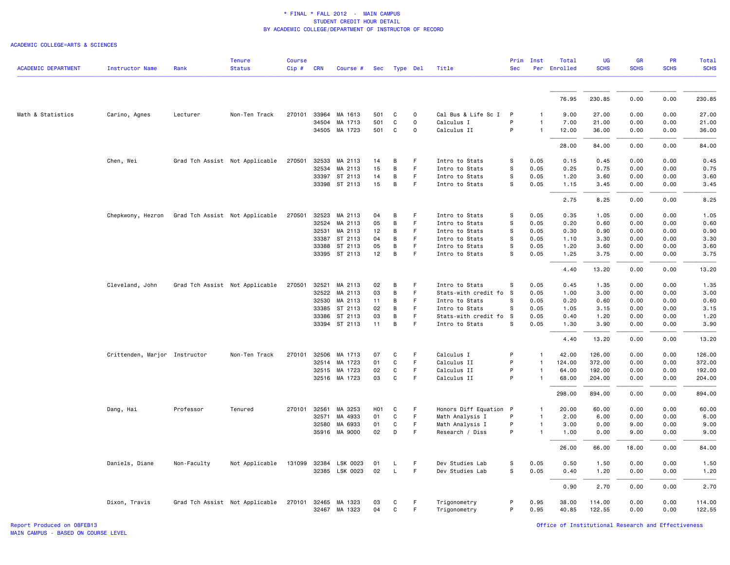\* FINAL \* FALL 2012 - MAIN CAMPUS
STUDENT CREDIT HOUR DETAIL
BY ACADEMIC COLLEGE/DEPARTMENT OF INSTRUCTOR OF RECORD

ACADEMIC COLLEGE=ARTS & SCIENCES

| ACADEMIC DEPARTMENT | Instructor Name | Rank | Tenure Status | Course Cip # | CRN | Course # | Sec | Type | Del | Title | Prim Sec | Inst Per | Total Enrolled | UG SCHS | GR SCHS | PR SCHS | Total SCHS |
|---|---|---|---|---|---|---|---|---|---|---|---|---|---|---|---|---|---|
| | | | | | | | | | | | | | 76.95 | 230.85 | 0.00 | 0.00 | 230.85 |
| Math & Statistics | Carino, Agnes | Lecturer | Non-Ten Track | 270101 | 33964 | MA 1613 | 501 | C | O | Cal Bus & Life Sc I | P | 1 | 9.00 | 27.00 | 0.00 | 0.00 | 27.00 |
| | | | | | 34504 | MA 1713 | 501 | C | O | Calculus I | P | 1 | 7.00 | 21.00 | 0.00 | 0.00 | 21.00 |
| | | | | | 34505 | MA 1723 | 501 | C | O | Calculus II | P | 1 | 12.00 | 36.00 | 0.00 | 0.00 | 36.00 |
| | | | | | | | | | | | | | 28.00 | 84.00 | 0.00 | 0.00 | 84.00 |
| | Chen, Wei | Grad Tch Assist | Not Applicable | 270501 | 32533 | MA 2113 | 14 | B | F | Intro to Stats | S | 0.05 | 0.15 | 0.45 | 0.00 | 0.00 | 0.45 |
| | | | | | 32534 | MA 2113 | 15 | B | F | Intro to Stats | S | 0.05 | 0.25 | 0.75 | 0.00 | 0.00 | 0.75 |
| | | | | | 33397 | ST 2113 | 14 | B | F | Intro to Stats | S | 0.05 | 1.20 | 3.60 | 0.00 | 0.00 | 3.60 |
| | | | | | 33398 | ST 2113 | 15 | B | F | Intro to Stats | S | 0.05 | 1.15 | 3.45 | 0.00 | 0.00 | 3.45 |
| | | | | | | | | | | | | | 2.75 | 8.25 | 0.00 | 0.00 | 8.25 |
| | Chepkwony, Hezron | Grad Tch Assist | Not Applicable | 270501 | 32523 | MA 2113 | 04 | B | F | Intro to Stats | S | 0.05 | 0.35 | 1.05 | 0.00 | 0.00 | 1.05 |
| | | | | | 32524 | MA 2113 | 05 | B | F | Intro to Stats | S | 0.05 | 0.20 | 0.60 | 0.00 | 0.00 | 0.60 |
| | | | | | 32531 | MA 2113 | 12 | B | F | Intro to Stats | S | 0.05 | 0.30 | 0.90 | 0.00 | 0.00 | 0.90 |
| | | | | | 33387 | ST 2113 | 04 | B | F | Intro to Stats | S | 0.05 | 1.10 | 3.30 | 0.00 | 0.00 | 3.30 |
| | | | | | 33388 | ST 2113 | 05 | B | F | Intro to Stats | S | 0.05 | 1.20 | 3.60 | 0.00 | 0.00 | 3.60 |
| | | | | | 33395 | ST 2113 | 12 | B | F | Intro to Stats | S | 0.05 | 1.25 | 3.75 | 0.00 | 0.00 | 3.75 |
| | | | | | | | | | | | | | 4.40 | 13.20 | 0.00 | 0.00 | 13.20 |
| | Cleveland, John | Grad Tch Assist | Not Applicable | 270501 | 32521 | MA 2113 | 02 | B | F | Intro to Stats | S | 0.05 | 0.45 | 1.35 | 0.00 | 0.00 | 1.35 |
| | | | | | 32522 | MA 2113 | 03 | B | F | Stats-with credit fo | S | 0.05 | 1.00 | 3.00 | 0.00 | 0.00 | 3.00 |
| | | | | | 32530 | MA 2113 | 11 | B | F | Intro to Stats | S | 0.05 | 0.20 | 0.60 | 0.00 | 0.00 | 0.60 |
| | | | | | 33385 | ST 2113 | 02 | B | F | Intro to Stats | S | 0.05 | 1.05 | 3.15 | 0.00 | 0.00 | 3.15 |
| | | | | | 33386 | ST 2113 | 03 | B | F | Stats-with credit fo | S | 0.05 | 0.40 | 1.20 | 0.00 | 0.00 | 1.20 |
| | | | | | 33394 | ST 2113 | 11 | B | F | Intro to Stats | S | 0.05 | 1.30 | 3.90 | 0.00 | 0.00 | 3.90 |
| | | | | | | | | | | | | | 4.40 | 13.20 | 0.00 | 0.00 | 13.20 |
| | Crittenden, Marjor | Instructor | Non-Ten Track | 270101 | 32506 | MA 1713 | 07 | C | F | Calculus I | P | 1 | 42.00 | 126.00 | 0.00 | 0.00 | 126.00 |
| | | | | | 32514 | MA 1723 | 01 | C | F | Calculus II | P | 1 | 124.00 | 372.00 | 0.00 | 0.00 | 372.00 |
| | | | | | 32515 | MA 1723 | 02 | C | F | Calculus II | P | 1 | 64.00 | 192.00 | 0.00 | 0.00 | 192.00 |
| | | | | | 32516 | MA 1723 | 03 | C | F | Calculus II | P | 1 | 68.00 | 204.00 | 0.00 | 0.00 | 204.00 |
| | | | | | | | | | | | | | 298.00 | 894.00 | 0.00 | 0.00 | 894.00 |
| | Dang, Hai | Professor | Tenured | 270101 | 32561 | MA 3253 | H01 | C | F | Honors Diff Equation | P | 1 | 20.00 | 60.00 | 0.00 | 0.00 | 60.00 |
| | | | | | 32571 | MA 4933 | 01 | C | F | Math Analysis I | P | 1 | 2.00 | 6.00 | 0.00 | 0.00 | 6.00 |
| | | | | | 32580 | MA 6933 | 01 | C | F | Math Analysis I | P | 1 | 3.00 | 0.00 | 9.00 | 0.00 | 9.00 |
| | | | | | 35916 | MA 9000 | 02 | D | F | Research / Diss | P | 1 | 1.00 | 0.00 | 9.00 | 0.00 | 9.00 |
| | | | | | | | | | | | | | 26.00 | 66.00 | 18.00 | 0.00 | 84.00 |
| | Daniels, Diane | Non-Faculty | Not Applicable | 131099 | 32384 | LSK 0023 | 01 | L | F | Dev Studies Lab | S | 0.05 | 0.50 | 1.50 | 0.00 | 0.00 | 1.50 |
| | | | | | 32385 | LSK 0023 | 02 | L | F | Dev Studies Lab | S | 0.05 | 0.40 | 1.20 | 0.00 | 0.00 | 1.20 |
| | | | | | | | | | | | | | 0.90 | 2.70 | 0.00 | 0.00 | 2.70 |
| | Dixon, Travis | Grad Tch Assist | Not Applicable | 270101 | 32465 | MA 1323 | 03 | C | F | Trigonometry | P | 0.95 | 38.00 | 114.00 | 0.00 | 0.00 | 114.00 |
| | | | | | 32467 | MA 1323 | 04 | C | F | Trigonometry | P | 0.95 | 40.85 | 122.55 | 0.00 | 0.00 | 122.55 |

Report Produced on 08FEB13
MAIN CAMPUS - BASED ON COURSE LEVEL

Office of Institutional Research and Effectiveness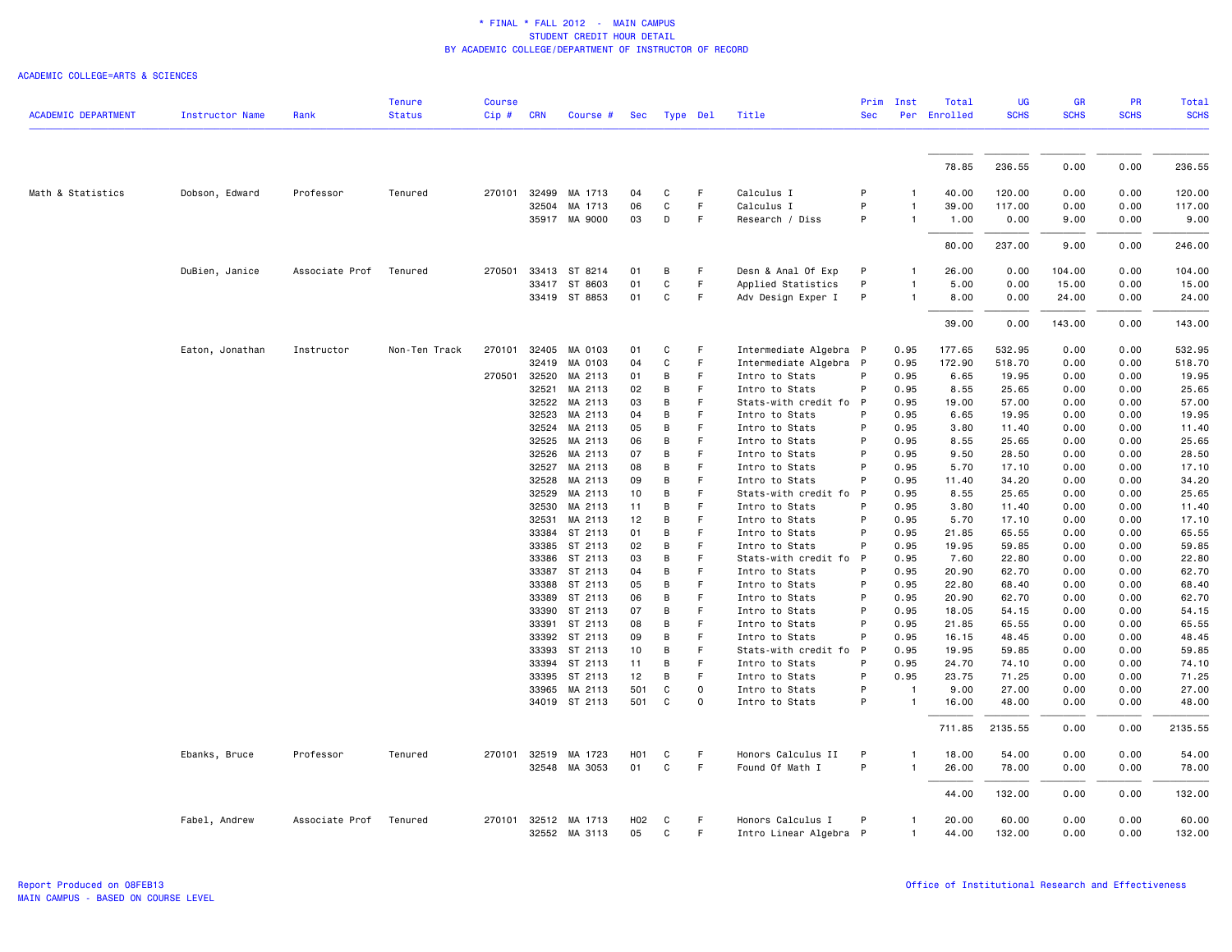\* FINAL \* FALL 2012 - MAIN CAMPUS
STUDENT CREDIT HOUR DETAIL
BY ACADEMIC COLLEGE/DEPARTMENT OF INSTRUCTOR OF RECORD

ACADEMIC COLLEGE=ARTS & SCIENCES

| ACADEMIC DEPARTMENT | Instructor Name | Rank | Tenure Status | Course Cip # | CRN | Course # | Sec | Type | Del | Title | Prim Sec | Inst Per | Total Enrolled | UG SCHS | GR SCHS | PR SCHS | Total SCHS |
|---|---|---|---|---|---|---|---|---|---|---|---|---|---|---|---|---|---|
| | | | | | | | | | | | | | 78.85 | 236.55 | 0.00 | 0.00 | 236.55 |
| Math & Statistics | Dobson, Edward | Professor | Tenured | 270101 | 32499 | MA 1713 | 04 | C | F | Calculus I | P | 1 | 40.00 | 120.00 | 0.00 | 0.00 | 120.00 |
| | | | | | 32504 | MA 1713 | 06 | C | F | Calculus I | P | 1 | 39.00 | 117.00 | 0.00 | 0.00 | 117.00 |
| | | | | | 35917 | MA 9000 | 03 | D | F | Research / Diss | P | 1 | 1.00 | 0.00 | 9.00 | 0.00 | 9.00 |
| | | | | | | | | | | | | | 80.00 | 237.00 | 9.00 | 0.00 | 246.00 |
| | DuBien, Janice | Associate Prof | Tenured | 270501 | 33413 | ST 8214 | 01 | B | F | Desn & Anal Of Exp | P | 1 | 26.00 | 0.00 | 104.00 | 0.00 | 104.00 |
| | | | | | 33417 | ST 8603 | 01 | C | F | Applied Statistics | P | 1 | 5.00 | 0.00 | 15.00 | 0.00 | 15.00 |
| | | | | | 33419 | ST 8853 | 01 | C | F | Adv Design Exper I | P | 1 | 8.00 | 0.00 | 24.00 | 0.00 | 24.00 |
| | | | | | | | | | | | | | 39.00 | 0.00 | 143.00 | 0.00 | 143.00 |
| | Eaton, Jonathan | Instructor | Non-Ten Track | 270101 | 32405 | MA 0103 | 01 | C | F | Intermediate Algebra | P | 0.95 | 177.65 | 532.95 | 0.00 | 0.00 | 532.95 |
| | | | | | 32419 | MA 0103 | 04 | C | F | Intermediate Algebra | P | 0.95 | 172.90 | 518.70 | 0.00 | 0.00 | 518.70 |
| | | | | 270501 | 32520 | MA 2113 | 01 | B | F | Intro to Stats | P | 0.95 | 6.65 | 19.95 | 0.00 | 0.00 | 19.95 |
| | | | | | 32521 | MA 2113 | 02 | B | F | Intro to Stats | P | 0.95 | 8.55 | 25.65 | 0.00 | 0.00 | 25.65 |
| | | | | | 32522 | MA 2113 | 03 | B | F | Stats-with credit fo | P | 0.95 | 19.00 | 57.00 | 0.00 | 0.00 | 57.00 |
| | | | | | 32523 | MA 2113 | 04 | B | F | Intro to Stats | P | 0.95 | 6.65 | 19.95 | 0.00 | 0.00 | 19.95 |
| | | | | | 32524 | MA 2113 | 05 | B | F | Intro to Stats | P | 0.95 | 3.80 | 11.40 | 0.00 | 0.00 | 11.40 |
| | | | | | 32525 | MA 2113 | 06 | B | F | Intro to Stats | P | 0.95 | 8.55 | 25.65 | 0.00 | 0.00 | 25.65 |
| | | | | | 32526 | MA 2113 | 07 | B | F | Intro to Stats | P | 0.95 | 9.50 | 28.50 | 0.00 | 0.00 | 28.50 |
| | | | | | 32527 | MA 2113 | 08 | B | F | Intro to Stats | P | 0.95 | 5.70 | 17.10 | 0.00 | 0.00 | 17.10 |
| | | | | | 32528 | MA 2113 | 09 | B | F | Intro to Stats | P | 0.95 | 11.40 | 34.20 | 0.00 | 0.00 | 34.20 |
| | | | | | 32529 | MA 2113 | 10 | B | F | Stats-with credit fo | P | 0.95 | 8.55 | 25.65 | 0.00 | 0.00 | 25.65 |
| | | | | | 32530 | MA 2113 | 11 | B | F | Intro to Stats | P | 0.95 | 3.80 | 11.40 | 0.00 | 0.00 | 11.40 |
| | | | | | 32531 | MA 2113 | 12 | B | F | Intro to Stats | P | 0.95 | 5.70 | 17.10 | 0.00 | 0.00 | 17.10 |
| | | | | | 33384 | ST 2113 | 01 | B | F | Intro to Stats | P | 0.95 | 21.85 | 65.55 | 0.00 | 0.00 | 65.55 |
| | | | | | 33385 | ST 2113 | 02 | B | F | Intro to Stats | P | 0.95 | 19.95 | 59.85 | 0.00 | 0.00 | 59.85 |
| | | | | | 33386 | ST 2113 | 03 | B | F | Stats-with credit fo | P | 0.95 | 7.60 | 22.80 | 0.00 | 0.00 | 22.80 |
| | | | | | 33387 | ST 2113 | 04 | B | F | Intro to Stats | P | 0.95 | 20.90 | 62.70 | 0.00 | 0.00 | 62.70 |
| | | | | | 33388 | ST 2113 | 05 | B | F | Intro to Stats | P | 0.95 | 22.80 | 68.40 | 0.00 | 0.00 | 68.40 |
| | | | | | 33389 | ST 2113 | 06 | B | F | Intro to Stats | P | 0.95 | 20.90 | 62.70 | 0.00 | 0.00 | 62.70 |
| | | | | | 33390 | ST 2113 | 07 | B | F | Intro to Stats | P | 0.95 | 18.05 | 54.15 | 0.00 | 0.00 | 54.15 |
| | | | | | 33391 | ST 2113 | 08 | B | F | Intro to Stats | P | 0.95 | 21.85 | 65.55 | 0.00 | 0.00 | 65.55 |
| | | | | | 33392 | ST 2113 | 09 | B | F | Intro to Stats | P | 0.95 | 16.15 | 48.45 | 0.00 | 0.00 | 48.45 |
| | | | | | 33393 | ST 2113 | 10 | B | F | Stats-with credit fo | P | 0.95 | 19.95 | 59.85 | 0.00 | 0.00 | 59.85 |
| | | | | | 33394 | ST 2113 | 11 | B | F | Intro to Stats | P | 0.95 | 24.70 | 74.10 | 0.00 | 0.00 | 74.10 |
| | | | | | 33395 | ST 2113 | 12 | B | F | Intro to Stats | P | 0.95 | 23.75 | 71.25 | 0.00 | 0.00 | 71.25 |
| | | | | | 33965 | MA 2113 | 501 | C | O | Intro to Stats | P | 1 | 9.00 | 27.00 | 0.00 | 0.00 | 27.00 |
| | | | | | 34019 | ST 2113 | 501 | C | O | Intro to Stats | P | 1 | 16.00 | 48.00 | 0.00 | 0.00 | 48.00 |
| | | | | | | | | | | | | | 711.85 | 2135.55 | 0.00 | 0.00 | 2135.55 |
| | Ebanks, Bruce | Professor | Tenured | 270101 | 32519 | MA 1723 | H01 | C | F | Honors Calculus II | P | 1 | 18.00 | 54.00 | 0.00 | 0.00 | 54.00 |
| | | | | | 32548 | MA 3053 | 01 | C | F | Found Of Math I | P | 1 | 26.00 | 78.00 | 0.00 | 0.00 | 78.00 |
| | | | | | | | | | | | | | 44.00 | 132.00 | 0.00 | 0.00 | 132.00 |
| | Fabel, Andrew | Associate Prof | Tenured | 270101 | 32512 | MA 1713 | H02 | C | F | Honors Calculus I | P | 1 | 20.00 | 60.00 | 0.00 | 0.00 | 60.00 |
| | | | | | 32552 | MA 3113 | 05 | C | F | Intro Linear Algebra | P | 1 | 44.00 | 132.00 | 0.00 | 0.00 | 132.00 |

Report Produced on 08FEB13
MAIN CAMPUS - BASED ON COURSE LEVEL

Office of Institutional Research and Effectiveness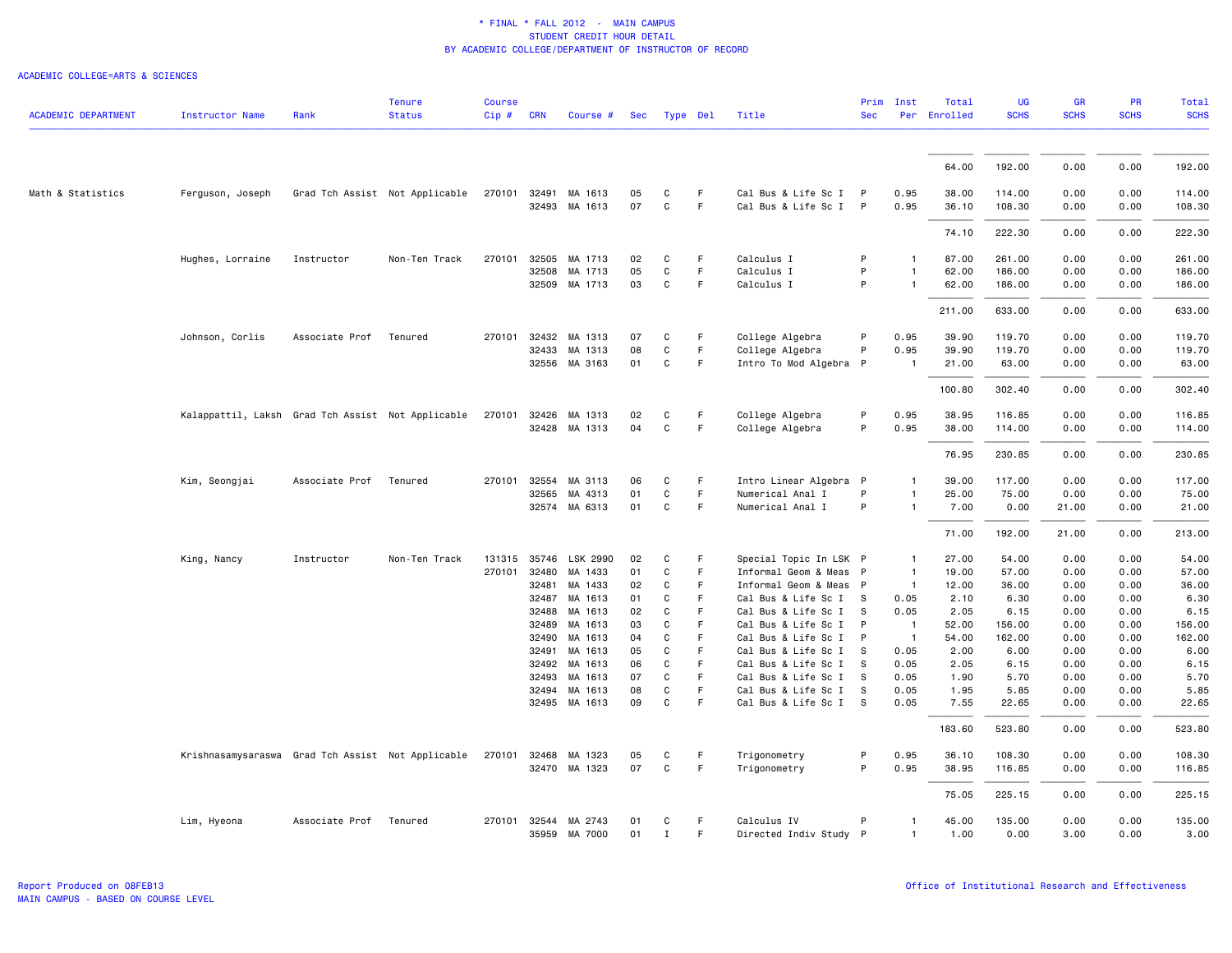\* FINAL \* FALL 2012 - MAIN CAMPUS
STUDENT CREDIT HOUR DETAIL
BY ACADEMIC COLLEGE/DEPARTMENT OF INSTRUCTOR OF RECORD

ACADEMIC COLLEGE=ARTS & SCIENCES

| ACADEMIC DEPARTMENT | Instructor Name | Rank | Tenure Status | Course Cip # | CRN | Course # | Sec | Type | Del | Title | Prim Sec | Inst Per | Total Enrolled | UG SCHS | GR SCHS | PR SCHS | Total SCHS |
|---|---|---|---|---|---|---|---|---|---|---|---|---|---|---|---|---|---|
| | | | | | | | | | | | | | 64.00 | 192.00 | 0.00 | 0.00 | 192.00 |
| Math & Statistics | Ferguson, Joseph | Grad Tch Assist | Not Applicable | 270101 | 32491 | MA 1613 | 05 | C | F | Cal Bus & Life Sc I | P | 0.95 | 38.00 | 114.00 | 0.00 | 0.00 | 114.00 |
| | | | | | 32493 | MA 1613 | 07 | C | F | Cal Bus & Life Sc I | P | 0.95 | 36.10 | 108.30 | 0.00 | 0.00 | 108.30 |
| | | | | | | | | | | | | | 74.10 | 222.30 | 0.00 | 0.00 | 222.30 |
| | Hughes, Lorraine | Instructor | Non-Ten Track | 270101 | 32505 | MA 1713 | 02 | C | F | Calculus I | P | 1 | 87.00 | 261.00 | 0.00 | 0.00 | 261.00 |
| | | | | | 32508 | MA 1713 | 05 | C | F | Calculus I | P | 1 | 62.00 | 186.00 | 0.00 | 0.00 | 186.00 |
| | | | | | 32509 | MA 1713 | 03 | C | F | Calculus I | P | 1 | 62.00 | 186.00 | 0.00 | 0.00 | 186.00 |
| | | | | | | | | | | | | | 211.00 | 633.00 | 0.00 | 0.00 | 633.00 |
| | Johnson, Corlis | Associate Prof | Tenured | 270101 | 32432 | MA 1313 | 07 | C | F | College Algebra | P | 0.95 | 39.90 | 119.70 | 0.00 | 0.00 | 119.70 |
| | | | | | 32433 | MA 1313 | 08 | C | F | College Algebra | P | 0.95 | 39.90 | 119.70 | 0.00 | 0.00 | 119.70 |
| | | | | | 32556 | MA 3163 | 01 | C | F | Intro To Mod Algebra | P | 1 | 21.00 | 63.00 | 0.00 | 0.00 | 63.00 |
| | | | | | | | | | | | | | 100.80 | 302.40 | 0.00 | 0.00 | 302.40 |
| | Kalappattil, Laksh | Grad Tch Assist | Not Applicable | 270101 | 32426 | MA 1313 | 02 | C | F | College Algebra | P | 0.95 | 38.95 | 116.85 | 0.00 | 0.00 | 116.85 |
| | | | | | 32428 | MA 1313 | 04 | C | F | College Algebra | P | 0.95 | 38.00 | 114.00 | 0.00 | 0.00 | 114.00 |
| | | | | | | | | | | | | | 76.95 | 230.85 | 0.00 | 0.00 | 230.85 |
| | Kim, Seongjai | Associate Prof | Tenured | 270101 | 32554 | MA 3113 | 06 | C | F | Intro Linear Algebra | P | 1 | 39.00 | 117.00 | 0.00 | 0.00 | 117.00 |
| | | | | | 32565 | MA 4313 | 01 | C | F | Numerical Anal I | P | 1 | 25.00 | 75.00 | 0.00 | 0.00 | 75.00 |
| | | | | | 32574 | MA 6313 | 01 | C | F | Numerical Anal I | P | 1 | 7.00 | 0.00 | 21.00 | 0.00 | 21.00 |
| | | | | | | | | | | | | | 71.00 | 192.00 | 21.00 | 0.00 | 213.00 |
| | King, Nancy | Instructor | Non-Ten Track | 131315 | 35746 | LSK 2990 | 02 | C | F | Special Topic In LSK | P | 1 | 27.00 | 54.00 | 0.00 | 0.00 | 54.00 |
| | | | | 270101 | 32480 | MA 1433 | 01 | C | F | Informal Geom & Meas | P | 1 | 19.00 | 57.00 | 0.00 | 0.00 | 57.00 |
| | | | | | 32481 | MA 1433 | 02 | C | F | Informal Geom & Meas | P | 1 | 12.00 | 36.00 | 0.00 | 0.00 | 36.00 |
| | | | | | 32487 | MA 1613 | 01 | C | F | Cal Bus & Life Sc I | S | 0.05 | 2.10 | 6.30 | 0.00 | 0.00 | 6.30 |
| | | | | | 32488 | MA 1613 | 02 | C | F | Cal Bus & Life Sc I | S | 0.05 | 2.05 | 6.15 | 0.00 | 0.00 | 6.15 |
| | | | | | 32489 | MA 1613 | 03 | C | F | Cal Bus & Life Sc I | P | 1 | 52.00 | 156.00 | 0.00 | 0.00 | 156.00 |
| | | | | | 32490 | MA 1613 | 04 | C | F | Cal Bus & Life Sc I | P | 1 | 54.00 | 162.00 | 0.00 | 0.00 | 162.00 |
| | | | | | 32491 | MA 1613 | 05 | C | F | Cal Bus & Life Sc I | S | 0.05 | 2.00 | 6.00 | 0.00 | 0.00 | 6.00 |
| | | | | | 32492 | MA 1613 | 06 | C | F | Cal Bus & Life Sc I | S | 0.05 | 2.05 | 6.15 | 0.00 | 0.00 | 6.15 |
| | | | | | 32493 | MA 1613 | 07 | C | F | Cal Bus & Life Sc I | S | 0.05 | 1.90 | 5.70 | 0.00 | 0.00 | 5.70 |
| | | | | | 32494 | MA 1613 | 08 | C | F | Cal Bus & Life Sc I | S | 0.05 | 1.95 | 5.85 | 0.00 | 0.00 | 5.85 |
| | | | | | 32495 | MA 1613 | 09 | C | F | Cal Bus & Life Sc I | S | 0.05 | 7.55 | 22.65 | 0.00 | 0.00 | 22.65 |
| | | | | | | | | | | | | | 183.60 | 523.80 | 0.00 | 0.00 | 523.80 |
| | Krishnasamysaraswa | Grad Tch Assist | Not Applicable | 270101 | 32468 | MA 1323 | 05 | C | F | Trigonometry | P | 0.95 | 36.10 | 108.30 | 0.00 | 0.00 | 108.30 |
| | | | | | 32470 | MA 1323 | 07 | C | F | Trigonometry | P | 0.95 | 38.95 | 116.85 | 0.00 | 0.00 | 116.85 |
| | | | | | | | | | | | | | 75.05 | 225.15 | 0.00 | 0.00 | 225.15 |
| | Lim, Hyeona | Associate Prof | Tenured | 270101 | 32544 | MA 2743 | 01 | C | F | Calculus IV | P | 1 | 45.00 | 135.00 | 0.00 | 0.00 | 135.00 |
| | | | | | 35959 | MA 7000 | 01 | I | F | Directed Indiv Study | P | 1 | 1.00 | 0.00 | 3.00 | 0.00 | 3.00 |

Report Produced on 08FEB13
MAIN CAMPUS - BASED ON COURSE LEVEL

Office of Institutional Research and Effectiveness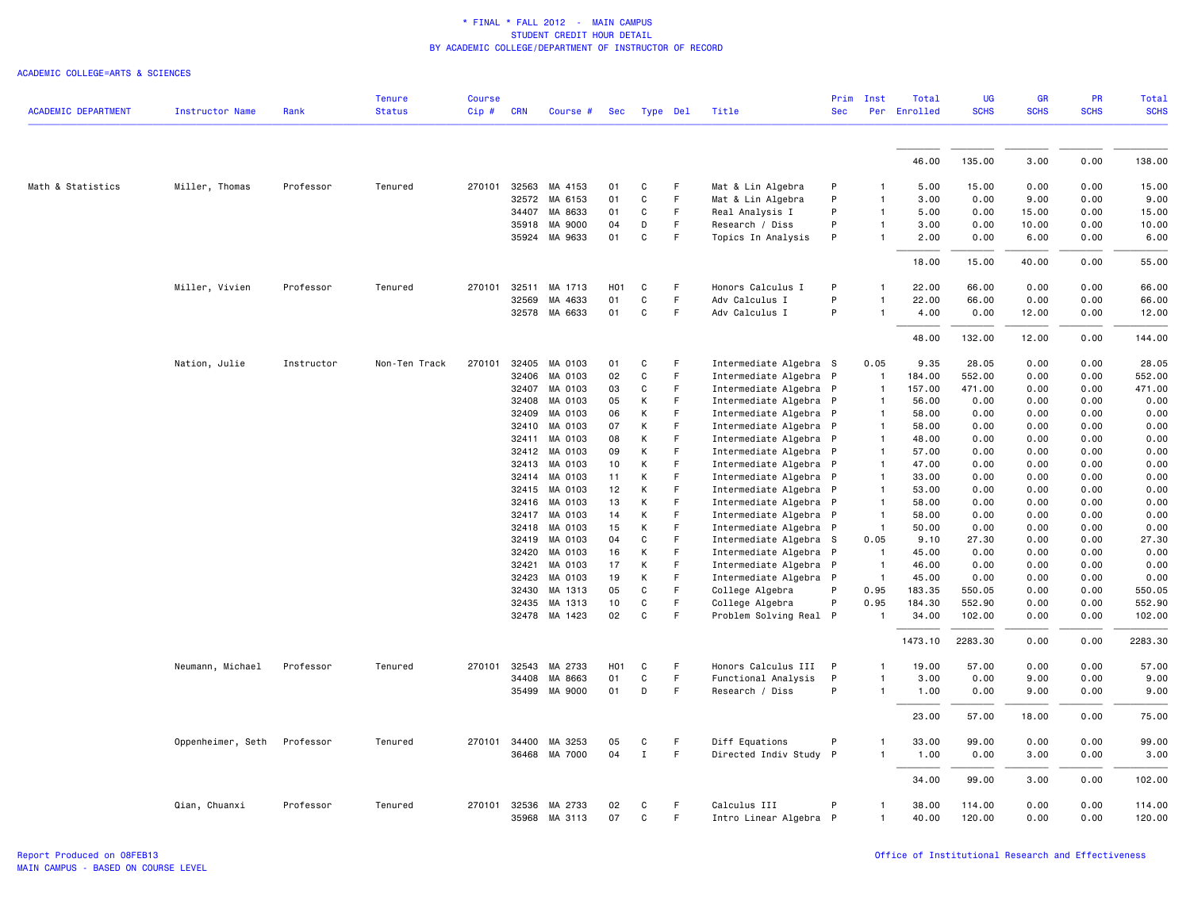\* FINAL \* FALL 2012 - MAIN CAMPUS
STUDENT CREDIT HOUR DETAIL
BY ACADEMIC COLLEGE/DEPARTMENT OF INSTRUCTOR OF RECORD

ACADEMIC COLLEGE=ARTS & SCIENCES

| ACADEMIC DEPARTMENT | Instructor Name | Rank | Tenure Status | Course Cip # | CRN | Course # | Sec | Type | Del | Title | Prim Sec | Inst Per | Total Enrolled | UG SCHS | GR SCHS | PR SCHS | Total SCHS |
|---|---|---|---|---|---|---|---|---|---|---|---|---|---|---|---|---|---|
| | | | | | | | | | | | | | 46.00 | 135.00 | 3.00 | 0.00 | 138.00 |
| Math & Statistics | Miller, Thomas | Professor | Tenured | 270101 | 32563 | MA 4153 | 01 | C | F | Mat & Lin Algebra | P | 1 | 5.00 | 15.00 | 0.00 | 0.00 | 15.00 |
| | | | | | 32572 | MA 6153 | 01 | C | F | Mat & Lin Algebra | P | 1 | 3.00 | 0.00 | 9.00 | 0.00 | 9.00 |
| | | | | | 34407 | MA 8633 | 01 | C | F | Real Analysis I | P | 1 | 5.00 | 0.00 | 15.00 | 0.00 | 15.00 |
| | | | | | 35918 | MA 9000 | 04 | D | F | Research / Diss | P | 1 | 3.00 | 0.00 | 10.00 | 0.00 | 10.00 |
| | | | | | 35924 | MA 9633 | 01 | C | F | Topics In Analysis | P | 1 | 2.00 | 0.00 | 6.00 | 0.00 | 6.00 |
| | | | | | | | | | | | | | 18.00 | 15.00 | 40.00 | 0.00 | 55.00 |
| | Miller, Vivien | Professor | Tenured | 270101 | 32511 | MA 1713 | H01 | C | F | Honors Calculus I | P | 1 | 22.00 | 66.00 | 0.00 | 0.00 | 66.00 |
| | | | | | 32569 | MA 4633 | 01 | C | F | Adv Calculus I | P | 1 | 22.00 | 66.00 | 0.00 | 0.00 | 66.00 |
| | | | | | 32578 | MA 6633 | 01 | C | F | Adv Calculus I | P | 1 | 4.00 | 0.00 | 12.00 | 0.00 | 12.00 |
| | | | | | | | | | | | | | 48.00 | 132.00 | 12.00 | 0.00 | 144.00 |
| | Nation, Julie | Instructor | Non-Ten Track | 270101 | 32405 | MA 0103 | 01 | C | F | Intermediate Algebra | S | 0.05 | 9.35 | 28.05 | 0.00 | 0.00 | 28.05 |
| | | | | | 32406 | MA 0103 | 02 | C | F | Intermediate Algebra | P | 1 | 184.00 | 552.00 | 0.00 | 0.00 | 552.00 |
| | | | | | 32407 | MA 0103 | 03 | C | F | Intermediate Algebra | P | 1 | 157.00 | 471.00 | 0.00 | 0.00 | 471.00 |
| | | | | | 32408 | MA 0103 | 05 | K | F | Intermediate Algebra | P | 1 | 56.00 | 0.00 | 0.00 | 0.00 | 0.00 |
| | | | | | 32409 | MA 0103 | 06 | K | F | Intermediate Algebra | P | 1 | 58.00 | 0.00 | 0.00 | 0.00 | 0.00 |
| | | | | | 32410 | MA 0103 | 07 | K | F | Intermediate Algebra | P | 1 | 58.00 | 0.00 | 0.00 | 0.00 | 0.00 |
| | | | | | 32411 | MA 0103 | 08 | K | F | Intermediate Algebra | P | 1 | 48.00 | 0.00 | 0.00 | 0.00 | 0.00 |
| | | | | | 32412 | MA 0103 | 09 | K | F | Intermediate Algebra | P | 1 | 57.00 | 0.00 | 0.00 | 0.00 | 0.00 |
| | | | | | 32413 | MA 0103 | 10 | K | F | Intermediate Algebra | P | 1 | 47.00 | 0.00 | 0.00 | 0.00 | 0.00 |
| | | | | | 32414 | MA 0103 | 11 | K | F | Intermediate Algebra | P | 1 | 33.00 | 0.00 | 0.00 | 0.00 | 0.00 |
| | | | | | 32415 | MA 0103 | 12 | K | F | Intermediate Algebra | P | 1 | 53.00 | 0.00 | 0.00 | 0.00 | 0.00 |
| | | | | | 32416 | MA 0103 | 13 | K | F | Intermediate Algebra | P | 1 | 58.00 | 0.00 | 0.00 | 0.00 | 0.00 |
| | | | | | 32417 | MA 0103 | 14 | K | F | Intermediate Algebra | P | 1 | 58.00 | 0.00 | 0.00 | 0.00 | 0.00 |
| | | | | | 32418 | MA 0103 | 15 | K | F | Intermediate Algebra | P | 1 | 50.00 | 0.00 | 0.00 | 0.00 | 0.00 |
| | | | | | 32419 | MA 0103 | 04 | C | F | Intermediate Algebra | S | 0.05 | 9.10 | 27.30 | 0.00 | 0.00 | 27.30 |
| | | | | | 32420 | MA 0103 | 16 | K | F | Intermediate Algebra | P | 1 | 45.00 | 0.00 | 0.00 | 0.00 | 0.00 |
| | | | | | 32421 | MA 0103 | 17 | K | F | Intermediate Algebra | P | 1 | 46.00 | 0.00 | 0.00 | 0.00 | 0.00 |
| | | | | | 32423 | MA 0103 | 19 | K | F | Intermediate Algebra | P | 1 | 45.00 | 0.00 | 0.00 | 0.00 | 0.00 |
| | | | | | 32430 | MA 1313 | 05 | C | F | College Algebra | P | 0.95 | 183.35 | 550.05 | 0.00 | 0.00 | 550.05 |
| | | | | | 32435 | MA 1313 | 10 | C | F | College Algebra | P | 0.95 | 184.30 | 552.90 | 0.00 | 0.00 | 552.90 |
| | | | | | 32478 | MA 1423 | 02 | C | F | Problem Solving Real | P | 1 | 34.00 | 102.00 | 0.00 | 0.00 | 102.00 |
| | | | | | | | | | | | | | 1473.10 | 2283.30 | 0.00 | 0.00 | 2283.30 |
| | Neumann, Michael | Professor | Tenured | 270101 | 32543 | MA 2733 | H01 | C | F | Honors Calculus III | P | 1 | 19.00 | 57.00 | 0.00 | 0.00 | 57.00 |
| | | | | | 34408 | MA 8663 | 01 | C | F | Functional Analysis | P | 1 | 3.00 | 0.00 | 9.00 | 0.00 | 9.00 |
| | | | | | 35499 | MA 9000 | 01 | D | F | Research / Diss | P | 1 | 1.00 | 0.00 | 9.00 | 0.00 | 9.00 |
| | | | | | | | | | | | | | 23.00 | 57.00 | 18.00 | 0.00 | 75.00 |
| | Oppenheimer, Seth | Professor | Tenured | 270101 | 34400 | MA 3253 | 05 | C | F | Diff Equations | P | 1 | 33.00 | 99.00 | 0.00 | 0.00 | 99.00 |
| | | | | | 36468 | MA 7000 | 04 | I | F | Directed Indiv Study | P | 1 | 1.00 | 0.00 | 3.00 | 0.00 | 3.00 |
| | | | | | | | | | | | | | 34.00 | 99.00 | 3.00 | 0.00 | 102.00 |
| | Qian, Chuanxi | Professor | Tenured | 270101 | 32536 | MA 2733 | 02 | C | F | Calculus III | P | 1 | 38.00 | 114.00 | 0.00 | 0.00 | 114.00 |
| | | | | | 35968 | MA 3113 | 07 | C | F | Intro Linear Algebra | P | 1 | 40.00 | 120.00 | 0.00 | 0.00 | 120.00 |

Report Produced on 08FEB13
MAIN CAMPUS - BASED ON COURSE LEVEL

Office of Institutional Research and Effectiveness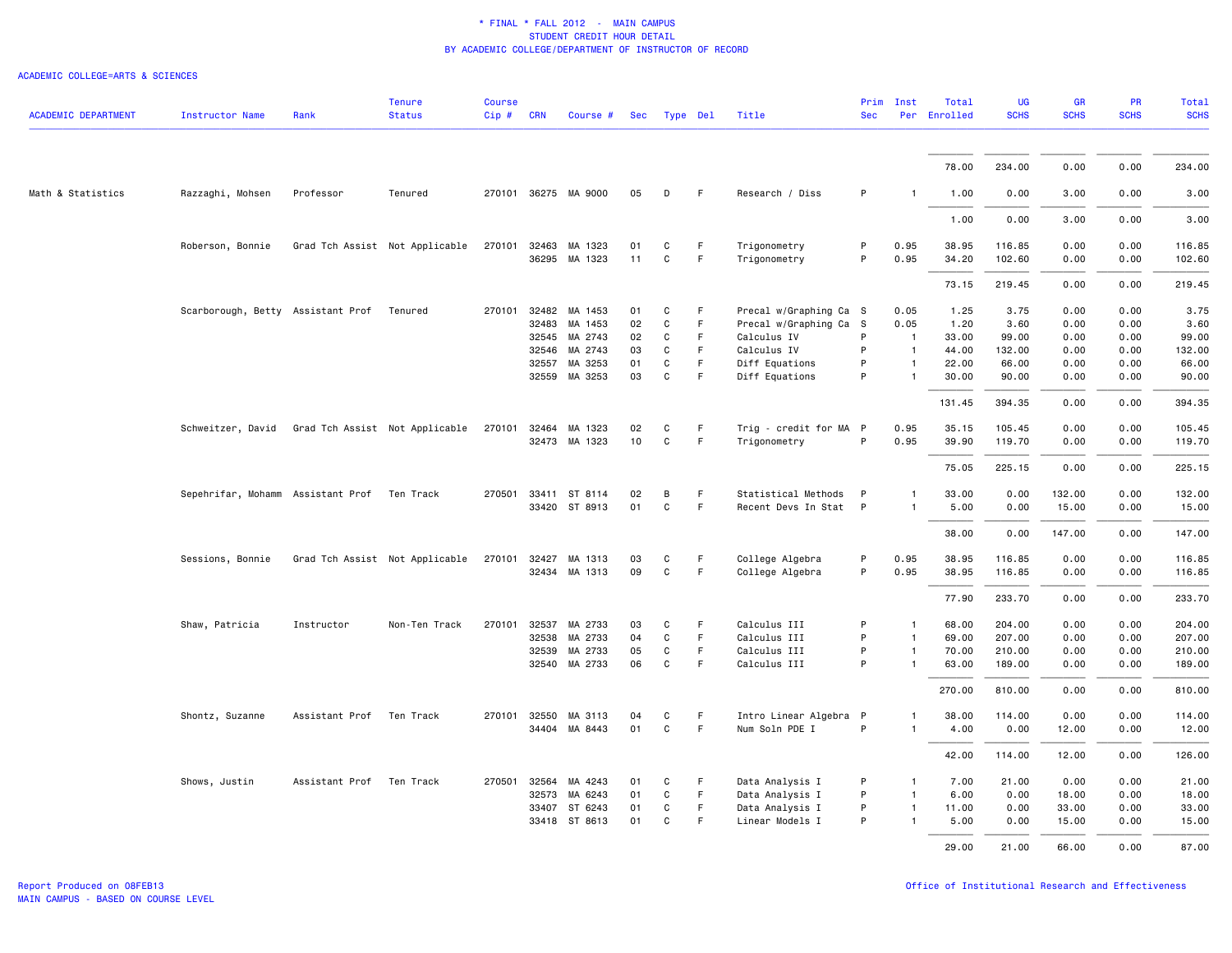\* FINAL \* FALL 2012 - MAIN CAMPUS
STUDENT CREDIT HOUR DETAIL
BY ACADEMIC COLLEGE/DEPARTMENT OF INSTRUCTOR OF RECORD

ACADEMIC COLLEGE=ARTS & SCIENCES

| ACADEMIC DEPARTMENT | Instructor Name | Rank | Tenure Status | Course Cip # | CRN | Course # | Sec | Type | Del | Title | Prim Sec | Inst Per | Total Enrolled | UG SCHS | GR SCHS | PR SCHS | Total SCHS |
|---|---|---|---|---|---|---|---|---|---|---|---|---|---|---|---|---|---|
| | | | | | | | | | | | | | 78.00 | 234.00 | 0.00 | 0.00 | 234.00 |
| Math & Statistics | Razzaghi, Mohsen | Professor | Tenured | 270101 | 36275 | MA 9000 | 05 | D | F | Research / Diss | P | 1 | 1.00 | 0.00 | 3.00 | 0.00 | 3.00 |
| | | | | | | | | | | | | | 1.00 | 0.00 | 3.00 | 0.00 | 3.00 |
| | Roberson, Bonnie | Grad Tch Assist | Not Applicable | 270101 | 32463 | MA 1323 | 01 | C | F | Trigonometry | P | 0.95 | 38.95 | 116.85 | 0.00 | 0.00 | 116.85 |
| | | | | | 36295 | MA 1323 | 11 | C | F | Trigonometry | P | 0.95 | 34.20 | 102.60 | 0.00 | 0.00 | 102.60 |
| | | | | | | | | | | | | | 73.15 | 219.45 | 0.00 | 0.00 | 219.45 |
| | Scarborough, Betty | Assistant Prof | Tenured | 270101 | 32482 | MA 1453 | 01 | C | F | Precal w/Graphing Ca | S | 0.05 | 1.25 | 3.75 | 0.00 | 0.00 | 3.75 |
| | | | | | 32483 | MA 1453 | 02 | C | F | Precal w/Graphing Ca | S | 0.05 | 1.20 | 3.60 | 0.00 | 0.00 | 3.60 |
| | | | | | 32545 | MA 2743 | 02 | C | F | Calculus IV | P | 1 | 33.00 | 99.00 | 0.00 | 0.00 | 99.00 |
| | | | | | 32546 | MA 2743 | 03 | C | F | Calculus IV | P | 1 | 44.00 | 132.00 | 0.00 | 0.00 | 132.00 |
| | | | | | 32557 | MA 3253 | 01 | C | F | Diff Equations | P | 1 | 22.00 | 66.00 | 0.00 | 0.00 | 66.00 |
| | | | | | 32559 | MA 3253 | 03 | C | F | Diff Equations | P | 1 | 30.00 | 90.00 | 0.00 | 0.00 | 90.00 |
| | | | | | | | | | | | | | 131.45 | 394.35 | 0.00 | 0.00 | 394.35 |
| | Schweitzer, David | Grad Tch Assist | Not Applicable | 270101 | 32464 | MA 1323 | 02 | C | F | Trig - credit for MA | P | 0.95 | 35.15 | 105.45 | 0.00 | 0.00 | 105.45 |
| | | | | | 32473 | MA 1323 | 10 | C | F | Trigonometry | P | 0.95 | 39.90 | 119.70 | 0.00 | 0.00 | 119.70 |
| | | | | | | | | | | | | | 75.05 | 225.15 | 0.00 | 0.00 | 225.15 |
| | Sepehrifar, Mohamm | Assistant Prof | Ten Track | 270501 | 33411 | ST 8114 | 02 | B | F | Statistical Methods | P | 1 | 33.00 | 0.00 | 132.00 | 0.00 | 132.00 |
| | | | | | 33420 | ST 8913 | 01 | C | F | Recent Devs In Stat | P | 1 | 5.00 | 0.00 | 15.00 | 0.00 | 15.00 |
| | | | | | | | | | | | | | 38.00 | 0.00 | 147.00 | 0.00 | 147.00 |
| | Sessions, Bonnie | Grad Tch Assist | Not Applicable | 270101 | 32427 | MA 1313 | 03 | C | F | College Algebra | P | 0.95 | 38.95 | 116.85 | 0.00 | 0.00 | 116.85 |
| | | | | | 32434 | MA 1313 | 09 | C | F | College Algebra | P | 0.95 | 38.95 | 116.85 | 0.00 | 0.00 | 116.85 |
| | | | | | | | | | | | | | 77.90 | 233.70 | 0.00 | 0.00 | 233.70 |
| | Shaw, Patricia | Instructor | Non-Ten Track | 270101 | 32537 | MA 2733 | 03 | C | F | Calculus III | P | 1 | 68.00 | 204.00 | 0.00 | 0.00 | 204.00 |
| | | | | | 32538 | MA 2733 | 04 | C | F | Calculus III | P | 1 | 69.00 | 207.00 | 0.00 | 0.00 | 207.00 |
| | | | | | 32539 | MA 2733 | 05 | C | F | Calculus III | P | 1 | 70.00 | 210.00 | 0.00 | 0.00 | 210.00 |
| | | | | | 32540 | MA 2733 | 06 | C | F | Calculus III | P | 1 | 63.00 | 189.00 | 0.00 | 0.00 | 189.00 |
| | | | | | | | | | | | | | 270.00 | 810.00 | 0.00 | 0.00 | 810.00 |
| | Shontz, Suzanne | Assistant Prof | Ten Track | 270101 | 32550 | MA 3113 | 04 | C | F | Intro Linear Algebra | P | 1 | 38.00 | 114.00 | 0.00 | 0.00 | 114.00 |
| | | | | | 34404 | MA 8443 | 01 | C | F | Num Soln PDE I | P | 1 | 4.00 | 0.00 | 12.00 | 0.00 | 12.00 |
| | | | | | | | | | | | | | 42.00 | 114.00 | 12.00 | 0.00 | 126.00 |
| | Shows, Justin | Assistant Prof | Ten Track | 270501 | 32564 | MA 4243 | 01 | C | F | Data Analysis I | P | 1 | 7.00 | 21.00 | 0.00 | 0.00 | 21.00 |
| | | | | | 32573 | MA 6243 | 01 | C | F | Data Analysis I | P | 1 | 6.00 | 0.00 | 18.00 | 0.00 | 18.00 |
| | | | | | 33407 | ST 6243 | 01 | C | F | Data Analysis I | P | 1 | 11.00 | 0.00 | 33.00 | 0.00 | 33.00 |
| | | | | | 33418 | ST 8613 | 01 | C | F | Linear Models I | P | 1 | 5.00 | 0.00 | 15.00 | 0.00 | 15.00 |
| | | | | | | | | | | | | | 29.00 | 21.00 | 66.00 | 0.00 | 87.00 |

Report Produced on 08FEB13
MAIN CAMPUS - BASED ON COURSE LEVEL

Office of Institutional Research and Effectiveness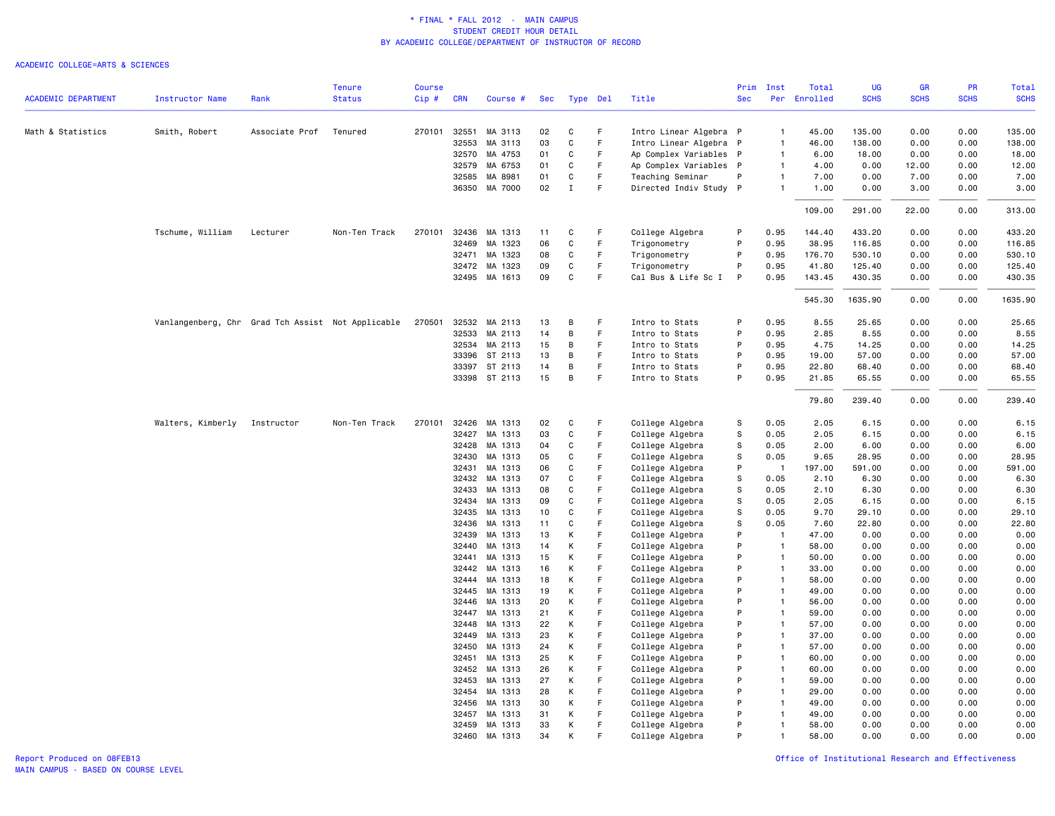\* FINAL \* FALL 2012 - MAIN CAMPUS
STUDENT CREDIT HOUR DETAIL
BY ACADEMIC COLLEGE/DEPARTMENT OF INSTRUCTOR OF RECORD

ACADEMIC COLLEGE=ARTS & SCIENCES

| ACADEMIC DEPARTMENT | Instructor Name | Rank | Tenure Status | Course Cip # | CRN | Course # | Sec | Type | Del | Title | Prim Sec | Inst Per | Total Enrolled | UG SCHS | GR SCHS | PR SCHS | Total SCHS |
|---|---|---|---|---|---|---|---|---|---|---|---|---|---|---|---|---|---|
| Math & Statistics | Smith, Robert | Associate Prof | Tenured | 270101 | 32551 | MA 3113 | 02 | C | F | Intro Linear Algebra | P | 1 | 45.00 | 135.00 | 0.00 | 0.00 | 135.00 |
| | | | | | 32553 | MA 3113 | 03 | C | F | Intro Linear Algebra | P | 1 | 46.00 | 138.00 | 0.00 | 0.00 | 138.00 |
| | | | | | 32570 | MA 4753 | 01 | C | F | Ap Complex Variables | P | 1 | 6.00 | 18.00 | 0.00 | 0.00 | 18.00 |
| | | | | | 32579 | MA 6753 | 01 | C | F | Ap Complex Variables | P | 1 | 4.00 | 0.00 | 12.00 | 0.00 | 12.00 |
| | | | | | 32585 | MA 8981 | 01 | C | F | Teaching Seminar | P | 1 | 7.00 | 0.00 | 7.00 | 0.00 | 7.00 |
| | | | | | 36350 | MA 7000 | 02 | I | F | Directed Indiv Study | P | 1 | 1.00 | 0.00 | 3.00 | 0.00 | 3.00 |
| | | | | | | | | | | | | | 109.00 | 291.00 | 22.00 | 0.00 | 313.00 |
| | Tschume, William | Lecturer | Non-Ten Track | 270101 | 32436 | MA 1313 | 11 | C | F | College Algebra | P | 0.95 | 144.40 | 433.20 | 0.00 | 0.00 | 433.20 |
| | | | | | 32469 | MA 1323 | 06 | C | F | Trigonometry | P | 0.95 | 38.95 | 116.85 | 0.00 | 0.00 | 116.85 |
| | | | | | 32471 | MA 1323 | 08 | C | F | Trigonometry | P | 0.95 | 176.70 | 530.10 | 0.00 | 0.00 | 530.10 |
| | | | | | 32472 | MA 1323 | 09 | C | F | Trigonometry | P | 0.95 | 41.80 | 125.40 | 0.00 | 0.00 | 125.40 |
| | | | | | 32495 | MA 1613 | 09 | C | F | Cal Bus & Life Sc I | P | 0.95 | 143.45 | 430.35 | 0.00 | 0.00 | 430.35 |
| | | | | | | | | | | | | | 545.30 | 1635.90 | 0.00 | 0.00 | 1635.90 |
| | Vanlangenberg, Chr | Grad Tch Assist | Not Applicable | 270501 | 32532 | MA 2113 | 13 | B | F | Intro to Stats | P | 0.95 | 8.55 | 25.65 | 0.00 | 0.00 | 25.65 |
| | | | | | 32533 | MA 2113 | 14 | B | F | Intro to Stats | P | 0.95 | 2.85 | 8.55 | 0.00 | 0.00 | 8.55 |
| | | | | | 32534 | MA 2113 | 15 | B | F | Intro to Stats | P | 0.95 | 4.75 | 14.25 | 0.00 | 0.00 | 14.25 |
| | | | | | 33396 | ST 2113 | 13 | B | F | Intro to Stats | P | 0.95 | 19.00 | 57.00 | 0.00 | 0.00 | 57.00 |
| | | | | | 33397 | ST 2113 | 14 | B | F | Intro to Stats | P | 0.95 | 22.80 | 68.40 | 0.00 | 0.00 | 68.40 |
| | | | | | 33398 | ST 2113 | 15 | B | F | Intro to Stats | P | 0.95 | 21.85 | 65.55 | 0.00 | 0.00 | 65.55 |
| | | | | | | | | | | | | | 79.80 | 239.40 | 0.00 | 0.00 | 239.40 |
| | Walters, Kimberly | Instructor | Non-Ten Track | 270101 | 32426 | MA 1313 | 02 | C | F | College Algebra | S | 0.05 | 2.05 | 6.15 | 0.00 | 0.00 | 6.15 |
| | | | | | 32427 | MA 1313 | 03 | C | F | College Algebra | S | 0.05 | 2.05 | 6.15 | 0.00 | 0.00 | 6.15 |
| | | | | | 32428 | MA 1313 | 04 | C | F | College Algebra | S | 0.05 | 2.00 | 6.00 | 0.00 | 0.00 | 6.00 |
| | | | | | 32430 | MA 1313 | 05 | C | F | College Algebra | S | 0.05 | 9.65 | 28.95 | 0.00 | 0.00 | 28.95 |
| | | | | | 32431 | MA 1313 | 06 | C | F | College Algebra | P | 1 | 197.00 | 591.00 | 0.00 | 0.00 | 591.00 |
| | | | | | 32432 | MA 1313 | 07 | C | F | College Algebra | S | 0.05 | 2.10 | 6.30 | 0.00 | 0.00 | 6.30 |
| | | | | | 32433 | MA 1313 | 08 | C | F | College Algebra | S | 0.05 | 2.10 | 6.30 | 0.00 | 0.00 | 6.30 |
| | | | | | 32434 | MA 1313 | 09 | C | F | College Algebra | S | 0.05 | 2.05 | 6.15 | 0.00 | 0.00 | 6.15 |
| | | | | | 32435 | MA 1313 | 10 | C | F | College Algebra | S | 0.05 | 9.70 | 29.10 | 0.00 | 0.00 | 29.10 |
| | | | | | 32436 | MA 1313 | 11 | C | F | College Algebra | S | 0.05 | 7.60 | 22.80 | 0.00 | 0.00 | 22.80 |
| | | | | | 32439 | MA 1313 | 13 | K | F | College Algebra | P | 1 | 47.00 | 0.00 | 0.00 | 0.00 | 0.00 |
| | | | | | 32440 | MA 1313 | 14 | K | F | College Algebra | P | 1 | 58.00 | 0.00 | 0.00 | 0.00 | 0.00 |
| | | | | | 32441 | MA 1313 | 15 | K | F | College Algebra | P | 1 | 50.00 | 0.00 | 0.00 | 0.00 | 0.00 |
| | | | | | 32442 | MA 1313 | 16 | K | F | College Algebra | P | 1 | 33.00 | 0.00 | 0.00 | 0.00 | 0.00 |
| | | | | | 32444 | MA 1313 | 18 | K | F | College Algebra | P | 1 | 58.00 | 0.00 | 0.00 | 0.00 | 0.00 |
| | | | | | 32445 | MA 1313 | 19 | K | F | College Algebra | P | 1 | 49.00 | 0.00 | 0.00 | 0.00 | 0.00 |
| | | | | | 32446 | MA 1313 | 20 | K | F | College Algebra | P | 1 | 56.00 | 0.00 | 0.00 | 0.00 | 0.00 |
| | | | | | 32447 | MA 1313 | 21 | K | F | College Algebra | P | 1 | 59.00 | 0.00 | 0.00 | 0.00 | 0.00 |
| | | | | | 32448 | MA 1313 | 22 | K | F | College Algebra | P | 1 | 57.00 | 0.00 | 0.00 | 0.00 | 0.00 |
| | | | | | 32449 | MA 1313 | 23 | K | F | College Algebra | P | 1 | 37.00 | 0.00 | 0.00 | 0.00 | 0.00 |
| | | | | | 32450 | MA 1313 | 24 | K | F | College Algebra | P | 1 | 57.00 | 0.00 | 0.00 | 0.00 | 0.00 |
| | | | | | 32451 | MA 1313 | 25 | K | F | College Algebra | P | 1 | 60.00 | 0.00 | 0.00 | 0.00 | 0.00 |
| | | | | | 32452 | MA 1313 | 26 | K | F | College Algebra | P | 1 | 60.00 | 0.00 | 0.00 | 0.00 | 0.00 |
| | | | | | 32453 | MA 1313 | 27 | K | F | College Algebra | P | 1 | 59.00 | 0.00 | 0.00 | 0.00 | 0.00 |
| | | | | | 32454 | MA 1313 | 28 | K | F | College Algebra | P | 1 | 29.00 | 0.00 | 0.00 | 0.00 | 0.00 |
| | | | | | 32456 | MA 1313 | 30 | K | F | College Algebra | P | 1 | 49.00 | 0.00 | 0.00 | 0.00 | 0.00 |
| | | | | | 32457 | MA 1313 | 31 | K | F | College Algebra | P | 1 | 49.00 | 0.00 | 0.00 | 0.00 | 0.00 |
| | | | | | 32459 | MA 1313 | 33 | K | F | College Algebra | P | 1 | 58.00 | 0.00 | 0.00 | 0.00 | 0.00 |
| | | | | | 32460 | MA 1313 | 34 | K | F | College Algebra | P | 1 | 58.00 | 0.00 | 0.00 | 0.00 | 0.00 |

Report Produced on 08FEB13
MAIN CAMPUS - BASED ON COURSE LEVEL

Office of Institutional Research and Effectiveness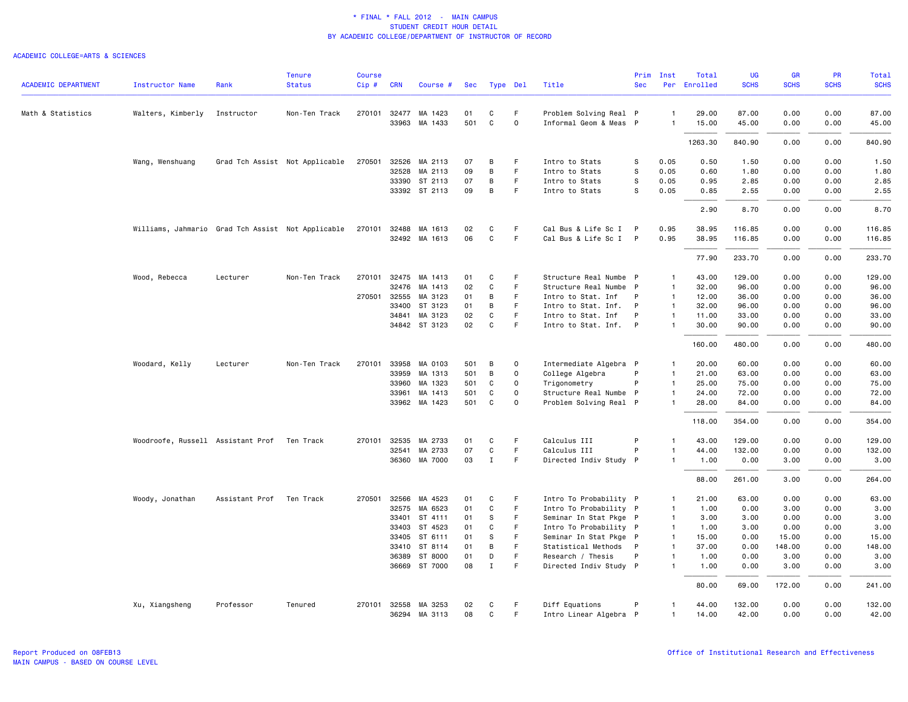\* FINAL \* FALL 2012 - MAIN CAMPUS
STUDENT CREDIT HOUR DETAIL
BY ACADEMIC COLLEGE/DEPARTMENT OF INSTRUCTOR OF RECORD

ACADEMIC COLLEGE=ARTS & SCIENCES

| ACADEMIC DEPARTMENT | Instructor Name | Rank | Tenure Status | Course Cip # | CRN | Course # | Sec | Type | Del | Title | Prim Sec | Inst Per | Total Enrolled | UG SCHS | GR SCHS | PR SCHS | Total SCHS |
|---|---|---|---|---|---|---|---|---|---|---|---|---|---|---|---|---|---|
| Math & Statistics | Walters, Kimberly | Instructor | Non-Ten Track | 270101 | 32477 | MA 1423 | 01 | C | F | Problem Solving Real | P | 1 | 29.00 | 87.00 | 0.00 | 0.00 | 87.00 |
| | | | | | 33963 | MA 1433 | 501 | C | O | Informal Geom & Meas | P | 1 | 15.00 | 45.00 | 0.00 | 0.00 | 45.00 |
| | | | | | | | | | | | | | 1263.30 | 840.90 | 0.00 | 0.00 | 840.90 |
| | Wang, Wenshuang | Grad Tch Assist | Not Applicable | 270501 | 32526 | MA 2113 | 07 | B | F | Intro to Stats | S | 0.05 | 0.50 | 1.50 | 0.00 | 0.00 | 1.50 |
| | | | | | 32528 | MA 2113 | 09 | B | F | Intro to Stats | S | 0.05 | 0.60 | 1.80 | 0.00 | 0.00 | 1.80 |
| | | | | | 33390 | ST 2113 | 07 | B | F | Intro to Stats | S | 0.05 | 0.95 | 2.85 | 0.00 | 0.00 | 2.85 |
| | | | | | 33392 | ST 2113 | 09 | B | F | Intro to Stats | S | 0.05 | 0.85 | 2.55 | 0.00 | 0.00 | 2.55 |
| | | | | | | | | | | | | | 2.90 | 8.70 | 0.00 | 0.00 | 8.70 |
| | Williams, Jahmario | Grad Tch Assist | Not Applicable | 270101 | 32488 | MA 1613 | 02 | C | F | Cal Bus & Life Sc I | P | 0.95 | 38.95 | 116.85 | 0.00 | 0.00 | 116.85 |
| | | | | | 32492 | MA 1613 | 06 | C | F | Cal Bus & Life Sc I | P | 0.95 | 38.95 | 116.85 | 0.00 | 0.00 | 116.85 |
| | | | | | | | | | | | | | 77.90 | 233.70 | 0.00 | 0.00 | 233.70 |
| | Wood, Rebecca | Lecturer | Non-Ten Track | 270101 | 32475 | MA 1413 | 01 | C | F | Structure Real Numbe | P | 1 | 43.00 | 129.00 | 0.00 | 0.00 | 129.00 |
| | | | | | 32476 | MA 1413 | 02 | C | F | Structure Real Numbe | P | 1 | 32.00 | 96.00 | 0.00 | 0.00 | 96.00 |
| | | | | 270501 | 32555 | MA 3123 | 01 | B | F | Intro to Stat. Inf | P | 1 | 12.00 | 36.00 | 0.00 | 0.00 | 36.00 |
| | | | | | 33400 | ST 3123 | 01 | B | F | Intro to Stat. Inf. | P | 1 | 32.00 | 96.00 | 0.00 | 0.00 | 96.00 |
| | | | | | 34841 | MA 3123 | 02 | C | F | Intro to Stat. Inf | P | 1 | 11.00 | 33.00 | 0.00 | 0.00 | 33.00 |
| | | | | | 34842 | ST 3123 | 02 | C | F | Intro to Stat. Inf. | P | 1 | 30.00 | 90.00 | 0.00 | 0.00 | 90.00 |
| | | | | | | | | | | | | | 160.00 | 480.00 | 0.00 | 0.00 | 480.00 |
| | Woodard, Kelly | Lecturer | Non-Ten Track | 270101 | 33958 | MA 0103 | 501 | B | O | Intermediate Algebra | P | 1 | 20.00 | 60.00 | 0.00 | 0.00 | 60.00 |
| | | | | | 33959 | MA 1313 | 501 | B | O | College Algebra | P | 1 | 21.00 | 63.00 | 0.00 | 0.00 | 63.00 |
| | | | | | 33960 | MA 1323 | 501 | C | O | Trigonometry | P | 1 | 25.00 | 75.00 | 0.00 | 0.00 | 75.00 |
| | | | | | 33961 | MA 1413 | 501 | C | O | Structure Real Numbe | P | 1 | 24.00 | 72.00 | 0.00 | 0.00 | 72.00 |
| | | | | | 33962 | MA 1423 | 501 | C | O | Problem Solving Real | P | 1 | 28.00 | 84.00 | 0.00 | 0.00 | 84.00 |
| | | | | | | | | | | | | | 118.00 | 354.00 | 0.00 | 0.00 | 354.00 |
| | Woodroofe, Russell | Assistant Prof | Ten Track | 270101 | 32535 | MA 2733 | 01 | C | F | Calculus III | P | 1 | 43.00 | 129.00 | 0.00 | 0.00 | 129.00 |
| | | | | | 32541 | MA 2733 | 07 | C | F | Calculus III | P | 1 | 44.00 | 132.00 | 0.00 | 0.00 | 132.00 |
| | | | | | 36360 | MA 7000 | 03 | I | F | Directed Indiv Study | P | 1 | 1.00 | 0.00 | 3.00 | 0.00 | 3.00 |
| | | | | | | | | | | | | | 88.00 | 261.00 | 3.00 | 0.00 | 264.00 |
| | Woody, Jonathan | Assistant Prof | Ten Track | 270501 | 32566 | MA 4523 | 01 | C | F | Intro To Probability | P | 1 | 21.00 | 63.00 | 0.00 | 0.00 | 63.00 |
| | | | | | 32575 | MA 6523 | 01 | C | F | Intro To Probability | P | 1 | 1.00 | 0.00 | 3.00 | 0.00 | 3.00 |
| | | | | | 33401 | ST 4111 | 01 | S | F | Seminar In Stat Pkge | P | 1 | 3.00 | 3.00 | 0.00 | 0.00 | 3.00 |
| | | | | | 33403 | ST 4523 | 01 | C | F | Intro To Probability | P | 1 | 1.00 | 3.00 | 0.00 | 0.00 | 3.00 |
| | | | | | 33405 | ST 6111 | 01 | S | F | Seminar In Stat Pkge | P | 1 | 15.00 | 0.00 | 15.00 | 0.00 | 15.00 |
| | | | | | 33410 | ST 8114 | 01 | B | F | Statistical Methods | P | 1 | 37.00 | 0.00 | 148.00 | 0.00 | 148.00 |
| | | | | | 36389 | ST 8000 | 01 | D | F | Research / Thesis | P | 1 | 1.00 | 0.00 | 3.00 | 0.00 | 3.00 |
| | | | | | 36669 | ST 7000 | 08 | I | F | Directed Indiv Study | P | 1 | 1.00 | 0.00 | 3.00 | 0.00 | 3.00 |
| | | | | | | | | | | | | | 80.00 | 69.00 | 172.00 | 0.00 | 241.00 |
| | Xu, Xiangsheng | Professor | Tenured | 270101 | 32558 | MA 3253 | 02 | C | F | Diff Equations | P | 1 | 44.00 | 132.00 | 0.00 | 0.00 | 132.00 |
| | | | | | 36294 | MA 3113 | 08 | C | F | Intro Linear Algebra | P | 1 | 14.00 | 42.00 | 0.00 | 0.00 | 42.00 |

Report Produced on 08FEB13
MAIN CAMPUS - BASED ON COURSE LEVEL

Office of Institutional Research and Effectiveness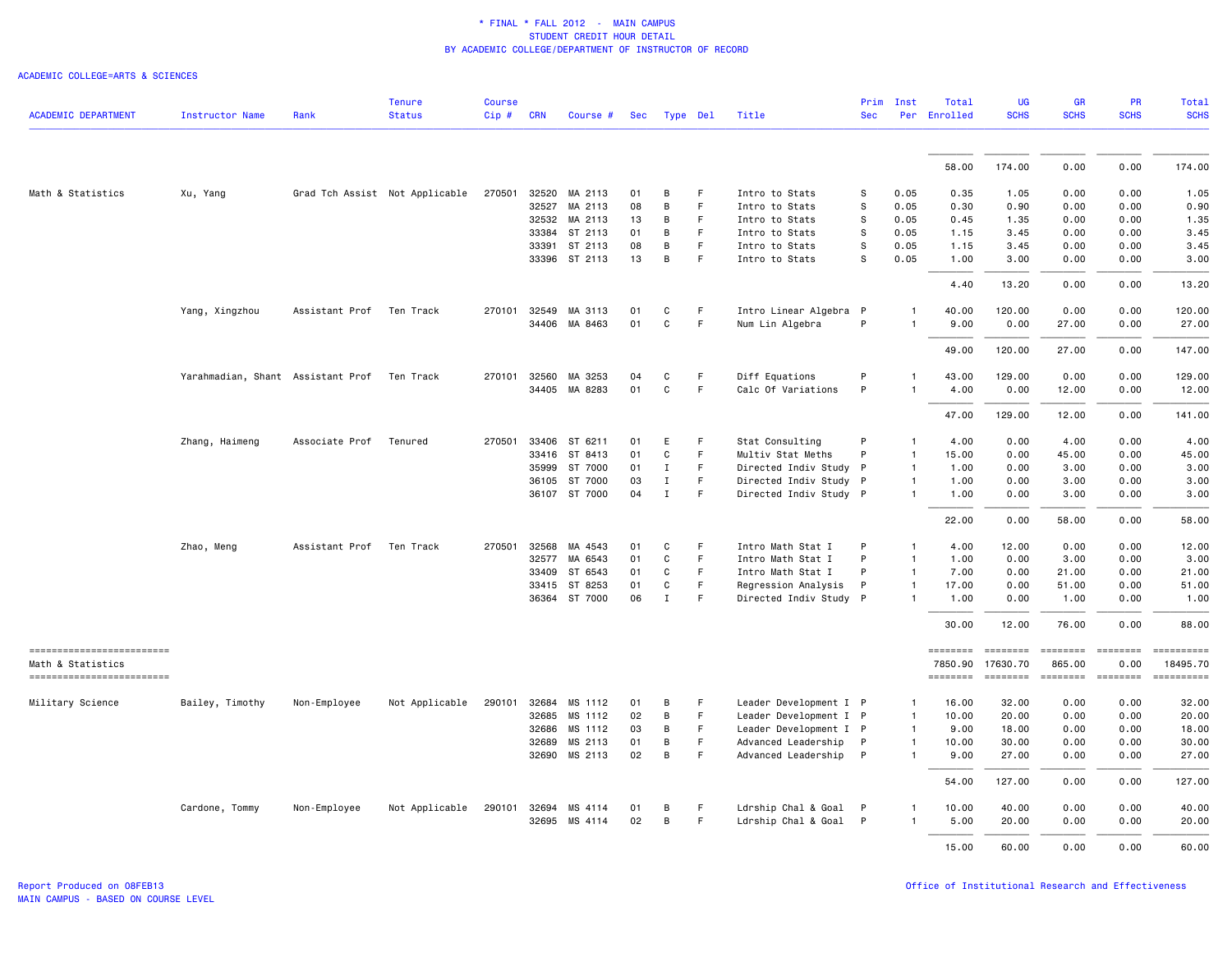\* FINAL \* FALL 2012 - MAIN CAMPUS
STUDENT CREDIT HOUR DETAIL
BY ACADEMIC COLLEGE/DEPARTMENT OF INSTRUCTOR OF RECORD

ACADEMIC COLLEGE=ARTS & SCIENCES

| ACADEMIC DEPARTMENT | Instructor Name | Rank | Tenure Status | Course Cip # | CRN | Course # | Sec | Type | Del | Title | Prim Sec | Inst Per | Total Enrolled | UG SCHS | GR SCHS | PR SCHS | Total SCHS |
|---|---|---|---|---|---|---|---|---|---|---|---|---|---|---|---|---|---|
| | | | | | | | | | | | | | 58.00 | 174.00 | 0.00 | 0.00 | 174.00 |
| Math & Statistics | Xu, Yang | Grad Tch Assist | Not Applicable | 270501 | 32520 | MA 2113 | 01 | B | F | Intro to Stats | S | 0.05 | 0.35 | 1.05 | 0.00 | 0.00 | 1.05 |
| | | | | | 32527 | MA 2113 | 08 | B | F | Intro to Stats | S | 0.05 | 0.30 | 0.90 | 0.00 | 0.00 | 0.90 |
| | | | | | 32532 | MA 2113 | 13 | B | F | Intro to Stats | S | 0.05 | 0.45 | 1.35 | 0.00 | 0.00 | 1.35 |
| | | | | | 33384 | ST 2113 | 01 | B | F | Intro to Stats | S | 0.05 | 1.15 | 3.45 | 0.00 | 0.00 | 3.45 |
| | | | | | 33391 | ST 2113 | 08 | B | F | Intro to Stats | S | 0.05 | 1.15 | 3.45 | 0.00 | 0.00 | 3.45 |
| | | | | | 33396 | ST 2113 | 13 | B | F | Intro to Stats | S | 0.05 | 1.00 | 3.00 | 0.00 | 0.00 | 3.00 |
| | | | | | | | | | | | | | 4.40 | 13.20 | 0.00 | 0.00 | 13.20 |
| | Yang, Xingzhou | Assistant Prof | Ten Track | 270101 | 32549 | MA 3113 | 01 | C | F | Intro Linear Algebra | P | 1 | 40.00 | 120.00 | 0.00 | 0.00 | 120.00 |
| | | | | | 34406 | MA 8463 | 01 | C | F | Num Lin Algebra | P | 1 | 9.00 | 0.00 | 27.00 | 0.00 | 27.00 |
| | | | | | | | | | | | | | 49.00 | 120.00 | 27.00 | 0.00 | 147.00 |
| | Yarahmadian, Shant | Assistant Prof | Ten Track | 270101 | 32560 | MA 3253 | 04 | C | F | Diff Equations | P | 1 | 43.00 | 129.00 | 0.00 | 0.00 | 129.00 |
| | | | | | 34405 | MA 8283 | 01 | C | F | Calc Of Variations | P | 1 | 4.00 | 0.00 | 12.00 | 0.00 | 12.00 |
| | | | | | | | | | | | | | 47.00 | 129.00 | 12.00 | 0.00 | 141.00 |
| | Zhang, Haimeng | Associate Prof | Tenured | 270501 | 33406 | ST 6211 | 01 | E | F | Stat Consulting | P | 1 | 4.00 | 0.00 | 4.00 | 0.00 | 4.00 |
| | | | | | 33416 | ST 8413 | 01 | C | F | Multiv Stat Meths | P | 1 | 15.00 | 0.00 | 45.00 | 0.00 | 45.00 |
| | | | | | 35999 | ST 7000 | 01 | I | F | Directed Indiv Study | P | 1 | 1.00 | 0.00 | 3.00 | 0.00 | 3.00 |
| | | | | | 36105 | ST 7000 | 03 | I | F | Directed Indiv Study | P | 1 | 1.00 | 0.00 | 3.00 | 0.00 | 3.00 |
| | | | | | 36107 | ST 7000 | 04 | I | F | Directed Indiv Study | P | 1 | 1.00 | 0.00 | 3.00 | 0.00 | 3.00 |
| | | | | | | | | | | | | | 22.00 | 0.00 | 58.00 | 0.00 | 58.00 |
| | Zhao, Meng | Assistant Prof | Ten Track | 270501 | 32568 | MA 4543 | 01 | C | F | Intro Math Stat I | P | 1 | 4.00 | 12.00 | 0.00 | 0.00 | 12.00 |
| | | | | | 32577 | MA 6543 | 01 | C | F | Intro Math Stat I | P | 1 | 1.00 | 0.00 | 3.00 | 0.00 | 3.00 |
| | | | | | 33409 | ST 6543 | 01 | C | F | Intro Math Stat I | P | 1 | 7.00 | 0.00 | 21.00 | 0.00 | 21.00 |
| | | | | | 33415 | ST 8253 | 01 | C | F | Regression Analysis | P | 1 | 17.00 | 0.00 | 51.00 | 0.00 | 51.00 |
| | | | | | 36364 | ST 7000 | 06 | I | F | Directed Indiv Study | P | 1 | 1.00 | 0.00 | 1.00 | 0.00 | 1.00 |
| | | | | | | | | | | | | | 30.00 | 12.00 | 76.00 | 0.00 | 88.00 |
| Math & Statistics | | | | | | | | | | | | | 7850.90 | 17630.70 | 865.00 | 0.00 | 18495.70 |
| Military Science | Bailey, Timothy | Non-Employee | Not Applicable | 290101 | 32684 | MS 1112 | 01 | B | F | Leader Development I | P | 1 | 16.00 | 32.00 | 0.00 | 0.00 | 32.00 |
| | | | | | 32685 | MS 1112 | 02 | B | F | Leader Development I | P | 1 | 10.00 | 20.00 | 0.00 | 0.00 | 20.00 |
| | | | | | 32686 | MS 1112 | 03 | B | F | Leader Development I | P | 1 | 9.00 | 18.00 | 0.00 | 0.00 | 18.00 |
| | | | | | 32689 | MS 2113 | 01 | B | F | Advanced Leadership | P | 1 | 10.00 | 30.00 | 0.00 | 0.00 | 30.00 |
| | | | | | 32690 | MS 2113 | 02 | B | F | Advanced Leadership | P | 1 | 9.00 | 27.00 | 0.00 | 0.00 | 27.00 |
| | | | | | | | | | | | | | 54.00 | 127.00 | 0.00 | 0.00 | 127.00 |
| | Cardone, Tommy | Non-Employee | Not Applicable | 290101 | 32694 | MS 4114 | 01 | B | F | Ldrship Chal & Goal | P | 1 | 10.00 | 40.00 | 0.00 | 0.00 | 40.00 |
| | | | | | 32695 | MS 4114 | 02 | B | F | Ldrship Chal & Goal | P | 1 | 5.00 | 20.00 | 0.00 | 0.00 | 20.00 |
| | | | | | | | | | | | | | 15.00 | 60.00 | 0.00 | 0.00 | 60.00 |

Report Produced on 08FEB13
MAIN CAMPUS - BASED ON COURSE LEVEL

Office of Institutional Research and Effectiveness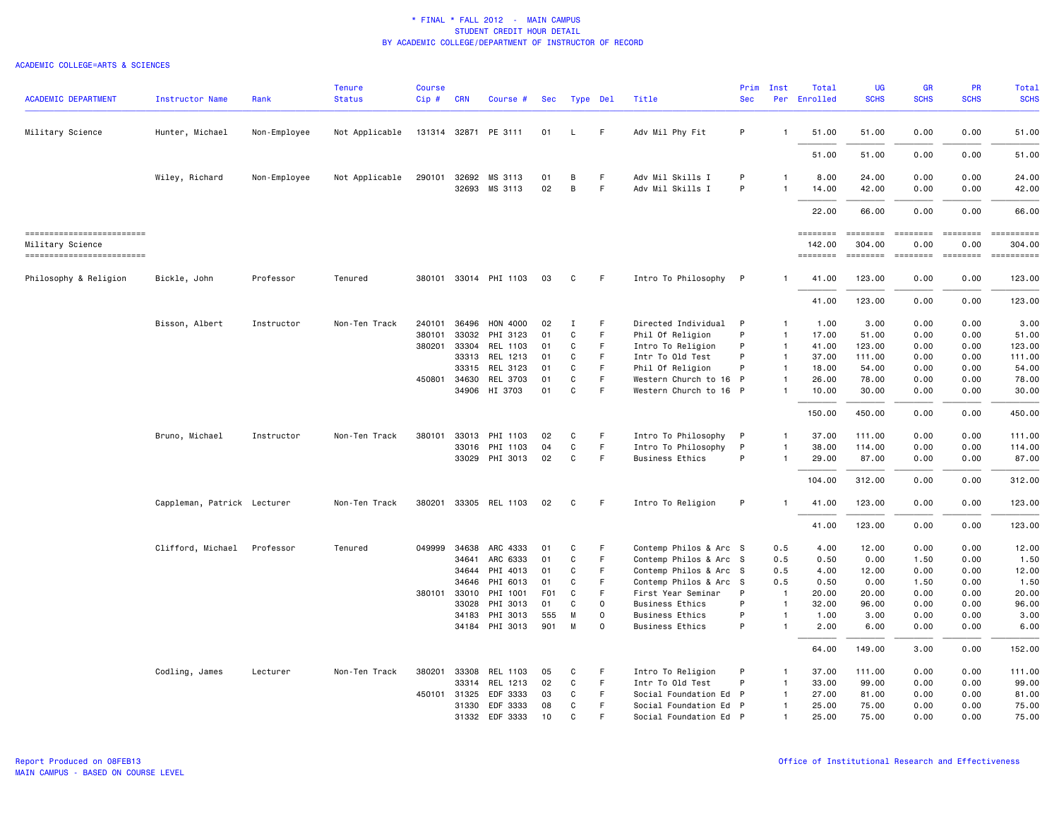\* FINAL \* FALL 2012 - MAIN CAMPUS
STUDENT CREDIT HOUR DETAIL
BY ACADEMIC COLLEGE/DEPARTMENT OF INSTRUCTOR OF RECORD

ACADEMIC COLLEGE=ARTS & SCIENCES

| ACADEMIC DEPARTMENT | Instructor Name | Rank | Tenure Status | Course Cip # | CRN | Course # | Sec | Type | Del | Title | Prim Sec | Inst Per | Total Enrolled | UG SCHS | GR SCHS | PR SCHS | Total SCHS |
|---|---|---|---|---|---|---|---|---|---|---|---|---|---|---|---|---|---|
| Military Science | Hunter, Michael | Non-Employee | Not Applicable | 131314 | 32871 | PE 3111 | 01 | L | F | Adv Mil Phy Fit | P | 1 | 51.00 | 51.00 | 0.00 | 0.00 | 51.00 |
| | | | | | | | | | | | | | 51.00 | 51.00 | 0.00 | 0.00 | 51.00 |
| | Wiley, Richard | Non-Employee | Not Applicable | 290101 | 32692 | MS 3113 | 01 | B | F | Adv Mil Skills I | P | 1 | 8.00 | 24.00 | 0.00 | 0.00 | 24.00 |
| | | | | | 32693 | MS 3113 | 02 | B | F | Adv Mil Skills I | P | 1 | 14.00 | 42.00 | 0.00 | 0.00 | 42.00 |
| | | | | | | | | | | | | | 22.00 | 66.00 | 0.00 | 0.00 | 66.00 |
| Military Science | | | | | | | | | | | | | 142.00 | 304.00 | 0.00 | 0.00 | 304.00 |
| Philosophy & Religion | Bickle, John | Professor | Tenured | 380101 | 33014 | PHI 1103 | 03 | C | F | Intro To Philosophy | P | 1 | 41.00 | 123.00 | 0.00 | 0.00 | 123.00 |
| | | | | | | | | | | | | | 41.00 | 123.00 | 0.00 | 0.00 | 123.00 |
| | Bisson, Albert | Instructor | Non-Ten Track | 240101 | 36496 | HON 4000 | 02 | I | F | Directed Individual | P | 1 | 1.00 | 3.00 | 0.00 | 0.00 | 3.00 |
| | | | | 380101 | 33032 | PHI 3123 | 01 | C | F | Phil Of Religion | P | 1 | 17.00 | 51.00 | 0.00 | 0.00 | 51.00 |
| | | | | 380201 | 33304 | REL 1103 | 01 | C | F | Intro To Religion | P | 1 | 41.00 | 123.00 | 0.00 | 0.00 | 123.00 |
| | | | | | 33313 | REL 1213 | 01 | C | F | Intr To Old Test | P | 1 | 37.00 | 111.00 | 0.00 | 0.00 | 111.00 |
| | | | | | 33315 | REL 3123 | 01 | C | F | Phil Of Religion | P | 1 | 18.00 | 54.00 | 0.00 | 0.00 | 54.00 |
| | | | | 450801 | 34630 | REL 3703 | 01 | C | F | Western Church to 16 | P | 1 | 26.00 | 78.00 | 0.00 | 0.00 | 78.00 |
| | | | | | 34906 | HI 3703 | 01 | C | F | Western Church to 16 | P | 1 | 10.00 | 30.00 | 0.00 | 0.00 | 30.00 |
| | | | | | | | | | | | | | 150.00 | 450.00 | 0.00 | 0.00 | 450.00 |
| | Bruno, Michael | Instructor | Non-Ten Track | 380101 | 33013 | PHI 1103 | 02 | C | F | Intro To Philosophy | P | 1 | 37.00 | 111.00 | 0.00 | 0.00 | 111.00 |
| | | | | | 33016 | PHI 1103 | 04 | C | F | Intro To Philosophy | P | 1 | 38.00 | 114.00 | 0.00 | 0.00 | 114.00 |
| | | | | | 33029 | PHI 3013 | 02 | C | F | Business Ethics | P | 1 | 29.00 | 87.00 | 0.00 | 0.00 | 87.00 |
| | | | | | | | | | | | | | 104.00 | 312.00 | 0.00 | 0.00 | 312.00 |
| | Cappleman, Patrick | Lecturer | Non-Ten Track | 380201 | 33305 | REL 1103 | 02 | C | F | Intro To Religion | P | 1 | 41.00 | 123.00 | 0.00 | 0.00 | 123.00 |
| | | | | | | | | | | | | | 41.00 | 123.00 | 0.00 | 0.00 | 123.00 |
| | Clifford, Michael | Professor | Tenured | 049999 | 34638 | ARC 4333 | 01 | C | F | Contemp Philos & Arc | S | 0.5 | 4.00 | 12.00 | 0.00 | 0.00 | 12.00 |
| | | | | | 34641 | ARC 6333 | 01 | C | F | Contemp Philos & Arc | S | 0.5 | 0.50 | 0.00 | 1.50 | 0.00 | 1.50 |
| | | | | | 34644 | PHI 4013 | 01 | C | F | Contemp Philos & Arc | S | 0.5 | 4.00 | 12.00 | 0.00 | 0.00 | 12.00 |
| | | | | | 34646 | PHI 6013 | 01 | C | F | Contemp Philos & Arc | S | 0.5 | 0.50 | 0.00 | 1.50 | 0.00 | 1.50 |
| | | | | 380101 | 33010 | PHI 1001 | F01 | C | F | First Year Seminar | P | 1 | 20.00 | 20.00 | 0.00 | 0.00 | 20.00 |
| | | | | | 33028 | PHI 3013 | 01 | C | O | Business Ethics | P | 1 | 32.00 | 96.00 | 0.00 | 0.00 | 96.00 |
| | | | | | 34183 | PHI 3013 | 555 | M | O | Business Ethics | P | 1 | 1.00 | 3.00 | 0.00 | 0.00 | 3.00 |
| | | | | | 34184 | PHI 3013 | 901 | M | O | Business Ethics | P | 1 | 2.00 | 6.00 | 0.00 | 0.00 | 6.00 |
| | | | | | | | | | | | | | 64.00 | 149.00 | 3.00 | 0.00 | 152.00 |
| | Codling, James | Lecturer | Non-Ten Track | 380201 | 33308 | REL 1103 | 05 | C | F | Intro To Religion | P | 1 | 37.00 | 111.00 | 0.00 | 0.00 | 111.00 |
| | | | | | 33314 | REL 1213 | 02 | C | F | Intr To Old Test | P | 1 | 33.00 | 99.00 | 0.00 | 0.00 | 99.00 |
| | | | | 450101 | 31325 | EDF 3333 | 03 | C | F | Social Foundation Ed | P | 1 | 27.00 | 81.00 | 0.00 | 0.00 | 81.00 |
| | | | | | 31330 | EDF 3333 | 08 | C | F | Social Foundation Ed | P | 1 | 25.00 | 75.00 | 0.00 | 0.00 | 75.00 |
| | | | | | 31332 | EDF 3333 | 10 | C | F | Social Foundation Ed | P | 1 | 25.00 | 75.00 | 0.00 | 0.00 | 75.00 |

Report Produced on 08FEB13
MAIN CAMPUS - BASED ON COURSE LEVEL

Office of Institutional Research and Effectiveness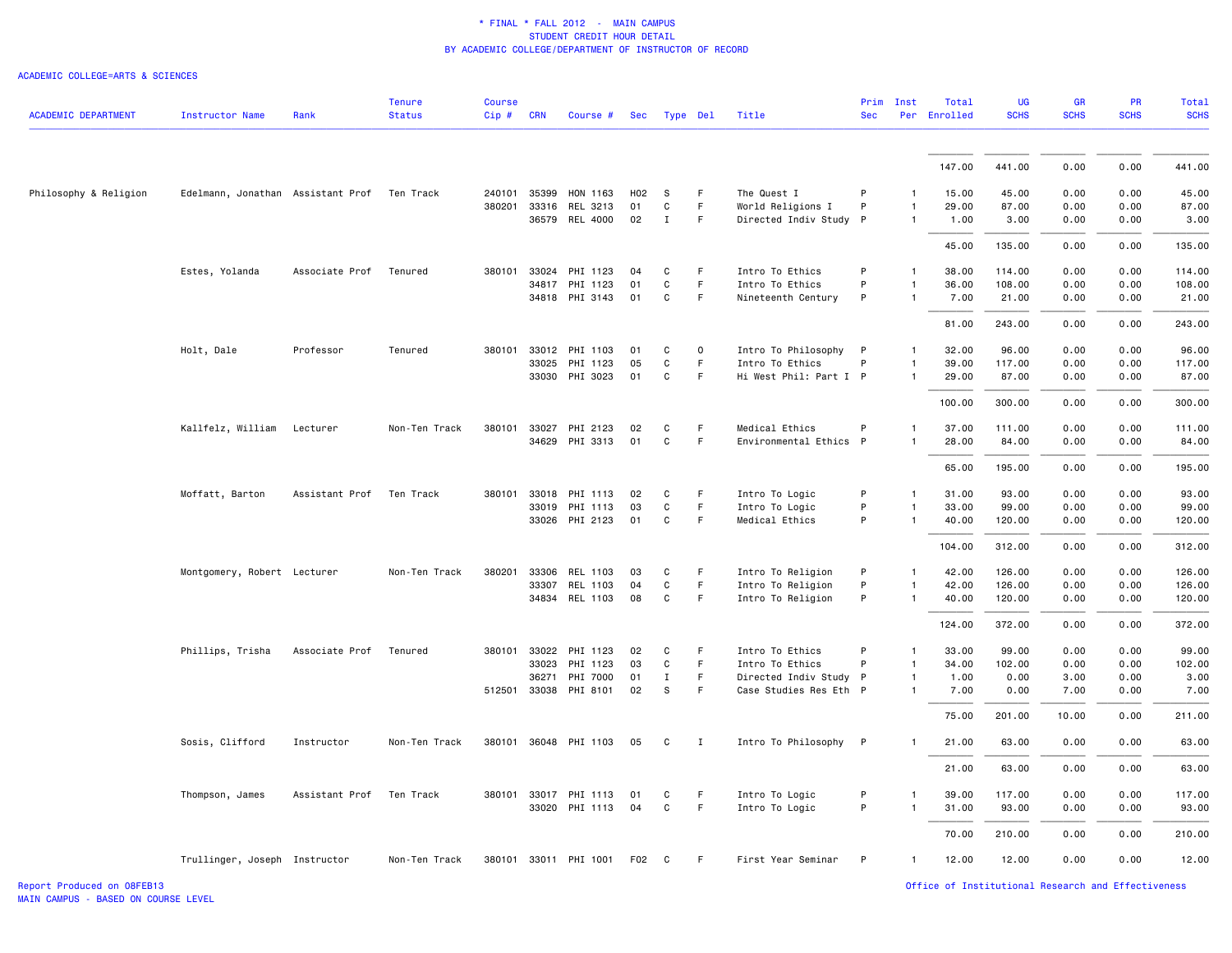\* FINAL \* FALL 2012 - MAIN CAMPUS
STUDENT CREDIT HOUR DETAIL
BY ACADEMIC COLLEGE/DEPARTMENT OF INSTRUCTOR OF RECORD

ACADEMIC COLLEGE=ARTS & SCIENCES

| ACADEMIC DEPARTMENT | Instructor Name | Rank | Tenure Status | Course Cip # | CRN | Course # | Sec | Type | Del | Title | Prim Sec | Inst Per | Total Enrolled | UG SCHS | GR SCHS | PR SCHS | Total SCHS |
|---|---|---|---|---|---|---|---|---|---|---|---|---|---|---|---|---|---|
| | | | | | | | | | | | | | 147.00 | 441.00 | 0.00 | 0.00 | 441.00 |
| Philosophy & Religion | Edelmann, Jonathan | Assistant Prof | Ten Track | 240101 | 35399 | HON 1163 | H02 | S | F | The Quest I | P | 1 | 15.00 | 45.00 | 0.00 | 0.00 | 45.00 |
| | | | | 380201 | 33316 | REL 3213 | 01 | C | F | World Religions I | P | 1 | 29.00 | 87.00 | 0.00 | 0.00 | 87.00 |
| | | | | | 36579 | REL 4000 | 02 | I | F | Directed Indiv Study | P | 1 | 1.00 | 3.00 | 0.00 | 0.00 | 3.00 |
| | | | | | | | | | | | | | 45.00 | 135.00 | 0.00 | 0.00 | 135.00 |
| | Estes, Yolanda | Associate Prof | Tenured | 380101 | 33024 | PHI 1123 | 04 | C | F | Intro To Ethics | P | 1 | 38.00 | 114.00 | 0.00 | 0.00 | 114.00 |
| | | | | | 34817 | PHI 1123 | 01 | C | F | Intro To Ethics | P | 1 | 36.00 | 108.00 | 0.00 | 0.00 | 108.00 |
| | | | | | 34818 | PHI 3143 | 01 | C | F | Nineteenth Century | P | 1 | 7.00 | 21.00 | 0.00 | 0.00 | 21.00 |
| | | | | | | | | | | | | | 81.00 | 243.00 | 0.00 | 0.00 | 243.00 |
| | Holt, Dale | Professor | Tenured | 380101 | 33012 | PHI 1103 | 01 | C | O | Intro To Philosophy | P | 1 | 32.00 | 96.00 | 0.00 | 0.00 | 96.00 |
| | | | | | 33025 | PHI 1123 | 05 | C | F | Intro To Ethics | P | 1 | 39.00 | 117.00 | 0.00 | 0.00 | 117.00 |
| | | | | | 33030 | PHI 3023 | 01 | C | F | Hi West Phil: Part I | P | 1 | 29.00 | 87.00 | 0.00 | 0.00 | 87.00 |
| | | | | | | | | | | | | | 100.00 | 300.00 | 0.00 | 0.00 | 300.00 |
| | Kallfelz, William | Lecturer | Non-Ten Track | 380101 | 33027 | PHI 2123 | 02 | C | F | Medical Ethics | P | 1 | 37.00 | 111.00 | 0.00 | 0.00 | 111.00 |
| | | | | | 34629 | PHI 3313 | 01 | C | F | Environmental Ethics | P | 1 | 28.00 | 84.00 | 0.00 | 0.00 | 84.00 |
| | | | | | | | | | | | | | 65.00 | 195.00 | 0.00 | 0.00 | 195.00 |
| | Moffatt, Barton | Assistant Prof | Ten Track | 380101 | 33018 | PHI 1113 | 02 | C | F | Intro To Logic | P | 1 | 31.00 | 93.00 | 0.00 | 0.00 | 93.00 |
| | | | | | 33019 | PHI 1113 | 03 | C | F | Intro To Logic | P | 1 | 33.00 | 99.00 | 0.00 | 0.00 | 99.00 |
| | | | | | 33026 | PHI 2123 | 01 | C | F | Medical Ethics | P | 1 | 40.00 | 120.00 | 0.00 | 0.00 | 120.00 |
| | | | | | | | | | | | | | 104.00 | 312.00 | 0.00 | 0.00 | 312.00 |
| | Montgomery, Robert | Lecturer | Non-Ten Track | 380201 | 33306 | REL 1103 | 03 | C | F | Intro To Religion | P | 1 | 42.00 | 126.00 | 0.00 | 0.00 | 126.00 |
| | | | | | 33307 | REL 1103 | 04 | C | F | Intro To Religion | P | 1 | 42.00 | 126.00 | 0.00 | 0.00 | 126.00 |
| | | | | | 34834 | REL 1103 | 08 | C | F | Intro To Religion | P | 1 | 40.00 | 120.00 | 0.00 | 0.00 | 120.00 |
| | | | | | | | | | | | | | 124.00 | 372.00 | 0.00 | 0.00 | 372.00 |
| | Phillips, Trisha | Associate Prof | Tenured | 380101 | 33022 | PHI 1123 | 02 | C | F | Intro To Ethics | P | 1 | 33.00 | 99.00 | 0.00 | 0.00 | 99.00 |
| | | | | | 33023 | PHI 1123 | 03 | C | F | Intro To Ethics | P | 1 | 34.00 | 102.00 | 0.00 | 0.00 | 102.00 |
| | | | | | 36271 | PHI 7000 | 01 | I | F | Directed Indiv Study | P | 1 | 1.00 | 0.00 | 3.00 | 0.00 | 3.00 |
| | | | | 512501 | 33038 | PHI 8101 | 02 | S | F | Case Studies Res Eth | P | 1 | 7.00 | 0.00 | 7.00 | 0.00 | 7.00 |
| | | | | | | | | | | | | | 75.00 | 201.00 | 10.00 | 0.00 | 211.00 |
| | Sosis, Clifford | Instructor | Non-Ten Track | 380101 | 36048 | PHI 1103 | 05 | C | I | Intro To Philosophy | P | 1 | 21.00 | 63.00 | 0.00 | 0.00 | 63.00 |
| | | | | | | | | | | | | | 21.00 | 63.00 | 0.00 | 0.00 | 63.00 |
| | Thompson, James | Assistant Prof | Ten Track | 380101 | 33017 | PHI 1113 | 01 | C | F | Intro To Logic | P | 1 | 39.00 | 117.00 | 0.00 | 0.00 | 117.00 |
| | | | | | 33020 | PHI 1113 | 04 | C | F | Intro To Logic | P | 1 | 31.00 | 93.00 | 0.00 | 0.00 | 93.00 |
| | | | | | | | | | | | | | 70.00 | 210.00 | 0.00 | 0.00 | 210.00 |
| | Trullinger, Joseph | Instructor | Non-Ten Track | 380101 | 33011 | PHI 1001 | F02 | C | F | First Year Seminar | P | 1 | 12.00 | 12.00 | 0.00 | 0.00 | 12.00 |

Report Produced on 08FEB13
MAIN CAMPUS - BASED ON COURSE LEVEL

Office of Institutional Research and Effectiveness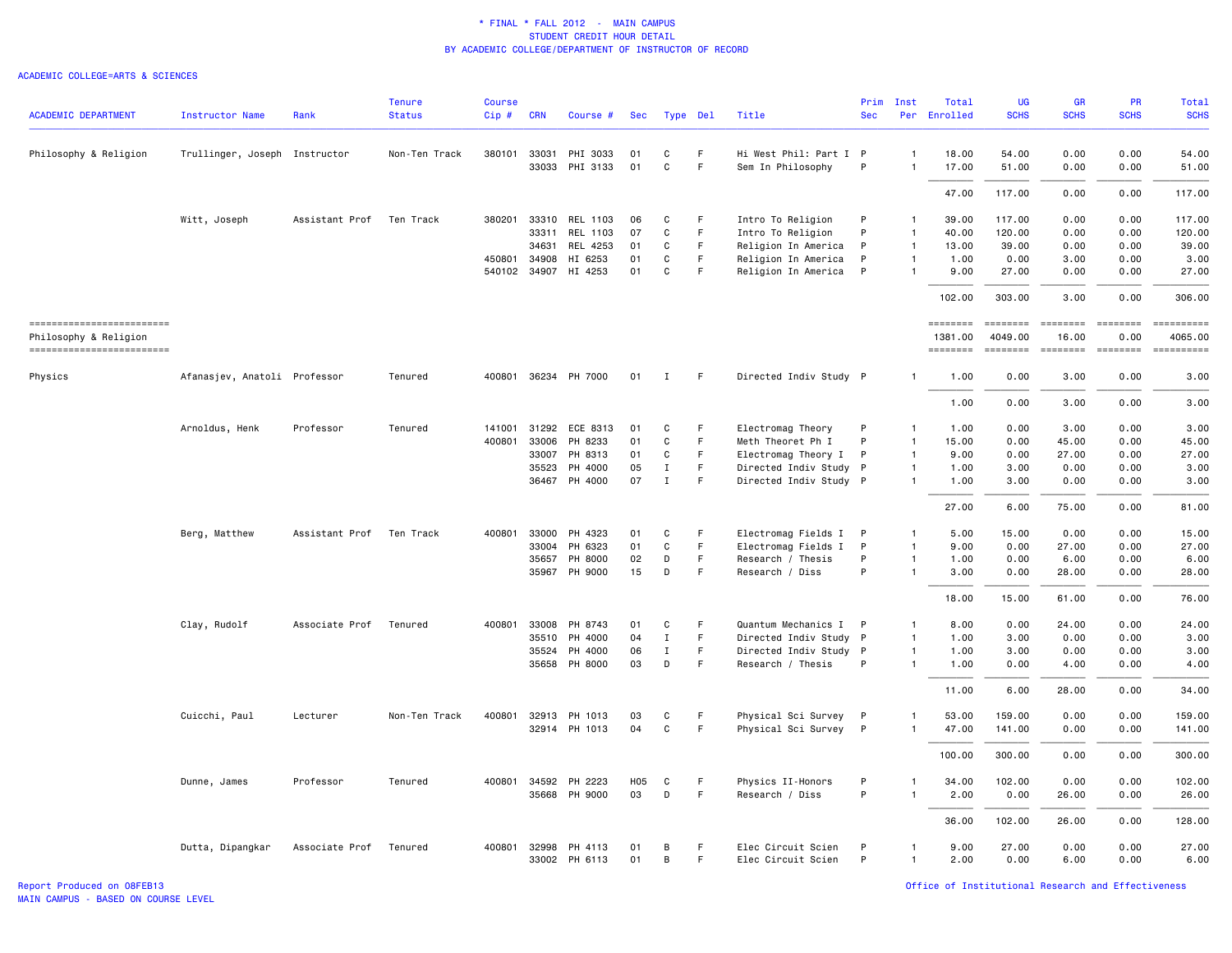\* FINAL \* FALL 2012 - MAIN CAMPUS
STUDENT CREDIT HOUR DETAIL
BY ACADEMIC COLLEGE/DEPARTMENT OF INSTRUCTOR OF RECORD

ACADEMIC COLLEGE=ARTS & SCIENCES

| ACADEMIC DEPARTMENT | Instructor Name | Rank | Tenure Status | Course Cip # | CRN | Course # | Sec | Type | Del | Title | Prim Sec | Inst Per | Total Enrolled | UG SCHS | GR SCHS | PR SCHS | Total SCHS |
|---|---|---|---|---|---|---|---|---|---|---|---|---|---|---|---|---|---|
| Philosophy & Religion | Trullinger, Joseph | Instructor | Non-Ten Track | 380101 | 33031 | PHI 3033 | 01 | C | F | Hi West Phil: Part I | P | 1 | 18.00 | 54.00 | 0.00 | 0.00 | 54.00 |
| | | | | | 33033 | PHI 3133 | 01 | C | F | Sem In Philosophy | P | 1 | 17.00 | 51.00 | 0.00 | 0.00 | 51.00 |
| | | | | | | | | | | | | | 47.00 | 117.00 | 0.00 | 0.00 | 117.00 |
| | Witt, Joseph | Assistant Prof | Ten Track | 380201 | 33310 | REL 1103 | 06 | C | F | Intro To Religion | P | 1 | 39.00 | 117.00 | 0.00 | 0.00 | 117.00 |
| | | | | | 33311 | REL 1103 | 07 | C | F | Intro To Religion | P | 1 | 40.00 | 120.00 | 0.00 | 0.00 | 120.00 |
| | | | | | 34631 | REL 4253 | 01 | C | F | Religion In America | P | 1 | 13.00 | 39.00 | 0.00 | 0.00 | 39.00 |
| | | | | 450801 | 34908 | HI 6253 | 01 | C | F | Religion In America | P | 1 | 1.00 | 0.00 | 3.00 | 0.00 | 3.00 |
| | | | | 540102 | 34907 | HI 4253 | 01 | C | F | Religion In America | P | 1 | 9.00 | 27.00 | 0.00 | 0.00 | 27.00 |
| | | | | | | | | | | | | | 102.00 | 303.00 | 3.00 | 0.00 | 306.00 |
| Philosophy & Religion | | | | | | | | | | | | | 1381.00 | 4049.00 | 16.00 | 0.00 | 4065.00 |
| Physics | Afanasjev, Anatoli | Professor | Tenured | 400801 | 36234 | PH 7000 | 01 | I | F | Directed Indiv Study | P | 1 | 1.00 | 0.00 | 3.00 | 0.00 | 3.00 |
| | | | | | | | | | | | | | 1.00 | 0.00 | 3.00 | 0.00 | 3.00 |
| | Arnoldus, Henk | Professor | Tenured | 141001 | 31292 | ECE 8313 | 01 | C | F | Electromag Theory | P | 1 | 1.00 | 0.00 | 3.00 | 0.00 | 3.00 |
| | | | | 400801 | 33006 | PH 8233 | 01 | C | F | Meth Theoret Ph I | P | 1 | 15.00 | 0.00 | 45.00 | 0.00 | 45.00 |
| | | | | | 33007 | PH 8313 | 01 | C | F | Electromag Theory I | P | 1 | 9.00 | 0.00 | 27.00 | 0.00 | 27.00 |
| | | | | | 35523 | PH 4000 | 05 | I | F | Directed Indiv Study | P | 1 | 1.00 | 3.00 | 0.00 | 0.00 | 3.00 |
| | | | | | 36467 | PH 4000 | 07 | I | F | Directed Indiv Study | P | 1 | 1.00 | 3.00 | 0.00 | 0.00 | 3.00 |
| | | | | | | | | | | | | | 27.00 | 6.00 | 75.00 | 0.00 | 81.00 |
| | Berg, Matthew | Assistant Prof | Ten Track | 400801 | 33000 | PH 4323 | 01 | C | F | Electromag Fields I | P | 1 | 5.00 | 15.00 | 0.00 | 0.00 | 15.00 |
| | | | | | 33004 | PH 6323 | 01 | C | F | Electromag Fields I | P | 1 | 9.00 | 0.00 | 27.00 | 0.00 | 27.00 |
| | | | | | 35657 | PH 8000 | 02 | D | F | Research / Thesis | P | 1 | 1.00 | 0.00 | 6.00 | 0.00 | 6.00 |
| | | | | | 35967 | PH 9000 | 15 | D | F | Research / Diss | P | 1 | 3.00 | 0.00 | 28.00 | 0.00 | 28.00 |
| | | | | | | | | | | | | | 18.00 | 15.00 | 61.00 | 0.00 | 76.00 |
| | Clay, Rudolf | Associate Prof | Tenured | 400801 | 33008 | PH 8743 | 01 | C | F | Quantum Mechanics I | P | 1 | 8.00 | 0.00 | 24.00 | 0.00 | 24.00 |
| | | | | | 35510 | PH 4000 | 04 | I | F | Directed Indiv Study | P | 1 | 1.00 | 3.00 | 0.00 | 0.00 | 3.00 |
| | | | | | 35524 | PH 4000 | 06 | I | F | Directed Indiv Study | P | 1 | 1.00 | 3.00 | 0.00 | 0.00 | 3.00 |
| | | | | | 35658 | PH 8000 | 03 | D | F | Research / Thesis | P | 1 | 1.00 | 0.00 | 4.00 | 0.00 | 4.00 |
| | | | | | | | | | | | | | 11.00 | 6.00 | 28.00 | 0.00 | 34.00 |
| | Cuicchi, Paul | Lecturer | Non-Ten Track | 400801 | 32913 | PH 1013 | 03 | C | F | Physical Sci Survey | P | 1 | 53.00 | 159.00 | 0.00 | 0.00 | 159.00 |
| | | | | | 32914 | PH 1013 | 04 | C | F | Physical Sci Survey | P | 1 | 47.00 | 141.00 | 0.00 | 0.00 | 141.00 |
| | | | | | | | | | | | | | 100.00 | 300.00 | 0.00 | 0.00 | 300.00 |
| | Dunne, James | Professor | Tenured | 400801 | 34592 | PH 2223 | H05 | C | F | Physics II-Honors | P | 1 | 34.00 | 102.00 | 0.00 | 0.00 | 102.00 |
| | | | | | 35668 | PH 9000 | 03 | D | F | Research / Diss | P | 1 | 2.00 | 0.00 | 26.00 | 0.00 | 26.00 |
| | | | | | | | | | | | | | 36.00 | 102.00 | 26.00 | 0.00 | 128.00 |
| | Dutta, Dipangkar | Associate Prof | Tenured | 400801 | 32998 | PH 4113 | 01 | B | F | Elec Circuit Scien | P | 1 | 9.00 | 27.00 | 0.00 | 0.00 | 27.00 |
| | | | | | 33002 | PH 6113 | 01 | B | F | Elec Circuit Scien | P | 1 | 2.00 | 0.00 | 6.00 | 0.00 | 6.00 |

Report Produced on 08FEB13
MAIN CAMPUS - BASED ON COURSE LEVEL

Office of Institutional Research and Effectiveness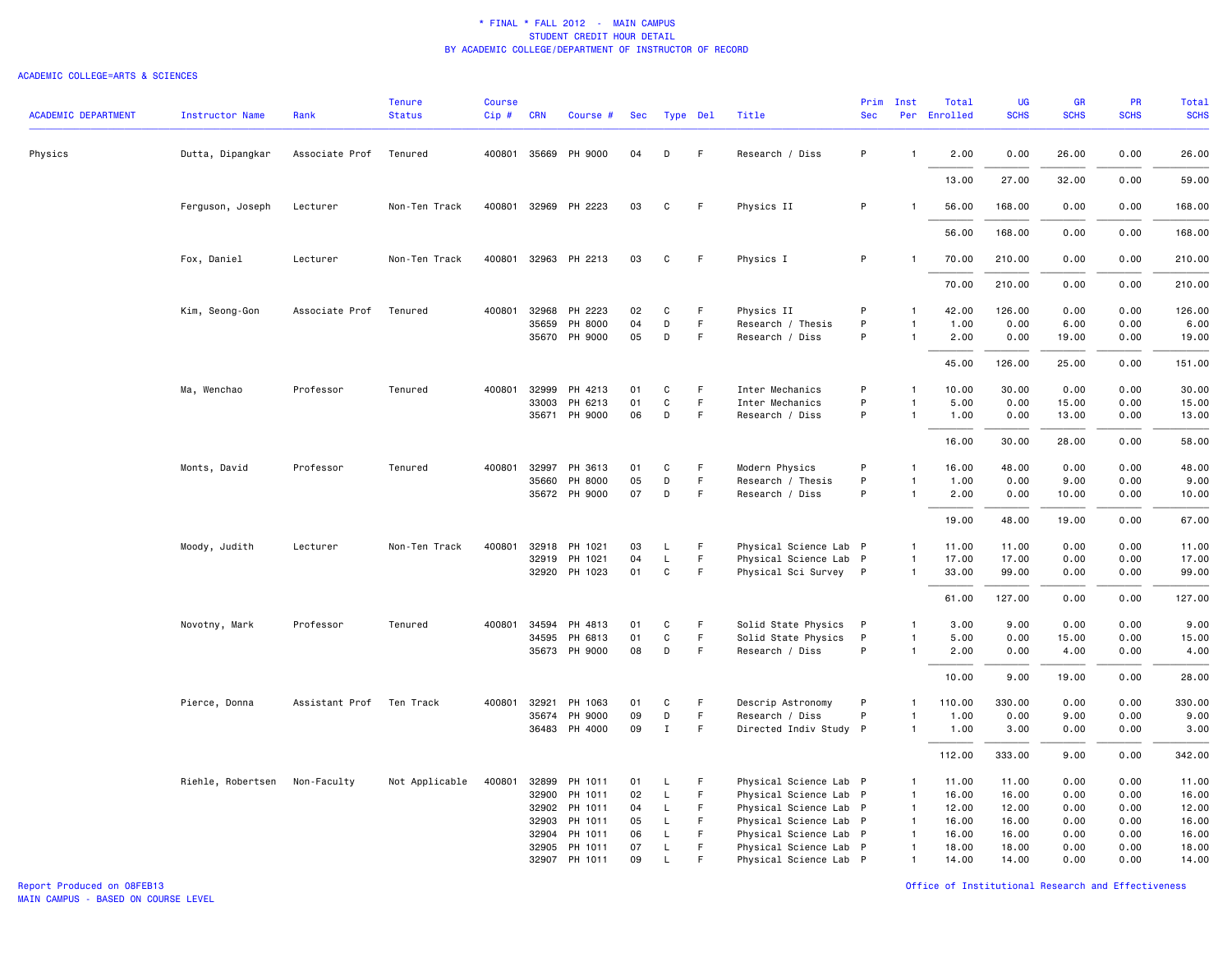\* FINAL \* FALL 2012 - MAIN CAMPUS
STUDENT CREDIT HOUR DETAIL
BY ACADEMIC COLLEGE/DEPARTMENT OF INSTRUCTOR OF RECORD

ACADEMIC COLLEGE=ARTS & SCIENCES

| ACADEMIC DEPARTMENT | Instructor Name | Rank | Tenure Status | Course Cip # | CRN | Course # | Sec | Type | Del | Title | Prim Sec | Inst Per | Total Enrolled | UG SCHS | GR SCHS | PR SCHS | Total SCHS |
|---|---|---|---|---|---|---|---|---|---|---|---|---|---|---|---|---|---|
| Physics | Dutta, Dipangkar | Associate Prof | Tenured | 400801 | 35669 | PH 9000 | 04 | D | F | Research / Diss | P | 1 | 2.00 | 0.00 | 26.00 | 0.00 | 26.00 |
| | | | | | | | | | | | | | 13.00 | 27.00 | 32.00 | 0.00 | 59.00 |
| | Ferguson, Joseph | Lecturer | Non-Ten Track | 400801 | 32969 | PH 2223 | 03 | C | F | Physics II | P | 1 | 56.00 | 168.00 | 0.00 | 0.00 | 168.00 |
| | | | | | | | | | | | | | 56.00 | 168.00 | 0.00 | 0.00 | 168.00 |
| | Fox, Daniel | Lecturer | Non-Ten Track | 400801 | 32963 | PH 2213 | 03 | C | F | Physics I | P | 1 | 70.00 | 210.00 | 0.00 | 0.00 | 210.00 |
| | | | | | | | | | | | | | 70.00 | 210.00 | 0.00 | 0.00 | 210.00 |
| | Kim, Seong-Gon | Associate Prof | Tenured | 400801 | 32968 | PH 2223 | 02 | C | F | Physics II | P | 1 | 42.00 | 126.00 | 0.00 | 0.00 | 126.00 |
| | | | | | 35659 | PH 8000 | 04 | D | F | Research / Thesis | P | 1 | 1.00 | 0.00 | 6.00 | 0.00 | 6.00 |
| | | | | | 35670 | PH 9000 | 05 | D | F | Research / Diss | P | 1 | 2.00 | 0.00 | 19.00 | 0.00 | 19.00 |
| | | | | | | | | | | | | | 45.00 | 126.00 | 25.00 | 0.00 | 151.00 |
| | Ma, Wenchao | Professor | Tenured | 400801 | 32999 | PH 4213 | 01 | C | F | Inter Mechanics | P | 1 | 10.00 | 30.00 | 0.00 | 0.00 | 30.00 |
| | | | | | 33003 | PH 6213 | 01 | C | F | Inter Mechanics | P | 1 | 5.00 | 0.00 | 15.00 | 0.00 | 15.00 |
| | | | | | 35671 | PH 9000 | 06 | D | F | Research / Diss | P | 1 | 1.00 | 0.00 | 13.00 | 0.00 | 13.00 |
| | | | | | | | | | | | | | 16.00 | 30.00 | 28.00 | 0.00 | 58.00 |
| | Monts, David | Professor | Tenured | 400801 | 32997 | PH 3613 | 01 | C | F | Modern Physics | P | 1 | 16.00 | 48.00 | 0.00 | 0.00 | 48.00 |
| | | | | | 35660 | PH 8000 | 05 | D | F | Research / Thesis | P | 1 | 1.00 | 0.00 | 9.00 | 0.00 | 9.00 |
| | | | | | 35672 | PH 9000 | 07 | D | F | Research / Diss | P | 1 | 2.00 | 0.00 | 10.00 | 0.00 | 10.00 |
| | | | | | | | | | | | | | 19.00 | 48.00 | 19.00 | 0.00 | 67.00 |
| | Moody, Judith | Lecturer | Non-Ten Track | 400801 | 32918 | PH 1021 | 03 | L | F | Physical Science Lab | P | 1 | 11.00 | 11.00 | 0.00 | 0.00 | 11.00 |
| | | | | | 32919 | PH 1021 | 04 | L | F | Physical Science Lab | P | 1 | 17.00 | 17.00 | 0.00 | 0.00 | 17.00 |
| | | | | | 32920 | PH 1023 | 01 | C | F | Physical Sci Survey | P | 1 | 33.00 | 99.00 | 0.00 | 0.00 | 99.00 |
| | | | | | | | | | | | | | 61.00 | 127.00 | 0.00 | 0.00 | 127.00 |
| | Novotny, Mark | Professor | Tenured | 400801 | 34594 | PH 4813 | 01 | C | F | Solid State Physics | P | 1 | 3.00 | 9.00 | 0.00 | 0.00 | 9.00 |
| | | | | | 34595 | PH 6813 | 01 | C | F | Solid State Physics | P | 1 | 5.00 | 0.00 | 15.00 | 0.00 | 15.00 |
| | | | | | 35673 | PH 9000 | 08 | D | F | Research / Diss | P | 1 | 2.00 | 0.00 | 4.00 | 0.00 | 4.00 |
| | | | | | | | | | | | | | 10.00 | 9.00 | 19.00 | 0.00 | 28.00 |
| | Pierce, Donna | Assistant Prof | Ten Track | 400801 | 32921 | PH 1063 | 01 | C | F | Descrip Astronomy | P | 1 | 110.00 | 330.00 | 0.00 | 0.00 | 330.00 |
| | | | | | 35674 | PH 9000 | 09 | D | F | Research / Diss | P | 1 | 1.00 | 0.00 | 9.00 | 0.00 | 9.00 |
| | | | | | 36483 | PH 4000 | 09 | I | F | Directed Indiv Study | P | 1 | 1.00 | 3.00 | 0.00 | 0.00 | 3.00 |
| | | | | | | | | | | | | | 112.00 | 333.00 | 9.00 | 0.00 | 342.00 |
| | Riehle, Robertsen | Non-Faculty | Not Applicable | 400801 | 32899 | PH 1011 | 01 | L | F | Physical Science Lab | P | 1 | 11.00 | 11.00 | 0.00 | 0.00 | 11.00 |
| | | | | | 32900 | PH 1011 | 02 | L | F | Physical Science Lab | P | 1 | 16.00 | 16.00 | 0.00 | 0.00 | 16.00 |
| | | | | | 32902 | PH 1011 | 04 | L | F | Physical Science Lab | P | 1 | 12.00 | 12.00 | 0.00 | 0.00 | 12.00 |
| | | | | | 32903 | PH 1011 | 05 | L | F | Physical Science Lab | P | 1 | 16.00 | 16.00 | 0.00 | 0.00 | 16.00 |
| | | | | | 32904 | PH 1011 | 06 | L | F | Physical Science Lab | P | 1 | 16.00 | 16.00 | 0.00 | 0.00 | 16.00 |
| | | | | | 32905 | PH 1011 | 07 | L | F | Physical Science Lab | P | 1 | 18.00 | 18.00 | 0.00 | 0.00 | 18.00 |
| | | | | | 32907 | PH 1011 | 09 | L | F | Physical Science Lab | P | 1 | 14.00 | 14.00 | 0.00 | 0.00 | 14.00 |

Report Produced on 08FEB13
MAIN CAMPUS - BASED ON COURSE LEVEL

Office of Institutional Research and Effectiveness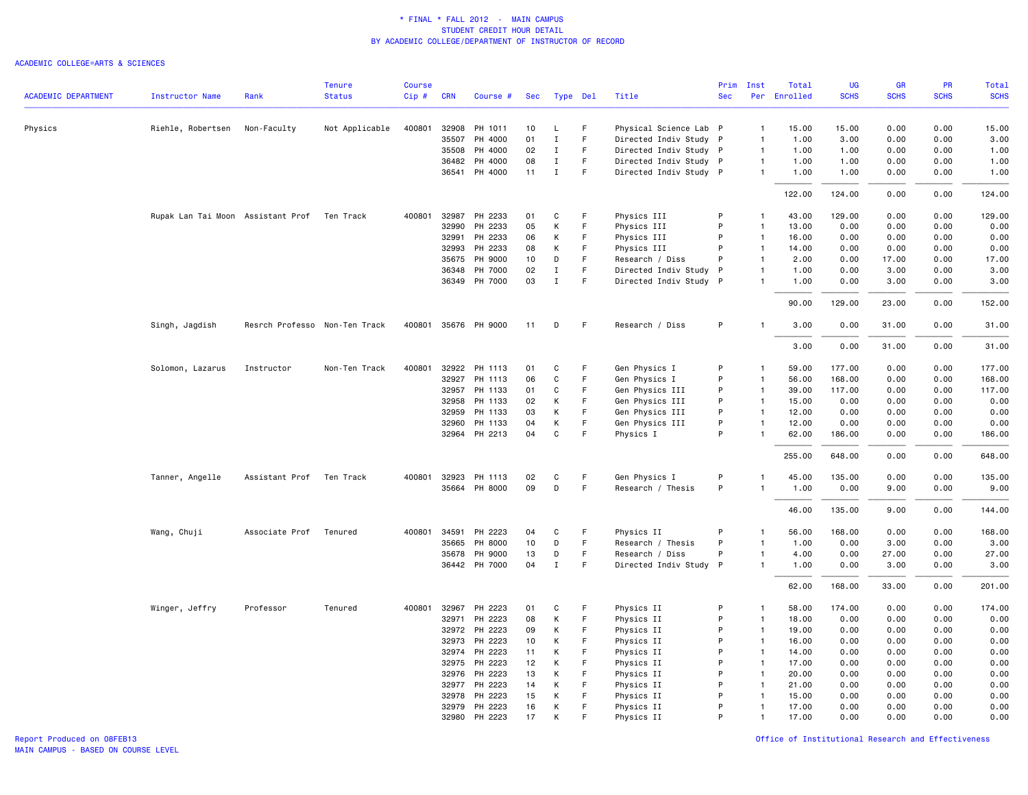\* FINAL \* FALL 2012 - MAIN CAMPUS
STUDENT CREDIT HOUR DETAIL
BY ACADEMIC COLLEGE/DEPARTMENT OF INSTRUCTOR OF RECORD

ACADEMIC COLLEGE=ARTS & SCIENCES

| ACADEMIC DEPARTMENT | Instructor Name | Rank | Tenure Status | Course Cip # | CRN | Course # | Sec | Type | Del | Title | Prim Sec | Inst Per | Total Enrolled | UG SCHS | GR SCHS | PR SCHS | Total SCHS |
|---|---|---|---|---|---|---|---|---|---|---|---|---|---|---|---|---|---|
| Physics | Riehle, Robertsen | Non-Faculty | Not Applicable | 400801 | 32908 | PH 1011 | 10 | L | F | Physical Science Lab | P | 1 | 15.00 | 15.00 | 0.00 | 0.00 | 15.00 |
| | | | | | 35507 | PH 4000 | 01 | I | F | Directed Indiv Study | P | 1 | 1.00 | 3.00 | 0.00 | 0.00 | 3.00 |
| | | | | | 35508 | PH 4000 | 02 | I | F | Directed Indiv Study | P | 1 | 1.00 | 1.00 | 0.00 | 0.00 | 1.00 |
| | | | | | 36482 | PH 4000 | 08 | I | F | Directed Indiv Study | P | 1 | 1.00 | 1.00 | 0.00 | 0.00 | 1.00 |
| | | | | | 36541 | PH 4000 | 11 | I | F | Directed Indiv Study | P | 1 | 1.00 | 1.00 | 0.00 | 0.00 | 1.00 |
| | | | | | | | | | | | | | 122.00 | 124.00 | 0.00 | 0.00 | 124.00 |
| | Rupak Lan Tai Moon | Assistant Prof | Ten Track | 400801 | 32987 | PH 2233 | 01 | C | F | Physics III | P | 1 | 43.00 | 129.00 | 0.00 | 0.00 | 129.00 |
| | | | | | 32990 | PH 2233 | 05 | K | F | Physics III | P | 1 | 13.00 | 0.00 | 0.00 | 0.00 | 0.00 |
| | | | | | 32991 | PH 2233 | 06 | K | F | Physics III | P | 1 | 16.00 | 0.00 | 0.00 | 0.00 | 0.00 |
| | | | | | 32993 | PH 2233 | 08 | K | F | Physics III | P | 1 | 14.00 | 0.00 | 0.00 | 0.00 | 0.00 |
| | | | | | 35675 | PH 9000 | 10 | D | F | Research / Diss | P | 1 | 2.00 | 0.00 | 17.00 | 0.00 | 17.00 |
| | | | | | 36348 | PH 7000 | 02 | I | F | Directed Indiv Study | P | 1 | 1.00 | 0.00 | 3.00 | 0.00 | 3.00 |
| | | | | | 36349 | PH 7000 | 03 | I | F | Directed Indiv Study | P | 1 | 1.00 | 0.00 | 3.00 | 0.00 | 3.00 |
| | | | | | | | | | | | | | 90.00 | 129.00 | 23.00 | 0.00 | 152.00 |
| | Singh, Jagdish | Resrch Professo | Non-Ten Track | 400801 | 35676 | PH 9000 | 11 | D | F | Research / Diss | P | 1 | 3.00 | 0.00 | 31.00 | 0.00 | 31.00 |
| | | | | | | | | | | | | | 3.00 | 0.00 | 31.00 | 0.00 | 31.00 |
| | Solomon, Lazarus | Instructor | Non-Ten Track | 400801 | 32922 | PH 1113 | 01 | C | F | Gen Physics I | P | 1 | 59.00 | 177.00 | 0.00 | 0.00 | 177.00 |
| | | | | | 32927 | PH 1113 | 06 | C | F | Gen Physics I | P | 1 | 56.00 | 168.00 | 0.00 | 0.00 | 168.00 |
| | | | | | 32957 | PH 1133 | 01 | C | F | Gen Physics III | P | 1 | 39.00 | 117.00 | 0.00 | 0.00 | 117.00 |
| | | | | | 32958 | PH 1133 | 02 | K | F | Gen Physics III | P | 1 | 15.00 | 0.00 | 0.00 | 0.00 | 0.00 |
| | | | | | 32959 | PH 1133 | 03 | K | F | Gen Physics III | P | 1 | 12.00 | 0.00 | 0.00 | 0.00 | 0.00 |
| | | | | | 32960 | PH 1133 | 04 | K | F | Gen Physics III | P | 1 | 12.00 | 0.00 | 0.00 | 0.00 | 0.00 |
| | | | | | 32964 | PH 2213 | 04 | C | F | Physics I | P | 1 | 62.00 | 186.00 | 0.00 | 0.00 | 186.00 |
| | | | | | | | | | | | | | 255.00 | 648.00 | 0.00 | 0.00 | 648.00 |
| | Tanner, Angelle | Assistant Prof | Ten Track | 400801 | 32923 | PH 1113 | 02 | C | F | Gen Physics I | P | 1 | 45.00 | 135.00 | 0.00 | 0.00 | 135.00 |
| | | | | | 35664 | PH 8000 | 09 | D | F | Research / Thesis | P | 1 | 1.00 | 0.00 | 9.00 | 0.00 | 9.00 |
| | | | | | | | | | | | | | 46.00 | 135.00 | 9.00 | 0.00 | 144.00 |
| | Wang, Chuji | Associate Prof | Tenured | 400801 | 34591 | PH 2223 | 04 | C | F | Physics II | P | 1 | 56.00 | 168.00 | 0.00 | 0.00 | 168.00 |
| | | | | | 35665 | PH 8000 | 10 | D | F | Research / Thesis | P | 1 | 1.00 | 0.00 | 3.00 | 0.00 | 3.00 |
| | | | | | 35678 | PH 9000 | 13 | D | F | Research / Diss | P | 1 | 4.00 | 0.00 | 27.00 | 0.00 | 27.00 |
| | | | | | 36442 | PH 7000 | 04 | I | F | Directed Indiv Study | P | 1 | 1.00 | 0.00 | 3.00 | 0.00 | 3.00 |
| | | | | | | | | | | | | | 62.00 | 168.00 | 33.00 | 0.00 | 201.00 |
| | Winger, Jeffry | Professor | Tenured | 400801 | 32967 | PH 2223 | 01 | C | F | Physics II | P | 1 | 58.00 | 174.00 | 0.00 | 0.00 | 174.00 |
| | | | | | 32971 | PH 2223 | 08 | K | F | Physics II | P | 1 | 18.00 | 0.00 | 0.00 | 0.00 | 0.00 |
| | | | | | 32972 | PH 2223 | 09 | K | F | Physics II | P | 1 | 19.00 | 0.00 | 0.00 | 0.00 | 0.00 |
| | | | | | 32973 | PH 2223 | 10 | K | F | Physics II | P | 1 | 16.00 | 0.00 | 0.00 | 0.00 | 0.00 |
| | | | | | 32974 | PH 2223 | 11 | K | F | Physics II | P | 1 | 14.00 | 0.00 | 0.00 | 0.00 | 0.00 |
| | | | | | 32975 | PH 2223 | 12 | K | F | Physics II | P | 1 | 17.00 | 0.00 | 0.00 | 0.00 | 0.00 |
| | | | | | 32976 | PH 2223 | 13 | K | F | Physics II | P | 1 | 20.00 | 0.00 | 0.00 | 0.00 | 0.00 |
| | | | | | 32977 | PH 2223 | 14 | K | F | Physics II | P | 1 | 21.00 | 0.00 | 0.00 | 0.00 | 0.00 |
| | | | | | 32978 | PH 2223 | 15 | K | F | Physics II | P | 1 | 15.00 | 0.00 | 0.00 | 0.00 | 0.00 |
| | | | | | 32979 | PH 2223 | 16 | K | F | Physics II | P | 1 | 17.00 | 0.00 | 0.00 | 0.00 | 0.00 |
| | | | | | 32980 | PH 2223 | 17 | K | F | Physics II | P | 1 | 17.00 | 0.00 | 0.00 | 0.00 | 0.00 |

Report Produced on 08FEB13
MAIN CAMPUS - BASED ON COURSE LEVEL

Office of Institutional Research and Effectiveness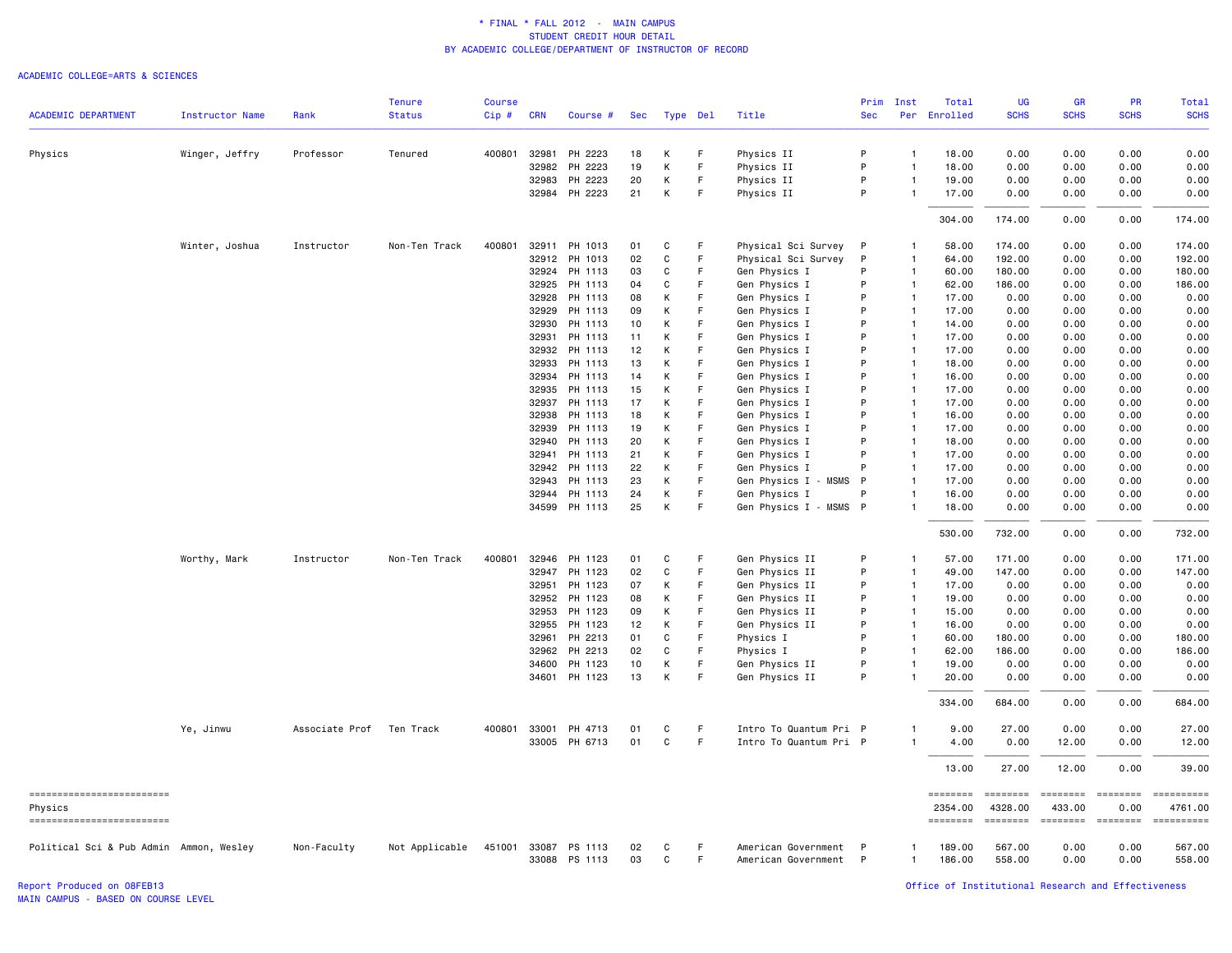# * FINAL * FALL 2012 - MAIN CAMPUS
## STUDENT CREDIT HOUR DETAIL
### BY ACADEMIC COLLEGE/DEPARTMENT OF INSTRUCTOR OF RECORD

ACADEMIC COLLEGE=ARTS & SCIENCES

| ACADEMIC DEPARTMENT | Instructor Name | Rank | Tenure Status | Course Cip # | CRN | Course # | Sec | Type | Del | Title | Prim Sec | Inst Per | Total Enrolled | UG SCHS | GR SCHS | PR SCHS | Total SCHS |
|---|---|---|---|---|---|---|---|---|---|---|---|---|---|---|---|---|---|
| Physics | Winger, Jeffry | Professor | Tenured | 400801 | 32981 | PH 2223 | 18 | K | F | Physics II | P | 1 | 18.00 | 0.00 | 0.00 | 0.00 | 0.00 |
| | | | | | 32982 | PH 2223 | 19 | K | F | Physics II | P | 1 | 18.00 | 0.00 | 0.00 | 0.00 | 0.00 |
| | | | | | 32983 | PH 2223 | 20 | K | F | Physics II | P | 1 | 19.00 | 0.00 | 0.00 | 0.00 | 0.00 |
| | | | | | 32984 | PH 2223 | 21 | K | F | Physics II | P | 1 | 17.00 | 0.00 | 0.00 | 0.00 | 0.00 |
| | | | | | | | | | | | | | 304.00 | 174.00 | 0.00 | 0.00 | 174.00 |
| | Winter, Joshua | Instructor | Non-Ten Track | 400801 | 32911 | PH 1013 | 01 | C | F | Physical Sci Survey | P | 1 | 58.00 | 174.00 | 0.00 | 0.00 | 174.00 |
| | | | | | 32912 | PH 1013 | 02 | C | F | Physical Sci Survey | P | 1 | 64.00 | 192.00 | 0.00 | 0.00 | 192.00 |
| | | | | | 32924 | PH 1113 | 03 | C | F | Gen Physics I | P | 1 | 60.00 | 180.00 | 0.00 | 0.00 | 180.00 |
| | | | | | 32925 | PH 1113 | 04 | C | F | Gen Physics I | P | 1 | 62.00 | 186.00 | 0.00 | 0.00 | 186.00 |
| | | | | | 32928 | PH 1113 | 08 | K | F | Gen Physics I | P | 1 | 17.00 | 0.00 | 0.00 | 0.00 | 0.00 |
| | | | | | 32929 | PH 1113 | 09 | K | F | Gen Physics I | P | 1 | 17.00 | 0.00 | 0.00 | 0.00 | 0.00 |
| | | | | | 32930 | PH 1113 | 10 | K | F | Gen Physics I | P | 1 | 14.00 | 0.00 | 0.00 | 0.00 | 0.00 |
| | | | | | 32931 | PH 1113 | 11 | K | F | Gen Physics I | P | 1 | 17.00 | 0.00 | 0.00 | 0.00 | 0.00 |
| | | | | | 32932 | PH 1113 | 12 | K | F | Gen Physics I | P | 1 | 17.00 | 0.00 | 0.00 | 0.00 | 0.00 |
| | | | | | 32933 | PH 1113 | 13 | K | F | Gen Physics I | P | 1 | 18.00 | 0.00 | 0.00 | 0.00 | 0.00 |
| | | | | | 32934 | PH 1113 | 14 | K | F | Gen Physics I | P | 1 | 16.00 | 0.00 | 0.00 | 0.00 | 0.00 |
| | | | | | 32935 | PH 1113 | 15 | K | F | Gen Physics I | P | 1 | 17.00 | 0.00 | 0.00 | 0.00 | 0.00 |
| | | | | | 32937 | PH 1113 | 17 | K | F | Gen Physics I | P | 1 | 17.00 | 0.00 | 0.00 | 0.00 | 0.00 |
| | | | | | 32938 | PH 1113 | 18 | K | F | Gen Physics I | P | 1 | 16.00 | 0.00 | 0.00 | 0.00 | 0.00 |
| | | | | | 32939 | PH 1113 | 19 | K | F | Gen Physics I | P | 1 | 17.00 | 0.00 | 0.00 | 0.00 | 0.00 |
| | | | | | 32940 | PH 1113 | 20 | K | F | Gen Physics I | P | 1 | 18.00 | 0.00 | 0.00 | 0.00 | 0.00 |
| | | | | | 32941 | PH 1113 | 21 | K | F | Gen Physics I | P | 1 | 17.00 | 0.00 | 0.00 | 0.00 | 0.00 |
| | | | | | 32942 | PH 1113 | 22 | K | F | Gen Physics I | P | 1 | 17.00 | 0.00 | 0.00 | 0.00 | 0.00 |
| | | | | | 32943 | PH 1113 | 23 | K | F | Gen Physics I - MSMS | P | 1 | 17.00 | 0.00 | 0.00 | 0.00 | 0.00 |
| | | | | | 32944 | PH 1113 | 24 | K | F | Gen Physics I | P | 1 | 16.00 | 0.00 | 0.00 | 0.00 | 0.00 |
| | | | | | 34599 | PH 1113 | 25 | K | F | Gen Physics I - MSMS | P | 1 | 18.00 | 0.00 | 0.00 | 0.00 | 0.00 |
| | | | | | | | | | | | | | 530.00 | 732.00 | 0.00 | 0.00 | 732.00 |
| | Worthy, Mark | Instructor | Non-Ten Track | 400801 | 32946 | PH 1123 | 01 | C | F | Gen Physics II | P | 1 | 57.00 | 171.00 | 0.00 | 0.00 | 171.00 |
| | | | | | 32947 | PH 1123 | 02 | C | F | Gen Physics II | P | 1 | 49.00 | 147.00 | 0.00 | 0.00 | 147.00 |
| | | | | | 32951 | PH 1123 | 07 | K | F | Gen Physics II | P | 1 | 17.00 | 0.00 | 0.00 | 0.00 | 0.00 |
| | | | | | 32952 | PH 1123 | 08 | K | F | Gen Physics II | P | 1 | 19.00 | 0.00 | 0.00 | 0.00 | 0.00 |
| | | | | | 32953 | PH 1123 | 09 | K | F | Gen Physics II | P | 1 | 15.00 | 0.00 | 0.00 | 0.00 | 0.00 |
| | | | | | 32955 | PH 1123 | 12 | K | F | Gen Physics II | P | 1 | 16.00 | 0.00 | 0.00 | 0.00 | 0.00 |
| | | | | | 32961 | PH 2213 | 01 | C | F | Physics I | P | 1 | 60.00 | 180.00 | 0.00 | 0.00 | 180.00 |
| | | | | | 32962 | PH 2213 | 02 | C | F | Physics I | P | 1 | 62.00 | 186.00 | 0.00 | 0.00 | 186.00 |
| | | | | | 34600 | PH 1123 | 10 | K | F | Gen Physics II | P | 1 | 19.00 | 0.00 | 0.00 | 0.00 | 0.00 |
| | | | | | 34601 | PH 1123 | 13 | K | F | Gen Physics II | P | 1 | 20.00 | 0.00 | 0.00 | 0.00 | 0.00 |
| | | | | | | | | | | | | | 334.00 | 684.00 | 0.00 | 0.00 | 684.00 |
| | Ye, Jinwu | Associate Prof | Ten Track | 400801 | 33001 | PH 4713 | 01 | C | F | Intro To Quantum Pri | P | 1 | 9.00 | 27.00 | 0.00 | 0.00 | 27.00 |
| | | | | | 33005 | PH 6713 | 01 | C | F | Intro To Quantum Pri | P | 1 | 4.00 | 0.00 | 12.00 | 0.00 | 12.00 |
| | | | | | | | | | | | | | 13.00 | 27.00 | 12.00 | 0.00 | 39.00 |
| Physics | | | | | | | | | | | | | 2354.00 | 4328.00 | 433.00 | 0.00 | 4761.00 |
| Political Sci & Pub Admin | Ammon, Wesley | Non-Faculty | Not Applicable | 451001 | 33087 | PS 1113 | 02 | C | F | American Government | P | 1 | 189.00 | 567.00 | 0.00 | 0.00 | 567.00 |
| | | | | | 33088 | PS 1113 | 03 | C | F | American Government | P | 1 | 186.00 | 558.00 | 0.00 | 0.00 | 558.00 |

Report Produced on 08FEB13
MAIN CAMPUS - BASED ON COURSE LEVEL

Office of Institutional Research and Effectiveness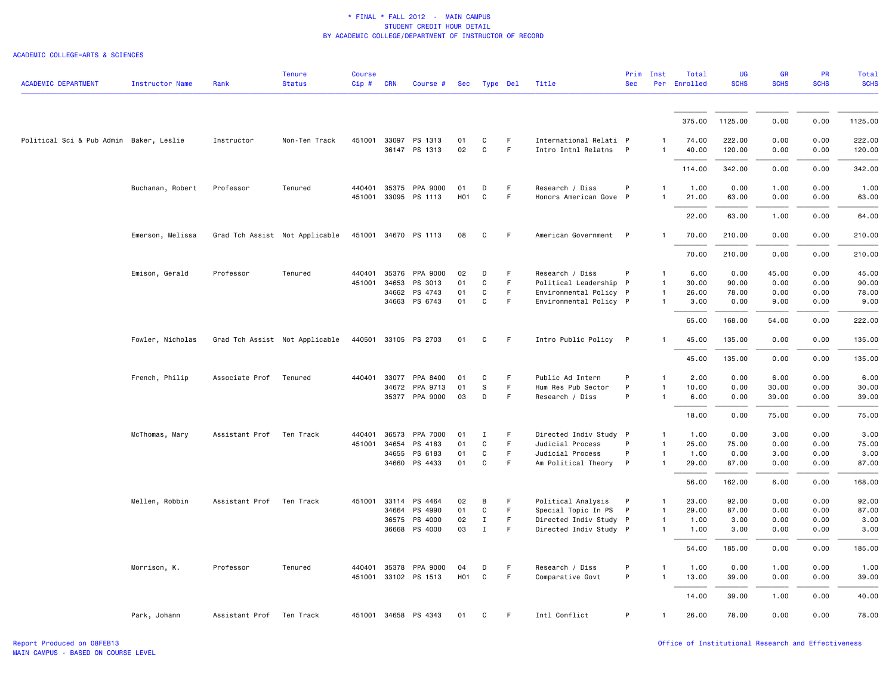\* FINAL \* FALL 2012 - MAIN CAMPUS
STUDENT CREDIT HOUR DETAIL
BY ACADEMIC COLLEGE/DEPARTMENT OF INSTRUCTOR OF RECORD

ACADEMIC COLLEGE=ARTS & SCIENCES

| ACADEMIC DEPARTMENT | Instructor Name | Rank | Tenure Status | Course Cip # | CRN | Course # | Sec | Type | Del | Title | Prim Sec | Inst Per | Total Enrolled | UG SCHS | GR SCHS | PR SCHS | Total SCHS |
|---|---|---|---|---|---|---|---|---|---|---|---|---|---|---|---|---|---|
| | | | | | | | | | | | | | 375.00 | 1125.00 | 0.00 | 0.00 | 1125.00 |
| Political Sci & Pub Admin | Baker, Leslie | Instructor | Non-Ten Track | 451001 | 33097 | PS 1313 | 01 | C | F | International Relati | P | 1 | 74.00 | 222.00 | 0.00 | 0.00 | 222.00 |
| | | | | | 36147 | PS 1313 | 02 | C | F | Intro Intnl Relatns | P | 1 | 40.00 | 120.00 | 0.00 | 0.00 | 120.00 |
| | | | | | | | | | | | | | 114.00 | 342.00 | 0.00 | 0.00 | 342.00 |
| | Buchanan, Robert | Professor | Tenured | 440401 | 35375 | PPA 9000 | 01 | D | F | Research / Diss | P | 1 | 1.00 | 0.00 | 1.00 | 0.00 | 1.00 |
| | | | | 451001 | 33095 | PS 1113 | H01 | C | F | Honors American Gove | P | 1 | 21.00 | 63.00 | 0.00 | 0.00 | 63.00 |
| | | | | | | | | | | | | | 22.00 | 63.00 | 1.00 | 0.00 | 64.00 |
| | Emerson, Melissa | Grad Tch Assist | Not Applicable | 451001 | 34670 | PS 1113 | 08 | C | F | American Government | P | 1 | 70.00 | 210.00 | 0.00 | 0.00 | 210.00 |
| | | | | | | | | | | | | | 70.00 | 210.00 | 0.00 | 0.00 | 210.00 |
| | Emison, Gerald | Professor | Tenured | 440401 | 35376 | PPA 9000 | 02 | D | F | Research / Diss | P | 1 | 6.00 | 0.00 | 45.00 | 0.00 | 45.00 |
| | | | | 451001 | 34653 | PS 3013 | 01 | C | F | Political Leadership | P | 1 | 30.00 | 90.00 | 0.00 | 0.00 | 90.00 |
| | | | | | 34662 | PS 4743 | 01 | C | F | Environmental Policy | P | 1 | 26.00 | 78.00 | 0.00 | 0.00 | 78.00 |
| | | | | | 34663 | PS 6743 | 01 | C | F | Environmental Policy | P | 1 | 3.00 | 0.00 | 9.00 | 0.00 | 9.00 |
| | | | | | | | | | | | | | 65.00 | 168.00 | 54.00 | 0.00 | 222.00 |
| | Fowler, Nicholas | Grad Tch Assist | Not Applicable | 440501 | 33105 | PS 2703 | 01 | C | F | Intro Public Policy | P | 1 | 45.00 | 135.00 | 0.00 | 0.00 | 135.00 |
| | | | | | | | | | | | | | 45.00 | 135.00 | 0.00 | 0.00 | 135.00 |
| | French, Philip | Associate Prof | Tenured | 440401 | 33077 | PPA 8400 | 01 | C | F | Public Ad Intern | P | 1 | 2.00 | 0.00 | 6.00 | 0.00 | 6.00 |
| | | | | | 34672 | PPA 9713 | 01 | S | F | Hum Res Pub Sector | P | 1 | 10.00 | 0.00 | 30.00 | 0.00 | 30.00 |
| | | | | | 35377 | PPA 9000 | 03 | D | F | Research / Diss | P | 1 | 6.00 | 0.00 | 39.00 | 0.00 | 39.00 |
| | | | | | | | | | | | | | 18.00 | 0.00 | 75.00 | 0.00 | 75.00 |
| | McThomas, Mary | Assistant Prof | Ten Track | 440401 | 36573 | PPA 7000 | 01 | I | F | Directed Indiv Study | P | 1 | 1.00 | 0.00 | 3.00 | 0.00 | 3.00 |
| | | | | 451001 | 34654 | PS 4183 | 01 | C | F | Judicial Process | P | 1 | 25.00 | 75.00 | 0.00 | 0.00 | 75.00 |
| | | | | | 34655 | PS 6183 | 01 | C | F | Judicial Process | P | 1 | 1.00 | 0.00 | 3.00 | 0.00 | 3.00 |
| | | | | | 34660 | PS 4433 | 01 | C | F | Am Political Theory | P | 1 | 29.00 | 87.00 | 0.00 | 0.00 | 87.00 |
| | | | | | | | | | | | | | 56.00 | 162.00 | 6.00 | 0.00 | 168.00 |
| | Mellen, Robbin | Assistant Prof | Ten Track | 451001 | 33114 | PS 4464 | 02 | B | F | Political Analysis | P | 1 | 23.00 | 92.00 | 0.00 | 0.00 | 92.00 |
| | | | | | 34664 | PS 4990 | 01 | C | F | Special Topic In PS | P | 1 | 29.00 | 87.00 | 0.00 | 0.00 | 87.00 |
| | | | | | 36575 | PS 4000 | 02 | I | F | Directed Indiv Study | P | 1 | 1.00 | 3.00 | 0.00 | 0.00 | 3.00 |
| | | | | | 36668 | PS 4000 | 03 | I | F | Directed Indiv Study | P | 1 | 1.00 | 3.00 | 0.00 | 0.00 | 3.00 |
| | | | | | | | | | | | | | 54.00 | 185.00 | 0.00 | 0.00 | 185.00 |
| | Morrison, K. | Professor | Tenured | 440401 | 35378 | PPA 9000 | 04 | D | F | Research / Diss | P | 1 | 1.00 | 0.00 | 1.00 | 0.00 | 1.00 |
| | | | | 451001 | 33102 | PS 1513 | H01 | C | F | Comparative Govt | P | 1 | 13.00 | 39.00 | 0.00 | 0.00 | 39.00 |
| | | | | | | | | | | | | | 14.00 | 39.00 | 1.00 | 0.00 | 40.00 |
| | Park, Johann | Assistant Prof | Ten Track | 451001 | 34658 | PS 4343 | 01 | C | F | Intl Conflict | P | 1 | 26.00 | 78.00 | 0.00 | 0.00 | 78.00 |

Report Produced on 08FEB13
MAIN CAMPUS - BASED ON COURSE LEVEL

Office of Institutional Research and Effectiveness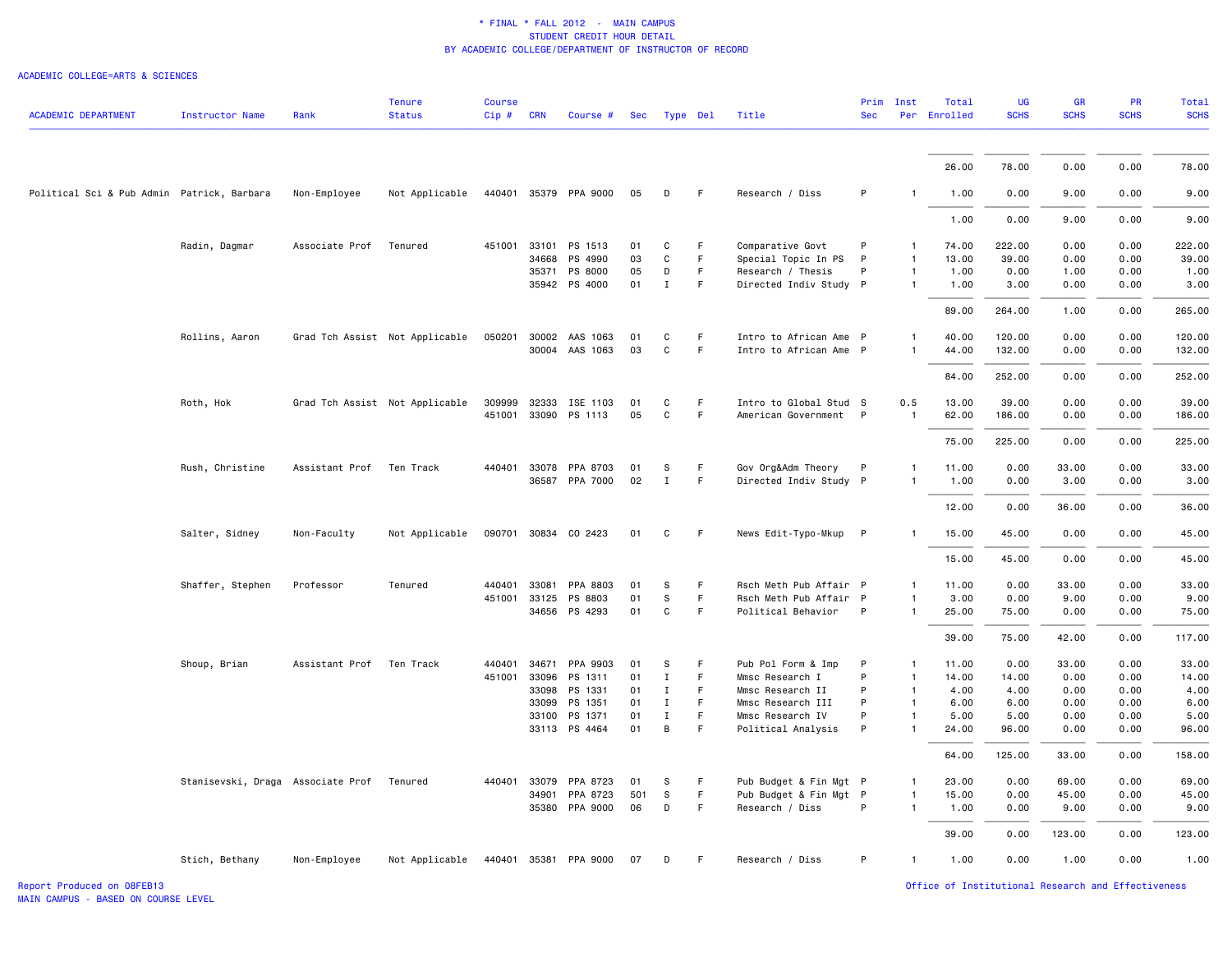\* FINAL \* FALL 2012 - MAIN CAMPUS
STUDENT CREDIT HOUR DETAIL
BY ACADEMIC COLLEGE/DEPARTMENT OF INSTRUCTOR OF RECORD

ACADEMIC COLLEGE=ARTS & SCIENCES

| ACADEMIC DEPARTMENT | Instructor Name | Rank | Tenure Status | Course Cip # | CRN | Course # | Sec | Type | Del | Title | Prim Sec | Inst Per | Total Enrolled | UG SCHS | GR SCHS | PR SCHS | Total SCHS |
|---|---|---|---|---|---|---|---|---|---|---|---|---|---|---|---|---|---|
| | | | | | | | | | | | | | 26.00 | 78.00 | 0.00 | 0.00 | 78.00 |
| Political Sci & Pub Admin | Patrick, Barbara | Non-Employee | Not Applicable | 440401 | 35379 | PPA 9000 | 05 | D | F | Research / Diss | P | 1 | 1.00 | 0.00 | 9.00 | 0.00 | 9.00 |
| | | | | | | | | | | | | | 1.00 | 0.00 | 9.00 | 0.00 | 9.00 |
| | Radin, Dagmar | Associate Prof | Tenured | 451001 | 33101 | PS 1513 | 01 | C | F | Comparative Govt | P | 1 | 74.00 | 222.00 | 0.00 | 0.00 | 222.00 |
| | | | | | 34668 | PS 4990 | 03 | C | F | Special Topic In PS | P | 1 | 13.00 | 39.00 | 0.00 | 0.00 | 39.00 |
| | | | | | 35371 | PS 8000 | 05 | D | F | Research / Thesis | P | 1 | 1.00 | 0.00 | 1.00 | 0.00 | 1.00 |
| | | | | | 35942 | PS 4000 | 01 | I | F | Directed Indiv Study | P | 1 | 1.00 | 3.00 | 0.00 | 0.00 | 3.00 |
| | | | | | | | | | | | | | 89.00 | 264.00 | 1.00 | 0.00 | 265.00 |
| | Rollins, Aaron | Grad Tch Assist | Not Applicable | 050201 | 30002 | AAS 1063 | 01 | C | F | Intro to African Ame | P | 1 | 40.00 | 120.00 | 0.00 | 0.00 | 120.00 |
| | | | | | 30004 | AAS 1063 | 03 | C | F | Intro to African Ame | P | 1 | 44.00 | 132.00 | 0.00 | 0.00 | 132.00 |
| | | | | | | | | | | | | | 84.00 | 252.00 | 0.00 | 0.00 | 252.00 |
| | Roth, Hok | Grad Tch Assist | Not Applicable | 309999 | 32333 | ISE 1103 | 01 | C | F | Intro to Global Stud | S | 0.5 | 13.00 | 39.00 | 0.00 | 0.00 | 39.00 |
| | | | | 451001 | 33090 | PS 1113 | 05 | C | F | American Government | P | 1 | 62.00 | 186.00 | 0.00 | 0.00 | 186.00 |
| | | | | | | | | | | | | | 75.00 | 225.00 | 0.00 | 0.00 | 225.00 |
| | Rush, Christine | Assistant Prof | Ten Track | 440401 | 33078 | PPA 8703 | 01 | S | F | Gov Org&Adm Theory | P | 1 | 11.00 | 0.00 | 33.00 | 0.00 | 33.00 |
| | | | | | 36587 | PPA 7000 | 02 | I | F | Directed Indiv Study | P | 1 | 1.00 | 0.00 | 3.00 | 0.00 | 3.00 |
| | | | | | | | | | | | | | 12.00 | 0.00 | 36.00 | 0.00 | 36.00 |
| | Salter, Sidney | Non-Faculty | Not Applicable | 090701 | 30834 | CO 2423 | 01 | C | F | News Edit-Typo-Mkup | P | 1 | 15.00 | 45.00 | 0.00 | 0.00 | 45.00 |
| | | | | | | | | | | | | | 15.00 | 45.00 | 0.00 | 0.00 | 45.00 |
| | Shaffer, Stephen | Professor | Tenured | 440401 | 33081 | PPA 8803 | 01 | S | F | Rsch Meth Pub Affair | P | 1 | 11.00 | 0.00 | 33.00 | 0.00 | 33.00 |
| | | | | 451001 | 33125 | PS 8803 | 01 | S | F | Rsch Meth Pub Affair | P | 1 | 3.00 | 0.00 | 9.00 | 0.00 | 9.00 |
| | | | | | 34656 | PS 4293 | 01 | C | F | Political Behavior | P | 1 | 25.00 | 75.00 | 0.00 | 0.00 | 75.00 |
| | | | | | | | | | | | | | 39.00 | 75.00 | 42.00 | 0.00 | 117.00 |
| | Shoup, Brian | Assistant Prof | Ten Track | 440401 | 34671 | PPA 9903 | 01 | S | F | Pub Pol Form & Imp | P | 1 | 11.00 | 0.00 | 33.00 | 0.00 | 33.00 |
| | | | | 451001 | 33096 | PS 1311 | 01 | I | F | Mmsc Research I | P | 1 | 14.00 | 14.00 | 0.00 | 0.00 | 14.00 |
| | | | | | 33098 | PS 1331 | 01 | I | F | Mmsc Research II | P | 1 | 4.00 | 4.00 | 0.00 | 0.00 | 4.00 |
| | | | | | 33099 | PS 1351 | 01 | I | F | Mmsc Research III | P | 1 | 6.00 | 6.00 | 0.00 | 0.00 | 6.00 |
| | | | | | 33100 | PS 1371 | 01 | I | F | Mmsc Research IV | P | 1 | 5.00 | 5.00 | 0.00 | 0.00 | 5.00 |
| | | | | | 33113 | PS 4464 | 01 | B | F | Political Analysis | P | 1 | 24.00 | 96.00 | 0.00 | 0.00 | 96.00 |
| | | | | | | | | | | | | | 64.00 | 125.00 | 33.00 | 0.00 | 158.00 |
| | Stanisevski, Draga | Associate Prof | Tenured | 440401 | 33079 | PPA 8723 | 01 | S | F | Pub Budget & Fin Mgt | P | 1 | 23.00 | 0.00 | 69.00 | 0.00 | 69.00 |
| | | | | | 34901 | PPA 8723 | 501 | S | F | Pub Budget & Fin Mgt | P | 1 | 15.00 | 0.00 | 45.00 | 0.00 | 45.00 |
| | | | | | 35380 | PPA 9000 | 06 | D | F | Research / Diss | P | 1 | 1.00 | 0.00 | 9.00 | 0.00 | 9.00 |
| | | | | | | | | | | | | | 39.00 | 0.00 | 123.00 | 0.00 | 123.00 |
| | Stich, Bethany | Non-Employee | Not Applicable | 440401 | 35381 | PPA 9000 | 07 | D | F | Research / Diss | P | 1 | 1.00 | 0.00 | 1.00 | 0.00 | 1.00 |

Report Produced on 08FEB13
MAIN CAMPUS - BASED ON COURSE LEVEL

Office of Institutional Research and Effectiveness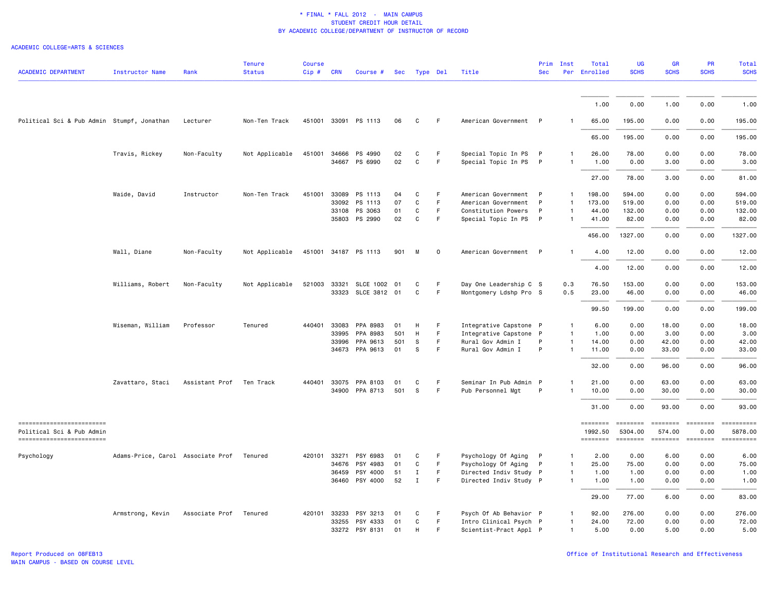\* FINAL \* FALL 2012 - MAIN CAMPUS
STUDENT CREDIT HOUR DETAIL
BY ACADEMIC COLLEGE/DEPARTMENT OF INSTRUCTOR OF RECORD

ACADEMIC COLLEGE=ARTS & SCIENCES

| ACADEMIC DEPARTMENT | Instructor Name | Rank | Tenure Status | Course Cip # | CRN | Course # | Sec | Type | Del | Title | Prim Sec | Inst Per | Total Enrolled | UG SCHS | GR SCHS | PR SCHS | Total SCHS |
|---|---|---|---|---|---|---|---|---|---|---|---|---|---|---|---|---|---|
| | | | | | | | | | | | | | 1.00 | 0.00 | 1.00 | 0.00 | 1.00 |
| Political Sci & Pub Admin | Stumpf, Jonathan | Lecturer | Non-Ten Track | 451001 | 33091 | PS 1113 | 06 | C | F | American Government | P | 1 | 65.00 | 195.00 | 0.00 | 0.00 | 195.00 |
| | | | | | | | | | | | | | 65.00 | 195.00 | 0.00 | 0.00 | 195.00 |
| | Travis, Rickey | Non-Faculty | Not Applicable | 451001 | 34666 | PS 4990 | 02 | C | F | Special Topic In PS | P | 1 | 26.00 | 78.00 | 0.00 | 0.00 | 78.00 |
| | | | | | 34667 | PS 6990 | 02 | C | F | Special Topic In PS | P | 1 | 1.00 | 0.00 | 3.00 | 0.00 | 3.00 |
| | | | | | | | | | | | | | 27.00 | 78.00 | 3.00 | 0.00 | 81.00 |
| | Waide, David | Instructor | Non-Ten Track | 451001 | 33089 | PS 1113 | 04 | C | F | American Government | P | 1 | 198.00 | 594.00 | 0.00 | 0.00 | 594.00 |
| | | | | | 33092 | PS 1113 | 07 | C | F | American Government | P | 1 | 173.00 | 519.00 | 0.00 | 0.00 | 519.00 |
| | | | | | 33108 | PS 3063 | 01 | C | F | Constitution Powers | P | 1 | 44.00 | 132.00 | 0.00 | 0.00 | 132.00 |
| | | | | | 35803 | PS 2990 | 02 | C | F | Special Topic In PS | P | 1 | 41.00 | 82.00 | 0.00 | 0.00 | 82.00 |
| | | | | | | | | | | | | | 456.00 | 1327.00 | 0.00 | 0.00 | 1327.00 |
| | Wall, Diane | Non-Faculty | Not Applicable | 451001 | 34187 | PS 1113 | 901 | M | O | American Government | P | 1 | 4.00 | 12.00 | 0.00 | 0.00 | 12.00 |
| | | | | | | | | | | | | | 4.00 | 12.00 | 0.00 | 0.00 | 12.00 |
| | Williams, Robert | Non-Faculty | Not Applicable | 521003 | 33321 | SLCE 1002 | 01 | C | F | Day One Leadership C | S | 0.3 | 76.50 | 153.00 | 0.00 | 0.00 | 153.00 |
| | | | | | 33323 | SLCE 3812 | 01 | C | F | Montgomery Ldshp Pro | S | 0.5 | 23.00 | 46.00 | 0.00 | 0.00 | 46.00 |
| | | | | | | | | | | | | | 99.50 | 199.00 | 0.00 | 0.00 | 199.00 |
| | Wiseman, William | Professor | Tenured | 440401 | 33083 | PPA 8983 | 01 | H | F | Integrative Capstone | P | 1 | 6.00 | 0.00 | 18.00 | 0.00 | 18.00 |
| | | | | | 33995 | PPA 8983 | 501 | H | F | Integrative Capstone | P | 1 | 1.00 | 0.00 | 3.00 | 0.00 | 3.00 |
| | | | | | 33996 | PPA 9613 | 501 | S | F | Rural Gov Admin I | P | 1 | 14.00 | 0.00 | 42.00 | 0.00 | 42.00 |
| | | | | | 34673 | PPA 9613 | 01 | S | F | Rural Gov Admin I | P | 1 | 11.00 | 0.00 | 33.00 | 0.00 | 33.00 |
| | | | | | | | | | | | | | 32.00 | 0.00 | 96.00 | 0.00 | 96.00 |
| | Zavattaro, Staci | Assistant Prof | Ten Track | 440401 | 33075 | PPA 8103 | 01 | C | F | Seminar In Pub Admin | P | 1 | 21.00 | 0.00 | 63.00 | 0.00 | 63.00 |
| | | | | | 34900 | PPA 8713 | 501 | S | F | Pub Personnel Mgt | P | 1 | 10.00 | 0.00 | 30.00 | 0.00 | 30.00 |
| | | | | | | | | | | | | | 31.00 | 0.00 | 93.00 | 0.00 | 93.00 |
| Political Sci & Pub Admin | | | | | | | | | | | | | 1992.50 | 5304.00 | 574.00 | 0.00 | 5878.00 |
| Psychology | Adams-Price, Carol | Associate Prof | Tenured | 420101 | 33271 | PSY 6983 | 01 | C | F | Psychology Of Aging | P | 1 | 2.00 | 0.00 | 6.00 | 0.00 | 6.00 |
| | | | | | 34676 | PSY 4983 | 01 | C | F | Psychology Of Aging | P | 1 | 25.00 | 75.00 | 0.00 | 0.00 | 75.00 |
| | | | | | 36459 | PSY 4000 | 51 | I | F | Directed Indiv Study | P | 1 | 1.00 | 1.00 | 0.00 | 0.00 | 1.00 |
| | | | | | 36460 | PSY 4000 | 52 | I | F | Directed Indiv Study | P | 1 | 1.00 | 1.00 | 0.00 | 0.00 | 1.00 |
| | | | | | | | | | | | | | 29.00 | 77.00 | 6.00 | 0.00 | 83.00 |
| | Armstrong, Kevin | Associate Prof | Tenured | 420101 | 33233 | PSY 3213 | 01 | C | F | Psych Of Ab Behavior | P | 1 | 92.00 | 276.00 | 0.00 | 0.00 | 276.00 |
| | | | | | 33255 | PSY 4333 | 01 | C | F | Intro Clinical Psych | P | 1 | 24.00 | 72.00 | 0.00 | 0.00 | 72.00 |
| | | | | | 33272 | PSY 8131 | 01 | H | F | Scientist-Pract Appl | P | 1 | 5.00 | 0.00 | 5.00 | 0.00 | 5.00 |

Report Produced on 08FEB13
MAIN CAMPUS - BASED ON COURSE LEVEL

Office of Institutional Research and Effectiveness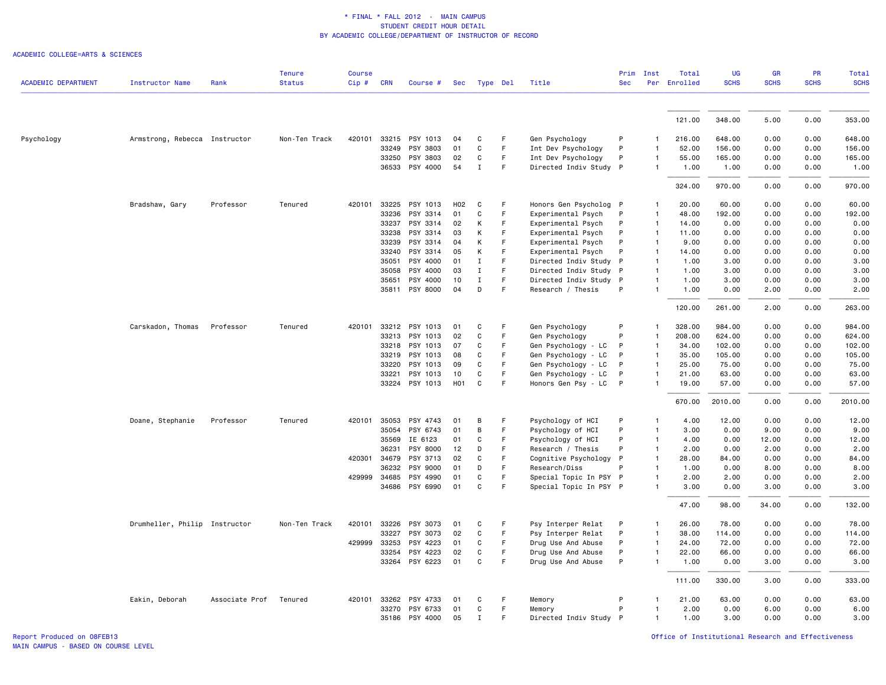\* FINAL \* FALL 2012 - MAIN CAMPUS
STUDENT CREDIT HOUR DETAIL
BY ACADEMIC COLLEGE/DEPARTMENT OF INSTRUCTOR OF RECORD

ACADEMIC COLLEGE=ARTS & SCIENCES

| ACADEMIC DEPARTMENT | Instructor Name | Rank | Tenure Status | Course Cip # | CRN | Course # | Sec | Type | Del | Title | Prim Sec | Inst Per | Total Enrolled | UG SCHS | GR SCHS | PR SCHS | Total SCHS |
|---|---|---|---|---|---|---|---|---|---|---|---|---|---|---|---|---|---|
| | | | | | | | | | | | | | 121.00 | 348.00 | 5.00 | 0.00 | 353.00 |
| Psychology | Armstrong, Rebecca | Instructor | Non-Ten Track | 420101 | 33215 | PSY 1013 | 04 | C | F | Gen Psychology | P | 1 | 216.00 | 648.00 | 0.00 | 0.00 | 648.00 |
| | | | | | 33249 | PSY 3803 | 01 | C | F | Int Dev Psychology | P | 1 | 52.00 | 156.00 | 0.00 | 0.00 | 156.00 |
| | | | | | 33250 | PSY 3803 | 02 | C | F | Int Dev Psychology | P | 1 | 55.00 | 165.00 | 0.00 | 0.00 | 165.00 |
| | | | | | 36533 | PSY 4000 | 54 | I | F | Directed Indiv Study | P | 1 | 1.00 | 1.00 | 0.00 | 0.00 | 1.00 |
| | | | | | | | | | | | | | 324.00 | 970.00 | 0.00 | 0.00 | 970.00 |
| | Bradshaw, Gary | Professor | Tenured | 420101 | 33225 | PSY 1013 | H02 | C | F | Honors Gen Psycholog | P | 1 | 20.00 | 60.00 | 0.00 | 0.00 | 60.00 |
| | | | | | 33236 | PSY 3314 | 01 | C | F | Experimental Psych | P | 1 | 48.00 | 192.00 | 0.00 | 0.00 | 192.00 |
| | | | | | 33237 | PSY 3314 | 02 | K | F | Experimental Psych | P | 1 | 14.00 | 0.00 | 0.00 | 0.00 | 0.00 |
| | | | | | 33238 | PSY 3314 | 03 | K | F | Experimental Psych | P | 1 | 11.00 | 0.00 | 0.00 | 0.00 | 0.00 |
| | | | | | 33239 | PSY 3314 | 04 | K | F | Experimental Psych | P | 1 | 9.00 | 0.00 | 0.00 | 0.00 | 0.00 |
| | | | | | 33240 | PSY 3314 | 05 | K | F | Experimental Psych | P | 1 | 14.00 | 0.00 | 0.00 | 0.00 | 0.00 |
| | | | | | 35051 | PSY 4000 | 01 | I | F | Directed Indiv Study | P | 1 | 1.00 | 3.00 | 0.00 | 0.00 | 3.00 |
| | | | | | 35058 | PSY 4000 | 03 | I | F | Directed Indiv Study | P | 1 | 1.00 | 3.00 | 0.00 | 0.00 | 3.00 |
| | | | | | 35651 | PSY 4000 | 10 | I | F | Directed Indiv Study | P | 1 | 1.00 | 3.00 | 0.00 | 0.00 | 3.00 |
| | | | | | 35811 | PSY 8000 | 04 | D | F | Research / Thesis | P | 1 | 1.00 | 0.00 | 2.00 | 0.00 | 2.00 |
| | | | | | | | | | | | | | 120.00 | 261.00 | 2.00 | 0.00 | 263.00 |
| | Carskadon, Thomas | Professor | Tenured | 420101 | 33212 | PSY 1013 | 01 | C | F | Gen Psychology | P | 1 | 328.00 | 984.00 | 0.00 | 0.00 | 984.00 |
| | | | | | 33213 | PSY 1013 | 02 | C | F | Gen Psychology | P | 1 | 208.00 | 624.00 | 0.00 | 0.00 | 624.00 |
| | | | | | 33218 | PSY 1013 | 07 | C | F | Gen Psychology - LC | P | 1 | 34.00 | 102.00 | 0.00 | 0.00 | 102.00 |
| | | | | | 33219 | PSY 1013 | 08 | C | F | Gen Psychology - LC | P | 1 | 35.00 | 105.00 | 0.00 | 0.00 | 105.00 |
| | | | | | 33220 | PSY 1013 | 09 | C | F | Gen Psychology - LC | P | 1 | 25.00 | 75.00 | 0.00 | 0.00 | 75.00 |
| | | | | | 33221 | PSY 1013 | 10 | C | F | Gen Psychology - LC | P | 1 | 21.00 | 63.00 | 0.00 | 0.00 | 63.00 |
| | | | | | 33224 | PSY 1013 | H01 | C | F | Honors Gen Psy - LC | P | 1 | 19.00 | 57.00 | 0.00 | 0.00 | 57.00 |
| | | | | | | | | | | | | | 670.00 | 2010.00 | 0.00 | 0.00 | 2010.00 |
| | Doane, Stephanie | Professor | Tenured | 420101 | 35053 | PSY 4743 | 01 | B | F | Psychology of HCI | P | 1 | 4.00 | 12.00 | 0.00 | 0.00 | 12.00 |
| | | | | | 35054 | PSY 6743 | 01 | B | F | Psychology of HCI | P | 1 | 3.00 | 0.00 | 9.00 | 0.00 | 9.00 |
| | | | | | 35569 | IE 6123 | 01 | C | F | Psychology of HCI | P | 1 | 4.00 | 0.00 | 12.00 | 0.00 | 12.00 |
| | | | | | 36231 | PSY 8000 | 12 | D | F | Research / Thesis | P | 1 | 2.00 | 0.00 | 2.00 | 0.00 | 2.00 |
| | | | | 420301 | 34679 | PSY 3713 | 02 | C | F | Cognitive Psychology | P | 1 | 28.00 | 84.00 | 0.00 | 0.00 | 84.00 |
| | | | | | 36232 | PSY 9000 | 01 | D | F | Research/Diss | P | 1 | 1.00 | 0.00 | 8.00 | 0.00 | 8.00 |
| | | | | 429999 | 34685 | PSY 4990 | 01 | C | F | Special Topic In PSY | P | 1 | 2.00 | 2.00 | 0.00 | 0.00 | 2.00 |
| | | | | | 34686 | PSY 6990 | 01 | C | F | Special Topic In PSY | P | 1 | 3.00 | 0.00 | 3.00 | 0.00 | 3.00 |
| | | | | | | | | | | | | | 47.00 | 98.00 | 34.00 | 0.00 | 132.00 |
| | Drumheller, Philip | Instructor | Non-Ten Track | 420101 | 33226 | PSY 3073 | 01 | C | F | Psy Interper Relat | P | 1 | 26.00 | 78.00 | 0.00 | 0.00 | 78.00 |
| | | | | | 33227 | PSY 3073 | 02 | C | F | Psy Interper Relat | P | 1 | 38.00 | 114.00 | 0.00 | 0.00 | 114.00 |
| | | | | 429999 | 33253 | PSY 4223 | 01 | C | F | Drug Use And Abuse | P | 1 | 24.00 | 72.00 | 0.00 | 0.00 | 72.00 |
| | | | | | 33254 | PSY 4223 | 02 | C | F | Drug Use And Abuse | P | 1 | 22.00 | 66.00 | 0.00 | 0.00 | 66.00 |
| | | | | | 33264 | PSY 6223 | 01 | C | F | Drug Use And Abuse | P | 1 | 1.00 | 0.00 | 3.00 | 0.00 | 3.00 |
| | | | | | | | | | | | | | 111.00 | 330.00 | 3.00 | 0.00 | 333.00 |
| | Eakin, Deborah | Associate Prof | Tenured | 420101 | 33262 | PSY 4733 | 01 | C | F | Memory | P | 1 | 21.00 | 63.00 | 0.00 | 0.00 | 63.00 |
| | | | | | 33270 | PSY 6733 | 01 | C | F | Memory | P | 1 | 2.00 | 0.00 | 6.00 | 0.00 | 6.00 |
| | | | | | 35186 | PSY 4000 | 05 | I | F | Directed Indiv Study | P | 1 | 1.00 | 3.00 | 0.00 | 0.00 | 3.00 |

Report Produced on 08FEB13
MAIN CAMPUS - BASED ON COURSE LEVEL

Office of Institutional Research and Effectiveness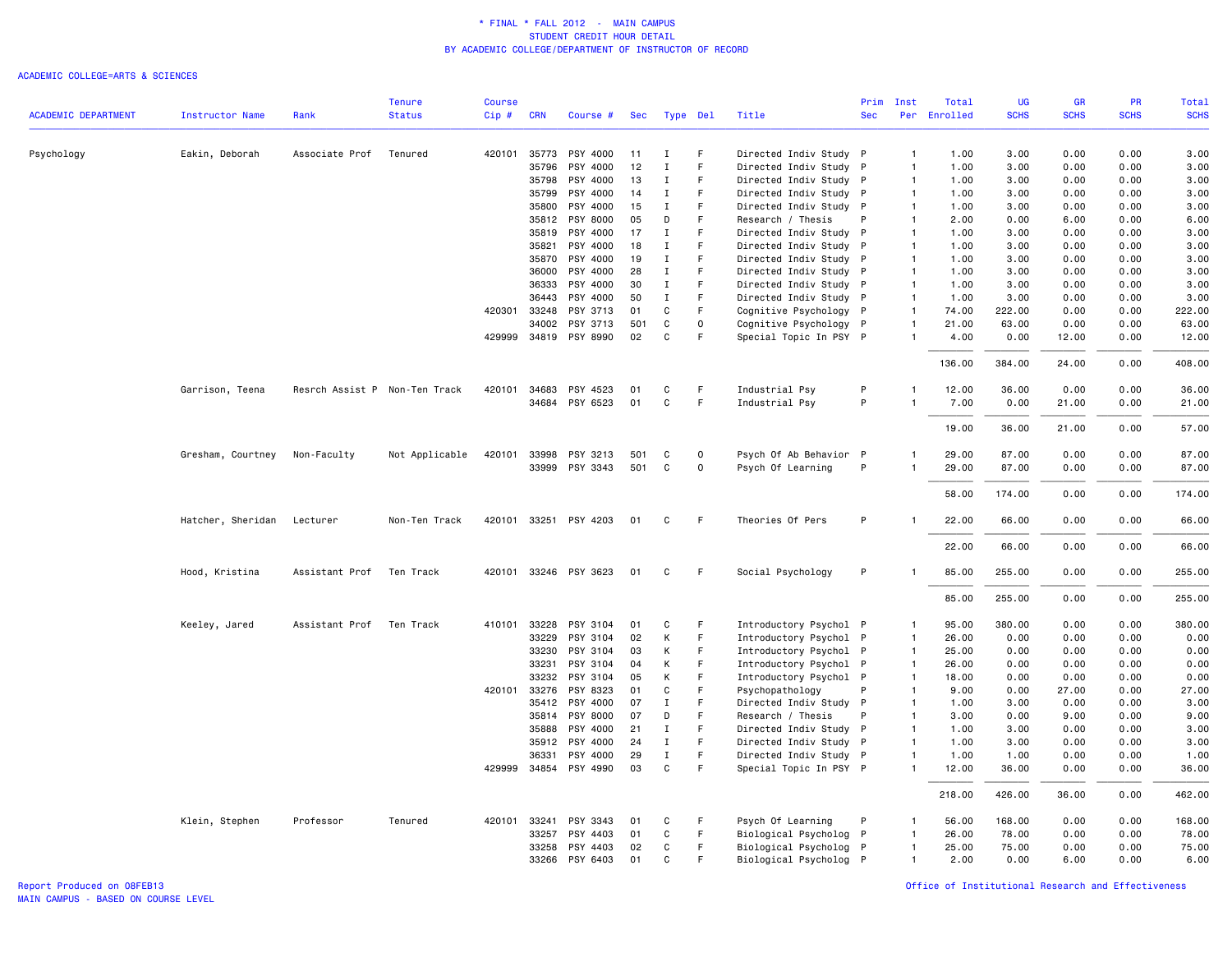\* FINAL \* FALL 2012 - MAIN CAMPUS
STUDENT CREDIT HOUR DETAIL
BY ACADEMIC COLLEGE/DEPARTMENT OF INSTRUCTOR OF RECORD

ACADEMIC COLLEGE=ARTS & SCIENCES

| ACADEMIC DEPARTMENT | Instructor Name | Rank | Tenure Status | Course Cip # | CRN | Course # | Sec | Type | Del | Title | Prim Sec | Inst Per | Total Enrolled | UG SCHS | GR SCHS | PR SCHS | Total SCHS |
|---|---|---|---|---|---|---|---|---|---|---|---|---|---|---|---|---|---|
| Psychology | Eakin, Deborah | Associate Prof | Tenured | 420101 | 35773 | PSY 4000 | 11 | I | F | Directed Indiv Study | P | 1 | 1.00 | 3.00 | 0.00 | 0.00 | 3.00 |
| | | | | | 35796 | PSY 4000 | 12 | I | F | Directed Indiv Study | P | 1 | 1.00 | 3.00 | 0.00 | 0.00 | 3.00 |
| | | | | | 35798 | PSY 4000 | 13 | I | F | Directed Indiv Study | P | 1 | 1.00 | 3.00 | 0.00 | 0.00 | 3.00 |
| | | | | | 35799 | PSY 4000 | 14 | I | F | Directed Indiv Study | P | 1 | 1.00 | 3.00 | 0.00 | 0.00 | 3.00 |
| | | | | | 35800 | PSY 4000 | 15 | I | F | Directed Indiv Study | P | 1 | 1.00 | 3.00 | 0.00 | 0.00 | 3.00 |
| | | | | | 35812 | PSY 8000 | 05 | D | F | Research / Thesis | P | 1 | 2.00 | 0.00 | 6.00 | 0.00 | 6.00 |
| | | | | | 35819 | PSY 4000 | 17 | I | F | Directed Indiv Study | P | 1 | 1.00 | 3.00 | 0.00 | 0.00 | 3.00 |
| | | | | | 35821 | PSY 4000 | 18 | I | F | Directed Indiv Study | P | 1 | 1.00 | 3.00 | 0.00 | 0.00 | 3.00 |
| | | | | | 35870 | PSY 4000 | 19 | I | F | Directed Indiv Study | P | 1 | 1.00 | 3.00 | 0.00 | 0.00 | 3.00 |
| | | | | | 36000 | PSY 4000 | 28 | I | F | Directed Indiv Study | P | 1 | 1.00 | 3.00 | 0.00 | 0.00 | 3.00 |
| | | | | | 36333 | PSY 4000 | 30 | I | F | Directed Indiv Study | P | 1 | 1.00 | 3.00 | 0.00 | 0.00 | 3.00 |
| | | | | | 36443 | PSY 4000 | 50 | I | F | Directed Indiv Study | P | 1 | 1.00 | 3.00 | 0.00 | 0.00 | 3.00 |
| | | | | 420301 | 33248 | PSY 3713 | 01 | C | F | Cognitive Psychology | P | 1 | 74.00 | 222.00 | 0.00 | 0.00 | 222.00 |
| | | | | | 34002 | PSY 3713 | 501 | C | O | Cognitive Psychology | P | 1 | 21.00 | 63.00 | 0.00 | 0.00 | 63.00 |
| | | | | 429999 | 34819 | PSY 8990 | 02 | C | F | Special Topic In PSY | P | 1 | 4.00 | 0.00 | 12.00 | 0.00 | 12.00 |
| | | | | | | | | | | | | | 136.00 | 384.00 | 24.00 | 0.00 | 408.00 |
| | Garrison, Teena | Resrch Assist P | Non-Ten Track | 420101 | 34683 | PSY 4523 | 01 | C | F | Industrial Psy | P | 1 | 12.00 | 36.00 | 0.00 | 0.00 | 36.00 |
| | | | | | 34684 | PSY 6523 | 01 | C | F | Industrial Psy | P | 1 | 7.00 | 0.00 | 21.00 | 0.00 | 21.00 |
| | | | | | | | | | | | | | 19.00 | 36.00 | 21.00 | 0.00 | 57.00 |
| | Gresham, Courtney | Non-Faculty | Not Applicable | 420101 | 33998 | PSY 3213 | 501 | C | O | Psych Of Ab Behavior | P | 1 | 29.00 | 87.00 | 0.00 | 0.00 | 87.00 |
| | | | | | 33999 | PSY 3343 | 501 | C | O | Psych Of Learning | P | 1 | 29.00 | 87.00 | 0.00 | 0.00 | 87.00 |
| | | | | | | | | | | | | | 58.00 | 174.00 | 0.00 | 0.00 | 174.00 |
| | Hatcher, Sheridan | Lecturer | Non-Ten Track | 420101 | 33251 | PSY 4203 | 01 | C | F | Theories Of Pers | P | 1 | 22.00 | 66.00 | 0.00 | 0.00 | 66.00 |
| | | | | | | | | | | | | | 22.00 | 66.00 | 0.00 | 0.00 | 66.00 |
| | Hood, Kristina | Assistant Prof | Ten Track | 420101 | 33246 | PSY 3623 | 01 | C | F | Social Psychology | P | 1 | 85.00 | 255.00 | 0.00 | 0.00 | 255.00 |
| | | | | | | | | | | | | | 85.00 | 255.00 | 0.00 | 0.00 | 255.00 |
| | Keeley, Jared | Assistant Prof | Ten Track | 410101 | 33228 | PSY 3104 | 01 | C | F | Introductory Psychol | P | 1 | 95.00 | 380.00 | 0.00 | 0.00 | 380.00 |
| | | | | | 33229 | PSY 3104 | 02 | K | F | Introductory Psychol | P | 1 | 26.00 | 0.00 | 0.00 | 0.00 | 0.00 |
| | | | | | 33230 | PSY 3104 | 03 | K | F | Introductory Psychol | P | 1 | 25.00 | 0.00 | 0.00 | 0.00 | 0.00 |
| | | | | | 33231 | PSY 3104 | 04 | K | F | Introductory Psychol | P | 1 | 26.00 | 0.00 | 0.00 | 0.00 | 0.00 |
| | | | | | 33232 | PSY 3104 | 05 | K | F | Introductory Psychol | P | 1 | 18.00 | 0.00 | 0.00 | 0.00 | 0.00 |
| | | | | 420101 | 33276 | PSY 8323 | 01 | C | F | Psychopathology | P | 1 | 9.00 | 0.00 | 27.00 | 0.00 | 27.00 |
| | | | | | 35412 | PSY 4000 | 07 | I | F | Directed Indiv Study | P | 1 | 1.00 | 3.00 | 0.00 | 0.00 | 3.00 |
| | | | | | 35814 | PSY 8000 | 07 | D | F | Research / Thesis | P | 1 | 3.00 | 0.00 | 9.00 | 0.00 | 9.00 |
| | | | | | 35888 | PSY 4000 | 21 | I | F | Directed Indiv Study | P | 1 | 1.00 | 3.00 | 0.00 | 0.00 | 3.00 |
| | | | | | 35912 | PSY 4000 | 24 | I | F | Directed Indiv Study | P | 1 | 1.00 | 3.00 | 0.00 | 0.00 | 3.00 |
| | | | | | 36331 | PSY 4000 | 29 | I | F | Directed Indiv Study | P | 1 | 1.00 | 1.00 | 0.00 | 0.00 | 1.00 |
| | | | | 429999 | 34854 | PSY 4990 | 03 | C | F | Special Topic In PSY | P | 1 | 12.00 | 36.00 | 0.00 | 0.00 | 36.00 |
| | | | | | | | | | | | | | 218.00 | 426.00 | 36.00 | 0.00 | 462.00 |
| | Klein, Stephen | Professor | Tenured | 420101 | 33241 | PSY 3343 | 01 | C | F | Psych Of Learning | P | 1 | 56.00 | 168.00 | 0.00 | 0.00 | 168.00 |
| | | | | | 33257 | PSY 4403 | 01 | C | F | Biological Psycholog | P | 1 | 26.00 | 78.00 | 0.00 | 0.00 | 78.00 |
| | | | | | 33258 | PSY 4403 | 02 | C | F | Biological Psycholog | P | 1 | 25.00 | 75.00 | 0.00 | 0.00 | 75.00 |
| | | | | | 33266 | PSY 6403 | 01 | C | F | Biological Psycholog | P | 1 | 2.00 | 0.00 | 6.00 | 0.00 | 6.00 |

Report Produced on 08FEB13
MAIN CAMPUS - BASED ON COURSE LEVEL

Office of Institutional Research and Effectiveness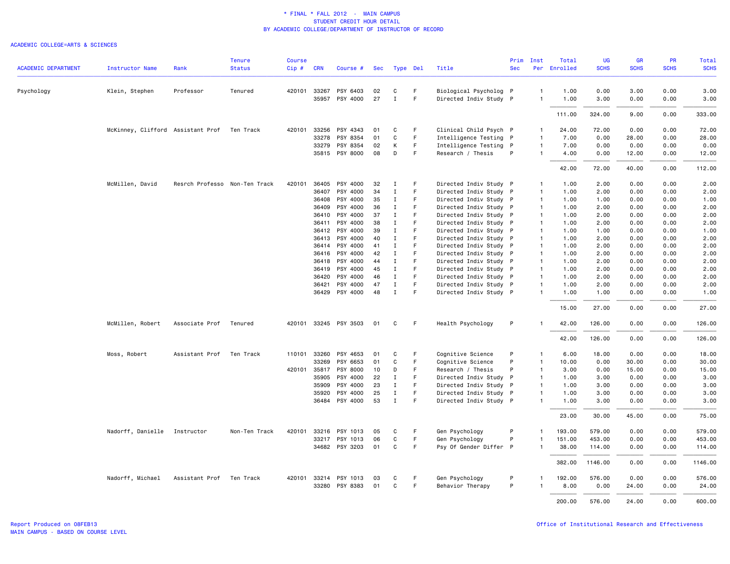\* FINAL \* FALL 2012 - MAIN CAMPUS
STUDENT CREDIT HOUR DETAIL
BY ACADEMIC COLLEGE/DEPARTMENT OF INSTRUCTOR OF RECORD

ACADEMIC COLLEGE=ARTS & SCIENCES

| ACADEMIC DEPARTMENT | Instructor Name | Rank | Tenure Status | Course Cip # | CRN | Course # | Sec | Type | Del | Title | Prim Sec | Inst Per | Total Enrolled | UG SCHS | GR SCHS | PR SCHS | Total SCHS |
|---|---|---|---|---|---|---|---|---|---|---|---|---|---|---|---|---|---|
| Psychology | Klein, Stephen | Professor | Tenured | 420101 | 33267 | PSY 6403 | 02 | C | F | Biological Psycholog | P | 1 | 1.00 | 0.00 | 3.00 | 0.00 | 3.00 |
| | | | | | 35957 | PSY 4000 | 27 | I | F | Directed Indiv Study | P | 1 | 1.00 | 3.00 | 0.00 | 0.00 | 3.00 |
| | | | | | | | | | | | | | 111.00 | 324.00 | 9.00 | 0.00 | 333.00 |
| | McKinney, Clifford | Assistant Prof | Ten Track | 420101 | 33256 | PSY 4343 | 01 | C | F | Clinical Child Psych | P | 1 | 24.00 | 72.00 | 0.00 | 0.00 | 72.00 |
| | | | | | 33278 | PSY 8354 | 01 | C | F | Intelligence Testing | P | 1 | 7.00 | 0.00 | 28.00 | 0.00 | 28.00 |
| | | | | | 33279 | PSY 8354 | 02 | K | F | Intelligence Testing | P | 1 | 7.00 | 0.00 | 0.00 | 0.00 | 0.00 |
| | | | | | 35815 | PSY 8000 | 08 | D | F | Research / Thesis | P | 1 | 4.00 | 0.00 | 12.00 | 0.00 | 12.00 |
| | | | | | | | | | | | | | 42.00 | 72.00 | 40.00 | 0.00 | 112.00 |
| | McMillen, David | Resrch Professo | Non-Ten Track | 420101 | 36405 | PSY 4000 | 32 | I | F | Directed Indiv Study | P | 1 | 1.00 | 2.00 | 0.00 | 0.00 | 2.00 |
| | | | | | 36407 | PSY 4000 | 34 | I | F | Directed Indiv Study | P | 1 | 1.00 | 2.00 | 0.00 | 0.00 | 2.00 |
| | | | | | 36408 | PSY 4000 | 35 | I | F | Directed Indiv Study | P | 1 | 1.00 | 1.00 | 0.00 | 0.00 | 1.00 |
| | | | | | 36409 | PSY 4000 | 36 | I | F | Directed Indiv Study | P | 1 | 1.00 | 2.00 | 0.00 | 0.00 | 2.00 |
| | | | | | 36410 | PSY 4000 | 37 | I | F | Directed Indiv Study | P | 1 | 1.00 | 2.00 | 0.00 | 0.00 | 2.00 |
| | | | | | 36411 | PSY 4000 | 38 | I | F | Directed Indiv Study | P | 1 | 1.00 | 2.00 | 0.00 | 0.00 | 2.00 |
| | | | | | 36412 | PSY 4000 | 39 | I | F | Directed Indiv Study | P | 1 | 1.00 | 1.00 | 0.00 | 0.00 | 1.00 |
| | | | | | 36413 | PSY 4000 | 40 | I | F | Directed Indiv Study | P | 1 | 1.00 | 2.00 | 0.00 | 0.00 | 2.00 |
| | | | | | 36414 | PSY 4000 | 41 | I | F | Directed Indiv Study | P | 1 | 1.00 | 2.00 | 0.00 | 0.00 | 2.00 |
| | | | | | 36416 | PSY 4000 | 42 | I | F | Directed Indiv Study | P | 1 | 1.00 | 2.00 | 0.00 | 0.00 | 2.00 |
| | | | | | 36418 | PSY 4000 | 44 | I | F | Directed Indiv Study | P | 1 | 1.00 | 2.00 | 0.00 | 0.00 | 2.00 |
| | | | | | 36419 | PSY 4000 | 45 | I | F | Directed Indiv Study | P | 1 | 1.00 | 2.00 | 0.00 | 0.00 | 2.00 |
| | | | | | 36420 | PSY 4000 | 46 | I | F | Directed Indiv Study | P | 1 | 1.00 | 2.00 | 0.00 | 0.00 | 2.00 |
| | | | | | 36421 | PSY 4000 | 47 | I | F | Directed Indiv Study | P | 1 | 1.00 | 2.00 | 0.00 | 0.00 | 2.00 |
| | | | | | 36429 | PSY 4000 | 48 | I | F | Directed Indiv Study | P | 1 | 1.00 | 1.00 | 0.00 | 0.00 | 1.00 |
| | | | | | | | | | | | | | 15.00 | 27.00 | 0.00 | 0.00 | 27.00 |
| | McMillen, Robert | Associate Prof | Tenured | 420101 | 33245 | PSY 3503 | 01 | C | F | Health Psychology | P | 1 | 42.00 | 126.00 | 0.00 | 0.00 | 126.00 |
| | | | | | | | | | | | | | 42.00 | 126.00 | 0.00 | 0.00 | 126.00 |
| | Moss, Robert | Assistant Prof | Ten Track | 110101 | 33260 | PSY 4653 | 01 | C | F | Cognitive Science | P | 1 | 6.00 | 18.00 | 0.00 | 0.00 | 18.00 |
| | | | | | 33269 | PSY 6653 | 01 | C | F | Cognitive Science | P | 1 | 10.00 | 0.00 | 30.00 | 0.00 | 30.00 |
| | | | | 420101 | 35817 | PSY 8000 | 10 | D | F | Research / Thesis | P | 1 | 3.00 | 0.00 | 15.00 | 0.00 | 15.00 |
| | | | | | 35905 | PSY 4000 | 22 | I | F | Directed Indiv Study | P | 1 | 1.00 | 3.00 | 0.00 | 0.00 | 3.00 |
| | | | | | 35909 | PSY 4000 | 23 | I | F | Directed Indiv Study | P | 1 | 1.00 | 3.00 | 0.00 | 0.00 | 3.00 |
| | | | | | 35920 | PSY 4000 | 25 | I | F | Directed Indiv Study | P | 1 | 1.00 | 3.00 | 0.00 | 0.00 | 3.00 |
| | | | | | 36484 | PSY 4000 | 53 | I | F | Directed Indiv Study | P | 1 | 1.00 | 3.00 | 0.00 | 0.00 | 3.00 |
| | | | | | | | | | | | | | 23.00 | 30.00 | 45.00 | 0.00 | 75.00 |
| | Nadorff, Danielle | Instructor | Non-Ten Track | 420101 | 33216 | PSY 1013 | 05 | C | F | Gen Psychology | P | 1 | 193.00 | 579.00 | 0.00 | 0.00 | 579.00 |
| | | | | | 33217 | PSY 1013 | 06 | C | F | Gen Psychology | P | 1 | 151.00 | 453.00 | 0.00 | 0.00 | 453.00 |
| | | | | | 34682 | PSY 3203 | 01 | C | F | Psy Of Gender Differ | P | 1 | 38.00 | 114.00 | 0.00 | 0.00 | 114.00 |
| | | | | | | | | | | | | | 382.00 | 1146.00 | 0.00 | 0.00 | 1146.00 |
| | Nadorff, Michael | Assistant Prof | Ten Track | 420101 | 33214 | PSY 1013 | 03 | C | F | Gen Psychology | P | 1 | 192.00 | 576.00 | 0.00 | 0.00 | 576.00 |
| | | | | | 33280 | PSY 8383 | 01 | C | F | Behavior Therapy | P | 1 | 8.00 | 0.00 | 24.00 | 0.00 | 24.00 |
| | | | | | | | | | | | | | 200.00 | 576.00 | 24.00 | 0.00 | 600.00 |

Report Produced on 08FEB13
MAIN CAMPUS - BASED ON COURSE LEVEL

Office of Institutional Research and Effectiveness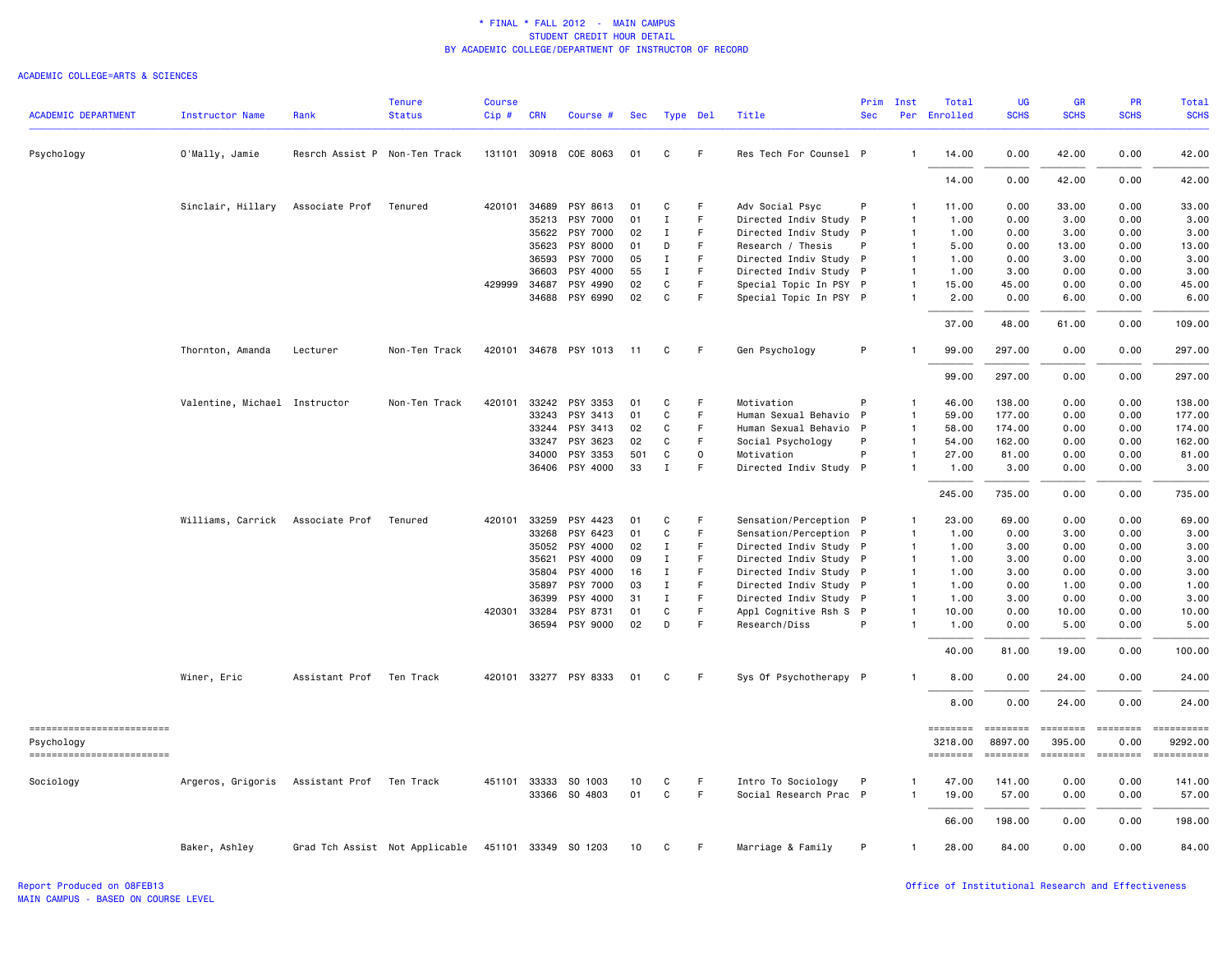\* FINAL \* FALL 2012 - MAIN CAMPUS
STUDENT CREDIT HOUR DETAIL
BY ACADEMIC COLLEGE/DEPARTMENT OF INSTRUCTOR OF RECORD

ACADEMIC COLLEGE=ARTS & SCIENCES

| ACADEMIC DEPARTMENT | Instructor Name | Rank | Tenure Status | Course Cip # | CRN | Course # | Sec | Type | Del | Title | Prim Sec | Inst Per | Total Enrolled | UG SCHS | GR SCHS | PR SCHS | Total SCHS |
|---|---|---|---|---|---|---|---|---|---|---|---|---|---|---|---|---|---|
| Psychology | O'Mally, Jamie | Resrch Assist P | Non-Ten Track | 131101 | 30918 | COE 8063 | 01 | C | F | Res Tech For Counsel | P | 1 | 14.00 | 0.00 | 42.00 | 0.00 | 42.00 |
| | | | | | | | | | | | | | 14.00 | 0.00 | 42.00 | 0.00 | 42.00 |
| | Sinclair, Hillary | Associate Prof | Tenured | 420101 | 34689 | PSY 8613 | 01 | C | F | Adv Social Psyc | P | 1 | 11.00 | 0.00 | 33.00 | 0.00 | 33.00 |
| | | | | | 35213 | PSY 7000 | 01 | I | F | Directed Indiv Study | P | 1 | 1.00 | 0.00 | 3.00 | 0.00 | 3.00 |
| | | | | | 35622 | PSY 7000 | 02 | I | F | Directed Indiv Study | P | 1 | 1.00 | 0.00 | 3.00 | 0.00 | 3.00 |
| | | | | | 35623 | PSY 8000 | 01 | D | F | Research / Thesis | P | 1 | 5.00 | 0.00 | 13.00 | 0.00 | 13.00 |
| | | | | | 36593 | PSY 7000 | 05 | I | F | Directed Indiv Study | P | 1 | 1.00 | 0.00 | 3.00 | 0.00 | 3.00 |
| | | | | | 36603 | PSY 4000 | 55 | I | F | Directed Indiv Study | P | 1 | 1.00 | 3.00 | 0.00 | 0.00 | 3.00 |
| | | | | 429999 | 34687 | PSY 4990 | 02 | C | F | Special Topic In PSY | P | 1 | 15.00 | 45.00 | 0.00 | 0.00 | 45.00 |
| | | | | | 34688 | PSY 6990 | 02 | C | F | Special Topic In PSY | P | 1 | 2.00 | 0.00 | 6.00 | 0.00 | 6.00 |
| | | | | | | | | | | | | | 37.00 | 48.00 | 61.00 | 0.00 | 109.00 |
| | Thornton, Amanda | Lecturer | Non-Ten Track | 420101 | 34678 | PSY 1013 | 11 | C | F | Gen Psychology | P | 1 | 99.00 | 297.00 | 0.00 | 0.00 | 297.00 |
| | | | | | | | | | | | | | 99.00 | 297.00 | 0.00 | 0.00 | 297.00 |
| | Valentine, Michael | Instructor | Non-Ten Track | 420101 | 33242 | PSY 3353 | 01 | C | F | Motivation | P | 1 | 46.00 | 138.00 | 0.00 | 0.00 | 138.00 |
| | | | | | 33243 | PSY 3413 | 01 | C | F | Human Sexual Behavio | P | 1 | 59.00 | 177.00 | 0.00 | 0.00 | 177.00 |
| | | | | | 33244 | PSY 3413 | 02 | C | F | Human Sexual Behavio | P | 1 | 58.00 | 174.00 | 0.00 | 0.00 | 174.00 |
| | | | | | 33247 | PSY 3623 | 02 | C | F | Social Psychology | P | 1 | 54.00 | 162.00 | 0.00 | 0.00 | 162.00 |
| | | | | | 34000 | PSY 3353 | 501 | C | O | Motivation | P | 1 | 27.00 | 81.00 | 0.00 | 0.00 | 81.00 |
| | | | | | 36406 | PSY 4000 | 33 | I | F | Directed Indiv Study | P | 1 | 1.00 | 3.00 | 0.00 | 0.00 | 3.00 |
| | | | | | | | | | | | | | 245.00 | 735.00 | 0.00 | 0.00 | 735.00 |
| | Williams, Carrick | Associate Prof | Tenured | 420101 | 33259 | PSY 4423 | 01 | C | F | Sensation/Perception | P | 1 | 23.00 | 69.00 | 0.00 | 0.00 | 69.00 |
| | | | | | 33268 | PSY 6423 | 01 | C | F | Sensation/Perception | P | 1 | 1.00 | 0.00 | 3.00 | 0.00 | 3.00 |
| | | | | | 35052 | PSY 4000 | 02 | I | F | Directed Indiv Study | P | 1 | 1.00 | 3.00 | 0.00 | 0.00 | 3.00 |
| | | | | | 35621 | PSY 4000 | 09 | I | F | Directed Indiv Study | P | 1 | 1.00 | 3.00 | 0.00 | 0.00 | 3.00 |
| | | | | | 35804 | PSY 4000 | 16 | I | F | Directed Indiv Study | P | 1 | 1.00 | 3.00 | 0.00 | 0.00 | 3.00 |
| | | | | | 35897 | PSY 7000 | 03 | I | F | Directed Indiv Study | P | 1 | 1.00 | 0.00 | 1.00 | 0.00 | 1.00 |
| | | | | | 36399 | PSY 4000 | 31 | I | F | Directed Indiv Study | P | 1 | 1.00 | 3.00 | 0.00 | 0.00 | 3.00 |
| | | | | 420301 | 33284 | PSY 8731 | 01 | C | F | Appl Cognitive Rsh S | P | 1 | 10.00 | 0.00 | 10.00 | 0.00 | 10.00 |
| | | | | | 36594 | PSY 9000 | 02 | D | F | Research/Diss | P | 1 | 1.00 | 0.00 | 5.00 | 0.00 | 5.00 |
| | | | | | | | | | | | | | 40.00 | 81.00 | 19.00 | 0.00 | 100.00 |
| | Winer, Eric | Assistant Prof | Ten Track | 420101 | 33277 | PSY 8333 | 01 | C | F | Sys Of Psychotherapy | P | 1 | 8.00 | 0.00 | 24.00 | 0.00 | 24.00 |
| | | | | | | | | | | | | | 8.00 | 0.00 | 24.00 | 0.00 | 24.00 |
| Psychology | | | | | | | | | | | | | 3218.00 | 8897.00 | 395.00 | 0.00 | 9292.00 |
| Sociology | Argeros, Grigoris | Assistant Prof | Ten Track | 451101 | 33333 | SO 1003 | 10 | C | F | Intro To Sociology | P | 1 | 47.00 | 141.00 | 0.00 | 0.00 | 141.00 |
| | | | | | 33366 | SO 4803 | 01 | C | F | Social Research Prac | P | 1 | 19.00 | 57.00 | 0.00 | 0.00 | 57.00 |
| | | | | | | | | | | | | | 66.00 | 198.00 | 0.00 | 0.00 | 198.00 |
| | Baker, Ashley | Grad Tch Assist | Not Applicable | 451101 | 33349 | SO 1203 | 10 | C | F | Marriage & Family | P | 1 | 28.00 | 84.00 | 0.00 | 0.00 | 84.00 |

Report Produced on 08FEB13
MAIN CAMPUS - BASED ON COURSE LEVEL

Office of Institutional Research and Effectiveness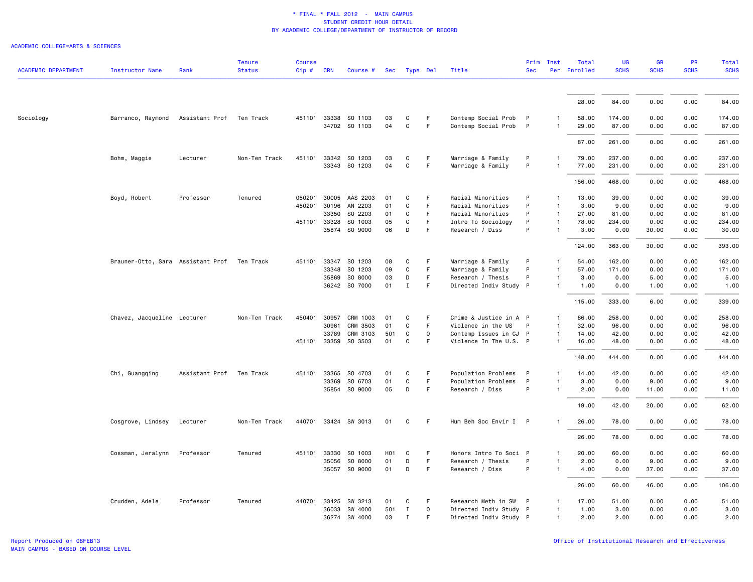\* FINAL \* FALL 2012 - MAIN CAMPUS
STUDENT CREDIT HOUR DETAIL
BY ACADEMIC COLLEGE/DEPARTMENT OF INSTRUCTOR OF RECORD

ACADEMIC COLLEGE=ARTS & SCIENCES

| ACADEMIC DEPARTMENT | Instructor Name | Rank | Tenure Status | Course Cip # | CRN | Course # | Sec | Type | Del | Title | Prim Sec | Inst Per | Total Enrolled | UG SCHS | GR SCHS | PR SCHS | Total SCHS |
|---|---|---|---|---|---|---|---|---|---|---|---|---|---|---|---|---|---|
| | | | | | | | | | | | | | 28.00 | 84.00 | 0.00 | 0.00 | 84.00 |
| Sociology | Barranco, Raymond | Assistant Prof | Ten Track | 451101 | 33338 | SO 1103 | 03 | C | F | Contemp Social Prob | P | 1 | 58.00 | 174.00 | 0.00 | 0.00 | 174.00 |
| | | | | | 34702 | SO 1103 | 04 | C | F | Contemp Social Prob | P | 1 | 29.00 | 87.00 | 0.00 | 0.00 | 87.00 |
| | | | | | | | | | | | | | 87.00 | 261.00 | 0.00 | 0.00 | 261.00 |
| | Bohm, Maggie | Lecturer | Non-Ten Track | 451101 | 33342 | SO 1203 | 03 | C | F | Marriage & Family | P | 1 | 79.00 | 237.00 | 0.00 | 0.00 | 237.00 |
| | | | | | 33343 | SO 1203 | 04 | C | F | Marriage & Family | P | 1 | 77.00 | 231.00 | 0.00 | 0.00 | 231.00 |
| | | | | | | | | | | | | | 156.00 | 468.00 | 0.00 | 0.00 | 468.00 |
| | Boyd, Robert | Professor | Tenured | 050201 | 30005 | AAS 2203 | 01 | C | F | Racial Minorities | P | 1 | 13.00 | 39.00 | 0.00 | 0.00 | 39.00 |
| | | | | 450201 | 30196 | AN 2203 | 01 | C | F | Racial Minorities | P | 1 | 3.00 | 9.00 | 0.00 | 0.00 | 9.00 |
| | | | | | 33350 | SO 2203 | 01 | C | F | Racial Minorities | P | 1 | 27.00 | 81.00 | 0.00 | 0.00 | 81.00 |
| | | | | 451101 | 33328 | SO 1003 | 05 | C | F | Intro To Sociology | P | 1 | 78.00 | 234.00 | 0.00 | 0.00 | 234.00 |
| | | | | | 35874 | SO 9000 | 06 | D | F | Research / Diss | P | 1 | 3.00 | 0.00 | 30.00 | 0.00 | 30.00 |
| | | | | | | | | | | | | | 124.00 | 363.00 | 30.00 | 0.00 | 393.00 |
| | Brauner-Otto, Sara | Assistant Prof | Ten Track | 451101 | 33347 | SO 1203 | 08 | C | F | Marriage & Family | P | 1 | 54.00 | 162.00 | 0.00 | 0.00 | 162.00 |
| | | | | | 33348 | SO 1203 | 09 | C | F | Marriage & Family | P | 1 | 57.00 | 171.00 | 0.00 | 0.00 | 171.00 |
| | | | | | 35869 | SO 8000 | 03 | D | F | Research / Thesis | P | 1 | 3.00 | 0.00 | 5.00 | 0.00 | 5.00 |
| | | | | | 36242 | SO 7000 | 01 | I | F | Directed Indiv Study | P | 1 | 1.00 | 0.00 | 1.00 | 0.00 | 1.00 |
| | | | | | | | | | | | | | 115.00 | 333.00 | 6.00 | 0.00 | 339.00 |
| | Chavez, Jacqueline | Lecturer | Non-Ten Track | 450401 | 30957 | CRM 1003 | 01 | C | F | Crime & Justice in A | P | 1 | 86.00 | 258.00 | 0.00 | 0.00 | 258.00 |
| | | | | | 30961 | CRM 3503 | 01 | C | F | Violence in the US | P | 1 | 32.00 | 96.00 | 0.00 | 0.00 | 96.00 |
| | | | | | 33789 | CRM 3103 | 501 | C | O | Contemp Issues in CJ | P | 1 | 14.00 | 42.00 | 0.00 | 0.00 | 42.00 |
| | | | | 451101 | 33359 | SO 3503 | 01 | C | F | Violence In The U.S. | P | 1 | 16.00 | 48.00 | 0.00 | 0.00 | 48.00 |
| | | | | | | | | | | | | | 148.00 | 444.00 | 0.00 | 0.00 | 444.00 |
| | Chi, Guangqing | Assistant Prof | Ten Track | 451101 | 33365 | SO 4703 | 01 | C | F | Population Problems | P | 1 | 14.00 | 42.00 | 0.00 | 0.00 | 42.00 |
| | | | | | 33369 | SO 6703 | 01 | C | F | Population Problems | P | 1 | 3.00 | 0.00 | 9.00 | 0.00 | 9.00 |
| | | | | | 35854 | SO 9000 | 05 | D | F | Research / Diss | P | 1 | 2.00 | 0.00 | 11.00 | 0.00 | 11.00 |
| | | | | | | | | | | | | | 19.00 | 42.00 | 20.00 | 0.00 | 62.00 |
| | Cosgrove, Lindsey | Lecturer | Non-Ten Track | 440701 | 33424 | SW 3013 | 01 | C | F | Hum Beh Soc Envir I | P | 1 | 26.00 | 78.00 | 0.00 | 0.00 | 78.00 |
| | | | | | | | | | | | | | 26.00 | 78.00 | 0.00 | 0.00 | 78.00 |
| | Cossman, Jeralynn | Professor | Tenured | 451101 | 33330 | SO 1003 | H01 | C | F | Honors Intro To Soci | P | 1 | 20.00 | 60.00 | 0.00 | 0.00 | 60.00 |
| | | | | | 35056 | SO 8000 | 01 | D | F | Research / Thesis | P | 1 | 2.00 | 0.00 | 9.00 | 0.00 | 9.00 |
| | | | | | 35057 | SO 9000 | 01 | D | F | Research / Diss | P | 1 | 4.00 | 0.00 | 37.00 | 0.00 | 37.00 |
| | | | | | | | | | | | | | 26.00 | 60.00 | 46.00 | 0.00 | 106.00 |
| | Crudden, Adele | Professor | Tenured | 440701 | 33425 | SW 3213 | 01 | C | F | Research Meth in SW | P | 1 | 17.00 | 51.00 | 0.00 | 0.00 | 51.00 |
| | | | | | 36033 | SW 4000 | 501 | I | O | Directed Indiv Study | P | 1 | 1.00 | 3.00 | 0.00 | 0.00 | 3.00 |
| | | | | | 36274 | SW 4000 | 03 | I | F | Directed Indiv Study | P | 1 | 2.00 | 2.00 | 0.00 | 0.00 | 2.00 |

Report Produced on 08FEB13
MAIN CAMPUS - BASED ON COURSE LEVEL

Office of Institutional Research and Effectiveness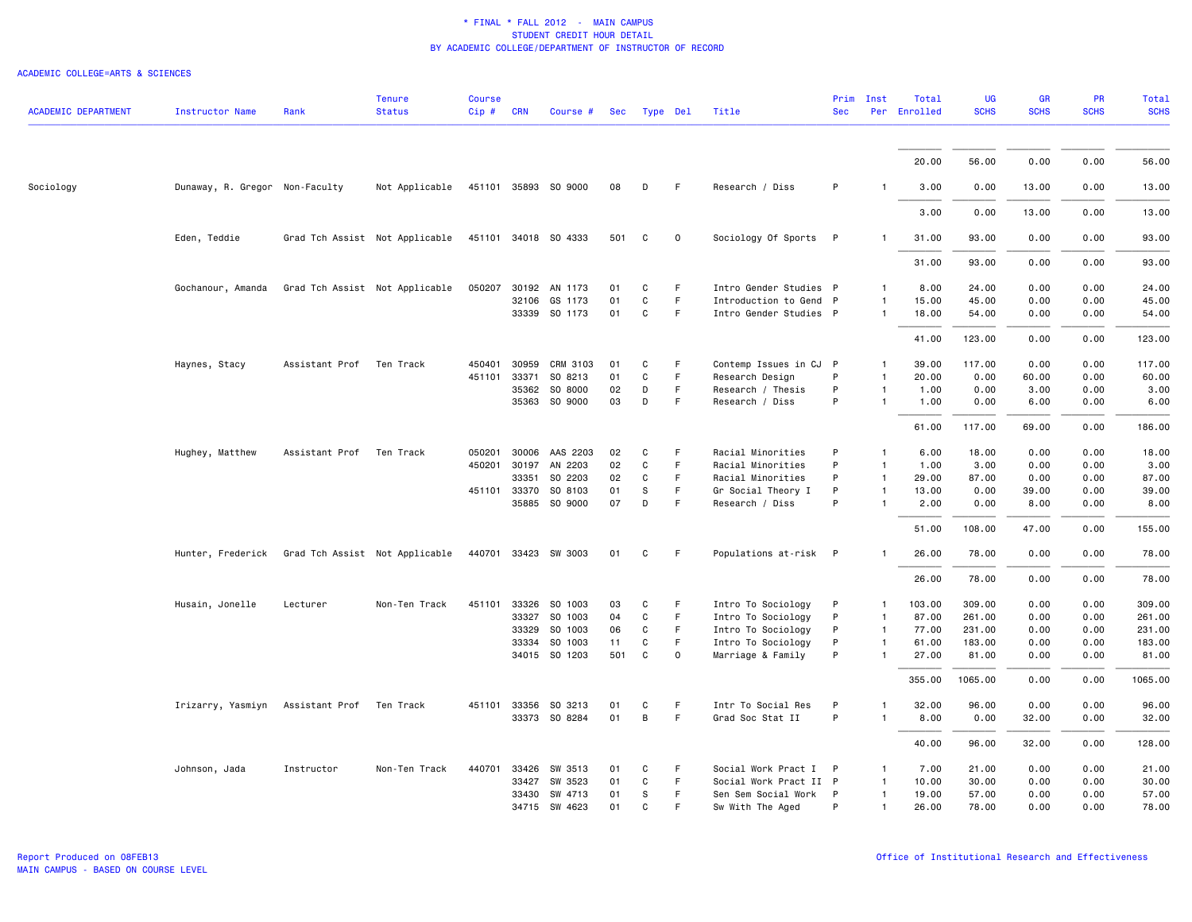# * FINAL * FALL 2012 - MAIN CAMPUS
## STUDENT CREDIT HOUR DETAIL
### BY ACADEMIC COLLEGE/DEPARTMENT OF INSTRUCTOR OF RECORD

ACADEMIC COLLEGE=ARTS & SCIENCES

| ACADEMIC DEPARTMENT | Instructor Name | Rank | Tenure Status | Course Cip # | CRN | Course # | Sec | Type | Del | Title | Prim Sec | Inst Per | Total Enrolled | UG SCHS | GR SCHS | PR SCHS | Total SCHS |
|---|---|---|---|---|---|---|---|---|---|---|---|---|---|---|---|---|---|
| | | | | | | | | | | | | | 20.00 | 56.00 | 0.00 | 0.00 | 56.00 |
| Sociology | Dunaway, R. Gregor | Non-Faculty | Not Applicable | 451101 | 35893 | SO 9000 | 08 | D | F | Research / Diss | P | 1 | 3.00 | 0.00 | 13.00 | 0.00 | 13.00 |
| | | | | | | | | | | | | | 3.00 | 0.00 | 13.00 | 0.00 | 13.00 |
| | Eden, Teddie | Grad Tch Assist | Not Applicable | 451101 | 34018 | SO 4333 | 501 | C | O | Sociology Of Sports | P | 1 | 31.00 | 93.00 | 0.00 | 0.00 | 93.00 |
| | | | | | | | | | | | | | 31.00 | 93.00 | 0.00 | 0.00 | 93.00 |
| | Gochanour, Amanda | Grad Tch Assist | Not Applicable | 050207 | 30192 | AN 1173 | 01 | C | F | Intro Gender Studies | P | 1 | 8.00 | 24.00 | 0.00 | 0.00 | 24.00 |
| | | | | | 32106 | GS 1173 | 01 | C | F | Introduction to Gend | P | 1 | 15.00 | 45.00 | 0.00 | 0.00 | 45.00 |
| | | | | | 33339 | SO 1173 | 01 | C | F | Intro Gender Studies | P | 1 | 18.00 | 54.00 | 0.00 | 0.00 | 54.00 |
| | | | | | | | | | | | | | 41.00 | 123.00 | 0.00 | 0.00 | 123.00 |
| | Haynes, Stacy | Assistant Prof | Ten Track | 450401 | 30959 | CRM 3103 | 01 | C | F | Contemp Issues in CJ | P | 1 | 39.00 | 117.00 | 0.00 | 0.00 | 117.00 |
| | | | | 451101 | 33371 | SO 8213 | 01 | C | F | Research Design | P | 1 | 20.00 | 0.00 | 60.00 | 0.00 | 60.00 |
| | | | | | 35362 | SO 8000 | 02 | D | F | Research / Thesis | P | 1 | 1.00 | 0.00 | 3.00 | 0.00 | 3.00 |
| | | | | | 35363 | SO 9000 | 03 | D | F | Research / Diss | P | 1 | 1.00 | 0.00 | 6.00 | 0.00 | 6.00 |
| | | | | | | | | | | | | | 61.00 | 117.00 | 69.00 | 0.00 | 186.00 |
| | Hughey, Matthew | Assistant Prof | Ten Track | 050201 | 30006 | AAS 2203 | 02 | C | F | Racial Minorities | P | 1 | 6.00 | 18.00 | 0.00 | 0.00 | 18.00 |
| | | | | 450201 | 30197 | AN 2203 | 02 | C | F | Racial Minorities | P | 1 | 1.00 | 3.00 | 0.00 | 0.00 | 3.00 |
| | | | | | 33351 | SO 2203 | 02 | C | F | Racial Minorities | P | 1 | 29.00 | 87.00 | 0.00 | 0.00 | 87.00 |
| | | | | 451101 | 33370 | SO 8103 | 01 | S | F | Gr Social Theory I | P | 1 | 13.00 | 0.00 | 39.00 | 0.00 | 39.00 |
| | | | | | 35885 | SO 9000 | 07 | D | F | Research / Diss | P | 1 | 2.00 | 0.00 | 8.00 | 0.00 | 8.00 |
| | | | | | | | | | | | | | 51.00 | 108.00 | 47.00 | 0.00 | 155.00 |
| | Hunter, Frederick | Grad Tch Assist | Not Applicable | 440701 | 33423 | SW 3003 | 01 | C | F | Populations at-risk | P | 1 | 26.00 | 78.00 | 0.00 | 0.00 | 78.00 |
| | | | | | | | | | | | | | 26.00 | 78.00 | 0.00 | 0.00 | 78.00 |
| | Husain, Jonelle | Lecturer | Non-Ten Track | 451101 | 33326 | SO 1003 | 03 | C | F | Intro To Sociology | P | 1 | 103.00 | 309.00 | 0.00 | 0.00 | 309.00 |
| | | | | | 33327 | SO 1003 | 04 | C | F | Intro To Sociology | P | 1 | 87.00 | 261.00 | 0.00 | 0.00 | 261.00 |
| | | | | | 33329 | SO 1003 | 06 | C | F | Intro To Sociology | P | 1 | 77.00 | 231.00 | 0.00 | 0.00 | 231.00 |
| | | | | | 33334 | SO 1003 | 11 | C | F | Intro To Sociology | P | 1 | 61.00 | 183.00 | 0.00 | 0.00 | 183.00 |
| | | | | | 34015 | SO 1203 | 501 | C | O | Marriage & Family | P | 1 | 27.00 | 81.00 | 0.00 | 0.00 | 81.00 |
| | | | | | | | | | | | | | 355.00 | 1065.00 | 0.00 | 0.00 | 1065.00 |
| | Irizarry, Yasmiyn | Assistant Prof | Ten Track | 451101 | 33356 | SO 3213 | 01 | C | F | Intr To Social Res | P | 1 | 32.00 | 96.00 | 0.00 | 0.00 | 96.00 |
| | | | | | 33373 | SO 8284 | 01 | B | F | Grad Soc Stat II | P | 1 | 8.00 | 0.00 | 32.00 | 0.00 | 32.00 |
| | | | | | | | | | | | | | 40.00 | 96.00 | 32.00 | 0.00 | 128.00 |
| | Johnson, Jada | Instructor | Non-Ten Track | 440701 | 33426 | SW 3513 | 01 | C | F | Social Work Pract I | P | 1 | 7.00 | 21.00 | 0.00 | 0.00 | 21.00 |
| | | | | | 33427 | SW 3523 | 01 | C | F | Social Work Pract II | P | 1 | 10.00 | 30.00 | 0.00 | 0.00 | 30.00 |
| | | | | | 33430 | SW 4713 | 01 | S | F | Sen Sem Social Work | P | 1 | 19.00 | 57.00 | 0.00 | 0.00 | 57.00 |
| | | | | | 34715 | SW 4623 | 01 | C | F | Sw With The Aged | P | 1 | 26.00 | 78.00 | 0.00 | 0.00 | 78.00 |

Report Produced on 08FEB13
MAIN CAMPUS - BASED ON COURSE LEVEL

Office of Institutional Research and Effectiveness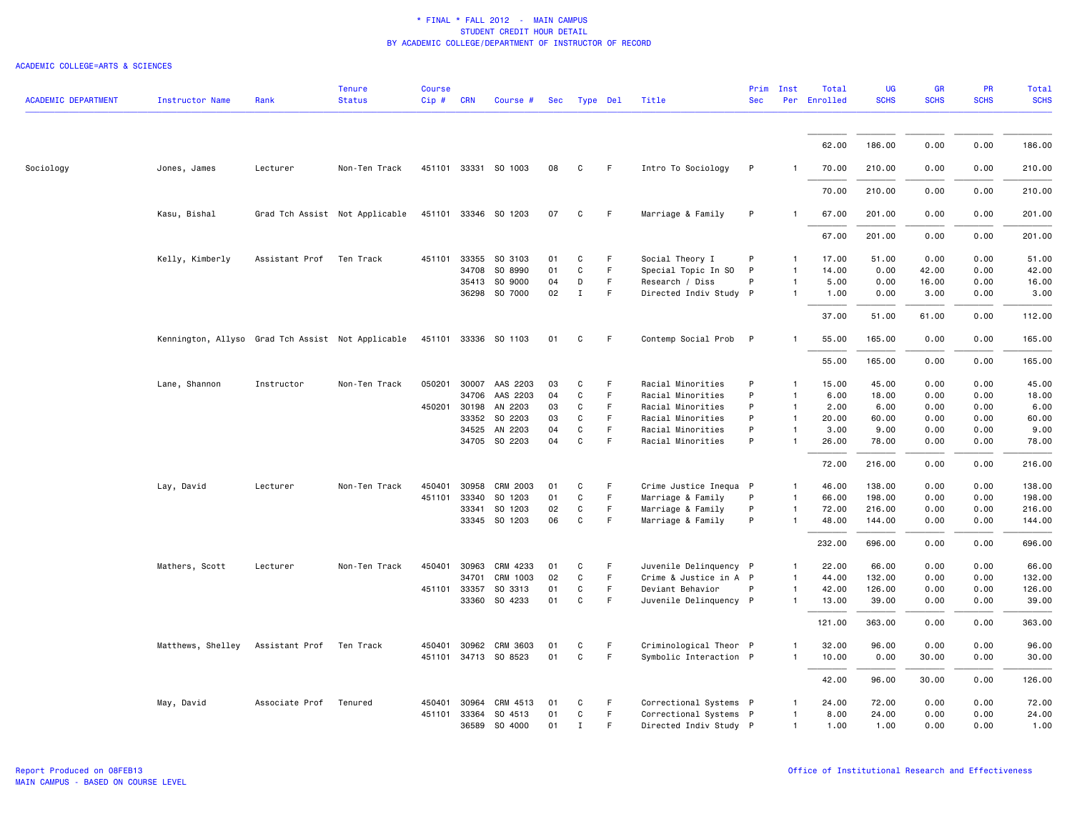# * FINAL * FALL 2012 - MAIN CAMPUS
## STUDENT CREDIT HOUR DETAIL
## BY ACADEMIC COLLEGE/DEPARTMENT OF INSTRUCTOR OF RECORD

ACADEMIC COLLEGE=ARTS & SCIENCES

| ACADEMIC DEPARTMENT | Instructor Name | Rank | Tenure Status | Course Cip # | CRN | Course # | Sec | Type | Del | Title | Prim Sec | Inst Per | Total Enrolled | UG SCHS | GR SCHS | PR SCHS | Total SCHS |
|---|---|---|---|---|---|---|---|---|---|---|---|---|---|---|---|---|---|
| | | | | | | | | | | | | | 62.00 | 186.00 | 0.00 | 0.00 | 186.00 |
| Sociology | Jones, James | Lecturer | Non-Ten Track | 451101 | 33331 | SO 1003 | 08 | C | F | Intro To Sociology | P | 1 | 70.00 | 210.00 | 0.00 | 0.00 | 210.00 |
| | | | | | | | | | | | | | 70.00 | 210.00 | 0.00 | 0.00 | 210.00 |
| | Kasu, Bishal | Grad Tch Assist | Not Applicable | 451101 | 33346 | SO 1203 | 07 | C | F | Marriage & Family | P | 1 | 67.00 | 201.00 | 0.00 | 0.00 | 201.00 |
| | | | | | | | | | | | | | 67.00 | 201.00 | 0.00 | 0.00 | 201.00 |
| | Kelly, Kimberly | Assistant Prof | Ten Track | 451101 | 33355 | SO 3103 | 01 | C | F | Social Theory I | P | 1 | 17.00 | 51.00 | 0.00 | 0.00 | 51.00 |
| | | | | | 34708 | SO 8990 | 01 | C | F | Special Topic In SO | P | 1 | 14.00 | 0.00 | 42.00 | 0.00 | 42.00 |
| | | | | | 35413 | SO 9000 | 04 | D | F | Research / Diss | P | 1 | 5.00 | 0.00 | 16.00 | 0.00 | 16.00 |
| | | | | | 36298 | SO 7000 | 02 | I | F | Directed Indiv Study | P | 1 | 1.00 | 0.00 | 3.00 | 0.00 | 3.00 |
| | | | | | | | | | | | | | 37.00 | 51.00 | 61.00 | 0.00 | 112.00 |
| | Kennington, Allyso | Grad Tch Assist | Not Applicable | 451101 | 33336 | SO 1103 | 01 | C | F | Contemp Social Prob | P | 1 | 55.00 | 165.00 | 0.00 | 0.00 | 165.00 |
| | | | | | | | | | | | | | 55.00 | 165.00 | 0.00 | 0.00 | 165.00 |
| | Lane, Shannon | Instructor | Non-Ten Track | 050201 | 30007 | AAS 2203 | 03 | C | F | Racial Minorities | P | 1 | 15.00 | 45.00 | 0.00 | 0.00 | 45.00 |
| | | | | | 34706 | AAS 2203 | 04 | C | F | Racial Minorities | P | 1 | 6.00 | 18.00 | 0.00 | 0.00 | 18.00 |
| | | | | 450201 | 30198 | AN 2203 | 03 | C | F | Racial Minorities | P | 1 | 2.00 | 6.00 | 0.00 | 0.00 | 6.00 |
| | | | | | 33352 | SO 2203 | 03 | C | F | Racial Minorities | P | 1 | 20.00 | 60.00 | 0.00 | 0.00 | 60.00 |
| | | | | | 34525 | AN 2203 | 04 | C | F | Racial Minorities | P | 1 | 3.00 | 9.00 | 0.00 | 0.00 | 9.00 |
| | | | | | 34705 | SO 2203 | 04 | C | F | Racial Minorities | P | 1 | 26.00 | 78.00 | 0.00 | 0.00 | 78.00 |
| | | | | | | | | | | | | | 72.00 | 216.00 | 0.00 | 0.00 | 216.00 |
| | Lay, David | Lecturer | Non-Ten Track | 450401 | 30958 | CRM 2003 | 01 | C | F | Crime Justice Inequa | P | 1 | 46.00 | 138.00 | 0.00 | 0.00 | 138.00 |
| | | | | 451101 | 33340 | SO 1203 | 01 | C | F | Marriage & Family | P | 1 | 66.00 | 198.00 | 0.00 | 0.00 | 198.00 |
| | | | | | 33341 | SO 1203 | 02 | C | F | Marriage & Family | P | 1 | 72.00 | 216.00 | 0.00 | 0.00 | 216.00 |
| | | | | | 33345 | SO 1203 | 06 | C | F | Marriage & Family | P | 1 | 48.00 | 144.00 | 0.00 | 0.00 | 144.00 |
| | | | | | | | | | | | | | 232.00 | 696.00 | 0.00 | 0.00 | 696.00 |
| | Mathers, Scott | Lecturer | Non-Ten Track | 450401 | 30963 | CRM 4233 | 01 | C | F | Juvenile Delinquency | P | 1 | 22.00 | 66.00 | 0.00 | 0.00 | 66.00 |
| | | | | | 34701 | CRM 1003 | 02 | C | F | Crime & Justice in A | P | 1 | 44.00 | 132.00 | 0.00 | 0.00 | 132.00 |
| | | | | 451101 | 33357 | SO 3313 | 01 | C | F | Deviant Behavior | P | 1 | 42.00 | 126.00 | 0.00 | 0.00 | 126.00 |
| | | | | | 33360 | SO 4233 | 01 | C | F | Juvenile Delinquency | P | 1 | 13.00 | 39.00 | 0.00 | 0.00 | 39.00 |
| | | | | | | | | | | | | | 121.00 | 363.00 | 0.00 | 0.00 | 363.00 |
| | Matthews, Shelley | Assistant Prof | Ten Track | 450401 | 30962 | CRM 3603 | 01 | C | F | Criminological Theor | P | 1 | 32.00 | 96.00 | 0.00 | 0.00 | 96.00 |
| | | | | 451101 | 34713 | SO 8523 | 01 | C | F | Symbolic Interaction | P | 1 | 10.00 | 0.00 | 30.00 | 0.00 | 30.00 |
| | | | | | | | | | | | | | 42.00 | 96.00 | 30.00 | 0.00 | 126.00 |
| | May, David | Associate Prof | Tenured | 450401 | 30964 | CRM 4513 | 01 | C | F | Correctional Systems | P | 1 | 24.00 | 72.00 | 0.00 | 0.00 | 72.00 |
| | | | | 451101 | 33364 | SO 4513 | 01 | C | F | Correctional Systems | P | 1 | 8.00 | 24.00 | 0.00 | 0.00 | 24.00 |
| | | | | | 36589 | SO 4000 | 01 | I | F | Directed Indiv Study | P | 1 | 1.00 | 1.00 | 0.00 | 0.00 | 1.00 |

Report Produced on 08FEB13
MAIN CAMPUS - BASED ON COURSE LEVEL

Office of Institutional Research and Effectiveness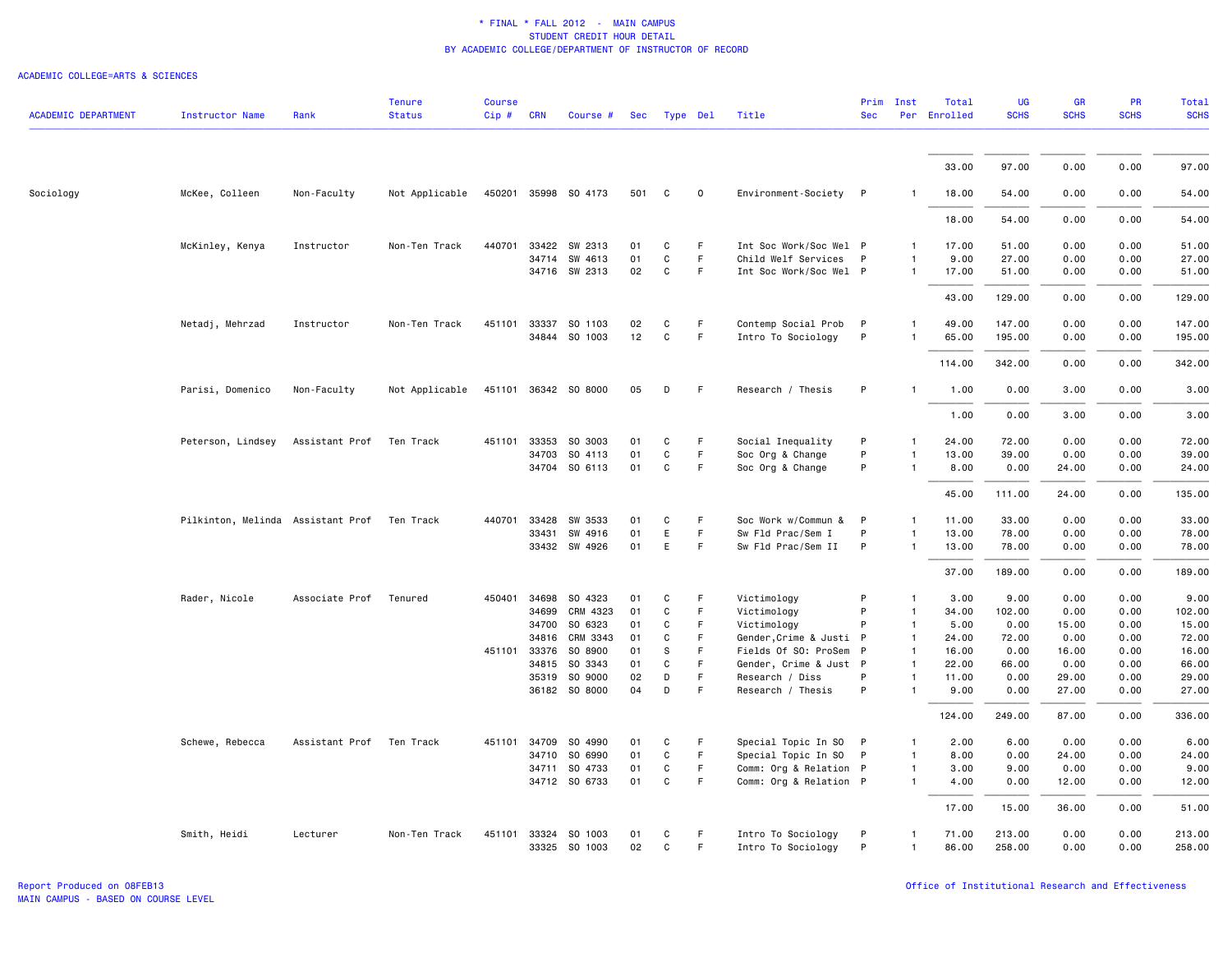\* FINAL \* FALL 2012 - MAIN CAMPUS
STUDENT CREDIT HOUR DETAIL
BY ACADEMIC COLLEGE/DEPARTMENT OF INSTRUCTOR OF RECORD

ACADEMIC COLLEGE=ARTS & SCIENCES

| ACADEMIC DEPARTMENT | Instructor Name | Rank | Tenure Status | Course Cip # | CRN | Course # | Sec | Type | Del | Title | Prim Sec | Inst Per | Total Enrolled | UG SCHS | GR SCHS | PR SCHS | Total SCHS |
|---|---|---|---|---|---|---|---|---|---|---|---|---|---|---|---|---|---|
| | | | | | | | | | | | | | 33.00 | 97.00 | 0.00 | 0.00 | 97.00 |
| Sociology | McKee, Colleen | Non-Faculty | Not Applicable | 450201 | 35998 | SO 4173 | 501 | C | O | Environment-Society | P | 1 | 18.00 | 54.00 | 0.00 | 0.00 | 54.00 |
| | | | | | | | | | | | | | 18.00 | 54.00 | 0.00 | 0.00 | 54.00 |
| | McKinley, Kenya | Instructor | Non-Ten Track | 440701 | 33422 | SW 2313 | 01 | C | F | Int Soc Work/Soc Wel | P | 1 | 17.00 | 51.00 | 0.00 | 0.00 | 51.00 |
| | | | | | 34714 | SW 4613 | 01 | C | F | Child Welf Services | P | 1 | 9.00 | 27.00 | 0.00 | 0.00 | 27.00 |
| | | | | | 34716 | SW 2313 | 02 | C | F | Int Soc Work/Soc Wel | P | 1 | 17.00 | 51.00 | 0.00 | 0.00 | 51.00 |
| | | | | | | | | | | | | | 43.00 | 129.00 | 0.00 | 0.00 | 129.00 |
| | Netadj, Mehrzad | Instructor | Non-Ten Track | 451101 | 33337 | SO 1103 | 02 | C | F | Contemp Social Prob | P | 1 | 49.00 | 147.00 | 0.00 | 0.00 | 147.00 |
| | | | | | 34844 | SO 1003 | 12 | C | F | Intro To Sociology | P | 1 | 65.00 | 195.00 | 0.00 | 0.00 | 195.00 |
| | | | | | | | | | | | | | 114.00 | 342.00 | 0.00 | 0.00 | 342.00 |
| | Parisi, Domenico | Non-Faculty | Not Applicable | 451101 | 36342 | SO 8000 | 05 | D | F | Research / Thesis | P | 1 | 1.00 | 0.00 | 3.00 | 0.00 | 3.00 |
| | | | | | | | | | | | | | 1.00 | 0.00 | 3.00 | 0.00 | 3.00 |
| | Peterson, Lindsey | Assistant Prof | Ten Track | 451101 | 33353 | SO 3003 | 01 | C | F | Social Inequality | P | 1 | 24.00 | 72.00 | 0.00 | 0.00 | 72.00 |
| | | | | | 34703 | SO 4113 | 01 | C | F | Soc Org & Change | P | 1 | 13.00 | 39.00 | 0.00 | 0.00 | 39.00 |
| | | | | | 34704 | SO 6113 | 01 | C | F | Soc Org & Change | P | 1 | 8.00 | 0.00 | 24.00 | 0.00 | 24.00 |
| | | | | | | | | | | | | | 45.00 | 111.00 | 24.00 | 0.00 | 135.00 |
| | Pilkinton, Melinda | Assistant Prof | Ten Track | 440701 | 33428 | SW 3533 | 01 | C | F | Soc Work w/Commun & | P | 1 | 11.00 | 33.00 | 0.00 | 0.00 | 33.00 |
| | | | | | 33431 | SW 4916 | 01 | E | F | Sw Fld Prac/Sem I | P | 1 | 13.00 | 78.00 | 0.00 | 0.00 | 78.00 |
| | | | | | 33432 | SW 4926 | 01 | E | F | Sw Fld Prac/Sem II | P | 1 | 13.00 | 78.00 | 0.00 | 0.00 | 78.00 |
| | | | | | | | | | | | | | 37.00 | 189.00 | 0.00 | 0.00 | 189.00 |
| | Rader, Nicole | Associate Prof | Tenured | 450401 | 34698 | SO 4323 | 01 | C | F | Victimology | P | 1 | 3.00 | 9.00 | 0.00 | 0.00 | 9.00 |
| | | | | | 34699 | CRM 4323 | 01 | C | F | Victimology | P | 1 | 34.00 | 102.00 | 0.00 | 0.00 | 102.00 |
| | | | | | 34700 | SO 6323 | 01 | C | F | Victimology | P | 1 | 5.00 | 0.00 | 15.00 | 0.00 | 15.00 |
| | | | | | 34816 | CRM 3343 | 01 | C | F | Gender,Crime & Justi | P | 1 | 24.00 | 72.00 | 0.00 | 0.00 | 72.00 |
| | | | | 451101 | 33376 | SO 8900 | 01 | S | F | Fields Of SO: ProSem | P | 1 | 16.00 | 0.00 | 16.00 | 0.00 | 16.00 |
| | | | | | 34815 | SO 3343 | 01 | C | F | Gender, Crime & Just | P | 1 | 22.00 | 66.00 | 0.00 | 0.00 | 66.00 |
| | | | | | 35319 | SO 9000 | 02 | D | F | Research / Diss | P | 1 | 11.00 | 0.00 | 29.00 | 0.00 | 29.00 |
| | | | | | 36182 | SO 8000 | 04 | D | F | Research / Thesis | P | 1 | 9.00 | 0.00 | 27.00 | 0.00 | 27.00 |
| | | | | | | | | | | | | | 124.00 | 249.00 | 87.00 | 0.00 | 336.00 |
| | Schewe, Rebecca | Assistant Prof | Ten Track | 451101 | 34709 | SO 4990 | 01 | C | F | Special Topic In SO | P | 1 | 2.00 | 6.00 | 0.00 | 0.00 | 6.00 |
| | | | | | 34710 | SO 6990 | 01 | C | F | Special Topic In SO | P | 1 | 8.00 | 0.00 | 24.00 | 0.00 | 24.00 |
| | | | | | 34711 | SO 4733 | 01 | C | F | Comm: Org & Relation | P | 1 | 3.00 | 9.00 | 0.00 | 0.00 | 9.00 |
| | | | | | 34712 | SO 6733 | 01 | C | F | Comm: Org & Relation | P | 1 | 4.00 | 0.00 | 12.00 | 0.00 | 12.00 |
| | | | | | | | | | | | | | 17.00 | 15.00 | 36.00 | 0.00 | 51.00 |
| | Smith, Heidi | Lecturer | Non-Ten Track | 451101 | 33324 | SO 1003 | 01 | C | F | Intro To Sociology | P | 1 | 71.00 | 213.00 | 0.00 | 0.00 | 213.00 |
| | | | | | 33325 | SO 1003 | 02 | C | F | Intro To Sociology | P | 1 | 86.00 | 258.00 | 0.00 | 0.00 | 258.00 |

Report Produced on 08FEB13
MAIN CAMPUS - BASED ON COURSE LEVEL

Office of Institutional Research and Effectiveness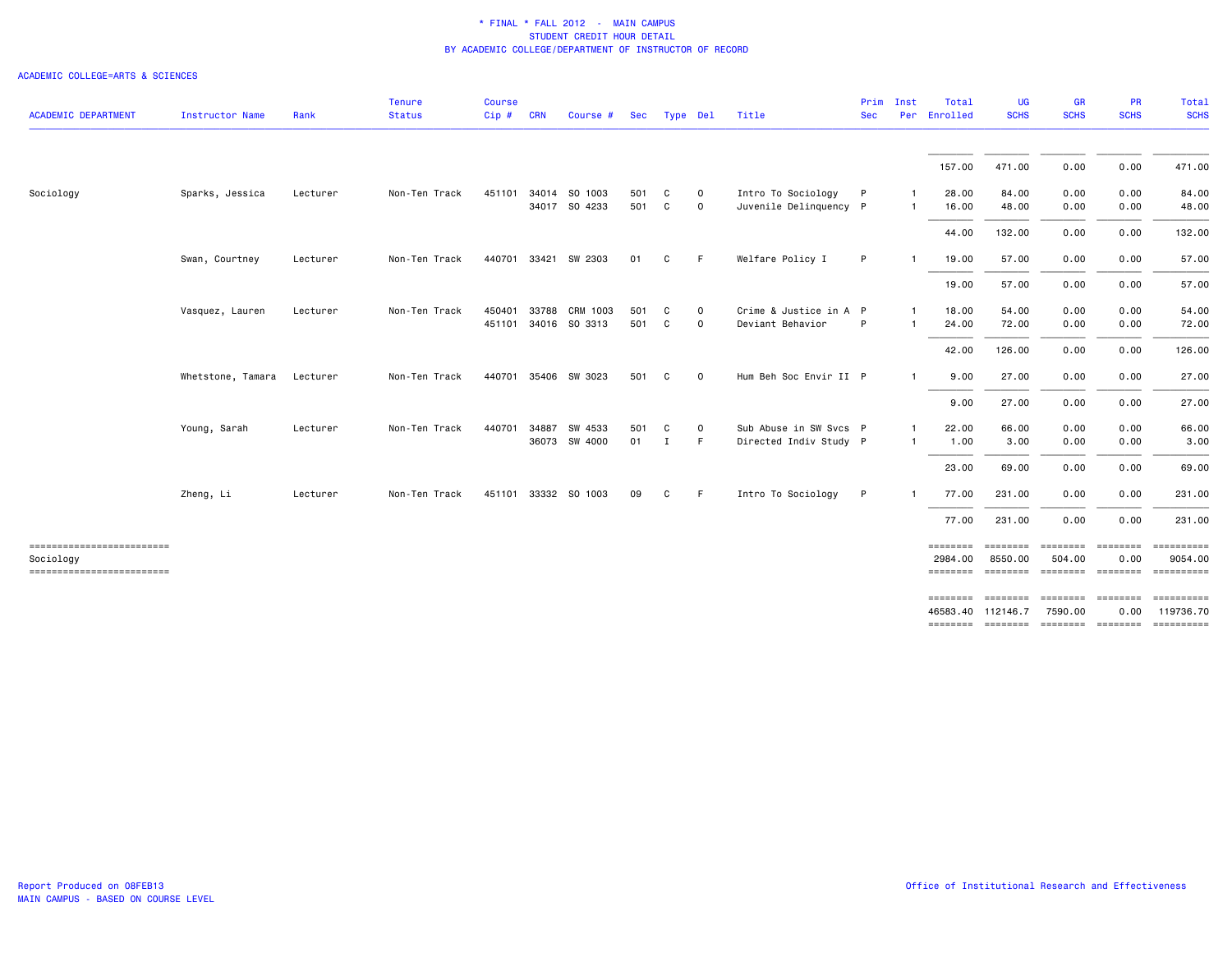\* FINAL \* FALL 2012 - MAIN CAMPUS
STUDENT CREDIT HOUR DETAIL
BY ACADEMIC COLLEGE/DEPARTMENT OF INSTRUCTOR OF RECORD

ACADEMIC COLLEGE=ARTS & SCIENCES

| ACADEMIC DEPARTMENT | Instructor Name | Rank | Tenure Status | Course Cip # | CRN | Course # | Sec | Type | Del | Title | Prim Sec | Inst Per | Total Enrolled | UG SCHS | GR SCHS | PR SCHS | Total SCHS |
|---|---|---|---|---|---|---|---|---|---|---|---|---|---|---|---|---|---|
| | | | | | | | | | | | | | 157.00 | 471.00 | 0.00 | 0.00 | 471.00 |
| Sociology | Sparks, Jessica | Lecturer | Non-Ten Track | 451101 | 34014 | SO 1003 | 501 | C | O | Intro To Sociology | P | 1 | 28.00 | 84.00 | 0.00 | 0.00 | 84.00 |
| | | | | | 34017 | SO 4233 | 501 | C | O | Juvenile Delinquency | P | 1 | 16.00 | 48.00 | 0.00 | 0.00 | 48.00 |
| | | | | | | | | | | | | | 44.00 | 132.00 | 0.00 | 0.00 | 132.00 |
| | Swan, Courtney | Lecturer | Non-Ten Track | 440701 | 33421 | SW 2303 | 01 | C | F | Welfare Policy I | P | 1 | 19.00 | 57.00 | 0.00 | 0.00 | 57.00 |
| | | | | | | | | | | | | | 19.00 | 57.00 | 0.00 | 0.00 | 57.00 |
| | Vasquez, Lauren | Lecturer | Non-Ten Track | 450401 | 33788 | CRM 1003 | 501 | C | O | Crime & Justice in A | P | 1 | 18.00 | 54.00 | 0.00 | 0.00 | 54.00 |
| | | | | 451101 | 34016 | SO 3313 | 501 | C | O | Deviant Behavior | P | 1 | 24.00 | 72.00 | 0.00 | 0.00 | 72.00 |
| | | | | | | | | | | | | | 42.00 | 126.00 | 0.00 | 0.00 | 126.00 |
| | Whetstone, Tamara | Lecturer | Non-Ten Track | 440701 | 35406 | SW 3023 | 501 | C | O | Hum Beh Soc Envir II | P | 1 | 9.00 | 27.00 | 0.00 | 0.00 | 27.00 |
| | | | | | | | | | | | | | 9.00 | 27.00 | 0.00 | 0.00 | 27.00 |
| | Young, Sarah | Lecturer | Non-Ten Track | 440701 | 34887 | SW 4533 | 501 | C | O | Sub Abuse in SW Svcs | P | 1 | 22.00 | 66.00 | 0.00 | 0.00 | 66.00 |
| | | | | | 36073 | SW 4000 | 01 | I | F | Directed Indiv Study | P | 1 | 1.00 | 3.00 | 0.00 | 0.00 | 3.00 |
| | | | | | | | | | | | | | 23.00 | 69.00 | 0.00 | 0.00 | 69.00 |
| | Zheng, Li | Lecturer | Non-Ten Track | 451101 | 33332 | SO 1003 | 09 | C | F | Intro To Sociology | P | 1 | 77.00 | 231.00 | 0.00 | 0.00 | 231.00 |
| | | | | | | | | | | | | | 77.00 | 231.00 | 0.00 | 0.00 | 231.00 |
| Sociology | | | | | | | | | | | | | 2984.00 | 8550.00 | 504.00 | 0.00 | 9054.00 |
| | | | | | | | | | | | | | 46583.40 | 112146.7 | 7590.00 | 0.00 | 119736.70 |

Report Produced on 08FEB13
MAIN CAMPUS - BASED ON COURSE LEVEL

Office of Institutional Research and Effectiveness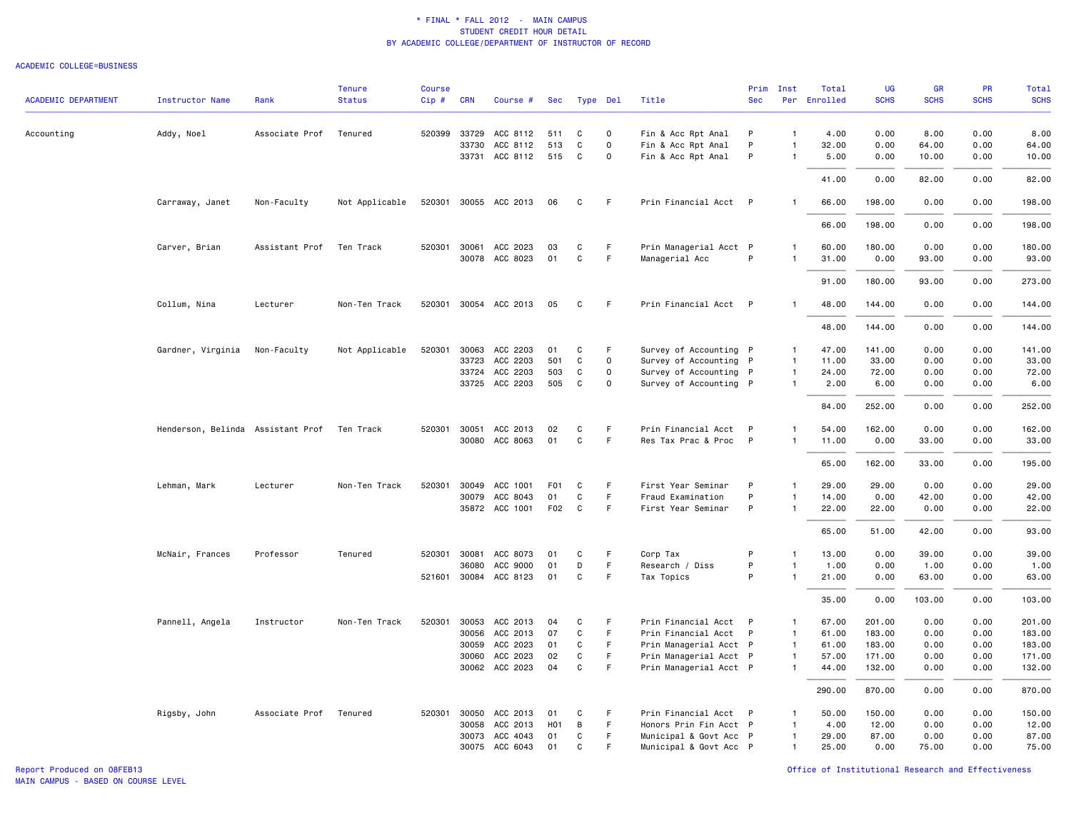\* FINAL \* FALL 2012 - MAIN CAMPUS
STUDENT CREDIT HOUR DETAIL
BY ACADEMIC COLLEGE/DEPARTMENT OF INSTRUCTOR OF RECORD

ACADEMIC COLLEGE=BUSINESS

| ACADEMIC DEPARTMENT | Instructor Name | Rank | Tenure Status | Course Cip # | CRN | Course # | Sec | Type | Del | Title | Prim Sec | Inst Per | Total Enrolled | UG SCHS | GR SCHS | PR SCHS | Total SCHS |
|---|---|---|---|---|---|---|---|---|---|---|---|---|---|---|---|---|---|
| Accounting | Addy, Noel | Associate Prof | Tenured | 520399 | 33729 | ACC 8112 | 511 | C | O | Fin & Acc Rpt Anal | P | 1 | 4.00 | 0.00 | 8.00 | 0.00 | 8.00 |
| | | | | | 33730 | ACC 8112 | 513 | C | O | Fin & Acc Rpt Anal | P | 1 | 32.00 | 0.00 | 64.00 | 0.00 | 64.00 |
| | | | | | 33731 | ACC 8112 | 515 | C | O | Fin & Acc Rpt Anal | P | 1 | 5.00 | 0.00 | 10.00 | 0.00 | 10.00 |
| | | | | | | | | | | | | | 41.00 | 0.00 | 82.00 | 0.00 | 82.00 |
| | Carraway, Janet | Non-Faculty | Not Applicable | 520301 | 30055 | ACC 2013 | 06 | C | F | Prin Financial Acct | P | 1 | 66.00 | 198.00 | 0.00 | 0.00 | 198.00 |
| | | | | | | | | | | | | | 66.00 | 198.00 | 0.00 | 0.00 | 198.00 |
| | Carver, Brian | Assistant Prof | Ten Track | 520301 | 30061 | ACC 2023 | 03 | C | F | Prin Managerial Acct | P | 1 | 60.00 | 180.00 | 0.00 | 0.00 | 180.00 |
| | | | | | 30078 | ACC 8023 | 01 | C | F | Managerial Acc | P | 1 | 31.00 | 0.00 | 93.00 | 0.00 | 93.00 |
| | | | | | | | | | | | | | 91.00 | 180.00 | 93.00 | 0.00 | 273.00 |
| | Collum, Nina | Lecturer | Non-Ten Track | 520301 | 30054 | ACC 2013 | 05 | C | F | Prin Financial Acct | P | 1 | 48.00 | 144.00 | 0.00 | 0.00 | 144.00 |
| | | | | | | | | | | | | | 48.00 | 144.00 | 0.00 | 0.00 | 144.00 |
| | Gardner, Virginia | Non-Faculty | Not Applicable | 520301 | 30063 | ACC 2203 | 01 | C | F | Survey of Accounting | P | 1 | 47.00 | 141.00 | 0.00 | 0.00 | 141.00 |
| | | | | | 33723 | ACC 2203 | 501 | C | O | Survey of Accounting | P | 1 | 11.00 | 33.00 | 0.00 | 0.00 | 33.00 |
| | | | | | 33724 | ACC 2203 | 503 | C | O | Survey of Accounting | P | 1 | 24.00 | 72.00 | 0.00 | 0.00 | 72.00 |
| | | | | | 33725 | ACC 2203 | 505 | C | O | Survey of Accounting | P | 1 | 2.00 | 6.00 | 0.00 | 0.00 | 6.00 |
| | | | | | | | | | | | | | 84.00 | 252.00 | 0.00 | 0.00 | 252.00 |
| | Henderson, Belinda | Assistant Prof | Ten Track | 520301 | 30051 | ACC 2013 | 02 | C | F | Prin Financial Acct | P | 1 | 54.00 | 162.00 | 0.00 | 0.00 | 162.00 |
| | | | | | 30080 | ACC 8063 | 01 | C | F | Res Tax Prac & Proc | P | 1 | 11.00 | 0.00 | 33.00 | 0.00 | 33.00 |
| | | | | | | | | | | | | | 65.00 | 162.00 | 33.00 | 0.00 | 195.00 |
| | Lehman, Mark | Lecturer | Non-Ten Track | 520301 | 30049 | ACC 1001 | F01 | C | F | First Year Seminar | P | 1 | 29.00 | 29.00 | 0.00 | 0.00 | 29.00 |
| | | | | | 30079 | ACC 8043 | 01 | C | F | Fraud Examination | P | 1 | 14.00 | 0.00 | 42.00 | 0.00 | 42.00 |
| | | | | | 35872 | ACC 1001 | F02 | C | F | First Year Seminar | P | 1 | 22.00 | 22.00 | 0.00 | 0.00 | 22.00 |
| | | | | | | | | | | | | | 65.00 | 51.00 | 42.00 | 0.00 | 93.00 |
| | McNair, Frances | Professor | Tenured | 520301 | 30081 | ACC 8073 | 01 | C | F | Corp Tax | P | 1 | 13.00 | 0.00 | 39.00 | 0.00 | 39.00 |
| | | | | | 36080 | ACC 9000 | 01 | D | F | Research / Diss | P | 1 | 1.00 | 0.00 | 1.00 | 0.00 | 1.00 |
| | | | | 521601 | 30084 | ACC 8123 | 01 | C | F | Tax Topics | P | 1 | 21.00 | 0.00 | 63.00 | 0.00 | 63.00 |
| | | | | | | | | | | | | | 35.00 | 0.00 | 103.00 | 0.00 | 103.00 |
| | Pannell, Angela | Instructor | Non-Ten Track | 520301 | 30053 | ACC 2013 | 04 | C | F | Prin Financial Acct | P | 1 | 67.00 | 201.00 | 0.00 | 0.00 | 201.00 |
| | | | | | 30056 | ACC 2013 | 07 | C | F | Prin Financial Acct | P | 1 | 61.00 | 183.00 | 0.00 | 0.00 | 183.00 |
| | | | | | 30059 | ACC 2023 | 01 | C | F | Prin Managerial Acct | P | 1 | 61.00 | 183.00 | 0.00 | 0.00 | 183.00 |
| | | | | | 30060 | ACC 2023 | 02 | C | F | Prin Managerial Acct | P | 1 | 57.00 | 171.00 | 0.00 | 0.00 | 171.00 |
| | | | | | 30062 | ACC 2023 | 04 | C | F | Prin Managerial Acct | P | 1 | 44.00 | 132.00 | 0.00 | 0.00 | 132.00 |
| | | | | | | | | | | | | | 290.00 | 870.00 | 0.00 | 0.00 | 870.00 |
| | Rigsby, John | Associate Prof | Tenured | 520301 | 30050 | ACC 2013 | 01 | C | F | Prin Financial Acct | P | 1 | 50.00 | 150.00 | 0.00 | 0.00 | 150.00 |
| | | | | | 30058 | ACC 2013 | H01 | B | F | Honors Prin Fin Acct | P | 1 | 4.00 | 12.00 | 0.00 | 0.00 | 12.00 |
| | | | | | 30073 | ACC 4043 | 01 | C | F | Municipal & Govt Acc | P | 1 | 29.00 | 87.00 | 0.00 | 0.00 | 87.00 |
| | | | | | 30075 | ACC 6043 | 01 | C | F | Municipal & Govt Acc | P | 1 | 25.00 | 0.00 | 75.00 | 0.00 | 75.00 |

Report Produced on 08FEB13
MAIN CAMPUS - BASED ON COURSE LEVEL

Office of Institutional Research and Effectiveness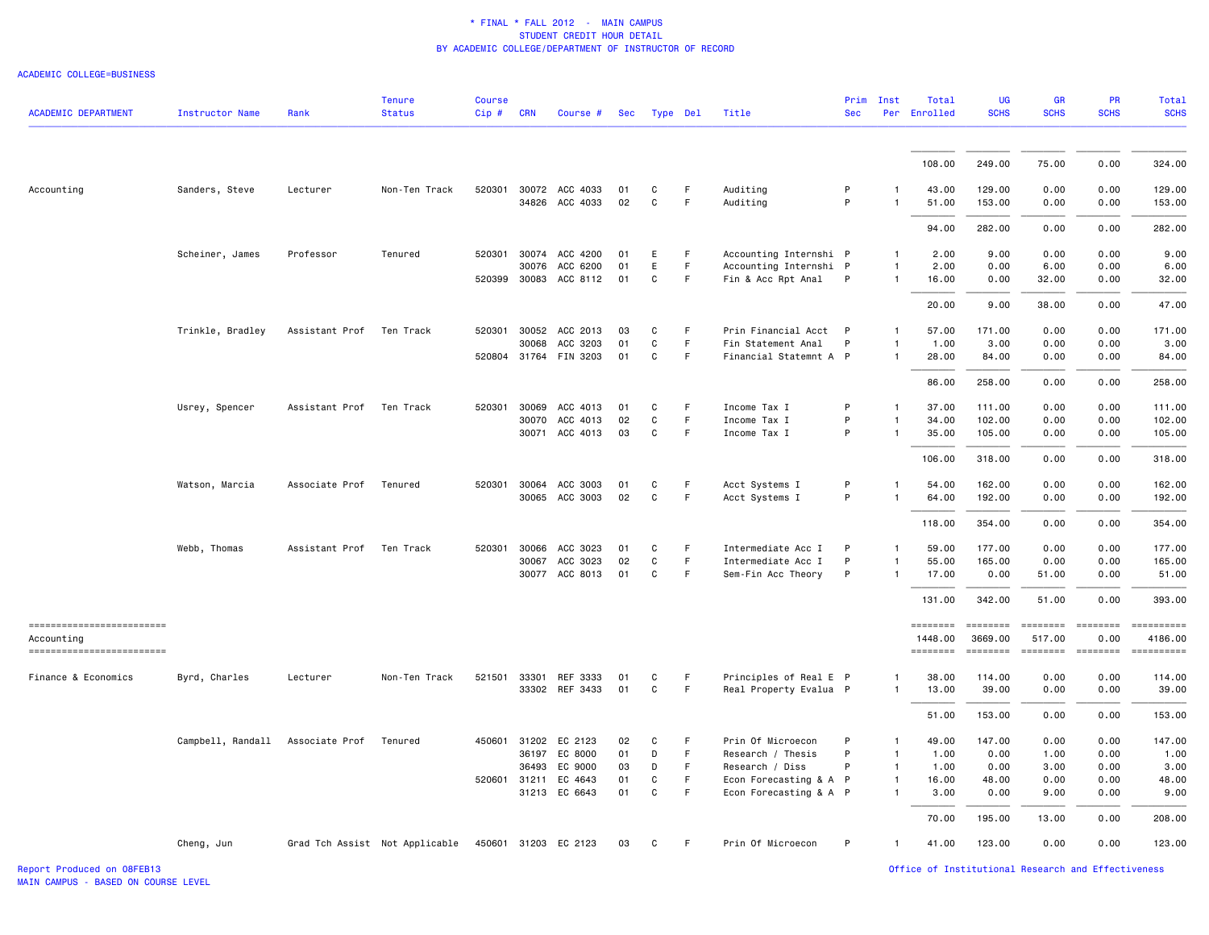\* FINAL \* FALL 2012 - MAIN CAMPUS
STUDENT CREDIT HOUR DETAIL
BY ACADEMIC COLLEGE/DEPARTMENT OF INSTRUCTOR OF RECORD

ACADEMIC COLLEGE=BUSINESS

| ACADEMIC DEPARTMENT | Instructor Name | Rank | Tenure Status | Course Cip # | CRN | Course # | Sec | Type | Del | Title | Prim Sec | Inst Per | Total Enrolled | UG SCHS | GR SCHS | PR SCHS | Total SCHS |
|---|---|---|---|---|---|---|---|---|---|---|---|---|---|---|---|---|---|
| | | | | | | | | | | | | | 108.00 | 249.00 | 75.00 | 0.00 | 324.00 |
| Accounting | Sanders, Steve | Lecturer | Non-Ten Track | 520301 | 30072 | ACC 4033 | 01 | C | F | Auditing | P | 1 | 43.00 | 129.00 | 0.00 | 0.00 | 129.00 |
| | | | | | 34826 | ACC 4033 | 02 | C | F | Auditing | P | 1 | 51.00 | 153.00 | 0.00 | 0.00 | 153.00 |
| | | | | | | | | | | | | | 94.00 | 282.00 | 0.00 | 0.00 | 282.00 |
| | Scheiner, James | Professor | Tenured | 520301 | 30074 | ACC 4200 | 01 | E | F | Accounting Internshi | P | 1 | 2.00 | 9.00 | 0.00 | 0.00 | 9.00 |
| | | | | | 30076 | ACC 6200 | 01 | E | F | Accounting Internshi | P | 1 | 2.00 | 0.00 | 6.00 | 0.00 | 6.00 |
| | | | | 520399 | 30083 | ACC 8112 | 01 | C | F | Fin & Acc Rpt Anal | P | 1 | 16.00 | 0.00 | 32.00 | 0.00 | 32.00 |
| | | | | | | | | | | | | | 20.00 | 9.00 | 38.00 | 0.00 | 47.00 |
| | Trinkle, Bradley | Assistant Prof | Ten Track | 520301 | 30052 | ACC 2013 | 03 | C | F | Prin Financial Acct | P | 1 | 57.00 | 171.00 | 0.00 | 0.00 | 171.00 |
| | | | | | 30068 | ACC 3203 | 01 | C | F | Fin Statement Anal | P | 1 | 1.00 | 3.00 | 0.00 | 0.00 | 3.00 |
| | | | | 520804 | 31764 | FIN 3203 | 01 | C | F | Financial Statemnt A | P | 1 | 28.00 | 84.00 | 0.00 | 0.00 | 84.00 |
| | | | | | | | | | | | | | 86.00 | 258.00 | 0.00 | 0.00 | 258.00 |
| | Usrey, Spencer | Assistant Prof | Ten Track | 520301 | 30069 | ACC 4013 | 01 | C | F | Income Tax I | P | 1 | 37.00 | 111.00 | 0.00 | 0.00 | 111.00 |
| | | | | | 30070 | ACC 4013 | 02 | C | F | Income Tax I | P | 1 | 34.00 | 102.00 | 0.00 | 0.00 | 102.00 |
| | | | | | 30071 | ACC 4013 | 03 | C | F | Income Tax I | P | 1 | 35.00 | 105.00 | 0.00 | 0.00 | 105.00 |
| | | | | | | | | | | | | | 106.00 | 318.00 | 0.00 | 0.00 | 318.00 |
| | Watson, Marcia | Associate Prof | Tenured | 520301 | 30064 | ACC 3003 | 01 | C | F | Acct Systems I | P | 1 | 54.00 | 162.00 | 0.00 | 0.00 | 162.00 |
| | | | | | 30065 | ACC 3003 | 02 | C | F | Acct Systems I | P | 1 | 64.00 | 192.00 | 0.00 | 0.00 | 192.00 |
| | | | | | | | | | | | | | 118.00 | 354.00 | 0.00 | 0.00 | 354.00 |
| | Webb, Thomas | Assistant Prof | Ten Track | 520301 | 30066 | ACC 3023 | 01 | C | F | Intermediate Acc I | P | 1 | 59.00 | 177.00 | 0.00 | 0.00 | 177.00 |
| | | | | | 30067 | ACC 3023 | 02 | C | F | Intermediate Acc I | P | 1 | 55.00 | 165.00 | 0.00 | 0.00 | 165.00 |
| | | | | | 30077 | ACC 8013 | 01 | C | F | Sem-Fin Acc Theory | P | 1 | 17.00 | 0.00 | 51.00 | 0.00 | 51.00 |
| | | | | | | | | | | | | | 131.00 | 342.00 | 51.00 | 0.00 | 393.00 |
| Accounting | | | | | | | | | | | | | 1448.00 | 3669.00 | 517.00 | 0.00 | 4186.00 |
| Finance & Economics | Byrd, Charles | Lecturer | Non-Ten Track | 521501 | 33301 | REF 3333 | 01 | C | F | Principles of Real E | P | 1 | 38.00 | 114.00 | 0.00 | 0.00 | 114.00 |
| | | | | | 33302 | REF 3433 | 01 | C | F | Real Property Evalua | P | 1 | 13.00 | 39.00 | 0.00 | 0.00 | 39.00 |
| | | | | | | | | | | | | | 51.00 | 153.00 | 0.00 | 0.00 | 153.00 |
| | Campbell, Randall | Associate Prof | Tenured | 450601 | 31202 | EC 2123 | 02 | C | F | Prin Of Microecon | P | 1 | 49.00 | 147.00 | 0.00 | 0.00 | 147.00 |
| | | | | | 36197 | EC 8000 | 01 | D | F | Research / Thesis | P | 1 | 1.00 | 0.00 | 1.00 | 0.00 | 1.00 |
| | | | | | 36493 | EC 9000 | 03 | D | F | Research / Diss | P | 1 | 1.00 | 0.00 | 3.00 | 0.00 | 3.00 |
| | | | | 520601 | 31211 | EC 4643 | 01 | C | F | Econ Forecasting & A | P | 1 | 16.00 | 48.00 | 0.00 | 0.00 | 48.00 |
| | | | | | 31213 | EC 6643 | 01 | C | F | Econ Forecasting & A | P | 1 | 3.00 | 0.00 | 9.00 | 0.00 | 9.00 |
| | | | | | | | | | | | | | 70.00 | 195.00 | 13.00 | 0.00 | 208.00 |
| | Cheng, Jun | Grad Tch Assist | Not Applicable | 450601 | 31203 | EC 2123 | 03 | C | F | Prin Of Microecon | P | 1 | 41.00 | 123.00 | 0.00 | 0.00 | 123.00 |

Report Produced on 08FEB13
MAIN CAMPUS - BASED ON COURSE LEVEL
Office of Institutional Research and Effectiveness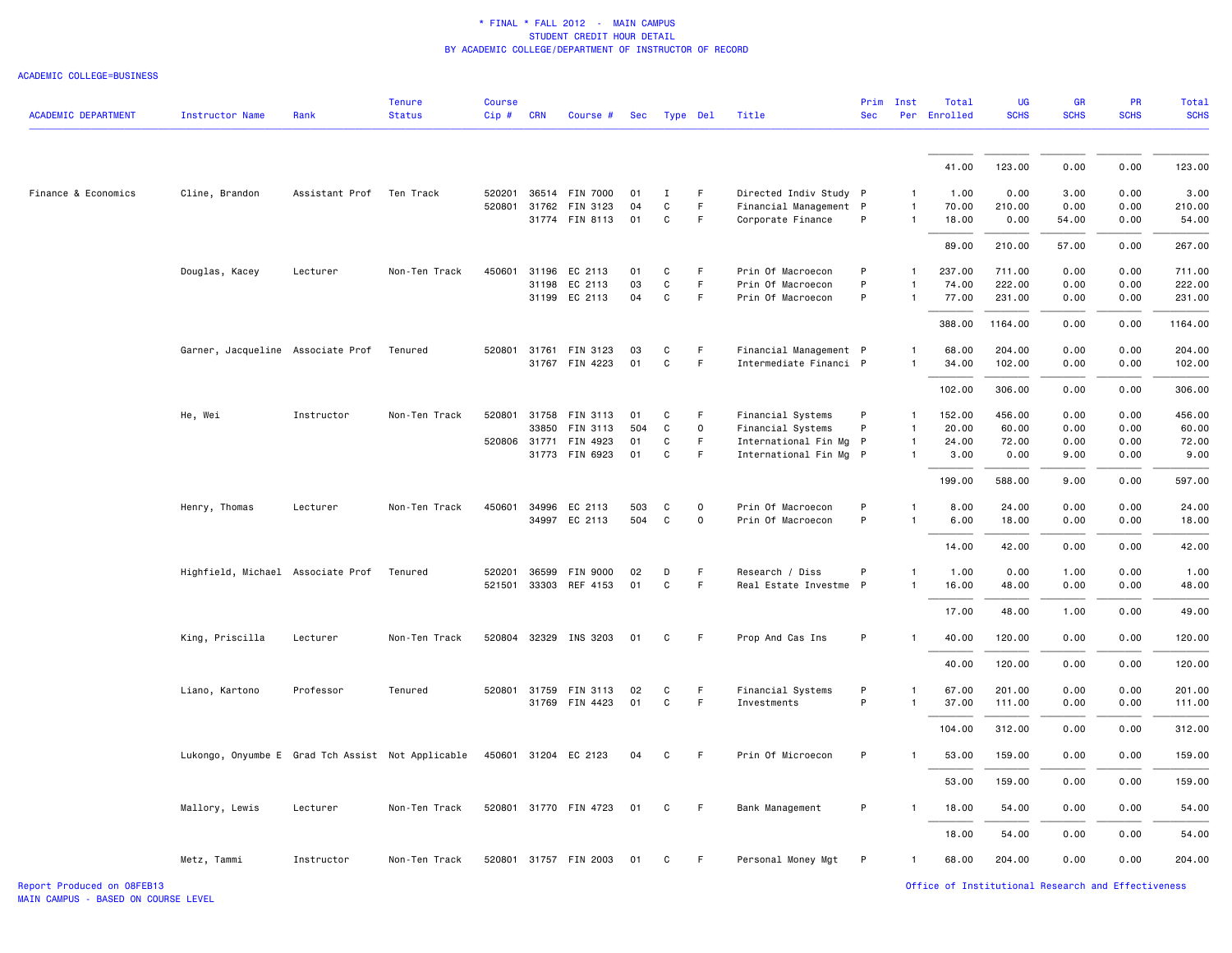\* FINAL \* FALL 2012 - MAIN CAMPUS
STUDENT CREDIT HOUR DETAIL
BY ACADEMIC COLLEGE/DEPARTMENT OF INSTRUCTOR OF RECORD

ACADEMIC COLLEGE=BUSINESS

| ACADEMIC DEPARTMENT | Instructor Name | Rank | Tenure Status | Course Cip # | CRN | Course # | Sec | Type | Del | Title | Prim Sec | Inst Per | Total Enrolled | UG SCHS | GR SCHS | PR SCHS | Total SCHS |
|---|---|---|---|---|---|---|---|---|---|---|---|---|---|---|---|---|---|
| | | | | | | | | | | | | | 41.00 | 123.00 | 0.00 | 0.00 | 123.00 |
| Finance & Economics | Cline, Brandon | Assistant Prof | Ten Track | 520201 | 36514 | FIN 7000 | 01 | I | F | Directed Indiv Study | P | 1 | 1.00 | 0.00 | 3.00 | 0.00 | 3.00 |
| | | | | 520801 | 31762 | FIN 3123 | 04 | C | F | Financial Management | P | 1 | 70.00 | 210.00 | 0.00 | 0.00 | 210.00 |
| | | | | | 31774 | FIN 8113 | 01 | C | F | Corporate Finance | P | 1 | 18.00 | 0.00 | 54.00 | 0.00 | 54.00 |
| | | | | | | | | | | | | | 89.00 | 210.00 | 57.00 | 0.00 | 267.00 |
| | Douglas, Kacey | Lecturer | Non-Ten Track | 450601 | 31196 | EC 2113 | 01 | C | F | Prin Of Macroecon | P | 1 | 237.00 | 711.00 | 0.00 | 0.00 | 711.00 |
| | | | | | 31198 | EC 2113 | 03 | C | F | Prin Of Macroecon | P | 1 | 74.00 | 222.00 | 0.00 | 0.00 | 222.00 |
| | | | | | 31199 | EC 2113 | 04 | C | F | Prin Of Macroecon | P | 1 | 77.00 | 231.00 | 0.00 | 0.00 | 231.00 |
| | | | | | | | | | | | | | 388.00 | 1164.00 | 0.00 | 0.00 | 1164.00 |
| | Garner, Jacqueline | Associate Prof | Tenured | 520801 | 31761 | FIN 3123 | 03 | C | F | Financial Management | P | 1 | 68.00 | 204.00 | 0.00 | 0.00 | 204.00 |
| | | | | | 31767 | FIN 4223 | 01 | C | F | Intermediate Financi | P | 1 | 34.00 | 102.00 | 0.00 | 0.00 | 102.00 |
| | | | | | | | | | | | | | 102.00 | 306.00 | 0.00 | 0.00 | 306.00 |
| | He, Wei | Instructor | Non-Ten Track | 520801 | 31758 | FIN 3113 | 01 | C | F | Financial Systems | P | 1 | 152.00 | 456.00 | 0.00 | 0.00 | 456.00 |
| | | | | | 33850 | FIN 3113 | 504 | C | O | Financial Systems | P | 1 | 20.00 | 60.00 | 0.00 | 0.00 | 60.00 |
| | | | | 520806 | 31771 | FIN 4923 | 01 | C | F | International Fin Mg | P | 1 | 24.00 | 72.00 | 0.00 | 0.00 | 72.00 |
| | | | | | 31773 | FIN 6923 | 01 | C | F | International Fin Mg | P | 1 | 3.00 | 0.00 | 9.00 | 0.00 | 9.00 |
| | | | | | | | | | | | | | 199.00 | 588.00 | 9.00 | 0.00 | 597.00 |
| | Henry, Thomas | Lecturer | Non-Ten Track | 450601 | 34996 | EC 2113 | 503 | C | O | Prin Of Macroecon | P | 1 | 8.00 | 24.00 | 0.00 | 0.00 | 24.00 |
| | | | | | 34997 | EC 2113 | 504 | C | O | Prin Of Macroecon | P | 1 | 6.00 | 18.00 | 0.00 | 0.00 | 18.00 |
| | | | | | | | | | | | | | 14.00 | 42.00 | 0.00 | 0.00 | 42.00 |
| | Highfield, Michael | Associate Prof | Tenured | 520201 | 36599 | FIN 9000 | 02 | D | F | Research / Diss | P | 1 | 1.00 | 0.00 | 1.00 | 0.00 | 1.00 |
| | | | | 521501 | 33303 | REF 4153 | 01 | C | F | Real Estate Investme | P | 1 | 16.00 | 48.00 | 0.00 | 0.00 | 48.00 |
| | | | | | | | | | | | | | 17.00 | 48.00 | 1.00 | 0.00 | 49.00 |
| | King, Priscilla | Lecturer | Non-Ten Track | 520804 | 32329 | INS 3203 | 01 | C | F | Prop And Cas Ins | P | 1 | 40.00 | 120.00 | 0.00 | 0.00 | 120.00 |
| | | | | | | | | | | | | | 40.00 | 120.00 | 0.00 | 0.00 | 120.00 |
| | Liano, Kartono | Professor | Tenured | 520801 | 31759 | FIN 3113 | 02 | C | F | Financial Systems | P | 1 | 67.00 | 201.00 | 0.00 | 0.00 | 201.00 |
| | | | | | 31769 | FIN 4423 | 01 | C | F | Investments | P | 1 | 37.00 | 111.00 | 0.00 | 0.00 | 111.00 |
| | | | | | | | | | | | | | 104.00 | 312.00 | 0.00 | 0.00 | 312.00 |
| | Lukongo, Onyumbe E | Grad Tch Assist | Not Applicable | 450601 | 31204 | EC 2123 | 04 | C | F | Prin Of Microecon | P | 1 | 53.00 | 159.00 | 0.00 | 0.00 | 159.00 |
| | | | | | | | | | | | | | 53.00 | 159.00 | 0.00 | 0.00 | 159.00 |
| | Mallory, Lewis | Lecturer | Non-Ten Track | 520801 | 31770 | FIN 4723 | 01 | C | F | Bank Management | P | 1 | 18.00 | 54.00 | 0.00 | 0.00 | 54.00 |
| | | | | | | | | | | | | | 18.00 | 54.00 | 0.00 | 0.00 | 54.00 |
| | Metz, Tammi | Instructor | Non-Ten Track | 520801 | 31757 | FIN 2003 | 01 | C | F | Personal Money Mgt | P | 1 | 68.00 | 204.00 | 0.00 | 0.00 | 204.00 |

Report Produced on 08FEB13
MAIN CAMPUS - BASED ON COURSE LEVEL

Office of Institutional Research and Effectiveness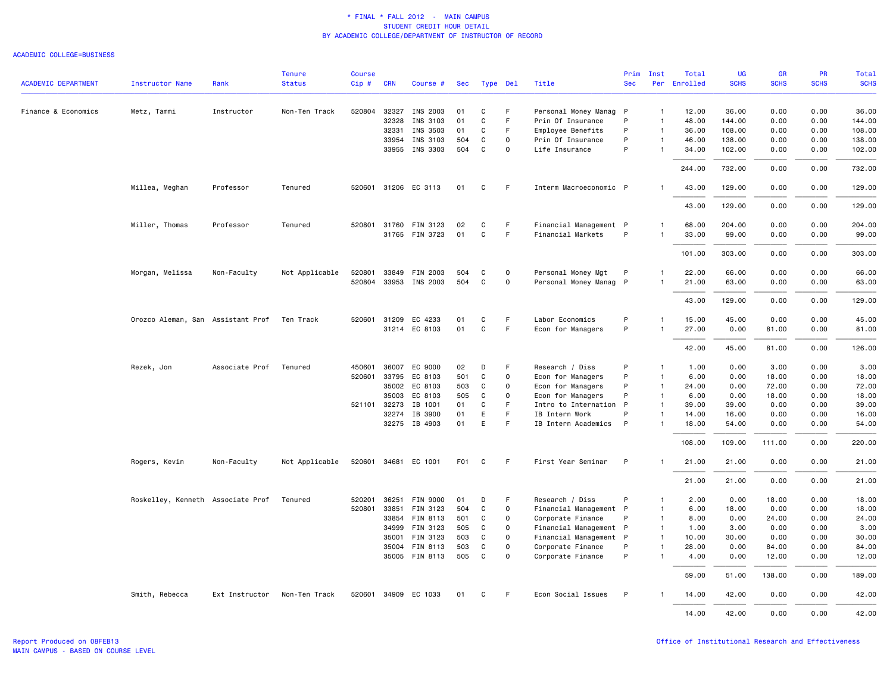# * FINAL * FALL 2012 - MAIN CAMPUS
## STUDENT CREDIT HOUR DETAIL
### BY ACADEMIC COLLEGE/DEPARTMENT OF INSTRUCTOR OF RECORD

ACADEMIC COLLEGE=BUSINESS

| ACADEMIC DEPARTMENT | Instructor Name | Rank | Tenure Status | Course Cip # | CRN | Course # | Sec | Type | Del | Title | Prim Sec | Inst Per | Total Enrolled | UG SCHS | GR SCHS | PR SCHS | Total SCHS |
|---|---|---|---|---|---|---|---|---|---|---|---|---|---|---|---|---|---|
| Finance & Economics | Metz, Tammi | Instructor | Non-Ten Track | 520804 | 32327 | INS 2003 | 01 | C | F | Personal Money Manag | P | 1 | 12.00 | 36.00 | 0.00 | 0.00 | 36.00 |
| | | | | | 32328 | INS 3103 | 01 | C | F | Prin Of Insurance | P | 1 | 48.00 | 144.00 | 0.00 | 0.00 | 144.00 |
| | | | | | 32331 | INS 3503 | 01 | C | F | Employee Benefits | P | 1 | 36.00 | 108.00 | 0.00 | 0.00 | 108.00 |
| | | | | | 33954 | INS 3103 | 504 | C | O | Prin Of Insurance | P | 1 | 46.00 | 138.00 | 0.00 | 0.00 | 138.00 |
| | | | | | 33955 | INS 3303 | 504 | C | O | Life Insurance | P | 1 | 34.00 | 102.00 | 0.00 | 0.00 | 102.00 |
| | | | | | | | | | | | | | 244.00 | 732.00 | 0.00 | 0.00 | 732.00 |
| | Millea, Meghan | Professor | Tenured | 520601 | 31206 | EC 3113 | 01 | C | F | Interm Macroeconomic | P | 1 | 43.00 | 129.00 | 0.00 | 0.00 | 129.00 |
| | | | | | | | | | | | | | 43.00 | 129.00 | 0.00 | 0.00 | 129.00 |
| | Miller, Thomas | Professor | Tenured | 520801 | 31760 | FIN 3123 | 02 | C | F | Financial Management | P | 1 | 68.00 | 204.00 | 0.00 | 0.00 | 204.00 |
| | | | | | 31765 | FIN 3723 | 01 | C | F | Financial Markets | P | 1 | 33.00 | 99.00 | 0.00 | 0.00 | 99.00 |
| | | | | | | | | | | | | | 101.00 | 303.00 | 0.00 | 0.00 | 303.00 |
| | Morgan, Melissa | Non-Faculty | Not Applicable | 520801 | 33849 | FIN 2003 | 504 | C | O | Personal Money Mgt | P | 1 | 22.00 | 66.00 | 0.00 | 0.00 | 66.00 |
| | | | | 520804 | 33953 | INS 2003 | 504 | C | O | Personal Money Manag | P | 1 | 21.00 | 63.00 | 0.00 | 0.00 | 63.00 |
| | | | | | | | | | | | | | 43.00 | 129.00 | 0.00 | 0.00 | 129.00 |
| | Orozco Aleman, San | Assistant Prof | Ten Track | 520601 | 31209 | EC 4233 | 01 | C | F | Labor Economics | P | 1 | 15.00 | 45.00 | 0.00 | 0.00 | 45.00 |
| | | | | | 31214 | EC 8103 | 01 | C | F | Econ for Managers | P | 1 | 27.00 | 0.00 | 81.00 | 0.00 | 81.00 |
| | | | | | | | | | | | | | 42.00 | 45.00 | 81.00 | 0.00 | 126.00 |
| | Rezek, Jon | Associate Prof | Tenured | 450601 | 36007 | EC 9000 | 02 | D | F | Research / Diss | P | 1 | 1.00 | 0.00 | 3.00 | 0.00 | 3.00 |
| | | | | 520601 | 33795 | EC 8103 | 501 | C | O | Econ for Managers | P | 1 | 6.00 | 0.00 | 18.00 | 0.00 | 18.00 |
| | | | | | 35002 | EC 8103 | 503 | C | O | Econ for Managers | P | 1 | 24.00 | 0.00 | 72.00 | 0.00 | 72.00 |
| | | | | | 35003 | EC 8103 | 505 | C | O | Econ for Managers | P | 1 | 6.00 | 0.00 | 18.00 | 0.00 | 18.00 |
| | | | | 521101 | 32273 | IB 1001 | 01 | C | F | Intro to Internation | P | 1 | 39.00 | 39.00 | 0.00 | 0.00 | 39.00 |
| | | | | | 32274 | IB 3900 | 01 | E | F | IB Intern Work | P | 1 | 14.00 | 16.00 | 0.00 | 0.00 | 16.00 |
| | | | | | 32275 | IB 4903 | 01 | E | F | IB Intern Academics | P | 1 | 18.00 | 54.00 | 0.00 | 0.00 | 54.00 |
| | | | | | | | | | | | | | 108.00 | 109.00 | 111.00 | 0.00 | 220.00 |
| | Rogers, Kevin | Non-Faculty | Not Applicable | 520601 | 34681 | EC 1001 | F01 | C | F | First Year Seminar | P | 1 | 21.00 | 21.00 | 0.00 | 0.00 | 21.00 |
| | | | | | | | | | | | | | 21.00 | 21.00 | 0.00 | 0.00 | 21.00 |
| | Roskelley, Kenneth | Associate Prof | Tenured | 520201 | 36251 | FIN 9000 | 01 | D | F | Research / Diss | P | 1 | 2.00 | 0.00 | 18.00 | 0.00 | 18.00 |
| | | | | 520801 | 33851 | FIN 3123 | 504 | C | O | Financial Management | P | 1 | 6.00 | 18.00 | 0.00 | 0.00 | 18.00 |
| | | | | | 33854 | FIN 8113 | 501 | C | O | Corporate Finance | P | 1 | 8.00 | 0.00 | 24.00 | 0.00 | 24.00 |
| | | | | | 34999 | FIN 3123 | 505 | C | O | Financial Management | P | 1 | 1.00 | 3.00 | 0.00 | 0.00 | 3.00 |
| | | | | | 35001 | FIN 3123 | 503 | C | O | Financial Management | P | 1 | 10.00 | 30.00 | 0.00 | 0.00 | 30.00 |
| | | | | | 35004 | FIN 8113 | 503 | C | O | Corporate Finance | P | 1 | 28.00 | 0.00 | 84.00 | 0.00 | 84.00 |
| | | | | | 35005 | FIN 8113 | 505 | C | O | Corporate Finance | P | 1 | 4.00 | 0.00 | 12.00 | 0.00 | 12.00 |
| | | | | | | | | | | | | | 59.00 | 51.00 | 138.00 | 0.00 | 189.00 |
| | Smith, Rebecca | Ext Instructor | Non-Ten Track | 520601 | 34909 | EC 1033 | 01 | C | F | Econ Social Issues | P | 1 | 14.00 | 42.00 | 0.00 | 0.00 | 42.00 |
| | | | | | | | | | | | | | 14.00 | 42.00 | 0.00 | 0.00 | 42.00 |

Report Produced on 08FEB13
MAIN CAMPUS - BASED ON COURSE LEVEL

Office of Institutional Research and Effectiveness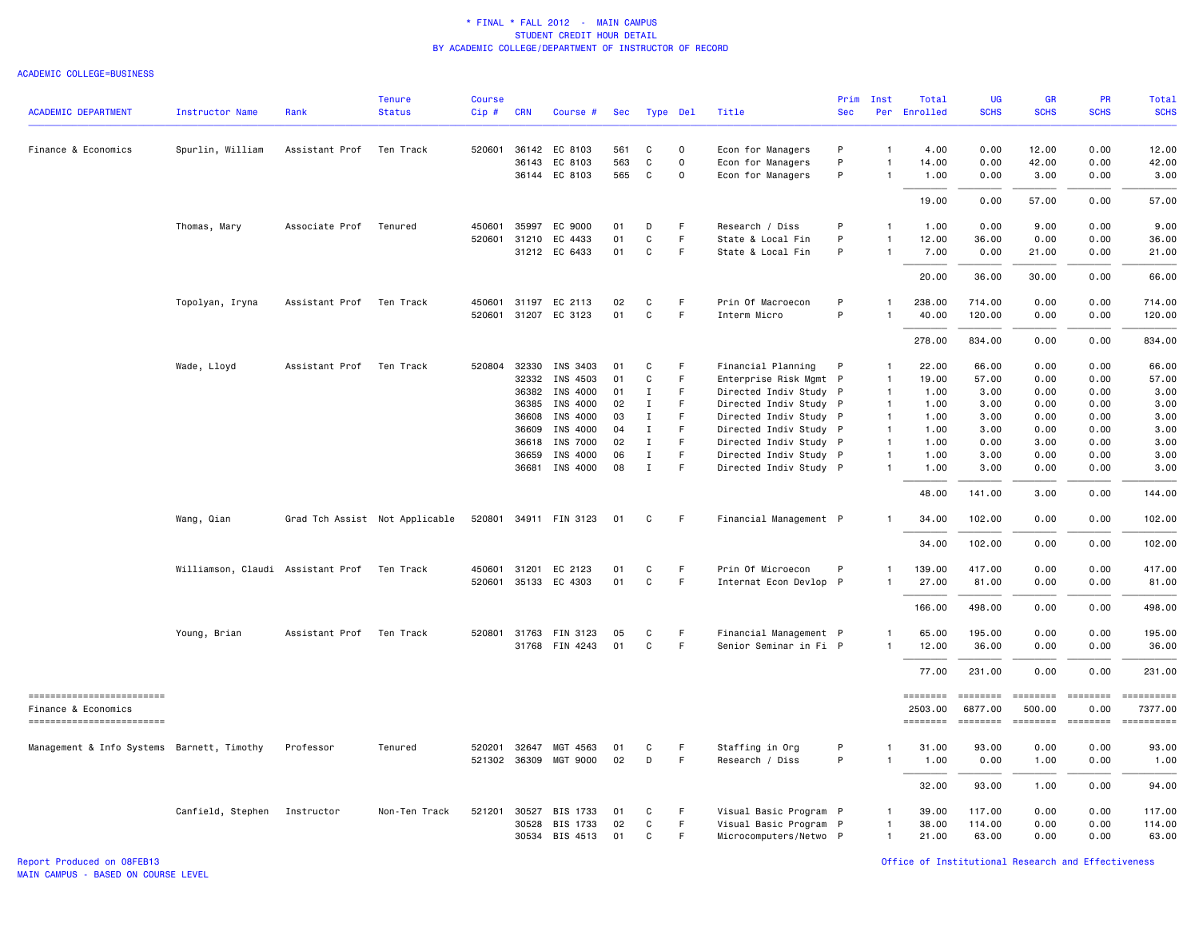\* FINAL \* FALL 2012 - MAIN CAMPUS
STUDENT CREDIT HOUR DETAIL
BY ACADEMIC COLLEGE/DEPARTMENT OF INSTRUCTOR OF RECORD

ACADEMIC COLLEGE=BUSINESS

| ACADEMIC DEPARTMENT | Instructor Name | Rank | Tenure Status | Course Cip # | CRN | Course # | Sec | Type | Del | Title | Prim Sec | Inst Per | Total Enrolled | UG SCHS | GR SCHS | PR SCHS | Total SCHS |
|---|---|---|---|---|---|---|---|---|---|---|---|---|---|---|---|---|---|
| Finance & Economics | Spurlin, William | Assistant Prof | Ten Track | 520601 | 36142 | EC 8103 | 561 | C | O | Econ for Managers | P | 1 | 4.00 | 0.00 | 12.00 | 0.00 | 12.00 |
| | | | | | 36143 | EC 8103 | 563 | C | O | Econ for Managers | P | 1 | 14.00 | 0.00 | 42.00 | 0.00 | 42.00 |
| | | | | | 36144 | EC 8103 | 565 | C | O | Econ for Managers | P | 1 | 1.00 | 0.00 | 3.00 | 0.00 | 3.00 |
| | | | | | | | | | | | | | 19.00 | 0.00 | 57.00 | 0.00 | 57.00 |
| | Thomas, Mary | Associate Prof | Tenured | 450601 | 35997 | EC 9000 | 01 | D | F | Research / Diss | P | 1 | 1.00 | 0.00 | 9.00 | 0.00 | 9.00 |
| | | | | 520601 | 31210 | EC 4433 | 01 | C | F | State & Local Fin | P | 1 | 12.00 | 36.00 | 0.00 | 0.00 | 36.00 |
| | | | | | 31212 | EC 6433 | 01 | C | F | State & Local Fin | P | 1 | 7.00 | 0.00 | 21.00 | 0.00 | 21.00 |
| | | | | | | | | | | | | | 20.00 | 36.00 | 30.00 | 0.00 | 66.00 |
| | Topolyan, Iryna | Assistant Prof | Ten Track | 450601 | 31197 | EC 2113 | 02 | C | F | Prin Of Macroecon | P | 1 | 238.00 | 714.00 | 0.00 | 0.00 | 714.00 |
| | | | | 520601 | 31207 | EC 3123 | 01 | C | F | Interm Micro | P | 1 | 40.00 | 120.00 | 0.00 | 0.00 | 120.00 |
| | | | | | | | | | | | | | 278.00 | 834.00 | 0.00 | 0.00 | 834.00 |
| | Wade, Lloyd | Assistant Prof | Ten Track | 520804 | 32330 | INS 3403 | 01 | C | F | Financial Planning | P | 1 | 22.00 | 66.00 | 0.00 | 0.00 | 66.00 |
| | | | | | 32332 | INS 4503 | 01 | C | F | Enterprise Risk Mgmt | P | 1 | 19.00 | 57.00 | 0.00 | 0.00 | 57.00 |
| | | | | | 36382 | INS 4000 | 01 | I | F | Directed Indiv Study | P | 1 | 1.00 | 3.00 | 0.00 | 0.00 | 3.00 |
| | | | | | 36385 | INS 4000 | 02 | I | F | Directed Indiv Study | P | 1 | 1.00 | 3.00 | 0.00 | 0.00 | 3.00 |
| | | | | | 36608 | INS 4000 | 03 | I | F | Directed Indiv Study | P | 1 | 1.00 | 3.00 | 0.00 | 0.00 | 3.00 |
| | | | | | 36609 | INS 4000 | 04 | I | F | Directed Indiv Study | P | 1 | 1.00 | 3.00 | 0.00 | 0.00 | 3.00 |
| | | | | | 36618 | INS 7000 | 02 | I | F | Directed Indiv Study | P | 1 | 1.00 | 0.00 | 3.00 | 0.00 | 3.00 |
| | | | | | 36659 | INS 4000 | 06 | I | F | Directed Indiv Study | P | 1 | 1.00 | 3.00 | 0.00 | 0.00 | 3.00 |
| | | | | | 36681 | INS 4000 | 08 | I | F | Directed Indiv Study | P | 1 | 1.00 | 3.00 | 0.00 | 0.00 | 3.00 |
| | | | | | | | | | | | | | 48.00 | 141.00 | 3.00 | 0.00 | 144.00 |
| | Wang, Qian | Grad Tch Assist | Not Applicable | 520801 | 34911 | FIN 3123 | 01 | C | F | Financial Management | P | 1 | 34.00 | 102.00 | 0.00 | 0.00 | 102.00 |
| | | | | | | | | | | | | | 34.00 | 102.00 | 0.00 | 0.00 | 102.00 |
| | Williamson, Claudi | Assistant Prof | Ten Track | 450601 | 31201 | EC 2123 | 01 | C | F | Prin Of Microecon | P | 1 | 139.00 | 417.00 | 0.00 | 0.00 | 417.00 |
| | | | | 520601 | 35133 | EC 4303 | 01 | C | F | Internat Econ Devlop | P | 1 | 27.00 | 81.00 | 0.00 | 0.00 | 81.00 |
| | | | | | | | | | | | | | 166.00 | 498.00 | 0.00 | 0.00 | 498.00 |
| | Young, Brian | Assistant Prof | Ten Track | 520801 | 31763 | FIN 3123 | 05 | C | F | Financial Management | P | 1 | 65.00 | 195.00 | 0.00 | 0.00 | 195.00 |
| | | | | | 31768 | FIN 4243 | 01 | C | F | Senior Seminar in Fi | P | 1 | 12.00 | 36.00 | 0.00 | 0.00 | 36.00 |
| | | | | | | | | | | | | | 77.00 | 231.00 | 0.00 | 0.00 | 231.00 |
| Finance & Economics | | | | | | | | | | | | | 2503.00 | 6877.00 | 500.00 | 0.00 | 7377.00 |
| Management & Info Systems | Barnett, Timothy | Professor | Tenured | 520201 | 32647 | MGT 4563 | 01 | C | F | Staffing in Org | P | 1 | 31.00 | 93.00 | 0.00 | 0.00 | 93.00 |
| | | | | 521302 | 36309 | MGT 9000 | 02 | D | F | Research / Diss | P | 1 | 1.00 | 0.00 | 1.00 | 0.00 | 1.00 |
| | | | | | | | | | | | | | 32.00 | 93.00 | 1.00 | 0.00 | 94.00 |
| | Canfield, Stephen | Instructor | Non-Ten Track | 521201 | 30527 | BIS 1733 | 01 | C | F | Visual Basic Program | P | 1 | 39.00 | 117.00 | 0.00 | 0.00 | 117.00 |
| | | | | | 30528 | BIS 1733 | 02 | C | F | Visual Basic Program | P | 1 | 38.00 | 114.00 | 0.00 | 0.00 | 114.00 |
| | | | | | 30534 | BIS 4513 | 01 | C | F | Microcomputers/Netwo | P | 1 | 21.00 | 63.00 | 0.00 | 0.00 | 63.00 |

Report Produced on 08FEB13
MAIN CAMPUS - BASED ON COURSE LEVEL

Office of Institutional Research and Effectiveness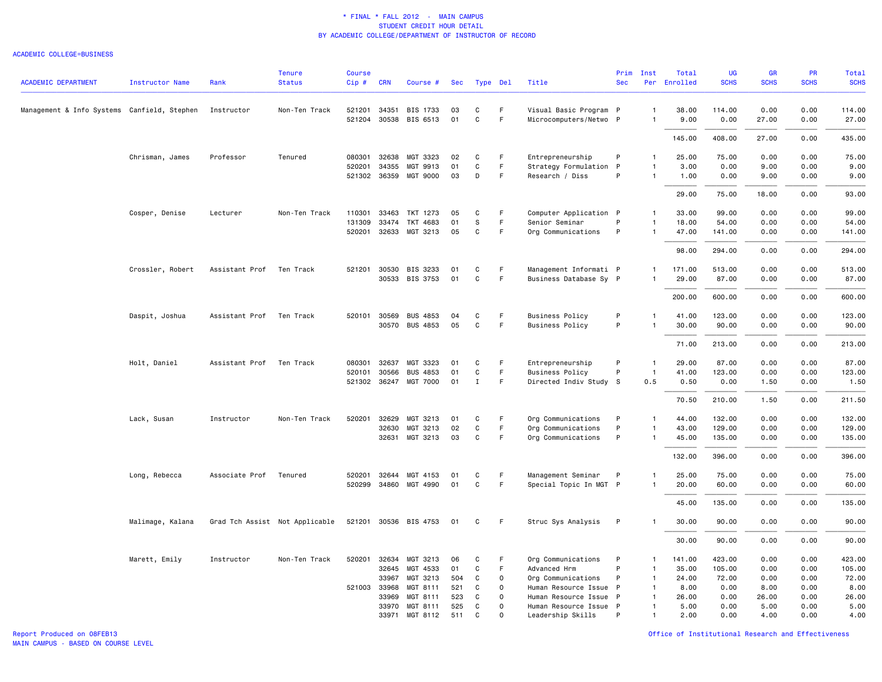# * FINAL * FALL 2012 - MAIN CAMPUS
## STUDENT CREDIT HOUR DETAIL
### BY ACADEMIC COLLEGE/DEPARTMENT OF INSTRUCTOR OF RECORD

ACADEMIC COLLEGE=BUSINESS

| ACADEMIC DEPARTMENT | Instructor Name | Rank | Tenure Status | Course Cip # | CRN | Course # | Sec | Type | Del | Title | Prim Sec | Inst Per | Total Enrolled | UG SCHS | GR SCHS | PR SCHS | Total SCHS |
|---|---|---|---|---|---|---|---|---|---|---|---|---|---|---|---|---|---|
| Management & Info Systems | Canfield, Stephen | Instructor | Non-Ten Track | 521201 | 34351 | BIS 1733 | 03 | C | F | Visual Basic Program | P | 1 | 38.00 | 114.00 | 0.00 | 0.00 | 114.00 |
| | | | | 521204 | 30538 | BIS 6513 | 01 | C | F | Microcomputers/Netwo | P | 1 | 9.00 | 0.00 | 27.00 | 0.00 | 27.00 |
| | | | | | | | | | | | | | 145.00 | 408.00 | 27.00 | 0.00 | 435.00 |
| | Chrisman, James | Professor | Tenured | 080301 | 32638 | MGT 3323 | 02 | C | F | Entrepreneurship | P | 1 | 25.00 | 75.00 | 0.00 | 0.00 | 75.00 |
| | | | | 520201 | 34355 | MGT 9913 | 01 | C | F | Strategy Formulation | P | 1 | 3.00 | 0.00 | 9.00 | 0.00 | 9.00 |
| | | | | 521302 | 36359 | MGT 9000 | 03 | D | F | Research / Diss | P | 1 | 1.00 | 0.00 | 9.00 | 0.00 | 9.00 |
| | | | | | | | | | | | | | 29.00 | 75.00 | 18.00 | 0.00 | 93.00 |
| | Cosper, Denise | Lecturer | Non-Ten Track | 110301 | 33463 | TKT 1273 | 05 | C | F | Computer Application | P | 1 | 33.00 | 99.00 | 0.00 | 0.00 | 99.00 |
| | | | | 131309 | 33474 | TKT 4683 | 01 | S | F | Senior Seminar | P | 1 | 18.00 | 54.00 | 0.00 | 0.00 | 54.00 |
| | | | | 520201 | 32633 | MGT 3213 | 05 | C | F | Org Communications | P | 1 | 47.00 | 141.00 | 0.00 | 0.00 | 141.00 |
| | | | | | | | | | | | | | 98.00 | 294.00 | 0.00 | 0.00 | 294.00 |
| | Crossler, Robert | Assistant Prof | Ten Track | 521201 | 30530 | BIS 3233 | 01 | C | F | Management Informati | P | 1 | 171.00 | 513.00 | 0.00 | 0.00 | 513.00 |
| | | | | | 30533 | BIS 3753 | 01 | C | F | Business Database Sy | P | 1 | 29.00 | 87.00 | 0.00 | 0.00 | 87.00 |
| | | | | | | | | | | | | | 200.00 | 600.00 | 0.00 | 0.00 | 600.00 |
| | Daspit, Joshua | Assistant Prof | Ten Track | 520101 | 30569 | BUS 4853 | 04 | C | F | Business Policy | P | 1 | 41.00 | 123.00 | 0.00 | 0.00 | 123.00 |
| | | | | | 30570 | BUS 4853 | 05 | C | F | Business Policy | P | 1 | 30.00 | 90.00 | 0.00 | 0.00 | 90.00 |
| | | | | | | | | | | | | | 71.00 | 213.00 | 0.00 | 0.00 | 213.00 |
| | Holt, Daniel | Assistant Prof | Ten Track | 080301 | 32637 | MGT 3323 | 01 | C | F | Entrepreneurship | P | 1 | 29.00 | 87.00 | 0.00 | 0.00 | 87.00 |
| | | | | 520101 | 30566 | BUS 4853 | 01 | C | F | Business Policy | P | 1 | 41.00 | 123.00 | 0.00 | 0.00 | 123.00 |
| | | | | 521302 | 36247 | MGT 7000 | 01 | I | F | Directed Indiv Study | S | 0.5 | 0.50 | 0.00 | 1.50 | 0.00 | 1.50 |
| | | | | | | | | | | | | | 70.50 | 210.00 | 1.50 | 0.00 | 211.50 |
| | Lack, Susan | Instructor | Non-Ten Track | 520201 | 32629 | MGT 3213 | 01 | C | F | Org Communications | P | 1 | 44.00 | 132.00 | 0.00 | 0.00 | 132.00 |
| | | | | | 32630 | MGT 3213 | 02 | C | F | Org Communications | P | 1 | 43.00 | 129.00 | 0.00 | 0.00 | 129.00 |
| | | | | | 32631 | MGT 3213 | 03 | C | F | Org Communications | P | 1 | 45.00 | 135.00 | 0.00 | 0.00 | 135.00 |
| | | | | | | | | | | | | | 132.00 | 396.00 | 0.00 | 0.00 | 396.00 |
| | Long, Rebecca | Associate Prof | Tenured | 520201 | 32644 | MGT 4153 | 01 | C | F | Management Seminar | P | 1 | 25.00 | 75.00 | 0.00 | 0.00 | 75.00 |
| | | | | 520299 | 34860 | MGT 4990 | 01 | C | F | Special Topic In MGT | P | 1 | 20.00 | 60.00 | 0.00 | 0.00 | 60.00 |
| | | | | | | | | | | | | | 45.00 | 135.00 | 0.00 | 0.00 | 135.00 |
| | Malimage, Kalana | Grad Tch Assist | Not Applicable | 521201 | 30536 | BIS 4753 | 01 | C | F | Struc Sys Analysis | P | 1 | 30.00 | 90.00 | 0.00 | 0.00 | 90.00 |
| | | | | | | | | | | | | | 30.00 | 90.00 | 0.00 | 0.00 | 90.00 |
| | Marett, Emily | Instructor | Non-Ten Track | 520201 | 32634 | MGT 3213 | 06 | C | F | Org Communications | P | 1 | 141.00 | 423.00 | 0.00 | 0.00 | 423.00 |
| | | | | | 32645 | MGT 4533 | 01 | C | F | Advanced Hrm | P | 1 | 35.00 | 105.00 | 0.00 | 0.00 | 105.00 |
| | | | | | 33967 | MGT 3213 | 504 | C | O | Org Communications | P | 1 | 24.00 | 72.00 | 0.00 | 0.00 | 72.00 |
| | | | | 521003 | 33968 | MGT 8111 | 521 | C | O | Human Resource Issue | P | 1 | 8.00 | 0.00 | 8.00 | 0.00 | 8.00 |
| | | | | | 33969 | MGT 8111 | 523 | C | O | Human Resource Issue | P | 1 | 26.00 | 0.00 | 26.00 | 0.00 | 26.00 |
| | | | | | 33970 | MGT 8111 | 525 | C | O | Human Resource Issue | P | 1 | 5.00 | 0.00 | 5.00 | 0.00 | 5.00 |
| | | | | | 33971 | MGT 8112 | 511 | C | O | Leadership Skills | P | 1 | 2.00 | 0.00 | 4.00 | 0.00 | 4.00 |

Report Produced on 08FEB13
MAIN CAMPUS - BASED ON COURSE LEVEL

Office of Institutional Research and Effectiveness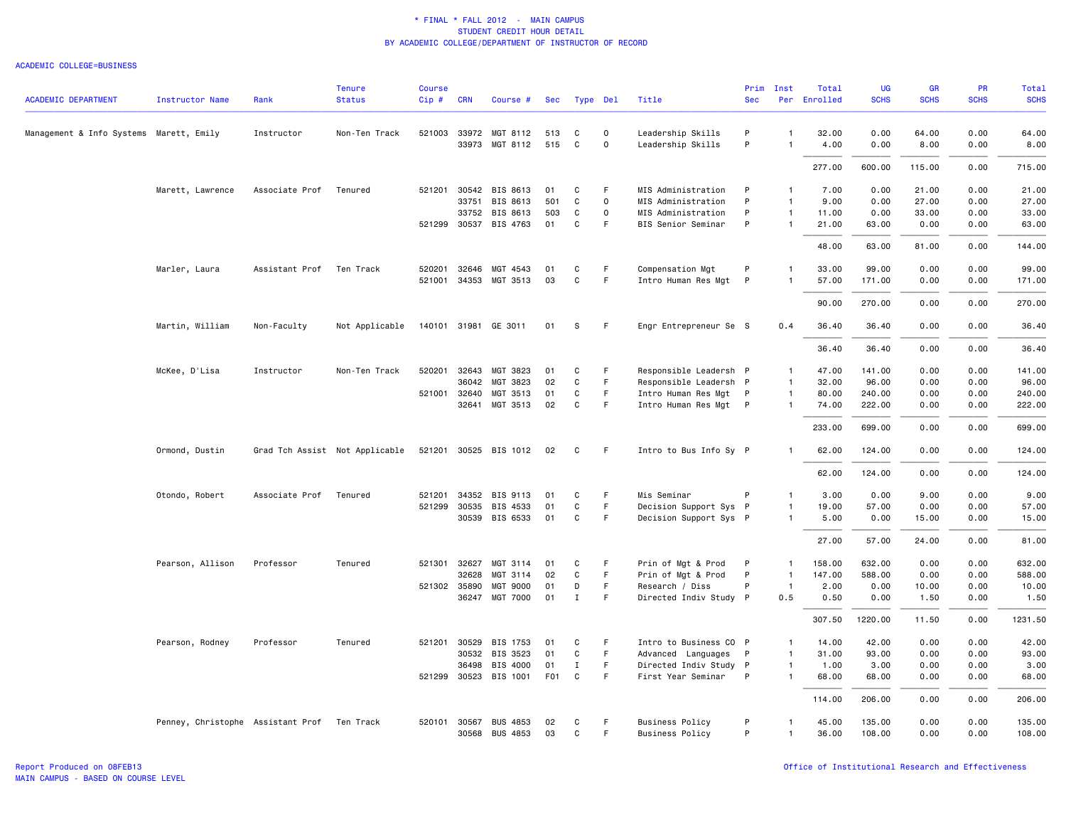\* FINAL \* FALL 2012 - MAIN CAMPUS
STUDENT CREDIT HOUR DETAIL
BY ACADEMIC COLLEGE/DEPARTMENT OF INSTRUCTOR OF RECORD

ACADEMIC COLLEGE=BUSINESS

| ACADEMIC DEPARTMENT | Instructor Name | Rank | Tenure Status | Course Cip # | CRN | Course # | Sec | Type | Del | Title | Prim Sec | Inst Per | Total Enrolled | UG SCHS | GR SCHS | PR SCHS | Total SCHS |
|---|---|---|---|---|---|---|---|---|---|---|---|---|---|---|---|---|---|
| Management & Info Systems | Marett, Emily | Instructor | Non-Ten Track | 521003 | 33972 | MGT 8112 | 513 | C | O | Leadership Skills | P | 1 | 32.00 | 0.00 | 64.00 | 0.00 | 64.00 |
| | | | | | 33973 | MGT 8112 | 515 | C | O | Leadership Skills | P | 1 | 4.00 | 0.00 | 8.00 | 0.00 | 8.00 |
| | | | | | | | | | | | | | 277.00 | 600.00 | 115.00 | 0.00 | 715.00 |
| | Marett, Lawrence | Associate Prof | Tenured | 521201 | 30542 | BIS 8613 | 01 | C | F | MIS Administration | P | 1 | 7.00 | 0.00 | 21.00 | 0.00 | 21.00 |
| | | | | | 33751 | BIS 8613 | 501 | C | O | MIS Administration | P | 1 | 9.00 | 0.00 | 27.00 | 0.00 | 27.00 |
| | | | | | 33752 | BIS 8613 | 503 | C | O | MIS Administration | P | 1 | 11.00 | 0.00 | 33.00 | 0.00 | 33.00 |
| | | | | 521299 | 30537 | BIS 4763 | 01 | C | F | BIS Senior Seminar | P | 1 | 21.00 | 63.00 | 0.00 | 0.00 | 63.00 |
| | | | | | | | | | | | | | 48.00 | 63.00 | 81.00 | 0.00 | 144.00 |
| | Marler, Laura | Assistant Prof | Ten Track | 520201 | 32646 | MGT 4543 | 01 | C | F | Compensation Mgt | P | 1 | 33.00 | 99.00 | 0.00 | 0.00 | 99.00 |
| | | | | 521001 | 34353 | MGT 3513 | 03 | C | F | Intro Human Res Mgt | P | 1 | 57.00 | 171.00 | 0.00 | 0.00 | 171.00 |
| | | | | | | | | | | | | | 90.00 | 270.00 | 0.00 | 0.00 | 270.00 |
| | Martin, William | Non-Faculty | Not Applicable | 140101 | 31981 | GE 3011 | 01 | S | F | Engr Entrepreneur Se | S | 0.4 | 36.40 | 36.40 | 0.00 | 0.00 | 36.40 |
| | | | | | | | | | | | | | 36.40 | 36.40 | 0.00 | 0.00 | 36.40 |
| | McKee, D'Lisa | Instructor | Non-Ten Track | 520201 | 32643 | MGT 3823 | 01 | C | F | Responsible Leadersh | P | 1 | 47.00 | 141.00 | 0.00 | 0.00 | 141.00 |
| | | | | | 36042 | MGT 3823 | 02 | C | F | Responsible Leadersh | P | 1 | 32.00 | 96.00 | 0.00 | 0.00 | 96.00 |
| | | | | 521001 | 32640 | MGT 3513 | 01 | C | F | Intro Human Res Mgt | P | 1 | 80.00 | 240.00 | 0.00 | 0.00 | 240.00 |
| | | | | | 32641 | MGT 3513 | 02 | C | F | Intro Human Res Mgt | P | 1 | 74.00 | 222.00 | 0.00 | 0.00 | 222.00 |
| | | | | | | | | | | | | | 233.00 | 699.00 | 0.00 | 0.00 | 699.00 |
| | Ormond, Dustin | Grad Tch Assist | Not Applicable | 521201 | 30525 | BIS 1012 | 02 | C | F | Intro to Bus Info Sy | P | 1 | 62.00 | 124.00 | 0.00 | 0.00 | 124.00 |
| | | | | | | | | | | | | | 62.00 | 124.00 | 0.00 | 0.00 | 124.00 |
| | Otondo, Robert | Associate Prof | Tenured | 521201 | 34352 | BIS 9113 | 01 | C | F | Mis Seminar | P | 1 | 3.00 | 0.00 | 9.00 | 0.00 | 9.00 |
| | | | | 521299 | 30535 | BIS 4533 | 01 | C | F | Decision Support Sys | P | 1 | 19.00 | 57.00 | 0.00 | 0.00 | 57.00 |
| | | | | | 30539 | BIS 6533 | 01 | C | F | Decision Support Sys | P | 1 | 5.00 | 0.00 | 15.00 | 0.00 | 15.00 |
| | | | | | | | | | | | | | 27.00 | 57.00 | 24.00 | 0.00 | 81.00 |
| | Pearson, Allison | Professor | Tenured | 521301 | 32627 | MGT 3114 | 01 | C | F | Prin of Mgt & Prod | P | 1 | 158.00 | 632.00 | 0.00 | 0.00 | 632.00 |
| | | | | | 32628 | MGT 3114 | 02 | C | F | Prin of Mgt & Prod | P | 1 | 147.00 | 588.00 | 0.00 | 0.00 | 588.00 |
| | | | | 521302 | 35890 | MGT 9000 | 01 | D | F | Research / Diss | P | 1 | 2.00 | 0.00 | 10.00 | 0.00 | 10.00 |
| | | | | | 36247 | MGT 7000 | 01 | I | F | Directed Indiv Study | P | 0.5 | 0.50 | 0.00 | 1.50 | 0.00 | 1.50 |
| | | | | | | | | | | | | | 307.50 | 1220.00 | 11.50 | 0.00 | 1231.50 |
| | Pearson, Rodney | Professor | Tenured | 521201 | 30529 | BIS 1753 | 01 | C | F | Intro to Business CO | P | 1 | 14.00 | 42.00 | 0.00 | 0.00 | 42.00 |
| | | | | | 30532 | BIS 3523 | 01 | C | F | Advanced Languages | P | 1 | 31.00 | 93.00 | 0.00 | 0.00 | 93.00 |
| | | | | | 36498 | BIS 4000 | 01 | I | F | Directed Indiv Study | P | 1 | 1.00 | 3.00 | 0.00 | 0.00 | 3.00 |
| | | | | 521299 | 30523 | BIS 1001 | F01 | C | F | First Year Seminar | P | 1 | 68.00 | 68.00 | 0.00 | 0.00 | 68.00 |
| | | | | | | | | | | | | | 114.00 | 206.00 | 0.00 | 0.00 | 206.00 |
| | Penney, Christophe | Assistant Prof | Ten Track | 520101 | 30567 | BUS 4853 | 02 | C | F | Business Policy | P | 1 | 45.00 | 135.00 | 0.00 | 0.00 | 135.00 |
| | | | | | 30568 | BUS 4853 | 03 | C | F | Business Policy | P | 1 | 36.00 | 108.00 | 0.00 | 0.00 | 108.00 |

Report Produced on 08FEB13
MAIN CAMPUS - BASED ON COURSE LEVEL

Office of Institutional Research and Effectiveness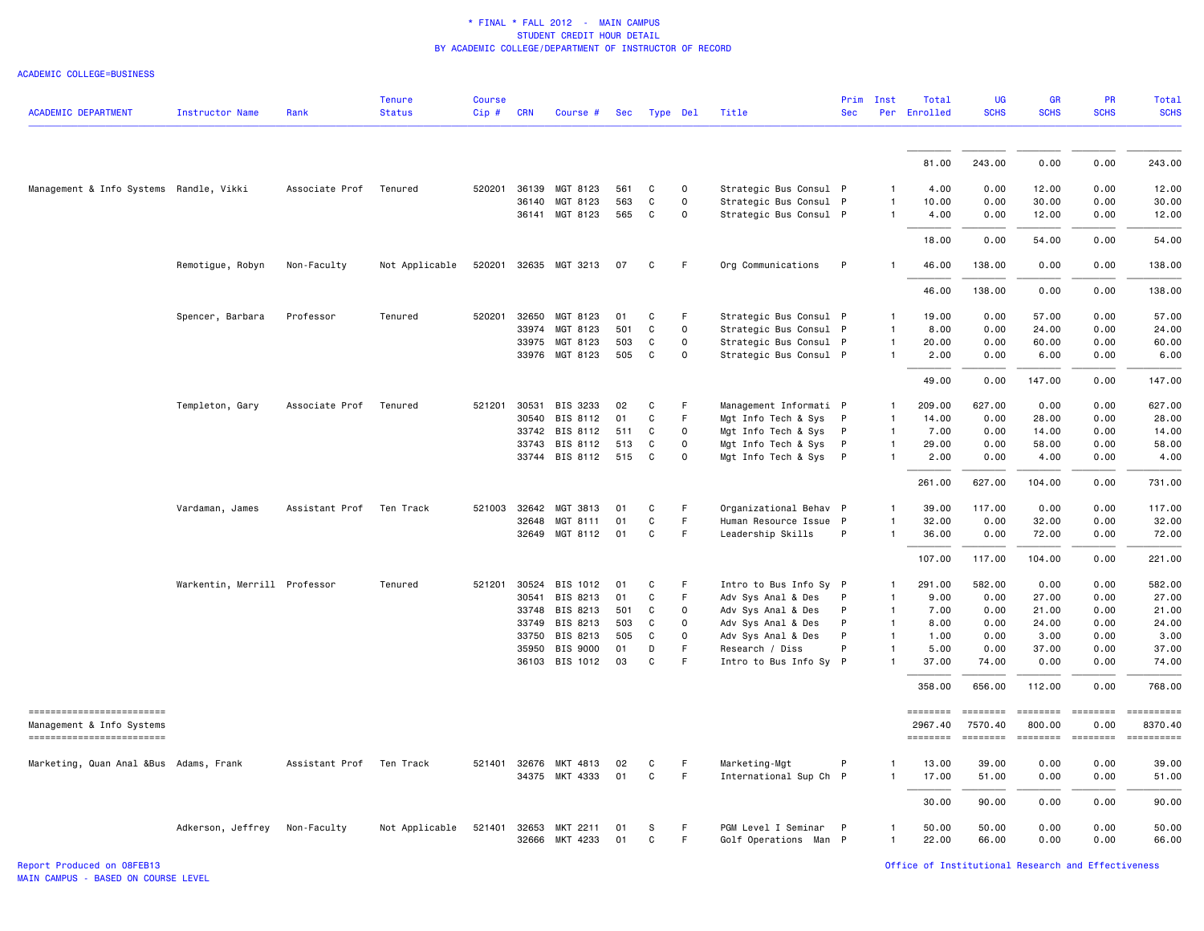\* FINAL \* FALL 2012 - MAIN CAMPUS
STUDENT CREDIT HOUR DETAIL
BY ACADEMIC COLLEGE/DEPARTMENT OF INSTRUCTOR OF RECORD

ACADEMIC COLLEGE=BUSINESS

| ACADEMIC DEPARTMENT | Instructor Name | Rank | Tenure Status | Course Cip # | CRN | Course # | Sec | Type | Del | Title | Prim Sec | Inst Per | Total Enrolled | UG SCHS | GR SCHS | PR SCHS | Total SCHS |
|---|---|---|---|---|---|---|---|---|---|---|---|---|---|---|---|---|---|
| | | | | | | | | | | | | | 81.00 | 243.00 | 0.00 | 0.00 | 243.00 |
| Management & Info Systems | Randle, Vikki | Associate Prof | Tenured | 520201 | 36139 | MGT 8123 | 561 | C | O | Strategic Bus Consul | P | 1 | 4.00 | 0.00 | 12.00 | 0.00 | 12.00 |
| | | | | | 36140 | MGT 8123 | 563 | C | O | Strategic Bus Consul | P | 1 | 10.00 | 0.00 | 30.00 | 0.00 | 30.00 |
| | | | | | 36141 | MGT 8123 | 565 | C | O | Strategic Bus Consul | P | 1 | 4.00 | 0.00 | 12.00 | 0.00 | 12.00 |
| | | | | | | | | | | | | | 18.00 | 0.00 | 54.00 | 0.00 | 54.00 |
| | Remotigue, Robyn | Non-Faculty | Not Applicable | 520201 | 32635 | MGT 3213 | 07 | C | F | Org Communications | P | 1 | 46.00 | 138.00 | 0.00 | 0.00 | 138.00 |
| | | | | | | | | | | | | | 46.00 | 138.00 | 0.00 | 0.00 | 138.00 |
| | Spencer, Barbara | Professor | Tenured | 520201 | 32650 | MGT 8123 | 01 | C | F | Strategic Bus Consul | P | 1 | 19.00 | 0.00 | 57.00 | 0.00 | 57.00 |
| | | | | | 33974 | MGT 8123 | 501 | C | O | Strategic Bus Consul | P | 1 | 8.00 | 0.00 | 24.00 | 0.00 | 24.00 |
| | | | | | 33975 | MGT 8123 | 503 | C | O | Strategic Bus Consul | P | 1 | 20.00 | 0.00 | 60.00 | 0.00 | 60.00 |
| | | | | | 33976 | MGT 8123 | 505 | C | O | Strategic Bus Consul | P | 1 | 2.00 | 0.00 | 6.00 | 0.00 | 6.00 |
| | | | | | | | | | | | | | 49.00 | 0.00 | 147.00 | 0.00 | 147.00 |
| | Templeton, Gary | Associate Prof | Tenured | 521201 | 30531 | BIS 3233 | 02 | C | F | Management Informati | P | 1 | 209.00 | 627.00 | 0.00 | 0.00 | 627.00 |
| | | | | | 30540 | BIS 8112 | 01 | C | F | Mgt Info Tech & Sys | P | 1 | 14.00 | 0.00 | 28.00 | 0.00 | 28.00 |
| | | | | | 33742 | BIS 8112 | 511 | C | O | Mgt Info Tech & Sys | P | 1 | 7.00 | 0.00 | 14.00 | 0.00 | 14.00 |
| | | | | | 33743 | BIS 8112 | 513 | C | O | Mgt Info Tech & Sys | P | 1 | 29.00 | 0.00 | 58.00 | 0.00 | 58.00 |
| | | | | | 33744 | BIS 8112 | 515 | C | O | Mgt Info Tech & Sys | P | 1 | 2.00 | 0.00 | 4.00 | 0.00 | 4.00 |
| | | | | | | | | | | | | | 261.00 | 627.00 | 104.00 | 0.00 | 731.00 |
| | Vardaman, James | Assistant Prof | Ten Track | 521003 | 32642 | MGT 3813 | 01 | C | F | Organizational Behav | P | 1 | 39.00 | 117.00 | 0.00 | 0.00 | 117.00 |
| | | | | | 32648 | MGT 8111 | 01 | C | F | Human Resource Issue | P | 1 | 32.00 | 0.00 | 32.00 | 0.00 | 32.00 |
| | | | | | 32649 | MGT 8112 | 01 | C | F | Leadership Skills | P | 1 | 36.00 | 0.00 | 72.00 | 0.00 | 72.00 |
| | | | | | | | | | | | | | 107.00 | 117.00 | 104.00 | 0.00 | 221.00 |
| | Warkentin, Merrill | Professor | Tenured | 521201 | 30524 | BIS 1012 | 01 | C | F | Intro to Bus Info Sy | P | 1 | 291.00 | 582.00 | 0.00 | 0.00 | 582.00 |
| | | | | | 30541 | BIS 8213 | 01 | C | F | Adv Sys Anal & Des | P | 1 | 9.00 | 0.00 | 27.00 | 0.00 | 27.00 |
| | | | | | 33748 | BIS 8213 | 501 | C | O | Adv Sys Anal & Des | P | 1 | 7.00 | 0.00 | 21.00 | 0.00 | 21.00 |
| | | | | | 33749 | BIS 8213 | 503 | C | O | Adv Sys Anal & Des | P | 1 | 8.00 | 0.00 | 24.00 | 0.00 | 24.00 |
| | | | | | 33750 | BIS 8213 | 505 | C | O | Adv Sys Anal & Des | P | 1 | 1.00 | 0.00 | 3.00 | 0.00 | 3.00 |
| | | | | | 35950 | BIS 9000 | 01 | D | F | Research / Diss | P | 1 | 5.00 | 0.00 | 37.00 | 0.00 | 37.00 |
| | | | | | 36103 | BIS 1012 | 03 | C | F | Intro to Bus Info Sy | P | 1 | 37.00 | 74.00 | 0.00 | 0.00 | 74.00 |
| | | | | | | | | | | | | | 358.00 | 656.00 | 112.00 | 0.00 | 768.00 |
| Management & Info Systems | | | | | | | | | | | | | 2967.40 | 7570.40 | 800.00 | 0.00 | 8370.40 |
| Marketing, Quan Anal &Bus | Adams, Frank | Assistant Prof | Ten Track | 521401 | 32676 | MKT 4813 | 02 | C | F | Marketing-Mgt | P | 1 | 13.00 | 39.00 | 0.00 | 0.00 | 39.00 |
| | | | | | 34375 | MKT 4333 | 01 | C | F | International Sup Ch | P | 1 | 17.00 | 51.00 | 0.00 | 0.00 | 51.00 |
| | | | | | | | | | | | | | 30.00 | 90.00 | 0.00 | 0.00 | 90.00 |
| | Adkerson, Jeffrey | Non-Faculty | Not Applicable | 521401 | 32653 | MKT 2211 | 01 | S | F | PGM Level I Seminar | P | 1 | 50.00 | 50.00 | 0.00 | 0.00 | 50.00 |
| | | | | | 32666 | MKT 4233 | 01 | C | F | Golf Operations Man | P | 1 | 22.00 | 66.00 | 0.00 | 0.00 | 66.00 |

Report Produced on 08FEB13
MAIN CAMPUS - BASED ON COURSE LEVEL

Office of Institutional Research and Effectiveness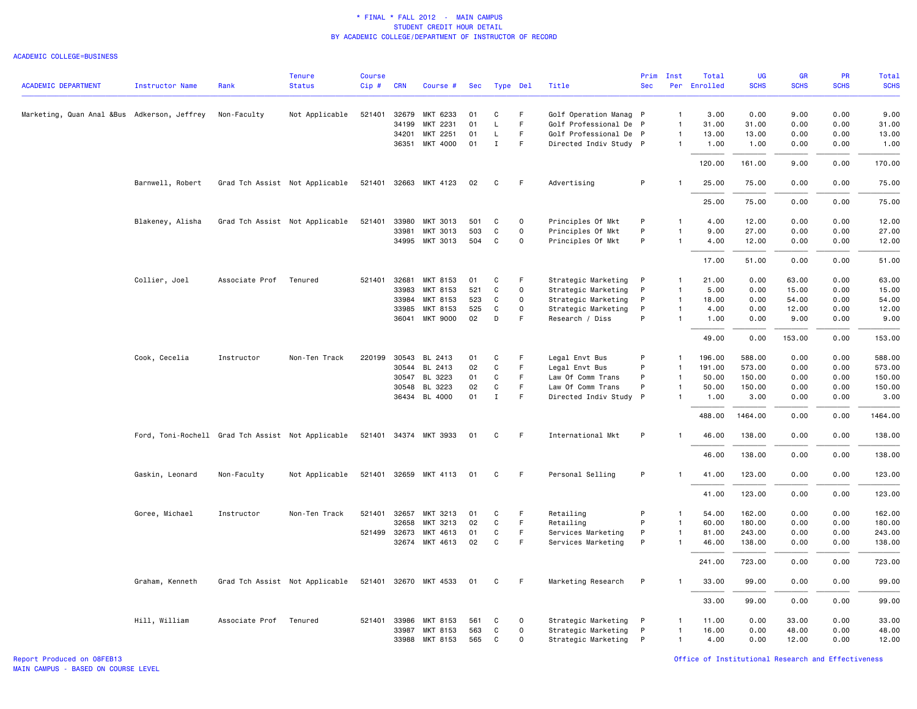\* FINAL \* FALL 2012 - MAIN CAMPUS
STUDENT CREDIT HOUR DETAIL
BY ACADEMIC COLLEGE/DEPARTMENT OF INSTRUCTOR OF RECORD

ACADEMIC COLLEGE=BUSINESS

| ACADEMIC DEPARTMENT | Instructor Name | Rank | Tenure Status | Course Cip # | CRN | Course # | Sec | Type | Del | Title | Prim Sec | Inst Per | Total Enrolled | UG SCHS | GR SCHS | PR SCHS | Total SCHS |
|---|---|---|---|---|---|---|---|---|---|---|---|---|---|---|---|---|---|
| Marketing, Quan Anal &Bus | Adkerson, Jeffrey | Non-Faculty | Not Applicable | 521401 | 32679 | MKT 6233 | 01 | C | F | Golf Operation Manag | P | 1 | 3.00 | 0.00 | 9.00 | 0.00 | 9.00 |
| | | | | | 34199 | MKT 2231 | 01 | L | F | Golf Professional De | P | 1 | 31.00 | 31.00 | 0.00 | 0.00 | 31.00 |
| | | | | | 34201 | MKT 2251 | 01 | L | F | Golf Professional De | P | 1 | 13.00 | 13.00 | 0.00 | 0.00 | 13.00 |
| | | | | | 36351 | MKT 4000 | 01 | I | F | Directed Indiv Study | P | 1 | 1.00 | 1.00 | 0.00 | 0.00 | 1.00 |
| | | | | | | | | | | | | | 120.00 | 161.00 | 9.00 | 0.00 | 170.00 |
| | Barnwell, Robert | Grad Tch Assist | Not Applicable | 521401 | 32663 | MKT 4123 | 02 | C | F | Advertising | P | 1 | 25.00 | 75.00 | 0.00 | 0.00 | 75.00 |
| | | | | | | | | | | | | | 25.00 | 75.00 | 0.00 | 0.00 | 75.00 |
| | Blakeney, Alisha | Grad Tch Assist | Not Applicable | 521401 | 33980 | MKT 3013 | 501 | C | O | Principles Of Mkt | P | 1 | 4.00 | 12.00 | 0.00 | 0.00 | 12.00 |
| | | | | | 33981 | MKT 3013 | 503 | C | O | Principles Of Mkt | P | 1 | 9.00 | 27.00 | 0.00 | 0.00 | 27.00 |
| | | | | | 34995 | MKT 3013 | 504 | C | O | Principles Of Mkt | P | 1 | 4.00 | 12.00 | 0.00 | 0.00 | 12.00 |
| | | | | | | | | | | | | | 17.00 | 51.00 | 0.00 | 0.00 | 51.00 |
| | Collier, Joel | Associate Prof | Tenured | 521401 | 32681 | MKT 8153 | 01 | C | F | Strategic Marketing | P | 1 | 21.00 | 0.00 | 63.00 | 0.00 | 63.00 |
| | | | | | 33983 | MKT 8153 | 521 | C | O | Strategic Marketing | P | 1 | 5.00 | 0.00 | 15.00 | 0.00 | 15.00 |
| | | | | | 33984 | MKT 8153 | 523 | C | O | Strategic Marketing | P | 1 | 18.00 | 0.00 | 54.00 | 0.00 | 54.00 |
| | | | | | 33985 | MKT 8153 | 525 | C | O | Strategic Marketing | P | 1 | 4.00 | 0.00 | 12.00 | 0.00 | 12.00 |
| | | | | | 36041 | MKT 9000 | 02 | D | F | Research / Diss | P | 1 | 1.00 | 0.00 | 9.00 | 0.00 | 9.00 |
| | | | | | | | | | | | | | 49.00 | 0.00 | 153.00 | 0.00 | 153.00 |
| | Cook, Cecelia | Instructor | Non-Ten Track | 220199 | 30543 | BL 2413 | 01 | C | F | Legal Envt Bus | P | 1 | 196.00 | 588.00 | 0.00 | 0.00 | 588.00 |
| | | | | | 30544 | BL 2413 | 02 | C | F | Legal Envt Bus | P | 1 | 191.00 | 573.00 | 0.00 | 0.00 | 573.00 |
| | | | | | 30547 | BL 3223 | 01 | C | F | Law Of Comm Trans | P | 1 | 50.00 | 150.00 | 0.00 | 0.00 | 150.00 |
| | | | | | 30548 | BL 3223 | 02 | C | F | Law Of Comm Trans | P | 1 | 50.00 | 150.00 | 0.00 | 0.00 | 150.00 |
| | | | | | 36434 | BL 4000 | 01 | I | F | Directed Indiv Study | P | 1 | 1.00 | 3.00 | 0.00 | 0.00 | 3.00 |
| | | | | | | | | | | | | | 488.00 | 1464.00 | 0.00 | 0.00 | 1464.00 |
| | Ford, Toni-Rochell | Grad Tch Assist | Not Applicable | 521401 | 34374 | MKT 3933 | 01 | C | F | International Mkt | P | 1 | 46.00 | 138.00 | 0.00 | 0.00 | 138.00 |
| | | | | | | | | | | | | | 46.00 | 138.00 | 0.00 | 0.00 | 138.00 |
| | Gaskin, Leonard | Non-Faculty | Not Applicable | 521401 | 32659 | MKT 4113 | 01 | C | F | Personal Selling | P | 1 | 41.00 | 123.00 | 0.00 | 0.00 | 123.00 |
| | | | | | | | | | | | | | 41.00 | 123.00 | 0.00 | 0.00 | 123.00 |
| | Goree, Michael | Instructor | Non-Ten Track | 521401 | 32657 | MKT 3213 | 01 | C | F | Retailing | P | 1 | 54.00 | 162.00 | 0.00 | 0.00 | 162.00 |
| | | | | | 32658 | MKT 3213 | 02 | C | F | Retailing | P | 1 | 60.00 | 180.00 | 0.00 | 0.00 | 180.00 |
| | | | | 521499 | 32673 | MKT 4613 | 01 | C | F | Services Marketing | P | 1 | 81.00 | 243.00 | 0.00 | 0.00 | 243.00 |
| | | | | | 32674 | MKT 4613 | 02 | C | F | Services Marketing | P | 1 | 46.00 | 138.00 | 0.00 | 0.00 | 138.00 |
| | | | | | | | | | | | | | 241.00 | 723.00 | 0.00 | 0.00 | 723.00 |
| | Graham, Kenneth | Grad Tch Assist | Not Applicable | 521401 | 32670 | MKT 4533 | 01 | C | F | Marketing Research | P | 1 | 33.00 | 99.00 | 0.00 | 0.00 | 99.00 |
| | | | | | | | | | | | | | 33.00 | 99.00 | 0.00 | 0.00 | 99.00 |
| | Hill, William | Associate Prof | Tenured | 521401 | 33986 | MKT 8153 | 561 | C | O | Strategic Marketing | P | 1 | 11.00 | 0.00 | 33.00 | 0.00 | 33.00 |
| | | | | | 33987 | MKT 8153 | 563 | C | O | Strategic Marketing | P | 1 | 16.00 | 0.00 | 48.00 | 0.00 | 48.00 |
| | | | | | 33988 | MKT 8153 | 565 | C | O | Strategic Marketing | P | 1 | 4.00 | 0.00 | 12.00 | 0.00 | 12.00 |

Report Produced on 08FEB13
MAIN CAMPUS - BASED ON COURSE LEVEL

Office of Institutional Research and Effectiveness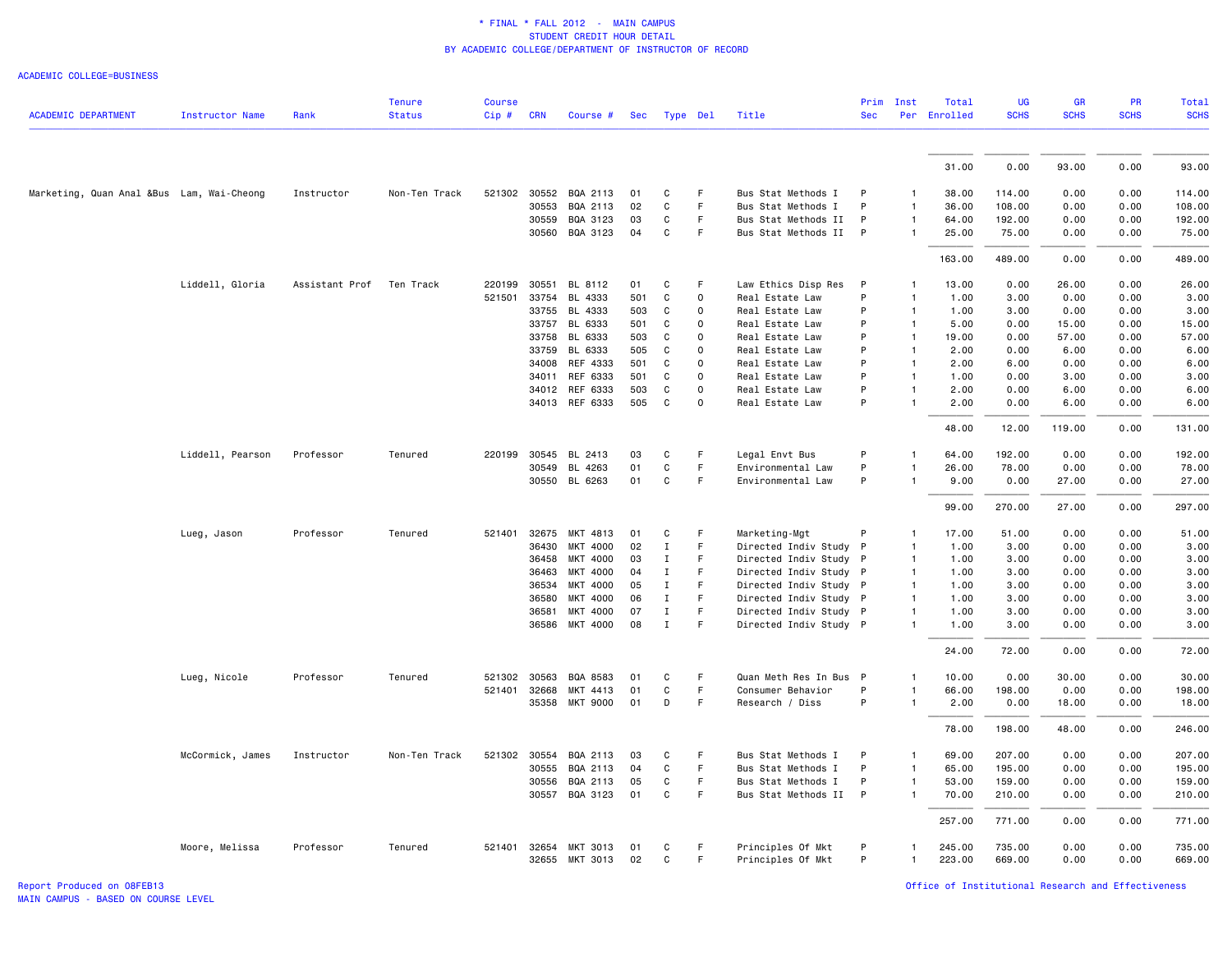\* FINAL \* FALL 2012 - MAIN CAMPUS
STUDENT CREDIT HOUR DETAIL
BY ACADEMIC COLLEGE/DEPARTMENT OF INSTRUCTOR OF RECORD

ACADEMIC COLLEGE=BUSINESS

| ACADEMIC DEPARTMENT | Instructor Name | Rank | Tenure Status | Course Cip # | CRN | Course # | Sec | Type | Del | Title | Prim Sec | Inst Per | Total Enrolled | UG SCHS | GR SCHS | PR SCHS | Total SCHS |
|---|---|---|---|---|---|---|---|---|---|---|---|---|---|---|---|---|---|
| | | | | | | | | | | | | | 31.00 | 0.00 | 93.00 | 0.00 | 93.00 |
| Marketing, Quan Anal &Bus | Lam, Wai-Cheong | Instructor | Non-Ten Track | 521302 | 30552 | BQA 2113 | 01 | C | F | Bus Stat Methods I | P | 1 | 38.00 | 114.00 | 0.00 | 0.00 | 114.00 |
| | | | | | 30553 | BQA 2113 | 02 | C | F | Bus Stat Methods I | P | 1 | 36.00 | 108.00 | 0.00 | 0.00 | 108.00 |
| | | | | | 30559 | BQA 3123 | 03 | C | F | Bus Stat Methods II | P | 1 | 64.00 | 192.00 | 0.00 | 0.00 | 192.00 |
| | | | | | 30560 | BQA 3123 | 04 | C | F | Bus Stat Methods II | P | 1 | 25.00 | 75.00 | 0.00 | 0.00 | 75.00 |
| | | | | | | | | | | | | | 163.00 | 489.00 | 0.00 | 0.00 | 489.00 |
| | Liddell, Gloria | Assistant Prof | Ten Track | 220199 | 30551 | BL 8112 | 01 | C | F | Law Ethics Disp Res | P | 1 | 13.00 | 0.00 | 26.00 | 0.00 | 26.00 |
| | | | | 521501 | 33754 | BL 4333 | 501 | C | O | Real Estate Law | P | 1 | 1.00 | 3.00 | 0.00 | 0.00 | 3.00 |
| | | | | | 33755 | BL 4333 | 503 | C | O | Real Estate Law | P | 1 | 1.00 | 3.00 | 0.00 | 0.00 | 3.00 |
| | | | | | 33757 | BL 6333 | 501 | C | O | Real Estate Law | P | 1 | 5.00 | 0.00 | 15.00 | 0.00 | 15.00 |
| | | | | | 33758 | BL 6333 | 503 | C | O | Real Estate Law | P | 1 | 19.00 | 0.00 | 57.00 | 0.00 | 57.00 |
| | | | | | 33759 | BL 6333 | 505 | C | O | Real Estate Law | P | 1 | 2.00 | 0.00 | 6.00 | 0.00 | 6.00 |
| | | | | | 34008 | REF 4333 | 501 | C | O | Real Estate Law | P | 1 | 2.00 | 6.00 | 0.00 | 0.00 | 6.00 |
| | | | | | 34011 | REF 6333 | 501 | C | O | Real Estate Law | P | 1 | 1.00 | 0.00 | 3.00 | 0.00 | 3.00 |
| | | | | | 34012 | REF 6333 | 503 | C | O | Real Estate Law | P | 1 | 2.00 | 0.00 | 6.00 | 0.00 | 6.00 |
| | | | | | 34013 | REF 6333 | 505 | C | O | Real Estate Law | P | 1 | 2.00 | 0.00 | 6.00 | 0.00 | 6.00 |
| | | | | | | | | | | | | | 48.00 | 12.00 | 119.00 | 0.00 | 131.00 |
| | Liddell, Pearson | Professor | Tenured | 220199 | 30545 | BL 2413 | 03 | C | F | Legal Envt Bus | P | 1 | 64.00 | 192.00 | 0.00 | 0.00 | 192.00 |
| | | | | | 30549 | BL 4263 | 01 | C | F | Environmental Law | P | 1 | 26.00 | 78.00 | 0.00 | 0.00 | 78.00 |
| | | | | | 30550 | BL 6263 | 01 | C | F | Environmental Law | P | 1 | 9.00 | 0.00 | 27.00 | 0.00 | 27.00 |
| | | | | | | | | | | | | | 99.00 | 270.00 | 27.00 | 0.00 | 297.00 |
| | Lueg, Jason | Professor | Tenured | 521401 | 32675 | MKT 4813 | 01 | C | F | Marketing-Mgt | P | 1 | 17.00 | 51.00 | 0.00 | 0.00 | 51.00 |
| | | | | | 36430 | MKT 4000 | 02 | I | F | Directed Indiv Study | P | 1 | 1.00 | 3.00 | 0.00 | 0.00 | 3.00 |
| | | | | | 36458 | MKT 4000 | 03 | I | F | Directed Indiv Study | P | 1 | 1.00 | 3.00 | 0.00 | 0.00 | 3.00 |
| | | | | | 36463 | MKT 4000 | 04 | I | F | Directed Indiv Study | P | 1 | 1.00 | 3.00 | 0.00 | 0.00 | 3.00 |
| | | | | | 36534 | MKT 4000 | 05 | I | F | Directed Indiv Study | P | 1 | 1.00 | 3.00 | 0.00 | 0.00 | 3.00 |
| | | | | | 36580 | MKT 4000 | 06 | I | F | Directed Indiv Study | P | 1 | 1.00 | 3.00 | 0.00 | 0.00 | 3.00 |
| | | | | | 36581 | MKT 4000 | 07 | I | F | Directed Indiv Study | P | 1 | 1.00 | 3.00 | 0.00 | 0.00 | 3.00 |
| | | | | | 36586 | MKT 4000 | 08 | I | F | Directed Indiv Study | P | 1 | 1.00 | 3.00 | 0.00 | 0.00 | 3.00 |
| | | | | | | | | | | | | | 24.00 | 72.00 | 0.00 | 0.00 | 72.00 |
| | Lueg, Nicole | Professor | Tenured | 521302 | 30563 | BQA 8583 | 01 | C | F | Quan Meth Res In Bus | P | 1 | 10.00 | 0.00 | 30.00 | 0.00 | 30.00 |
| | | | | 521401 | 32668 | MKT 4413 | 01 | C | F | Consumer Behavior | P | 1 | 66.00 | 198.00 | 0.00 | 0.00 | 198.00 |
| | | | | | 35358 | MKT 9000 | 01 | D | F | Research / Diss | P | 1 | 2.00 | 0.00 | 18.00 | 0.00 | 18.00 |
| | | | | | | | | | | | | | 78.00 | 198.00 | 48.00 | 0.00 | 246.00 |
| | McCormick, James | Instructor | Non-Ten Track | 521302 | 30554 | BQA 2113 | 03 | C | F | Bus Stat Methods I | P | 1 | 69.00 | 207.00 | 0.00 | 0.00 | 207.00 |
| | | | | | 30555 | BQA 2113 | 04 | C | F | Bus Stat Methods I | P | 1 | 65.00 | 195.00 | 0.00 | 0.00 | 195.00 |
| | | | | | 30556 | BQA 2113 | 05 | C | F | Bus Stat Methods I | P | 1 | 53.00 | 159.00 | 0.00 | 0.00 | 159.00 |
| | | | | | 30557 | BQA 3123 | 01 | C | F | Bus Stat Methods II | P | 1 | 70.00 | 210.00 | 0.00 | 0.00 | 210.00 |
| | | | | | | | | | | | | | 257.00 | 771.00 | 0.00 | 0.00 | 771.00 |
| | Moore, Melissa | Professor | Tenured | 521401 | 32654 | MKT 3013 | 01 | C | F | Principles Of Mkt | P | 1 | 245.00 | 735.00 | 0.00 | 0.00 | 735.00 |
| | | | | | 32655 | MKT 3013 | 02 | C | F | Principles Of Mkt | P | 1 | 223.00 | 669.00 | 0.00 | 0.00 | 669.00 |

Report Produced on 08FEB13
MAIN CAMPUS - BASED ON COURSE LEVEL

Office of Institutional Research and Effectiveness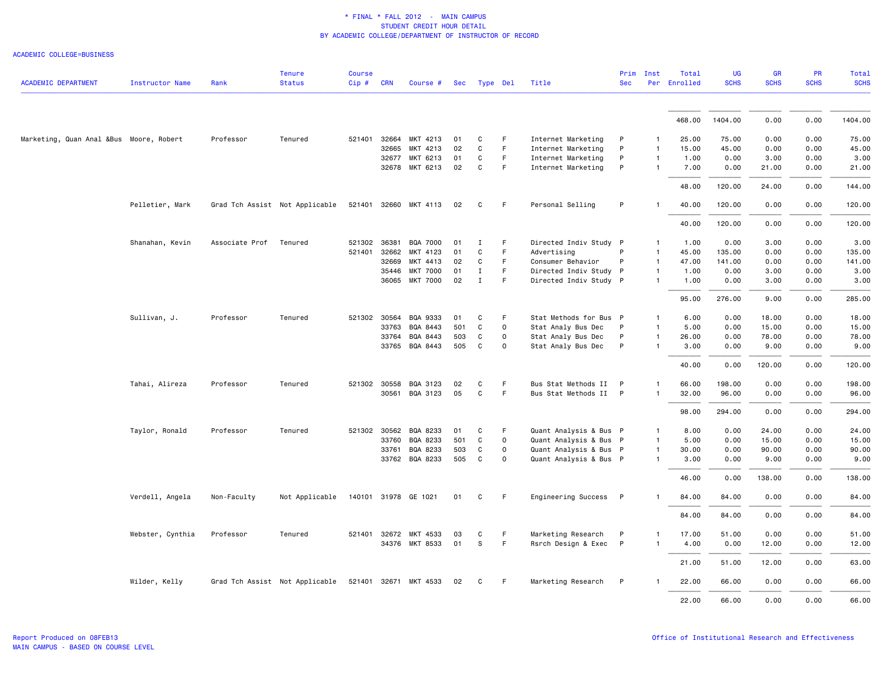\* FINAL \* FALL 2012 - MAIN CAMPUS
STUDENT CREDIT HOUR DETAIL
BY ACADEMIC COLLEGE/DEPARTMENT OF INSTRUCTOR OF RECORD

ACADEMIC COLLEGE=BUSINESS

| ACADEMIC DEPARTMENT | Instructor Name | Rank | Tenure Status | Course Cip # | CRN | Course # | Sec | Type | Del | Title | Prim Sec | Inst Per | Total Enrolled | UG SCHS | GR SCHS | PR SCHS | Total SCHS |
|---|---|---|---|---|---|---|---|---|---|---|---|---|---|---|---|---|---|
| | | | | | | | | | | | | | 468.00 | 1404.00 | 0.00 | 0.00 | 1404.00 |
| Marketing, Quan Anal &Bus | Moore, Robert | Professor | Tenured | 521401 | 32664 | MKT 4213 | 01 | C | F | Internet Marketing | P | 1 | 25.00 | 75.00 | 0.00 | 0.00 | 75.00 |
| | | | | | 32665 | MKT 4213 | 02 | C | F | Internet Marketing | P | 1 | 15.00 | 45.00 | 0.00 | 0.00 | 45.00 |
| | | | | | 32677 | MKT 6213 | 01 | C | F | Internet Marketing | P | 1 | 1.00 | 0.00 | 3.00 | 0.00 | 3.00 |
| | | | | | 32678 | MKT 6213 | 02 | C | F | Internet Marketing | P | 1 | 7.00 | 0.00 | 21.00 | 0.00 | 21.00 |
| | | | | | | | | | | | | | 48.00 | 120.00 | 24.00 | 0.00 | 144.00 |
| | Pelletier, Mark | Grad Tch Assist | Not Applicable | 521401 | 32660 | MKT 4113 | 02 | C | F | Personal Selling | P | 1 | 40.00 | 120.00 | 0.00 | 0.00 | 120.00 |
| | | | | | | | | | | | | | 40.00 | 120.00 | 0.00 | 0.00 | 120.00 |
| | Shanahan, Kevin | Associate Prof | Tenured | 521302 | 36381 | BQA 7000 | 01 | I | F | Directed Indiv Study | P | 1 | 1.00 | 0.00 | 3.00 | 0.00 | 3.00 |
| | | | | 521401 | 32662 | MKT 4123 | 01 | C | F | Advertising | P | 1 | 45.00 | 135.00 | 0.00 | 0.00 | 135.00 |
| | | | | | 32669 | MKT 4413 | 02 | C | F | Consumer Behavior | P | 1 | 47.00 | 141.00 | 0.00 | 0.00 | 141.00 |
| | | | | | 35446 | MKT 7000 | 01 | I | F | Directed Indiv Study | P | 1 | 1.00 | 0.00 | 3.00 | 0.00 | 3.00 |
| | | | | | 36065 | MKT 7000 | 02 | I | F | Directed Indiv Study | P | 1 | 1.00 | 0.00 | 3.00 | 0.00 | 3.00 |
| | | | | | | | | | | | | | 95.00 | 276.00 | 9.00 | 0.00 | 285.00 |
| | Sullivan, J. | Professor | Tenured | 521302 | 30564 | BQA 9333 | 01 | C | F | Stat Methods for Bus | P | 1 | 6.00 | 0.00 | 18.00 | 0.00 | 18.00 |
| | | | | | 33763 | BQA 8443 | 501 | C | O | Stat Analy Bus Dec | P | 1 | 5.00 | 0.00 | 15.00 | 0.00 | 15.00 |
| | | | | | 33764 | BQA 8443 | 503 | C | O | Stat Analy Bus Dec | P | 1 | 26.00 | 0.00 | 78.00 | 0.00 | 78.00 |
| | | | | | 33765 | BQA 8443 | 505 | C | O | Stat Analy Bus Dec | P | 1 | 3.00 | 0.00 | 9.00 | 0.00 | 9.00 |
| | | | | | | | | | | | | | 40.00 | 0.00 | 120.00 | 0.00 | 120.00 |
| | Tahai, Alireza | Professor | Tenured | 521302 | 30558 | BQA 3123 | 02 | C | F | Bus Stat Methods II | P | 1 | 66.00 | 198.00 | 0.00 | 0.00 | 198.00 |
| | | | | | 30561 | BQA 3123 | 05 | C | F | Bus Stat Methods II | P | 1 | 32.00 | 96.00 | 0.00 | 0.00 | 96.00 |
| | | | | | | | | | | | | | 98.00 | 294.00 | 0.00 | 0.00 | 294.00 |
| | Taylor, Ronald | Professor | Tenured | 521302 | 30562 | BQA 8233 | 01 | C | F | Quant Analysis & Bus | P | 1 | 8.00 | 0.00 | 24.00 | 0.00 | 24.00 |
| | | | | | 33760 | BQA 8233 | 501 | C | O | Quant Analysis & Bus | P | 1 | 5.00 | 0.00 | 15.00 | 0.00 | 15.00 |
| | | | | | 33761 | BQA 8233 | 503 | C | O | Quant Analysis & Bus | P | 1 | 30.00 | 0.00 | 90.00 | 0.00 | 90.00 |
| | | | | | 33762 | BQA 8233 | 505 | C | O | Quant Analysis & Bus | P | 1 | 3.00 | 0.00 | 9.00 | 0.00 | 9.00 |
| | | | | | | | | | | | | | 46.00 | 0.00 | 138.00 | 0.00 | 138.00 |
| | Verdell, Angela | Non-Faculty | Not Applicable | 140101 | 31978 | GE 1021 | 01 | C | F | Engineering Success | P | 1 | 84.00 | 84.00 | 0.00 | 0.00 | 84.00 |
| | | | | | | | | | | | | | 84.00 | 84.00 | 0.00 | 0.00 | 84.00 |
| | Webster, Cynthia | Professor | Tenured | 521401 | 32672 | MKT 4533 | 03 | C | F | Marketing Research | P | 1 | 17.00 | 51.00 | 0.00 | 0.00 | 51.00 |
| | | | | | 34376 | MKT 8533 | 01 | S | F | Rsrch Design & Exec | P | 1 | 4.00 | 0.00 | 12.00 | 0.00 | 12.00 |
| | | | | | | | | | | | | | 21.00 | 51.00 | 12.00 | 0.00 | 63.00 |
| | Wilder, Kelly | Grad Tch Assist | Not Applicable | 521401 | 32671 | MKT 4533 | 02 | C | F | Marketing Research | P | 1 | 22.00 | 66.00 | 0.00 | 0.00 | 66.00 |
| | | | | | | | | | | | | | 22.00 | 66.00 | 0.00 | 0.00 | 66.00 |

Report Produced on 08FEB13
MAIN CAMPUS - BASED ON COURSE LEVEL

Office of Institutional Research and Effectiveness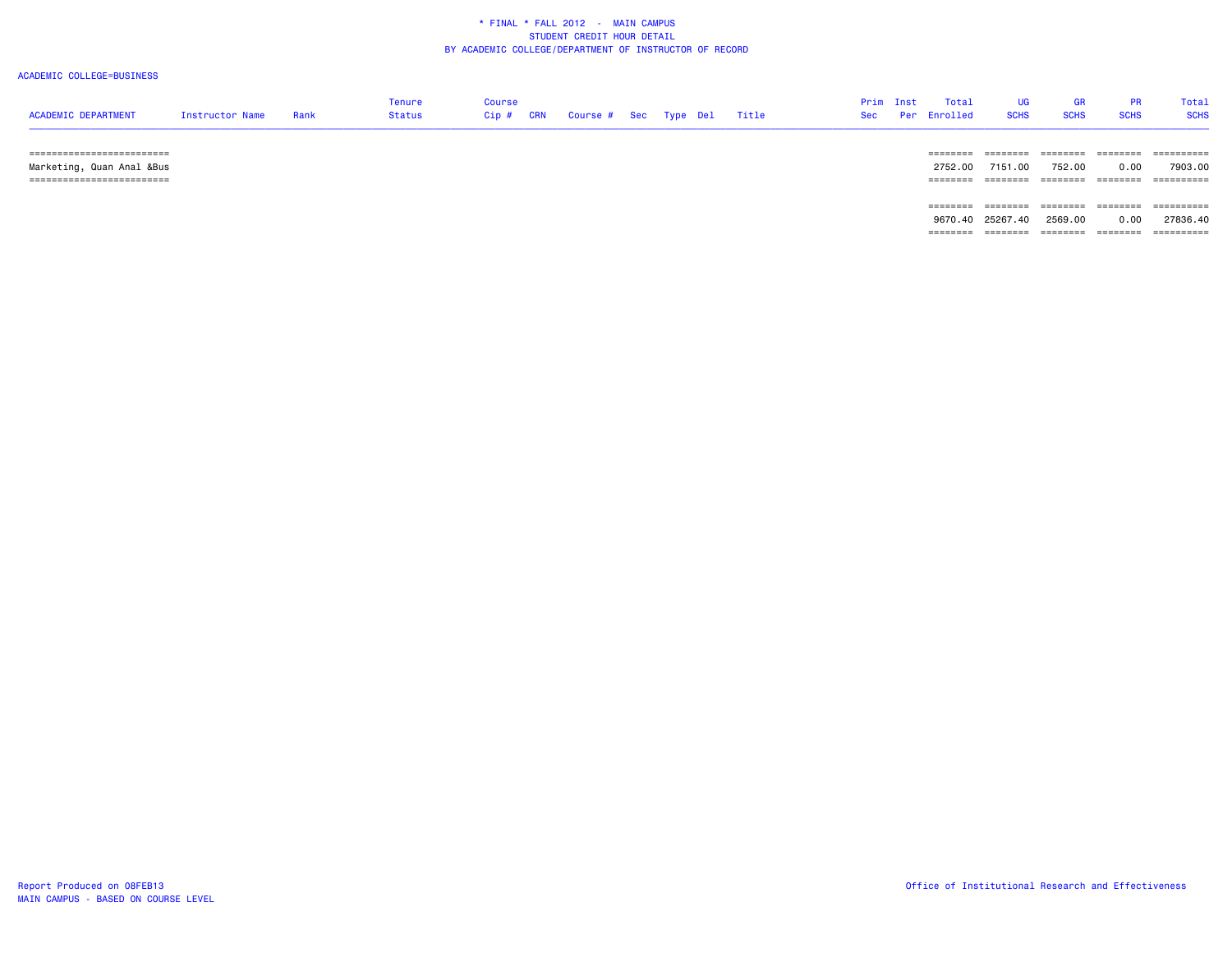\* FINAL \* FALL 2012 - MAIN CAMPUS
STUDENT CREDIT HOUR DETAIL
BY ACADEMIC COLLEGE/DEPARTMENT OF INSTRUCTOR OF RECORD

ACADEMIC COLLEGE=BUSINESS

| ACADEMIC DEPARTMENT | Instructor Name | Rank | Tenure Status | Course Cip # | CRN | Course # | Sec | Type | Del | Title | Prim Sec | Inst Per | Total Enrolled | UG SCHS | GR SCHS | PR SCHS | Total SCHS |
|---|---|---|---|---|---|---|---|---|---|---|---|---|---|---|---|---|---|
| Marketing, Quan Anal &Bus | | | | | | | | | | | | | 2752.00 | 7151.00 | 752.00 | 0.00 | 7903.00 |
| | | | | | | | | | | | | | 9670.40 | 25267.40 | 2569.00 | 0.00 | 27836.40 |

Report Produced on 08FEB13
MAIN CAMPUS - BASED ON COURSE LEVEL

Office of Institutional Research and Effectiveness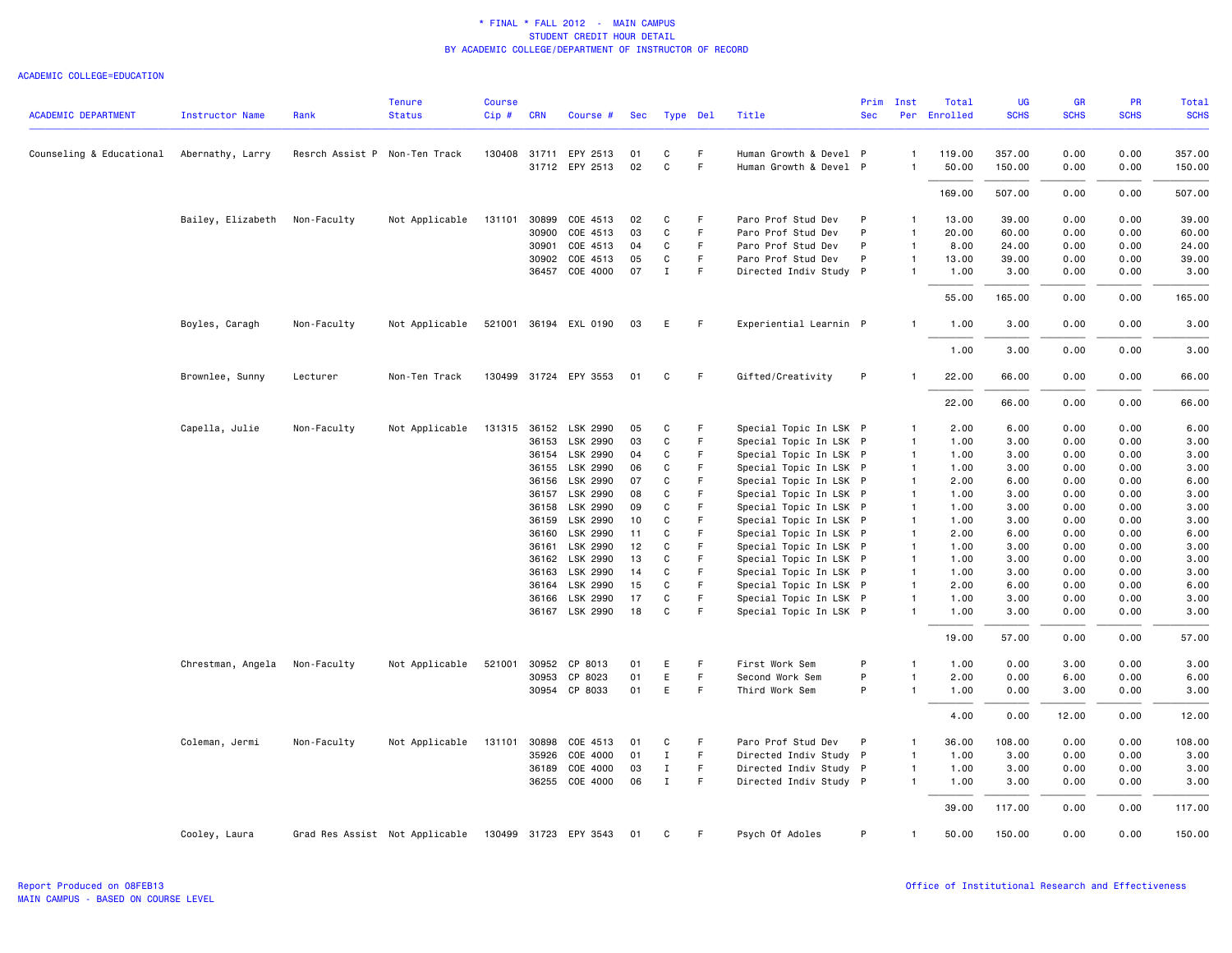# * FINAL * FALL 2012 - MAIN CAMPUS
## STUDENT CREDIT HOUR DETAIL
## BY ACADEMIC COLLEGE/DEPARTMENT OF INSTRUCTOR OF RECORD

ACADEMIC COLLEGE=EDUCATION

| ACADEMIC DEPARTMENT | Instructor Name | Rank | Tenure Status | Course Cip # | CRN | Course # | Sec | Type | Del | Title | Prim Sec | Inst Per | Total Enrolled | UG SCHS | GR SCHS | PR SCHS | Total SCHS |
|---|---|---|---|---|---|---|---|---|---|---|---|---|---|---|---|---|---|
| Counseling & Educational | Abernathy, Larry | Resrch Assist P | Non-Ten Track | 130408 | 31711 | EPY 2513 | 01 | C | F | Human Growth & Devel | P | 1 | 119.00 | 357.00 | 0.00 | 0.00 | 357.00 |
| | | | | | 31712 | EPY 2513 | 02 | C | F | Human Growth & Devel | P | 1 | 50.00 | 150.00 | 0.00 | 0.00 | 150.00 |
| | | | | | | | | | | | | | 169.00 | 507.00 | 0.00 | 0.00 | 507.00 |
| | Bailey, Elizabeth | Non-Faculty | Not Applicable | 131101 | 30899 | COE 4513 | 02 | C | F | Paro Prof Stud Dev | P | 1 | 13.00 | 39.00 | 0.00 | 0.00 | 39.00 |
| | | | | | 30900 | COE 4513 | 03 | C | F | Paro Prof Stud Dev | P | 1 | 20.00 | 60.00 | 0.00 | 0.00 | 60.00 |
| | | | | | 30901 | COE 4513 | 04 | C | F | Paro Prof Stud Dev | P | 1 | 8.00 | 24.00 | 0.00 | 0.00 | 24.00 |
| | | | | | 30902 | COE 4513 | 05 | C | F | Paro Prof Stud Dev | P | 1 | 13.00 | 39.00 | 0.00 | 0.00 | 39.00 |
| | | | | | 36457 | COE 4000 | 07 | I | F | Directed Indiv Study | P | 1 | 1.00 | 3.00 | 0.00 | 0.00 | 3.00 |
| | | | | | | | | | | | | | 55.00 | 165.00 | 0.00 | 0.00 | 165.00 |
| | Boyles, Caragh | Non-Faculty | Not Applicable | 521001 | 36194 | EXL 0190 | 03 | E | F | Experiential Learnin | P | 1 | 1.00 | 3.00 | 0.00 | 0.00 | 3.00 |
| | | | | | | | | | | | | | 1.00 | 3.00 | 0.00 | 0.00 | 3.00 |
| | Brownlee, Sunny | Lecturer | Non-Ten Track | 130499 | 31724 | EPY 3553 | 01 | C | F | Gifted/Creativity | P | 1 | 22.00 | 66.00 | 0.00 | 0.00 | 66.00 |
| | | | | | | | | | | | | | 22.00 | 66.00 | 0.00 | 0.00 | 66.00 |
| | Capella, Julie | Non-Faculty | Not Applicable | 131315 | 36152 | LSK 2990 | 05 | C | F | Special Topic In LSK | P | 1 | 2.00 | 6.00 | 0.00 | 0.00 | 6.00 |
| | | | | | 36153 | LSK 2990 | 03 | C | F | Special Topic In LSK | P | 1 | 1.00 | 3.00 | 0.00 | 0.00 | 3.00 |
| | | | | | 36154 | LSK 2990 | 04 | C | F | Special Topic In LSK | P | 1 | 1.00 | 3.00 | 0.00 | 0.00 | 3.00 |
| | | | | | 36155 | LSK 2990 | 06 | C | F | Special Topic In LSK | P | 1 | 1.00 | 3.00 | 0.00 | 0.00 | 3.00 |
| | | | | | 36156 | LSK 2990 | 07 | C | F | Special Topic In LSK | P | 1 | 2.00 | 6.00 | 0.00 | 0.00 | 6.00 |
| | | | | | 36157 | LSK 2990 | 08 | C | F | Special Topic In LSK | P | 1 | 1.00 | 3.00 | 0.00 | 0.00 | 3.00 |
| | | | | | 36158 | LSK 2990 | 09 | C | F | Special Topic In LSK | P | 1 | 1.00 | 3.00 | 0.00 | 0.00 | 3.00 |
| | | | | | 36159 | LSK 2990 | 10 | C | F | Special Topic In LSK | P | 1 | 1.00 | 3.00 | 0.00 | 0.00 | 3.00 |
| | | | | | 36160 | LSK 2990 | 11 | C | F | Special Topic In LSK | P | 1 | 2.00 | 6.00 | 0.00 | 0.00 | 6.00 |
| | | | | | 36161 | LSK 2990 | 12 | C | F | Special Topic In LSK | P | 1 | 1.00 | 3.00 | 0.00 | 0.00 | 3.00 |
| | | | | | 36162 | LSK 2990 | 13 | C | F | Special Topic In LSK | P | 1 | 1.00 | 3.00 | 0.00 | 0.00 | 3.00 |
| | | | | | 36163 | LSK 2990 | 14 | C | F | Special Topic In LSK | P | 1 | 1.00 | 3.00 | 0.00 | 0.00 | 3.00 |
| | | | | | 36164 | LSK 2990 | 15 | C | F | Special Topic In LSK | P | 1 | 2.00 | 6.00 | 0.00 | 0.00 | 6.00 |
| | | | | | 36166 | LSK 2990 | 17 | C | F | Special Topic In LSK | P | 1 | 1.00 | 3.00 | 0.00 | 0.00 | 3.00 |
| | | | | | 36167 | LSK 2990 | 18 | C | F | Special Topic In LSK | P | 1 | 1.00 | 3.00 | 0.00 | 0.00 | 3.00 |
| | | | | | | | | | | | | | 19.00 | 57.00 | 0.00 | 0.00 | 57.00 |
| | Chrestman, Angela | Non-Faculty | Not Applicable | 521001 | 30952 | CP 8013 | 01 | E | F | First Work Sem | P | 1 | 1.00 | 0.00 | 3.00 | 0.00 | 3.00 |
| | | | | | 30953 | CP 8023 | 01 | E | F | Second Work Sem | P | 1 | 2.00 | 0.00 | 6.00 | 0.00 | 6.00 |
| | | | | | 30954 | CP 8033 | 01 | E | F | Third Work Sem | P | 1 | 1.00 | 0.00 | 3.00 | 0.00 | 3.00 |
| | | | | | | | | | | | | | 4.00 | 0.00 | 12.00 | 0.00 | 12.00 |
| | Coleman, Jermi | Non-Faculty | Not Applicable | 131101 | 30898 | COE 4513 | 01 | C | F | Paro Prof Stud Dev | P | 1 | 36.00 | 108.00 | 0.00 | 0.00 | 108.00 |
| | | | | | 35926 | COE 4000 | 01 | I | F | Directed Indiv Study | P | 1 | 1.00 | 3.00 | 0.00 | 0.00 | 3.00 |
| | | | | | 36189 | COE 4000 | 03 | I | F | Directed Indiv Study | P | 1 | 1.00 | 3.00 | 0.00 | 0.00 | 3.00 |
| | | | | | 36255 | COE 4000 | 06 | I | F | Directed Indiv Study | P | 1 | 1.00 | 3.00 | 0.00 | 0.00 | 3.00 |
| | | | | | | | | | | | | | 39.00 | 117.00 | 0.00 | 0.00 | 117.00 |
| | Cooley, Laura | Grad Res Assist | Not Applicable | 130499 | 31723 | EPY 3543 | 01 | C | F | Psych Of Adoles | P | 1 | 50.00 | 150.00 | 0.00 | 0.00 | 150.00 |

Report Produced on 08FEB13
MAIN CAMPUS - BASED ON COURSE LEVEL

Office of Institutional Research and Effectiveness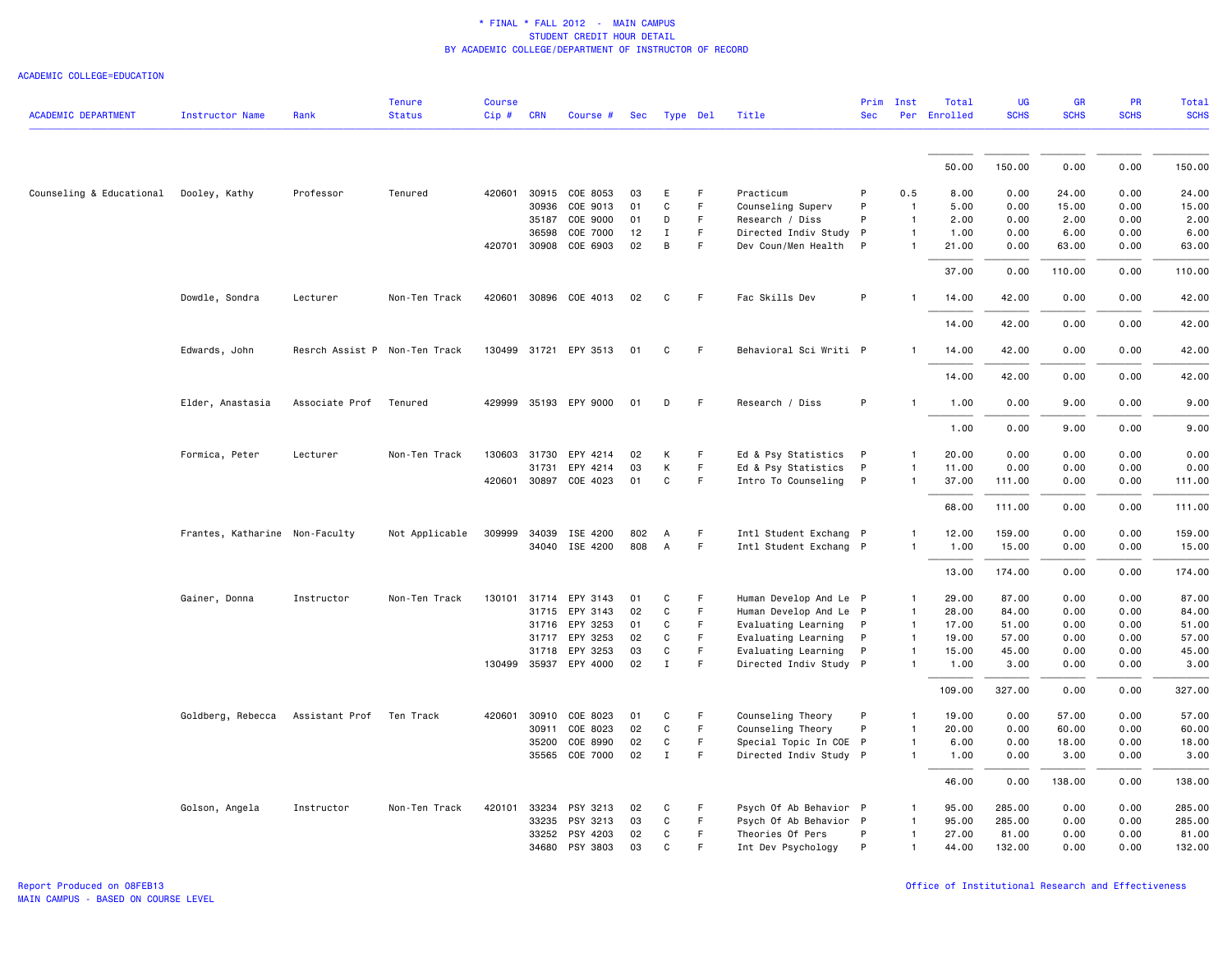\* FINAL \* FALL 2012 - MAIN CAMPUS
STUDENT CREDIT HOUR DETAIL
BY ACADEMIC COLLEGE/DEPARTMENT OF INSTRUCTOR OF RECORD

ACADEMIC COLLEGE=EDUCATION

| ACADEMIC DEPARTMENT | Instructor Name | Rank | Tenure Status | Course Cip # | CRN | Course # | Sec | Type | Del | Title | Prim Sec | Inst Per | Total Enrolled | UG SCHS | GR SCHS | PR SCHS | Total SCHS |
|---|---|---|---|---|---|---|---|---|---|---|---|---|---|---|---|---|---|
| | | | | | | | | | | | | | 50.00 | 150.00 | 0.00 | 0.00 | 150.00 |
| Counseling & Educational | Dooley, Kathy | Professor | Tenured | 420601 | 30915 | COE 8053 | 03 | E | F | Practicum | P | 0.5 | 8.00 | 0.00 | 24.00 | 0.00 | 24.00 |
| | | | | | 30936 | COE 9013 | 01 | C | F | Counseling Superv | P | 1 | 5.00 | 0.00 | 15.00 | 0.00 | 15.00 |
| | | | | | 35187 | COE 9000 | 01 | D | F | Research / Diss | P | 1 | 2.00 | 0.00 | 2.00 | 0.00 | 2.00 |
| | | | | | 36598 | COE 7000 | 12 | I | F | Directed Indiv Study | P | 1 | 1.00 | 0.00 | 6.00 | 0.00 | 6.00 |
| | | | | 420701 | 30908 | COE 6903 | 02 | B | F | Dev Coun/Men Health | P | 1 | 21.00 | 0.00 | 63.00 | 0.00 | 63.00 |
| | | | | | | | | | | | | | 37.00 | 0.00 | 110.00 | 0.00 | 110.00 |
| | Dowdle, Sondra | Lecturer | Non-Ten Track | 420601 | 30896 | COE 4013 | 02 | C | F | Fac Skills Dev | P | 1 | 14.00 | 42.00 | 0.00 | 0.00 | 42.00 |
| | | | | | | | | | | | | | 14.00 | 42.00 | 0.00 | 0.00 | 42.00 |
| | Edwards, John | Resrch Assist P | Non-Ten Track | 130499 | 31721 | EPY 3513 | 01 | C | F | Behavioral Sci Writi | P | 1 | 14.00 | 42.00 | 0.00 | 0.00 | 42.00 |
| | | | | | | | | | | | | | 14.00 | 42.00 | 0.00 | 0.00 | 42.00 |
| | Elder, Anastasia | Associate Prof | Tenured | 429999 | 35193 | EPY 9000 | 01 | D | F | Research / Diss | P | 1 | 1.00 | 0.00 | 9.00 | 0.00 | 9.00 |
| | | | | | | | | | | | | | 1.00 | 0.00 | 9.00 | 0.00 | 9.00 |
| | Formica, Peter | Lecturer | Non-Ten Track | 130603 | 31730 | EPY 4214 | 02 | K | F | Ed & Psy Statistics | P | 1 | 20.00 | 0.00 | 0.00 | 0.00 | 0.00 |
| | | | | | 31731 | EPY 4214 | 03 | K | F | Ed & Psy Statistics | P | 1 | 11.00 | 0.00 | 0.00 | 0.00 | 0.00 |
| | | | | 420601 | 30897 | COE 4023 | 01 | C | F | Intro To Counseling | P | 1 | 37.00 | 111.00 | 0.00 | 0.00 | 111.00 |
| | | | | | | | | | | | | | 68.00 | 111.00 | 0.00 | 0.00 | 111.00 |
| | Frantes, Katharine | Non-Faculty | Not Applicable | 309999 | 34039 | ISE 4200 | 802 | A | F | Intl Student Exchang | P | 1 | 12.00 | 159.00 | 0.00 | 0.00 | 159.00 |
| | | | | | 34040 | ISE 4200 | 808 | A | F | Intl Student Exchang | P | 1 | 1.00 | 15.00 | 0.00 | 0.00 | 15.00 |
| | | | | | | | | | | | | | 13.00 | 174.00 | 0.00 | 0.00 | 174.00 |
| | Gainer, Donna | Instructor | Non-Ten Track | 130101 | 31714 | EPY 3143 | 01 | C | F | Human Develop And Le | P | 1 | 29.00 | 87.00 | 0.00 | 0.00 | 87.00 |
| | | | | | 31715 | EPY 3143 | 02 | C | F | Human Develop And Le | P | 1 | 28.00 | 84.00 | 0.00 | 0.00 | 84.00 |
| | | | | | 31716 | EPY 3253 | 01 | C | F | Evaluating Learning | P | 1 | 17.00 | 51.00 | 0.00 | 0.00 | 51.00 |
| | | | | | 31717 | EPY 3253 | 02 | C | F | Evaluating Learning | P | 1 | 19.00 | 57.00 | 0.00 | 0.00 | 57.00 |
| | | | | | 31718 | EPY 3253 | 03 | C | F | Evaluating Learning | P | 1 | 15.00 | 45.00 | 0.00 | 0.00 | 45.00 |
| | | | | 130499 | 35937 | EPY 4000 | 02 | I | F | Directed Indiv Study | P | 1 | 1.00 | 3.00 | 0.00 | 0.00 | 3.00 |
| | | | | | | | | | | | | | 109.00 | 327.00 | 0.00 | 0.00 | 327.00 |
| | Goldberg, Rebecca | Assistant Prof | Ten Track | 420601 | 30910 | COE 8023 | 01 | C | F | Counseling Theory | P | 1 | 19.00 | 0.00 | 57.00 | 0.00 | 57.00 |
| | | | | | 30911 | COE 8023 | 02 | C | F | Counseling Theory | P | 1 | 20.00 | 0.00 | 60.00 | 0.00 | 60.00 |
| | | | | | 35200 | COE 8990 | 02 | C | F | Special Topic In COE | P | 1 | 6.00 | 0.00 | 18.00 | 0.00 | 18.00 |
| | | | | | 35565 | COE 7000 | 02 | I | F | Directed Indiv Study | P | 1 | 1.00 | 0.00 | 3.00 | 0.00 | 3.00 |
| | | | | | | | | | | | | | 46.00 | 0.00 | 138.00 | 0.00 | 138.00 |
| | Golson, Angela | Instructor | Non-Ten Track | 420101 | 33234 | PSY 3213 | 02 | C | F | Psych Of Ab Behavior | P | 1 | 95.00 | 285.00 | 0.00 | 0.00 | 285.00 |
| | | | | | 33235 | PSY 3213 | 03 | C | F | Psych Of Ab Behavior | P | 1 | 95.00 | 285.00 | 0.00 | 0.00 | 285.00 |
| | | | | | 33252 | PSY 4203 | 02 | C | F | Theories Of Pers | P | 1 | 27.00 | 81.00 | 0.00 | 0.00 | 81.00 |
| | | | | | 34680 | PSY 3803 | 03 | C | F | Int Dev Psychology | P | 1 | 44.00 | 132.00 | 0.00 | 0.00 | 132.00 |

Report Produced on 08FEB13
MAIN CAMPUS - BASED ON COURSE LEVEL

Office of Institutional Research and Effectiveness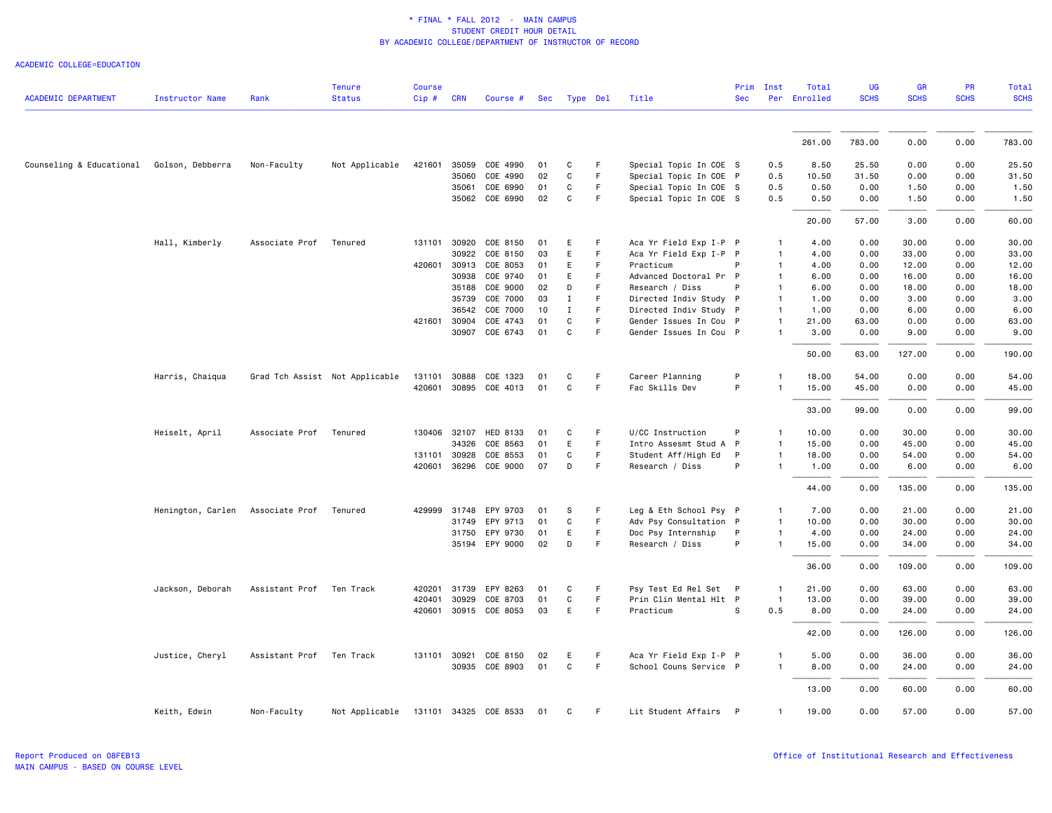\* FINAL \* FALL 2012 - MAIN CAMPUS
STUDENT CREDIT HOUR DETAIL
BY ACADEMIC COLLEGE/DEPARTMENT OF INSTRUCTOR OF RECORD

ACADEMIC COLLEGE=EDUCATION

| ACADEMIC DEPARTMENT | Instructor Name | Rank | Tenure Status | Course Cip # | CRN | Course # | Sec | Type | Del | Title | Prim Sec | Inst Per | Total Enrolled | UG SCHS | GR SCHS | PR SCHS | Total SCHS |
|---|---|---|---|---|---|---|---|---|---|---|---|---|---|---|---|---|---|
| | | | | | | | | | | | | | 261.00 | 783.00 | 0.00 | 0.00 | 783.00 |
| Counseling & Educational | Golson, Debberra | Non-Faculty | Not Applicable | 421601 | 35059 | COE 4990 | 01 | C | F | Special Topic In COE | S | 0.5 | 8.50 | 25.50 | 0.00 | 0.00 | 25.50 |
| | | | | | 35060 | COE 4990 | 02 | C | F | Special Topic In COE | P | 0.5 | 10.50 | 31.50 | 0.00 | 0.00 | 31.50 |
| | | | | | 35061 | COE 6990 | 01 | C | F | Special Topic In COE | S | 0.5 | 0.50 | 0.00 | 1.50 | 0.00 | 1.50 |
| | | | | | 35062 | COE 6990 | 02 | C | F | Special Topic In COE | S | 0.5 | 0.50 | 0.00 | 1.50 | 0.00 | 1.50 |
| | | | | | | | | | | | | | 20.00 | 57.00 | 3.00 | 0.00 | 60.00 |
| | Hall, Kimberly | Associate Prof | Tenured | 131101 | 30920 | COE 8150 | 01 | E | F | Aca Yr Field Exp I-P | P | 1 | 4.00 | 0.00 | 30.00 | 0.00 | 30.00 |
| | | | | | 30922 | COE 8150 | 03 | E | F | Aca Yr Field Exp I-P | P | 1 | 4.00 | 0.00 | 33.00 | 0.00 | 33.00 |
| | | | | 420601 | 30913 | COE 8053 | 01 | E | F | Practicum | P | 1 | 4.00 | 0.00 | 12.00 | 0.00 | 12.00 |
| | | | | | 30938 | COE 9740 | 01 | E | F | Advanced Doctoral Pr | P | 1 | 6.00 | 0.00 | 16.00 | 0.00 | 16.00 |
| | | | | | 35188 | COE 9000 | 02 | D | F | Research / Diss | P | 1 | 6.00 | 0.00 | 18.00 | 0.00 | 18.00 |
| | | | | | 35739 | COE 7000 | 03 | I | F | Directed Indiv Study | P | 1 | 1.00 | 0.00 | 3.00 | 0.00 | 3.00 |
| | | | | | 36542 | COE 7000 | 10 | I | F | Directed Indiv Study | P | 1 | 1.00 | 0.00 | 6.00 | 0.00 | 6.00 |
| | | | | 421601 | 30904 | COE 4743 | 01 | C | F | Gender Issues In Cou | P | 1 | 21.00 | 63.00 | 0.00 | 0.00 | 63.00 |
| | | | | | 30907 | COE 6743 | 01 | C | F | Gender Issues In Cou | P | 1 | 3.00 | 0.00 | 9.00 | 0.00 | 9.00 |
| | | | | | | | | | | | | | 50.00 | 63.00 | 127.00 | 0.00 | 190.00 |
| | Harris, Chaiqua | Grad Tch Assist | Not Applicable | 131101 | 30888 | COE 1323 | 01 | C | F | Career Planning | P | 1 | 18.00 | 54.00 | 0.00 | 0.00 | 54.00 |
| | | | | 420601 | 30895 | COE 4013 | 01 | C | F | Fac Skills Dev | P | 1 | 15.00 | 45.00 | 0.00 | 0.00 | 45.00 |
| | | | | | | | | | | | | | 33.00 | 99.00 | 0.00 | 0.00 | 99.00 |
| | Heiselt, April | Associate Prof | Tenured | 130406 | 32107 | HED 8133 | 01 | C | F | U/CC Instruction | P | 1 | 10.00 | 0.00 | 30.00 | 0.00 | 30.00 |
| | | | | | 34326 | COE 8563 | 01 | E | F | Intro Assesmt Stud A | P | 1 | 15.00 | 0.00 | 45.00 | 0.00 | 45.00 |
| | | | | 131101 | 30928 | COE 8553 | 01 | C | F | Student Aff/High Ed | P | 1 | 18.00 | 0.00 | 54.00 | 0.00 | 54.00 |
| | | | | 420601 | 36296 | COE 9000 | 07 | D | F | Research / Diss | P | 1 | 1.00 | 0.00 | 6.00 | 0.00 | 6.00 |
| | | | | | | | | | | | | | 44.00 | 0.00 | 135.00 | 0.00 | 135.00 |
| | Henington, Carlen | Associate Prof | Tenured | 429999 | 31748 | EPY 9703 | 01 | S | F | Leg & Eth School Psy | P | 1 | 7.00 | 0.00 | 21.00 | 0.00 | 21.00 |
| | | | | | 31749 | EPY 9713 | 01 | C | F | Adv Psy Consultation | P | 1 | 10.00 | 0.00 | 30.00 | 0.00 | 30.00 |
| | | | | | 31750 | EPY 9730 | 01 | E | F | Doc Psy Internship | P | 1 | 4.00 | 0.00 | 24.00 | 0.00 | 24.00 |
| | | | | | 35194 | EPY 9000 | 02 | D | F | Research / Diss | P | 1 | 15.00 | 0.00 | 34.00 | 0.00 | 34.00 |
| | | | | | | | | | | | | | 36.00 | 0.00 | 109.00 | 0.00 | 109.00 |
| | Jackson, Deborah | Assistant Prof | Ten Track | 420201 | 31739 | EPY 8263 | 01 | C | F | Psy Test Ed Rel Set | P | 1 | 21.00 | 0.00 | 63.00 | 0.00 | 63.00 |
| | | | | 420401 | 30929 | COE 8703 | 01 | C | F | Prin Clin Mental Hlt | P | 1 | 13.00 | 0.00 | 39.00 | 0.00 | 39.00 |
| | | | | 420601 | 30915 | COE 8053 | 03 | E | F | Practicum | S | 0.5 | 8.00 | 0.00 | 24.00 | 0.00 | 24.00 |
| | | | | | | | | | | | | | 42.00 | 0.00 | 126.00 | 0.00 | 126.00 |
| | Justice, Cheryl | Assistant Prof | Ten Track | 131101 | 30921 | COE 8150 | 02 | E | F | Aca Yr Field Exp I-P | P | 1 | 5.00 | 0.00 | 36.00 | 0.00 | 36.00 |
| | | | | | 30935 | COE 8903 | 01 | C | F | School Couns Service | P | 1 | 8.00 | 0.00 | 24.00 | 0.00 | 24.00 |
| | | | | | | | | | | | | | 13.00 | 0.00 | 60.00 | 0.00 | 60.00 |
| | Keith, Edwin | Non-Faculty | Not Applicable | 131101 | 34325 | COE 8533 | 01 | C | F | Lit Student Affairs | P | 1 | 19.00 | 0.00 | 57.00 | 0.00 | 57.00 |

Report Produced on 08FEB13
MAIN CAMPUS - BASED ON COURSE LEVEL

Office of Institutional Research and Effectiveness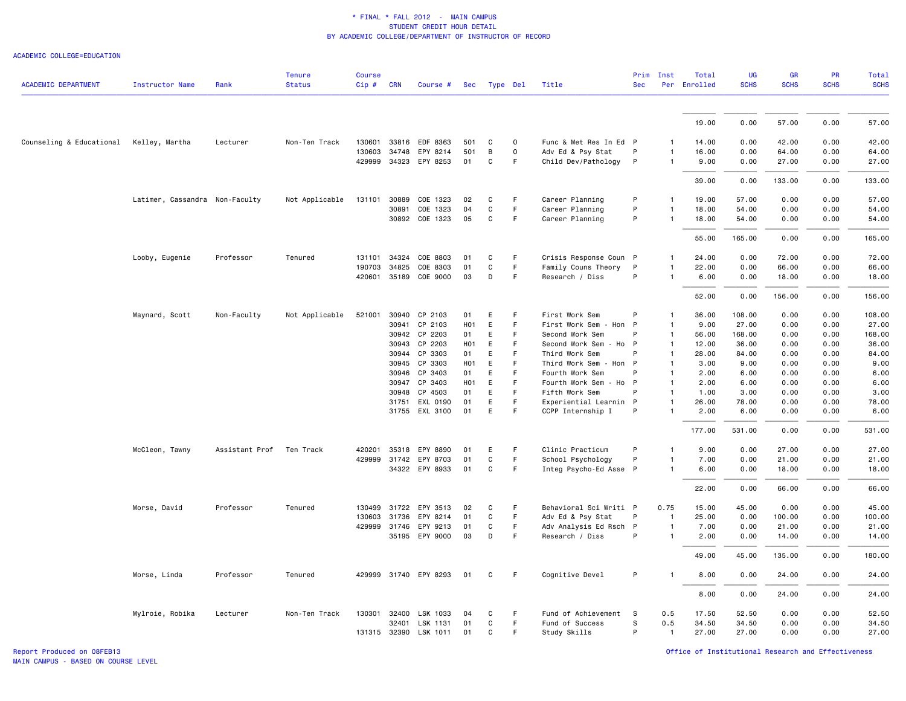* FINAL * FALL 2012 - MAIN CAMPUS
STUDENT CREDIT HOUR DETAIL
BY ACADEMIC COLLEGE/DEPARTMENT OF INSTRUCTOR OF RECORD

ACADEMIC COLLEGE=EDUCATION

| ACADEMIC DEPARTMENT | Instructor Name | Rank | Tenure Status | Course Cip # | CRN | Course # | Sec | Type | Del | Title | Prim Sec | Inst Per | Total Enrolled | UG SCHS | GR SCHS | PR SCHS | Total SCHS |
|---|---|---|---|---|---|---|---|---|---|---|---|---|---|---|---|---|---|
| | | | | | | | | | | | | | 19.00 | 0.00 | 57.00 | 0.00 | 57.00 |
| Counseling & Educational | Kelley, Martha | Lecturer | Non-Ten Track | 130601 | 33816 | EDF 8363 | 501 | C | O | Func & Met Res In Ed | P | 1 | 14.00 | 0.00 | 42.00 | 0.00 | 42.00 |
| | | | | 130603 | 34748 | EPY 8214 | 501 | B | O | Adv Ed & Psy Stat | P | 1 | 16.00 | 0.00 | 64.00 | 0.00 | 64.00 |
| | | | | 429999 | 34323 | EPY 8253 | 01 | C | F | Child Dev/Pathology | P | 1 | 9.00 | 0.00 | 27.00 | 0.00 | 27.00 |
| | | | | | | | | | | | | | 39.00 | 0.00 | 133.00 | 0.00 | 133.00 |
| | Latimer, Cassandra | Non-Faculty | Not Applicable | 131101 | 30889 | COE 1323 | 02 | C | F | Career Planning | P | 1 | 19.00 | 57.00 | 0.00 | 0.00 | 57.00 |
| | | | | | 30891 | COE 1323 | 04 | C | F | Career Planning | P | 1 | 18.00 | 54.00 | 0.00 | 0.00 | 54.00 |
| | | | | | 30892 | COE 1323 | 05 | C | F | Career Planning | P | 1 | 18.00 | 54.00 | 0.00 | 0.00 | 54.00 |
| | | | | | | | | | | | | | 55.00 | 165.00 | 0.00 | 0.00 | 165.00 |
| | Looby, Eugenie | Professor | Tenured | 131101 | 34324 | COE 8803 | 01 | C | F | Crisis Response Coun | P | 1 | 24.00 | 0.00 | 72.00 | 0.00 | 72.00 |
| | | | | 190703 | 34825 | COE 8303 | 01 | C | F | Family Couns Theory | P | 1 | 22.00 | 0.00 | 66.00 | 0.00 | 66.00 |
| | | | | 420601 | 35189 | COE 9000 | 03 | D | F | Research / Diss | P | 1 | 6.00 | 0.00 | 18.00 | 0.00 | 18.00 |
| | | | | | | | | | | | | | 52.00 | 0.00 | 156.00 | 0.00 | 156.00 |
| | Maynard, Scott | Non-Faculty | Not Applicable | 521001 | 30940 | CP 2103 | 01 | E | F | First Work Sem | P | 1 | 36.00 | 108.00 | 0.00 | 0.00 | 108.00 |
| | | | | | 30941 | CP 2103 | H01 | E | F | First Work Sem - Hon | P | 1 | 9.00 | 27.00 | 0.00 | 0.00 | 27.00 |
| | | | | | 30942 | CP 2203 | 01 | E | F | Second Work Sem | P | 1 | 56.00 | 168.00 | 0.00 | 0.00 | 168.00 |
| | | | | | 30943 | CP 2203 | H01 | E | F | Second Work Sem - Ho | P | 1 | 12.00 | 36.00 | 0.00 | 0.00 | 36.00 |
| | | | | | 30944 | CP 3303 | 01 | E | F | Third Work Sem | P | 1 | 28.00 | 84.00 | 0.00 | 0.00 | 84.00 |
| | | | | | 30945 | CP 3303 | H01 | E | F | Third Work Sem - Hon | P | 1 | 3.00 | 9.00 | 0.00 | 0.00 | 9.00 |
| | | | | | 30946 | CP 3403 | 01 | E | F | Fourth Work Sem | P | 1 | 2.00 | 6.00 | 0.00 | 0.00 | 6.00 |
| | | | | | 30947 | CP 3403 | H01 | E | F | Fourth Work Sem - Ho | P | 1 | 2.00 | 6.00 | 0.00 | 0.00 | 6.00 |
| | | | | | 30948 | CP 4503 | 01 | E | F | Fifth Work Sem | P | 1 | 1.00 | 3.00 | 0.00 | 0.00 | 3.00 |
| | | | | | 31751 | EXL 0190 | 01 | E | F | Experiential Learnin | P | 1 | 26.00 | 78.00 | 0.00 | 0.00 | 78.00 |
| | | | | | 31755 | EXL 3100 | 01 | E | F | CCPP Internship I | P | 1 | 2.00 | 6.00 | 0.00 | 0.00 | 6.00 |
| | | | | | | | | | | | | | 177.00 | 531.00 | 0.00 | 0.00 | 531.00 |
| | McCleon, Tawny | Assistant Prof | Ten Track | 420201 | 35318 | EPY 8890 | 01 | E | F | Clinic Practicum | P | 1 | 9.00 | 0.00 | 27.00 | 0.00 | 27.00 |
| | | | | 429999 | 31742 | EPY 8703 | 01 | C | F | School Psychology | P | 1 | 7.00 | 0.00 | 21.00 | 0.00 | 21.00 |
| | | | | | 34322 | EPY 8933 | 01 | C | F | Integ Psycho-Ed Asse | P | 1 | 6.00 | 0.00 | 18.00 | 0.00 | 18.00 |
| | | | | | | | | | | | | | 22.00 | 0.00 | 66.00 | 0.00 | 66.00 |
| | Morse, David | Professor | Tenured | 130499 | 31722 | EPY 3513 | 02 | C | F | Behavioral Sci Writi | P | 0.75 | 15.00 | 45.00 | 0.00 | 0.00 | 45.00 |
| | | | | 130603 | 31736 | EPY 8214 | 01 | C | F | Adv Ed & Psy Stat | P | 1 | 25.00 | 0.00 | 100.00 | 0.00 | 100.00 |
| | | | | 429999 | 31746 | EPY 9213 | 01 | C | F | Adv Analysis Ed Rsch | P | 1 | 7.00 | 0.00 | 21.00 | 0.00 | 21.00 |
| | | | | | 35195 | EPY 9000 | 03 | D | F | Research / Diss | P | 1 | 2.00 | 0.00 | 14.00 | 0.00 | 14.00 |
| | | | | | | | | | | | | | 49.00 | 45.00 | 135.00 | 0.00 | 180.00 |
| | Morse, Linda | Professor | Tenured | 429999 | 31740 | EPY 8293 | 01 | C | F | Cognitive Devel | P | 1 | 8.00 | 0.00 | 24.00 | 0.00 | 24.00 |
| | | | | | | | | | | | | | 8.00 | 0.00 | 24.00 | 0.00 | 24.00 |
| | Mylroie, Robika | Lecturer | Non-Ten Track | 130301 | 32400 | LSK 1033 | 04 | C | F | Fund of Achievement | S | 0.5 | 17.50 | 52.50 | 0.00 | 0.00 | 52.50 |
| | | | | | 32401 | LSK 1131 | 01 | C | F | Fund of Success | S | 0.5 | 34.50 | 34.50 | 0.00 | 0.00 | 34.50 |
| | | | | 131315 | 32390 | LSK 1011 | 01 | C | F | Study Skills | P | 1 | 27.00 | 27.00 | 0.00 | 0.00 | 27.00 |

Report Produced on 08FEB13
MAIN CAMPUS - BASED ON COURSE LEVEL

Office of Institutional Research and Effectiveness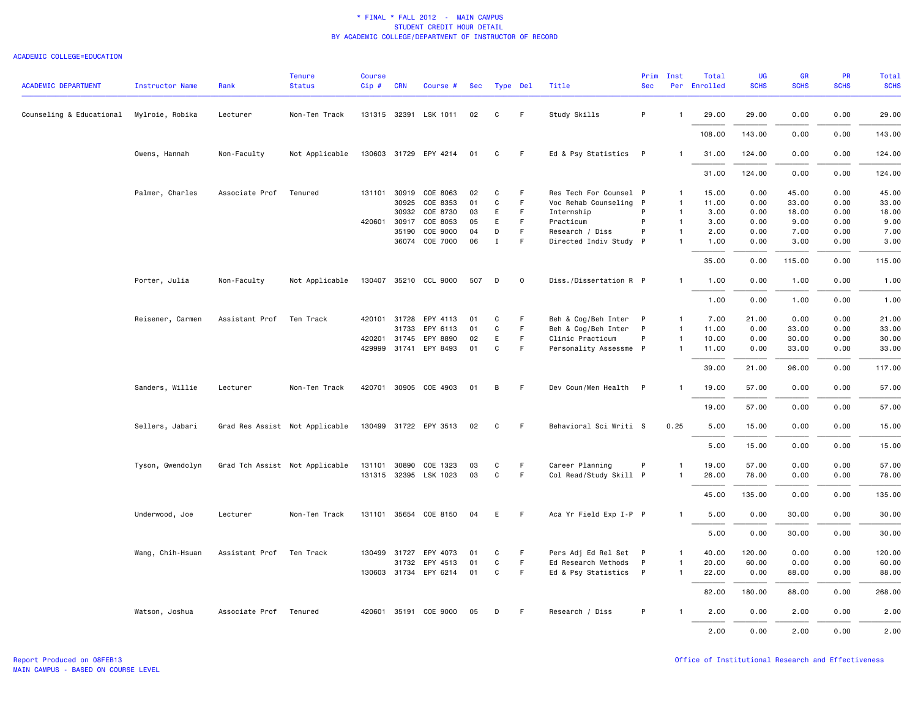\* FINAL \* FALL 2012 - MAIN CAMPUS
STUDENT CREDIT HOUR DETAIL
BY ACADEMIC COLLEGE/DEPARTMENT OF INSTRUCTOR OF RECORD

ACADEMIC COLLEGE=EDUCATION

| ACADEMIC DEPARTMENT | Instructor Name | Rank | Tenure Status | Course Cip # | CRN | Course # | Sec | Type | Del | Title | Prim Sec | Inst Per | Total Enrolled | UG SCHS | GR SCHS | PR SCHS | Total SCHS |
|---|---|---|---|---|---|---|---|---|---|---|---|---|---|---|---|---|---|
| Counseling & Educational | Mylroie, Robika | Lecturer | Non-Ten Track | 131315 | 32391 | LSK 1011 | 02 | C | F | Study Skills | P | 1 | 29.00 | 29.00 | 0.00 | 0.00 | 29.00 |
| | | | | | | | | | | | | | 108.00 | 143.00 | 0.00 | 0.00 | 143.00 |
| | Owens, Hannah | Non-Faculty | Not Applicable | 130603 | 31729 | EPY 4214 | 01 | C | F | Ed & Psy Statistics | P | 1 | 31.00 | 124.00 | 0.00 | 0.00 | 124.00 |
| | | | | | | | | | | | | | 31.00 | 124.00 | 0.00 | 0.00 | 124.00 |
| | Palmer, Charles | Associate Prof | Tenured | 131101 | 30919 | COE 8063 | 02 | C | F | Res Tech For Counsel | P | 1 | 15.00 | 0.00 | 45.00 | 0.00 | 45.00 |
| | | | | | 30925 | COE 8353 | 01 | C | F | Voc Rehab Counseling | P | 1 | 11.00 | 0.00 | 33.00 | 0.00 | 33.00 |
| | | | | | 30932 | COE 8730 | 03 | E | F | Internship | P | 1 | 3.00 | 0.00 | 18.00 | 0.00 | 18.00 |
| | | | | 420601 | 30917 | COE 8053 | 05 | E | F | Practicum | P | 1 | 3.00 | 0.00 | 9.00 | 0.00 | 9.00 |
| | | | | | 35190 | COE 9000 | 04 | D | F | Research / Diss | P | 1 | 2.00 | 0.00 | 7.00 | 0.00 | 7.00 |
| | | | | | 36074 | COE 7000 | 06 | I | F | Directed Indiv Study | P | 1 | 1.00 | 0.00 | 3.00 | 0.00 | 3.00 |
| | | | | | | | | | | | | | 35.00 | 0.00 | 115.00 | 0.00 | 115.00 |
| | Porter, Julia | Non-Faculty | Not Applicable | 130407 | 35210 | CCL 9000 | 507 | D | O | Diss./Dissertation R | P | 1 | 1.00 | 0.00 | 1.00 | 0.00 | 1.00 |
| | | | | | | | | | | | | | 1.00 | 0.00 | 1.00 | 0.00 | 1.00 |
| | Reisener, Carmen | Assistant Prof | Ten Track | 420101 | 31728 | EPY 4113 | 01 | C | F | Beh & Cog/Beh Inter | P | 1 | 7.00 | 21.00 | 0.00 | 0.00 | 21.00 |
| | | | | | 31733 | EPY 6113 | 01 | C | F | Beh & Cog/Beh Inter | P | 1 | 11.00 | 0.00 | 33.00 | 0.00 | 33.00 |
| | | | | 420201 | 31745 | EPY 8890 | 02 | E | F | Clinic Practicum | P | 1 | 10.00 | 0.00 | 30.00 | 0.00 | 30.00 |
| | | | | 429999 | 31741 | EPY 8493 | 01 | C | F | Personality Assessme | P | 1 | 11.00 | 0.00 | 33.00 | 0.00 | 33.00 |
| | | | | | | | | | | | | | 39.00 | 21.00 | 96.00 | 0.00 | 117.00 |
| | Sanders, Willie | Lecturer | Non-Ten Track | 420701 | 30905 | COE 4903 | 01 | B | F | Dev Coun/Men Health | P | 1 | 19.00 | 57.00 | 0.00 | 0.00 | 57.00 |
| | | | | | | | | | | | | | 19.00 | 57.00 | 0.00 | 0.00 | 57.00 |
| | Sellers, Jabari | Grad Res Assist | Not Applicable | 130499 | 31722 | EPY 3513 | 02 | C | F | Behavioral Sci Writi | S | 0.25 | 5.00 | 15.00 | 0.00 | 0.00 | 15.00 |
| | | | | | | | | | | | | | 5.00 | 15.00 | 0.00 | 0.00 | 15.00 |
| | Tyson, Gwendolyn | Grad Tch Assist | Not Applicable | 131101 | 30890 | COE 1323 | 03 | C | F | Career Planning | P | 1 | 19.00 | 57.00 | 0.00 | 0.00 | 57.00 |
| | | | | 131315 | 32395 | LSK 1023 | 03 | C | F | Col Read/Study Skill | P | 1 | 26.00 | 78.00 | 0.00 | 0.00 | 78.00 |
| | | | | | | | | | | | | | 45.00 | 135.00 | 0.00 | 0.00 | 135.00 |
| | Underwood, Joe | Lecturer | Non-Ten Track | 131101 | 35654 | COE 8150 | 04 | E | F | Aca Yr Field Exp I-P | P | 1 | 5.00 | 0.00 | 30.00 | 0.00 | 30.00 |
| | | | | | | | | | | | | | 5.00 | 0.00 | 30.00 | 0.00 | 30.00 |
| | Wang, Chih-Hsuan | Assistant Prof | Ten Track | 130499 | 31727 | EPY 4073 | 01 | C | F | Pers Adj Ed Rel Set | P | 1 | 40.00 | 120.00 | 0.00 | 0.00 | 120.00 |
| | | | | | 31732 | EPY 4513 | 01 | C | F | Ed Research Methods | P | 1 | 20.00 | 60.00 | 0.00 | 0.00 | 60.00 |
| | | | | 130603 | 31734 | EPY 6214 | 01 | C | F | Ed & Psy Statistics | P | 1 | 22.00 | 0.00 | 88.00 | 0.00 | 88.00 |
| | | | | | | | | | | | | | 82.00 | 180.00 | 88.00 | 0.00 | 268.00 |
| | Watson, Joshua | Associate Prof | Tenured | 420601 | 35191 | COE 9000 | 05 | D | F | Research / Diss | P | 1 | 2.00 | 0.00 | 2.00 | 0.00 | 2.00 |
| | | | | | | | | | | | | | 2.00 | 0.00 | 2.00 | 0.00 | 2.00 |

Report Produced on 08FEB13
MAIN CAMPUS - BASED ON COURSE LEVEL

Office of Institutional Research and Effectiveness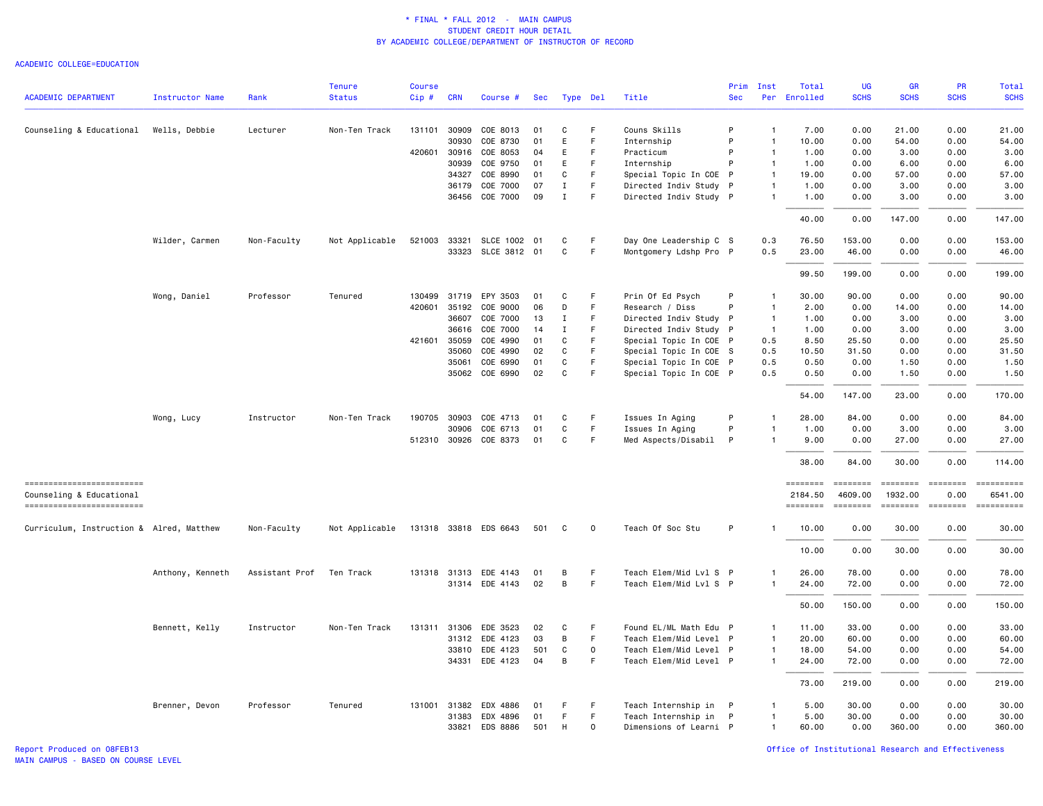* FINAL * FALL 2012 - MAIN CAMPUS
STUDENT CREDIT HOUR DETAIL
BY ACADEMIC COLLEGE/DEPARTMENT OF INSTRUCTOR OF RECORD

ACADEMIC COLLEGE=EDUCATION

| ACADEMIC DEPARTMENT | Instructor Name | Rank | Tenure Status | Course Cip # | CRN | Course # | Sec | Type | Del | Title | Prim Sec | Inst Per | Total Enrolled | UG SCHS | GR SCHS | PR SCHS | Total SCHS |
|---|---|---|---|---|---|---|---|---|---|---|---|---|---|---|---|---|---|
| Counseling & Educational | Wells, Debbie | Lecturer | Non-Ten Track | 131101 | 30909 | COE 8013 | 01 | C | F | Couns Skills | P | 1 | 7.00 | 0.00 | 21.00 | 0.00 | 21.00 |
| | | | | | 30930 | COE 8730 | 01 | E | F | Internship | P | 1 | 10.00 | 0.00 | 54.00 | 0.00 | 54.00 |
| | | | | 420601 | 30916 | COE 8053 | 04 | E | F | Practicum | P | 1 | 1.00 | 0.00 | 3.00 | 0.00 | 3.00 |
| | | | | | 30939 | COE 9750 | 01 | E | F | Internship | P | 1 | 1.00 | 0.00 | 6.00 | 0.00 | 6.00 |
| | | | | | 34327 | COE 8990 | 01 | C | F | Special Topic In COE | P | 1 | 19.00 | 0.00 | 57.00 | 0.00 | 57.00 |
| | | | | | 36179 | COE 7000 | 07 | I | F | Directed Indiv Study | P | 1 | 1.00 | 0.00 | 3.00 | 0.00 | 3.00 |
| | | | | | 36456 | COE 7000 | 09 | I | F | Directed Indiv Study | P | 1 | 1.00 | 0.00 | 3.00 | 0.00 | 3.00 |
| | | | | | | | | | | | | | 40.00 | 0.00 | 147.00 | 0.00 | 147.00 |
| | Wilder, Carmen | Non-Faculty | Not Applicable | 521003 | 33321 | SLCE 1002 | 01 | C | F | Day One Leadership C | S | 0.3 | 76.50 | 153.00 | 0.00 | 0.00 | 153.00 |
| | | | | | 33323 | SLCE 3812 | 01 | C | F | Montgomery Ldshp Pro | P | 0.5 | 23.00 | 46.00 | 0.00 | 0.00 | 46.00 |
| | | | | | | | | | | | | | 99.50 | 199.00 | 0.00 | 0.00 | 199.00 |
| | Wong, Daniel | Professor | Tenured | 130499 | 31719 | EPY 3503 | 01 | C | F | Prin Of Ed Psych | P | 1 | 30.00 | 90.00 | 0.00 | 0.00 | 90.00 |
| | | | | 420601 | 35192 | COE 9000 | 06 | D | F | Research / Diss | P | 1 | 2.00 | 0.00 | 14.00 | 0.00 | 14.00 |
| | | | | | 36607 | COE 7000 | 13 | I | F | Directed Indiv Study | P | 1 | 1.00 | 0.00 | 3.00 | 0.00 | 3.00 |
| | | | | | 36616 | COE 7000 | 14 | I | F | Directed Indiv Study | P | 1 | 1.00 | 0.00 | 3.00 | 0.00 | 3.00 |
| | | | | 421601 | 35059 | COE 4990 | 01 | C | F | Special Topic In COE | P | 0.5 | 8.50 | 25.50 | 0.00 | 0.00 | 25.50 |
| | | | | | 35060 | COE 4990 | 02 | C | F | Special Topic In COE | S | 0.5 | 10.50 | 31.50 | 0.00 | 0.00 | 31.50 |
| | | | | | 35061 | COE 6990 | 01 | C | F | Special Topic In COE | P | 0.5 | 0.50 | 0.00 | 1.50 | 0.00 | 1.50 |
| | | | | | 35062 | COE 6990 | 02 | C | F | Special Topic In COE | P | 0.5 | 0.50 | 0.00 | 1.50 | 0.00 | 1.50 |
| | | | | | | | | | | | | | 54.00 | 147.00 | 23.00 | 0.00 | 170.00 |
| | Wong, Lucy | Instructor | Non-Ten Track | 190705 | 30903 | COE 4713 | 01 | C | F | Issues In Aging | P | 1 | 28.00 | 84.00 | 0.00 | 0.00 | 84.00 |
| | | | | | 30906 | COE 6713 | 01 | C | F | Issues In Aging | P | 1 | 1.00 | 0.00 | 3.00 | 0.00 | 3.00 |
| | | | | 512310 | 30926 | COE 8373 | 01 | C | F | Med Aspects/Disabil | P | 1 | 9.00 | 0.00 | 27.00 | 0.00 | 27.00 |
| | | | | | | | | | | | | | 38.00 | 84.00 | 30.00 | 0.00 | 114.00 |
| Counseling & Educational | | | | | | | | | | | | | 2184.50 | 4609.00 | 1932.00 | 0.00 | 6541.00 |
| Curriculum, Instruction & | Alred, Matthew | Non-Faculty | Not Applicable | 131318 | 33818 | EDS 6643 | 501 | C | O | Teach Of Soc Stu | P | 1 | 10.00 | 0.00 | 30.00 | 0.00 | 30.00 |
| | | | | | | | | | | | | | 10.00 | 0.00 | 30.00 | 0.00 | 30.00 |
| | Anthony, Kenneth | Assistant Prof | Ten Track | 131318 | 31313 | EDE 4143 | 01 | B | F | Teach Elem/Mid Lvl S | P | 1 | 26.00 | 78.00 | 0.00 | 0.00 | 78.00 |
| | | | | | 31314 | EDE 4143 | 02 | B | F | Teach Elem/Mid Lvl S | P | 1 | 24.00 | 72.00 | 0.00 | 0.00 | 72.00 |
| | | | | | | | | | | | | | 50.00 | 150.00 | 0.00 | 0.00 | 150.00 |
| | Bennett, Kelly | Instructor | Non-Ten Track | 131311 | 31306 | EDE 3523 | 02 | C | F | Found EL/ML Math Edu | P | 1 | 11.00 | 33.00 | 0.00 | 0.00 | 33.00 |
| | | | | | 31312 | EDE 4123 | 03 | B | F | Teach Elem/Mid Level | P | 1 | 20.00 | 60.00 | 0.00 | 0.00 | 60.00 |
| | | | | | 33810 | EDE 4123 | 501 | C | O | Teach Elem/Mid Level | P | 1 | 18.00 | 54.00 | 0.00 | 0.00 | 54.00 |
| | | | | | 34331 | EDE 4123 | 04 | B | F | Teach Elem/Mid Level | P | 1 | 24.00 | 72.00 | 0.00 | 0.00 | 72.00 |
| | | | | | | | | | | | | | 73.00 | 219.00 | 0.00 | 0.00 | 219.00 |
| | Brenner, Devon | Professor | Tenured | 131001 | 31382 | EDX 4886 | 01 | F | F | Teach Internship in | P | 1 | 5.00 | 30.00 | 0.00 | 0.00 | 30.00 |
| | | | | | 31383 | EDX 4896 | 01 | F | F | Teach Internship in | P | 1 | 5.00 | 30.00 | 0.00 | 0.00 | 30.00 |
| | | | | | 33821 | EDS 8886 | 501 | H | O | Dimensions of Learni | P | 1 | 60.00 | 0.00 | 360.00 | 0.00 | 360.00 |

Report Produced on 08FEB13
MAIN CAMPUS - BASED ON COURSE LEVEL

Office of Institutional Research and Effectiveness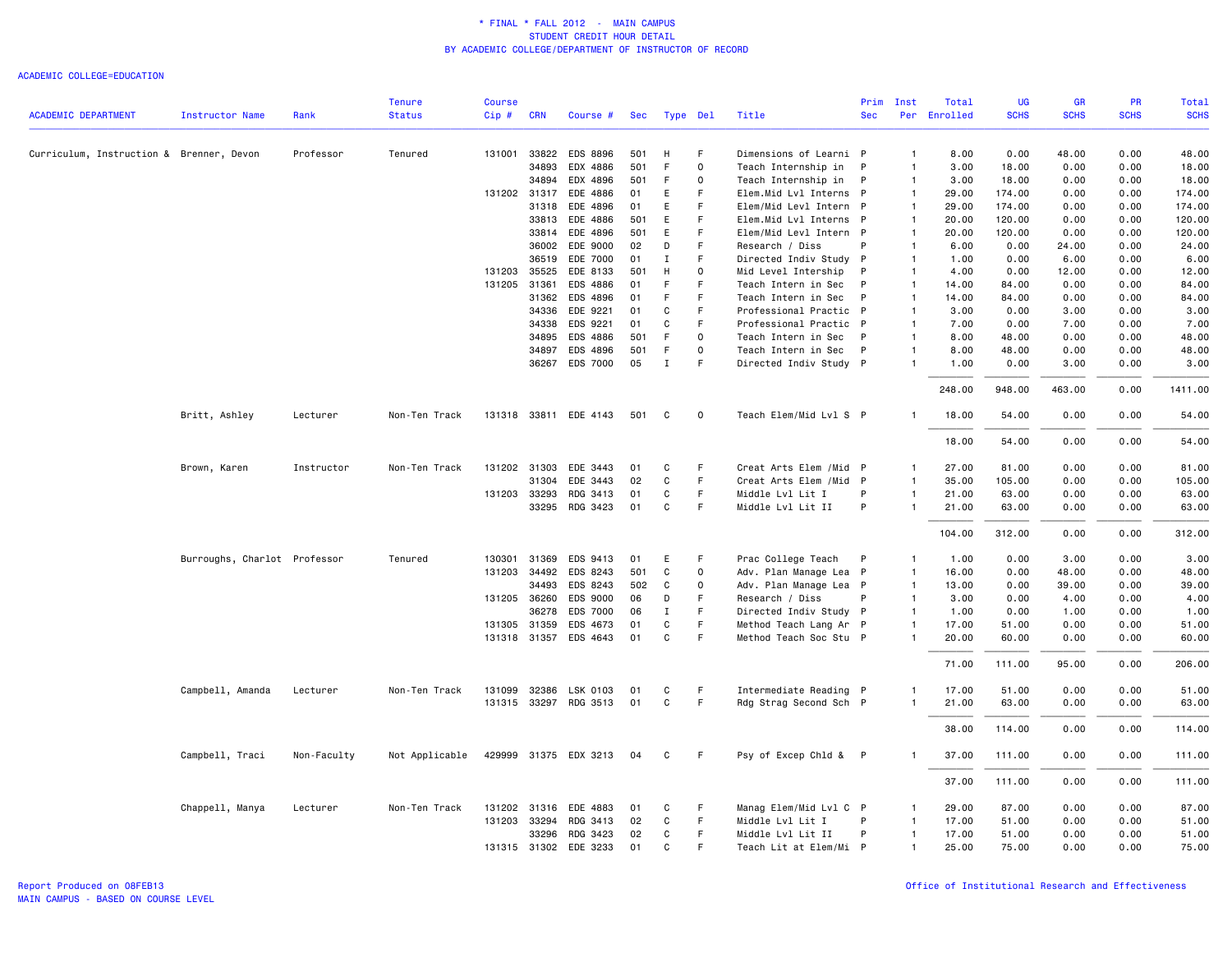# * FINAL * FALL 2012 - MAIN CAMPUS
## STUDENT CREDIT HOUR DETAIL
## BY ACADEMIC COLLEGE/DEPARTMENT OF INSTRUCTOR OF RECORD

ACADEMIC COLLEGE=EDUCATION

| ACADEMIC DEPARTMENT | Instructor Name | Rank | Tenure Status | Course Cip # | CRN | Course # | Sec | Type | Del | Title | Prim Sec | Inst Per | Total Enrolled | UG SCHS | GR SCHS | PR SCHS | Total SCHS |
|---|---|---|---|---|---|---|---|---|---|---|---|---|---|---|---|---|---|
| Curriculum, Instruction & | Brenner, Devon | Professor | Tenured | 131001 | 33822 | EDS 8896 | 501 | H | F | Dimensions of Learni | P | 1 | 8.00 | 0.00 | 48.00 | 0.00 | 48.00 |
| | | | | | 34893 | EDX 4886 | 501 | F | O | Teach Internship in | P | 1 | 3.00 | 18.00 | 0.00 | 0.00 | 18.00 |
| | | | | | 34894 | EDX 4896 | 501 | F | O | Teach Internship in | P | 1 | 3.00 | 18.00 | 0.00 | 0.00 | 18.00 |
| | | | | 131202 | 31317 | EDE 4886 | 01 | E | F | Elem.Mid Lvl Interns | P | 1 | 29.00 | 174.00 | 0.00 | 0.00 | 174.00 |
| | | | | | 31318 | EDE 4896 | 01 | E | F | Elem/Mid Levl Intern | P | 1 | 29.00 | 174.00 | 0.00 | 0.00 | 174.00 |
| | | | | | 33813 | EDE 4886 | 501 | E | F | Elem.Mid Lvl Interns | P | 1 | 20.00 | 120.00 | 0.00 | 0.00 | 120.00 |
| | | | | | 33814 | EDE 4896 | 501 | E | F | Elem/Mid Levl Intern | P | 1 | 20.00 | 120.00 | 0.00 | 0.00 | 120.00 |
| | | | | | 36002 | EDE 9000 | 02 | D | F | Research / Diss | P | 1 | 6.00 | 0.00 | 24.00 | 0.00 | 24.00 |
| | | | | | 36519 | EDE 7000 | 01 | I | F | Directed Indiv Study | P | 1 | 1.00 | 0.00 | 6.00 | 0.00 | 6.00 |
| | | | | 131203 | 35525 | EDE 8133 | 501 | H | O | Mid Level Intership | P | 1 | 4.00 | 0.00 | 12.00 | 0.00 | 12.00 |
| | | | | 131205 | 31361 | EDS 4886 | 01 | F | F | Teach Intern in Sec | P | 1 | 14.00 | 84.00 | 0.00 | 0.00 | 84.00 |
| | | | | | 31362 | EDS 4896 | 01 | F | F | Teach Intern in Sec | P | 1 | 14.00 | 84.00 | 0.00 | 0.00 | 84.00 |
| | | | | | 34336 | EDE 9221 | 01 | C | F | Professional Practic | P | 1 | 3.00 | 0.00 | 3.00 | 0.00 | 3.00 |
| | | | | | 34338 | EDS 9221 | 01 | C | F | Professional Practic | P | 1 | 7.00 | 0.00 | 7.00 | 0.00 | 7.00 |
| | | | | | 34895 | EDS 4886 | 501 | F | O | Teach Intern in Sec | P | 1 | 8.00 | 48.00 | 0.00 | 0.00 | 48.00 |
| | | | | | 34897 | EDS 4896 | 501 | F | O | Teach Intern in Sec | P | 1 | 8.00 | 48.00 | 0.00 | 0.00 | 48.00 |
| | | | | | 36267 | EDS 7000 | 05 | I | F | Directed Indiv Study | P | 1 | 1.00 | 0.00 | 3.00 | 0.00 | 3.00 |
| | | | | | | | | | | | | | 248.00 | 948.00 | 463.00 | 0.00 | 1411.00 |
| | Britt, Ashley | Lecturer | Non-Ten Track | 131318 | 33811 | EDE 4143 | 501 | C | O | Teach Elem/Mid Lvl S | P | 1 | 18.00 | 54.00 | 0.00 | 0.00 | 54.00 |
| | | | | | | | | | | | | | 18.00 | 54.00 | 0.00 | 0.00 | 54.00 |
| | Brown, Karen | Instructor | Non-Ten Track | 131202 | 31303 | EDE 3443 | 01 | C | F | Creat Arts Elem /Mid | P | 1 | 27.00 | 81.00 | 0.00 | 0.00 | 81.00 |
| | | | | | 31304 | EDE 3443 | 02 | C | F | Creat Arts Elem /Mid | P | 1 | 35.00 | 105.00 | 0.00 | 0.00 | 105.00 |
| | | | | 131203 | 33293 | RDG 3413 | 01 | C | F | Middle Lvl Lit I | P | 1 | 21.00 | 63.00 | 0.00 | 0.00 | 63.00 |
| | | | | | 33295 | RDG 3423 | 01 | C | F | Middle Lvl Lit II | P | 1 | 21.00 | 63.00 | 0.00 | 0.00 | 63.00 |
| | | | | | | | | | | | | | 104.00 | 312.00 | 0.00 | 0.00 | 312.00 |
| | Burroughs, Charlot | Professor | Tenured | 130301 | 31369 | EDS 9413 | 01 | E | F | Prac College Teach | P | 1 | 1.00 | 0.00 | 3.00 | 0.00 | 3.00 |
| | | | | 131203 | 34492 | EDS 8243 | 501 | C | O | Adv. Plan Manage Lea | P | 1 | 16.00 | 0.00 | 48.00 | 0.00 | 48.00 |
| | | | | | 34493 | EDS 8243 | 502 | C | O | Adv. Plan Manage Lea | P | 1 | 13.00 | 0.00 | 39.00 | 0.00 | 39.00 |
| | | | | 131205 | 36260 | EDS 9000 | 06 | D | F | Research / Diss | P | 1 | 3.00 | 0.00 | 4.00 | 0.00 | 4.00 |
| | | | | | 36278 | EDS 7000 | 06 | I | F | Directed Indiv Study | P | 1 | 1.00 | 0.00 | 1.00 | 0.00 | 1.00 |
| | | | | 131305 | 31359 | EDS 4673 | 01 | C | F | Method Teach Lang Ar | P | 1 | 17.00 | 51.00 | 0.00 | 0.00 | 51.00 |
| | | | | 131318 | 31357 | EDS 4643 | 01 | C | F | Method Teach Soc Stu | P | 1 | 20.00 | 60.00 | 0.00 | 0.00 | 60.00 |
| | | | | | | | | | | | | | 71.00 | 111.00 | 95.00 | 0.00 | 206.00 |
| | Campbell, Amanda | Lecturer | Non-Ten Track | 131099 | 32386 | LSK 0103 | 01 | C | F | Intermediate Reading | P | 1 | 17.00 | 51.00 | 0.00 | 0.00 | 51.00 |
| | | | | 131315 | 33297 | RDG 3513 | 01 | C | F | Rdg Strag Second Sch | P | 1 | 21.00 | 63.00 | 0.00 | 0.00 | 63.00 |
| | | | | | | | | | | | | | 38.00 | 114.00 | 0.00 | 0.00 | 114.00 |
| | Campbell, Traci | Non-Faculty | Not Applicable | 429999 | 31375 | EDX 3213 | 04 | C | F | Psy of Excep Chld & | P | 1 | 37.00 | 111.00 | 0.00 | 0.00 | 111.00 |
| | | | | | | | | | | | | | 37.00 | 111.00 | 0.00 | 0.00 | 111.00 |
| | Chappell, Manya | Lecturer | Non-Ten Track | 131202 | 31316 | EDE 4883 | 01 | C | F | Manag Elem/Mid Lvl C | P | 1 | 29.00 | 87.00 | 0.00 | 0.00 | 87.00 |
| | | | | 131203 | 33294 | RDG 3413 | 02 | C | F | Middle Lvl Lit I | P | 1 | 17.00 | 51.00 | 0.00 | 0.00 | 51.00 |
| | | | | | 33296 | RDG 3423 | 02 | C | F | Middle Lvl Lit II | P | 1 | 17.00 | 51.00 | 0.00 | 0.00 | 51.00 |
| | | | | 131315 | 31302 | EDE 3233 | 01 | C | F | Teach Lit at Elem/Mi | P | 1 | 25.00 | 75.00 | 0.00 | 0.00 | 75.00 |

Report Produced on 08FEB13
MAIN CAMPUS - BASED ON COURSE LEVEL

Office of Institutional Research and Effectiveness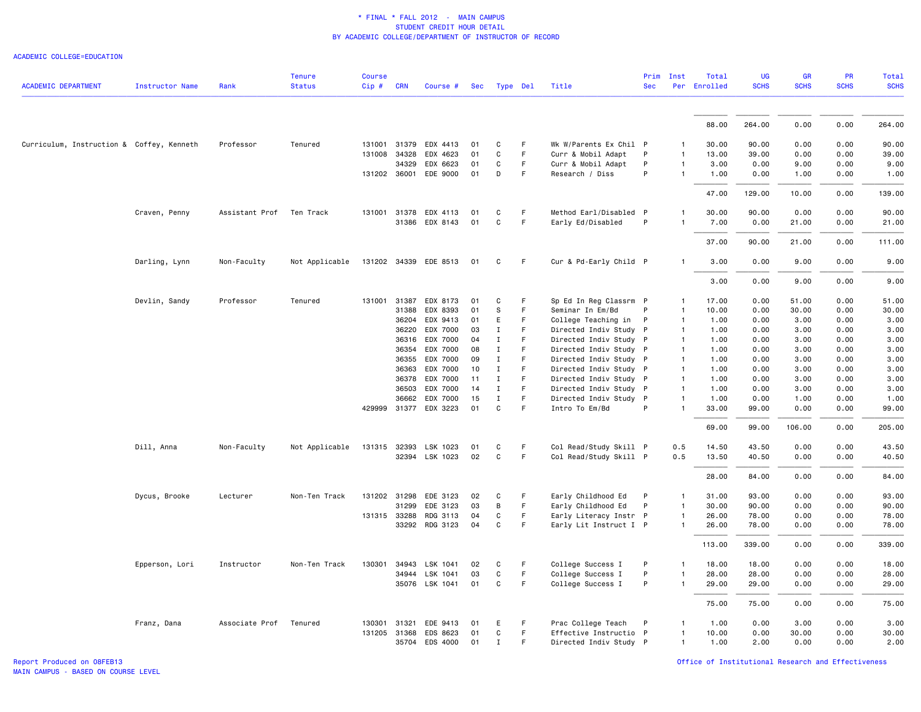\* FINAL \* FALL 2012 - MAIN CAMPUS
STUDENT CREDIT HOUR DETAIL
BY ACADEMIC COLLEGE/DEPARTMENT OF INSTRUCTOR OF RECORD

ACADEMIC COLLEGE=EDUCATION

| ACADEMIC DEPARTMENT | Instructor Name | Rank | Tenure Status | Course Cip # | CRN | Course # | Sec | Type | Del | Title | Prim Sec | Inst Per | Total Enrolled | UG SCHS | GR SCHS | PR SCHS | Total SCHS |
|---|---|---|---|---|---|---|---|---|---|---|---|---|---|---|---|---|---|
| | | | | | | | | | | | | | 88.00 | 264.00 | 0.00 | 0.00 | 264.00 |
| Curriculum, Instruction & | Coffey, Kenneth | Professor | Tenured | 131001 | 31379 | EDX 4413 | 01 | C | F | Wk W/Parents Ex Chil | P | 1 | 30.00 | 90.00 | 0.00 | 0.00 | 90.00 |
| | | | | 131008 | 34328 | EDX 4623 | 01 | C | F | Curr & Mobil Adapt | P | 1 | 13.00 | 39.00 | 0.00 | 0.00 | 39.00 |
| | | | | | 34329 | EDX 6623 | 01 | C | F | Curr & Mobil Adapt | P | 1 | 3.00 | 0.00 | 9.00 | 0.00 | 9.00 |
| | | | | 131202 | 36001 | EDE 9000 | 01 | D | F | Research / Diss | P | 1 | 1.00 | 0.00 | 1.00 | 0.00 | 1.00 |
| | | | | | | | | | | | | | 47.00 | 129.00 | 10.00 | 0.00 | 139.00 |
| | Craven, Penny | Assistant Prof | Ten Track | 131001 | 31378 | EDX 4113 | 01 | C | F | Method Earl/Disabled | P | 1 | 30.00 | 90.00 | 0.00 | 0.00 | 90.00 |
| | | | | | 31386 | EDX 8143 | 01 | C | F | Early Ed/Disabled | P | 1 | 7.00 | 0.00 | 21.00 | 0.00 | 21.00 |
| | | | | | | | | | | | | | 37.00 | 90.00 | 21.00 | 0.00 | 111.00 |
| | Darling, Lynn | Non-Faculty | Not Applicable | 131202 | 34339 | EDE 8513 | 01 | C | F | Cur & Pd-Early Child | P | 1 | 3.00 | 0.00 | 9.00 | 0.00 | 9.00 |
| | | | | | | | | | | | | | 3.00 | 0.00 | 9.00 | 0.00 | 9.00 |
| | Devlin, Sandy | Professor | Tenured | 131001 | 31387 | EDX 8173 | 01 | C | F | Sp Ed In Reg Classrm | P | 1 | 17.00 | 0.00 | 51.00 | 0.00 | 51.00 |
| | | | | | 31388 | EDX 8393 | 01 | S | F | Seminar In Em/Bd | P | 1 | 10.00 | 0.00 | 30.00 | 0.00 | 30.00 |
| | | | | | 36204 | EDX 9413 | 01 | E | F | College Teaching in | P | 1 | 1.00 | 0.00 | 3.00 | 0.00 | 3.00 |
| | | | | | 36220 | EDX 7000 | 03 | I | F | Directed Indiv Study | P | 1 | 1.00 | 0.00 | 3.00 | 0.00 | 3.00 |
| | | | | | 36316 | EDX 7000 | 04 | I | F | Directed Indiv Study | P | 1 | 1.00 | 0.00 | 3.00 | 0.00 | 3.00 |
| | | | | | 36354 | EDX 7000 | 08 | I | F | Directed Indiv Study | P | 1 | 1.00 | 0.00 | 3.00 | 0.00 | 3.00 |
| | | | | | 36355 | EDX 7000 | 09 | I | F | Directed Indiv Study | P | 1 | 1.00 | 0.00 | 3.00 | 0.00 | 3.00 |
| | | | | | 36363 | EDX 7000 | 10 | I | F | Directed Indiv Study | P | 1 | 1.00 | 0.00 | 3.00 | 0.00 | 3.00 |
| | | | | | 36378 | EDX 7000 | 11 | I | F | Directed Indiv Study | P | 1 | 1.00 | 0.00 | 3.00 | 0.00 | 3.00 |
| | | | | | 36503 | EDX 7000 | 14 | I | F | Directed Indiv Study | P | 1 | 1.00 | 0.00 | 3.00 | 0.00 | 3.00 |
| | | | | | 36662 | EDX 7000 | 15 | I | F | Directed Indiv Study | P | 1 | 1.00 | 0.00 | 1.00 | 0.00 | 1.00 |
| | | | | 429999 | 31377 | EDX 3223 | 01 | C | F | Intro To Em/Bd | P | 1 | 33.00 | 99.00 | 0.00 | 0.00 | 99.00 |
| | | | | | | | | | | | | | 69.00 | 99.00 | 106.00 | 0.00 | 205.00 |
| | Dill, Anna | Non-Faculty | Not Applicable | 131315 | 32393 | LSK 1023 | 01 | C | F | Col Read/Study Skill | P | 0.5 | 14.50 | 43.50 | 0.00 | 0.00 | 43.50 |
| | | | | | 32394 | LSK 1023 | 02 | C | F | Col Read/Study Skill | P | 0.5 | 13.50 | 40.50 | 0.00 | 0.00 | 40.50 |
| | | | | | | | | | | | | | 28.00 | 84.00 | 0.00 | 0.00 | 84.00 |
| | Dycus, Brooke | Lecturer | Non-Ten Track | 131202 | 31298 | EDE 3123 | 02 | C | F | Early Childhood Ed | P | 1 | 31.00 | 93.00 | 0.00 | 0.00 | 93.00 |
| | | | | | 31299 | EDE 3123 | 03 | B | F | Early Childhood Ed | P | 1 | 30.00 | 90.00 | 0.00 | 0.00 | 90.00 |
| | | | | 131315 | 33288 | RDG 3113 | 04 | C | F | Early Literacy Instr | P | 1 | 26.00 | 78.00 | 0.00 | 0.00 | 78.00 |
| | | | | | 33292 | RDG 3123 | 04 | C | F | Early Lit Instruct I | P | 1 | 26.00 | 78.00 | 0.00 | 0.00 | 78.00 |
| | | | | | | | | | | | | | 113.00 | 339.00 | 0.00 | 0.00 | 339.00 |
| | Epperson, Lori | Instructor | Non-Ten Track | 130301 | 34943 | LSK 1041 | 02 | C | F | College Success I | P | 1 | 18.00 | 18.00 | 0.00 | 0.00 | 18.00 |
| | | | | | 34944 | LSK 1041 | 03 | C | F | College Success I | P | 1 | 28.00 | 28.00 | 0.00 | 0.00 | 28.00 |
| | | | | | 35076 | LSK 1041 | 01 | C | F | College Success I | P | 1 | 29.00 | 29.00 | 0.00 | 0.00 | 29.00 |
| | | | | | | | | | | | | | 75.00 | 75.00 | 0.00 | 0.00 | 75.00 |
| | Franz, Dana | Associate Prof | Tenured | 130301 | 31321 | EDE 9413 | 01 | E | F | Prac College Teach | P | 1 | 1.00 | 0.00 | 3.00 | 0.00 | 3.00 |
| | | | | 131205 | 31368 | EDS 8623 | 01 | C | F | Effective Instructio | P | 1 | 10.00 | 0.00 | 30.00 | 0.00 | 30.00 |
| | | | | | 35704 | EDS 4000 | 01 | I | F | Directed Indiv Study | P | 1 | 1.00 | 2.00 | 0.00 | 0.00 | 2.00 |

Report Produced on 08FEB13
MAIN CAMPUS - BASED ON COURSE LEVEL

Office of Institutional Research and Effectiveness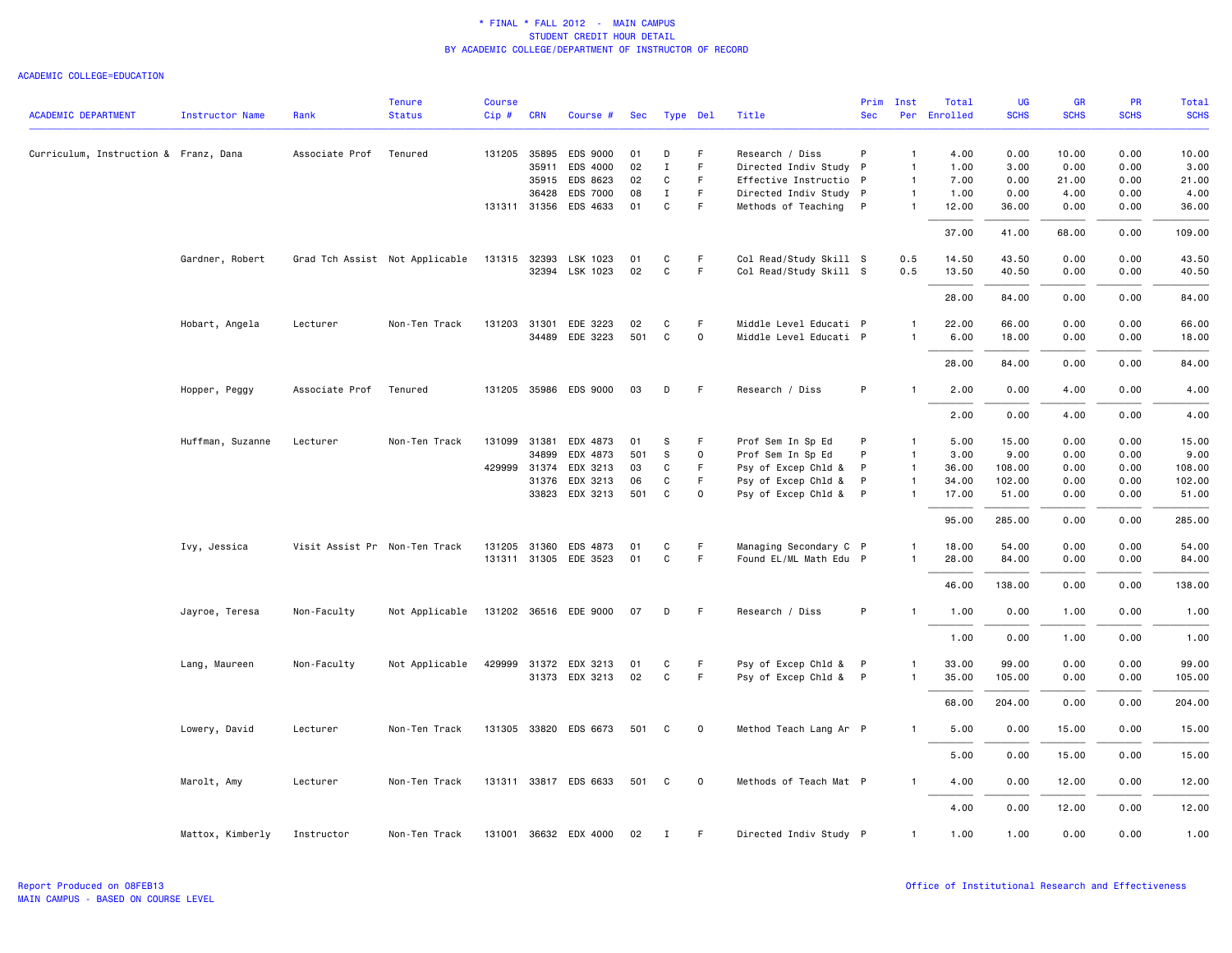\* FINAL \* FALL 2012 - MAIN CAMPUS
STUDENT CREDIT HOUR DETAIL
BY ACADEMIC COLLEGE/DEPARTMENT OF INSTRUCTOR OF RECORD

ACADEMIC COLLEGE=EDUCATION

| ACADEMIC DEPARTMENT | Instructor Name | Rank | Tenure Status | Course Cip # | CRN | Course # | Sec | Type | Del | Title | Prim Sec | Inst Per | Total Enrolled | UG SCHS | GR SCHS | PR SCHS | Total SCHS |
|---|---|---|---|---|---|---|---|---|---|---|---|---|---|---|---|---|---|
| Curriculum, Instruction & | Franz, Dana | Associate Prof | Tenured | 131205 | 35895 | EDS 9000 | 01 | D | F | Research / Diss | P | 1 | 4.00 | 0.00 | 10.00 | 0.00 | 10.00 |
| | | | | | 35911 | EDS 4000 | 02 | I | F | Directed Indiv Study | P | 1 | 1.00 | 3.00 | 0.00 | 0.00 | 3.00 |
| | | | | | 35915 | EDS 8623 | 02 | C | F | Effective Instructio | P | 1 | 7.00 | 0.00 | 21.00 | 0.00 | 21.00 |
| | | | | | 36428 | EDS 7000 | 08 | I | F | Directed Indiv Study | P | 1 | 1.00 | 0.00 | 4.00 | 0.00 | 4.00 |
| | | | | 131311 | 31356 | EDS 4633 | 01 | C | F | Methods of Teaching | P | 1 | 12.00 | 36.00 | 0.00 | 0.00 | 36.00 |
| | | | | | | | | | | | | | 37.00 | 41.00 | 68.00 | 0.00 | 109.00 |
| | Gardner, Robert | Grad Tch Assist | Not Applicable | 131315 | 32393 | LSK 1023 | 01 | C | F | Col Read/Study Skill | S | 0.5 | 14.50 | 43.50 | 0.00 | 0.00 | 43.50 |
| | | | | | 32394 | LSK 1023 | 02 | C | F | Col Read/Study Skill | S | 0.5 | 13.50 | 40.50 | 0.00 | 0.00 | 40.50 |
| | | | | | | | | | | | | | 28.00 | 84.00 | 0.00 | 0.00 | 84.00 |
| | Hobart, Angela | Lecturer | Non-Ten Track | 131203 | 31301 | EDE 3223 | 02 | C | F | Middle Level Educati | P | 1 | 22.00 | 66.00 | 0.00 | 0.00 | 66.00 |
| | | | | | 34489 | EDE 3223 | 501 | C | O | Middle Level Educati | P | 1 | 6.00 | 18.00 | 0.00 | 0.00 | 18.00 |
| | | | | | | | | | | | | | 28.00 | 84.00 | 0.00 | 0.00 | 84.00 |
| | Hopper, Peggy | Associate Prof | Tenured | 131205 | 35986 | EDS 9000 | 03 | D | F | Research / Diss | P | 1 | 2.00 | 0.00 | 4.00 | 0.00 | 4.00 |
| | | | | | | | | | | | | | 2.00 | 0.00 | 4.00 | 0.00 | 4.00 |
| | Huffman, Suzanne | Lecturer | Non-Ten Track | 131099 | 31381 | EDX 4873 | 01 | S | F | Prof Sem In Sp Ed | P | 1 | 5.00 | 15.00 | 0.00 | 0.00 | 15.00 |
| | | | | | 34899 | EDX 4873 | 501 | S | O | Prof Sem In Sp Ed | P | 1 | 3.00 | 9.00 | 0.00 | 0.00 | 9.00 |
| | | | | 429999 | 31374 | EDX 3213 | 03 | C | F | Psy of Excep Chld & | P | 1 | 36.00 | 108.00 | 0.00 | 0.00 | 108.00 |
| | | | | | 31376 | EDX 3213 | 06 | C | F | Psy of Excep Chld & | P | 1 | 34.00 | 102.00 | 0.00 | 0.00 | 102.00 |
| | | | | | 33823 | EDX 3213 | 501 | C | O | Psy of Excep Chld & | P | 1 | 17.00 | 51.00 | 0.00 | 0.00 | 51.00 |
| | | | | | | | | | | | | | 95.00 | 285.00 | 0.00 | 0.00 | 285.00 |
| | Ivy, Jessica | Visit Assist Pr | Non-Ten Track | 131205 | 31360 | EDS 4873 | 01 | C | F | Managing Secondary C | P | 1 | 18.00 | 54.00 | 0.00 | 0.00 | 54.00 |
| | | | | 131311 | 31305 | EDE 3523 | 01 | C | F | Found EL/ML Math Edu | P | 1 | 28.00 | 84.00 | 0.00 | 0.00 | 84.00 |
| | | | | | | | | | | | | | 46.00 | 138.00 | 0.00 | 0.00 | 138.00 |
| | Jayroe, Teresa | Non-Faculty | Not Applicable | 131202 | 36516 | EDE 9000 | 07 | D | F | Research / Diss | P | 1 | 1.00 | 0.00 | 1.00 | 0.00 | 1.00 |
| | | | | | | | | | | | | | 1.00 | 0.00 | 1.00 | 0.00 | 1.00 |
| | Lang, Maureen | Non-Faculty | Not Applicable | 429999 | 31372 | EDX 3213 | 01 | C | F | Psy of Excep Chld & | P | 1 | 33.00 | 99.00 | 0.00 | 0.00 | 99.00 |
| | | | | | 31373 | EDX 3213 | 02 | C | F | Psy of Excep Chld & | P | 1 | 35.00 | 105.00 | 0.00 | 0.00 | 105.00 |
| | | | | | | | | | | | | | 68.00 | 204.00 | 0.00 | 0.00 | 204.00 |
| | Lowery, David | Lecturer | Non-Ten Track | 131305 | 33820 | EDS 6673 | 501 | C | O | Method Teach Lang Ar | P | 1 | 5.00 | 0.00 | 15.00 | 0.00 | 15.00 |
| | | | | | | | | | | | | | 5.00 | 0.00 | 15.00 | 0.00 | 15.00 |
| | Marolt, Amy | Lecturer | Non-Ten Track | 131311 | 33817 | EDS 6633 | 501 | C | O | Methods of Teach Mat | P | 1 | 4.00 | 0.00 | 12.00 | 0.00 | 12.00 |
| | | | | | | | | | | | | | 4.00 | 0.00 | 12.00 | 0.00 | 12.00 |
| | Mattox, Kimberly | Instructor | Non-Ten Track | 131001 | 36632 | EDX 4000 | 02 | I | F | Directed Indiv Study | P | 1 | 1.00 | 1.00 | 0.00 | 0.00 | 1.00 |

Report Produced on 08FEB13
MAIN CAMPUS - BASED ON COURSE LEVEL

Office of Institutional Research and Effectiveness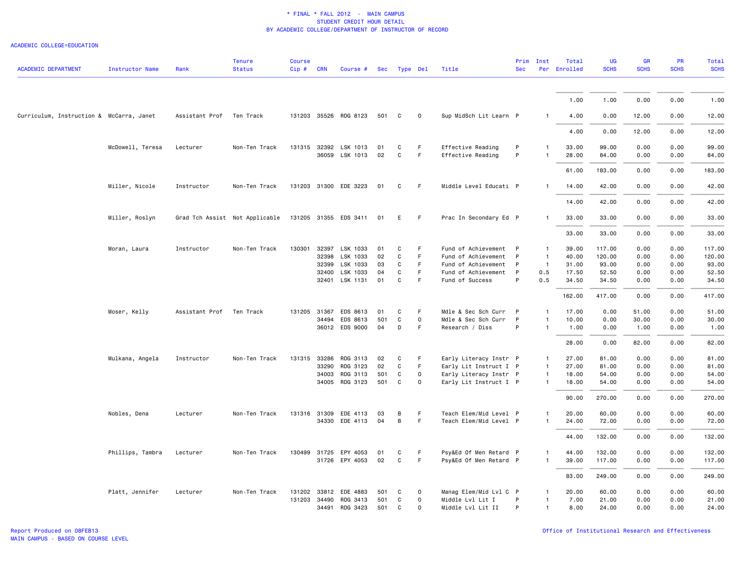# * FINAL * FALL 2012 - MAIN CAMPUS
## STUDENT CREDIT HOUR DETAIL
### BY ACADEMIC COLLEGE/DEPARTMENT OF INSTRUCTOR OF RECORD

ACADEMIC COLLEGE=EDUCATION

| ACADEMIC DEPARTMENT | Instructor Name | Rank | Tenure Status | Course Cip # | CRN | Course # | Sec | Type | Del | Title | Prim Sec | Inst Per | Total Enrolled | UG SCHS | GR SCHS | PR SCHS | Total SCHS |
|---|---|---|---|---|---|---|---|---|---|---|---|---|---|---|---|---|---|
| | | | | | | | | | | | | | 1.00 | 1.00 | 0.00 | 0.00 | 1.00 |
| Curriculum, Instruction & | McCarra, Janet | Assistant Prof | Ten Track | 131203 | 35526 | RDG 8123 | 501 | C | O | Sup MidSch Lit Learn | P | 1 | 4.00 | 0.00 | 12.00 | 0.00 | 12.00 |
| | | | | | | | | | | | | | 4.00 | 0.00 | 12.00 | 0.00 | 12.00 |
| | McDowell, Teresa | Lecturer | Non-Ten Track | 131315 | 32392 | LSK 1013 | 01 | C | F | Effective Reading | P | 1 | 33.00 | 99.00 | 0.00 | 0.00 | 99.00 |
| | | | | | 36059 | LSK 1013 | 02 | C | F | Effective Reading | P | 1 | 28.00 | 84.00 | 0.00 | 0.00 | 84.00 |
| | | | | | | | | | | | | | 61.00 | 183.00 | 0.00 | 0.00 | 183.00 |
| | Miller, Nicole | Instructor | Non-Ten Track | 131203 | 31300 | EDE 3223 | 01 | C | F | Middle Level Educati | P | 1 | 14.00 | 42.00 | 0.00 | 0.00 | 42.00 |
| | | | | | | | | | | | | | 14.00 | 42.00 | 0.00 | 0.00 | 42.00 |
| | Miller, Roslyn | Grad Tch Assist | Not Applicable | 131205 | 31355 | EDS 3411 | 01 | E | F | Prac In Secondary Ed | P | 1 | 33.00 | 33.00 | 0.00 | 0.00 | 33.00 |
| | | | | | | | | | | | | | 33.00 | 33.00 | 0.00 | 0.00 | 33.00 |
| | Moran, Laura | Instructor | Non-Ten Track | 130301 | 32397 | LSK 1033 | 01 | C | F | Fund of Achievement | P | 1 | 39.00 | 117.00 | 0.00 | 0.00 | 117.00 |
| | | | | | 32398 | LSK 1033 | 02 | C | F | Fund of Achievement | P | 1 | 40.00 | 120.00 | 0.00 | 0.00 | 120.00 |
| | | | | | 32399 | LSK 1033 | 03 | C | F | Fund of Achievement | P | 1 | 31.00 | 93.00 | 0.00 | 0.00 | 93.00 |
| | | | | | 32400 | LSK 1033 | 04 | C | F | Fund of Achievement | P | 0.5 | 17.50 | 52.50 | 0.00 | 0.00 | 52.50 |
| | | | | | 32401 | LSK 1131 | 01 | C | F | Fund of Success | P | 0.5 | 34.50 | 34.50 | 0.00 | 0.00 | 34.50 |
| | | | | | | | | | | | | | 162.00 | 417.00 | 0.00 | 0.00 | 417.00 |
| | Moser, Kelly | Assistant Prof | Ten Track | 131205 | 31367 | EDS 8613 | 01 | C | F | Mdle & Sec Sch Curr | P | 1 | 17.00 | 0.00 | 51.00 | 0.00 | 51.00 |
| | | | | | 34494 | EDS 8613 | 501 | C | O | Mdle & Sec Sch Curr | P | 1 | 10.00 | 0.00 | 30.00 | 0.00 | 30.00 |
| | | | | | 36012 | EDS 9000 | 04 | D | F | Research / Diss | P | 1 | 1.00 | 0.00 | 1.00 | 0.00 | 1.00 |
| | | | | | | | | | | | | | 28.00 | 0.00 | 82.00 | 0.00 | 82.00 |
| | Mulkana, Angela | Instructor | Non-Ten Track | 131315 | 33286 | RDG 3113 | 02 | C | F | Early Literacy Instr | P | 1 | 27.00 | 81.00 | 0.00 | 0.00 | 81.00 |
| | | | | | 33290 | RDG 3123 | 02 | C | F | Early Lit Instruct I | P | 1 | 27.00 | 81.00 | 0.00 | 0.00 | 81.00 |
| | | | | | 34003 | RDG 3113 | 501 | C | O | Early Literacy Instr | P | 1 | 18.00 | 54.00 | 0.00 | 0.00 | 54.00 |
| | | | | | 34005 | RDG 3123 | 501 | C | O | Early Lit Instruct I | P | 1 | 18.00 | 54.00 | 0.00 | 0.00 | 54.00 |
| | | | | | | | | | | | | | 90.00 | 270.00 | 0.00 | 0.00 | 270.00 |
| | Nobles, Dena | Lecturer | Non-Ten Track | 131316 | 31309 | EDE 4113 | 03 | B | F | Teach Elem/Mid Level | P | 1 | 20.00 | 60.00 | 0.00 | 0.00 | 60.00 |
| | | | | | 34330 | EDE 4113 | 04 | B | F | Teach Elem/Mid Level | P | 1 | 24.00 | 72.00 | 0.00 | 0.00 | 72.00 |
| | | | | | | | | | | | | | 44.00 | 132.00 | 0.00 | 0.00 | 132.00 |
| | Phillips, Tambra | Lecturer | Non-Ten Track | 130499 | 31725 | EPY 4053 | 01 | C | F | Psy&Ed Of Men Retard | P | 1 | 44.00 | 132.00 | 0.00 | 0.00 | 132.00 |
| | | | | | 31726 | EPY 4053 | 02 | C | F | Psy&Ed Of Men Retard | P | 1 | 39.00 | 117.00 | 0.00 | 0.00 | 117.00 |
| | | | | | | | | | | | | | 83.00 | 249.00 | 0.00 | 0.00 | 249.00 |
| | Platt, Jennifer | Lecturer | Non-Ten Track | 131202 | 33812 | EDE 4883 | 501 | C | O | Manag Elem/Mid Lvl C | P | 1 | 20.00 | 60.00 | 0.00 | 0.00 | 60.00 |
| | | | | 131203 | 34490 | RDG 3413 | 501 | C | O | Middle Lvl Lit I | P | 1 | 7.00 | 21.00 | 0.00 | 0.00 | 21.00 |
| | | | | | 34491 | RDG 3423 | 501 | C | O | Middle Lvl Lit II | P | 1 | 8.00 | 24.00 | 0.00 | 0.00 | 24.00 |

Report Produced on 08FEB13
MAIN CAMPUS - BASED ON COURSE LEVEL

Office of Institutional Research and Effectiveness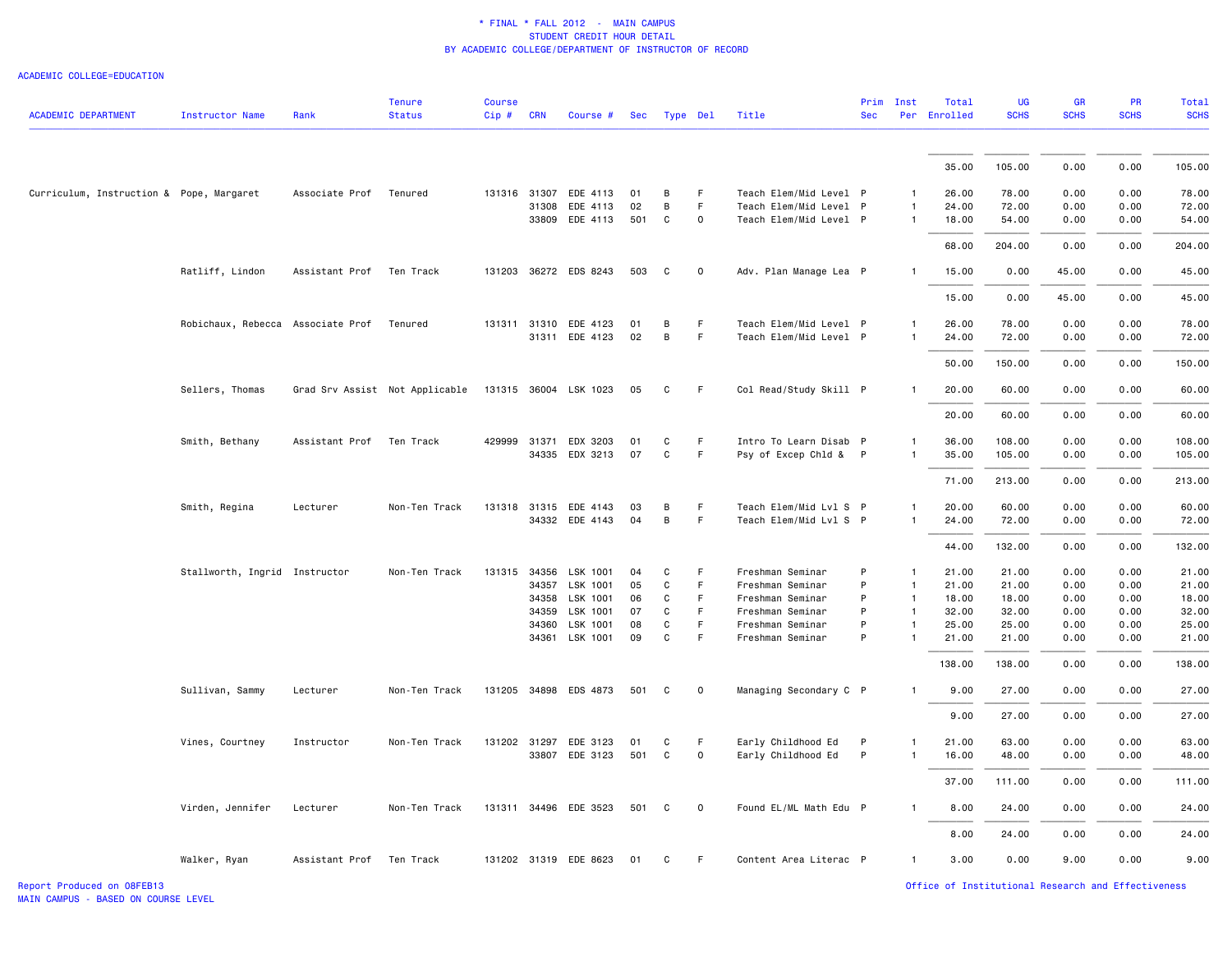* FINAL * FALL 2012 - MAIN CAMPUS
STUDENT CREDIT HOUR DETAIL
BY ACADEMIC COLLEGE/DEPARTMENT OF INSTRUCTOR OF RECORD

ACADEMIC COLLEGE=EDUCATION

| ACADEMIC DEPARTMENT | Instructor Name | Rank | Tenure Status | Course Cip # | CRN | Course # | Sec | Type | Del | Title | Prim Sec | Inst Per | Total Enrolled | UG SCHS | GR SCHS | PR SCHS | Total SCHS |
|---|---|---|---|---|---|---|---|---|---|---|---|---|---|---|---|---|---|
| | | | | | | | | | | | | | 35.00 | 105.00 | 0.00 | 0.00 | 105.00 |
| Curriculum, Instruction & | Pope, Margaret | Associate Prof | Tenured | 131316 | 31307 | EDE 4113 | 01 | B | F | Teach Elem/Mid Level | P | 1 | 26.00 | 78.00 | 0.00 | 0.00 | 78.00 |
| | | | | | 31308 | EDE 4113 | 02 | B | F | Teach Elem/Mid Level | P | 1 | 24.00 | 72.00 | 0.00 | 0.00 | 72.00 |
| | | | | | 33809 | EDE 4113 | 501 | C | O | Teach Elem/Mid Level | P | 1 | 18.00 | 54.00 | 0.00 | 0.00 | 54.00 |
| | | | | | | | | | | | | | 68.00 | 204.00 | 0.00 | 0.00 | 204.00 |
| | Ratliff, Lindon | Assistant Prof | Ten Track | 131203 | 36272 | EDS 8243 | 503 | C | O | Adv. Plan Manage Lea | P | 1 | 15.00 | 0.00 | 45.00 | 0.00 | 45.00 |
| | | | | | | | | | | | | | 15.00 | 0.00 | 45.00 | 0.00 | 45.00 |
| | Robichaux, Rebecca | Associate Prof | Tenured | 131311 | 31310 | EDE 4123 | 01 | B | F | Teach Elem/Mid Level | P | 1 | 26.00 | 78.00 | 0.00 | 0.00 | 78.00 |
| | | | | | 31311 | EDE 4123 | 02 | B | F | Teach Elem/Mid Level | P | 1 | 24.00 | 72.00 | 0.00 | 0.00 | 72.00 |
| | | | | | | | | | | | | | 50.00 | 150.00 | 0.00 | 0.00 | 150.00 |
| | Sellers, Thomas | Grad Srv Assist | Not Applicable | 131315 | 36004 | LSK 1023 | 05 | C | F | Col Read/Study Skill | P | 1 | 20.00 | 60.00 | 0.00 | 0.00 | 60.00 |
| | | | | | | | | | | | | | 20.00 | 60.00 | 0.00 | 0.00 | 60.00 |
| | Smith, Bethany | Assistant Prof | Ten Track | 429999 | 31371 | EDX 3203 | 01 | C | F | Intro To Learn Disab | P | 1 | 36.00 | 108.00 | 0.00 | 0.00 | 108.00 |
| | | | | | 34335 | EDX 3213 | 07 | C | F | Psy of Excep Chld & | P | 1 | 35.00 | 105.00 | 0.00 | 0.00 | 105.00 |
| | | | | | | | | | | | | | 71.00 | 213.00 | 0.00 | 0.00 | 213.00 |
| | Smith, Regina | Lecturer | Non-Ten Track | 131318 | 31315 | EDE 4143 | 03 | B | F | Teach Elem/Mid Lvl S | P | 1 | 20.00 | 60.00 | 0.00 | 0.00 | 60.00 |
| | | | | | 34332 | EDE 4143 | 04 | B | F | Teach Elem/Mid Lvl S | P | 1 | 24.00 | 72.00 | 0.00 | 0.00 | 72.00 |
| | | | | | | | | | | | | | 44.00 | 132.00 | 0.00 | 0.00 | 132.00 |
| | Stallworth, Ingrid | Instructor | Non-Ten Track | 131315 | 34356 | LSK 1001 | 04 | C | F | Freshman Seminar | P | 1 | 21.00 | 21.00 | 0.00 | 0.00 | 21.00 |
| | | | | | 34357 | LSK 1001 | 05 | C | F | Freshman Seminar | P | 1 | 21.00 | 21.00 | 0.00 | 0.00 | 21.00 |
| | | | | | 34358 | LSK 1001 | 06 | C | F | Freshman Seminar | P | 1 | 18.00 | 18.00 | 0.00 | 0.00 | 18.00 |
| | | | | | 34359 | LSK 1001 | 07 | C | F | Freshman Seminar | P | 1 | 32.00 | 32.00 | 0.00 | 0.00 | 32.00 |
| | | | | | 34360 | LSK 1001 | 08 | C | F | Freshman Seminar | P | 1 | 25.00 | 25.00 | 0.00 | 0.00 | 25.00 |
| | | | | | 34361 | LSK 1001 | 09 | C | F | Freshman Seminar | P | 1 | 21.00 | 21.00 | 0.00 | 0.00 | 21.00 |
| | | | | | | | | | | | | | 138.00 | 138.00 | 0.00 | 0.00 | 138.00 |
| | Sullivan, Sammy | Lecturer | Non-Ten Track | 131205 | 34898 | EDS 4873 | 501 | C | O | Managing Secondary C | P | 1 | 9.00 | 27.00 | 0.00 | 0.00 | 27.00 |
| | | | | | | | | | | | | | 9.00 | 27.00 | 0.00 | 0.00 | 27.00 |
| | Vines, Courtney | Instructor | Non-Ten Track | 131202 | 31297 | EDE 3123 | 01 | C | F | Early Childhood Ed | P | 1 | 21.00 | 63.00 | 0.00 | 0.00 | 63.00 |
| | | | | | 33807 | EDE 3123 | 501 | C | O | Early Childhood Ed | P | 1 | 16.00 | 48.00 | 0.00 | 0.00 | 48.00 |
| | | | | | | | | | | | | | 37.00 | 111.00 | 0.00 | 0.00 | 111.00 |
| | Virden, Jennifer | Lecturer | Non-Ten Track | 131311 | 34496 | EDE 3523 | 501 | C | O | Found EL/ML Math Edu | P | 1 | 8.00 | 24.00 | 0.00 | 0.00 | 24.00 |
| | | | | | | | | | | | | | 8.00 | 24.00 | 0.00 | 0.00 | 24.00 |
| | Walker, Ryan | Assistant Prof | Ten Track | 131202 | 31319 | EDE 8623 | 01 | C | F | Content Area Literac | P | 1 | 3.00 | 0.00 | 9.00 | 0.00 | 9.00 |

Report Produced on 08FEB13
MAIN CAMPUS - BASED ON COURSE LEVEL

Office of Institutional Research and Effectiveness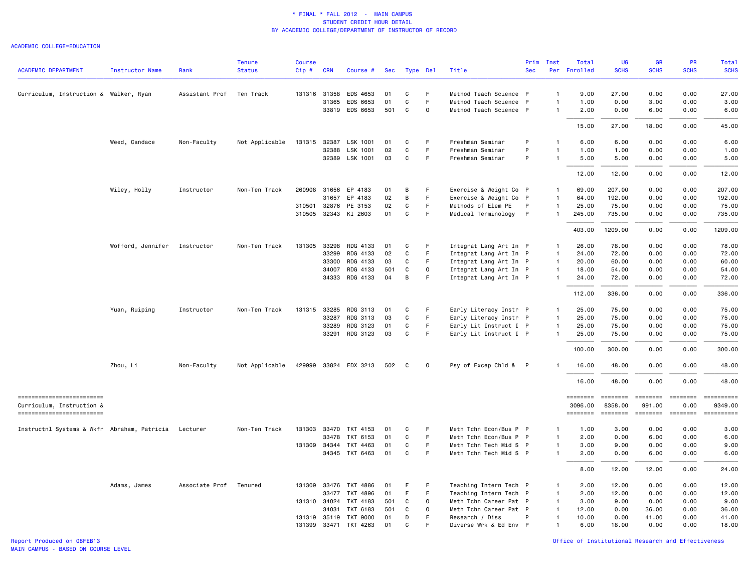\* FINAL \* FALL 2012 - MAIN CAMPUS
STUDENT CREDIT HOUR DETAIL
BY ACADEMIC COLLEGE/DEPARTMENT OF INSTRUCTOR OF RECORD

ACADEMIC COLLEGE=EDUCATION

| ACADEMIC DEPARTMENT | Instructor Name | Rank | Tenure Status | Course Cip # | CRN | Course # | Sec | Type | Del | Title | Prim Sec | Inst Per | Total Enrolled | UG SCHS | GR SCHS | PR SCHS | Total SCHS |
|---|---|---|---|---|---|---|---|---|---|---|---|---|---|---|---|---|---|
| Curriculum, Instruction & | Walker, Ryan | Assistant Prof | Ten Track | 131316 | 31358 | EDS 4653 | 01 | C | F | Method Teach Science | P | 1 | 9.00 | 27.00 | 0.00 | 0.00 | 27.00 |
| | | | | | 31365 | EDS 6653 | 01 | C | F | Method Teach Science | P | 1 | 1.00 | 0.00 | 3.00 | 0.00 | 3.00 |
| | | | | | 33819 | EDS 6653 | 501 | C | O | Method Teach Science | P | 1 | 2.00 | 0.00 | 6.00 | 0.00 | 6.00 |
| | | | | | | | | | | | | | 15.00 | 27.00 | 18.00 | 0.00 | 45.00 |
| | Weed, Candace | Non-Faculty | Not Applicable | 131315 | 32387 | LSK 1001 | 01 | C | F | Freshman Seminar | P | 1 | 6.00 | 6.00 | 0.00 | 0.00 | 6.00 |
| | | | | | 32388 | LSK 1001 | 02 | C | F | Freshman Seminar | P | 1 | 1.00 | 1.00 | 0.00 | 0.00 | 1.00 |
| | | | | | 32389 | LSK 1001 | 03 | C | F | Freshman Seminar | P | 1 | 5.00 | 5.00 | 0.00 | 0.00 | 5.00 |
| | | | | | | | | | | | | | 12.00 | 12.00 | 0.00 | 0.00 | 12.00 |
| | Wiley, Holly | Instructor | Non-Ten Track | 260908 | 31656 | EP 4183 | 01 | B | F | Exercise & Weight Co | P | 1 | 69.00 | 207.00 | 0.00 | 0.00 | 207.00 |
| | | | | | 31657 | EP 4183 | 02 | B | F | Exercise & Weight Co | P | 1 | 64.00 | 192.00 | 0.00 | 0.00 | 192.00 |
| | | | | 310501 | 32876 | PE 3153 | 02 | C | F | Methods of Elem PE | P | 1 | 25.00 | 75.00 | 0.00 | 0.00 | 75.00 |
| | | | | 310505 | 32343 | KI 2603 | 01 | C | F | Medical Terminology | P | 1 | 245.00 | 735.00 | 0.00 | 0.00 | 735.00 |
| | | | | | | | | | | | | | 403.00 | 1209.00 | 0.00 | 0.00 | 1209.00 |
| | Wofford, Jennifer | Instructor | Non-Ten Track | 131305 | 33298 | RDG 4133 | 01 | C | F | Integrat Lang Art In | P | 1 | 26.00 | 78.00 | 0.00 | 0.00 | 78.00 |
| | | | | | 33299 | RDG 4133 | 02 | C | F | Integrat Lang Art In | P | 1 | 24.00 | 72.00 | 0.00 | 0.00 | 72.00 |
| | | | | | 33300 | RDG 4133 | 03 | C | F | Integrat Lang Art In | P | 1 | 20.00 | 60.00 | 0.00 | 0.00 | 60.00 |
| | | | | | 34007 | RDG 4133 | 501 | C | O | Integrat Lang Art In | P | 1 | 18.00 | 54.00 | 0.00 | 0.00 | 54.00 |
| | | | | | 34333 | RDG 4133 | 04 | B | F | Integrat Lang Art In | P | 1 | 24.00 | 72.00 | 0.00 | 0.00 | 72.00 |
| | | | | | | | | | | | | | 112.00 | 336.00 | 0.00 | 0.00 | 336.00 |
| | Yuan, Ruiping | Instructor | Non-Ten Track | 131315 | 33285 | RDG 3113 | 01 | C | F | Early Literacy Instr | P | 1 | 25.00 | 75.00 | 0.00 | 0.00 | 75.00 |
| | | | | | 33287 | RDG 3113 | 03 | C | F | Early Literacy Instr | P | 1 | 25.00 | 75.00 | 0.00 | 0.00 | 75.00 |
| | | | | | 33289 | RDG 3123 | 01 | C | F | Early Lit Instruct I | P | 1 | 25.00 | 75.00 | 0.00 | 0.00 | 75.00 |
| | | | | | 33291 | RDG 3123 | 03 | C | F | Early Lit Instruct I | P | 1 | 25.00 | 75.00 | 0.00 | 0.00 | 75.00 |
| | | | | | | | | | | | | | 100.00 | 300.00 | 0.00 | 0.00 | 300.00 |
| | Zhou, Li | Non-Faculty | Not Applicable | 429999 | 33824 | EDX 3213 | 502 | C | O | Psy of Excep Chld & | P | 1 | 16.00 | 48.00 | 0.00 | 0.00 | 48.00 |
| | | | | | | | | | | | | | 16.00 | 48.00 | 0.00 | 0.00 | 48.00 |
| Curriculum, Instruction & | | | | | | | | | | | | | 3096.00 | 8358.00 | 991.00 | 0.00 | 9349.00 |
| Instructnl Systems & Wkfr | Abraham, Patricia | Lecturer | Non-Ten Track | 131303 | 33470 | TKT 4153 | 01 | C | F | Meth Tchn Econ/Bus P | P | 1 | 1.00 | 3.00 | 0.00 | 0.00 | 3.00 |
| | | | | | 33478 | TKT 6153 | 01 | C | F | Meth Tchn Econ/Bus P | P | 1 | 2.00 | 0.00 | 6.00 | 0.00 | 6.00 |
| | | | | 131309 | 34344 | TKT 4463 | 01 | C | F | Meth Tchn Tech Mid S | P | 1 | 3.00 | 9.00 | 0.00 | 0.00 | 9.00 |
| | | | | | 34345 | TKT 6463 | 01 | C | F | Meth Tchn Tech Mid S | P | 1 | 2.00 | 0.00 | 6.00 | 0.00 | 6.00 |
| | | | | | | | | | | | | | 8.00 | 12.00 | 12.00 | 0.00 | 24.00 |
| | Adams, James | Associate Prof | Tenured | 131309 | 33476 | TKT 4886 | 01 | F | F | Teaching Intern Tech | P | 1 | 2.00 | 12.00 | 0.00 | 0.00 | 12.00 |
| | | | | | 33477 | TKT 4896 | 01 | F | F | Teaching Intern Tech | P | 1 | 2.00 | 12.00 | 0.00 | 0.00 | 12.00 |
| | | | | 131310 | 34024 | TKT 4183 | 501 | C | O | Meth Tchn Career Pat | P | 1 | 3.00 | 9.00 | 0.00 | 0.00 | 9.00 |
| | | | | | 34031 | TKT 6183 | 501 | C | O | Meth Tchn Career Pat | P | 1 | 12.00 | 0.00 | 36.00 | 0.00 | 36.00 |
| | | | | 131319 | 35119 | TKT 9000 | 01 | D | F | Research / Diss | P | 1 | 10.00 | 0.00 | 41.00 | 0.00 | 41.00 |
| | | | | 131399 | 33471 | TKT 4263 | 01 | C | F | Diverse Wrk & Ed Env | P | 1 | 6.00 | 18.00 | 0.00 | 0.00 | 18.00 |

Report Produced on 08FEB13
MAIN CAMPUS - BASED ON COURSE LEVEL

Office of Institutional Research and Effectiveness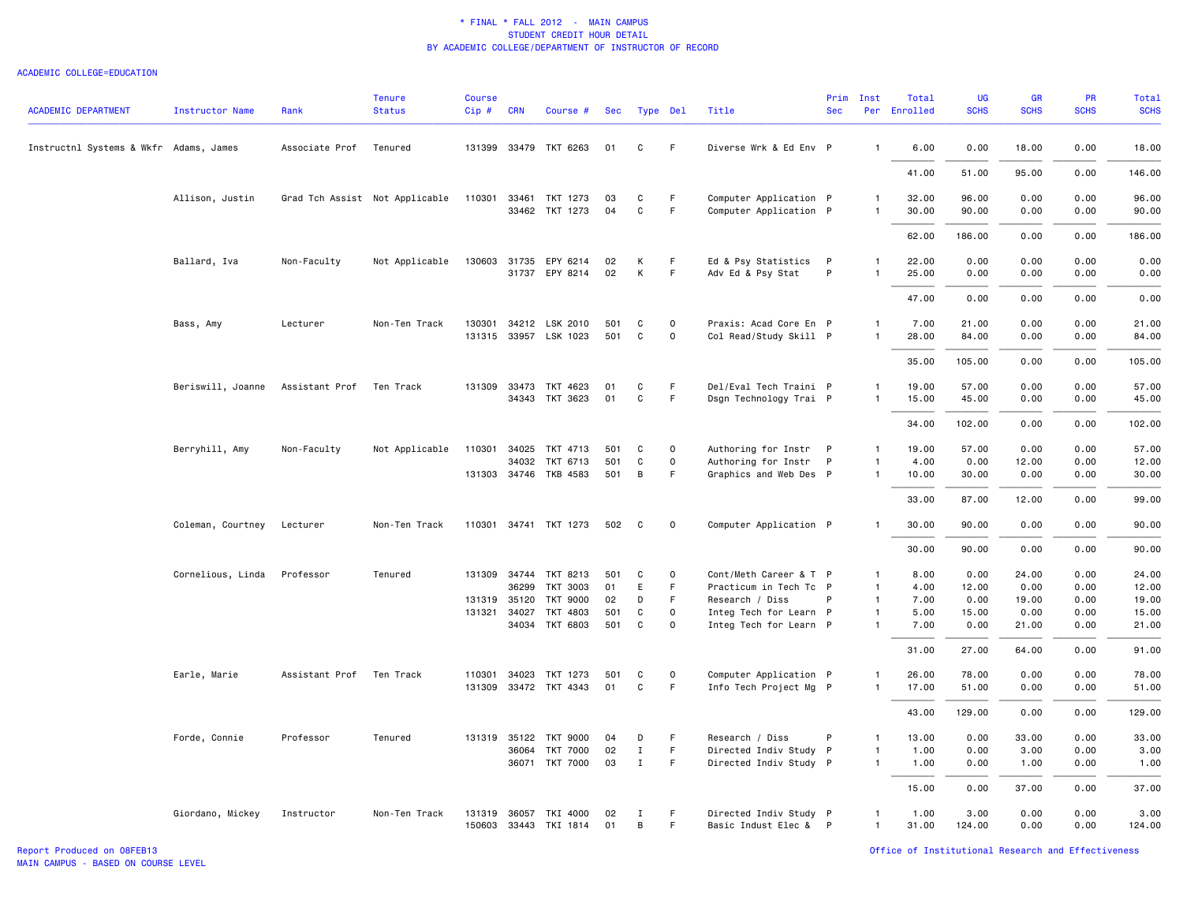\* FINAL \* FALL 2012 - MAIN CAMPUS
STUDENT CREDIT HOUR DETAIL
BY ACADEMIC COLLEGE/DEPARTMENT OF INSTRUCTOR OF RECORD

ACADEMIC COLLEGE=EDUCATION

| ACADEMIC DEPARTMENT | Instructor Name | Rank | Tenure Status | Course Cip # | CRN | Course # | Sec | Type | Del | Title | Prim Sec | Inst Per | Total Enrolled | UG SCHS | GR SCHS | PR SCHS | Total SCHS |
|---|---|---|---|---|---|---|---|---|---|---|---|---|---|---|---|---|---|
| Instructnl Systems & Wkfr | Adams, James | Associate Prof | Tenured | 131399 | 33479 | TKT 6263 | 01 | C | F | Diverse Wrk & Ed Env | P | 1 | 6.00 | 0.00 | 18.00 | 0.00 | 18.00 |
| | | | | | | | | | | | | | 41.00 | 51.00 | 95.00 | 0.00 | 146.00 |
| | Allison, Justin | Grad Tch Assist | Not Applicable | 110301 | 33461 | TKT 1273 | 03 | C | F | Computer Application | P | 1 | 32.00 | 96.00 | 0.00 | 0.00 | 96.00 |
| | | | | | 33462 | TKT 1273 | 04 | C | F | Computer Application | P | 1 | 30.00 | 90.00 | 0.00 | 0.00 | 90.00 |
| | | | | | | | | | | | | | 62.00 | 186.00 | 0.00 | 0.00 | 186.00 |
| | Ballard, Iva | Non-Faculty | Not Applicable | 130603 | 31735 | EPY 6214 | 02 | K | F | Ed & Psy Statistics | P | 1 | 22.00 | 0.00 | 0.00 | 0.00 | 0.00 |
| | | | | | 31737 | EPY 8214 | 02 | K | F | Adv Ed & Psy Stat | P | 1 | 25.00 | 0.00 | 0.00 | 0.00 | 0.00 |
| | | | | | | | | | | | | | 47.00 | 0.00 | 0.00 | 0.00 | 0.00 |
| | Bass, Amy | Lecturer | Non-Ten Track | 130301 | 34212 | LSK 2010 | 501 | C | O | Praxis: Acad Core En | P | 1 | 7.00 | 21.00 | 0.00 | 0.00 | 21.00 |
| | | | | 131315 | 33957 | LSK 1023 | 501 | C | O | Col Read/Study Skill | P | 1 | 28.00 | 84.00 | 0.00 | 0.00 | 84.00 |
| | | | | | | | | | | | | | 35.00 | 105.00 | 0.00 | 0.00 | 105.00 |
| | Beriswill, Joanne | Assistant Prof | Ten Track | 131309 | 33473 | TKT 4623 | 01 | C | F | Del/Eval Tech Traini | P | 1 | 19.00 | 57.00 | 0.00 | 0.00 | 57.00 |
| | | | | | 34343 | TKT 3623 | 01 | C | F | Dsgn Technology Trai | P | 1 | 15.00 | 45.00 | 0.00 | 0.00 | 45.00 |
| | | | | | | | | | | | | | 34.00 | 102.00 | 0.00 | 0.00 | 102.00 |
| | Berryhill, Amy | Non-Faculty | Not Applicable | 110301 | 34025 | TKT 4713 | 501 | C | O | Authoring for Instr | P | 1 | 19.00 | 57.00 | 0.00 | 0.00 | 57.00 |
| | | | | | 34032 | TKT 6713 | 501 | C | O | Authoring for Instr | P | 1 | 4.00 | 0.00 | 12.00 | 0.00 | 12.00 |
| | | | | 131303 | 34746 | TKB 4583 | 501 | B | F | Graphics and Web Des | P | 1 | 10.00 | 30.00 | 0.00 | 0.00 | 30.00 |
| | | | | | | | | | | | | | 33.00 | 87.00 | 12.00 | 0.00 | 99.00 |
| | Coleman, Courtney | Lecturer | Non-Ten Track | 110301 | 34741 | TKT 1273 | 502 | C | O | Computer Application | P | 1 | 30.00 | 90.00 | 0.00 | 0.00 | 90.00 |
| | | | | | | | | | | | | | 30.00 | 90.00 | 0.00 | 0.00 | 90.00 |
| | Cornelious, Linda | Professor | Tenured | 131309 | 34744 | TKT 8213 | 501 | C | O | Cont/Meth Career & T | P | 1 | 8.00 | 0.00 | 24.00 | 0.00 | 24.00 |
| | | | | | 36299 | TKT 3003 | 01 | E | F | Practicum in Tech Tc | P | 1 | 4.00 | 12.00 | 0.00 | 0.00 | 12.00 |
| | | | | 131319 | 35120 | TKT 9000 | 02 | D | F | Research / Diss | P | 1 | 7.00 | 0.00 | 19.00 | 0.00 | 19.00 |
| | | | | 131321 | 34027 | TKT 4803 | 501 | C | O | Integ Tech for Learn | P | 1 | 5.00 | 15.00 | 0.00 | 0.00 | 15.00 |
| | | | | | 34034 | TKT 6803 | 501 | C | O | Integ Tech for Learn | P | 1 | 7.00 | 0.00 | 21.00 | 0.00 | 21.00 |
| | | | | | | | | | | | | | 31.00 | 27.00 | 64.00 | 0.00 | 91.00 |
| | Earle, Marie | Assistant Prof | Ten Track | 110301 | 34023 | TKT 1273 | 501 | C | O | Computer Application | P | 1 | 26.00 | 78.00 | 0.00 | 0.00 | 78.00 |
| | | | | 131309 | 33472 | TKT 4343 | 01 | C | F | Info Tech Project Mg | P | 1 | 17.00 | 51.00 | 0.00 | 0.00 | 51.00 |
| | | | | | | | | | | | | | 43.00 | 129.00 | 0.00 | 0.00 | 129.00 |
| | Forde, Connie | Professor | Tenured | 131319 | 35122 | TKT 9000 | 04 | D | F | Research / Diss | P | 1 | 13.00 | 0.00 | 33.00 | 0.00 | 33.00 |
| | | | | | 36064 | TKT 7000 | 02 | I | F | Directed Indiv Study | P | 1 | 1.00 | 0.00 | 3.00 | 0.00 | 3.00 |
| | | | | | 36071 | TKT 7000 | 03 | I | F | Directed Indiv Study | P | 1 | 1.00 | 0.00 | 1.00 | 0.00 | 1.00 |
| | | | | | | | | | | | | | 15.00 | 0.00 | 37.00 | 0.00 | 37.00 |
| | Giordano, Mickey | Instructor | Non-Ten Track | 131319 | 36057 | TKI 4000 | 02 | I | F | Directed Indiv Study | P | 1 | 1.00 | 3.00 | 0.00 | 0.00 | 3.00 |
| | | | | 150603 | 33443 | TKI 1814 | 01 | B | F | Basic Indust Elec & | P | 1 | 31.00 | 124.00 | 0.00 | 0.00 | 124.00 |

Report Produced on 08FEB13
MAIN CAMPUS - BASED ON COURSE LEVEL

Office of Institutional Research and Effectiveness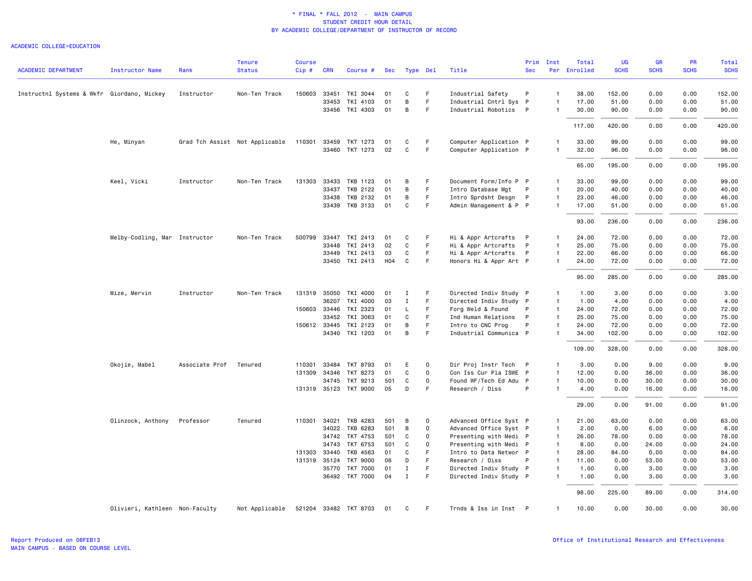\* FINAL \* FALL 2012 - MAIN CAMPUS
STUDENT CREDIT HOUR DETAIL
BY ACADEMIC COLLEGE/DEPARTMENT OF INSTRUCTOR OF RECORD

ACADEMIC COLLEGE=EDUCATION

| ACADEMIC DEPARTMENT | Instructor Name | Rank | Tenure Status | Course Cip # | CRN | Course # | Sec | Type | Del | Title | Prim Sec | Inst Per | Total Enrolled | UG SCHS | GR SCHS | PR SCHS | Total SCHS |
|---|---|---|---|---|---|---|---|---|---|---|---|---|---|---|---|---|---|
| Instructnl Systems & Wkfr | Giordano, Mickey | Instructor | Non-Ten Track | 150603 | 33451 | TKI 3044 | 01 | C | F | Industrial Safety | P | 1 | 38.00 | 152.00 | 0.00 | 0.00 | 152.00 |
| | | | | | 33453 | TKI 4103 | 01 | B | F | Industrial Cntrl Sys | P | 1 | 17.00 | 51.00 | 0.00 | 0.00 | 51.00 |
| | | | | | 33456 | TKI 4303 | 01 | B | F | Industrial Robotics | P | 1 | 30.00 | 90.00 | 0.00 | 0.00 | 90.00 |
| | | | | | | | | | | | | | 117.00 | 420.00 | 0.00 | 0.00 | 420.00 |
| | He, Minyan | Grad Tch Assist | Not Applicable | 110301 | 33459 | TKT 1273 | 01 | C | F | Computer Application | P | 1 | 33.00 | 99.00 | 0.00 | 0.00 | 99.00 |
| | | | | | 33460 | TKT 1273 | 02 | C | F | Computer Application | P | 1 | 32.00 | 96.00 | 0.00 | 0.00 | 96.00 |
| | | | | | | | | | | | | | 65.00 | 195.00 | 0.00 | 0.00 | 195.00 |
| | Keel, Vicki | Instructor | Non-Ten Track | 131303 | 33433 | TKB 1123 | 01 | B | F | Document Form/Info P | P | 1 | 33.00 | 99.00 | 0.00 | 0.00 | 99.00 |
| | | | | | 33437 | TKB 2122 | 01 | B | F | Intro Database Mgt | P | 1 | 20.00 | 40.00 | 0.00 | 0.00 | 40.00 |
| | | | | | 33438 | TKB 2132 | 01 | B | F | Intro Sprdsht Desgn | P | 1 | 23.00 | 46.00 | 0.00 | 0.00 | 46.00 |
| | | | | | 33439 | TKB 3133 | 01 | C | F | Admin Management & P | P | 1 | 17.00 | 51.00 | 0.00 | 0.00 | 51.00 |
| | | | | | | | | | | | | | 93.00 | 236.00 | 0.00 | 0.00 | 236.00 |
| | Melby-Codling, Mar | Instructor | Non-Ten Track | 500799 | 33447 | TKI 2413 | 01 | C | F | Hi & Appr Artcrafts | P | 1 | 24.00 | 72.00 | 0.00 | 0.00 | 72.00 |
| | | | | | 33448 | TKI 2413 | 02 | C | F | Hi & Appr Artcrafts | P | 1 | 25.00 | 75.00 | 0.00 | 0.00 | 75.00 |
| | | | | | 33449 | TKI 2413 | 03 | C | F | Hi & Appr Artcrafts | P | 1 | 22.00 | 66.00 | 0.00 | 0.00 | 66.00 |
| | | | | | 33450 | TKI 2413 | H04 | C | F | Honors Hi & Appr Art | P | 1 | 24.00 | 72.00 | 0.00 | 0.00 | 72.00 |
| | | | | | | | | | | | | | 95.00 | 285.00 | 0.00 | 0.00 | 285.00 |
| | Mize, Mervin | Instructor | Non-Ten Track | 131319 | 35050 | TKI 4000 | 01 | I | F | Directed Indiv Study | P | 1 | 1.00 | 3.00 | 0.00 | 0.00 | 3.00 |
| | | | | | 36207 | TKI 4000 | 03 | I | F | Directed Indiv Study | P | 1 | 1.00 | 4.00 | 0.00 | 0.00 | 4.00 |
| | | | | 150603 | 33446 | TKI 2323 | 01 | L | F | Forg Weld & Found | P | 1 | 24.00 | 72.00 | 0.00 | 0.00 | 72.00 |
| | | | | | 33452 | TKI 3063 | 01 | C | F | Ind Human Relations | P | 1 | 25.00 | 75.00 | 0.00 | 0.00 | 75.00 |
| | | | | 150612 | 33445 | TKI 2123 | 01 | B | F | Intro to CNC Prog | P | 1 | 24.00 | 72.00 | 0.00 | 0.00 | 72.00 |
| | | | | | 34340 | TKI 1203 | 01 | B | F | Industrial Communica | P | 1 | 34.00 | 102.00 | 0.00 | 0.00 | 102.00 |
| | | | | | | | | | | | | | 109.00 | 328.00 | 0.00 | 0.00 | 328.00 |
| | Okojie, Mabel | Associate Prof | Tenured | 110301 | 33484 | TKT 8793 | 01 | E | O | Dir Proj Instr Tech | P | 1 | 3.00 | 0.00 | 9.00 | 0.00 | 9.00 |
| | | | | 131309 | 34346 | TKT 8273 | 01 | C | O | Con Iss Cur Pla ISWE | P | 1 | 12.00 | 0.00 | 36.00 | 0.00 | 36.00 |
| | | | | | 34745 | TKT 9213 | 501 | C | O | Found WF/Tech Ed Adu | P | 1 | 10.00 | 0.00 | 30.00 | 0.00 | 30.00 |
| | | | | 131319 | 35123 | TKT 9000 | 05 | D | F | Research / Diss | P | 1 | 4.00 | 0.00 | 16.00 | 0.00 | 16.00 |
| | | | | | | | | | | | | | 29.00 | 0.00 | 91.00 | 0.00 | 91.00 |
| | Olinzock, Anthony | Professor | Tenured | 110301 | 34021 | TKB 4283 | 501 | B | O | Advanced Office Syst | P | 1 | 21.00 | 63.00 | 0.00 | 0.00 | 63.00 |
| | | | | | 34022 | TKB 6283 | 501 | B | O | Advanced Office Syst | P | 1 | 2.00 | 0.00 | 6.00 | 0.00 | 6.00 |
| | | | | | 34742 | TKT 4753 | 501 | C | O | Presenting with Medi | P | 1 | 26.00 | 78.00 | 0.00 | 0.00 | 78.00 |
| | | | | | 34743 | TKT 6753 | 501 | C | O | Presenting with Medi | P | 1 | 8.00 | 0.00 | 24.00 | 0.00 | 24.00 |
| | | | | 131303 | 33440 | TKB 4563 | 01 | C | F | Intro to Data Networ | P | 1 | 28.00 | 84.00 | 0.00 | 0.00 | 84.00 |
| | | | | 131319 | 35124 | TKT 9000 | 06 | D | F | Research / Diss | P | 1 | 11.00 | 0.00 | 53.00 | 0.00 | 53.00 |
| | | | | | 35770 | TKT 7000 | 01 | I | F | Directed Indiv Study | P | 1 | 1.00 | 0.00 | 3.00 | 0.00 | 3.00 |
| | | | | | 36492 | TKT 7000 | 04 | I | F | Directed Indiv Study | P | 1 | 1.00 | 0.00 | 3.00 | 0.00 | 3.00 |
| | | | | | | | | | | | | | 98.00 | 225.00 | 89.00 | 0.00 | 314.00 |
| | Olivieri, Kathleen | Non-Faculty | Not Applicable | 521204 | 33482 | TKT 8703 | 01 | C | F | Trnds & Iss in Inst | P | 1 | 10.00 | 0.00 | 30.00 | 0.00 | 30.00 |

Report Produced on 08FEB13
MAIN CAMPUS - BASED ON COURSE LEVEL

Office of Institutional Research and Effectiveness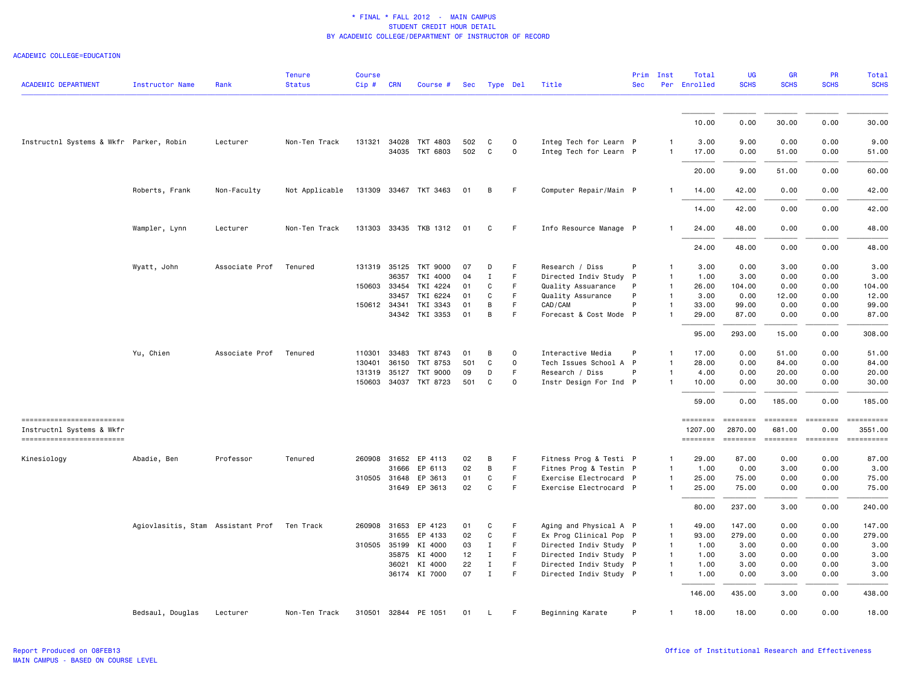\* FINAL \* FALL 2012 - MAIN CAMPUS
STUDENT CREDIT HOUR DETAIL
BY ACADEMIC COLLEGE/DEPARTMENT OF INSTRUCTOR OF RECORD

ACADEMIC COLLEGE=EDUCATION

| ACADEMIC DEPARTMENT | Instructor Name | Rank | Tenure Status | Course Cip # | CRN | Course # | Sec | Type | Del | Title | Prim Sec | Inst Per | Total Enrolled | UG SCHS | GR SCHS | PR SCHS | Total SCHS |
|---|---|---|---|---|---|---|---|---|---|---|---|---|---|---|---|---|---|
| | | | | | | | | | | | | | 10.00 | 0.00 | 30.00 | 0.00 | 30.00 |
| Instructnl Systems & Wkfr | Parker, Robin | Lecturer | Non-Ten Track | 131321 | 34028 | TKT 4803 | 502 | C | O | Integ Tech for Learn | P | 1 | 3.00 | 9.00 | 0.00 | 0.00 | 9.00 |
| | | | | | 34035 | TKT 6803 | 502 | C | O | Integ Tech for Learn | P | 1 | 17.00 | 0.00 | 51.00 | 0.00 | 51.00 |
| | | | | | | | | | | | | | 20.00 | 9.00 | 51.00 | 0.00 | 60.00 |
| | Roberts, Frank | Non-Faculty | Not Applicable | 131309 | 33467 | TKT 3463 | 01 | B | F | Computer Repair/Main | P | 1 | 14.00 | 42.00 | 0.00 | 0.00 | 42.00 |
| | | | | | | | | | | | | | 14.00 | 42.00 | 0.00 | 0.00 | 42.00 |
| | Wampler, Lynn | Lecturer | Non-Ten Track | 131303 | 33435 | TKB 1312 | 01 | C | F | Info Resource Manage | P | 1 | 24.00 | 48.00 | 0.00 | 0.00 | 48.00 |
| | | | | | | | | | | | | | 24.00 | 48.00 | 0.00 | 0.00 | 48.00 |
| | Wyatt, John | Associate Prof | Tenured | 131319 | 35125 | TKT 9000 | 07 | D | F | Research / Diss | P | 1 | 3.00 | 0.00 | 3.00 | 0.00 | 3.00 |
| | | | | | 36357 | TKI 4000 | 04 | I | F | Directed Indiv Study | P | 1 | 1.00 | 3.00 | 0.00 | 0.00 | 3.00 |
| | | | | 150603 | 33454 | TKI 4224 | 01 | C | F | Quality Assuarance | P | 1 | 26.00 | 104.00 | 0.00 | 0.00 | 104.00 |
| | | | | | 33457 | TKI 6224 | 01 | C | F | Quality Assuarance | P | 1 | 3.00 | 0.00 | 12.00 | 0.00 | 12.00 |
| | | | | 150612 | 34341 | TKI 3343 | 01 | B | F | CAD/CAM | P | 1 | 33.00 | 99.00 | 0.00 | 0.00 | 99.00 |
| | | | | | 34342 | TKI 3353 | 01 | B | F | Forecast & Cost Mode | P | 1 | 29.00 | 87.00 | 0.00 | 0.00 | 87.00 |
| | | | | | | | | | | | | | 95.00 | 293.00 | 15.00 | 0.00 | 308.00 |
| | Yu, Chien | Associate Prof | Tenured | 110301 | 33483 | TKT 8743 | 01 | B | O | Interactive Media | P | 1 | 17.00 | 0.00 | 51.00 | 0.00 | 51.00 |
| | | | | 130401 | 36150 | TKT 8753 | 501 | C | O | Tech Issues School A | P | 1 | 28.00 | 0.00 | 84.00 | 0.00 | 84.00 |
| | | | | 131319 | 35127 | TKT 9000 | 09 | D | F | Research / Diss | P | 1 | 4.00 | 0.00 | 20.00 | 0.00 | 20.00 |
| | | | | 150603 | 34037 | TKT 8723 | 501 | C | O | Instr Design For Ind | P | 1 | 10.00 | 0.00 | 30.00 | 0.00 | 30.00 |
| | | | | | | | | | | | | | 59.00 | 0.00 | 185.00 | 0.00 | 185.00 |
| Instructnl Systems & Wkfr | | | | | | | | | | | | | 1207.00 | 2870.00 | 681.00 | 0.00 | 3551.00 |
| Kinesiology | Abadie, Ben | Professor | Tenured | 260908 | 31652 | EP 4113 | 02 | B | F | Fitness Prog & Testi | P | 1 | 29.00 | 87.00 | 0.00 | 0.00 | 87.00 |
| | | | | | 31666 | EP 6113 | 02 | B | F | Fitnes Prog & Testin | P | 1 | 1.00 | 0.00 | 3.00 | 0.00 | 3.00 |
| | | | | 310505 | 31648 | EP 3613 | 01 | C | F | Exercise Electrocard | P | 1 | 25.00 | 75.00 | 0.00 | 0.00 | 75.00 |
| | | | | | 31649 | EP 3613 | 02 | C | F | Exercise Electrocard | P | 1 | 25.00 | 75.00 | 0.00 | 0.00 | 75.00 |
| | | | | | | | | | | | | | 80.00 | 237.00 | 3.00 | 0.00 | 240.00 |
| | Agiovlasitis, Stam | Assistant Prof | Ten Track | 260908 | 31653 | EP 4123 | 01 | C | F | Aging and Physical A | P | 1 | 49.00 | 147.00 | 0.00 | 0.00 | 147.00 |
| | | | | | 31655 | EP 4133 | 02 | C | F | Ex Prog Clinical Pop | P | 1 | 93.00 | 279.00 | 0.00 | 0.00 | 279.00 |
| | | | | 310505 | 35199 | KI 4000 | 03 | I | F | Directed Indiv Study | P | 1 | 1.00 | 3.00 | 0.00 | 0.00 | 3.00 |
| | | | | | 35875 | KI 4000 | 12 | I | F | Directed Indiv Study | P | 1 | 1.00 | 3.00 | 0.00 | 0.00 | 3.00 |
| | | | | | 36021 | KI 4000 | 22 | I | F | Directed Indiv Study | P | 1 | 1.00 | 3.00 | 0.00 | 0.00 | 3.00 |
| | | | | | 36174 | KI 7000 | 07 | I | F | Directed Indiv Study | P | 1 | 1.00 | 0.00 | 3.00 | 0.00 | 3.00 |
| | | | | | | | | | | | | | 146.00 | 435.00 | 3.00 | 0.00 | 438.00 |
| | Bedsaul, Douglas | Lecturer | Non-Ten Track | 310501 | 32844 | PE 1051 | 01 | L | F | Beginning Karate | P | 1 | 18.00 | 18.00 | 0.00 | 0.00 | 18.00 |

Report Produced on 08FEB13
MAIN CAMPUS - BASED ON COURSE LEVEL

Office of Institutional Research and Effectiveness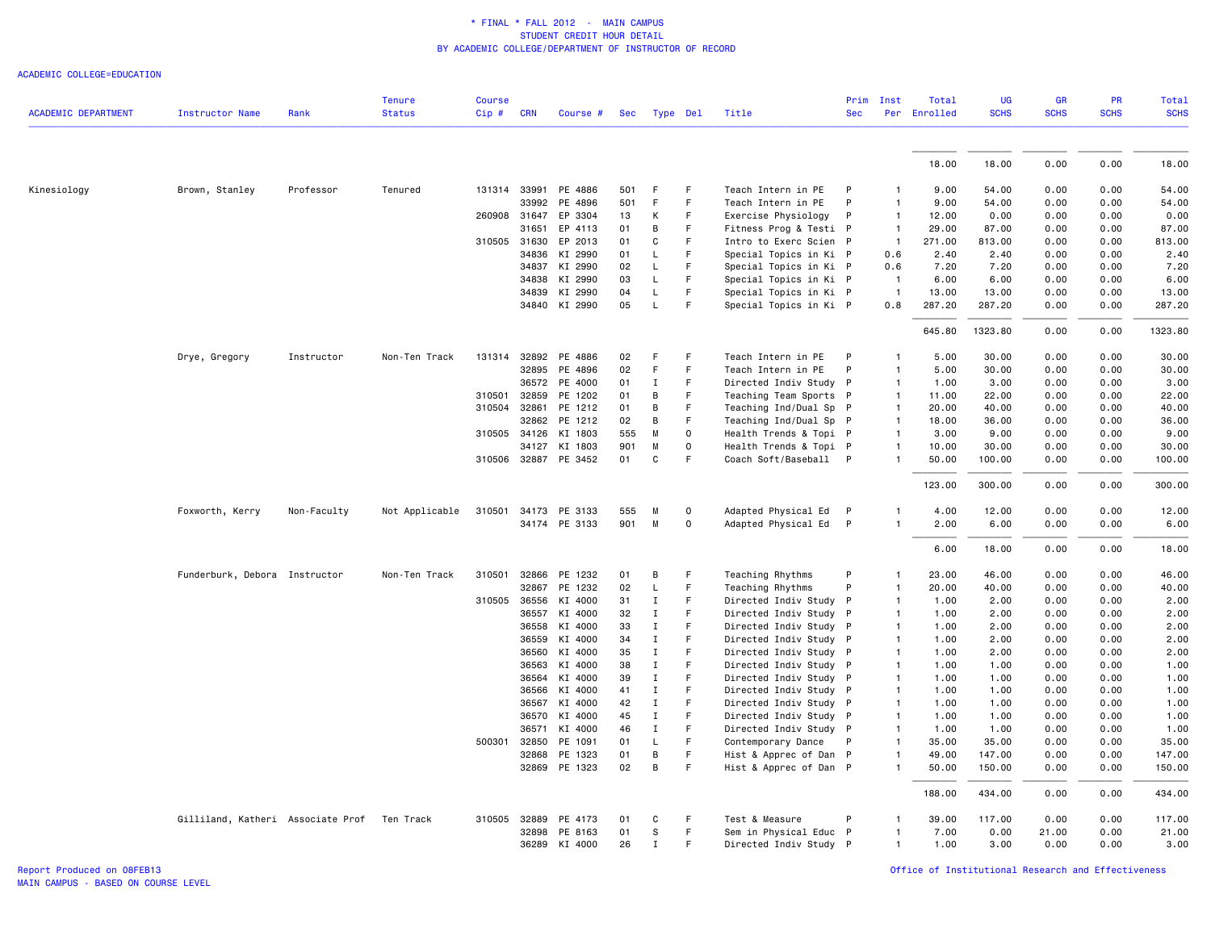\* FINAL \* FALL 2012 - MAIN CAMPUS
STUDENT CREDIT HOUR DETAIL
BY ACADEMIC COLLEGE/DEPARTMENT OF INSTRUCTOR OF RECORD

ACADEMIC COLLEGE=EDUCATION

| ACADEMIC DEPARTMENT | Instructor Name | Rank | Tenure Status | Course Cip # | CRN | Course # | Sec | Type | Del | Title | Prim Sec | Inst Per | Total Enrolled | UG SCHS | GR SCHS | PR SCHS | Total SCHS |
|---|---|---|---|---|---|---|---|---|---|---|---|---|---|---|---|---|---|
| | | | | | | | | | | | | | 18.00 | 18.00 | 0.00 | 0.00 | 18.00 |
| Kinesiology | Brown, Stanley | Professor | Tenured | 131314 | 33991 | PE 4886 | 501 | F | F | Teach Intern in PE | P | 1 | 9.00 | 54.00 | 0.00 | 0.00 | 54.00 |
| | | | | | 33992 | PE 4896 | 501 | F | F | Teach Intern in PE | P | 1 | 9.00 | 54.00 | 0.00 | 0.00 | 54.00 |
| | | | | 260908 | 31647 | EP 3304 | 13 | K | F | Exercise Physiology | P | 1 | 12.00 | 0.00 | 0.00 | 0.00 | 0.00 |
| | | | | | 31651 | EP 4113 | 01 | B | F | Fitness Prog & Testi | P | 1 | 29.00 | 87.00 | 0.00 | 0.00 | 87.00 |
| | | | | 310505 | 31630 | EP 2013 | 01 | C | F | Intro to Exerc Scien | P | 1 | 271.00 | 813.00 | 0.00 | 0.00 | 813.00 |
| | | | | | 34836 | KI 2990 | 01 | L | F | Special Topics in Ki | P | 0.6 | 2.40 | 2.40 | 0.00 | 0.00 | 2.40 |
| | | | | | 34837 | KI 2990 | 02 | L | F | Special Topics in Ki | P | 0.6 | 7.20 | 7.20 | 0.00 | 0.00 | 7.20 |
| | | | | | 34838 | KI 2990 | 03 | L | F | Special Topics in Ki | P | 1 | 6.00 | 6.00 | 0.00 | 0.00 | 6.00 |
| | | | | | 34839 | KI 2990 | 04 | L | F | Special Topics in Ki | P | 1 | 13.00 | 13.00 | 0.00 | 0.00 | 13.00 |
| | | | | | 34840 | KI 2990 | 05 | L | F | Special Topics in Ki | P | 0.8 | 287.20 | 287.20 | 0.00 | 0.00 | 287.20 |
| | | | | | | | | | | | | | 645.80 | 1323.80 | 0.00 | 0.00 | 1323.80 |
| | Drye, Gregory | Instructor | Non-Ten Track | 131314 | 32892 | PE 4886 | 02 | F | F | Teach Intern in PE | P | 1 | 5.00 | 30.00 | 0.00 | 0.00 | 30.00 |
| | | | | | 32895 | PE 4896 | 02 | F | F | Teach Intern in PE | P | 1 | 5.00 | 30.00 | 0.00 | 0.00 | 30.00 |
| | | | | | 36572 | PE 4000 | 01 | I | F | Directed Indiv Study | P | 1 | 1.00 | 3.00 | 0.00 | 0.00 | 3.00 |
| | | | | 310501 | 32859 | PE 1202 | 01 | B | F | Teaching Team Sports | P | 1 | 11.00 | 22.00 | 0.00 | 0.00 | 22.00 |
| | | | | 310504 | 32861 | PE 1212 | 01 | B | F | Teaching Ind/Dual Sp | P | 1 | 20.00 | 40.00 | 0.00 | 0.00 | 40.00 |
| | | | | | 32862 | PE 1212 | 02 | B | F | Teaching Ind/Dual Sp | P | 1 | 18.00 | 36.00 | 0.00 | 0.00 | 36.00 |
| | | | | 310505 | 34126 | KI 1803 | 555 | M | O | Health Trends & Topi | P | 1 | 3.00 | 9.00 | 0.00 | 0.00 | 9.00 |
| | | | | | 34127 | KI 1803 | 901 | M | O | Health Trends & Topi | P | 1 | 10.00 | 30.00 | 0.00 | 0.00 | 30.00 |
| | | | | 310506 | 32887 | PE 3452 | 01 | C | F | Coach Soft/Baseball | P | 1 | 50.00 | 100.00 | 0.00 | 0.00 | 100.00 |
| | | | | | | | | | | | | | 123.00 | 300.00 | 0.00 | 0.00 | 300.00 |
| | Foxworth, Kerry | Non-Faculty | Not Applicable | 310501 | 34173 | PE 3133 | 555 | M | O | Adapted Physical Ed | P | 1 | 4.00 | 12.00 | 0.00 | 0.00 | 12.00 |
| | | | | | 34174 | PE 3133 | 901 | M | O | Adapted Physical Ed | P | 1 | 2.00 | 6.00 | 0.00 | 0.00 | 6.00 |
| | | | | | | | | | | | | | 6.00 | 18.00 | 0.00 | 0.00 | 18.00 |
| | Funderburk, Debora | Instructor | Non-Ten Track | 310501 | 32866 | PE 1232 | 01 | B | F | Teaching Rhythms | P | 1 | 23.00 | 46.00 | 0.00 | 0.00 | 46.00 |
| | | | | | 32867 | PE 1232 | 02 | L | F | Teaching Rhythms | P | 1 | 20.00 | 40.00 | 0.00 | 0.00 | 40.00 |
| | | | | 310505 | 36556 | KI 4000 | 31 | I | F | Directed Indiv Study | P | 1 | 1.00 | 2.00 | 0.00 | 0.00 | 2.00 |
| | | | | | 36557 | KI 4000 | 32 | I | F | Directed Indiv Study | P | 1 | 1.00 | 2.00 | 0.00 | 0.00 | 2.00 |
| | | | | | 36558 | KI 4000 | 33 | I | F | Directed Indiv Study | P | 1 | 1.00 | 2.00 | 0.00 | 0.00 | 2.00 |
| | | | | | 36559 | KI 4000 | 34 | I | F | Directed Indiv Study | P | 1 | 1.00 | 2.00 | 0.00 | 0.00 | 2.00 |
| | | | | | 36560 | KI 4000 | 35 | I | F | Directed Indiv Study | P | 1 | 1.00 | 2.00 | 0.00 | 0.00 | 2.00 |
| | | | | | 36563 | KI 4000 | 38 | I | F | Directed Indiv Study | P | 1 | 1.00 | 1.00 | 0.00 | 0.00 | 1.00 |
| | | | | | 36564 | KI 4000 | 39 | I | F | Directed Indiv Study | P | 1 | 1.00 | 1.00 | 0.00 | 0.00 | 1.00 |
| | | | | | 36566 | KI 4000 | 41 | I | F | Directed Indiv Study | P | 1 | 1.00 | 1.00 | 0.00 | 0.00 | 1.00 |
| | | | | | 36567 | KI 4000 | 42 | I | F | Directed Indiv Study | P | 1 | 1.00 | 1.00 | 0.00 | 0.00 | 1.00 |
| | | | | | 36570 | KI 4000 | 45 | I | F | Directed Indiv Study | P | 1 | 1.00 | 1.00 | 0.00 | 0.00 | 1.00 |
| | | | | | 36571 | KI 4000 | 46 | I | F | Directed Indiv Study | P | 1 | 1.00 | 1.00 | 0.00 | 0.00 | 1.00 |
| | | | | 500301 | 32850 | PE 1091 | 01 | L | F | Contemporary Dance | P | 1 | 35.00 | 35.00 | 0.00 | 0.00 | 35.00 |
| | | | | | 32868 | PE 1323 | 01 | B | F | Hist & Apprec of Dan | P | 1 | 49.00 | 147.00 | 0.00 | 0.00 | 147.00 |
| | | | | | 32869 | PE 1323 | 02 | B | F | Hist & Apprec of Dan | P | 1 | 50.00 | 150.00 | 0.00 | 0.00 | 150.00 |
| | | | | | | | | | | | | | 188.00 | 434.00 | 0.00 | 0.00 | 434.00 |
| | Gilliland, Katheri | Associate Prof | Ten Track | 310505 | 32889 | PE 4173 | 01 | C | F | Test & Measure | P | 1 | 39.00 | 117.00 | 0.00 | 0.00 | 117.00 |
| | | | | | 32898 | PE 8163 | 01 | S | F | Sem in Physical Educ | P | 1 | 7.00 | 0.00 | 21.00 | 0.00 | 21.00 |
| | | | | | 36289 | KI 4000 | 26 | I | F | Directed Indiv Study | P | 1 | 1.00 | 3.00 | 0.00 | 0.00 | 3.00 |

Report Produced on 08FEB13
MAIN CAMPUS - BASED ON COURSE LEVEL

Office of Institutional Research and Effectiveness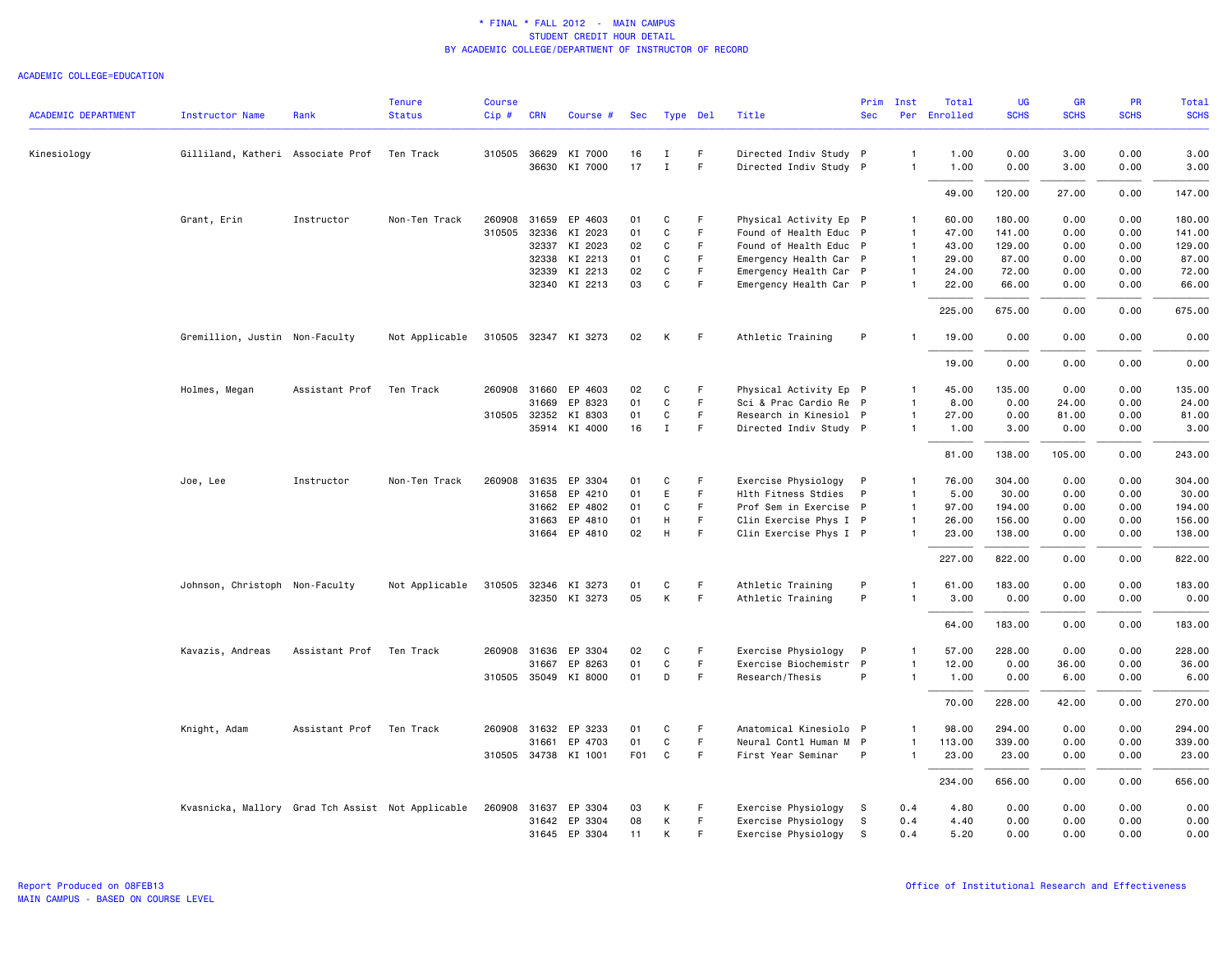\* FINAL \* FALL 2012 - MAIN CAMPUS
STUDENT CREDIT HOUR DETAIL
BY ACADEMIC COLLEGE/DEPARTMENT OF INSTRUCTOR OF RECORD

ACADEMIC COLLEGE=EDUCATION

| ACADEMIC DEPARTMENT | Instructor Name | Rank | Tenure Status | Course Cip # | CRN | Course # | Sec | Type | Del | Title | Prim Sec | Inst Per | Total Enrolled | UG SCHS | GR SCHS | PR SCHS | Total SCHS |
|---|---|---|---|---|---|---|---|---|---|---|---|---|---|---|---|---|---|
| Kinesiology | Gilliland, Katheri | Associate Prof | Ten Track | 310505 | 36629 | KI 7000 | 16 | I | F | Directed Indiv Study | P | 1 | 1.00 | 0.00 | 3.00 | 0.00 | 3.00 |
| | | | | | 36630 | KI 7000 | 17 | I | F | Directed Indiv Study | P | 1 | 1.00 | 0.00 | 3.00 | 0.00 | 3.00 |
| | | | | | | | | | | | | | 49.00 | 120.00 | 27.00 | 0.00 | 147.00 |
| | Grant, Erin | Instructor | Non-Ten Track | 260908 | 31659 | EP 4603 | 01 | C | F | Physical Activity Ep | P | 1 | 60.00 | 180.00 | 0.00 | 0.00 | 180.00 |
| | | | | 310505 | 32336 | KI 2023 | 01 | C | F | Found of Health Educ | P | 1 | 47.00 | 141.00 | 0.00 | 0.00 | 141.00 |
| | | | | | 32337 | KI 2023 | 02 | C | F | Found of Health Educ | P | 1 | 43.00 | 129.00 | 0.00 | 0.00 | 129.00 |
| | | | | | 32338 | KI 2213 | 01 | C | F | Emergency Health Car | P | 1 | 29.00 | 87.00 | 0.00 | 0.00 | 87.00 |
| | | | | | 32339 | KI 2213 | 02 | C | F | Emergency Health Car | P | 1 | 24.00 | 72.00 | 0.00 | 0.00 | 72.00 |
| | | | | | 32340 | KI 2213 | 03 | C | F | Emergency Health Car | P | 1 | 22.00 | 66.00 | 0.00 | 0.00 | 66.00 |
| | | | | | | | | | | | | | 225.00 | 675.00 | 0.00 | 0.00 | 675.00 |
| | Gremillion, Justin | Non-Faculty | Not Applicable | 310505 | 32347 | KI 3273 | 02 | K | F | Athletic Training | P | 1 | 19.00 | 0.00 | 0.00 | 0.00 | 0.00 |
| | | | | | | | | | | | | | 19.00 | 0.00 | 0.00 | 0.00 | 0.00 |
| | Holmes, Megan | Assistant Prof | Ten Track | 260908 | 31660 | EP 4603 | 02 | C | F | Physical Activity Ep | P | 1 | 45.00 | 135.00 | 0.00 | 0.00 | 135.00 |
| | | | | | 31669 | EP 8323 | 01 | C | F | Sci & Prac Cardio Re | P | 1 | 8.00 | 0.00 | 24.00 | 0.00 | 24.00 |
| | | | | 310505 | 32352 | KI 8303 | 01 | C | F | Research in Kinesiol | P | 1 | 27.00 | 0.00 | 81.00 | 0.00 | 81.00 |
| | | | | | 35914 | KI 4000 | 16 | I | F | Directed Indiv Study | P | 1 | 1.00 | 3.00 | 0.00 | 0.00 | 3.00 |
| | | | | | | | | | | | | | 81.00 | 138.00 | 105.00 | 0.00 | 243.00 |
| | Joe, Lee | Instructor | Non-Ten Track | 260908 | 31635 | EP 3304 | 01 | C | F | Exercise Physiology | P | 1 | 76.00 | 304.00 | 0.00 | 0.00 | 304.00 |
| | | | | | 31658 | EP 4210 | 01 | E | F | Hlth Fitness Stdies | P | 1 | 5.00 | 30.00 | 0.00 | 0.00 | 30.00 |
| | | | | | 31662 | EP 4802 | 01 | C | F | Prof Sem in Exercise | P | 1 | 97.00 | 194.00 | 0.00 | 0.00 | 194.00 |
| | | | | | 31663 | EP 4810 | 01 | H | F | Clin Exercise Phys I | P | 1 | 26.00 | 156.00 | 0.00 | 0.00 | 156.00 |
| | | | | | 31664 | EP 4810 | 02 | H | F | Clin Exercise Phys I | P | 1 | 23.00 | 138.00 | 0.00 | 0.00 | 138.00 |
| | | | | | | | | | | | | | 227.00 | 822.00 | 0.00 | 0.00 | 822.00 |
| | Johnson, Christoph | Non-Faculty | Not Applicable | 310505 | 32346 | KI 3273 | 01 | C | F | Athletic Training | P | 1 | 61.00 | 183.00 | 0.00 | 0.00 | 183.00 |
| | | | | | 32350 | KI 3273 | 05 | K | F | Athletic Training | P | 1 | 3.00 | 0.00 | 0.00 | 0.00 | 0.00 |
| | | | | | | | | | | | | | 64.00 | 183.00 | 0.00 | 0.00 | 183.00 |
| | Kavazis, Andreas | Assistant Prof | Ten Track | 260908 | 31636 | EP 3304 | 02 | C | F | Exercise Physiology | P | 1 | 57.00 | 228.00 | 0.00 | 0.00 | 228.00 |
| | | | | | 31667 | EP 8263 | 01 | C | F | Exercise Biochemistr | P | 1 | 12.00 | 0.00 | 36.00 | 0.00 | 36.00 |
| | | | | 310505 | 35049 | KI 8000 | 01 | D | F | Research/Thesis | P | 1 | 1.00 | 0.00 | 6.00 | 0.00 | 6.00 |
| | | | | | | | | | | | | | 70.00 | 228.00 | 42.00 | 0.00 | 270.00 |
| | Knight, Adam | Assistant Prof | Ten Track | 260908 | 31632 | EP 3233 | 01 | C | F | Anatomical Kinesiolo | P | 1 | 98.00 | 294.00 | 0.00 | 0.00 | 294.00 |
| | | | | | 31661 | EP 4703 | 01 | C | F | Neural Contl Human M | P | 1 | 113.00 | 339.00 | 0.00 | 0.00 | 339.00 |
| | | | | 310505 | 34738 | KI 1001 | F01 | C | F | First Year Seminar | P | 1 | 23.00 | 23.00 | 0.00 | 0.00 | 23.00 |
| | | | | | | | | | | | | | 234.00 | 656.00 | 0.00 | 0.00 | 656.00 |
| | Kvasnicka, Mallory | Grad Tch Assist | Not Applicable | 260908 | 31637 | EP 3304 | 03 | K | F | Exercise Physiology | S | 0.4 | 4.80 | 0.00 | 0.00 | 0.00 | 0.00 |
| | | | | | 31642 | EP 3304 | 08 | K | F | Exercise Physiology | S | 0.4 | 4.40 | 0.00 | 0.00 | 0.00 | 0.00 |
| | | | | | 31645 | EP 3304 | 11 | K | F | Exercise Physiology | S | 0.4 | 5.20 | 0.00 | 0.00 | 0.00 | 0.00 |

Report Produced on 08FEB13
MAIN CAMPUS - BASED ON COURSE LEVEL

Office of Institutional Research and Effectiveness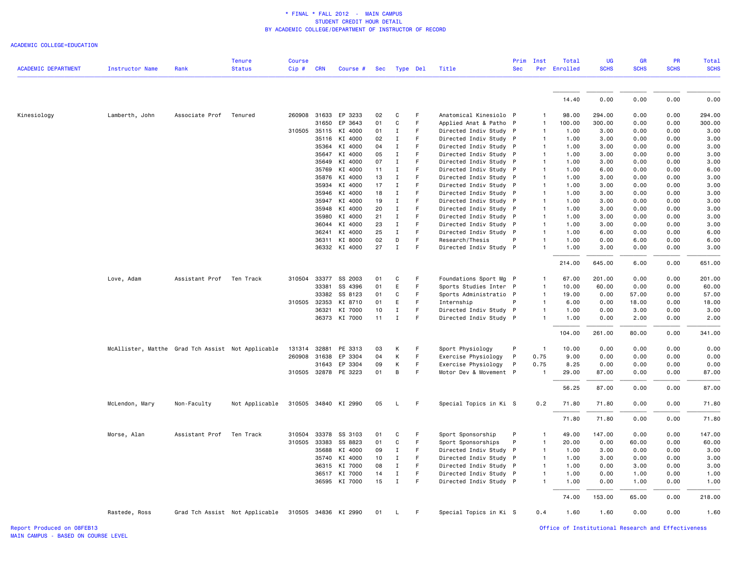\* FINAL \* FALL 2012 - MAIN CAMPUS
STUDENT CREDIT HOUR DETAIL
BY ACADEMIC COLLEGE/DEPARTMENT OF INSTRUCTOR OF RECORD

ACADEMIC COLLEGE=EDUCATION

| ACADEMIC DEPARTMENT | Instructor Name | Rank | Tenure Status | Course Cip # | CRN | Course # | Sec | Type | Del | Title | Prim Sec | Inst Per | Total Enrolled | UG SCHS | GR SCHS | PR SCHS | Total SCHS |
|---|---|---|---|---|---|---|---|---|---|---|---|---|---|---|---|---|---|
| | | | | | | | | | | | | | 14.40 | 0.00 | 0.00 | 0.00 | 0.00 |
| Kinesiology | Lamberth, John | Associate Prof | Tenured | 260908 | 31633 | EP 3233 | 02 | C | F | Anatomical Kinesiolo | P | 1 | 98.00 | 294.00 | 0.00 | 0.00 | 294.00 |
| | | | | | 31650 | EP 3643 | 01 | C | F | Applied Anat & Patho | P | 1 | 100.00 | 300.00 | 0.00 | 0.00 | 300.00 |
| | | | | 310505 | 35115 | KI 4000 | 01 | I | F | Directed Indiv Study | P | 1 | 1.00 | 3.00 | 0.00 | 0.00 | 3.00 |
| | | | | | 35116 | KI 4000 | 02 | I | F | Directed Indiv Study | P | 1 | 1.00 | 3.00 | 0.00 | 0.00 | 3.00 |
| | | | | | 35364 | KI 4000 | 04 | I | F | Directed Indiv Study | P | 1 | 1.00 | 3.00 | 0.00 | 0.00 | 3.00 |
| | | | | | 35647 | KI 4000 | 05 | I | F | Directed Indiv Study | P | 1 | 1.00 | 3.00 | 0.00 | 0.00 | 3.00 |
| | | | | | 35649 | KI 4000 | 07 | I | F | Directed Indiv Study | P | 1 | 1.00 | 3.00 | 0.00 | 0.00 | 3.00 |
| | | | | | 35769 | KI 4000 | 11 | I | F | Directed Indiv Study | P | 1 | 1.00 | 6.00 | 0.00 | 0.00 | 6.00 |
| | | | | | 35876 | KI 4000 | 13 | I | F | Directed Indiv Study | P | 1 | 1.00 | 3.00 | 0.00 | 0.00 | 3.00 |
| | | | | | 35934 | KI 4000 | 17 | I | F | Directed Indiv Study | P | 1 | 1.00 | 3.00 | 0.00 | 0.00 | 3.00 |
| | | | | | 35946 | KI 4000 | 18 | I | F | Directed Indiv Study | P | 1 | 1.00 | 3.00 | 0.00 | 0.00 | 3.00 |
| | | | | | 35947 | KI 4000 | 19 | I | F | Directed Indiv Study | P | 1 | 1.00 | 3.00 | 0.00 | 0.00 | 3.00 |
| | | | | | 35948 | KI 4000 | 20 | I | F | Directed Indiv Study | P | 1 | 1.00 | 3.00 | 0.00 | 0.00 | 3.00 |
| | | | | | 35980 | KI 4000 | 21 | I | F | Directed Indiv Study | P | 1 | 1.00 | 3.00 | 0.00 | 0.00 | 3.00 |
| | | | | | 36044 | KI 4000 | 23 | I | F | Directed Indiv Study | P | 1 | 1.00 | 3.00 | 0.00 | 0.00 | 3.00 |
| | | | | | 36241 | KI 4000 | 25 | I | F | Directed Indiv Study | P | 1 | 1.00 | 6.00 | 0.00 | 0.00 | 6.00 |
| | | | | | 36311 | KI 8000 | 02 | D | F | Research/Thesis | P | 1 | 1.00 | 0.00 | 6.00 | 0.00 | 6.00 |
| | | | | | 36332 | KI 4000 | 27 | I | F | Directed Indiv Study | P | 1 | 1.00 | 3.00 | 0.00 | 0.00 | 3.00 |
| | | | | | | | | | | | | | 214.00 | 645.00 | 6.00 | 0.00 | 651.00 |
| | Love, Adam | Assistant Prof | Ten Track | 310504 | 33377 | SS 2003 | 01 | C | F | Foundations Sport Mg | P | 1 | 67.00 | 201.00 | 0.00 | 0.00 | 201.00 |
| | | | | | 33381 | SS 4396 | 01 | E | F | Sports Studies Inter | P | 1 | 10.00 | 60.00 | 0.00 | 0.00 | 60.00 |
| | | | | | 33382 | SS 8123 | 01 | C | F | Sports Administratio | P | 1 | 19.00 | 0.00 | 57.00 | 0.00 | 57.00 |
| | | | | 310505 | 32353 | KI 8710 | 01 | E | F | Internship | P | 1 | 6.00 | 0.00 | 18.00 | 0.00 | 18.00 |
| | | | | | 36321 | KI 7000 | 10 | I | F | Directed Indiv Study | P | 1 | 1.00 | 0.00 | 3.00 | 0.00 | 3.00 |
| | | | | | 36373 | KI 7000 | 11 | I | F | Directed Indiv Study | P | 1 | 1.00 | 0.00 | 2.00 | 0.00 | 2.00 |
| | | | | | | | | | | | | | 104.00 | 261.00 | 80.00 | 0.00 | 341.00 |
| | McAllister, Matthe | Grad Tch Assist | Not Applicable | 131314 | 32881 | PE 3313 | 03 | K | F | Sport Physiology | P | 1 | 10.00 | 0.00 | 0.00 | 0.00 | 0.00 |
| | | | | 260908 | 31638 | EP 3304 | 04 | K | F | Exercise Physiology | P | 0.75 | 9.00 | 0.00 | 0.00 | 0.00 | 0.00 |
| | | | | | 31643 | EP 3304 | 09 | K | F | Exercise Physiology | P | 0.75 | 8.25 | 0.00 | 0.00 | 0.00 | 0.00 |
| | | | | 310505 | 32878 | PE 3223 | 01 | B | F | Motor Dev & Movement | P | 1 | 29.00 | 87.00 | 0.00 | 0.00 | 87.00 |
| | | | | | | | | | | | | | 56.25 | 87.00 | 0.00 | 0.00 | 87.00 |
| | McLendon, Mary | Non-Faculty | Not Applicable | 310505 | 34840 | KI 2990 | 05 | L | F | Special Topics in Ki | S | 0.2 | 71.80 | 71.80 | 0.00 | 0.00 | 71.80 |
| | | | | | | | | | | | | | 71.80 | 71.80 | 0.00 | 0.00 | 71.80 |
| | Morse, Alan | Assistant Prof | Ten Track | 310504 | 33378 | SS 3103 | 01 | C | F | Sport Sponsorship | P | 1 | 49.00 | 147.00 | 0.00 | 0.00 | 147.00 |
| | | | | 310505 | 33383 | SS 8823 | 01 | C | F | Sport Sponsorships | P | 1 | 20.00 | 0.00 | 60.00 | 0.00 | 60.00 |
| | | | | | 35688 | KI 4000 | 09 | I | F | Directed Indiv Study | P | 1 | 1.00 | 3.00 | 0.00 | 0.00 | 3.00 |
| | | | | | 35740 | KI 4000 | 10 | I | F | Directed Indiv Study | P | 1 | 1.00 | 3.00 | 0.00 | 0.00 | 3.00 |
| | | | | | 36315 | KI 7000 | 08 | I | F | Directed Indiv Study | P | 1 | 1.00 | 0.00 | 3.00 | 0.00 | 3.00 |
| | | | | | 36517 | KI 7000 | 14 | I | F | Directed Indiv Study | P | 1 | 1.00 | 0.00 | 1.00 | 0.00 | 1.00 |
| | | | | | 36595 | KI 7000 | 15 | I | F | Directed Indiv Study | P | 1 | 1.00 | 0.00 | 1.00 | 0.00 | 1.00 |
| | | | | | | | | | | | | | 74.00 | 153.00 | 65.00 | 0.00 | 218.00 |
| | Rastede, Ross | Grad Tch Assist | Not Applicable | 310505 | 34836 | KI 2990 | 01 | L | F | Special Topics in Ki | S | 0.4 | 1.60 | 1.60 | 0.00 | 0.00 | 1.60 |

Report Produced on 08FEB13
MAIN CAMPUS - BASED ON COURSE LEVEL

Office of Institutional Research and Effectiveness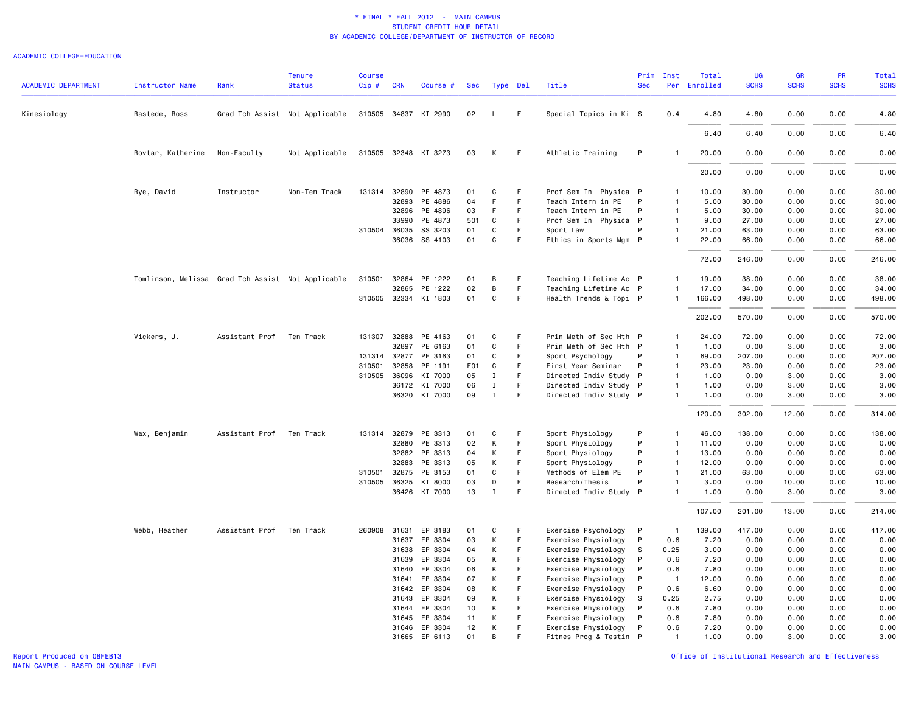\* FINAL \* FALL 2012 - MAIN CAMPUS
STUDENT CREDIT HOUR DETAIL
BY ACADEMIC COLLEGE/DEPARTMENT OF INSTRUCTOR OF RECORD

ACADEMIC COLLEGE=EDUCATION

| ACADEMIC DEPARTMENT | Instructor Name | Rank | Tenure Status | Course Cip # | CRN | Course # | Sec | Type | Del | Title | Prim Sec | Inst Per | Total Enrolled | UG SCHS | GR SCHS | PR SCHS | Total SCHS |
|---|---|---|---|---|---|---|---|---|---|---|---|---|---|---|---|---|---|
| Kinesiology | Rastede, Ross | Grad Tch Assist | Not Applicable | 310505 | 34837 | KI 2990 | 02 | L | F | Special Topics in Ki | S | 0.4 | 4.80 | 4.80 | 0.00 | 0.00 | 4.80 |
| | | | | | | | | | | | | | 6.40 | 6.40 | 0.00 | 0.00 | 6.40 |
| | Rovtar, Katherine | Non-Faculty | Not Applicable | 310505 | 32348 | KI 3273 | 03 | K | F | Athletic Training | P | 1 | 20.00 | 0.00 | 0.00 | 0.00 | 0.00 |
| | | | | | | | | | | | | | 20.00 | 0.00 | 0.00 | 0.00 | 0.00 |
| | Rye, David | Instructor | Non-Ten Track | 131314 | 32890 | PE 4873 | 01 | C | F | Prof Sem In Physica | P | 1 | 10.00 | 30.00 | 0.00 | 0.00 | 30.00 |
| | | | | | 32893 | PE 4886 | 04 | F | F | Teach Intern in PE | P | 1 | 5.00 | 30.00 | 0.00 | 0.00 | 30.00 |
| | | | | | 32896 | PE 4896 | 03 | F | F | Teach Intern in PE | P | 1 | 5.00 | 30.00 | 0.00 | 0.00 | 30.00 |
| | | | | | 33990 | PE 4873 | 501 | C | F | Prof Sem In Physica | P | 1 | 9.00 | 27.00 | 0.00 | 0.00 | 27.00 |
| | | | | 310504 | 36035 | SS 3203 | 01 | C | F | Sport Law | P | 1 | 21.00 | 63.00 | 0.00 | 0.00 | 63.00 |
| | | | | | 36036 | SS 4103 | 01 | C | F | Ethics in Sports Mgm | P | 1 | 22.00 | 66.00 | 0.00 | 0.00 | 66.00 |
| | | | | | | | | | | | | | 72.00 | 246.00 | 0.00 | 0.00 | 246.00 |
| | Tomlinson, Melissa | Grad Tch Assist | Not Applicable | 310501 | 32864 | PE 1222 | 01 | B | F | Teaching Lifetime Ac | P | 1 | 19.00 | 38.00 | 0.00 | 0.00 | 38.00 |
| | | | | | 32865 | PE 1222 | 02 | B | F | Teaching Lifetime Ac | P | 1 | 17.00 | 34.00 | 0.00 | 0.00 | 34.00 |
| | | | | 310505 | 32334 | KI 1803 | 01 | C | F | Health Trends & Topi | P | 1 | 166.00 | 498.00 | 0.00 | 0.00 | 498.00 |
| | | | | | | | | | | | | | 202.00 | 570.00 | 0.00 | 0.00 | 570.00 |
| | Vickers, J. | Assistant Prof | Ten Track | 131307 | 32888 | PE 4163 | 01 | C | F | Prin Meth of Sec Hth | P | 1 | 24.00 | 72.00 | 0.00 | 0.00 | 72.00 |
| | | | | | 32897 | PE 6163 | 01 | C | F | Prin Meth of Sec Hth | P | 1 | 1.00 | 0.00 | 3.00 | 0.00 | 3.00 |
| | | | | 131314 | 32877 | PE 3163 | 01 | C | F | Sport Psychology | P | 1 | 69.00 | 207.00 | 0.00 | 0.00 | 207.00 |
| | | | | 310501 | 32858 | PE 1191 | F01 | C | F | First Year Seminar | P | 1 | 23.00 | 23.00 | 0.00 | 0.00 | 23.00 |
| | | | | 310505 | 36096 | KI 7000 | 05 | I | F | Directed Indiv Study | P | 1 | 1.00 | 0.00 | 3.00 | 0.00 | 3.00 |
| | | | | | 36172 | KI 7000 | 06 | I | F | Directed Indiv Study | P | 1 | 1.00 | 0.00 | 3.00 | 0.00 | 3.00 |
| | | | | | 36320 | KI 7000 | 09 | I | F | Directed Indiv Study | P | 1 | 1.00 | 0.00 | 3.00 | 0.00 | 3.00 |
| | | | | | | | | | | | | | 120.00 | 302.00 | 12.00 | 0.00 | 314.00 |
| | Wax, Benjamin | Assistant Prof | Ten Track | 131314 | 32879 | PE 3313 | 01 | C | F | Sport Physiology | P | 1 | 46.00 | 138.00 | 0.00 | 0.00 | 138.00 |
| | | | | | 32880 | PE 3313 | 02 | K | F | Sport Physiology | P | 1 | 11.00 | 0.00 | 0.00 | 0.00 | 0.00 |
| | | | | | 32882 | PE 3313 | 04 | K | F | Sport Physiology | P | 1 | 13.00 | 0.00 | 0.00 | 0.00 | 0.00 |
| | | | | | 32883 | PE 3313 | 05 | K | F | Sport Physiology | P | 1 | 12.00 | 0.00 | 0.00 | 0.00 | 0.00 |
| | | | | 310501 | 32875 | PE 3153 | 01 | C | F | Methods of Elem PE | P | 1 | 21.00 | 63.00 | 0.00 | 0.00 | 63.00 |
| | | | | 310505 | 36325 | KI 8000 | 03 | D | F | Research/Thesis | P | 1 | 3.00 | 0.00 | 10.00 | 0.00 | 10.00 |
| | | | | | 36426 | KI 7000 | 13 | I | F | Directed Indiv Study | P | 1 | 1.00 | 0.00 | 3.00 | 0.00 | 3.00 |
| | | | | | | | | | | | | | 107.00 | 201.00 | 13.00 | 0.00 | 214.00 |
| | Webb, Heather | Assistant Prof | Ten Track | 260908 | 31631 | EP 3183 | 01 | C | F | Exercise Psychology | P | 1 | 139.00 | 417.00 | 0.00 | 0.00 | 417.00 |
| | | | | | 31637 | EP 3304 | 03 | K | F | Exercise Physiology | P | 0.6 | 7.20 | 0.00 | 0.00 | 0.00 | 0.00 |
| | | | | | 31638 | EP 3304 | 04 | K | F | Exercise Physiology | S | 0.25 | 3.00 | 0.00 | 0.00 | 0.00 | 0.00 |
| | | | | | 31639 | EP 3304 | 05 | K | F | Exercise Physiology | P | 0.6 | 7.20 | 0.00 | 0.00 | 0.00 | 0.00 |
| | | | | | 31640 | EP 3304 | 06 | K | F | Exercise Physiology | P | 0.6 | 7.80 | 0.00 | 0.00 | 0.00 | 0.00 |
| | | | | | 31641 | EP 3304 | 07 | K | F | Exercise Physiology | P | 1 | 12.00 | 0.00 | 0.00 | 0.00 | 0.00 |
| | | | | | 31642 | EP 3304 | 08 | K | F | Exercise Physiology | P | 0.6 | 6.60 | 0.00 | 0.00 | 0.00 | 0.00 |
| | | | | | 31643 | EP 3304 | 09 | K | F | Exercise Physiology | S | 0.25 | 2.75 | 0.00 | 0.00 | 0.00 | 0.00 |
| | | | | | 31644 | EP 3304 | 10 | K | F | Exercise Physiology | P | 0.6 | 7.80 | 0.00 | 0.00 | 0.00 | 0.00 |
| | | | | | 31645 | EP 3304 | 11 | K | F | Exercise Physiology | P | 0.6 | 7.80 | 0.00 | 0.00 | 0.00 | 0.00 |
| | | | | | 31646 | EP 3304 | 12 | K | F | Exercise Physiology | P | 0.6 | 7.20 | 0.00 | 0.00 | 0.00 | 0.00 |
| | | | | | 31665 | EP 6113 | 01 | B | F | Fitnes Prog & Testin | P | 1 | 1.00 | 0.00 | 3.00 | 0.00 | 3.00 |

Report Produced on 08FEB13
MAIN CAMPUS - BASED ON COURSE LEVEL

Office of Institutional Research and Effectiveness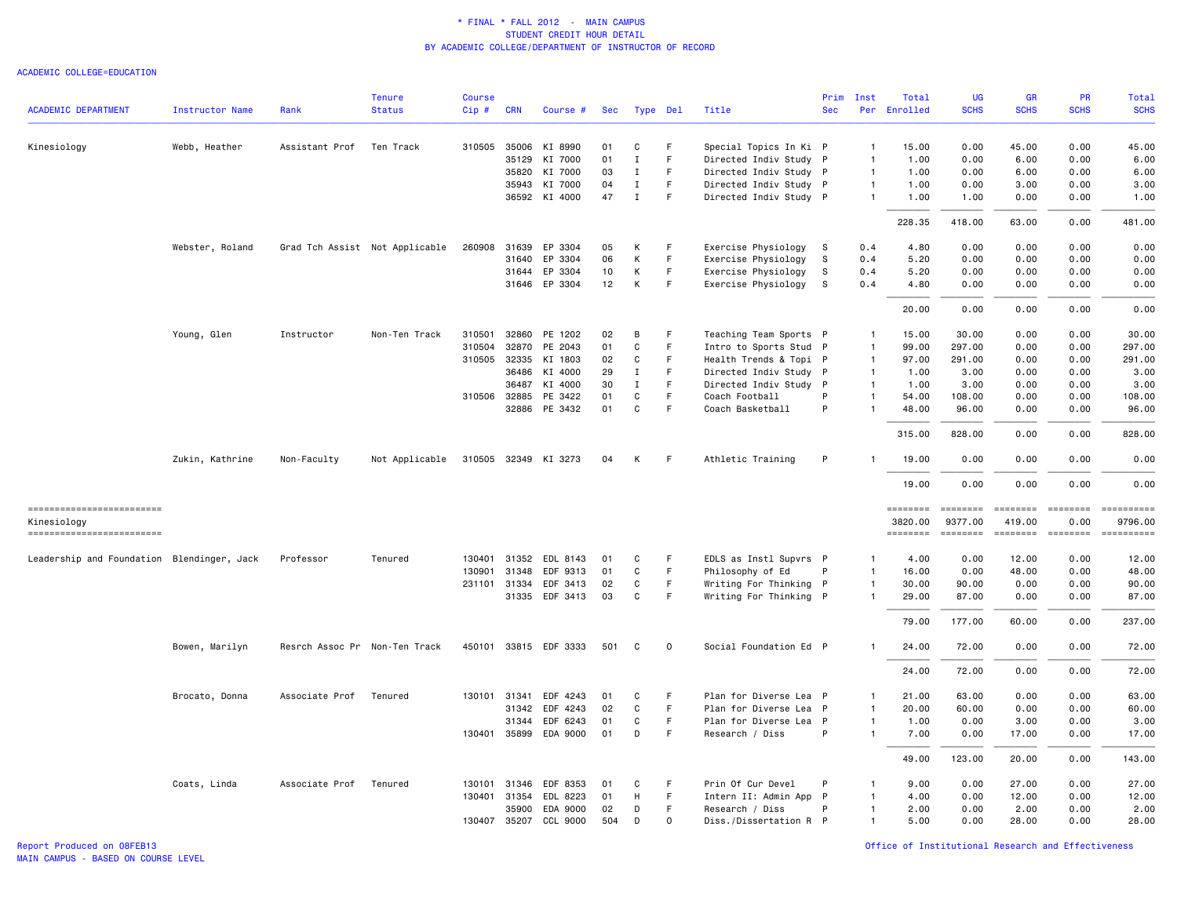\* FINAL \* FALL 2012 - MAIN CAMPUS
STUDENT CREDIT HOUR DETAIL
BY ACADEMIC COLLEGE/DEPARTMENT OF INSTRUCTOR OF RECORD

ACADEMIC COLLEGE=EDUCATION

| ACADEMIC DEPARTMENT | Instructor Name | Rank | Tenure Status | Course Cip # | CRN | Course # | Sec | Type | Del | Title | Prim Sec | Inst Per | Total Enrolled | UG SCHS | GR SCHS | PR SCHS | Total SCHS |
|---|---|---|---|---|---|---|---|---|---|---|---|---|---|---|---|---|---|
| Kinesiology | Webb, Heather | Assistant Prof | Ten Track | 310505 | 35006 | KI 8990 | 01 | C | F | Special Topics In Ki | P | 1 | 15.00 | 0.00 | 45.00 | 0.00 | 45.00 |
| | | | | | 35129 | KI 7000 | 01 | I | F | Directed Indiv Study | P | 1 | 1.00 | 0.00 | 6.00 | 0.00 | 6.00 |
| | | | | | 35820 | KI 7000 | 03 | I | F | Directed Indiv Study | P | 1 | 1.00 | 0.00 | 6.00 | 0.00 | 6.00 |
| | | | | | 35943 | KI 7000 | 04 | I | F | Directed Indiv Study | P | 1 | 1.00 | 0.00 | 3.00 | 0.00 | 3.00 |
| | | | | | 36592 | KI 4000 | 47 | I | F | Directed Indiv Study | P | 1 | 1.00 | 1.00 | 0.00 | 0.00 | 1.00 |
| | | | | | | | | | | | | | 228.35 | 418.00 | 63.00 | 0.00 | 481.00 |
| | Webster, Roland | Grad Tch Assist | Not Applicable | 260908 | 31639 | EP 3304 | 05 | K | F | Exercise Physiology | S | 0.4 | 4.80 | 0.00 | 0.00 | 0.00 | 0.00 |
| | | | | | 31640 | EP 3304 | 06 | K | F | Exercise Physiology | S | 0.4 | 5.20 | 0.00 | 0.00 | 0.00 | 0.00 |
| | | | | | 31644 | EP 3304 | 10 | K | F | Exercise Physiology | S | 0.4 | 5.20 | 0.00 | 0.00 | 0.00 | 0.00 |
| | | | | | 31646 | EP 3304 | 12 | K | F | Exercise Physiology | S | 0.4 | 4.80 | 0.00 | 0.00 | 0.00 | 0.00 |
| | | | | | | | | | | | | | 20.00 | 0.00 | 0.00 | 0.00 | 0.00 |
| | Young, Glen | Instructor | Non-Ten Track | 310501 | 32860 | PE 1202 | 02 | B | F | Teaching Team Sports | P | 1 | 15.00 | 30.00 | 0.00 | 0.00 | 30.00 |
| | | | | 310504 | 32870 | PE 2043 | 01 | C | F | Intro to Sports Stud | P | 1 | 99.00 | 297.00 | 0.00 | 0.00 | 297.00 |
| | | | | 310505 | 32335 | KI 1803 | 02 | C | F | Health Trends & Topi | P | 1 | 97.00 | 291.00 | 0.00 | 0.00 | 291.00 |
| | | | | | 36486 | KI 4000 | 29 | I | F | Directed Indiv Study | P | 1 | 1.00 | 3.00 | 0.00 | 0.00 | 3.00 |
| | | | | | 36487 | KI 4000 | 30 | I | F | Directed Indiv Study | P | 1 | 1.00 | 3.00 | 0.00 | 0.00 | 3.00 |
| | | | | 310506 | 32885 | PE 3422 | 01 | C | F | Coach Football | P | 1 | 54.00 | 108.00 | 0.00 | 0.00 | 108.00 |
| | | | | | 32886 | PE 3432 | 01 | C | F | Coach Basketball | P | 1 | 48.00 | 96.00 | 0.00 | 0.00 | 96.00 |
| | | | | | | | | | | | | | 315.00 | 828.00 | 0.00 | 0.00 | 828.00 |
| | Zukin, Kathrine | Non-Faculty | Not Applicable | 310505 | 32349 | KI 3273 | 04 | K | F | Athletic Training | P | 1 | 19.00 | 0.00 | 0.00 | 0.00 | 0.00 |
| | | | | | | | | | | | | | 19.00 | 0.00 | 0.00 | 0.00 | 0.00 |
| Kinesiology | | | | | | | | | | | | | 3820.00 | 9377.00 | 419.00 | 0.00 | 9796.00 |
| Leadership and Foundation | Blendinger, Jack | Professor | Tenured | 130401 | 31352 | EDL 8143 | 01 | C | F | EDLS as Instl Supvrs | P | 1 | 4.00 | 0.00 | 12.00 | 0.00 | 12.00 |
| | | | | 130901 | 31348 | EDF 9313 | 01 | C | F | Philosophy of Ed | P | 1 | 16.00 | 0.00 | 48.00 | 0.00 | 48.00 |
| | | | | 231101 | 31334 | EDF 3413 | 02 | C | F | Writing For Thinking | P | 1 | 30.00 | 90.00 | 0.00 | 0.00 | 90.00 |
| | | | | | 31335 | EDF 3413 | 03 | C | F | Writing For Thinking | P | 1 | 29.00 | 87.00 | 0.00 | 0.00 | 87.00 |
| | | | | | | | | | | | | | 79.00 | 177.00 | 60.00 | 0.00 | 237.00 |
| | Bowen, Marilyn | Resrch Assoc Pr | Non-Ten Track | 450101 | 33815 | EDF 3333 | 501 | C | O | Social Foundation Ed | P | 1 | 24.00 | 72.00 | 0.00 | 0.00 | 72.00 |
| | | | | | | | | | | | | | 24.00 | 72.00 | 0.00 | 0.00 | 72.00 |
| | Brocato, Donna | Associate Prof | Tenured | 130101 | 31341 | EDF 4243 | 01 | C | F | Plan for Diverse Lea | P | 1 | 21.00 | 63.00 | 0.00 | 0.00 | 63.00 |
| | | | | | 31342 | EDF 4243 | 02 | C | F | Plan for Diverse Lea | P | 1 | 20.00 | 60.00 | 0.00 | 0.00 | 60.00 |
| | | | | | 31344 | EDF 6243 | 01 | C | F | Plan for Diverse Lea | P | 1 | 1.00 | 0.00 | 3.00 | 0.00 | 3.00 |
| | | | | 130401 | 35899 | EDA 9000 | 01 | D | F | Research / Diss | P | 1 | 7.00 | 0.00 | 17.00 | 0.00 | 17.00 |
| | | | | | | | | | | | | | 49.00 | 123.00 | 20.00 | 0.00 | 143.00 |
| | Coats, Linda | Associate Prof | Tenured | 130101 | 31346 | EDF 8353 | 01 | C | F | Prin Of Cur Devel | P | 1 | 9.00 | 0.00 | 27.00 | 0.00 | 27.00 |
| | | | | 130401 | 31354 | EDL 8223 | 01 | H | F | Intern II: Admin App | P | 1 | 4.00 | 0.00 | 12.00 | 0.00 | 12.00 |
| | | | | | 35900 | EDA 9000 | 02 | D | F | Research / Diss | P | 1 | 2.00 | 0.00 | 2.00 | 0.00 | 2.00 |
| | | | | 130407 | 35207 | CCL 9000 | 504 | D | O | Diss./Dissertation R | P | 1 | 5.00 | 0.00 | 28.00 | 0.00 | 28.00 |

Report Produced on 08FEB13
MAIN CAMPUS - BASED ON COURSE LEVEL

Office of Institutional Research and Effectiveness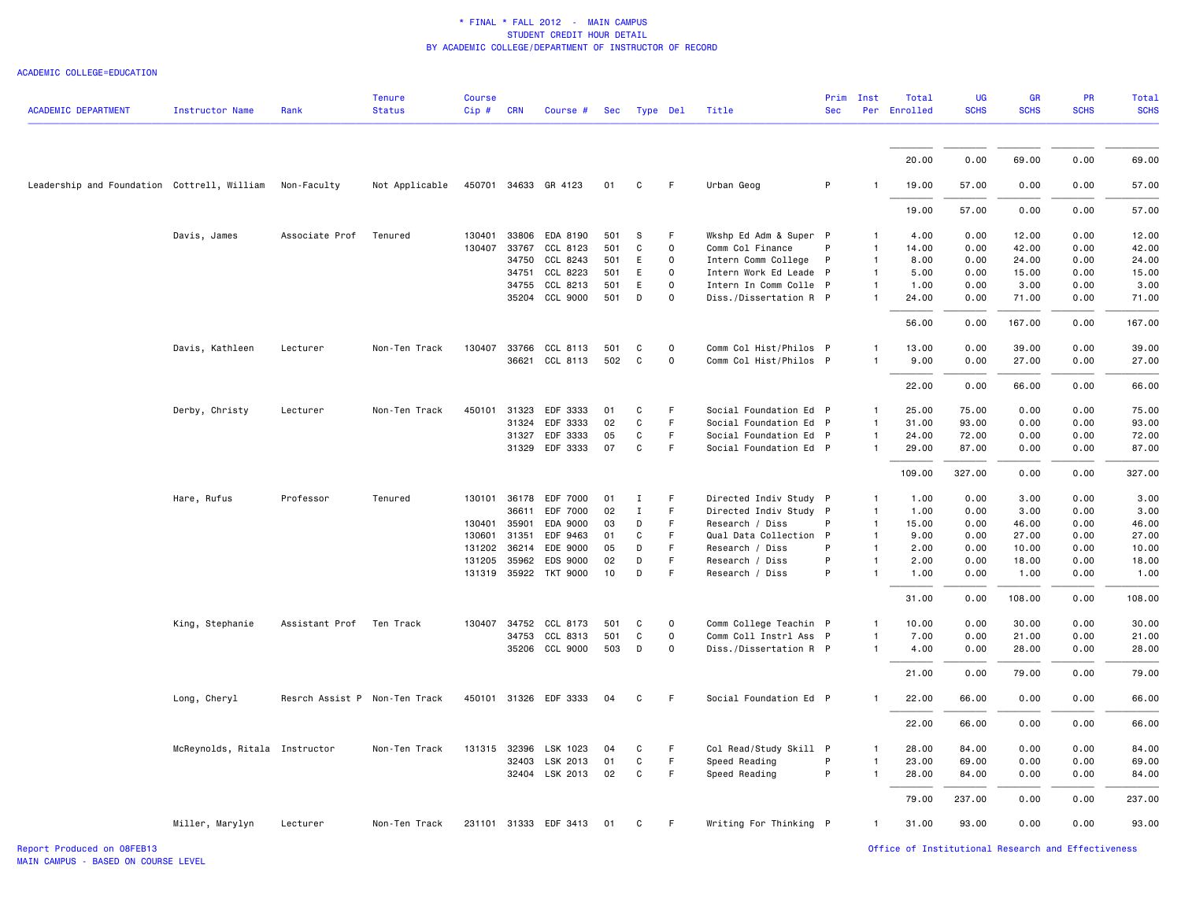# * FINAL * FALL 2012 - MAIN CAMPUS
## STUDENT CREDIT HOUR DETAIL
### BY ACADEMIC COLLEGE/DEPARTMENT OF INSTRUCTOR OF RECORD

ACADEMIC COLLEGE=EDUCATION

| ACADEMIC DEPARTMENT | Instructor Name | Rank | Tenure Status | Course Cip # | CRN | Course # | Sec | Type | Del | Title | Prim Sec | Inst Per | Total Enrolled | UG SCHS | GR SCHS | PR SCHS | Total SCHS |
|---|---|---|---|---|---|---|---|---|---|---|---|---|---|---|---|---|---|
| | | | | | | | | | | | | | 20.00 | 0.00 | 69.00 | 0.00 | 69.00 |
| Leadership and Foundation | Cottrell, William | Non-Faculty | Not Applicable | 450701 | 34633 | GR 4123 | 01 | C | F | Urban Geog | P | 1 | 19.00 | 57.00 | 0.00 | 0.00 | 57.00 |
| | | | | | | | | | | | | | 19.00 | 57.00 | 0.00 | 0.00 | 57.00 |
| | Davis, James | Associate Prof | Tenured | 130401 | 33806 | EDA 8190 | 501 | S | F | Wkshp Ed Adm & Super | P | 1 | 4.00 | 0.00 | 12.00 | 0.00 | 12.00 |
| | | | | 130407 | 33767 | CCL 8123 | 501 | C | O | Comm Col Finance | P | 1 | 14.00 | 0.00 | 42.00 | 0.00 | 42.00 |
| | | | | | 34750 | CCL 8243 | 501 | E | O | Intern Comm College | P | 1 | 8.00 | 0.00 | 24.00 | 0.00 | 24.00 |
| | | | | | 34751 | CCL 8223 | 501 | E | O | Intern Work Ed Leade | P | 1 | 5.00 | 0.00 | 15.00 | 0.00 | 15.00 |
| | | | | | 34755 | CCL 8213 | 501 | E | O | Intern In Comm Colle | P | 1 | 1.00 | 0.00 | 3.00 | 0.00 | 3.00 |
| | | | | | 35204 | CCL 9000 | 501 | D | O | Diss./Dissertation R | P | 1 | 24.00 | 0.00 | 71.00 | 0.00 | 71.00 |
| | | | | | | | | | | | | | 56.00 | 0.00 | 167.00 | 0.00 | 167.00 |
| | Davis, Kathleen | Lecturer | Non-Ten Track | 130407 | 33766 | CCL 8113 | 501 | C | O | Comm Col Hist/Philos | P | 1 | 13.00 | 0.00 | 39.00 | 0.00 | 39.00 |
| | | | | | 36621 | CCL 8113 | 502 | C | O | Comm Col Hist/Philos | P | 1 | 9.00 | 0.00 | 27.00 | 0.00 | 27.00 |
| | | | | | | | | | | | | | 22.00 | 0.00 | 66.00 | 0.00 | 66.00 |
| | Derby, Christy | Lecturer | Non-Ten Track | 450101 | 31323 | EDF 3333 | 01 | C | F | Social Foundation Ed | P | 1 | 25.00 | 75.00 | 0.00 | 0.00 | 75.00 |
| | | | | | 31324 | EDF 3333 | 02 | C | F | Social Foundation Ed | P | 1 | 31.00 | 93.00 | 0.00 | 0.00 | 93.00 |
| | | | | | 31327 | EDF 3333 | 05 | C | F | Social Foundation Ed | P | 1 | 24.00 | 72.00 | 0.00 | 0.00 | 72.00 |
| | | | | | 31329 | EDF 3333 | 07 | C | F | Social Foundation Ed | P | 1 | 29.00 | 87.00 | 0.00 | 0.00 | 87.00 |
| | | | | | | | | | | | | | 109.00 | 327.00 | 0.00 | 0.00 | 327.00 |
| | Hare, Rufus | Professor | Tenured | 130101 | 36178 | EDF 7000 | 01 | I | F | Directed Indiv Study | P | 1 | 1.00 | 0.00 | 3.00 | 0.00 | 3.00 |
| | | | | | 36611 | EDF 7000 | 02 | I | F | Directed Indiv Study | P | 1 | 1.00 | 0.00 | 3.00 | 0.00 | 3.00 |
| | | | | 130401 | 35901 | EDA 9000 | 03 | D | F | Research / Diss | P | 1 | 15.00 | 0.00 | 46.00 | 0.00 | 46.00 |
| | | | | 130601 | 31351 | EDF 9463 | 01 | C | F | Qual Data Collection | P | 1 | 9.00 | 0.00 | 27.00 | 0.00 | 27.00 |
| | | | | 131202 | 36214 | EDE 9000 | 05 | D | F | Research / Diss | P | 1 | 2.00 | 0.00 | 10.00 | 0.00 | 10.00 |
| | | | | 131205 | 35962 | EDS 9000 | 02 | D | F | Research / Diss | P | 1 | 2.00 | 0.00 | 18.00 | 0.00 | 18.00 |
| | | | | 131319 | 35922 | TKT 9000 | 10 | D | F | Research / Diss | P | 1 | 1.00 | 0.00 | 1.00 | 0.00 | 1.00 |
| | | | | | | | | | | | | | 31.00 | 0.00 | 108.00 | 0.00 | 108.00 |
| | King, Stephanie | Assistant Prof | Ten Track | 130407 | 34752 | CCL 8173 | 501 | C | O | Comm College Teachin | P | 1 | 10.00 | 0.00 | 30.00 | 0.00 | 30.00 |
| | | | | | 34753 | CCL 8313 | 501 | C | O | Comm Coll Instrl Ass | P | 1 | 7.00 | 0.00 | 21.00 | 0.00 | 21.00 |
| | | | | | 35206 | CCL 9000 | 503 | D | O | Diss./Dissertation R | P | 1 | 4.00 | 0.00 | 28.00 | 0.00 | 28.00 |
| | | | | | | | | | | | | | 21.00 | 0.00 | 79.00 | 0.00 | 79.00 |
| | Long, Cheryl | Resrch Assist P | Non-Ten Track | 450101 | 31326 | EDF 3333 | 04 | C | F | Social Foundation Ed | P | 1 | 22.00 | 66.00 | 0.00 | 0.00 | 66.00 |
| | | | | | | | | | | | | | 22.00 | 66.00 | 0.00 | 0.00 | 66.00 |
| | McReynolds, Ritala | Instructor | Non-Ten Track | 131315 | 32396 | LSK 1023 | 04 | C | F | Col Read/Study Skill | P | 1 | 28.00 | 84.00 | 0.00 | 0.00 | 84.00 |
| | | | | | 32403 | LSK 2013 | 01 | C | F | Speed Reading | P | 1 | 23.00 | 69.00 | 0.00 | 0.00 | 69.00 |
| | | | | | 32404 | LSK 2013 | 02 | C | F | Speed Reading | P | 1 | 28.00 | 84.00 | 0.00 | 0.00 | 84.00 |
| | | | | | | | | | | | | | 79.00 | 237.00 | 0.00 | 0.00 | 237.00 |
| | Miller, Marylyn | Lecturer | Non-Ten Track | 231101 | 31333 | EDF 3413 | 01 | C | F | Writing For Thinking | P | 1 | 31.00 | 93.00 | 0.00 | 0.00 | 93.00 |

Report Produced on 08FEB13
MAIN CAMPUS - BASED ON COURSE LEVEL

Office of Institutional Research and Effectiveness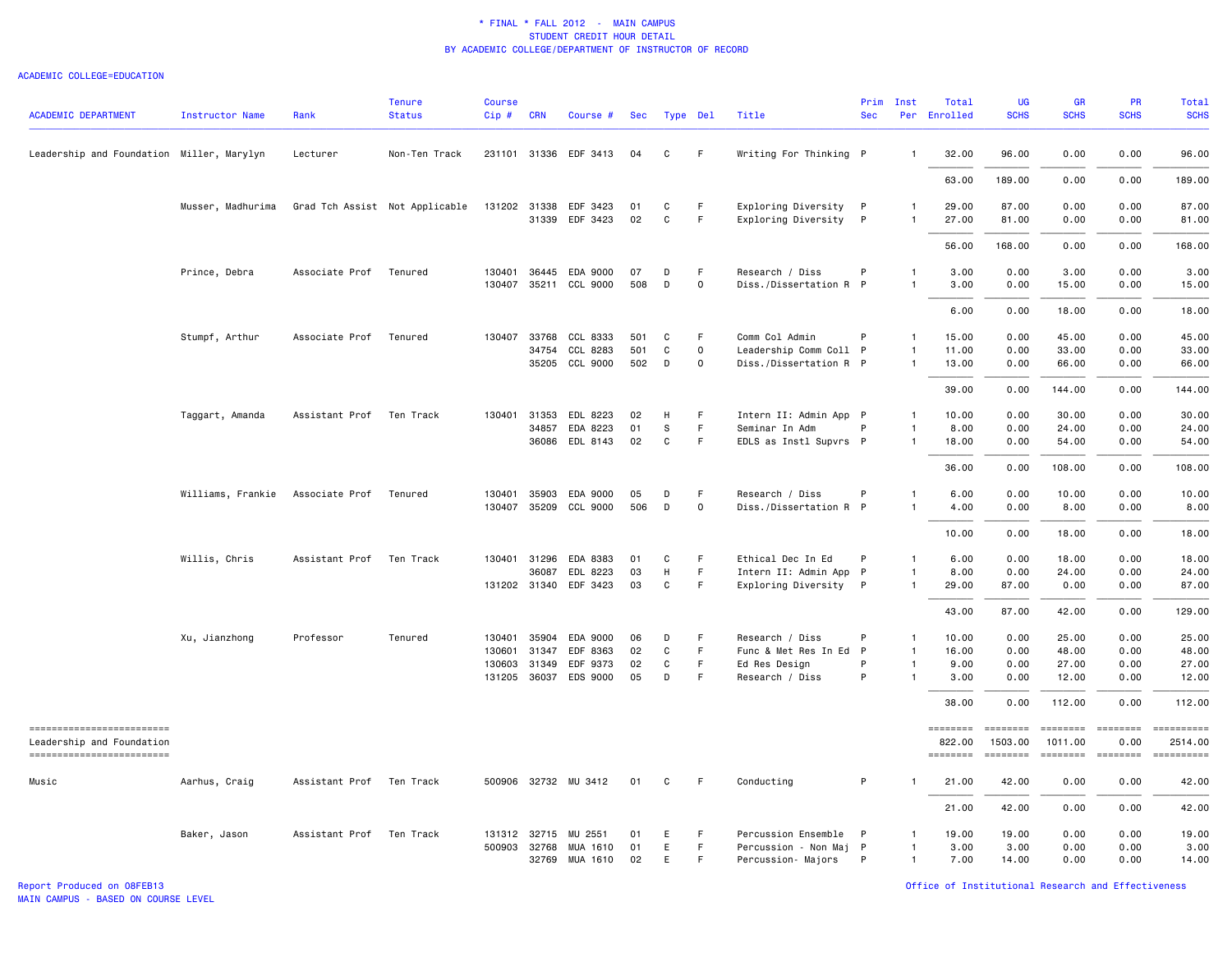\* FINAL \* FALL 2012 - MAIN CAMPUS
STUDENT CREDIT HOUR DETAIL
BY ACADEMIC COLLEGE/DEPARTMENT OF INSTRUCTOR OF RECORD

ACADEMIC COLLEGE=EDUCATION

| ACADEMIC DEPARTMENT | Instructor Name | Rank | Tenure Status | Course Cip # | CRN | Course # | Sec | Type | Del | Title | Prim Sec | Inst Per | Total Enrolled | UG SCHS | GR SCHS | PR SCHS | Total SCHS |
|---|---|---|---|---|---|---|---|---|---|---|---|---|---|---|---|---|---|
| Leadership and Foundation | Miller, Marylyn | Lecturer | Non-Ten Track | 231101 | 31336 | EDF 3413 | 04 | C | F | Writing For Thinking | P | 1 | 32.00 | 96.00 | 0.00 | 0.00 | 96.00 |
| | | | | | | | | | | | | | 63.00 | 189.00 | 0.00 | 0.00 | 189.00 |
| | Musser, Madhurima | Grad Tch Assist | Not Applicable | 131202 | 31338 | EDF 3423 | 01 | C | F | Exploring Diversity | P | 1 | 29.00 | 87.00 | 0.00 | 0.00 | 87.00 |
| | | | | | 31339 | EDF 3423 | 02 | C | F | Exploring Diversity | P | 1 | 27.00 | 81.00 | 0.00 | 0.00 | 81.00 |
| | | | | | | | | | | | | | 56.00 | 168.00 | 0.00 | 0.00 | 168.00 |
| | Prince, Debra | Associate Prof | Tenured | 130401 | 36445 | EDA 9000 | 07 | D | F | Research / Diss | P | 1 | 3.00 | 0.00 | 3.00 | 0.00 | 3.00 |
| | | | | 130407 | 35211 | CCL 9000 | 508 | D | O | Diss./Dissertation R | P | 1 | 3.00 | 0.00 | 15.00 | 0.00 | 15.00 |
| | | | | | | | | | | | | | 6.00 | 0.00 | 18.00 | 0.00 | 18.00 |
| | Stumpf, Arthur | Associate Prof | Tenured | 130407 | 33768 | CCL 8333 | 501 | C | F | Comm Col Admin | P | 1 | 15.00 | 0.00 | 45.00 | 0.00 | 45.00 |
| | | | | | 34754 | CCL 8283 | 501 | C | O | Leadership Comm Coll | P | 1 | 11.00 | 0.00 | 33.00 | 0.00 | 33.00 |
| | | | | | 35205 | CCL 9000 | 502 | D | O | Diss./Dissertation R | P | 1 | 13.00 | 0.00 | 66.00 | 0.00 | 66.00 |
| | | | | | | | | | | | | | 39.00 | 0.00 | 144.00 | 0.00 | 144.00 |
| | Taggart, Amanda | Assistant Prof | Ten Track | 130401 | 31353 | EDL 8223 | 02 | H | F | Intern II: Admin App | P | 1 | 10.00 | 0.00 | 30.00 | 0.00 | 30.00 |
| | | | | | 34857 | EDA 8223 | 01 | S | F | Seminar In Adm | P | 1 | 8.00 | 0.00 | 24.00 | 0.00 | 24.00 |
| | | | | | 36086 | EDL 8143 | 02 | C | F | EDLS as Instl Supvrs | P | 1 | 18.00 | 0.00 | 54.00 | 0.00 | 54.00 |
| | | | | | | | | | | | | | 36.00 | 0.00 | 108.00 | 0.00 | 108.00 |
| | Williams, Frankie | Associate Prof | Tenured | 130401 | 35903 | EDA 9000 | 05 | D | F | Research / Diss | P | 1 | 6.00 | 0.00 | 10.00 | 0.00 | 10.00 |
| | | | | 130407 | 35209 | CCL 9000 | 506 | D | O | Diss./Dissertation R | P | 1 | 4.00 | 0.00 | 8.00 | 0.00 | 8.00 |
| | | | | | | | | | | | | | 10.00 | 0.00 | 18.00 | 0.00 | 18.00 |
| | Willis, Chris | Assistant Prof | Ten Track | 130401 | 31296 | EDA 8383 | 01 | C | F | Ethical Dec In Ed | P | 1 | 6.00 | 0.00 | 18.00 | 0.00 | 18.00 |
| | | | | | 36087 | EDL 8223 | 03 | H | F | Intern II: Admin App | P | 1 | 8.00 | 0.00 | 24.00 | 0.00 | 24.00 |
| | | | | 131202 | 31340 | EDF 3423 | 03 | C | F | Exploring Diversity | P | 1 | 29.00 | 87.00 | 0.00 | 0.00 | 87.00 |
| | | | | | | | | | | | | | 43.00 | 87.00 | 42.00 | 0.00 | 129.00 |
| | Xu, Jianzhong | Professor | Tenured | 130401 | 35904 | EDA 9000 | 06 | D | F | Research / Diss | P | 1 | 10.00 | 0.00 | 25.00 | 0.00 | 25.00 |
| | | | | 130601 | 31347 | EDF 8363 | 02 | C | F | Func & Met Res In Ed | P | 1 | 16.00 | 0.00 | 48.00 | 0.00 | 48.00 |
| | | | | 130603 | 31349 | EDF 9373 | 02 | C | F | Ed Res Design | P | 1 | 9.00 | 0.00 | 27.00 | 0.00 | 27.00 |
| | | | | 131205 | 36037 | EDS 9000 | 05 | D | F | Research / Diss | P | 1 | 3.00 | 0.00 | 12.00 | 0.00 | 12.00 |
| | | | | | | | | | | | | | 38.00 | 0.00 | 112.00 | 0.00 | 112.00 |
| Leadership and Foundation | | | | | | | | | | | | | 822.00 | 1503.00 | 1011.00 | 0.00 | 2514.00 |
| Music | Aarhus, Craig | Assistant Prof | Ten Track | 500906 | 32732 | MU 3412 | 01 | C | F | Conducting | P | 1 | 21.00 | 42.00 | 0.00 | 0.00 | 42.00 |
| | | | | | | | | | | | | | 21.00 | 42.00 | 0.00 | 0.00 | 42.00 |
| | Baker, Jason | Assistant Prof | Ten Track | 131312 | 32715 | MU 2551 | 01 | E | F | Percussion Ensemble | P | 1 | 19.00 | 19.00 | 0.00 | 0.00 | 19.00 |
| | | | | 500903 | 32768 | MUA 1610 | 01 | E | F | Percussion - Non Maj | P | 1 | 3.00 | 3.00 | 0.00 | 0.00 | 3.00 |
| | | | | | 32769 | MUA 1610 | 02 | E | F | Percussion- Majors | P | 1 | 7.00 | 14.00 | 0.00 | 0.00 | 14.00 |

Report Produced on 08FEB13
MAIN CAMPUS - BASED ON COURSE LEVEL

Office of Institutional Research and Effectiveness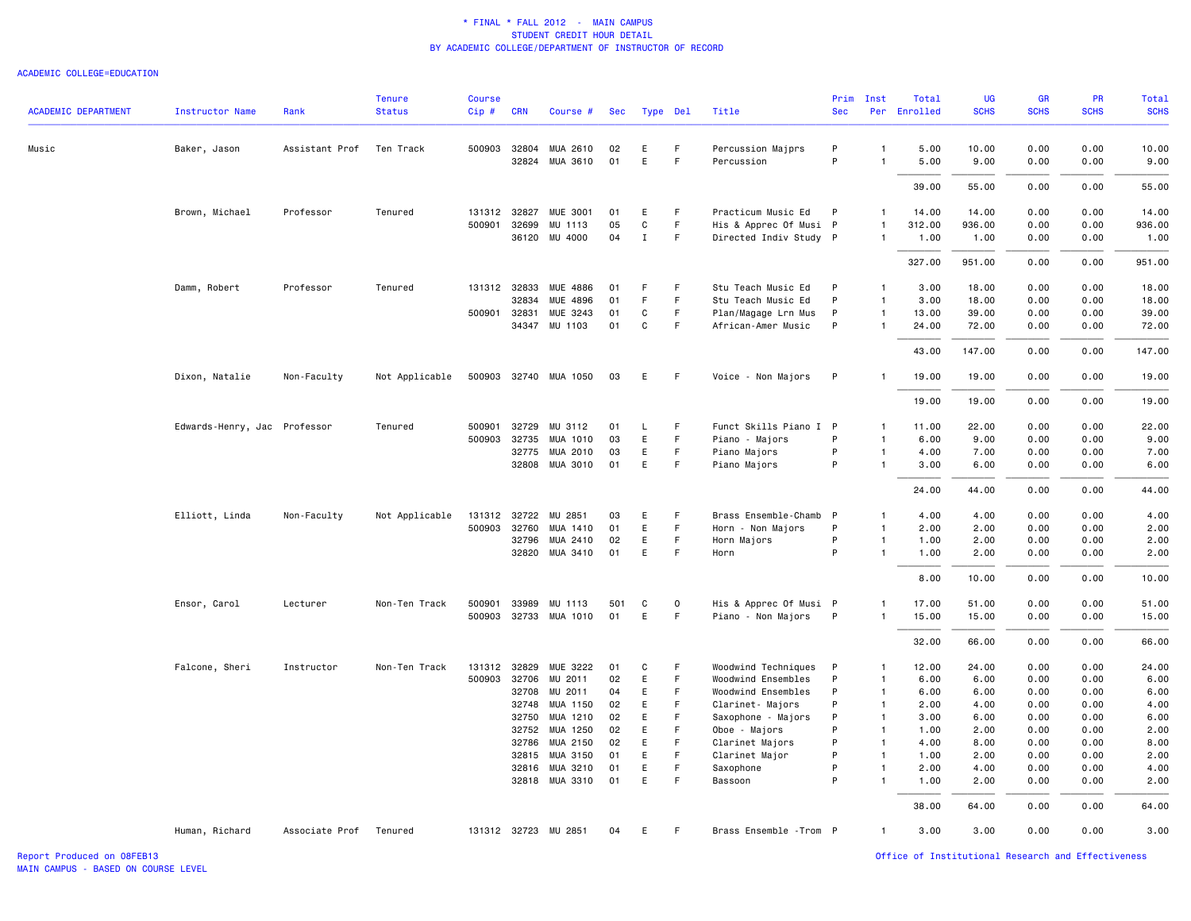\* FINAL \* FALL 2012 - MAIN CAMPUS
STUDENT CREDIT HOUR DETAIL
BY ACADEMIC COLLEGE/DEPARTMENT OF INSTRUCTOR OF RECORD

ACADEMIC COLLEGE=EDUCATION

| ACADEMIC DEPARTMENT | Instructor Name | Rank | Tenure Status | Course Cip # | CRN | Course # | Sec | Type | Del | Title | Prim Sec | Inst Per | Total Enrolled | UG SCHS | GR SCHS | PR SCHS | Total SCHS |
|---|---|---|---|---|---|---|---|---|---|---|---|---|---|---|---|---|---|
| Music | Baker, Jason | Assistant Prof | Ten Track | 500903 | 32804 | MUA 2610 | 02 | E | F | Percussion Majprs | P | 1 | 5.00 | 10.00 | 0.00 | 0.00 | 10.00 |
| | | | | | 32824 | MUA 3610 | 01 | E | F | Percussion | P | 1 | 5.00 | 9.00 | 0.00 | 0.00 | 9.00 |
| | | | | | | | | | | | | | 39.00 | 55.00 | 0.00 | 0.00 | 55.00 |
| | Brown, Michael | Professor | Tenured | 131312 | 32827 | MUE 3001 | 01 | E | F | Practicum Music Ed | P | 1 | 14.00 | 14.00 | 0.00 | 0.00 | 14.00 |
| | | | | 500901 | 32699 | MU 1113 | 05 | C | F | His & Apprec Of Musi | P | 1 | 312.00 | 936.00 | 0.00 | 0.00 | 936.00 |
| | | | | | 36120 | MU 4000 | 04 | I | F | Directed Indiv Study | P | 1 | 1.00 | 1.00 | 0.00 | 0.00 | 1.00 |
| | | | | | | | | | | | | | 327.00 | 951.00 | 0.00 | 0.00 | 951.00 |
| | Damm, Robert | Professor | Tenured | 131312 | 32833 | MUE 4886 | 01 | F | F | Stu Teach Music Ed | P | 1 | 3.00 | 18.00 | 0.00 | 0.00 | 18.00 |
| | | | | | 32834 | MUE 4896 | 01 | F | F | Stu Teach Music Ed | P | 1 | 3.00 | 18.00 | 0.00 | 0.00 | 18.00 |
| | | | | 500901 | 32831 | MUE 3243 | 01 | C | F | Plan/Magage Lrn Mus | P | 1 | 13.00 | 39.00 | 0.00 | 0.00 | 39.00 |
| | | | | | 34347 | MU 1103 | 01 | C | F | African-Amer Music | P | 1 | 24.00 | 72.00 | 0.00 | 0.00 | 72.00 |
| | | | | | | | | | | | | | 43.00 | 147.00 | 0.00 | 0.00 | 147.00 |
| | Dixon, Natalie | Non-Faculty | Not Applicable | 500903 | 32740 | MUA 1050 | 03 | E | F | Voice - Non Majors | P | 1 | 19.00 | 19.00 | 0.00 | 0.00 | 19.00 |
| | | | | | | | | | | | | | 19.00 | 19.00 | 0.00 | 0.00 | 19.00 |
| | Edwards-Henry, Jac | Professor | Tenured | 500901 | 32729 | MU 3112 | 01 | L | F | Funct Skills Piano I | P | 1 | 11.00 | 22.00 | 0.00 | 0.00 | 22.00 |
| | | | | 500903 | 32735 | MUA 1010 | 03 | E | F | Piano - Majors | P | 1 | 6.00 | 9.00 | 0.00 | 0.00 | 9.00 |
| | | | | | 32775 | MUA 2010 | 03 | E | F | Piano Majors | P | 1 | 4.00 | 7.00 | 0.00 | 0.00 | 7.00 |
| | | | | | 32808 | MUA 3010 | 01 | E | F | Piano Majors | P | 1 | 3.00 | 6.00 | 0.00 | 0.00 | 6.00 |
| | | | | | | | | | | | | | 24.00 | 44.00 | 0.00 | 0.00 | 44.00 |
| | Elliott, Linda | Non-Faculty | Not Applicable | 131312 | 32722 | MU 2851 | 03 | E | F | Brass Ensemble-Chamb | P | 1 | 4.00 | 4.00 | 0.00 | 0.00 | 4.00 |
| | | | | 500903 | 32760 | MUA 1410 | 01 | E | F | Horn - Non Majors | P | 1 | 2.00 | 2.00 | 0.00 | 0.00 | 2.00 |
| | | | | | 32796 | MUA 2410 | 02 | E | F | Horn Majors | P | 1 | 1.00 | 2.00 | 0.00 | 0.00 | 2.00 |
| | | | | | 32820 | MUA 3410 | 01 | E | F | Horn | P | 1 | 1.00 | 2.00 | 0.00 | 0.00 | 2.00 |
| | | | | | | | | | | | | | 8.00 | 10.00 | 0.00 | 0.00 | 10.00 |
| | Ensor, Carol | Lecturer | Non-Ten Track | 500901 | 33989 | MU 1113 | 501 | C | O | His & Apprec Of Musi | P | 1 | 17.00 | 51.00 | 0.00 | 0.00 | 51.00 |
| | | | | 500903 | 32733 | MUA 1010 | 01 | E | F | Piano - Non Majors | P | 1 | 15.00 | 15.00 | 0.00 | 0.00 | 15.00 |
| | | | | | | | | | | | | | 32.00 | 66.00 | 0.00 | 0.00 | 66.00 |
| | Falcone, Sheri | Instructor | Non-Ten Track | 131312 | 32829 | MUE 3222 | 01 | C | F | Woodwind Techniques | P | 1 | 12.00 | 24.00 | 0.00 | 0.00 | 24.00 |
| | | | | 500903 | 32706 | MU 2011 | 02 | E | F | Woodwind Ensembles | P | 1 | 6.00 | 6.00 | 0.00 | 0.00 | 6.00 |
| | | | | | 32708 | MU 2011 | 04 | E | F | Woodwind Ensembles | P | 1 | 6.00 | 6.00 | 0.00 | 0.00 | 6.00 |
| | | | | | 32748 | MUA 1150 | 02 | E | F | Clarinet- Majors | P | 1 | 2.00 | 4.00 | 0.00 | 0.00 | 4.00 |
| | | | | | 32750 | MUA 1210 | 02 | E | F | Saxophone - Majors | P | 1 | 3.00 | 6.00 | 0.00 | 0.00 | 6.00 |
| | | | | | 32752 | MUA 1250 | 02 | E | F | Oboe - Majors | P | 1 | 1.00 | 2.00 | 0.00 | 0.00 | 2.00 |
| | | | | | 32786 | MUA 2150 | 02 | E | F | Clarinet Majors | P | 1 | 4.00 | 8.00 | 0.00 | 0.00 | 8.00 |
| | | | | | 32815 | MUA 3150 | 01 | E | F | Clarinet Major | P | 1 | 1.00 | 2.00 | 0.00 | 0.00 | 2.00 |
| | | | | | 32816 | MUA 3210 | 01 | E | F | Saxophone | P | 1 | 2.00 | 4.00 | 0.00 | 0.00 | 4.00 |
| | | | | | 32818 | MUA 3310 | 01 | E | F | Bassoon | P | 1 | 1.00 | 2.00 | 0.00 | 0.00 | 2.00 |
| | | | | | | | | | | | | | 38.00 | 64.00 | 0.00 | 0.00 | 64.00 |
| | Human, Richard | Associate Prof | Tenured | 131312 | 32723 | MU 2851 | 04 | E | F | Brass Ensemble -Trom | P | 1 | 3.00 | 3.00 | 0.00 | 0.00 | 3.00 |

Report Produced on 08FEB13
MAIN CAMPUS - BASED ON COURSE LEVEL

Office of Institutional Research and Effectiveness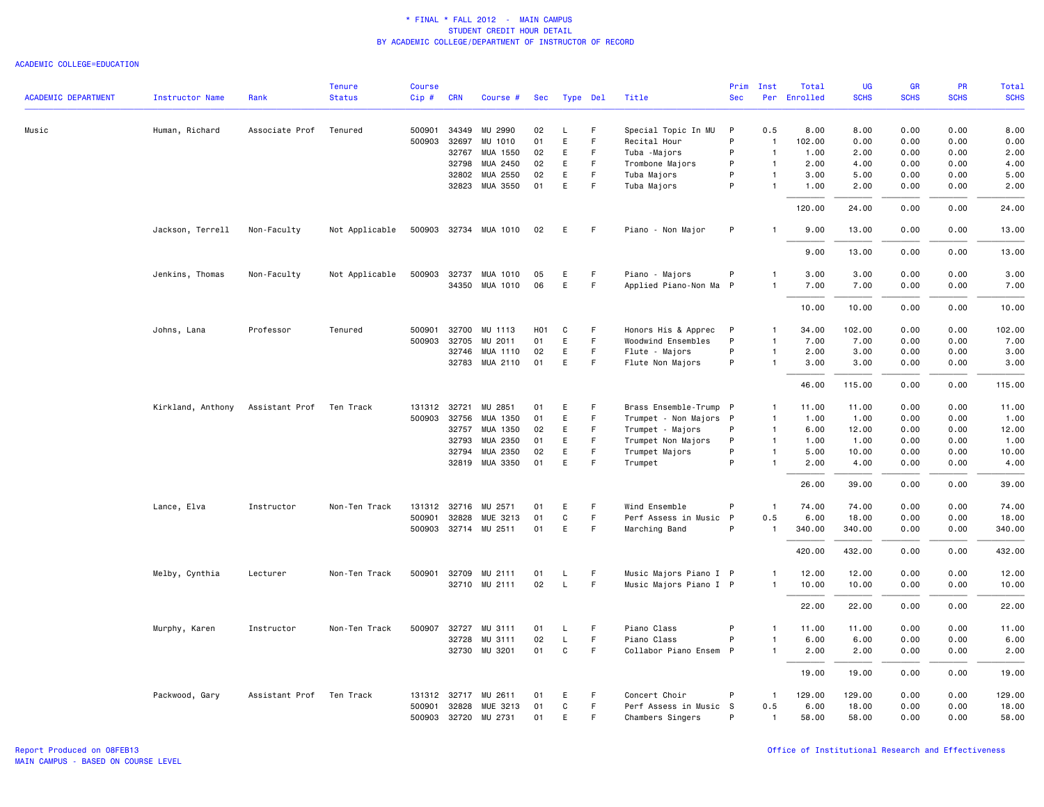\* FINAL \* FALL 2012 - MAIN CAMPUS
STUDENT CREDIT HOUR DETAIL
BY ACADEMIC COLLEGE/DEPARTMENT OF INSTRUCTOR OF RECORD

ACADEMIC COLLEGE=EDUCATION

| ACADEMIC DEPARTMENT | Instructor Name | Rank | Tenure Status | Course Cip # | CRN | Course # | Sec | Type | Del | Title | Prim Sec | Inst Per | Total Enrolled | UG SCHS | GR SCHS | PR SCHS | Total SCHS |
|---|---|---|---|---|---|---|---|---|---|---|---|---|---|---|---|---|---|
| Music | Human, Richard | Associate Prof | Tenured | 500901 | 34349 | MU 2990 | 02 | L | F | Special Topic In MU | P | 0.5 | 8.00 | 8.00 | 0.00 | 0.00 | 8.00 |
| | | | | 500903 | 32697 | MU 1010 | 01 | E | F | Recital Hour | P | 1 | 102.00 | 0.00 | 0.00 | 0.00 | 0.00 |
| | | | | | 32767 | MUA 1550 | 02 | E | F | Tuba -Majors | P | 1 | 1.00 | 2.00 | 0.00 | 0.00 | 2.00 |
| | | | | | 32798 | MUA 2450 | 02 | E | F | Trombone Majors | P | 1 | 2.00 | 4.00 | 0.00 | 0.00 | 4.00 |
| | | | | | 32802 | MUA 2550 | 02 | E | F | Tuba Majors | P | 1 | 3.00 | 5.00 | 0.00 | 0.00 | 5.00 |
| | | | | | 32823 | MUA 3550 | 01 | E | F | Tuba Majors | P | 1 | 1.00 | 2.00 | 0.00 | 0.00 | 2.00 |
| | | | | | | | | | | | | | 120.00 | 24.00 | 0.00 | 0.00 | 24.00 |
| | Jackson, Terrell | Non-Faculty | Not Applicable | 500903 | 32734 | MUA 1010 | 02 | E | F | Piano - Non Major | P | 1 | 9.00 | 13.00 | 0.00 | 0.00 | 13.00 |
| | | | | | | | | | | | | | 9.00 | 13.00 | 0.00 | 0.00 | 13.00 |
| | Jenkins, Thomas | Non-Faculty | Not Applicable | 500903 | 32737 | MUA 1010 | 05 | E | F | Piano - Majors | P | 1 | 3.00 | 3.00 | 0.00 | 0.00 | 3.00 |
| | | | | | 34350 | MUA 1010 | 06 | E | F | Applied Piano-Non Ma | P | 1 | 7.00 | 7.00 | 0.00 | 0.00 | 7.00 |
| | | | | | | | | | | | | | 10.00 | 10.00 | 0.00 | 0.00 | 10.00 |
| | Johns, Lana | Professor | Tenured | 500901 | 32700 | MU 1113 | H01 | C | F | Honors His & Apprec | P | 1 | 34.00 | 102.00 | 0.00 | 0.00 | 102.00 |
| | | | | 500903 | 32705 | MU 2011 | 01 | E | F | Woodwind Ensembles | P | 1 | 7.00 | 7.00 | 0.00 | 0.00 | 7.00 |
| | | | | | 32746 | MUA 1110 | 02 | E | F | Flute - Majors | P | 1 | 2.00 | 3.00 | 0.00 | 0.00 | 3.00 |
| | | | | | 32783 | MUA 2110 | 01 | E | F | Flute Non Majors | P | 1 | 3.00 | 3.00 | 0.00 | 0.00 | 3.00 |
| | | | | | | | | | | | | | 46.00 | 115.00 | 0.00 | 0.00 | 115.00 |
| | Kirkland, Anthony | Assistant Prof | Ten Track | 131312 | 32721 | MU 2851 | 01 | E | F | Brass Ensemble-Trump | P | 1 | 11.00 | 11.00 | 0.00 | 0.00 | 11.00 |
| | | | | 500903 | 32756 | MUA 1350 | 01 | E | F | Trumpet - Non Majors | P | 1 | 1.00 | 1.00 | 0.00 | 0.00 | 1.00 |
| | | | | | 32757 | MUA 1350 | 02 | E | F | Trumpet - Majors | P | 1 | 6.00 | 12.00 | 0.00 | 0.00 | 12.00 |
| | | | | | 32793 | MUA 2350 | 01 | E | F | Trumpet Non Majors | P | 1 | 1.00 | 1.00 | 0.00 | 0.00 | 1.00 |
| | | | | | 32794 | MUA 2350 | 02 | E | F | Trumpet Majors | P | 1 | 5.00 | 10.00 | 0.00 | 0.00 | 10.00 |
| | | | | | 32819 | MUA 3350 | 01 | E | F | Trumpet | P | 1 | 2.00 | 4.00 | 0.00 | 0.00 | 4.00 |
| | | | | | | | | | | | | | 26.00 | 39.00 | 0.00 | 0.00 | 39.00 |
| | Lance, Elva | Instructor | Non-Ten Track | 131312 | 32716 | MU 2571 | 01 | E | F | Wind Ensemble | P | 1 | 74.00 | 74.00 | 0.00 | 0.00 | 74.00 |
| | | | | 500901 | 32828 | MUE 3213 | 01 | C | F | Perf Assess in Music | P | 0.5 | 6.00 | 18.00 | 0.00 | 0.00 | 18.00 |
| | | | | 500903 | 32714 | MU 2511 | 01 | E | F | Marching Band | P | 1 | 340.00 | 340.00 | 0.00 | 0.00 | 340.00 |
| | | | | | | | | | | | | | 420.00 | 432.00 | 0.00 | 0.00 | 432.00 |
| | Melby, Cynthia | Lecturer | Non-Ten Track | 500901 | 32709 | MU 2111 | 01 | L | F | Music Majors Piano I | P | 1 | 12.00 | 12.00 | 0.00 | 0.00 | 12.00 |
| | | | | | 32710 | MU 2111 | 02 | L | F | Music Majors Piano I | P | 1 | 10.00 | 10.00 | 0.00 | 0.00 | 10.00 |
| | | | | | | | | | | | | | 22.00 | 22.00 | 0.00 | 0.00 | 22.00 |
| | Murphy, Karen | Instructor | Non-Ten Track | 500907 | 32727 | MU 3111 | 01 | L | F | Piano Class | P | 1 | 11.00 | 11.00 | 0.00 | 0.00 | 11.00 |
| | | | | | 32728 | MU 3111 | 02 | L | F | Piano Class | P | 1 | 6.00 | 6.00 | 0.00 | 0.00 | 6.00 |
| | | | | | 32730 | MU 3201 | 01 | C | F | Collabor Piano Ensem | P | 1 | 2.00 | 2.00 | 0.00 | 0.00 | 2.00 |
| | | | | | | | | | | | | | 19.00 | 19.00 | 0.00 | 0.00 | 19.00 |
| | Packwood, Gary | Assistant Prof | Ten Track | 131312 | 32717 | MU 2611 | 01 | E | F | Concert Choir | P | 1 | 129.00 | 129.00 | 0.00 | 0.00 | 129.00 |
| | | | | 500901 | 32828 | MUE 3213 | 01 | C | F | Perf Assess in Music | S | 0.5 | 6.00 | 18.00 | 0.00 | 0.00 | 18.00 |
| | | | | 500903 | 32720 | MU 2731 | 01 | E | F | Chambers Singers | P | 1 | 58.00 | 58.00 | 0.00 | 0.00 | 58.00 |

Report Produced on 08FEB13
MAIN CAMPUS - BASED ON COURSE LEVEL

Office of Institutional Research and Effectiveness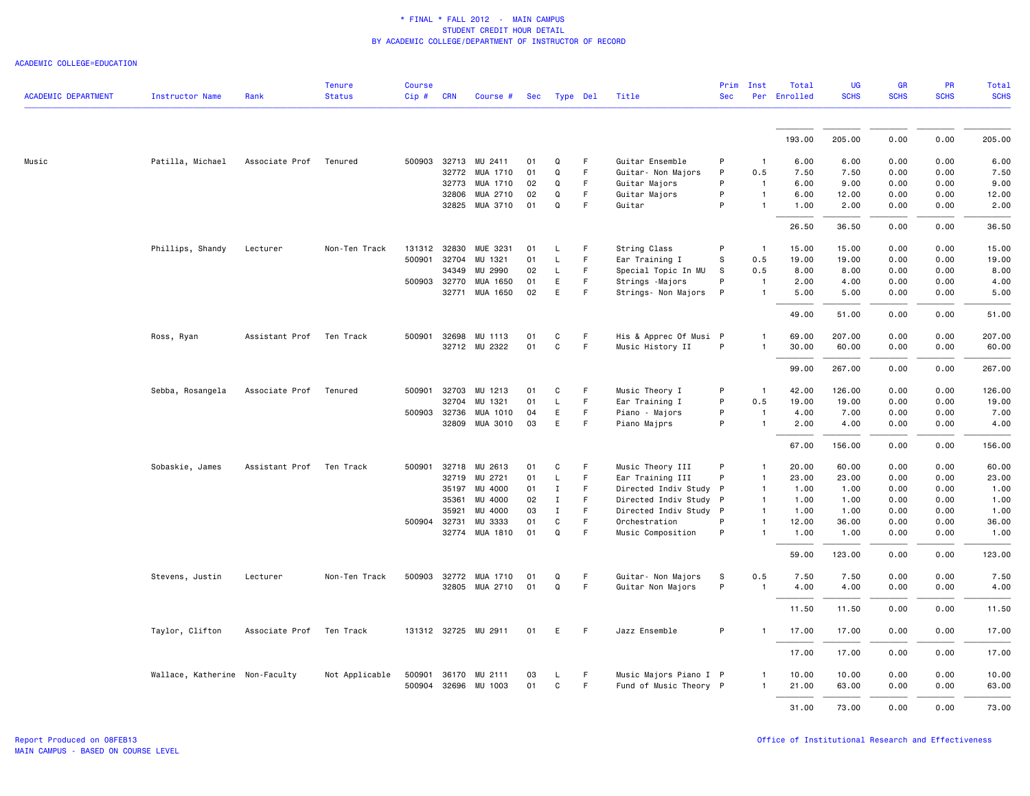\* FINAL \* FALL 2012 - MAIN CAMPUS
STUDENT CREDIT HOUR DETAIL
BY ACADEMIC COLLEGE/DEPARTMENT OF INSTRUCTOR OF RECORD

ACADEMIC COLLEGE=EDUCATION

| ACADEMIC DEPARTMENT | Instructor Name | Rank | Tenure Status | Course Cip # | CRN | Course # | Sec | Type | Del | Title | Prim Sec | Inst Per | Total Enrolled | UG SCHS | GR SCHS | PR SCHS | Total SCHS |
|---|---|---|---|---|---|---|---|---|---|---|---|---|---|---|---|---|---|
| | | | | | | | | | | | | | 193.00 | 205.00 | 0.00 | 0.00 | 205.00 |
| Music | Patilla, Michael | Associate Prof | Tenured | 500903 | 32713 | MU 2411 | 01 | Q | F | Guitar Ensemble | P | 1 | 6.00 | 6.00 | 0.00 | 0.00 | 6.00 |
| | | | | | 32772 | MUA 1710 | 01 | Q | F | Guitar- Non Majors | P | 0.5 | 7.50 | 7.50 | 0.00 | 0.00 | 7.50 |
| | | | | | 32773 | MUA 1710 | 02 | Q | F | Guitar Majors | P | 1 | 6.00 | 9.00 | 0.00 | 0.00 | 9.00 |
| | | | | | 32806 | MUA 2710 | 02 | Q | F | Guitar Majors | P | 1 | 6.00 | 12.00 | 0.00 | 0.00 | 12.00 |
| | | | | | 32825 | MUA 3710 | 01 | Q | F | Guitar | P | 1 | 1.00 | 2.00 | 0.00 | 0.00 | 2.00 |
| | | | | | | | | | | | | | 26.50 | 36.50 | 0.00 | 0.00 | 36.50 |
| | Phillips, Shandy | Lecturer | Non-Ten Track | 131312 | 32830 | MUE 3231 | 01 | L | F | String Class | P | 1 | 15.00 | 15.00 | 0.00 | 0.00 | 15.00 |
| | | | | 500901 | 32704 | MU 1321 | 01 | L | F | Ear Training I | S | 0.5 | 19.00 | 19.00 | 0.00 | 0.00 | 19.00 |
| | | | | | 34349 | MU 2990 | 02 | L | F | Special Topic In MU | S | 0.5 | 8.00 | 8.00 | 0.00 | 0.00 | 8.00 |
| | | | | 500903 | 32770 | MUA 1650 | 01 | E | F | Strings -Majors | P | 1 | 2.00 | 4.00 | 0.00 | 0.00 | 4.00 |
| | | | | | 32771 | MUA 1650 | 02 | E | F | Strings- Non Majors | P | 1 | 5.00 | 5.00 | 0.00 | 0.00 | 5.00 |
| | | | | | | | | | | | | | 49.00 | 51.00 | 0.00 | 0.00 | 51.00 |
| | Ross, Ryan | Assistant Prof | Ten Track | 500901 | 32698 | MU 1113 | 01 | C | F | His & Apprec Of Musi | P | 1 | 69.00 | 207.00 | 0.00 | 0.00 | 207.00 |
| | | | | | 32712 | MU 2322 | 01 | C | F | Music History II | P | 1 | 30.00 | 60.00 | 0.00 | 0.00 | 60.00 |
| | | | | | | | | | | | | | 99.00 | 267.00 | 0.00 | 0.00 | 267.00 |
| | Sebba, Rosangela | Associate Prof | Tenured | 500901 | 32703 | MU 1213 | 01 | C | F | Music Theory I | P | 1 | 42.00 | 126.00 | 0.00 | 0.00 | 126.00 |
| | | | | | 32704 | MU 1321 | 01 | L | F | Ear Training I | P | 0.5 | 19.00 | 19.00 | 0.00 | 0.00 | 19.00 |
| | | | | 500903 | 32736 | MUA 1010 | 04 | E | F | Piano - Majors | P | 1 | 4.00 | 7.00 | 0.00 | 0.00 | 7.00 |
| | | | | | 32809 | MUA 3010 | 03 | E | F | Piano Majprs | P | 1 | 2.00 | 4.00 | 0.00 | 0.00 | 4.00 |
| | | | | | | | | | | | | | 67.00 | 156.00 | 0.00 | 0.00 | 156.00 |
| | Sobaskie, James | Assistant Prof | Ten Track | 500901 | 32718 | MU 2613 | 01 | C | F | Music Theory III | P | 1 | 20.00 | 60.00 | 0.00 | 0.00 | 60.00 |
| | | | | | 32719 | MU 2721 | 01 | L | F | Ear Training III | P | 1 | 23.00 | 23.00 | 0.00 | 0.00 | 23.00 |
| | | | | | 35197 | MU 4000 | 01 | I | F | Directed Indiv Study | P | 1 | 1.00 | 1.00 | 0.00 | 0.00 | 1.00 |
| | | | | | 35361 | MU 4000 | 02 | I | F | Directed Indiv Study | P | 1 | 1.00 | 1.00 | 0.00 | 0.00 | 1.00 |
| | | | | | 35921 | MU 4000 | 03 | I | F | Directed Indiv Study | P | 1 | 1.00 | 1.00 | 0.00 | 0.00 | 1.00 |
| | | | | 500904 | 32731 | MU 3333 | 01 | C | F | Orchestration | P | 1 | 12.00 | 36.00 | 0.00 | 0.00 | 36.00 |
| | | | | | 32774 | MUA 1810 | 01 | Q | F | Music Composition | P | 1 | 1.00 | 1.00 | 0.00 | 0.00 | 1.00 |
| | | | | | | | | | | | | | 59.00 | 123.00 | 0.00 | 0.00 | 123.00 |
| | Stevens, Justin | Lecturer | Non-Ten Track | 500903 | 32772 | MUA 1710 | 01 | Q | F | Guitar- Non Majors | S | 0.5 | 7.50 | 7.50 | 0.00 | 0.00 | 7.50 |
| | | | | | 32805 | MUA 2710 | 01 | Q | F | Guitar Non Majors | P | 1 | 4.00 | 4.00 | 0.00 | 0.00 | 4.00 |
| | | | | | | | | | | | | | 11.50 | 11.50 | 0.00 | 0.00 | 11.50 |
| | Taylor, Clifton | Associate Prof | Ten Track | 131312 | 32725 | MU 2911 | 01 | E | F | Jazz Ensemble | P | 1 | 17.00 | 17.00 | 0.00 | 0.00 | 17.00 |
| | | | | | | | | | | | | | 17.00 | 17.00 | 0.00 | 0.00 | 17.00 |
| | Wallace, Katherine | Non-Faculty | Not Applicable | 500901 | 36170 | MU 2111 | 03 | L | F | Music Majors Piano I | P | 1 | 10.00 | 10.00 | 0.00 | 0.00 | 10.00 |
| | | | | 500904 | 32696 | MU 1003 | 01 | C | F | Fund of Music Theory | P | 1 | 21.00 | 63.00 | 0.00 | 0.00 | 63.00 |
| | | | | | | | | | | | | | 31.00 | 73.00 | 0.00 | 0.00 | 73.00 |

Report Produced on 08FEB13
MAIN CAMPUS - BASED ON COURSE LEVEL

Office of Institutional Research and Effectiveness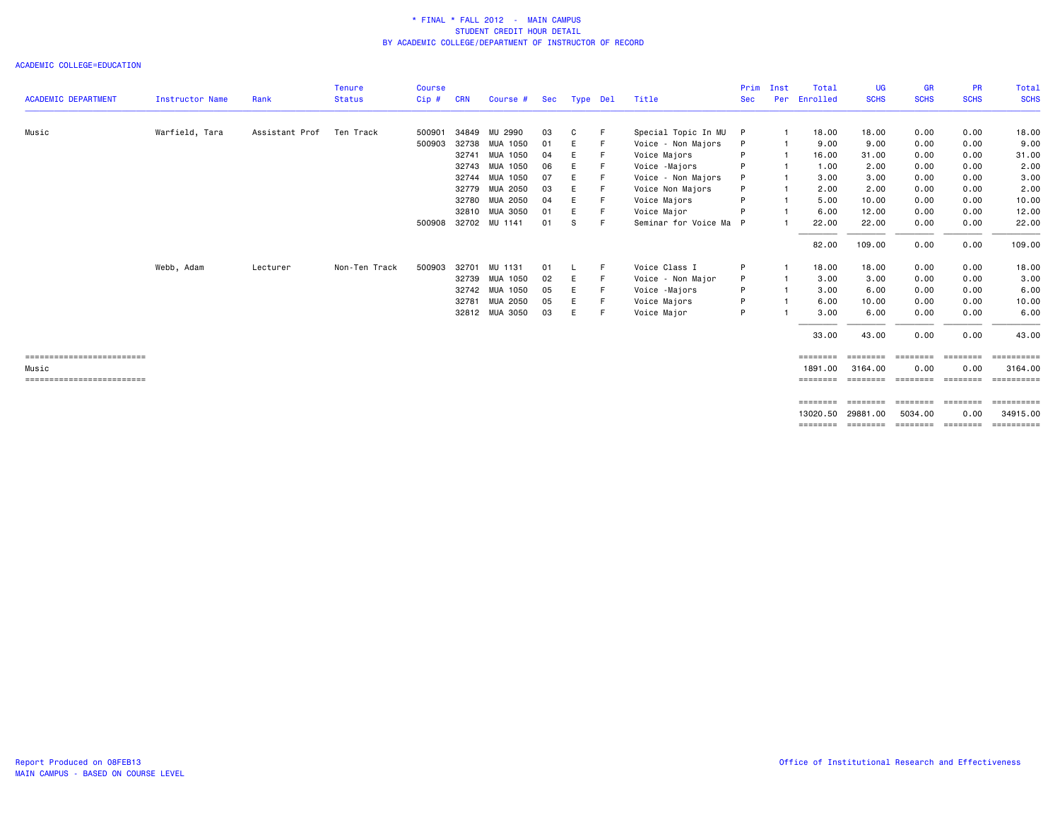\* FINAL \* FALL 2012 - MAIN CAMPUS
STUDENT CREDIT HOUR DETAIL
BY ACADEMIC COLLEGE/DEPARTMENT OF INSTRUCTOR OF RECORD

ACADEMIC COLLEGE=EDUCATION

| ACADEMIC DEPARTMENT | Instructor Name | Rank | Tenure Status | Course Cip # | CRN | Course # | Sec | Type | Del | Title | Prim Sec | Inst Per | Total Enrolled | UG SCHS | GR SCHS | PR SCHS | Total SCHS |
|---|---|---|---|---|---|---|---|---|---|---|---|---|---|---|---|---|---|
| Music | Warfield, Tara | Assistant Prof | Ten Track | 500901 | 34849 | MU 2990 | 03 | C | F | Special Topic In MU | P | 1 | 18.00 | 18.00 | 0.00 | 0.00 | 18.00 |
| | | | | 500903 | 32738 | MUA 1050 | 01 | E | F | Voice - Non Majors | P | 1 | 9.00 | 9.00 | 0.00 | 0.00 | 9.00 |
| | | | | | 32741 | MUA 1050 | 04 | E | F | Voice Majors | P | 1 | 16.00 | 31.00 | 0.00 | 0.00 | 31.00 |
| | | | | | 32743 | MUA 1050 | 06 | E | F | Voice -Majors | P | 1 | 1.00 | 2.00 | 0.00 | 0.00 | 2.00 |
| | | | | | 32744 | MUA 1050 | 07 | E | F | Voice - Non Majors | P | 1 | 3.00 | 3.00 | 0.00 | 0.00 | 3.00 |
| | | | | | 32779 | MUA 2050 | 03 | E | F | Voice Non Majors | P | 1 | 2.00 | 2.00 | 0.00 | 0.00 | 2.00 |
| | | | | | 32780 | MUA 2050 | 04 | E | F | Voice Majors | P | 1 | 5.00 | 10.00 | 0.00 | 0.00 | 10.00 |
| | | | | | 32810 | MUA 3050 | 01 | E | F | Voice Major | P | 1 | 6.00 | 12.00 | 0.00 | 0.00 | 12.00 |
| | | | | 500908 | 32702 | MU 1141 | 01 | S | F | Seminar for Voice Ma | P | 1 | 22.00 | 22.00 | 0.00 | 0.00 | 22.00 |
| | | | | | | | | | | | | | 82.00 | 109.00 | 0.00 | 0.00 | 109.00 |
| | Webb, Adam | Lecturer | Non-Ten Track | 500903 | 32701 | MU 1131 | 01 | L | F | Voice Class I | P | 1 | 18.00 | 18.00 | 0.00 | 0.00 | 18.00 |
| | | | | | 32739 | MUA 1050 | 02 | E | F | Voice - Non Major | P | 1 | 3.00 | 3.00 | 0.00 | 0.00 | 3.00 |
| | | | | | 32742 | MUA 1050 | 05 | E | F | Voice -Majors | P | 1 | 3.00 | 6.00 | 0.00 | 0.00 | 6.00 |
| | | | | | 32781 | MUA 2050 | 05 | E | F | Voice Majors | P | 1 | 6.00 | 10.00 | 0.00 | 0.00 | 10.00 |
| | | | | | 32812 | MUA 3050 | 03 | E | F | Voice Major | P | 1 | 3.00 | 6.00 | 0.00 | 0.00 | 6.00 |
| | | | | | | | | | | | | | 33.00 | 43.00 | 0.00 | 0.00 | 43.00 |
| Music | | | | | | | | | | | | | 1891.00 | 3164.00 | 0.00 | 0.00 | 3164.00 |
| | | | | | | | | | | | | | 13020.50 | 29881.00 | 5034.00 | 0.00 | 34915.00 |

Report Produced on 08FEB13
MAIN CAMPUS - BASED ON COURSE LEVEL

Office of Institutional Research and Effectiveness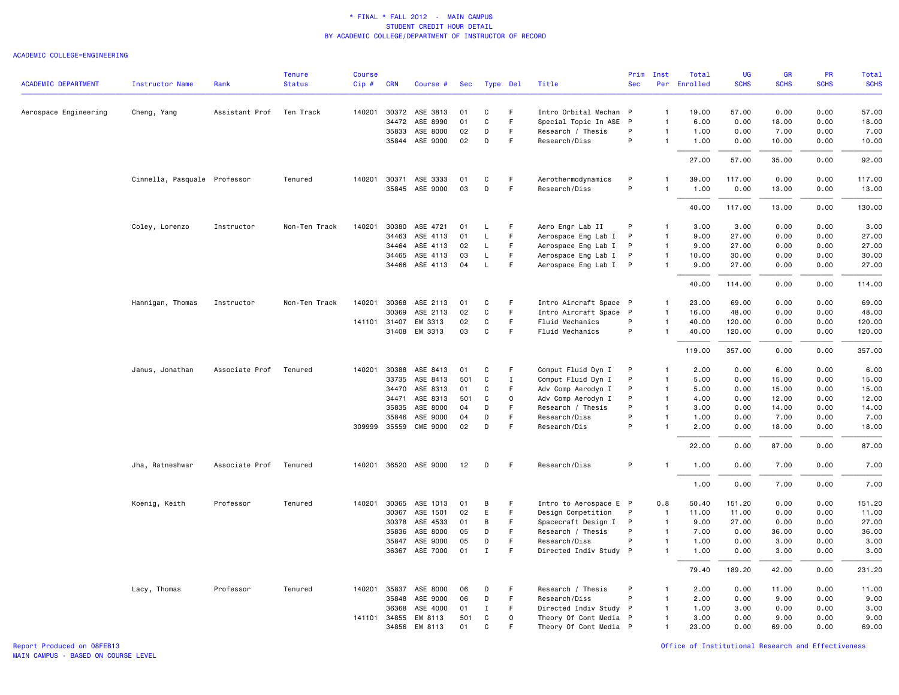# * FINAL * FALL 2012 - MAIN CAMPUS
## STUDENT CREDIT HOUR DETAIL
### BY ACADEMIC COLLEGE/DEPARTMENT OF INSTRUCTOR OF RECORD

ACADEMIC COLLEGE=ENGINEERING

| ACADEMIC DEPARTMENT | Instructor Name | Rank | Tenure Status | Course Cip # | CRN | Course # | Sec | Type | Del | Title | Prim Sec | Inst Per | Total Enrolled | UG SCHS | GR SCHS | PR SCHS | Total SCHS |
|---|---|---|---|---|---|---|---|---|---|---|---|---|---|---|---|---|---|
| Aerospace Engineering | Cheng, Yang | Assistant Prof | Ten Track | 140201 | 30372 | ASE 3813 | 01 | C | F | Intro Orbital Mechan | P | 1 | 19.00 | 57.00 | 0.00 | 0.00 | 57.00 |
| | | | | | 34472 | ASE 8990 | 01 | C | F | Special Topic In ASE | P | 1 | 6.00 | 0.00 | 18.00 | 0.00 | 18.00 |
| | | | | | 35833 | ASE 8000 | 02 | D | F | Research / Thesis | P | 1 | 1.00 | 0.00 | 7.00 | 0.00 | 7.00 |
| | | | | | 35844 | ASE 9000 | 02 | D | F | Research/Diss | P | 1 | 1.00 | 0.00 | 10.00 | 0.00 | 10.00 |
| | | | | | | | | | | | | | 27.00 | 57.00 | 35.00 | 0.00 | 92.00 |
| | Cinnella, Pasquale | Professor | Tenured | 140201 | 30371 | ASE 3333 | 01 | C | F | Aerothermodynamics | P | 1 | 39.00 | 117.00 | 0.00 | 0.00 | 117.00 |
| | | | | | 35845 | ASE 9000 | 03 | D | F | Research/Diss | P | 1 | 1.00 | 0.00 | 13.00 | 0.00 | 13.00 |
| | | | | | | | | | | | | | 40.00 | 117.00 | 13.00 | 0.00 | 130.00 |
| | Coley, Lorenzo | Instructor | Non-Ten Track | 140201 | 30380 | ASE 4721 | 01 | L | F | Aero Engr Lab II | P | 1 | 3.00 | 3.00 | 0.00 | 0.00 | 3.00 |
| | | | | | 34463 | ASE 4113 | 01 | L | F | Aerospace Eng Lab I | P | 1 | 9.00 | 27.00 | 0.00 | 0.00 | 27.00 |
| | | | | | 34464 | ASE 4113 | 02 | L | F | Aerospace Eng Lab I | P | 1 | 9.00 | 27.00 | 0.00 | 0.00 | 27.00 |
| | | | | | 34465 | ASE 4113 | 03 | L | F | Aerospace Eng Lab I | P | 1 | 10.00 | 30.00 | 0.00 | 0.00 | 30.00 |
| | | | | | 34466 | ASE 4113 | 04 | L | F | Aerospace Eng Lab I | P | 1 | 9.00 | 27.00 | 0.00 | 0.00 | 27.00 |
| | | | | | | | | | | | | | 40.00 | 114.00 | 0.00 | 0.00 | 114.00 |
| | Hannigan, Thomas | Instructor | Non-Ten Track | 140201 | 30368 | ASE 2113 | 01 | C | F | Intro Aircraft Space | P | 1 | 23.00 | 69.00 | 0.00 | 0.00 | 69.00 |
| | | | | | 30369 | ASE 2113 | 02 | C | F | Intro Aircraft Space | P | 1 | 16.00 | 48.00 | 0.00 | 0.00 | 48.00 |
| | | | | 141101 | 31407 | EM 3313 | 02 | C | F | Fluid Mechanics | P | 1 | 40.00 | 120.00 | 0.00 | 0.00 | 120.00 |
| | | | | | 31408 | EM 3313 | 03 | C | F | Fluid Mechanics | P | 1 | 40.00 | 120.00 | 0.00 | 0.00 | 120.00 |
| | | | | | | | | | | | | | 119.00 | 357.00 | 0.00 | 0.00 | 357.00 |
| | Janus, Jonathan | Associate Prof | Tenured | 140201 | 30388 | ASE 8413 | 01 | C | F | Comput Fluid Dyn I | P | 1 | 2.00 | 0.00 | 6.00 | 0.00 | 6.00 |
| | | | | | 33735 | ASE 8413 | 501 | C | I | Comput Fluid Dyn I | P | 1 | 5.00 | 0.00 | 15.00 | 0.00 | 15.00 |
| | | | | | 34470 | ASE 8313 | 01 | C | F | Adv Comp Aerodyn I | P | 1 | 5.00 | 0.00 | 15.00 | 0.00 | 15.00 |
| | | | | | 34471 | ASE 8313 | 501 | C | O | Adv Comp Aerodyn I | P | 1 | 4.00 | 0.00 | 12.00 | 0.00 | 12.00 |
| | | | | | 35835 | ASE 8000 | 04 | D | F | Research / Thesis | P | 1 | 3.00 | 0.00 | 14.00 | 0.00 | 14.00 |
| | | | | | 35846 | ASE 9000 | 04 | D | F | Research/Diss | P | 1 | 1.00 | 0.00 | 7.00 | 0.00 | 7.00 |
| | | | | 309999 | 35559 | CME 9000 | 02 | D | F | Research/Dis | P | 1 | 2.00 | 0.00 | 18.00 | 0.00 | 18.00 |
| | | | | | | | | | | | | | 22.00 | 0.00 | 87.00 | 0.00 | 87.00 |
| | Jha, Ratneshwar | Associate Prof | Tenured | 140201 | 36520 | ASE 9000 | 12 | D | F | Research/Diss | P | 1 | 1.00 | 0.00 | 7.00 | 0.00 | 7.00 |
| | | | | | | | | | | | | | 1.00 | 0.00 | 7.00 | 0.00 | 7.00 |
| | Koenig, Keith | Professor | Tenured | 140201 | 30365 | ASE 1013 | 01 | B | F | Intro to Aerospace E | P | 0.8 | 50.40 | 151.20 | 0.00 | 0.00 | 151.20 |
| | | | | | 30367 | ASE 1501 | 02 | E | F | Design Competition | P | 1 | 11.00 | 11.00 | 0.00 | 0.00 | 11.00 |
| | | | | | 30378 | ASE 4533 | 01 | B | F | Spacecraft Design I | P | 1 | 9.00 | 27.00 | 0.00 | 0.00 | 27.00 |
| | | | | | 35836 | ASE 8000 | 05 | D | F | Research / Thesis | P | 1 | 7.00 | 0.00 | 36.00 | 0.00 | 36.00 |
| | | | | | 35847 | ASE 9000 | 05 | D | F | Research/Diss | P | 1 | 1.00 | 0.00 | 3.00 | 0.00 | 3.00 |
| | | | | | 36367 | ASE 7000 | 01 | I | F | Directed Indiv Study | P | 1 | 1.00 | 0.00 | 3.00 | 0.00 | 3.00 |
| | | | | | | | | | | | | | 79.40 | 189.20 | 42.00 | 0.00 | 231.20 |
| | Lacy, Thomas | Professor | Tenured | 140201 | 35837 | ASE 8000 | 06 | D | F | Research / Thesis | P | 1 | 2.00 | 0.00 | 11.00 | 0.00 | 11.00 |
| | | | | | 35848 | ASE 9000 | 06 | D | F | Research/Diss | P | 1 | 2.00 | 0.00 | 9.00 | 0.00 | 9.00 |
| | | | | | 36368 | ASE 4000 | 01 | I | F | Directed Indiv Study | P | 1 | 1.00 | 3.00 | 0.00 | 0.00 | 3.00 |
| | | | | 141101 | 34855 | EM 8113 | 501 | C | O | Theory Of Cont Media | P | 1 | 3.00 | 0.00 | 9.00 | 0.00 | 9.00 |
| | | | | | 34856 | EM 8113 | 01 | C | F | Theory Of Cont Media | P | 1 | 23.00 | 0.00 | 69.00 | 0.00 | 69.00 |

Report Produced on 08FEB13
MAIN CAMPUS - BASED ON COURSE LEVEL

Office of Institutional Research and Effectiveness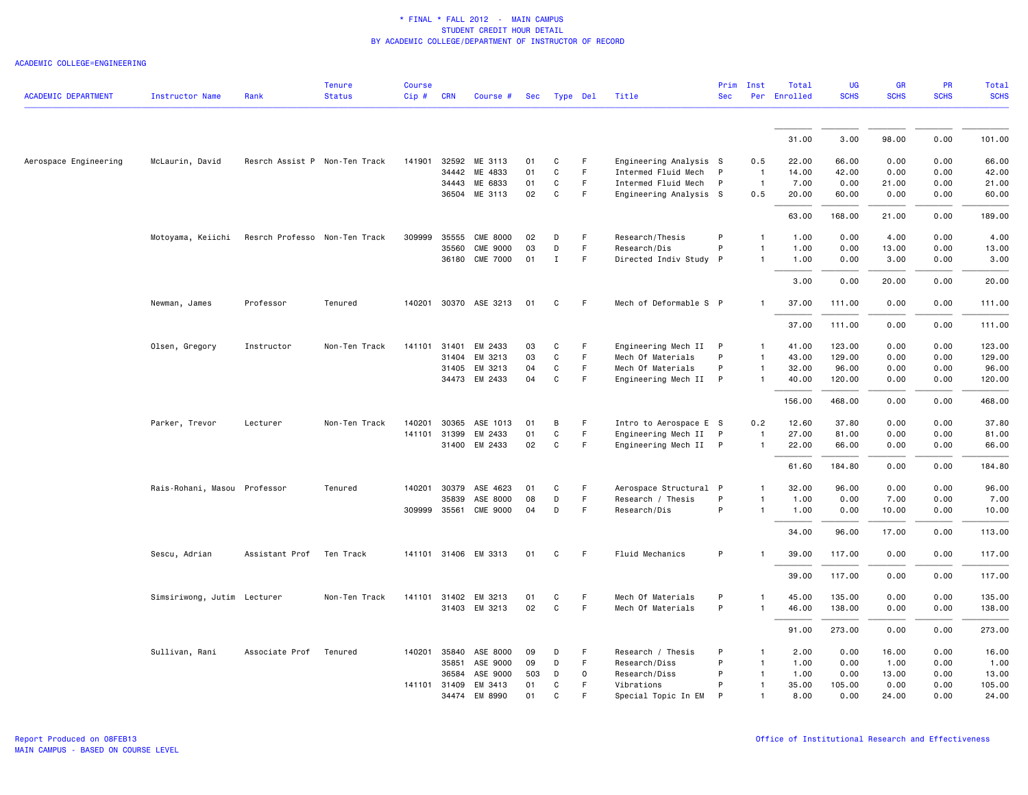\* FINAL \* FALL 2012 - MAIN CAMPUS
STUDENT CREDIT HOUR DETAIL
BY ACADEMIC COLLEGE/DEPARTMENT OF INSTRUCTOR OF RECORD

ACADEMIC COLLEGE=ENGINEERING

| ACADEMIC DEPARTMENT | Instructor Name | Rank | Tenure Status | Course Cip # | CRN | Course # | Sec | Type | Del | Title | Prim Sec | Inst Per | Total Enrolled | UG SCHS | GR SCHS | PR SCHS | Total SCHS |
|---|---|---|---|---|---|---|---|---|---|---|---|---|---|---|---|---|---|
| | | | | | | | | | | | | | 31.00 | 3.00 | 98.00 | 0.00 | 101.00 |
| Aerospace Engineering | McLaurin, David | Resrch Assist P | Non-Ten Track | 141901 | 32592 | ME 3113 | 01 | C | F | Engineering Analysis | S | 0.5 | 22.00 | 66.00 | 0.00 | 0.00 | 66.00 |
| | | | | | 34442 | ME 4833 | 01 | C | F | Intermed Fluid Mech | P | 1 | 14.00 | 42.00 | 0.00 | 0.00 | 42.00 |
| | | | | | 34443 | ME 6833 | 01 | C | F | Intermed Fluid Mech | P | 1 | 7.00 | 0.00 | 21.00 | 0.00 | 21.00 |
| | | | | | 36504 | ME 3113 | 02 | C | F | Engineering Analysis | S | 0.5 | 20.00 | 60.00 | 0.00 | 0.00 | 60.00 |
| | | | | | | | | | | | | | 63.00 | 168.00 | 21.00 | 0.00 | 189.00 |
| | Motoyama, Keiichi | Resrch Professo | Non-Ten Track | 309999 | 35555 | CME 8000 | 02 | D | F | Research/Thesis | P | 1 | 1.00 | 0.00 | 4.00 | 0.00 | 4.00 |
| | | | | | 35560 | CME 9000 | 03 | D | F | Research/Dis | P | 1 | 1.00 | 0.00 | 13.00 | 0.00 | 13.00 |
| | | | | | 36180 | CME 7000 | 01 | I | F | Directed Indiv Study | P | 1 | 1.00 | 0.00 | 3.00 | 0.00 | 3.00 |
| | | | | | | | | | | | | | 3.00 | 0.00 | 20.00 | 0.00 | 20.00 |
| | Newman, James | Professor | Tenured | 140201 | 30370 | ASE 3213 | 01 | C | F | Mech of Deformable S | P | 1 | 37.00 | 111.00 | 0.00 | 0.00 | 111.00 |
| | | | | | | | | | | | | | 37.00 | 111.00 | 0.00 | 0.00 | 111.00 |
| | Olsen, Gregory | Instructor | Non-Ten Track | 141101 | 31401 | EM 2433 | 03 | C | F | Engineering Mech II | P | 1 | 41.00 | 123.00 | 0.00 | 0.00 | 123.00 |
| | | | | | 31404 | EM 3213 | 03 | C | F | Mech Of Materials | P | 1 | 43.00 | 129.00 | 0.00 | 0.00 | 129.00 |
| | | | | | 31405 | EM 3213 | 04 | C | F | Mech Of Materials | P | 1 | 32.00 | 96.00 | 0.00 | 0.00 | 96.00 |
| | | | | | 34473 | EM 2433 | 04 | C | F | Engineering Mech II | P | 1 | 40.00 | 120.00 | 0.00 | 0.00 | 120.00 |
| | | | | | | | | | | | | | 156.00 | 468.00 | 0.00 | 0.00 | 468.00 |
| | Parker, Trevor | Lecturer | Non-Ten Track | 140201 | 30365 | ASE 1013 | 01 | B | F | Intro to Aerospace E | S | 0.2 | 12.60 | 37.80 | 0.00 | 0.00 | 37.80 |
| | | | | 141101 | 31399 | EM 2433 | 01 | C | F | Engineering Mech II | P | 1 | 27.00 | 81.00 | 0.00 | 0.00 | 81.00 |
| | | | | | 31400 | EM 2433 | 02 | C | F | Engineering Mech II | P | 1 | 22.00 | 66.00 | 0.00 | 0.00 | 66.00 |
| | | | | | | | | | | | | | 61.60 | 184.80 | 0.00 | 0.00 | 184.80 |
| | Rais-Rohani, Masou | Professor | Tenured | 140201 | 30379 | ASE 4623 | 01 | C | F | Aerospace Structural | P | 1 | 32.00 | 96.00 | 0.00 | 0.00 | 96.00 |
| | | | | | 35839 | ASE 8000 | 08 | D | F | Research / Thesis | P | 1 | 1.00 | 0.00 | 7.00 | 0.00 | 7.00 |
| | | | | 309999 | 35561 | CME 9000 | 04 | D | F | Research/Dis | P | 1 | 1.00 | 0.00 | 10.00 | 0.00 | 10.00 |
| | | | | | | | | | | | | | 34.00 | 96.00 | 17.00 | 0.00 | 113.00 |
| | Sescu, Adrian | Assistant Prof | Ten Track | 141101 | 31406 | EM 3313 | 01 | C | F | Fluid Mechanics | P | 1 | 39.00 | 117.00 | 0.00 | 0.00 | 117.00 |
| | | | | | | | | | | | | | 39.00 | 117.00 | 0.00 | 0.00 | 117.00 |
| | Simsiriwong, Jutim | Lecturer | Non-Ten Track | 141101 | 31402 | EM 3213 | 01 | C | F | Mech Of Materials | P | 1 | 45.00 | 135.00 | 0.00 | 0.00 | 135.00 |
| | | | | | 31403 | EM 3213 | 02 | C | F | Mech Of Materials | P | 1 | 46.00 | 138.00 | 0.00 | 0.00 | 138.00 |
| | | | | | | | | | | | | | 91.00 | 273.00 | 0.00 | 0.00 | 273.00 |
| | Sullivan, Rani | Associate Prof | Tenured | 140201 | 35840 | ASE 8000 | 09 | D | F | Research / Thesis | P | 1 | 2.00 | 0.00 | 16.00 | 0.00 | 16.00 |
| | | | | | 35851 | ASE 9000 | 09 | D | F | Research/Diss | P | 1 | 1.00 | 0.00 | 1.00 | 0.00 | 1.00 |
| | | | | | 36584 | ASE 9000 | 503 | D | O | Research/Diss | P | 1 | 1.00 | 0.00 | 13.00 | 0.00 | 13.00 |
| | | | | 141101 | 31409 | EM 3413 | 01 | C | F | Vibrations | P | 1 | 35.00 | 105.00 | 0.00 | 0.00 | 105.00 |
| | | | | | 34474 | EM 8990 | 01 | C | F | Special Topic In EM | P | 1 | 8.00 | 0.00 | 24.00 | 0.00 | 24.00 |

Report Produced on 08FEB13
MAIN CAMPUS - BASED ON COURSE LEVEL

Office of Institutional Research and Effectiveness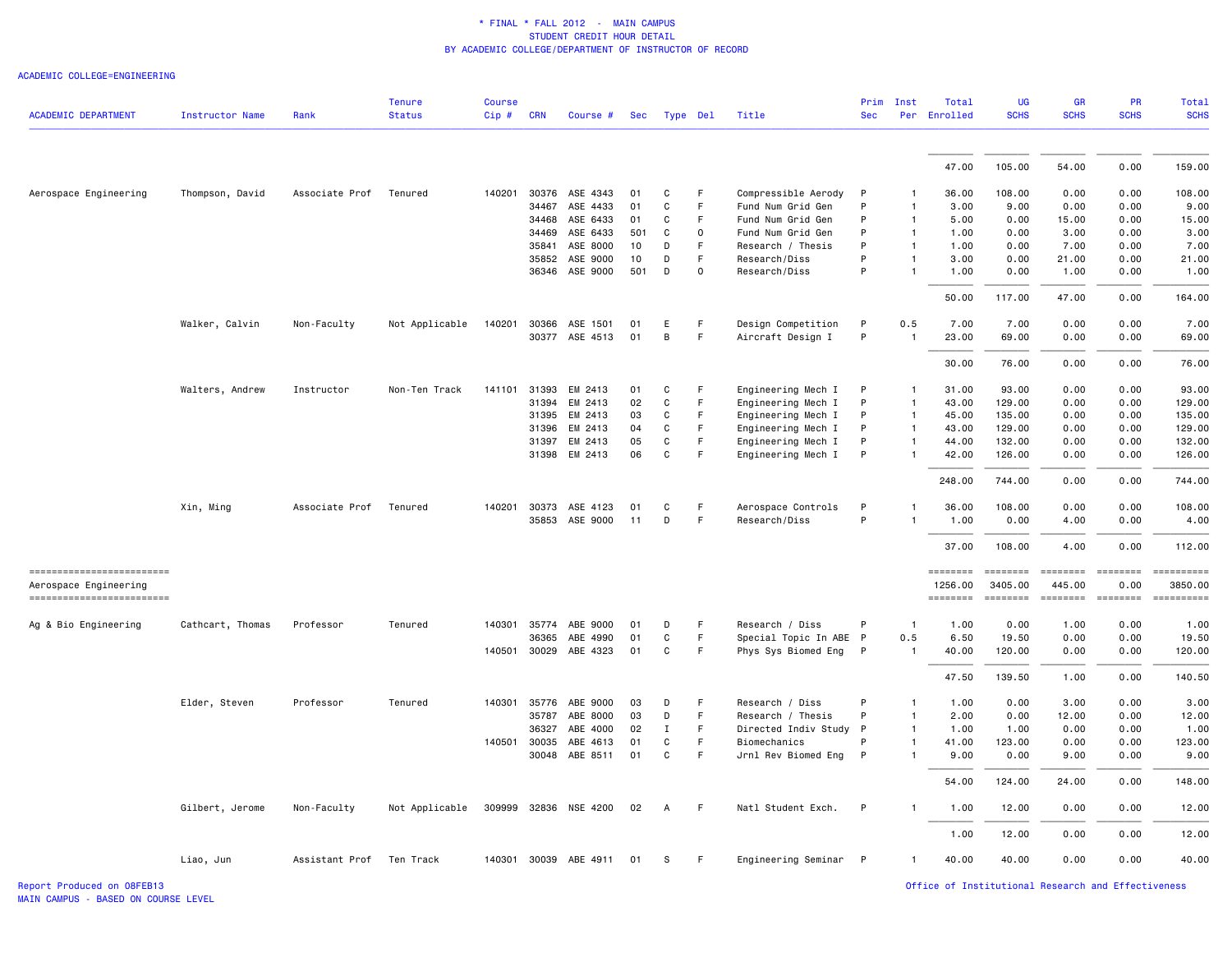\* FINAL \* FALL 2012 - MAIN CAMPUS
STUDENT CREDIT HOUR DETAIL
BY ACADEMIC COLLEGE/DEPARTMENT OF INSTRUCTOR OF RECORD

ACADEMIC COLLEGE=ENGINEERING

| ACADEMIC DEPARTMENT | Instructor Name | Rank | Tenure Status | Course Cip # | CRN | Course # | Sec | Type | Del | Title | Prim Sec | Inst Per | Total Enrolled | UG SCHS | GR SCHS | PR SCHS | Total SCHS |
|---|---|---|---|---|---|---|---|---|---|---|---|---|---|---|---|---|---|
| | | | | | | | | | | | | | 47.00 | 105.00 | 54.00 | 0.00 | 159.00 |
| Aerospace Engineering | Thompson, David | Associate Prof | Tenured | 140201 | 30376 | ASE 4343 | 01 | C | F | Compressible Aerody | P | 1 | 36.00 | 108.00 | 0.00 | 0.00 | 108.00 |
| | | | | | 34467 | ASE 4433 | 01 | C | F | Fund Num Grid Gen | P | 1 | 3.00 | 9.00 | 0.00 | 0.00 | 9.00 |
| | | | | | 34468 | ASE 6433 | 01 | C | F | Fund Num Grid Gen | P | 1 | 5.00 | 0.00 | 15.00 | 0.00 | 15.00 |
| | | | | | 34469 | ASE 6433 | 501 | C | O | Fund Num Grid Gen | P | 1 | 1.00 | 0.00 | 3.00 | 0.00 | 3.00 |
| | | | | | 35841 | ASE 8000 | 10 | D | F | Research / Thesis | P | 1 | 1.00 | 0.00 | 7.00 | 0.00 | 7.00 |
| | | | | | 35852 | ASE 9000 | 10 | D | F | Research/Diss | P | 1 | 3.00 | 0.00 | 21.00 | 0.00 | 21.00 |
| | | | | | 36346 | ASE 9000 | 501 | D | O | Research/Diss | P | 1 | 1.00 | 0.00 | 1.00 | 0.00 | 1.00 |
| | | | | | | | | | | | | | 50.00 | 117.00 | 47.00 | 0.00 | 164.00 |
| | Walker, Calvin | Non-Faculty | Not Applicable | 140201 | 30366 | ASE 1501 | 01 | E | F | Design Competition | P | 0.5 | 7.00 | 7.00 | 0.00 | 0.00 | 7.00 |
| | | | | | 30377 | ASE 4513 | 01 | B | F | Aircraft Design I | P | 1 | 23.00 | 69.00 | 0.00 | 0.00 | 69.00 |
| | | | | | | | | | | | | | 30.00 | 76.00 | 0.00 | 0.00 | 76.00 |
| | Walters, Andrew | Instructor | Non-Ten Track | 141101 | 31393 | EM 2413 | 01 | C | F | Engineering Mech I | P | 1 | 31.00 | 93.00 | 0.00 | 0.00 | 93.00 |
| | | | | | 31394 | EM 2413 | 02 | C | F | Engineering Mech I | P | 1 | 43.00 | 129.00 | 0.00 | 0.00 | 129.00 |
| | | | | | 31395 | EM 2413 | 03 | C | F | Engineering Mech I | P | 1 | 45.00 | 135.00 | 0.00 | 0.00 | 135.00 |
| | | | | | 31396 | EM 2413 | 04 | C | F | Engineering Mech I | P | 1 | 43.00 | 129.00 | 0.00 | 0.00 | 129.00 |
| | | | | | 31397 | EM 2413 | 05 | C | F | Engineering Mech I | P | 1 | 44.00 | 132.00 | 0.00 | 0.00 | 132.00 |
| | | | | | 31398 | EM 2413 | 06 | C | F | Engineering Mech I | P | 1 | 42.00 | 126.00 | 0.00 | 0.00 | 126.00 |
| | | | | | | | | | | | | | 248.00 | 744.00 | 0.00 | 0.00 | 744.00 |
| | Xin, Ming | Associate Prof | Tenured | 140201 | 30373 | ASE 4123 | 01 | C | F | Aerospace Controls | P | 1 | 36.00 | 108.00 | 0.00 | 0.00 | 108.00 |
| | | | | | 35853 | ASE 9000 | 11 | D | F | Research/Diss | P | 1 | 1.00 | 0.00 | 4.00 | 0.00 | 4.00 |
| | | | | | | | | | | | | | 37.00 | 108.00 | 4.00 | 0.00 | 112.00 |
| Aerospace Engineering | | | | | | | | | | | | | 1256.00 | 3405.00 | 445.00 | 0.00 | 3850.00 |
| Ag & Bio Engineering | Cathcart, Thomas | Professor | Tenured | 140301 | 35774 | ABE 9000 | 01 | D | F | Research / Diss | P | 1 | 1.00 | 0.00 | 1.00 | 0.00 | 1.00 |
| | | | | | 36365 | ABE 4990 | 01 | C | F | Special Topic In ABE | P | 0.5 | 6.50 | 19.50 | 0.00 | 0.00 | 19.50 |
| | | | | 140501 | 30029 | ABE 4323 | 01 | C | F | Phys Sys Biomed Eng | P | 1 | 40.00 | 120.00 | 0.00 | 0.00 | 120.00 |
| | | | | | | | | | | | | | 47.50 | 139.50 | 1.00 | 0.00 | 140.50 |
| | Elder, Steven | Professor | Tenured | 140301 | 35776 | ABE 9000 | 03 | D | F | Research / Diss | P | 1 | 1.00 | 0.00 | 3.00 | 0.00 | 3.00 |
| | | | | | 35787 | ABE 8000 | 03 | D | F | Research / Thesis | P | 1 | 2.00 | 0.00 | 12.00 | 0.00 | 12.00 |
| | | | | | 36327 | ABE 4000 | 02 | I | F | Directed Indiv Study | P | 1 | 1.00 | 1.00 | 0.00 | 0.00 | 1.00 |
| | | | | 140501 | 30035 | ABE 4613 | 01 | C | F | Biomechanics | P | 1 | 41.00 | 123.00 | 0.00 | 0.00 | 123.00 |
| | | | | | 30048 | ABE 8511 | 01 | C | F | Jrnl Rev Biomed Eng | P | 1 | 9.00 | 0.00 | 9.00 | 0.00 | 9.00 |
| | | | | | | | | | | | | | 54.00 | 124.00 | 24.00 | 0.00 | 148.00 |
| | Gilbert, Jerome | Non-Faculty | Not Applicable | 309999 | 32836 | NSE 4200 | 02 | A | F | Natl Student Exch. | P | 1 | 1.00 | 12.00 | 0.00 | 0.00 | 12.00 |
| | | | | | | | | | | | | | 1.00 | 12.00 | 0.00 | 0.00 | 12.00 |
| | Liao, Jun | Assistant Prof | Ten Track | 140301 | 30039 | ABE 4911 | 01 | S | F | Engineering Seminar | P | 1 | 40.00 | 40.00 | 0.00 | 0.00 | 40.00 |

Report Produced on 08FEB13
MAIN CAMPUS - BASED ON COURSE LEVEL

Office of Institutional Research and Effectiveness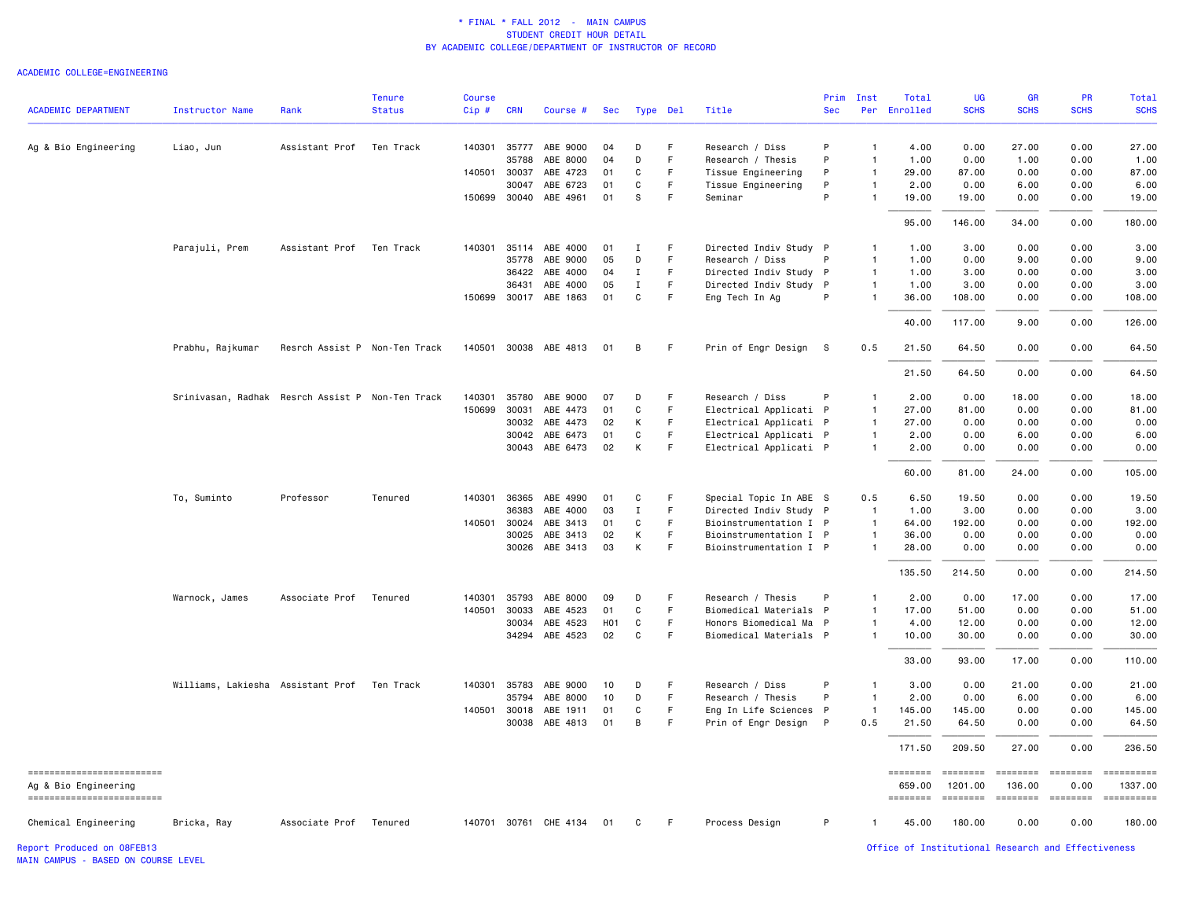\* FINAL \* FALL 2012 - MAIN CAMPUS
STUDENT CREDIT HOUR DETAIL
BY ACADEMIC COLLEGE/DEPARTMENT OF INSTRUCTOR OF RECORD

ACADEMIC COLLEGE=ENGINEERING

| ACADEMIC DEPARTMENT | Instructor Name | Rank | Tenure Status | Course Cip # | CRN | Course # | Sec | Type | Del | Title | Prim Sec | Inst Per | Total Enrolled | UG SCHS | GR SCHS | PR SCHS | Total SCHS |
|---|---|---|---|---|---|---|---|---|---|---|---|---|---|---|---|---|---|
| Ag & Bio Engineering | Liao, Jun | Assistant Prof | Ten Track | 140301 | 35777 | ABE 9000 | 04 | D | F | Research / Diss | P | 1 | 4.00 | 0.00 | 27.00 | 0.00 | 27.00 |
| | | | | | 35788 | ABE 8000 | 04 | D | F | Research / Thesis | P | 1 | 1.00 | 0.00 | 1.00 | 0.00 | 1.00 |
| | | | | 140501 | 30037 | ABE 4723 | 01 | C | F | Tissue Engineering | P | 1 | 29.00 | 87.00 | 0.00 | 0.00 | 87.00 |
| | | | | | 30047 | ABE 6723 | 01 | C | F | Tissue Engineering | P | 1 | 2.00 | 0.00 | 6.00 | 0.00 | 6.00 |
| | | | | 150699 | 30040 | ABE 4961 | 01 | S | F | Seminar | P | 1 | 19.00 | 19.00 | 0.00 | 0.00 | 19.00 |
| | | | | | | | | | | | | | 95.00 | 146.00 | 34.00 | 0.00 | 180.00 |
| | Parajuli, Prem | Assistant Prof | Ten Track | 140301 | 35114 | ABE 4000 | 01 | I | F | Directed Indiv Study | P | 1 | 1.00 | 3.00 | 0.00 | 0.00 | 3.00 |
| | | | | | 35778 | ABE 9000 | 05 | D | F | Research / Diss | P | 1 | 1.00 | 0.00 | 9.00 | 0.00 | 9.00 |
| | | | | | 36422 | ABE 4000 | 04 | I | F | Directed Indiv Study | P | 1 | 1.00 | 3.00 | 0.00 | 0.00 | 3.00 |
| | | | | | 36431 | ABE 4000 | 05 | I | F | Directed Indiv Study | P | 1 | 1.00 | 3.00 | 0.00 | 0.00 | 3.00 |
| | | | | 150699 | 30017 | ABE 1863 | 01 | C | F | Eng Tech In Ag | P | 1 | 36.00 | 108.00 | 0.00 | 0.00 | 108.00 |
| | | | | | | | | | | | | | 40.00 | 117.00 | 9.00 | 0.00 | 126.00 |
| | Prabhu, Rajkumar | Resrch Assist P | Non-Ten Track | 140501 | 30038 | ABE 4813 | 01 | B | F | Prin of Engr Design | S | 0.5 | 21.50 | 64.50 | 0.00 | 0.00 | 64.50 |
| | | | | | | | | | | | | | 21.50 | 64.50 | 0.00 | 0.00 | 64.50 |
| | Srinivasan, Radhak | Resrch Assist P | Non-Ten Track | 140301 | 35780 | ABE 9000 | 07 | D | F | Research / Diss | P | 1 | 2.00 | 0.00 | 18.00 | 0.00 | 18.00 |
| | | | | 150699 | 30031 | ABE 4473 | 01 | C | F | Electrical Applicati | P | 1 | 27.00 | 81.00 | 0.00 | 0.00 | 81.00 |
| | | | | | 30032 | ABE 4473 | 02 | K | F | Electrical Applicati | P | 1 | 27.00 | 0.00 | 0.00 | 0.00 | 0.00 |
| | | | | | 30042 | ABE 6473 | 01 | C | F | Electrical Applicati | P | 1 | 2.00 | 0.00 | 6.00 | 0.00 | 6.00 |
| | | | | | 30043 | ABE 6473 | 02 | K | F | Electrical Applicati | P | 1 | 2.00 | 0.00 | 0.00 | 0.00 | 0.00 |
| | | | | | | | | | | | | | 60.00 | 81.00 | 24.00 | 0.00 | 105.00 |
| | To, Suminto | Professor | Tenured | 140301 | 36365 | ABE 4990 | 01 | C | F | Special Topic In ABE | S | 0.5 | 6.50 | 19.50 | 0.00 | 0.00 | 19.50 |
| | | | | | 36383 | ABE 4000 | 03 | I | F | Directed Indiv Study | P | 1 | 1.00 | 3.00 | 0.00 | 0.00 | 3.00 |
| | | | | 140501 | 30024 | ABE 3413 | 01 | C | F | Bioinstrumentation I | P | 1 | 64.00 | 192.00 | 0.00 | 0.00 | 192.00 |
| | | | | | 30025 | ABE 3413 | 02 | K | F | Bioinstrumentation I | P | 1 | 36.00 | 0.00 | 0.00 | 0.00 | 0.00 |
| | | | | | 30026 | ABE 3413 | 03 | K | F | Bioinstrumentation I | P | 1 | 28.00 | 0.00 | 0.00 | 0.00 | 0.00 |
| | | | | | | | | | | | | | 135.50 | 214.50 | 0.00 | 0.00 | 214.50 |
| | Warnock, James | Associate Prof | Tenured | 140301 | 35793 | ABE 8000 | 09 | D | F | Research / Thesis | P | 1 | 2.00 | 0.00 | 17.00 | 0.00 | 17.00 |
| | | | | 140501 | 30033 | ABE 4523 | 01 | C | F | Biomedical Materials | P | 1 | 17.00 | 51.00 | 0.00 | 0.00 | 51.00 |
| | | | | | 30034 | ABE 4523 | H01 | C | F | Honors Biomedical Ma | P | 1 | 4.00 | 12.00 | 0.00 | 0.00 | 12.00 |
| | | | | | 34294 | ABE 4523 | 02 | C | F | Biomedical Materials | P | 1 | 10.00 | 30.00 | 0.00 | 0.00 | 30.00 |
| | | | | | | | | | | | | | 33.00 | 93.00 | 17.00 | 0.00 | 110.00 |
| | Williams, Lakiesha | Assistant Prof | Ten Track | 140301 | 35783 | ABE 9000 | 10 | D | F | Research / Diss | P | 1 | 3.00 | 0.00 | 21.00 | 0.00 | 21.00 |
| | | | | | 35794 | ABE 8000 | 10 | D | F | Research / Thesis | P | 1 | 2.00 | 0.00 | 6.00 | 0.00 | 6.00 |
| | | | | 140501 | 30018 | ABE 1911 | 01 | C | F | Eng In Life Sciences | P | 1 | 145.00 | 145.00 | 0.00 | 0.00 | 145.00 |
| | | | | | 30038 | ABE 4813 | 01 | B | F | Prin of Engr Design | P | 0.5 | 21.50 | 64.50 | 0.00 | 0.00 | 64.50 |
| | | | | | | | | | | | | | 171.50 | 209.50 | 27.00 | 0.00 | 236.50 |
| Ag & Bio Engineering | | | | | | | | | | | | | 659.00 | 1201.00 | 136.00 | 0.00 | 1337.00 |
| Chemical Engineering | Bricka, Ray | Associate Prof | Tenured | 140701 | 30761 | CHE 4134 | 01 | C | F | Process Design | P | 1 | 45.00 | 180.00 | 0.00 | 0.00 | 180.00 |

Report Produced on 08FEB13
MAIN CAMPUS - BASED ON COURSE LEVEL

Office of Institutional Research and Effectiveness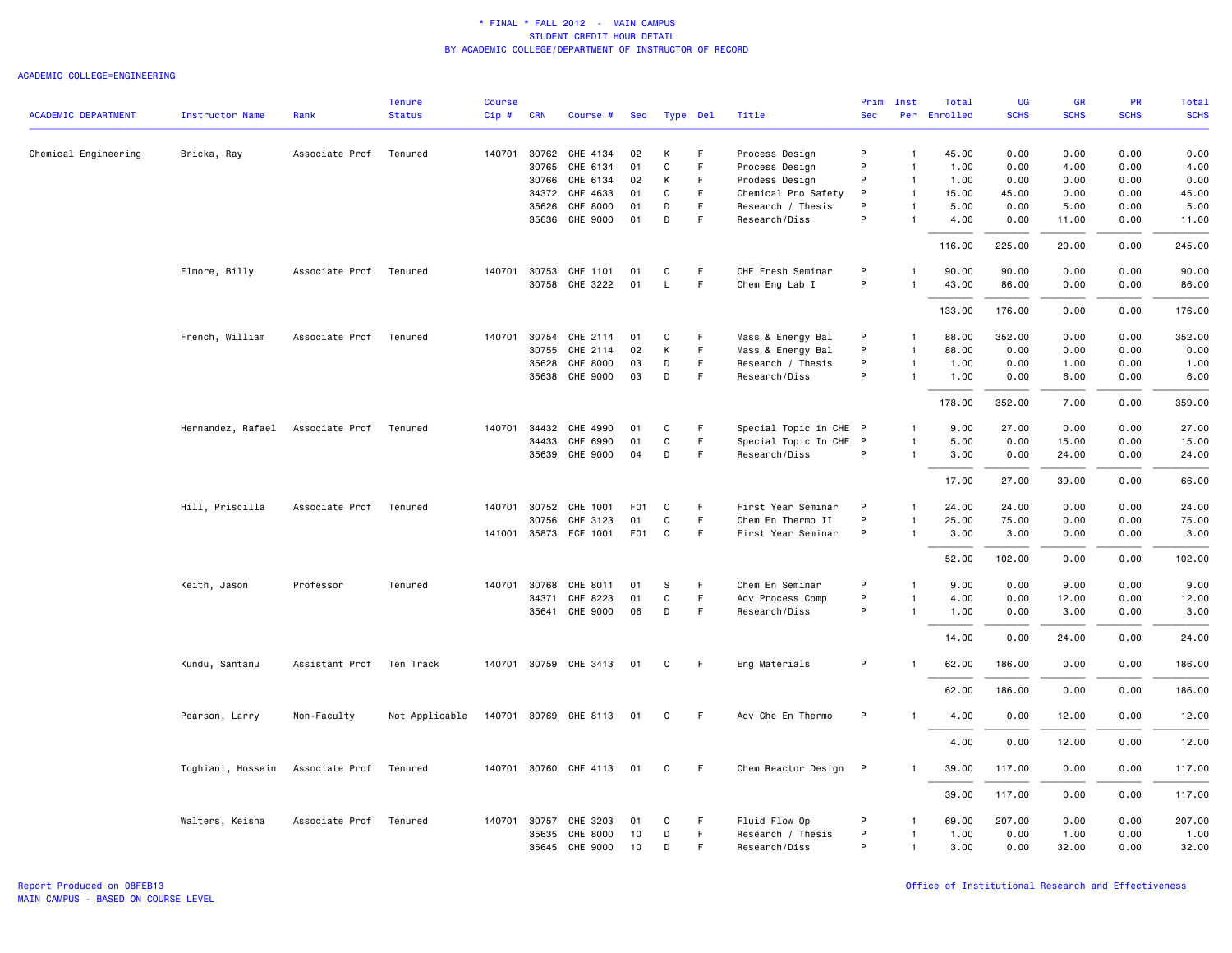\* FINAL \* FALL 2012 - MAIN CAMPUS
STUDENT CREDIT HOUR DETAIL
BY ACADEMIC COLLEGE/DEPARTMENT OF INSTRUCTOR OF RECORD

ACADEMIC COLLEGE=ENGINEERING

| ACADEMIC DEPARTMENT | Instructor Name | Rank | Tenure Status | Course Cip # | CRN | Course # | Sec | Type | Del | Title | Prim Sec | Inst Per | Total Enrolled | UG SCHS | GR SCHS | PR SCHS | Total SCHS |
|---|---|---|---|---|---|---|---|---|---|---|---|---|---|---|---|---|---|
| Chemical Engineering | Bricka, Ray | Associate Prof | Tenured | 140701 | 30762 | CHE 4134 | 02 | K | F | Process Design | P | 1 | 45.00 | 0.00 | 0.00 | 0.00 | 0.00 |
| | | | | | 30765 | CHE 6134 | 01 | C | F | Process Design | P | 1 | 1.00 | 0.00 | 4.00 | 0.00 | 4.00 |
| | | | | | 30766 | CHE 6134 | 02 | K | F | Prodess Design | P | 1 | 1.00 | 0.00 | 0.00 | 0.00 | 0.00 |
| | | | | | 34372 | CHE 4633 | 01 | C | F | Chemical Pro Safety | P | 1 | 15.00 | 45.00 | 0.00 | 0.00 | 45.00 |
| | | | | | 35626 | CHE 8000 | 01 | D | F | Research / Thesis | P | 1 | 5.00 | 0.00 | 5.00 | 0.00 | 5.00 |
| | | | | | 35636 | CHE 9000 | 01 | D | F | Research/Diss | P | 1 | 4.00 | 0.00 | 11.00 | 0.00 | 11.00 |
| | | | | | | | | | | | | | 116.00 | 225.00 | 20.00 | 0.00 | 245.00 |
| | Elmore, Billy | Associate Prof | Tenured | 140701 | 30753 | CHE 1101 | 01 | C | F | CHE Fresh Seminar | P | 1 | 90.00 | 90.00 | 0.00 | 0.00 | 90.00 |
| | | | | | 30758 | CHE 3222 | 01 | L | F | Chem Eng Lab I | P | 1 | 43.00 | 86.00 | 0.00 | 0.00 | 86.00 |
| | | | | | | | | | | | | | 133.00 | 176.00 | 0.00 | 0.00 | 176.00 |
| | French, William | Associate Prof | Tenured | 140701 | 30754 | CHE 2114 | 01 | C | F | Mass & Energy Bal | P | 1 | 88.00 | 352.00 | 0.00 | 0.00 | 352.00 |
| | | | | | 30755 | CHE 2114 | 02 | K | F | Mass & Energy Bal | P | 1 | 88.00 | 0.00 | 0.00 | 0.00 | 0.00 |
| | | | | | 35628 | CHE 8000 | 03 | D | F | Research / Thesis | P | 1 | 1.00 | 0.00 | 1.00 | 0.00 | 1.00 |
| | | | | | 35638 | CHE 9000 | 03 | D | F | Research/Diss | P | 1 | 1.00 | 0.00 | 6.00 | 0.00 | 6.00 |
| | | | | | | | | | | | | | 178.00 | 352.00 | 7.00 | 0.00 | 359.00 |
| | Hernandez, Rafael | Associate Prof | Tenured | 140701 | 34432 | CHE 4990 | 01 | C | F | Special Topic in CHE | P | 1 | 9.00 | 27.00 | 0.00 | 0.00 | 27.00 |
| | | | | | 34433 | CHE 6990 | 01 | C | F | Special Topic In CHE | P | 1 | 5.00 | 0.00 | 15.00 | 0.00 | 15.00 |
| | | | | | 35639 | CHE 9000 | 04 | D | F | Research/Diss | P | 1 | 3.00 | 0.00 | 24.00 | 0.00 | 24.00 |
| | | | | | | | | | | | | | 17.00 | 27.00 | 39.00 | 0.00 | 66.00 |
| | Hill, Priscilla | Associate Prof | Tenured | 140701 | 30752 | CHE 1001 | F01 | C | F | First Year Seminar | P | 1 | 24.00 | 24.00 | 0.00 | 0.00 | 24.00 |
| | | | | | 30756 | CHE 3123 | 01 | C | F | Chem En Thermo II | P | 1 | 25.00 | 75.00 | 0.00 | 0.00 | 75.00 |
| | | | | 141001 | 35873 | ECE 1001 | F01 | C | F | First Year Seminar | P | 1 | 3.00 | 3.00 | 0.00 | 0.00 | 3.00 |
| | | | | | | | | | | | | | 52.00 | 102.00 | 0.00 | 0.00 | 102.00 |
| | Keith, Jason | Professor | Tenured | 140701 | 30768 | CHE 8011 | 01 | S | F | Chem En Seminar | P | 1 | 9.00 | 0.00 | 9.00 | 0.00 | 9.00 |
| | | | | | 34371 | CHE 8223 | 01 | C | F | Adv Process Comp | P | 1 | 4.00 | 0.00 | 12.00 | 0.00 | 12.00 |
| | | | | | 35641 | CHE 9000 | 06 | D | F | Research/Diss | P | 1 | 1.00 | 0.00 | 3.00 | 0.00 | 3.00 |
| | | | | | | | | | | | | | 14.00 | 0.00 | 24.00 | 0.00 | 24.00 |
| | Kundu, Santanu | Assistant Prof | Ten Track | 140701 | 30759 | CHE 3413 | 01 | C | F | Eng Materials | P | 1 | 62.00 | 186.00 | 0.00 | 0.00 | 186.00 |
| | | | | | | | | | | | | | 62.00 | 186.00 | 0.00 | 0.00 | 186.00 |
| | Pearson, Larry | Non-Faculty | Not Applicable | 140701 | 30769 | CHE 8113 | 01 | C | F | Adv Che En Thermo | P | 1 | 4.00 | 0.00 | 12.00 | 0.00 | 12.00 |
| | | | | | | | | | | | | | 4.00 | 0.00 | 12.00 | 0.00 | 12.00 |
| | Toghiani, Hossein | Associate Prof | Tenured | 140701 | 30760 | CHE 4113 | 01 | C | F | Chem Reactor Design | P | 1 | 39.00 | 117.00 | 0.00 | 0.00 | 117.00 |
| | | | | | | | | | | | | | 39.00 | 117.00 | 0.00 | 0.00 | 117.00 |
| | Walters, Keisha | Associate Prof | Tenured | 140701 | 30757 | CHE 3203 | 01 | C | F | Fluid Flow Op | P | 1 | 69.00 | 207.00 | 0.00 | 0.00 | 207.00 |
| | | | | | 35635 | CHE 8000 | 10 | D | F | Research / Thesis | P | 1 | 1.00 | 0.00 | 1.00 | 0.00 | 1.00 |
| | | | | | 35645 | CHE 9000 | 10 | D | F | Research/Diss | P | 1 | 3.00 | 0.00 | 32.00 | 0.00 | 32.00 |

Report Produced on 08FEB13
MAIN CAMPUS - BASED ON COURSE LEVEL

Office of Institutional Research and Effectiveness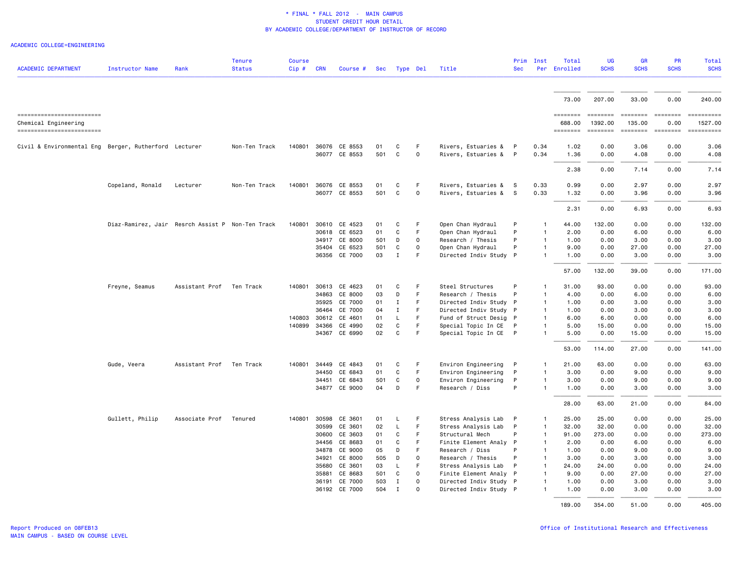\* FINAL \* FALL 2012 - MAIN CAMPUS
STUDENT CREDIT HOUR DETAIL
BY ACADEMIC COLLEGE/DEPARTMENT OF INSTRUCTOR OF RECORD

ACADEMIC COLLEGE=ENGINEERING

| ACADEMIC DEPARTMENT | Instructor Name | Rank | Tenure Status | Course Cip # | CRN | Course # | Sec | Type | Del | Title | Prim Sec | Inst Per | Total Enrolled | UG SCHS | GR SCHS | PR SCHS | Total SCHS |
|---|---|---|---|---|---|---|---|---|---|---|---|---|---|---|---|---|---|
| | | | | | | | | | | | | | 73.00 | 207.00 | 33.00 | 0.00 | 240.00 |
| Chemical Engineering | | | | | | | | | | | | | 688.00 | 1392.00 | 135.00 | 0.00 | 1527.00 |
| Civil & Environmental Eng | Berger, Rutherford | Lecturer | Non-Ten Track | 140801 | 36076 | CE 8553 | 01 | C | F | Rivers, Estuaries & | P | 0.34 | 1.02 | 0.00 | 3.06 | 0.00 | 3.06 |
| | | | | | 36077 | CE 8553 | 501 | C | O | Rivers, Estuaries & | P | 0.34 | 1.36 | 0.00 | 4.08 | 0.00 | 4.08 |
| | | | | | | | | | | | | | 2.38 | 0.00 | 7.14 | 0.00 | 7.14 |
| | Copeland, Ronald | Lecturer | Non-Ten Track | 140801 | 36076 | CE 8553 | 01 | C | F | Rivers, Estuaries & | S | 0.33 | 0.99 | 0.00 | 2.97 | 0.00 | 2.97 |
| | | | | | 36077 | CE 8553 | 501 | C | O | Rivers, Estuaries & | S | 0.33 | 1.32 | 0.00 | 3.96 | 0.00 | 3.96 |
| | | | | | | | | | | | | | 2.31 | 0.00 | 6.93 | 0.00 | 6.93 |
| | Diaz-Ramirez, Jair | Resrch Assist P | Non-Ten Track | 140801 | 30610 | CE 4523 | 01 | C | F | Open Chan Hydraul | P | 1 | 44.00 | 132.00 | 0.00 | 0.00 | 132.00 |
| | | | | | 30618 | CE 6523 | 01 | C | F | Open Chan Hydraul | P | 1 | 2.00 | 0.00 | 6.00 | 0.00 | 6.00 |
| | | | | | 34917 | CE 8000 | 501 | D | O | Research / Thesis | P | 1 | 1.00 | 0.00 | 3.00 | 0.00 | 3.00 |
| | | | | | 35404 | CE 6523 | 501 | C | O | Open Chan Hydraul | P | 1 | 9.00 | 0.00 | 27.00 | 0.00 | 27.00 |
| | | | | | 36356 | CE 7000 | 03 | I | F | Directed Indiv Study | P | 1 | 1.00 | 0.00 | 3.00 | 0.00 | 3.00 |
| | | | | | | | | | | | | | 57.00 | 132.00 | 39.00 | 0.00 | 171.00 |
| | Freyne, Seamus | Assistant Prof | Ten Track | 140801 | 30613 | CE 4623 | 01 | C | F | Steel Structures | P | 1 | 31.00 | 93.00 | 0.00 | 0.00 | 93.00 |
| | | | | | 34863 | CE 8000 | 03 | D | F | Research / Thesis | P | 1 | 4.00 | 0.00 | 6.00 | 0.00 | 6.00 |
| | | | | | 35925 | CE 7000 | 01 | I | F | Directed Indiv Study | P | 1 | 1.00 | 0.00 | 3.00 | 0.00 | 3.00 |
| | | | | | 36464 | CE 7000 | 04 | I | F | Directed Indiv Study | P | 1 | 1.00 | 0.00 | 3.00 | 0.00 | 3.00 |
| | | | | 140803 | 30612 | CE 4601 | 01 | L | F | Fund of Struct Desig | P | 1 | 6.00 | 6.00 | 0.00 | 0.00 | 6.00 |
| | | | | 140899 | 34366 | CE 4990 | 02 | C | F | Special Topic In CE | P | 1 | 5.00 | 15.00 | 0.00 | 0.00 | 15.00 |
| | | | | | 34367 | CE 6990 | 02 | C | F | Special Topic In CE | P | 1 | 5.00 | 0.00 | 15.00 | 0.00 | 15.00 |
| | | | | | | | | | | | | | 53.00 | 114.00 | 27.00 | 0.00 | 141.00 |
| | Gude, Veera | Assistant Prof | Ten Track | 140801 | 34449 | CE 4843 | 01 | C | F | Environ Engineering | P | 1 | 21.00 | 63.00 | 0.00 | 0.00 | 63.00 |
| | | | | | 34450 | CE 6843 | 01 | C | F | Environ Engineering | P | 1 | 3.00 | 0.00 | 9.00 | 0.00 | 9.00 |
| | | | | | 34451 | CE 6843 | 501 | C | O | Environ Engineering | P | 1 | 3.00 | 0.00 | 9.00 | 0.00 | 9.00 |
| | | | | | 34877 | CE 9000 | 04 | D | F | Research / Diss | P | 1 | 1.00 | 0.00 | 3.00 | 0.00 | 3.00 |
| | | | | | | | | | | | | | 28.00 | 63.00 | 21.00 | 0.00 | 84.00 |
| | Gullett, Philip | Associate Prof | Tenured | 140801 | 30598 | CE 3601 | 01 | L | F | Stress Analysis Lab | P | 1 | 25.00 | 25.00 | 0.00 | 0.00 | 25.00 |
| | | | | | 30599 | CE 3601 | 02 | L | F | Stress Analysis Lab | P | 1 | 32.00 | 32.00 | 0.00 | 0.00 | 32.00 |
| | | | | | 30600 | CE 3603 | 01 | C | F | Structural Mech | P | 1 | 91.00 | 273.00 | 0.00 | 0.00 | 273.00 |
| | | | | | 34456 | CE 8683 | 01 | C | F | Finite Element Analy | P | 1 | 2.00 | 0.00 | 6.00 | 0.00 | 6.00 |
| | | | | | 34878 | CE 9000 | 05 | D | F | Research / Diss | P | 1 | 1.00 | 0.00 | 9.00 | 0.00 | 9.00 |
| | | | | | 34921 | CE 8000 | 505 | D | O | Research / Thesis | P | 1 | 3.00 | 0.00 | 3.00 | 0.00 | 3.00 |
| | | | | | 35680 | CE 3601 | 03 | L | F | Stress Analysis Lab | P | 1 | 24.00 | 24.00 | 0.00 | 0.00 | 24.00 |
| | | | | | 35881 | CE 8683 | 501 | C | O | Finite Element Analy | P | 1 | 9.00 | 0.00 | 27.00 | 0.00 | 27.00 |
| | | | | | 36191 | CE 7000 | 503 | I | O | Directed Indiv Study | P | 1 | 1.00 | 0.00 | 3.00 | 0.00 | 3.00 |
| | | | | | 36192 | CE 7000 | 504 | I | O | Directed Indiv Study | P | 1 | 1.00 | 0.00 | 3.00 | 0.00 | 3.00 |
| | | | | | | | | | | | | | 189.00 | 354.00 | 51.00 | 0.00 | 405.00 |

Report Produced on 08FEB13
MAIN CAMPUS - BASED ON COURSE LEVEL

Office of Institutional Research and Effectiveness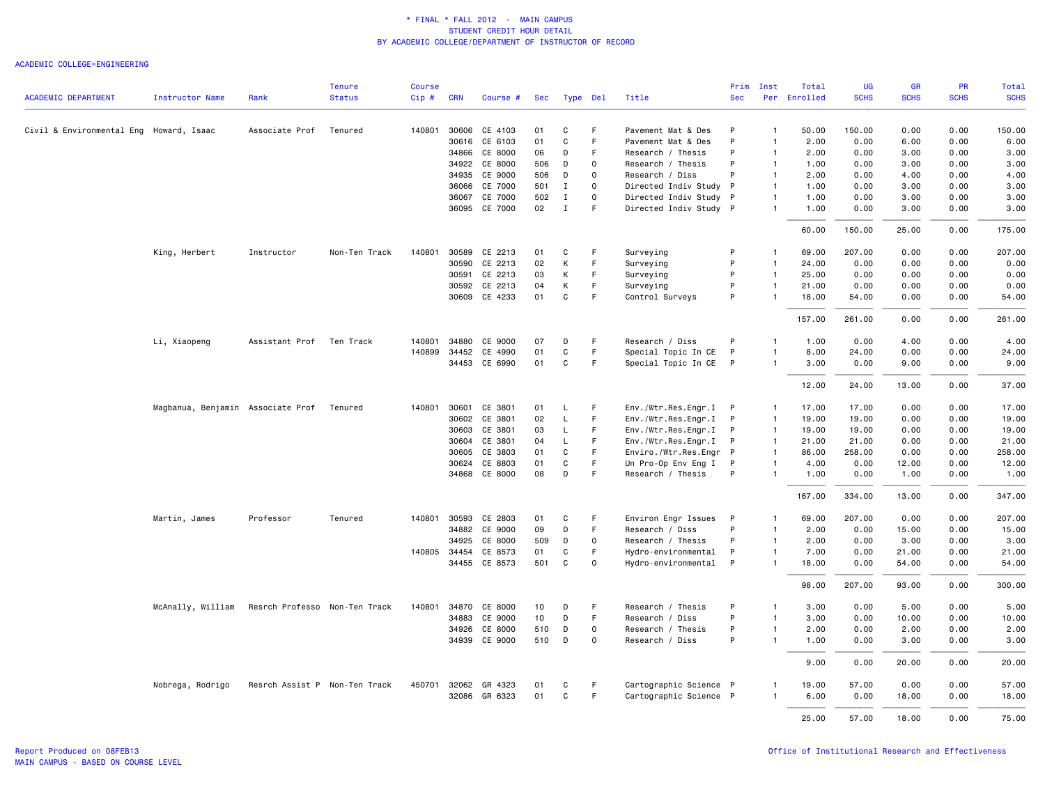\* FINAL \* FALL 2012 - MAIN CAMPUS
STUDENT CREDIT HOUR DETAIL
BY ACADEMIC COLLEGE/DEPARTMENT OF INSTRUCTOR OF RECORD

ACADEMIC COLLEGE=ENGINEERING

| ACADEMIC DEPARTMENT | Instructor Name | Rank | Tenure Status | Course Cip # | CRN | Course # | Sec | Type | Del | Title | Prim Sec | Inst Per | Total Enrolled | UG SCHS | GR SCHS | PR SCHS | Total SCHS |
|---|---|---|---|---|---|---|---|---|---|---|---|---|---|---|---|---|---|
| Civil & Environmental Eng | Howard, Isaac | Associate Prof | Tenured | 140801 | 30606 | CE 4103 | 01 | C | F | Pavement Mat & Des | P | 1 | 50.00 | 150.00 | 0.00 | 0.00 | 150.00 |
| | | | | | 30616 | CE 6103 | 01 | C | F | Pavement Mat & Des | P | 1 | 2.00 | 0.00 | 6.00 | 0.00 | 6.00 |
| | | | | | 34866 | CE 8000 | 06 | D | F | Research / Thesis | P | 1 | 2.00 | 0.00 | 3.00 | 0.00 | 3.00 |
| | | | | | 34922 | CE 8000 | 506 | D | O | Research / Thesis | P | 1 | 1.00 | 0.00 | 3.00 | 0.00 | 3.00 |
| | | | | | 34935 | CE 9000 | 506 | D | O | Research / Diss | P | 1 | 2.00 | 0.00 | 4.00 | 0.00 | 4.00 |
| | | | | | 36066 | CE 7000 | 501 | I | O | Directed Indiv Study | P | 1 | 1.00 | 0.00 | 3.00 | 0.00 | 3.00 |
| | | | | | 36067 | CE 7000 | 502 | I | O | Directed Indiv Study | P | 1 | 1.00 | 0.00 | 3.00 | 0.00 | 3.00 |
| | | | | | 36095 | CE 7000 | 02 | I | F | Directed Indiv Study | P | 1 | 1.00 | 0.00 | 3.00 | 0.00 | 3.00 |
| | | | | | | | | | | | | | 60.00 | 150.00 | 25.00 | 0.00 | 175.00 |
| | King, Herbert | Instructor | Non-Ten Track | 140801 | 30589 | CE 2213 | 01 | C | F | Surveying | P | 1 | 69.00 | 207.00 | 0.00 | 0.00 | 207.00 |
| | | | | | 30590 | CE 2213 | 02 | K | F | Surveying | P | 1 | 24.00 | 0.00 | 0.00 | 0.00 | 0.00 |
| | | | | | 30591 | CE 2213 | 03 | K | F | Surveying | P | 1 | 25.00 | 0.00 | 0.00 | 0.00 | 0.00 |
| | | | | | 30592 | CE 2213 | 04 | K | F | Surveying | P | 1 | 21.00 | 0.00 | 0.00 | 0.00 | 0.00 |
| | | | | | 30609 | CE 4233 | 01 | C | F | Control Surveys | P | 1 | 18.00 | 54.00 | 0.00 | 0.00 | 54.00 |
| | | | | | | | | | | | | | 157.00 | 261.00 | 0.00 | 0.00 | 261.00 |
| | Li, Xiaopeng | Assistant Prof | Ten Track | 140801 | 34880 | CE 9000 | 07 | D | F | Research / Diss | P | 1 | 1.00 | 0.00 | 4.00 | 0.00 | 4.00 |
| | | | | 140899 | 34452 | CE 4990 | 01 | C | F | Special Topic In CE | P | 1 | 8.00 | 24.00 | 0.00 | 0.00 | 24.00 |
| | | | | | 34453 | CE 6990 | 01 | C | F | Special Topic In CE | P | 1 | 3.00 | 0.00 | 9.00 | 0.00 | 9.00 |
| | | | | | | | | | | | | | 12.00 | 24.00 | 13.00 | 0.00 | 37.00 |
| | Magbanua, Benjamin | Associate Prof | Tenured | 140801 | 30601 | CE 3801 | 01 | L | F | Env./Wtr.Res.Engr.I | P | 1 | 17.00 | 17.00 | 0.00 | 0.00 | 17.00 |
| | | | | | 30602 | CE 3801 | 02 | L | F | Env./Wtr.Res.Engr.I | P | 1 | 19.00 | 19.00 | 0.00 | 0.00 | 19.00 |
| | | | | | 30603 | CE 3801 | 03 | L | F | Env./Wtr.Res.Engr.I | P | 1 | 19.00 | 19.00 | 0.00 | 0.00 | 19.00 |
| | | | | | 30604 | CE 3801 | 04 | L | F | Env./Wtr.Res.Engr.I | P | 1 | 21.00 | 21.00 | 0.00 | 0.00 | 21.00 |
| | | | | | 30605 | CE 3803 | 01 | C | F | Enviro./Wtr.Res.Engr | P | 1 | 86.00 | 258.00 | 0.00 | 0.00 | 258.00 |
| | | | | | 30624 | CE 8803 | 01 | C | F | Un Pro-Op Env Eng I | P | 1 | 4.00 | 0.00 | 12.00 | 0.00 | 12.00 |
| | | | | | 34868 | CE 8000 | 08 | D | F | Research / Thesis | P | 1 | 1.00 | 0.00 | 1.00 | 0.00 | 1.00 |
| | | | | | | | | | | | | | 167.00 | 334.00 | 13.00 | 0.00 | 347.00 |
| | Martin, James | Professor | Tenured | 140801 | 30593 | CE 2803 | 01 | C | F | Environ Engr Issues | P | 1 | 69.00 | 207.00 | 0.00 | 0.00 | 207.00 |
| | | | | | 34882 | CE 9000 | 09 | D | F | Research / Diss | P | 1 | 2.00 | 0.00 | 15.00 | 0.00 | 15.00 |
| | | | | | 34925 | CE 8000 | 509 | D | O | Research / Thesis | P | 1 | 2.00 | 0.00 | 3.00 | 0.00 | 3.00 |
| | | | | 140805 | 34454 | CE 8573 | 01 | C | F | Hydro-environmental | P | 1 | 7.00 | 0.00 | 21.00 | 0.00 | 21.00 |
| | | | | | 34455 | CE 8573 | 501 | C | O | Hydro-environmental | P | 1 | 18.00 | 0.00 | 54.00 | 0.00 | 54.00 |
| | | | | | | | | | | | | | 98.00 | 207.00 | 93.00 | 0.00 | 300.00 |
| | McAnally, William | Resrch Professo | Non-Ten Track | 140801 | 34870 | CE 8000 | 10 | D | F | Research / Thesis | P | 1 | 3.00 | 0.00 | 5.00 | 0.00 | 5.00 |
| | | | | | 34883 | CE 9000 | 10 | D | F | Research / Diss | P | 1 | 3.00 | 0.00 | 10.00 | 0.00 | 10.00 |
| | | | | | 34926 | CE 8000 | 510 | D | O | Research / Thesis | P | 1 | 2.00 | 0.00 | 2.00 | 0.00 | 2.00 |
| | | | | | 34939 | CE 9000 | 510 | D | O | Research / Diss | P | 1 | 1.00 | 0.00 | 3.00 | 0.00 | 3.00 |
| | | | | | | | | | | | | | 9.00 | 0.00 | 20.00 | 0.00 | 20.00 |
| | Nobrega, Rodrigo | Resrch Assist P | Non-Ten Track | 450701 | 32062 | GR 4323 | 01 | C | F | Cartographic Science | P | 1 | 19.00 | 57.00 | 0.00 | 0.00 | 57.00 |
| | | | | | 32086 | GR 6323 | 01 | C | F | Cartographic Science | P | 1 | 6.00 | 0.00 | 18.00 | 0.00 | 18.00 |
| | | | | | | | | | | | | | 25.00 | 57.00 | 18.00 | 0.00 | 75.00 |

Report Produced on 08FEB13
MAIN CAMPUS - BASED ON COURSE LEVEL

Office of Institutional Research and Effectiveness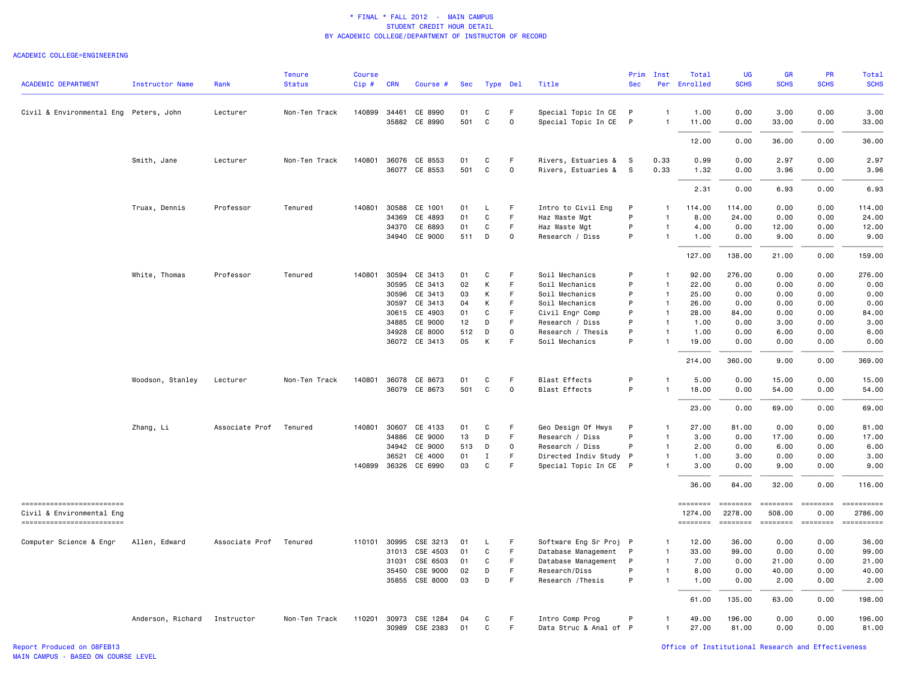\* FINAL \* FALL 2012 - MAIN CAMPUS
STUDENT CREDIT HOUR DETAIL
BY ACADEMIC COLLEGE/DEPARTMENT OF INSTRUCTOR OF RECORD

ACADEMIC COLLEGE=ENGINEERING

| ACADEMIC DEPARTMENT | Instructor Name | Rank | Tenure Status | Course Cip # | CRN | Course # | Sec | Type | Del | Title | Prim Sec | Inst Per | Total Enrolled | UG SCHS | GR SCHS | PR SCHS | Total SCHS |
|---|---|---|---|---|---|---|---|---|---|---|---|---|---|---|---|---|---|
| Civil & Environmental Eng | Peters, John | Lecturer | Non-Ten Track | 140899 | 34461 | CE 8990 | 01 | C | F | Special Topic In CE | P | 1 | 1.00 | 0.00 | 3.00 | 0.00 | 3.00 |
| | | | | | 35882 | CE 8990 | 501 | C | O | Special Topic In CE | P | 1 | 11.00 | 0.00 | 33.00 | 0.00 | 33.00 |
| | | | | | | | | | | | | | 12.00 | 0.00 | 36.00 | 0.00 | 36.00 |
| | Smith, Jane | Lecturer | Non-Ten Track | 140801 | 36076 | CE 8553 | 01 | C | F | Rivers, Estuaries & | S | 0.33 | 0.99 | 0.00 | 2.97 | 0.00 | 2.97 |
| | | | | | 36077 | CE 8553 | 501 | C | O | Rivers, Estuaries & | S | 0.33 | 1.32 | 0.00 | 3.96 | 0.00 | 3.96 |
| | | | | | | | | | | | | | 2.31 | 0.00 | 6.93 | 0.00 | 6.93 |
| | Truax, Dennis | Professor | Tenured | 140801 | 30588 | CE 1001 | 01 | L | F | Intro to Civil Eng | P | 1 | 114.00 | 114.00 | 0.00 | 0.00 | 114.00 |
| | | | | | 34369 | CE 4893 | 01 | C | F | Haz Waste Mgt | P | 1 | 8.00 | 24.00 | 0.00 | 0.00 | 24.00 |
| | | | | | 34370 | CE 6893 | 01 | C | F | Haz Waste Mgt | P | 1 | 4.00 | 0.00 | 12.00 | 0.00 | 12.00 |
| | | | | | 34940 | CE 9000 | 511 | D | O | Research / Diss | P | 1 | 1.00 | 0.00 | 9.00 | 0.00 | 9.00 |
| | | | | | | | | | | | | | 127.00 | 138.00 | 21.00 | 0.00 | 159.00 |
| | White, Thomas | Professor | Tenured | 140801 | 30594 | CE 3413 | 01 | C | F | Soil Mechanics | P | 1 | 92.00 | 276.00 | 0.00 | 0.00 | 276.00 |
| | | | | | 30595 | CE 3413 | 02 | K | F | Soil Mechanics | P | 1 | 22.00 | 0.00 | 0.00 | 0.00 | 0.00 |
| | | | | | 30596 | CE 3413 | 03 | K | F | Soil Mechanics | P | 1 | 25.00 | 0.00 | 0.00 | 0.00 | 0.00 |
| | | | | | 30597 | CE 3413 | 04 | K | F | Soil Mechanics | P | 1 | 26.00 | 0.00 | 0.00 | 0.00 | 0.00 |
| | | | | | 30615 | CE 4903 | 01 | C | F | Civil Engr Comp | P | 1 | 28.00 | 84.00 | 0.00 | 0.00 | 84.00 |
| | | | | | 34885 | CE 9000 | 12 | D | F | Research / Diss | P | 1 | 1.00 | 0.00 | 3.00 | 0.00 | 3.00 |
| | | | | | 34928 | CE 8000 | 512 | D | O | Research / Thesis | P | 1 | 1.00 | 0.00 | 6.00 | 0.00 | 6.00 |
| | | | | | 36072 | CE 3413 | 05 | K | F | Soil Mechanics | P | 1 | 19.00 | 0.00 | 0.00 | 0.00 | 0.00 |
| | | | | | | | | | | | | | 214.00 | 360.00 | 9.00 | 0.00 | 369.00 |
| | Woodson, Stanley | Lecturer | Non-Ten Track | 140801 | 36078 | CE 8673 | 01 | C | F | Blast Effects | P | 1 | 5.00 | 0.00 | 15.00 | 0.00 | 15.00 |
| | | | | | 36079 | CE 8673 | 501 | C | O | Blast Effects | P | 1 | 18.00 | 0.00 | 54.00 | 0.00 | 54.00 |
| | | | | | | | | | | | | | 23.00 | 0.00 | 69.00 | 0.00 | 69.00 |
| | Zhang, Li | Associate Prof | Tenured | 140801 | 30607 | CE 4133 | 01 | C | F | Geo Design Of Hwys | P | 1 | 27.00 | 81.00 | 0.00 | 0.00 | 81.00 |
| | | | | | 34886 | CE 9000 | 13 | D | F | Research / Diss | P | 1 | 3.00 | 0.00 | 17.00 | 0.00 | 17.00 |
| | | | | | 34942 | CE 9000 | 513 | D | O | Research / Diss | P | 1 | 2.00 | 0.00 | 6.00 | 0.00 | 6.00 |
| | | | | | 36521 | CE 4000 | 01 | I | F | Directed Indiv Study | P | 1 | 1.00 | 3.00 | 0.00 | 0.00 | 3.00 |
| | | | | 140899 | 36326 | CE 6990 | 03 | C | F | Special Topic In CE | P | 1 | 3.00 | 0.00 | 9.00 | 0.00 | 9.00 |
| | | | | | | | | | | | | | 36.00 | 84.00 | 32.00 | 0.00 | 116.00 |
| Civil & Environmental Eng | | | | | | | | | | | | | 1274.00 | 2278.00 | 508.00 | 0.00 | 2786.00 |
| Computer Science & Engr | Allen, Edward | Associate Prof | Tenured | 110101 | 30995 | CSE 3213 | 01 | L | F | Software Eng Sr Proj | P | 1 | 12.00 | 36.00 | 0.00 | 0.00 | 36.00 |
| | | | | | 31013 | CSE 4503 | 01 | C | F | Database Management | P | 1 | 33.00 | 99.00 | 0.00 | 0.00 | 99.00 |
| | | | | | 31031 | CSE 6503 | 01 | C | F | Database Management | P | 1 | 7.00 | 0.00 | 21.00 | 0.00 | 21.00 |
| | | | | | 35450 | CSE 9000 | 02 | D | F | Research/Diss | P | 1 | 8.00 | 0.00 | 40.00 | 0.00 | 40.00 |
| | | | | | 35855 | CSE 8000 | 03 | D | F | Research /Thesis | P | 1 | 1.00 | 0.00 | 2.00 | 0.00 | 2.00 |
| | | | | | | | | | | | | | 61.00 | 135.00 | 63.00 | 0.00 | 198.00 |
| | Anderson, Richard | Instructor | Non-Ten Track | 110201 | 30973 | CSE 1284 | 04 | C | F | Intro Comp Prog | P | 1 | 49.00 | 196.00 | 0.00 | 0.00 | 196.00 |
| | | | | | 30989 | CSE 2383 | 01 | C | F | Data Struc & Anal of | P | 1 | 27.00 | 81.00 | 0.00 | 0.00 | 81.00 |

Report Produced on 08FEB13
MAIN CAMPUS - BASED ON COURSE LEVEL

Office of Institutional Research and Effectiveness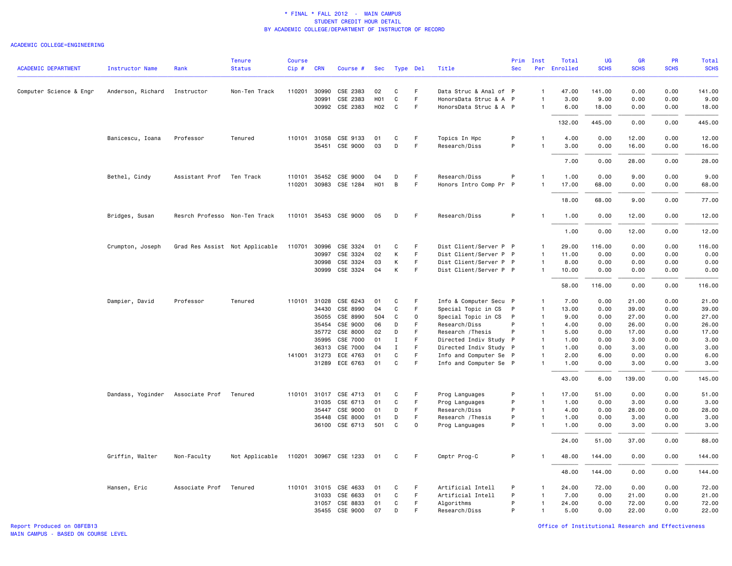\* FINAL \* FALL 2012 - MAIN CAMPUS
STUDENT CREDIT HOUR DETAIL
BY ACADEMIC COLLEGE/DEPARTMENT OF INSTRUCTOR OF RECORD

ACADEMIC COLLEGE=ENGINEERING

| ACADEMIC DEPARTMENT | Instructor Name | Rank | Tenure Status | Course Cip # | CRN | Course # | Sec | Type | Del | Title | Prim Sec | Inst Per | Total Enrolled | UG SCHS | GR SCHS | PR SCHS | Total SCHS |
|---|---|---|---|---|---|---|---|---|---|---|---|---|---|---|---|---|---|
| Computer Science & Engr | Anderson, Richard | Instructor | Non-Ten Track | 110201 | 30990 | CSE 2383 | 02 | C | F | Data Struc & Anal of | P | 1 | 47.00 | 141.00 | 0.00 | 0.00 | 141.00 |
| | | | | | 30991 | CSE 2383 | H01 | C | F | HonorsData Struc & A | P | 1 | 3.00 | 9.00 | 0.00 | 0.00 | 9.00 |
| | | | | | 30992 | CSE 2383 | H02 | C | F | HonorsData Struc & A | P | 1 | 6.00 | 18.00 | 0.00 | 0.00 | 18.00 |
| | | | | | | | | | | | | | 132.00 | 445.00 | 0.00 | 0.00 | 445.00 |
| | Banicescu, Ioana | Professor | Tenured | 110101 | 31058 | CSE 9133 | 01 | C | F | Topics In Hpc | P | 1 | 4.00 | 0.00 | 12.00 | 0.00 | 12.00 |
| | | | | | 35451 | CSE 9000 | 03 | D | F | Research/Diss | P | 1 | 3.00 | 0.00 | 16.00 | 0.00 | 16.00 |
| | | | | | | | | | | | | | 7.00 | 0.00 | 28.00 | 0.00 | 28.00 |
| | Bethel, Cindy | Assistant Prof | Ten Track | 110101 | 35452 | CSE 9000 | 04 | D | F | Research/Diss | P | 1 | 1.00 | 0.00 | 9.00 | 0.00 | 9.00 |
| | | | | 110201 | 30983 | CSE 1284 | H01 | B | F | Honors Intro Comp Pr | P | 1 | 17.00 | 68.00 | 0.00 | 0.00 | 68.00 |
| | | | | | | | | | | | | | 18.00 | 68.00 | 9.00 | 0.00 | 77.00 |
| | Bridges, Susan | Resrch Professo | Non-Ten Track | 110101 | 35453 | CSE 9000 | 05 | D | F | Research/Diss | P | 1 | 1.00 | 0.00 | 12.00 | 0.00 | 12.00 |
| | | | | | | | | | | | | | 1.00 | 0.00 | 12.00 | 0.00 | 12.00 |
| | Crumpton, Joseph | Grad Res Assist | Not Applicable | 110701 | 30996 | CSE 3324 | 01 | C | F | Dist Client/Server P | P | 1 | 29.00 | 116.00 | 0.00 | 0.00 | 116.00 |
| | | | | | 30997 | CSE 3324 | 02 | K | F | Dist Client/Server P | P | 1 | 11.00 | 0.00 | 0.00 | 0.00 | 0.00 |
| | | | | | 30998 | CSE 3324 | 03 | K | F | Dist Client/Server P | P | 1 | 8.00 | 0.00 | 0.00 | 0.00 | 0.00 |
| | | | | | 30999 | CSE 3324 | 04 | K | F | Dist Client/Server P | P | 1 | 10.00 | 0.00 | 0.00 | 0.00 | 0.00 |
| | | | | | | | | | | | | | 58.00 | 116.00 | 0.00 | 0.00 | 116.00 |
| | Dampier, David | Professor | Tenured | 110101 | 31028 | CSE 6243 | 01 | C | F | Info & Computer Secu | P | 1 | 7.00 | 0.00 | 21.00 | 0.00 | 21.00 |
| | | | | | 34430 | CSE 8990 | 04 | C | F | Special Topic in CS | P | 1 | 13.00 | 0.00 | 39.00 | 0.00 | 39.00 |
| | | | | | 35055 | CSE 8990 | 504 | C | O | Special Topic in CS | P | 1 | 9.00 | 0.00 | 27.00 | 0.00 | 27.00 |
| | | | | | 35454 | CSE 9000 | 06 | D | F | Research/Diss | P | 1 | 4.00 | 0.00 | 26.00 | 0.00 | 26.00 |
| | | | | | 35772 | CSE 8000 | 02 | D | F | Research /Thesis | P | 1 | 5.00 | 0.00 | 17.00 | 0.00 | 17.00 |
| | | | | | 35995 | CSE 7000 | 01 | I | F | Directed Indiv Study | P | 1 | 1.00 | 0.00 | 3.00 | 0.00 | 3.00 |
| | | | | | 36313 | CSE 7000 | 04 | I | F | Directed Indiv Study | P | 1 | 1.00 | 0.00 | 3.00 | 0.00 | 3.00 |
| | | | | 141001 | 31273 | ECE 4763 | 01 | C | F | Info and Computer Se | P | 1 | 2.00 | 6.00 | 0.00 | 0.00 | 6.00 |
| | | | | | 31289 | ECE 6763 | 01 | C | F | Info and Computer Se | P | 1 | 1.00 | 0.00 | 3.00 | 0.00 | 3.00 |
| | | | | | | | | | | | | | 43.00 | 6.00 | 139.00 | 0.00 | 145.00 |
| | Dandass, Yoginder | Associate Prof | Tenured | 110101 | 31017 | CSE 4713 | 01 | C | F | Prog Languages | P | 1 | 17.00 | 51.00 | 0.00 | 0.00 | 51.00 |
| | | | | | 31035 | CSE 6713 | 01 | C | F | Prog Languages | P | 1 | 1.00 | 0.00 | 3.00 | 0.00 | 3.00 |
| | | | | | 35447 | CSE 9000 | 01 | D | F | Research/Diss | P | 1 | 4.00 | 0.00 | 28.00 | 0.00 | 28.00 |
| | | | | | 35448 | CSE 8000 | 01 | D | F | Research /Thesis | P | 1 | 1.00 | 0.00 | 3.00 | 0.00 | 3.00 |
| | | | | | 36100 | CSE 6713 | 501 | C | O | Prog Languages | P | 1 | 1.00 | 0.00 | 3.00 | 0.00 | 3.00 |
| | | | | | | | | | | | | | 24.00 | 51.00 | 37.00 | 0.00 | 88.00 |
| | Griffin, Walter | Non-Faculty | Not Applicable | 110201 | 30967 | CSE 1233 | 01 | C | F | Cmptr Prog-C | P | 1 | 48.00 | 144.00 | 0.00 | 0.00 | 144.00 |
| | | | | | | | | | | | | | 48.00 | 144.00 | 0.00 | 0.00 | 144.00 |
| | Hansen, Eric | Associate Prof | Tenured | 110101 | 31015 | CSE 4633 | 01 | C | F | Artificial Intell | P | 1 | 24.00 | 72.00 | 0.00 | 0.00 | 72.00 |
| | | | | | 31033 | CSE 6633 | 01 | C | F | Artificial Intell | P | 1 | 7.00 | 0.00 | 21.00 | 0.00 | 21.00 |
| | | | | | 31057 | CSE 8833 | 01 | C | F | Algorithms | P | 1 | 24.00 | 0.00 | 72.00 | 0.00 | 72.00 |
| | | | | | 35455 | CSE 9000 | 07 | D | F | Research/Diss | P | 1 | 5.00 | 0.00 | 22.00 | 0.00 | 22.00 |

Report Produced on 08FEB13
MAIN CAMPUS - BASED ON COURSE LEVEL

Office of Institutional Research and Effectiveness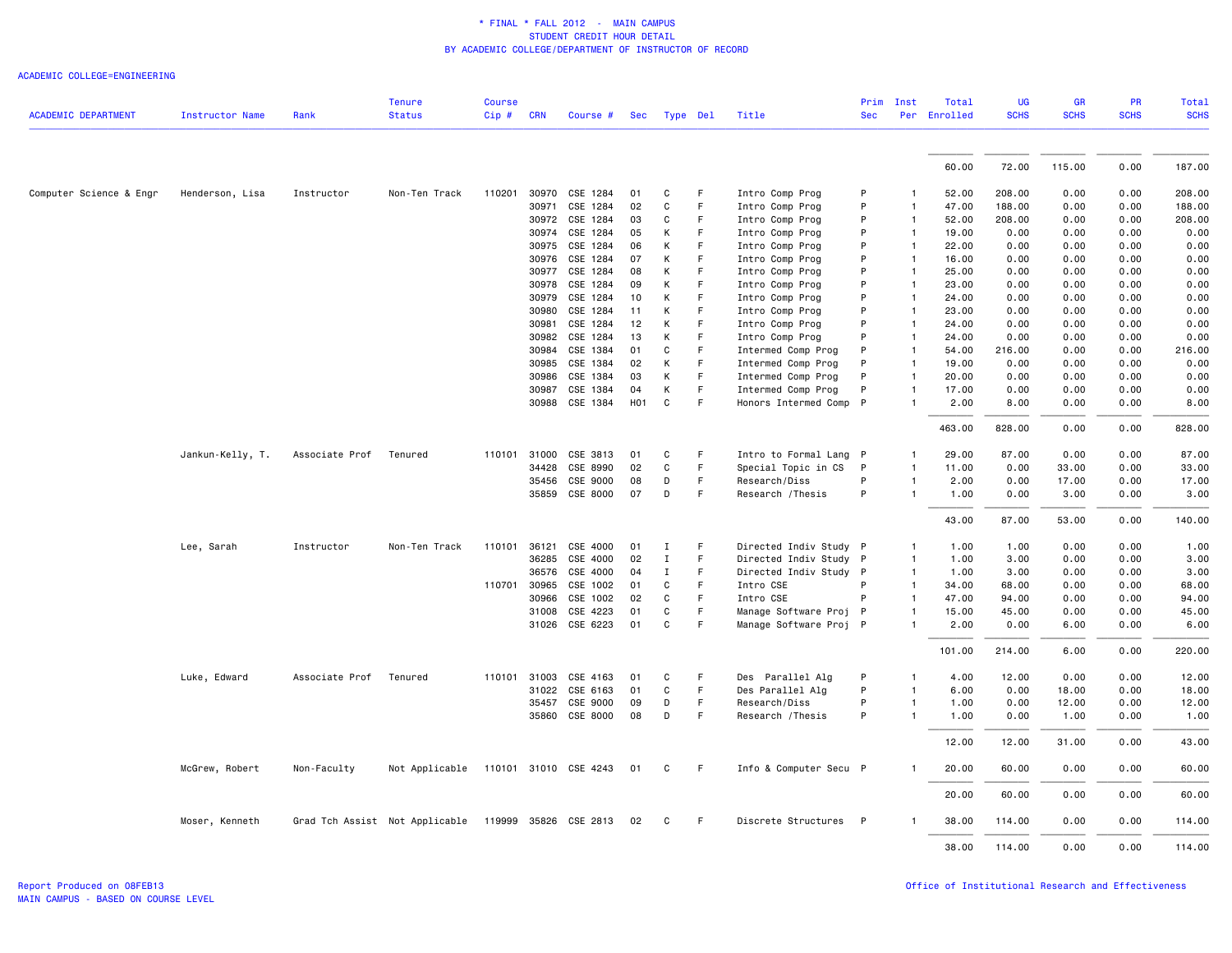* FINAL * FALL 2012 - MAIN CAMPUS
STUDENT CREDIT HOUR DETAIL
BY ACADEMIC COLLEGE/DEPARTMENT OF INSTRUCTOR OF RECORD

ACADEMIC COLLEGE=ENGINEERING

| ACADEMIC DEPARTMENT | Instructor Name | Rank | Tenure Status | Course Cip # | CRN | Course # | Sec | Type | Del | Title | Prim Sec | Inst Per | Total Enrolled | UG SCHS | GR SCHS | PR SCHS | Total SCHS |
|---|---|---|---|---|---|---|---|---|---|---|---|---|---|---|---|---|---|
| | | | | | | | | | | | | | 60.00 | 72.00 | 115.00 | 0.00 | 187.00 |
| Computer Science & Engr | Henderson, Lisa | Instructor | Non-Ten Track | 110201 | 30970 | CSE 1284 | 01 | C | F | Intro Comp Prog | P | 1 | 52.00 | 208.00 | 0.00 | 0.00 | 208.00 |
| | | | | | 30971 | CSE 1284 | 02 | C | F | Intro Comp Prog | P | 1 | 47.00 | 188.00 | 0.00 | 0.00 | 188.00 |
| | | | | | 30972 | CSE 1284 | 03 | C | F | Intro Comp Prog | P | 1 | 52.00 | 208.00 | 0.00 | 0.00 | 208.00 |
| | | | | | 30974 | CSE 1284 | 05 | K | F | Intro Comp Prog | P | 1 | 19.00 | 0.00 | 0.00 | 0.00 | 0.00 |
| | | | | | 30975 | CSE 1284 | 06 | K | F | Intro Comp Prog | P | 1 | 22.00 | 0.00 | 0.00 | 0.00 | 0.00 |
| | | | | | 30976 | CSE 1284 | 07 | K | F | Intro Comp Prog | P | 1 | 16.00 | 0.00 | 0.00 | 0.00 | 0.00 |
| | | | | | 30977 | CSE 1284 | 08 | K | F | Intro Comp Prog | P | 1 | 25.00 | 0.00 | 0.00 | 0.00 | 0.00 |
| | | | | | 30978 | CSE 1284 | 09 | K | F | Intro Comp Prog | P | 1 | 23.00 | 0.00 | 0.00 | 0.00 | 0.00 |
| | | | | | 30979 | CSE 1284 | 10 | K | F | Intro Comp Prog | P | 1 | 24.00 | 0.00 | 0.00 | 0.00 | 0.00 |
| | | | | | 30980 | CSE 1284 | 11 | K | F | Intro Comp Prog | P | 1 | 23.00 | 0.00 | 0.00 | 0.00 | 0.00 |
| | | | | | 30981 | CSE 1284 | 12 | K | F | Intro Comp Prog | P | 1 | 24.00 | 0.00 | 0.00 | 0.00 | 0.00 |
| | | | | | 30982 | CSE 1284 | 13 | K | F | Intro Comp Prog | P | 1 | 24.00 | 0.00 | 0.00 | 0.00 | 0.00 |
| | | | | | 30984 | CSE 1384 | 01 | C | F | Intermed Comp Prog | P | 1 | 54.00 | 216.00 | 0.00 | 0.00 | 216.00 |
| | | | | | 30985 | CSE 1384 | 02 | K | F | Intermed Comp Prog | P | 1 | 19.00 | 0.00 | 0.00 | 0.00 | 0.00 |
| | | | | | 30986 | CSE 1384 | 03 | K | F | Intermed Comp Prog | P | 1 | 20.00 | 0.00 | 0.00 | 0.00 | 0.00 |
| | | | | | 30987 | CSE 1384 | 04 | K | F | Intermed Comp Prog | P | 1 | 17.00 | 0.00 | 0.00 | 0.00 | 0.00 |
| | | | | | 30988 | CSE 1384 | H01 | C | F | Honors Intermed Comp | P | 1 | 2.00 | 8.00 | 0.00 | 0.00 | 8.00 |
| | | | | | | | | | | | | | 463.00 | 828.00 | 0.00 | 0.00 | 828.00 |
| | Jankun-Kelly, T. | Associate Prof | Tenured | 110101 | 31000 | CSE 3813 | 01 | C | F | Intro to Formal Lang | P | 1 | 29.00 | 87.00 | 0.00 | 0.00 | 87.00 |
| | | | | | 34428 | CSE 8990 | 02 | C | F | Special Topic in CS | P | 1 | 11.00 | 0.00 | 33.00 | 0.00 | 33.00 |
| | | | | | 35456 | CSE 9000 | 08 | D | F | Research/Diss | P | 1 | 2.00 | 0.00 | 17.00 | 0.00 | 17.00 |
| | | | | | 35859 | CSE 8000 | 07 | D | F | Research /Thesis | P | 1 | 1.00 | 0.00 | 3.00 | 0.00 | 3.00 |
| | | | | | | | | | | | | | 43.00 | 87.00 | 53.00 | 0.00 | 140.00 |
| | Lee, Sarah | Instructor | Non-Ten Track | 110101 | 36121 | CSE 4000 | 01 | I | F | Directed Indiv Study | P | 1 | 1.00 | 1.00 | 0.00 | 0.00 | 1.00 |
| | | | | | 36285 | CSE 4000 | 02 | I | F | Directed Indiv Study | P | 1 | 1.00 | 3.00 | 0.00 | 0.00 | 3.00 |
| | | | | | 36576 | CSE 4000 | 04 | I | F | Directed Indiv Study | P | 1 | 1.00 | 3.00 | 0.00 | 0.00 | 3.00 |
| | | | | 110701 | 30965 | CSE 1002 | 01 | C | F | Intro CSE | P | 1 | 34.00 | 68.00 | 0.00 | 0.00 | 68.00 |
| | | | | | 30966 | CSE 1002 | 02 | C | F | Intro CSE | P | 1 | 47.00 | 94.00 | 0.00 | 0.00 | 94.00 |
| | | | | | 31008 | CSE 4223 | 01 | C | F | Manage Software Proj | P | 1 | 15.00 | 45.00 | 0.00 | 0.00 | 45.00 |
| | | | | | 31026 | CSE 6223 | 01 | C | F | Manage Software Proj | P | 1 | 2.00 | 0.00 | 6.00 | 0.00 | 6.00 |
| | | | | | | | | | | | | | 101.00 | 214.00 | 6.00 | 0.00 | 220.00 |
| | Luke, Edward | Associate Prof | Tenured | 110101 | 31003 | CSE 4163 | 01 | C | F | Des Parallel Alg | P | 1 | 4.00 | 12.00 | 0.00 | 0.00 | 12.00 |
| | | | | | 31022 | CSE 6163 | 01 | C | F | Des Parallel Alg | P | 1 | 6.00 | 0.00 | 18.00 | 0.00 | 18.00 |
| | | | | | 35457 | CSE 9000 | 09 | D | F | Research/Diss | P | 1 | 1.00 | 0.00 | 12.00 | 0.00 | 12.00 |
| | | | | | 35860 | CSE 8000 | 08 | D | F | Research /Thesis | P | 1 | 1.00 | 0.00 | 1.00 | 0.00 | 1.00 |
| | | | | | | | | | | | | | 12.00 | 12.00 | 31.00 | 0.00 | 43.00 |
| | McGrew, Robert | Non-Faculty | Not Applicable | 110101 | 31010 | CSE 4243 | 01 | C | F | Info & Computer Secu | P | 1 | 20.00 | 60.00 | 0.00 | 0.00 | 60.00 |
| | | | | | | | | | | | | | 20.00 | 60.00 | 0.00 | 0.00 | 60.00 |
| | Moser, Kenneth | Grad Tch Assist | Not Applicable | 119999 | 35826 | CSE 2813 | 02 | C | F | Discrete Structures | P | 1 | 38.00 | 114.00 | 0.00 | 0.00 | 114.00 |
| | | | | | | | | | | | | | 38.00 | 114.00 | 0.00 | 0.00 | 114.00 |

Report Produced on 08FEB13
MAIN CAMPUS - BASED ON COURSE LEVEL

Office of Institutional Research and Effectiveness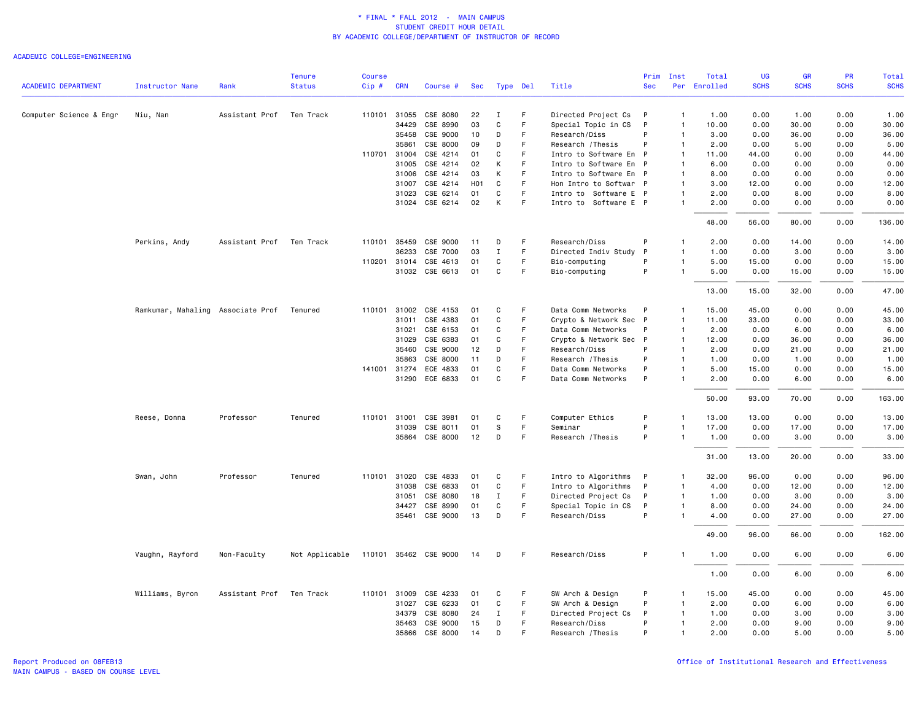\* FINAL \* FALL 2012 - MAIN CAMPUS
STUDENT CREDIT HOUR DETAIL
BY ACADEMIC COLLEGE/DEPARTMENT OF INSTRUCTOR OF RECORD

ACADEMIC COLLEGE=ENGINEERING

| ACADEMIC DEPARTMENT | Instructor Name | Rank | Tenure Status | Course Cip # | CRN | Course # | Sec | Type | Del | Title | Prim Sec | Inst Per | Total Enrolled | UG SCHS | GR SCHS | PR SCHS | Total SCHS |
|---|---|---|---|---|---|---|---|---|---|---|---|---|---|---|---|---|---|
| Computer Science & Engr | Niu, Nan | Assistant Prof | Ten Track | 110101 | 31055 | CSE 8080 | 22 | I | F | Directed Project Cs | P | 1 | 1.00 | 0.00 | 1.00 | 0.00 | 1.00 |
| | | | | | 34429 | CSE 8990 | 03 | C | F | Special Topic in CS | P | 1 | 10.00 | 0.00 | 30.00 | 0.00 | 30.00 |
| | | | | | 35458 | CSE 9000 | 10 | D | F | Research/Diss | P | 1 | 3.00 | 0.00 | 36.00 | 0.00 | 36.00 |
| | | | | | 35861 | CSE 8000 | 09 | D | F | Research /Thesis | P | 1 | 2.00 | 0.00 | 5.00 | 0.00 | 5.00 |
| | | | | 110701 | 31004 | CSE 4214 | 01 | C | F | Intro to Software En | P | 1 | 11.00 | 44.00 | 0.00 | 0.00 | 44.00 |
| | | | | | 31005 | CSE 4214 | 02 | K | F | Intro to Software En | P | 1 | 6.00 | 0.00 | 0.00 | 0.00 | 0.00 |
| | | | | | 31006 | CSE 4214 | 03 | K | F | Intro to Software En | P | 1 | 8.00 | 0.00 | 0.00 | 0.00 | 0.00 |
| | | | | | 31007 | CSE 4214 | H01 | C | F | Hon Intro to Softwar | P | 1 | 3.00 | 12.00 | 0.00 | 0.00 | 12.00 |
| | | | | | 31023 | CSE 6214 | 01 | C | F | Intro to Software E | P | 1 | 2.00 | 0.00 | 8.00 | 0.00 | 8.00 |
| | | | | | 31024 | CSE 6214 | 02 | K | F | Intro to Software E | P | 1 | 2.00 | 0.00 | 0.00 | 0.00 | 0.00 |
| | | | | | | | | | | | | | 48.00 | 56.00 | 80.00 | 0.00 | 136.00 |
| | Perkins, Andy | Assistant Prof | Ten Track | 110101 | 35459 | CSE 9000 | 11 | D | F | Research/Diss | P | 1 | 2.00 | 0.00 | 14.00 | 0.00 | 14.00 |
| | | | | | 36233 | CSE 7000 | 03 | I | F | Directed Indiv Study | P | 1 | 1.00 | 0.00 | 3.00 | 0.00 | 3.00 |
| | | | | 110201 | 31014 | CSE 4613 | 01 | C | F | Bio-computing | P | 1 | 5.00 | 15.00 | 0.00 | 0.00 | 15.00 |
| | | | | | 31032 | CSE 6613 | 01 | C | F | Bio-computing | P | 1 | 5.00 | 0.00 | 15.00 | 0.00 | 15.00 |
| | | | | | | | | | | | | | 13.00 | 15.00 | 32.00 | 0.00 | 47.00 |
| | Ramkumar, Mahaling | Associate Prof | Tenured | 110101 | 31002 | CSE 4153 | 01 | C | F | Data Comm Networks | P | 1 | 15.00 | 45.00 | 0.00 | 0.00 | 45.00 |
| | | | | | 31011 | CSE 4383 | 01 | C | F | Crypto & Network Sec | P | 1 | 11.00 | 33.00 | 0.00 | 0.00 | 33.00 |
| | | | | | 31021 | CSE 6153 | 01 | C | F | Data Comm Networks | P | 1 | 2.00 | 0.00 | 6.00 | 0.00 | 6.00 |
| | | | | | 31029 | CSE 6383 | 01 | C | F | Crypto & Network Sec | P | 1 | 12.00 | 0.00 | 36.00 | 0.00 | 36.00 |
| | | | | | 35460 | CSE 9000 | 12 | D | F | Research/Diss | P | 1 | 2.00 | 0.00 | 21.00 | 0.00 | 21.00 |
| | | | | | 35863 | CSE 8000 | 11 | D | F | Research /Thesis | P | 1 | 1.00 | 0.00 | 1.00 | 0.00 | 1.00 |
| | | | | 141001 | 31274 | ECE 4833 | 01 | C | F | Data Comm Networks | P | 1 | 5.00 | 15.00 | 0.00 | 0.00 | 15.00 |
| | | | | | 31290 | ECE 6833 | 01 | C | F | Data Comm Networks | P | 1 | 2.00 | 0.00 | 6.00 | 0.00 | 6.00 |
| | | | | | | | | | | | | | 50.00 | 93.00 | 70.00 | 0.00 | 163.00 |
| | Reese, Donna | Professor | Tenured | 110101 | 31001 | CSE 3981 | 01 | C | F | Computer Ethics | P | 1 | 13.00 | 13.00 | 0.00 | 0.00 | 13.00 |
| | | | | | 31039 | CSE 8011 | 01 | S | F | Seminar | P | 1 | 17.00 | 0.00 | 17.00 | 0.00 | 17.00 |
| | | | | | 35864 | CSE 8000 | 12 | D | F | Research /Thesis | P | 1 | 1.00 | 0.00 | 3.00 | 0.00 | 3.00 |
| | | | | | | | | | | | | | 31.00 | 13.00 | 20.00 | 0.00 | 33.00 |
| | Swan, John | Professor | Tenured | 110101 | 31020 | CSE 4833 | 01 | C | F | Intro to Algorithms | P | 1 | 32.00 | 96.00 | 0.00 | 0.00 | 96.00 |
| | | | | | 31038 | CSE 6833 | 01 | C | F | Intro to Algorithms | P | 1 | 4.00 | 0.00 | 12.00 | 0.00 | 12.00 |
| | | | | | 31051 | CSE 8080 | 18 | I | F | Directed Project Cs | P | 1 | 1.00 | 0.00 | 3.00 | 0.00 | 3.00 |
| | | | | | 34427 | CSE 8990 | 01 | C | F | Special Topic in CS | P | 1 | 8.00 | 0.00 | 24.00 | 0.00 | 24.00 |
| | | | | | 35461 | CSE 9000 | 13 | D | F | Research/Diss | P | 1 | 4.00 | 0.00 | 27.00 | 0.00 | 27.00 |
| | | | | | | | | | | | | | 49.00 | 96.00 | 66.00 | 0.00 | 162.00 |
| | Vaughn, Rayford | Non-Faculty | Not Applicable | 110101 | 35462 | CSE 9000 | 14 | D | F | Research/Diss | P | 1 | 1.00 | 0.00 | 6.00 | 0.00 | 6.00 |
| | | | | | | | | | | | | | 1.00 | 0.00 | 6.00 | 0.00 | 6.00 |
| | Williams, Byron | Assistant Prof | Ten Track | 110101 | 31009 | CSE 4233 | 01 | C | F | SW Arch & Design | P | 1 | 15.00 | 45.00 | 0.00 | 0.00 | 45.00 |
| | | | | | 31027 | CSE 6233 | 01 | C | F | SW Arch & Design | P | 1 | 2.00 | 0.00 | 6.00 | 0.00 | 6.00 |
| | | | | | 34379 | CSE 8080 | 24 | I | F | Directed Project Cs | P | 1 | 1.00 | 0.00 | 3.00 | 0.00 | 3.00 |
| | | | | | 35463 | CSE 9000 | 15 | D | F | Research/Diss | P | 1 | 2.00 | 0.00 | 9.00 | 0.00 | 9.00 |
| | | | | | 35866 | CSE 8000 | 14 | D | F | Research /Thesis | P | 1 | 2.00 | 0.00 | 5.00 | 0.00 | 5.00 |

Report Produced on 08FEB13
MAIN CAMPUS - BASED ON COURSE LEVEL

Office of Institutional Research and Effectiveness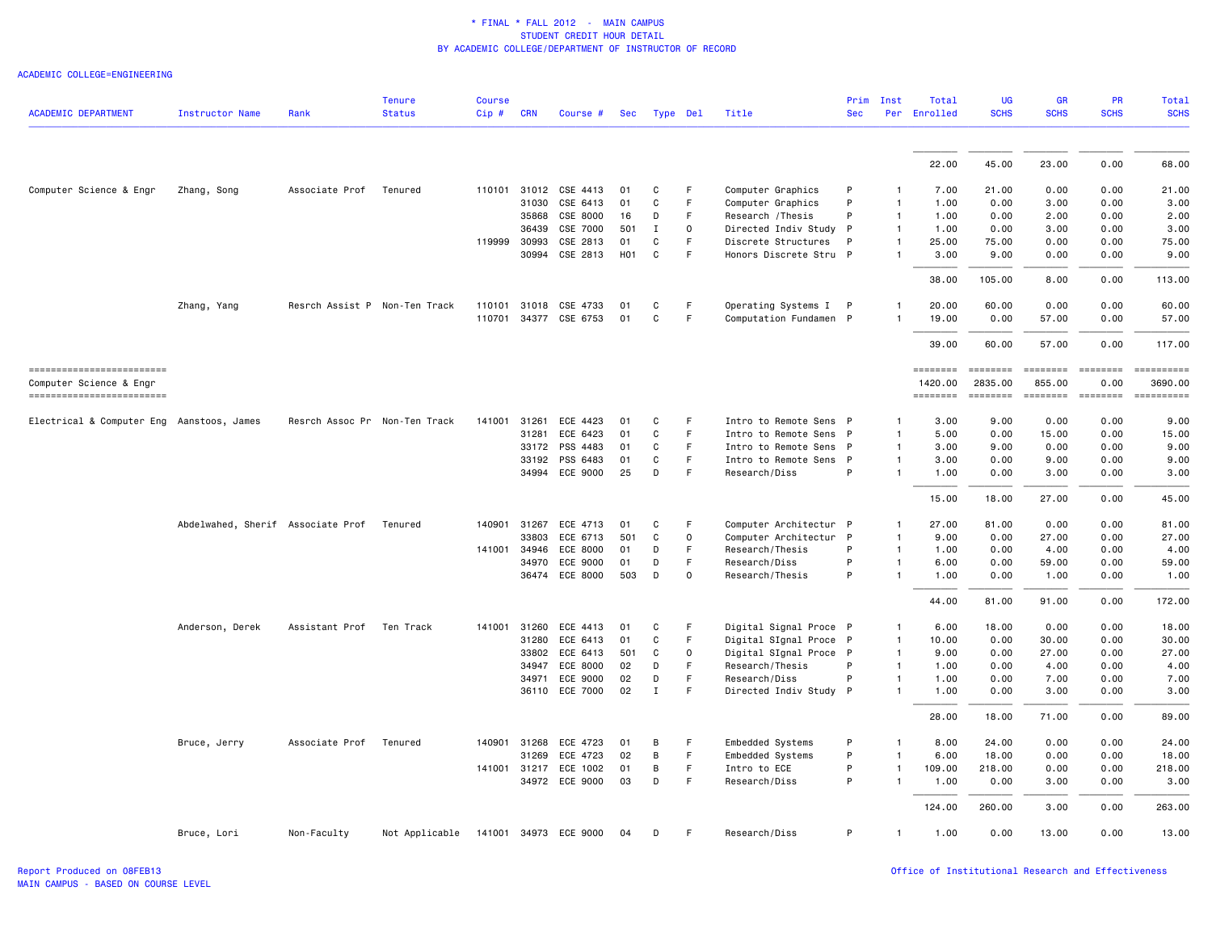* FINAL * FALL 2012 - MAIN CAMPUS
STUDENT CREDIT HOUR DETAIL
BY ACADEMIC COLLEGE/DEPARTMENT OF INSTRUCTOR OF RECORD

ACADEMIC COLLEGE=ENGINEERING

| ACADEMIC DEPARTMENT | Instructor Name | Rank | Tenure Status | Course Cip # | CRN | Course # | Sec | Type | Del | Title | Prim Sec | Inst Per | Total Enrolled | UG SCHS | GR SCHS | PR SCHS | Total SCHS |
|---|---|---|---|---|---|---|---|---|---|---|---|---|---|---|---|---|---|
| | | | | | | | | | | | | | 22.00 | 45.00 | 23.00 | 0.00 | 68.00 |
| Computer Science & Engr | Zhang, Song | Associate Prof | Tenured | 110101 | 31012 | CSE 4413 | 01 | C | F | Computer Graphics | P | 1 | 7.00 | 21.00 | 0.00 | 0.00 | 21.00 |
| | | | | | 31030 | CSE 6413 | 01 | C | F | Computer Graphics | P | 1 | 1.00 | 0.00 | 3.00 | 0.00 | 3.00 |
| | | | | | 35868 | CSE 8000 | 16 | D | F | Research /Thesis | P | 1 | 1.00 | 0.00 | 2.00 | 0.00 | 2.00 |
| | | | | | 36439 | CSE 7000 | 501 | I | O | Directed Indiv Study | P | 1 | 1.00 | 0.00 | 3.00 | 0.00 | 3.00 |
| | | | | 119999 | 30993 | CSE 2813 | 01 | C | F | Discrete Structures | P | 1 | 25.00 | 75.00 | 0.00 | 0.00 | 75.00 |
| | | | | | 30994 | CSE 2813 | H01 | C | F | Honors Discrete Stru | P | 1 | 3.00 | 9.00 | 0.00 | 0.00 | 9.00 |
| | | | | | | | | | | | | | 38.00 | 105.00 | 8.00 | 0.00 | 113.00 |
| | Zhang, Yang | Resrch Assist P | Non-Ten Track | 110101 | 31018 | CSE 4733 | 01 | C | F | Operating Systems I | P | 1 | 20.00 | 60.00 | 0.00 | 0.00 | 60.00 |
| | | | | 110701 | 34377 | CSE 6753 | 01 | C | F | Computation Fundamen | P | 1 | 19.00 | 0.00 | 57.00 | 0.00 | 57.00 |
| | | | | | | | | | | | | | 39.00 | 60.00 | 57.00 | 0.00 | 117.00 |
| Computer Science & Engr | | | | | | | | | | | | | 1420.00 | 2835.00 | 855.00 | 0.00 | 3690.00 |
| Electrical & Computer Eng | Aanstoos, James | Resrch Assoc Pr | Non-Ten Track | 141001 | 31261 | ECE 4423 | 01 | C | F | Intro to Remote Sens | P | 1 | 3.00 | 9.00 | 0.00 | 0.00 | 9.00 |
| | | | | | 31281 | ECE 6423 | 01 | C | F | Intro to Remote Sens | P | 1 | 5.00 | 0.00 | 15.00 | 0.00 | 15.00 |
| | | | | | 33172 | PSS 4483 | 01 | C | F | Intro to Remote Sens | P | 1 | 3.00 | 9.00 | 0.00 | 0.00 | 9.00 |
| | | | | | 33192 | PSS 6483 | 01 | C | F | Intro to Remote Sens | P | 1 | 3.00 | 0.00 | 9.00 | 0.00 | 9.00 |
| | | | | | 34994 | ECE 9000 | 25 | D | F | Research/Diss | P | 1 | 1.00 | 0.00 | 3.00 | 0.00 | 3.00 |
| | | | | | | | | | | | | | 15.00 | 18.00 | 27.00 | 0.00 | 45.00 |
| | Abdelwahed, Sherif | Associate Prof | Tenured | 140901 | 31267 | ECE 4713 | 01 | C | F | Computer Architectur | P | 1 | 27.00 | 81.00 | 0.00 | 0.00 | 81.00 |
| | | | | | 33803 | ECE 6713 | 501 | C | O | Computer Architectur | P | 1 | 9.00 | 0.00 | 27.00 | 0.00 | 27.00 |
| | | | | 141001 | 34946 | ECE 8000 | 01 | D | F | Research/Thesis | P | 1 | 1.00 | 0.00 | 4.00 | 0.00 | 4.00 |
| | | | | | 34970 | ECE 9000 | 01 | D | F | Research/Diss | P | 1 | 6.00 | 0.00 | 59.00 | 0.00 | 59.00 |
| | | | | | 36474 | ECE 8000 | 503 | D | O | Research/Thesis | P | 1 | 1.00 | 0.00 | 1.00 | 0.00 | 1.00 |
| | | | | | | | | | | | | | 44.00 | 81.00 | 91.00 | 0.00 | 172.00 |
| | Anderson, Derek | Assistant Prof | Ten Track | 141001 | 31260 | ECE 4413 | 01 | C | F | Digital Signal Proce | P | 1 | 6.00 | 18.00 | 0.00 | 0.00 | 18.00 |
| | | | | | 31280 | ECE 6413 | 01 | C | F | Digital SIgnal Proce | P | 1 | 10.00 | 0.00 | 30.00 | 0.00 | 30.00 |
| | | | | | 33802 | ECE 6413 | 501 | C | O | Digital SIgnal Proce | P | 1 | 9.00 | 0.00 | 27.00 | 0.00 | 27.00 |
| | | | | | 34947 | ECE 8000 | 02 | D | F | Research/Thesis | P | 1 | 1.00 | 0.00 | 4.00 | 0.00 | 4.00 |
| | | | | | 34971 | ECE 9000 | 02 | D | F | Research/Diss | P | 1 | 1.00 | 0.00 | 7.00 | 0.00 | 7.00 |
| | | | | | 36110 | ECE 7000 | 02 | I | F | Directed Indiv Study | P | 1 | 1.00 | 0.00 | 3.00 | 0.00 | 3.00 |
| | | | | | | | | | | | | | 28.00 | 18.00 | 71.00 | 0.00 | 89.00 |
| | Bruce, Jerry | Associate Prof | Tenured | 140901 | 31268 | ECE 4723 | 01 | B | F | Embedded Systems | P | 1 | 8.00 | 24.00 | 0.00 | 0.00 | 24.00 |
| | | | | | 31269 | ECE 4723 | 02 | B | F | Embedded Systems | P | 1 | 6.00 | 18.00 | 0.00 | 0.00 | 18.00 |
| | | | | 141001 | 31217 | ECE 1002 | 01 | B | F | Intro to ECE | P | 1 | 109.00 | 218.00 | 0.00 | 0.00 | 218.00 |
| | | | | | 34972 | ECE 9000 | 03 | D | F | Research/Diss | P | 1 | 1.00 | 0.00 | 3.00 | 0.00 | 3.00 |
| | | | | | | | | | | | | | 124.00 | 260.00 | 3.00 | 0.00 | 263.00 |
| | Bruce, Lori | Non-Faculty | Not Applicable | 141001 | 34973 | ECE 9000 | 04 | D | F | Research/Diss | P | 1 | 1.00 | 0.00 | 13.00 | 0.00 | 13.00 |

Report Produced on 08FEB13
MAIN CAMPUS - BASED ON COURSE LEVEL

Office of Institutional Research and Effectiveness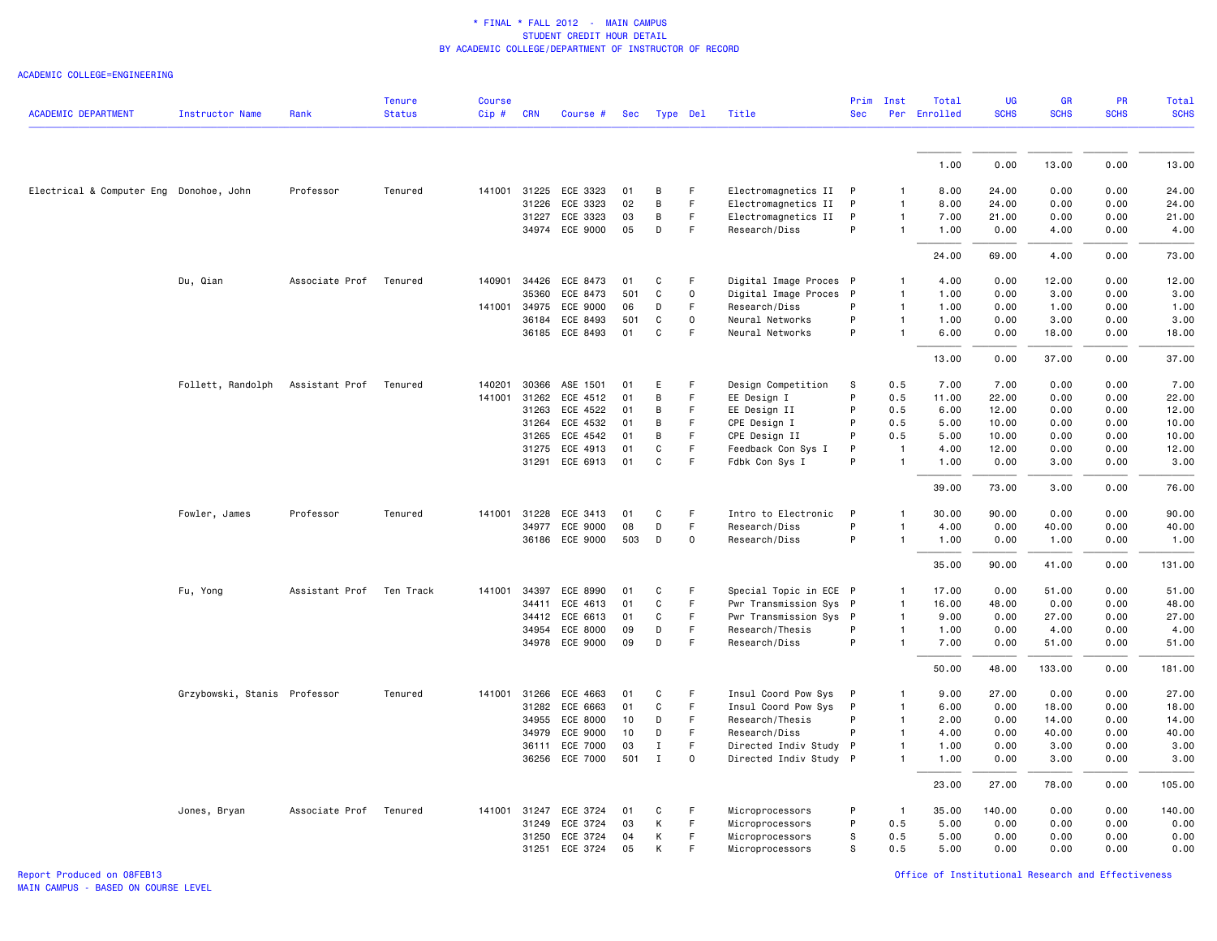\* FINAL \* FALL 2012 - MAIN CAMPUS
STUDENT CREDIT HOUR DETAIL
BY ACADEMIC COLLEGE/DEPARTMENT OF INSTRUCTOR OF RECORD

ACADEMIC COLLEGE=ENGINEERING

| ACADEMIC DEPARTMENT | Instructor Name | Rank | Tenure Status | Course Cip # | CRN | Course # | Sec | Type | Del | Title | Prim Sec | Inst Per | Total Enrolled | UG SCHS | GR SCHS | PR SCHS | Total SCHS |
|---|---|---|---|---|---|---|---|---|---|---|---|---|---|---|---|---|---|
| | | | | | | | | | | | | | 1.00 | 0.00 | 13.00 | 0.00 | 13.00 |
| Electrical & Computer Eng | Donohoe, John | Professor | Tenured | 141001 | 31225 | ECE 3323 | 01 | B | F | Electromagnetics II | P | 1 | 8.00 | 24.00 | 0.00 | 0.00 | 24.00 |
| | | | | | 31226 | ECE 3323 | 02 | B | F | Electromagnetics II | P | 1 | 8.00 | 24.00 | 0.00 | 0.00 | 24.00 |
| | | | | | 31227 | ECE 3323 | 03 | B | F | Electromagnetics II | P | 1 | 7.00 | 21.00 | 0.00 | 0.00 | 21.00 |
| | | | | | 34974 | ECE 9000 | 05 | D | F | Research/Diss | P | 1 | 1.00 | 0.00 | 4.00 | 0.00 | 4.00 |
| | | | | | | | | | | | | | 24.00 | 69.00 | 4.00 | 0.00 | 73.00 |
| | Du, Qian | Associate Prof | Tenured | 140901 | 34426 | ECE 8473 | 01 | C | F | Digital Image Proces | P | 1 | 4.00 | 0.00 | 12.00 | 0.00 | 12.00 |
| | | | | | 35360 | ECE 8473 | 501 | C | O | Digital Image Proces | P | 1 | 1.00 | 0.00 | 3.00 | 0.00 | 3.00 |
| | | | | 141001 | 34975 | ECE 9000 | 06 | D | F | Research/Diss | P | 1 | 1.00 | 0.00 | 1.00 | 0.00 | 1.00 |
| | | | | | 36184 | ECE 8493 | 501 | C | O | Neural Networks | P | 1 | 1.00 | 0.00 | 3.00 | 0.00 | 3.00 |
| | | | | | 36185 | ECE 8493 | 01 | C | F | Neural Networks | P | 1 | 6.00 | 0.00 | 18.00 | 0.00 | 18.00 |
| | | | | | | | | | | | | | 13.00 | 0.00 | 37.00 | 0.00 | 37.00 |
| | Follett, Randolph | Assistant Prof | Tenured | 140201 | 30366 | ASE 1501 | 01 | E | F | Design Competition | S | 0.5 | 7.00 | 7.00 | 0.00 | 0.00 | 7.00 |
| | | | | 141001 | 31262 | ECE 4512 | 01 | B | F | EE Design I | P | 0.5 | 11.00 | 22.00 | 0.00 | 0.00 | 22.00 |
| | | | | | 31263 | ECE 4522 | 01 | B | F | EE Design II | P | 0.5 | 6.00 | 12.00 | 0.00 | 0.00 | 12.00 |
| | | | | | 31264 | ECE 4532 | 01 | B | F | CPE Design I | P | 0.5 | 5.00 | 10.00 | 0.00 | 0.00 | 10.00 |
| | | | | | 31265 | ECE 4542 | 01 | B | F | CPE Design II | P | 0.5 | 5.00 | 10.00 | 0.00 | 0.00 | 10.00 |
| | | | | | 31275 | ECE 4913 | 01 | C | F | Feedback Con Sys I | P | 1 | 4.00 | 12.00 | 0.00 | 0.00 | 12.00 |
| | | | | | 31291 | ECE 6913 | 01 | C | F | Fdbk Con Sys I | P | 1 | 1.00 | 0.00 | 3.00 | 0.00 | 3.00 |
| | | | | | | | | | | | | | 39.00 | 73.00 | 3.00 | 0.00 | 76.00 |
| | Fowler, James | Professor | Tenured | 141001 | 31228 | ECE 3413 | 01 | C | F | Intro to Electronic | P | 1 | 30.00 | 90.00 | 0.00 | 0.00 | 90.00 |
| | | | | | 34977 | ECE 9000 | 08 | D | F | Research/Diss | P | 1 | 4.00 | 0.00 | 40.00 | 0.00 | 40.00 |
| | | | | | 36186 | ECE 9000 | 503 | D | O | Research/Diss | P | 1 | 1.00 | 0.00 | 1.00 | 0.00 | 1.00 |
| | | | | | | | | | | | | | 35.00 | 90.00 | 41.00 | 0.00 | 131.00 |
| | Fu, Yong | Assistant Prof | Ten Track | 141001 | 34397 | ECE 8990 | 01 | C | F | Special Topic in ECE | P | 1 | 17.00 | 0.00 | 51.00 | 0.00 | 51.00 |
| | | | | | 34411 | ECE 4613 | 01 | C | F | Pwr Transmission Sys | P | 1 | 16.00 | 48.00 | 0.00 | 0.00 | 48.00 |
| | | | | | 34412 | ECE 6613 | 01 | C | F | Pwr Transmission Sys | P | 1 | 9.00 | 0.00 | 27.00 | 0.00 | 27.00 |
| | | | | | 34954 | ECE 8000 | 09 | D | F | Research/Thesis | P | 1 | 1.00 | 0.00 | 4.00 | 0.00 | 4.00 |
| | | | | | 34978 | ECE 9000 | 09 | D | F | Research/Diss | P | 1 | 7.00 | 0.00 | 51.00 | 0.00 | 51.00 |
| | | | | | | | | | | | | | 50.00 | 48.00 | 133.00 | 0.00 | 181.00 |
| | Grzybowski, Stanis | Professor | Tenured | 141001 | 31266 | ECE 4663 | 01 | C | F | Insul Coord Pow Sys | P | 1 | 9.00 | 27.00 | 0.00 | 0.00 | 27.00 |
| | | | | | 31282 | ECE 6663 | 01 | C | F | Insul Coord Pow Sys | P | 1 | 6.00 | 0.00 | 18.00 | 0.00 | 18.00 |
| | | | | | 34955 | ECE 8000 | 10 | D | F | Research/Thesis | P | 1 | 2.00 | 0.00 | 14.00 | 0.00 | 14.00 |
| | | | | | 34979 | ECE 9000 | 10 | D | F | Research/Diss | P | 1 | 4.00 | 0.00 | 40.00 | 0.00 | 40.00 |
| | | | | | 36111 | ECE 7000 | 03 | I | F | Directed Indiv Study | P | 1 | 1.00 | 0.00 | 3.00 | 0.00 | 3.00 |
| | | | | | 36256 | ECE 7000 | 501 | I | O | Directed Indiv Study | P | 1 | 1.00 | 0.00 | 3.00 | 0.00 | 3.00 |
| | | | | | | | | | | | | | 23.00 | 27.00 | 78.00 | 0.00 | 105.00 |
| | Jones, Bryan | Associate Prof | Tenured | 141001 | 31247 | ECE 3724 | 01 | C | F | Microprocessors | P | 1 | 35.00 | 140.00 | 0.00 | 0.00 | 140.00 |
| | | | | | 31249 | ECE 3724 | 03 | K | F | Microprocessors | P | 0.5 | 5.00 | 0.00 | 0.00 | 0.00 | 0.00 |
| | | | | | 31250 | ECE 3724 | 04 | K | F | Microprocessors | S | 0.5 | 5.00 | 0.00 | 0.00 | 0.00 | 0.00 |
| | | | | | 31251 | ECE 3724 | 05 | K | F | Microprocessors | S | 0.5 | 5.00 | 0.00 | 0.00 | 0.00 | 0.00 |

Report Produced on 08FEB13
MAIN CAMPUS - BASED ON COURSE LEVEL

Office of Institutional Research and Effectiveness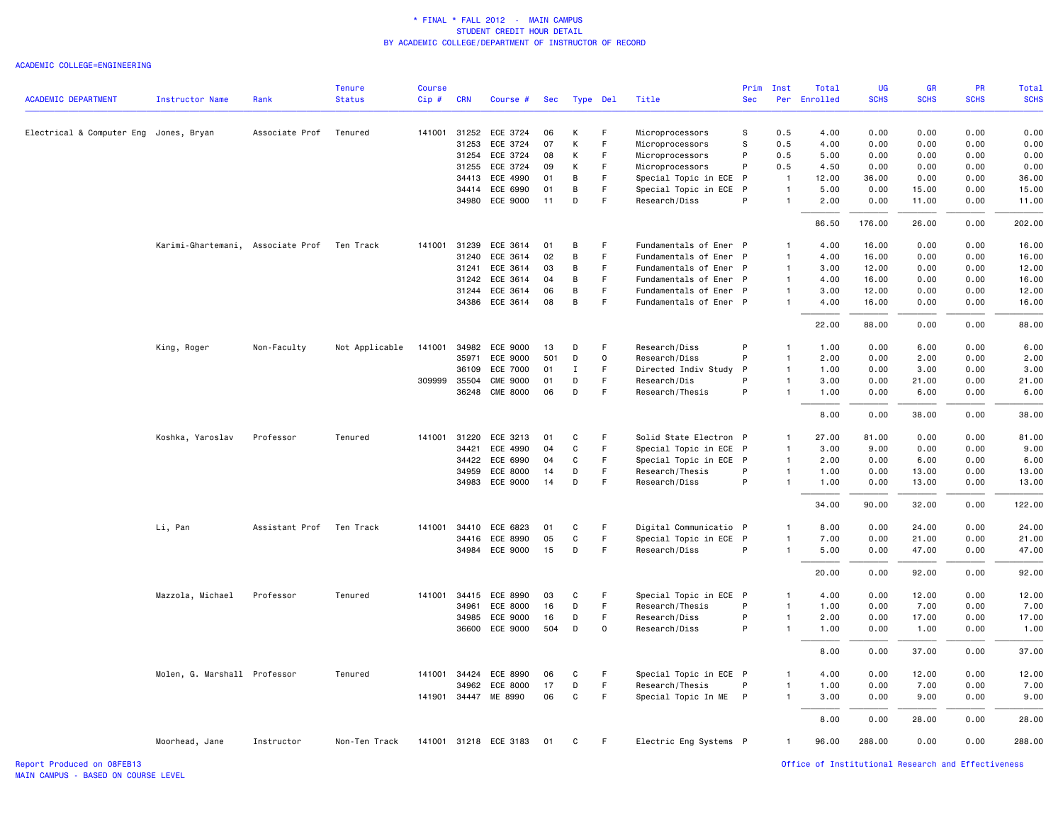\* FINAL \* FALL 2012 - MAIN CAMPUS
STUDENT CREDIT HOUR DETAIL
BY ACADEMIC COLLEGE/DEPARTMENT OF INSTRUCTOR OF RECORD

ACADEMIC COLLEGE=ENGINEERING

| ACADEMIC DEPARTMENT | Instructor Name | Rank | Tenure Status | Course Cip # | CRN | Course # | Sec | Type | Del | Title | Prim Sec | Inst Per | Total Enrolled | UG SCHS | GR SCHS | PR SCHS | Total SCHS |
|---|---|---|---|---|---|---|---|---|---|---|---|---|---|---|---|---|---|
| Electrical & Computer Eng | Jones, Bryan | Associate Prof | Tenured | 141001 | 31252 | ECE 3724 | 06 | K | F | Microprocessors | S | 0.5 | 4.00 | 0.00 | 0.00 | 0.00 | 0.00 |
| | | | | | 31253 | ECE 3724 | 07 | K | F | Microprocessors | S | 0.5 | 4.00 | 0.00 | 0.00 | 0.00 | 0.00 |
| | | | | | 31254 | ECE 3724 | 08 | K | F | Microprocessors | P | 0.5 | 5.00 | 0.00 | 0.00 | 0.00 | 0.00 |
| | | | | | 31255 | ECE 3724 | 09 | K | F | Microprocessors | P | 0.5 | 4.50 | 0.00 | 0.00 | 0.00 | 0.00 |
| | | | | | 34413 | ECE 4990 | 01 | B | F | Special Topic in ECE | P | 1 | 12.00 | 36.00 | 0.00 | 0.00 | 36.00 |
| | | | | | 34414 | ECE 6990 | 01 | B | F | Special Topic in ECE | P | 1 | 5.00 | 0.00 | 15.00 | 0.00 | 15.00 |
| | | | | | 34980 | ECE 9000 | 11 | D | F | Research/Diss | P | 1 | 2.00 | 0.00 | 11.00 | 0.00 | 11.00 |
| | | | | | | | | | | | | | 86.50 | 176.00 | 26.00 | 0.00 | 202.00 |
| | Karimi-Ghartemani, | Associate Prof | Ten Track | 141001 | 31239 | ECE 3614 | 01 | B | F | Fundamentals of Ener | P | 1 | 4.00 | 16.00 | 0.00 | 0.00 | 16.00 |
| | | | | | 31240 | ECE 3614 | 02 | B | F | Fundamentals of Ener | P | 1 | 4.00 | 16.00 | 0.00 | 0.00 | 16.00 |
| | | | | | 31241 | ECE 3614 | 03 | B | F | Fundamentals of Ener | P | 1 | 3.00 | 12.00 | 0.00 | 0.00 | 12.00 |
| | | | | | 31242 | ECE 3614 | 04 | B | F | Fundamentals of Ener | P | 1 | 4.00 | 16.00 | 0.00 | 0.00 | 16.00 |
| | | | | | 31244 | ECE 3614 | 06 | B | F | Fundamentals of Ener | P | 1 | 3.00 | 12.00 | 0.00 | 0.00 | 12.00 |
| | | | | | 34386 | ECE 3614 | 08 | B | F | Fundamentals of Ener | P | 1 | 4.00 | 16.00 | 0.00 | 0.00 | 16.00 |
| | | | | | | | | | | | | | 22.00 | 88.00 | 0.00 | 0.00 | 88.00 |
| | King, Roger | Non-Faculty | Not Applicable | 141001 | 34982 | ECE 9000 | 13 | D | F | Research/Diss | P | 1 | 1.00 | 0.00 | 6.00 | 0.00 | 6.00 |
| | | | | | 35971 | ECE 9000 | 501 | D | O | Research/Diss | P | 1 | 2.00 | 0.00 | 2.00 | 0.00 | 2.00 |
| | | | | | 36109 | ECE 7000 | 01 | I | F | Directed Indiv Study | P | 1 | 1.00 | 0.00 | 3.00 | 0.00 | 3.00 |
| | | | | 309999 | 35504 | CME 9000 | 01 | D | F | Research/Dis | P | 1 | 3.00 | 0.00 | 21.00 | 0.00 | 21.00 |
| | | | | | 36248 | CME 8000 | 06 | D | F | Research/Thesis | P | 1 | 1.00 | 0.00 | 6.00 | 0.00 | 6.00 |
| | | | | | | | | | | | | | 8.00 | 0.00 | 38.00 | 0.00 | 38.00 |
| | Koshka, Yaroslav | Professor | Tenured | 141001 | 31220 | ECE 3213 | 01 | C | F | Solid State Electron | P | 1 | 27.00 | 81.00 | 0.00 | 0.00 | 81.00 |
| | | | | | 34421 | ECE 4990 | 04 | C | F | Special Topic in ECE | P | 1 | 3.00 | 9.00 | 0.00 | 0.00 | 9.00 |
| | | | | | 34422 | ECE 6990 | 04 | C | F | Special Topic in ECE | P | 1 | 2.00 | 0.00 | 6.00 | 0.00 | 6.00 |
| | | | | | 34959 | ECE 8000 | 14 | D | F | Research/Thesis | P | 1 | 1.00 | 0.00 | 13.00 | 0.00 | 13.00 |
| | | | | | 34983 | ECE 9000 | 14 | D | F | Research/Diss | P | 1 | 1.00 | 0.00 | 13.00 | 0.00 | 13.00 |
| | | | | | | | | | | | | | 34.00 | 90.00 | 32.00 | 0.00 | 122.00 |
| | Li, Pan | Assistant Prof | Ten Track | 141001 | 34410 | ECE 6823 | 01 | C | F | Digital Communicatio | P | 1 | 8.00 | 0.00 | 24.00 | 0.00 | 24.00 |
| | | | | | 34416 | ECE 8990 | 05 | C | F | Special Topic in ECE | P | 1 | 7.00 | 0.00 | 21.00 | 0.00 | 21.00 |
| | | | | | 34984 | ECE 9000 | 15 | D | F | Research/Diss | P | 1 | 5.00 | 0.00 | 47.00 | 0.00 | 47.00 |
| | | | | | | | | | | | | | 20.00 | 0.00 | 92.00 | 0.00 | 92.00 |
| | Mazzola, Michael | Professor | Tenured | 141001 | 34415 | ECE 8990 | 03 | C | F | Special Topic in ECE | P | 1 | 4.00 | 0.00 | 12.00 | 0.00 | 12.00 |
| | | | | | 34961 | ECE 8000 | 16 | D | F | Research/Thesis | P | 1 | 1.00 | 0.00 | 7.00 | 0.00 | 7.00 |
| | | | | | 34985 | ECE 9000 | 16 | D | F | Research/Diss | P | 1 | 2.00 | 0.00 | 17.00 | 0.00 | 17.00 |
| | | | | | 36600 | ECE 9000 | 504 | D | O | Research/Diss | P | 1 | 1.00 | 0.00 | 1.00 | 0.00 | 1.00 |
| | | | | | | | | | | | | | 8.00 | 0.00 | 37.00 | 0.00 | 37.00 |
| | Molen, G. Marshall | Professor | Tenured | 141001 | 34424 | ECE 8990 | 06 | C | F | Special Topic in ECE | P | 1 | 4.00 | 0.00 | 12.00 | 0.00 | 12.00 |
| | | | | | 34962 | ECE 8000 | 17 | D | F | Research/Thesis | P | 1 | 1.00 | 0.00 | 7.00 | 0.00 | 7.00 |
| | | | | 141901 | 34447 | ME 8990 | 06 | C | F | Special Topic In ME | P | 1 | 3.00 | 0.00 | 9.00 | 0.00 | 9.00 |
| | | | | | | | | | | | | | 8.00 | 0.00 | 28.00 | 0.00 | 28.00 |
| | Moorhead, Jane | Instructor | Non-Ten Track | 141001 | 31218 | ECE 3183 | 01 | C | F | Electric Eng Systems | P | 1 | 96.00 | 288.00 | 0.00 | 0.00 | 288.00 |

Report Produced on 08FEB13
MAIN CAMPUS - BASED ON COURSE LEVEL

Office of Institutional Research and Effectiveness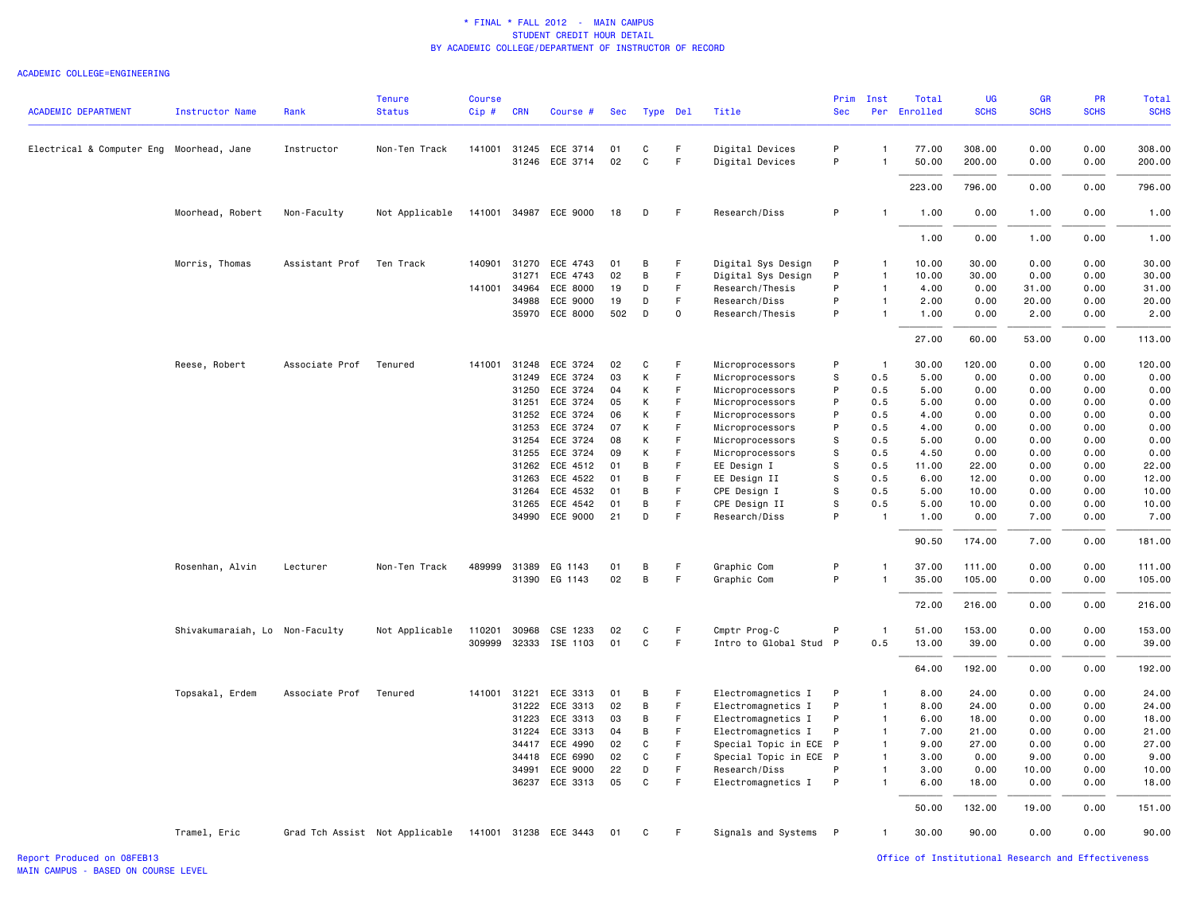\* FINAL \* FALL 2012 - MAIN CAMPUS
STUDENT CREDIT HOUR DETAIL
BY ACADEMIC COLLEGE/DEPARTMENT OF INSTRUCTOR OF RECORD

ACADEMIC COLLEGE=ENGINEERING

| ACADEMIC DEPARTMENT | Instructor Name | Rank | Tenure Status | Course Cip # | CRN | Course # | Sec | Type | Del | Title | Prim Sec | Inst Per | Total Enrolled | UG SCHS | GR SCHS | PR SCHS | Total SCHS |
|---|---|---|---|---|---|---|---|---|---|---|---|---|---|---|---|---|---|
| Electrical & Computer Eng | Moorhead, Jane | Instructor | Non-Ten Track | 141001 | 31245 | ECE 3714 | 01 | C | F | Digital Devices | P | 1 | 77.00 | 308.00 | 0.00 | 0.00 | 308.00 |
| | | | | | 31246 | ECE 3714 | 02 | C | F | Digital Devices | P | 1 | 50.00 | 200.00 | 0.00 | 0.00 | 200.00 |
| | | | | | | | | | | | | | 223.00 | 796.00 | 0.00 | 0.00 | 796.00 |
| | Moorhead, Robert | Non-Faculty | Not Applicable | 141001 | 34987 | ECE 9000 | 18 | D | F | Research/Diss | P | 1 | 1.00 | 0.00 | 1.00 | 0.00 | 1.00 |
| | | | | | | | | | | | | | 1.00 | 0.00 | 1.00 | 0.00 | 1.00 |
| | Morris, Thomas | Assistant Prof | Ten Track | 140901 | 31270 | ECE 4743 | 01 | B | F | Digital Sys Design | P | 1 | 10.00 | 30.00 | 0.00 | 0.00 | 30.00 |
| | | | | | 31271 | ECE 4743 | 02 | B | F | Digital Sys Design | P | 1 | 10.00 | 30.00 | 0.00 | 0.00 | 30.00 |
| | | | | 141001 | 34964 | ECE 8000 | 19 | D | F | Research/Thesis | P | 1 | 4.00 | 0.00 | 31.00 | 0.00 | 31.00 |
| | | | | | 34988 | ECE 9000 | 19 | D | F | Research/Diss | P | 1 | 2.00 | 0.00 | 20.00 | 0.00 | 20.00 |
| | | | | | 35970 | ECE 8000 | 502 | D | O | Research/Thesis | P | 1 | 1.00 | 0.00 | 2.00 | 0.00 | 2.00 |
| | | | | | | | | | | | | | 27.00 | 60.00 | 53.00 | 0.00 | 113.00 |
| | Reese, Robert | Associate Prof | Tenured | 141001 | 31248 | ECE 3724 | 02 | C | F | Microprocessors | P | 1 | 30.00 | 120.00 | 0.00 | 0.00 | 120.00 |
| | | | | | 31249 | ECE 3724 | 03 | K | F | Microprocessors | S | 0.5 | 5.00 | 0.00 | 0.00 | 0.00 | 0.00 |
| | | | | | 31250 | ECE 3724 | 04 | K | F | Microprocessors | P | 0.5 | 5.00 | 0.00 | 0.00 | 0.00 | 0.00 |
| | | | | | 31251 | ECE 3724 | 05 | K | F | Microprocessors | P | 0.5 | 5.00 | 0.00 | 0.00 | 0.00 | 0.00 |
| | | | | | 31252 | ECE 3724 | 06 | K | F | Microprocessors | P | 0.5 | 4.00 | 0.00 | 0.00 | 0.00 | 0.00 |
| | | | | | 31253 | ECE 3724 | 07 | K | F | Microprocessors | P | 0.5 | 4.00 | 0.00 | 0.00 | 0.00 | 0.00 |
| | | | | | 31254 | ECE 3724 | 08 | K | F | Microprocessors | S | 0.5 | 5.00 | 0.00 | 0.00 | 0.00 | 0.00 |
| | | | | | 31255 | ECE 3724 | 09 | K | F | Microprocessors | S | 0.5 | 4.50 | 0.00 | 0.00 | 0.00 | 0.00 |
| | | | | | 31262 | ECE 4512 | 01 | B | F | EE Design I | S | 0.5 | 11.00 | 22.00 | 0.00 | 0.00 | 22.00 |
| | | | | | 31263 | ECE 4522 | 01 | B | F | EE Design II | S | 0.5 | 6.00 | 12.00 | 0.00 | 0.00 | 12.00 |
| | | | | | 31264 | ECE 4532 | 01 | B | F | CPE Design I | S | 0.5 | 5.00 | 10.00 | 0.00 | 0.00 | 10.00 |
| | | | | | 31265 | ECE 4542 | 01 | B | F | CPE Design II | S | 0.5 | 5.00 | 10.00 | 0.00 | 0.00 | 10.00 |
| | | | | | 34990 | ECE 9000 | 21 | D | F | Research/Diss | P | 1 | 1.00 | 0.00 | 7.00 | 0.00 | 7.00 |
| | | | | | | | | | | | | | 90.50 | 174.00 | 7.00 | 0.00 | 181.00 |
| | Rosenhan, Alvin | Lecturer | Non-Ten Track | 489999 | 31389 | EG 1143 | 01 | B | F | Graphic Com | P | 1 | 37.00 | 111.00 | 0.00 | 0.00 | 111.00 |
| | | | | | 31390 | EG 1143 | 02 | B | F | Graphic Com | P | 1 | 35.00 | 105.00 | 0.00 | 0.00 | 105.00 |
| | | | | | | | | | | | | | 72.00 | 216.00 | 0.00 | 0.00 | 216.00 |
| | Shivakumaraiah, Lo | Non-Faculty | Not Applicable | 110201 | 30968 | CSE 1233 | 02 | C | F | Cmptr Prog-C | P | 1 | 51.00 | 153.00 | 0.00 | 0.00 | 153.00 |
| | | | | 309999 | 32333 | ISE 1103 | 01 | C | F | Intro to Global Stud | P | 0.5 | 13.00 | 39.00 | 0.00 | 0.00 | 39.00 |
| | | | | | | | | | | | | | 64.00 | 192.00 | 0.00 | 0.00 | 192.00 |
| | Topsakal, Erdem | Associate Prof | Tenured | 141001 | 31221 | ECE 3313 | 01 | B | F | Electromagnetics I | P | 1 | 8.00 | 24.00 | 0.00 | 0.00 | 24.00 |
| | | | | | 31222 | ECE 3313 | 02 | B | F | Electromagnetics I | P | 1 | 8.00 | 24.00 | 0.00 | 0.00 | 24.00 |
| | | | | | 31223 | ECE 3313 | 03 | B | F | Electromagnetics I | P | 1 | 6.00 | 18.00 | 0.00 | 0.00 | 18.00 |
| | | | | | 31224 | ECE 3313 | 04 | B | F | Electromagnetics I | P | 1 | 7.00 | 21.00 | 0.00 | 0.00 | 21.00 |
| | | | | | 34417 | ECE 4990 | 02 | C | F | Special Topic in ECE | P | 1 | 9.00 | 27.00 | 0.00 | 0.00 | 27.00 |
| | | | | | 34418 | ECE 6990 | 02 | C | F | Special Topic in ECE | P | 1 | 3.00 | 0.00 | 9.00 | 0.00 | 9.00 |
| | | | | | 34991 | ECE 9000 | 22 | D | F | Research/Diss | P | 1 | 3.00 | 0.00 | 10.00 | 0.00 | 10.00 |
| | | | | | 36237 | ECE 3313 | 05 | C | F | Electromagnetics I | P | 1 | 6.00 | 18.00 | 0.00 | 0.00 | 18.00 |
| | | | | | | | | | | | | | 50.00 | 132.00 | 19.00 | 0.00 | 151.00 |
| | Tramel, Eric | Grad Tch Assist | Not Applicable | 141001 | 31238 | ECE 3443 | 01 | C | F | Signals and Systems | P | 1 | 30.00 | 90.00 | 0.00 | 0.00 | 90.00 |

Report Produced on 08FEB13
MAIN CAMPUS - BASED ON COURSE LEVEL

Office of Institutional Research and Effectiveness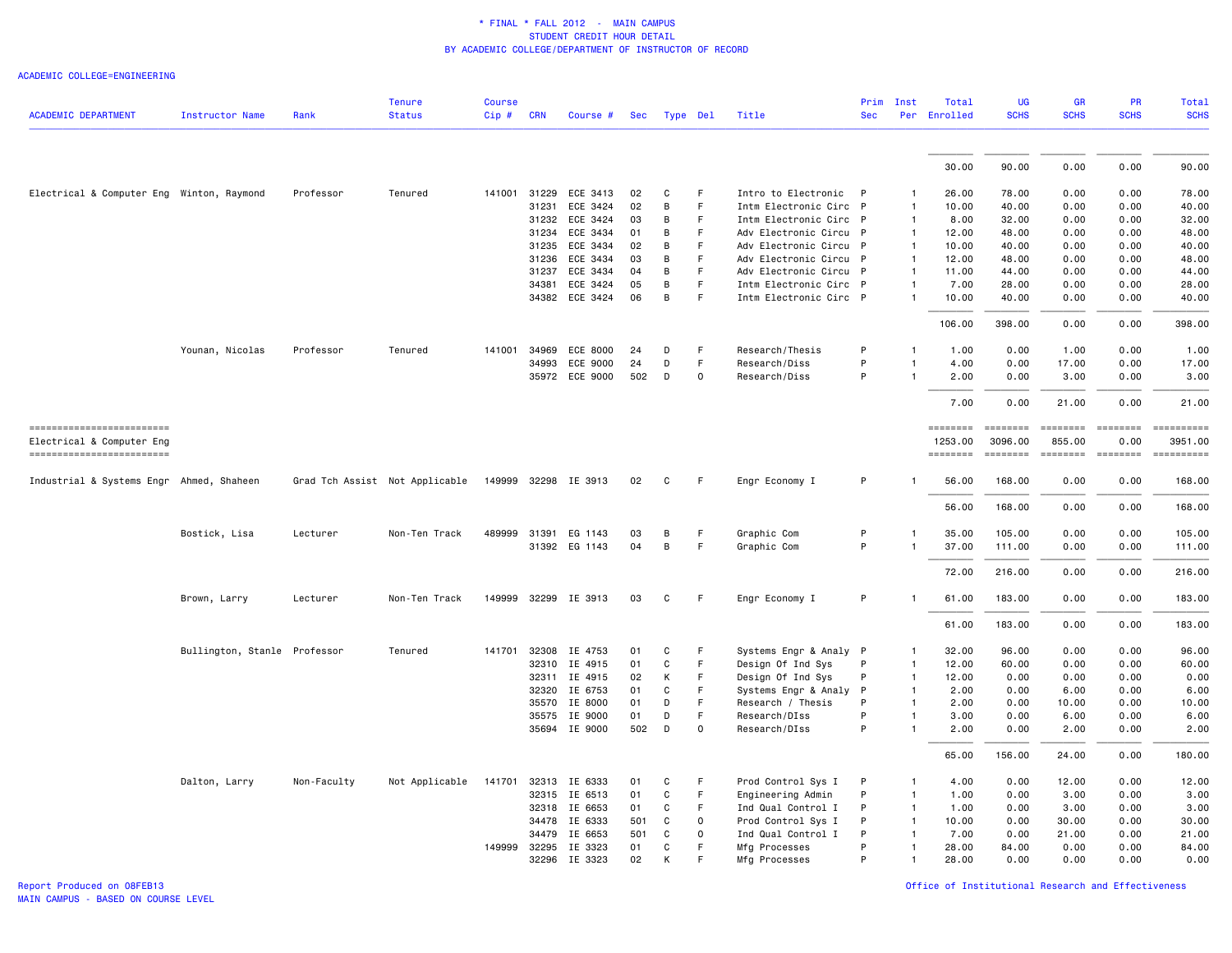# * FINAL * FALL 2012 - MAIN CAMPUS
## STUDENT CREDIT HOUR DETAIL
### BY ACADEMIC COLLEGE/DEPARTMENT OF INSTRUCTOR OF RECORD

ACADEMIC COLLEGE=ENGINEERING

| ACADEMIC DEPARTMENT | Instructor Name | Rank | Tenure Status | Course Cip # | CRN | Course # | Sec | Type | Del | Title | Prim Sec | Inst Per | Total Enrolled | UG SCHS | GR SCHS | PR SCHS | Total SCHS |
|---|---|---|---|---|---|---|---|---|---|---|---|---|---|---|---|---|---|
| | | | | | | | | | | | | | 30.00 | 90.00 | 0.00 | 0.00 | 90.00 |
| Electrical & Computer Eng | Winton, Raymond | Professor | Tenured | 141001 | 31229 | ECE 3413 | 02 | C | F | Intro to Electronic | P | 1 | 26.00 | 78.00 | 0.00 | 0.00 | 78.00 |
| | | | | | 31231 | ECE 3424 | 02 | B | F | Intm Electronic Circ | P | 1 | 10.00 | 40.00 | 0.00 | 0.00 | 40.00 |
| | | | | | 31232 | ECE 3424 | 03 | B | F | Intm Electronic Circ | P | 1 | 8.00 | 32.00 | 0.00 | 0.00 | 32.00 |
| | | | | | 31234 | ECE 3434 | 01 | B | F | Adv Electronic Circu | P | 1 | 12.00 | 48.00 | 0.00 | 0.00 | 48.00 |
| | | | | | 31235 | ECE 3434 | 02 | B | F | Adv Electronic Circu | P | 1 | 10.00 | 40.00 | 0.00 | 0.00 | 40.00 |
| | | | | | 31236 | ECE 3434 | 03 | B | F | Adv Electronic Circu | P | 1 | 12.00 | 48.00 | 0.00 | 0.00 | 48.00 |
| | | | | | 31237 | ECE 3434 | 04 | B | F | Adv Electronic Circu | P | 1 | 11.00 | 44.00 | 0.00 | 0.00 | 44.00 |
| | | | | | 34381 | ECE 3424 | 05 | B | F | Intm Electronic Circ | P | 1 | 7.00 | 28.00 | 0.00 | 0.00 | 28.00 |
| | | | | | 34382 | ECE 3424 | 06 | B | F | Intm Electronic Circ | P | 1 | 10.00 | 40.00 | 0.00 | 0.00 | 40.00 |
| | | | | | | | | | | | | | 106.00 | 398.00 | 0.00 | 0.00 | 398.00 |
| | Younan, Nicolas | Professor | Tenured | 141001 | 34969 | ECE 8000 | 24 | D | F | Research/Thesis | P | 1 | 1.00 | 0.00 | 1.00 | 0.00 | 1.00 |
| | | | | | 34993 | ECE 9000 | 24 | D | F | Research/Diss | P | 1 | 4.00 | 0.00 | 17.00 | 0.00 | 17.00 |
| | | | | | 35972 | ECE 9000 | 502 | D | O | Research/Diss | P | 1 | 2.00 | 0.00 | 3.00 | 0.00 | 3.00 |
| | | | | | | | | | | | | | 7.00 | 0.00 | 21.00 | 0.00 | 21.00 |
| Electrical & Computer Eng | | | | | | | | | | | | | 1253.00 | 3096.00 | 855.00 | 0.00 | 3951.00 |
| Industrial & Systems Engr | Ahmed, Shaheen | Grad Tch Assist | Not Applicable | 149999 | 32298 | IE 3913 | 02 | C | F | Engr Economy I | P | 1 | 56.00 | 168.00 | 0.00 | 0.00 | 168.00 |
| | | | | | | | | | | | | | 56.00 | 168.00 | 0.00 | 0.00 | 168.00 |
| | Bostick, Lisa | Lecturer | Non-Ten Track | 489999 | 31391 | EG 1143 | 03 | B | F | Graphic Com | P | 1 | 35.00 | 105.00 | 0.00 | 0.00 | 105.00 |
| | | | | | 31392 | EG 1143 | 04 | B | F | Graphic Com | P | 1 | 37.00 | 111.00 | 0.00 | 0.00 | 111.00 |
| | | | | | | | | | | | | | 72.00 | 216.00 | 0.00 | 0.00 | 216.00 |
| | Brown, Larry | Lecturer | Non-Ten Track | 149999 | 32299 | IE 3913 | 03 | C | F | Engr Economy I | P | 1 | 61.00 | 183.00 | 0.00 | 0.00 | 183.00 |
| | | | | | | | | | | | | | 61.00 | 183.00 | 0.00 | 0.00 | 183.00 |
| | Bullington, Stanle | Professor | Tenured | 141701 | 32308 | IE 4753 | 01 | C | F | Systems Engr & Analy | P | 1 | 32.00 | 96.00 | 0.00 | 0.00 | 96.00 |
| | | | | | 32310 | IE 4915 | 01 | C | F | Design Of Ind Sys | P | 1 | 12.00 | 60.00 | 0.00 | 0.00 | 60.00 |
| | | | | | 32311 | IE 4915 | 02 | K | F | Design Of Ind Sys | P | 1 | 12.00 | 0.00 | 0.00 | 0.00 | 0.00 |
| | | | | | 32320 | IE 6753 | 01 | C | F | Systems Engr & Analy | P | 1 | 2.00 | 0.00 | 6.00 | 0.00 | 6.00 |
| | | | | | 35570 | IE 8000 | 01 | D | F | Research / Thesis | P | 1 | 2.00 | 0.00 | 10.00 | 0.00 | 10.00 |
| | | | | | 35575 | IE 9000 | 01 | D | F | Research/DIss | P | 1 | 3.00 | 0.00 | 6.00 | 0.00 | 6.00 |
| | | | | | 35694 | IE 9000 | 502 | D | O | Research/DIss | P | 1 | 2.00 | 0.00 | 2.00 | 0.00 | 2.00 |
| | | | | | | | | | | | | | 65.00 | 156.00 | 24.00 | 0.00 | 180.00 |
| | Dalton, Larry | Non-Faculty | Not Applicable | 141701 | 32313 | IE 6333 | 01 | C | F | Prod Control Sys I | P | 1 | 4.00 | 0.00 | 12.00 | 0.00 | 12.00 |
| | | | | | 32315 | IE 6513 | 01 | C | F | Engineering Admin | P | 1 | 1.00 | 0.00 | 3.00 | 0.00 | 3.00 |
| | | | | | 32318 | IE 6653 | 01 | C | F | Ind Qual Control I | P | 1 | 1.00 | 0.00 | 3.00 | 0.00 | 3.00 |
| | | | | | 34478 | IE 6333 | 501 | C | O | Prod Control Sys I | P | 1 | 10.00 | 0.00 | 30.00 | 0.00 | 30.00 |
| | | | | | 34479 | IE 6653 | 501 | C | O | Ind Qual Control I | P | 1 | 7.00 | 0.00 | 21.00 | 0.00 | 21.00 |
| | | | | 149999 | 32295 | IE 3323 | 01 | C | F | Mfg Processes | P | 1 | 28.00 | 84.00 | 0.00 | 0.00 | 84.00 |
| | | | | | 32296 | IE 3323 | 02 | K | F | Mfg Processes | P | 1 | 28.00 | 0.00 | 0.00 | 0.00 | 0.00 |

Report Produced on 08FEB13
MAIN CAMPUS - BASED ON COURSE LEVEL

Office of Institutional Research and Effectiveness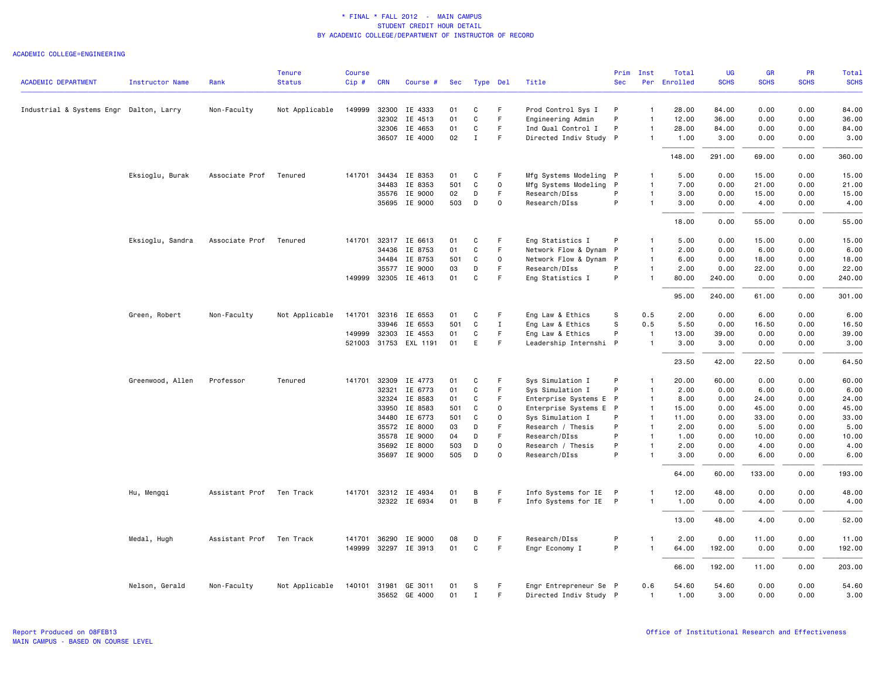\* FINAL \* FALL 2012 - MAIN CAMPUS
STUDENT CREDIT HOUR DETAIL
BY ACADEMIC COLLEGE/DEPARTMENT OF INSTRUCTOR OF RECORD

ACADEMIC COLLEGE=ENGINEERING

| ACADEMIC DEPARTMENT | Instructor Name | Rank | Tenure Status | Course Cip # | CRN | Course # | Sec | Type | Del | Title | Prim Sec | Inst Per | Total Enrolled | UG SCHS | GR SCHS | PR SCHS | Total SCHS |
|---|---|---|---|---|---|---|---|---|---|---|---|---|---|---|---|---|---|
| Industrial & Systems Engr | Dalton, Larry | Non-Faculty | Not Applicable | 149999 | 32300 | IE 4333 | 01 | C | F | Prod Control Sys I | P | 1 | 28.00 | 84.00 | 0.00 | 0.00 | 84.00 |
| | | | | | 32302 | IE 4513 | 01 | C | F | Engineering Admin | P | 1 | 12.00 | 36.00 | 0.00 | 0.00 | 36.00 |
| | | | | | 32306 | IE 4653 | 01 | C | F | Ind Qual Control I | P | 1 | 28.00 | 84.00 | 0.00 | 0.00 | 84.00 |
| | | | | | 36507 | IE 4000 | 02 | I | F | Directed Indiv Study | P | 1 | 1.00 | 3.00 | 0.00 | 0.00 | 3.00 |
| | | | | | | | | | | | | | 148.00 | 291.00 | 69.00 | 0.00 | 360.00 |
| | Eksioglu, Burak | Associate Prof | Tenured | 141701 | 34434 | IE 8353 | 01 | C | F | Mfg Systems Modeling | P | 1 | 5.00 | 0.00 | 15.00 | 0.00 | 15.00 |
| | | | | | 34483 | IE 8353 | 501 | C | O | Mfg Systems Modeling | P | 1 | 7.00 | 0.00 | 21.00 | 0.00 | 21.00 |
| | | | | | 35576 | IE 9000 | 02 | D | F | Research/DIss | P | 1 | 3.00 | 0.00 | 15.00 | 0.00 | 15.00 |
| | | | | | 35695 | IE 9000 | 503 | D | O | Research/DIss | P | 1 | 3.00 | 0.00 | 4.00 | 0.00 | 4.00 |
| | | | | | | | | | | | | | 18.00 | 0.00 | 55.00 | 0.00 | 55.00 |
| | Eksioglu, Sandra | Associate Prof | Tenured | 141701 | 32317 | IE 6613 | 01 | C | F | Eng Statistics I | P | 1 | 5.00 | 0.00 | 15.00 | 0.00 | 15.00 |
| | | | | | 34436 | IE 8753 | 01 | C | F | Network Flow & Dynam | P | 1 | 2.00 | 0.00 | 6.00 | 0.00 | 6.00 |
| | | | | | 34484 | IE 8753 | 501 | C | O | Network Flow & Dynam | P | 1 | 6.00 | 0.00 | 18.00 | 0.00 | 18.00 |
| | | | | | 35577 | IE 9000 | 03 | D | F | Research/DIss | P | 1 | 2.00 | 0.00 | 22.00 | 0.00 | 22.00 |
| | | | | 149999 | 32305 | IE 4613 | 01 | C | F | Eng Statistics I | P | 1 | 80.00 | 240.00 | 0.00 | 0.00 | 240.00 |
| | | | | | | | | | | | | | 95.00 | 240.00 | 61.00 | 0.00 | 301.00 |
| | Green, Robert | Non-Faculty | Not Applicable | 141701 | 32316 | IE 6553 | 01 | C | F | Eng Law & Ethics | S | 0.5 | 2.00 | 0.00 | 6.00 | 0.00 | 6.00 |
| | | | | | 33946 | IE 6553 | 501 | C | I | Eng Law & Ethics | S | 0.5 | 5.50 | 0.00 | 16.50 | 0.00 | 16.50 |
| | | | | 149999 | 32303 | IE 4553 | 01 | C | F | Eng Law & Ethics | P | 1 | 13.00 | 39.00 | 0.00 | 0.00 | 39.00 |
| | | | | 521003 | 31753 | EXL 1191 | 01 | E | F | Leadership Internshi | P | 1 | 3.00 | 3.00 | 0.00 | 0.00 | 3.00 |
| | | | | | | | | | | | | | 23.50 | 42.00 | 22.50 | 0.00 | 64.50 |
| | Greenwood, Allen | Professor | Tenured | 141701 | 32309 | IE 4773 | 01 | C | F | Sys Simulation I | P | 1 | 20.00 | 60.00 | 0.00 | 0.00 | 60.00 |
| | | | | | 32321 | IE 6773 | 01 | C | F | Sys Simulation I | P | 1 | 2.00 | 0.00 | 6.00 | 0.00 | 6.00 |
| | | | | | 32324 | IE 8583 | 01 | C | F | Enterprise Systems E | P | 1 | 8.00 | 0.00 | 24.00 | 0.00 | 24.00 |
| | | | | | 33950 | IE 8583 | 501 | C | O | Enterprise Systems E | P | 1 | 15.00 | 0.00 | 45.00 | 0.00 | 45.00 |
| | | | | | 34480 | IE 6773 | 501 | C | O | Sys Simulation I | P | 1 | 11.00 | 0.00 | 33.00 | 0.00 | 33.00 |
| | | | | | 35572 | IE 8000 | 03 | D | F | Research / Thesis | P | 1 | 2.00 | 0.00 | 5.00 | 0.00 | 5.00 |
| | | | | | 35578 | IE 9000 | 04 | D | F | Research/DIss | P | 1 | 1.00 | 0.00 | 10.00 | 0.00 | 10.00 |
| | | | | | 35692 | IE 8000 | 503 | D | O | Research / Thesis | P | 1 | 2.00 | 0.00 | 4.00 | 0.00 | 4.00 |
| | | | | | 35697 | IE 9000 | 505 | D | O | Research/DIss | P | 1 | 3.00 | 0.00 | 6.00 | 0.00 | 6.00 |
| | | | | | | | | | | | | | 64.00 | 60.00 | 133.00 | 0.00 | 193.00 |
| | Hu, Mengqi | Assistant Prof | Ten Track | 141701 | 32312 | IE 4934 | 01 | B | F | Info Systems for IE | P | 1 | 12.00 | 48.00 | 0.00 | 0.00 | 48.00 |
| | | | | | 32322 | IE 6934 | 01 | B | F | Info Systems for IE | P | 1 | 1.00 | 0.00 | 4.00 | 0.00 | 4.00 |
| | | | | | | | | | | | | | 13.00 | 48.00 | 4.00 | 0.00 | 52.00 |
| | Medal, Hugh | Assistant Prof | Ten Track | 141701 | 36290 | IE 9000 | 08 | D | F | Research/DIss | P | 1 | 2.00 | 0.00 | 11.00 | 0.00 | 11.00 |
| | | | | 149999 | 32297 | IE 3913 | 01 | C | F | Engr Economy I | P | 1 | 64.00 | 192.00 | 0.00 | 0.00 | 192.00 |
| | | | | | | | | | | | | | 66.00 | 192.00 | 11.00 | 0.00 | 203.00 |
| | Nelson, Gerald | Non-Faculty | Not Applicable | 140101 | 31981 | GE 3011 | 01 | S | F | Engr Entrepreneur Se | P | 0.6 | 54.60 | 54.60 | 0.00 | 0.00 | 54.60 |
| | | | | | 35652 | GE 4000 | 01 | I | F | Directed Indiv Study | P | 1 | 1.00 | 3.00 | 0.00 | 0.00 | 3.00 |

Report Produced on 08FEB13
MAIN CAMPUS - BASED ON COURSE LEVEL

Office of Institutional Research and Effectiveness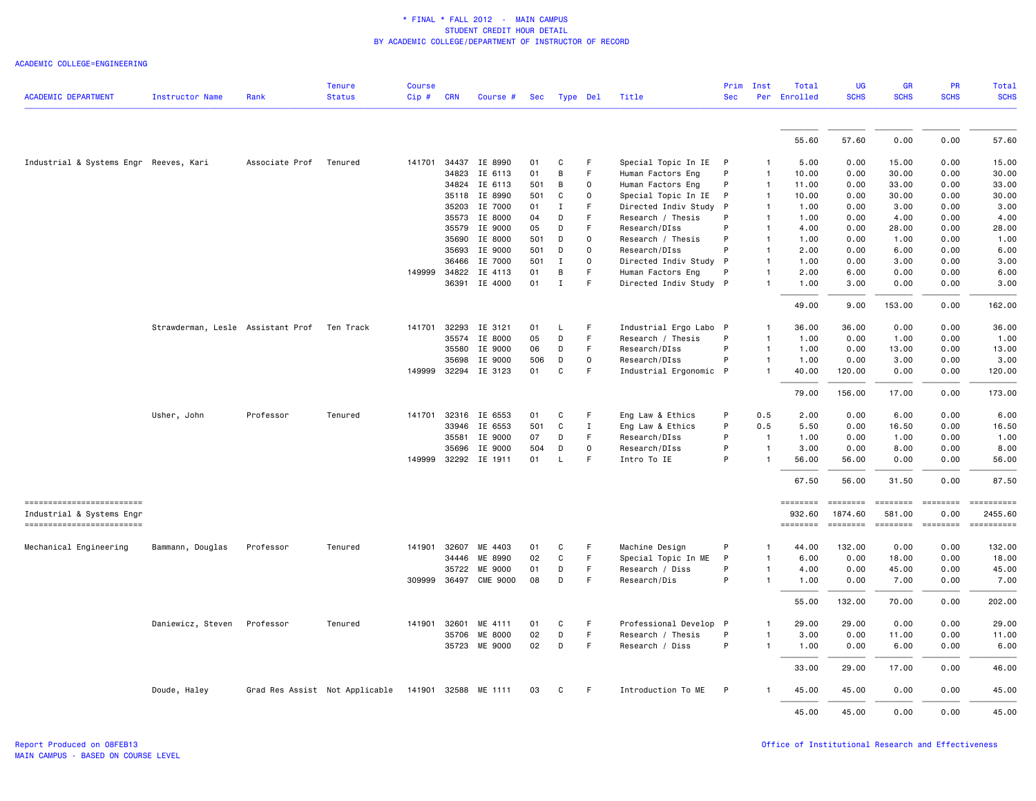* FINAL * FALL 2012 - MAIN CAMPUS
STUDENT CREDIT HOUR DETAIL
BY ACADEMIC COLLEGE/DEPARTMENT OF INSTRUCTOR OF RECORD

ACADEMIC COLLEGE=ENGINEERING

| ACADEMIC DEPARTMENT | Instructor Name | Rank | Tenure Status | Course Cip # | CRN | Course # | Sec | Type | Del | Title | Prim Sec | Inst Per | Total Enrolled | UG SCHS | GR SCHS | PR SCHS | Total SCHS |
|---|---|---|---|---|---|---|---|---|---|---|---|---|---|---|---|---|---|
| | | | | | | | | | | | | | 55.60 | 57.60 | 0.00 | 0.00 | 57.60 |
| Industrial & Systems Engr | Reeves, Kari | Associate Prof | Tenured | 141701 | 34437 | IE 8990 | 01 | C | F | Special Topic In IE | P | 1 | 5.00 | 0.00 | 15.00 | 0.00 | 15.00 |
| | | | | | 34823 | IE 6113 | 01 | B | F | Human Factors Eng | P | 1 | 10.00 | 0.00 | 30.00 | 0.00 | 30.00 |
| | | | | | 34824 | IE 6113 | 501 | B | O | Human Factors Eng | P | 1 | 11.00 | 0.00 | 33.00 | 0.00 | 33.00 |
| | | | | | 35118 | IE 8990 | 501 | C | O | Special Topic In IE | P | 1 | 10.00 | 0.00 | 30.00 | 0.00 | 30.00 |
| | | | | | 35203 | IE 7000 | 01 | I | F | Directed Indiv Study | P | 1 | 1.00 | 0.00 | 3.00 | 0.00 | 3.00 |
| | | | | | 35573 | IE 8000 | 04 | D | F | Research / Thesis | P | 1 | 1.00 | 0.00 | 4.00 | 0.00 | 4.00 |
| | | | | | 35579 | IE 9000 | 05 | D | F | Research/DIss | P | 1 | 4.00 | 0.00 | 28.00 | 0.00 | 28.00 |
| | | | | | 35690 | IE 8000 | 501 | D | O | Research / Thesis | P | 1 | 1.00 | 0.00 | 1.00 | 0.00 | 1.00 |
| | | | | | 35693 | IE 9000 | 501 | D | O | Research/DIss | P | 1 | 2.00 | 0.00 | 6.00 | 0.00 | 6.00 |
| | | | | | 36466 | IE 7000 | 501 | I | O | Directed Indiv Study | P | 1 | 1.00 | 0.00 | 3.00 | 0.00 | 3.00 |
| | | | | 149999 | 34822 | IE 4113 | 01 | B | F | Human Factors Eng | P | 1 | 2.00 | 6.00 | 0.00 | 0.00 | 6.00 |
| | | | | | 36391 | IE 4000 | 01 | I | F | Directed Indiv Study | P | 1 | 1.00 | 3.00 | 0.00 | 0.00 | 3.00 |
| | | | | | | | | | | | | | 49.00 | 9.00 | 153.00 | 0.00 | 162.00 |
| | Strawderman, Lesle | Assistant Prof | Ten Track | 141701 | 32293 | IE 3121 | 01 | L | F | Industrial Ergo Labo | P | 1 | 36.00 | 36.00 | 0.00 | 0.00 | 36.00 |
| | | | | | 35574 | IE 8000 | 05 | D | F | Research / Thesis | P | 1 | 1.00 | 0.00 | 1.00 | 0.00 | 1.00 |
| | | | | | 35580 | IE 9000 | 06 | D | F | Research/DIss | P | 1 | 1.00 | 0.00 | 13.00 | 0.00 | 13.00 |
| | | | | | 35698 | IE 9000 | 506 | D | O | Research/DIss | P | 1 | 1.00 | 0.00 | 3.00 | 0.00 | 3.00 |
| | | | | 149999 | 32294 | IE 3123 | 01 | C | F | Industrial Ergonomic | P | 1 | 40.00 | 120.00 | 0.00 | 0.00 | 120.00 |
| | | | | | | | | | | | | | 79.00 | 156.00 | 17.00 | 0.00 | 173.00 |
| | Usher, John | Professor | Tenured | 141701 | 32316 | IE 6553 | 01 | C | F | Eng Law & Ethics | P | 0.5 | 2.00 | 0.00 | 6.00 | 0.00 | 6.00 |
| | | | | | 33946 | IE 6553 | 501 | C | I | Eng Law & Ethics | P | 0.5 | 5.50 | 0.00 | 16.50 | 0.00 | 16.50 |
| | | | | | 35581 | IE 9000 | 07 | D | F | Research/DIss | P | 1 | 1.00 | 0.00 | 1.00 | 0.00 | 1.00 |
| | | | | | 35696 | IE 9000 | 504 | D | O | Research/DIss | P | 1 | 3.00 | 0.00 | 8.00 | 0.00 | 8.00 |
| | | | | 149999 | 32292 | IE 1911 | 01 | L | F | Intro To IE | P | 1 | 56.00 | 56.00 | 0.00 | 0.00 | 56.00 |
| | | | | | | | | | | | | | 67.50 | 56.00 | 31.50 | 0.00 | 87.50 |
| Industrial & Systems Engr | | | | | | | | | | | | | 932.60 | 1874.60 | 581.00 | 0.00 | 2455.60 |
| Mechanical Engineering | Bammann, Douglas | Professor | Tenured | 141901 | 32607 | ME 4403 | 01 | C | F | Machine Design | P | 1 | 44.00 | 132.00 | 0.00 | 0.00 | 132.00 |
| | | | | | 34446 | ME 8990 | 02 | C | F | Special Topic In ME | P | 1 | 6.00 | 0.00 | 18.00 | 0.00 | 18.00 |
| | | | | | 35722 | ME 9000 | 01 | D | F | Research / Diss | P | 1 | 4.00 | 0.00 | 45.00 | 0.00 | 45.00 |
| | | | | 309999 | 36497 | CME 9000 | 08 | D | F | Research/Dis | P | 1 | 1.00 | 0.00 | 7.00 | 0.00 | 7.00 |
| | | | | | | | | | | | | | 55.00 | 132.00 | 70.00 | 0.00 | 202.00 |
| | Daniewicz, Steven | Professor | Tenured | 141901 | 32601 | ME 4111 | 01 | C | F | Professional Develop | P | 1 | 29.00 | 29.00 | 0.00 | 0.00 | 29.00 |
| | | | | | 35706 | ME 8000 | 02 | D | F | Research / Thesis | P | 1 | 3.00 | 0.00 | 11.00 | 0.00 | 11.00 |
| | | | | | 35723 | ME 9000 | 02 | D | F | Research / Diss | P | 1 | 1.00 | 0.00 | 6.00 | 0.00 | 6.00 |
| | | | | | | | | | | | | | 33.00 | 29.00 | 17.00 | 0.00 | 46.00 |
| | Doude, Haley | Grad Res Assist | Not Applicable | 141901 | 32588 | ME 1111 | 03 | C | F | Introduction To ME | P | 1 | 45.00 | 45.00 | 0.00 | 0.00 | 45.00 |
| | | | | | | | | | | | | | 45.00 | 45.00 | 0.00 | 0.00 | 45.00 |

Report Produced on 08FEB13
MAIN CAMPUS - BASED ON COURSE LEVEL

Office of Institutional Research and Effectiveness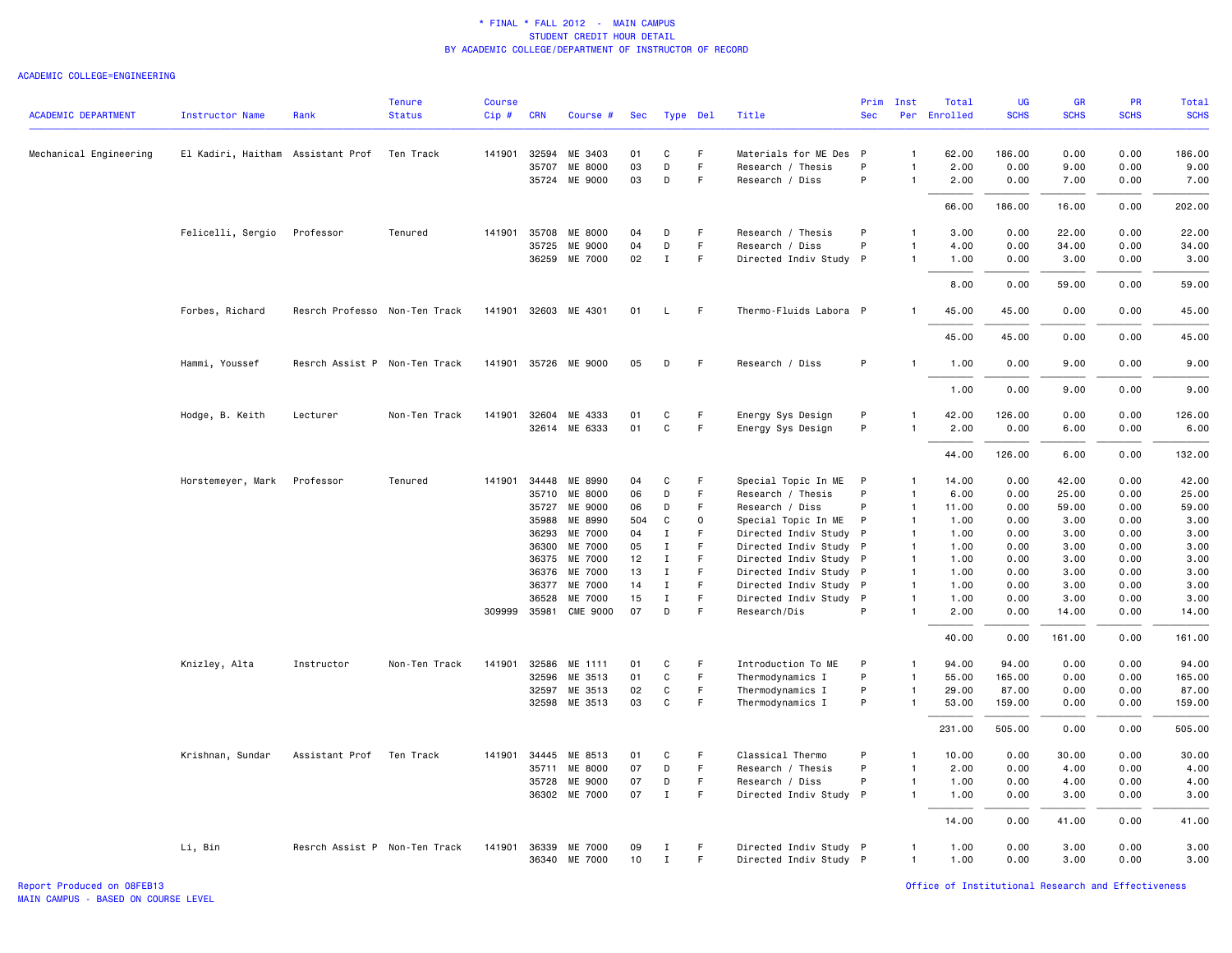\* FINAL \* FALL 2012 - MAIN CAMPUS
STUDENT CREDIT HOUR DETAIL
BY ACADEMIC COLLEGE/DEPARTMENT OF INSTRUCTOR OF RECORD

ACADEMIC COLLEGE=ENGINEERING

| ACADEMIC DEPARTMENT | Instructor Name | Rank | Tenure Status | Course Cip # | CRN | Course # | Sec | Type | Del | Title | Prim Sec | Inst Per | Total Enrolled | UG SCHS | GR SCHS | PR SCHS | Total SCHS |
|---|---|---|---|---|---|---|---|---|---|---|---|---|---|---|---|---|---|
| Mechanical Engineering | El Kadiri, Haitham | Assistant Prof | Ten Track | 141901 | 32594 | ME 3403 | 01 | C | F | Materials for ME Des | P | 1 | 62.00 | 186.00 | 0.00 | 0.00 | 186.00 |
| | | | | | 35707 | ME 8000 | 03 | D | F | Research / Thesis | P | 1 | 2.00 | 0.00 | 9.00 | 0.00 | 9.00 |
| | | | | | 35724 | ME 9000 | 03 | D | F | Research / Diss | P | 1 | 2.00 | 0.00 | 7.00 | 0.00 | 7.00 |
| | | | | | | | | | | | | | 66.00 | 186.00 | 16.00 | 0.00 | 202.00 |
| | Felicelli, Sergio | Professor | Tenured | 141901 | 35708 | ME 8000 | 04 | D | F | Research / Thesis | P | 1 | 3.00 | 0.00 | 22.00 | 0.00 | 22.00 |
| | | | | | 35725 | ME 9000 | 04 | D | F | Research / Diss | P | 1 | 4.00 | 0.00 | 34.00 | 0.00 | 34.00 |
| | | | | | 36259 | ME 7000 | 02 | I | F | Directed Indiv Study | P | 1 | 1.00 | 0.00 | 3.00 | 0.00 | 3.00 |
| | | | | | | | | | | | | | 8.00 | 0.00 | 59.00 | 0.00 | 59.00 |
| | Forbes, Richard | Resrch Professo | Non-Ten Track | 141901 | 32603 | ME 4301 | 01 | L | F | Thermo-Fluids Labora | P | 1 | 45.00 | 45.00 | 0.00 | 0.00 | 45.00 |
| | | | | | | | | | | | | | 45.00 | 45.00 | 0.00 | 0.00 | 45.00 |
| | Hammi, Youssef | Resrch Assist P | Non-Ten Track | 141901 | 35726 | ME 9000 | 05 | D | F | Research / Diss | P | 1 | 1.00 | 0.00 | 9.00 | 0.00 | 9.00 |
| | | | | | | | | | | | | | 1.00 | 0.00 | 9.00 | 0.00 | 9.00 |
| | Hodge, B. Keith | Lecturer | Non-Ten Track | 141901 | 32604 | ME 4333 | 01 | C | F | Energy Sys Design | P | 1 | 42.00 | 126.00 | 0.00 | 0.00 | 126.00 |
| | | | | | 32614 | ME 6333 | 01 | C | F | Energy Sys Design | P | 1 | 2.00 | 0.00 | 6.00 | 0.00 | 6.00 |
| | | | | | | | | | | | | | 44.00 | 126.00 | 6.00 | 0.00 | 132.00 |
| | Horstemeyer, Mark | Professor | Tenured | 141901 | 34448 | ME 8990 | 04 | C | F | Special Topic In ME | P | 1 | 14.00 | 0.00 | 42.00 | 0.00 | 42.00 |
| | | | | | 35710 | ME 8000 | 06 | D | F | Research / Thesis | P | 1 | 6.00 | 0.00 | 25.00 | 0.00 | 25.00 |
| | | | | | 35727 | ME 9000 | 06 | D | F | Research / Diss | P | 1 | 11.00 | 0.00 | 59.00 | 0.00 | 59.00 |
| | | | | | 35988 | ME 8990 | 504 | C | O | Special Topic In ME | P | 1 | 1.00 | 0.00 | 3.00 | 0.00 | 3.00 |
| | | | | | 36293 | ME 7000 | 04 | I | F | Directed Indiv Study | P | 1 | 1.00 | 0.00 | 3.00 | 0.00 | 3.00 |
| | | | | | 36300 | ME 7000 | 05 | I | F | Directed Indiv Study | P | 1 | 1.00 | 0.00 | 3.00 | 0.00 | 3.00 |
| | | | | | 36375 | ME 7000 | 12 | I | F | Directed Indiv Study | P | 1 | 1.00 | 0.00 | 3.00 | 0.00 | 3.00 |
| | | | | | 36376 | ME 7000 | 13 | I | F | Directed Indiv Study | P | 1 | 1.00 | 0.00 | 3.00 | 0.00 | 3.00 |
| | | | | | 36377 | ME 7000 | 14 | I | F | Directed Indiv Study | P | 1 | 1.00 | 0.00 | 3.00 | 0.00 | 3.00 |
| | | | | | 36528 | ME 7000 | 15 | I | F | Directed Indiv Study | P | 1 | 1.00 | 0.00 | 3.00 | 0.00 | 3.00 |
| | | | | 309999 | 35981 | CME 9000 | 07 | D | F | Research/Dis | P | 1 | 2.00 | 0.00 | 14.00 | 0.00 | 14.00 |
| | | | | | | | | | | | | | 40.00 | 0.00 | 161.00 | 0.00 | 161.00 |
| | Knizley, Alta | Instructor | Non-Ten Track | 141901 | 32586 | ME 1111 | 01 | C | F | Introduction To ME | P | 1 | 94.00 | 94.00 | 0.00 | 0.00 | 94.00 |
| | | | | | 32596 | ME 3513 | 01 | C | F | Thermodynamics I | P | 1 | 55.00 | 165.00 | 0.00 | 0.00 | 165.00 |
| | | | | | 32597 | ME 3513 | 02 | C | F | Thermodynamics I | P | 1 | 29.00 | 87.00 | 0.00 | 0.00 | 87.00 |
| | | | | | 32598 | ME 3513 | 03 | C | F | Thermodynamics I | P | 1 | 53.00 | 159.00 | 0.00 | 0.00 | 159.00 |
| | | | | | | | | | | | | | 231.00 | 505.00 | 0.00 | 0.00 | 505.00 |
| | Krishnan, Sundar | Assistant Prof | Ten Track | 141901 | 34445 | ME 8513 | 01 | C | F | Classical Thermo | P | 1 | 10.00 | 0.00 | 30.00 | 0.00 | 30.00 |
| | | | | | 35711 | ME 8000 | 07 | D | F | Research / Thesis | P | 1 | 2.00 | 0.00 | 4.00 | 0.00 | 4.00 |
| | | | | | 35728 | ME 9000 | 07 | D | F | Research / Diss | P | 1 | 1.00 | 0.00 | 4.00 | 0.00 | 4.00 |
| | | | | | 36302 | ME 7000 | 07 | I | F | Directed Indiv Study | P | 1 | 1.00 | 0.00 | 3.00 | 0.00 | 3.00 |
| | | | | | | | | | | | | | 14.00 | 0.00 | 41.00 | 0.00 | 41.00 |
| | Li, Bin | Resrch Assist P | Non-Ten Track | 141901 | 36339 | ME 7000 | 09 | I | F | Directed Indiv Study | P | 1 | 1.00 | 0.00 | 3.00 | 0.00 | 3.00 |
| | | | | | 36340 | ME 7000 | 10 | I | F | Directed Indiv Study | P | 1 | 1.00 | 0.00 | 3.00 | 0.00 | 3.00 |

Report Produced on 08FEB13
MAIN CAMPUS - BASED ON COURSE LEVEL

Office of Institutional Research and Effectiveness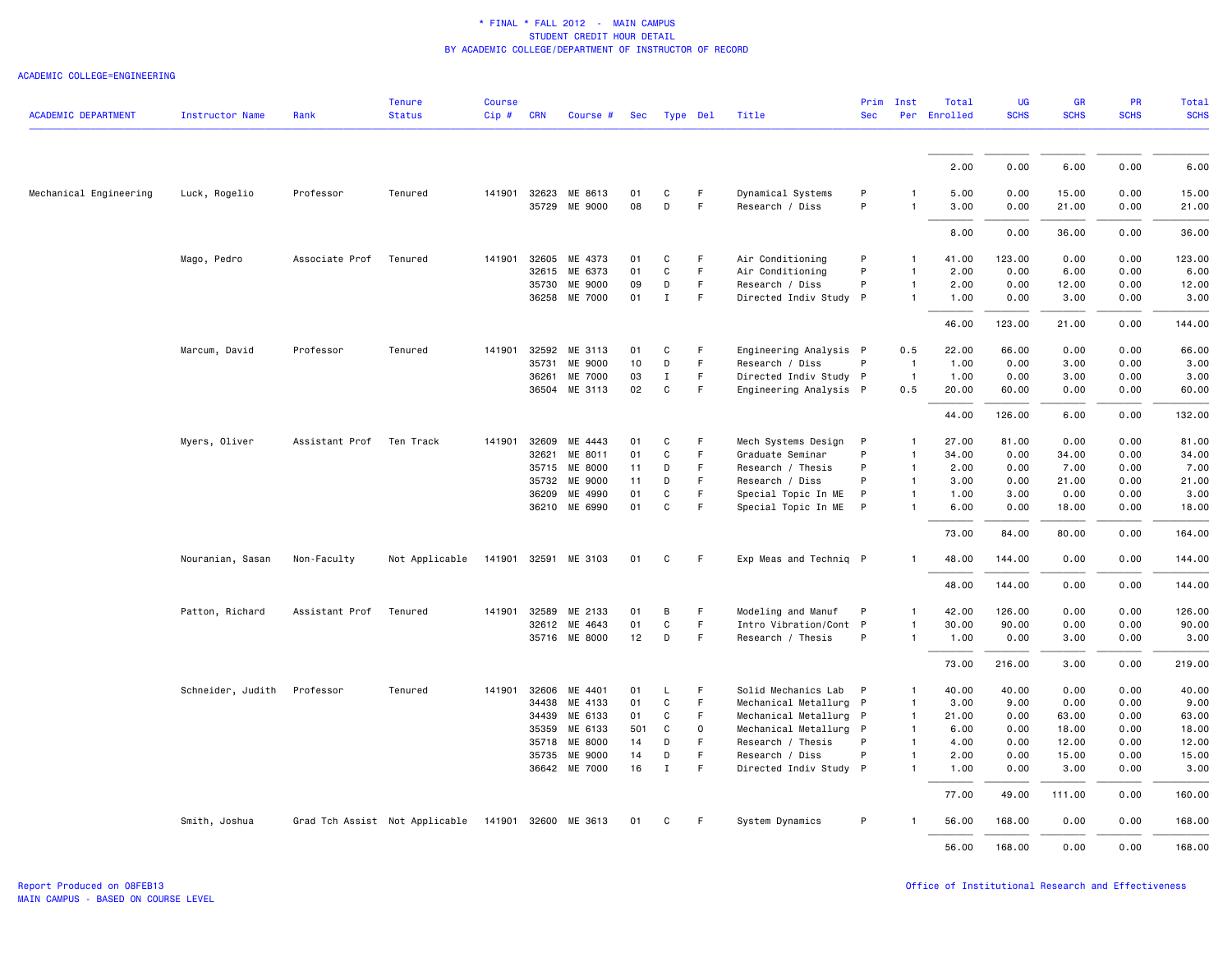\* FINAL \* FALL 2012 - MAIN CAMPUS
STUDENT CREDIT HOUR DETAIL
BY ACADEMIC COLLEGE/DEPARTMENT OF INSTRUCTOR OF RECORD

ACADEMIC COLLEGE=ENGINEERING

| ACADEMIC DEPARTMENT | Instructor Name | Rank | Tenure Status | Course Cip # | CRN | Course # | Sec | Type | Del | Title | Prim Sec | Inst Per | Total Enrolled | UG SCHS | GR SCHS | PR SCHS | Total SCHS |
|---|---|---|---|---|---|---|---|---|---|---|---|---|---|---|---|---|---|
| | | | | | | | | | | | | | 2.00 | 0.00 | 6.00 | 0.00 | 6.00 |
| Mechanical Engineering | Luck, Rogelio | Professor | Tenured | 141901 | 32623 | ME 8613 | 01 | C | F | Dynamical Systems | P | 1 | 5.00 | 0.00 | 15.00 | 0.00 | 15.00 |
| | | | | | 35729 | ME 9000 | 08 | D | F | Research / Diss | P | 1 | 3.00 | 0.00 | 21.00 | 0.00 | 21.00 |
| | | | | | | | | | | | | | 8.00 | 0.00 | 36.00 | 0.00 | 36.00 |
| | Mago, Pedro | Associate Prof | Tenured | 141901 | 32605 | ME 4373 | 01 | C | F | Air Conditioning | P | 1 | 41.00 | 123.00 | 0.00 | 0.00 | 123.00 |
| | | | | | 32615 | ME 6373 | 01 | C | F | Air Conditioning | P | 1 | 2.00 | 0.00 | 6.00 | 0.00 | 6.00 |
| | | | | | 35730 | ME 9000 | 09 | D | F | Research / Diss | P | 1 | 2.00 | 0.00 | 12.00 | 0.00 | 12.00 |
| | | | | | 36258 | ME 7000 | 01 | I | F | Directed Indiv Study | P | 1 | 1.00 | 0.00 | 3.00 | 0.00 | 3.00 |
| | | | | | | | | | | | | | 46.00 | 123.00 | 21.00 | 0.00 | 144.00 |
| | Marcum, David | Professor | Tenured | 141901 | 32592 | ME 3113 | 01 | C | F | Engineering Analysis | P | 0.5 | 22.00 | 66.00 | 0.00 | 0.00 | 66.00 |
| | | | | | 35731 | ME 9000 | 10 | D | F | Research / Diss | P | 1 | 1.00 | 0.00 | 3.00 | 0.00 | 3.00 |
| | | | | | 36261 | ME 7000 | 03 | I | F | Directed Indiv Study | P | 1 | 1.00 | 0.00 | 3.00 | 0.00 | 3.00 |
| | | | | | 36504 | ME 3113 | 02 | C | F | Engineering Analysis | P | 0.5 | 20.00 | 60.00 | 0.00 | 0.00 | 60.00 |
| | | | | | | | | | | | | | 44.00 | 126.00 | 6.00 | 0.00 | 132.00 |
| | Myers, Oliver | Assistant Prof | Ten Track | 141901 | 32609 | ME 4443 | 01 | C | F | Mech Systems Design | P | 1 | 27.00 | 81.00 | 0.00 | 0.00 | 81.00 |
| | | | | | 32621 | ME 8011 | 01 | C | F | Graduate Seminar | P | 1 | 34.00 | 0.00 | 34.00 | 0.00 | 34.00 |
| | | | | | 35715 | ME 8000 | 11 | D | F | Research / Thesis | P | 1 | 2.00 | 0.00 | 7.00 | 0.00 | 7.00 |
| | | | | | 35732 | ME 9000 | 11 | D | F | Research / Diss | P | 1 | 3.00 | 0.00 | 21.00 | 0.00 | 21.00 |
| | | | | | 36209 | ME 4990 | 01 | C | F | Special Topic In ME | P | 1 | 1.00 | 3.00 | 0.00 | 0.00 | 3.00 |
| | | | | | 36210 | ME 6990 | 01 | C | F | Special Topic In ME | P | 1 | 6.00 | 0.00 | 18.00 | 0.00 | 18.00 |
| | | | | | | | | | | | | | 73.00 | 84.00 | 80.00 | 0.00 | 164.00 |
| | Nouranian, Sasan | Non-Faculty | Not Applicable | 141901 | 32591 | ME 3103 | 01 | C | F | Exp Meas and Techniq | P | 1 | 48.00 | 144.00 | 0.00 | 0.00 | 144.00 |
| | | | | | | | | | | | | | 48.00 | 144.00 | 0.00 | 0.00 | 144.00 |
| | Patton, Richard | Assistant Prof | Tenured | 141901 | 32589 | ME 2133 | 01 | B | F | Modeling and Manuf | P | 1 | 42.00 | 126.00 | 0.00 | 0.00 | 126.00 |
| | | | | | 32612 | ME 4643 | 01 | C | F | Intro Vibration/Cont | P | 1 | 30.00 | 90.00 | 0.00 | 0.00 | 90.00 |
| | | | | | 35716 | ME 8000 | 12 | D | F | Research / Thesis | P | 1 | 1.00 | 0.00 | 3.00 | 0.00 | 3.00 |
| | | | | | | | | | | | | | 73.00 | 216.00 | 3.00 | 0.00 | 219.00 |
| | Schneider, Judith | Professor | Tenured | 141901 | 32606 | ME 4401 | 01 | L | F | Solid Mechanics Lab | P | 1 | 40.00 | 40.00 | 0.00 | 0.00 | 40.00 |
| | | | | | 34438 | ME 4133 | 01 | C | F | Mechanical Metallurg | P | 1 | 3.00 | 9.00 | 0.00 | 0.00 | 9.00 |
| | | | | | 34439 | ME 6133 | 01 | C | F | Mechanical Metallurg | P | 1 | 21.00 | 0.00 | 63.00 | 0.00 | 63.00 |
| | | | | | 35359 | ME 6133 | 501 | C | O | Mechanical Metallurg | P | 1 | 6.00 | 0.00 | 18.00 | 0.00 | 18.00 |
| | | | | | 35718 | ME 8000 | 14 | D | F | Research / Thesis | P | 1 | 4.00 | 0.00 | 12.00 | 0.00 | 12.00 |
| | | | | | 35735 | ME 9000 | 14 | D | F | Research / Diss | P | 1 | 2.00 | 0.00 | 15.00 | 0.00 | 15.00 |
| | | | | | 36642 | ME 7000 | 16 | I | F | Directed Indiv Study | P | 1 | 1.00 | 0.00 | 3.00 | 0.00 | 3.00 |
| | | | | | | | | | | | | | 77.00 | 49.00 | 111.00 | 0.00 | 160.00 |
| | Smith, Joshua | Grad Tch Assist | Not Applicable | 141901 | 32600 | ME 3613 | 01 | C | F | System Dynamics | P | 1 | 56.00 | 168.00 | 0.00 | 0.00 | 168.00 |
| | | | | | | | | | | | | | 56.00 | 168.00 | 0.00 | 0.00 | 168.00 |

Report Produced on 08FEB13
MAIN CAMPUS - BASED ON COURSE LEVEL

Office of Institutional Research and Effectiveness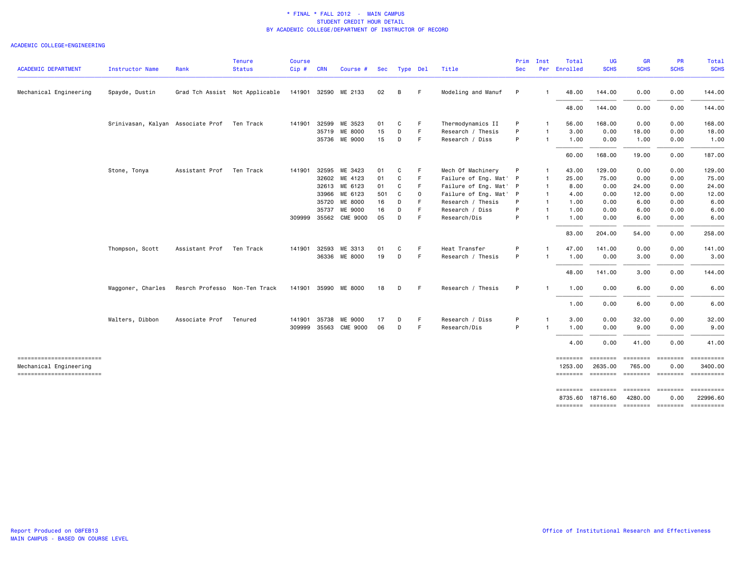* FINAL * FALL 2012 - MAIN CAMPUS
STUDENT CREDIT HOUR DETAIL
BY ACADEMIC COLLEGE/DEPARTMENT OF INSTRUCTOR OF RECORD

ACADEMIC COLLEGE=ENGINEERING

| ACADEMIC DEPARTMENT | Instructor Name | Rank | Tenure Status | Course Cip # | CRN | Course # | Sec | Type | Del | Title | Prim Sec | Inst Per | Total Enrolled | UG SCHS | GR SCHS | PR SCHS | Total SCHS |
|---|---|---|---|---|---|---|---|---|---|---|---|---|---|---|---|---|---|
| Mechanical Engineering | Spayde, Dustin | Grad Tch Assist | Not Applicable | 141901 | 32590 | ME 2133 | 02 | B | F | Modeling and Manuf | P | 1 | 48.00 | 144.00 | 0.00 | 0.00 | 144.00 |
| | | | | | | | | | | | | | 48.00 | 144.00 | 0.00 | 0.00 | 144.00 |
| | Srinivasan, Kalyan | Associate Prof | Ten Track | 141901 | 32599 | ME 3523 | 01 | C | F | Thermodynamics II | P | 1 | 56.00 | 168.00 | 0.00 | 0.00 | 168.00 |
| | | | | | 35719 | ME 8000 | 15 | D | F | Research / Thesis | P | 1 | 3.00 | 0.00 | 18.00 | 0.00 | 18.00 |
| | | | | | 35736 | ME 9000 | 15 | D | F | Research / Diss | P | 1 | 1.00 | 0.00 | 1.00 | 0.00 | 1.00 |
| | | | | | | | | | | | | | 60.00 | 168.00 | 19.00 | 0.00 | 187.00 |
| | Stone, Tonya | Assistant Prof | Ten Track | 141901 | 32595 | ME 3423 | 01 | C | F | Mech Of Machinery | P | 1 | 43.00 | 129.00 | 0.00 | 0.00 | 129.00 |
| | | | | | 32602 | ME 4123 | 01 | C | F | Failure of Eng. Mat' | P | 1 | 25.00 | 75.00 | 0.00 | 0.00 | 75.00 |
| | | | | | 32613 | ME 6123 | 01 | C | F | Failure of Eng. Mat' | P | 1 | 8.00 | 0.00 | 24.00 | 0.00 | 24.00 |
| | | | | | 33966 | ME 6123 | 501 | C | O | Failure of Eng. Mat' | P | 1 | 4.00 | 0.00 | 12.00 | 0.00 | 12.00 |
| | | | | | 35720 | ME 8000 | 16 | D | F | Research / Thesis | P | 1 | 1.00 | 0.00 | 6.00 | 0.00 | 6.00 |
| | | | | | 35737 | ME 9000 | 16 | D | F | Research / Diss | P | 1 | 1.00 | 0.00 | 6.00 | 0.00 | 6.00 |
| | | | | 309999 | 35562 | CME 9000 | 05 | D | F | Research/Dis | P | 1 | 1.00 | 0.00 | 6.00 | 0.00 | 6.00 |
| | | | | | | | | | | | | | 83.00 | 204.00 | 54.00 | 0.00 | 258.00 |
| | Thompson, Scott | Assistant Prof | Ten Track | 141901 | 32593 | ME 3313 | 01 | C | F | Heat Transfer | P | 1 | 47.00 | 141.00 | 0.00 | 0.00 | 141.00 |
| | | | | | 36336 | ME 8000 | 19 | D | F | Research / Thesis | P | 1 | 1.00 | 0.00 | 3.00 | 0.00 | 3.00 |
| | | | | | | | | | | | | | 48.00 | 141.00 | 3.00 | 0.00 | 144.00 |
| | Waggoner, Charles | Resrch Professo | Non-Ten Track | 141901 | 35990 | ME 8000 | 18 | D | F | Research / Thesis | P | 1 | 1.00 | 0.00 | 6.00 | 0.00 | 6.00 |
| | | | | | | | | | | | | | 1.00 | 0.00 | 6.00 | 0.00 | 6.00 |
| | Walters, Dibbon | Associate Prof | Tenured | 141901 | 35738 | ME 9000 | 17 | D | F | Research / Diss | P | 1 | 3.00 | 0.00 | 32.00 | 0.00 | 32.00 |
| | | | | 309999 | 35563 | CME 9000 | 06 | D | F | Research/Dis | P | 1 | 1.00 | 0.00 | 9.00 | 0.00 | 9.00 |
| | | | | | | | | | | | | | 4.00 | 0.00 | 41.00 | 0.00 | 41.00 |
| Mechanical Engineering | | | | | | | | | | | | | 1253.00 | 2635.00 | 765.00 | 0.00 | 3400.00 |
| | | | | | | | | | | | | | 8735.60 | 18716.60 | 4280.00 | 0.00 | 22996.60 |

Report Produced on 08FEB13
MAIN CAMPUS - BASED ON COURSE LEVEL

Office of Institutional Research and Effectiveness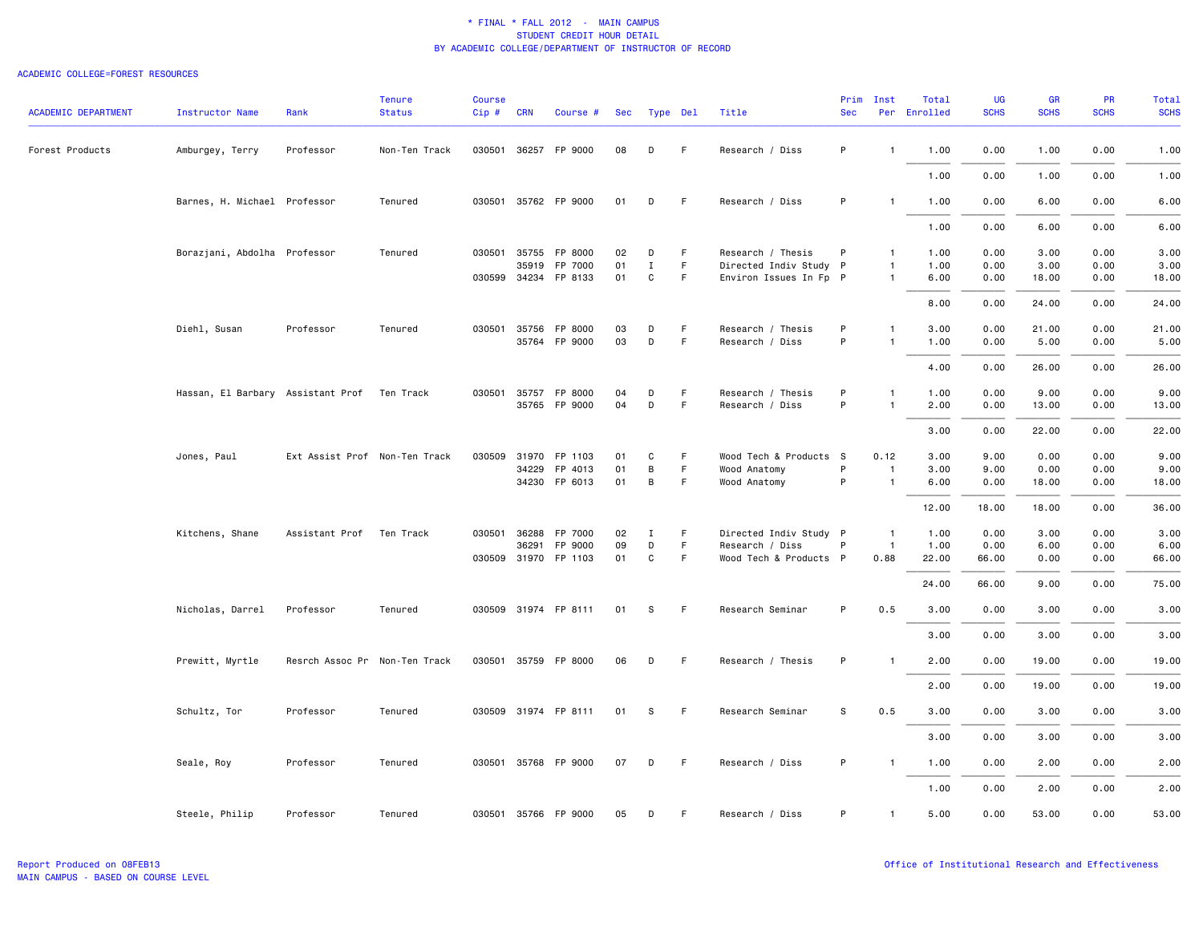\* FINAL \* FALL 2012 - MAIN CAMPUS
STUDENT CREDIT HOUR DETAIL
BY ACADEMIC COLLEGE/DEPARTMENT OF INSTRUCTOR OF RECORD

ACADEMIC COLLEGE=FOREST RESOURCES

| ACADEMIC DEPARTMENT | Instructor Name | Rank | Tenure Status | Course Cip # | CRN | Course # | Sec | Type | Del | Title | Prim Sec | Inst Per | Total Enrolled | UG SCHS | GR SCHS | PR SCHS | Total SCHS |
|---|---|---|---|---|---|---|---|---|---|---|---|---|---|---|---|---|---|
| Forest Products | Amburgey, Terry | Professor | Non-Ten Track | 030501 | 36257 | FP 9000 | 08 | D | F | Research / Diss | P | 1 | 1.00 | 0.00 | 1.00 | 0.00 | 1.00 |
| | | | | | | | | | | | | | 1.00 | 0.00 | 1.00 | 0.00 | 1.00 |
| | Barnes, H. Michael | Professor | Tenured | 030501 | 35762 | FP 9000 | 01 | D | F | Research / Diss | P | 1 | 1.00 | 0.00 | 6.00 | 0.00 | 6.00 |
| | | | | | | | | | | | | | 1.00 | 0.00 | 6.00 | 0.00 | 6.00 |
| | Borazjani, Abdolha | Professor | Tenured | 030501 | 35755 | FP 8000 | 02 | D | F | Research / Thesis | P | 1 | 1.00 | 0.00 | 3.00 | 0.00 | 3.00 |
| | | | | | 35919 | FP 7000 | 01 | I | F | Directed Indiv Study | P | 1 | 1.00 | 0.00 | 3.00 | 0.00 | 3.00 |
| | | | | 030599 | 34234 | FP 8133 | 01 | C | F | Environ Issues In Fp | P | 1 | 6.00 | 0.00 | 18.00 | 0.00 | 18.00 |
| | | | | | | | | | | | | | 8.00 | 0.00 | 24.00 | 0.00 | 24.00 |
| | Diehl, Susan | Professor | Tenured | 030501 | 35756 | FP 8000 | 03 | D | F | Research / Thesis | P | 1 | 3.00 | 0.00 | 21.00 | 0.00 | 21.00 |
| | | | | | 35764 | FP 9000 | 03 | D | F | Research / Diss | P | 1 | 1.00 | 0.00 | 5.00 | 0.00 | 5.00 |
| | | | | | | | | | | | | | 4.00 | 0.00 | 26.00 | 0.00 | 26.00 |
| | Hassan, El Barbary | Assistant Prof | Ten Track | 030501 | 35757 | FP 8000 | 04 | D | F | Research / Thesis | P | 1 | 1.00 | 0.00 | 9.00 | 0.00 | 9.00 |
| | | | | | 35765 | FP 9000 | 04 | D | F | Research / Diss | P | 1 | 2.00 | 0.00 | 13.00 | 0.00 | 13.00 |
| | | | | | | | | | | | | | 3.00 | 0.00 | 22.00 | 0.00 | 22.00 |
| | Jones, Paul | Ext Assist Prof | Non-Ten Track | 030509 | 31970 | FP 1103 | 01 | C | F | Wood Tech & Products | S | 0.12 | 3.00 | 9.00 | 0.00 | 0.00 | 9.00 |
| | | | | | 34229 | FP 4013 | 01 | B | F | Wood Anatomy | P | 1 | 3.00 | 9.00 | 0.00 | 0.00 | 9.00 |
| | | | | | 34230 | FP 6013 | 01 | B | F | Wood Anatomy | P | 1 | 6.00 | 0.00 | 18.00 | 0.00 | 18.00 |
| | | | | | | | | | | | | | 12.00 | 18.00 | 18.00 | 0.00 | 36.00 |
| | Kitchens, Shane | Assistant Prof | Ten Track | 030501 | 36288 | FP 7000 | 02 | I | F | Directed Indiv Study | P | 1 | 1.00 | 0.00 | 3.00 | 0.00 | 3.00 |
| | | | | | 36291 | FP 9000 | 09 | D | F | Research / Diss | P | 1 | 1.00 | 0.00 | 6.00 | 0.00 | 6.00 |
| | | | | 030509 | 31970 | FP 1103 | 01 | C | F | Wood Tech & Products | P | 0.88 | 22.00 | 66.00 | 0.00 | 0.00 | 66.00 |
| | | | | | | | | | | | | | 24.00 | 66.00 | 9.00 | 0.00 | 75.00 |
| | Nicholas, Darrel | Professor | Tenured | 030509 | 31974 | FP 8111 | 01 | S | F | Research Seminar | P | 0.5 | 3.00 | 0.00 | 3.00 | 0.00 | 3.00 |
| | | | | | | | | | | | | | 3.00 | 0.00 | 3.00 | 0.00 | 3.00 |
| | Prewitt, Myrtle | Resrch Assoc Pr | Non-Ten Track | 030501 | 35759 | FP 8000 | 06 | D | F | Research / Thesis | P | 1 | 2.00 | 0.00 | 19.00 | 0.00 | 19.00 |
| | | | | | | | | | | | | | 2.00 | 0.00 | 19.00 | 0.00 | 19.00 |
| | Schultz, Tor | Professor | Tenured | 030509 | 31974 | FP 8111 | 01 | S | F | Research Seminar | S | 0.5 | 3.00 | 0.00 | 3.00 | 0.00 | 3.00 |
| | | | | | | | | | | | | | 3.00 | 0.00 | 3.00 | 0.00 | 3.00 |
| | Seale, Roy | Professor | Tenured | 030501 | 35768 | FP 9000 | 07 | D | F | Research / Diss | P | 1 | 1.00 | 0.00 | 2.00 | 0.00 | 2.00 |
| | | | | | | | | | | | | | 1.00 | 0.00 | 2.00 | 0.00 | 2.00 |
| | Steele, Philip | Professor | Tenured | 030501 | 35766 | FP 9000 | 05 | D | F | Research / Diss | P | 1 | 5.00 | 0.00 | 53.00 | 0.00 | 53.00 |

Report Produced on 08FEB13
MAIN CAMPUS - BASED ON COURSE LEVEL

Office of Institutional Research and Effectiveness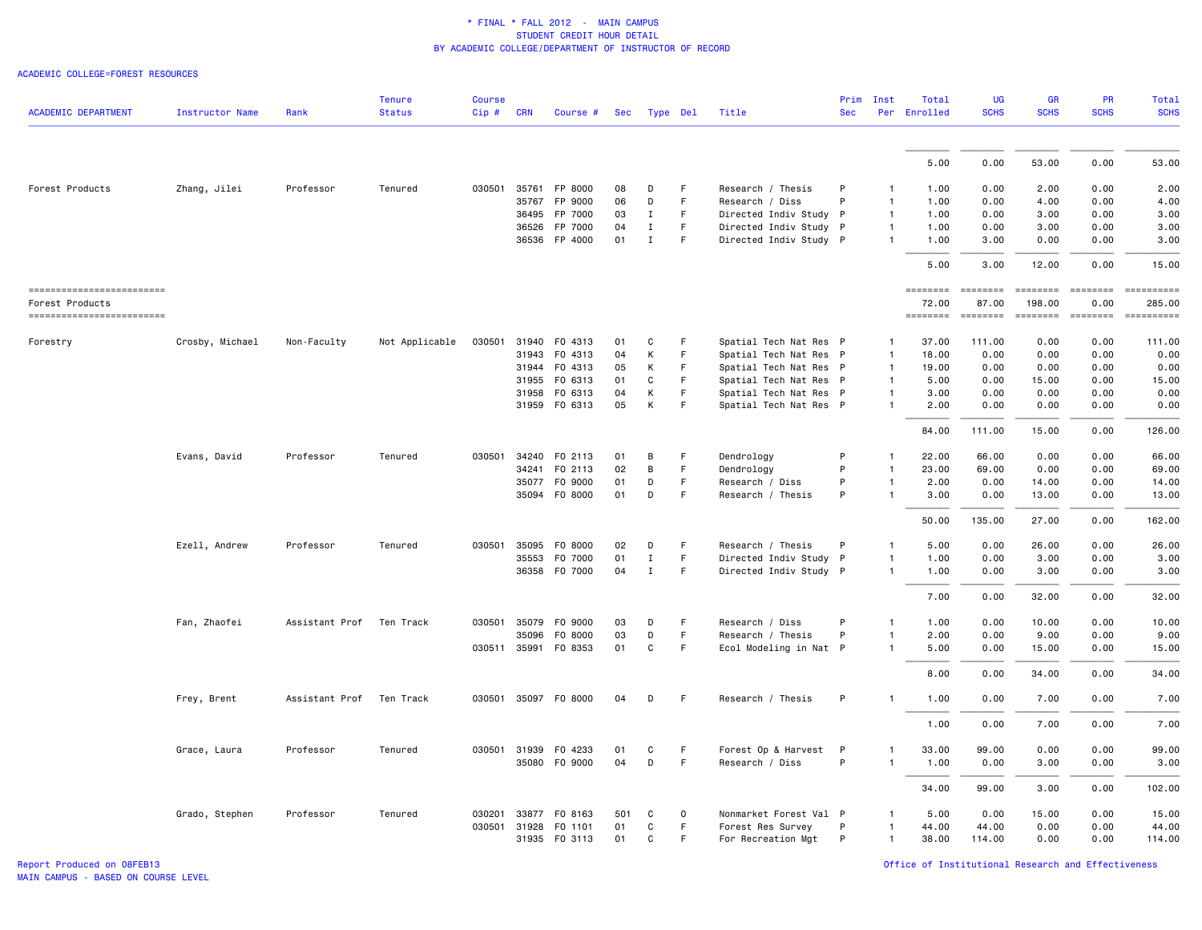* FINAL * FALL 2012 - MAIN CAMPUS
STUDENT CREDIT HOUR DETAIL
BY ACADEMIC COLLEGE/DEPARTMENT OF INSTRUCTOR OF RECORD

ACADEMIC COLLEGE=FOREST RESOURCES

| ACADEMIC DEPARTMENT | Instructor Name | Rank | Tenure Status | Course Cip # | CRN | Course # | Sec | Type | Del | Title | Prim Sec | Inst Per | Total Enrolled | UG SCHS | GR SCHS | PR SCHS | Total SCHS |
|---|---|---|---|---|---|---|---|---|---|---|---|---|---|---|---|---|---|
| | | | | | | | | | | | | | 5.00 | 0.00 | 53.00 | 0.00 | 53.00 |
| Forest Products | Zhang, Jilei | Professor | Tenured | 030501 | 35761 | FP 8000 | 08 | D | F | Research / Thesis | P | 1 | 1.00 | 0.00 | 2.00 | 0.00 | 2.00 |
| | | | | | 35767 | FP 9000 | 06 | D | F | Research / Diss | P | 1 | 1.00 | 0.00 | 4.00 | 0.00 | 4.00 |
| | | | | | 36495 | FP 7000 | 03 | I | F | Directed Indiv Study | P | 1 | 1.00 | 0.00 | 3.00 | 0.00 | 3.00 |
| | | | | | 36526 | FP 7000 | 04 | I | F | Directed Indiv Study | P | 1 | 1.00 | 0.00 | 3.00 | 0.00 | 3.00 |
| | | | | | 36536 | FP 4000 | 01 | I | F | Directed Indiv Study | P | 1 | 1.00 | 3.00 | 0.00 | 0.00 | 3.00 |
| | | | | | | | | | | | | | 5.00 | 3.00 | 12.00 | 0.00 | 15.00 |
| Forest Products | | | | | | | | | | | | | 72.00 | 87.00 | 198.00 | 0.00 | 285.00 |
| Forestry | Crosby, Michael | Non-Faculty | Not Applicable | 030501 | 31940 | FO 4313 | 01 | C | F | Spatial Tech Nat Res | P | 1 | 37.00 | 111.00 | 0.00 | 0.00 | 111.00 |
| | | | | | 31943 | FO 4313 | 04 | K | F | Spatial Tech Nat Res | P | 1 | 18.00 | 0.00 | 0.00 | 0.00 | 0.00 |
| | | | | | 31944 | FO 4313 | 05 | K | F | Spatial Tech Nat Res | P | 1 | 19.00 | 0.00 | 0.00 | 0.00 | 0.00 |
| | | | | | 31955 | FO 6313 | 01 | C | F | Spatial Tech Nat Res | P | 1 | 5.00 | 0.00 | 15.00 | 0.00 | 15.00 |
| | | | | | 31958 | FO 6313 | 04 | K | F | Spatial Tech Nat Res | P | 1 | 3.00 | 0.00 | 0.00 | 0.00 | 0.00 |
| | | | | | 31959 | FO 6313 | 05 | K | F | Spatial Tech Nat Res | P | 1 | 2.00 | 0.00 | 0.00 | 0.00 | 0.00 |
| | | | | | | | | | | | | | 84.00 | 111.00 | 15.00 | 0.00 | 126.00 |
| | Evans, David | Professor | Tenured | 030501 | 34240 | FO 2113 | 01 | B | F | Dendrology | P | 1 | 22.00 | 66.00 | 0.00 | 0.00 | 66.00 |
| | | | | | 34241 | FO 2113 | 02 | B | F | Dendrology | P | 1 | 23.00 | 69.00 | 0.00 | 0.00 | 69.00 |
| | | | | | 35077 | FO 9000 | 01 | D | F | Research / Diss | P | 1 | 2.00 | 0.00 | 14.00 | 0.00 | 14.00 |
| | | | | | 35094 | FO 8000 | 01 | D | F | Research / Thesis | P | 1 | 3.00 | 0.00 | 13.00 | 0.00 | 13.00 |
| | | | | | | | | | | | | | 50.00 | 135.00 | 27.00 | 0.00 | 162.00 |
| | Ezell, Andrew | Professor | Tenured | 030501 | 35095 | FO 8000 | 02 | D | F | Research / Thesis | P | 1 | 5.00 | 0.00 | 26.00 | 0.00 | 26.00 |
| | | | | | 35553 | FO 7000 | 01 | I | F | Directed Indiv Study | P | 1 | 1.00 | 0.00 | 3.00 | 0.00 | 3.00 |
| | | | | | 36358 | FO 7000 | 04 | I | F | Directed Indiv Study | P | 1 | 1.00 | 0.00 | 3.00 | 0.00 | 3.00 |
| | | | | | | | | | | | | | 7.00 | 0.00 | 32.00 | 0.00 | 32.00 |
| | Fan, Zhaofei | Assistant Prof | Ten Track | 030501 | 35079 | FO 9000 | 03 | D | F | Research / Diss | P | 1 | 1.00 | 0.00 | 10.00 | 0.00 | 10.00 |
| | | | | | 35096 | FO 8000 | 03 | D | F | Research / Thesis | P | 1 | 2.00 | 0.00 | 9.00 | 0.00 | 9.00 |
| | | | | 030511 | 35991 | FO 8353 | 01 | C | F | Ecol Modeling in Nat | P | 1 | 5.00 | 0.00 | 15.00 | 0.00 | 15.00 |
| | | | | | | | | | | | | | 8.00 | 0.00 | 34.00 | 0.00 | 34.00 |
| | Frey, Brent | Assistant Prof | Ten Track | 030501 | 35097 | FO 8000 | 04 | D | F | Research / Thesis | P | 1 | 1.00 | 0.00 | 7.00 | 0.00 | 7.00 |
| | | | | | | | | | | | | | 1.00 | 0.00 | 7.00 | 0.00 | 7.00 |
| | Grace, Laura | Professor | Tenured | 030501 | 31939 | FO 4233 | 01 | C | F | Forest Op & Harvest | P | 1 | 33.00 | 99.00 | 0.00 | 0.00 | 99.00 |
| | | | | | 35080 | FO 9000 | 04 | D | F | Research / Diss | P | 1 | 1.00 | 0.00 | 3.00 | 0.00 | 3.00 |
| | | | | | | | | | | | | | 34.00 | 99.00 | 3.00 | 0.00 | 102.00 |
| | Grado, Stephen | Professor | Tenured | 030201 | 33877 | FO 8163 | 501 | C | O | Nonmarket Forest Val | P | 1 | 5.00 | 0.00 | 15.00 | 0.00 | 15.00 |
| | | | | 030501 | 31928 | FO 1101 | 01 | C | F | Forest Res Survey | P | 1 | 44.00 | 44.00 | 0.00 | 0.00 | 44.00 |
| | | | | | 31935 | FO 3113 | 01 | C | F | For Recreation Mgt | P | 1 | 38.00 | 114.00 | 0.00 | 0.00 | 114.00 |

Report Produced on 08FEB13
MAIN CAMPUS - BASED ON COURSE LEVEL

Office of Institutional Research and Effectiveness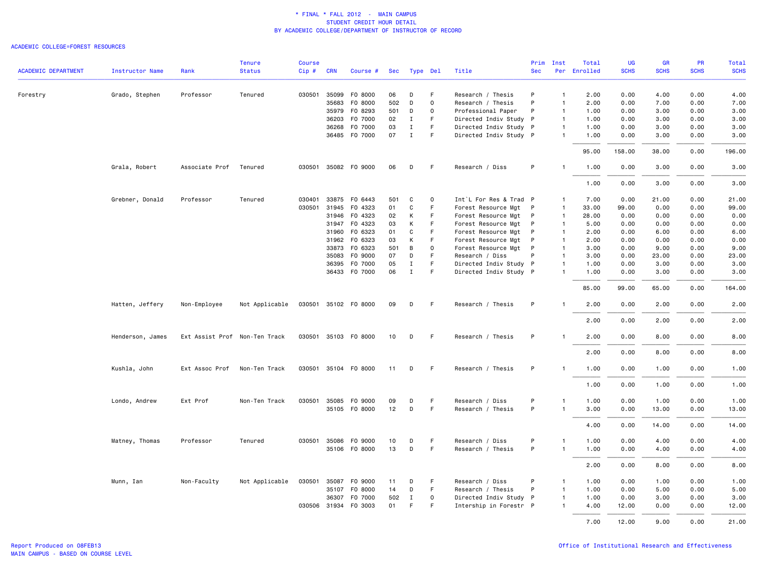\* FINAL \* FALL 2012 - MAIN CAMPUS
STUDENT CREDIT HOUR DETAIL
BY ACADEMIC COLLEGE/DEPARTMENT OF INSTRUCTOR OF RECORD

ACADEMIC COLLEGE=FOREST RESOURCES

| ACADEMIC DEPARTMENT | Instructor Name | Rank | Tenure Status | Course Cip # | CRN | Course # | Sec | Type | Del | Title | Prim Sec | Inst Per | Total Enrolled | UG SCHS | GR SCHS | PR SCHS | Total SCHS |
|---|---|---|---|---|---|---|---|---|---|---|---|---|---|---|---|---|---|
| Forestry | Grado, Stephen | Professor | Tenured | 030501 | 35099 | FO 8000 | 06 | D | F | Research / Thesis | P | 1 | 2.00 | 0.00 | 4.00 | 0.00 | 4.00 |
| | | | | | 35683 | FO 8000 | 502 | D | O | Research / Thesis | P | 1 | 2.00 | 0.00 | 7.00 | 0.00 | 7.00 |
| | | | | | 35979 | FO 8293 | 501 | D | O | Professional Paper | P | 1 | 1.00 | 0.00 | 3.00 | 0.00 | 3.00 |
| | | | | | 36203 | FO 7000 | 02 | I | F | Directed Indiv Study | P | 1 | 1.00 | 0.00 | 3.00 | 0.00 | 3.00 |
| | | | | | 36268 | FO 7000 | 03 | I | F | Directed Indiv Study | P | 1 | 1.00 | 0.00 | 3.00 | 0.00 | 3.00 |
| | | | | | 36485 | FO 7000 | 07 | I | F | Directed Indiv Study | P | 1 | 1.00 | 0.00 | 3.00 | 0.00 | 3.00 |
| | | | | | | | | | | | | | 95.00 | 158.00 | 38.00 | 0.00 | 196.00 |
| | Grala, Robert | Associate Prof | Tenured | 030501 | 35082 | FO 9000 | 06 | D | F | Research / Diss | P | 1 | 1.00 | 0.00 | 3.00 | 0.00 | 3.00 |
| | | | | | | | | | | | | | 1.00 | 0.00 | 3.00 | 0.00 | 3.00 |
| | Grebner, Donald | Professor | Tenured | 030401 | 33875 | FO 6443 | 501 | C | O | Int`L For Res & Trad | P | 1 | 7.00 | 0.00 | 21.00 | 0.00 | 21.00 |
| | | | | 030501 | 31945 | FO 4323 | 01 | C | F | Forest Resource Mgt | P | 1 | 33.00 | 99.00 | 0.00 | 0.00 | 99.00 |
| | | | | | 31946 | FO 4323 | 02 | K | F | Forest Resource Mgt | P | 1 | 28.00 | 0.00 | 0.00 | 0.00 | 0.00 |
| | | | | | 31947 | FO 4323 | 03 | K | F | Forest Resource Mgt | P | 1 | 5.00 | 0.00 | 0.00 | 0.00 | 0.00 |
| | | | | | 31960 | FO 6323 | 01 | C | F | Forest Resource Mgt | P | 1 | 2.00 | 0.00 | 6.00 | 0.00 | 6.00 |
| | | | | | 31962 | FO 6323 | 03 | K | F | Forest Resource Mgt | P | 1 | 2.00 | 0.00 | 0.00 | 0.00 | 0.00 |
| | | | | | 33873 | FO 6323 | 501 | B | O | Forest Resource Mgt | P | 1 | 3.00 | 0.00 | 9.00 | 0.00 | 9.00 |
| | | | | | 35083 | FO 9000 | 07 | D | F | Research / Diss | P | 1 | 3.00 | 0.00 | 23.00 | 0.00 | 23.00 |
| | | | | | 36395 | FO 7000 | 05 | I | F | Directed Indiv Study | P | 1 | 1.00 | 0.00 | 3.00 | 0.00 | 3.00 |
| | | | | | 36433 | FO 7000 | 06 | I | F | Directed Indiv Study | P | 1 | 1.00 | 0.00 | 3.00 | 0.00 | 3.00 |
| | | | | | | | | | | | | | 85.00 | 99.00 | 65.00 | 0.00 | 164.00 |
| | Hatten, Jeffery | Non-Employee | Not Applicable | 030501 | 35102 | FO 8000 | 09 | D | F | Research / Thesis | P | 1 | 2.00 | 0.00 | 2.00 | 0.00 | 2.00 |
| | | | | | | | | | | | | | 2.00 | 0.00 | 2.00 | 0.00 | 2.00 |
| | Henderson, James | Ext Assist Prof | Non-Ten Track | 030501 | 35103 | FO 8000 | 10 | D | F | Research / Thesis | P | 1 | 2.00 | 0.00 | 8.00 | 0.00 | 8.00 |
| | | | | | | | | | | | | | 2.00 | 0.00 | 8.00 | 0.00 | 8.00 |
| | Kushla, John | Ext Assoc Prof | Non-Ten Track | 030501 | 35104 | FO 8000 | 11 | D | F | Research / Thesis | P | 1 | 1.00 | 0.00 | 1.00 | 0.00 | 1.00 |
| | | | | | | | | | | | | | 1.00 | 0.00 | 1.00 | 0.00 | 1.00 |
| | Londo, Andrew | Ext Prof | Non-Ten Track | 030501 | 35085 | FO 9000 | 09 | D | F | Research / Diss | P | 1 | 1.00 | 0.00 | 1.00 | 0.00 | 1.00 |
| | | | | | 35105 | FO 8000 | 12 | D | F | Research / Thesis | P | 1 | 3.00 | 0.00 | 13.00 | 0.00 | 13.00 |
| | | | | | | | | | | | | | 4.00 | 0.00 | 14.00 | 0.00 | 14.00 |
| | Matney, Thomas | Professor | Tenured | 030501 | 35086 | FO 9000 | 10 | D | F | Research / Diss | P | 1 | 1.00 | 0.00 | 4.00 | 0.00 | 4.00 |
| | | | | | 35106 | FO 8000 | 13 | D | F | Research / Thesis | P | 1 | 1.00 | 0.00 | 4.00 | 0.00 | 4.00 |
| | | | | | | | | | | | | | 2.00 | 0.00 | 8.00 | 0.00 | 8.00 |
| | Munn, Ian | Non-Faculty | Not Applicable | 030501 | 35087 | FO 9000 | 11 | D | F | Research / Diss | P | 1 | 1.00 | 0.00 | 1.00 | 0.00 | 1.00 |
| | | | | | 35107 | FO 8000 | 14 | D | F | Research / Thesis | P | 1 | 1.00 | 0.00 | 5.00 | 0.00 | 5.00 |
| | | | | | 36307 | FO 7000 | 502 | I | O | Directed Indiv Study | P | 1 | 1.00 | 0.00 | 3.00 | 0.00 | 3.00 |
| | | | | 030506 | 31934 | FO 3003 | 01 | F | F | Intership in Forestr | P | 1 | 4.00 | 12.00 | 0.00 | 0.00 | 12.00 |
| | | | | | | | | | | | | | 7.00 | 12.00 | 9.00 | 0.00 | 21.00 |

Report Produced on 08FEB13
MAIN CAMPUS - BASED ON COURSE LEVEL

Office of Institutional Research and Effectiveness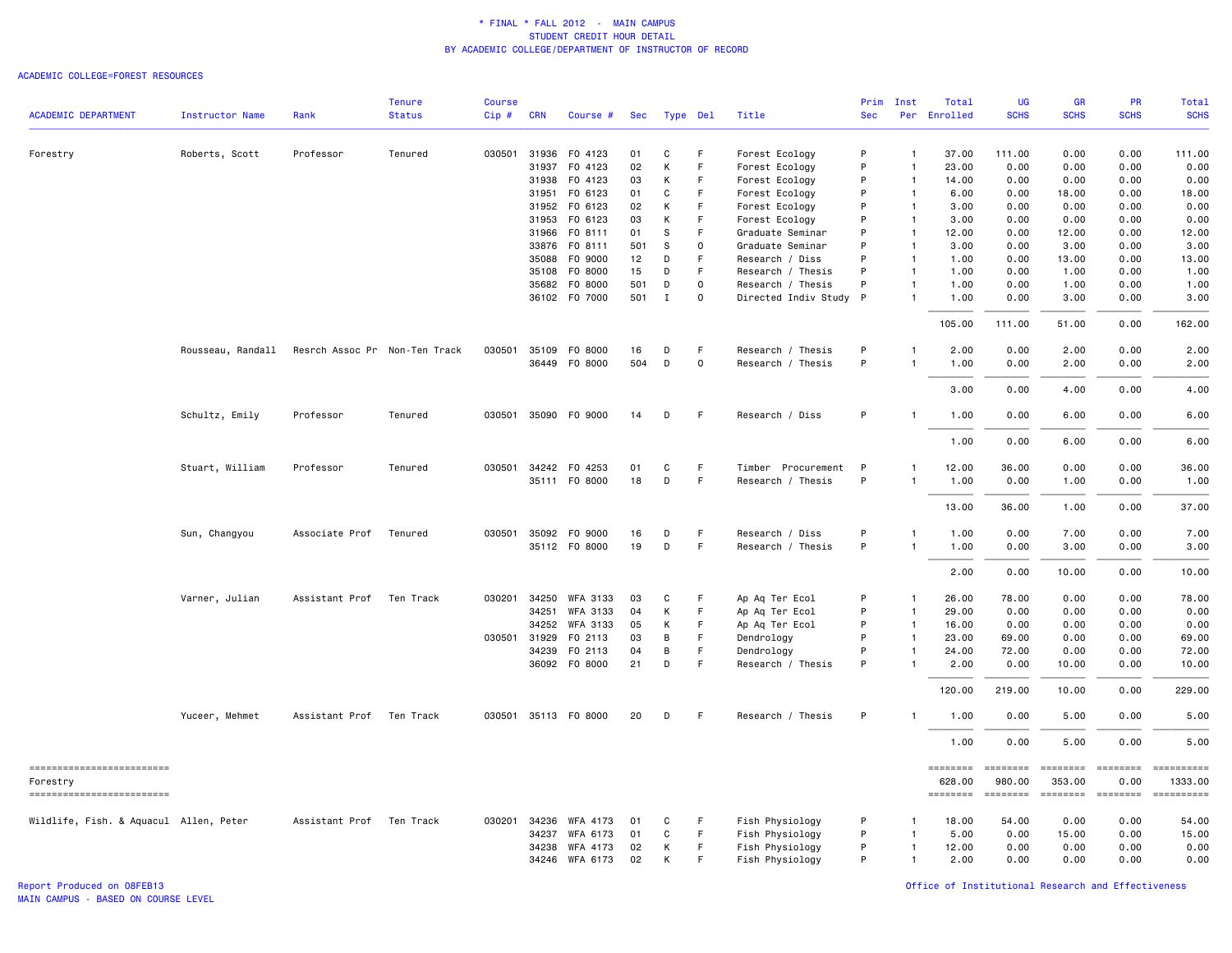\* FINAL \* FALL 2012 - MAIN CAMPUS
STUDENT CREDIT HOUR DETAIL
BY ACADEMIC COLLEGE/DEPARTMENT OF INSTRUCTOR OF RECORD

ACADEMIC COLLEGE=FOREST RESOURCES

| ACADEMIC DEPARTMENT | Instructor Name | Rank | Tenure Status | Course Cip # | CRN | Course # | Sec | Type | Del | Title | Prim Sec | Inst Per | Total Enrolled | UG SCHS | GR SCHS | PR SCHS | Total SCHS |
|---|---|---|---|---|---|---|---|---|---|---|---|---|---|---|---|---|---|
| Forestry | Roberts, Scott | Professor | Tenured | 030501 | 31936 | FO 4123 | 01 | C | F | Forest Ecology | P | 1 | 37.00 | 111.00 | 0.00 | 0.00 | 111.00 |
| | | | | | 31937 | FO 4123 | 02 | K | F | Forest Ecology | P | 1 | 23.00 | 0.00 | 0.00 | 0.00 | 0.00 |
| | | | | | 31938 | FO 4123 | 03 | K | F | Forest Ecology | P | 1 | 14.00 | 0.00 | 0.00 | 0.00 | 0.00 |
| | | | | | 31951 | FO 6123 | 01 | C | F | Forest Ecology | P | 1 | 6.00 | 0.00 | 18.00 | 0.00 | 18.00 |
| | | | | | 31952 | FO 6123 | 02 | K | F | Forest Ecology | P | 1 | 3.00 | 0.00 | 0.00 | 0.00 | 0.00 |
| | | | | | 31953 | FO 6123 | 03 | K | F | Forest Ecology | P | 1 | 3.00 | 0.00 | 0.00 | 0.00 | 0.00 |
| | | | | | 31966 | FO 8111 | 01 | S | F | Graduate Seminar | P | 1 | 12.00 | 0.00 | 12.00 | 0.00 | 12.00 |
| | | | | | 33876 | FO 8111 | 501 | S | O | Graduate Seminar | P | 1 | 3.00 | 0.00 | 3.00 | 0.00 | 3.00 |
| | | | | | 35088 | FO 9000 | 12 | D | F | Research / Diss | P | 1 | 1.00 | 0.00 | 13.00 | 0.00 | 13.00 |
| | | | | | 35108 | FO 8000 | 15 | D | F | Research / Thesis | P | 1 | 1.00 | 0.00 | 1.00 | 0.00 | 1.00 |
| | | | | | 35682 | FO 8000 | 501 | D | O | Research / Thesis | P | 1 | 1.00 | 0.00 | 1.00 | 0.00 | 1.00 |
| | | | | | 36102 | FO 7000 | 501 | I | O | Directed Indiv Study | P | 1 | 1.00 | 0.00 | 3.00 | 0.00 | 3.00 |
| | | | | | | | | | | | | | 105.00 | 111.00 | 51.00 | 0.00 | 162.00 |
| | Rousseau, Randall | Resrch Assoc Pr | Non-Ten Track | 030501 | 35109 | FO 8000 | 16 | D | F | Research / Thesis | P | 1 | 2.00 | 0.00 | 2.00 | 0.00 | 2.00 |
| | | | | | 36449 | FO 8000 | 504 | D | O | Research / Thesis | P | 1 | 1.00 | 0.00 | 2.00 | 0.00 | 2.00 |
| | | | | | | | | | | | | | 3.00 | 0.00 | 4.00 | 0.00 | 4.00 |
| | Schultz, Emily | Professor | Tenured | 030501 | 35090 | FO 9000 | 14 | D | F | Research / Diss | P | 1 | 1.00 | 0.00 | 6.00 | 0.00 | 6.00 |
| | | | | | | | | | | | | | 1.00 | 0.00 | 6.00 | 0.00 | 6.00 |
| | Stuart, William | Professor | Tenured | 030501 | 34242 | FO 4253 | 01 | C | F | Timber Procurement | P | 1 | 12.00 | 36.00 | 0.00 | 0.00 | 36.00 |
| | | | | | 35111 | FO 8000 | 18 | D | F | Research / Thesis | P | 1 | 1.00 | 0.00 | 1.00 | 0.00 | 1.00 |
| | | | | | | | | | | | | | 13.00 | 36.00 | 1.00 | 0.00 | 37.00 |
| | Sun, Changyou | Associate Prof | Tenured | 030501 | 35092 | FO 9000 | 16 | D | F | Research / Diss | P | 1 | 1.00 | 0.00 | 7.00 | 0.00 | 7.00 |
| | | | | | 35112 | FO 8000 | 19 | D | F | Research / Thesis | P | 1 | 1.00 | 0.00 | 3.00 | 0.00 | 3.00 |
| | | | | | | | | | | | | | 2.00 | 0.00 | 10.00 | 0.00 | 10.00 |
| | Varner, Julian | Assistant Prof | Ten Track | 030201 | 34250 | WFA 3133 | 03 | C | F | Ap Aq Ter Ecol | P | 1 | 26.00 | 78.00 | 0.00 | 0.00 | 78.00 |
| | | | | | 34251 | WFA 3133 | 04 | K | F | Ap Aq Ter Ecol | P | 1 | 29.00 | 0.00 | 0.00 | 0.00 | 0.00 |
| | | | | | 34252 | WFA 3133 | 05 | K | F | Ap Aq Ter Ecol | P | 1 | 16.00 | 0.00 | 0.00 | 0.00 | 0.00 |
| | | | | 030501 | 31929 | FO 2113 | 03 | B | F | Dendrology | P | 1 | 23.00 | 69.00 | 0.00 | 0.00 | 69.00 |
| | | | | | 34239 | FO 2113 | 04 | B | F | Dendrology | P | 1 | 24.00 | 72.00 | 0.00 | 0.00 | 72.00 |
| | | | | | 36092 | FO 8000 | 21 | D | F | Research / Thesis | P | 1 | 2.00 | 0.00 | 10.00 | 0.00 | 10.00 |
| | | | | | | | | | | | | | 120.00 | 219.00 | 10.00 | 0.00 | 229.00 |
| | Yuceer, Mehmet | Assistant Prof | Ten Track | 030501 | 35113 | FO 8000 | 20 | D | F | Research / Thesis | P | 1 | 1.00 | 0.00 | 5.00 | 0.00 | 5.00 |
| | | | | | | | | | | | | | 1.00 | 0.00 | 5.00 | 0.00 | 5.00 |
| Forestry | | | | | | | | | | | | | 628.00 | 980.00 | 353.00 | 0.00 | 1333.00 |
| Wildlife, Fish. & Aquacul | Allen, Peter | Assistant Prof | Ten Track | 030201 | 34236 | WFA 4173 | 01 | C | F | Fish Physiology | P | 1 | 18.00 | 54.00 | 0.00 | 0.00 | 54.00 |
| | | | | | 34237 | WFA 6173 | 01 | C | F | Fish Physiology | P | 1 | 5.00 | 0.00 | 15.00 | 0.00 | 15.00 |
| | | | | | 34238 | WFA 4173 | 02 | K | F | Fish Physiology | P | 1 | 12.00 | 0.00 | 0.00 | 0.00 | 0.00 |
| | | | | | 34246 | WFA 6173 | 02 | K | F | Fish Physiology | P | 1 | 2.00 | 0.00 | 0.00 | 0.00 | 0.00 |

Report Produced on 08FEB13
MAIN CAMPUS - BASED ON COURSE LEVEL

Office of Institutional Research and Effectiveness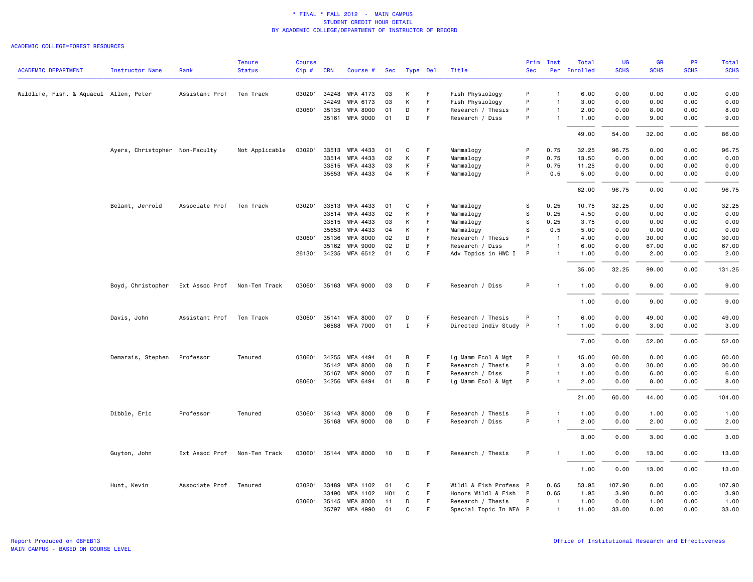# * FINAL * FALL 2012 - MAIN CAMPUS
## STUDENT CREDIT HOUR DETAIL
### BY ACADEMIC COLLEGE/DEPARTMENT OF INSTRUCTOR OF RECORD

ACADEMIC COLLEGE=FOREST RESOURCES

| ACADEMIC DEPARTMENT | Instructor Name | Rank | Tenure Status | Course Cip # | CRN | Course # | Sec | Type | Del | Title | Prim Sec | Inst Per | Total Enrolled | UG SCHS | GR SCHS | PR SCHS | Total SCHS |
|---|---|---|---|---|---|---|---|---|---|---|---|---|---|---|---|---|---|
| Wildlife, Fish. & Aquacul | Allen, Peter | Assistant Prof | Ten Track | 030201 | 34248 | WFA 4173 | 03 | K | F | Fish Physiology | P | 1 | 6.00 | 0.00 | 0.00 | 0.00 | 0.00 |
| | | | | | 34249 | WFA 6173 | 03 | K | F | Fish Physiology | P | 1 | 3.00 | 0.00 | 0.00 | 0.00 | 0.00 |
| | | | | 030601 | 35135 | WFA 8000 | 01 | D | F | Research / Thesis | P | 1 | 2.00 | 0.00 | 8.00 | 0.00 | 8.00 |
| | | | | | 35161 | WFA 9000 | 01 | D | F | Research / Diss | P | 1 | 1.00 | 0.00 | 9.00 | 0.00 | 9.00 |
| | | | | | | | | | | | | | 49.00 | 54.00 | 32.00 | 0.00 | 86.00 |
| | Ayers, Christopher | Non-Faculty | Not Applicable | 030201 | 33513 | WFA 4433 | 01 | C | F | Mammalogy | P | 0.75 | 32.25 | 96.75 | 0.00 | 0.00 | 96.75 |
| | | | | | 33514 | WFA 4433 | 02 | K | F | Mammalogy | P | 0.75 | 13.50 | 0.00 | 0.00 | 0.00 | 0.00 |
| | | | | | 33515 | WFA 4433 | 03 | K | F | Mammalogy | P | 0.75 | 11.25 | 0.00 | 0.00 | 0.00 | 0.00 |
| | | | | | 35653 | WFA 4433 | 04 | K | F | Mammalogy | P | 0.5 | 5.00 | 0.00 | 0.00 | 0.00 | 0.00 |
| | | | | | | | | | | | | | 62.00 | 96.75 | 0.00 | 0.00 | 96.75 |
| | Belant, Jerrold | Associate Prof | Ten Track | 030201 | 33513 | WFA 4433 | 01 | C | F | Mammalogy | S | 0.25 | 10.75 | 32.25 | 0.00 | 0.00 | 32.25 |
| | | | | | 33514 | WFA 4433 | 02 | K | F | Mammalogy | S | 0.25 | 4.50 | 0.00 | 0.00 | 0.00 | 0.00 |
| | | | | | 33515 | WFA 4433 | 03 | K | F | Mammalogy | S | 0.25 | 3.75 | 0.00 | 0.00 | 0.00 | 0.00 |
| | | | | | 35653 | WFA 4433 | 04 | K | F | Mammalogy | S | 0.5 | 5.00 | 0.00 | 0.00 | 0.00 | 0.00 |
| | | | | 030601 | 35136 | WFA 8000 | 02 | D | F | Research / Thesis | P | 1 | 4.00 | 0.00 | 30.00 | 0.00 | 30.00 |
| | | | | | 35162 | WFA 9000 | 02 | D | F | Research / Diss | P | 1 | 6.00 | 0.00 | 67.00 | 0.00 | 67.00 |
| | | | | 261301 | 34235 | WFA 6512 | 01 | C | F | Adv Topics in HWC I | P | 1 | 1.00 | 0.00 | 2.00 | 0.00 | 2.00 |
| | | | | | | | | | | | | | 35.00 | 32.25 | 99.00 | 0.00 | 131.25 |
| | Boyd, Christopher | Ext Assoc Prof | Non-Ten Track | 030601 | 35163 | WFA 9000 | 03 | D | F | Research / Diss | P | 1 | 1.00 | 0.00 | 9.00 | 0.00 | 9.00 |
| | | | | | | | | | | | | | 1.00 | 0.00 | 9.00 | 0.00 | 9.00 |
| | Davis, John | Assistant Prof | Ten Track | 030601 | 35141 | WFA 8000 | 07 | D | F | Research / Thesis | P | 1 | 6.00 | 0.00 | 49.00 | 0.00 | 49.00 |
| | | | | | 36588 | WFA 7000 | 01 | I | F | Directed Indiv Study | P | 1 | 1.00 | 0.00 | 3.00 | 0.00 | 3.00 |
| | | | | | | | | | | | | | 7.00 | 0.00 | 52.00 | 0.00 | 52.00 |
| | Demarais, Stephen | Professor | Tenured | 030601 | 34255 | WFA 4494 | 01 | B | F | Lg Mamm Ecol & Mgt | P | 1 | 15.00 | 60.00 | 0.00 | 0.00 | 60.00 |
| | | | | | 35142 | WFA 8000 | 08 | D | F | Research / Thesis | P | 1 | 3.00 | 0.00 | 30.00 | 0.00 | 30.00 |
| | | | | | 35167 | WFA 9000 | 07 | D | F | Research / Diss | P | 1 | 1.00 | 0.00 | 6.00 | 0.00 | 6.00 |
| | | | | 080601 | 34256 | WFA 6494 | 01 | B | F | Lg Mamm Ecol & Mgt | P | 1 | 2.00 | 0.00 | 8.00 | 0.00 | 8.00 |
| | | | | | | | | | | | | | 21.00 | 60.00 | 44.00 | 0.00 | 104.00 |
| | Dibble, Eric | Professor | Tenured | 030601 | 35143 | WFA 8000 | 09 | D | F | Research / Thesis | P | 1 | 1.00 | 0.00 | 1.00 | 0.00 | 1.00 |
| | | | | | 35168 | WFA 9000 | 08 | D | F | Research / Diss | P | 1 | 2.00 | 0.00 | 2.00 | 0.00 | 2.00 |
| | | | | | | | | | | | | | 3.00 | 0.00 | 3.00 | 0.00 | 3.00 |
| | Guyton, John | Ext Assoc Prof | Non-Ten Track | 030601 | 35144 | WFA 8000 | 10 | D | F | Research / Thesis | P | 1 | 1.00 | 0.00 | 13.00 | 0.00 | 13.00 |
| | | | | | | | | | | | | | 1.00 | 0.00 | 13.00 | 0.00 | 13.00 |
| | Hunt, Kevin | Associate Prof | Tenured | 030201 | 33489 | WFA 1102 | 01 | C | F | Wildl & Fish Profess | P | 0.65 | 53.95 | 107.90 | 0.00 | 0.00 | 107.90 |
| | | | | | 33490 | WFA 1102 | H01 | C | F | Honors Wildl & Fish | P | 0.65 | 1.95 | 3.90 | 0.00 | 0.00 | 3.90 |
| | | | | 030601 | 35145 | WFA 8000 | 11 | D | F | Research / Thesis | P | 1 | 1.00 | 0.00 | 1.00 | 0.00 | 1.00 |
| | | | | | 35797 | WFA 4990 | 01 | C | F | Special Topic In WFA | P | 1 | 11.00 | 33.00 | 0.00 | 0.00 | 33.00 |

Report Produced on 08FEB13
MAIN CAMPUS - BASED ON COURSE LEVEL

Office of Institutional Research and Effectiveness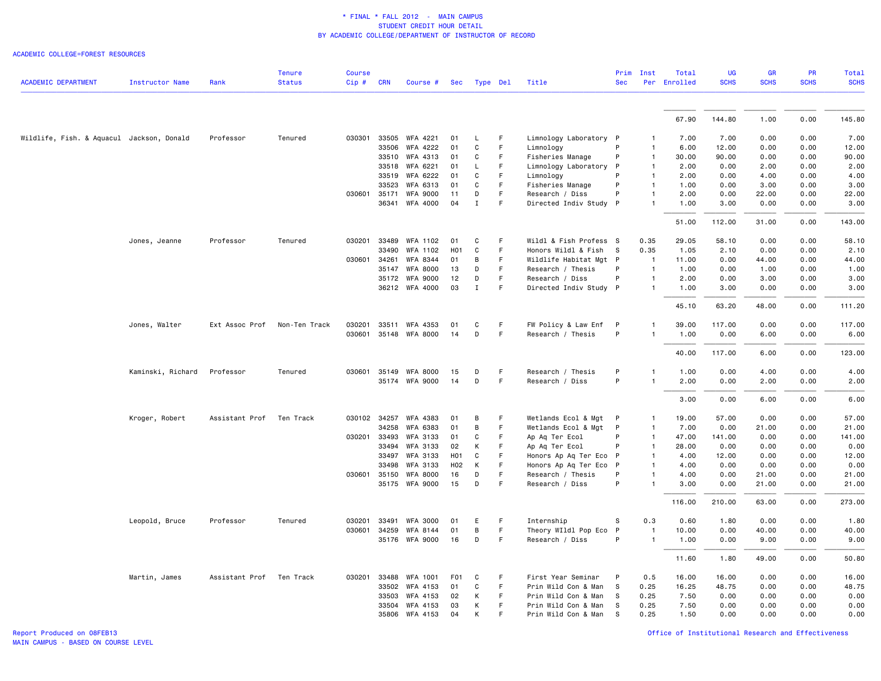\* FINAL \* FALL 2012 - MAIN CAMPUS
STUDENT CREDIT HOUR DETAIL
BY ACADEMIC COLLEGE/DEPARTMENT OF INSTRUCTOR OF RECORD

ACADEMIC COLLEGE=FOREST RESOURCES

| ACADEMIC DEPARTMENT | Instructor Name | Rank | Tenure Status | Course Cip # | CRN | Course # | Sec | Type | Del | Title | Prim Sec | Inst Per | Total Enrolled | UG SCHS | GR SCHS | PR SCHS | Total SCHS |
|---|---|---|---|---|---|---|---|---|---|---|---|---|---|---|---|---|---|
| | | | | | | | | | | | | | 67.90 | 144.80 | 1.00 | 0.00 | 145.80 |
| Wildlife, Fish. & Aquacul | Jackson, Donald | Professor | Tenured | 030301 | 33505 | WFA 4221 | 01 | L | F | Limnology Laboratory | P | 1 | 7.00 | 7.00 | 0.00 | 0.00 | 7.00 |
| | | | | | 33506 | WFA 4222 | 01 | C | F | Limnology | P | 1 | 6.00 | 12.00 | 0.00 | 0.00 | 12.00 |
| | | | | | 33510 | WFA 4313 | 01 | C | F | Fisheries Manage | P | 1 | 30.00 | 90.00 | 0.00 | 0.00 | 90.00 |
| | | | | | 33518 | WFA 6221 | 01 | L | F | Limnology Laboratory | P | 1 | 2.00 | 0.00 | 2.00 | 0.00 | 2.00 |
| | | | | | 33519 | WFA 6222 | 01 | C | F | Limnology | P | 1 | 2.00 | 0.00 | 4.00 | 0.00 | 4.00 |
| | | | | | 33523 | WFA 6313 | 01 | C | F | Fisheries Manage | P | 1 | 1.00 | 0.00 | 3.00 | 0.00 | 3.00 |
| | | | | 030601 | 35171 | WFA 9000 | 11 | D | F | Research / Diss | P | 1 | 2.00 | 0.00 | 22.00 | 0.00 | 22.00 |
| | | | | | 36341 | WFA 4000 | 04 | I | F | Directed Indiv Study | P | 1 | 1.00 | 3.00 | 0.00 | 0.00 | 3.00 |
| | | | | | | | | | | | | | 51.00 | 112.00 | 31.00 | 0.00 | 143.00 |
| | Jones, Jeanne | Professor | Tenured | 030201 | 33489 | WFA 1102 | 01 | C | F | Wildl & Fish Profess | S | 0.35 | 29.05 | 58.10 | 0.00 | 0.00 | 58.10 |
| | | | | | 33490 | WFA 1102 | H01 | C | F | Honors Wildl & Fish | S | 0.35 | 1.05 | 2.10 | 0.00 | 0.00 | 2.10 |
| | | | | 030601 | 34261 | WFA 8344 | 01 | B | F | Wildlife Habitat Mgt | P | 1 | 11.00 | 0.00 | 44.00 | 0.00 | 44.00 |
| | | | | | 35147 | WFA 8000 | 13 | D | F | Research / Thesis | P | 1 | 1.00 | 0.00 | 1.00 | 0.00 | 1.00 |
| | | | | | 35172 | WFA 9000 | 12 | D | F | Research / Diss | P | 1 | 2.00 | 0.00 | 3.00 | 0.00 | 3.00 |
| | | | | | 36212 | WFA 4000 | 03 | I | F | Directed Indiv Study | P | 1 | 1.00 | 3.00 | 0.00 | 0.00 | 3.00 |
| | | | | | | | | | | | | | 45.10 | 63.20 | 48.00 | 0.00 | 111.20 |
| | Jones, Walter | Ext Assoc Prof | Non-Ten Track | 030201 | 33511 | WFA 4353 | 01 | C | F | FW Policy & Law Enf | P | 1 | 39.00 | 117.00 | 0.00 | 0.00 | 117.00 |
| | | | | 030601 | 35148 | WFA 8000 | 14 | D | F | Research / Thesis | P | 1 | 1.00 | 0.00 | 6.00 | 0.00 | 6.00 |
| | | | | | | | | | | | | | 40.00 | 117.00 | 6.00 | 0.00 | 123.00 |
| | Kaminski, Richard | Professor | Tenured | 030601 | 35149 | WFA 8000 | 15 | D | F | Research / Thesis | P | 1 | 1.00 | 0.00 | 4.00 | 0.00 | 4.00 |
| | | | | | 35174 | WFA 9000 | 14 | D | F | Research / Diss | P | 1 | 2.00 | 0.00 | 2.00 | 0.00 | 2.00 |
| | | | | | | | | | | | | | 3.00 | 0.00 | 6.00 | 0.00 | 6.00 |
| | Kroger, Robert | Assistant Prof | Ten Track | 030102 | 34257 | WFA 4383 | 01 | B | F | Wetlands Ecol & Mgt | P | 1 | 19.00 | 57.00 | 0.00 | 0.00 | 57.00 |
| | | | | | 34258 | WFA 6383 | 01 | B | F | Wetlands Ecol & Mgt | P | 1 | 7.00 | 0.00 | 21.00 | 0.00 | 21.00 |
| | | | | 030201 | 33493 | WFA 3133 | 01 | C | F | Ap Aq Ter Ecol | P | 1 | 47.00 | 141.00 | 0.00 | 0.00 | 141.00 |
| | | | | | 33494 | WFA 3133 | 02 | K | F | Ap Aq Ter Ecol | P | 1 | 28.00 | 0.00 | 0.00 | 0.00 | 0.00 |
| | | | | | 33497 | WFA 3133 | H01 | C | F | Honors Ap Aq Ter Eco | P | 1 | 4.00 | 12.00 | 0.00 | 0.00 | 12.00 |
| | | | | | 33498 | WFA 3133 | H02 | K | F | Honors Ap Aq Ter Eco | P | 1 | 4.00 | 0.00 | 0.00 | 0.00 | 0.00 |
| | | | | 030601 | 35150 | WFA 8000 | 16 | D | F | Research / Thesis | P | 1 | 4.00 | 0.00 | 21.00 | 0.00 | 21.00 |
| | | | | | 35175 | WFA 9000 | 15 | D | F | Research / Diss | P | 1 | 3.00 | 0.00 | 21.00 | 0.00 | 21.00 |
| | | | | | | | | | | | | | 116.00 | 210.00 | 63.00 | 0.00 | 273.00 |
| | Leopold, Bruce | Professor | Tenured | 030201 | 33491 | WFA 3000 | 01 | E | F | Internship | S | 0.3 | 0.60 | 1.80 | 0.00 | 0.00 | 1.80 |
| | | | | 030601 | 34259 | WFA 8144 | 01 | B | F | Theory WIldl Pop Eco | P | 1 | 10.00 | 0.00 | 40.00 | 0.00 | 40.00 |
| | | | | | 35176 | WFA 9000 | 16 | D | F | Research / Diss | P | 1 | 1.00 | 0.00 | 9.00 | 0.00 | 9.00 |
| | | | | | | | | | | | | | 11.60 | 1.80 | 49.00 | 0.00 | 50.80 |
| | Martin, James | Assistant Prof | Ten Track | 030201 | 33488 | WFA 1001 | F01 | C | F | First Year Seminar | P | 0.5 | 16.00 | 16.00 | 0.00 | 0.00 | 16.00 |
| | | | | | 33502 | WFA 4153 | 01 | C | F | Prin Wild Con & Man | S | 0.25 | 16.25 | 48.75 | 0.00 | 0.00 | 48.75 |
| | | | | | 33503 | WFA 4153 | 02 | K | F | Prin Wild Con & Man | S | 0.25 | 7.50 | 0.00 | 0.00 | 0.00 | 0.00 |
| | | | | | 33504 | WFA 4153 | 03 | K | F | Prin Wild Con & Man | S | 0.25 | 7.50 | 0.00 | 0.00 | 0.00 | 0.00 |
| | | | | | 35806 | WFA 4153 | 04 | K | F | Prin Wild Con & Man | S | 0.25 | 1.50 | 0.00 | 0.00 | 0.00 | 0.00 |

Report Produced on 08FEB13
MAIN CAMPUS - BASED ON COURSE LEVEL

Office of Institutional Research and Effectiveness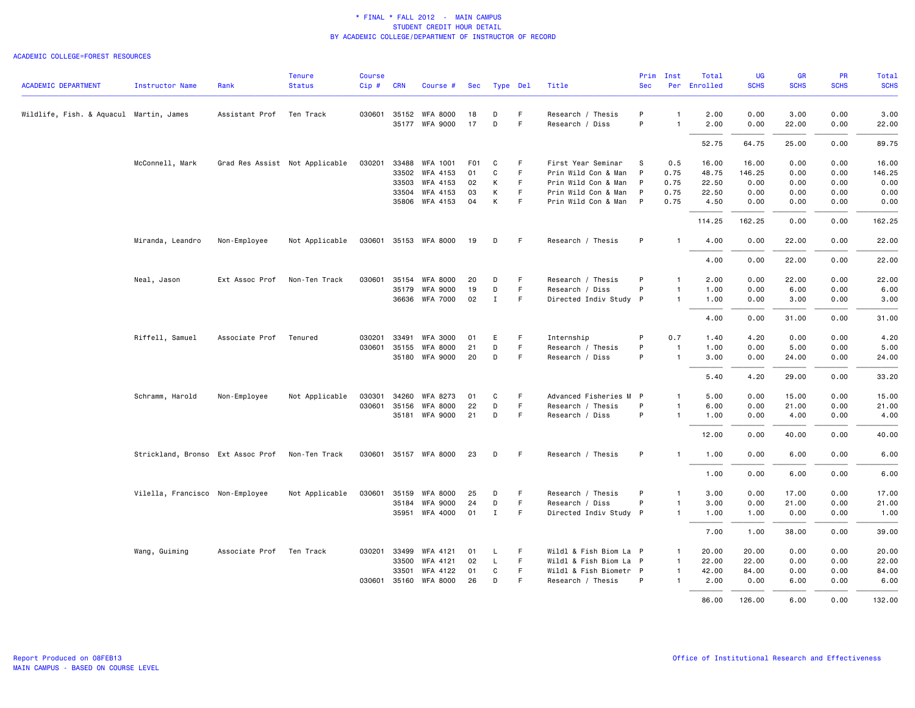\* FINAL \* FALL 2012 - MAIN CAMPUS
STUDENT CREDIT HOUR DETAIL
BY ACADEMIC COLLEGE/DEPARTMENT OF INSTRUCTOR OF RECORD

ACADEMIC COLLEGE=FOREST RESOURCES

| ACADEMIC DEPARTMENT | Instructor Name | Rank | Tenure Status | Course Cip # | CRN | Course # | Sec | Type | Del | Title | Prim Sec | Inst Per | Total Enrolled | UG SCHS | GR SCHS | PR SCHS | Total SCHS |
|---|---|---|---|---|---|---|---|---|---|---|---|---|---|---|---|---|---|
| Wildlife, Fish. & Aquacul | Martin, James | Assistant Prof | Ten Track | 030601 | 35152 | WFA 8000 | 18 | D | F | Research / Thesis | P | 1 | 2.00 | 0.00 | 3.00 | 0.00 | 3.00 |
| | | | | | 35177 | WFA 9000 | 17 | D | F | Research / Diss | P | 1 | 2.00 | 0.00 | 22.00 | 0.00 | 22.00 |
| | | | | | | | | | | | | | 52.75 | 64.75 | 25.00 | 0.00 | 89.75 |
| | McConnell, Mark | Grad Res Assist | Not Applicable | 030201 | 33488 | WFA 1001 | F01 | C | F | First Year Seminar | S | 0.5 | 16.00 | 16.00 | 0.00 | 0.00 | 16.00 |
| | | | | | 33502 | WFA 4153 | 01 | C | F | Prin Wild Con & Man | P | 0.75 | 48.75 | 146.25 | 0.00 | 0.00 | 146.25 |
| | | | | | 33503 | WFA 4153 | 02 | K | F | Prin Wild Con & Man | P | 0.75 | 22.50 | 0.00 | 0.00 | 0.00 | 0.00 |
| | | | | | 33504 | WFA 4153 | 03 | K | F | Prin Wild Con & Man | P | 0.75 | 22.50 | 0.00 | 0.00 | 0.00 | 0.00 |
| | | | | | 35806 | WFA 4153 | 04 | K | F | Prin Wild Con & Man | P | 0.75 | 4.50 | 0.00 | 0.00 | 0.00 | 0.00 |
| | | | | | | | | | | | | | 114.25 | 162.25 | 0.00 | 0.00 | 162.25 |
| | Miranda, Leandro | Non-Employee | Not Applicable | 030601 | 35153 | WFA 8000 | 19 | D | F | Research / Thesis | P | 1 | 4.00 | 0.00 | 22.00 | 0.00 | 22.00 |
| | | | | | | | | | | | | | 4.00 | 0.00 | 22.00 | 0.00 | 22.00 |
| | Neal, Jason | Ext Assoc Prof | Non-Ten Track | 030601 | 35154 | WFA 8000 | 20 | D | F | Research / Thesis | P | 1 | 2.00 | 0.00 | 22.00 | 0.00 | 22.00 |
| | | | | | 35179 | WFA 9000 | 19 | D | F | Research / Diss | P | 1 | 1.00 | 0.00 | 6.00 | 0.00 | 6.00 |
| | | | | | 36636 | WFA 7000 | 02 | I | F | Directed Indiv Study | P | 1 | 1.00 | 0.00 | 3.00 | 0.00 | 3.00 |
| | | | | | | | | | | | | | 4.00 | 0.00 | 31.00 | 0.00 | 31.00 |
| | Riffell, Samuel | Associate Prof | Tenured | 030201 | 33491 | WFA 3000 | 01 | E | F | Internship | P | 0.7 | 1.40 | 4.20 | 0.00 | 0.00 | 4.20 |
| | | | | 030601 | 35155 | WFA 8000 | 21 | D | F | Research / Thesis | P | 1 | 1.00 | 0.00 | 5.00 | 0.00 | 5.00 |
| | | | | | 35180 | WFA 9000 | 20 | D | F | Research / Diss | P | 1 | 3.00 | 0.00 | 24.00 | 0.00 | 24.00 |
| | | | | | | | | | | | | | 5.40 | 4.20 | 29.00 | 0.00 | 33.20 |
| | Schramm, Harold | Non-Employee | Not Applicable | 030301 | 34260 | WFA 8273 | 01 | C | F | Advanced Fisheries M | P | 1 | 5.00 | 0.00 | 15.00 | 0.00 | 15.00 |
| | | | | 030601 | 35156 | WFA 8000 | 22 | D | F | Research / Thesis | P | 1 | 6.00 | 0.00 | 21.00 | 0.00 | 21.00 |
| | | | | | 35181 | WFA 9000 | 21 | D | F | Research / Diss | P | 1 | 1.00 | 0.00 | 4.00 | 0.00 | 4.00 |
| | | | | | | | | | | | | | 12.00 | 0.00 | 40.00 | 0.00 | 40.00 |
| | Strickland, Bronso | Ext Assoc Prof | Non-Ten Track | 030601 | 35157 | WFA 8000 | 23 | D | F | Research / Thesis | P | 1 | 1.00 | 0.00 | 6.00 | 0.00 | 6.00 |
| | | | | | | | | | | | | | 1.00 | 0.00 | 6.00 | 0.00 | 6.00 |
| | Vilella, Francisco | Non-Employee | Not Applicable | 030601 | 35159 | WFA 8000 | 25 | D | F | Research / Thesis | P | 1 | 3.00 | 0.00 | 17.00 | 0.00 | 17.00 |
| | | | | | 35184 | WFA 9000 | 24 | D | F | Research / Diss | P | 1 | 3.00 | 0.00 | 21.00 | 0.00 | 21.00 |
| | | | | | 35951 | WFA 4000 | 01 | I | F | Directed Indiv Study | P | 1 | 1.00 | 1.00 | 0.00 | 0.00 | 1.00 |
| | | | | | | | | | | | | | 7.00 | 1.00 | 38.00 | 0.00 | 39.00 |
| | Wang, Guiming | Associate Prof | Ten Track | 030201 | 33499 | WFA 4121 | 01 | L | F | Wildl & Fish Biom La | P | 1 | 20.00 | 20.00 | 0.00 | 0.00 | 20.00 |
| | | | | | 33500 | WFA 4121 | 02 | L | F | Wildl & Fish Biom La | P | 1 | 22.00 | 22.00 | 0.00 | 0.00 | 22.00 |
| | | | | | 33501 | WFA 4122 | 01 | C | F | Wildl & Fish Biometr | P | 1 | 42.00 | 84.00 | 0.00 | 0.00 | 84.00 |
| | | | | 030601 | 35160 | WFA 8000 | 26 | D | F | Research / Thesis | P | 1 | 2.00 | 0.00 | 6.00 | 0.00 | 6.00 |
| | | | | | | | | | | | | | 86.00 | 126.00 | 6.00 | 0.00 | 132.00 |

Report Produced on 08FEB13
MAIN CAMPUS - BASED ON COURSE LEVEL

Office of Institutional Research and Effectiveness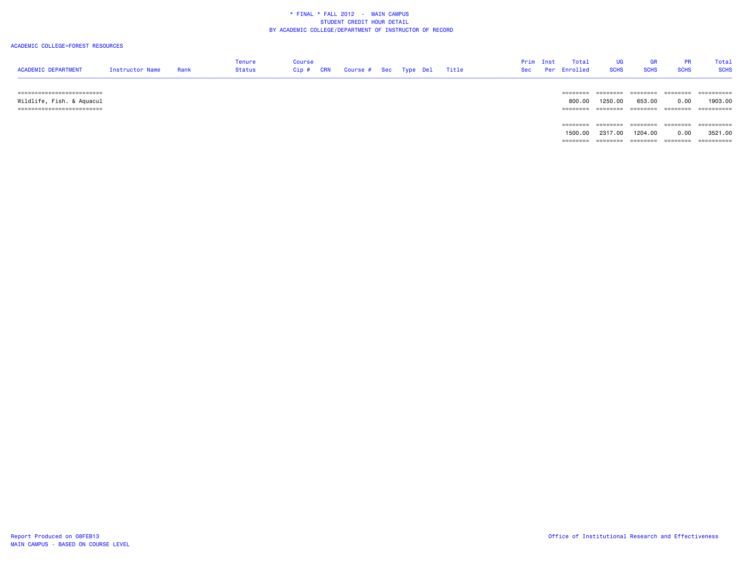\* FINAL \* FALL 2012 - MAIN CAMPUS
STUDENT CREDIT HOUR DETAIL
BY ACADEMIC COLLEGE/DEPARTMENT OF INSTRUCTOR OF RECORD

ACADEMIC COLLEGE=FOREST RESOURCES

| ACADEMIC DEPARTMENT | Instructor Name | Rank | Tenure Status | Course Cip # | CRN | Course # | Sec | Type | Del | Title | Prim Sec | Inst Per | Total Enrolled | UG SCHS | GR SCHS | PR SCHS | Total SCHS |
|---|---|---|---|---|---|---|---|---|---|---|---|---|---|---|---|---|---|
| Wildlife, Fish. & Aquacul | | | | | | | | | | | | | 800.00 | 1250.00 | 653.00 | 0.00 | 1903.00 |
| | | | | | | | | | | | | | 1500.00 | 2317.00 | 1204.00 | 0.00 | 3521.00 |

Report Produced on 08FEB13
MAIN CAMPUS - BASED ON COURSE LEVEL

Office of Institutional Research and Effectiveness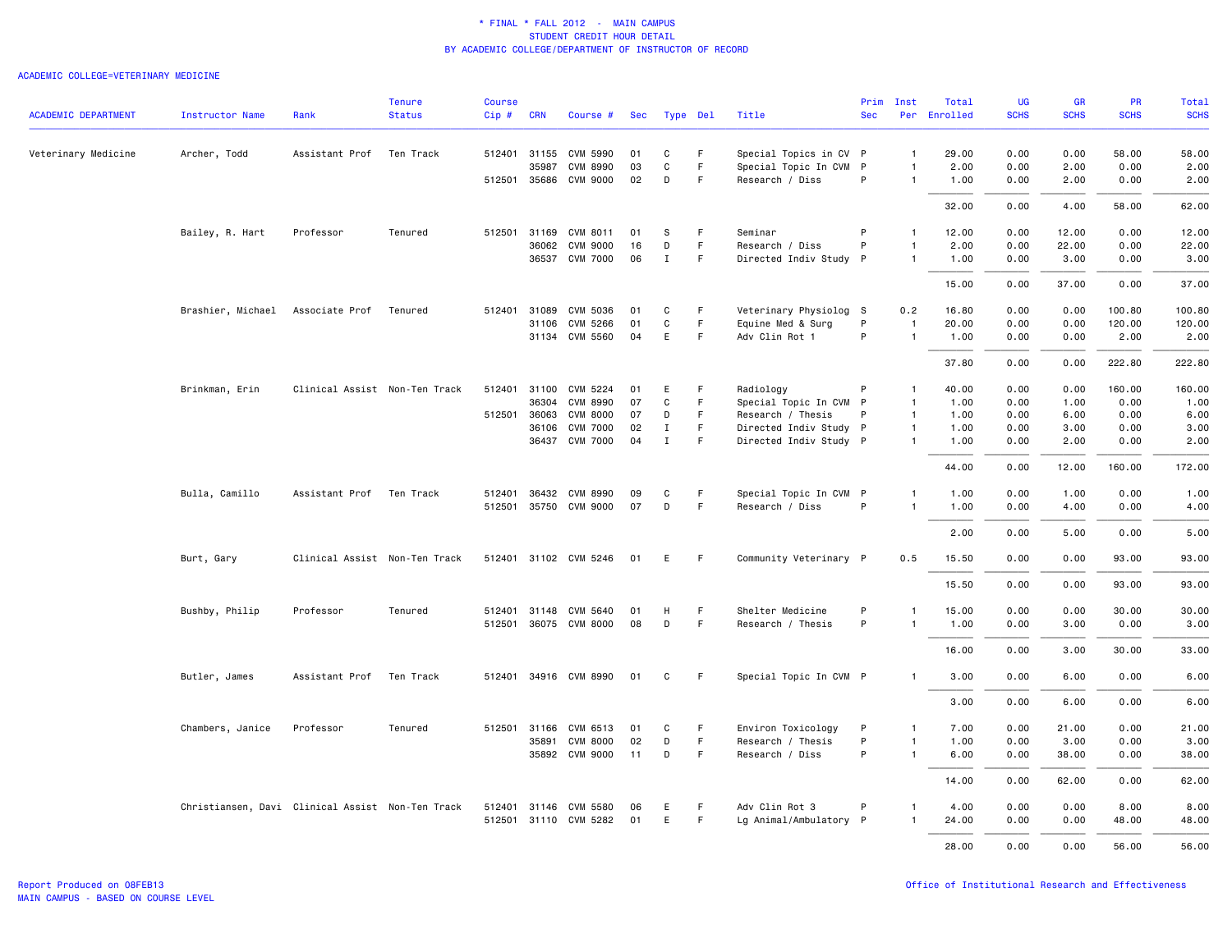# * FINAL * FALL 2012 - MAIN CAMPUS
## STUDENT CREDIT HOUR DETAIL
### BY ACADEMIC COLLEGE/DEPARTMENT OF INSTRUCTOR OF RECORD

ACADEMIC COLLEGE=VETERINARY MEDICINE

| ACADEMIC DEPARTMENT | Instructor Name | Rank | Tenure Status | Course Cip # | CRN | Course # | Sec | Type | Del | Title | Prim Sec | Inst Per | Total Enrolled | UG SCHS | GR SCHS | PR SCHS | Total SCHS |
|---|---|---|---|---|---|---|---|---|---|---|---|---|---|---|---|---|---|
| Veterinary Medicine | Archer, Todd | Assistant Prof | Ten Track | 512401 | 31155 | CVM 5990 | 01 | C | F | Special Topics in CV | P | 1 | 29.00 | 0.00 | 0.00 | 58.00 | 58.00 |
| | | | | | 35987 | CVM 8990 | 03 | C | F | Special Topic In CVM | P | 1 | 2.00 | 0.00 | 2.00 | 0.00 | 2.00 |
| | | | | 512501 | 35686 | CVM 9000 | 02 | D | F | Research / Diss | P | 1 | 1.00 | 0.00 | 2.00 | 0.00 | 2.00 |
| | | | | | | | | | | | | | 32.00 | 0.00 | 4.00 | 58.00 | 62.00 |
| | Bailey, R. Hart | Professor | Tenured | 512501 | 31169 | CVM 8011 | 01 | S | F | Seminar | P | 1 | 12.00 | 0.00 | 12.00 | 0.00 | 12.00 |
| | | | | | 36062 | CVM 9000 | 16 | D | F | Research / Diss | P | 1 | 2.00 | 0.00 | 22.00 | 0.00 | 22.00 |
| | | | | | 36537 | CVM 7000 | 06 | I | F | Directed Indiv Study | P | 1 | 1.00 | 0.00 | 3.00 | 0.00 | 3.00 |
| | | | | | | | | | | | | | 15.00 | 0.00 | 37.00 | 0.00 | 37.00 |
| | Brashier, Michael | Associate Prof | Tenured | 512401 | 31089 | CVM 5036 | 01 | C | F | Veterinary Physiolog | S | 0.2 | 16.80 | 0.00 | 0.00 | 100.80 | 100.80 |
| | | | | | 31106 | CVM 5266 | 01 | C | F | Equine Med & Surg | P | 1 | 20.00 | 0.00 | 0.00 | 120.00 | 120.00 |
| | | | | | 31134 | CVM 5560 | 04 | E | F | Adv Clin Rot 1 | P | 1 | 1.00 | 0.00 | 0.00 | 2.00 | 2.00 |
| | | | | | | | | | | | | | 37.80 | 0.00 | 0.00 | 222.80 | 222.80 |
| | Brinkman, Erin | Clinical Assist | Non-Ten Track | 512401 | 31100 | CVM 5224 | 01 | E | F | Radiology | P | 1 | 40.00 | 0.00 | 0.00 | 160.00 | 160.00 |
| | | | | | 36304 | CVM 8990 | 07 | C | F | Special Topic In CVM | P | 1 | 1.00 | 0.00 | 1.00 | 0.00 | 1.00 |
| | | | | 512501 | 36063 | CVM 8000 | 07 | D | F | Research / Thesis | P | 1 | 1.00 | 0.00 | 6.00 | 0.00 | 6.00 |
| | | | | | 36106 | CVM 7000 | 02 | I | F | Directed Indiv Study | P | 1 | 1.00 | 0.00 | 3.00 | 0.00 | 3.00 |
| | | | | | 36437 | CVM 7000 | 04 | I | F | Directed Indiv Study | P | 1 | 1.00 | 0.00 | 2.00 | 0.00 | 2.00 |
| | | | | | | | | | | | | | 44.00 | 0.00 | 12.00 | 160.00 | 172.00 |
| | Bulla, Camillo | Assistant Prof | Ten Track | 512401 | 36432 | CVM 8990 | 09 | C | F | Special Topic In CVM | P | 1 | 1.00 | 0.00 | 1.00 | 0.00 | 1.00 |
| | | | | 512501 | 35750 | CVM 9000 | 07 | D | F | Research / Diss | P | 1 | 1.00 | 0.00 | 4.00 | 0.00 | 4.00 |
| | | | | | | | | | | | | | 2.00 | 0.00 | 5.00 | 0.00 | 5.00 |
| | Burt, Gary | Clinical Assist | Non-Ten Track | 512401 | 31102 | CVM 5246 | 01 | E | F | Community Veterinary | P | 0.5 | 15.50 | 0.00 | 0.00 | 93.00 | 93.00 |
| | | | | | | | | | | | | | 15.50 | 0.00 | 0.00 | 93.00 | 93.00 |
| | Bushby, Philip | Professor | Tenured | 512401 | 31148 | CVM 5640 | 01 | H | F | Shelter Medicine | P | 1 | 15.00 | 0.00 | 0.00 | 30.00 | 30.00 |
| | | | | 512501 | 36075 | CVM 8000 | 08 | D | F | Research / Thesis | P | 1 | 1.00 | 0.00 | 3.00 | 0.00 | 3.00 |
| | | | | | | | | | | | | | 16.00 | 0.00 | 3.00 | 30.00 | 33.00 |
| | Butler, James | Assistant Prof | Ten Track | 512401 | 34916 | CVM 8990 | 01 | C | F | Special Topic In CVM | P | 1 | 3.00 | 0.00 | 6.00 | 0.00 | 6.00 |
| | | | | | | | | | | | | | 3.00 | 0.00 | 6.00 | 0.00 | 6.00 |
| | Chambers, Janice | Professor | Tenured | 512501 | 31166 | CVM 6513 | 01 | C | F | Environ Toxicology | P | 1 | 7.00 | 0.00 | 21.00 | 0.00 | 21.00 |
| | | | | | 35891 | CVM 8000 | 02 | D | F | Research / Thesis | P | 1 | 1.00 | 0.00 | 3.00 | 0.00 | 3.00 |
| | | | | | 35892 | CVM 9000 | 11 | D | F | Research / Diss | P | 1 | 6.00 | 0.00 | 38.00 | 0.00 | 38.00 |
| | | | | | | | | | | | | | 14.00 | 0.00 | 62.00 | 0.00 | 62.00 |
| | Christiansen, Davi | Clinical Assist | Non-Ten Track | 512401 | 31146 | CVM 5580 | 06 | E | F | Adv Clin Rot 3 | P | 1 | 4.00 | 0.00 | 0.00 | 8.00 | 8.00 |
| | | | | 512501 | 31110 | CVM 5282 | 01 | E | F | Lg Animal/Ambulatory | P | 1 | 24.00 | 0.00 | 0.00 | 48.00 | 48.00 |
| | | | | | | | | | | | | | 28.00 | 0.00 | 0.00 | 56.00 | 56.00 |

Report Produced on 08FEB13
MAIN CAMPUS - BASED ON COURSE LEVEL

Office of Institutional Research and Effectiveness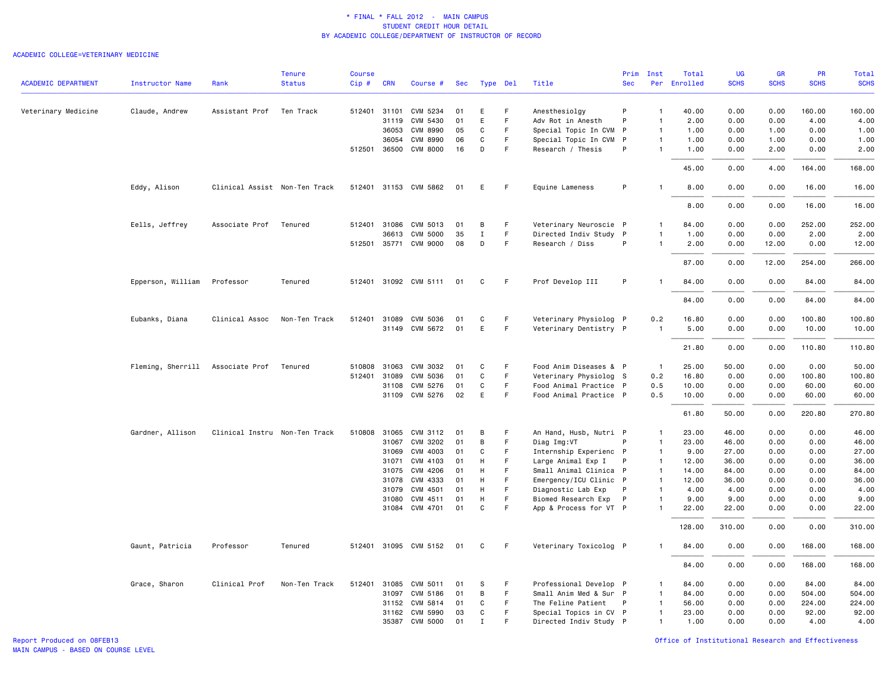\* FINAL \* FALL 2012 - MAIN CAMPUS
STUDENT CREDIT HOUR DETAIL
BY ACADEMIC COLLEGE/DEPARTMENT OF INSTRUCTOR OF RECORD

ACADEMIC COLLEGE=VETERINARY MEDICINE

| ACADEMIC DEPARTMENT | Instructor Name | Rank | Tenure Status | Course Cip # | CRN | Course # | Sec | Type | Del | Title | Prim Sec | Inst Per | Total Enrolled | UG SCHS | GR SCHS | PR SCHS | Total SCHS |
|---|---|---|---|---|---|---|---|---|---|---|---|---|---|---|---|---|---|
| Veterinary Medicine | Claude, Andrew | Assistant Prof | Ten Track | 512401 | 31101 | CVM 5234 | 01 | E | F | Anesthesiolgy | P | 1 | 40.00 | 0.00 | 0.00 | 160.00 | 160.00 |
| | | | | | 31119 | CVM 5430 | 01 | E | F | Adv Rot in Anesth | P | 1 | 2.00 | 0.00 | 0.00 | 4.00 | 4.00 |
| | | | | | 36053 | CVM 8990 | 05 | C | F | Special Topic In CVM | P | 1 | 1.00 | 0.00 | 1.00 | 0.00 | 1.00 |
| | | | | | 36054 | CVM 8990 | 06 | C | F | Special Topic In CVM | P | 1 | 1.00 | 0.00 | 1.00 | 0.00 | 1.00 |
| | | | | 512501 | 36500 | CVM 8000 | 16 | D | F | Research / Thesis | P | 1 | 1.00 | 0.00 | 2.00 | 0.00 | 2.00 |
| | | | | | | | | | | | | | 45.00 | 0.00 | 4.00 | 164.00 | 168.00 |
| | Eddy, Alison | Clinical Assist | Non-Ten Track | 512401 | 31153 | CVM 5862 | 01 | E | F | Equine Lameness | P | 1 | 8.00 | 0.00 | 0.00 | 16.00 | 16.00 |
| | | | | | | | | | | | | | 8.00 | 0.00 | 0.00 | 16.00 | 16.00 |
| | Eells, Jeffrey | Associate Prof | Tenured | 512401 | 31086 | CVM 5013 | 01 | B | F | Veterinary Neuroscie | P | 1 | 84.00 | 0.00 | 0.00 | 252.00 | 252.00 |
| | | | | | 36613 | CVM 5000 | 35 | I | F | Directed Indiv Study | P | 1 | 1.00 | 0.00 | 0.00 | 2.00 | 2.00 |
| | | | | 512501 | 35771 | CVM 9000 | 08 | D | F | Research / Diss | P | 1 | 2.00 | 0.00 | 12.00 | 0.00 | 12.00 |
| | | | | | | | | | | | | | 87.00 | 0.00 | 12.00 | 254.00 | 266.00 |
| | Epperson, William | Professor | Tenured | 512401 | 31092 | CVM 5111 | 01 | C | F | Prof Develop III | P | 1 | 84.00 | 0.00 | 0.00 | 84.00 | 84.00 |
| | | | | | | | | | | | | | 84.00 | 0.00 | 0.00 | 84.00 | 84.00 |
| | Eubanks, Diana | Clinical Assoc | Non-Ten Track | 512401 | 31089 | CVM 5036 | 01 | C | F | Veterinary Physiolog | P | 0.2 | 16.80 | 0.00 | 0.00 | 100.80 | 100.80 |
| | | | | | 31149 | CVM 5672 | 01 | E | F | Veterinary Dentistry | P | 1 | 5.00 | 0.00 | 0.00 | 10.00 | 10.00 |
| | | | | | | | | | | | | | 21.80 | 0.00 | 0.00 | 110.80 | 110.80 |
| | Fleming, Sherrill | Associate Prof | Tenured | 510808 | 31063 | CVM 3032 | 01 | C | F | Food Anim Diseases & | P | 1 | 25.00 | 50.00 | 0.00 | 0.00 | 50.00 |
| | | | | 512401 | 31089 | CVM 5036 | 01 | C | F | Veterinary Physiolog | S | 0.2 | 16.80 | 0.00 | 0.00 | 100.80 | 100.80 |
| | | | | | 31108 | CVM 5276 | 01 | C | F | Food Animal Practice | P | 0.5 | 10.00 | 0.00 | 0.00 | 60.00 | 60.00 |
| | | | | | 31109 | CVM 5276 | 02 | E | F | Food Animal Practice | P | 0.5 | 10.00 | 0.00 | 0.00 | 60.00 | 60.00 |
| | | | | | | | | | | | | | 61.80 | 50.00 | 0.00 | 220.80 | 270.80 |
| | Gardner, Allison | Clinical Instru | Non-Ten Track | 510808 | 31065 | CVM 3112 | 01 | B | F | An Hand, Husb, Nutri | P | 1 | 23.00 | 46.00 | 0.00 | 0.00 | 46.00 |
| | | | | | 31067 | CVM 3202 | 01 | B | F | Diag Img:VT | P | 1 | 23.00 | 46.00 | 0.00 | 0.00 | 46.00 |
| | | | | | 31069 | CVM 4003 | 01 | C | F | Internship Experienc | P | 1 | 9.00 | 27.00 | 0.00 | 0.00 | 27.00 |
| | | | | | 31071 | CVM 4103 | 01 | H | F | Large Animal Exp I | P | 1 | 12.00 | 36.00 | 0.00 | 0.00 | 36.00 |
| | | | | | 31075 | CVM 4206 | 01 | H | F | Small Animal Clinica | P | 1 | 14.00 | 84.00 | 0.00 | 0.00 | 84.00 |
| | | | | | 31078 | CVM 4333 | 01 | H | F | Emergency/ICU Clinic | P | 1 | 12.00 | 36.00 | 0.00 | 0.00 | 36.00 |
| | | | | | 31079 | CVM 4501 | 01 | H | F | Diagnostic Lab Exp | P | 1 | 4.00 | 4.00 | 0.00 | 0.00 | 4.00 |
| | | | | | 31080 | CVM 4511 | 01 | H | F | Biomed Research Exp | P | 1 | 9.00 | 9.00 | 0.00 | 0.00 | 9.00 |
| | | | | | 31084 | CVM 4701 | 01 | C | F | App & Process for VT | P | 1 | 22.00 | 22.00 | 0.00 | 0.00 | 22.00 |
| | | | | | | | | | | | | | 128.00 | 310.00 | 0.00 | 0.00 | 310.00 |
| | Gaunt, Patricia | Professor | Tenured | 512401 | 31095 | CVM 5152 | 01 | C | F | Veterinary Toxicolog | P | 1 | 84.00 | 0.00 | 0.00 | 168.00 | 168.00 |
| | | | | | | | | | | | | | 84.00 | 0.00 | 0.00 | 168.00 | 168.00 |
| | Grace, Sharon | Clinical Prof | Non-Ten Track | 512401 | 31085 | CVM 5011 | 01 | S | F | Professional Develop | P | 1 | 84.00 | 0.00 | 0.00 | 84.00 | 84.00 |
| | | | | | 31097 | CVM 5186 | 01 | B | F | Small Anim Med & Sur | P | 1 | 84.00 | 0.00 | 0.00 | 504.00 | 504.00 |
| | | | | | 31152 | CVM 5814 | 01 | C | F | The Feline Patient | P | 1 | 56.00 | 0.00 | 0.00 | 224.00 | 224.00 |
| | | | | | 31162 | CVM 5990 | 03 | C | F | Special Topics in CV | P | 1 | 23.00 | 0.00 | 0.00 | 92.00 | 92.00 |
| | | | | | 35387 | CVM 5000 | 01 | I | F | Directed Indiv Study | P | 1 | 1.00 | 0.00 | 0.00 | 4.00 | 4.00 |

Report Produced on 08FEB13
MAIN CAMPUS - BASED ON COURSE LEVEL

Office of Institutional Research and Effectiveness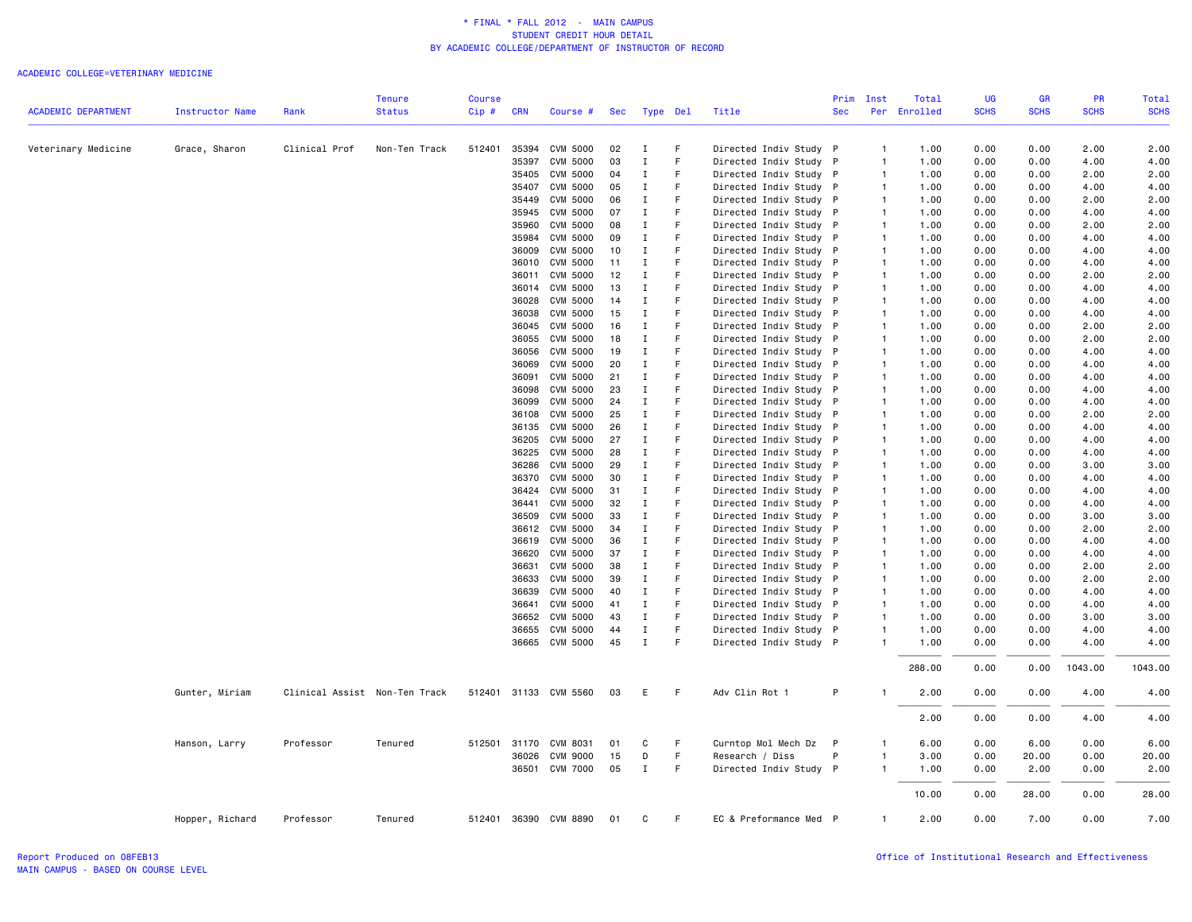\* FINAL \* FALL 2012 - MAIN CAMPUS
STUDENT CREDIT HOUR DETAIL
BY ACADEMIC COLLEGE/DEPARTMENT OF INSTRUCTOR OF RECORD

ACADEMIC COLLEGE=VETERINARY MEDICINE

| ACADEMIC DEPARTMENT | Instructor Name | Rank | Tenure Status | Course Cip # | CRN | Course # | Sec | Type | Del | Title | Prim Sec | Inst Per | Total Enrolled | UG SCHS | GR SCHS | PR SCHS | Total SCHS |
|---|---|---|---|---|---|---|---|---|---|---|---|---|---|---|---|---|---|
| Veterinary Medicine | Grace, Sharon | Clinical Prof | Non-Ten Track | 512401 | 35394 | CVM 5000 | 02 | I | F | Directed Indiv Study | P | 1 | 1.00 | 0.00 | 0.00 | 2.00 | 2.00 |
| | | | | | 35397 | CVM 5000 | 03 | I | F | Directed Indiv Study | P | 1 | 1.00 | 0.00 | 0.00 | 4.00 | 4.00 |
| | | | | | 35405 | CVM 5000 | 04 | I | F | Directed Indiv Study | P | 1 | 1.00 | 0.00 | 0.00 | 2.00 | 2.00 |
| | | | | | 35407 | CVM 5000 | 05 | I | F | Directed Indiv Study | P | 1 | 1.00 | 0.00 | 0.00 | 4.00 | 4.00 |
| | | | | | 35449 | CVM 5000 | 06 | I | F | Directed Indiv Study | P | 1 | 1.00 | 0.00 | 0.00 | 2.00 | 2.00 |
| | | | | | 35945 | CVM 5000 | 07 | I | F | Directed Indiv Study | P | 1 | 1.00 | 0.00 | 0.00 | 4.00 | 4.00 |
| | | | | | 35960 | CVM 5000 | 08 | I | F | Directed Indiv Study | P | 1 | 1.00 | 0.00 | 0.00 | 2.00 | 2.00 |
| | | | | | 35984 | CVM 5000 | 09 | I | F | Directed Indiv Study | P | 1 | 1.00 | 0.00 | 0.00 | 4.00 | 4.00 |
| | | | | | 36009 | CVM 5000 | 10 | I | F | Directed Indiv Study | P | 1 | 1.00 | 0.00 | 0.00 | 4.00 | 4.00 |
| | | | | | 36010 | CVM 5000 | 11 | I | F | Directed Indiv Study | P | 1 | 1.00 | 0.00 | 0.00 | 4.00 | 4.00 |
| | | | | | 36011 | CVM 5000 | 12 | I | F | Directed Indiv Study | P | 1 | 1.00 | 0.00 | 0.00 | 2.00 | 2.00 |
| | | | | | 36014 | CVM 5000 | 13 | I | F | Directed Indiv Study | P | 1 | 1.00 | 0.00 | 0.00 | 4.00 | 4.00 |
| | | | | | 36028 | CVM 5000 | 14 | I | F | Directed Indiv Study | P | 1 | 1.00 | 0.00 | 0.00 | 4.00 | 4.00 |
| | | | | | 36038 | CVM 5000 | 15 | I | F | Directed Indiv Study | P | 1 | 1.00 | 0.00 | 0.00 | 4.00 | 4.00 |
| | | | | | 36045 | CVM 5000 | 16 | I | F | Directed Indiv Study | P | 1 | 1.00 | 0.00 | 0.00 | 2.00 | 2.00 |
| | | | | | 36055 | CVM 5000 | 18 | I | F | Directed Indiv Study | P | 1 | 1.00 | 0.00 | 0.00 | 2.00 | 2.00 |
| | | | | | 36056 | CVM 5000 | 19 | I | F | Directed Indiv Study | P | 1 | 1.00 | 0.00 | 0.00 | 4.00 | 4.00 |
| | | | | | 36069 | CVM 5000 | 20 | I | F | Directed Indiv Study | P | 1 | 1.00 | 0.00 | 0.00 | 4.00 | 4.00 |
| | | | | | 36091 | CVM 5000 | 21 | I | F | Directed Indiv Study | P | 1 | 1.00 | 0.00 | 0.00 | 4.00 | 4.00 |
| | | | | | 36098 | CVM 5000 | 23 | I | F | Directed Indiv Study | P | 1 | 1.00 | 0.00 | 0.00 | 4.00 | 4.00 |
| | | | | | 36099 | CVM 5000 | 24 | I | F | Directed Indiv Study | P | 1 | 1.00 | 0.00 | 0.00 | 4.00 | 4.00 |
| | | | | | 36108 | CVM 5000 | 25 | I | F | Directed Indiv Study | P | 1 | 1.00 | 0.00 | 0.00 | 2.00 | 2.00 |
| | | | | | 36135 | CVM 5000 | 26 | I | F | Directed Indiv Study | P | 1 | 1.00 | 0.00 | 0.00 | 4.00 | 4.00 |
| | | | | | 36205 | CVM 5000 | 27 | I | F | Directed Indiv Study | P | 1 | 1.00 | 0.00 | 0.00 | 4.00 | 4.00 |
| | | | | | 36225 | CVM 5000 | 28 | I | F | Directed Indiv Study | P | 1 | 1.00 | 0.00 | 0.00 | 4.00 | 4.00 |
| | | | | | 36286 | CVM 5000 | 29 | I | F | Directed Indiv Study | P | 1 | 1.00 | 0.00 | 0.00 | 3.00 | 3.00 |
| | | | | | 36370 | CVM 5000 | 30 | I | F | Directed Indiv Study | P | 1 | 1.00 | 0.00 | 0.00 | 4.00 | 4.00 |
| | | | | | 36424 | CVM 5000 | 31 | I | F | Directed Indiv Study | P | 1 | 1.00 | 0.00 | 0.00 | 4.00 | 4.00 |
| | | | | | 36441 | CVM 5000 | 32 | I | F | Directed Indiv Study | P | 1 | 1.00 | 0.00 | 0.00 | 4.00 | 4.00 |
| | | | | | 36509 | CVM 5000 | 33 | I | F | Directed Indiv Study | P | 1 | 1.00 | 0.00 | 0.00 | 3.00 | 3.00 |
| | | | | | 36612 | CVM 5000 | 34 | I | F | Directed Indiv Study | P | 1 | 1.00 | 0.00 | 0.00 | 2.00 | 2.00 |
| | | | | | 36619 | CVM 5000 | 36 | I | F | Directed Indiv Study | P | 1 | 1.00 | 0.00 | 0.00 | 4.00 | 4.00 |
| | | | | | 36620 | CVM 5000 | 37 | I | F | Directed Indiv Study | P | 1 | 1.00 | 0.00 | 0.00 | 4.00 | 4.00 |
| | | | | | 36631 | CVM 5000 | 38 | I | F | Directed Indiv Study | P | 1 | 1.00 | 0.00 | 0.00 | 2.00 | 2.00 |
| | | | | | 36633 | CVM 5000 | 39 | I | F | Directed Indiv Study | P | 1 | 1.00 | 0.00 | 0.00 | 2.00 | 2.00 |
| | | | | | 36639 | CVM 5000 | 40 | I | F | Directed Indiv Study | P | 1 | 1.00 | 0.00 | 0.00 | 4.00 | 4.00 |
| | | | | | 36641 | CVM 5000 | 41 | I | F | Directed Indiv Study | P | 1 | 1.00 | 0.00 | 0.00 | 4.00 | 4.00 |
| | | | | | 36652 | CVM 5000 | 43 | I | F | Directed Indiv Study | P | 1 | 1.00 | 0.00 | 0.00 | 3.00 | 3.00 |
| | | | | | 36655 | CVM 5000 | 44 | I | F | Directed Indiv Study | P | 1 | 1.00 | 0.00 | 0.00 | 4.00 | 4.00 |
| | | | | | 36665 | CVM 5000 | 45 | I | F | Directed Indiv Study | P | 1 | 1.00 | 0.00 | 0.00 | 4.00 | 4.00 |
| | | | | | | | | | | | | | 288.00 | 0.00 | 0.00 | 1043.00 | 1043.00 |
| | Gunter, Miriam | Clinical Assist | Non-Ten Track | 512401 | 31133 | CVM 5560 | 03 | E | F | Adv Clin Rot 1 | P | 1 | 2.00 | 0.00 | 0.00 | 4.00 | 4.00 |
| | | | | | | | | | | | | | 2.00 | 0.00 | 0.00 | 4.00 | 4.00 |
| | Hanson, Larry | Professor | Tenured | 512501 | 31170 | CVM 8031 | 01 | C | F | Curntop Mol Mech Dz | P | 1 | 6.00 | 0.00 | 6.00 | 0.00 | 6.00 |
| | | | | | 36026 | CVM 9000 | 15 | D | F | Research / Diss | P | 1 | 3.00 | 0.00 | 20.00 | 0.00 | 20.00 |
| | | | | | 36501 | CVM 7000 | 05 | I | F | Directed Indiv Study | P | 1 | 1.00 | 0.00 | 2.00 | 0.00 | 2.00 |
| | | | | | | | | | | | | | 10.00 | 0.00 | 28.00 | 0.00 | 28.00 |
| | Hopper, Richard | Professor | Tenured | 512401 | 36390 | CVM 8890 | 01 | C | F | EC & Preformance Med | P | 1 | 2.00 | 0.00 | 7.00 | 0.00 | 7.00 |

Report Produced on 08FEB13
MAIN CAMPUS - BASED ON COURSE LEVEL

Office of Institutional Research and Effectiveness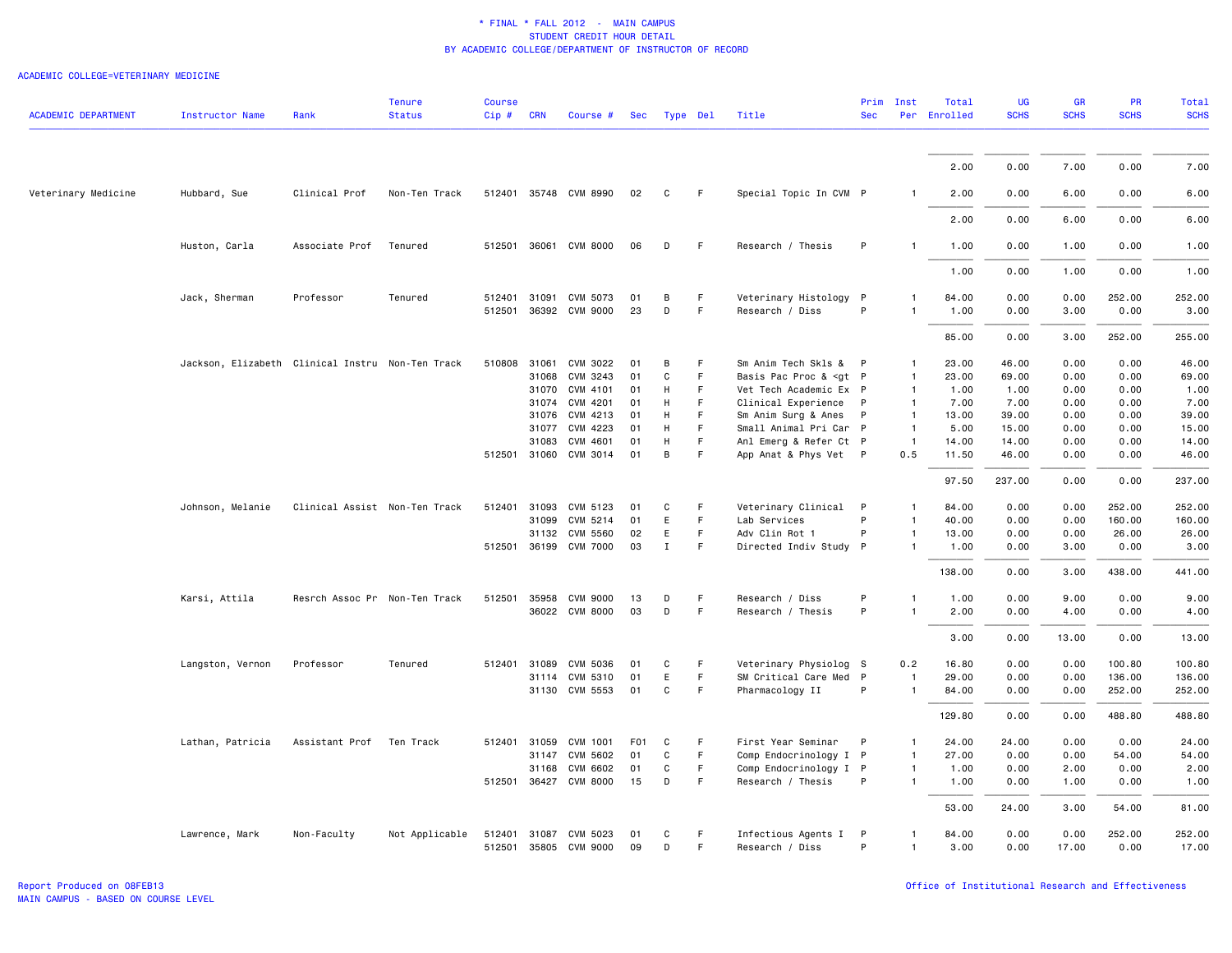# \* FINAL \* FALL 2012 - MAIN CAMPUS
## STUDENT CREDIT HOUR DETAIL
### BY ACADEMIC COLLEGE/DEPARTMENT OF INSTRUCTOR OF RECORD

ACADEMIC COLLEGE=VETERINARY MEDICINE

| ACADEMIC DEPARTMENT | Instructor Name | Rank | Tenure Status | Course Cip # | CRN | Course # | Sec | Type | Del | Title | Prim Sec | Inst Per | Total Enrolled | UG SCHS | GR SCHS | PR SCHS | Total SCHS |
|---|---|---|---|---|---|---|---|---|---|---|---|---|---|---|---|---|---|
| | | | | | | | | | | | | | 2.00 | 0.00 | 7.00 | 0.00 | 7.00 |
| Veterinary Medicine | Hubbard, Sue | Clinical Prof | Non-Ten Track | 512401 | 35748 | CVM 8990 | 02 | C | F | Special Topic In CVM | P | 1 | 2.00 | 0.00 | 6.00 | 0.00 | 6.00 |
| | | | | | | | | | | | | | 2.00 | 0.00 | 6.00 | 0.00 | 6.00 |
| | Huston, Carla | Associate Prof | Tenured | 512501 | 36061 | CVM 8000 | 06 | D | F | Research / Thesis | P | 1 | 1.00 | 0.00 | 1.00 | 0.00 | 1.00 |
| | | | | | | | | | | | | | 1.00 | 0.00 | 1.00 | 0.00 | 1.00 |
| | Jack, Sherman | Professor | Tenured | 512401 | 31091 | CVM 5073 | 01 | B | F | Veterinary Histology | P | 1 | 84.00 | 0.00 | 0.00 | 252.00 | 252.00 |
| | | | | 512501 | 36392 | CVM 9000 | 23 | D | F | Research / Diss | P | 1 | 1.00 | 0.00 | 3.00 | 0.00 | 3.00 |
| | | | | | | | | | | | | | 85.00 | 0.00 | 3.00 | 252.00 | 255.00 |
| | Jackson, Elizabeth | Clinical Instru | Non-Ten Track | 510808 | 31061 | CVM 3022 | 01 | B | F | Sm Anim Tech Skls & | P | 1 | 23.00 | 46.00 | 0.00 | 0.00 | 46.00 |
| | | | | | 31068 | CVM 3243 | 01 | C | F | Basis Pac Proc & <gt | P | 1 | 23.00 | 69.00 | 0.00 | 0.00 | 69.00 |
| | | | | | 31070 | CVM 4101 | 01 | H | F | Vet Tech Academic Ex | P | 1 | 1.00 | 1.00 | 0.00 | 0.00 | 1.00 |
| | | | | | 31074 | CVM 4201 | 01 | H | F | Clinical Experience | P | 1 | 7.00 | 7.00 | 0.00 | 0.00 | 7.00 |
| | | | | | 31076 | CVM 4213 | 01 | H | F | Sm Anim Surg & Anes | P | 1 | 13.00 | 39.00 | 0.00 | 0.00 | 39.00 |
| | | | | | 31077 | CVM 4223 | 01 | H | F | Small Animal Pri Car | P | 1 | 5.00 | 15.00 | 0.00 | 0.00 | 15.00 |
| | | | | | 31083 | CVM 4601 | 01 | H | F | Anl Emerg & Refer Ct | P | 1 | 14.00 | 14.00 | 0.00 | 0.00 | 14.00 |
| | | | | 512501 | 31060 | CVM 3014 | 01 | B | F | App Anat & Phys Vet | P | 0.5 | 11.50 | 46.00 | 0.00 | 0.00 | 46.00 |
| | | | | | | | | | | | | | 97.50 | 237.00 | 0.00 | 0.00 | 237.00 |
| | Johnson, Melanie | Clinical Assist | Non-Ten Track | 512401 | 31093 | CVM 5123 | 01 | C | F | Veterinary Clinical | P | 1 | 84.00 | 0.00 | 0.00 | 252.00 | 252.00 |
| | | | | | 31099 | CVM 5214 | 01 | E | F | Lab Services | P | 1 | 40.00 | 0.00 | 0.00 | 160.00 | 160.00 |
| | | | | | 31132 | CVM 5560 | 02 | E | F | Adv Clin Rot 1 | P | 1 | 13.00 | 0.00 | 0.00 | 26.00 | 26.00 |
| | | | | 512501 | 36199 | CVM 7000 | 03 | I | F | Directed Indiv Study | P | 1 | 1.00 | 0.00 | 3.00 | 0.00 | 3.00 |
| | | | | | | | | | | | | | 138.00 | 0.00 | 3.00 | 438.00 | 441.00 |
| | Karsi, Attila | Resrch Assoc Pr | Non-Ten Track | 512501 | 35958 | CVM 9000 | 13 | D | F | Research / Diss | P | 1 | 1.00 | 0.00 | 9.00 | 0.00 | 9.00 |
| | | | | | 36022 | CVM 8000 | 03 | D | F | Research / Thesis | P | 1 | 2.00 | 0.00 | 4.00 | 0.00 | 4.00 |
| | | | | | | | | | | | | | 3.00 | 0.00 | 13.00 | 0.00 | 13.00 |
| | Langston, Vernon | Professor | Tenured | 512401 | 31089 | CVM 5036 | 01 | C | F | Veterinary Physiolog | S | 0.2 | 16.80 | 0.00 | 0.00 | 100.80 | 100.80 |
| | | | | | 31114 | CVM 5310 | 01 | E | F | SM Critical Care Med | P | 1 | 29.00 | 0.00 | 0.00 | 136.00 | 136.00 |
| | | | | | 31130 | CVM 5553 | 01 | C | F | Pharmacology II | P | 1 | 84.00 | 0.00 | 0.00 | 252.00 | 252.00 |
| | | | | | | | | | | | | | 129.80 | 0.00 | 0.00 | 488.80 | 488.80 |
| | Lathan, Patricia | Assistant Prof | Ten Track | 512401 | 31059 | CVM 1001 | F01 | C | F | First Year Seminar | P | 1 | 24.00 | 24.00 | 0.00 | 0.00 | 24.00 |
| | | | | | 31147 | CVM 5602 | 01 | C | F | Comp Endocrinology I | P | 1 | 27.00 | 0.00 | 0.00 | 54.00 | 54.00 |
| | | | | | 31168 | CVM 6602 | 01 | C | F | Comp Endocrinology I | P | 1 | 1.00 | 0.00 | 2.00 | 0.00 | 2.00 |
| | | | | 512501 | 36427 | CVM 8000 | 15 | D | F | Research / Thesis | P | 1 | 1.00 | 0.00 | 1.00 | 0.00 | 1.00 |
| | | | | | | | | | | | | | 53.00 | 24.00 | 3.00 | 54.00 | 81.00 |
| | Lawrence, Mark | Non-Faculty | Not Applicable | 512401 | 31087 | CVM 5023 | 01 | C | F | Infectious Agents I | P | 1 | 84.00 | 0.00 | 0.00 | 252.00 | 252.00 |
| | | | | 512501 | 35805 | CVM 9000 | 09 | D | F | Research / Diss | P | 1 | 3.00 | 0.00 | 17.00 | 0.00 | 17.00 |

Report Produced on 08FEB13
MAIN CAMPUS - BASED ON COURSE LEVEL

Office of Institutional Research and Effectiveness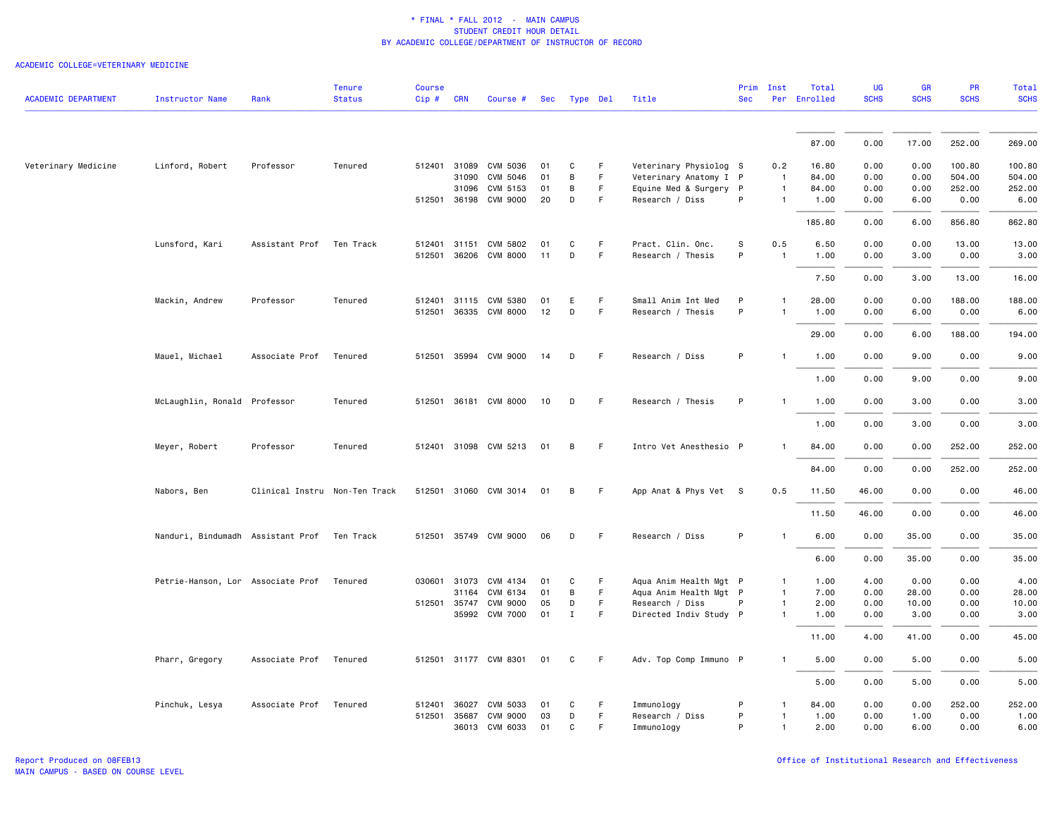\* FINAL \* FALL 2012 - MAIN CAMPUS
STUDENT CREDIT HOUR DETAIL
BY ACADEMIC COLLEGE/DEPARTMENT OF INSTRUCTOR OF RECORD

ACADEMIC COLLEGE=VETERINARY MEDICINE

| ACADEMIC DEPARTMENT | Instructor Name | Rank | Tenure Status | Course Cip # | CRN | Course # | Sec | Type | Del | Title | Prim Sec | Inst Per | Total Enrolled | UG SCHS | GR SCHS | PR SCHS | Total SCHS |
|---|---|---|---|---|---|---|---|---|---|---|---|---|---|---|---|---|---|
| | | | | | | | | | | | | | 87.00 | 0.00 | 17.00 | 252.00 | 269.00 |
| Veterinary Medicine | Linford, Robert | Professor | Tenured | 512401 | 31089 | CVM 5036 | 01 | C | F | Veterinary Physiolog | S | 0.2 | 16.80 | 0.00 | 0.00 | 100.80 | 100.80 |
| | | | | | 31090 | CVM 5046 | 01 | B | F | Veterinary Anatomy I | P | 1 | 84.00 | 0.00 | 0.00 | 504.00 | 504.00 |
| | | | | | 31096 | CVM 5153 | 01 | B | F | Equine Med & Surgery | P | 1 | 84.00 | 0.00 | 0.00 | 252.00 | 252.00 |
| | | | | 512501 | 36198 | CVM 9000 | 20 | D | F | Research / Diss | P | 1 | 1.00 | 0.00 | 6.00 | 0.00 | 6.00 |
| | | | | | | | | | | | | | 185.80 | 0.00 | 6.00 | 856.80 | 862.80 |
| | Lunsford, Kari | Assistant Prof | Ten Track | 512401 | 31151 | CVM 5802 | 01 | C | F | Pract. Clin. Onc. | S | 0.5 | 6.50 | 0.00 | 0.00 | 13.00 | 13.00 |
| | | | | 512501 | 36206 | CVM 8000 | 11 | D | F | Research / Thesis | P | 1 | 1.00 | 0.00 | 3.00 | 0.00 | 3.00 |
| | | | | | | | | | | | | | 7.50 | 0.00 | 3.00 | 13.00 | 16.00 |
| | Mackin, Andrew | Professor | Tenured | 512401 | 31115 | CVM 5380 | 01 | E | F | Small Anim Int Med | P | 1 | 28.00 | 0.00 | 0.00 | 188.00 | 188.00 |
| | | | | 512501 | 36335 | CVM 8000 | 12 | D | F | Research / Thesis | P | 1 | 1.00 | 0.00 | 6.00 | 0.00 | 6.00 |
| | | | | | | | | | | | | | 29.00 | 0.00 | 6.00 | 188.00 | 194.00 |
| | Mauel, Michael | Associate Prof | Tenured | 512501 | 35994 | CVM 9000 | 14 | D | F | Research / Diss | P | 1 | 1.00 | 0.00 | 9.00 | 0.00 | 9.00 |
| | | | | | | | | | | | | | 1.00 | 0.00 | 9.00 | 0.00 | 9.00 |
| | McLaughlin, Ronald | Professor | Tenured | 512501 | 36181 | CVM 8000 | 10 | D | F | Research / Thesis | P | 1 | 1.00 | 0.00 | 3.00 | 0.00 | 3.00 |
| | | | | | | | | | | | | | 1.00 | 0.00 | 3.00 | 0.00 | 3.00 |
| | Meyer, Robert | Professor | Tenured | 512401 | 31098 | CVM 5213 | 01 | B | F | Intro Vet Anesthesio | P | 1 | 84.00 | 0.00 | 0.00 | 252.00 | 252.00 |
| | | | | | | | | | | | | | 84.00 | 0.00 | 0.00 | 252.00 | 252.00 |
| | Nabors, Ben | Clinical Instru | Non-Ten Track | 512501 | 31060 | CVM 3014 | 01 | B | F | App Anat & Phys Vet | S | 0.5 | 11.50 | 46.00 | 0.00 | 0.00 | 46.00 |
| | | | | | | | | | | | | | 11.50 | 46.00 | 0.00 | 0.00 | 46.00 |
| | Nanduri, Bindumadh | Assistant Prof | Ten Track | 512501 | 35749 | CVM 9000 | 06 | D | F | Research / Diss | P | 1 | 6.00 | 0.00 | 35.00 | 0.00 | 35.00 |
| | | | | | | | | | | | | | 6.00 | 0.00 | 35.00 | 0.00 | 35.00 |
| | Petrie-Hanson, Lor | Associate Prof | Tenured | 030601 | 31073 | CVM 4134 | 01 | C | F | Aqua Anim Health Mgt | P | 1 | 1.00 | 4.00 | 0.00 | 0.00 | 4.00 |
| | | | | | 31164 | CVM 6134 | 01 | B | F | Aqua Anim Health Mgt | P | 1 | 7.00 | 0.00 | 28.00 | 0.00 | 28.00 |
| | | | | 512501 | 35747 | CVM 9000 | 05 | D | F | Research / Diss | P | 1 | 2.00 | 0.00 | 10.00 | 0.00 | 10.00 |
| | | | | | 35992 | CVM 7000 | 01 | I | F | Directed Indiv Study | P | 1 | 1.00 | 0.00 | 3.00 | 0.00 | 3.00 |
| | | | | | | | | | | | | | 11.00 | 4.00 | 41.00 | 0.00 | 45.00 |
| | Pharr, Gregory | Associate Prof | Tenured | 512501 | 31177 | CVM 8301 | 01 | C | F | Adv. Top Comp Immuno | P | 1 | 5.00 | 0.00 | 5.00 | 0.00 | 5.00 |
| | | | | | | | | | | | | | 5.00 | 0.00 | 5.00 | 0.00 | 5.00 |
| | Pinchuk, Lesya | Associate Prof | Tenured | 512401 | 36027 | CVM 5033 | 01 | C | F | Immunology | P | 1 | 84.00 | 0.00 | 0.00 | 252.00 | 252.00 |
| | | | | 512501 | 35687 | CVM 9000 | 03 | D | F | Research / Diss | P | 1 | 1.00 | 0.00 | 1.00 | 0.00 | 1.00 |
| | | | | | 36013 | CVM 6033 | 01 | C | F | Immunology | P | 1 | 2.00 | 0.00 | 6.00 | 0.00 | 6.00 |

Report Produced on 08FEB13
MAIN CAMPUS - BASED ON COURSE LEVEL

Office of Institutional Research and Effectiveness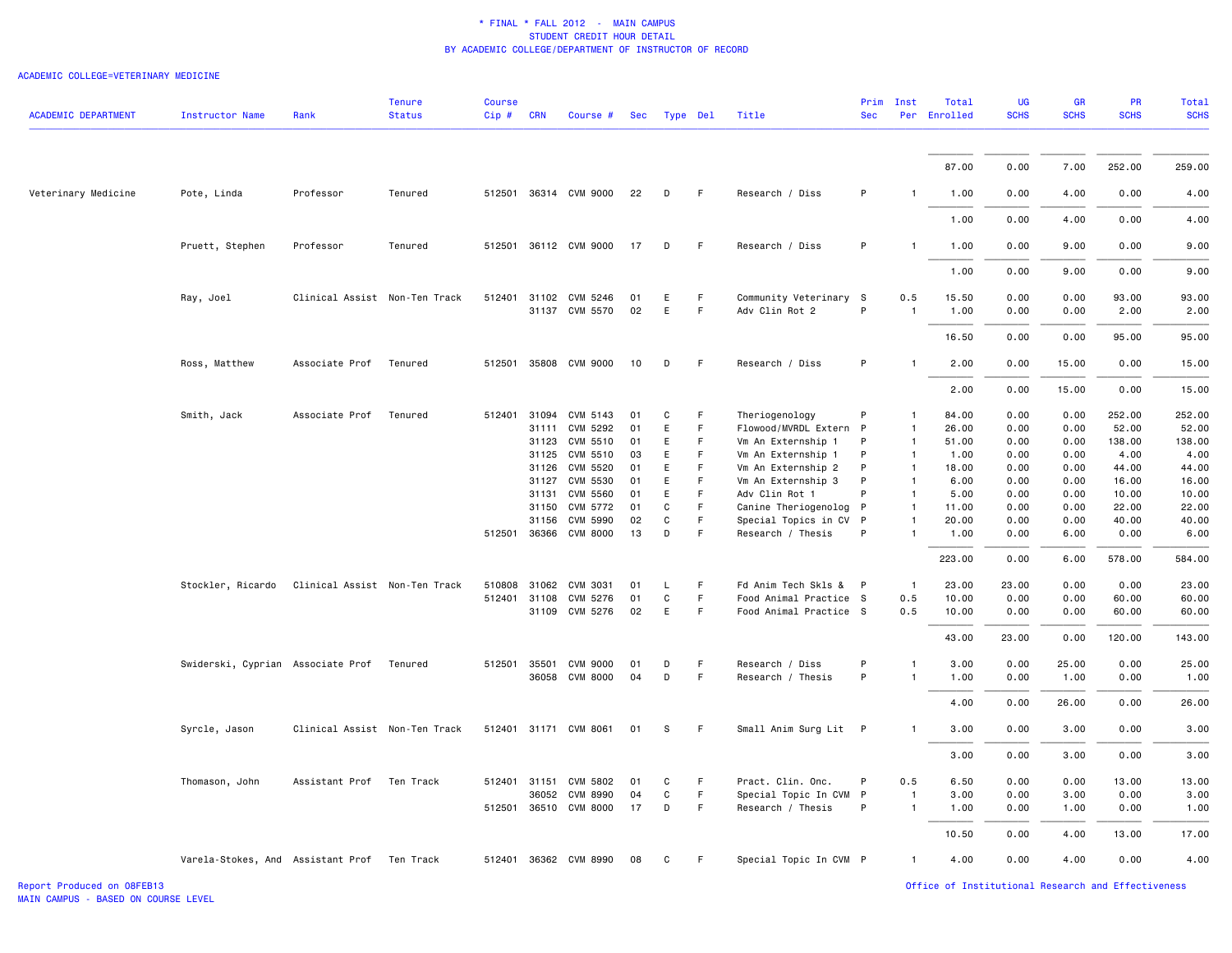\* FINAL \* FALL 2012 - MAIN CAMPUS
STUDENT CREDIT HOUR DETAIL
BY ACADEMIC COLLEGE/DEPARTMENT OF INSTRUCTOR OF RECORD

ACADEMIC COLLEGE=VETERINARY MEDICINE

| ACADEMIC DEPARTMENT | Instructor Name | Rank | Tenure Status | Course Cip # | CRN | Course # | Sec | Type | Del | Title | Prim Sec | Inst Per | Total Enrolled | UG SCHS | GR SCHS | PR SCHS | Total SCHS |
|---|---|---|---|---|---|---|---|---|---|---|---|---|---|---|---|---|---|
| | | | | | | | | | | | | | 87.00 | 0.00 | 7.00 | 252.00 | 259.00 |
| Veterinary Medicine | Pote, Linda | Professor | Tenured | 512501 | 36314 | CVM 9000 | 22 | D | F | Research / Diss | P | 1 | 1.00 | 0.00 | 4.00 | 0.00 | 4.00 |
| | | | | | | | | | | | | | 1.00 | 0.00 | 4.00 | 0.00 | 4.00 |
| | Pruett, Stephen | Professor | Tenured | 512501 | 36112 | CVM 9000 | 17 | D | F | Research / Diss | P | 1 | 1.00 | 0.00 | 9.00 | 0.00 | 9.00 |
| | | | | | | | | | | | | | 1.00 | 0.00 | 9.00 | 0.00 | 9.00 |
| | Ray, Joel | Clinical Assist | Non-Ten Track | 512401 | 31102 | CVM 5246 | 01 | E | F | Community Veterinary | S | 0.5 | 15.50 | 0.00 | 0.00 | 93.00 | 93.00 |
| | | | | | 31137 | CVM 5570 | 02 | E | F | Adv Clin Rot 2 | P | 1 | 1.00 | 0.00 | 0.00 | 2.00 | 2.00 |
| | | | | | | | | | | | | | 16.50 | 0.00 | 0.00 | 95.00 | 95.00 |
| | Ross, Matthew | Associate Prof | Tenured | 512501 | 35808 | CVM 9000 | 10 | D | F | Research / Diss | P | 1 | 2.00 | 0.00 | 15.00 | 0.00 | 15.00 |
| | | | | | | | | | | | | | 2.00 | 0.00 | 15.00 | 0.00 | 15.00 |
| | Smith, Jack | Associate Prof | Tenured | 512401 | 31094 | CVM 5143 | 01 | C | F | Theriogenology | P | 1 | 84.00 | 0.00 | 0.00 | 252.00 | 252.00 |
| | | | | | 31111 | CVM 5292 | 01 | E | F | Flowood/MVRDL Extern | P | 1 | 26.00 | 0.00 | 0.00 | 52.00 | 52.00 |
| | | | | | 31123 | CVM 5510 | 01 | E | F | Vm An Externship 1 | P | 1 | 51.00 | 0.00 | 0.00 | 138.00 | 138.00 |
| | | | | | 31125 | CVM 5510 | 03 | E | F | Vm An Externship 1 | P | 1 | 1.00 | 0.00 | 0.00 | 4.00 | 4.00 |
| | | | | | 31126 | CVM 5520 | 01 | E | F | Vm An Externship 2 | P | 1 | 18.00 | 0.00 | 0.00 | 44.00 | 44.00 |
| | | | | | 31127 | CVM 5530 | 01 | E | F | Vm An Externship 3 | P | 1 | 6.00 | 0.00 | 0.00 | 16.00 | 16.00 |
| | | | | | 31131 | CVM 5560 | 01 | E | F | Adv Clin Rot 1 | P | 1 | 5.00 | 0.00 | 0.00 | 10.00 | 10.00 |
| | | | | | 31150 | CVM 5772 | 01 | C | F | Canine Theriogenolog | P | 1 | 11.00 | 0.00 | 0.00 | 22.00 | 22.00 |
| | | | | | 31156 | CVM 5990 | 02 | C | F | Special Topics in CV | P | 1 | 20.00 | 0.00 | 0.00 | 40.00 | 40.00 |
| | | | | 512501 | 36366 | CVM 8000 | 13 | D | F | Research / Thesis | P | 1 | 1.00 | 0.00 | 6.00 | 0.00 | 6.00 |
| | | | | | | | | | | | | | 223.00 | 0.00 | 6.00 | 578.00 | 584.00 |
| | Stockler, Ricardo | Clinical Assist | Non-Ten Track | 510808 | 31062 | CVM 3031 | 01 | L | F | Fd Anim Tech Skls & | P | 1 | 23.00 | 23.00 | 0.00 | 0.00 | 23.00 |
| | | | | 512401 | 31108 | CVM 5276 | 01 | C | F | Food Animal Practice | S | 0.5 | 10.00 | 0.00 | 0.00 | 60.00 | 60.00 |
| | | | | | 31109 | CVM 5276 | 02 | E | F | Food Animal Practice | S | 0.5 | 10.00 | 0.00 | 0.00 | 60.00 | 60.00 |
| | | | | | | | | | | | | | 43.00 | 23.00 | 0.00 | 120.00 | 143.00 |
| | Swiderski, Cyprian | Associate Prof | Tenured | 512501 | 35501 | CVM 9000 | 01 | D | F | Research / Diss | P | 1 | 3.00 | 0.00 | 25.00 | 0.00 | 25.00 |
| | | | | | 36058 | CVM 8000 | 04 | D | F | Research / Thesis | P | 1 | 1.00 | 0.00 | 1.00 | 0.00 | 1.00 |
| | | | | | | | | | | | | | 4.00 | 0.00 | 26.00 | 0.00 | 26.00 |
| | Syrcle, Jason | Clinical Assist | Non-Ten Track | 512401 | 31171 | CVM 8061 | 01 | S | F | Small Anim Surg Lit | P | 1 | 3.00 | 0.00 | 3.00 | 0.00 | 3.00 |
| | | | | | | | | | | | | | 3.00 | 0.00 | 3.00 | 0.00 | 3.00 |
| | Thomason, John | Assistant Prof | Ten Track | 512401 | 31151 | CVM 5802 | 01 | C | F | Pract. Clin. Onc. | P | 0.5 | 6.50 | 0.00 | 0.00 | 13.00 | 13.00 |
| | | | | | 36052 | CVM 8990 | 04 | C | F | Special Topic In CVM | P | 1 | 3.00 | 0.00 | 3.00 | 0.00 | 3.00 |
| | | | | 512501 | 36510 | CVM 8000 | 17 | D | F | Research / Thesis | P | 1 | 1.00 | 0.00 | 1.00 | 0.00 | 1.00 |
| | | | | | | | | | | | | | 10.50 | 0.00 | 4.00 | 13.00 | 17.00 |
| | Varela-Stokes, And | Assistant Prof | Ten Track | 512401 | 36362 | CVM 8990 | 08 | C | F | Special Topic In CVM | P | 1 | 4.00 | 0.00 | 4.00 | 0.00 | 4.00 |

Report Produced on 08FEB13
MAIN CAMPUS - BASED ON COURSE LEVEL

Office of Institutional Research and Effectiveness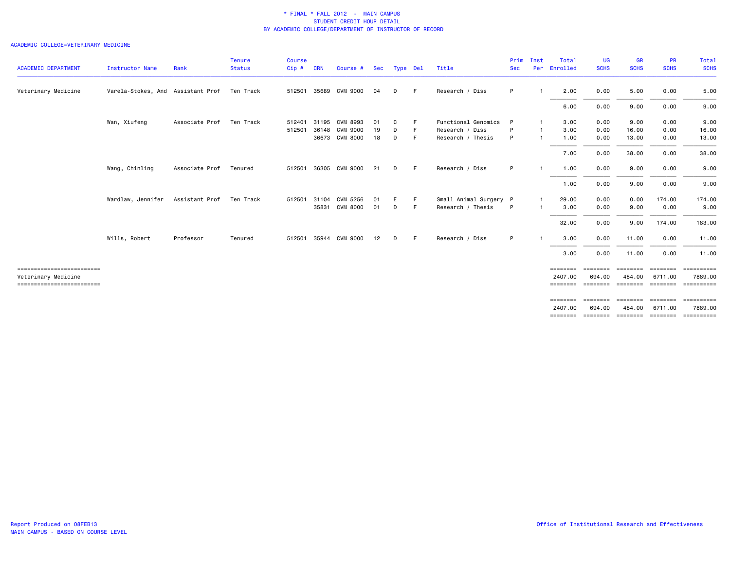\* FINAL \* FALL 2012 - MAIN CAMPUS
STUDENT CREDIT HOUR DETAIL
BY ACADEMIC COLLEGE/DEPARTMENT OF INSTRUCTOR OF RECORD

ACADEMIC COLLEGE=VETERINARY MEDICINE

| ACADEMIC DEPARTMENT | Instructor Name | Rank | Tenure Status | Course Cip # | CRN | Course # | Sec | Type | Del | Title | Prim Sec | Inst Per | Total Enrolled | UG SCHS | GR SCHS | PR SCHS | Total SCHS |
|---|---|---|---|---|---|---|---|---|---|---|---|---|---|---|---|---|---|
| Veterinary Medicine | Varela-Stokes, And | Assistant Prof | Ten Track | 512501 | 35689 | CVM 9000 | 04 | D | F | Research / Diss | P | 1 | 2.00 | 0.00 | 5.00 | 0.00 | 5.00 |
| | | | | | | | | | | | | | 6.00 | 0.00 | 9.00 | 0.00 | 9.00 |
| | Wan, Xiufeng | Associate Prof | Ten Track | 512401 | 31195 | CVM 8993 | 01 | C | F | Functional Genomics | P | 1 | 3.00 | 0.00 | 9.00 | 0.00 | 9.00 |
| | | | | 512501 | 36148 | CVM 9000 | 19 | D | F | Research / Diss | P | 1 | 3.00 | 0.00 | 16.00 | 0.00 | 16.00 |
| | | | | | 36673 | CVM 8000 | 18 | D | F | Research / Thesis | P | 1 | 1.00 | 0.00 | 13.00 | 0.00 | 13.00 |
| | | | | | | | | | | | | | 7.00 | 0.00 | 38.00 | 0.00 | 38.00 |
| | Wang, Chinling | Associate Prof | Tenured | 512501 | 36305 | CVM 9000 | 21 | D | F | Research / Diss | P | 1 | 1.00 | 0.00 | 9.00 | 0.00 | 9.00 |
| | | | | | | | | | | | | | 1.00 | 0.00 | 9.00 | 0.00 | 9.00 |
| | Wardlaw, Jennifer | Assistant Prof | Ten Track | 512501 | 31104 | CVM 5256 | 01 | E | F | Small Animal Surgery | P | 1 | 29.00 | 0.00 | 0.00 | 174.00 | 174.00 |
| | | | | | 35831 | CVM 8000 | 01 | D | F | Research / Thesis | P | 1 | 3.00 | 0.00 | 9.00 | 0.00 | 9.00 |
| | | | | | | | | | | | | | 32.00 | 0.00 | 9.00 | 174.00 | 183.00 |
| | Wills, Robert | Professor | Tenured | 512501 | 35944 | CVM 9000 | 12 | D | F | Research / Diss | P | 1 | 3.00 | 0.00 | 11.00 | 0.00 | 11.00 |
| | | | | | | | | | | | | | 3.00 | 0.00 | 11.00 | 0.00 | 11.00 |
| Veterinary Medicine | | | | | | | | | | | | | 2407.00 | 694.00 | 484.00 | 6711.00 | 7889.00 |
| | | | | | | | | | | | | | 2407.00 | 694.00 | 484.00 | 6711.00 | 7889.00 |

Report Produced on 08FEB13
MAIN CAMPUS - BASED ON COURSE LEVEL

Office of Institutional Research and Effectiveness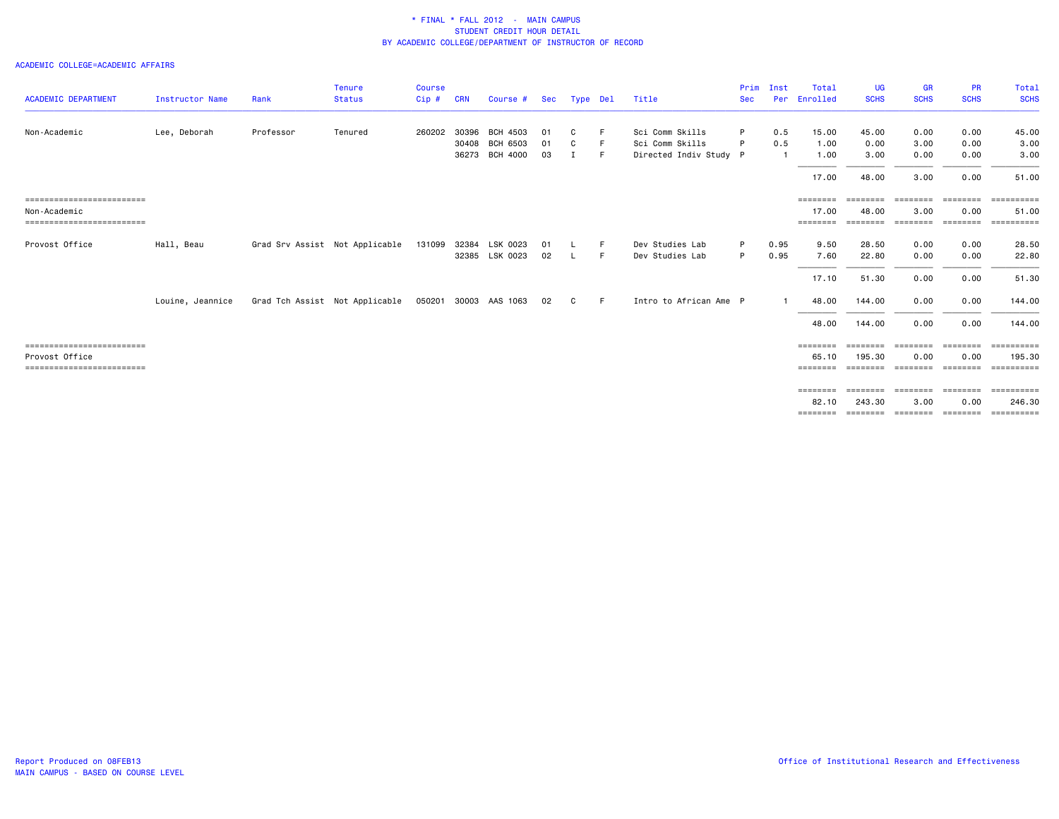\* FINAL \* FALL 2012 - MAIN CAMPUS
STUDENT CREDIT HOUR DETAIL
BY ACADEMIC COLLEGE/DEPARTMENT OF INSTRUCTOR OF RECORD

ACADEMIC COLLEGE=ACADEMIC AFFAIRS

| ACADEMIC DEPARTMENT | Instructor Name | Rank | Tenure Status | Course Cip # | CRN | Course # | Sec | Type | Del | Title | Prim Sec | Inst Per | Total Enrolled | UG SCHS | GR SCHS | PR SCHS | Total SCHS |
|---|---|---|---|---|---|---|---|---|---|---|---|---|---|---|---|---|---|
| Non-Academic | Lee, Deborah | Professor | Tenured | 260202 | 30396 | BCH 4503 | 01 | C | F | Sci Comm Skills | P | 0.5 | 15.00 | 45.00 | 0.00 | 0.00 | 45.00 |
| | | | | | 30408 | BCH 6503 | 01 | C | F | Sci Comm Skills | P | 0.5 | 1.00 | 0.00 | 3.00 | 0.00 | 3.00 |
| | | | | | 36273 | BCH 4000 | 03 | I | F | Directed Indiv Study | P | 1 | 1.00 | 3.00 | 0.00 | 0.00 | 3.00 |
| | | | | | | | | | | | | | 17.00 | 48.00 | 3.00 | 0.00 | 51.00 |
| Non-Academic | | | | | | | | | | | | | 17.00 | 48.00 | 3.00 | 0.00 | 51.00 |
| Provost Office | Hall, Beau | Grad Srv Assist | Not Applicable | 131099 | 32384 | LSK 0023 | 01 | L | F | Dev Studies Lab | P | 0.95 | 9.50 | 28.50 | 0.00 | 0.00 | 28.50 |
| | | | | | 32385 | LSK 0023 | 02 | L | F | Dev Studies Lab | P | 0.95 | 7.60 | 22.80 | 0.00 | 0.00 | 22.80 |
| | | | | | | | | | | | | | 17.10 | 51.30 | 0.00 | 0.00 | 51.30 |
| | Louine, Jeannice | Grad Tch Assist | Not Applicable | 050201 | 30003 | AAS 1063 | 02 | C | F | Intro to African Ame | P | 1 | 48.00 | 144.00 | 0.00 | 0.00 | 144.00 |
| | | | | | | | | | | | | | 48.00 | 144.00 | 0.00 | 0.00 | 144.00 |
| Provost Office | | | | | | | | | | | | | 65.10 | 195.30 | 0.00 | 0.00 | 195.30 |
| | | | | | | | | | | | | | 82.10 | 243.30 | 3.00 | 0.00 | 246.30 |

Report Produced on 08FEB13
MAIN CAMPUS - BASED ON COURSE LEVEL

Office of Institutional Research and Effectiveness